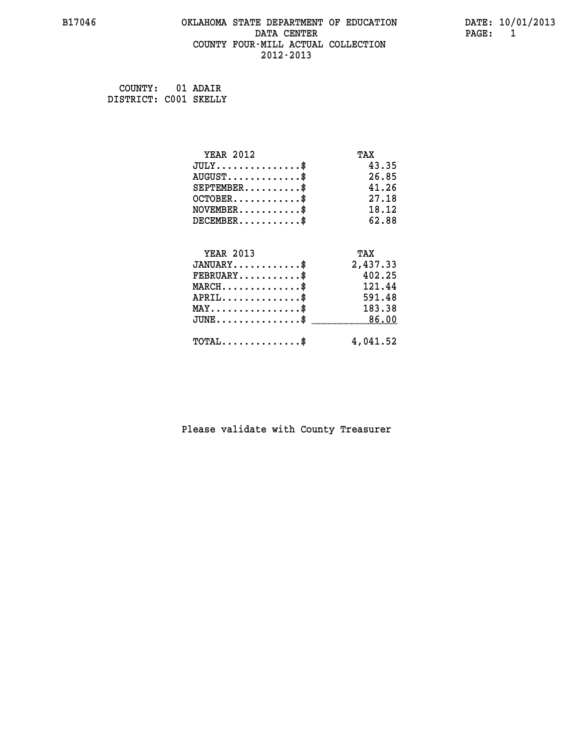B17046

# OKLAHOMA STATE DEPARTMENT OF EDUCATION
## DATA CENTER
## COUNTY FOUR-MILL ACTUAL COLLECTION
## 2012-2013

DATE: 10/01/2013

COUNTY: 01 ADAIR
DISTRICT: C001 SKELLY

| YEAR 2012 | TAX |
|---|---|
| JULY...............$ | 43.35 |
| AUGUST.............$ | 26.85 |
| SEPTEMBER..........$ | 41.26 |
| OCTOBER............$ | 27.18 |
| NOVEMBER...........$ | 18.12 |
| DECEMBER...........$ | 62.88 |

| YEAR 2013 | TAX |
|---|---|
| JANUARY............$ | 2,437.33 |
| FEBRUARY...........$ | 402.25 |
| MARCH..............$ | 121.44 |
| APRIL..............$ | 591.48 |
| MAY................$ | 183.38 |
| JUNE...............$ | 86.00 |
| TOTAL..............$ | 4,041.52 |

Please validate with County Treasurer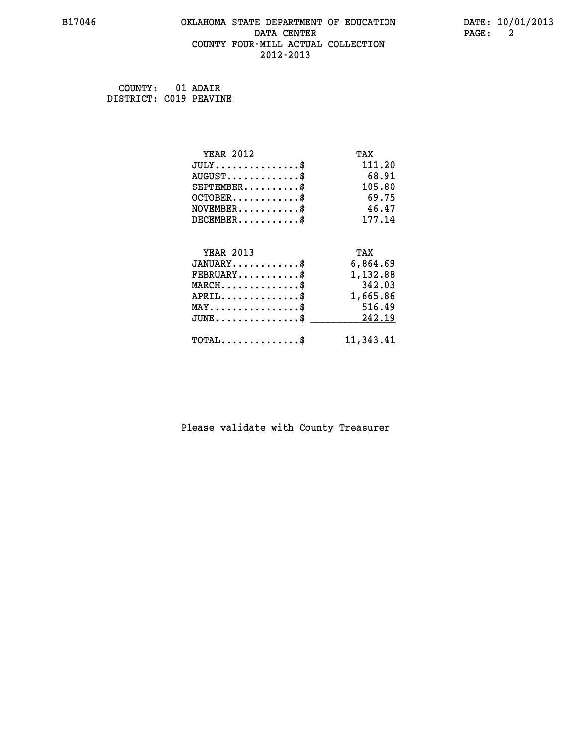B17046 OKLAHOMA STATE DEPARTMENT OF EDUCATION DATA CENTER COUNTY FOUR-MILL ACTUAL COLLECTION 2012-2013

DATE: 10/01/2013

COUNTY: 01 ADAIR
DISTRICT: C019 PEAVINE

| YEAR 2012 | TAX |
|---|---|
| JULY..............$ | 111.20 |
| AUGUST............$ | 68.91 |
| SEPTEMBER.........$ | 105.80 |
| OCTOBER...........$ | 69.75 |
| NOVEMBER..........$ | 46.47 |
| DECEMBER..........$ | 177.14 |

| YEAR 2013 | TAX |
|---|---|
| JANUARY...........$ | 6,864.69 |
| FEBRUARY..........$ | 1,132.88 |
| MARCH.............$ | 342.03 |
| APRIL.............$ | 1,665.86 |
| MAY...............$ | 516.49 |
| JUNE..............$ | 242.19 |
| TOTAL.............$ | 11,343.41 |

Please validate with County Treasurer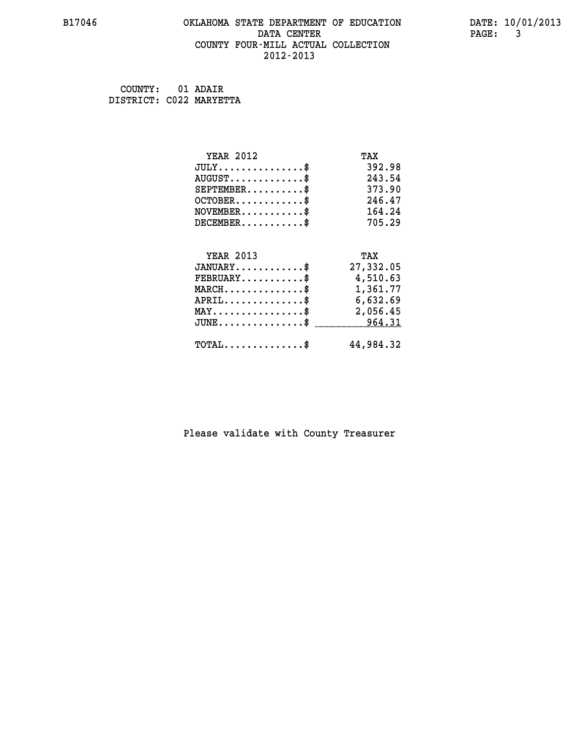B17046 OKLAHOMA STATE DEPARTMENT OF EDUCATION DATE: 10/01/2013

DATA CENTER

COUNTY FOUR-MILL ACTUAL COLLECTION

2012-2013

COUNTY: 01 ADAIR
DISTRICT: C022 MARYETTA

| YEAR 2012 | TAX |
|---|---|
| JULY...............$ | 392.98 |
| AUGUST.............$ | 243.54 |
| SEPTEMBER..........$ | 373.90 |
| OCTOBER............$ | 246.47 |
| NOVEMBER...........$ | 164.24 |
| DECEMBER...........$ | 705.29 |

| YEAR 2013 | TAX |
|---|---|
| JANUARY............$ | 27,332.05 |
| FEBRUARY...........$ | 4,510.63 |
| MARCH..............$ | 1,361.77 |
| APRIL..............$ | 6,632.69 |
| MAY................$ | 2,056.45 |
| JUNE...............$ | 964.31 |
| TOTAL..............$ | 44,984.32 |

Please validate with County Treasurer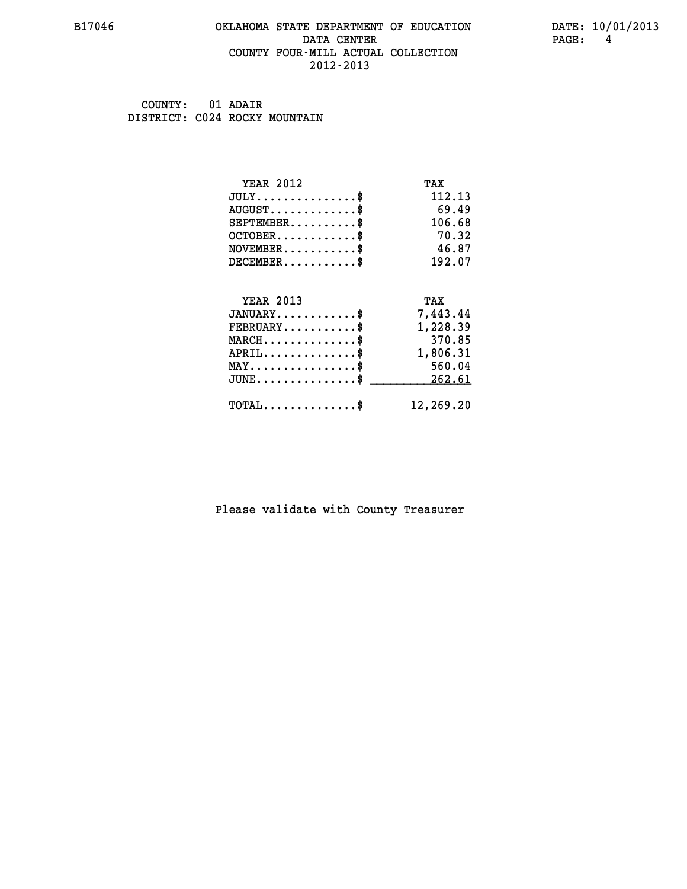COUNTY: 01 ADAIR
DISTRICT: C024 ROCKY MOUNTAIN

| YEAR 2012 | TAX |
|---|---|
| JULY..............$ | 112.13 |
| AUGUST............$ | 69.49 |
| SEPTEMBER..........$ | 106.68 |
| OCTOBER............$ | 70.32 |
| NOVEMBER...........$ | 46.87 |
| DECEMBER...........$ | 192.07 |

| YEAR 2013 | TAX |
|---|---|
| JANUARY............$ | 7,443.44 |
| FEBRUARY...........$ | 1,228.39 |
| MARCH..............$ | 370.85 |
| APRIL..............$ | 1,806.31 |
| MAY................$ | 560.04 |
| JUNE...............$ | 262.61 |
| TOTAL..............$ | 12,269.20 |

Please validate with County Treasurer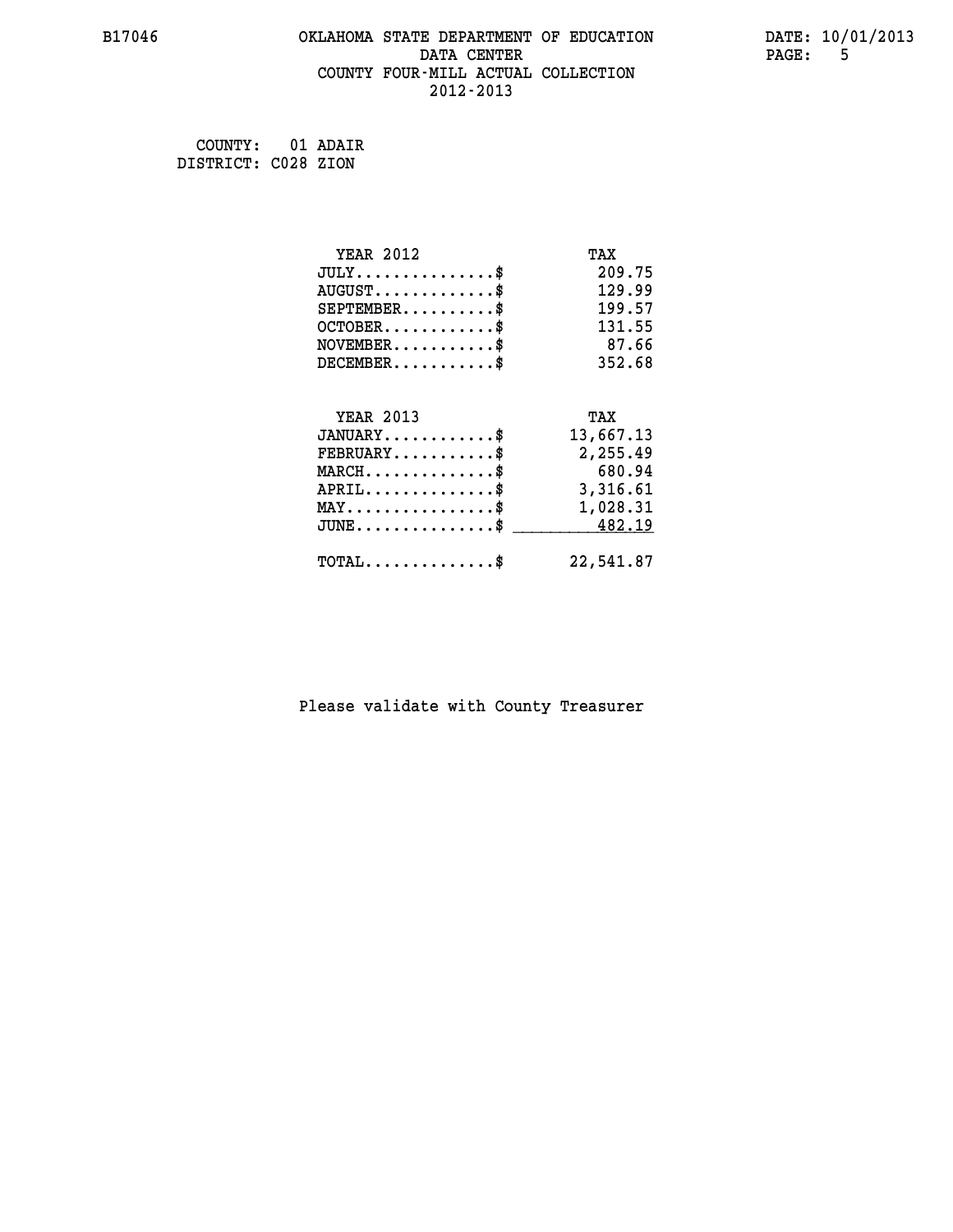B17046 OKLAHOMA STATE DEPARTMENT OF EDUCATION DATE: 10/01/2013
DATA CENTER PAGE: 5
COUNTY FOUR-MILL ACTUAL COLLECTION
2012-2013

COUNTY: 01 ADAIR
DISTRICT: C028 ZION

| YEAR 2012 | TAX |
|---|---|
| JULY...............$ | 209.75 |
| AUGUST.............$ | 129.99 |
| SEPTEMBER..........$ | 199.57 |
| OCTOBER............$ | 131.55 |
| NOVEMBER...........$ | 87.66 |
| DECEMBER...........$ | 352.68 |

| YEAR 2013 | TAX |
|---|---|
| JANUARY............$ | 13,667.13 |
| FEBRUARY...........$ | 2,255.49 |
| MARCH..............$ | 680.94 |
| APRIL..............$ | 3,316.61 |
| MAY................$ | 1,028.31 |
| JUNE...............$ | 482.19 |
| TOTAL..............$ | 22,541.87 |

Please validate with County Treasurer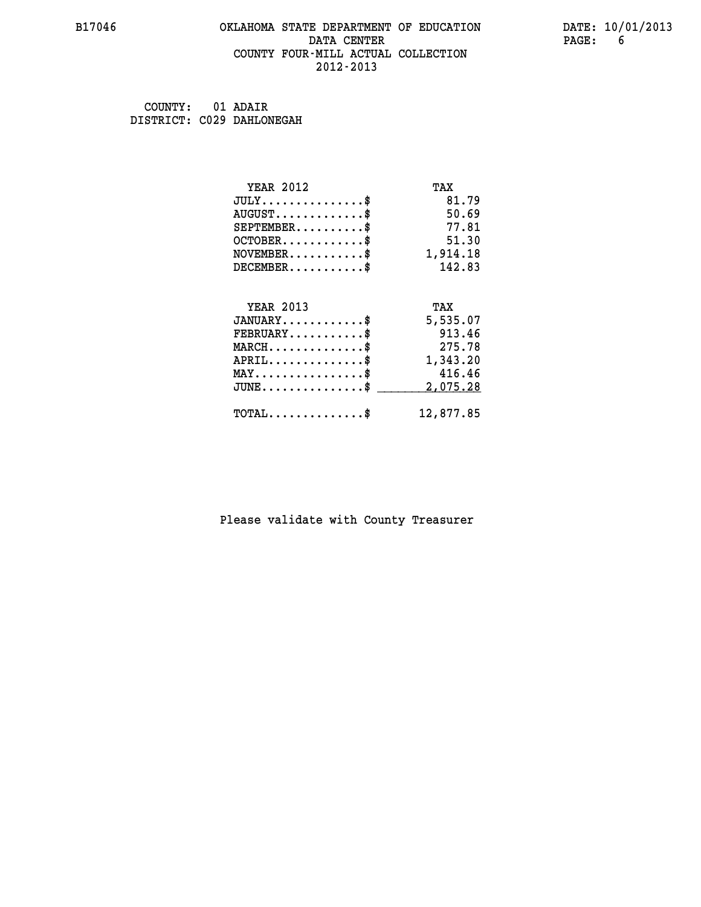B17046 OKLAHOMA STATE DEPARTMENT OF EDUCATION DATA CENTER COUNTY FOUR-MILL ACTUAL COLLECTION 2012-2013

DATE: 10/01/2013

COUNTY: 01 ADAIR
DISTRICT: C029 DAHLONEGAH

| YEAR 2012 | TAX |
|---|---|
| JULY...............$ | 81.79 |
| AUGUST.............$ | 50.69 |
| SEPTEMBER..........$ | 77.81 |
| OCTOBER............$ | 51.30 |
| NOVEMBER...........$ | 1,914.18 |
| DECEMBER...........$ | 142.83 |

| YEAR 2013 | TAX |
|---|---|
| JANUARY............$ | 5,535.07 |
| FEBRUARY...........$ | 913.46 |
| MARCH..............$ | 275.78 |
| APRIL..............$ | 1,343.20 |
| MAY................$ | 416.46 |
| JUNE...............$ | 2,075.28 |
| TOTAL..............$ | 12,877.85 |

Please validate with County Treasurer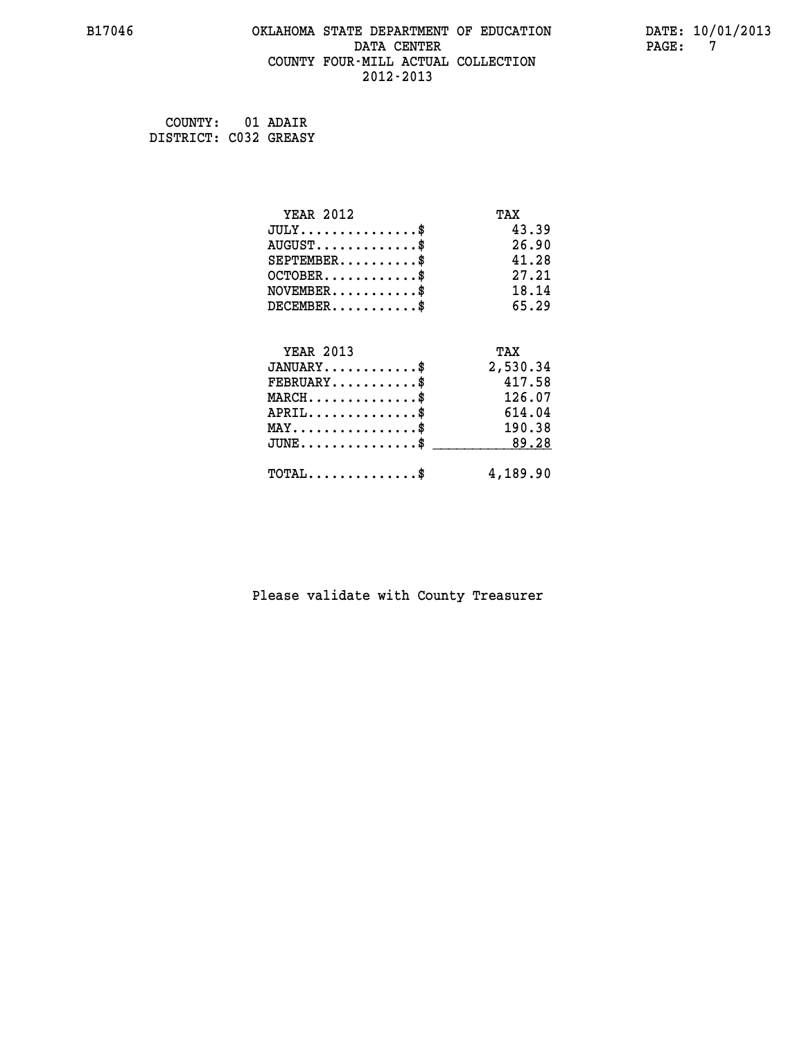# OKLAHOMA STATE DEPARTMENT OF EDUCATION
## DATA CENTER
## COUNTY FOUR-MILL ACTUAL COLLECTION
## 2012-2013

B17046

DATE: 10/01/2013

COUNTY: 01 ADAIR
DISTRICT: C032 GREASY

| YEAR 2012 | TAX |
|---|---|
| JULY...............$ | 43.39 |
| AUGUST.............$ | 26.90 |
| SEPTEMBER..........$ | 41.28 |
| OCTOBER............$ | 27.21 |
| NOVEMBER...........$ | 18.14 |
| DECEMBER...........$ | 65.29 |

| YEAR 2013 | TAX |
|---|---|
| JANUARY............$ | 2,530.34 |
| FEBRUARY...........$ | 417.58 |
| MARCH..............$ | 126.07 |
| APRIL..............$ | 614.04 |
| MAY................$ | 190.38 |
| JUNE...............$ | 89.28 |
| TOTAL..............$ | 4,189.90 |

Please validate with County Treasurer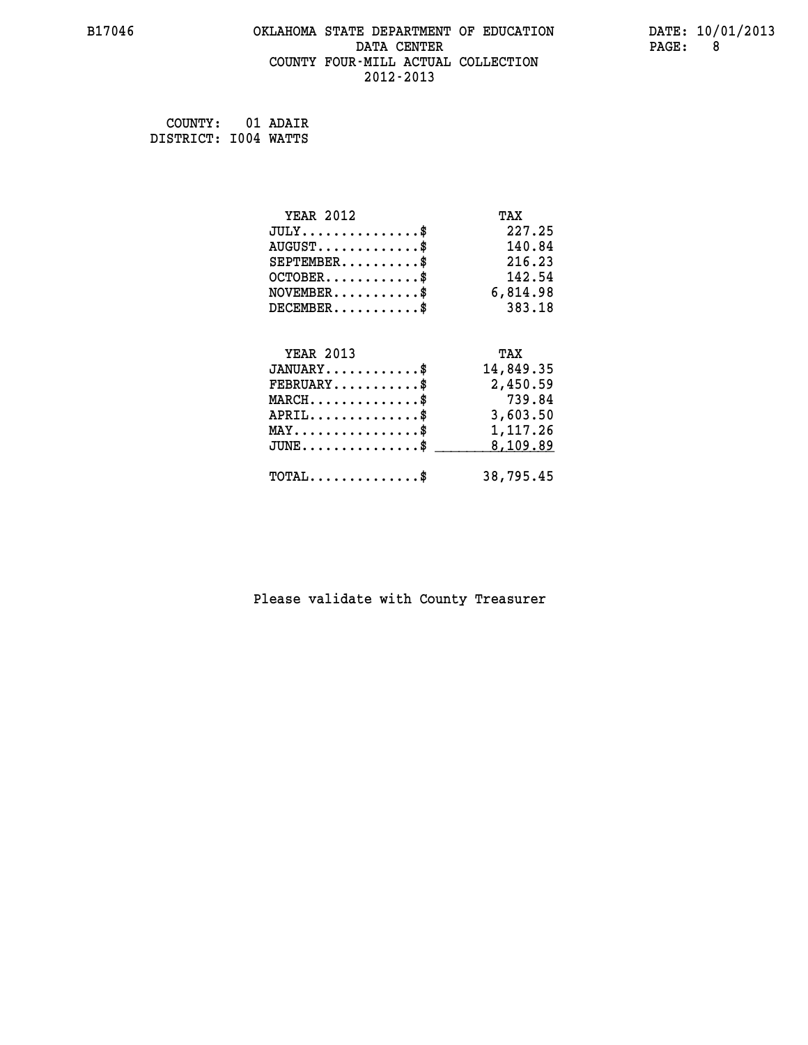B17046 OKLAHOMA STATE DEPARTMENT OF EDUCATION DATE: 10/01/2013
DATA CENTER
COUNTY FOUR-MILL ACTUAL COLLECTION
2012-2013

COUNTY: 01 ADAIR
DISTRICT: I004 WATTS

| YEAR 2012 | TAX |
|---|---|
| JULY..............$ | 227.25 |
| AUGUST............$ | 140.84 |
| SEPTEMBER.........$ | 216.23 |
| OCTOBER...........$ | 142.54 |
| NOVEMBER..........$ | 6,814.98 |
| DECEMBER..........$ | 383.18 |

| YEAR 2013 | TAX |
|---|---|
| JANUARY...........$ | 14,849.35 |
| FEBRUARY..........$ | 2,450.59 |
| MARCH.............$ | 739.84 |
| APRIL.............$ | 3,603.50 |
| MAY...............$ | 1,117.26 |
| JUNE..............$ | 8,109.89 |
| TOTAL.............$ | 38,795.45 |

Please validate with County Treasurer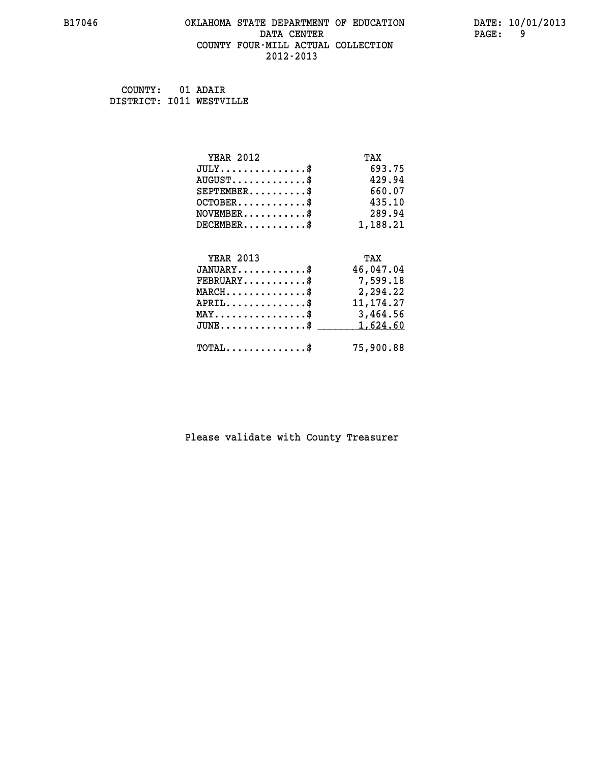OKLAHOMA STATE DEPARTMENT OF EDUCATION
DATA CENTER
COUNTY FOUR-MILL ACTUAL COLLECTION
2012-2013

COUNTY: 01 ADAIR
DISTRICT: I011 WESTVILLE

| YEAR 2012 | TAX |
|---|---|
| JULY...............$ | 693.75 |
| AUGUST.............$ | 429.94 |
| SEPTEMBER..........$ | 660.07 |
| OCTOBER............$ | 435.10 |
| NOVEMBER...........$ | 289.94 |
| DECEMBER...........$ | 1,188.21 |

| YEAR 2013 | TAX |
|---|---|
| JANUARY............$ | 46,047.04 |
| FEBRUARY...........$ | 7,599.18 |
| MARCH..............$ | 2,294.22 |
| APRIL..............$ | 11,174.27 |
| MAY................$ | 3,464.56 |
| JUNE...............$ | 1,624.60 |
| TOTAL..............$ | 75,900.88 |

Please validate with County Treasurer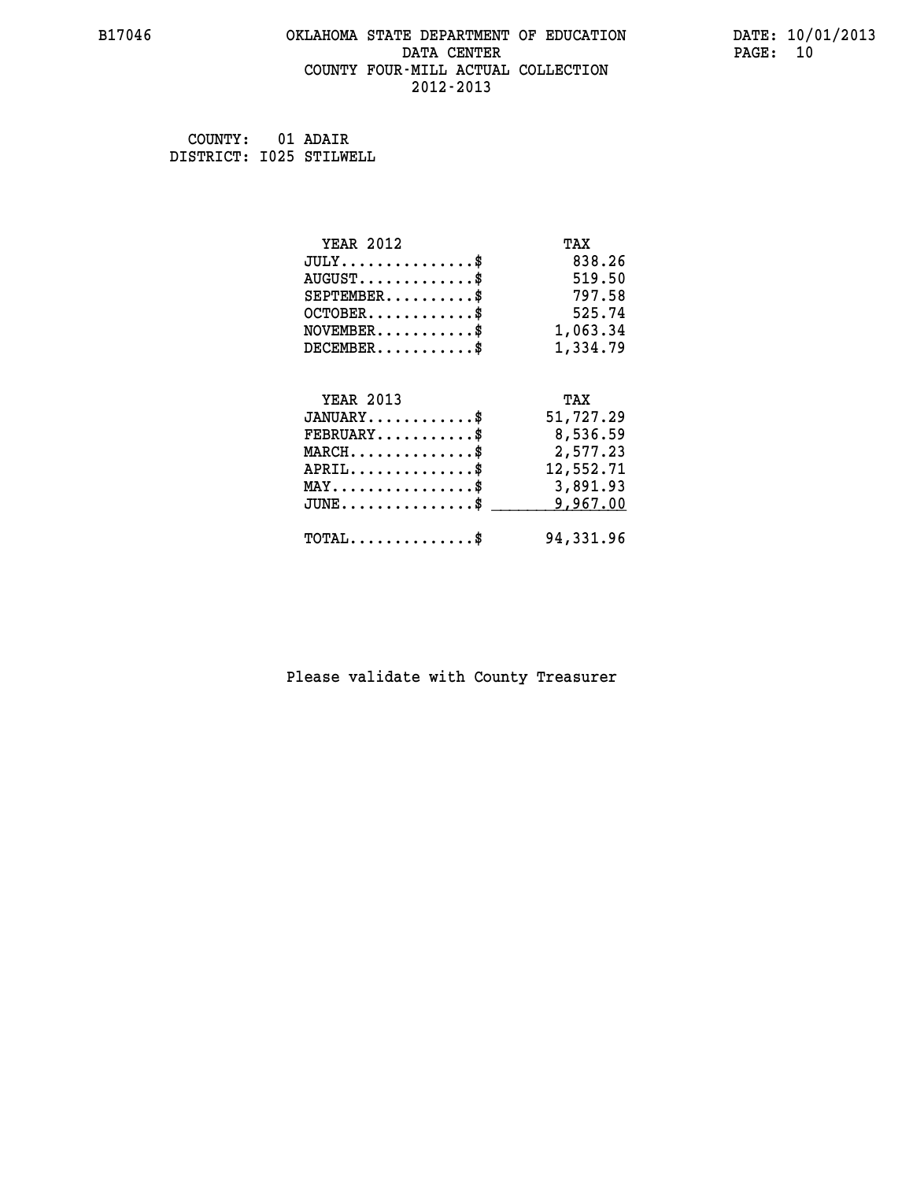B17046 OKLAHOMA STATE DEPARTMENT OF EDUCATION DATA CENTER COUNTY FOUR-MILL ACTUAL COLLECTION 2012-2013

DATE: 10/01/2013

COUNTY: 01 ADAIR
DISTRICT: I025 STILWELL

| YEAR 2012 | TAX |
|---|---|
| JULY...............$ | 838.26 |
| AUGUST.............$ | 519.50 |
| SEPTEMBER..........$ | 797.58 |
| OCTOBER............$ | 525.74 |
| NOVEMBER...........$ | 1,063.34 |
| DECEMBER...........$ | 1,334.79 |

| YEAR 2013 | TAX |
|---|---|
| JANUARY............$ | 51,727.29 |
| FEBRUARY...........$ | 8,536.59 |
| MARCH..............$ | 2,577.23 |
| APRIL..............$ | 12,552.71 |
| MAY................$ | 3,891.93 |
| JUNE...............$ | 9,967.00 |
| TOTAL..............$ | 94,331.96 |

Please validate with County Treasurer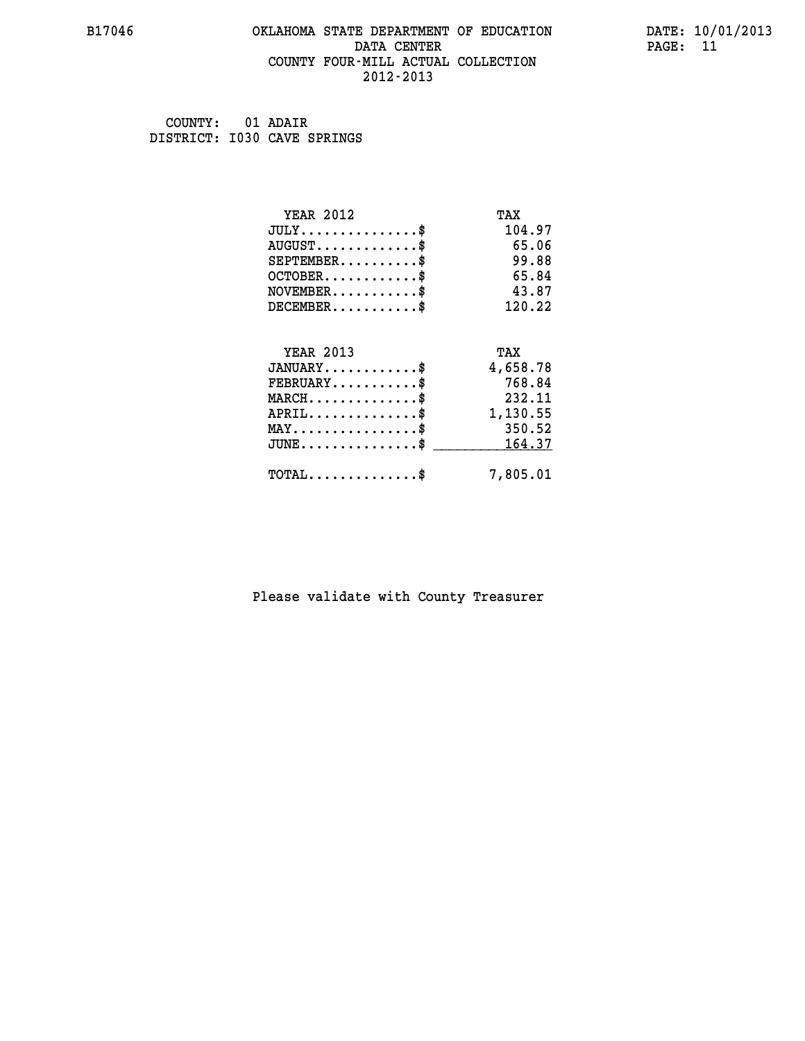B17046 OKLAHOMA STATE DEPARTMENT OF EDUCATION DATE: 10/01/2013

DATA CENTER

COUNTY FOUR-MILL ACTUAL COLLECTION

2012-2013

COUNTY: 01 ADAIR

DISTRICT: I030 CAVE SPRINGS

| YEAR 2012 | TAX |
|---|---|
| JULY...............$ | 104.97 |
| AUGUST.............$ | 65.06 |
| SEPTEMBER..........$ | 99.88 |
| OCTOBER............$ | 65.84 |
| NOVEMBER...........$ | 43.87 |
| DECEMBER...........$ | 120.22 |

| YEAR 2013 | TAX |
|---|---|
| JANUARY............$ | 4,658.78 |
| FEBRUARY...........$ | 768.84 |
| MARCH..............$ | 232.11 |
| APRIL..............$ | 1,130.55 |
| MAY................$ | 350.52 |
| JUNE...............$ | 164.37 |
| TOTAL..............$ | 7,805.01 |

Please validate with County Treasurer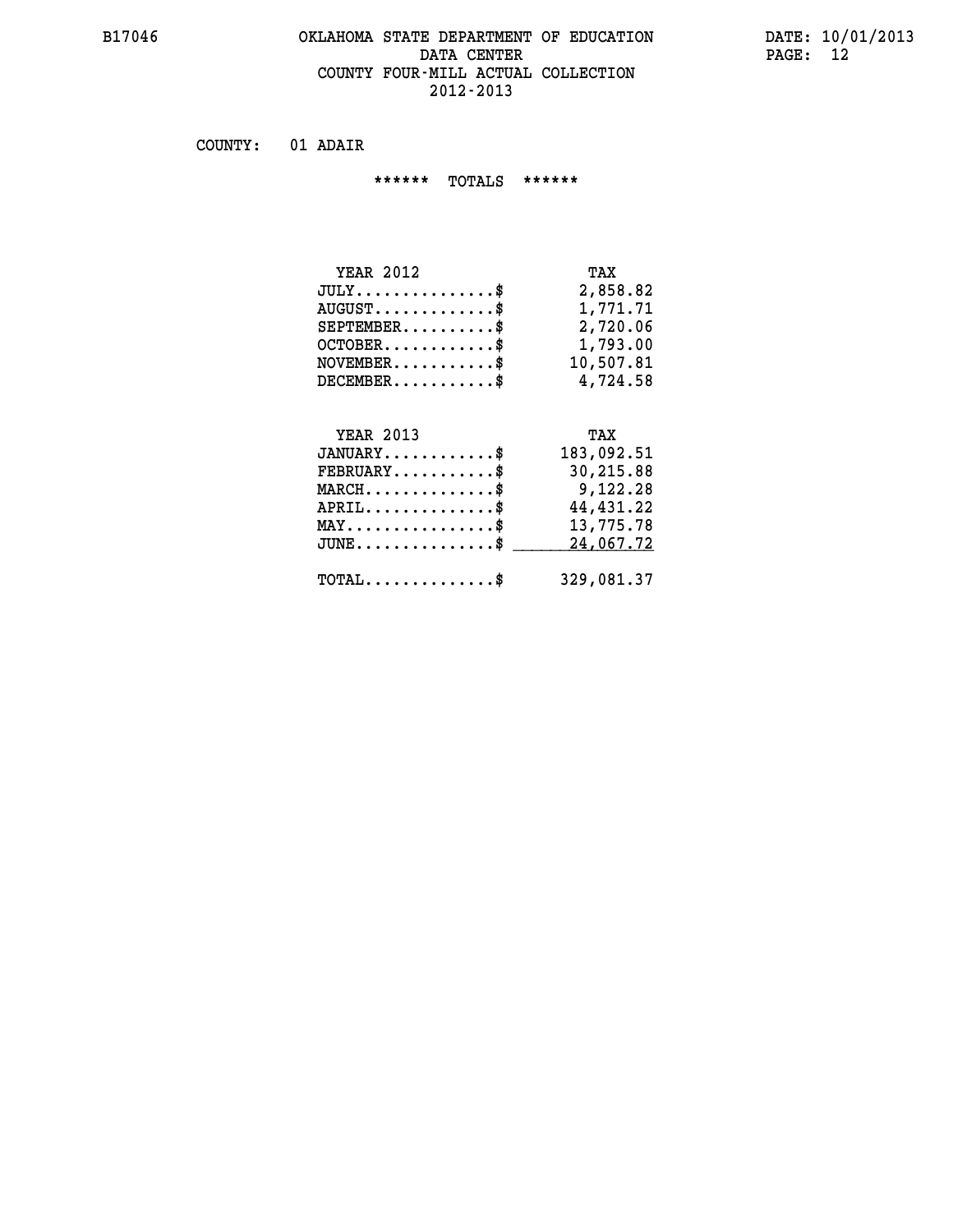# OKLAHOMA STATE DEPARTMENT OF EDUCATION
## DATA CENTER
## COUNTY FOUR-MILL ACTUAL COLLECTION
## 2012-2013

B17046 DATE: 10/01/2013

COUNTY: 01 ADAIR

****** TOTALS ******

| YEAR 2012 | TAX |
|---|---|
| JULY...............$ | 2,858.82 |
| AUGUST.............$ | 1,771.71 |
| SEPTEMBER..........$ | 2,720.06 |
| OCTOBER............$ | 1,793.00 |
| NOVEMBER...........$ | 10,507.81 |
| DECEMBER...........$ | 4,724.58 |

| YEAR 2013 | TAX |
|---|---|
| JANUARY............$ | 183,092.51 |
| FEBRUARY...........$ | 30,215.88 |
| MARCH..............$ | 9,122.28 |
| APRIL..............$ | 44,431.22 |
| MAY................$ | 13,775.78 |
| JUNE...............$ | 24,067.72 |
| TOTAL..............$ | 329,081.37 |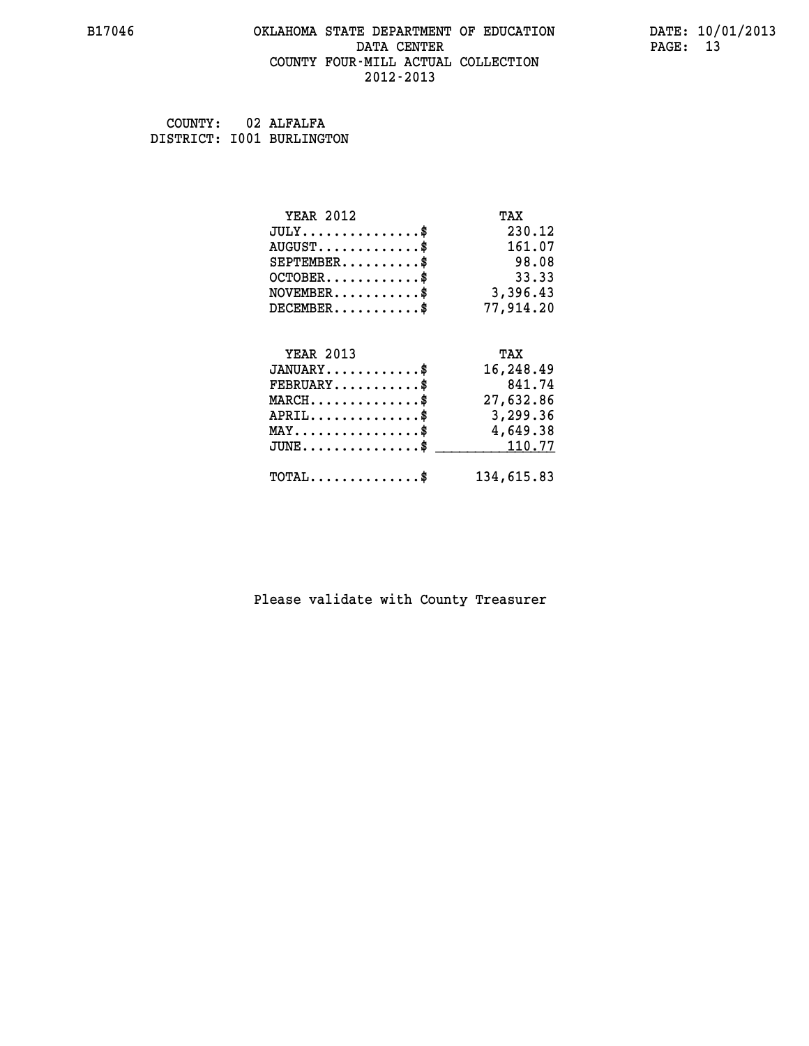B17046 OKLAHOMA STATE DEPARTMENT OF EDUCATION DATE: 10/01/2013
DATA CENTER
COUNTY FOUR-MILL ACTUAL COLLECTION
2012-2013

COUNTY: 02 ALFALFA
DISTRICT: I001 BURLINGTON

| YEAR 2012 | TAX |
|---|---|
| JULY...............$ | 230.12 |
| AUGUST.............$ | 161.07 |
| SEPTEMBER..........$ | 98.08 |
| OCTOBER............$ | 33.33 |
| NOVEMBER...........$ | 3,396.43 |
| DECEMBER...........$ | 77,914.20 |

| YEAR 2013 | TAX |
|---|---|
| JANUARY............$ | 16,248.49 |
| FEBRUARY...........$ | 841.74 |
| MARCH..............$ | 27,632.86 |
| APRIL..............$ | 3,299.36 |
| MAY................$ | 4,649.38 |
| JUNE...............$ | 110.77 |
| TOTAL..............$ | 134,615.83 |

Please validate with County Treasurer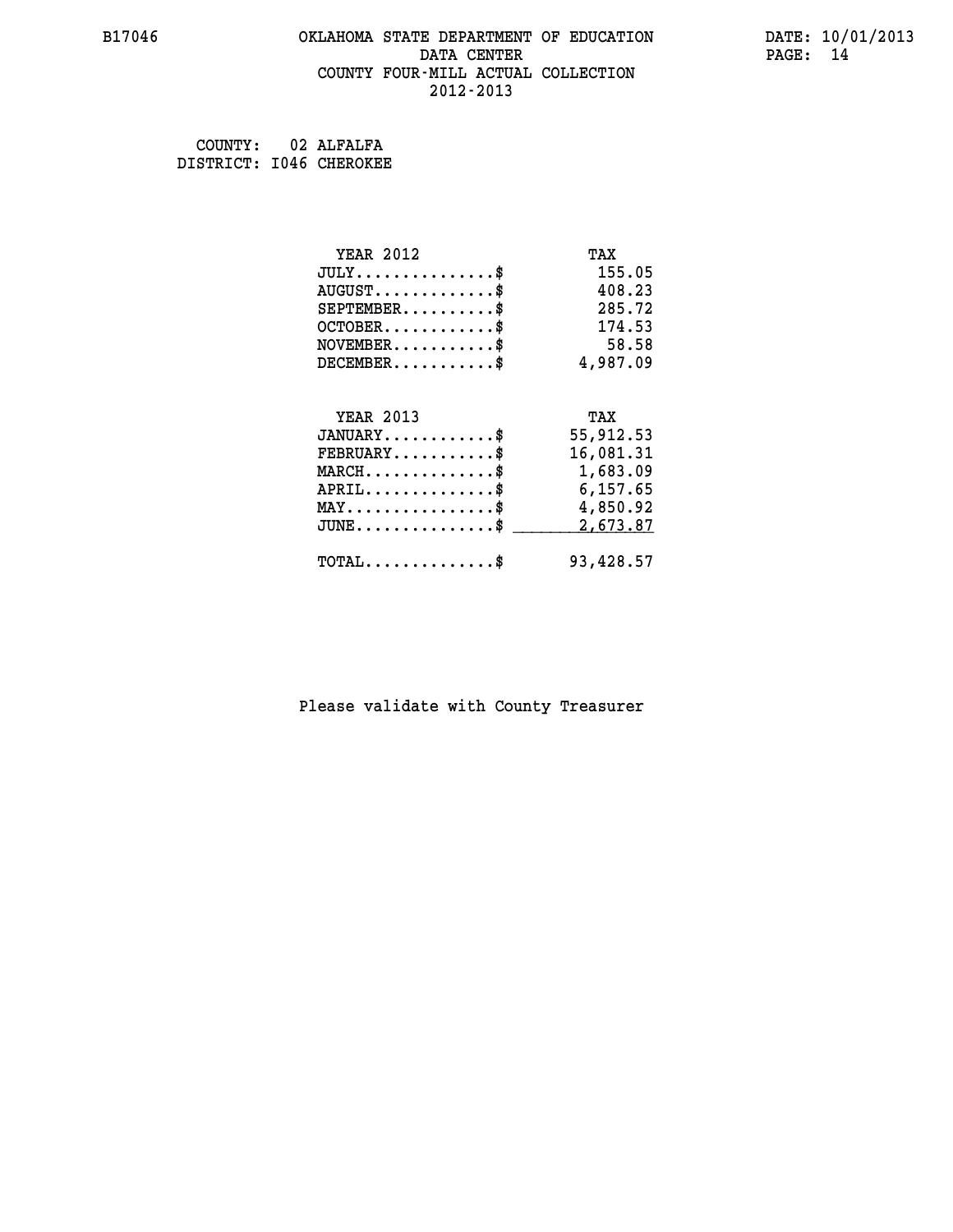COUNTY: 02 ALFALFA
DISTRICT: I046 CHEROKEE

| YEAR 2012 | TAX |
|---|---|
| JULY..............$ | 155.05 |
| AUGUST............$ | 408.23 |
| SEPTEMBER.........$ | 285.72 |
| OCTOBER...........$ | 174.53 |
| NOVEMBER..........$ | 58.58 |
| DECEMBER..........$ | 4,987.09 |

| YEAR 2013 | TAX |
|---|---|
| JANUARY...........$ | 55,912.53 |
| FEBRUARY..........$ | 16,081.31 |
| MARCH.............$ | 1,683.09 |
| APRIL.............$ | 6,157.65 |
| MAY...............$ | 4,850.92 |
| JUNE..............$ | 2,673.87 |
| TOTAL.............$ | 93,428.57 |

Please validate with County Treasurer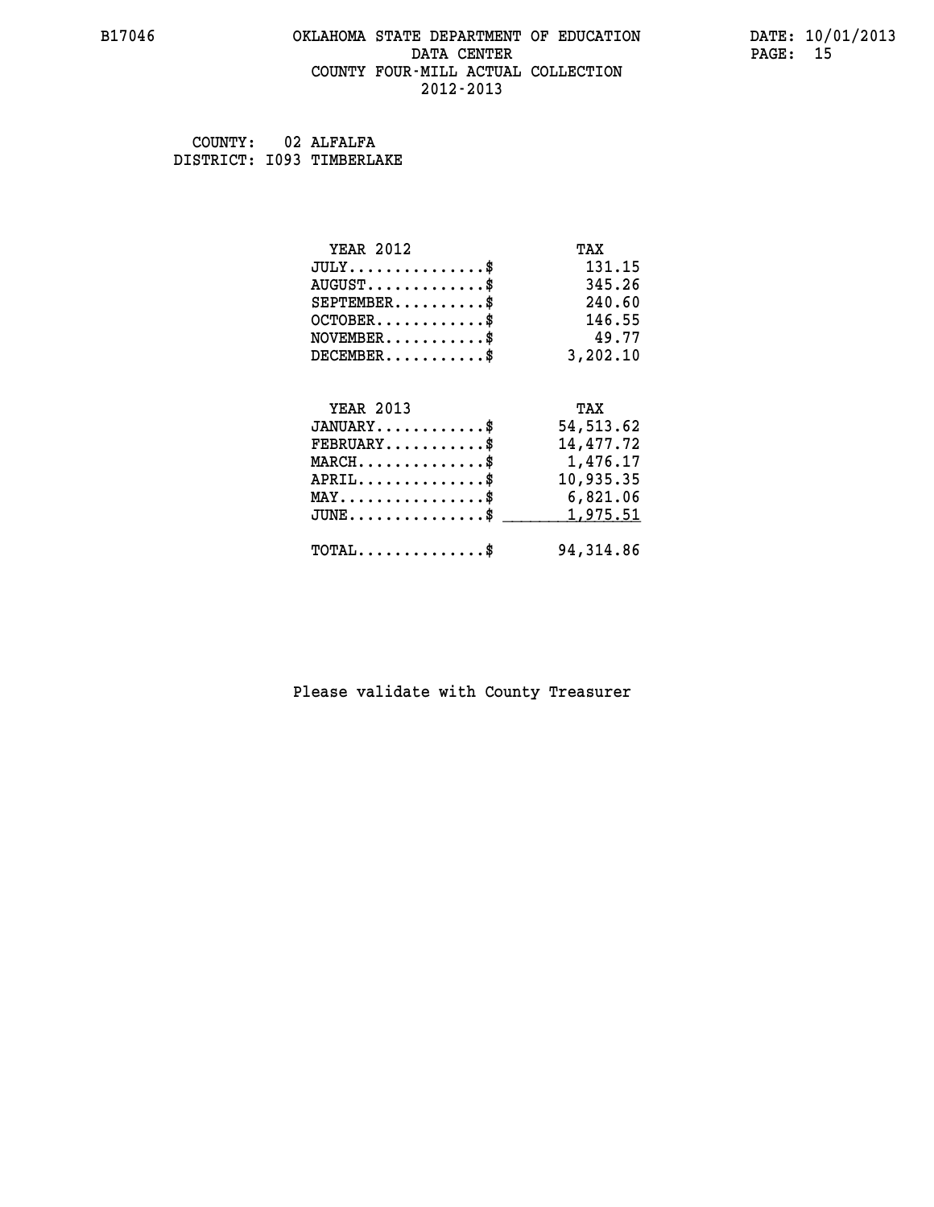B17046 OKLAHOMA STATE DEPARTMENT OF EDUCATION DATA CENTER COUNTY FOUR-MILL ACTUAL COLLECTION 2012-2013

DATE: 10/01/2013

COUNTY: 02 ALFALFA
DISTRICT: I093 TIMBERLAKE

| YEAR 2012 | TAX |
|---|---|
| JULY...............$ | 131.15 |
| AUGUST.............$ | 345.26 |
| SEPTEMBER..........$ | 240.60 |
| OCTOBER............$ | 146.55 |
| NOVEMBER...........$ | 49.77 |
| DECEMBER...........$ | 3,202.10 |

| YEAR 2013 | TAX |
|---|---|
| JANUARY............$ | 54,513.62 |
| FEBRUARY...........$ | 14,477.72 |
| MARCH..............$ | 1,476.17 |
| APRIL..............$ | 10,935.35 |
| MAY................$ | 6,821.06 |
| JUNE...............$ | 1,975.51 |
| TOTAL..............$ | 94,314.86 |

Please validate with County Treasurer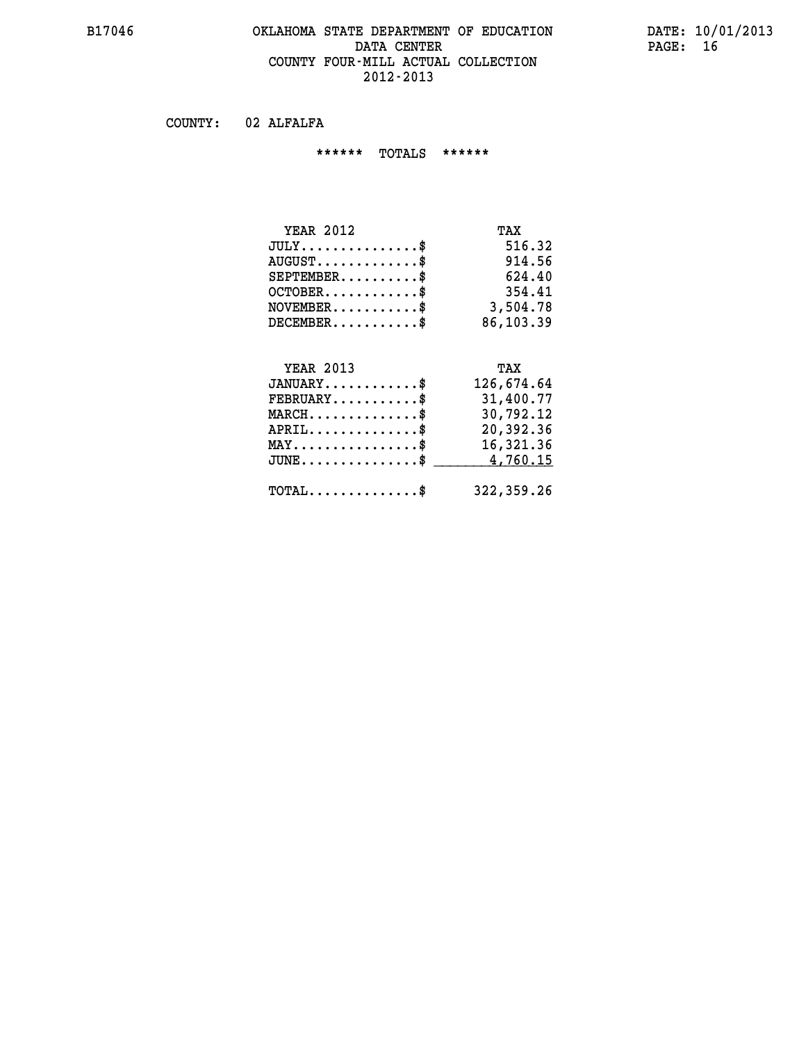# OKLAHOMA STATE DEPARTMENT OF EDUCATION
## DATA CENTER
## COUNTY FOUR-MILL ACTUAL COLLECTION
## 2012-2013

COUNTY: 02 ALFALFA

****** TOTALS ******

| YEAR 2012 | TAX |
|---|---|
| JULY..............$ | 516.32 |
| AUGUST............$ | 914.56 |
| SEPTEMBER.........$ | 624.40 |
| OCTOBER...........$ | 354.41 |
| NOVEMBER..........$ | 3,504.78 |
| DECEMBER..........$ | 86,103.39 |

| YEAR 2013 | TAX |
|---|---|
| JANUARY...........$ | 126,674.64 |
| FEBRUARY..........$ | 31,400.77 |
| MARCH.............$ | 30,792.12 |
| APRIL.............$ | 20,392.36 |
| MAY...............$ | 16,321.36 |
| JUNE..............$ | 4,760.15 |
| TOTAL.............$ | 322,359.26 |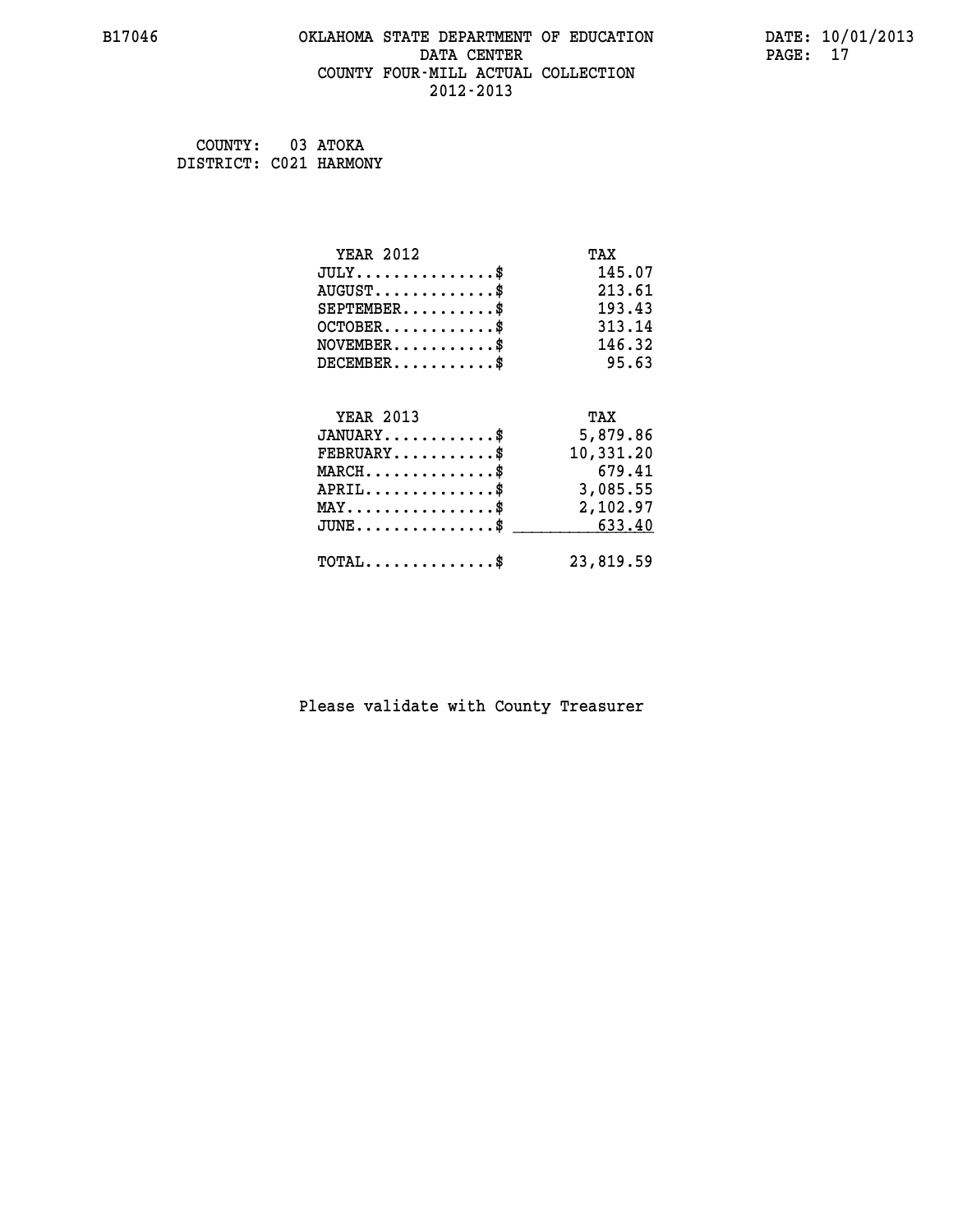# OKLAHOMA STATE DEPARTMENT OF EDUCATION
## DATA CENTER
## COUNTY FOUR-MILL ACTUAL COLLECTION
## 2012-2013

COUNTY: 03 ATOKA
DISTRICT: C021 HARMONY

| YEAR 2012 | TAX |
|---|---|
| JULY...............$ | 145.07 |
| AUGUST.............$ | 213.61 |
| SEPTEMBER..........$ | 193.43 |
| OCTOBER............$ | 313.14 |
| NOVEMBER...........$ | 146.32 |
| DECEMBER...........$ | 95.63 |

| YEAR 2013 | TAX |
|---|---|
| JANUARY............$ | 5,879.86 |
| FEBRUARY...........$ | 10,331.20 |
| MARCH..............$ | 679.41 |
| APRIL..............$ | 3,085.55 |
| MAY................$ | 2,102.97 |
| JUNE...............$ | 633.40 |
| TOTAL..............$ | 23,819.59 |

Please validate with County Treasurer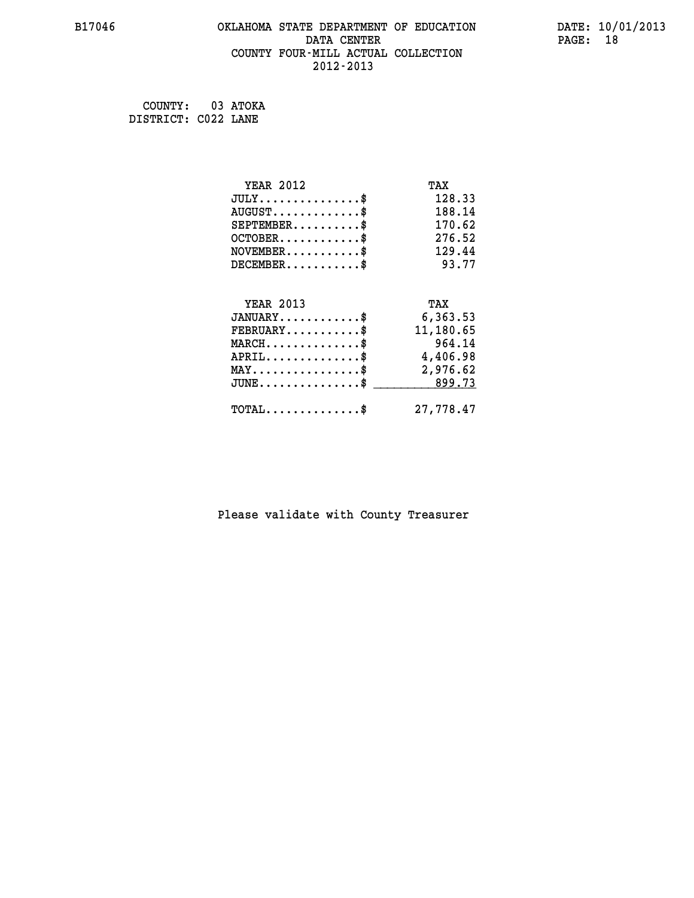COUNTY: 03 ATOKA
DISTRICT: C022 LANE

| YEAR 2012 | TAX |
|---|---|
| JULY..............$ | 128.33 |
| AUGUST............$ | 188.14 |
| SEPTEMBER.........$ | 170.62 |
| OCTOBER...........$ | 276.52 |
| NOVEMBER..........$ | 129.44 |
| DECEMBER..........$ | 93.77 |

| YEAR 2013 | TAX |
|---|---|
| JANUARY...........$ | 6,363.53 |
| FEBRUARY..........$ | 11,180.65 |
| MARCH.............$ | 964.14 |
| APRIL.............$ | 4,406.98 |
| MAY...............$ | 2,976.62 |
| JUNE..............$ | 899.73 |
| TOTAL.............$ | 27,778.47 |

Please validate with County Treasurer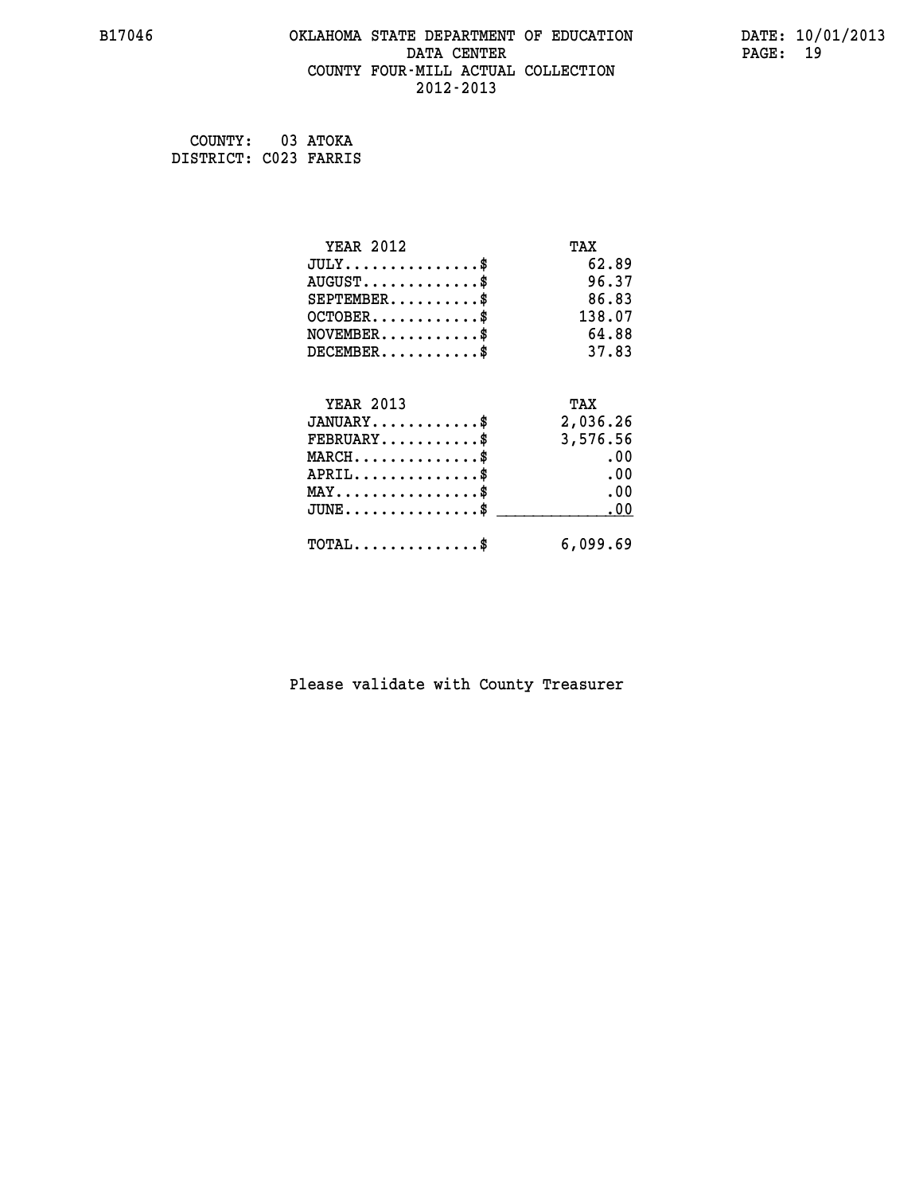COUNTY: 03 ATOKA
DISTRICT: C023 FARRIS

| YEAR 2012 | TAX |
|---|---|
| JULY...............$ | 62.89 |
| AUGUST.............$ | 96.37 |
| SEPTEMBER..........$ | 86.83 |
| OCTOBER............$ | 138.07 |
| NOVEMBER...........$ | 64.88 |
| DECEMBER...........$ | 37.83 |

| YEAR 2013 | TAX |
|---|---|
| JANUARY............$ | 2,036.26 |
| FEBRUARY...........$ | 3,576.56 |
| MARCH..............$ | .00 |
| APRIL..............$ | .00 |
| MAY................$ | .00 |
| JUNE...............$ | .00 |
| TOTAL..............$ | 6,099.69 |

Please validate with County Treasurer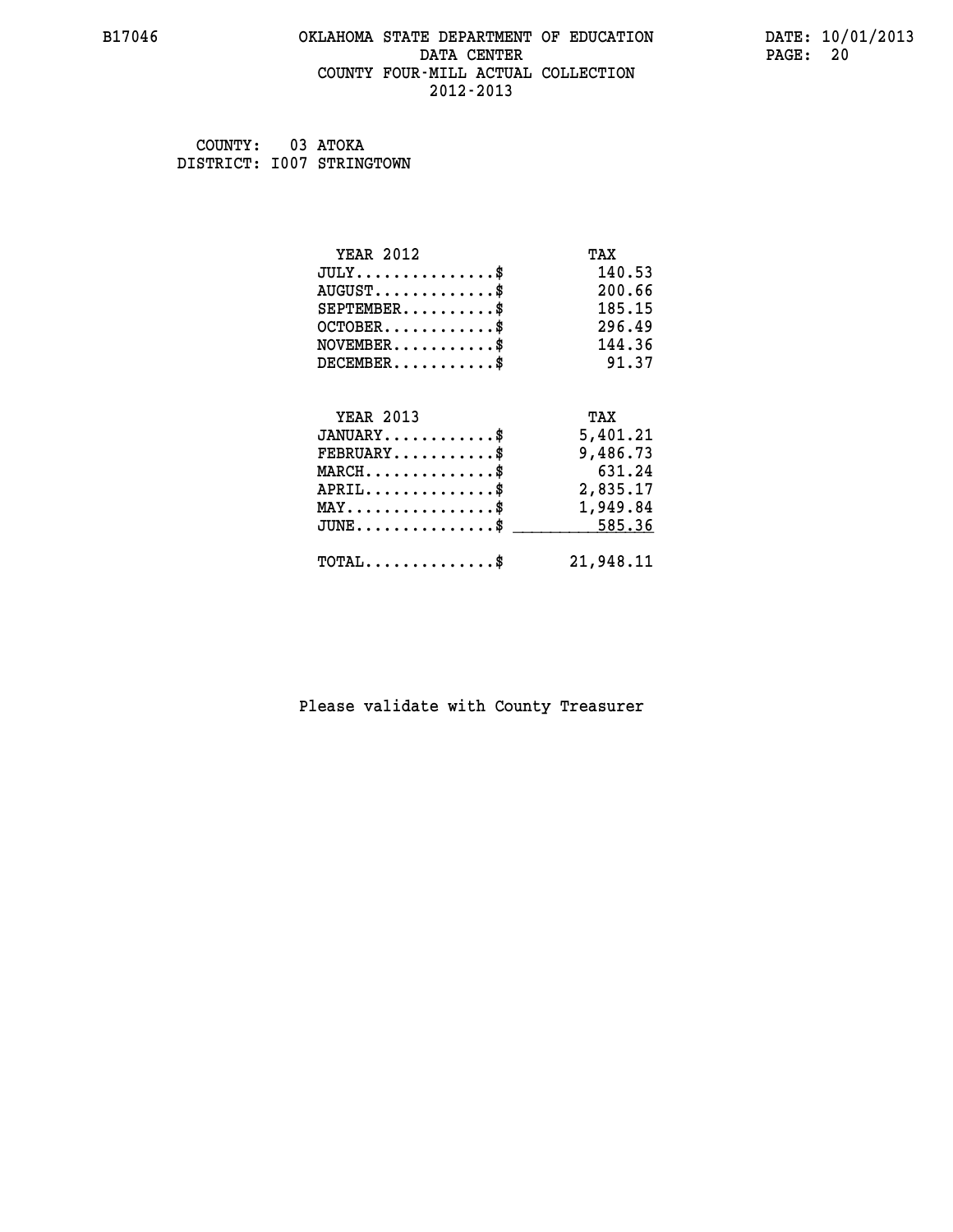B17046 OKLAHOMA STATE DEPARTMENT OF EDUCATION DATA CENTER COUNTY FOUR-MILL ACTUAL COLLECTION 2012-2013

DATE: 10/01/2013

COUNTY: 03 ATOKA
DISTRICT: I007 STRINGTOWN

| YEAR 2012 | TAX |
|---|---|
| JULY...............$ | 140.53 |
| AUGUST.............$ | 200.66 |
| SEPTEMBER..........$ | 185.15 |
| OCTOBER............$ | 296.49 |
| NOVEMBER...........$ | 144.36 |
| DECEMBER...........$ | 91.37 |

| YEAR 2013 | TAX |
|---|---|
| JANUARY............$ | 5,401.21 |
| FEBRUARY...........$ | 9,486.73 |
| MARCH..............$ | 631.24 |
| APRIL..............$ | 2,835.17 |
| MAY................$ | 1,949.84 |
| JUNE...............$ | 585.36 |
| TOTAL..............$ | 21,948.11 |

Please validate with County Treasurer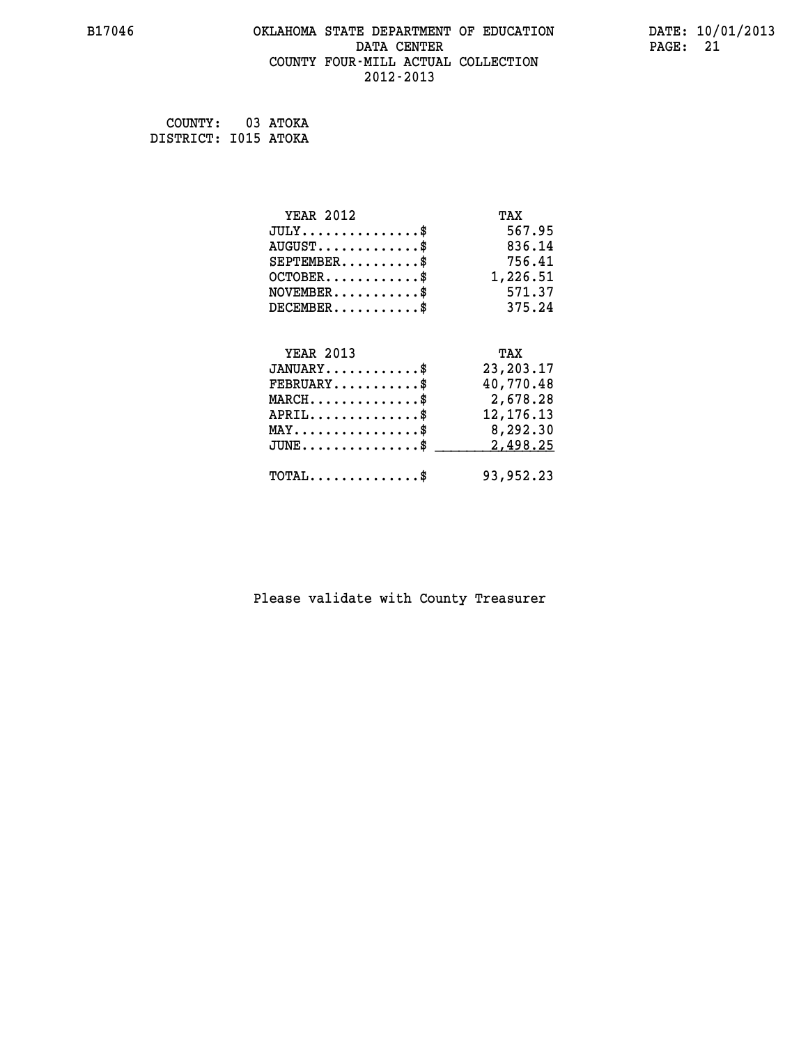# OKLAHOMA STATE DEPARTMENT OF EDUCATION
## DATA CENTER
## COUNTY FOUR-MILL ACTUAL COLLECTION
## 2012-2013

COUNTY: 03 ATOKA
DISTRICT: I015 ATOKA

| YEAR 2012 | TAX |
|---|---|
| JULY..............$ | 567.95 |
| AUGUST............$ | 836.14 |
| SEPTEMBER..........$ | 756.41 |
| OCTOBER...........$ | 1,226.51 |
| NOVEMBER..........$ | 571.37 |
| DECEMBER..........$ | 375.24 |

| YEAR 2013 | TAX |
|---|---|
| JANUARY...........$ | 23,203.17 |
| FEBRUARY..........$ | 40,770.48 |
| MARCH.............$ | 2,678.28 |
| APRIL.............$ | 12,176.13 |
| MAY...............$ | 8,292.30 |
| JUNE..............$ | 2,498.25 |
| TOTAL.............$ | 93,952.23 |

Please validate with County Treasurer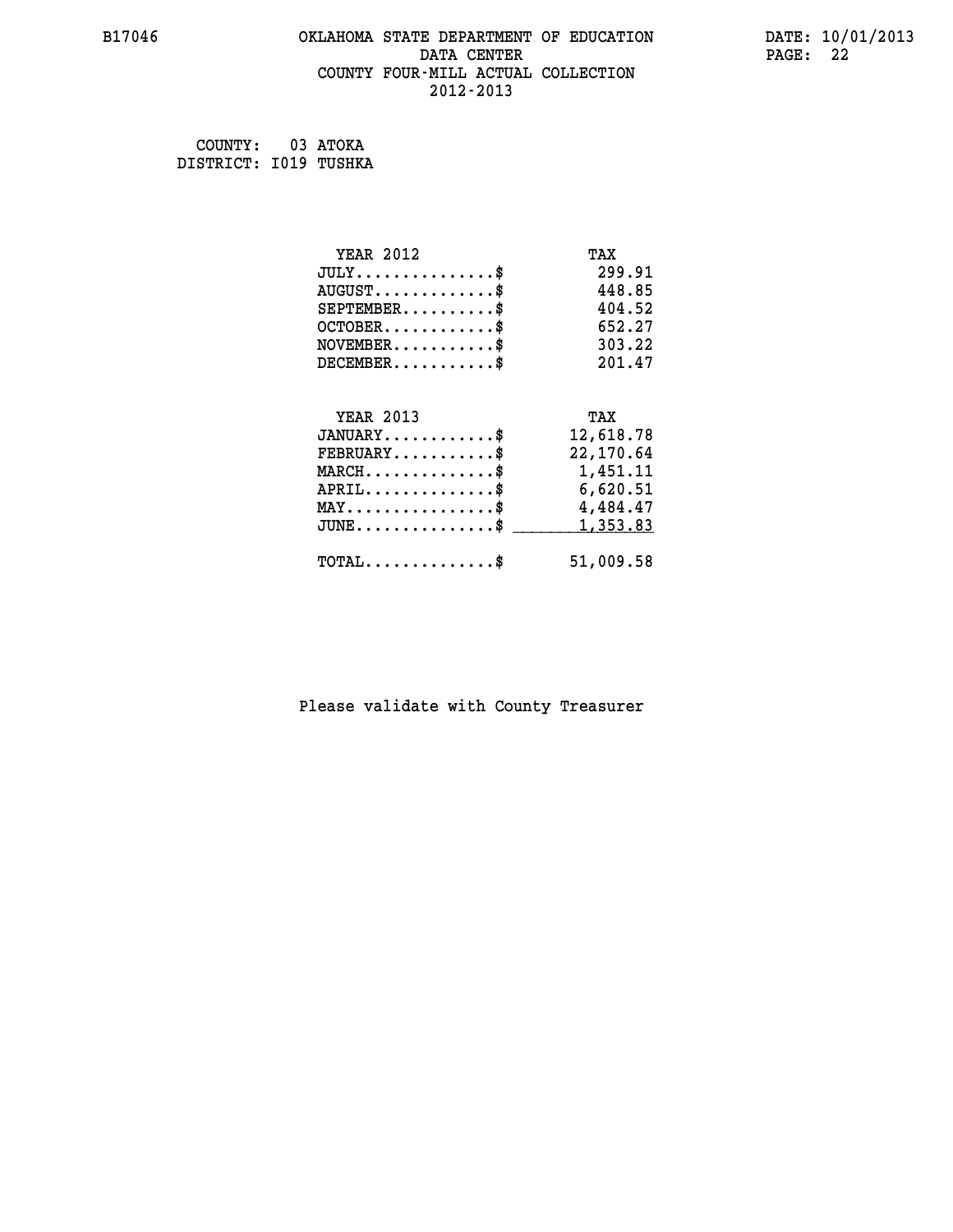# OKLAHOMA STATE DEPARTMENT OF EDUCATION
## DATA CENTER
## COUNTY FOUR-MILL ACTUAL COLLECTION
## 2012-2013

B17046 DATE: 10/01/2013

COUNTY: 03 ATOKA
DISTRICT: I019 TUSHKA

| YEAR 2012 | TAX |
|---|---|
| JULY...............$ | 299.91 |
| AUGUST.............$ | 448.85 |
| SEPTEMBER..........$ | 404.52 |
| OCTOBER............$ | 652.27 |
| NOVEMBER...........$ | 303.22 |
| DECEMBER...........$ | 201.47 |

| YEAR 2013 | TAX |
|---|---|
| JANUARY............$ | 12,618.78 |
| FEBRUARY...........$ | 22,170.64 |
| MARCH..............$ | 1,451.11 |
| APRIL..............$ | 6,620.51 |
| MAY................$ | 4,484.47 |
| JUNE...............$ | 1,353.83 |
| TOTAL..............$ | 51,009.58 |

Please validate with County Treasurer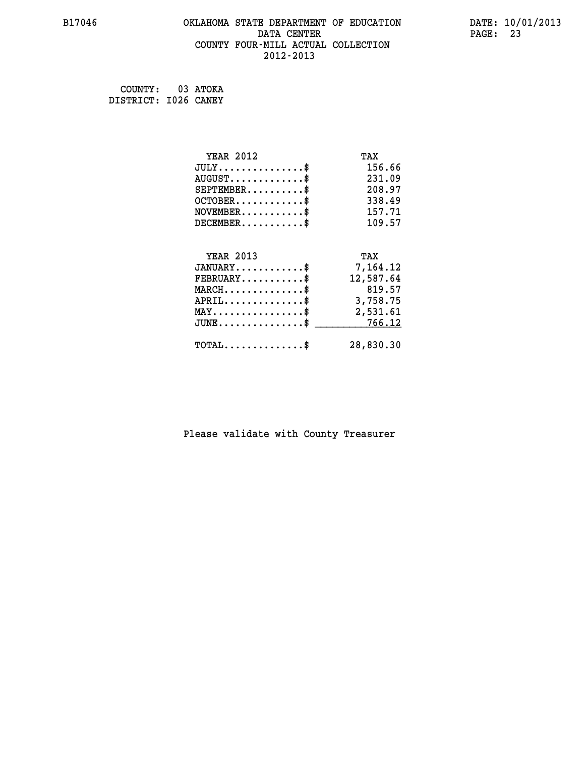B17046 OKLAHOMA STATE DEPARTMENT OF EDUCATION DATA CENTER COUNTY FOUR-MILL ACTUAL COLLECTION 2012-2013

DATE: 10/01/2013

COUNTY: 03 ATOKA
DISTRICT: I026 CANEY

| YEAR 2012 | TAX |
|---|---|
| JULY...............$ | 156.66 |
| AUGUST.............$ | 231.09 |
| SEPTEMBER..........$ | 208.97 |
| OCTOBER............$ | 338.49 |
| NOVEMBER...........$ | 157.71 |
| DECEMBER...........$ | 109.57 |

| YEAR 2013 | TAX |
|---|---|
| JANUARY............$ | 7,164.12 |
| FEBRUARY...........$ | 12,587.64 |
| MARCH..............$ | 819.57 |
| APRIL..............$ | 3,758.75 |
| MAY................$ | 2,531.61 |
| JUNE...............$ | 766.12 |
| TOTAL..............$ | 28,830.30 |

Please validate with County Treasurer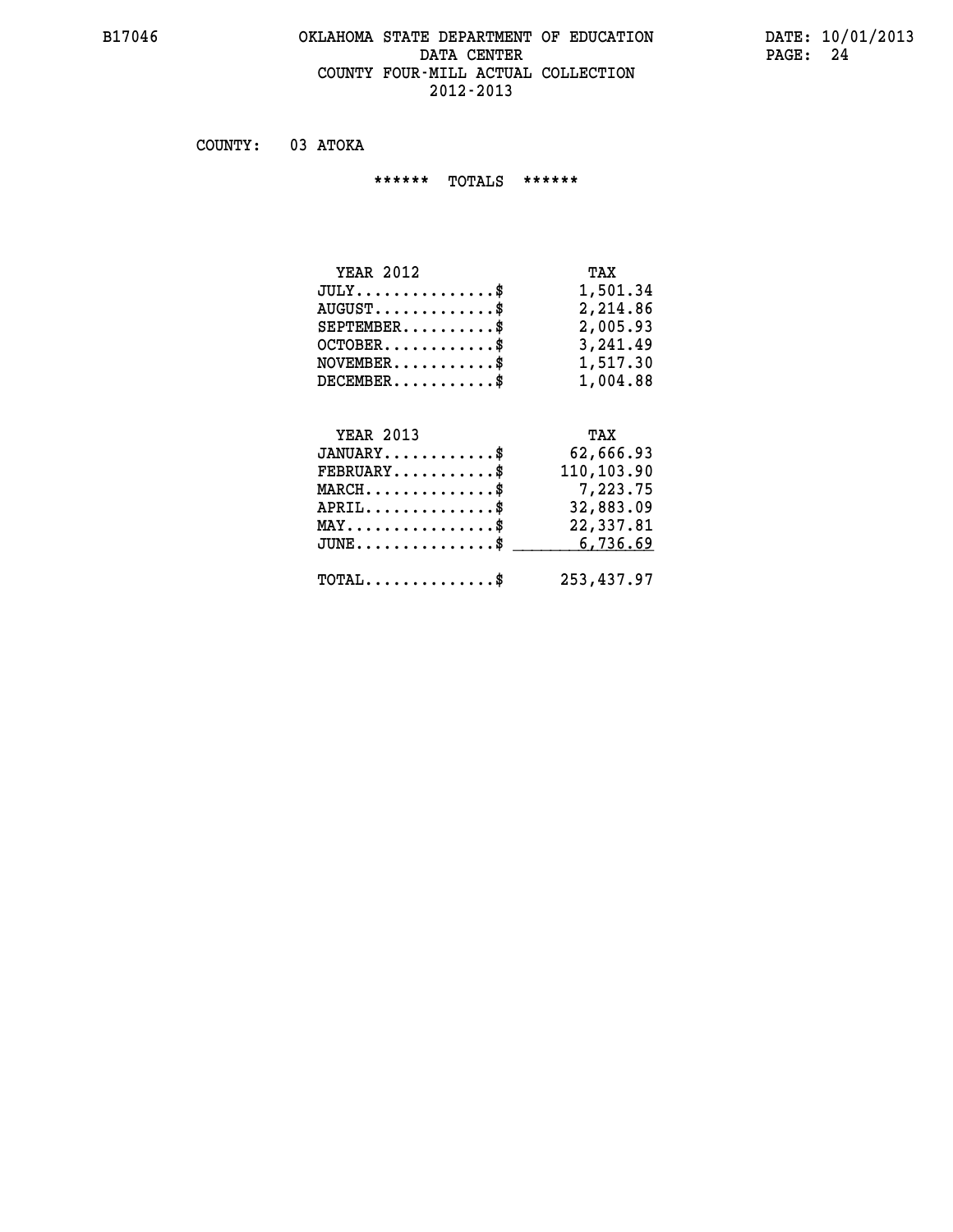# OKLAHOMA STATE DEPARTMENT OF EDUCATION
## DATA CENTER
## COUNTY FOUR-MILL ACTUAL COLLECTION
## 2012-2013

COUNTY: 03 ATOKA

****** TOTALS ******

| YEAR 2012 | TAX |
|---|---|
| JULY...............$ | 1,501.34 |
| AUGUST.............$ | 2,214.86 |
| SEPTEMBER..........$ | 2,005.93 |
| OCTOBER............$ | 3,241.49 |
| NOVEMBER...........$ | 1,517.30 |
| DECEMBER...........$ | 1,004.88 |

| YEAR 2013 | TAX |
|---|---|
| JANUARY............$ | 62,666.93 |
| FEBRUARY...........$ | 110,103.90 |
| MARCH..............$ | 7,223.75 |
| APRIL..............$ | 32,883.09 |
| MAY................$ | 22,337.81 |
| JUNE...............$ | 6,736.69 |
| TOTAL..............$ | 253,437.97 |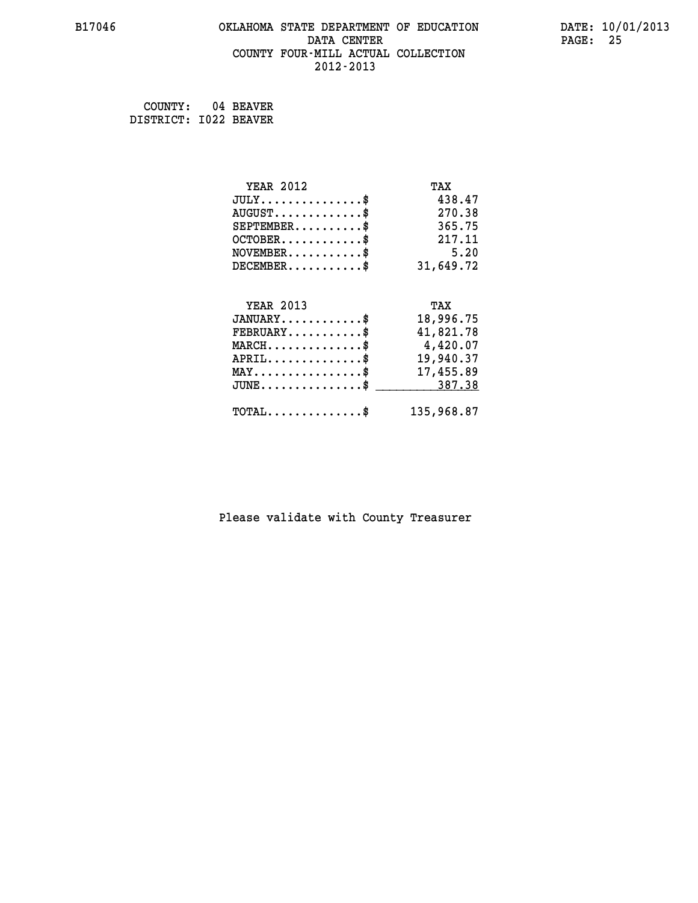# OKLAHOMA STATE DEPARTMENT OF EDUCATION
## DATA CENTER
## COUNTY FOUR-MILL ACTUAL COLLECTION
## 2012-2013

COUNTY: 04 BEAVER
DISTRICT: I022 BEAVER

| YEAR 2012 | TAX |
|---|---|
| JULY...............$ | 438.47 |
| AUGUST.............$ | 270.38 |
| SEPTEMBER..........$ | 365.75 |
| OCTOBER............$ | 217.11 |
| NOVEMBER...........$ | 5.20 |
| DECEMBER...........$ | 31,649.72 |

| YEAR 2013 | TAX |
|---|---|
| JANUARY............$ | 18,996.75 |
| FEBRUARY...........$ | 41,821.78 |
| MARCH..............$ | 4,420.07 |
| APRIL..............$ | 19,940.37 |
| MAY................$ | 17,455.89 |
| JUNE...............$ | 387.38 |
| TOTAL..............$ | 135,968.87 |

Please validate with County Treasurer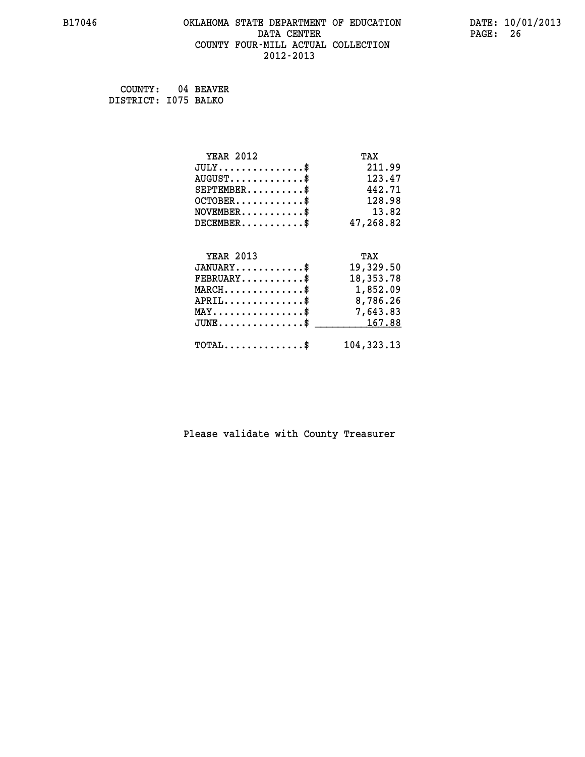B17046 OKLAHOMA STATE DEPARTMENT OF EDUCATION DATA CENTER COUNTY FOUR-MILL ACTUAL COLLECTION 2012-2013

DATE: 10/01/2013

COUNTY: 04 BEAVER
DISTRICT: I075 BALKO

| YEAR 2012 | TAX |
|---|---|
| JULY...............$ | 211.99 |
| AUGUST.............$ | 123.47 |
| SEPTEMBER..........$ | 442.71 |
| OCTOBER............$ | 128.98 |
| NOVEMBER...........$ | 13.82 |
| DECEMBER...........$ | 47,268.82 |

| YEAR 2013 | TAX |
|---|---|
| JANUARY............$ | 19,329.50 |
| FEBRUARY...........$ | 18,353.78 |
| MARCH..............$ | 1,852.09 |
| APRIL..............$ | 8,786.26 |
| MAY................$ | 7,643.83 |
| JUNE...............$ | 167.88 |
| TOTAL..............$ | 104,323.13 |

Please validate with County Treasurer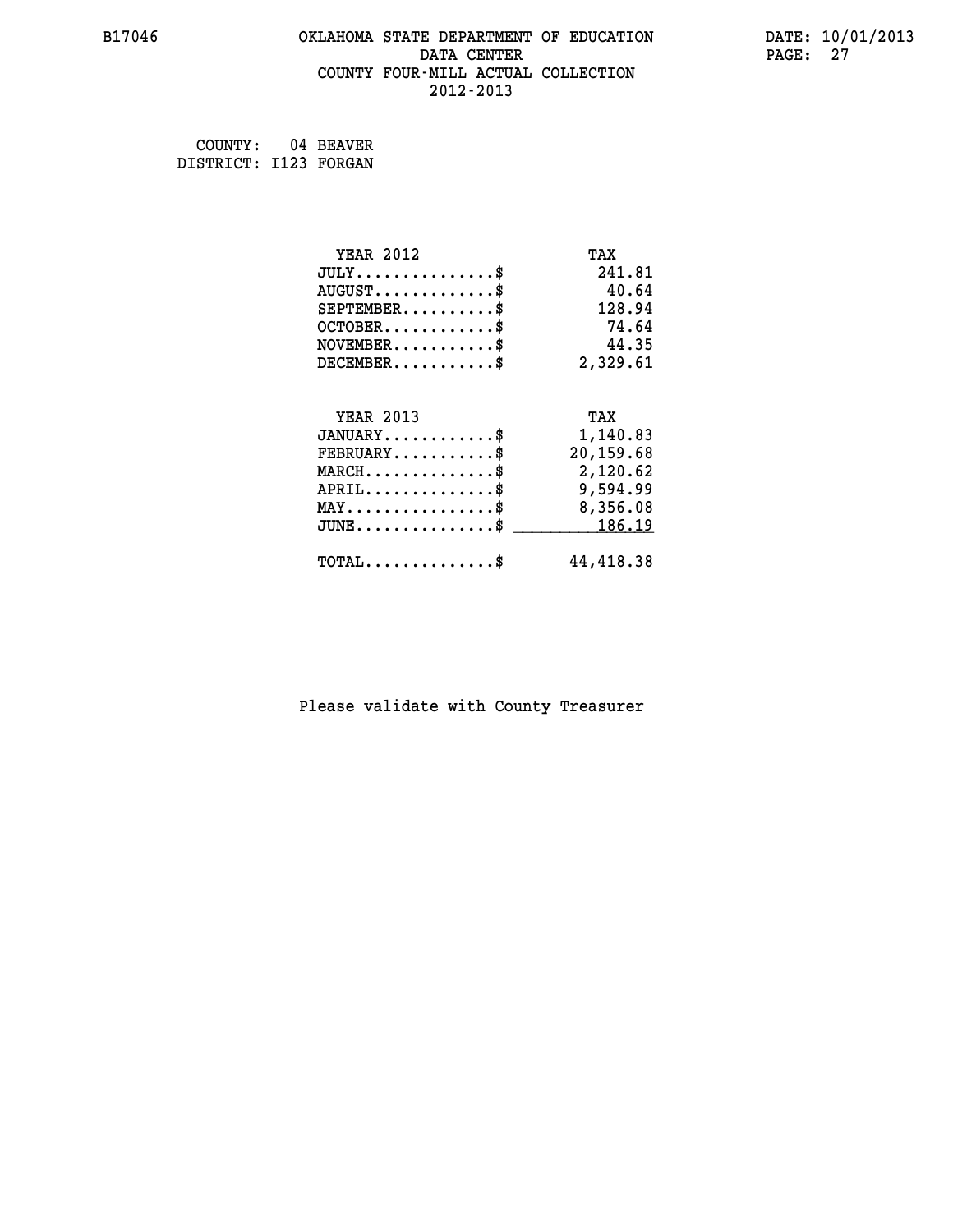B17046 OKLAHOMA STATE DEPARTMENT OF EDUCATION DATA CENTER COUNTY FOUR-MILL ACTUAL COLLECTION 2012-2013

DATE: 10/01/2013

COUNTY: 04 BEAVER
DISTRICT: I123 FORGAN

| YEAR 2012 | TAX |
|---|---|
| JULY..............$ | 241.81 |
| AUGUST............$ | 40.64 |
| SEPTEMBER.........$ | 128.94 |
| OCTOBER...........$ | 74.64 |
| NOVEMBER..........$ | 44.35 |
| DECEMBER..........$ | 2,329.61 |

| YEAR 2013 | TAX |
|---|---|
| JANUARY...........$ | 1,140.83 |
| FEBRUARY..........$ | 20,159.68 |
| MARCH.............$ | 2,120.62 |
| APRIL.............$ | 9,594.99 |
| MAY...............$ | 8,356.08 |
| JUNE..............$ | 186.19 |
| TOTAL.............$ | 44,418.38 |

Please validate with County Treasurer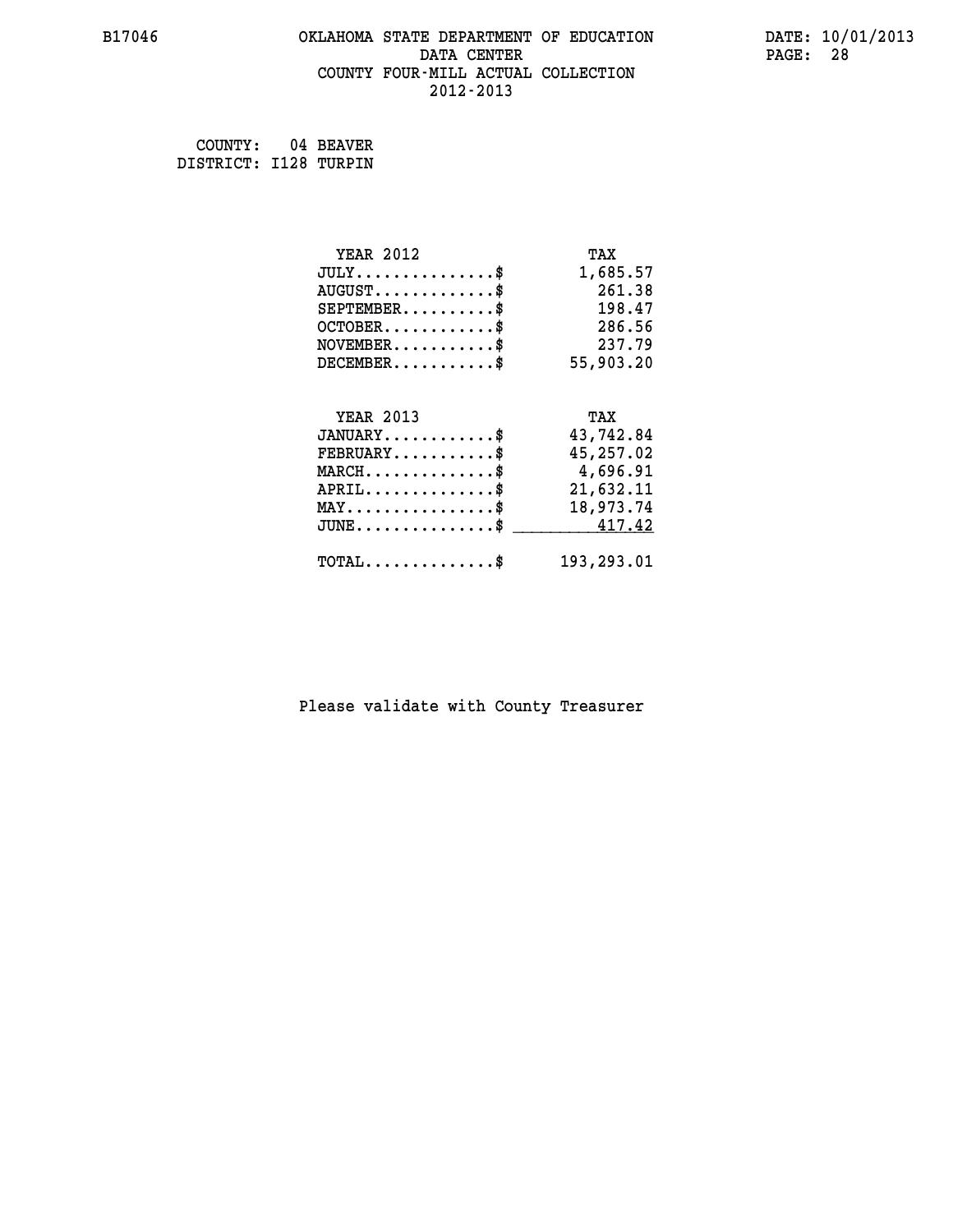# OKLAHOMA STATE DEPARTMENT OF EDUCATION
## DATA CENTER
## COUNTY FOUR-MILL ACTUAL COLLECTION
## 2012-2013

B17046 DATE: 10/01/2013

COUNTY: 04 BEAVER
DISTRICT: I128 TURPIN

| YEAR 2012 | TAX |
|---|---|
| JULY..............$ | 1,685.57 |
| AUGUST............$ | 261.38 |
| SEPTEMBER..........$ | 198.47 |
| OCTOBER...........$ | 286.56 |
| NOVEMBER..........$ | 237.79 |
| DECEMBER..........$ | 55,903.20 |

| YEAR 2013 | TAX |
|---|---|
| JANUARY...........$ | 43,742.84 |
| FEBRUARY..........$ | 45,257.02 |
| MARCH.............$ | 4,696.91 |
| APRIL.............$ | 21,632.11 |
| MAY...............$ | 18,973.74 |
| JUNE..............$ | 417.42 |
| TOTAL.............$ | 193,293.01 |

Please validate with County Treasurer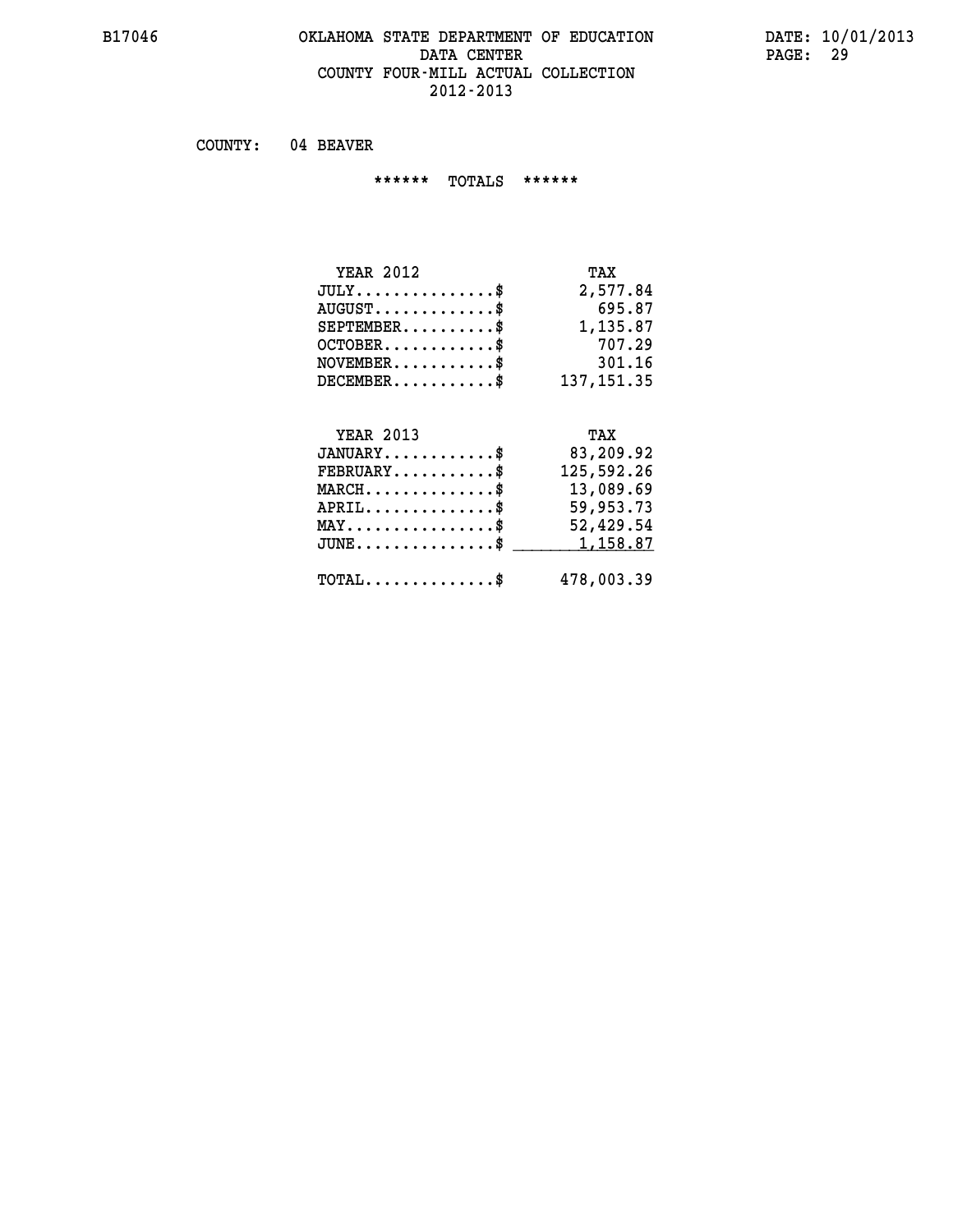# OKLAHOMA STATE DEPARTMENT OF EDUCATION
## DATA CENTER
## COUNTY FOUR-MILL ACTUAL COLLECTION
## 2012-2013

B17046 DATE: 10/01/2013

COUNTY: 04 BEAVER

****** TOTALS ******

| YEAR 2012 | TAX |
|---|---|
| JULY..............$ | 2,577.84 |
| AUGUST............$ | 695.87 |
| SEPTEMBER.........$ | 1,135.87 |
| OCTOBER...........$ | 707.29 |
| NOVEMBER..........$ | 301.16 |
| DECEMBER..........$ | 137,151.35 |

| YEAR 2013 | TAX |
|---|---|
| JANUARY...........$ | 83,209.92 |
| FEBRUARY..........$ | 125,592.26 |
| MARCH.............$ | 13,089.69 |
| APRIL.............$ | 59,953.73 |
| MAY...............$ | 52,429.54 |
| JUNE..............$ | 1,158.87 |
| TOTAL.............$ | 478,003.39 |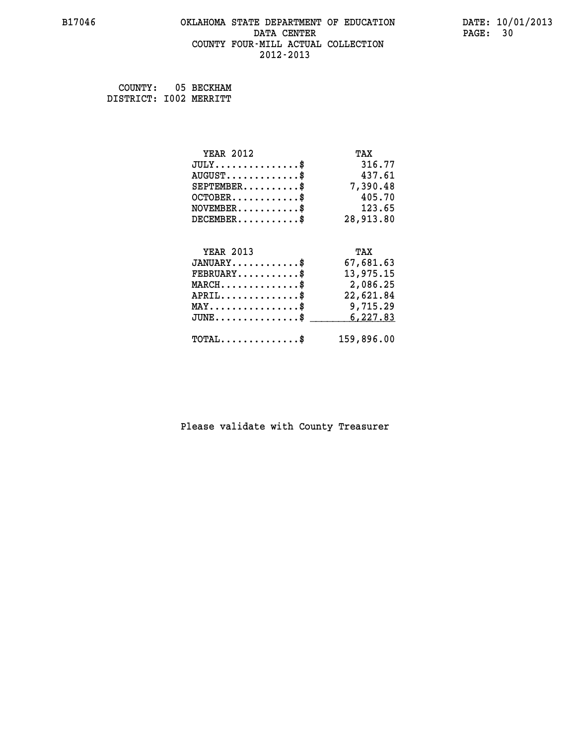B17046 OKLAHOMA STATE DEPARTMENT OF EDUCATION DATA CENTER COUNTY FOUR-MILL ACTUAL COLLECTION 2012-2013

DATE: 10/01/2013

COUNTY: 05 BECKHAM
DISTRICT: I002 MERRITT

| YEAR 2012 | TAX |
|---|---|
| JULY...............$ | 316.77 |
| AUGUST.............$ | 437.61 |
| SEPTEMBER..........$ | 7,390.48 |
| OCTOBER............$ | 405.70 |
| NOVEMBER...........$ | 123.65 |
| DECEMBER...........$ | 28,913.80 |

| YEAR 2013 | TAX |
|---|---|
| JANUARY............$ | 67,681.63 |
| FEBRUARY...........$ | 13,975.15 |
| MARCH..............$ | 2,086.25 |
| APRIL..............$ | 22,621.84 |
| MAY................$ | 9,715.29 |
| JUNE...............$ | 6,227.83 |
| TOTAL..............$ | 159,896.00 |

Please validate with County Treasurer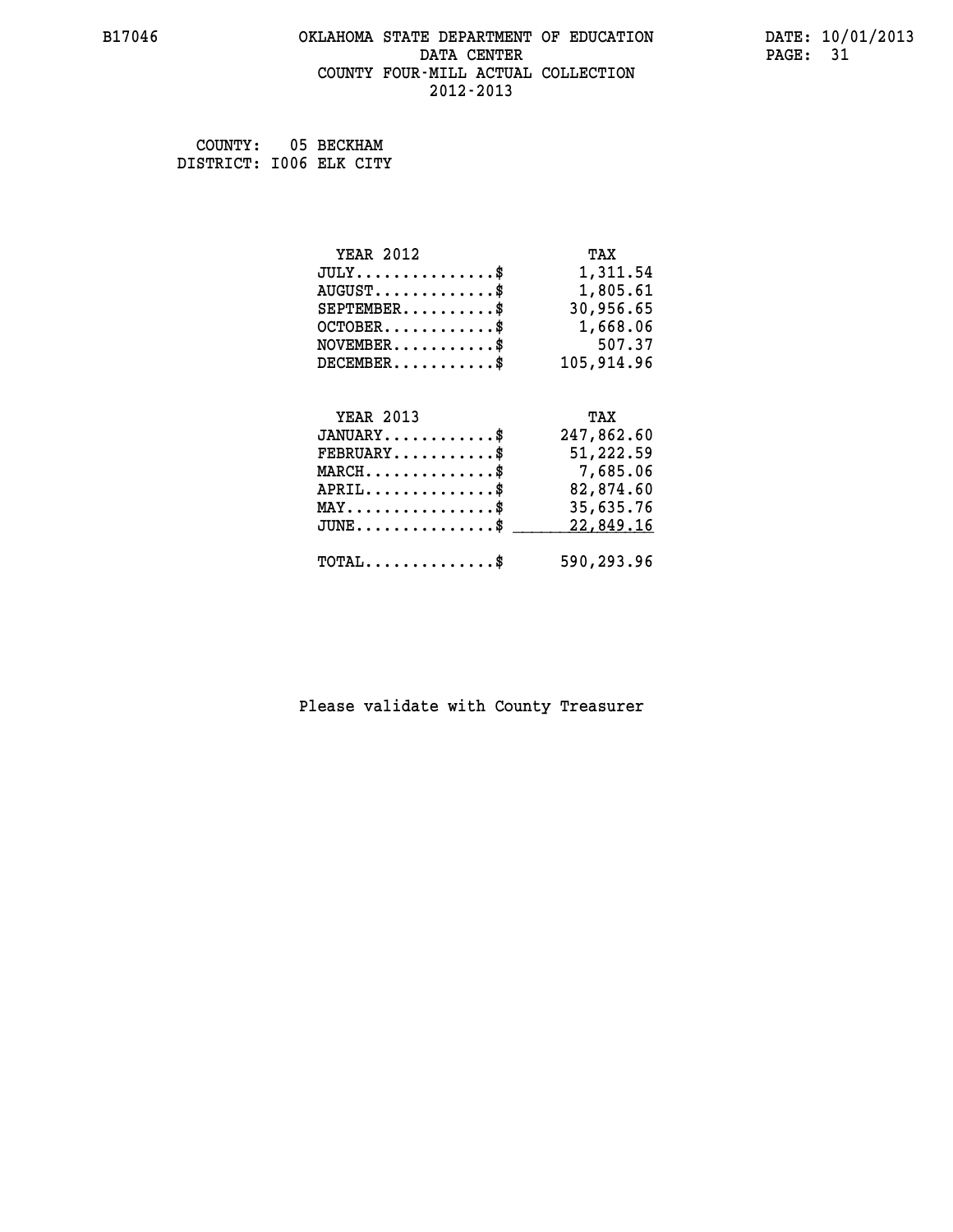B17046 OKLAHOMA STATE DEPARTMENT OF EDUCATION DATA CENTER COUNTY FOUR-MILL ACTUAL COLLECTION 2012-2013

DATE: 10/01/2013

COUNTY: 05 BECKHAM
DISTRICT: I006 ELK CITY

| YEAR 2012 | TAX |
|---|---|
| JULY..............$ | 1,311.54 |
| AUGUST............$ | 1,805.61 |
| SEPTEMBER..........$ | 30,956.65 |
| OCTOBER............$ | 1,668.06 |
| NOVEMBER...........$ | 507.37 |
| DECEMBER...........$ | 105,914.96 |

| YEAR 2013 | TAX |
|---|---|
| JANUARY............$ | 247,862.60 |
| FEBRUARY...........$ | 51,222.59 |
| MARCH..............$ | 7,685.06 |
| APRIL..............$ | 82,874.60 |
| MAY................$ | 35,635.76 |
| JUNE...............$ | 22,849.16 |
| TOTAL..............$ | 590,293.96 |

Please validate with County Treasurer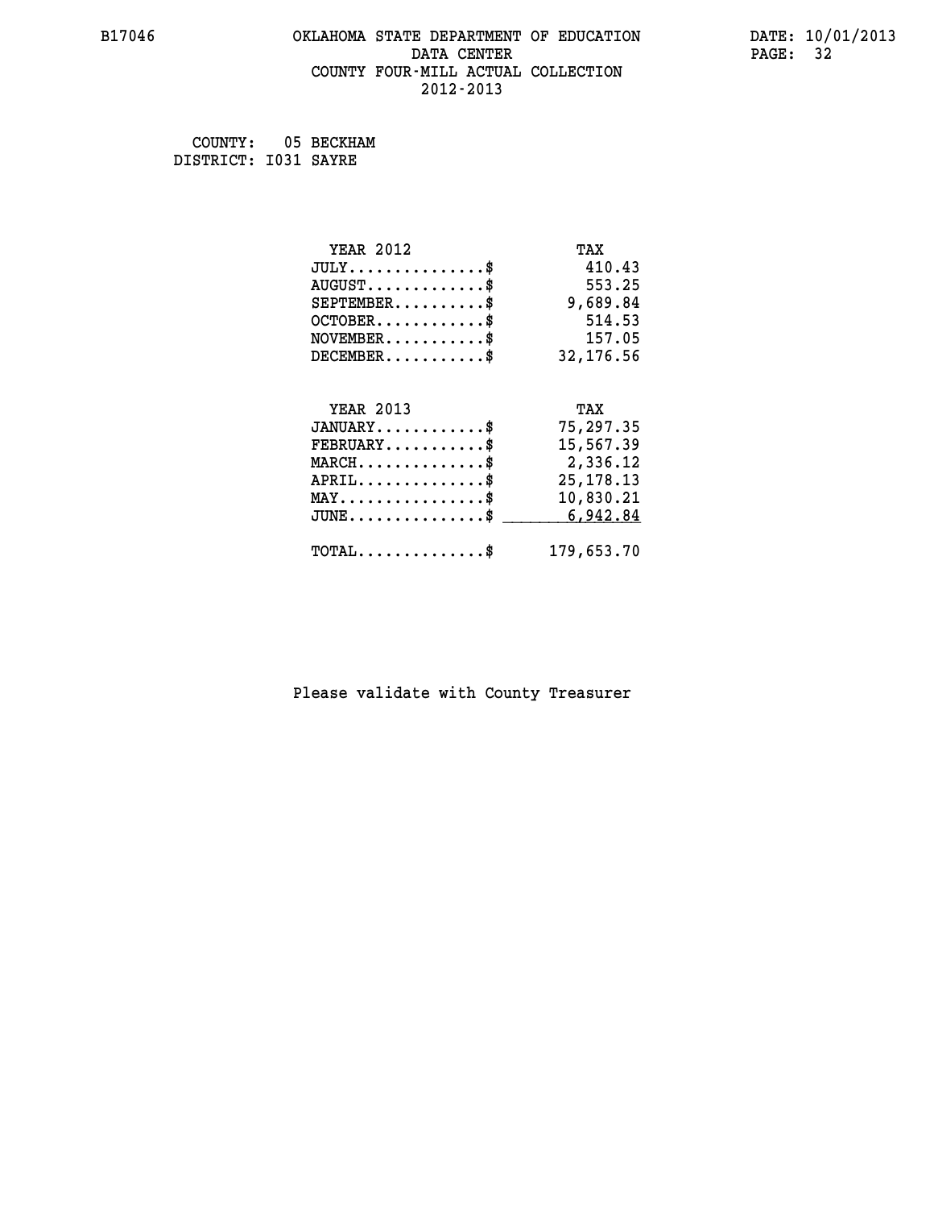B17046 OKLAHOMA STATE DEPARTMENT OF EDUCATION DATA CENTER COUNTY FOUR-MILL ACTUAL COLLECTION 2012-2013

DATE: 10/01/2013

COUNTY: 05 BECKHAM
DISTRICT: I031 SAYRE

| YEAR 2012 | TAX |
|---|---|
| JULY..............$ | 410.43 |
| AUGUST............$ | 553.25 |
| SEPTEMBER.........$ | 9,689.84 |
| OCTOBER...........$ | 514.53 |
| NOVEMBER..........$ | 157.05 |
| DECEMBER..........$ | 32,176.56 |

| YEAR 2013 | TAX |
|---|---|
| JANUARY...........$ | 75,297.35 |
| FEBRUARY..........$ | 15,567.39 |
| MARCH.............$ | 2,336.12 |
| APRIL.............$ | 25,178.13 |
| MAY...............$ | 10,830.21 |
| JUNE..............$ | 6,942.84 |
| TOTAL.............$ | 179,653.70 |

Please validate with County Treasurer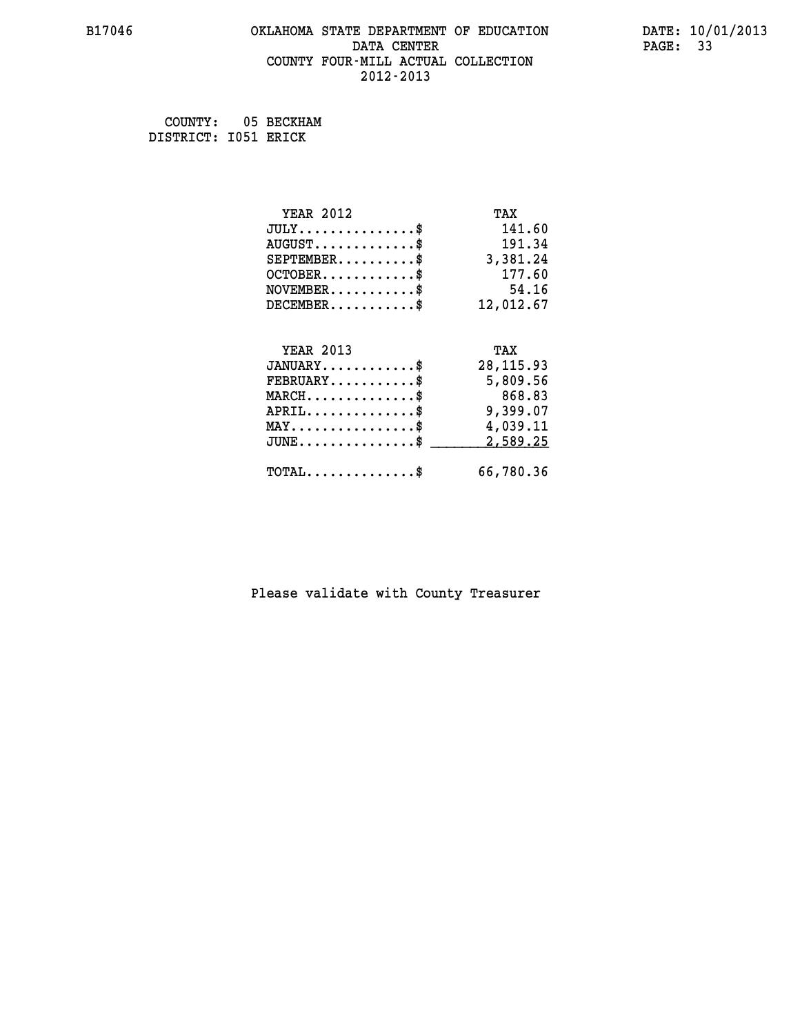OKLAHOMA STATE DEPARTMENT OF EDUCATION
DATA CENTER
COUNTY FOUR-MILL ACTUAL COLLECTION
2012-2013

COUNTY: 05 BECKHAM
DISTRICT: I051 ERICK

| YEAR 2012 | TAX |
|---|---|
| JULY..............$ | 141.60 |
| AUGUST............$ | 191.34 |
| SEPTEMBER.........$ | 3,381.24 |
| OCTOBER...........$ | 177.60 |
| NOVEMBER..........$ | 54.16 |
| DECEMBER..........$ | 12,012.67 |

| YEAR 2013 | TAX |
|---|---|
| JANUARY...........$ | 28,115.93 |
| FEBRUARY..........$ | 5,809.56 |
| MARCH.............$ | 868.83 |
| APRIL.............$ | 9,399.07 |
| MAY...............$ | 4,039.11 |
| JUNE..............$ | 2,589.25 |
| TOTAL.............$ | 66,780.36 |

Please validate with County Treasurer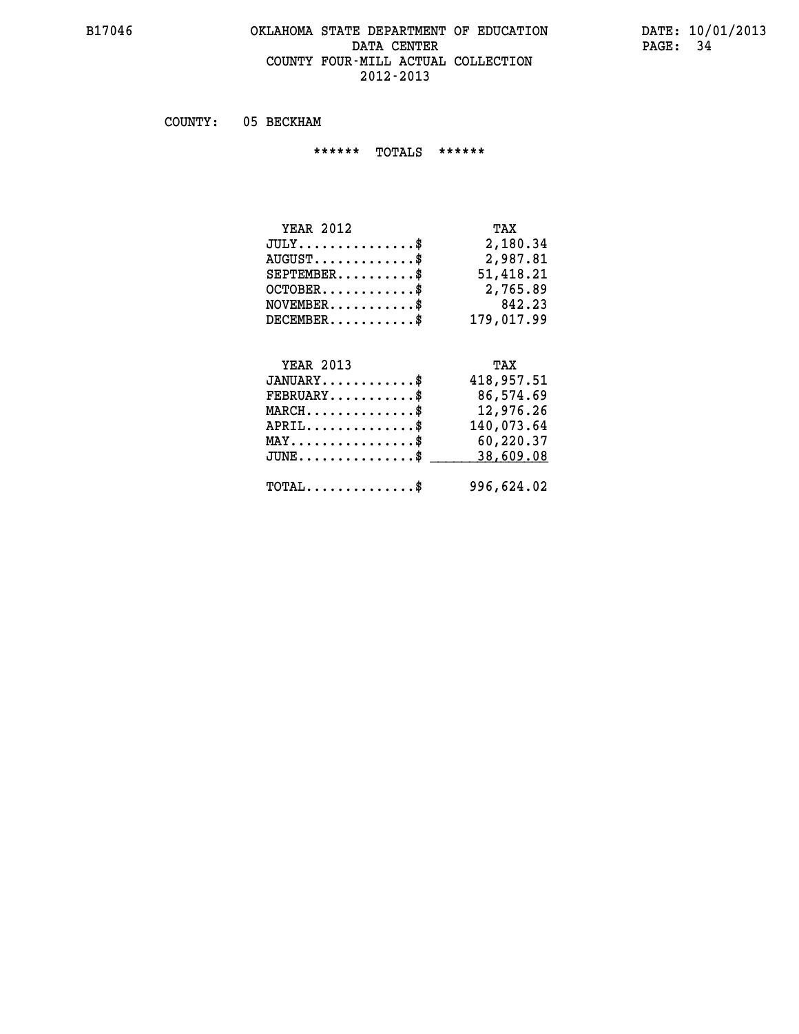# OKLAHOMA STATE DEPARTMENT OF EDUCATION
## DATA CENTER
## COUNTY FOUR-MILL ACTUAL COLLECTION
## 2012-2013

COUNTY: 05 BECKHAM

****** TOTALS ******

| YEAR 2012 | TAX |
|---|---|
| JULY..............$ | 2,180.34 |
| AUGUST............$ | 2,987.81 |
| SEPTEMBER.........$ | 51,418.21 |
| OCTOBER...........$ | 2,765.89 |
| NOVEMBER..........$ | 842.23 |
| DECEMBER..........$ | 179,017.99 |

| YEAR 2013 | TAX |
|---|---|
| JANUARY...........$ | 418,957.51 |
| FEBRUARY..........$ | 86,574.69 |
| MARCH.............$ | 12,976.26 |
| APRIL.............$ | 140,073.64 |
| MAY...............$ | 60,220.37 |
| JUNE..............$ | 38,609.08 |
| TOTAL.............$ | 996,624.02 |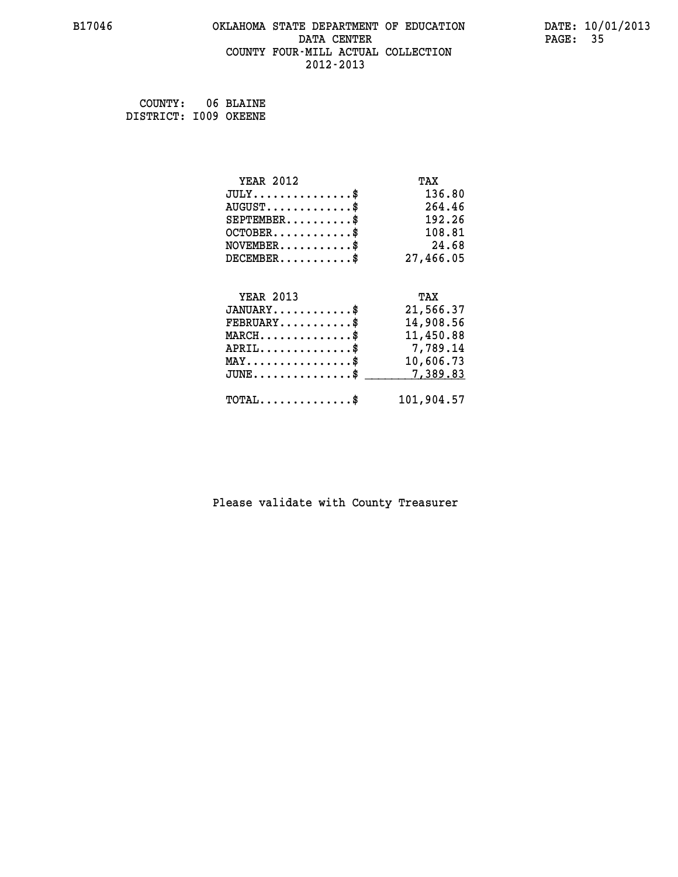B17046 OKLAHOMA STATE DEPARTMENT OF EDUCATION DATA CENTER COUNTY FOUR-MILL ACTUAL COLLECTION 2012-2013

DATE: 10/01/2013

COUNTY: 06 BLAINE
DISTRICT: I009 OKEENE

| YEAR 2012 | TAX |
|---|---|
| JULY...............$ | 136.80 |
| AUGUST.............$ | 264.46 |
| SEPTEMBER..........$ | 192.26 |
| OCTOBER............$ | 108.81 |
| NOVEMBER...........$ | 24.68 |
| DECEMBER...........$ | 27,466.05 |

| YEAR 2013 | TAX |
|---|---|
| JANUARY............$ | 21,566.37 |
| FEBRUARY...........$ | 14,908.56 |
| MARCH..............$ | 11,450.88 |
| APRIL..............$ | 7,789.14 |
| MAY................$ | 10,606.73 |
| JUNE...............$ | 7,389.83 |
| TOTAL..............$ | 101,904.57 |

Please validate with County Treasurer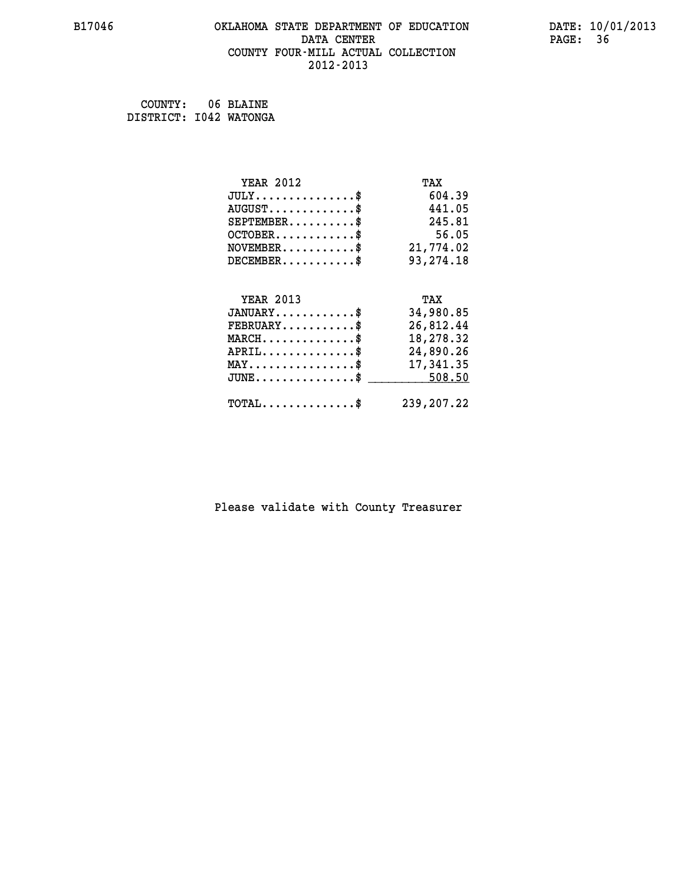# OKLAHOMA STATE DEPARTMENT OF EDUCATION
## DATA CENTER
## COUNTY FOUR-MILL ACTUAL COLLECTION
## 2012-2013

B17046

DATE: 10/01/2013

COUNTY: 06 BLAINE
DISTRICT: I042 WATONGA

| YEAR 2012 | TAX |
|---|---|
| JULY...............$ | 604.39 |
| AUGUST.............$ | 441.05 |
| SEPTEMBER..........$ | 245.81 |
| OCTOBER............$ | 56.05 |
| NOVEMBER...........$ | 21,774.02 |
| DECEMBER...........$ | 93,274.18 |

| YEAR 2013 | TAX |
|---|---|
| JANUARY............$ | 34,980.85 |
| FEBRUARY...........$ | 26,812.44 |
| MARCH..............$ | 18,278.32 |
| APRIL..............$ | 24,890.26 |
| MAY................$ | 17,341.35 |
| JUNE...............$ | 508.50 |
| TOTAL..............$ | 239,207.22 |

Please validate with County Treasurer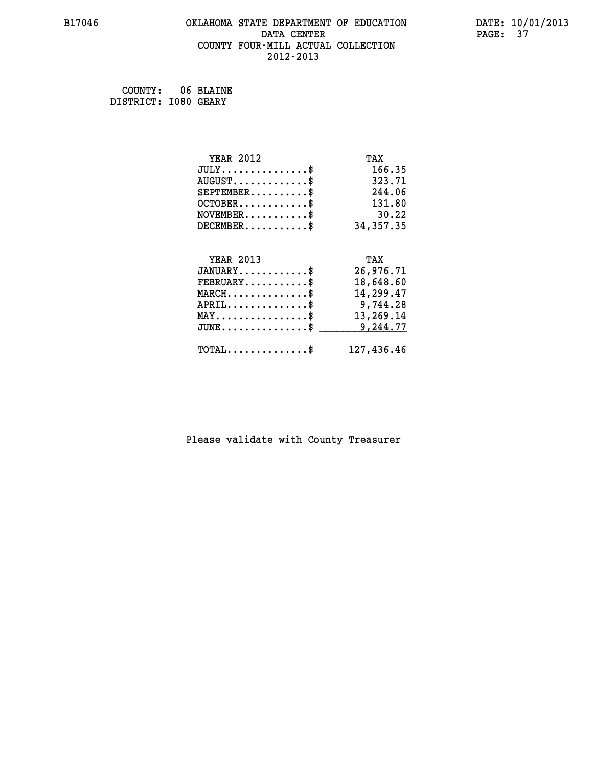B17046 OKLAHOMA STATE DEPARTMENT OF EDUCATION DATA CENTER COUNTY FOUR-MILL ACTUAL COLLECTION 2012-2013

DATE: 10/01/2013

COUNTY: 06 BLAINE
DISTRICT: I080 GEARY

| YEAR 2012 | TAX |
|---|---|
| JULY...............$ | 166.35 |
| AUGUST.............$ | 323.71 |
| SEPTEMBER..........$ | 244.06 |
| OCTOBER............$ | 131.80 |
| NOVEMBER...........$ | 30.22 |
| DECEMBER...........$ | 34,357.35 |

| YEAR 2013 | TAX |
|---|---|
| JANUARY............$ | 26,976.71 |
| FEBRUARY...........$ | 18,648.60 |
| MARCH..............$ | 14,299.47 |
| APRIL..............$ | 9,744.28 |
| MAY................$ | 13,269.14 |
| JUNE...............$ | 9,244.77 |
| TOTAL..............$ | 127,436.46 |

Please validate with County Treasurer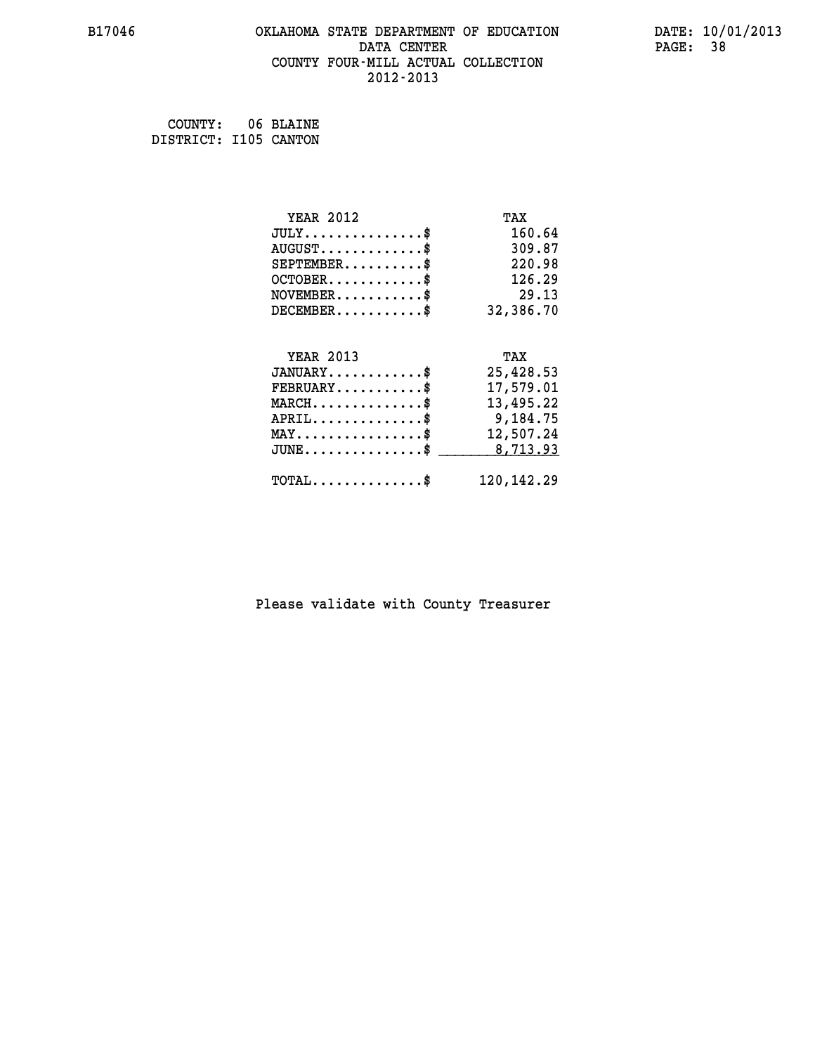B17046 OKLAHOMA STATE DEPARTMENT OF EDUCATION DATA CENTER COUNTY FOUR-MILL ACTUAL COLLECTION 2012-2013

DATE: 10/01/2013

COUNTY: 06 BLAINE
DISTRICT: I105 CANTON

| YEAR 2012 | TAX |
|---|---|
| JULY...............$ | 160.64 |
| AUGUST.............$ | 309.87 |
| SEPTEMBER..........$ | 220.98 |
| OCTOBER............$ | 126.29 |
| NOVEMBER...........$ | 29.13 |
| DECEMBER...........$ | 32,386.70 |

| YEAR 2013 | TAX |
|---|---|
| JANUARY............$ | 25,428.53 |
| FEBRUARY...........$ | 17,579.01 |
| MARCH..............$ | 13,495.22 |
| APRIL..............$ | 9,184.75 |
| MAY................$ | 12,507.24 |
| JUNE...............$ | 8,713.93 |
| TOTAL..............$ | 120,142.29 |

Please validate with County Treasurer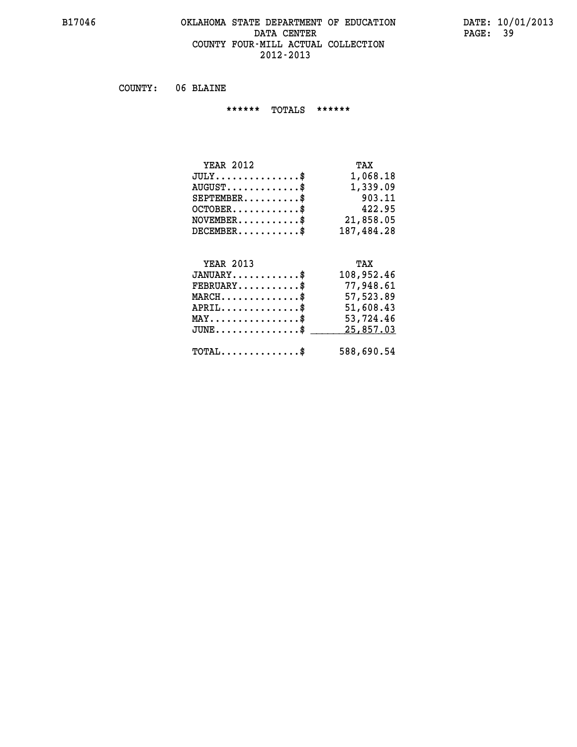# OKLAHOMA STATE DEPARTMENT OF EDUCATION
## DATA CENTER
## COUNTY FOUR-MILL ACTUAL COLLECTION
## 2012-2013

COUNTY: 06 BLAINE

****** TOTALS ******

| YEAR 2012 | TAX |
|---|---|
| JULY...............$ | 1,068.18 |
| AUGUST.............$ | 1,339.09 |
| SEPTEMBER..........$ | 903.11 |
| OCTOBER............$ | 422.95 |
| NOVEMBER...........$ | 21,858.05 |
| DECEMBER...........$ | 187,484.28 |

| YEAR 2013 | TAX |
|---|---|
| JANUARY............$ | 108,952.46 |
| FEBRUARY...........$ | 77,948.61 |
| MARCH..............$ | 57,523.89 |
| APRIL..............$ | 51,608.43 |
| MAY................$ | 53,724.46 |
| JUNE...............$ | 25,857.03 |
| TOTAL..............$ | 588,690.54 |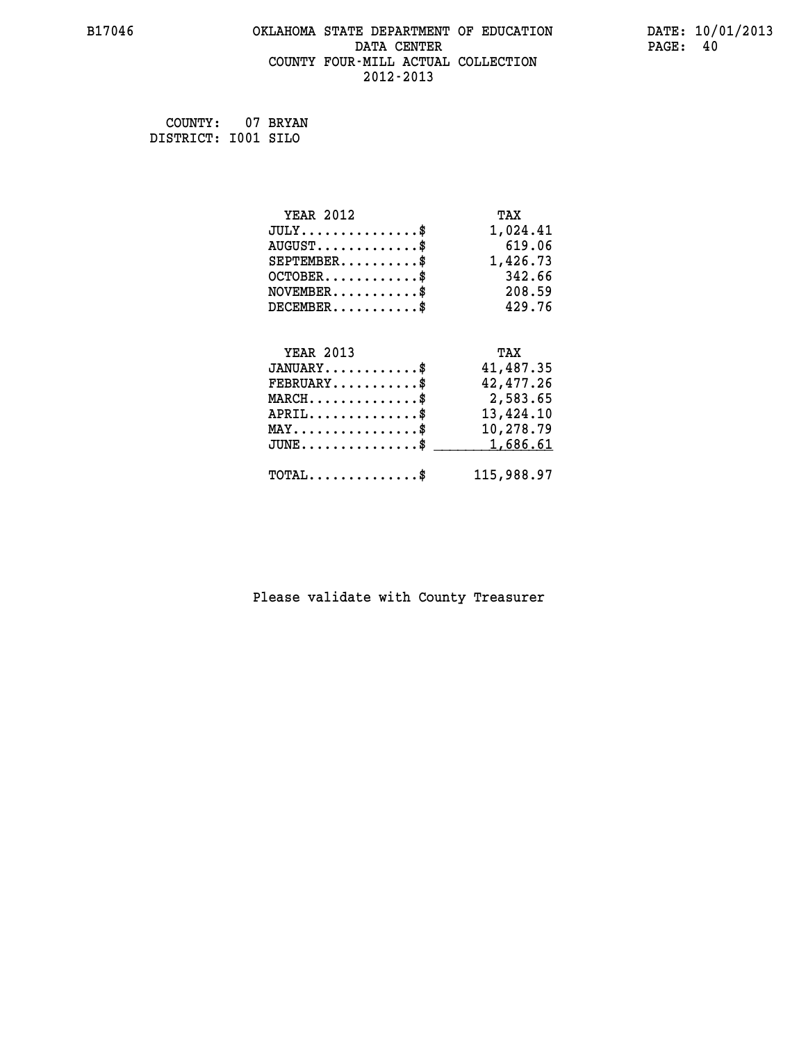COUNTY: 07 BRYAN
DISTRICT: I001 SILO

| YEAR 2012 | TAX |
|---|---|
| JULY..............$ | 1,024.41 |
| AUGUST............$ | 619.06 |
| SEPTEMBER.........$ | 1,426.73 |
| OCTOBER...........$ | 342.66 |
| NOVEMBER..........$ | 208.59 |
| DECEMBER..........$ | 429.76 |

| YEAR 2013 | TAX |
|---|---|
| JANUARY...........$ | 41,487.35 |
| FEBRUARY..........$ | 42,477.26 |
| MARCH.............$ | 2,583.65 |
| APRIL.............$ | 13,424.10 |
| MAY...............$ | 10,278.79 |
| JUNE..............$ | 1,686.61 |
| TOTAL.............$ | 115,988.97 |

Please validate with County Treasurer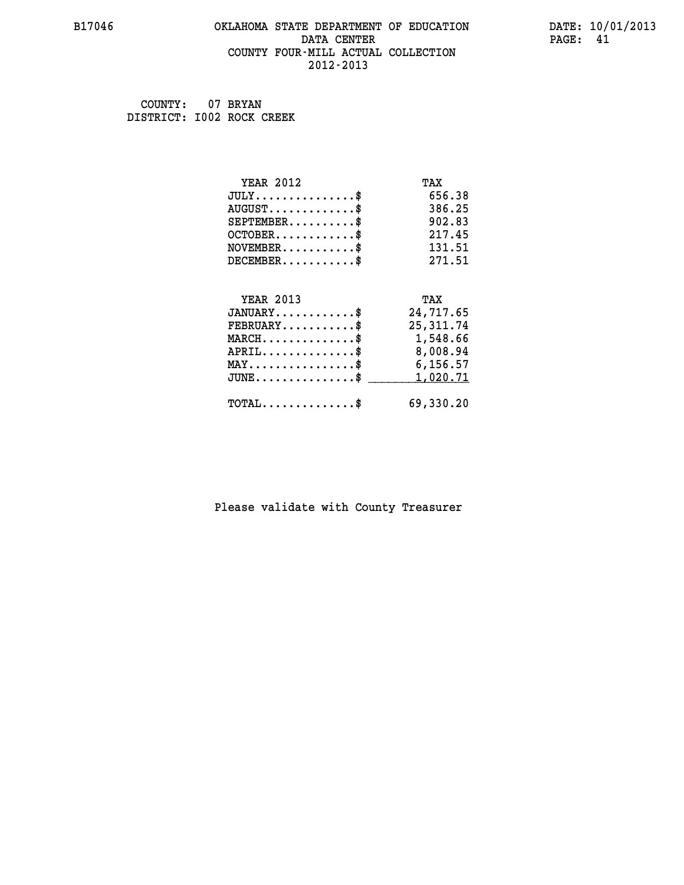B17046 OKLAHOMA STATE DEPARTMENT OF EDUCATION DATA CENTER COUNTY FOUR-MILL ACTUAL COLLECTION 2012-2013

DATE: 10/01/2013

COUNTY: 07 BRYAN
DISTRICT: I002 ROCK CREEK

| YEAR 2012 | TAX |
| --- | --- |
| JULY..............$ | 656.38 |
| AUGUST............$ | 386.25 |
| SEPTEMBER.........$ | 902.83 |
| OCTOBER...........$ | 217.45 |
| NOVEMBER..........$ | 131.51 |
| DECEMBER..........$ | 271.51 |

| YEAR 2013 | TAX |
| --- | --- |
| JANUARY...........$ | 24,717.65 |
| FEBRUARY..........$ | 25,311.74 |
| MARCH.............$ | 1,548.66 |
| APRIL.............$ | 8,008.94 |
| MAY...............$ | 6,156.57 |
| JUNE..............$ | 1,020.71 |
| TOTAL.............$ | 69,330.20 |

Please validate with County Treasurer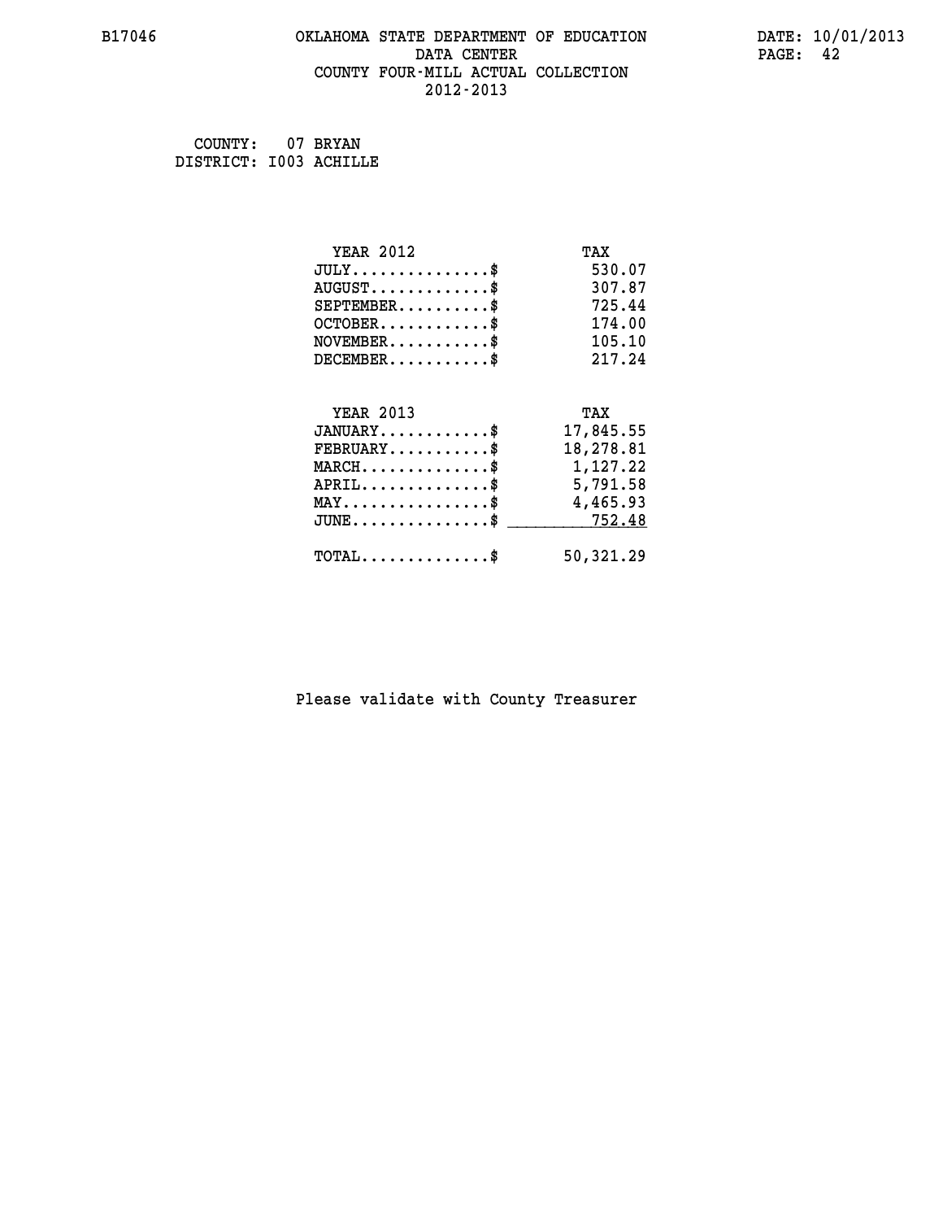B17046 OKLAHOMA STATE DEPARTMENT OF EDUCATION DATA CENTER COUNTY FOUR-MILL ACTUAL COLLECTION 2012-2013

DATE: 10/01/2013

COUNTY: 07 BRYAN
DISTRICT: I003 ACHILLE

| YEAR 2012 | TAX |
|---|---|
| JULY...............$ | 530.07 |
| AUGUST.............$ | 307.87 |
| SEPTEMBER..........$ | 725.44 |
| OCTOBER............$ | 174.00 |
| NOVEMBER...........$ | 105.10 |
| DECEMBER...........$ | 217.24 |

| YEAR 2013 | TAX |
|---|---|
| JANUARY............$ | 17,845.55 |
| FEBRUARY...........$ | 18,278.81 |
| MARCH..............$ | 1,127.22 |
| APRIL..............$ | 5,791.58 |
| MAY................$ | 4,465.93 |
| JUNE...............$ | 752.48 |
| TOTAL..............$ | 50,321.29 |

Please validate with County Treasurer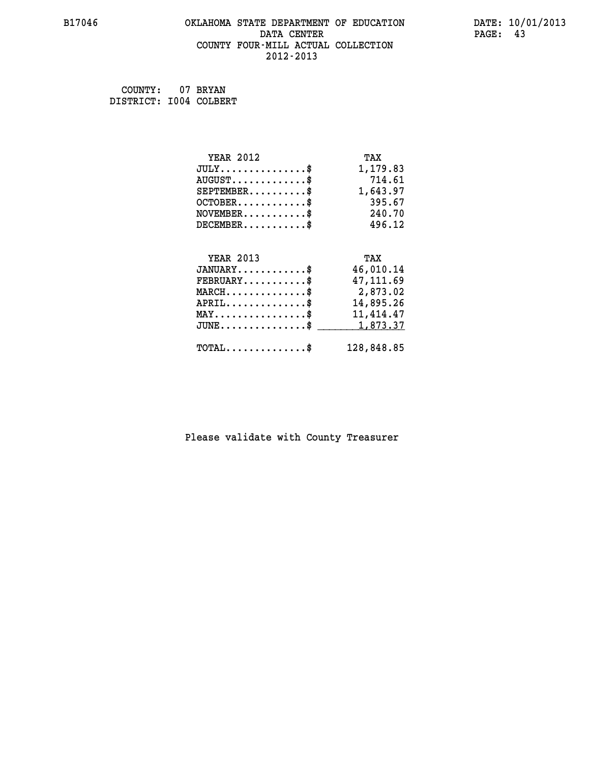COUNTY: 07 BRYAN
DISTRICT: I004 COLBERT

| YEAR 2012 | TAX |
|---|---|
| JULY...............$ | 1,179.83 |
| AUGUST.............$ | 714.61 |
| SEPTEMBER..........$ | 1,643.97 |
| OCTOBER............$ | 395.67 |
| NOVEMBER...........$ | 240.70 |
| DECEMBER...........$ | 496.12 |

| YEAR 2013 | TAX |
|---|---|
| JANUARY............$ | 46,010.14 |
| FEBRUARY...........$ | 47,111.69 |
| MARCH..............$ | 2,873.02 |
| APRIL..............$ | 14,895.26 |
| MAY................$ | 11,414.47 |
| JUNE...............$ | 1,873.37 |
| TOTAL..............$ | 128,848.85 |

Please validate with County Treasurer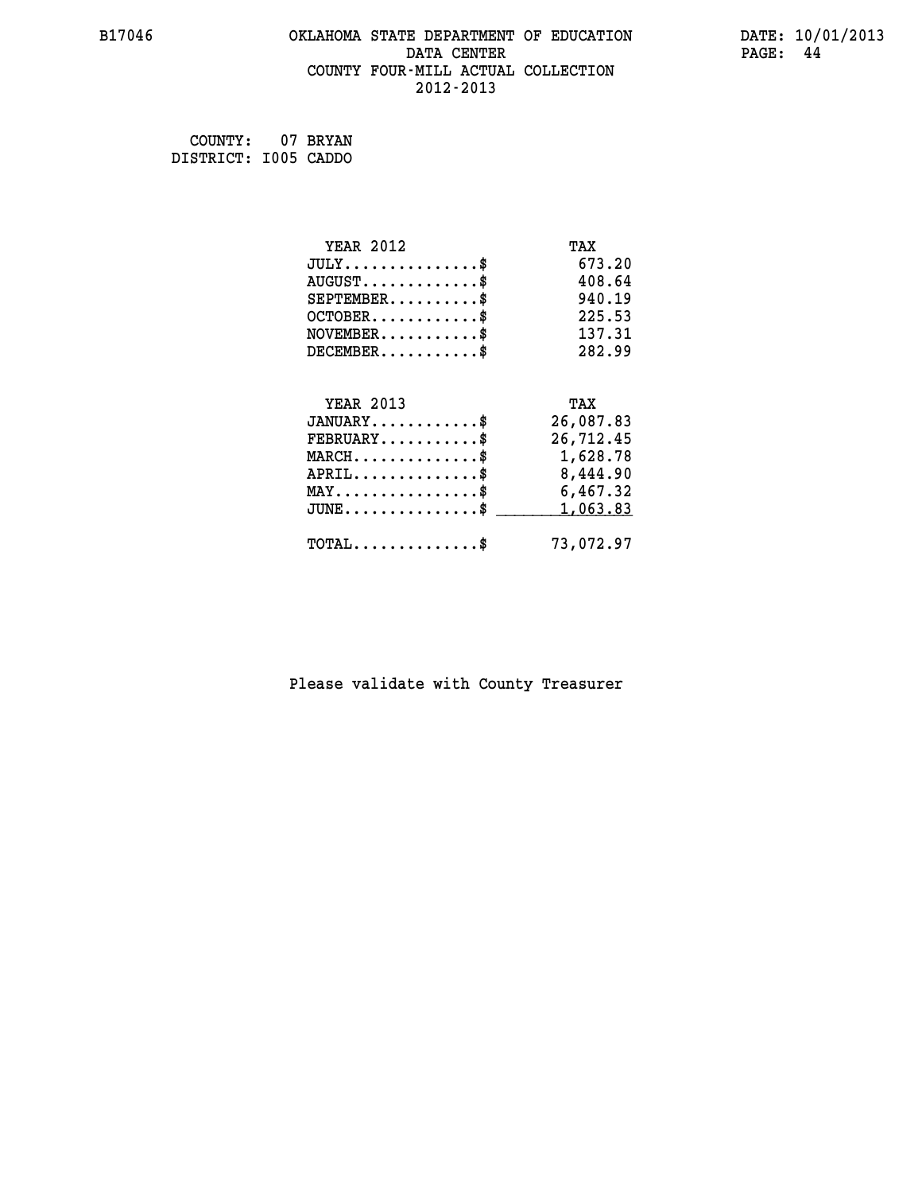B17046 OKLAHOMA STATE DEPARTMENT OF EDUCATION DATA CENTER COUNTY FOUR-MILL ACTUAL COLLECTION 2012-2013

DATE: 10/01/2013

COUNTY: 07 BRYAN
DISTRICT: I005 CADDO

| YEAR 2012 | TAX |
|---|---|
| JULY...............$ | 673.20 |
| AUGUST.............$ | 408.64 |
| SEPTEMBER..........$ | 940.19 |
| OCTOBER............$ | 225.53 |
| NOVEMBER...........$ | 137.31 |
| DECEMBER...........$ | 282.99 |

| YEAR 2013 | TAX |
|---|---|
| JANUARY............$ | 26,087.83 |
| FEBRUARY...........$ | 26,712.45 |
| MARCH..............$ | 1,628.78 |
| APRIL..............$ | 8,444.90 |
| MAY................$ | 6,467.32 |
| JUNE...............$ | 1,063.83 |
| TOTAL..............$ | 73,072.97 |

Please validate with County Treasurer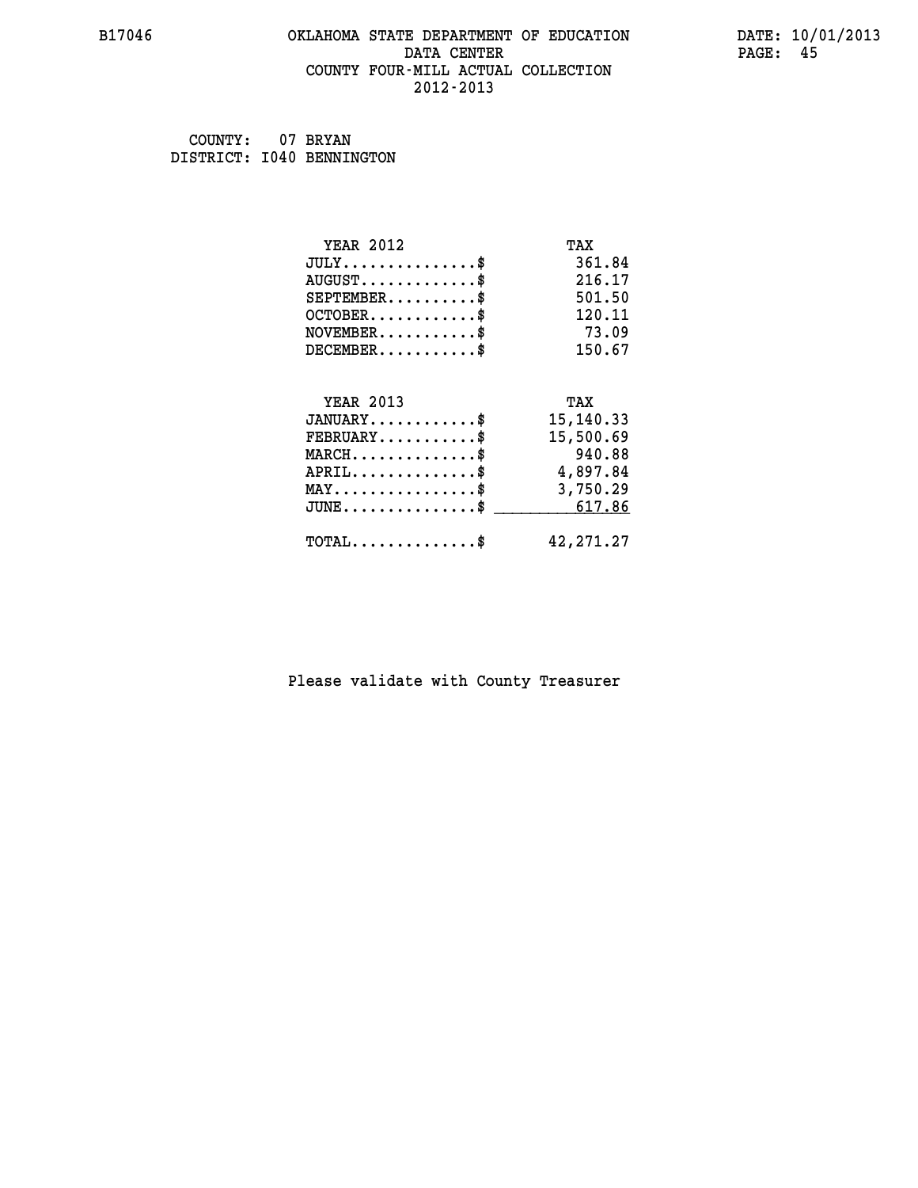# OKLAHOMA STATE DEPARTMENT OF EDUCATION
## DATA CENTER
## COUNTY FOUR-MILL ACTUAL COLLECTION
## 2012-2013

B17046

DATE: 10/01/2013

COUNTY: 07 BRYAN
DISTRICT: I040 BENNINGTON

| YEAR 2012 | TAX |
|---|---|
| JULY..............$ | 361.84 |
| AUGUST............$ | 216.17 |
| SEPTEMBER..........$ | 501.50 |
| OCTOBER...........$ | 120.11 |
| NOVEMBER..........$ | 73.09 |
| DECEMBER..........$ | 150.67 |

| YEAR 2013 | TAX |
|---|---|
| JANUARY...........$ | 15,140.33 |
| FEBRUARY..........$ | 15,500.69 |
| MARCH.............$ | 940.88 |
| APRIL.............$ | 4,897.84 |
| MAY...............$ | 3,750.29 |
| JUNE..............$ | 617.86 |
| TOTAL.............$ | 42,271.27 |

Please validate with County Treasurer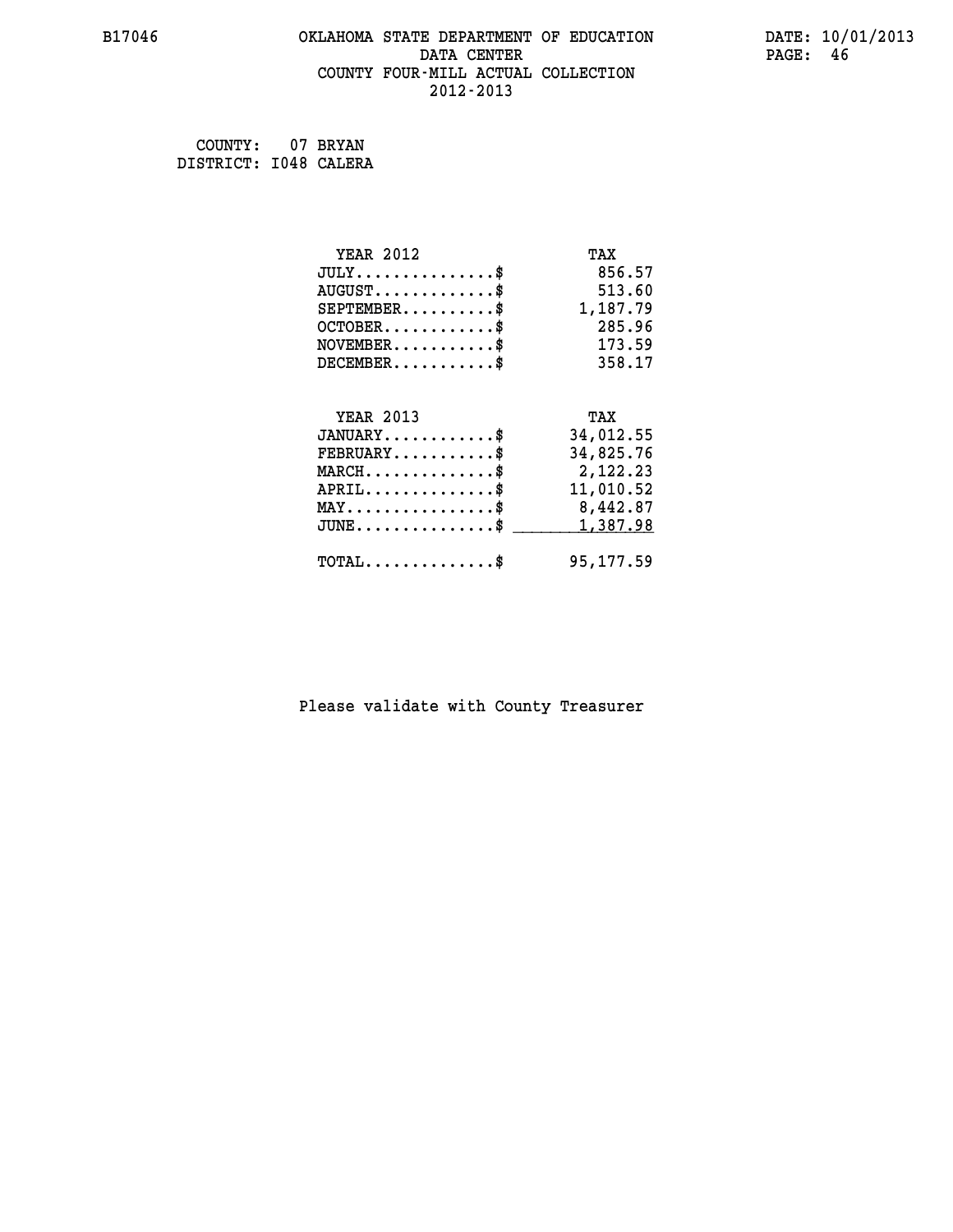B17046 OKLAHOMA STATE DEPARTMENT OF EDUCATION DATE: 10/01/2013
DATA CENTER PAGE: 46
COUNTY FOUR-MILL ACTUAL COLLECTION
2012-2013

COUNTY: 07 BRYAN
DISTRICT: I048 CALERA

| YEAR 2012 | TAX |
|---|---|
| JULY...............$ | 856.57 |
| AUGUST.............$ | 513.60 |
| SEPTEMBER..........$ | 1,187.79 |
| OCTOBER............$ | 285.96 |
| NOVEMBER...........$ | 173.59 |
| DECEMBER...........$ | 358.17 |

| YEAR 2013 | TAX |
|---|---|
| JANUARY............$ | 34,012.55 |
| FEBRUARY...........$ | 34,825.76 |
| MARCH..............$ | 2,122.23 |
| APRIL..............$ | 11,010.52 |
| MAY................$ | 8,442.87 |
| JUNE...............$ | 1,387.98 |
| TOTAL..............$ | 95,177.59 |

Please validate with County Treasurer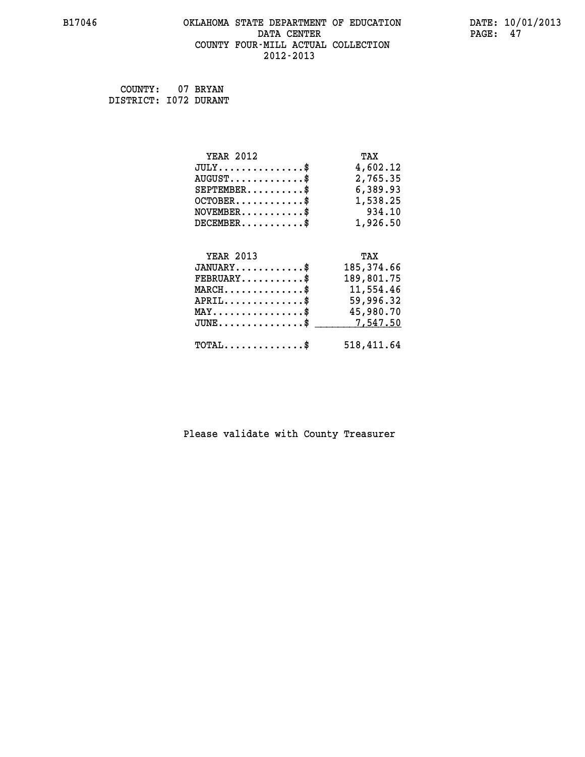B17046 OKLAHOMA STATE DEPARTMENT OF EDUCATION DATE: 10/01/2013

DATA CENTER

COUNTY FOUR-MILL ACTUAL COLLECTION

2012-2013

COUNTY: 07 BRYAN
DISTRICT: I072 DURANT

| YEAR 2012 | TAX |
|---|---|
| JULY...............$ | 4,602.12 |
| AUGUST.............$ | 2,765.35 |
| SEPTEMBER..........$ | 6,389.93 |
| OCTOBER............$ | 1,538.25 |
| NOVEMBER...........$ | 934.10 |
| DECEMBER...........$ | 1,926.50 |

| YEAR 2013 | TAX |
|---|---|
| JANUARY............$ | 185,374.66 |
| FEBRUARY...........$ | 189,801.75 |
| MARCH..............$ | 11,554.46 |
| APRIL..............$ | 59,996.32 |
| MAY................$ | 45,980.70 |
| JUNE...............$ | 7,547.50 |
| TOTAL..............$ | 518,411.64 |

Please validate with County Treasurer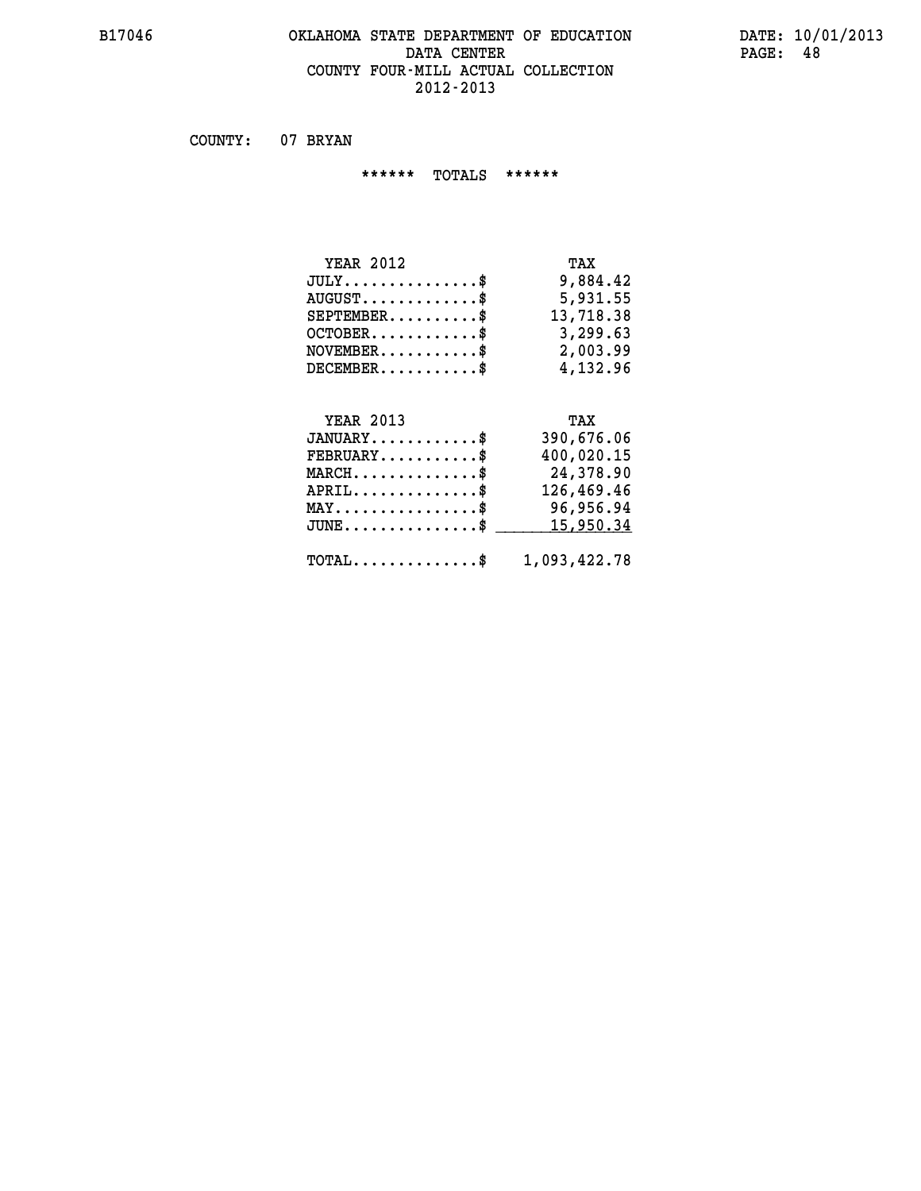# OKLAHOMA STATE DEPARTMENT OF EDUCATION
## DATA CENTER
## COUNTY FOUR-MILL ACTUAL COLLECTION
## 2012-2013

COUNTY: 07 BRYAN

****** TOTALS ******

| YEAR 2012 | TAX |
|---|---|
| JULY...............$ | 9,884.42 |
| AUGUST.............$ | 5,931.55 |
| SEPTEMBER..........$ | 13,718.38 |
| OCTOBER............$ | 3,299.63 |
| NOVEMBER...........$ | 2,003.99 |
| DECEMBER...........$ | 4,132.96 |

| YEAR 2013 | TAX |
|---|---|
| JANUARY............$ | 390,676.06 |
| FEBRUARY...........$ | 400,020.15 |
| MARCH..............$ | 24,378.90 |
| APRIL..............$ | 126,469.46 |
| MAY................$ | 96,956.94 |
| JUNE...............$ | 15,950.34 |
| TOTAL..............$ | 1,093,422.78 |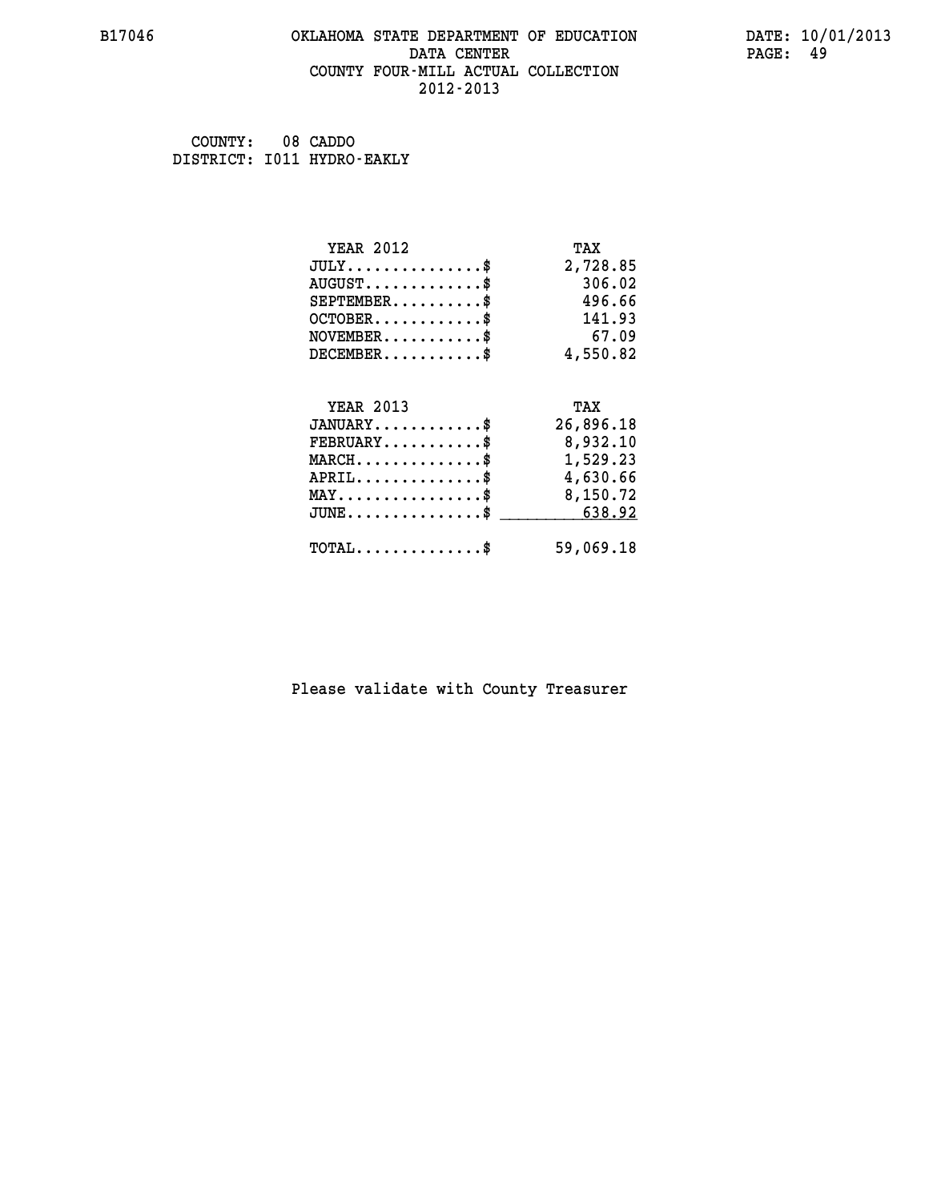B17046 OKLAHOMA STATE DEPARTMENT OF EDUCATION DATA CENTER COUNTY FOUR-MILL ACTUAL COLLECTION 2012-2013

DATE: 10/01/2013

COUNTY: 08 CADDO
DISTRICT: I011 HYDRO-EAKLY

| YEAR 2012 | TAX |
| --- | --- |
| JULY...............$ | 2,728.85 |
| AUGUST.............$ | 306.02 |
| SEPTEMBER..........$ | 496.66 |
| OCTOBER............$ | 141.93 |
| NOVEMBER...........$ | 67.09 |
| DECEMBER...........$ | 4,550.82 |

| YEAR 2013 | TAX |
| --- | --- |
| JANUARY............$ | 26,896.18 |
| FEBRUARY...........$ | 8,932.10 |
| MARCH..............$ | 1,529.23 |
| APRIL..............$ | 4,630.66 |
| MAY................$ | 8,150.72 |
| JUNE...............$ | 638.92 |
| TOTAL..............$ | 59,069.18 |

Please validate with County Treasurer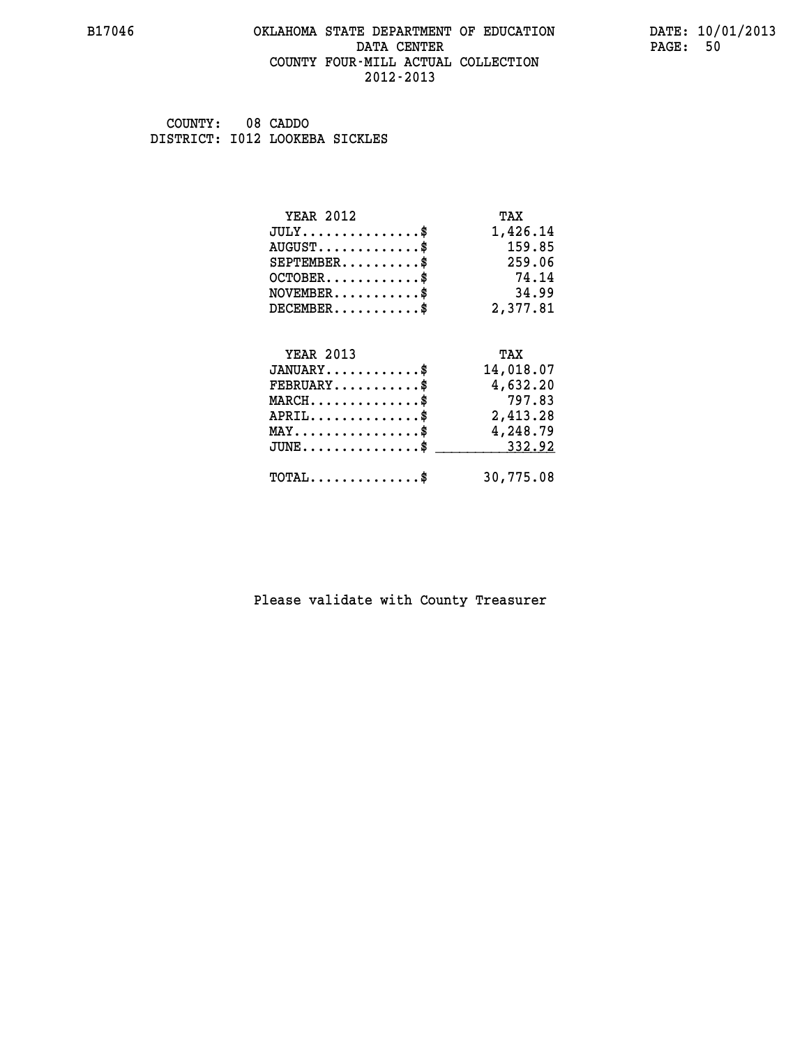# OKLAHOMA STATE DEPARTMENT OF EDUCATION
## DATA CENTER
## COUNTY FOUR-MILL ACTUAL COLLECTION
## 2012-2013

B17046 — DATE: 10/01/2013

COUNTY: 08 CADDO
DISTRICT: I012 LOOKEBA SICKLES

| YEAR 2012 | TAX |
|---|---|
| JULY..............$ | 1,426.14 |
| AUGUST............$ | 159.85 |
| SEPTEMBER.........$ | 259.06 |
| OCTOBER...........$ | 74.14 |
| NOVEMBER..........$ | 34.99 |
| DECEMBER..........$ | 2,377.81 |

| YEAR 2013 | TAX |
|---|---|
| JANUARY...........$ | 14,018.07 |
| FEBRUARY..........$ | 4,632.20 |
| MARCH.............$ | 797.83 |
| APRIL.............$ | 2,413.28 |
| MAY...............$ | 4,248.79 |
| JUNE..............$ | 332.92 |
| TOTAL.............$ | 30,775.08 |

Please validate with County Treasurer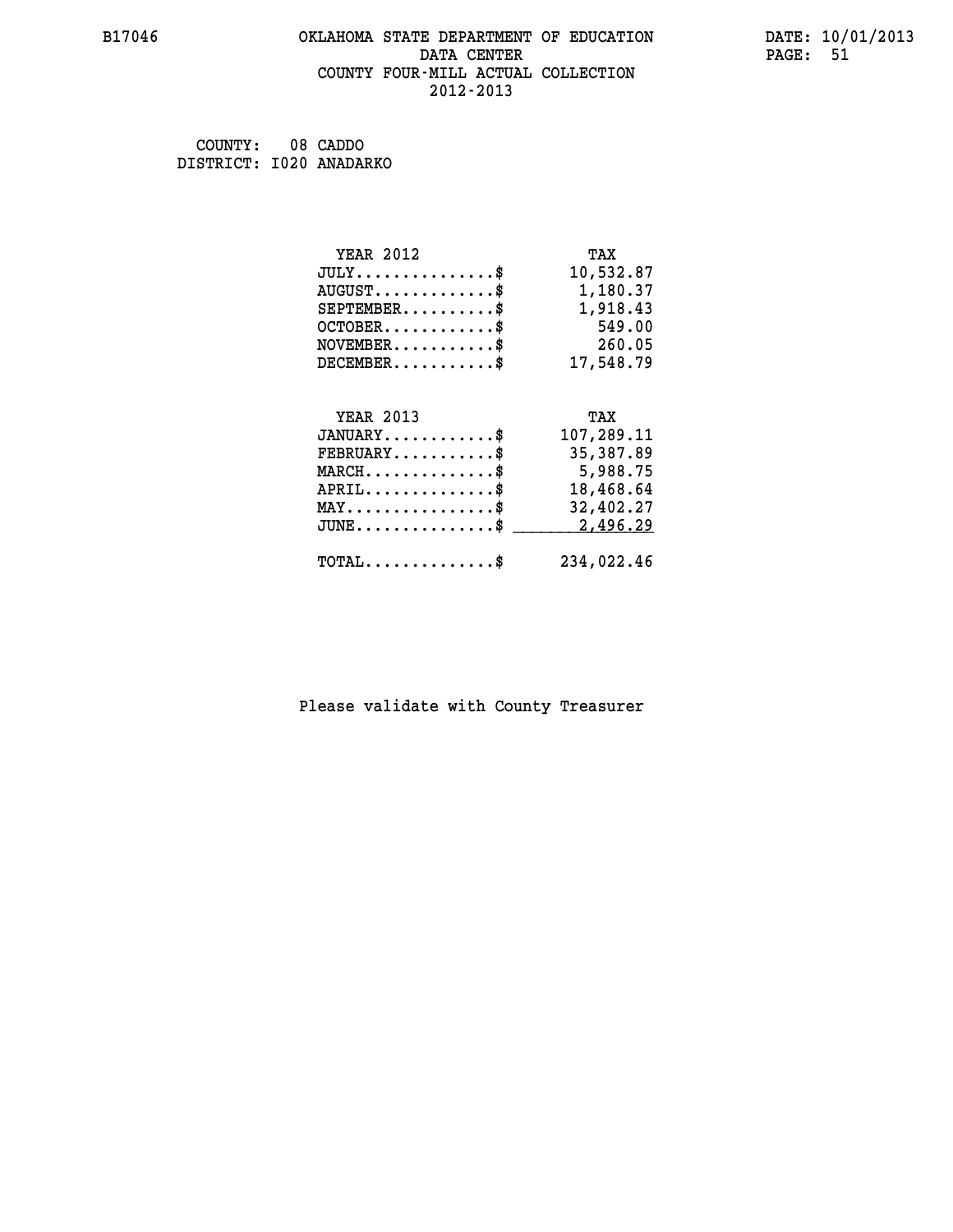B17046 OKLAHOMA STATE DEPARTMENT OF EDUCATION DATA CENTER COUNTY FOUR-MILL ACTUAL COLLECTION 2012-2013

DATE: 10/01/2013

COUNTY: 08 CADDO
DISTRICT: I020 ANADARKO

| YEAR 2012 | TAX |
|---|---|
| JULY..............$ | 10,532.87 |
| AUGUST............$ | 1,180.37 |
| SEPTEMBER.........$ | 1,918.43 |
| OCTOBER...........$ | 549.00 |
| NOVEMBER..........$ | 260.05 |
| DECEMBER..........$ | 17,548.79 |

| YEAR 2013 | TAX |
|---|---|
| JANUARY...........$ | 107,289.11 |
| FEBRUARY..........$ | 35,387.89 |
| MARCH.............$ | 5,988.75 |
| APRIL.............$ | 18,468.64 |
| MAY...............$ | 32,402.27 |
| JUNE..............$ | 2,496.29 |
| TOTAL.............$ | 234,022.46 |

Please validate with County Treasurer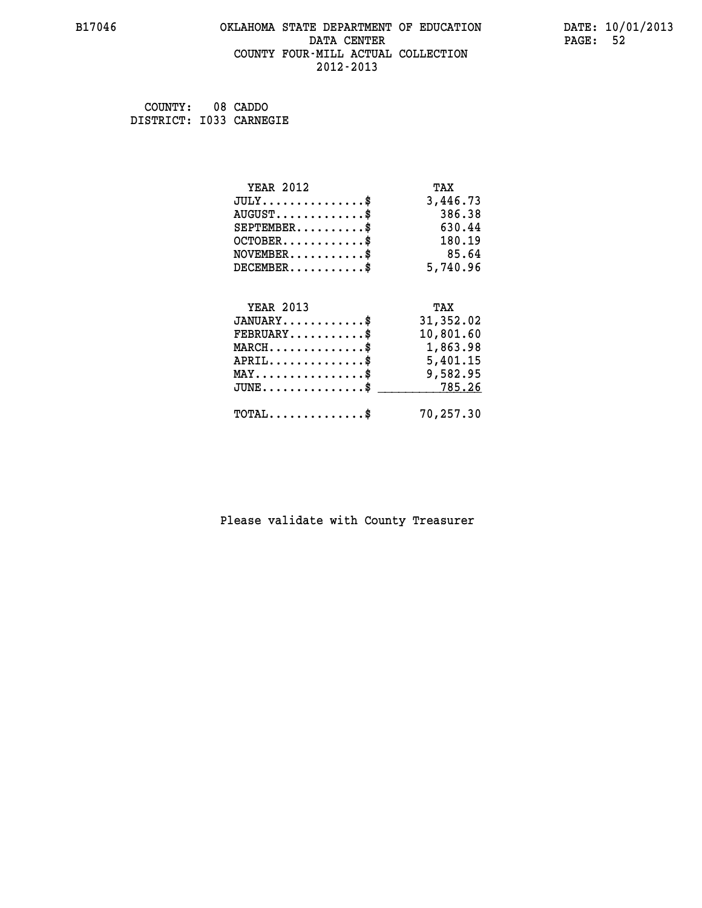# OKLAHOMA STATE DEPARTMENT OF EDUCATION
## DATA CENTER
## COUNTY FOUR-MILL ACTUAL COLLECTION
## 2012-2013

B17046 DATE: 10/01/2013

COUNTY: 08 CADDO
DISTRICT: I033 CARNEGIE

| YEAR 2012 | TAX |
|---|---|
| JULY...............$ | 3,446.73 |
| AUGUST.............$ | 386.38 |
| SEPTEMBER..........$ | 630.44 |
| OCTOBER............$ | 180.19 |
| NOVEMBER...........$ | 85.64 |
| DECEMBER...........$ | 5,740.96 |

| YEAR 2013 | TAX |
|---|---|
| JANUARY............$ | 31,352.02 |
| FEBRUARY...........$ | 10,801.60 |
| MARCH..............$ | 1,863.98 |
| APRIL..............$ | 5,401.15 |
| MAY................$ | 9,582.95 |
| JUNE...............$ | 785.26 |
| TOTAL..............$ | 70,257.30 |

Please validate with County Treasurer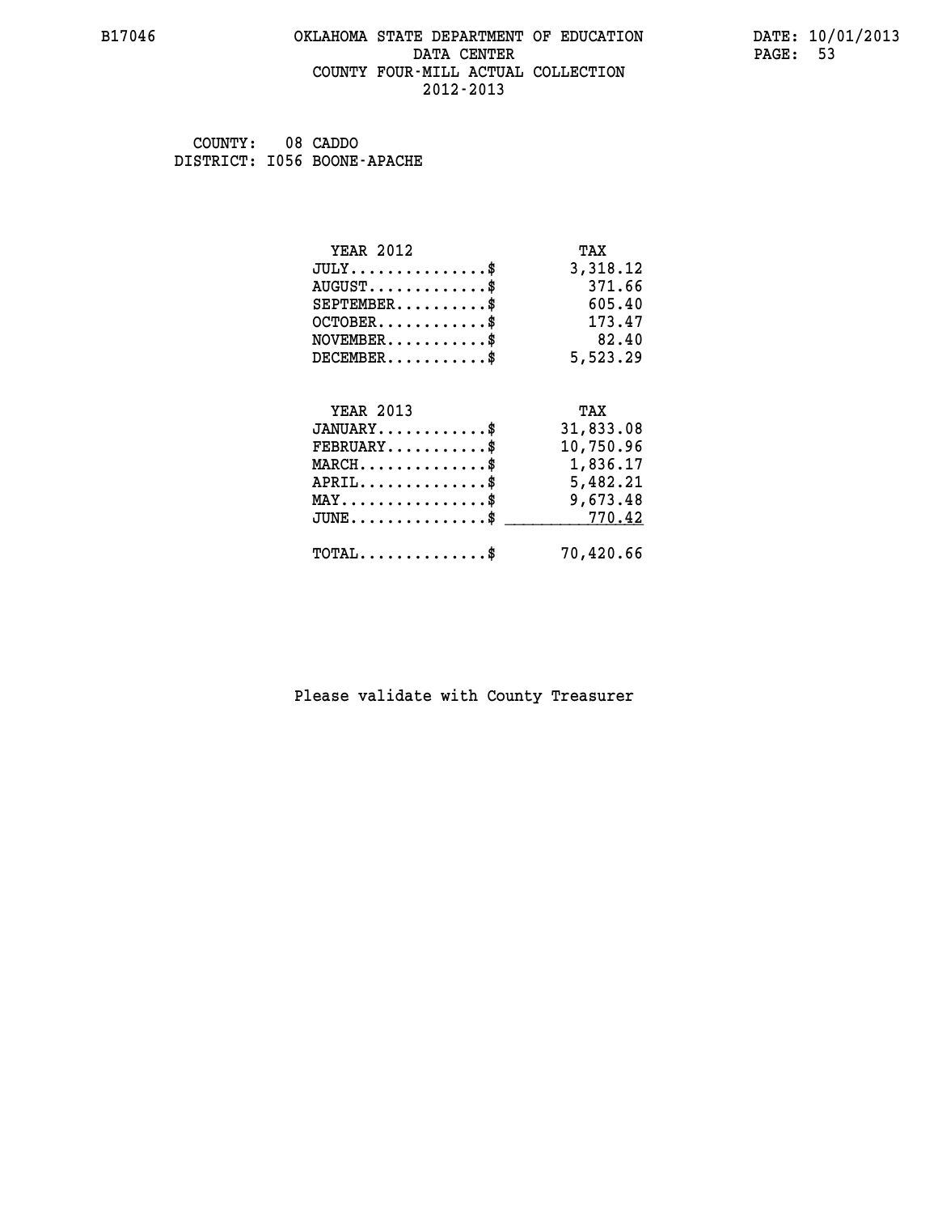# OKLAHOMA STATE DEPARTMENT OF EDUCATION
## DATA CENTER
## COUNTY FOUR-MILL ACTUAL COLLECTION
## 2012-2013

COUNTY: 08 CADDO
DISTRICT: I056 BOONE-APACHE

| YEAR 2012 | TAX |
|---|---|
| JULY..............$ | 3,318.12 |
| AUGUST............$ | 371.66 |
| SEPTEMBER.........$ | 605.40 |
| OCTOBER...........$ | 173.47 |
| NOVEMBER..........$ | 82.40 |
| DECEMBER..........$ | 5,523.29 |

| YEAR 2013 | TAX |
|---|---|
| JANUARY...........$ | 31,833.08 |
| FEBRUARY..........$ | 10,750.96 |
| MARCH.............$ | 1,836.17 |
| APRIL.............$ | 5,482.21 |
| MAY...............$ | 9,673.48 |
| JUNE..............$ | 770.42 |
| TOTAL.............$ | 70,420.66 |

Please validate with County Treasurer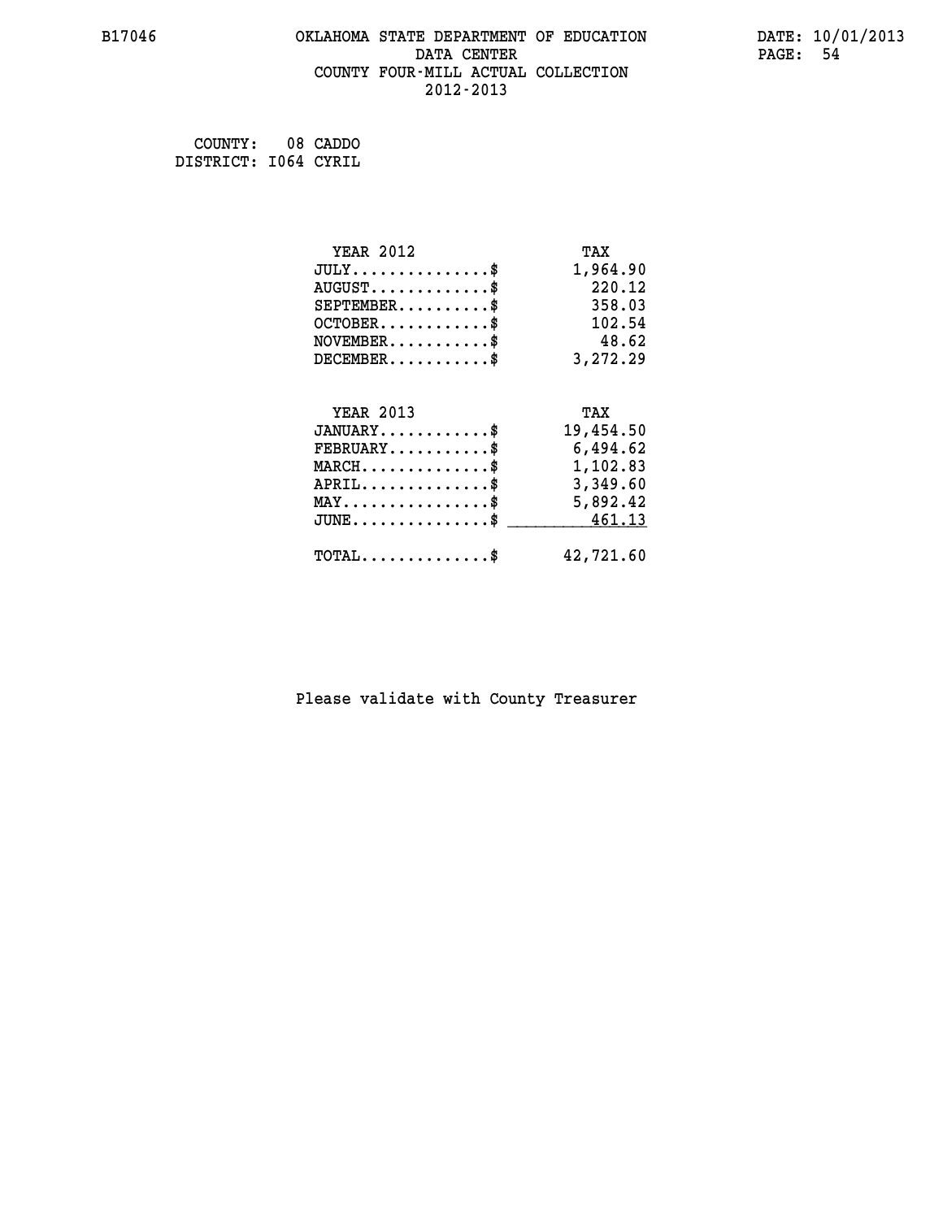B17046 OKLAHOMA STATE DEPARTMENT OF EDUCATION DATA CENTER COUNTY FOUR-MILL ACTUAL COLLECTION 2012-2013

DATE: 10/01/2013

COUNTY: 08 CADDO
DISTRICT: I064 CYRIL

| YEAR 2012 | TAX |
|---|---|
| JULY...............$ | 1,964.90 |
| AUGUST.............$ | 220.12 |
| SEPTEMBER..........$ | 358.03 |
| OCTOBER............$ | 102.54 |
| NOVEMBER...........$ | 48.62 |
| DECEMBER...........$ | 3,272.29 |

| YEAR 2013 | TAX |
|---|---|
| JANUARY............$ | 19,454.50 |
| FEBRUARY...........$ | 6,494.62 |
| MARCH..............$ | 1,102.83 |
| APRIL..............$ | 3,349.60 |
| MAY................$ | 5,892.42 |
| JUNE...............$ | 461.13 |
| TOTAL..............$ | 42,721.60 |

Please validate with County Treasurer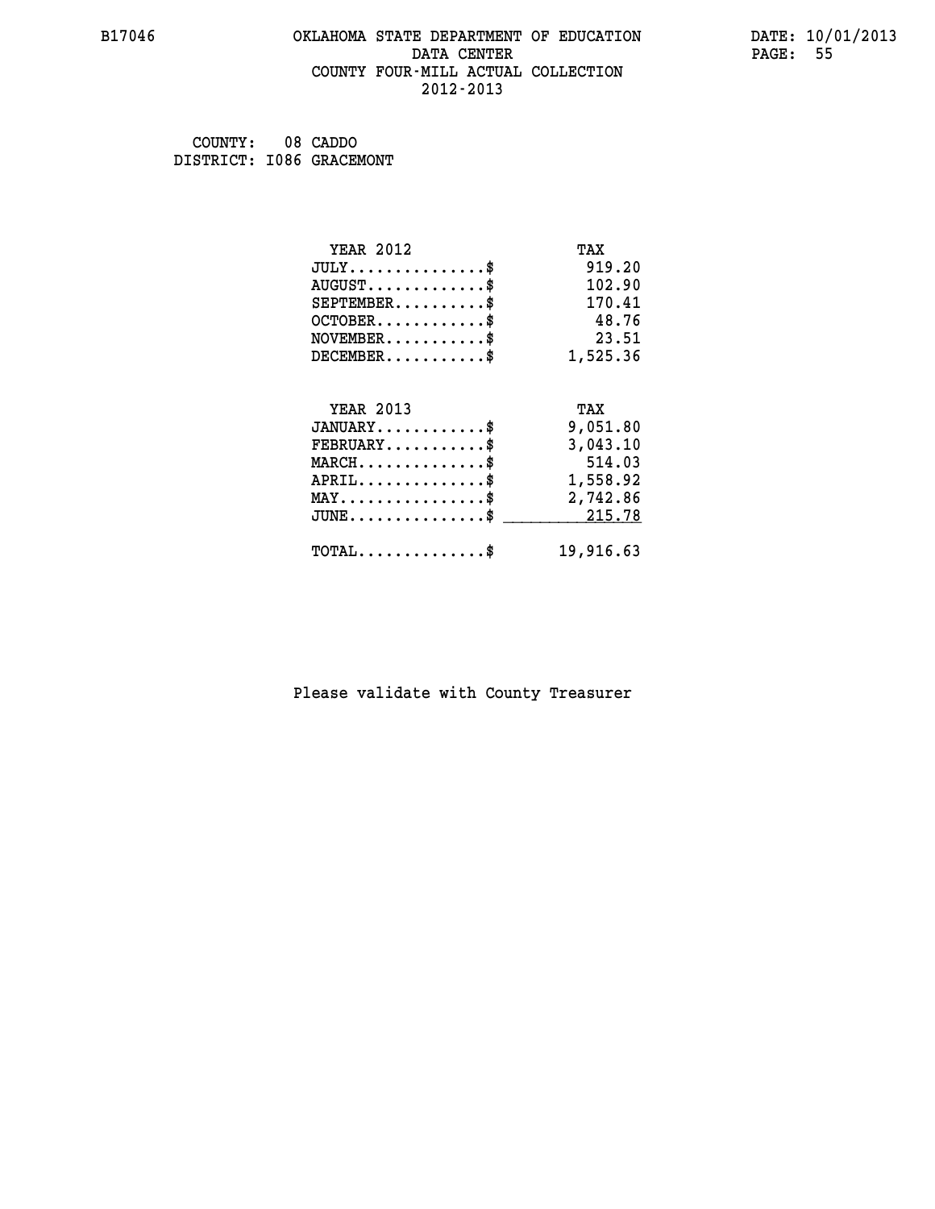B17046 OKLAHOMA STATE DEPARTMENT OF EDUCATION DATA CENTER COUNTY FOUR-MILL ACTUAL COLLECTION 2012-2013

DATE: 10/01/2013

COUNTY: 08 CADDO
DISTRICT: I086 GRACEMONT

| YEAR 2012 | TAX |
|---|---|
| JULY...............$ | 919.20 |
| AUGUST.............$ | 102.90 |
| SEPTEMBER..........$ | 170.41 |
| OCTOBER............$ | 48.76 |
| NOVEMBER...........$ | 23.51 |
| DECEMBER...........$ | 1,525.36 |

| YEAR 2013 | TAX |
|---|---|
| JANUARY............$ | 9,051.80 |
| FEBRUARY...........$ | 3,043.10 |
| MARCH..............$ | 514.03 |
| APRIL..............$ | 1,558.92 |
| MAY................$ | 2,742.86 |
| JUNE...............$ | 215.78 |
| TOTAL..............$ | 19,916.63 |

Please validate with County Treasurer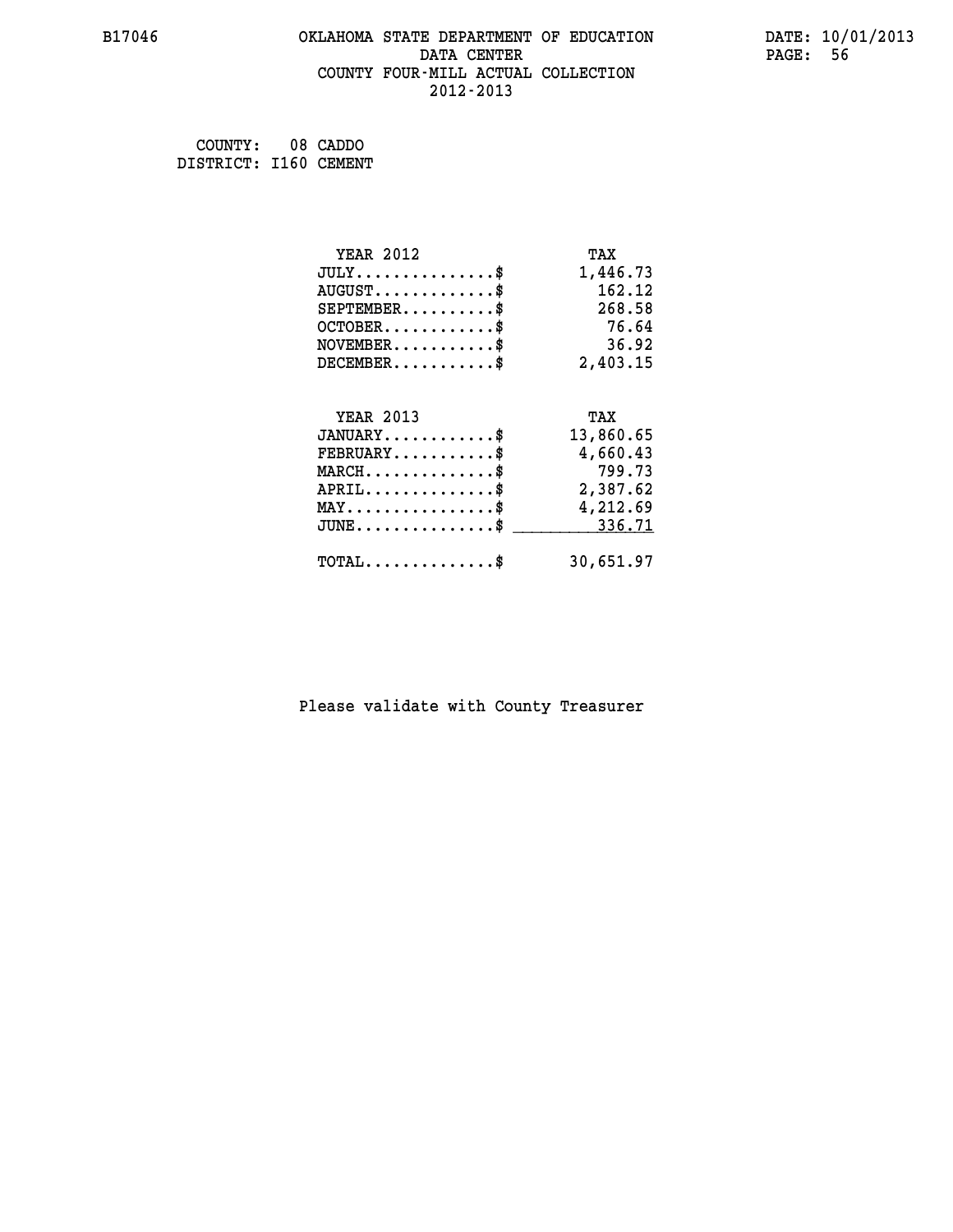B17046 OKLAHOMA STATE DEPARTMENT OF EDUCATION DATA CENTER COUNTY FOUR-MILL ACTUAL COLLECTION 2012-2013

DATE: 10/01/2013

COUNTY: 08 CADDO
DISTRICT: I160 CEMENT

| YEAR 2012 | TAX |
|---|---|
| JULY...............$ | 1,446.73 |
| AUGUST.............$ | 162.12 |
| SEPTEMBER..........$ | 268.58 |
| OCTOBER............$ | 76.64 |
| NOVEMBER...........$ | 36.92 |
| DECEMBER...........$ | 2,403.15 |

| YEAR 2013 | TAX |
|---|---|
| JANUARY............$ | 13,860.65 |
| FEBRUARY...........$ | 4,660.43 |
| MARCH..............$ | 799.73 |
| APRIL..............$ | 2,387.62 |
| MAY................$ | 4,212.69 |
| JUNE...............$ | 336.71 |
| TOTAL..............$ | 30,651.97 |

Please validate with County Treasurer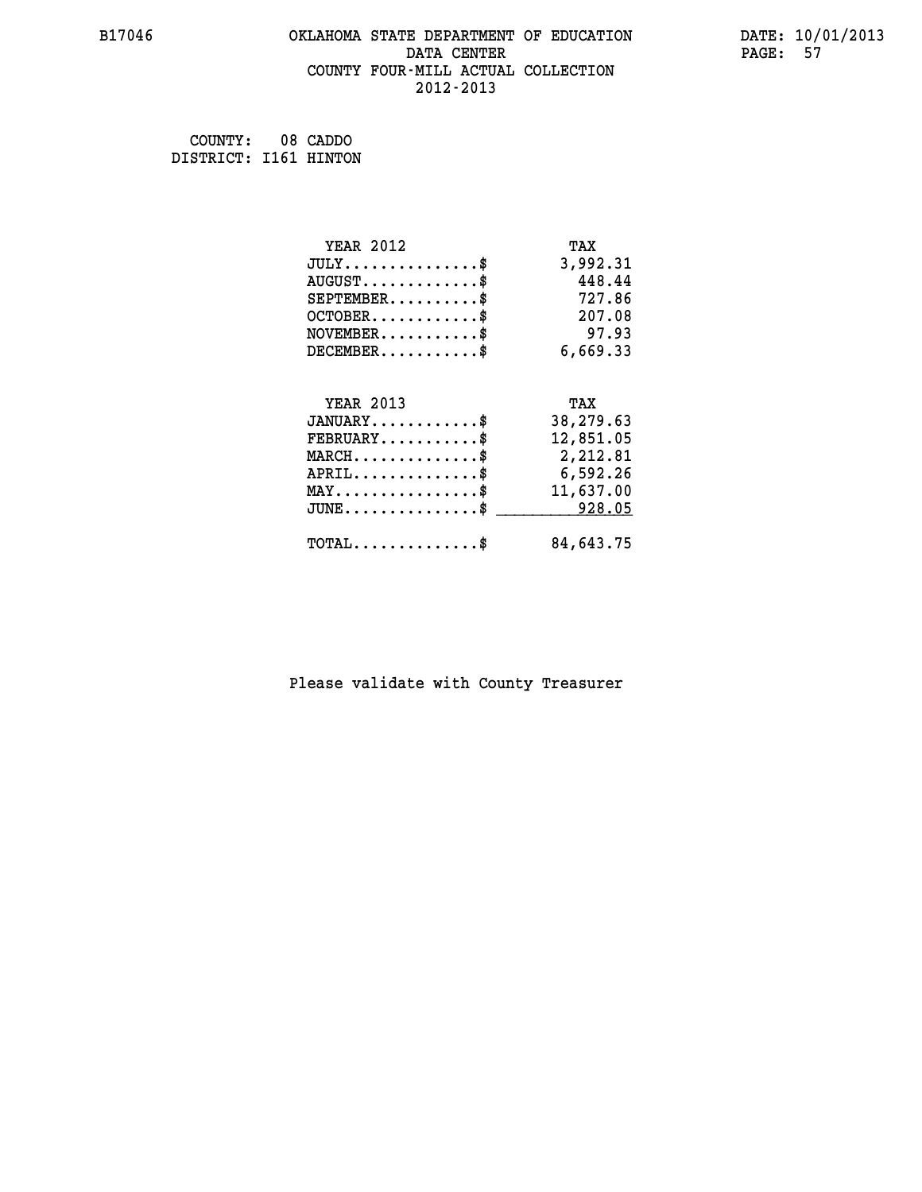B17046 OKLAHOMA STATE DEPARTMENT OF EDUCATION DATE: 10/01/2013

DATA CENTER

COUNTY FOUR-MILL ACTUAL COLLECTION

2012-2013

COUNTY: 08 CADDO
DISTRICT: I161 HINTON

| YEAR 2012 | TAX |
|---|---|
| JULY...............$ | 3,992.31 |
| AUGUST.............$ | 448.44 |
| SEPTEMBER..........$ | 727.86 |
| OCTOBER............$ | 207.08 |
| NOVEMBER...........$ | 97.93 |
| DECEMBER...........$ | 6,669.33 |

| YEAR 2013 | TAX |
|---|---|
| JANUARY............$ | 38,279.63 |
| FEBRUARY...........$ | 12,851.05 |
| MARCH..............$ | 2,212.81 |
| APRIL..............$ | 6,592.26 |
| MAY................$ | 11,637.00 |
| JUNE...............$ | 928.05 |
| TOTAL..............$ | 84,643.75 |

Please validate with County Treasurer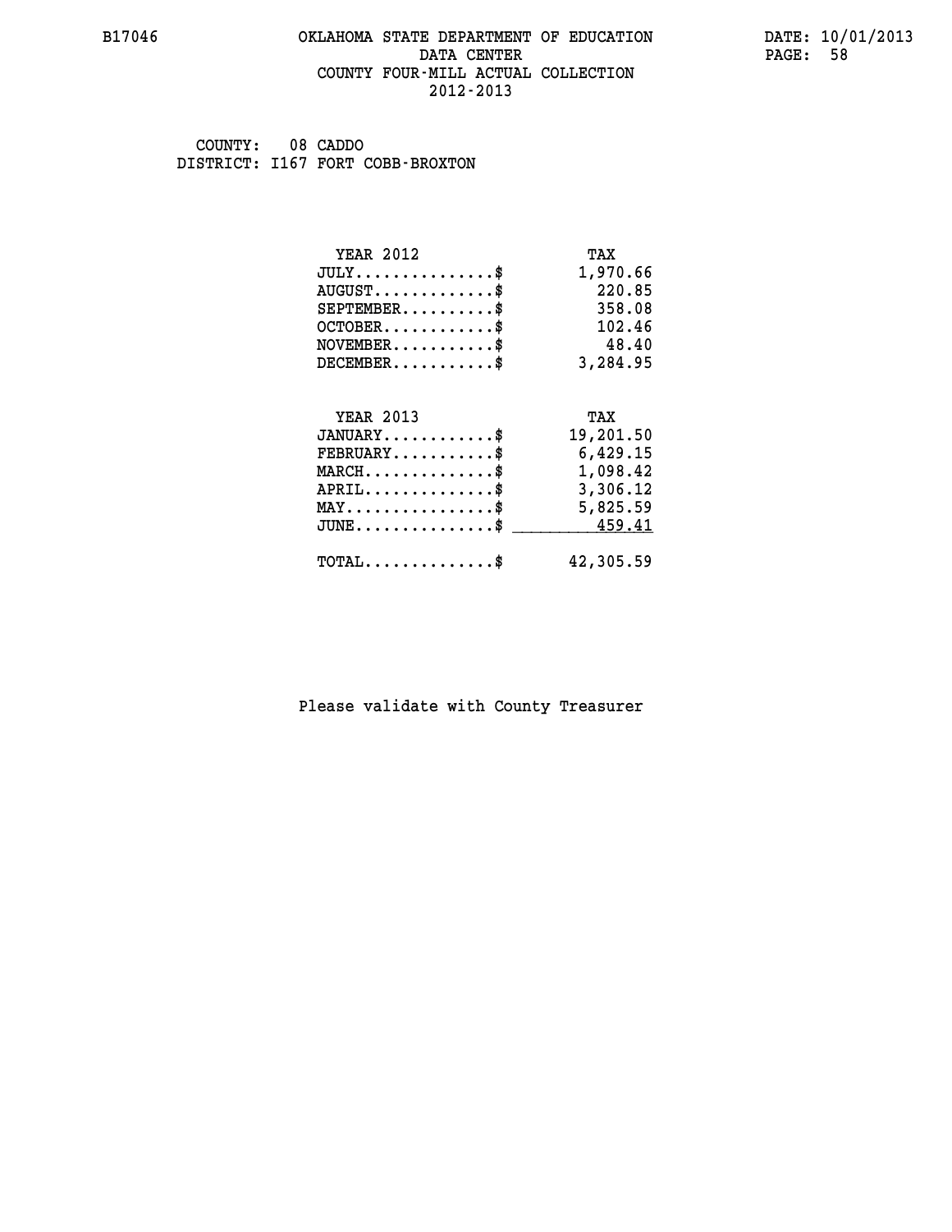B17046

# OKLAHOMA STATE DEPARTMENT OF EDUCATION
## DATA CENTER
## COUNTY FOUR-MILL ACTUAL COLLECTION
## 2012-2013

DATE: 10/01/2013

COUNTY: 08 CADDO
DISTRICT: I167 FORT COBB-BROXTON

| YEAR 2012 | TAX |
|---|---|
| JULY...............$ | 1,970.66 |
| AUGUST.............$ | 220.85 |
| SEPTEMBER..........$ | 358.08 |
| OCTOBER............$ | 102.46 |
| NOVEMBER...........$ | 48.40 |
| DECEMBER...........$ | 3,284.95 |

| YEAR 2013 | TAX |
|---|---|
| JANUARY............$ | 19,201.50 |
| FEBRUARY...........$ | 6,429.15 |
| MARCH..............$ | 1,098.42 |
| APRIL..............$ | 3,306.12 |
| MAY................$ | 5,825.59 |
| JUNE...............$ | 459.41 |
| TOTAL..............$ | 42,305.59 |

Please validate with County Treasurer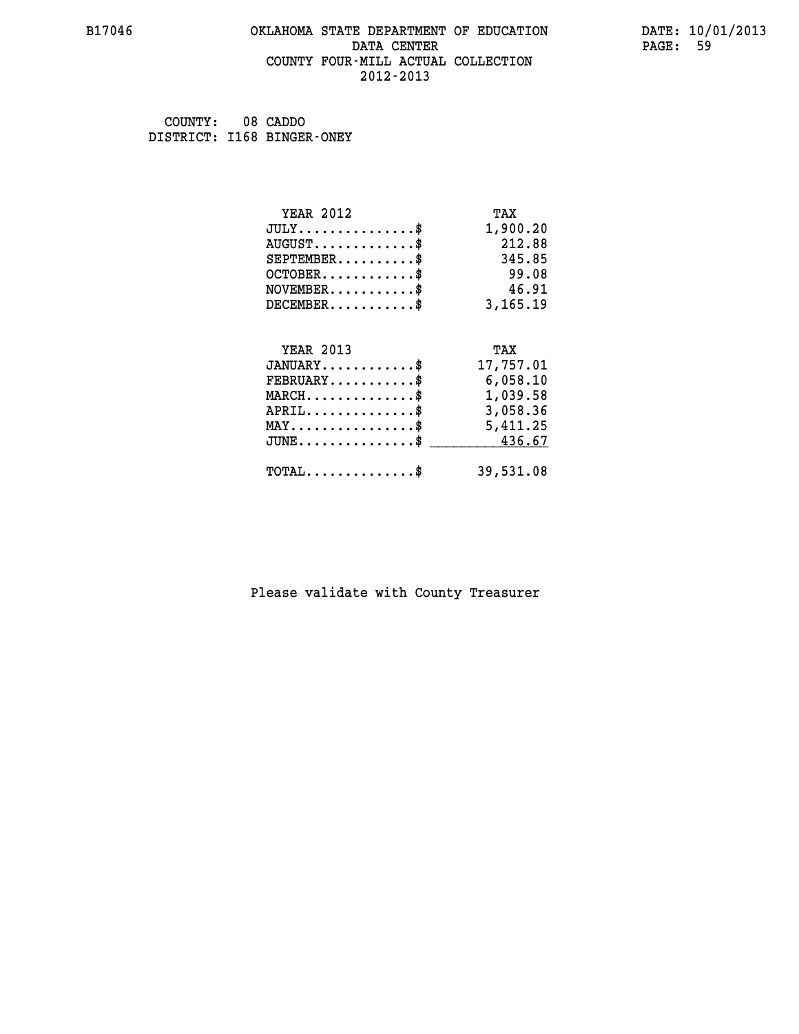B17046 OKLAHOMA STATE DEPARTMENT OF EDUCATION DATA CENTER COUNTY FOUR-MILL ACTUAL COLLECTION 2012-2013

DATE: 10/01/2013

COUNTY: 08 CADDO
DISTRICT: I168 BINGER-ONEY

| YEAR 2012 | TAX |
|---|---|
| JULY...............$ | 1,900.20 |
| AUGUST.............$ | 212.88 |
| SEPTEMBER..........$ | 345.85 |
| OCTOBER............$ | 99.08 |
| NOVEMBER...........$ | 46.91 |
| DECEMBER...........$ | 3,165.19 |

| YEAR 2013 | TAX |
|---|---|
| JANUARY............$ | 17,757.01 |
| FEBRUARY...........$ | 6,058.10 |
| MARCH..............$ | 1,039.58 |
| APRIL..............$ | 3,058.36 |
| MAY................$ | 5,411.25 |
| JUNE...............$ | 436.67 |
| TOTAL..............$ | 39,531.08 |

Please validate with County Treasurer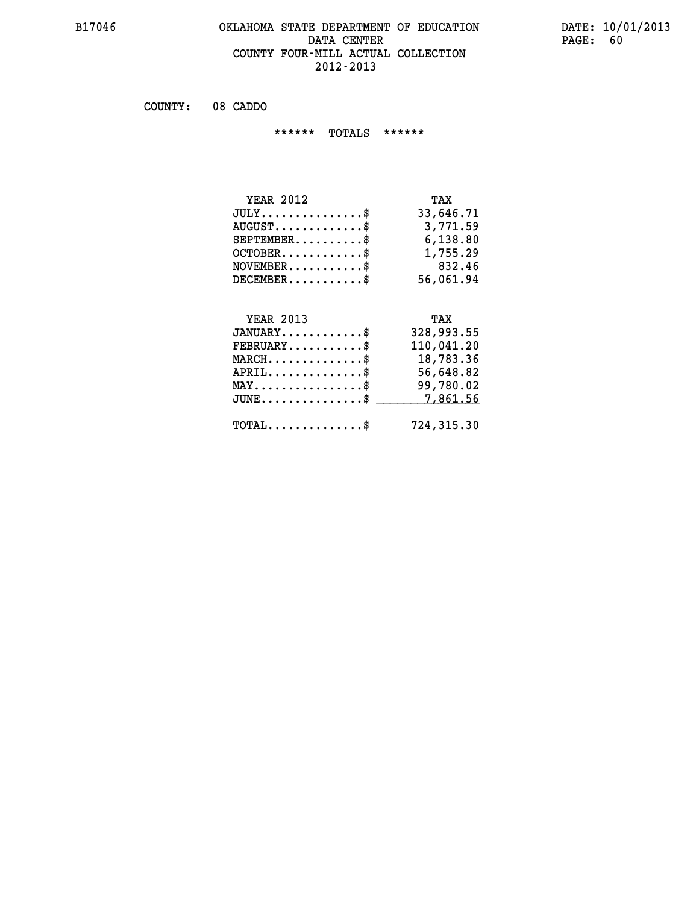# OKLAHOMA STATE DEPARTMENT OF EDUCATION
## DATA CENTER
## COUNTY FOUR-MILL ACTUAL COLLECTION
## 2012-2013

COUNTY: 08 CADDO

****** TOTALS ******

| YEAR 2012 | TAX |
|---|---|
| JULY...............$ | 33,646.71 |
| AUGUST.............$ | 3,771.59 |
| SEPTEMBER..........$ | 6,138.80 |
| OCTOBER............$ | 1,755.29 |
| NOVEMBER...........$ | 832.46 |
| DECEMBER...........$ | 56,061.94 |

| YEAR 2013 | TAX |
|---|---|
| JANUARY............$ | 328,993.55 |
| FEBRUARY...........$ | 110,041.20 |
| MARCH..............$ | 18,783.36 |
| APRIL..............$ | 56,648.82 |
| MAY................$ | 99,780.02 |
| JUNE...............$ | 7,861.56 |
| TOTAL..............$ | 724,315.30 |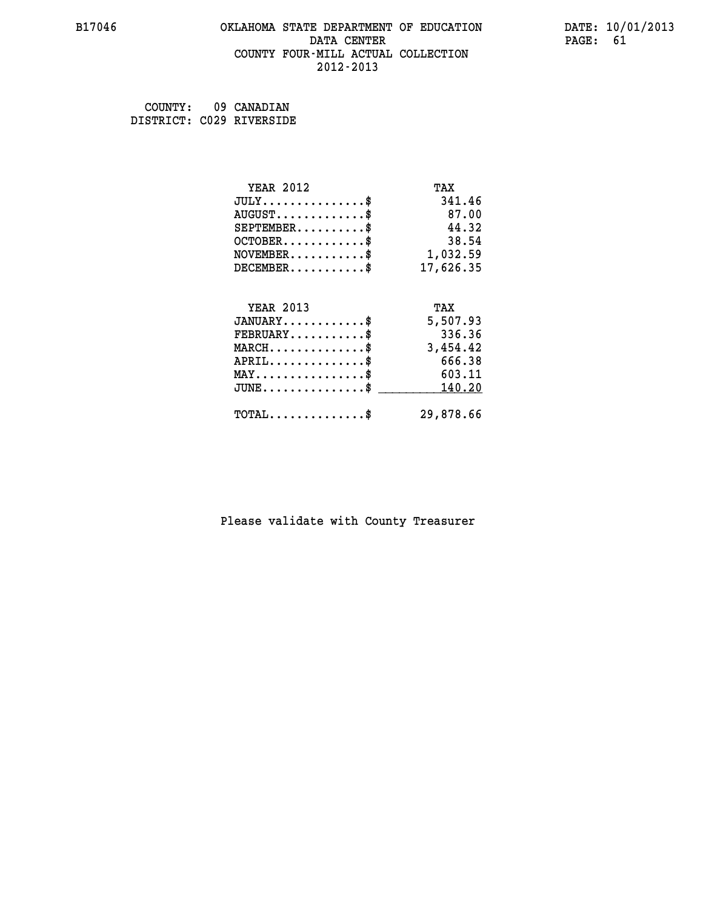COUNTY: 09 CANADIAN
DISTRICT: C029 RIVERSIDE

| YEAR 2012 | TAX |
|---|---|
| JULY..............$ | 341.46 |
| AUGUST............$ | 87.00 |
| SEPTEMBER.........$ | 44.32 |
| OCTOBER...........$ | 38.54 |
| NOVEMBER..........$ | 1,032.59 |
| DECEMBER..........$ | 17,626.35 |

| YEAR 2013 | TAX |
|---|---|
| JANUARY...........$ | 5,507.93 |
| FEBRUARY..........$ | 336.36 |
| MARCH.............$ | 3,454.42 |
| APRIL.............$ | 666.38 |
| MAY...............$ | 603.11 |
| JUNE..............$ | 140.20 |
| TOTAL.............$ | 29,878.66 |

Please validate with County Treasurer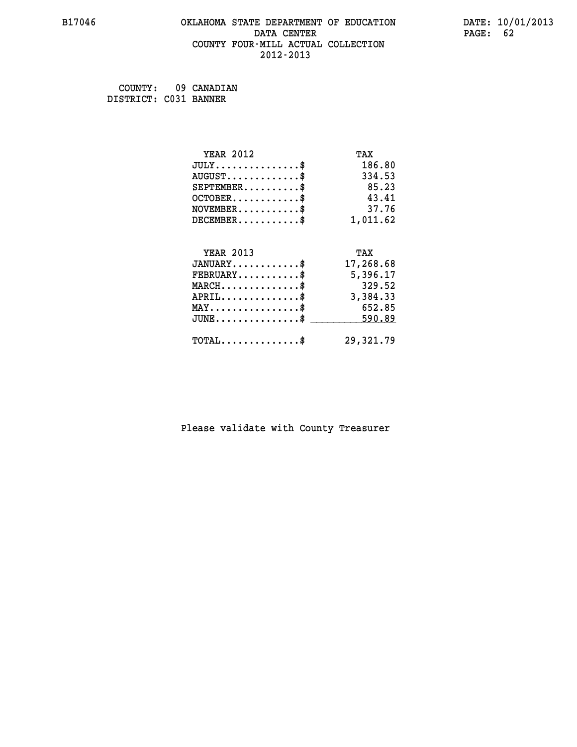B17046 OKLAHOMA STATE DEPARTMENT OF EDUCATION DATA CENTER COUNTY FOUR-MILL ACTUAL COLLECTION 2012-2013

DATE: 10/01/2013

COUNTY: 09 CANADIAN
DISTRICT: C031 BANNER

| YEAR 2012 | TAX |
|---|---|
| JULY...............$ | 186.80 |
| AUGUST.............$ | 334.53 |
| SEPTEMBER..........$ | 85.23 |
| OCTOBER............$ | 43.41 |
| NOVEMBER...........$ | 37.76 |
| DECEMBER...........$ | 1,011.62 |

| YEAR 2013 | TAX |
|---|---|
| JANUARY............$ | 17,268.68 |
| FEBRUARY...........$ | 5,396.17 |
| MARCH..............$ | 329.52 |
| APRIL..............$ | 3,384.33 |
| MAY................$ | 652.85 |
| JUNE...............$ | 590.89 |
| TOTAL..............$ | 29,321.79 |

Please validate with County Treasurer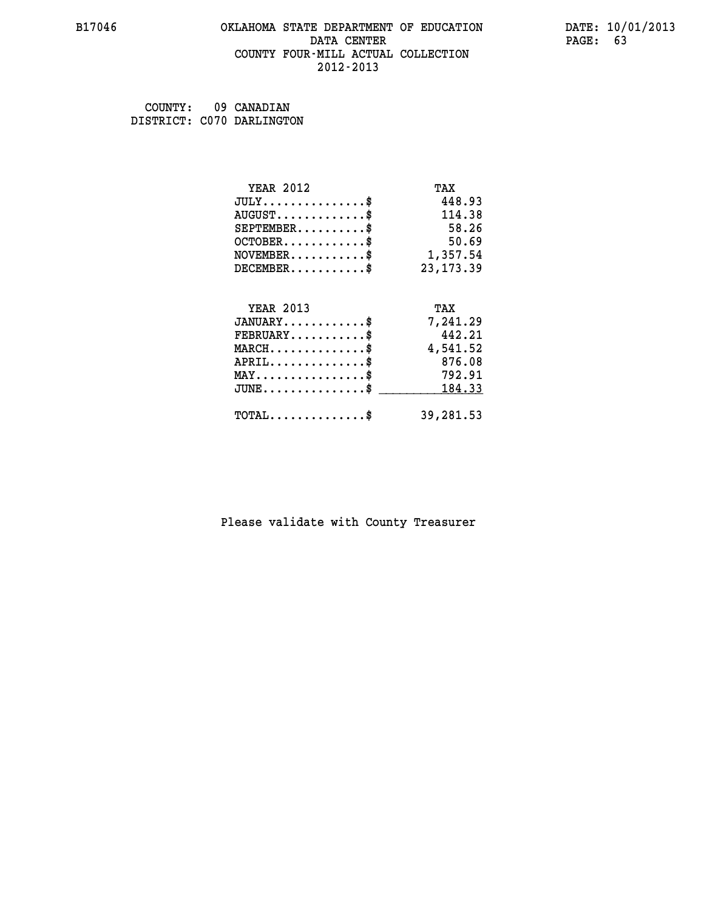# OKLAHOMA STATE DEPARTMENT OF EDUCATION
## DATA CENTER
## COUNTY FOUR-MILL ACTUAL COLLECTION
## 2012-2013

B17046 DATE: 10/01/2013

COUNTY: 09 CANADIAN
DISTRICT: C070 DARLINGTON

| YEAR 2012 | TAX |
|---|---|
| JULY...............$ | 448.93 |
| AUGUST.............$ | 114.38 |
| SEPTEMBER..........$ | 58.26 |
| OCTOBER............$ | 50.69 |
| NOVEMBER...........$ | 1,357.54 |
| DECEMBER...........$ | 23,173.39 |

| YEAR 2013 | TAX |
|---|---|
| JANUARY............$ | 7,241.29 |
| FEBRUARY...........$ | 442.21 |
| MARCH..............$ | 4,541.52 |
| APRIL..............$ | 876.08 |
| MAY................$ | 792.91 |
| JUNE...............$ | 184.33 |
| TOTAL..............$ | 39,281.53 |

Please validate with County Treasurer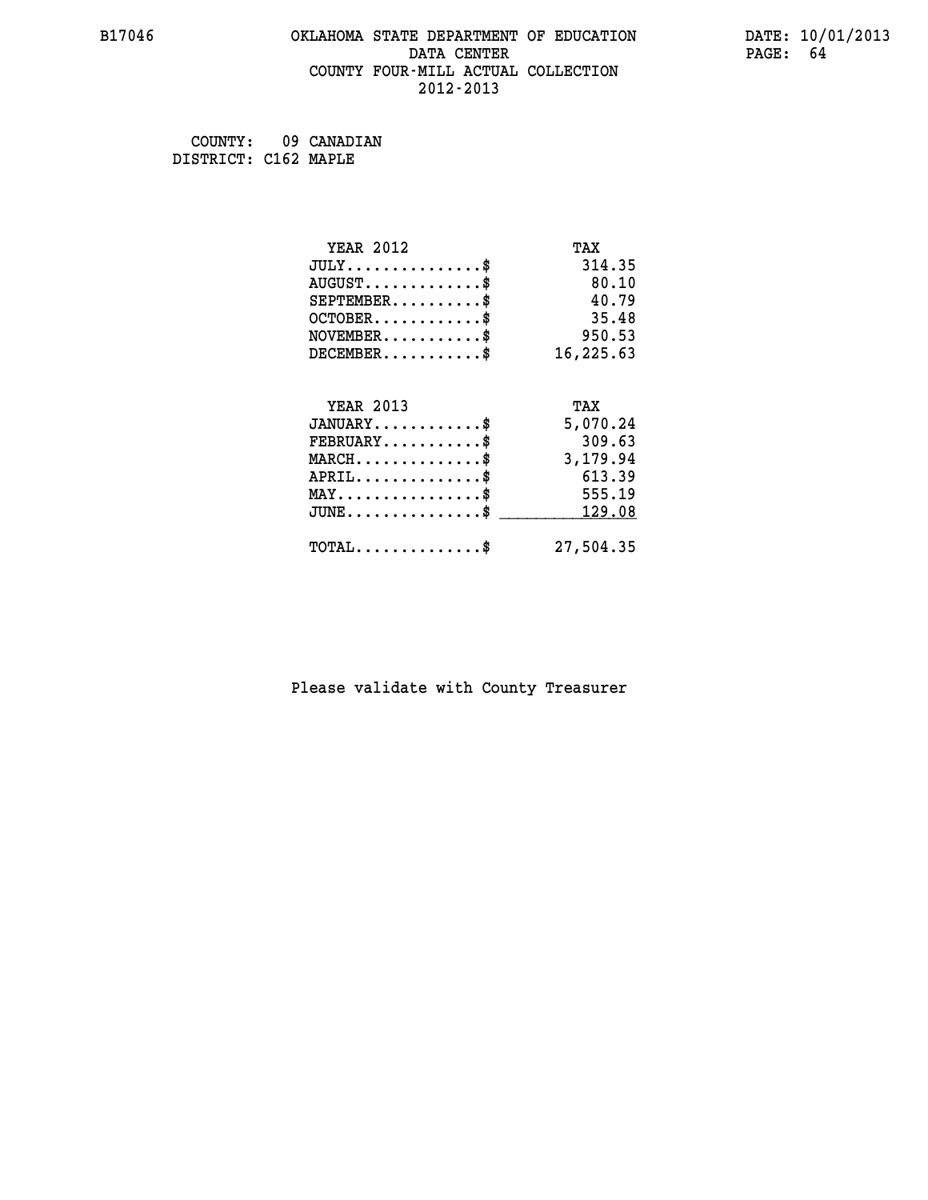# OKLAHOMA STATE DEPARTMENT OF EDUCATION
## DATA CENTER
## COUNTY FOUR-MILL ACTUAL COLLECTION
## 2012-2013

B17046

DATE: 10/01/2013

COUNTY: 09 CANADIAN
DISTRICT: C162 MAPLE

| YEAR 2012 | TAX |
|---|---|
| JULY...............$ | 314.35 |
| AUGUST.............$ | 80.10 |
| SEPTEMBER..........$ | 40.79 |
| OCTOBER............$ | 35.48 |
| NOVEMBER...........$ | 950.53 |
| DECEMBER...........$ | 16,225.63 |

| YEAR 2013 | TAX |
|---|---|
| JANUARY............$ | 5,070.24 |
| FEBRUARY...........$ | 309.63 |
| MARCH..............$ | 3,179.94 |
| APRIL..............$ | 613.39 |
| MAY................$ | 555.19 |
| JUNE...............$ | 129.08 |
| TOTAL..............$ | 27,504.35 |

Please validate with County Treasurer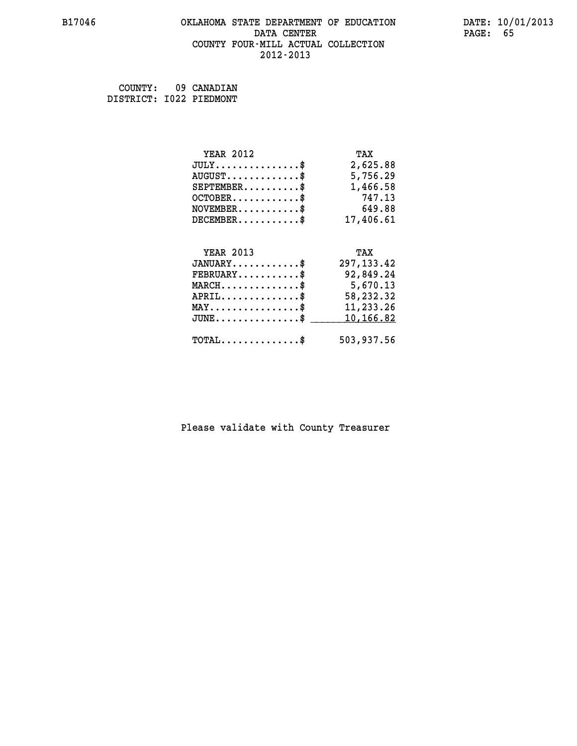COUNTY: 09 CANADIAN
DISTRICT: I022 PIEDMONT

| YEAR 2012 | TAX |
|---|---|
| JULY..............$ | 2,625.88 |
| AUGUST............$ | 5,756.29 |
| SEPTEMBER.........$ | 1,466.58 |
| OCTOBER...........$ | 747.13 |
| NOVEMBER..........$ | 649.88 |
| DECEMBER..........$ | 17,406.61 |

| YEAR 2013 | TAX |
|---|---|
| JANUARY...........$ | 297,133.42 |
| FEBRUARY..........$ | 92,849.24 |
| MARCH.............$ | 5,670.13 |
| APRIL.............$ | 58,232.32 |
| MAY...............$ | 11,233.26 |
| JUNE..............$ | 10,166.82 |
| TOTAL.............$ | 503,937.56 |

Please validate with County Treasurer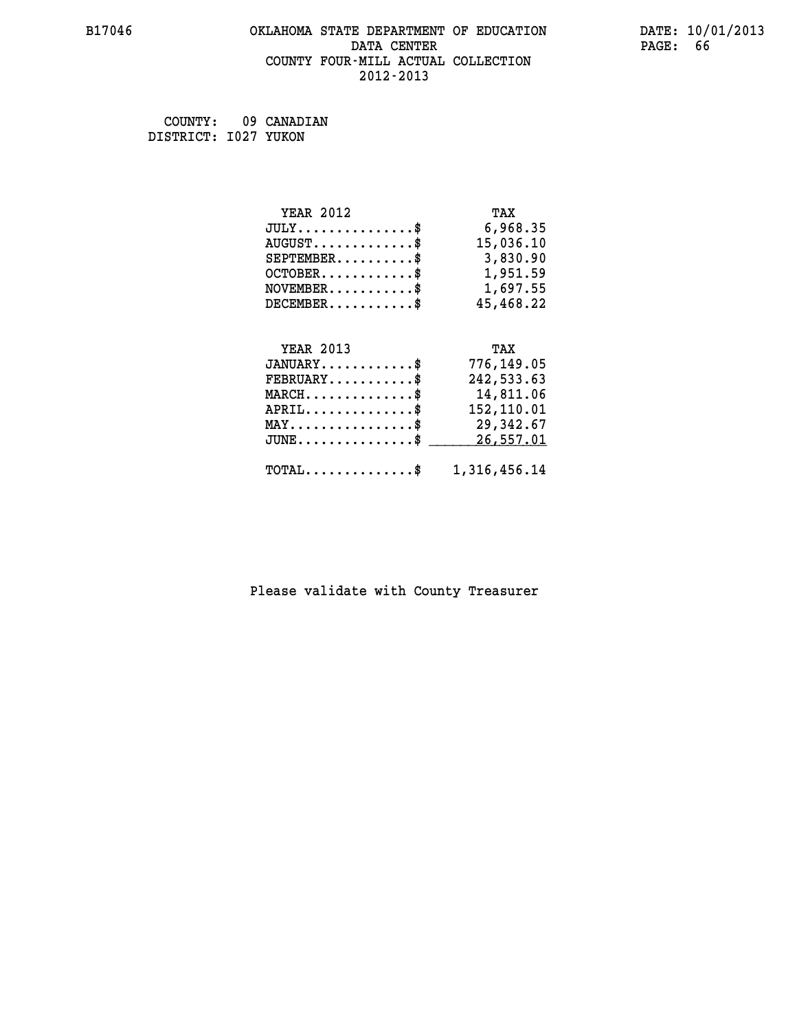B17046 OKLAHOMA STATE DEPARTMENT OF EDUCATION DATA CENTER COUNTY FOUR-MILL ACTUAL COLLECTION 2012-2013

DATE: 10/01/2013

COUNTY: 09 CANADIAN
DISTRICT: I027 YUKON

| YEAR 2012 | TAX |
|---|---|
| JULY...............$ | 6,968.35 |
| AUGUST.............$ | 15,036.10 |
| SEPTEMBER..........$ | 3,830.90 |
| OCTOBER............$ | 1,951.59 |
| NOVEMBER...........$ | 1,697.55 |
| DECEMBER...........$ | 45,468.22 |

| YEAR 2013 | TAX |
|---|---|
| JANUARY............$ | 776,149.05 |
| FEBRUARY...........$ | 242,533.63 |
| MARCH..............$ | 14,811.06 |
| APRIL..............$ | 152,110.01 |
| MAY................$ | 29,342.67 |
| JUNE...............$ | 26,557.01 |
| TOTAL..............$ | 1,316,456.14 |

Please validate with County Treasurer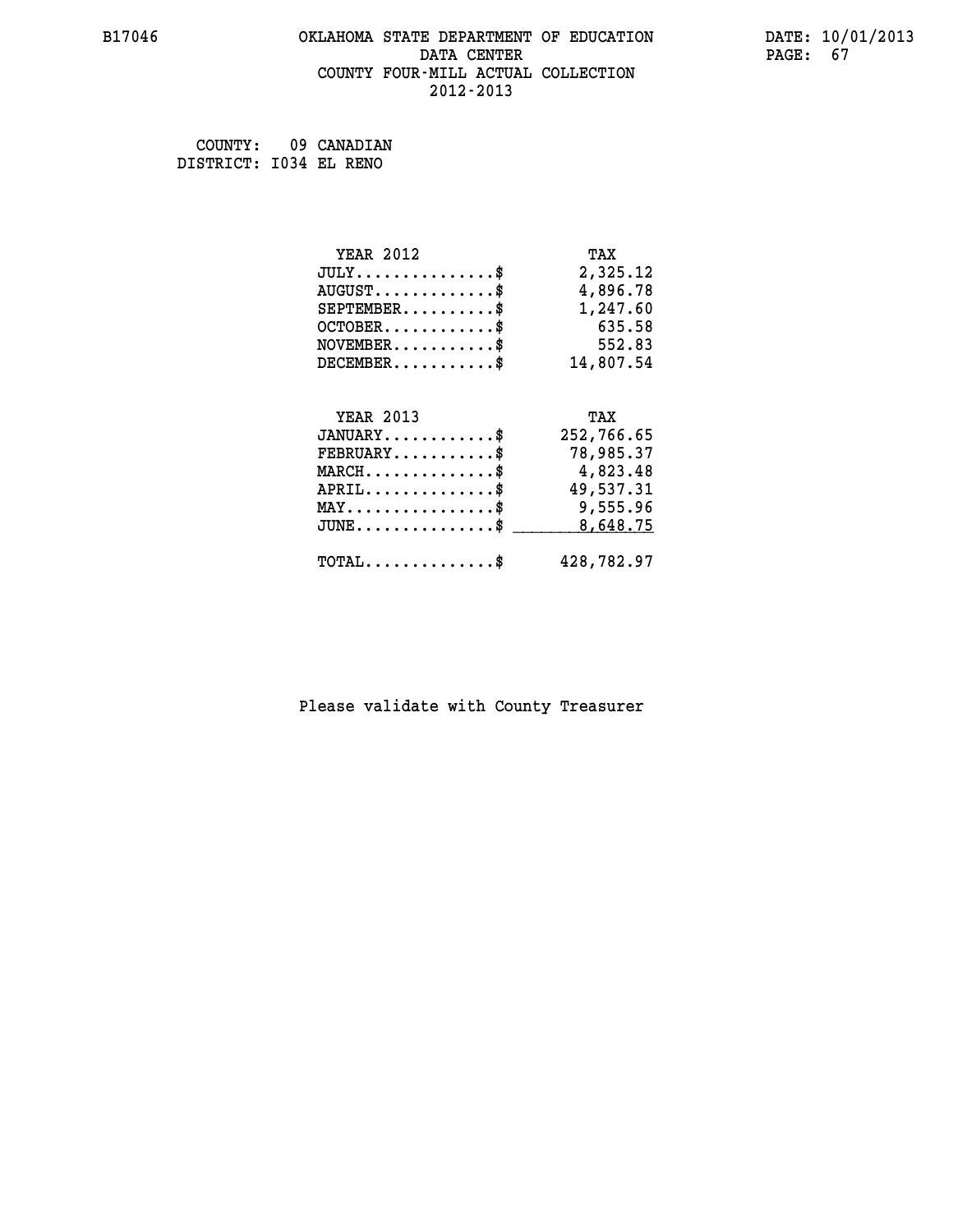B17046 OKLAHOMA STATE DEPARTMENT OF EDUCATION DATA CENTER COUNTY FOUR-MILL ACTUAL COLLECTION 2012-2013

DATE: 10/01/2013

COUNTY: 09 CANADIAN
DISTRICT: I034 EL RENO

| YEAR 2012 | TAX |
|---|---|
| JULY...............$ | 2,325.12 |
| AUGUST.............$ | 4,896.78 |
| SEPTEMBER..........$ | 1,247.60 |
| OCTOBER............$ | 635.58 |
| NOVEMBER...........$ | 552.83 |
| DECEMBER...........$ | 14,807.54 |

| YEAR 2013 | TAX |
|---|---|
| JANUARY............$ | 252,766.65 |
| FEBRUARY...........$ | 78,985.37 |
| MARCH..............$ | 4,823.48 |
| APRIL..............$ | 49,537.31 |
| MAY................$ | 9,555.96 |
| JUNE...............$ | 8,648.75 |
| TOTAL..............$ | 428,782.97 |

Please validate with County Treasurer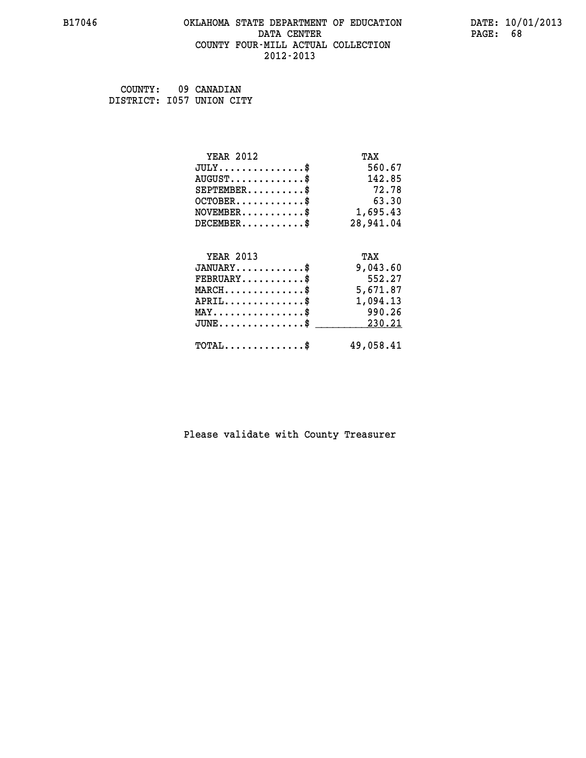B17046 OKLAHOMA STATE DEPARTMENT OF EDUCATION DATA CENTER COUNTY FOUR-MILL ACTUAL COLLECTION 2012-2013

DATE: 10/01/2013

COUNTY: 09 CANADIAN
DISTRICT: I057 UNION CITY

| YEAR 2012 | TAX |
|---|---|
| JULY.............$ | 560.67 |
| AUGUST.............$ | 142.85 |
| SEPTEMBER..........$ | 72.78 |
| OCTOBER............$ | 63.30 |
| NOVEMBER...........$ | 1,695.43 |
| DECEMBER...........$ | 28,941.04 |

| YEAR 2013 | TAX |
|---|---|
| JANUARY............$ | 9,043.60 |
| FEBRUARY...........$ | 552.27 |
| MARCH..............$ | 5,671.87 |
| APRIL..............$ | 1,094.13 |
| MAY................$ | 990.26 |
| JUNE...............$ | 230.21 |
| TOTAL..............$ | 49,058.41 |

Please validate with County Treasurer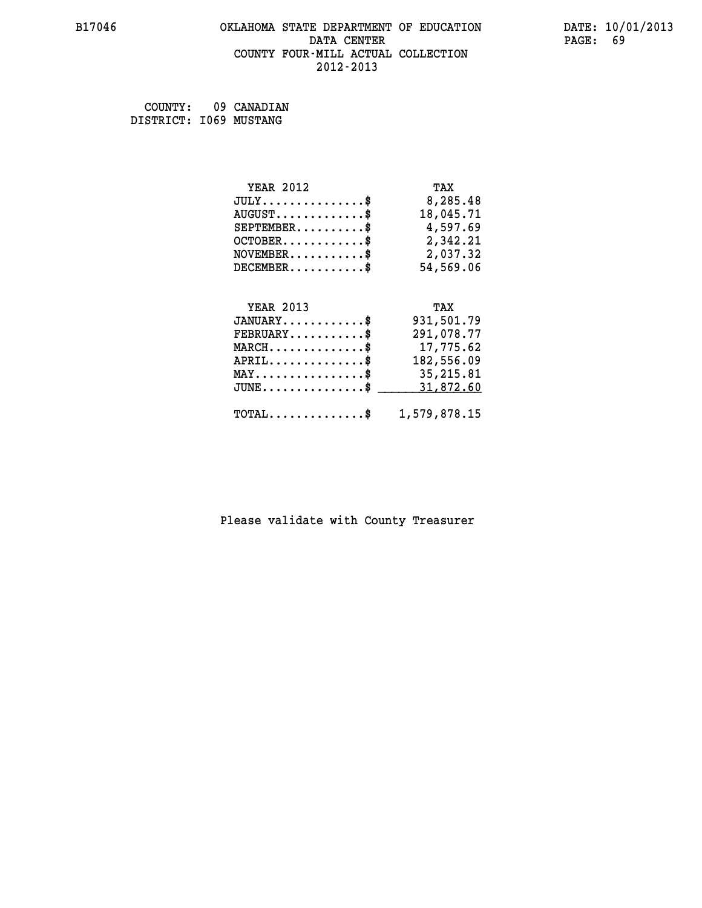# OKLAHOMA STATE DEPARTMENT OF EDUCATION
## DATA CENTER
## COUNTY FOUR-MILL ACTUAL COLLECTION
## 2012-2013

B17046 DATE: 10/01/2013

COUNTY: 09 CANADIAN
DISTRICT: I069 MUSTANG

| YEAR 2012 | TAX |
|---|---|
| JULY..............$ | 8,285.48 |
| AUGUST............$ | 18,045.71 |
| SEPTEMBER..........$ | 4,597.69 |
| OCTOBER...........$ | 2,342.21 |
| NOVEMBER..........$ | 2,037.32 |
| DECEMBER..........$ | 54,569.06 |

| YEAR 2013 | TAX |
|---|---|
| JANUARY...........$ | 931,501.79 |
| FEBRUARY..........$ | 291,078.77 |
| MARCH.............$ | 17,775.62 |
| APRIL.............$ | 182,556.09 |
| MAY...............$ | 35,215.81 |
| JUNE..............$ | 31,872.60 |
| TOTAL.............$ | 1,579,878.15 |

Please validate with County Treasurer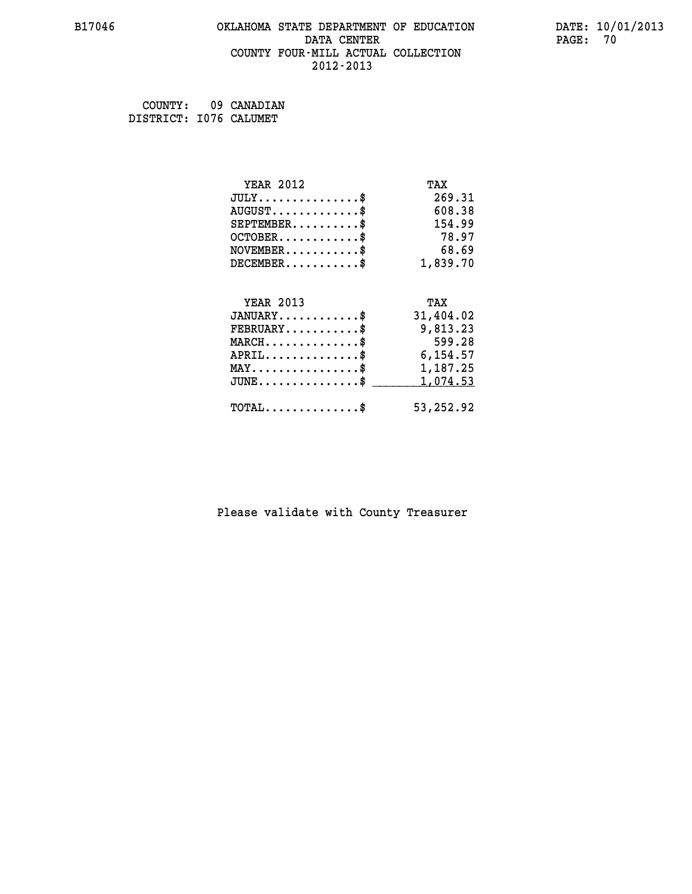# OKLAHOMA STATE DEPARTMENT OF EDUCATION
## DATA CENTER
## COUNTY FOUR-MILL ACTUAL COLLECTION
## 2012-2013

B17046

DATE: 10/01/2013

COUNTY: 09 CANADIAN
DISTRICT: I076 CALUMET

| YEAR 2012 | TAX |
|---|---|
| JULY...............$ | 269.31 |
| AUGUST.............$ | 608.38 |
| SEPTEMBER..........$ | 154.99 |
| OCTOBER............$ | 78.97 |
| NOVEMBER...........$ | 68.69 |
| DECEMBER...........$ | 1,839.70 |

| YEAR 2013 | TAX |
|---|---|
| JANUARY............$ | 31,404.02 |
| FEBRUARY...........$ | 9,813.23 |
| MARCH..............$ | 599.28 |
| APRIL..............$ | 6,154.57 |
| MAY................$ | 1,187.25 |
| JUNE...............$ | 1,074.53 |
| TOTAL..............$ | 53,252.92 |

Please validate with County Treasurer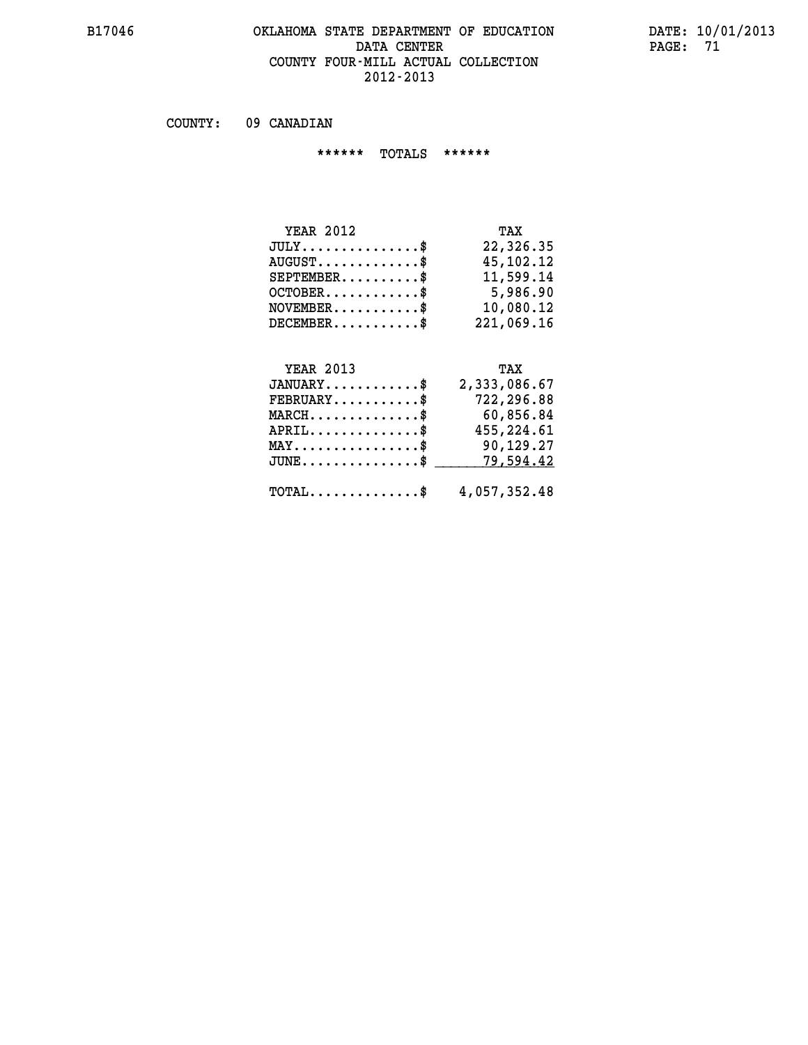B17046 OKLAHOMA STATE DEPARTMENT OF EDUCATION DATA CENTER COUNTY FOUR-MILL ACTUAL COLLECTION 2012-2013

DATE: 10/01/2013

COUNTY: 09 CANADIAN

****** TOTALS ******

| YEAR 2012 | TAX |
|---|---|
| JULY...............$ | 22,326.35 |
| AUGUST.............$ | 45,102.12 |
| SEPTEMBER..........$ | 11,599.14 |
| OCTOBER............$ | 5,986.90 |
| NOVEMBER...........$ | 10,080.12 |
| DECEMBER...........$ | 221,069.16 |

| YEAR 2013 | TAX |
|---|---|
| JANUARY............$ | 2,333,086.67 |
| FEBRUARY...........$ | 722,296.88 |
| MARCH..............$ | 60,856.84 |
| APRIL..............$ | 455,224.61 |
| MAY................$ | 90,129.27 |
| JUNE...............$ | 79,594.42 |
| TOTAL..............$ | 4,057,352.48 |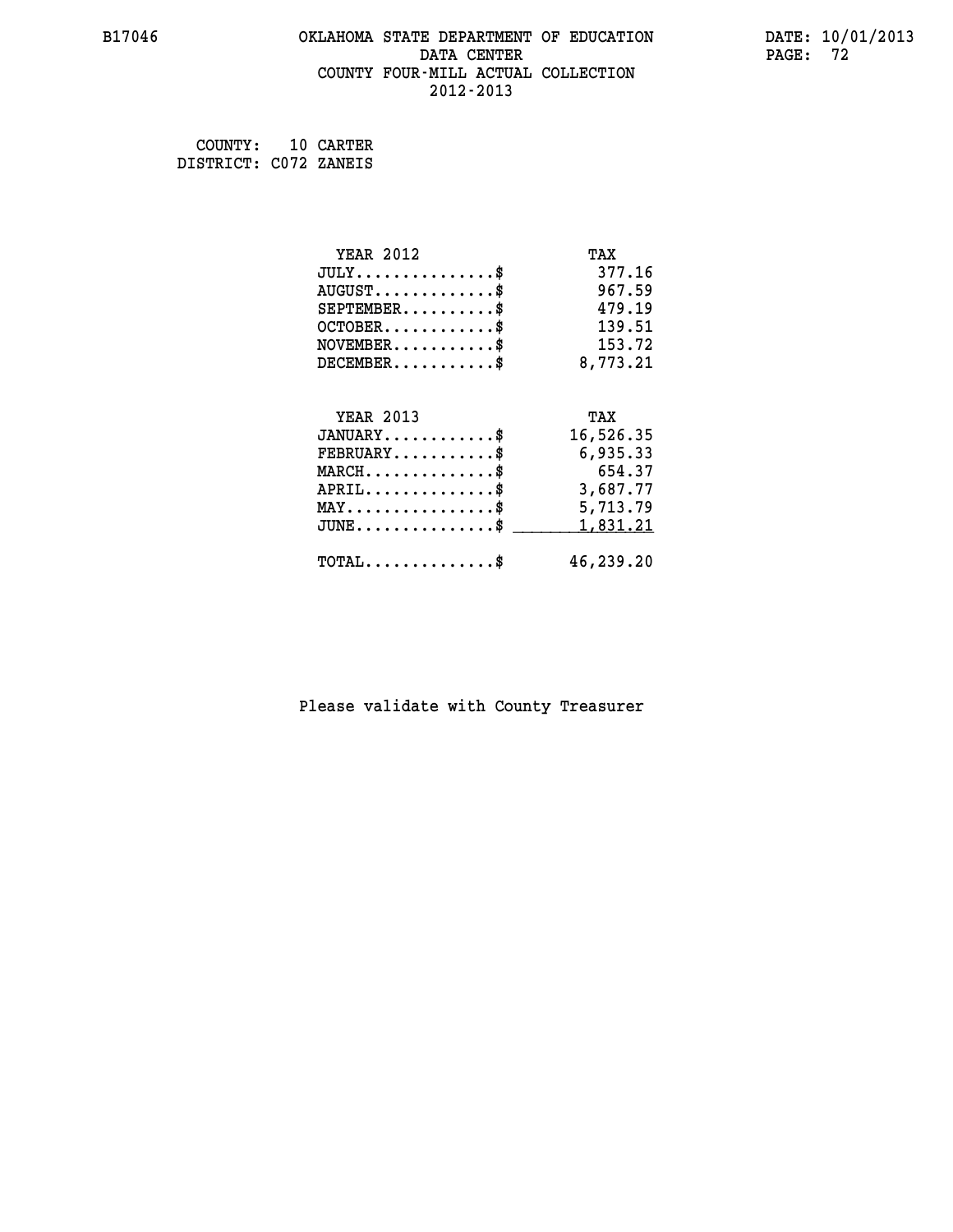B17046 OKLAHOMA STATE DEPARTMENT OF EDUCATION DATA CENTER COUNTY FOUR-MILL ACTUAL COLLECTION 2012-2013

DATE: 10/01/2013

COUNTY: 10 CARTER
DISTRICT: C072 ZANEIS

| YEAR 2012 | TAX |
|---|---|
| JULY...............$ | 377.16 |
| AUGUST.............$ | 967.59 |
| SEPTEMBER..........$ | 479.19 |
| OCTOBER............$ | 139.51 |
| NOVEMBER...........$ | 153.72 |
| DECEMBER...........$ | 8,773.21 |

| YEAR 2013 | TAX |
|---|---|
| JANUARY............$ | 16,526.35 |
| FEBRUARY...........$ | 6,935.33 |
| MARCH..............$ | 654.37 |
| APRIL..............$ | 3,687.77 |
| MAY................$ | 5,713.79 |
| JUNE...............$ | 1,831.21 |
| TOTAL..............$ | 46,239.20 |

Please validate with County Treasurer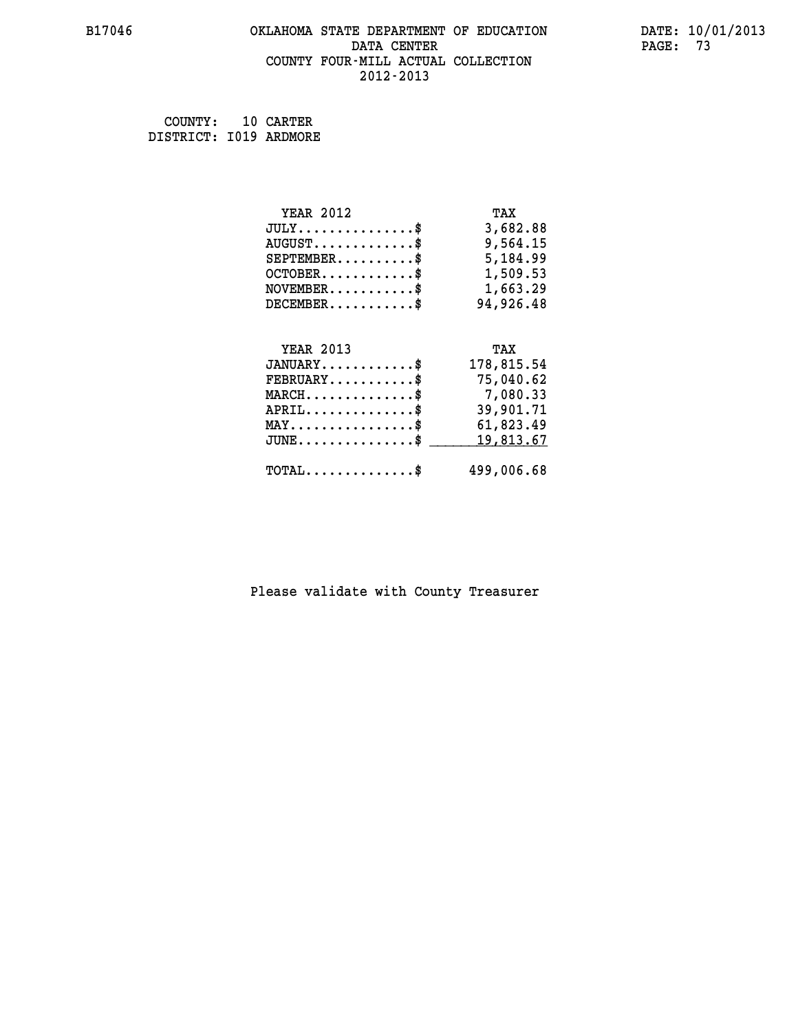B17046 OKLAHOMA STATE DEPARTMENT OF EDUCATION DATA CENTER COUNTY FOUR-MILL ACTUAL COLLECTION 2012-2013

DATE: 10/01/2013

COUNTY: 10 CARTER
DISTRICT: I019 ARDMORE

| YEAR 2012 | TAX |
|---|---|
| JULY...............$ | 3,682.88 |
| AUGUST.............$ | 9,564.15 |
| SEPTEMBER..........$ | 5,184.99 |
| OCTOBER............$ | 1,509.53 |
| NOVEMBER...........$ | 1,663.29 |
| DECEMBER...........$ | 94,926.48 |

| YEAR 2013 | TAX |
|---|---|
| JANUARY............$ | 178,815.54 |
| FEBRUARY...........$ | 75,040.62 |
| MARCH..............$ | 7,080.33 |
| APRIL..............$ | 39,901.71 |
| MAY................$ | 61,823.49 |
| JUNE...............$ | 19,813.67 |
| TOTAL..............$ | 499,006.68 |

Please validate with County Treasurer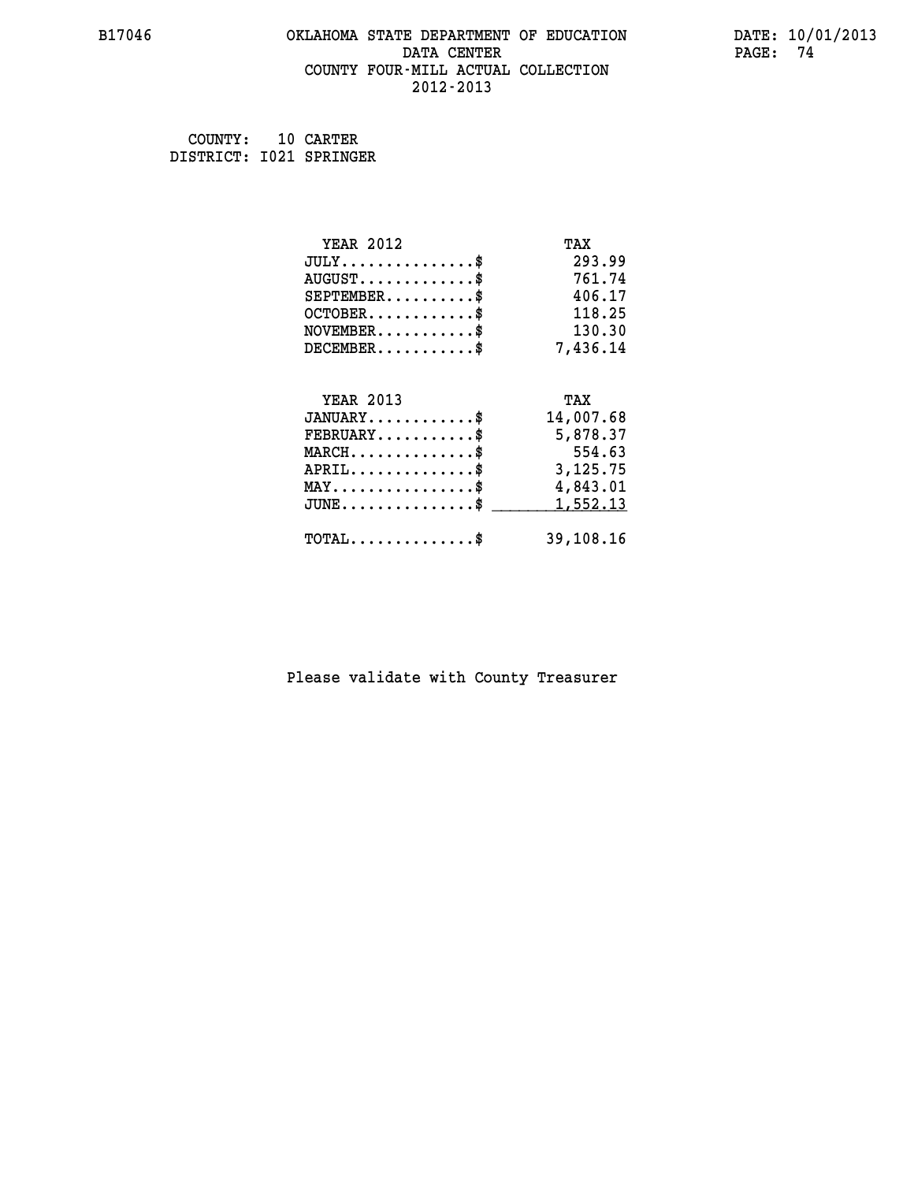OKLAHOMA STATE DEPARTMENT OF EDUCATION
DATA CENTER
COUNTY FOUR-MILL ACTUAL COLLECTION
2012-2013

B17046 DATE: 10/01/2013

COUNTY: 10 CARTER
DISTRICT: I021 SPRINGER

| YEAR 2012 | TAX |
|---|---|
| JULY..............$ | 293.99 |
| AUGUST............$ | 761.74 |
| SEPTEMBER.........$ | 406.17 |
| OCTOBER...........$ | 118.25 |
| NOVEMBER..........$ | 130.30 |
| DECEMBER..........$ | 7,436.14 |

| YEAR 2013 | TAX |
|---|---|
| JANUARY...........$ | 14,007.68 |
| FEBRUARY..........$ | 5,878.37 |
| MARCH.............$ | 554.63 |
| APRIL.............$ | 3,125.75 |
| MAY...............$ | 4,843.01 |
| JUNE..............$ | 1,552.13 |
| TOTAL.............$ | 39,108.16 |

Please validate with County Treasurer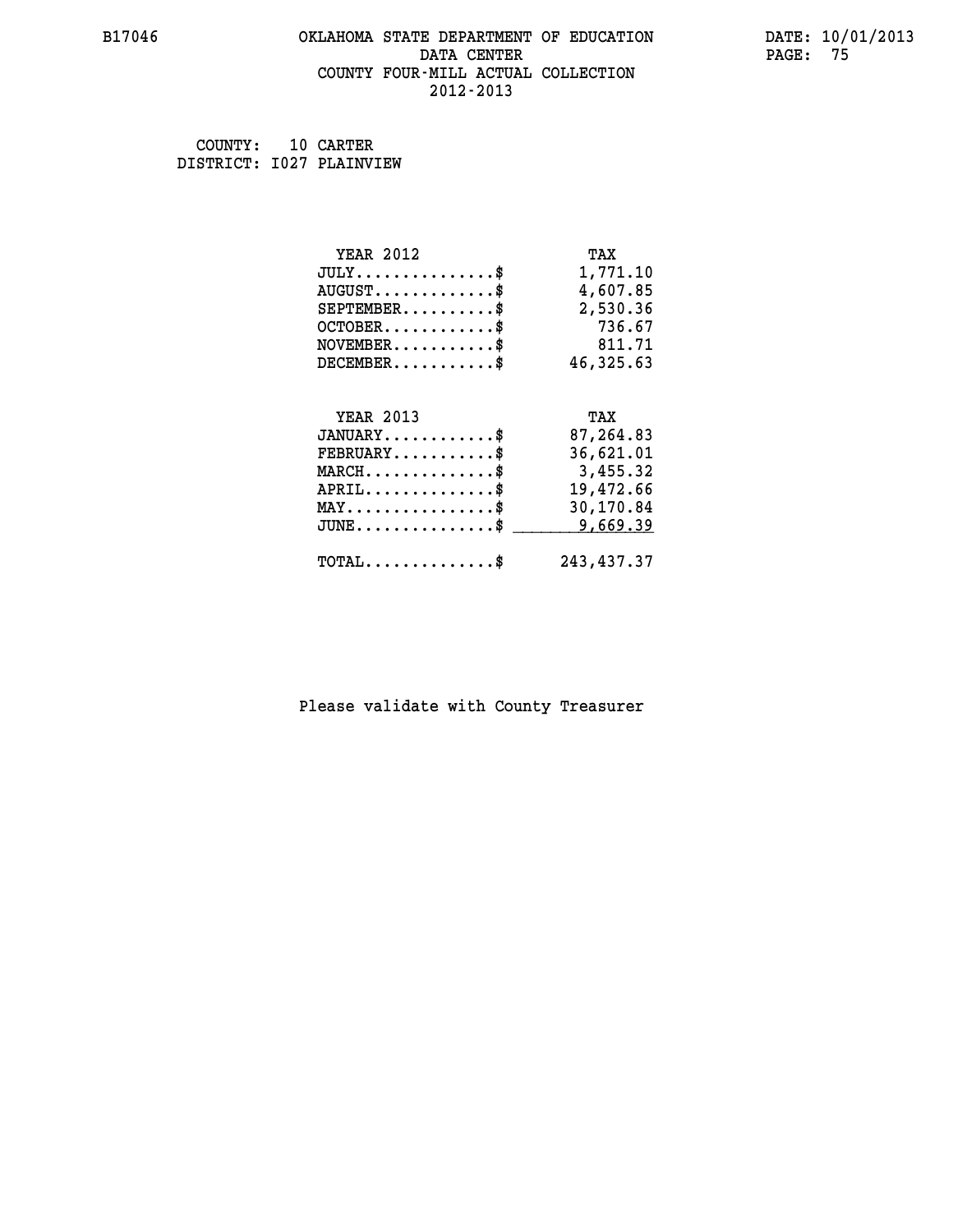B17046 OKLAHOMA STATE DEPARTMENT OF EDUCATION DATA CENTER COUNTY FOUR-MILL ACTUAL COLLECTION 2012-2013

DATE: 10/01/2013

COUNTY: 10 CARTER
DISTRICT: I027 PLAINVIEW

| YEAR 2012 | TAX |
|---|---|
| JULY..............$ | 1,771.10 |
| AUGUST............$ | 4,607.85 |
| SEPTEMBER.........$ | 2,530.36 |
| OCTOBER...........$ | 736.67 |
| NOVEMBER..........$ | 811.71 |
| DECEMBER..........$ | 46,325.63 |

| YEAR 2013 | TAX |
|---|---|
| JANUARY...........$ | 87,264.83 |
| FEBRUARY..........$ | 36,621.01 |
| MARCH.............$ | 3,455.32 |
| APRIL.............$ | 19,472.66 |
| MAY...............$ | 30,170.84 |
| JUNE..............$ | 9,669.39 |
| TOTAL.............$ | 243,437.37 |

Please validate with County Treasurer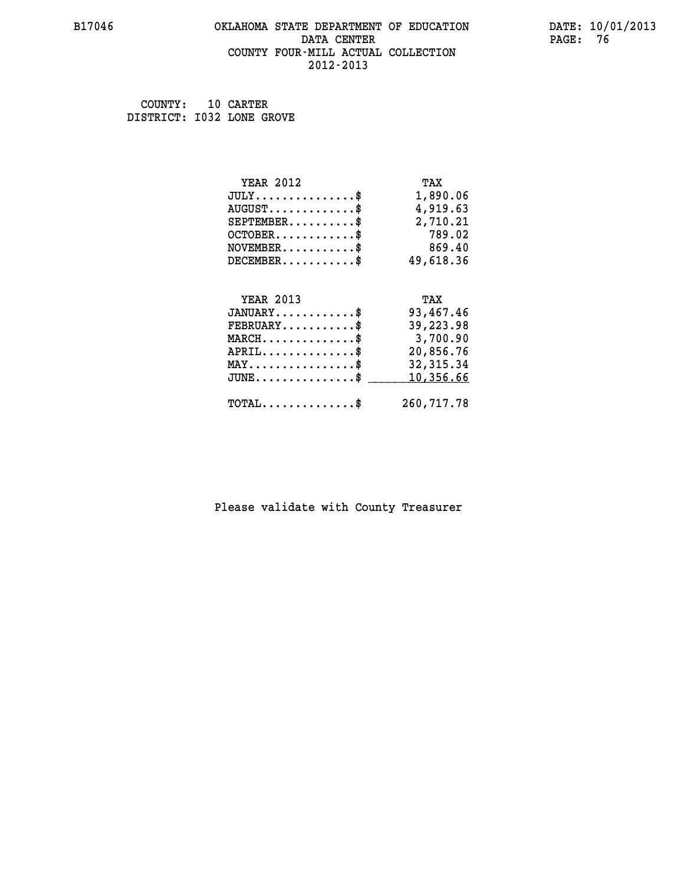B17046 OKLAHOMA STATE DEPARTMENT OF EDUCATION DATE: 10/01/2013
DATA CENTER PAGE: 76
COUNTY FOUR-MILL ACTUAL COLLECTION
2012-2013

COUNTY: 10 CARTER
DISTRICT: I032 LONE GROVE

| YEAR 2012 | TAX |
|---|---|
| JULY...............$ | 1,890.06 |
| AUGUST.............$ | 4,919.63 |
| SEPTEMBER..........$ | 2,710.21 |
| OCTOBER............$ | 789.02 |
| NOVEMBER...........$ | 869.40 |
| DECEMBER...........$ | 49,618.36 |

| YEAR 2013 | TAX |
|---|---|
| JANUARY............$ | 93,467.46 |
| FEBRUARY...........$ | 39,223.98 |
| MARCH..............$ | 3,700.90 |
| APRIL..............$ | 20,856.76 |
| MAY................$ | 32,315.34 |
| JUNE...............$ | 10,356.66 |
| TOTAL..............$ | 260,717.78 |

Please validate with County Treasurer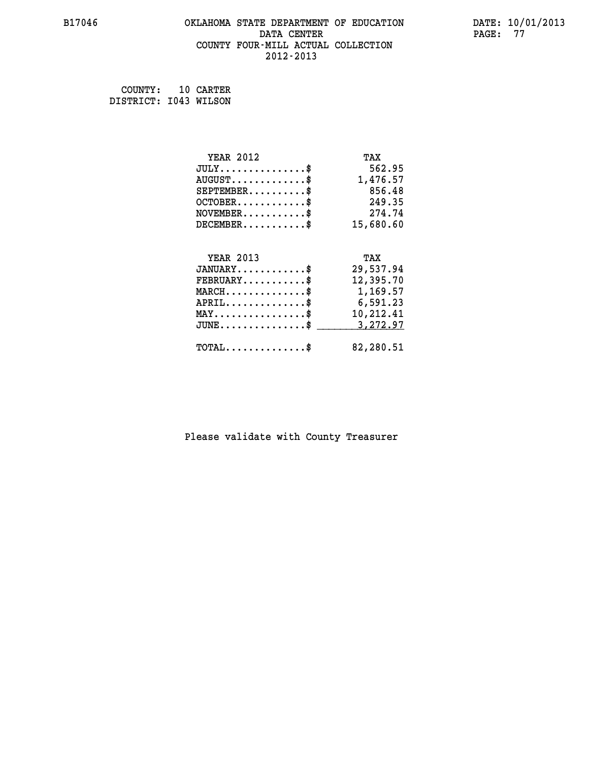B17046 OKLAHOMA STATE DEPARTMENT OF EDUCATION DATA CENTER COUNTY FOUR-MILL ACTUAL COLLECTION 2012-2013

DATE: 10/01/2013

COUNTY: 10 CARTER
DISTRICT: I043 WILSON

| YEAR 2012 | TAX |
|---|---|
| JULY...............$ | 562.95 |
| AUGUST.............$ | 1,476.57 |
| SEPTEMBER..........$ | 856.48 |
| OCTOBER............$ | 249.35 |
| NOVEMBER...........$ | 274.74 |
| DECEMBER...........$ | 15,680.60 |

| YEAR 2013 | TAX |
|---|---|
| JANUARY............$ | 29,537.94 |
| FEBRUARY...........$ | 12,395.70 |
| MARCH..............$ | 1,169.57 |
| APRIL..............$ | 6,591.23 |
| MAY................$ | 10,212.41 |
| JUNE...............$ | 3,272.97 |
| TOTAL..............$ | 82,280.51 |

Please validate with County Treasurer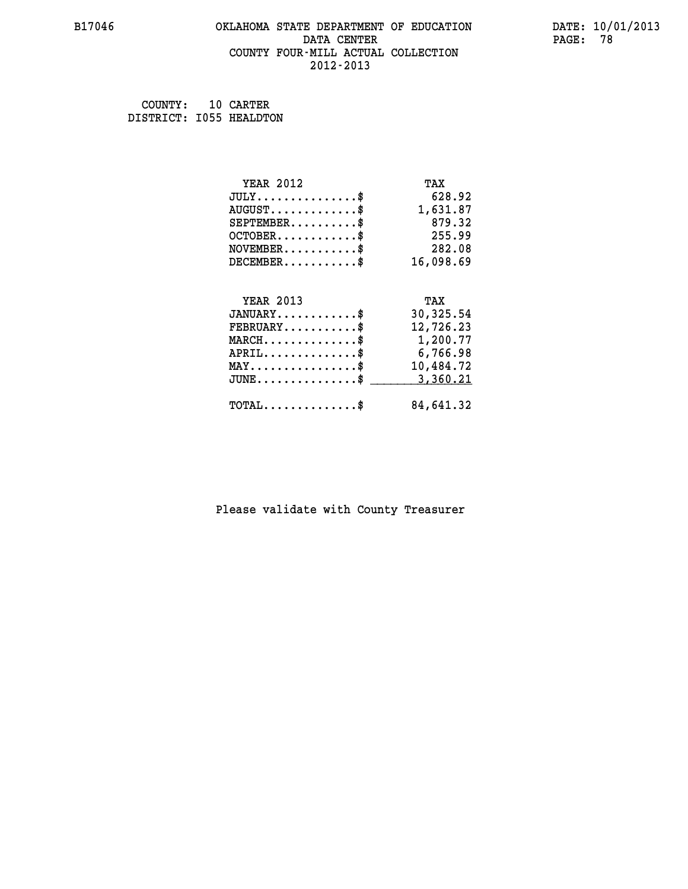# OKLAHOMA STATE DEPARTMENT OF EDUCATION
## DATA CENTER
## COUNTY FOUR-MILL ACTUAL COLLECTION
## 2012-2013

B17046

DATE: 10/01/2013

COUNTY: 10 CARTER
DISTRICT: I055 HEALDTON

| YEAR 2012 | TAX |
|---|---|
| JULY...............$ | 628.92 |
| AUGUST.............$ | 1,631.87 |
| SEPTEMBER..........$ | 879.32 |
| OCTOBER............$ | 255.99 |
| NOVEMBER...........$ | 282.08 |
| DECEMBER...........$ | 16,098.69 |

| YEAR 2013 | TAX |
|---|---|
| JANUARY............$ | 30,325.54 |
| FEBRUARY...........$ | 12,726.23 |
| MARCH..............$ | 1,200.77 |
| APRIL..............$ | 6,766.98 |
| MAY................$ | 10,484.72 |
| JUNE...............$ | 3,360.21 |
| TOTAL..............$ | 84,641.32 |

Please validate with County Treasurer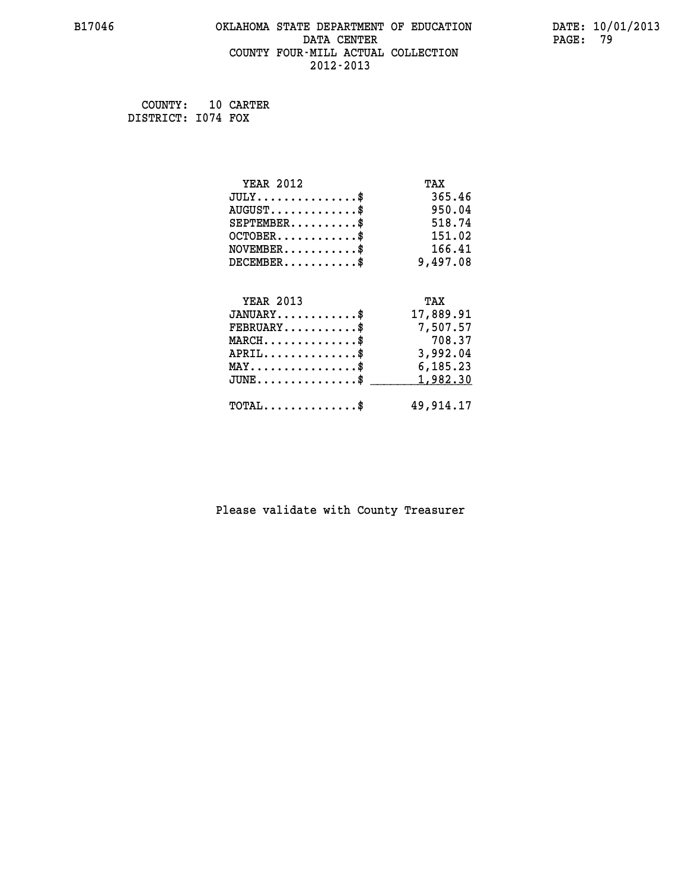OKLAHOMA STATE DEPARTMENT OF EDUCATION
DATA CENTER
COUNTY FOUR-MILL ACTUAL COLLECTION
2012-2013

B17046 DATE: 10/01/2013

COUNTY: 10 CARTER
DISTRICT: I074 FOX

| YEAR 2012 | TAX |
|---|---|
| JULY...............$ | 365.46 |
| AUGUST.............$ | 950.04 |
| SEPTEMBER..........$ | 518.74 |
| OCTOBER............$ | 151.02 |
| NOVEMBER...........$ | 166.41 |
| DECEMBER...........$ | 9,497.08 |

| YEAR 2013 | TAX |
|---|---|
| JANUARY............$ | 17,889.91 |
| FEBRUARY...........$ | 7,507.57 |
| MARCH..............$ | 708.37 |
| APRIL..............$ | 3,992.04 |
| MAY................$ | 6,185.23 |
| JUNE...............$ | 1,982.30 |
| TOTAL..............$ | 49,914.17 |

Please validate with County Treasurer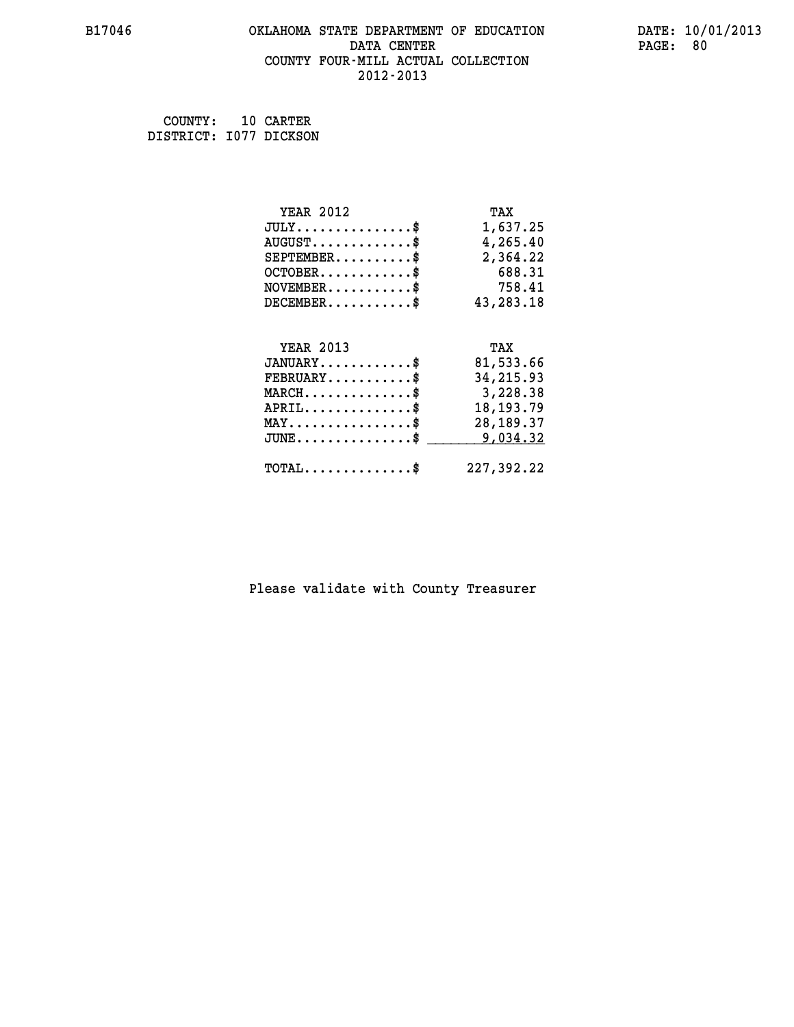B17046 OKLAHOMA STATE DEPARTMENT OF EDUCATION DATA CENTER COUNTY FOUR-MILL ACTUAL COLLECTION 2012-2013

DATE: 10/01/2013

COUNTY: 10 CARTER
DISTRICT: I077 DICKSON

| YEAR 2012 | TAX |
|---|---|
| JULY..............$ | 1,637.25 |
| AUGUST............$ | 4,265.40 |
| SEPTEMBER..........$ | 2,364.22 |
| OCTOBER...........$ | 688.31 |
| NOVEMBER..........$ | 758.41 |
| DECEMBER..........$ | 43,283.18 |

| YEAR 2013 | TAX |
|---|---|
| JANUARY...........$ | 81,533.66 |
| FEBRUARY..........$ | 34,215.93 |
| MARCH.............$ | 3,228.38 |
| APRIL.............$ | 18,193.79 |
| MAY...............$ | 28,189.37 |
| JUNE..............$ | 9,034.32 |
| TOTAL.............$ | 227,392.22 |

Please validate with County Treasurer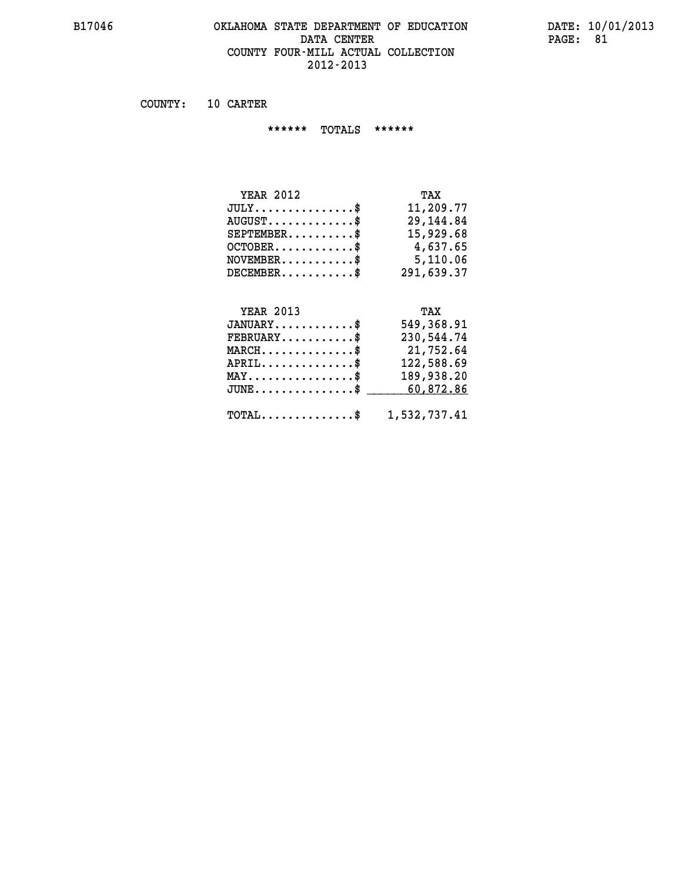COUNTY: 10 CARTER

****** TOTALS ******

| YEAR 2012 | TAX |
|---|---|
| JULY...............$ | 11,209.77 |
| AUGUST.............$ | 29,144.84 |
| SEPTEMBER..........$ | 15,929.68 |
| OCTOBER............$ | 4,637.65 |
| NOVEMBER...........$ | 5,110.06 |
| DECEMBER...........$ | 291,639.37 |

| YEAR 2013 | TAX |
|---|---|
| JANUARY............$ | 549,368.91 |
| FEBRUARY...........$ | 230,544.74 |
| MARCH..............$ | 21,752.64 |
| APRIL..............$ | 122,588.69 |
| MAY................$ | 189,938.20 |
| JUNE...............$ | 60,872.86 |
| TOTAL..............$ | 1,532,737.41 |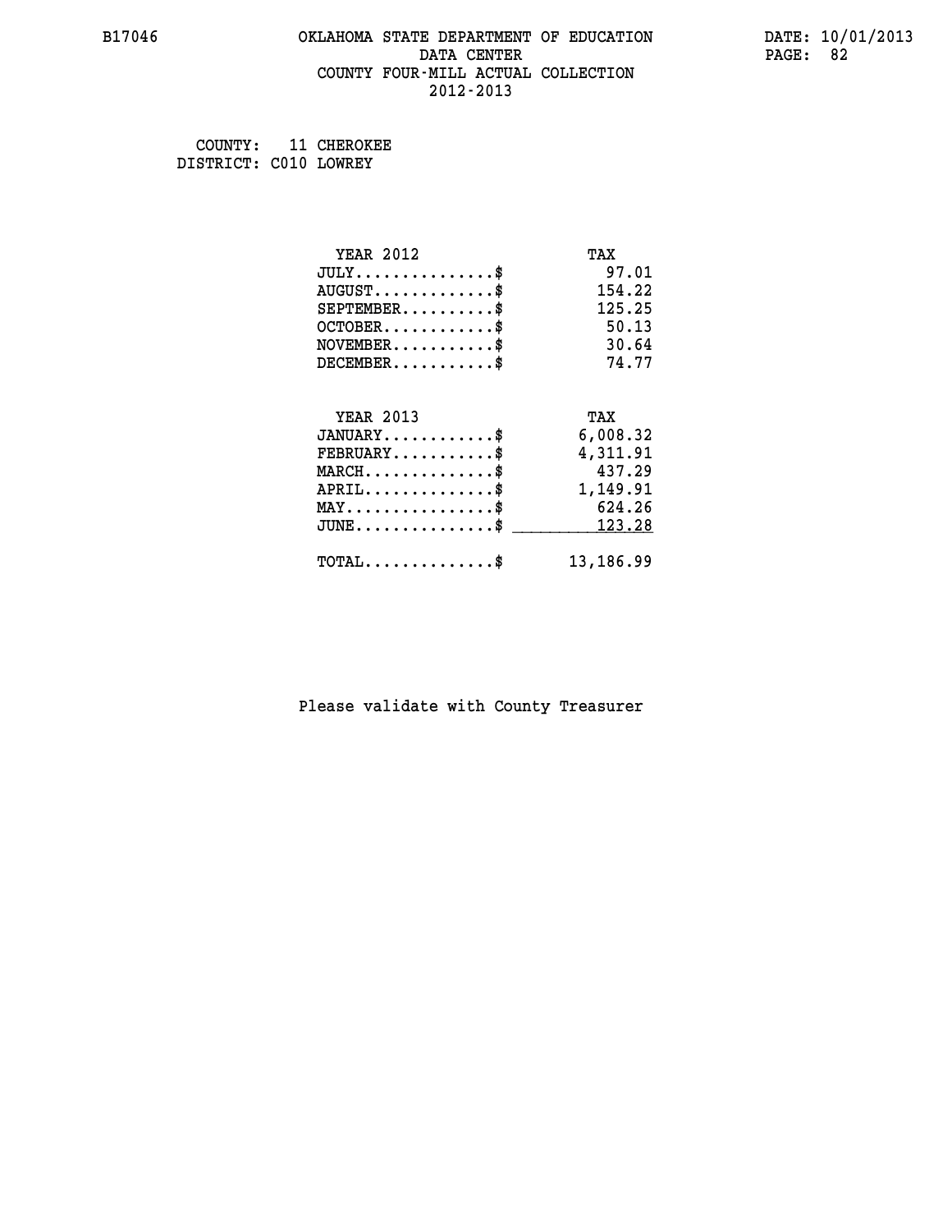B17046 OKLAHOMA STATE DEPARTMENT OF EDUCATION DATA CENTER COUNTY FOUR-MILL ACTUAL COLLECTION 2012-2013

DATE: 10/01/2013

COUNTY: 11 CHEROKEE
DISTRICT: C010 LOWREY

| YEAR 2012 | TAX |
|---|---|
| JULY...............$ | 97.01 |
| AUGUST.............$ | 154.22 |
| SEPTEMBER..........$ | 125.25 |
| OCTOBER............$ | 50.13 |
| NOVEMBER...........$ | 30.64 |
| DECEMBER...........$ | 74.77 |

| YEAR 2013 | TAX |
|---|---|
| JANUARY............$ | 6,008.32 |
| FEBRUARY...........$ | 4,311.91 |
| MARCH..............$ | 437.29 |
| APRIL..............$ | 1,149.91 |
| MAY................$ | 624.26 |
| JUNE...............$ | 123.28 |
| TOTAL..............$ | 13,186.99 |

Please validate with County Treasurer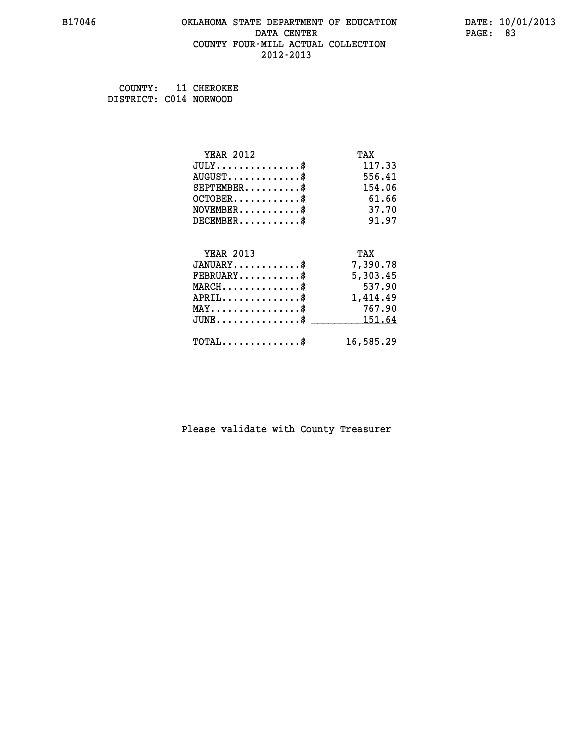OKLAHOMA STATE DEPARTMENT OF EDUCATION
DATA CENTER
COUNTY FOUR-MILL ACTUAL COLLECTION
2012-2013

B17046 DATE: 10/01/2013

COUNTY: 11 CHEROKEE
DISTRICT: C014 NORWOOD

| YEAR 2012 | TAX |
|---|---|
| JULY...............$ | 117.33 |
| AUGUST.............$ | 556.41 |
| SEPTEMBER..........$ | 154.06 |
| OCTOBER............$ | 61.66 |
| NOVEMBER...........$ | 37.70 |
| DECEMBER...........$ | 91.97 |

| YEAR 2013 | TAX |
|---|---|
| JANUARY............$ | 7,390.78 |
| FEBRUARY...........$ | 5,303.45 |
| MARCH..............$ | 537.90 |
| APRIL..............$ | 1,414.49 |
| MAY................$ | 767.90 |
| JUNE...............$ | 151.64 |
| TOTAL..............$ | 16,585.29 |

Please validate with County Treasurer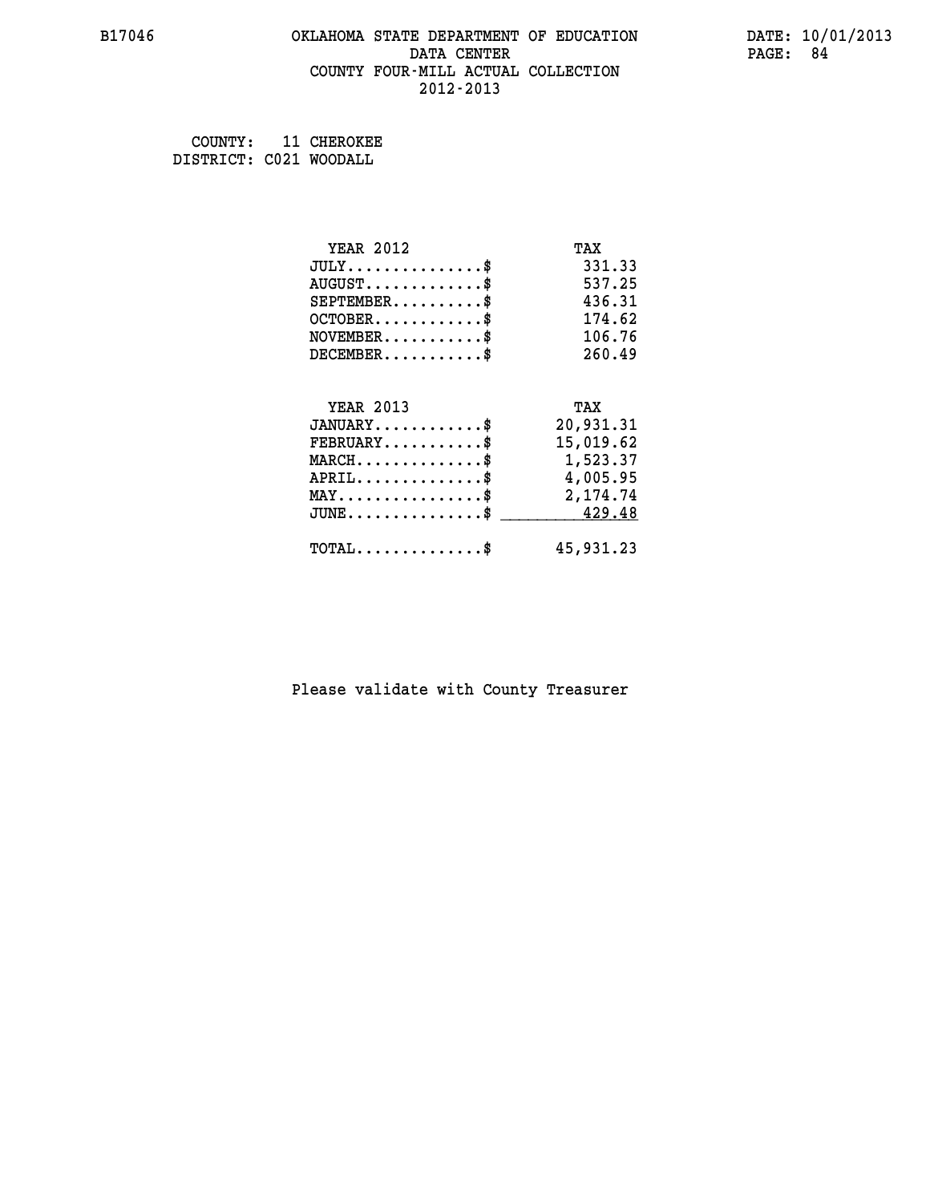B17046 OKLAHOMA STATE DEPARTMENT OF EDUCATION DATE: 10/01/2013
DATA CENTER PAGE: 84
COUNTY FOUR-MILL ACTUAL COLLECTION
2012-2013

COUNTY: 11 CHEROKEE
DISTRICT: C021 WOODALL

| YEAR 2012 | TAX |
| --- | --- |
| JULY...............$ | 331.33 |
| AUGUST.............$ | 537.25 |
| SEPTEMBER..........$ | 436.31 |
| OCTOBER............$ | 174.62 |
| NOVEMBER...........$ | 106.76 |
| DECEMBER...........$ | 260.49 |

| YEAR 2013 | TAX |
| --- | --- |
| JANUARY............$ | 20,931.31 |
| FEBRUARY...........$ | 15,019.62 |
| MARCH..............$ | 1,523.37 |
| APRIL..............$ | 4,005.95 |
| MAY................$ | 2,174.74 |
| JUNE...............$ | 429.48 |
| TOTAL..............$ | 45,931.23 |

Please validate with County Treasurer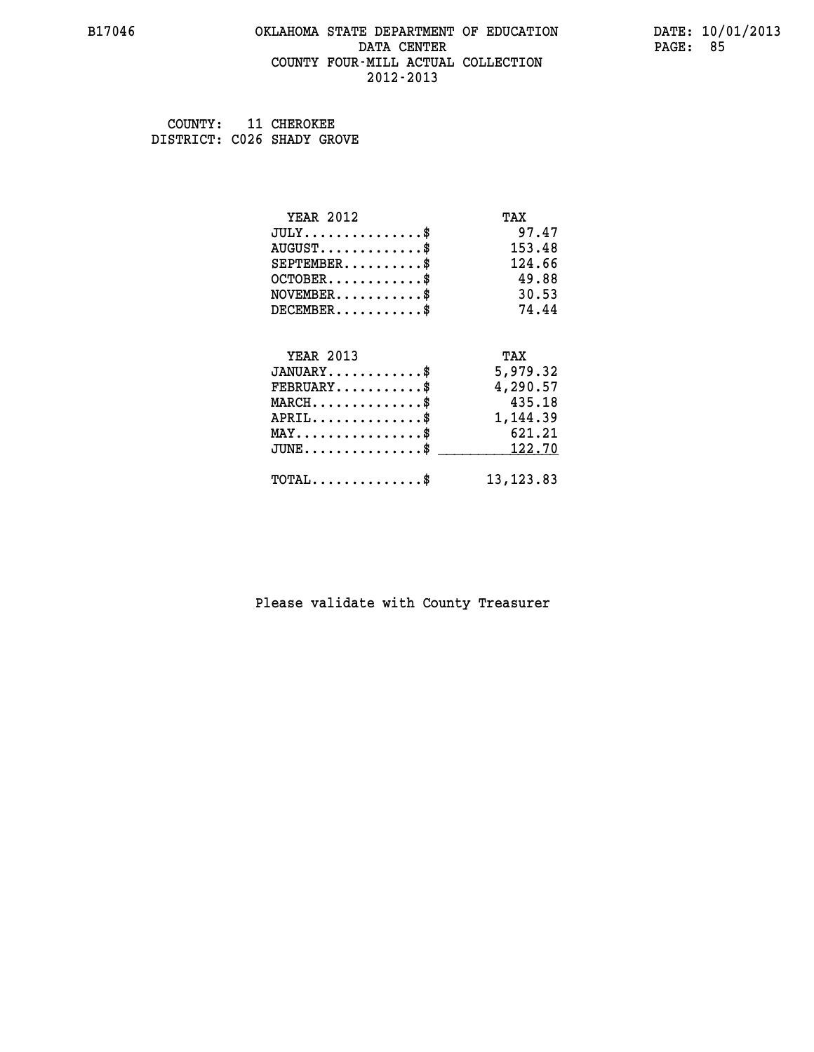COUNTY: 11 CHEROKEE
DISTRICT: C026 SHADY GROVE

| YEAR 2012 | TAX |
|---|---|
| JULY..............$ | 97.47 |
| AUGUST............$ | 153.48 |
| SEPTEMBER.........$ | 124.66 |
| OCTOBER...........$ | 49.88 |
| NOVEMBER..........$ | 30.53 |
| DECEMBER..........$ | 74.44 |

| YEAR 2013 | TAX |
|---|---|
| JANUARY...........$ | 5,979.32 |
| FEBRUARY..........$ | 4,290.57 |
| MARCH.............$ | 435.18 |
| APRIL.............$ | 1,144.39 |
| MAY...............$ | 621.21 |
| JUNE..............$ | 122.70 |
| TOTAL.............$ | 13,123.83 |

Please validate with County Treasurer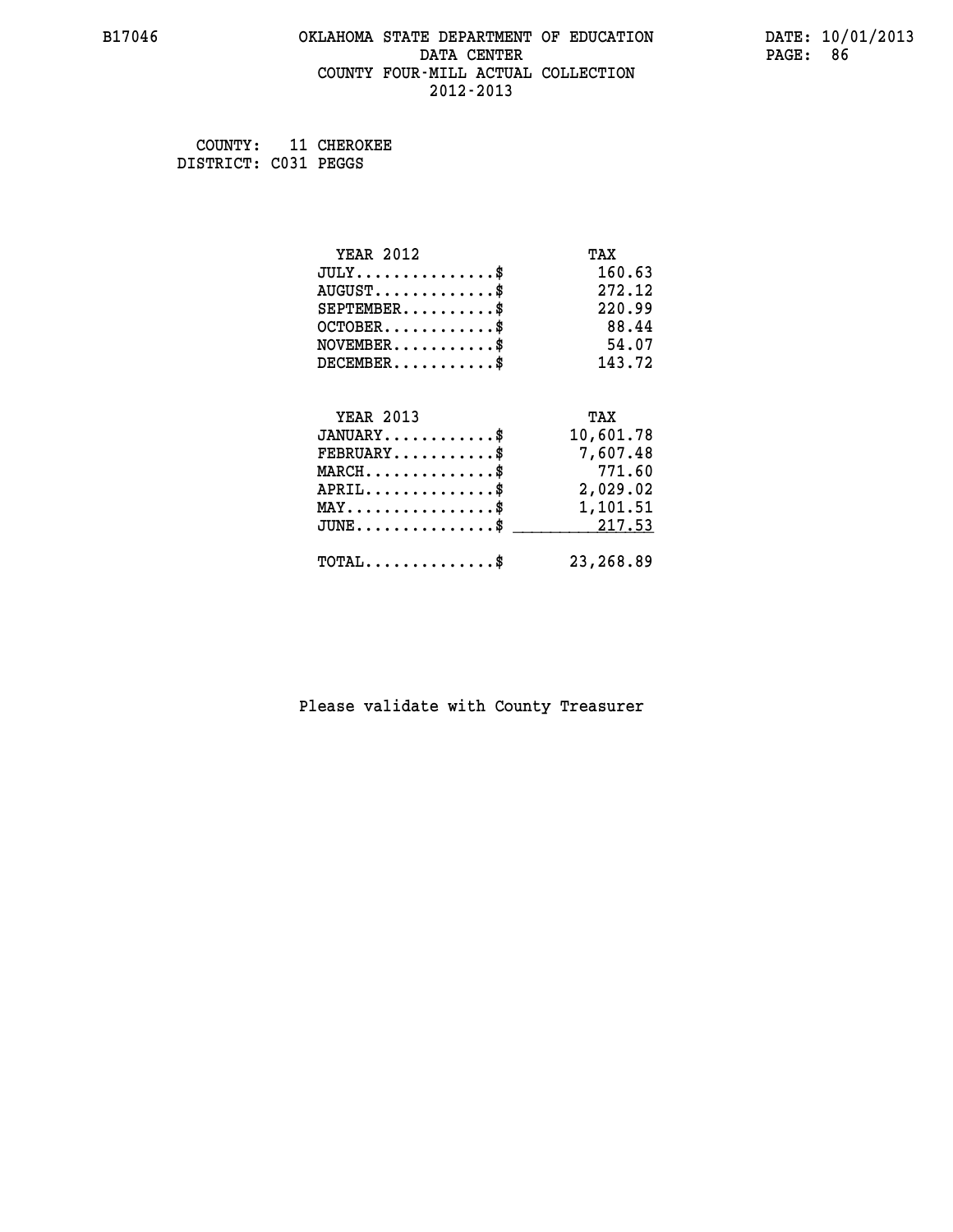B17046 OKLAHOMA STATE DEPARTMENT OF EDUCATION DATA CENTER COUNTY FOUR-MILL ACTUAL COLLECTION 2012-2013

DATE: 10/01/2013

COUNTY: 11 CHEROKEE
DISTRICT: C031 PEGGS

| YEAR 2012 | TAX |
|---|---|
| JULY...............$ | 160.63 |
| AUGUST.............$ | 272.12 |
| SEPTEMBER..........$ | 220.99 |
| OCTOBER............$ | 88.44 |
| NOVEMBER...........$ | 54.07 |
| DECEMBER...........$ | 143.72 |

| YEAR 2013 | TAX |
|---|---|
| JANUARY............$ | 10,601.78 |
| FEBRUARY...........$ | 7,607.48 |
| MARCH..............$ | 771.60 |
| APRIL..............$ | 2,029.02 |
| MAY................$ | 1,101.51 |
| JUNE...............$ | 217.53 |
| TOTAL..............$ | 23,268.89 |

Please validate with County Treasurer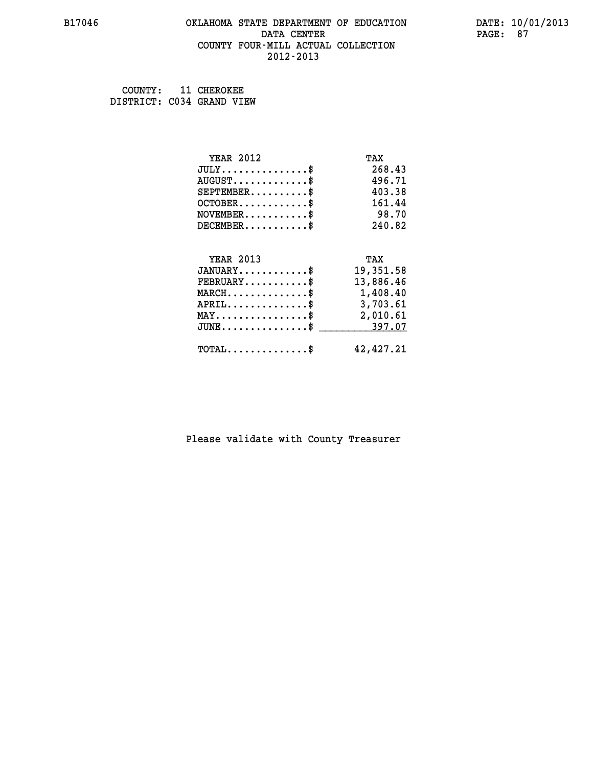B17046 OKLAHOMA STATE DEPARTMENT OF EDUCATION DATA CENTER COUNTY FOUR-MILL ACTUAL COLLECTION 2012-2013

DATE: 10/01/2013

COUNTY: 11 CHEROKEE
DISTRICT: C034 GRAND VIEW

| YEAR 2012 | TAX |
|---|---|
| JULY..............$ | 268.43 |
| AUGUST............$ | 496.71 |
| SEPTEMBER.........$ | 403.38 |
| OCTOBER...........$ | 161.44 |
| NOVEMBER..........$ | 98.70 |
| DECEMBER..........$ | 240.82 |

| YEAR 2013 | TAX |
|---|---|
| JANUARY...........$ | 19,351.58 |
| FEBRUARY..........$ | 13,886.46 |
| MARCH.............$ | 1,408.40 |
| APRIL.............$ | 3,703.61 |
| MAY...............$ | 2,010.61 |
| JUNE..............$ | 397.07 |
| TOTAL.............$ | 42,427.21 |

Please validate with County Treasurer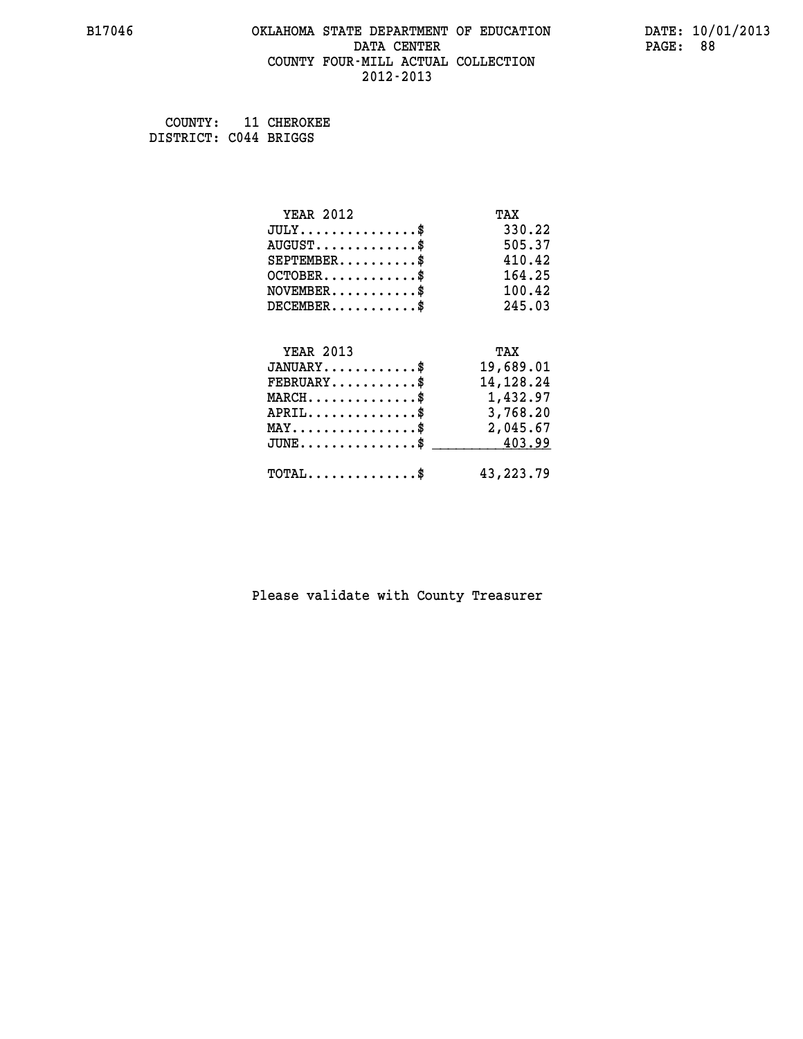B17046 OKLAHOMA STATE DEPARTMENT OF EDUCATION DATA CENTER COUNTY FOUR-MILL ACTUAL COLLECTION 2012-2013

DATE: 10/01/2013
PAGE: 88

COUNTY: 11 CHEROKEE
DISTRICT: C044 BRIGGS

| YEAR 2012 | TAX |
|---|---|
| JULY...............$ | 330.22 |
| AUGUST.............$ | 505.37 |
| SEPTEMBER..........$ | 410.42 |
| OCTOBER............$ | 164.25 |
| NOVEMBER...........$ | 100.42 |
| DECEMBER...........$ | 245.03 |

| YEAR 2013 | TAX |
|---|---|
| JANUARY............$ | 19,689.01 |
| FEBRUARY...........$ | 14,128.24 |
| MARCH..............$ | 1,432.97 |
| APRIL..............$ | 3,768.20 |
| MAY................$ | 2,045.67 |
| JUNE...............$ | 403.99 |
| TOTAL..............$ | 43,223.79 |

Please validate with County Treasurer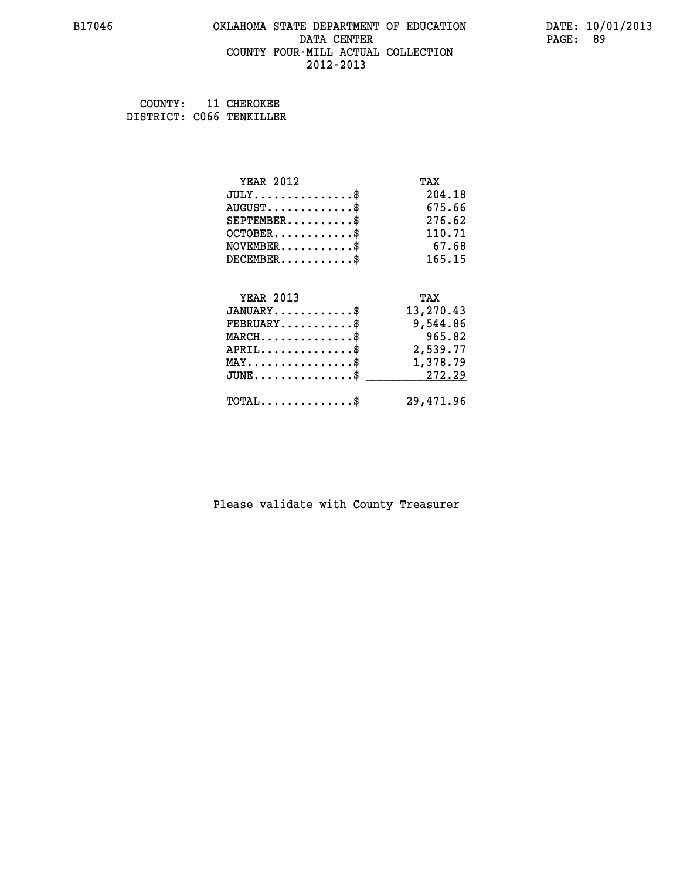B17046 OKLAHOMA STATE DEPARTMENT OF EDUCATION DATA CENTER COUNTY FOUR-MILL ACTUAL COLLECTION 2012-2013

DATE: 10/01/2013

COUNTY: 11 CHEROKEE
DISTRICT: C066 TENKILLER

| YEAR 2012 | TAX |
|---|---|
| JULY...............$ | 204.18 |
| AUGUST.............$ | 675.66 |
| SEPTEMBER..........$ | 276.62 |
| OCTOBER............$ | 110.71 |
| NOVEMBER...........$ | 67.68 |
| DECEMBER...........$ | 165.15 |

| YEAR 2013 | TAX |
|---|---|
| JANUARY............$ | 13,270.43 |
| FEBRUARY...........$ | 9,544.86 |
| MARCH..............$ | 965.82 |
| APRIL..............$ | 2,539.77 |
| MAY................$ | 1,378.79 |
| JUNE...............$ | 272.29 |
| TOTAL..............$ | 29,471.96 |

Please validate with County Treasurer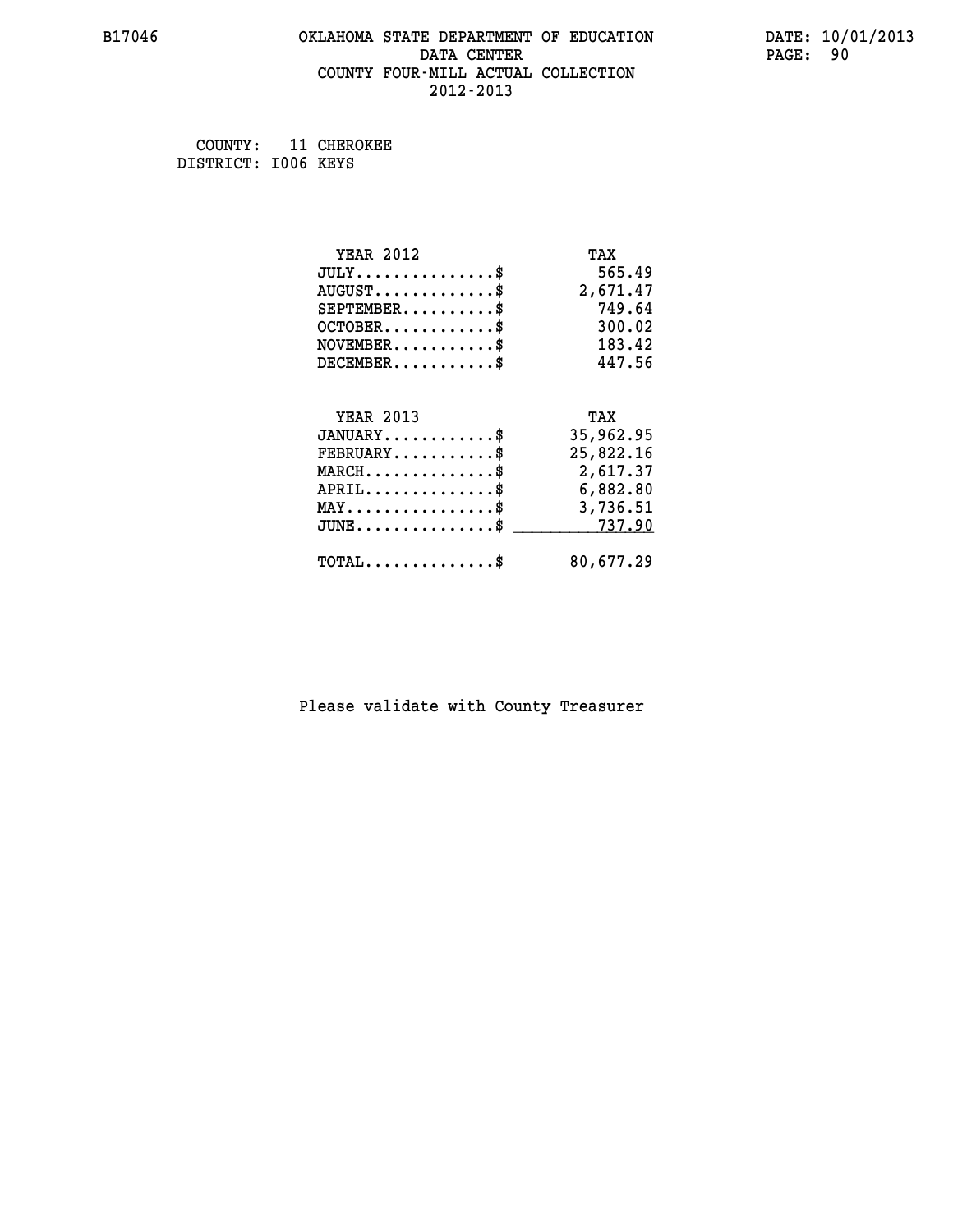# OKLAHOMA STATE DEPARTMENT OF EDUCATION
## DATA CENTER
## COUNTY FOUR-MILL ACTUAL COLLECTION
## 2012-2013

B17046 — DATE: 10/01/2013

COUNTY: 11 CHEROKEE
DISTRICT: I006 KEYS

| YEAR 2012 | TAX |
|---|---|
| JULY...............$ | 565.49 |
| AUGUST.............$ | 2,671.47 |
| SEPTEMBER..........$ | 749.64 |
| OCTOBER............$ | 300.02 |
| NOVEMBER...........$ | 183.42 |
| DECEMBER...........$ | 447.56 |

| YEAR 2013 | TAX |
|---|---|
| JANUARY............$ | 35,962.95 |
| FEBRUARY...........$ | 25,822.16 |
| MARCH..............$ | 2,617.37 |
| APRIL..............$ | 6,882.80 |
| MAY................$ | 3,736.51 |
| JUNE...............$ | 737.90 |
| TOTAL..............$ | 80,677.29 |

Please validate with County Treasurer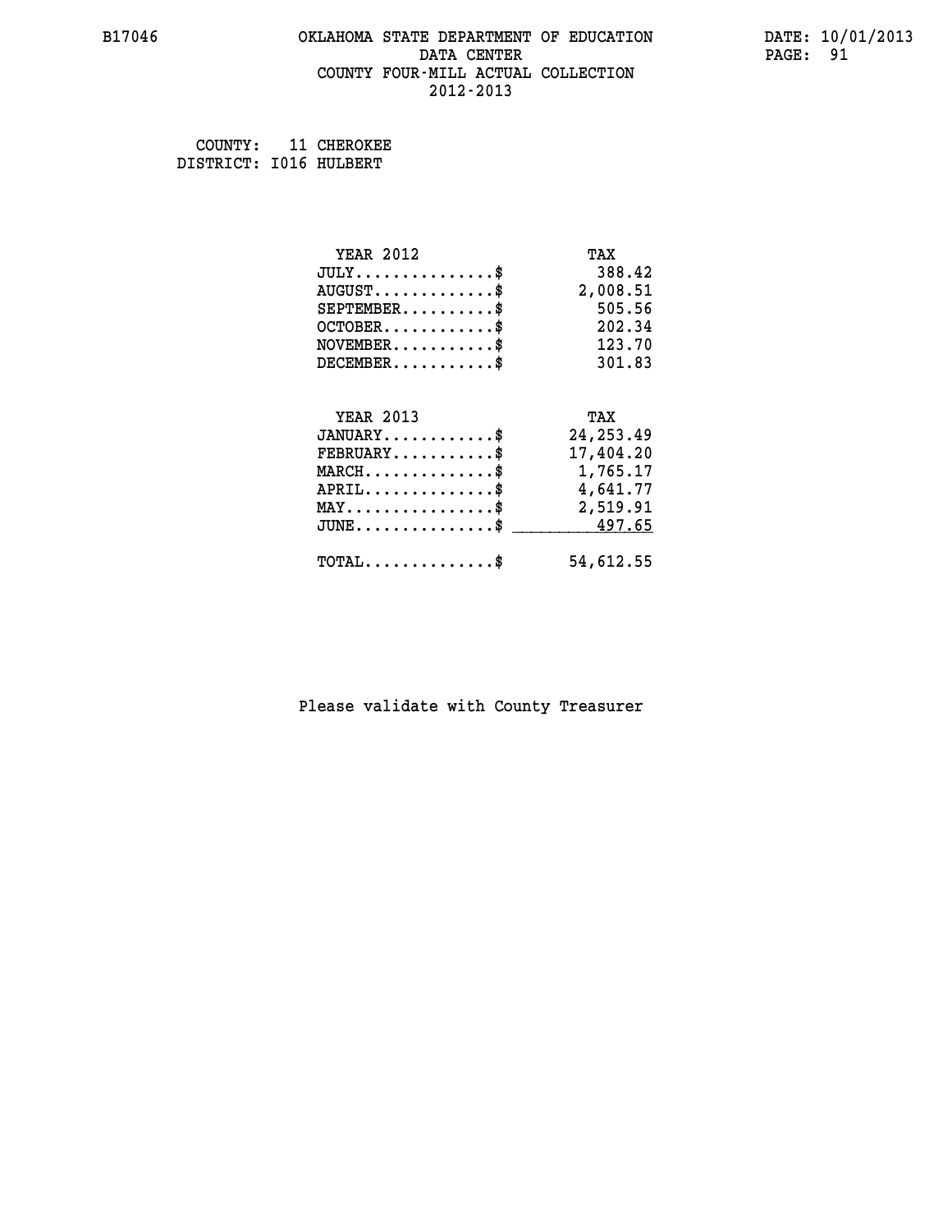B17046

# OKLAHOMA STATE DEPARTMENT OF EDUCATION
## DATA CENTER
## COUNTY FOUR-MILL ACTUAL COLLECTION
## 2012-2013

DATE: 10/01/2013

COUNTY: 11 CHEROKEE
DISTRICT: I016 HULBERT

| YEAR 2012 | TAX |
|---|---|
| JULY..............$ | 388.42 |
| AUGUST............$ | 2,008.51 |
| SEPTEMBER.........$ | 505.56 |
| OCTOBER...........$ | 202.34 |
| NOVEMBER..........$ | 123.70 |
| DECEMBER..........$ | 301.83 |

| YEAR 2013 | TAX |
|---|---|
| JANUARY...........$ | 24,253.49 |
| FEBRUARY..........$ | 17,404.20 |
| MARCH.............$ | 1,765.17 |
| APRIL.............$ | 4,641.77 |
| MAY...............$ | 2,519.91 |
| JUNE..............$ | 497.65 |
| TOTAL.............$ | 54,612.55 |

Please validate with County Treasurer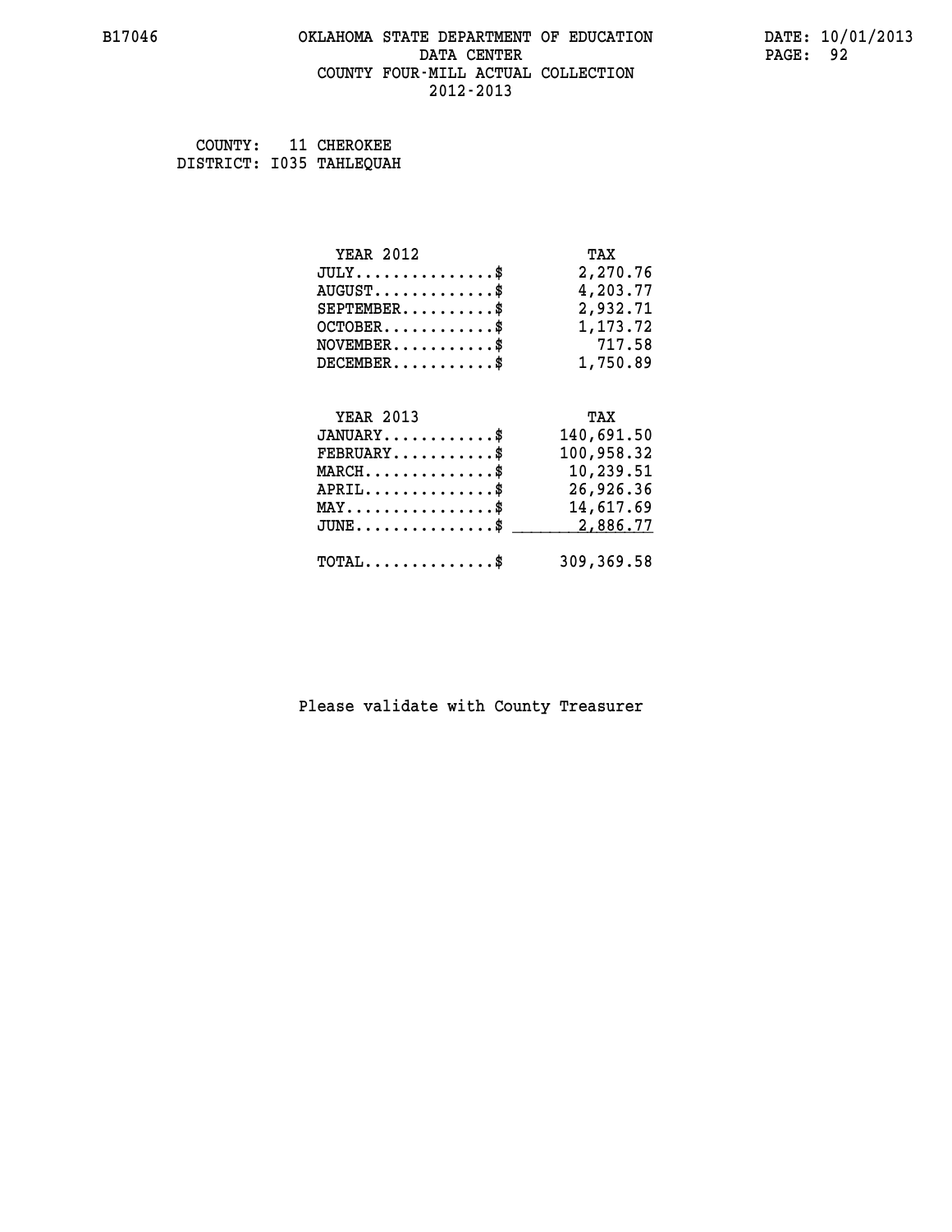B17046 OKLAHOMA STATE DEPARTMENT OF EDUCATION DATE: 10/01/2013
DATA CENTER
COUNTY FOUR-MILL ACTUAL COLLECTION
2012-2013

COUNTY: 11 CHEROKEE
DISTRICT: I035 TAHLEQUAH

| YEAR 2012 | TAX |
|---|---|
| JULY...............$ | 2,270.76 |
| AUGUST.............$ | 4,203.77 |
| SEPTEMBER..........$ | 2,932.71 |
| OCTOBER............$ | 1,173.72 |
| NOVEMBER...........$ | 717.58 |
| DECEMBER...........$ | 1,750.89 |

| YEAR 2013 | TAX |
|---|---|
| JANUARY............$ | 140,691.50 |
| FEBRUARY...........$ | 100,958.32 |
| MARCH..............$ | 10,239.51 |
| APRIL..............$ | 26,926.36 |
| MAY................$ | 14,617.69 |
| JUNE...............$ | 2,886.77 |
| TOTAL..............$ | 309,369.58 |

Please validate with County Treasurer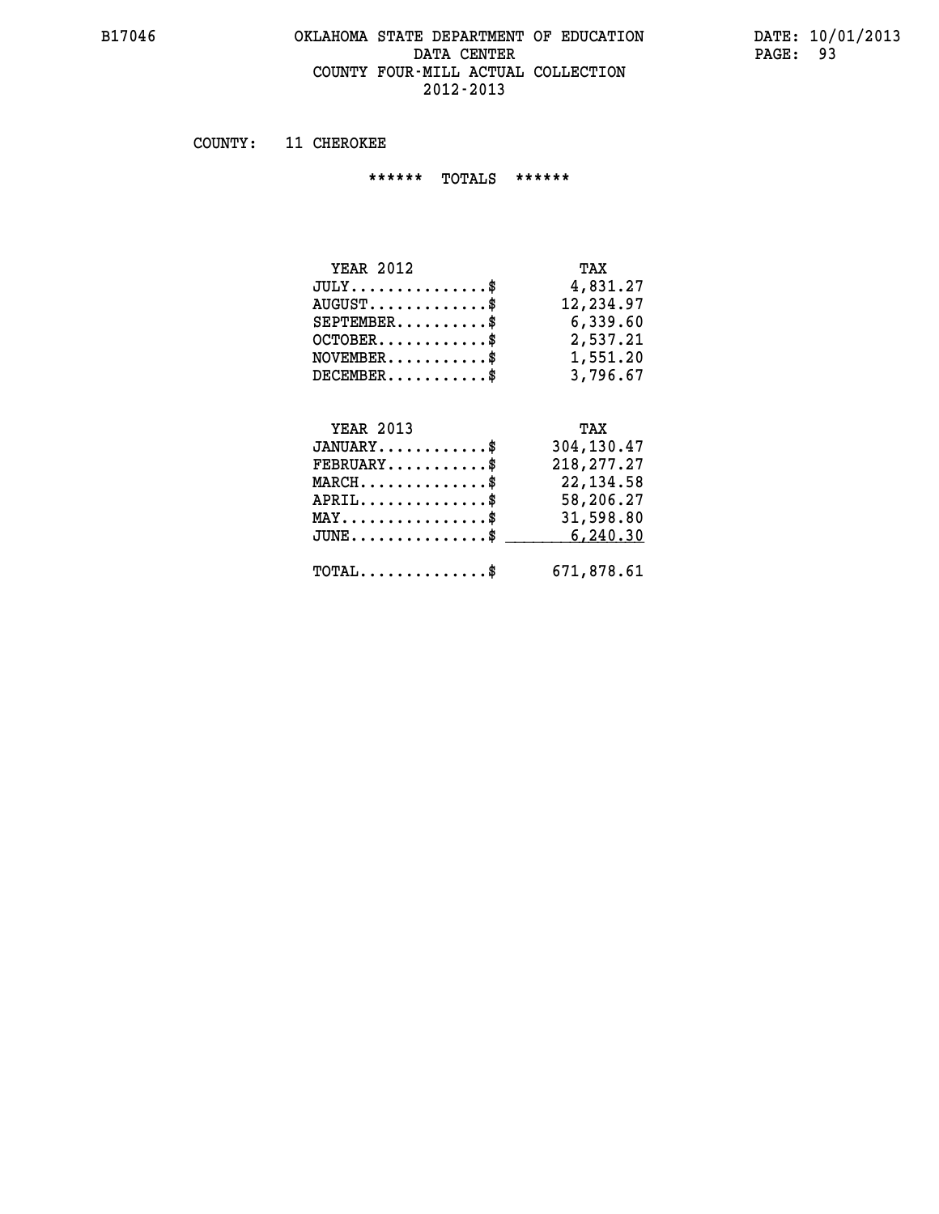# OKLAHOMA STATE DEPARTMENT OF EDUCATION
## DATA CENTER
## COUNTY FOUR-MILL ACTUAL COLLECTION
## 2012-2013

COUNTY: 11 CHEROKEE

****** TOTALS ******

| YEAR 2012 | TAX |
|---|---|
| JULY..............$ | 4,831.27 |
| AUGUST.............$ | 12,234.97 |
| SEPTEMBER..........$ | 6,339.60 |
| OCTOBER............$ | 2,537.21 |
| NOVEMBER...........$ | 1,551.20 |
| DECEMBER...........$ | 3,796.67 |

| YEAR 2013 | TAX |
|---|---|
| JANUARY............$ | 304,130.47 |
| FEBRUARY...........$ | 218,277.27 |
| MARCH..............$ | 22,134.58 |
| APRIL..............$ | 58,206.27 |
| MAY................$ | 31,598.80 |
| JUNE...............$ | 6,240.30 |
| TOTAL..............$ | 671,878.61 |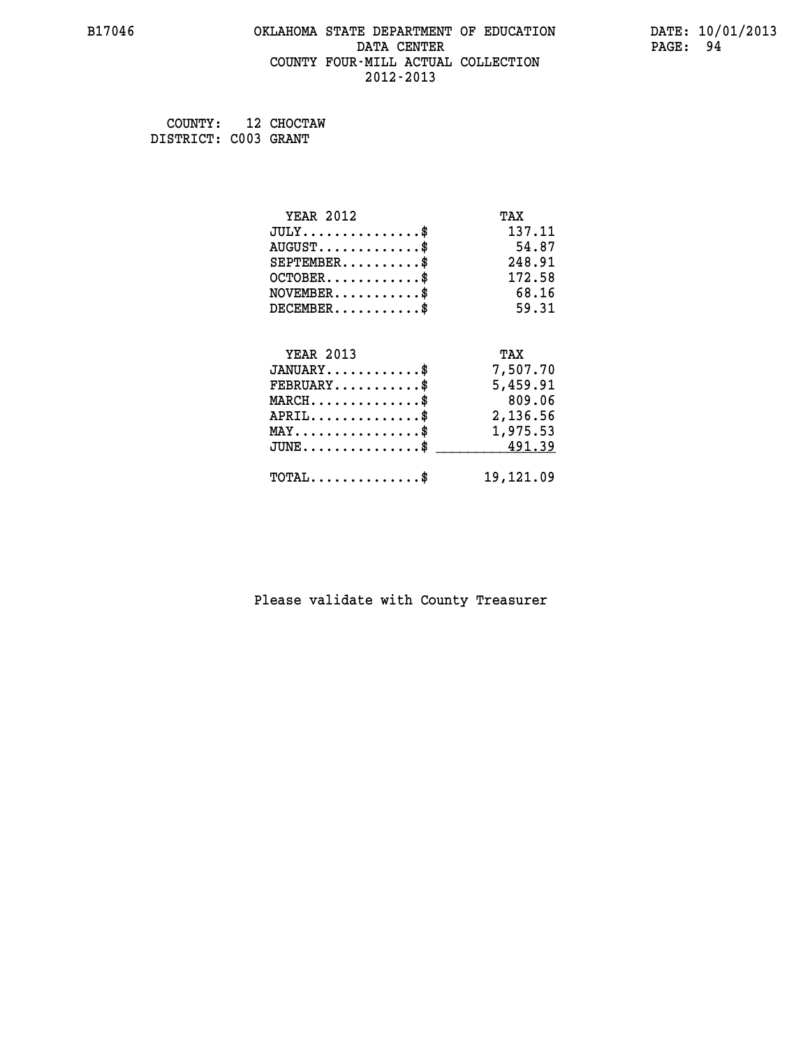# OKLAHOMA STATE DEPARTMENT OF EDUCATION
## DATA CENTER
## COUNTY FOUR-MILL ACTUAL COLLECTION
## 2012-2013

B17046

DATE: 10/01/2013

COUNTY: 12 CHOCTAW
DISTRICT: C003 GRANT

| YEAR 2012 | TAX |
|---|---|
| JULY..............$ | 137.11 |
| AUGUST............$ | 54.87 |
| SEPTEMBER..........$ | 248.91 |
| OCTOBER...........$ | 172.58 |
| NOVEMBER..........$ | 68.16 |
| DECEMBER..........$ | 59.31 |

| YEAR 2013 | TAX |
|---|---|
| JANUARY...........$ | 7,507.70 |
| FEBRUARY..........$ | 5,459.91 |
| MARCH.............$ | 809.06 |
| APRIL.............$ | 2,136.56 |
| MAY...............$ | 1,975.53 |
| JUNE..............$ | 491.39 |
| TOTAL.............$ | 19,121.09 |

Please validate with County Treasurer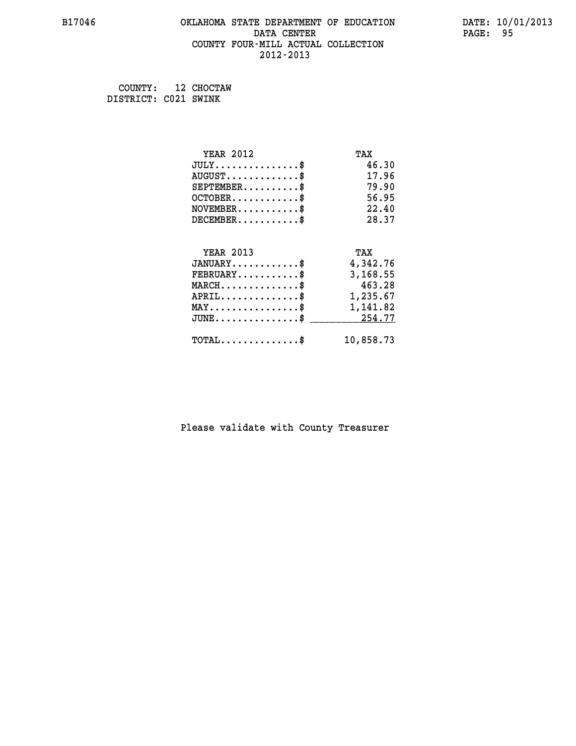COUNTY: 12 CHOCTAW
DISTRICT: C021 SWINK

| YEAR 2012 | TAX |
|---|---|
| JULY..............$ | 46.30 |
| AUGUST.............$ | 17.96 |
| SEPTEMBER..........$ | 79.90 |
| OCTOBER............$ | 56.95 |
| NOVEMBER...........$ | 22.40 |
| DECEMBER...........$ | 28.37 |

| YEAR 2013 | TAX |
|---|---|
| JANUARY............$ | 4,342.76 |
| FEBRUARY...........$ | 3,168.55 |
| MARCH..............$ | 463.28 |
| APRIL..............$ | 1,235.67 |
| MAY................$ | 1,141.82 |
| JUNE...............$ | 254.77 |
| TOTAL..............$ | 10,858.73 |

Please validate with County Treasurer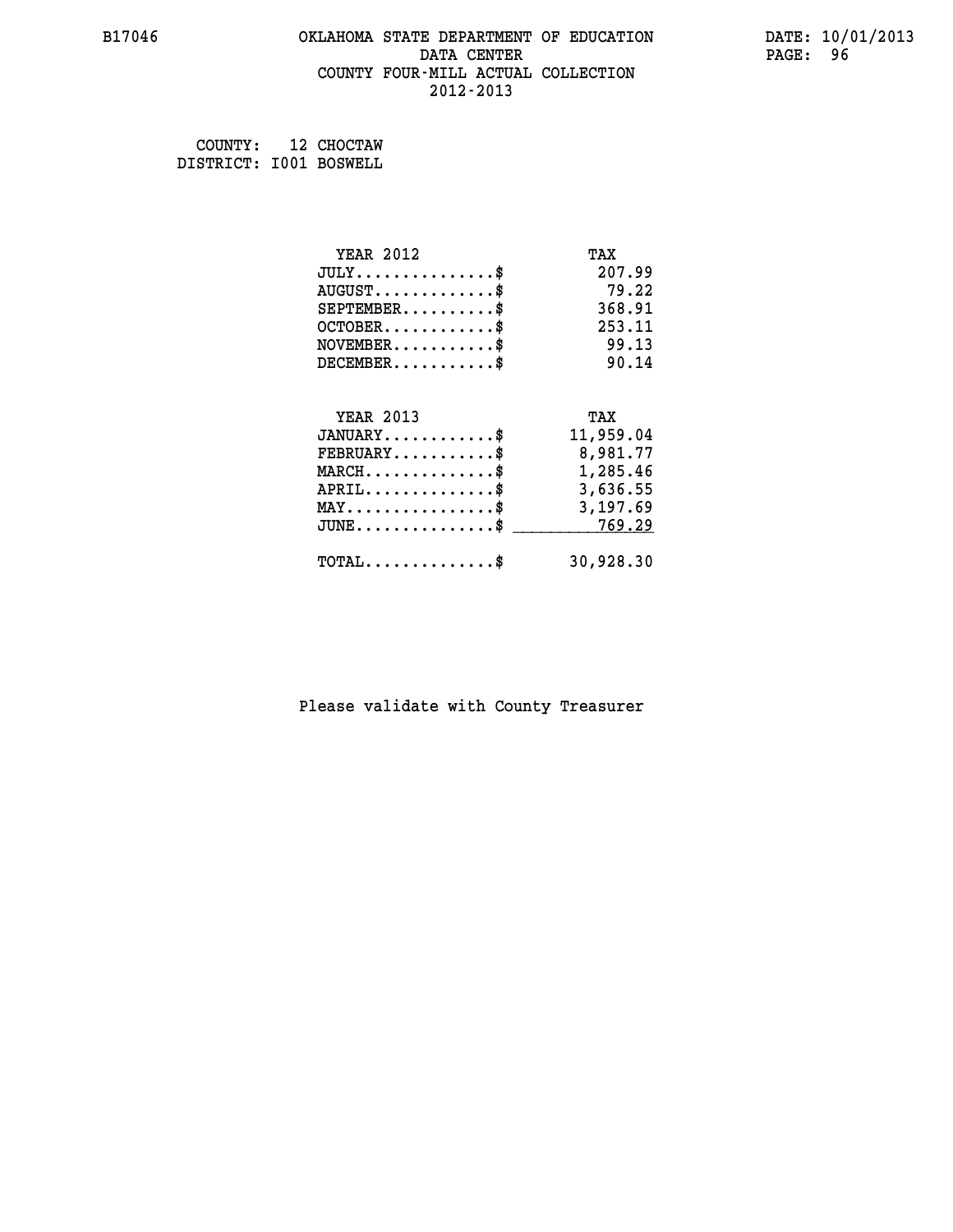B17046 OKLAHOMA STATE DEPARTMENT OF EDUCATION DATA CENTER COUNTY FOUR-MILL ACTUAL COLLECTION 2012-2013

DATE: 10/01/2013

COUNTY: 12 CHOCTAW
DISTRICT: I001 BOSWELL

| YEAR 2012 | TAX |
|---|---|
| JULY...............$ | 207.99 |
| AUGUST.............$ | 79.22 |
| SEPTEMBER..........$ | 368.91 |
| OCTOBER............$ | 253.11 |
| NOVEMBER...........$ | 99.13 |
| DECEMBER...........$ | 90.14 |

| YEAR 2013 | TAX |
|---|---|
| JANUARY............$ | 11,959.04 |
| FEBRUARY...........$ | 8,981.77 |
| MARCH..............$ | 1,285.46 |
| APRIL..............$ | 3,636.55 |
| MAY................$ | 3,197.69 |
| JUNE...............$ | 769.29 |
| TOTAL..............$ | 30,928.30 |

Please validate with County Treasurer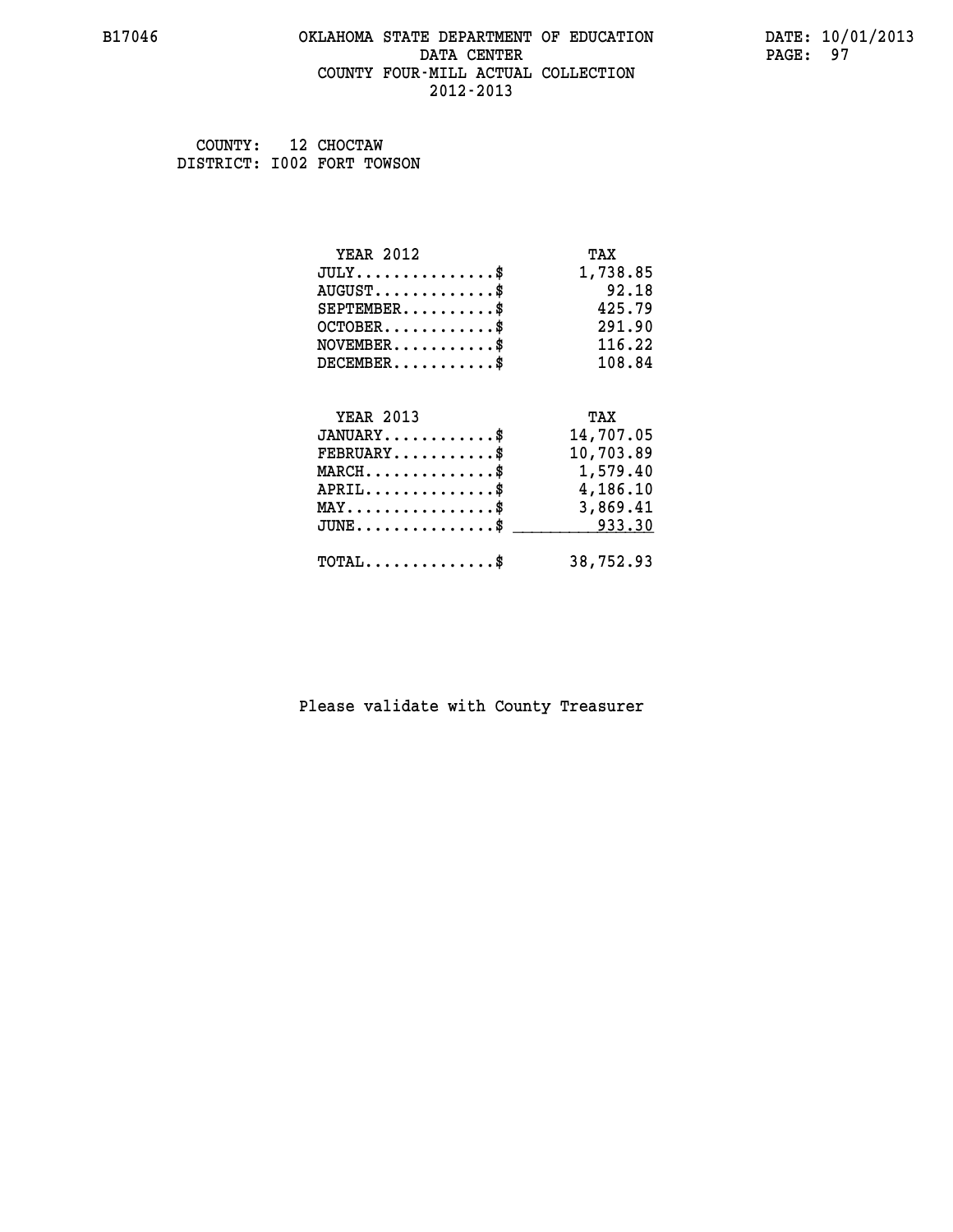# OKLAHOMA STATE DEPARTMENT OF EDUCATION
## DATA CENTER
## COUNTY FOUR-MILL ACTUAL COLLECTION
## 2012-2013

B17046

DATE: 10/01/2013

COUNTY: 12 CHOCTAW
DISTRICT: I002 FORT TOWSON

| YEAR 2012 | TAX |
|---|---|
| JULY...............$ | 1,738.85 |
| AUGUST.............$ | 92.18 |
| SEPTEMBER..........$ | 425.79 |
| OCTOBER............$ | 291.90 |
| NOVEMBER...........$ | 116.22 |
| DECEMBER...........$ | 108.84 |

| YEAR 2013 | TAX |
|---|---|
| JANUARY............$ | 14,707.05 |
| FEBRUARY...........$ | 10,703.89 |
| MARCH..............$ | 1,579.40 |
| APRIL..............$ | 4,186.10 |
| MAY................$ | 3,869.41 |
| JUNE...............$ | 933.30 |
| TOTAL..............$ | 38,752.93 |

Please validate with County Treasurer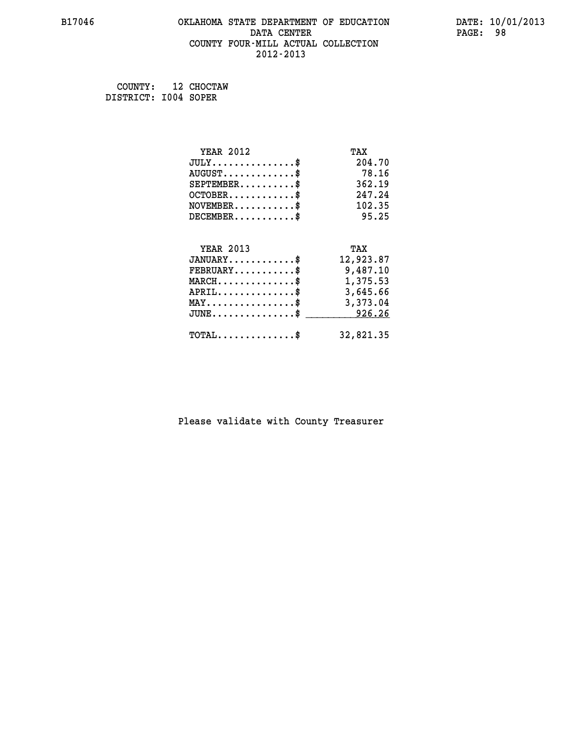# OKLAHOMA STATE DEPARTMENT OF EDUCATION
## DATA CENTER
## COUNTY FOUR-MILL ACTUAL COLLECTION
## 2012-2013

B17046

DATE: 10/01/2013

COUNTY: 12 CHOCTAW
DISTRICT: I004 SOPER

| YEAR 2012 | TAX |
|---|---|
| JULY...............$ | 204.70 |
| AUGUST.............$ | 78.16 |
| SEPTEMBER..........$ | 362.19 |
| OCTOBER............$ | 247.24 |
| NOVEMBER...........$ | 102.35 |
| DECEMBER...........$ | 95.25 |

| YEAR 2013 | TAX |
|---|---|
| JANUARY............$ | 12,923.87 |
| FEBRUARY...........$ | 9,487.10 |
| MARCH..............$ | 1,375.53 |
| APRIL..............$ | 3,645.66 |
| MAY................$ | 3,373.04 |
| JUNE...............$ | 926.26 |
| TOTAL..............$ | 32,821.35 |

Please validate with County Treasurer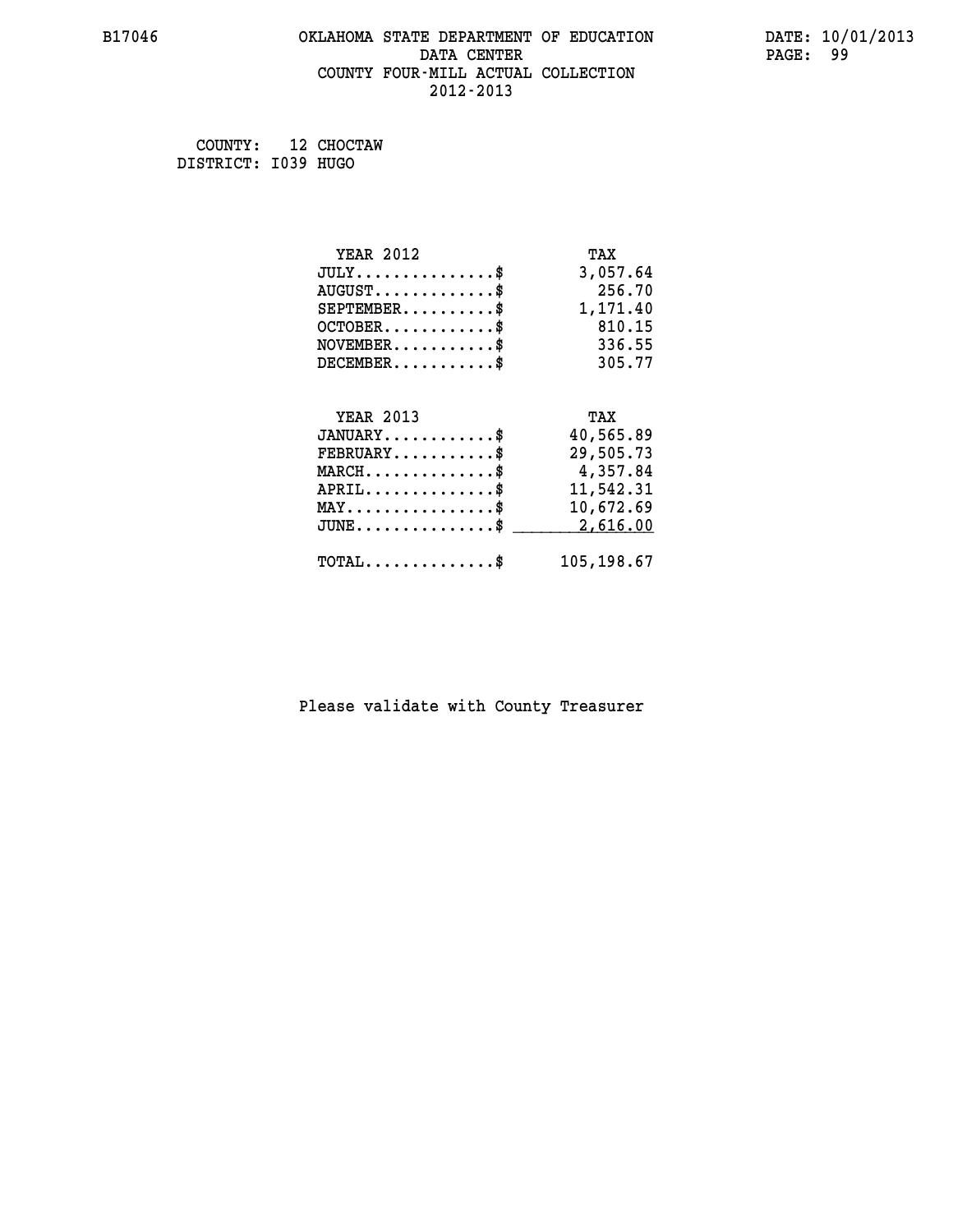# OKLAHOMA STATE DEPARTMENT OF EDUCATION
## DATA CENTER
## COUNTY FOUR-MILL ACTUAL COLLECTION
## 2012-2013

COUNTY: 12 CHOCTAW
DISTRICT: I039 HUGO

| YEAR 2012 | TAX |
|---|---|
| JULY..............$ | 3,057.64 |
| AUGUST............$ | 256.70 |
| SEPTEMBER.........$ | 1,171.40 |
| OCTOBER...........$ | 810.15 |
| NOVEMBER..........$ | 336.55 |
| DECEMBER..........$ | 305.77 |

| YEAR 2013 | TAX |
|---|---|
| JANUARY...........$ | 40,565.89 |
| FEBRUARY..........$ | 29,505.73 |
| MARCH.............$ | 4,357.84 |
| APRIL.............$ | 11,542.31 |
| MAY...............$ | 10,672.69 |
| JUNE..............$ | 2,616.00 |
| TOTAL.............$ | 105,198.67 |

Please validate with County Treasurer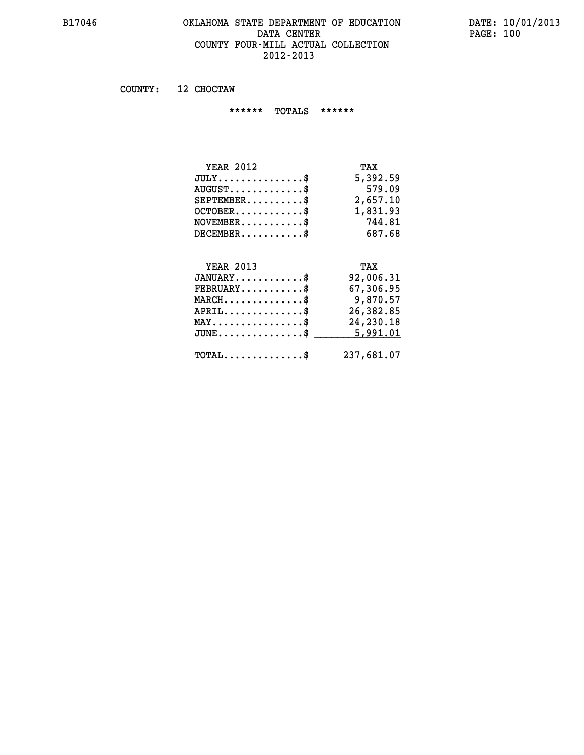# OKLAHOMA STATE DEPARTMENT OF EDUCATION
## DATA CENTER
## COUNTY FOUR-MILL ACTUAL COLLECTION
## 2012-2013

COUNTY: 12 CHOCTAW

****** TOTALS ******

| YEAR 2012 | TAX |
|---|---|
| JULY...............$ | 5,392.59 |
| AUGUST.............$ | 579.09 |
| SEPTEMBER..........$ | 2,657.10 |
| OCTOBER............$ | 1,831.93 |
| NOVEMBER...........$ | 744.81 |
| DECEMBER...........$ | 687.68 |

| YEAR 2013 | TAX |
|---|---|
| JANUARY............$ | 92,006.31 |
| FEBRUARY...........$ | 67,306.95 |
| MARCH..............$ | 9,870.57 |
| APRIL..............$ | 26,382.85 |
| MAY................$ | 24,230.18 |
| JUNE...............$ | 5,991.01 |
| TOTAL..............$ | 237,681.07 |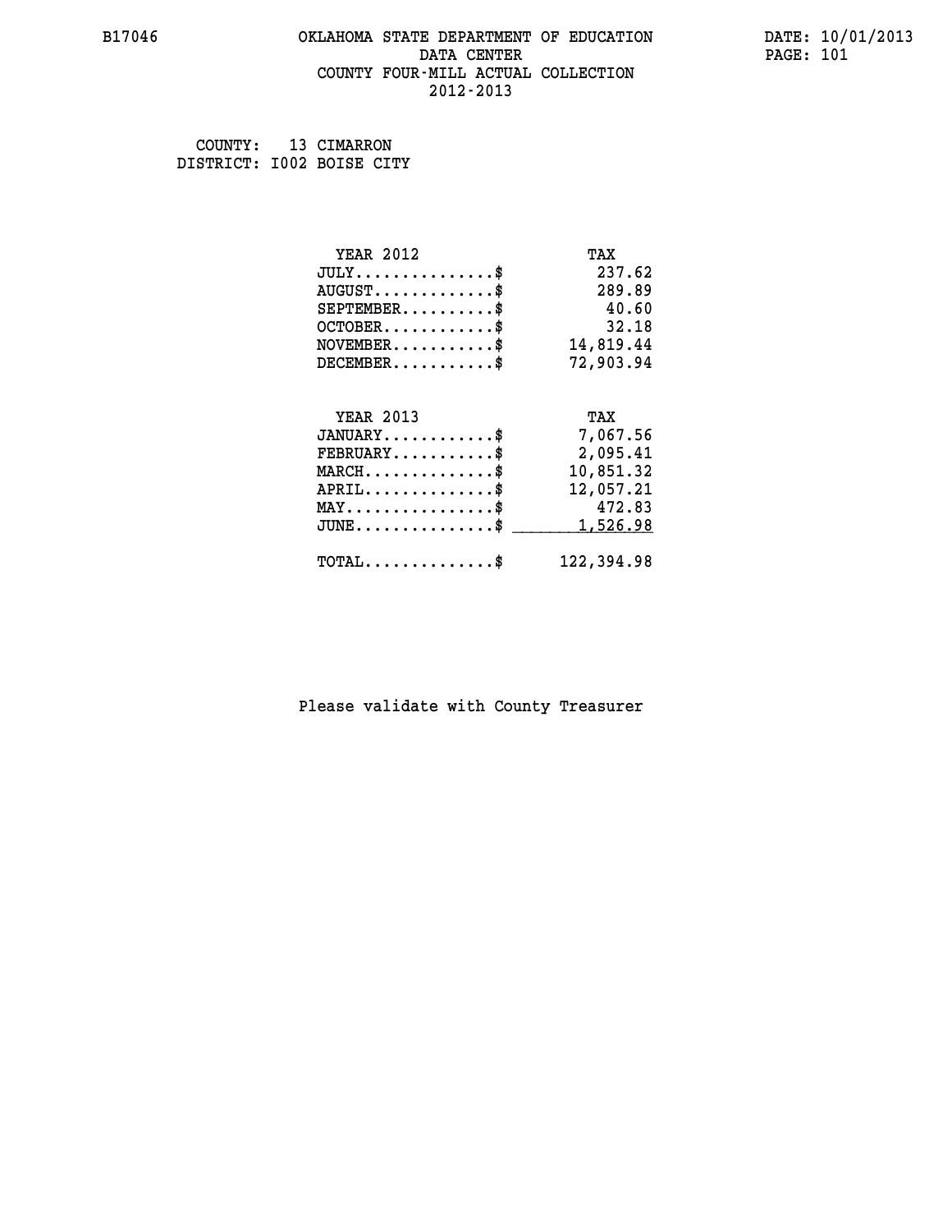COUNTY: 13 CIMARRON
DISTRICT: I002 BOISE CITY

| YEAR 2012 | TAX |
|---|---|
| JULY...............$ | 237.62 |
| AUGUST.............$ | 289.89 |
| SEPTEMBER..........$ | 40.60 |
| OCTOBER............$ | 32.18 |
| NOVEMBER...........$ | 14,819.44 |
| DECEMBER...........$ | 72,903.94 |

| YEAR 2013 | TAX |
|---|---|
| JANUARY............$ | 7,067.56 |
| FEBRUARY...........$ | 2,095.41 |
| MARCH..............$ | 10,851.32 |
| APRIL..............$ | 12,057.21 |
| MAY................$ | 472.83 |
| JUNE...............$ | 1,526.98 |
| TOTAL..............$ | 122,394.98 |

Please validate with County Treasurer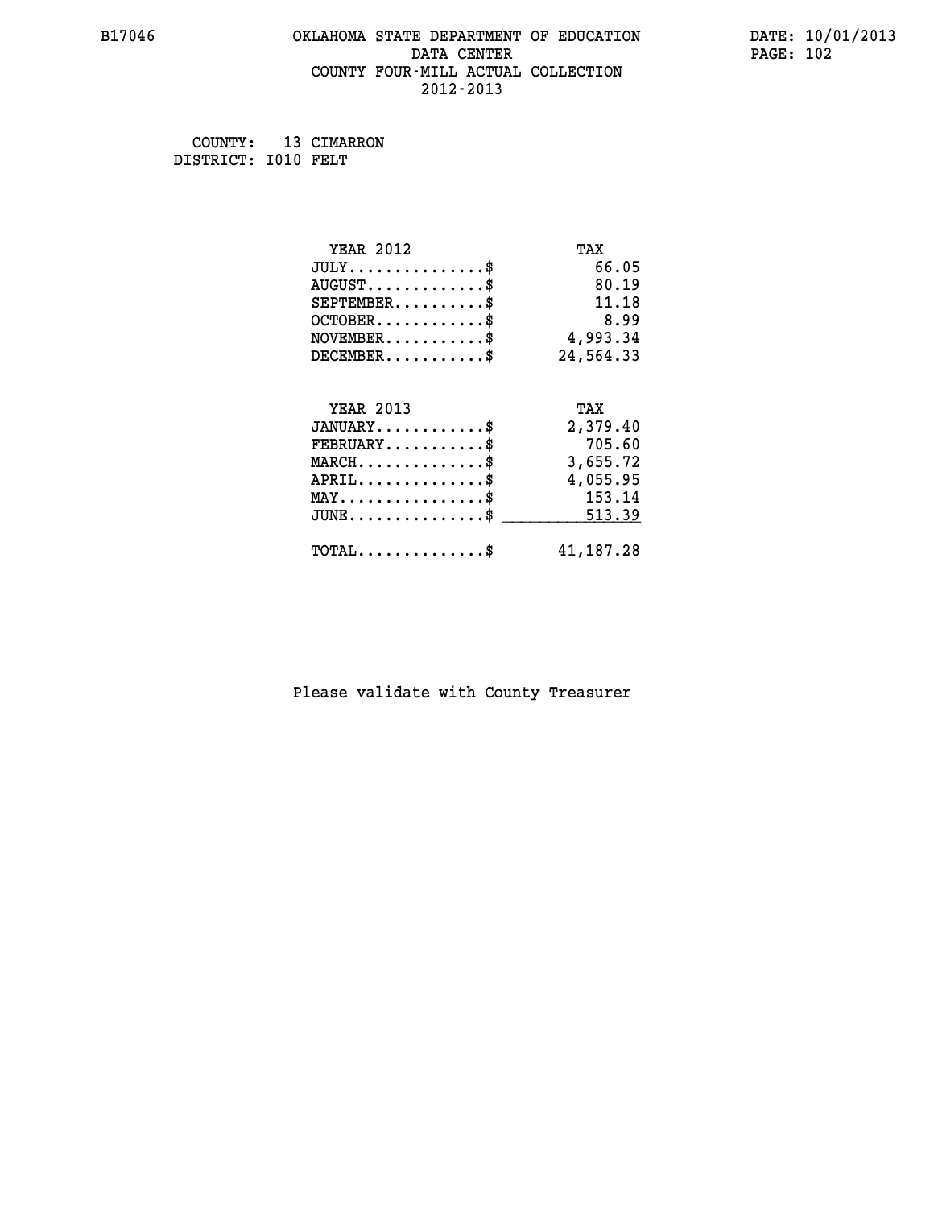B17046 OKLAHOMA STATE DEPARTMENT OF EDUCATION DATA CENTER COUNTY FOUR-MILL ACTUAL COLLECTION 2012-2013

DATE: 10/01/2013

COUNTY: 13 CIMARRON
DISTRICT: I010 FELT

| YEAR 2012 | TAX |
|---|---|
| JULY...............$ | 66.05 |
| AUGUST.............$ | 80.19 |
| SEPTEMBER..........$ | 11.18 |
| OCTOBER............$ | 8.99 |
| NOVEMBER...........$ | 4,993.34 |
| DECEMBER...........$ | 24,564.33 |

| YEAR 2013 | TAX |
|---|---|
| JANUARY............$ | 2,379.40 |
| FEBRUARY...........$ | 705.60 |
| MARCH..............$ | 3,655.72 |
| APRIL..............$ | 4,055.95 |
| MAY................$ | 153.14 |
| JUNE...............$ | 513.39 |
| TOTAL..............$ | 41,187.28 |

Please validate with County Treasurer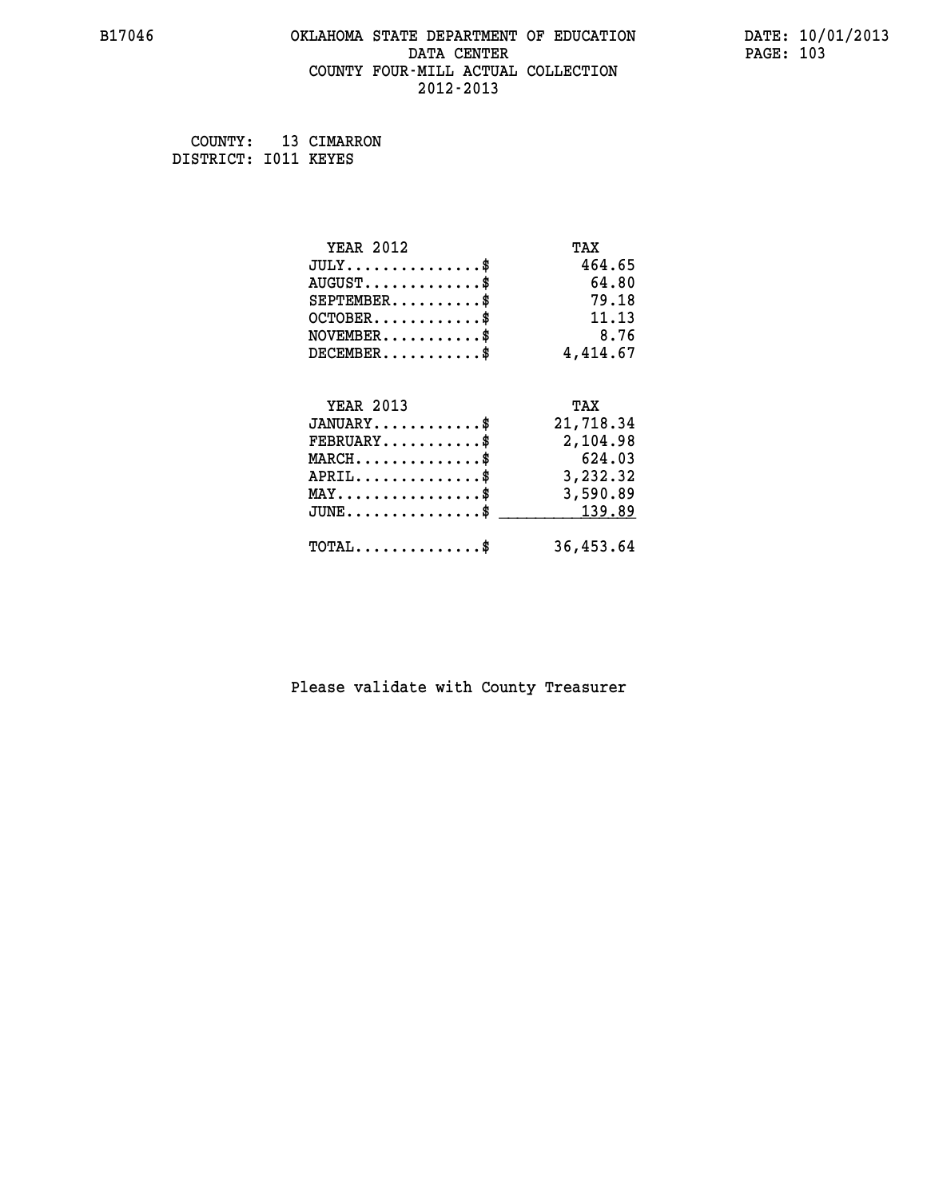COUNTY: 13 CIMARRON
DISTRICT: I011 KEYES

| YEAR 2012 | TAX |
| --- | --- |
| JULY..............$ | 464.65 |
| AUGUST.............$ | 64.80 |
| SEPTEMBER..........$ | 79.18 |
| OCTOBER............$ | 11.13 |
| NOVEMBER...........$ | 8.76 |
| DECEMBER...........$ | 4,414.67 |

| YEAR 2013 | TAX |
| --- | --- |
| JANUARY............$ | 21,718.34 |
| FEBRUARY...........$ | 2,104.98 |
| MARCH..............$ | 624.03 |
| APRIL..............$ | 3,232.32 |
| MAY................$ | 3,590.89 |
| JUNE...............$ | 139.89 |
| TOTAL..............$ | 36,453.64 |

Please validate with County Treasurer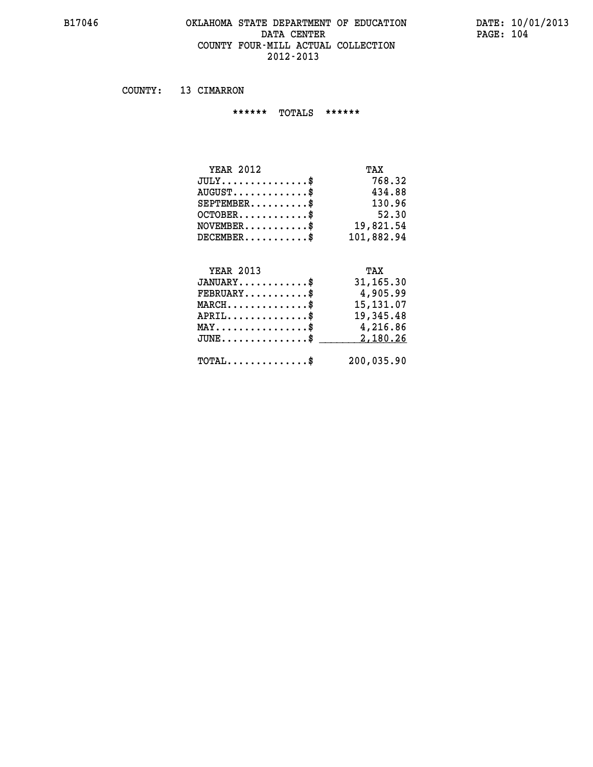# OKLAHOMA STATE DEPARTMENT OF EDUCATION
## DATA CENTER
## COUNTY FOUR-MILL ACTUAL COLLECTION
## 2012-2013

COUNTY: 13 CIMARRON

****** TOTALS ******

| YEAR 2012 | TAX |
|---|---|
| JULY...............$ | 768.32 |
| AUGUST.............$ | 434.88 |
| SEPTEMBER..........$ | 130.96 |
| OCTOBER............$ | 52.30 |
| NOVEMBER...........$ | 19,821.54 |
| DECEMBER...........$ | 101,882.94 |

| YEAR 2013 | TAX |
|---|---|
| JANUARY............$ | 31,165.30 |
| FEBRUARY...........$ | 4,905.99 |
| MARCH..............$ | 15,131.07 |
| APRIL..............$ | 19,345.48 |
| MAY................$ | 4,216.86 |
| JUNE...............$ | 2,180.26 |
| TOTAL..............$ | 200,035.90 |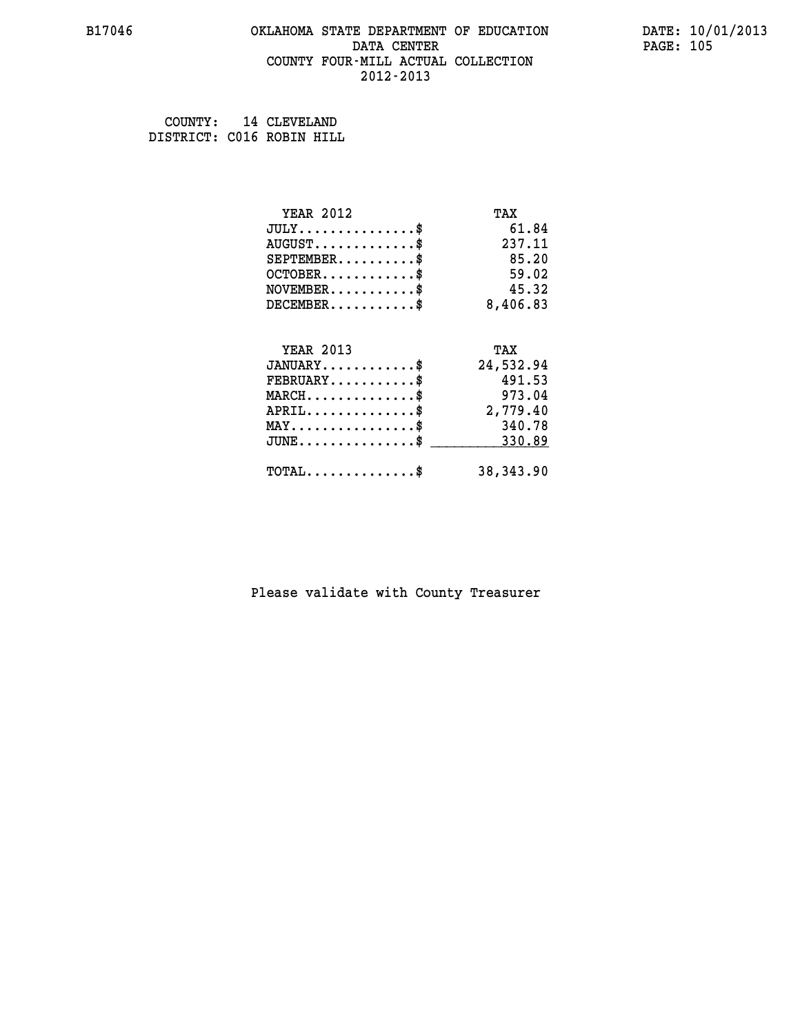B17046 OKLAHOMA STATE DEPARTMENT OF EDUCATION DATA CENTER COUNTY FOUR-MILL ACTUAL COLLECTION 2012-2013

DATE: 10/01/2013

COUNTY: 14 CLEVELAND
DISTRICT: C016 ROBIN HILL

| YEAR 2012 | TAX |
|---|---|
| JULY...............$ | 61.84 |
| AUGUST.............$ | 237.11 |
| SEPTEMBER..........$ | 85.20 |
| OCTOBER............$ | 59.02 |
| NOVEMBER...........$ | 45.32 |
| DECEMBER...........$ | 8,406.83 |

| YEAR 2013 | TAX |
|---|---|
| JANUARY............$ | 24,532.94 |
| FEBRUARY...........$ | 491.53 |
| MARCH..............$ | 973.04 |
| APRIL..............$ | 2,779.40 |
| MAY................$ | 340.78 |
| JUNE...............$ | 330.89 |
| TOTAL..............$ | 38,343.90 |

Please validate with County Treasurer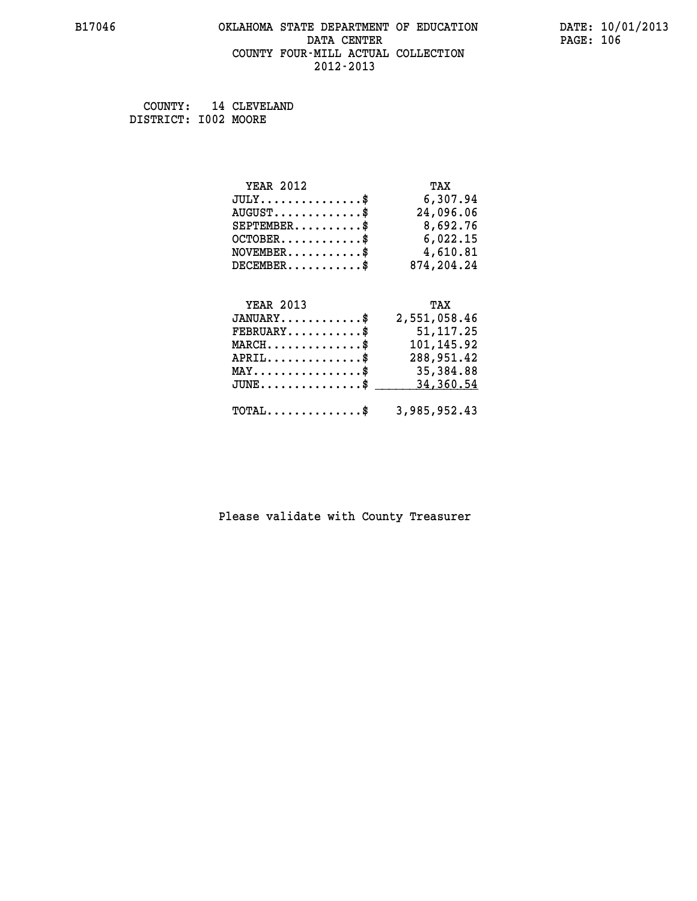B17046 OKLAHOMA STATE DEPARTMENT OF EDUCATION DATE: 10/01/2013
DATA CENTER PAGE: 106
COUNTY FOUR-MILL ACTUAL COLLECTION
2012-2013

COUNTY: 14 CLEVELAND
DISTRICT: I002 MOORE

| YEAR 2012 | TAX |
|---|---|
| JULY...............$ | 6,307.94 |
| AUGUST.............$ | 24,096.06 |
| SEPTEMBER..........$ | 8,692.76 |
| OCTOBER............$ | 6,022.15 |
| NOVEMBER...........$ | 4,610.81 |
| DECEMBER...........$ | 874,204.24 |

| YEAR 2013 | TAX |
|---|---|
| JANUARY............$ | 2,551,058.46 |
| FEBRUARY...........$ | 51,117.25 |
| MARCH..............$ | 101,145.92 |
| APRIL..............$ | 288,951.42 |
| MAY................$ | 35,384.88 |
| JUNE...............$ | 34,360.54 |
| TOTAL..............$ | 3,985,952.43 |

Please validate with County Treasurer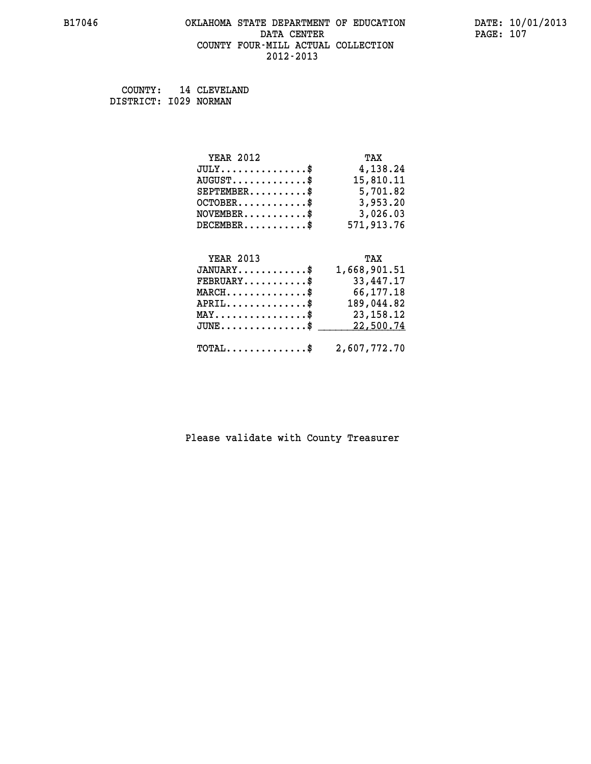B17046 OKLAHOMA STATE DEPARTMENT OF EDUCATION DATE: 10/01/2013
DATA CENTER
COUNTY FOUR-MILL ACTUAL COLLECTION
2012-2013

COUNTY: 14 CLEVELAND
DISTRICT: I029 NORMAN

| YEAR 2012 | TAX |
|---|---|
| JULY...............$ | 4,138.24 |
| AUGUST.............$ | 15,810.11 |
| SEPTEMBER..........$ | 5,701.82 |
| OCTOBER............$ | 3,953.20 |
| NOVEMBER...........$ | 3,026.03 |
| DECEMBER...........$ | 571,913.76 |

| YEAR 2013 | TAX |
|---|---|
| JANUARY............$ | 1,668,901.51 |
| FEBRUARY...........$ | 33,447.17 |
| MARCH..............$ | 66,177.18 |
| APRIL..............$ | 189,044.82 |
| MAY................$ | 23,158.12 |
| JUNE...............$ | 22,500.74 |
| TOTAL..............$ | 2,607,772.70 |

Please validate with County Treasurer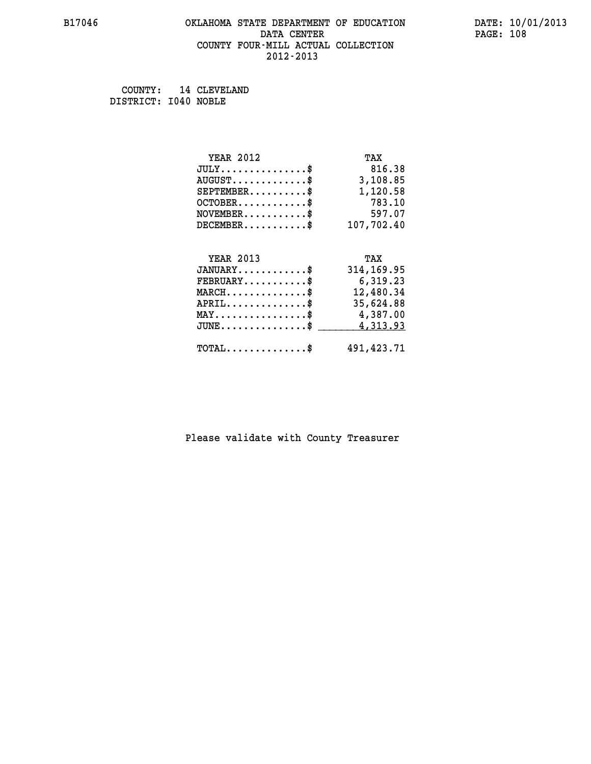B17046 OKLAHOMA STATE DEPARTMENT OF EDUCATION DATA CENTER COUNTY FOUR-MILL ACTUAL COLLECTION 2012-2013

DATE: 10/01/2013

COUNTY: 14 CLEVELAND
DISTRICT: I040 NOBLE

| YEAR 2012 | TAX |
|---|---|
| JULY..............$ | 816.38 |
| AUGUST............$ | 3,108.85 |
| SEPTEMBER.........$ | 1,120.58 |
| OCTOBER...........$ | 783.10 |
| NOVEMBER..........$ | 597.07 |
| DECEMBER..........$ | 107,702.40 |

| YEAR 2013 | TAX |
|---|---|
| JANUARY...........$ | 314,169.95 |
| FEBRUARY..........$ | 6,319.23 |
| MARCH.............$ | 12,480.34 |
| APRIL.............$ | 35,624.88 |
| MAY...............$ | 4,387.00 |
| JUNE..............$ | 4,313.93 |
| TOTAL.............$ | 491,423.71 |

Please validate with County Treasurer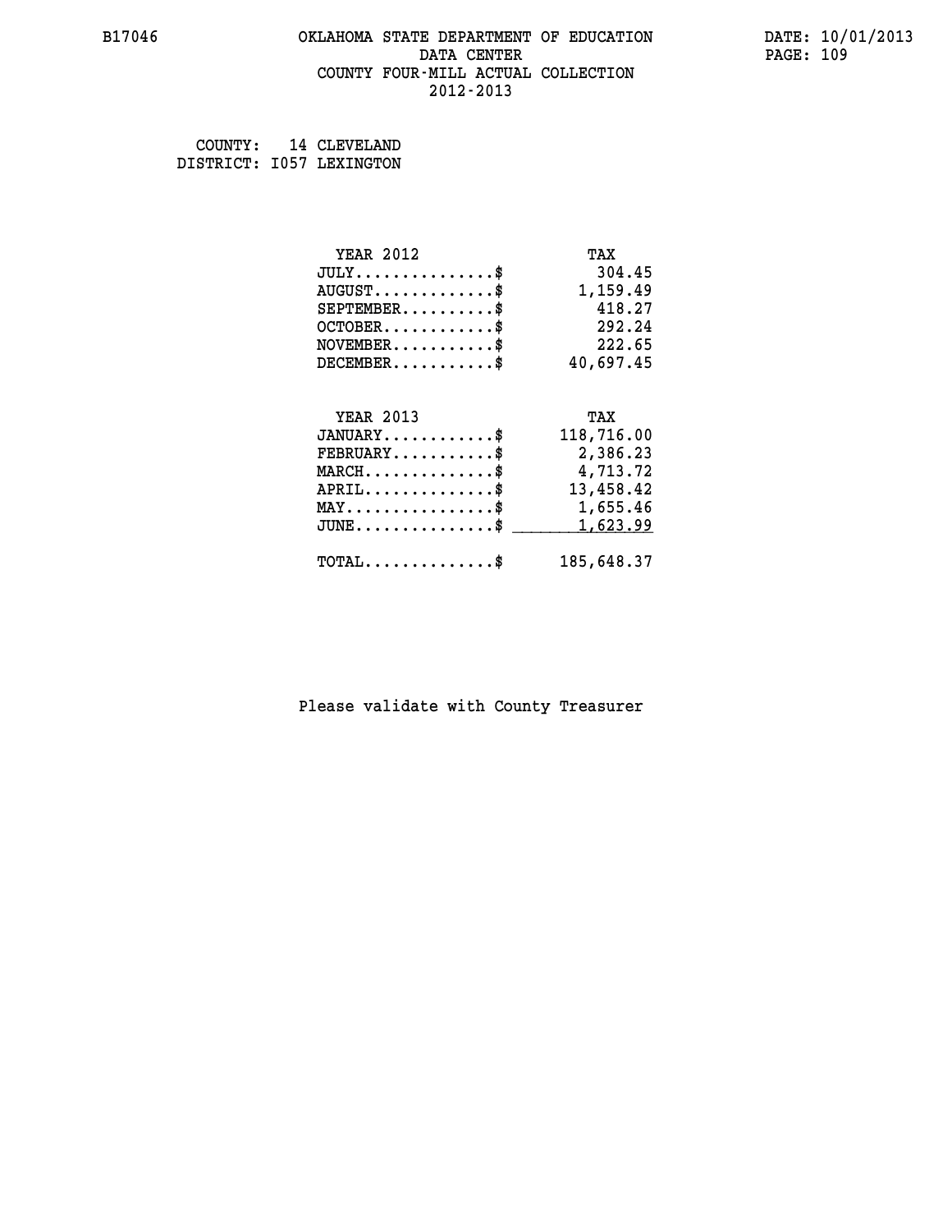B17046 OKLAHOMA STATE DEPARTMENT OF EDUCATION DATE: 10/01/2013
DATA CENTER
COUNTY FOUR-MILL ACTUAL COLLECTION
2012-2013

COUNTY: 14 CLEVELAND
DISTRICT: I057 LEXINGTON

| YEAR 2012 | TAX |
|---|---|
| JULY...............$ | 304.45 |
| AUGUST.............$ | 1,159.49 |
| SEPTEMBER..........$ | 418.27 |
| OCTOBER............$ | 292.24 |
| NOVEMBER...........$ | 222.65 |
| DECEMBER...........$ | 40,697.45 |

| YEAR 2013 | TAX |
|---|---|
| JANUARY............$ | 118,716.00 |
| FEBRUARY...........$ | 2,386.23 |
| MARCH..............$ | 4,713.72 |
| APRIL..............$ | 13,458.42 |
| MAY................$ | 1,655.46 |
| JUNE...............$ | 1,623.99 |
| TOTAL..............$ | 185,648.37 |

Please validate with County Treasurer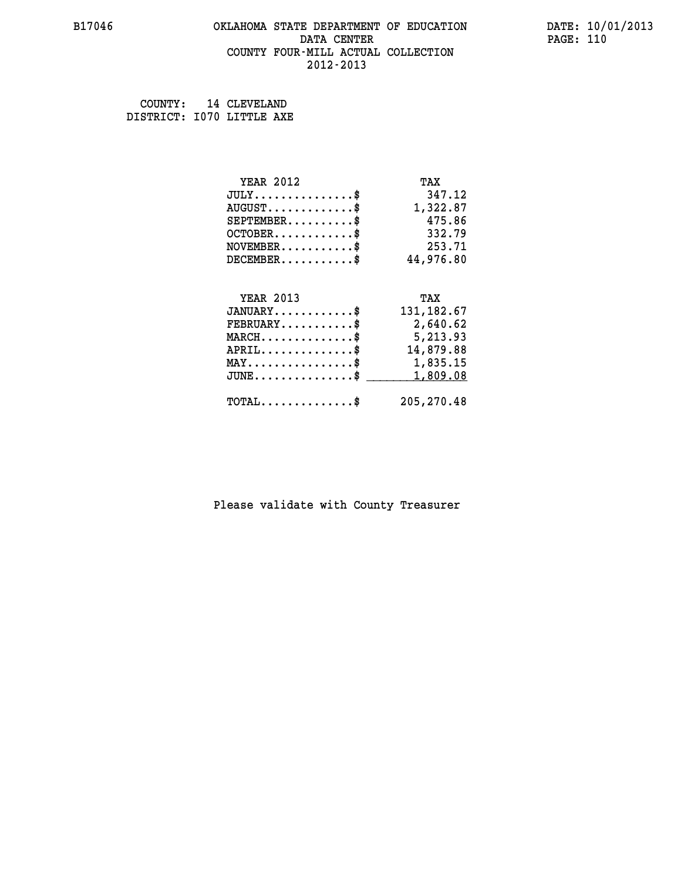B17046 OKLAHOMA STATE DEPARTMENT OF EDUCATION DATA CENTER COUNTY FOUR-MILL ACTUAL COLLECTION 2012-2013

DATE: 10/01/2013

COUNTY: 14 CLEVELAND
DISTRICT: I070 LITTLE AXE

| YEAR 2012 | TAX |
|---|---|
| JULY...............$ | 347.12 |
| AUGUST.............$ | 1,322.87 |
| SEPTEMBER..........$ | 475.86 |
| OCTOBER............$ | 332.79 |
| NOVEMBER...........$ | 253.71 |
| DECEMBER...........$ | 44,976.80 |

| YEAR 2013 | TAX |
|---|---|
| JANUARY............$ | 131,182.67 |
| FEBRUARY...........$ | 2,640.62 |
| MARCH..............$ | 5,213.93 |
| APRIL..............$ | 14,879.88 |
| MAY................$ | 1,835.15 |
| JUNE...............$ | 1,809.08 |
| TOTAL..............$ | 205,270.48 |

Please validate with County Treasurer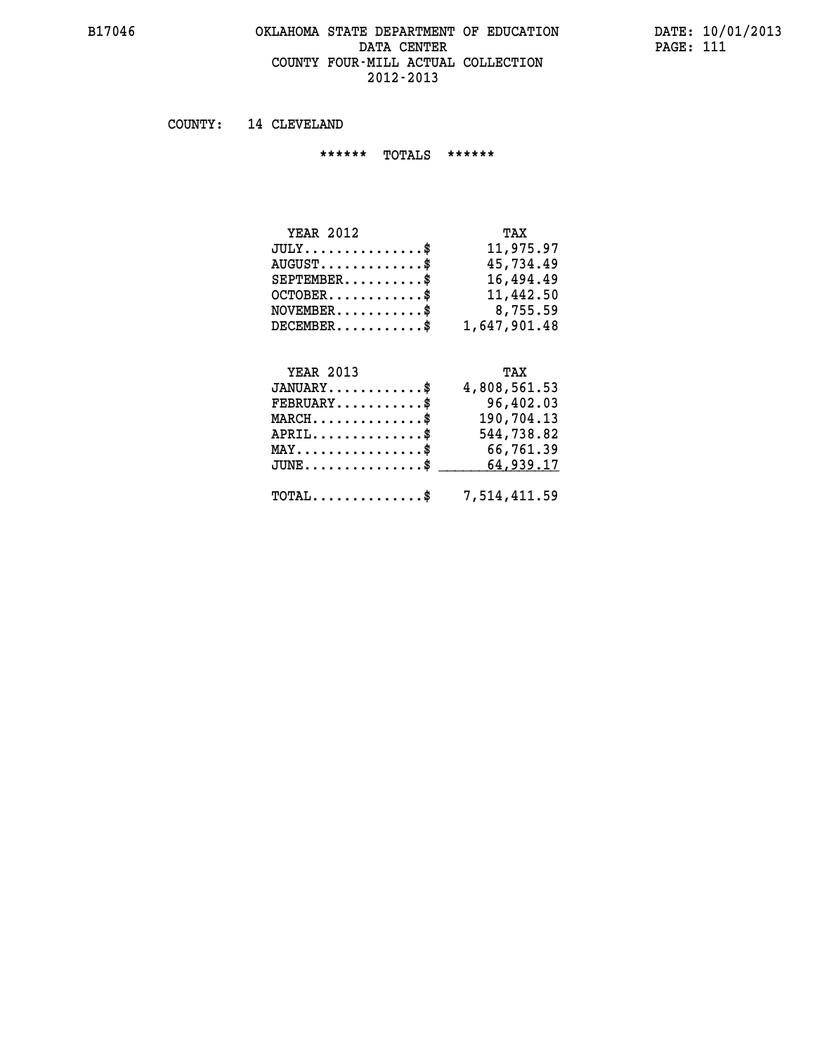# OKLAHOMA STATE DEPARTMENT OF EDUCATION
## DATA CENTER
## COUNTY FOUR-MILL ACTUAL COLLECTION
## 2012-2013

COUNTY: 14 CLEVELAND

****** TOTALS ******

| YEAR 2012 | TAX |
|---|---|
| JULY...............$ | 11,975.97 |
| AUGUST.............$ | 45,734.49 |
| SEPTEMBER..........$ | 16,494.49 |
| OCTOBER............$ | 11,442.50 |
| NOVEMBER...........$ | 8,755.59 |
| DECEMBER...........$ | 1,647,901.48 |

| YEAR 2013 | TAX |
|---|---|
| JANUARY............$ | 4,808,561.53 |
| FEBRUARY...........$ | 96,402.03 |
| MARCH..............$ | 190,704.13 |
| APRIL..............$ | 544,738.82 |
| MAY................$ | 66,761.39 |
| JUNE...............$ | 64,939.17 |
| TOTAL..............$ | 7,514,411.59 |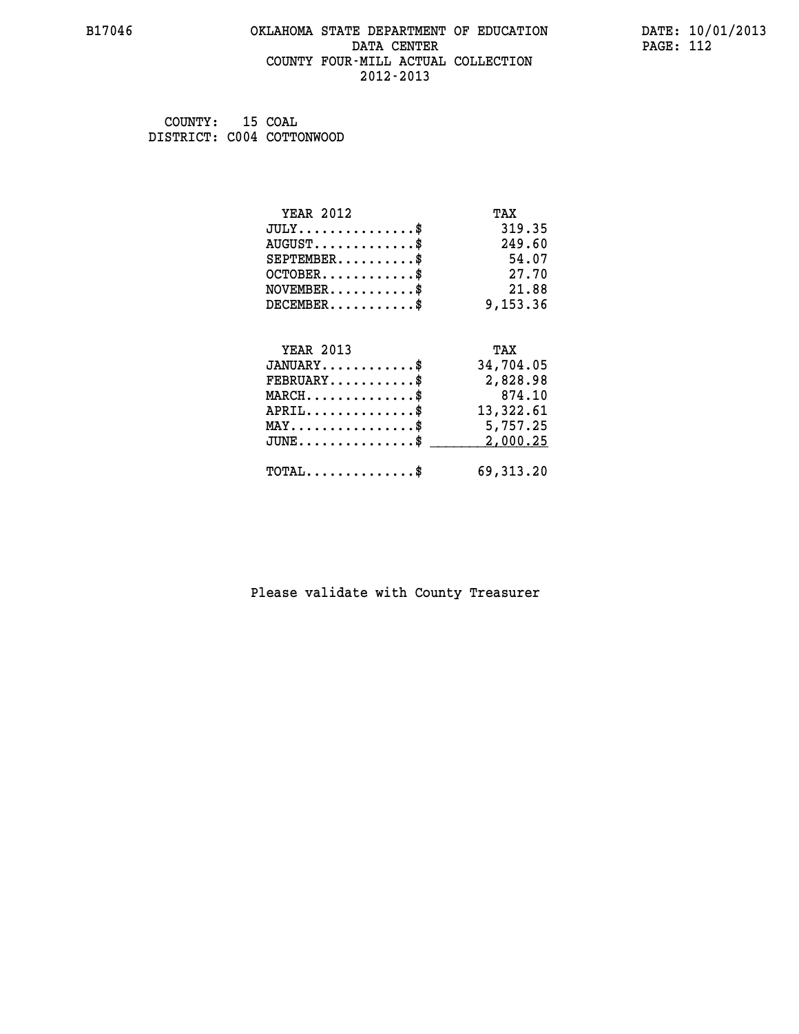# OKLAHOMA STATE DEPARTMENT OF EDUCATION
## DATA CENTER
## COUNTY FOUR-MILL ACTUAL COLLECTION
## 2012-2013

B17046

DATE: 10/01/2013

COUNTY: 15 COAL
DISTRICT: C004 COTTONWOOD

| YEAR 2012 | TAX |
|---|---|
| JULY...............$ | 319.35 |
| AUGUST.............$ | 249.60 |
| SEPTEMBER..........$ | 54.07 |
| OCTOBER............$ | 27.70 |
| NOVEMBER...........$ | 21.88 |
| DECEMBER...........$ | 9,153.36 |

| YEAR 2013 | TAX |
|---|---|
| JANUARY............$ | 34,704.05 |
| FEBRUARY...........$ | 2,828.98 |
| MARCH..............$ | 874.10 |
| APRIL..............$ | 13,322.61 |
| MAY................$ | 5,757.25 |
| JUNE...............$ | 2,000.25 |
| TOTAL..............$ | 69,313.20 |

Please validate with County Treasurer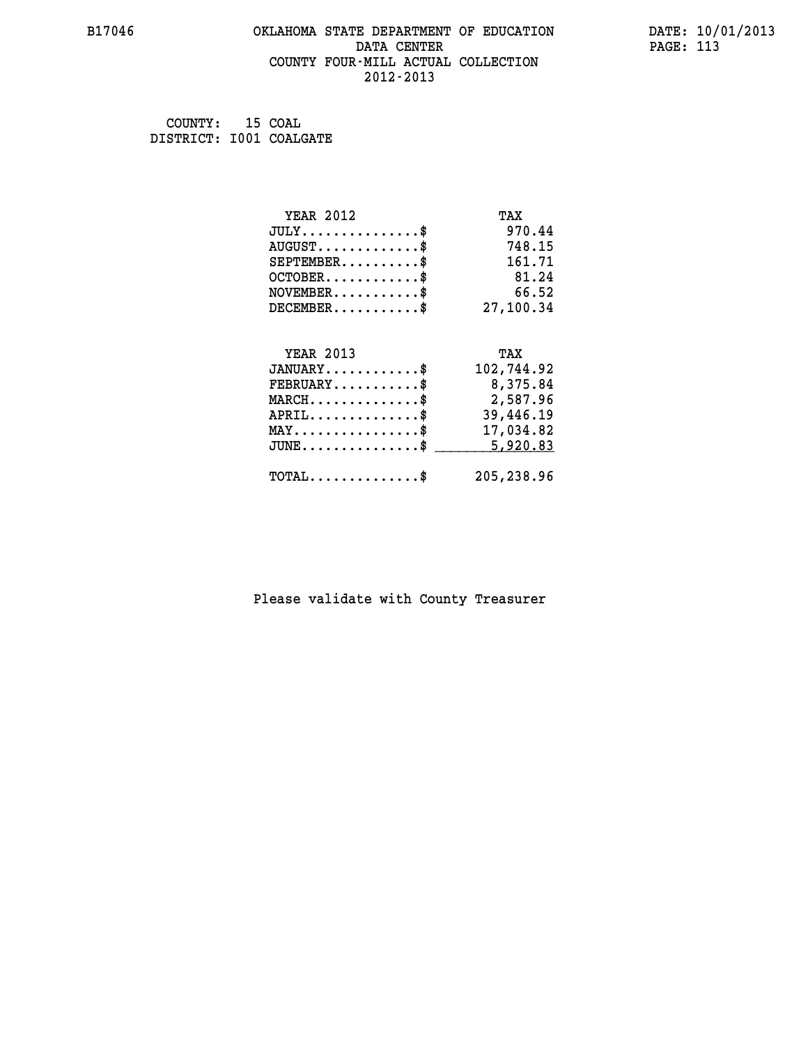B17046 OKLAHOMA STATE DEPARTMENT OF EDUCATION DATE: 10/01/2013

DATA CENTER

COUNTY FOUR-MILL ACTUAL COLLECTION

2012-2013

COUNTY: 15 COAL
DISTRICT: I001 COALGATE

| YEAR 2012 | TAX |
|---|---|
| JULY..............$ | 970.44 |
| AUGUST............$ | 748.15 |
| SEPTEMBER.........$ | 161.71 |
| OCTOBER...........$ | 81.24 |
| NOVEMBER..........$ | 66.52 |
| DECEMBER..........$ | 27,100.34 |

| YEAR 2013 | TAX |
|---|---|
| JANUARY...........$ | 102,744.92 |
| FEBRUARY..........$ | 8,375.84 |
| MARCH.............$ | 2,587.96 |
| APRIL.............$ | 39,446.19 |
| MAY...............$ | 17,034.82 |
| JUNE..............$ | 5,920.83 |
| TOTAL.............$ | 205,238.96 |

Please validate with County Treasurer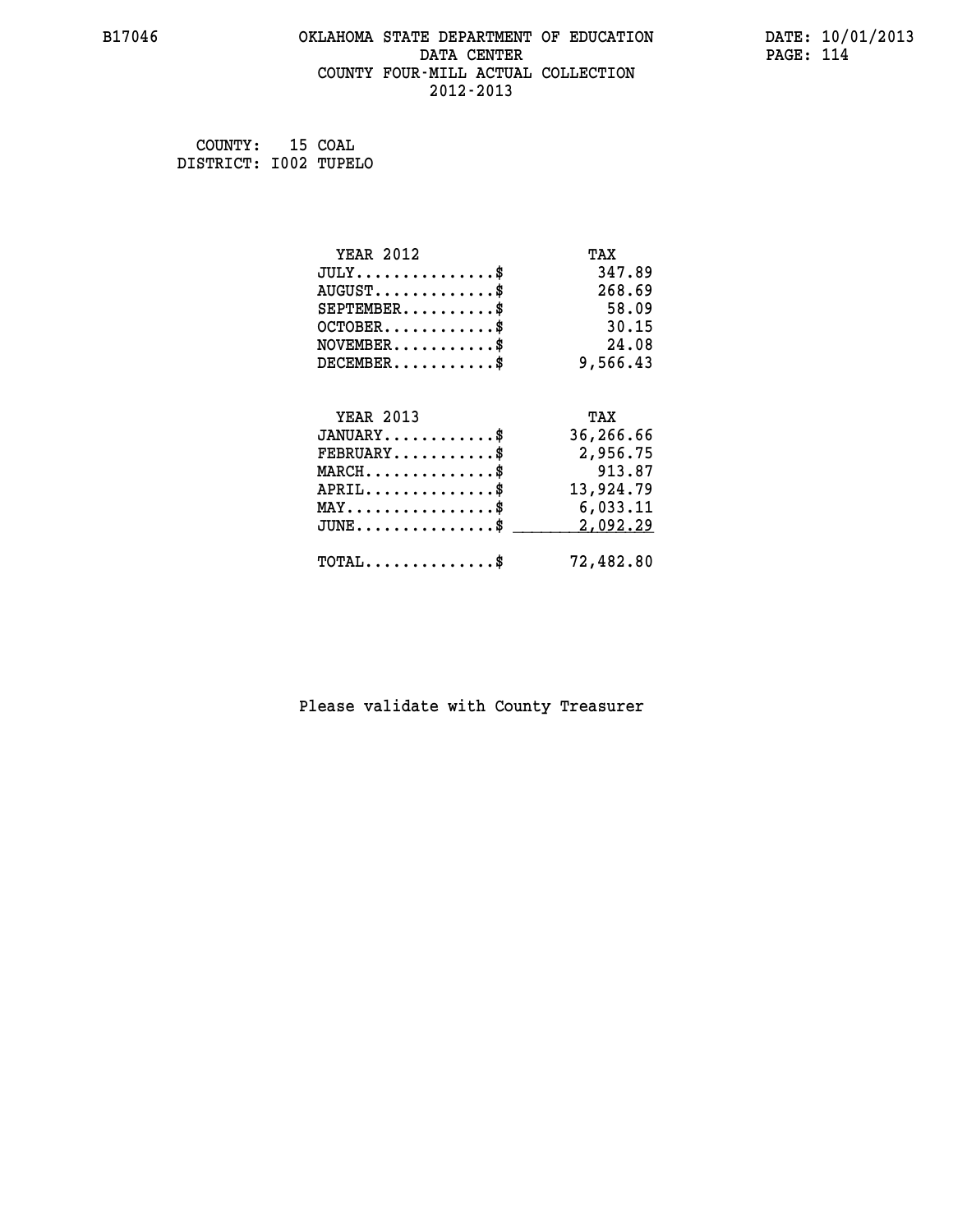B17046

# OKLAHOMA STATE DEPARTMENT OF EDUCATION
## DATA CENTER
## COUNTY FOUR-MILL ACTUAL COLLECTION
## 2012-2013

DATE: 10/01/2013

COUNTY: 15 COAL
DISTRICT: I002 TUPELO

| YEAR 2012 | TAX |
|---|---|
| JULY...............$ | 347.89 |
| AUGUST.............$ | 268.69 |
| SEPTEMBER..........$ | 58.09 |
| OCTOBER............$ | 30.15 |
| NOVEMBER...........$ | 24.08 |
| DECEMBER...........$ | 9,566.43 |

| YEAR 2013 | TAX |
|---|---|
| JANUARY............$ | 36,266.66 |
| FEBRUARY...........$ | 2,956.75 |
| MARCH..............$ | 913.87 |
| APRIL..............$ | 13,924.79 |
| MAY................$ | 6,033.11 |
| JUNE...............$ | 2,092.29 |
| TOTAL..............$ | 72,482.80 |

Please validate with County Treasurer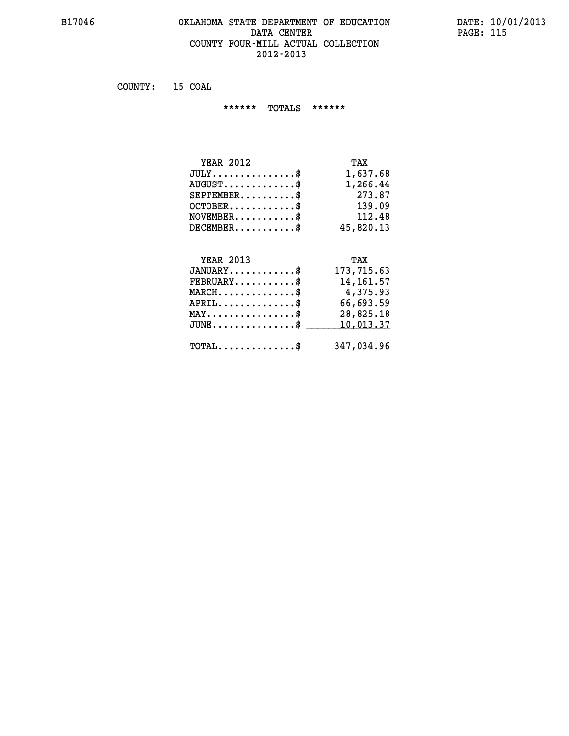# OKLAHOMA STATE DEPARTMENT OF EDUCATION
## DATA CENTER
## COUNTY FOUR-MILL ACTUAL COLLECTION
## 2012-2013

COUNTY: 15 COAL

****** TOTALS ******

| YEAR 2012 | TAX |
|---|---|
| JULY...............$ | 1,637.68 |
| AUGUST.............$ | 1,266.44 |
| SEPTEMBER..........$ | 273.87 |
| OCTOBER............$ | 139.09 |
| NOVEMBER...........$ | 112.48 |
| DECEMBER...........$ | 45,820.13 |

| YEAR 2013 | TAX |
|---|---|
| JANUARY............$ | 173,715.63 |
| FEBRUARY...........$ | 14,161.57 |
| MARCH..............$ | 4,375.93 |
| APRIL..............$ | 66,693.59 |
| MAY................$ | 28,825.18 |
| JUNE...............$ | 10,013.37 |
| TOTAL..............$ | 347,034.96 |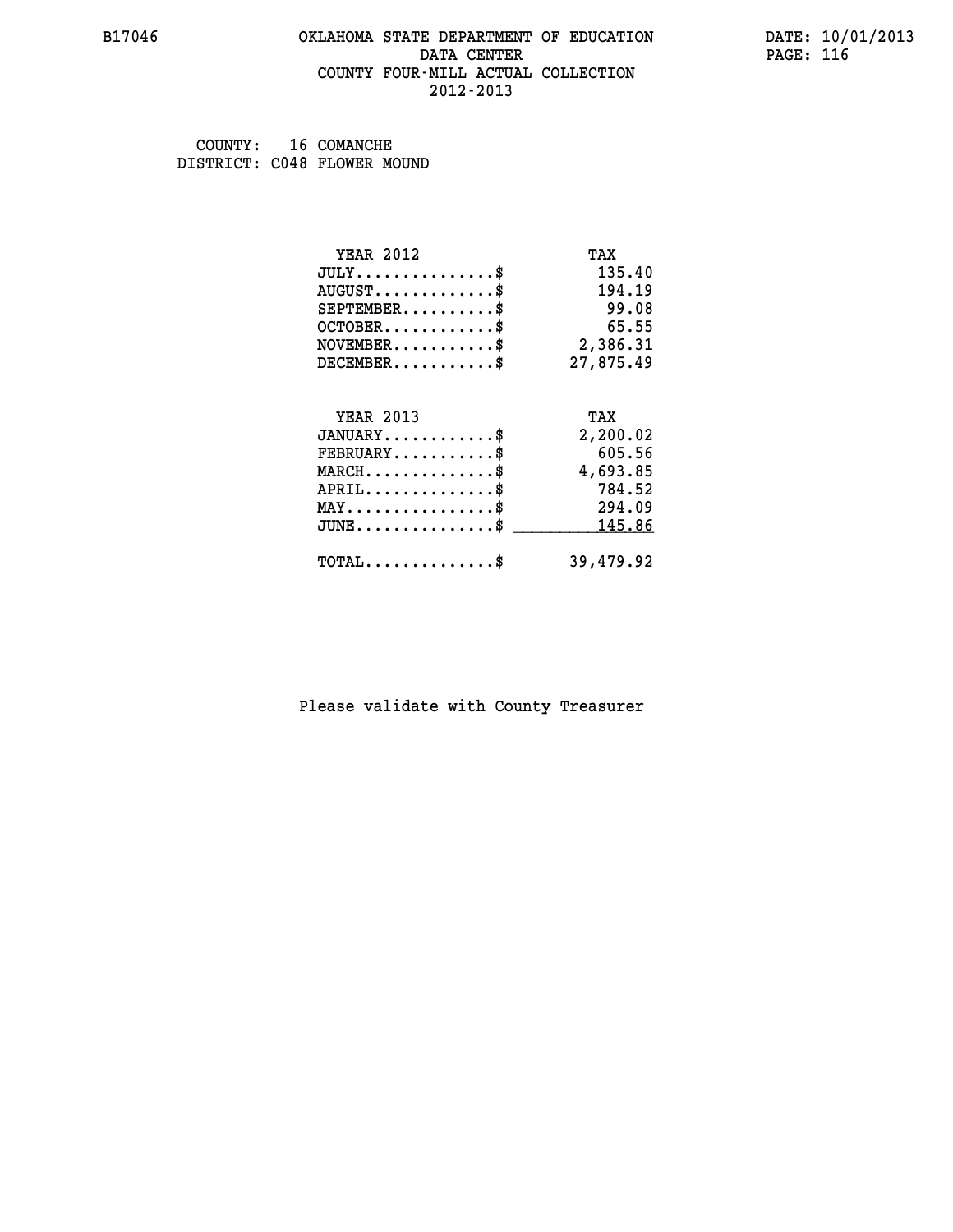# OKLAHOMA STATE DEPARTMENT OF EDUCATION
## DATA CENTER
## COUNTY FOUR-MILL ACTUAL COLLECTION
## 2012-2013

B17046

DATE: 10/01/2013

COUNTY: 16 COMANCHE
DISTRICT: C048 FLOWER MOUND

| YEAR 2012 | TAX |
|---|---|
| JULY...............$ | 135.40 |
| AUGUST.............$ | 194.19 |
| SEPTEMBER..........$ | 99.08 |
| OCTOBER............$ | 65.55 |
| NOVEMBER...........$ | 2,386.31 |
| DECEMBER...........$ | 27,875.49 |

| YEAR 2013 | TAX |
|---|---|
| JANUARY............$ | 2,200.02 |
| FEBRUARY...........$ | 605.56 |
| MARCH..............$ | 4,693.85 |
| APRIL..............$ | 784.52 |
| MAY................$ | 294.09 |
| JUNE...............$ | 145.86 |
| TOTAL..............$ | 39,479.92 |

Please validate with County Treasurer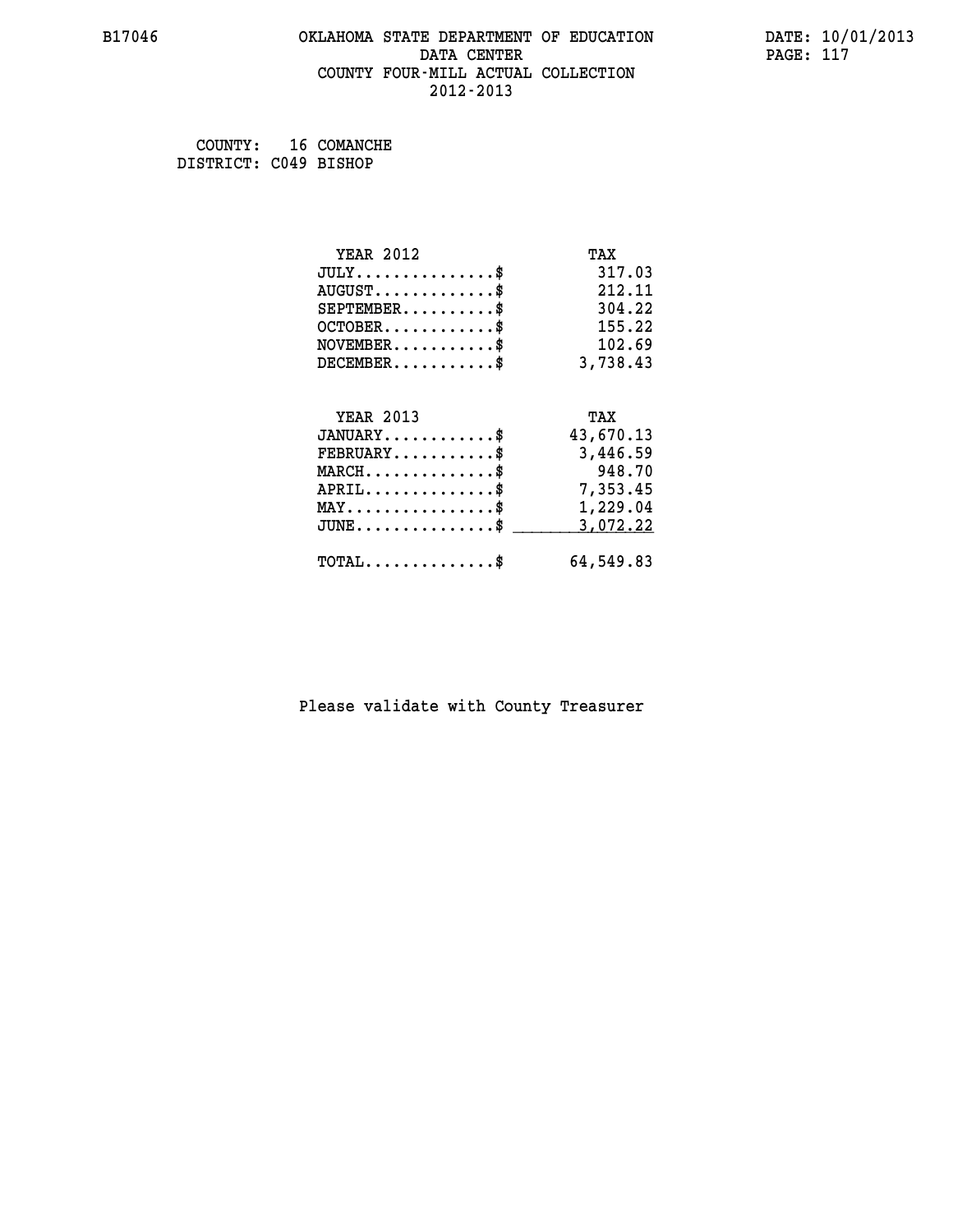B17046 OKLAHOMA STATE DEPARTMENT OF EDUCATION DATE: 10/01/2013
DATA CENTER
COUNTY FOUR-MILL ACTUAL COLLECTION
2012-2013

COUNTY: 16 COMANCHE
DISTRICT: C049 BISHOP

| YEAR 2012 | TAX |
|---|---|
| JULY..............$ | 317.03 |
| AUGUST............$ | 212.11 |
| SEPTEMBER.........$ | 304.22 |
| OCTOBER...........$ | 155.22 |
| NOVEMBER..........$ | 102.69 |
| DECEMBER..........$ | 3,738.43 |

| YEAR 2013 | TAX |
|---|---|
| JANUARY...........$ | 43,670.13 |
| FEBRUARY..........$ | 3,446.59 |
| MARCH.............$ | 948.70 |
| APRIL.............$ | 7,353.45 |
| MAY...............$ | 1,229.04 |
| JUNE..............$ | 3,072.22 |
| TOTAL.............$ | 64,549.83 |

Please validate with County Treasurer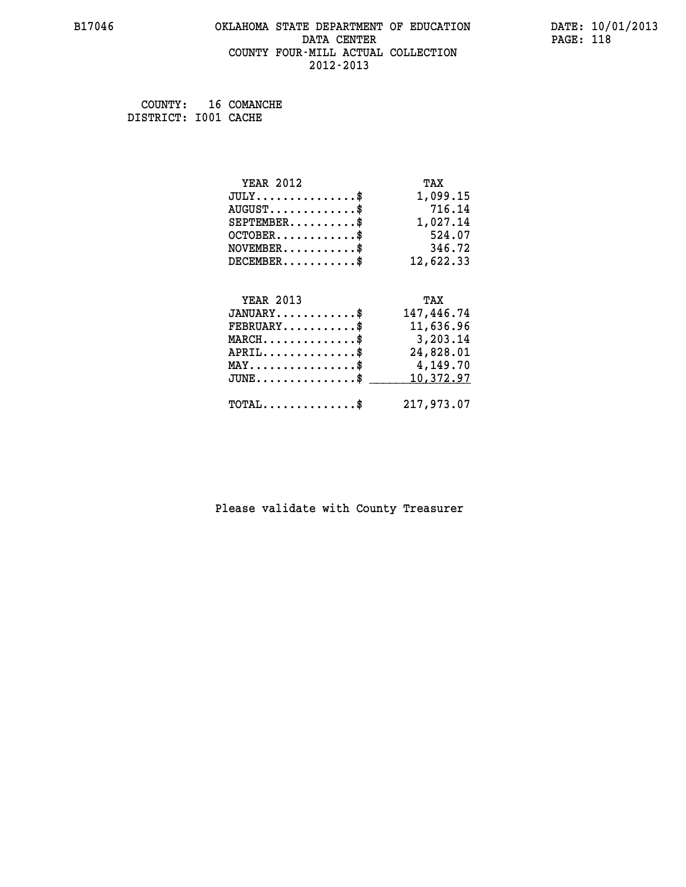# OKLAHOMA STATE DEPARTMENT OF EDUCATION
## DATA CENTER
## COUNTY FOUR-MILL ACTUAL COLLECTION
## 2012-2013

B17046

DATE: 10/01/2013

COUNTY: 16 COMANCHE
DISTRICT: I001 CACHE

| YEAR 2012 | TAX |
|---|---|
| JULY..............$ | 1,099.15 |
| AUGUST............$ | 716.14 |
| SEPTEMBER.........$ | 1,027.14 |
| OCTOBER...........$ | 524.07 |
| NOVEMBER..........$ | 346.72 |
| DECEMBER..........$ | 12,622.33 |

| YEAR 2013 | TAX |
|---|---|
| JANUARY...........$ | 147,446.74 |
| FEBRUARY..........$ | 11,636.96 |
| MARCH.............$ | 3,203.14 |
| APRIL.............$ | 24,828.01 |
| MAY...............$ | 4,149.70 |
| JUNE..............$ | 10,372.97 |
| TOTAL.............$ | 217,973.07 |

Please validate with County Treasurer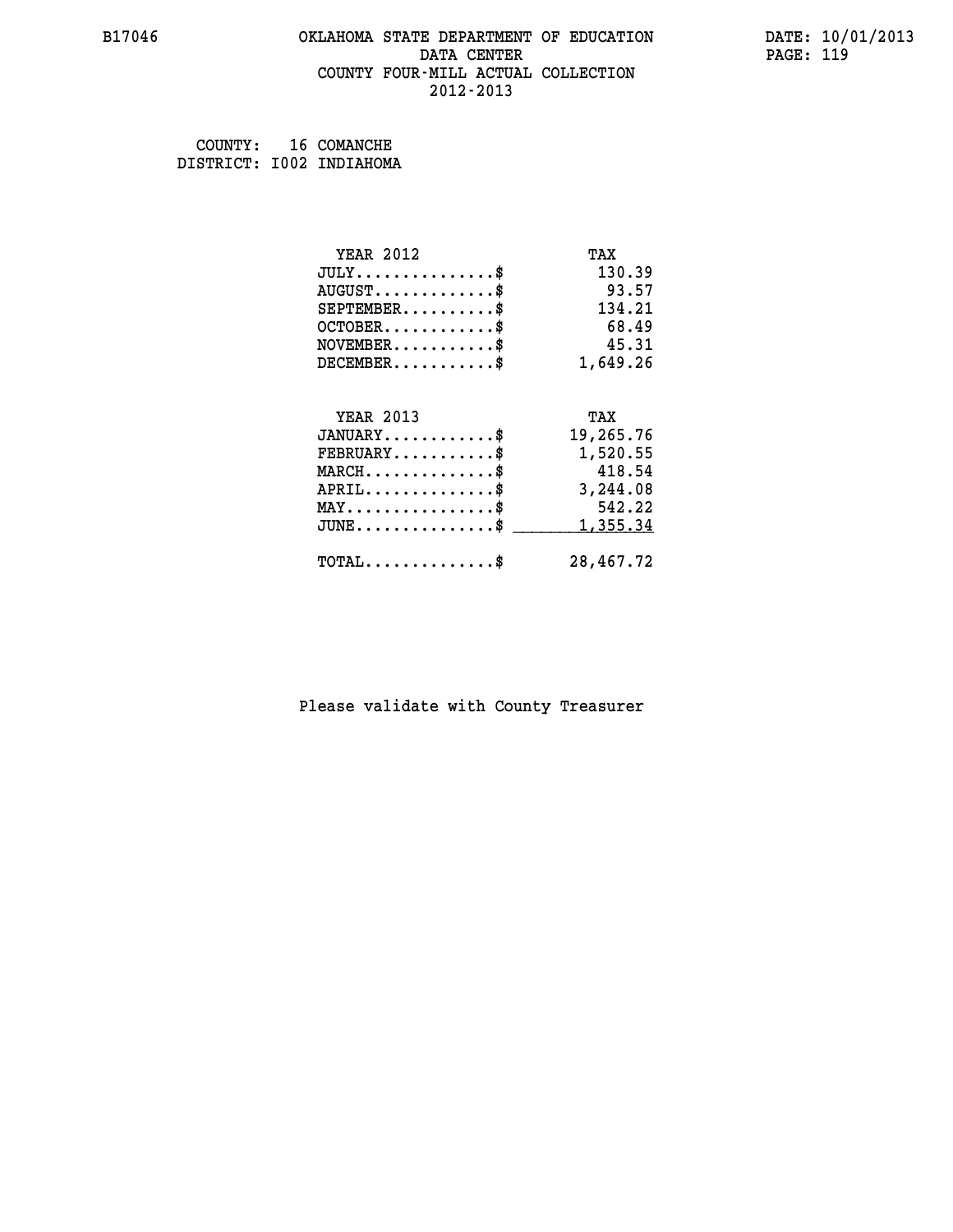B17046

# OKLAHOMA STATE DEPARTMENT OF EDUCATION
## DATA CENTER
## COUNTY FOUR-MILL ACTUAL COLLECTION
## 2012-2013

DATE: 10/01/2013

COUNTY: 16 COMANCHE
DISTRICT: I002 INDIAHOMA

| YEAR 2012 | TAX |
|---|---|
| JULY..............$ | 130.39 |
| AUGUST............$ | 93.57 |
| SEPTEMBER.........$ | 134.21 |
| OCTOBER...........$ | 68.49 |
| NOVEMBER..........$ | 45.31 |
| DECEMBER..........$ | 1,649.26 |

| YEAR 2013 | TAX |
|---|---|
| JANUARY...........$ | 19,265.76 |
| FEBRUARY..........$ | 1,520.55 |
| MARCH.............$ | 418.54 |
| APRIL.............$ | 3,244.08 |
| MAY...............$ | 542.22 |
| JUNE..............$ | 1,355.34 |
| TOTAL.............$ | 28,467.72 |

Please validate with County Treasurer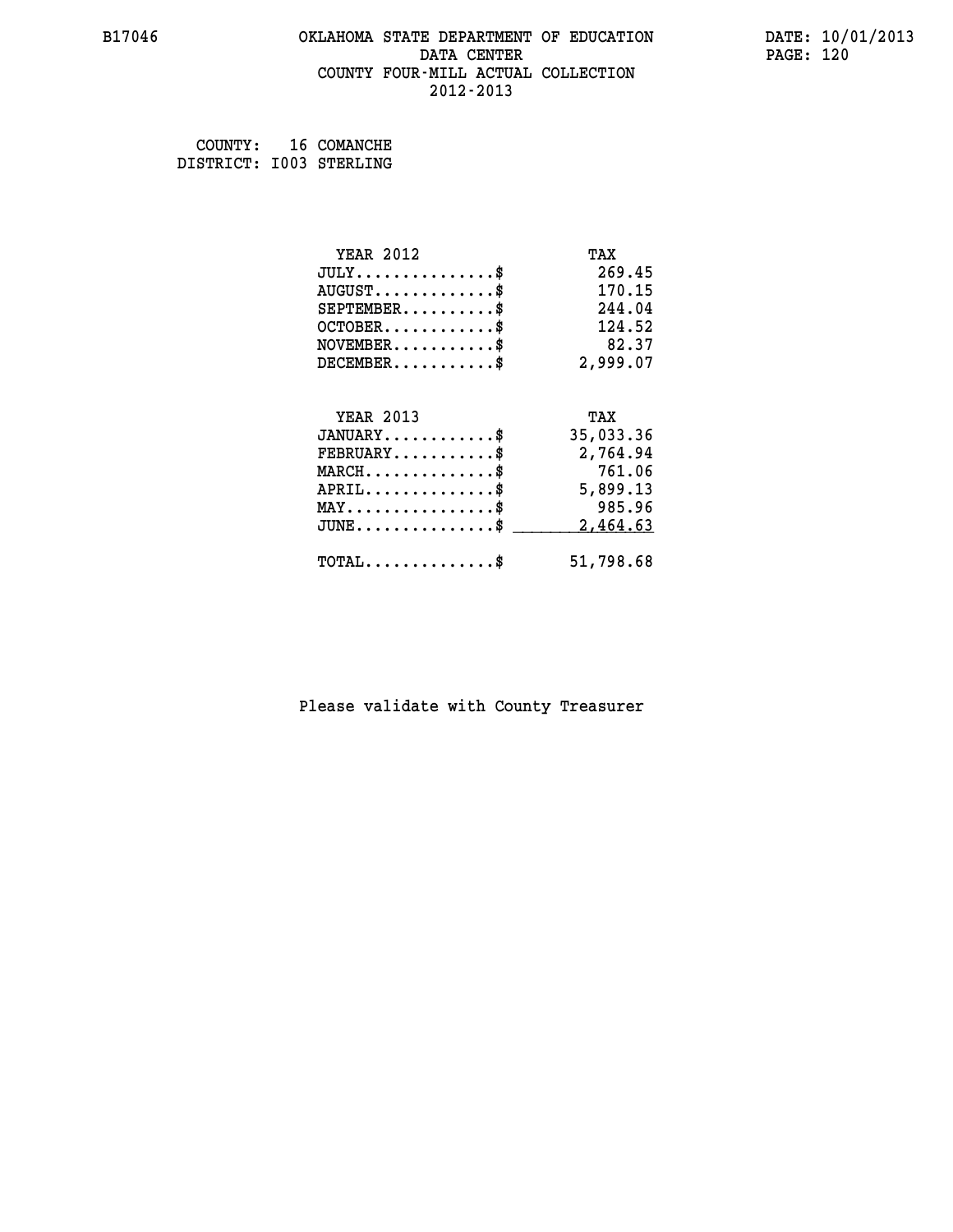# OKLAHOMA STATE DEPARTMENT OF EDUCATION
## DATA CENTER
## COUNTY FOUR-MILL ACTUAL COLLECTION
## 2012-2013

COUNTY: 16 COMANCHE
DISTRICT: I003 STERLING

| YEAR 2012 | TAX |
|---|---|
| JULY..............$ | 269.45 |
| AUGUST............$ | 170.15 |
| SEPTEMBER.........$ | 244.04 |
| OCTOBER...........$ | 124.52 |
| NOVEMBER..........$ | 82.37 |
| DECEMBER..........$ | 2,999.07 |

| YEAR 2013 | TAX |
|---|---|
| JANUARY...........$ | 35,033.36 |
| FEBRUARY..........$ | 2,764.94 |
| MARCH.............$ | 761.06 |
| APRIL.............$ | 5,899.13 |
| MAY...............$ | 985.96 |
| JUNE..............$ | 2,464.63 |
| TOTAL.............$ | 51,798.68 |

Please validate with County Treasurer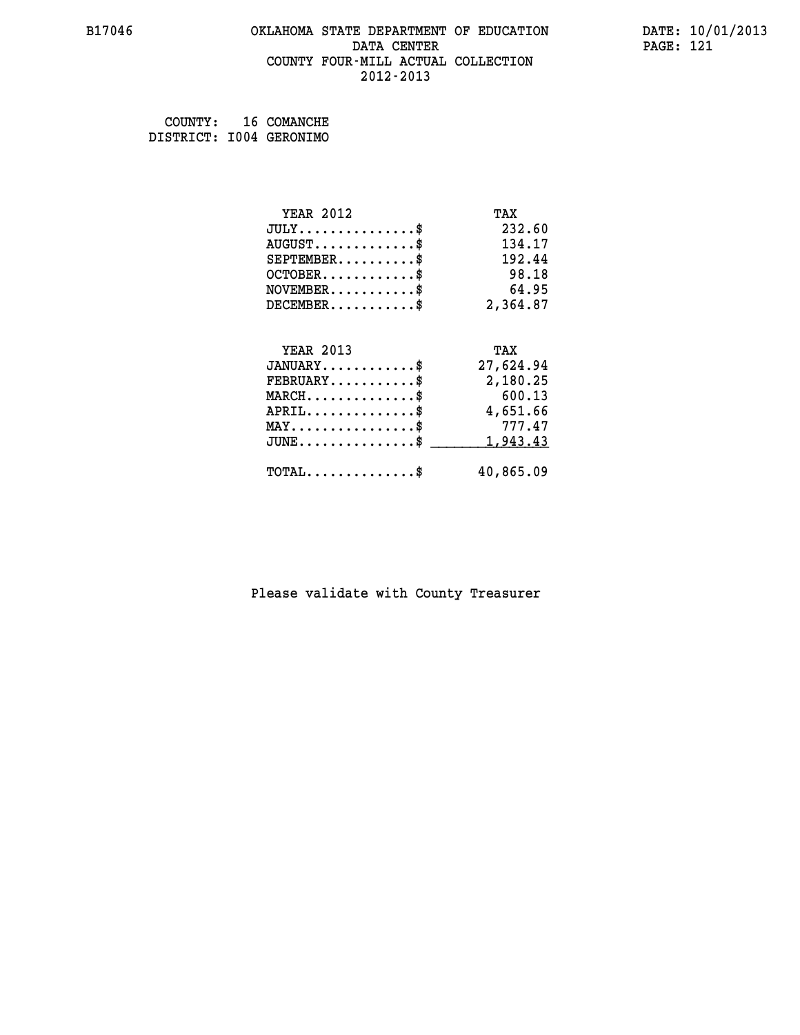B17046 OKLAHOMA STATE DEPARTMENT OF EDUCATION DATA CENTER COUNTY FOUR-MILL ACTUAL COLLECTION 2012-2013

DATE: 10/01/2013
PAGE: 121

COUNTY: 16 COMANCHE
DISTRICT: I004 GERONIMO

| YEAR 2012 | TAX |
|---|---|
| JULY..............$ | 232.60 |
| AUGUST............$ | 134.17 |
| SEPTEMBER..........$ | 192.44 |
| OCTOBER...........$ | 98.18 |
| NOVEMBER..........$ | 64.95 |
| DECEMBER..........$ | 2,364.87 |

| YEAR 2013 | TAX |
|---|---|
| JANUARY...........$ | 27,624.94 |
| FEBRUARY..........$ | 2,180.25 |
| MARCH.............$ | 600.13 |
| APRIL.............$ | 4,651.66 |
| MAY...............$ | 777.47 |
| JUNE..............$ | 1,943.43 |
| TOTAL.............$ | 40,865.09 |

Please validate with County Treasurer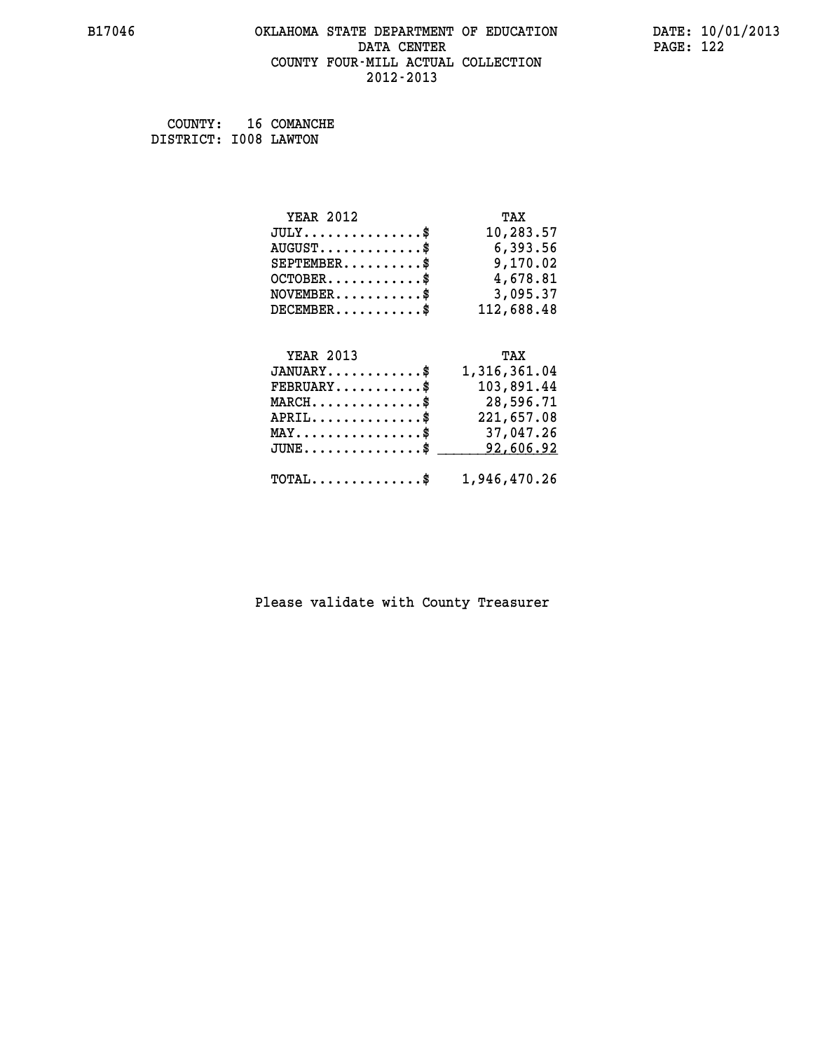# OKLAHOMA STATE DEPARTMENT OF EDUCATION
## DATA CENTER
## COUNTY FOUR-MILL ACTUAL COLLECTION
## 2012-2013

COUNTY: 16 COMANCHE
DISTRICT: I008 LAWTON

| YEAR 2012 | TAX |
|---|---|
| JULY..............$ | 10,283.57 |
| AUGUST............$ | 6,393.56 |
| SEPTEMBER.........$ | 9,170.02 |
| OCTOBER...........$ | 4,678.81 |
| NOVEMBER..........$ | 3,095.37 |
| DECEMBER..........$ | 112,688.48 |

| YEAR 2013 | TAX |
|---|---|
| JANUARY...........$ | 1,316,361.04 |
| FEBRUARY..........$ | 103,891.44 |
| MARCH.............$ | 28,596.71 |
| APRIL.............$ | 221,657.08 |
| MAY...............$ | 37,047.26 |
| JUNE..............$ | 92,606.92 |
| TOTAL.............$ | 1,946,470.26 |

Please validate with County Treasurer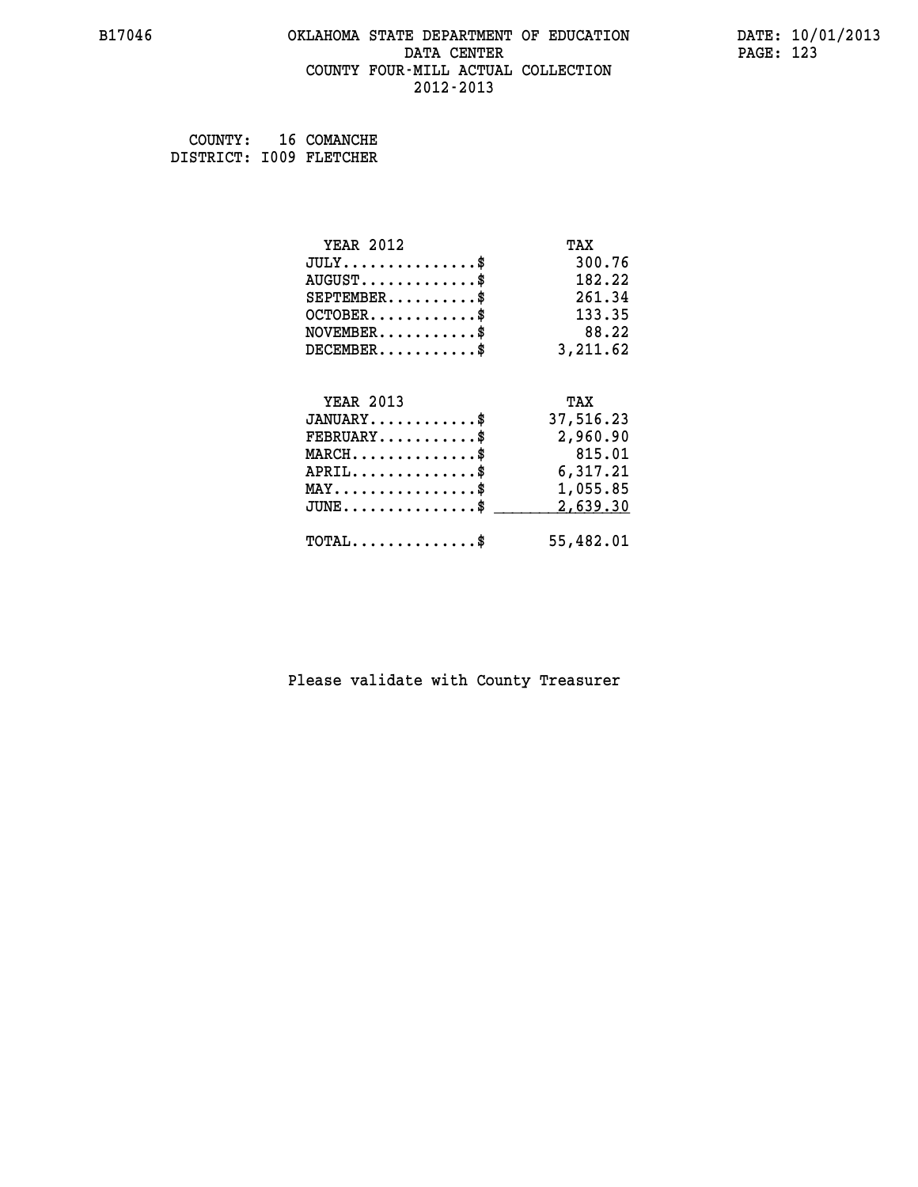# OKLAHOMA STATE DEPARTMENT OF EDUCATION
## DATA CENTER
## COUNTY FOUR-MILL ACTUAL COLLECTION
## 2012-2013

COUNTY: 16 COMANCHE
DISTRICT: I009 FLETCHER

| YEAR 2012 | TAX |
|---|---|
| JULY...............$ | 300.76 |
| AUGUST.............$ | 182.22 |
| SEPTEMBER..........$ | 261.34 |
| OCTOBER............$ | 133.35 |
| NOVEMBER...........$ | 88.22 |
| DECEMBER...........$ | 3,211.62 |

| YEAR 2013 | TAX |
|---|---|
| JANUARY............$ | 37,516.23 |
| FEBRUARY...........$ | 2,960.90 |
| MARCH..............$ | 815.01 |
| APRIL..............$ | 6,317.21 |
| MAY................$ | 1,055.85 |
| JUNE...............$ | 2,639.30 |
| TOTAL..............$ | 55,482.01 |

Please validate with County Treasurer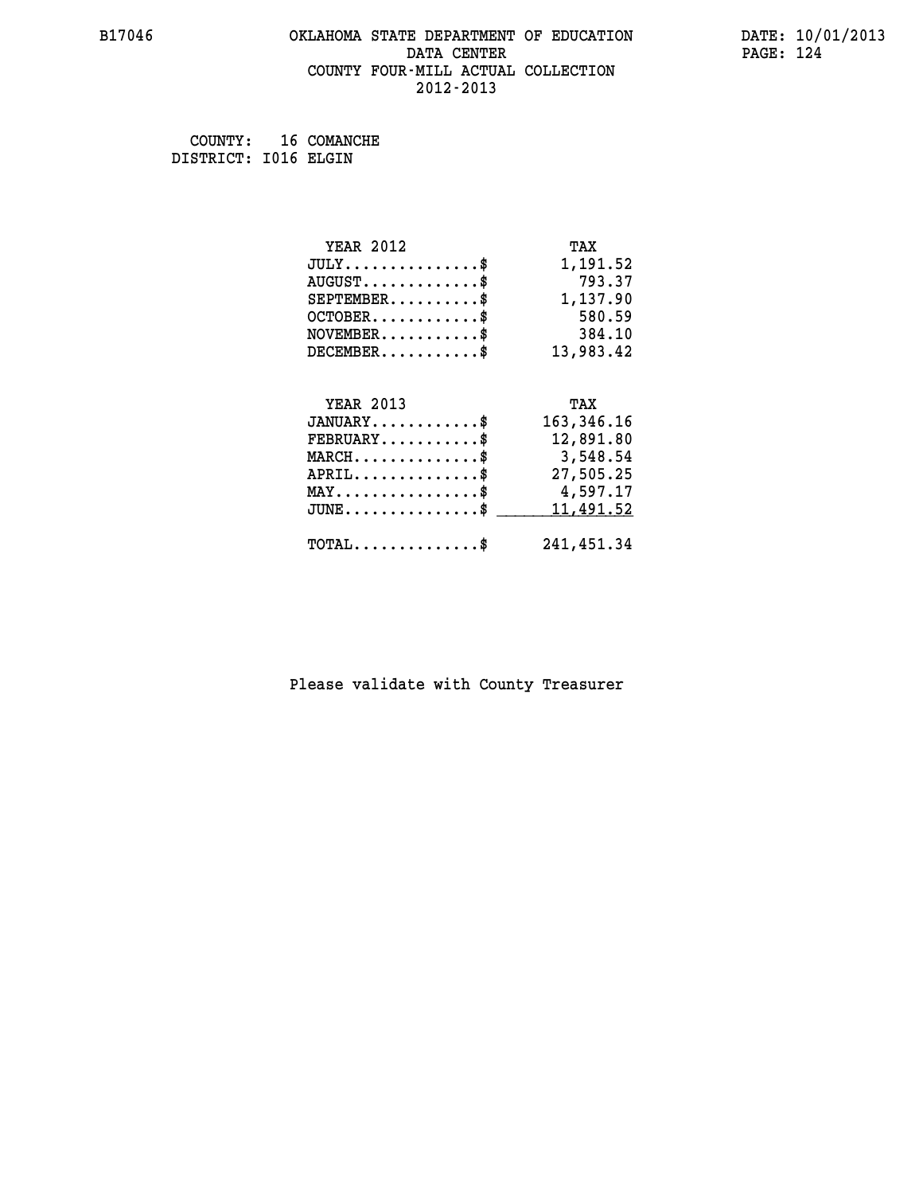# OKLAHOMA STATE DEPARTMENT OF EDUCATION
## DATA CENTER
## COUNTY FOUR-MILL ACTUAL COLLECTION
## 2012-2013

COUNTY: 16 COMANCHE
DISTRICT: I016 ELGIN

| YEAR 2012 | TAX |
|---|---|
| JULY..............$ | 1,191.52 |
| AUGUST............$ | 793.37 |
| SEPTEMBER.........$ | 1,137.90 |
| OCTOBER...........$ | 580.59 |
| NOVEMBER..........$ | 384.10 |
| DECEMBER..........$ | 13,983.42 |

| YEAR 2013 | TAX |
|---|---|
| JANUARY...........$ | 163,346.16 |
| FEBRUARY..........$ | 12,891.80 |
| MARCH.............$ | 3,548.54 |
| APRIL.............$ | 27,505.25 |
| MAY...............$ | 4,597.17 |
| JUNE..............$ | 11,491.52 |
| TOTAL.............$ | 241,451.34 |

Please validate with County Treasurer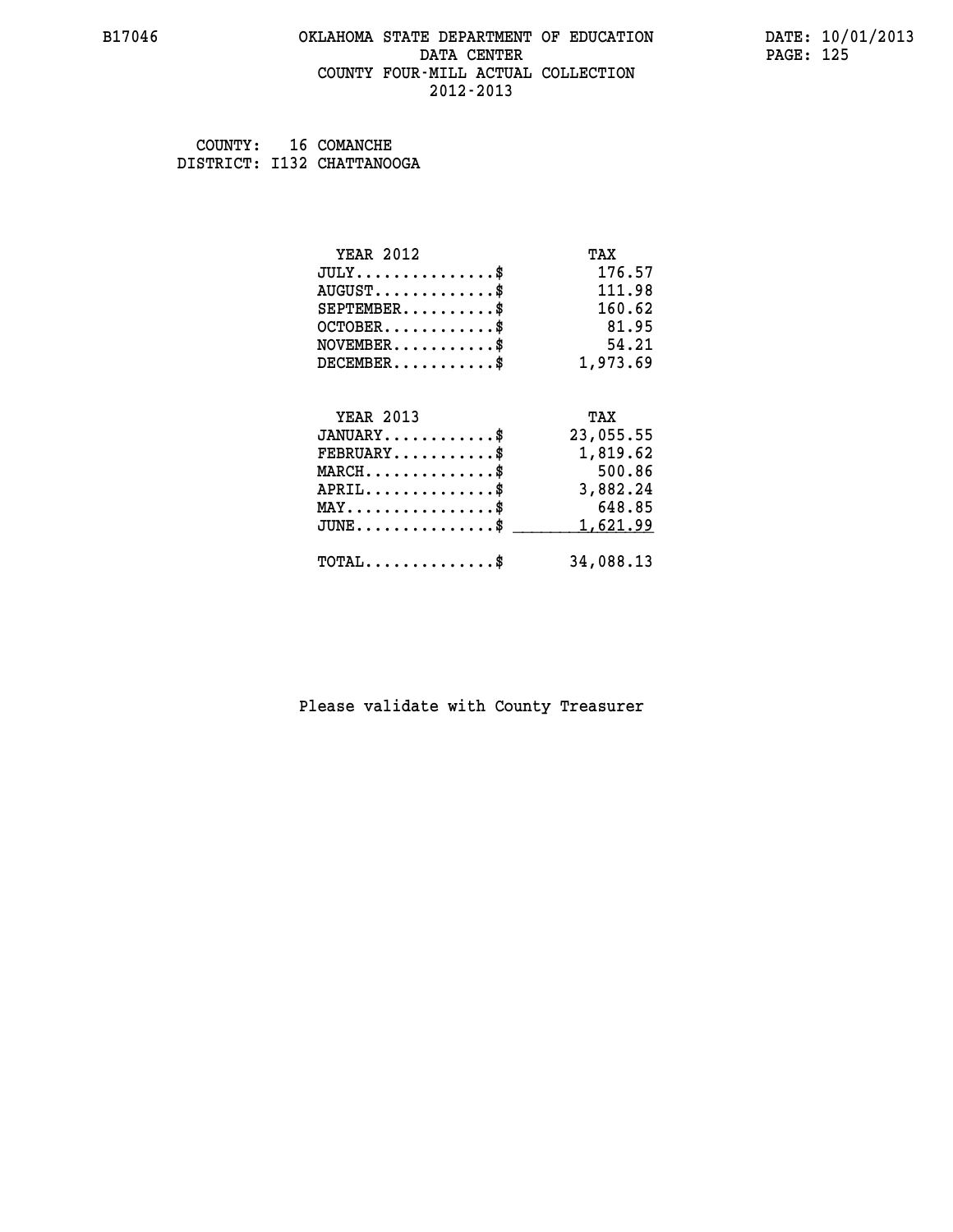# OKLAHOMA STATE DEPARTMENT OF EDUCATION
## DATA CENTER
## COUNTY FOUR-MILL ACTUAL COLLECTION
## 2012-2013

COUNTY: 16 COMANCHE
DISTRICT: I132 CHATTANOOGA

| YEAR 2012 | TAX |
|---|---|
| JULY..............$ | 176.57 |
| AUGUST............$ | 111.98 |
| SEPTEMBER.........$ | 160.62 |
| OCTOBER...........$ | 81.95 |
| NOVEMBER..........$ | 54.21 |
| DECEMBER..........$ | 1,973.69 |

| YEAR 2013 | TAX |
|---|---|
| JANUARY...........$ | 23,055.55 |
| FEBRUARY..........$ | 1,819.62 |
| MARCH.............$ | 500.86 |
| APRIL.............$ | 3,882.24 |
| MAY...............$ | 648.85 |
| JUNE..............$ | 1,621.99 |
| TOTAL.............$ | 34,088.13 |

Please validate with County Treasurer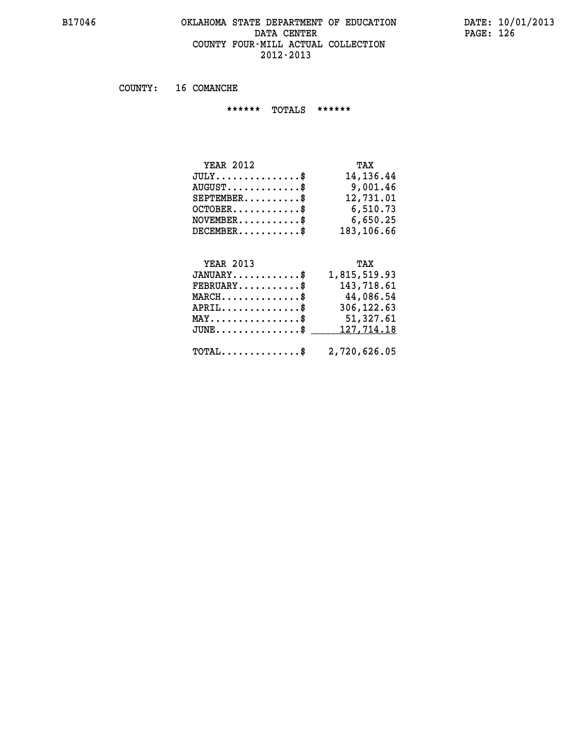# OKLAHOMA STATE DEPARTMENT OF EDUCATION
## DATA CENTER
## COUNTY FOUR-MILL ACTUAL COLLECTION
## 2012-2013

COUNTY: 16 COMANCHE

****** TOTALS ******

| YEAR 2012 | TAX |
|---|---|
| JULY..............$ | 14,136.44 |
| AUGUST............$ | 9,001.46 |
| SEPTEMBER.........$ | 12,731.01 |
| OCTOBER...........$ | 6,510.73 |
| NOVEMBER..........$ | 6,650.25 |
| DECEMBER..........$ | 183,106.66 |

| YEAR 2013 | TAX |
|---|---|
| JANUARY...........$ | 1,815,519.93 |
| FEBRUARY..........$ | 143,718.61 |
| MARCH.............$ | 44,086.54 |
| APRIL.............$ | 306,122.63 |
| MAY...............$ | 51,327.61 |
| JUNE..............$ | 127,714.18 |
| TOTAL.............$ | 2,720,626.05 |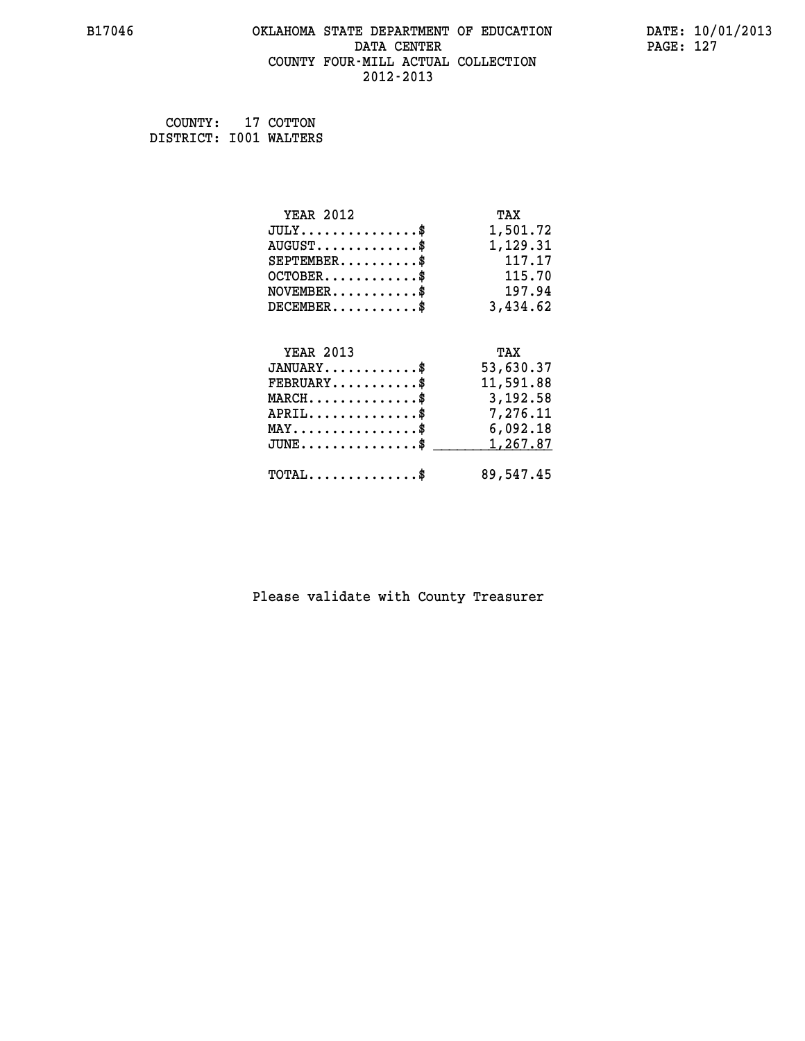B17046 OKLAHOMA STATE DEPARTMENT OF EDUCATION DATA CENTER COUNTY FOUR-MILL ACTUAL COLLECTION 2012-2013

DATE: 10/01/2013

COUNTY: 17 COTTON
DISTRICT: I001 WALTERS

| YEAR 2012 | TAX |
|---|---|
| JULY...............$ | 1,501.72 |
| AUGUST.............$ | 1,129.31 |
| SEPTEMBER..........$ | 117.17 |
| OCTOBER............$ | 115.70 |
| NOVEMBER...........$ | 197.94 |
| DECEMBER...........$ | 3,434.62 |

| YEAR 2013 | TAX |
|---|---|
| JANUARY............$ | 53,630.37 |
| FEBRUARY...........$ | 11,591.88 |
| MARCH..............$ | 3,192.58 |
| APRIL..............$ | 7,276.11 |
| MAY................$ | 6,092.18 |
| JUNE...............$ | 1,267.87 |
| TOTAL..............$ | 89,547.45 |

Please validate with County Treasurer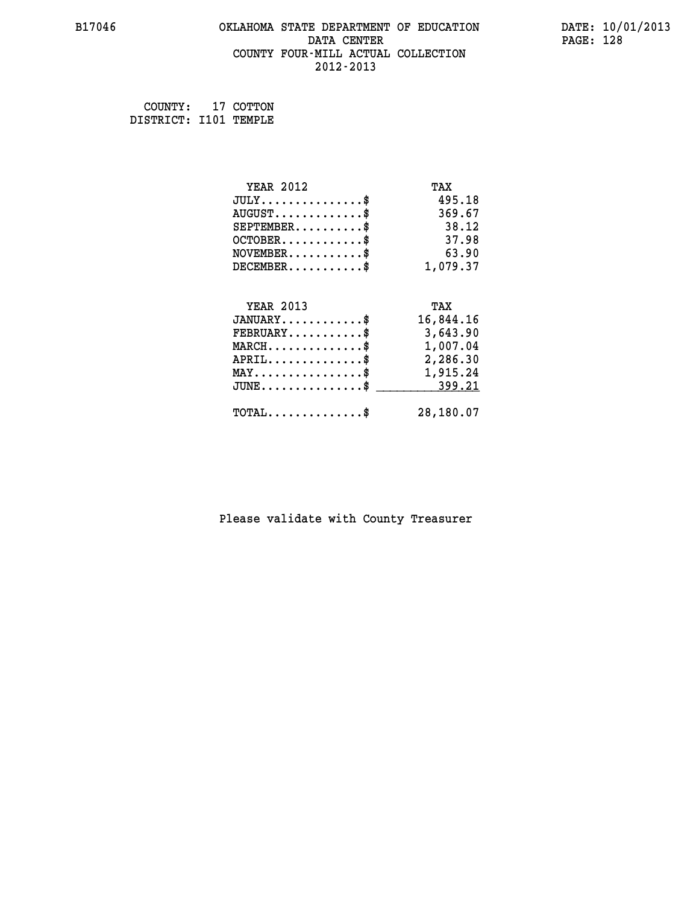B17046 OKLAHOMA STATE DEPARTMENT OF EDUCATION DATA CENTER COUNTY FOUR-MILL ACTUAL COLLECTION 2012-2013

DATE: 10/01/2013

COUNTY: 17 COTTON
DISTRICT: I101 TEMPLE

| YEAR 2012 | TAX |
|---|---|
| JULY...............$ | 495.18 |
| AUGUST.............$ | 369.67 |
| SEPTEMBER..........$ | 38.12 |
| OCTOBER............$ | 37.98 |
| NOVEMBER...........$ | 63.90 |
| DECEMBER...........$ | 1,079.37 |

| YEAR 2013 | TAX |
|---|---|
| JANUARY............$ | 16,844.16 |
| FEBRUARY...........$ | 3,643.90 |
| MARCH..............$ | 1,007.04 |
| APRIL..............$ | 2,286.30 |
| MAY................$ | 1,915.24 |
| JUNE...............$ | 399.21 |
| TOTAL..............$ | 28,180.07 |

Please validate with County Treasurer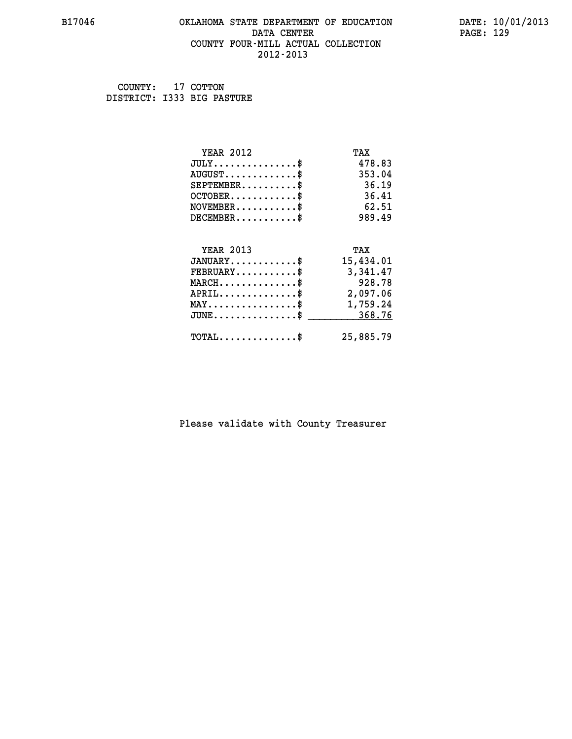B17046 OKLAHOMA STATE DEPARTMENT OF EDUCATION DATA CENTER COUNTY FOUR-MILL ACTUAL COLLECTION 2012-2013

DATE: 10/01/2013

COUNTY: 17 COTTON
DISTRICT: I333 BIG PASTURE

| YEAR 2012 | TAX |
|---|---|
| JULY...............$ | 478.83 |
| AUGUST.............$ | 353.04 |
| SEPTEMBER..........$ | 36.19 |
| OCTOBER............$ | 36.41 |
| NOVEMBER...........$ | 62.51 |
| DECEMBER...........$ | 989.49 |

| YEAR 2013 | TAX |
|---|---|
| JANUARY............$ | 15,434.01 |
| FEBRUARY...........$ | 3,341.47 |
| MARCH..............$ | 928.78 |
| APRIL..............$ | 2,097.06 |
| MAY................$ | 1,759.24 |
| JUNE...............$ | 368.76 |
| TOTAL..............$ | 25,885.79 |

Please validate with County Treasurer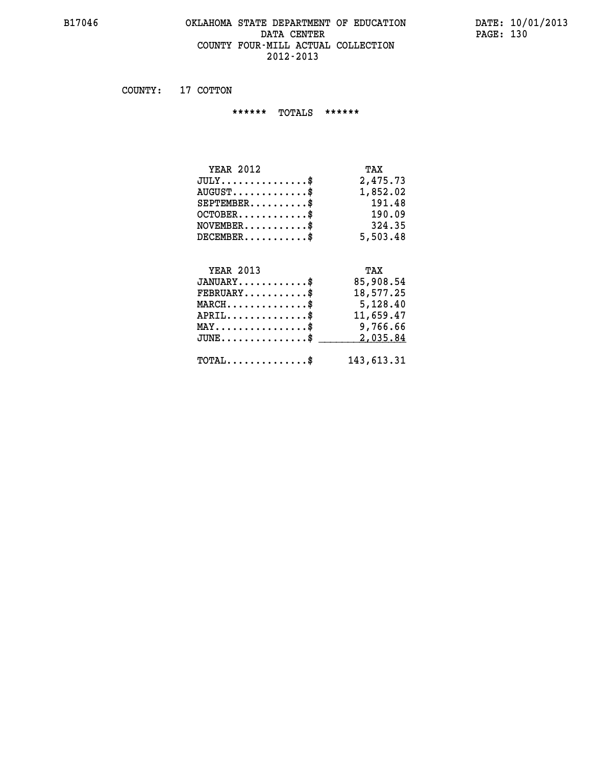# OKLAHOMA STATE DEPARTMENT OF EDUCATION
## DATA CENTER
## COUNTY FOUR-MILL ACTUAL COLLECTION
## 2012-2013

B17046

DATE: 10/01/2013

COUNTY: 17 COTTON

****** TOTALS ******

| YEAR 2012 | TAX |
|---|---|
| JULY...............$ | 2,475.73 |
| AUGUST.............$ | 1,852.02 |
| SEPTEMBER..........$ | 191.48 |
| OCTOBER............$ | 190.09 |
| NOVEMBER...........$ | 324.35 |
| DECEMBER...........$ | 5,503.48 |

| YEAR 2013 | TAX |
|---|---|
| JANUARY............$ | 85,908.54 |
| FEBRUARY...........$ | 18,577.25 |
| MARCH..............$ | 5,128.40 |
| APRIL..............$ | 11,659.47 |
| MAY................$ | 9,766.66 |
| JUNE...............$ | 2,035.84 |
| TOTAL..............$ | 143,613.31 |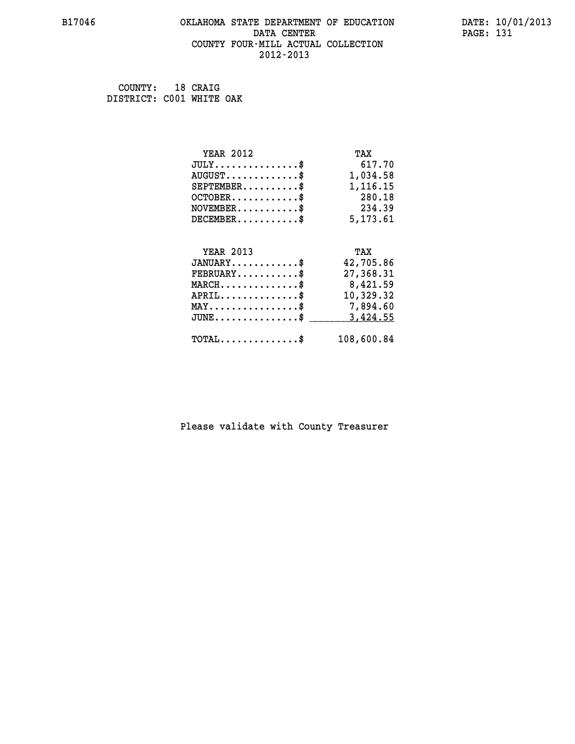# OKLAHOMA STATE DEPARTMENT OF EDUCATION
## DATA CENTER
## COUNTY FOUR-MILL ACTUAL COLLECTION
## 2012-2013

B17046 — DATE: 10/01/2013

COUNTY: 18 CRAIG
DISTRICT: C001 WHITE OAK

| YEAR 2012 | TAX |
|---|---|
| JULY..............$ | 617.70 |
| AUGUST............$ | 1,034.58 |
| SEPTEMBER.........$ | 1,116.15 |
| OCTOBER...........$ | 280.18 |
| NOVEMBER..........$ | 234.39 |
| DECEMBER..........$ | 5,173.61 |

| YEAR 2013 | TAX |
|---|---|
| JANUARY...........$ | 42,705.86 |
| FEBRUARY..........$ | 27,368.31 |
| MARCH.............$ | 8,421.59 |
| APRIL.............$ | 10,329.32 |
| MAY...............$ | 7,894.60 |
| JUNE..............$ | 3,424.55 |
| TOTAL.............$ | 108,600.84 |

Please validate with County Treasurer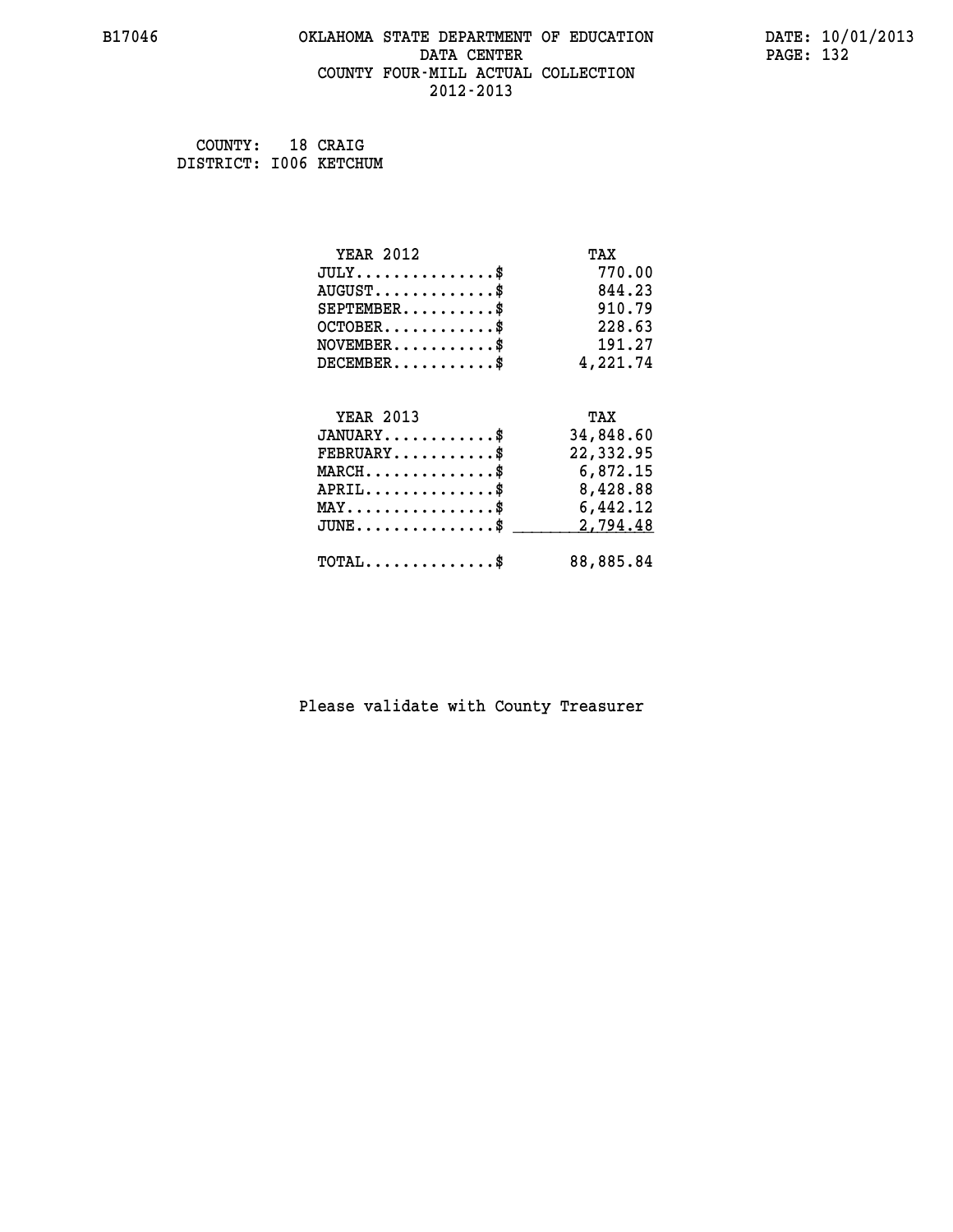B17046 OKLAHOMA STATE DEPARTMENT OF EDUCATION DATA CENTER COUNTY FOUR-MILL ACTUAL COLLECTION 2012-2013

DATE: 10/01/2013

COUNTY: 18 CRAIG
DISTRICT: I006 KETCHUM

| YEAR 2012 | TAX |
|---|---|
| JULY...............$ | 770.00 |
| AUGUST.............$ | 844.23 |
| SEPTEMBER..........$ | 910.79 |
| OCTOBER............$ | 228.63 |
| NOVEMBER...........$ | 191.27 |
| DECEMBER...........$ | 4,221.74 |

| YEAR 2013 | TAX |
|---|---|
| JANUARY............$ | 34,848.60 |
| FEBRUARY...........$ | 22,332.95 |
| MARCH..............$ | 6,872.15 |
| APRIL..............$ | 8,428.88 |
| MAY................$ | 6,442.12 |
| JUNE...............$ | 2,794.48 |
| TOTAL..............$ | 88,885.84 |

Please validate with County Treasurer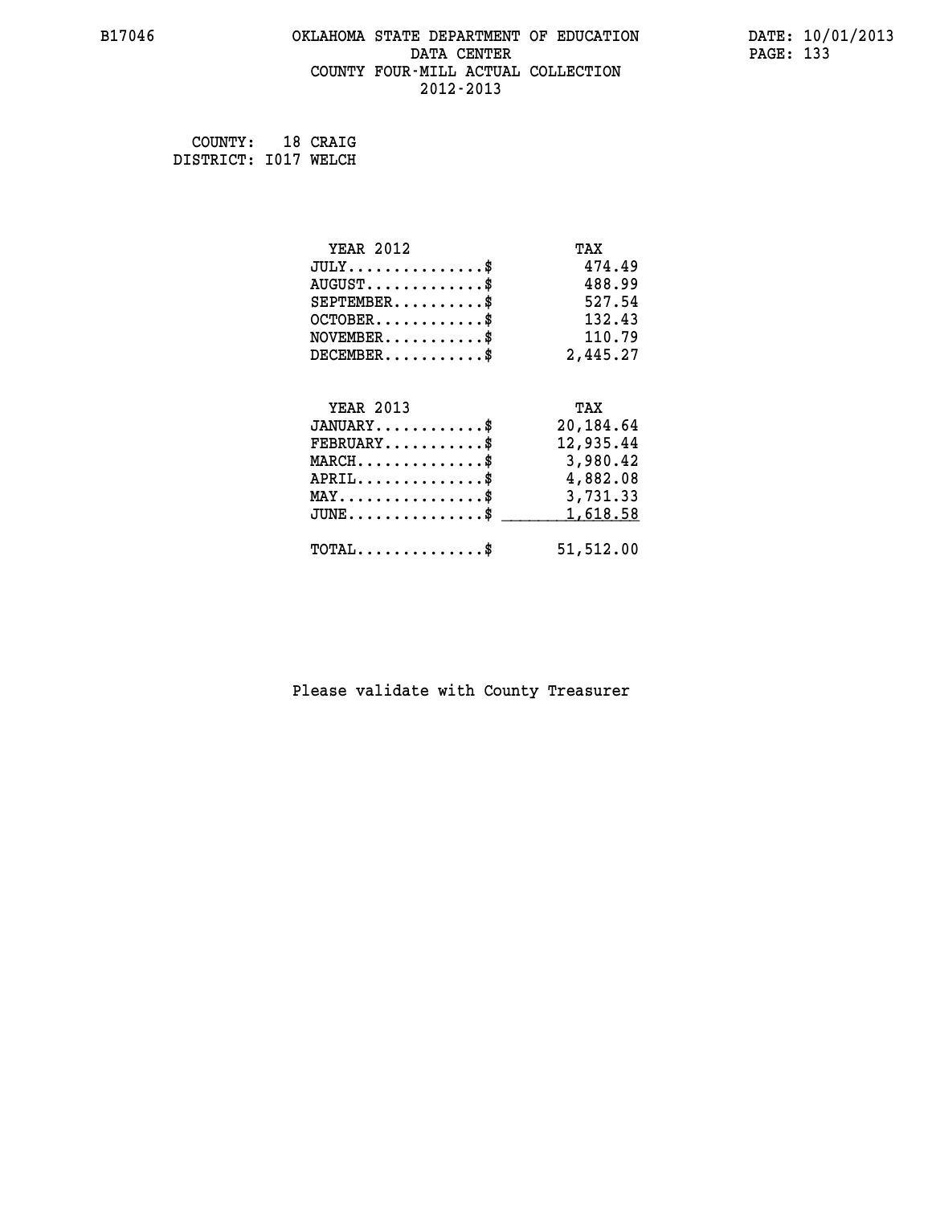# OKLAHOMA STATE DEPARTMENT OF EDUCATION
## DATA CENTER
## COUNTY FOUR-MILL ACTUAL COLLECTION
## 2012-2013

COUNTY: 18 CRAIG
DISTRICT: I017 WELCH

| YEAR 2012 | TAX |
|---|---|
| JULY..............$ | 474.49 |
| AUGUST............$ | 488.99 |
| SEPTEMBER..........$ | 527.54 |
| OCTOBER...........$ | 132.43 |
| NOVEMBER..........$ | 110.79 |
| DECEMBER..........$ | 2,445.27 |

| YEAR 2013 | TAX |
|---|---|
| JANUARY...........$ | 20,184.64 |
| FEBRUARY..........$ | 12,935.44 |
| MARCH.............$ | 3,980.42 |
| APRIL.............$ | 4,882.08 |
| MAY...............$ | 3,731.33 |
| JUNE..............$ | 1,618.58 |
| TOTAL.............$ | 51,512.00 |

Please validate with County Treasurer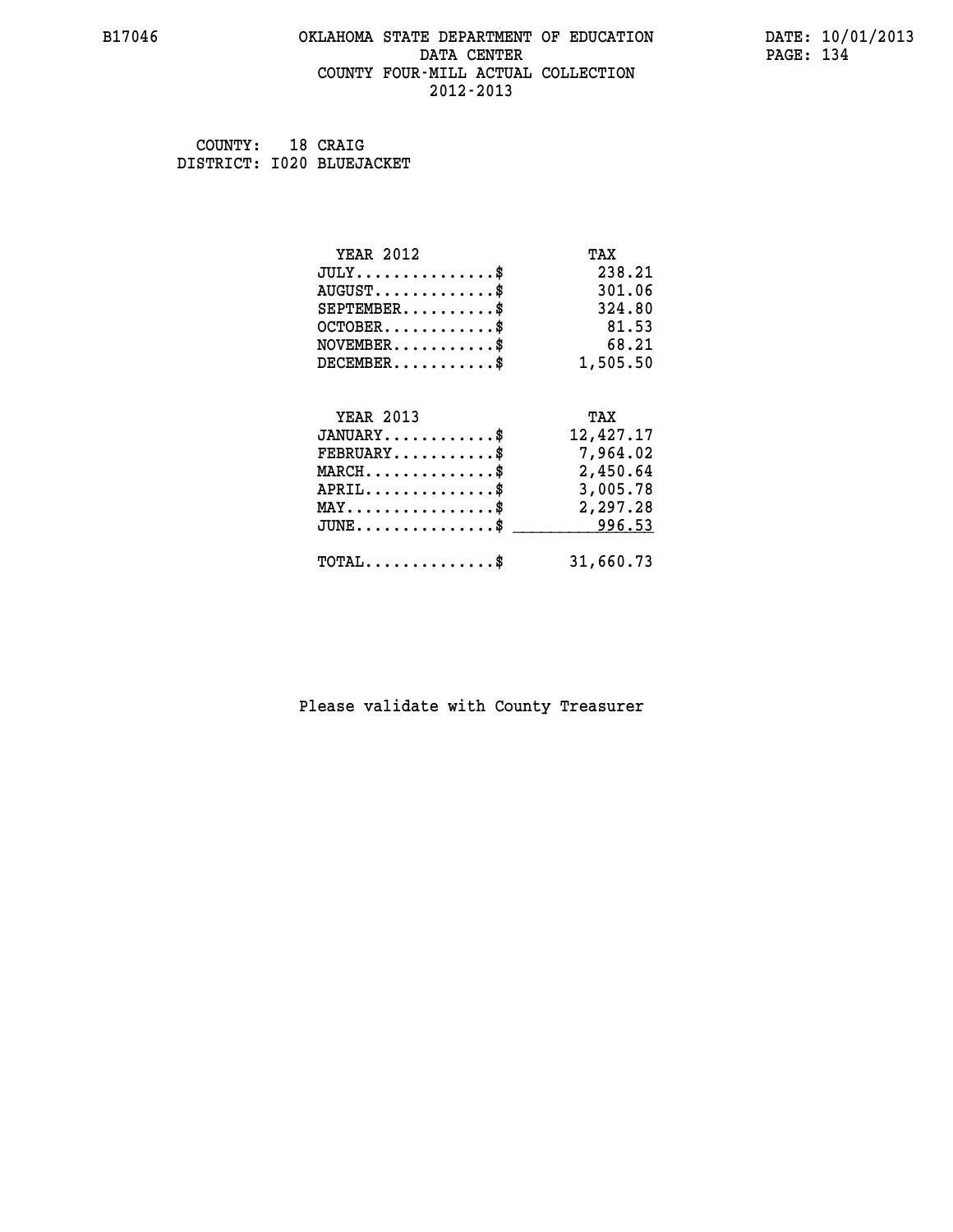B17046 OKLAHOMA STATE DEPARTMENT OF EDUCATION DATE: 10/01/2013
DATA CENTER
COUNTY FOUR-MILL ACTUAL COLLECTION
2012-2013

COUNTY: 18 CRAIG
DISTRICT: I020 BLUEJACKET

| YEAR 2012 | TAX |
|---|---|
| JULY...............$ | 238.21 |
| AUGUST.............$ | 301.06 |
| SEPTEMBER..........$ | 324.80 |
| OCTOBER............$ | 81.53 |
| NOVEMBER...........$ | 68.21 |
| DECEMBER...........$ | 1,505.50 |

| YEAR 2013 | TAX |
|---|---|
| JANUARY............$ | 12,427.17 |
| FEBRUARY...........$ | 7,964.02 |
| MARCH..............$ | 2,450.64 |
| APRIL..............$ | 3,005.78 |
| MAY................$ | 2,297.28 |
| JUNE...............$ | 996.53 |
| TOTAL..............$ | 31,660.73 |

Please validate with County Treasurer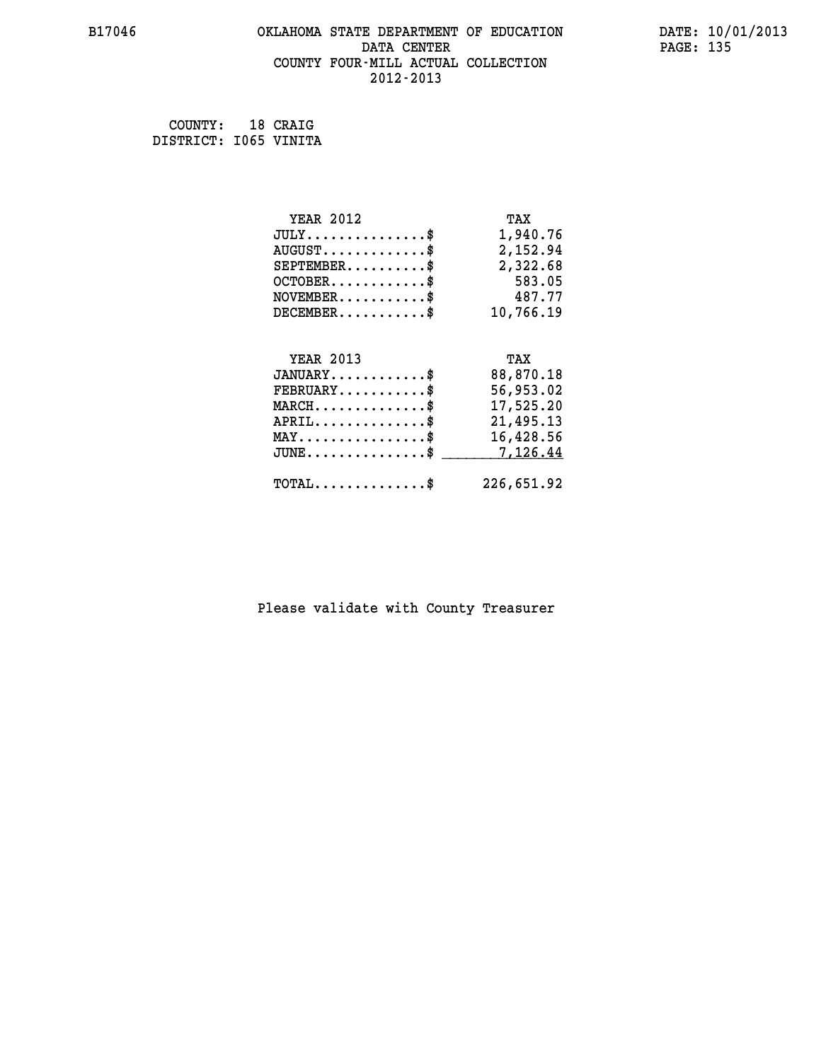B17046 OKLAHOMA STATE DEPARTMENT OF EDUCATION DATA CENTER COUNTY FOUR-MILL ACTUAL COLLECTION 2012-2013

DATE: 10/01/2013

COUNTY: 18 CRAIG
DISTRICT: I065 VINITA

| YEAR 2012 | TAX |
|---|---|
| JULY..............$ | 1,940.76 |
| AUGUST............$ | 2,152.94 |
| SEPTEMBER..........$ | 2,322.68 |
| OCTOBER............$ | 583.05 |
| NOVEMBER...........$ | 487.77 |
| DECEMBER...........$ | 10,766.19 |

| YEAR 2013 | TAX |
|---|---|
| JANUARY............$ | 88,870.18 |
| FEBRUARY...........$ | 56,953.02 |
| MARCH..............$ | 17,525.20 |
| APRIL..............$ | 21,495.13 |
| MAY................$ | 16,428.56 |
| JUNE...............$ | 7,126.44 |
| TOTAL..............$ | 226,651.92 |

Please validate with County Treasurer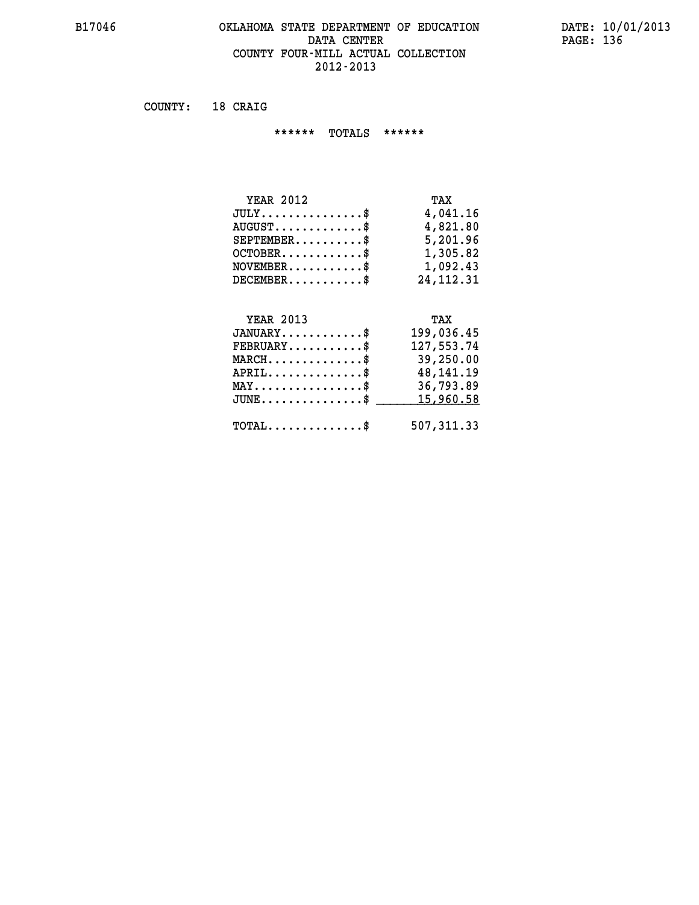# OKLAHOMA STATE DEPARTMENT OF EDUCATION
## DATA CENTER
## COUNTY FOUR-MILL ACTUAL COLLECTION
## 2012-2013

COUNTY: 18 CRAIG

****** TOTALS ******

| YEAR 2012 | TAX |
|---|---|
| JULY...............$ | 4,041.16 |
| AUGUST.............$ | 4,821.80 |
| SEPTEMBER..........$ | 5,201.96 |
| OCTOBER............$ | 1,305.82 |
| NOVEMBER...........$ | 1,092.43 |
| DECEMBER...........$ | 24,112.31 |

| YEAR 2013 | TAX |
|---|---|
| JANUARY............$ | 199,036.45 |
| FEBRUARY...........$ | 127,553.74 |
| MARCH..............$ | 39,250.00 |
| APRIL..............$ | 48,141.19 |
| MAY................$ | 36,793.89 |
| JUNE...............$ | 15,960.58 |
| TOTAL..............$ | 507,311.33 |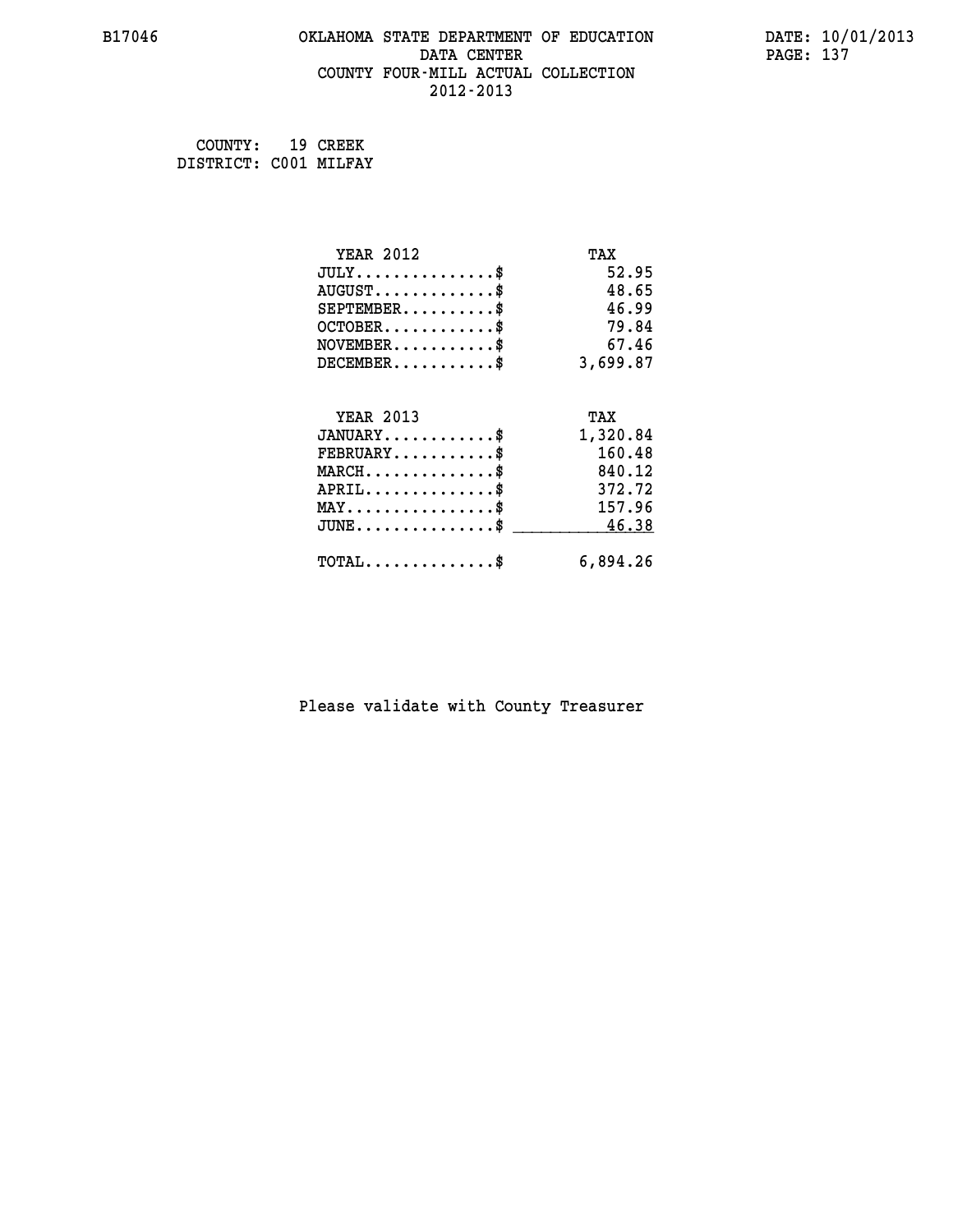B17046

# OKLAHOMA STATE DEPARTMENT OF EDUCATION
## DATA CENTER
## COUNTY FOUR-MILL ACTUAL COLLECTION
## 2012-2013

DATE: 10/01/2013

COUNTY: 19 CREEK
DISTRICT: C001 MILFAY

| YEAR 2012 | TAX |
|---|---|
| JULY...............$ | 52.95 |
| AUGUST.............$ | 48.65 |
| SEPTEMBER..........$ | 46.99 |
| OCTOBER............$ | 79.84 |
| NOVEMBER...........$ | 67.46 |
| DECEMBER...........$ | 3,699.87 |

| YEAR 2013 | TAX |
|---|---|
| JANUARY............$ | 1,320.84 |
| FEBRUARY...........$ | 160.48 |
| MARCH..............$ | 840.12 |
| APRIL..............$ | 372.72 |
| MAY................$ | 157.96 |
| JUNE...............$ | 46.38 |
| TOTAL..............$ | 6,894.26 |

Please validate with County Treasurer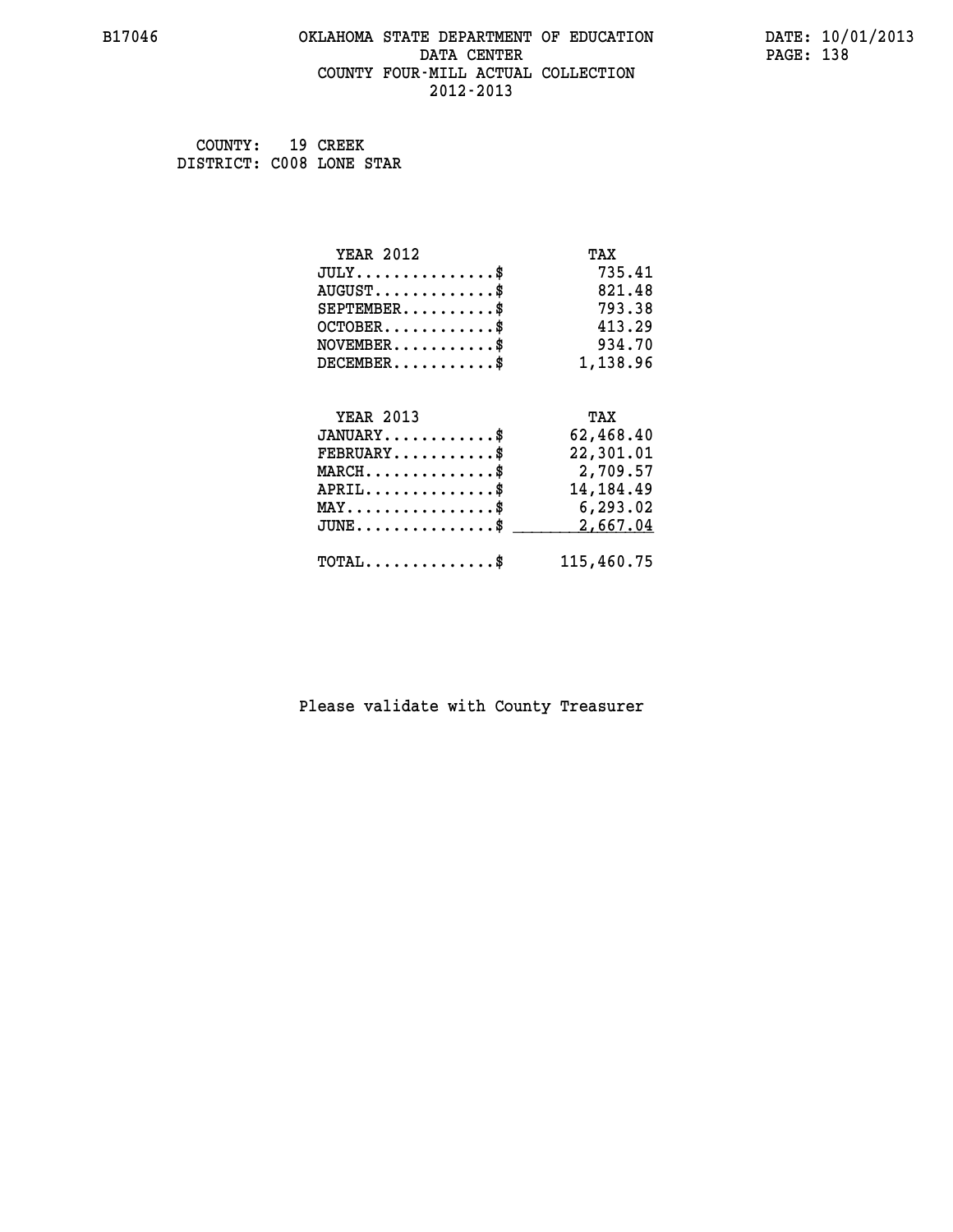B17046 OKLAHOMA STATE DEPARTMENT OF EDUCATION DATA CENTER COUNTY FOUR-MILL ACTUAL COLLECTION 2012-2013

DATE: 10/01/2013

COUNTY: 19 CREEK
DISTRICT: C008 LONE STAR

| YEAR 2012 | TAX |
|---|---|
| JULY...............$ | 735.41 |
| AUGUST.............$ | 821.48 |
| SEPTEMBER..........$ | 793.38 |
| OCTOBER............$ | 413.29 |
| NOVEMBER...........$ | 934.70 |
| DECEMBER...........$ | 1,138.96 |

| YEAR 2013 | TAX |
|---|---|
| JANUARY............$ | 62,468.40 |
| FEBRUARY...........$ | 22,301.01 |
| MARCH..............$ | 2,709.57 |
| APRIL..............$ | 14,184.49 |
| MAY................$ | 6,293.02 |
| JUNE...............$ | 2,667.04 |
| TOTAL..............$ | 115,460.75 |

Please validate with County Treasurer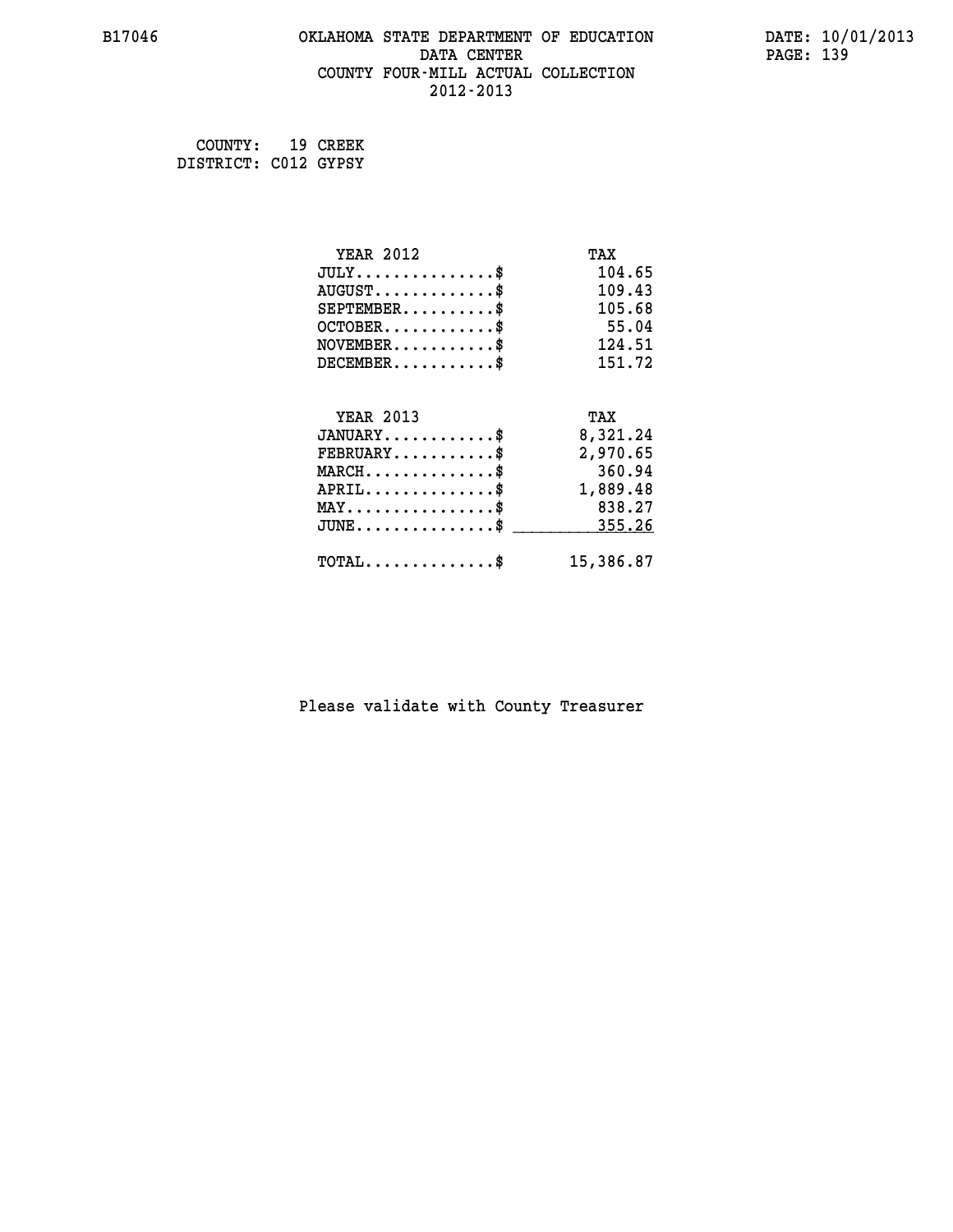B17046 OKLAHOMA STATE DEPARTMENT OF EDUCATION DATA CENTER COUNTY FOUR-MILL ACTUAL COLLECTION 2012-2013

DATE: 10/01/2013

COUNTY: 19 CREEK
DISTRICT: C012 GYPSY

| YEAR 2012 | TAX |
|---|---|
| JULY..............$ | 104.65 |
| AUGUST............$ | 109.43 |
| SEPTEMBER.........$ | 105.68 |
| OCTOBER...........$ | 55.04 |
| NOVEMBER..........$ | 124.51 |
| DECEMBER..........$ | 151.72 |

| YEAR 2013 | TAX |
|---|---|
| JANUARY...........$ | 8,321.24 |
| FEBRUARY..........$ | 2,970.65 |
| MARCH.............$ | 360.94 |
| APRIL.............$ | 1,889.48 |
| MAY...............$ | 838.27 |
| JUNE..............$ | 355.26 |
| TOTAL.............$ | 15,386.87 |

Please validate with County Treasurer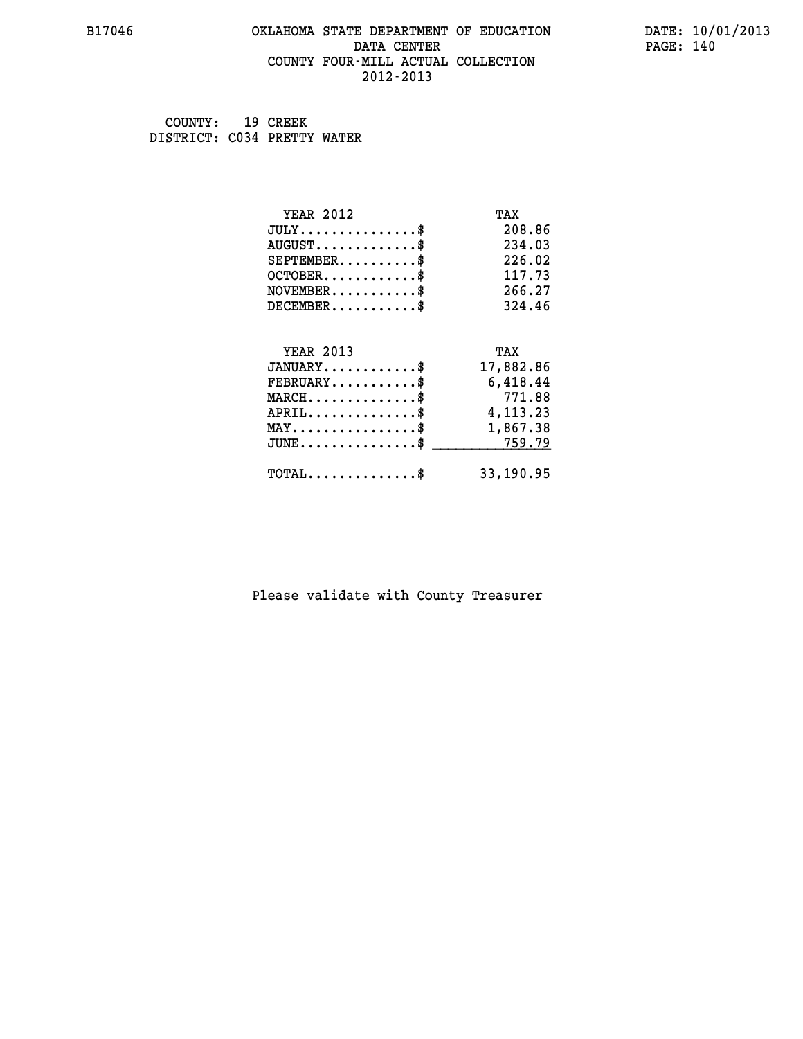B17046 OKLAHOMA STATE DEPARTMENT OF EDUCATION DATA CENTER COUNTY FOUR-MILL ACTUAL COLLECTION 2012-2013

DATE: 10/01/2013
PAGE: 140

COUNTY: 19 CREEK
DISTRICT: C034 PRETTY WATER

| YEAR 2012 | TAX |
|---|---|
| JULY...............$ | 208.86 |
| AUGUST.............$ | 234.03 |
| SEPTEMBER..........$ | 226.02 |
| OCTOBER............$ | 117.73 |
| NOVEMBER...........$ | 266.27 |
| DECEMBER...........$ | 324.46 |

| YEAR 2013 | TAX |
|---|---|
| JANUARY............$ | 17,882.86 |
| FEBRUARY...........$ | 6,418.44 |
| MARCH..............$ | 771.88 |
| APRIL..............$ | 4,113.23 |
| MAY................$ | 1,867.38 |
| JUNE...............$ | 759.79 |
| TOTAL..............$ | 33,190.95 |

Please validate with County Treasurer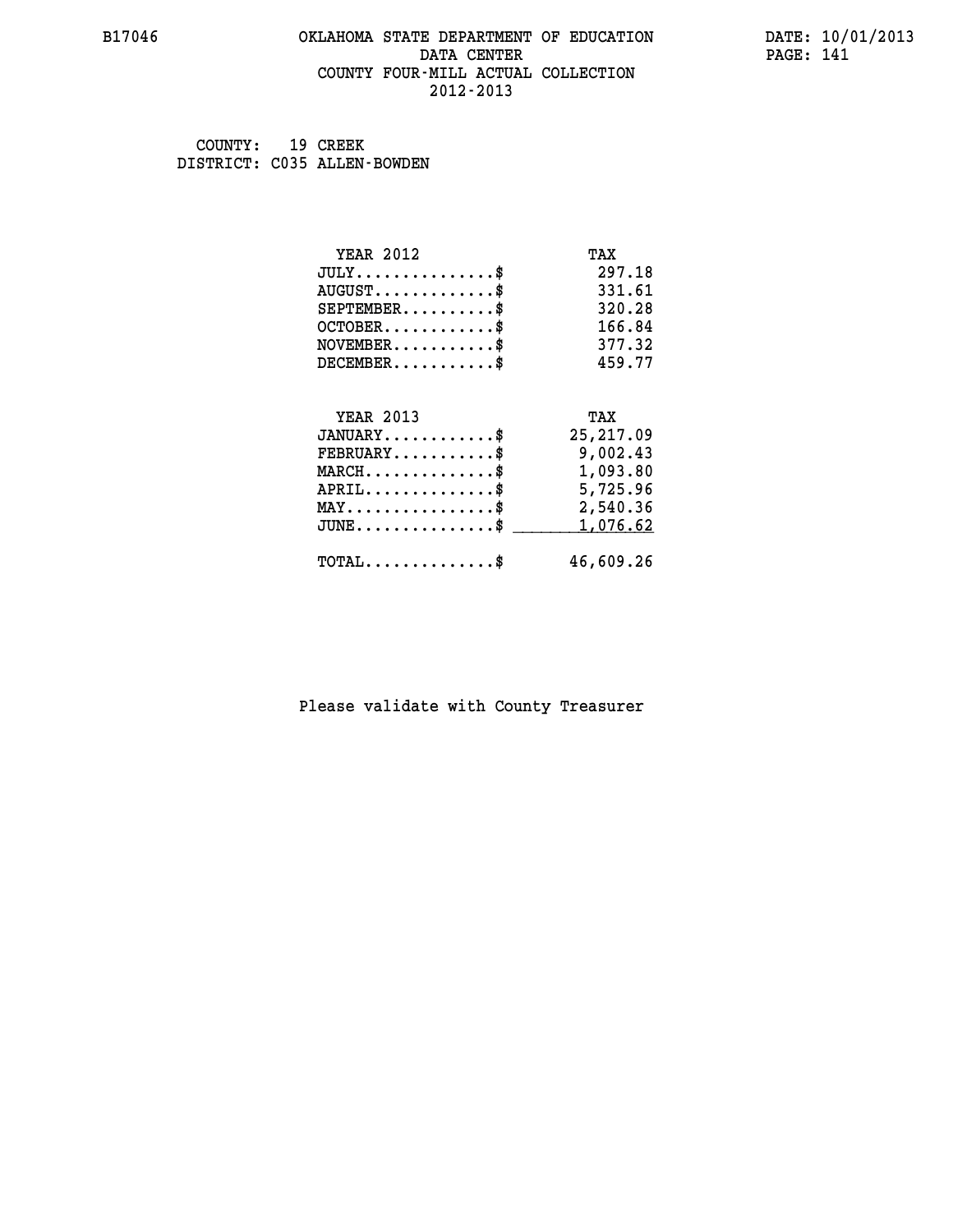B17046 OKLAHOMA STATE DEPARTMENT OF EDUCATION DATA CENTER COUNTY FOUR-MILL ACTUAL COLLECTION 2012-2013

DATE: 10/01/2013

COUNTY: 19 CREEK
DISTRICT: C035 ALLEN-BOWDEN

| YEAR 2012 | TAX |
|---|---|
| JULY...............$ | 297.18 |
| AUGUST.............$ | 331.61 |
| SEPTEMBER..........$ | 320.28 |
| OCTOBER............$ | 166.84 |
| NOVEMBER...........$ | 377.32 |
| DECEMBER...........$ | 459.77 |

| YEAR 2013 | TAX |
|---|---|
| JANUARY............$ | 25,217.09 |
| FEBRUARY...........$ | 9,002.43 |
| MARCH..............$ | 1,093.80 |
| APRIL..............$ | 5,725.96 |
| MAY................$ | 2,540.36 |
| JUNE...............$ | 1,076.62 |
| TOTAL..............$ | 46,609.26 |

Please validate with County Treasurer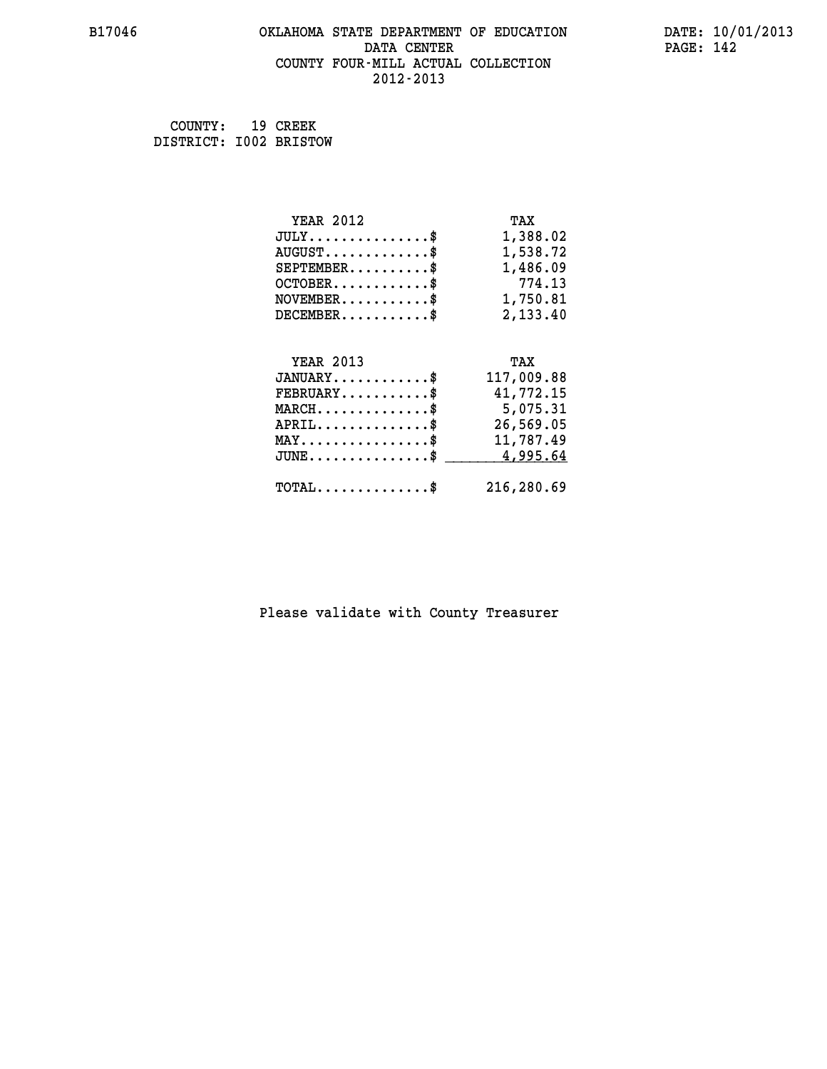B17046 OKLAHOMA STATE DEPARTMENT OF EDUCATION DATA CENTER COUNTY FOUR-MILL ACTUAL COLLECTION 2012-2013

DATE: 10/01/2013

COUNTY: 19 CREEK
DISTRICT: I002 BRISTOW

| YEAR 2012 | TAX |
|---|---|
| JULY...............$ | 1,388.02 |
| AUGUST.............$ | 1,538.72 |
| SEPTEMBER..........$ | 1,486.09 |
| OCTOBER............$ | 774.13 |
| NOVEMBER...........$ | 1,750.81 |
| DECEMBER...........$ | 2,133.40 |

| YEAR 2013 | TAX |
|---|---|
| JANUARY............$ | 117,009.88 |
| FEBRUARY...........$ | 41,772.15 |
| MARCH..............$ | 5,075.31 |
| APRIL..............$ | 26,569.05 |
| MAY................$ | 11,787.49 |
| JUNE...............$ | 4,995.64 |
| TOTAL..............$ | 216,280.69 |

Please validate with County Treasurer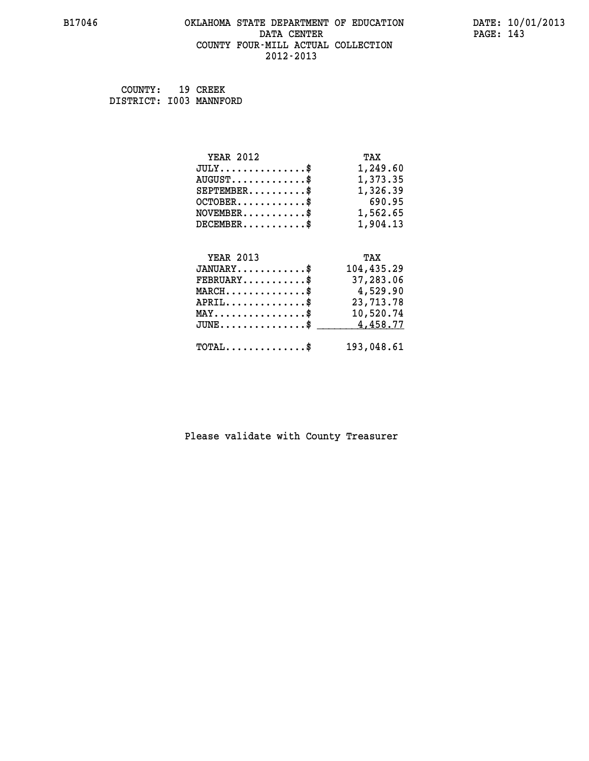# OKLAHOMA STATE DEPARTMENT OF EDUCATION
## DATA CENTER
## COUNTY FOUR-MILL ACTUAL COLLECTION
## 2012-2013

B17046 DATE: 10/01/2013

COUNTY: 19 CREEK
DISTRICT: I003 MANNFORD

| YEAR 2012 | TAX |
|---|---|
| JULY...............$ | 1,249.60 |
| AUGUST.............$ | 1,373.35 |
| SEPTEMBER..........$ | 1,326.39 |
| OCTOBER............$ | 690.95 |
| NOVEMBER...........$ | 1,562.65 |
| DECEMBER...........$ | 1,904.13 |

| YEAR 2013 | TAX |
|---|---|
| JANUARY............$ | 104,435.29 |
| FEBRUARY...........$ | 37,283.06 |
| MARCH..............$ | 4,529.90 |
| APRIL..............$ | 23,713.78 |
| MAY................$ | 10,520.74 |
| JUNE...............$ | 4,458.77 |
| TOTAL..............$ | 193,048.61 |

Please validate with County Treasurer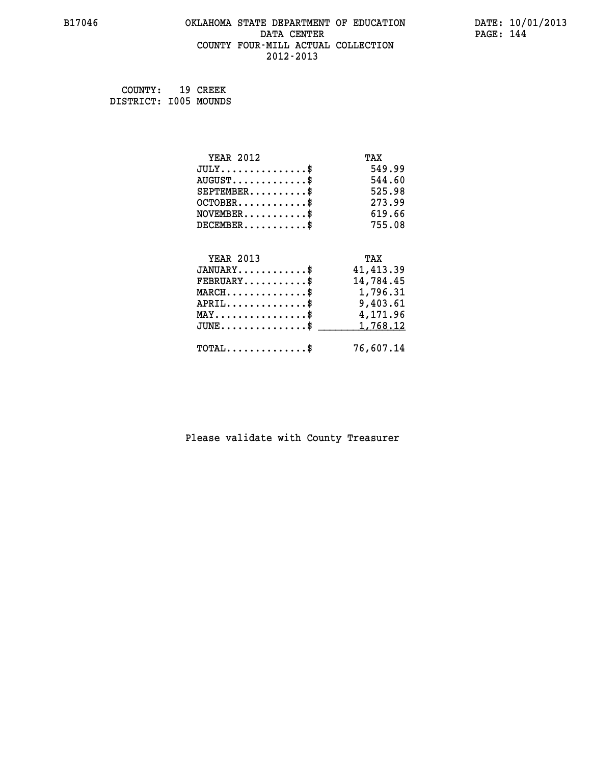# OKLAHOMA STATE DEPARTMENT OF EDUCATION
## DATA CENTER
## COUNTY FOUR-MILL ACTUAL COLLECTION
## 2012-2013

B17046 DATE: 10/01/2013

COUNTY: 19 CREEK
DISTRICT: I005 MOUNDS

| YEAR 2012 | TAX |
|---|---|
| JULY...............$ | 549.99 |
| AUGUST.............$ | 544.60 |
| SEPTEMBER..........$ | 525.98 |
| OCTOBER............$ | 273.99 |
| NOVEMBER...........$ | 619.66 |
| DECEMBER...........$ | 755.08 |

| YEAR 2013 | TAX |
|---|---|
| JANUARY............$ | 41,413.39 |
| FEBRUARY...........$ | 14,784.45 |
| MARCH..............$ | 1,796.31 |
| APRIL..............$ | 9,403.61 |
| MAY................$ | 4,171.96 |
| JUNE...............$ | 1,768.12 |
| TOTAL..............$ | 76,607.14 |

Please validate with County Treasurer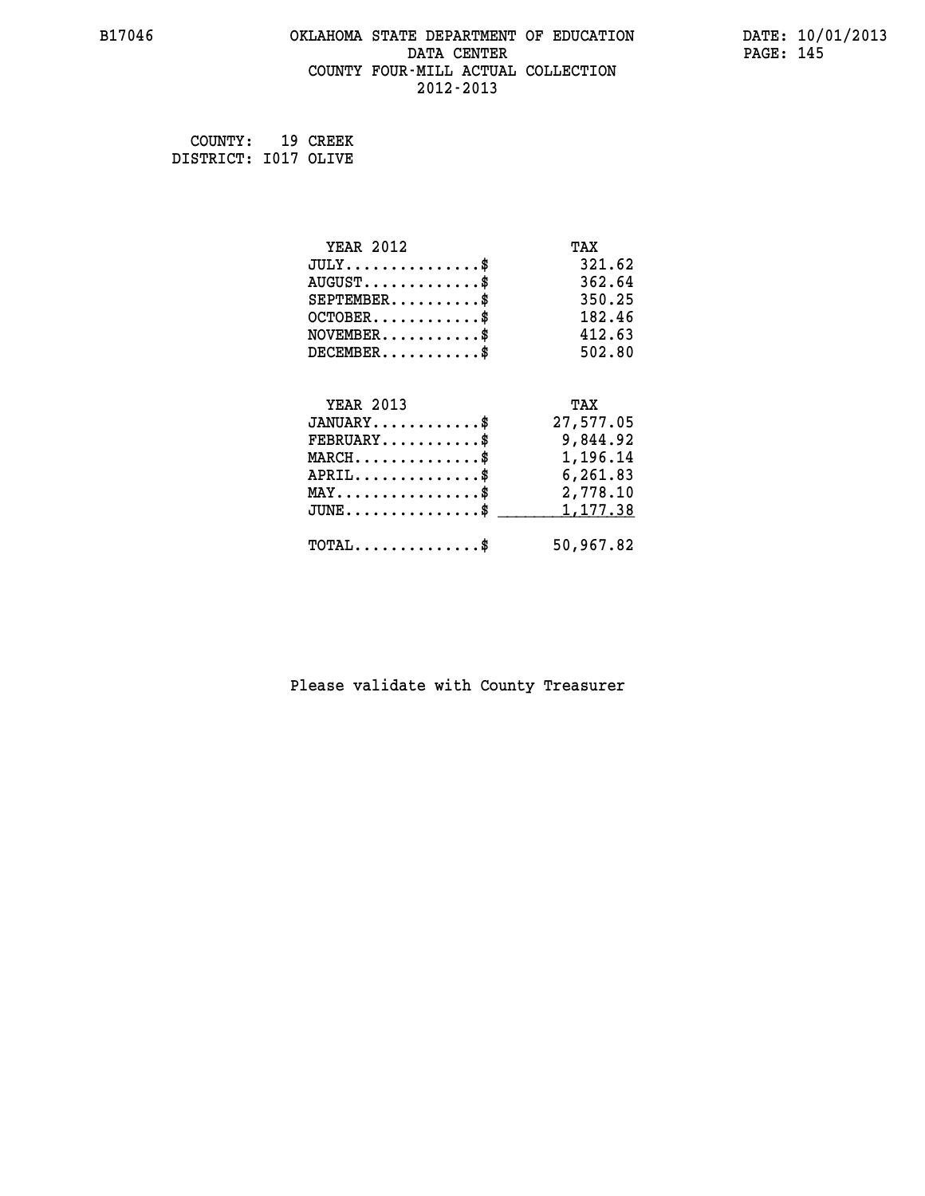OKLAHOMA STATE DEPARTMENT OF EDUCATION
DATA CENTER
COUNTY FOUR-MILL ACTUAL COLLECTION
2012-2013

COUNTY: 19 CREEK
DISTRICT: I017 OLIVE

| YEAR 2012 | TAX |
|---|---|
| JULY...............$ | 321.62 |
| AUGUST.............$ | 362.64 |
| SEPTEMBER..........$ | 350.25 |
| OCTOBER............$ | 182.46 |
| NOVEMBER...........$ | 412.63 |
| DECEMBER...........$ | 502.80 |

| YEAR 2013 | TAX |
|---|---|
| JANUARY............$ | 27,577.05 |
| FEBRUARY...........$ | 9,844.92 |
| MARCH..............$ | 1,196.14 |
| APRIL..............$ | 6,261.83 |
| MAY................$ | 2,778.10 |
| JUNE...............$ | 1,177.38 |
| TOTAL..............$ | 50,967.82 |

Please validate with County Treasurer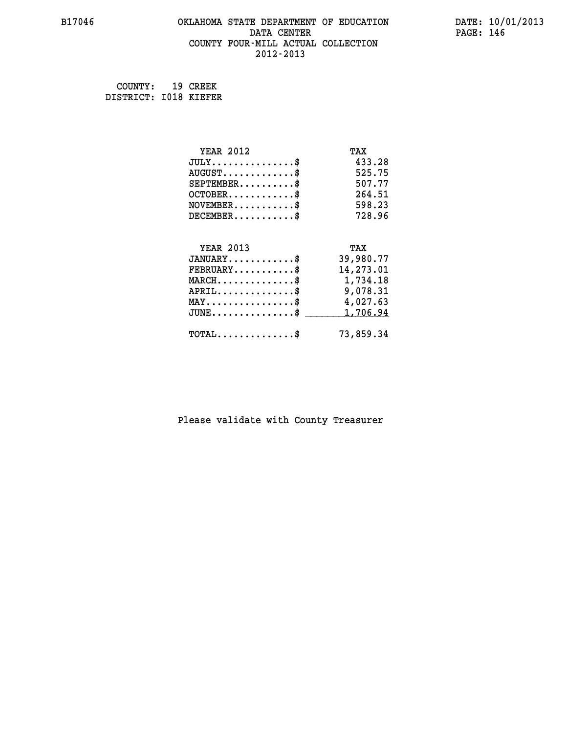# OKLAHOMA STATE DEPARTMENT OF EDUCATION
## DATA CENTER
## COUNTY FOUR-MILL ACTUAL COLLECTION
## 2012-2013

B17046

DATE: 10/01/2013

COUNTY: 19 CREEK
DISTRICT: I018 KIEFER

| YEAR 2012 | TAX |
|---|---|
| JULY...............$ | 433.28 |
| AUGUST.............$ | 525.75 |
| SEPTEMBER..........$ | 507.77 |
| OCTOBER............$ | 264.51 |
| NOVEMBER...........$ | 598.23 |
| DECEMBER...........$ | 728.96 |

| YEAR 2013 | TAX |
|---|---|
| JANUARY............$ | 39,980.77 |
| FEBRUARY...........$ | 14,273.01 |
| MARCH..............$ | 1,734.18 |
| APRIL..............$ | 9,078.31 |
| MAY................$ | 4,027.63 |
| JUNE...............$ | 1,706.94 |
| TOTAL..............$ | 73,859.34 |

Please validate with County Treasurer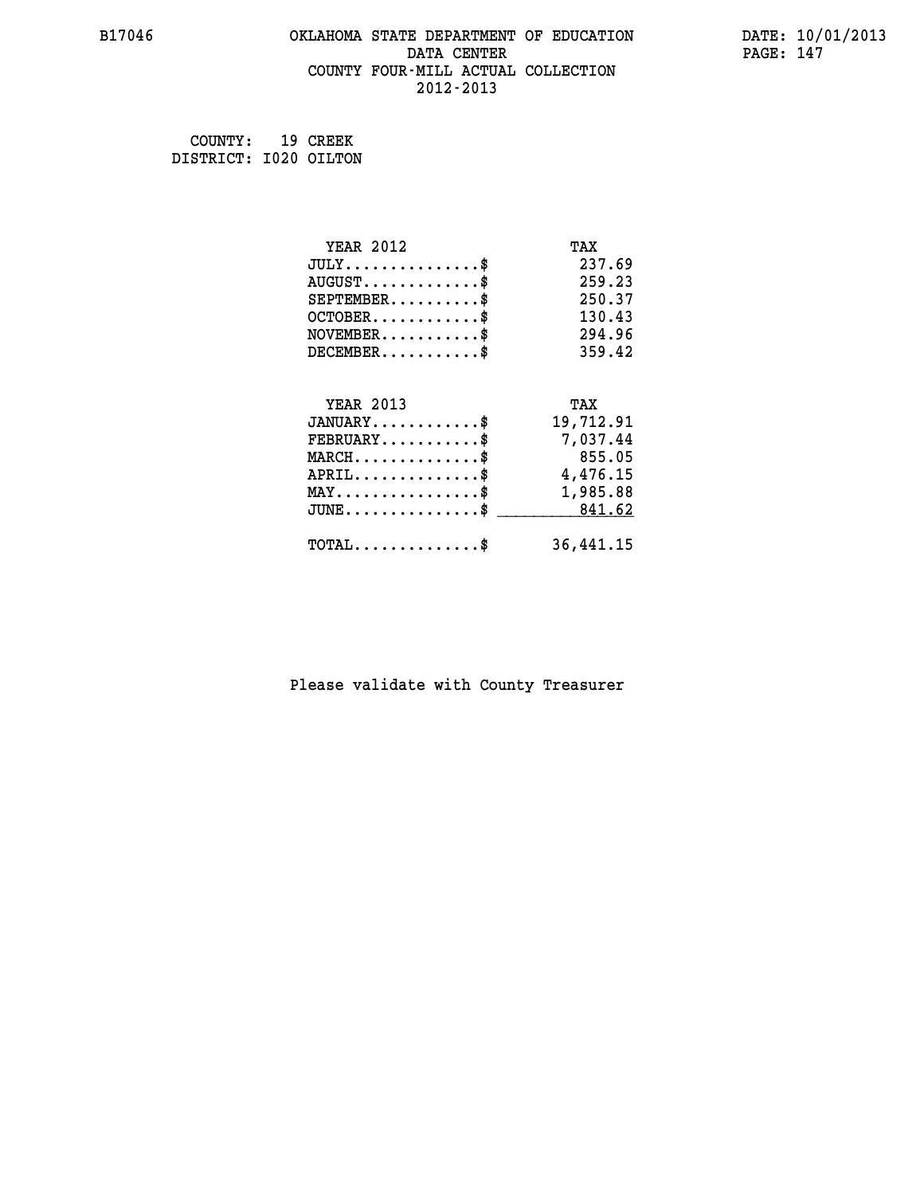# OKLAHOMA STATE DEPARTMENT OF EDUCATION
## DATA CENTER
## COUNTY FOUR-MILL ACTUAL COLLECTION
## 2012-2013

B17046

DATE: 10/01/2013

COUNTY: 19 CREEK
DISTRICT: I020 OILTON

| YEAR 2012 | TAX |
|---|---|
| JULY...............$ | 237.69 |
| AUGUST.............$ | 259.23 |
| SEPTEMBER..........$ | 250.37 |
| OCTOBER............$ | 130.43 |
| NOVEMBER...........$ | 294.96 |
| DECEMBER...........$ | 359.42 |

| YEAR 2013 | TAX |
|---|---|
| JANUARY............$ | 19,712.91 |
| FEBRUARY...........$ | 7,037.44 |
| MARCH..............$ | 855.05 |
| APRIL..............$ | 4,476.15 |
| MAY................$ | 1,985.88 |
| JUNE...............$ | 841.62 |
| TOTAL..............$ | 36,441.15 |

Please validate with County Treasurer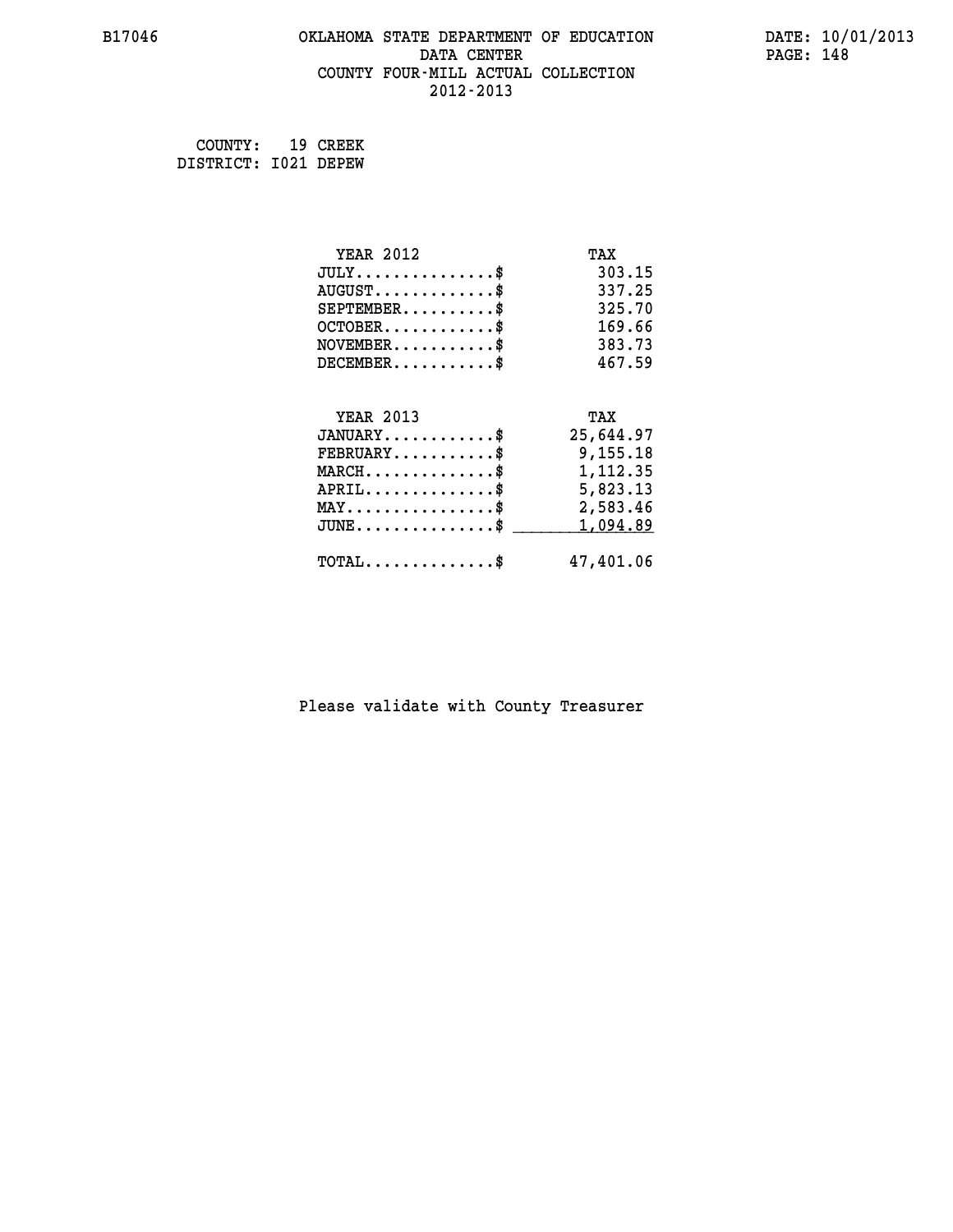B17046 OKLAHOMA STATE DEPARTMENT OF EDUCATION DATE: 10/01/2013
DATA CENTER
COUNTY FOUR-MILL ACTUAL COLLECTION
2012-2013

COUNTY: 19 CREEK
DISTRICT: I021 DEPEW

| YEAR 2012 | TAX |
|---|---|
| JULY..............$ | 303.15 |
| AUGUST............$ | 337.25 |
| SEPTEMBER.........$ | 325.70 |
| OCTOBER...........$ | 169.66 |
| NOVEMBER..........$ | 383.73 |
| DECEMBER..........$ | 467.59 |

| YEAR 2013 | TAX |
|---|---|
| JANUARY...........$ | 25,644.97 |
| FEBRUARY..........$ | 9,155.18 |
| MARCH.............$ | 1,112.35 |
| APRIL.............$ | 5,823.13 |
| MAY...............$ | 2,583.46 |
| JUNE..............$ | 1,094.89 |
| TOTAL.............$ | 47,401.06 |

Please validate with County Treasurer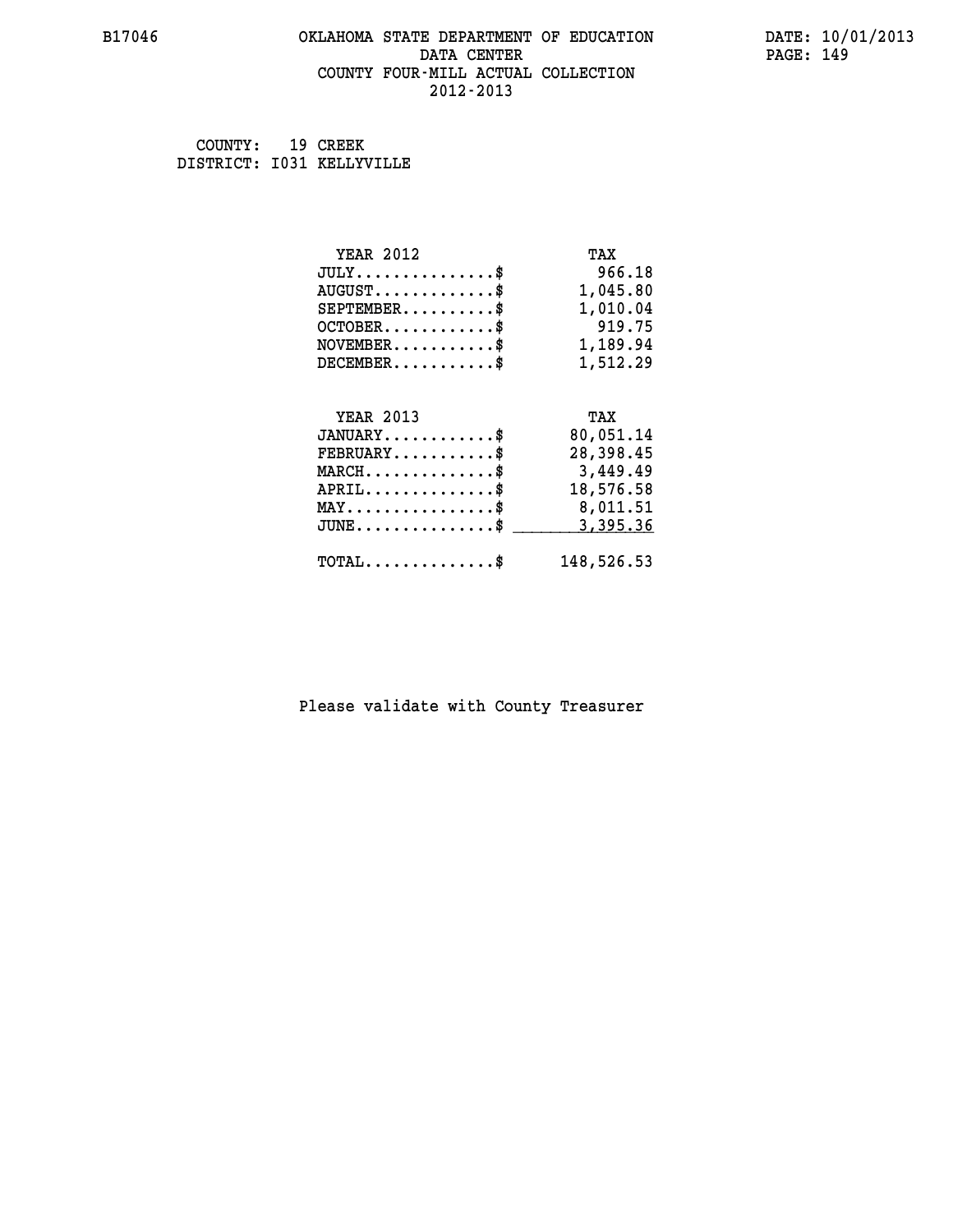# OKLAHOMA STATE DEPARTMENT OF EDUCATION
## DATA CENTER
## COUNTY FOUR-MILL ACTUAL COLLECTION
## 2012-2013

B17046

DATE: 10/01/2013

COUNTY: 19 CREEK
DISTRICT: I031 KELLYVILLE

| YEAR 2012 | TAX |
|---|---|
| JULY...............$ | 966.18 |
| AUGUST.............$ | 1,045.80 |
| SEPTEMBER..........$ | 1,010.04 |
| OCTOBER............$ | 919.75 |
| NOVEMBER...........$ | 1,189.94 |
| DECEMBER...........$ | 1,512.29 |

| YEAR 2013 | TAX |
|---|---|
| JANUARY............$ | 80,051.14 |
| FEBRUARY...........$ | 28,398.45 |
| MARCH..............$ | 3,449.49 |
| APRIL..............$ | 18,576.58 |
| MAY................$ | 8,011.51 |
| JUNE...............$ | 3,395.36 |
| TOTAL..............$ | 148,526.53 |

Please validate with County Treasurer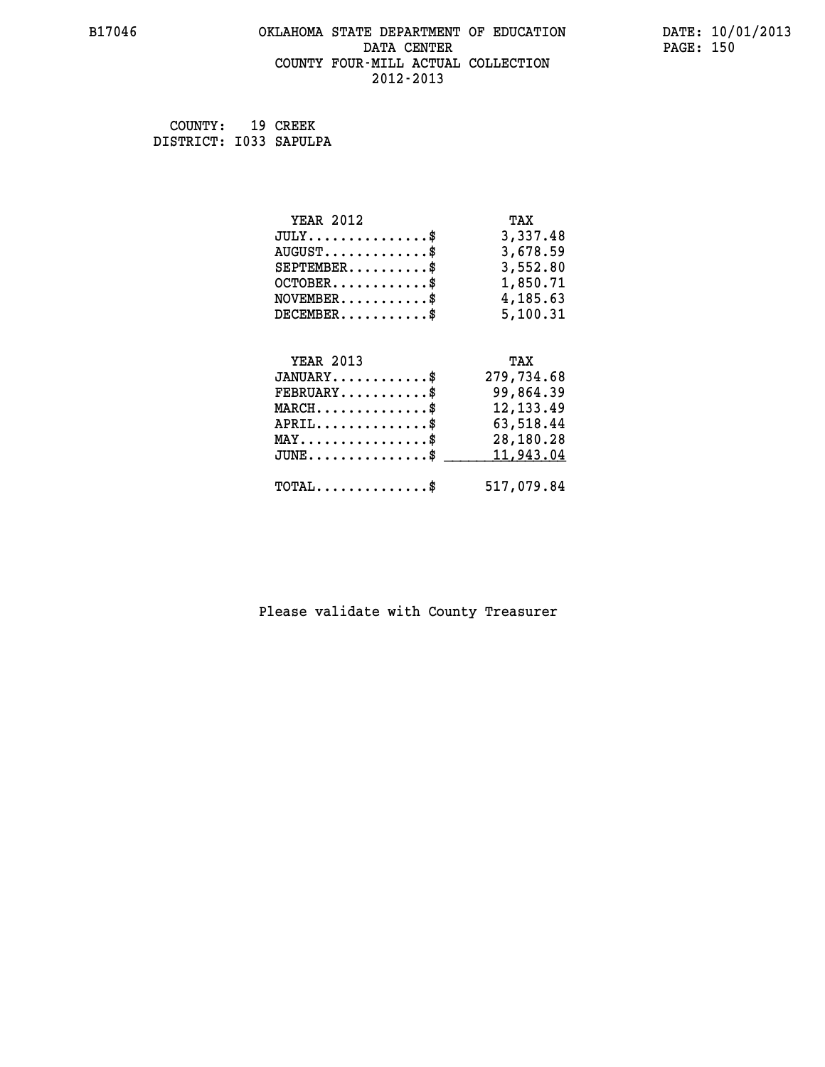B17046 OKLAHOMA STATE DEPARTMENT OF EDUCATION DATA CENTER COUNTY FOUR-MILL ACTUAL COLLECTION 2012-2013

DATE: 10/01/2013

COUNTY: 19 CREEK
DISTRICT: I033 SAPULPA

| YEAR 2012 | TAX |
|---|---|
| JULY..............$ | 3,337.48 |
| AUGUST............$ | 3,678.59 |
| SEPTEMBER..........$ | 3,552.80 |
| OCTOBER............$ | 1,850.71 |
| NOVEMBER...........$ | 4,185.63 |
| DECEMBER...........$ | 5,100.31 |

| YEAR 2013 | TAX |
|---|---|
| JANUARY............$ | 279,734.68 |
| FEBRUARY...........$ | 99,864.39 |
| MARCH..............$ | 12,133.49 |
| APRIL..............$ | 63,518.44 |
| MAY................$ | 28,180.28 |
| JUNE...............$ | 11,943.04 |
| TOTAL..............$ | 517,079.84 |

Please validate with County Treasurer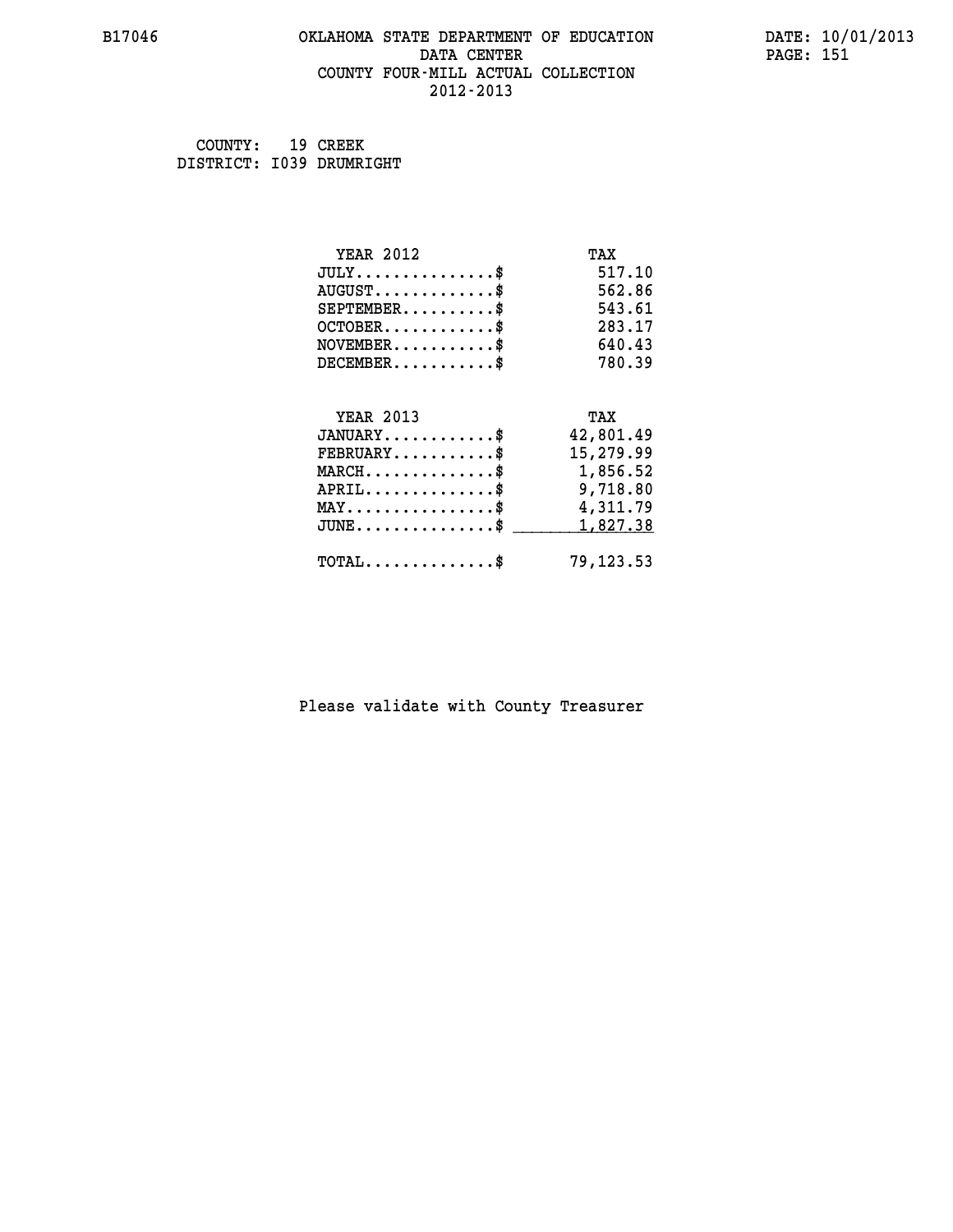COUNTY: 19 CREEK
DISTRICT: I039 DRUMRIGHT

| YEAR 2012 | TAX |
|---|---|
| JULY..............$ | 517.10 |
| AUGUST............$ | 562.86 |
| SEPTEMBER.........$ | 543.61 |
| OCTOBER...........$ | 283.17 |
| NOVEMBER..........$ | 640.43 |
| DECEMBER..........$ | 780.39 |

| YEAR 2013 | TAX |
|---|---|
| JANUARY...........$ | 42,801.49 |
| FEBRUARY..........$ | 15,279.99 |
| MARCH.............$ | 1,856.52 |
| APRIL.............$ | 9,718.80 |
| MAY...............$ | 4,311.79 |
| JUNE..............$ | 1,827.38 |
| TOTAL.............$ | 79,123.53 |

Please validate with County Treasurer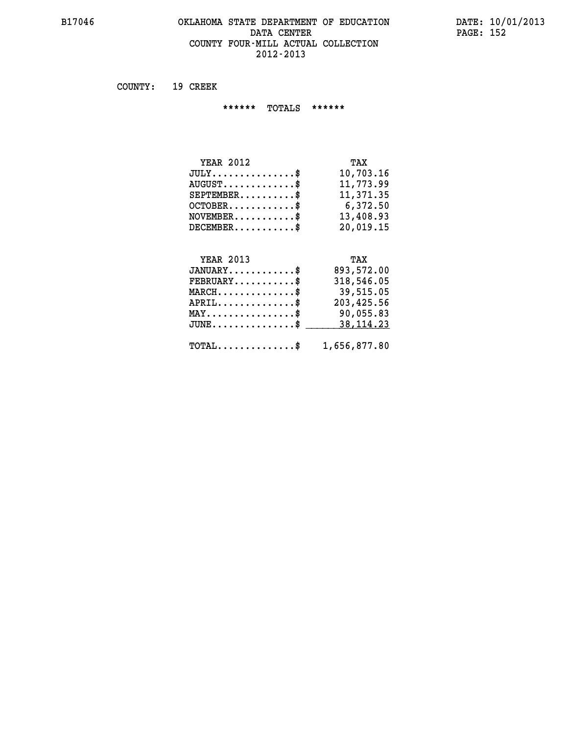# OKLAHOMA STATE DEPARTMENT OF EDUCATION
## DATA CENTER
## COUNTY FOUR-MILL ACTUAL COLLECTION
## 2012-2013

COUNTY: 19 CREEK

****** TOTALS ******

| YEAR 2012 | TAX |
|---|---|
| JULY...............$ | 10,703.16 |
| AUGUST.............$ | 11,773.99 |
| SEPTEMBER..........$ | 11,371.35 |
| OCTOBER............$ | 6,372.50 |
| NOVEMBER...........$ | 13,408.93 |
| DECEMBER...........$ | 20,019.15 |

| YEAR 2013 | TAX |
|---|---|
| JANUARY............$ | 893,572.00 |
| FEBRUARY...........$ | 318,546.05 |
| MARCH..............$ | 39,515.05 |
| APRIL..............$ | 203,425.56 |
| MAY................$ | 90,055.83 |
| JUNE...............$ | 38,114.23 |
| TOTAL..............$ | 1,656,877.80 |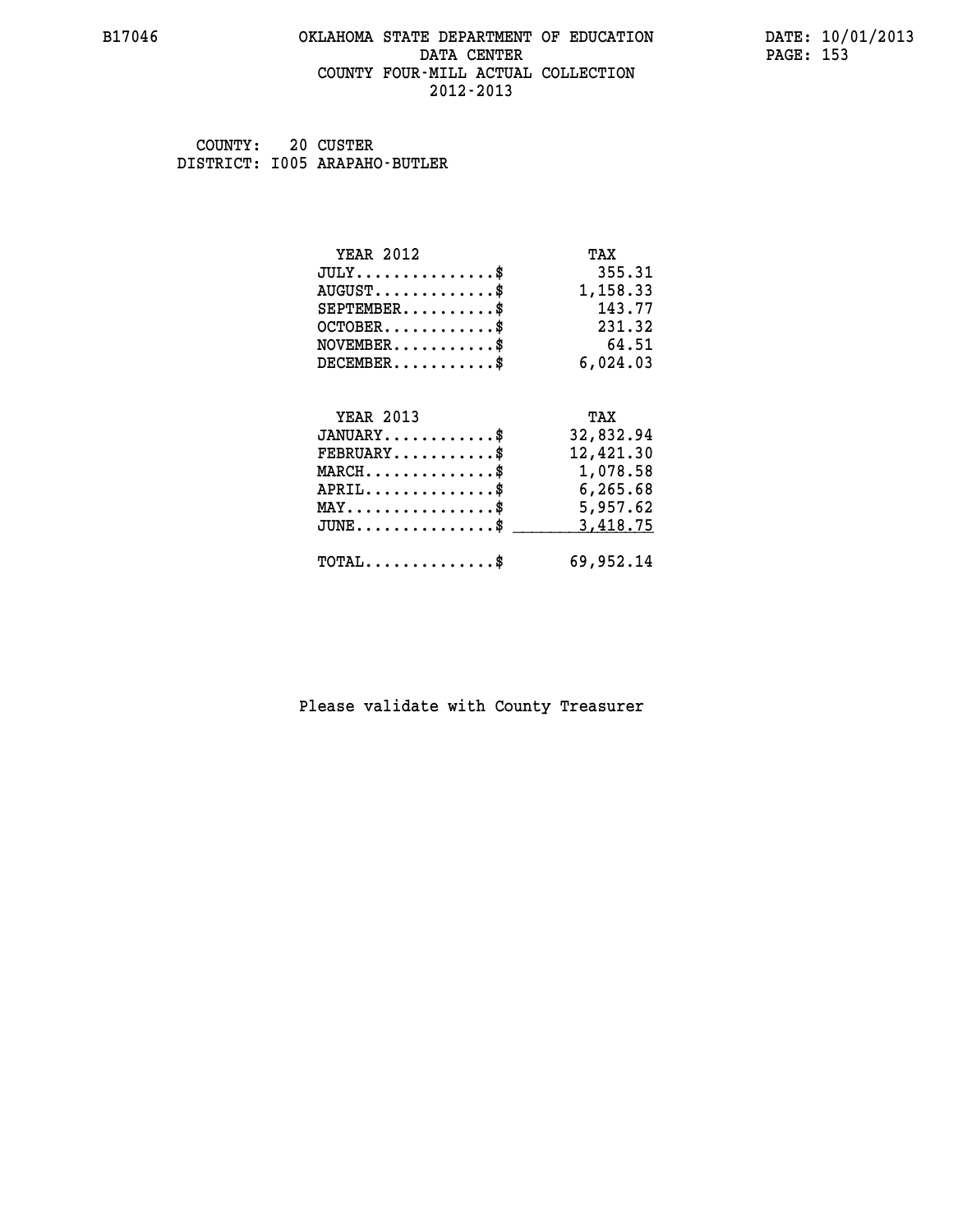# OKLAHOMA STATE DEPARTMENT OF EDUCATION
## DATA CENTER
## COUNTY FOUR-MILL ACTUAL COLLECTION
## 2012-2013

B17046

DATE: 10/01/2013

COUNTY: 20 CUSTER
DISTRICT: I005 ARAPAHO-BUTLER

| YEAR 2012 | TAX |
|---|---|
| JULY...............$ | 355.31 |
| AUGUST.............$ | 1,158.33 |
| SEPTEMBER..........$ | 143.77 |
| OCTOBER............$ | 231.32 |
| NOVEMBER...........$ | 64.51 |
| DECEMBER...........$ | 6,024.03 |

| YEAR 2013 | TAX |
|---|---|
| JANUARY............$ | 32,832.94 |
| FEBRUARY...........$ | 12,421.30 |
| MARCH..............$ | 1,078.58 |
| APRIL..............$ | 6,265.68 |
| MAY................$ | 5,957.62 |
| JUNE...............$ | 3,418.75 |
| TOTAL..............$ | 69,952.14 |

Please validate with County Treasurer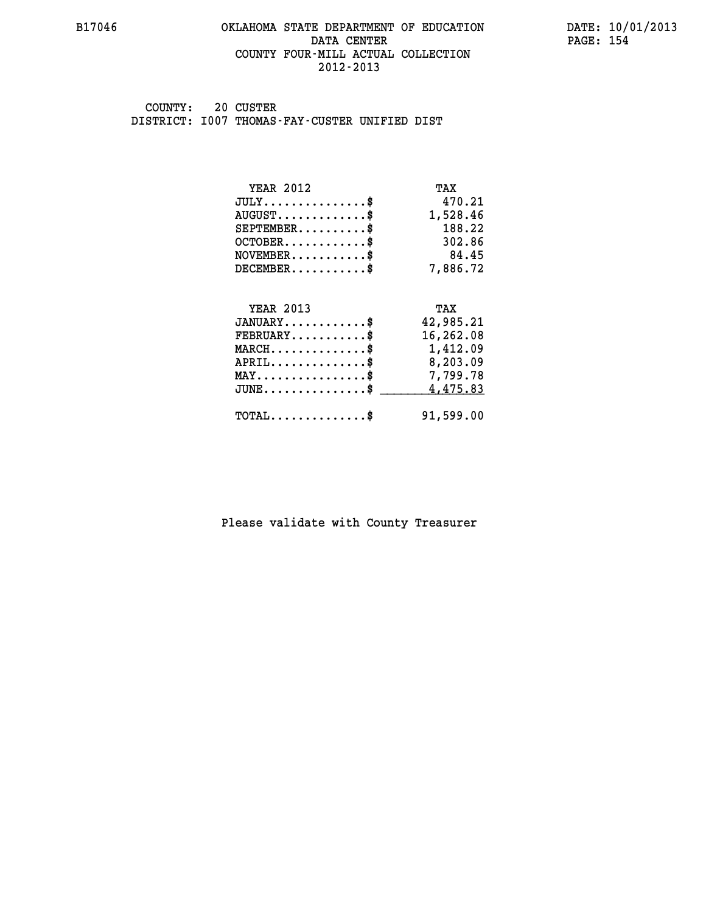COUNTY: 20 CUSTER
DISTRICT: I007 THOMAS-FAY-CUSTER UNIFIED DIST

| YEAR 2012 | TAX |
| --- | --- |
| JULY...............$ | 470.21 |
| AUGUST.............$ | 1,528.46 |
| SEPTEMBER..........$ | 188.22 |
| OCTOBER............$ | 302.86 |
| NOVEMBER...........$ | 84.45 |
| DECEMBER...........$ | 7,886.72 |

| YEAR 2013 | TAX |
| --- | --- |
| JANUARY............$ | 42,985.21 |
| FEBRUARY...........$ | 16,262.08 |
| MARCH..............$ | 1,412.09 |
| APRIL..............$ | 8,203.09 |
| MAY................$ | 7,799.78 |
| JUNE...............$ | 4,475.83 |
| TOTAL..............$ | 91,599.00 |

Please validate with County Treasurer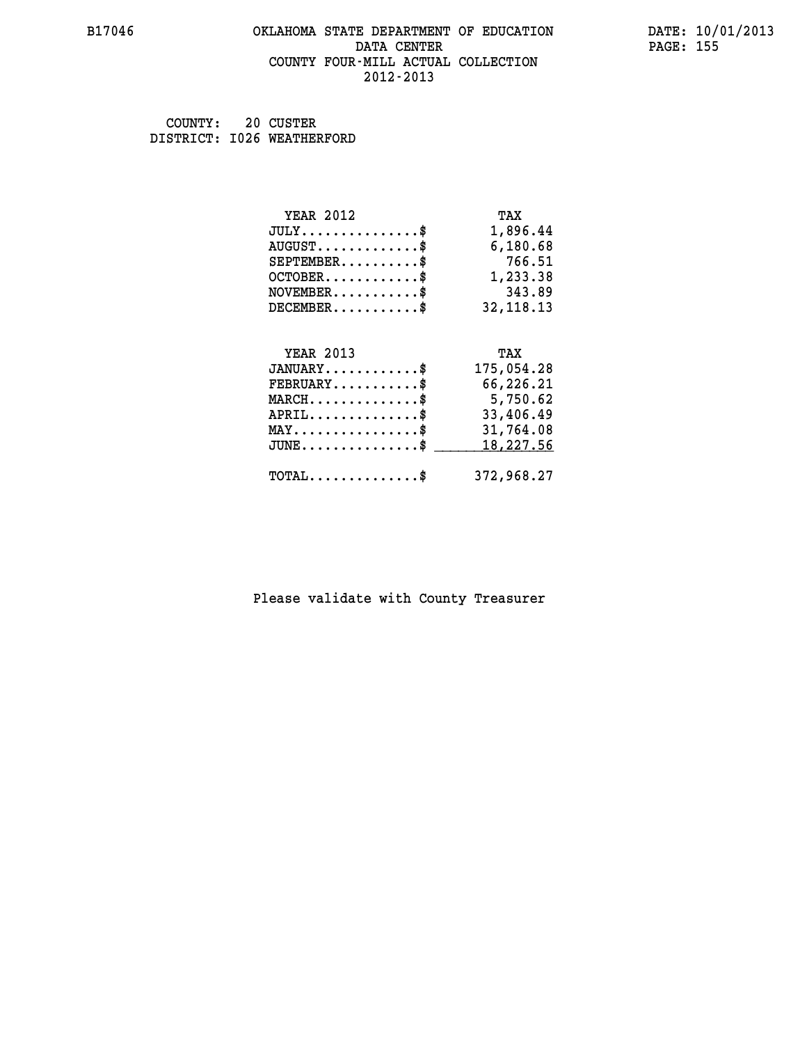B17046 OKLAHOMA STATE DEPARTMENT OF EDUCATION DATA CENTER COUNTY FOUR-MILL ACTUAL COLLECTION 2012-2013

DATE: 10/01/2013

COUNTY: 20 CUSTER
DISTRICT: I026 WEATHERFORD

| YEAR 2012 | TAX |
|---|---|
| JULY..............$ | 1,896.44 |
| AUGUST............$ | 6,180.68 |
| SEPTEMBER.........$ | 766.51 |
| OCTOBER...........$ | 1,233.38 |
| NOVEMBER..........$ | 343.89 |
| DECEMBER..........$ | 32,118.13 |

| YEAR 2013 | TAX |
|---|---|
| JANUARY...........$ | 175,054.28 |
| FEBRUARY..........$ | 66,226.21 |
| MARCH.............$ | 5,750.62 |
| APRIL.............$ | 33,406.49 |
| MAY...............$ | 31,764.08 |
| JUNE..............$ | 18,227.56 |
| TOTAL.............$ | 372,968.27 |

Please validate with County Treasurer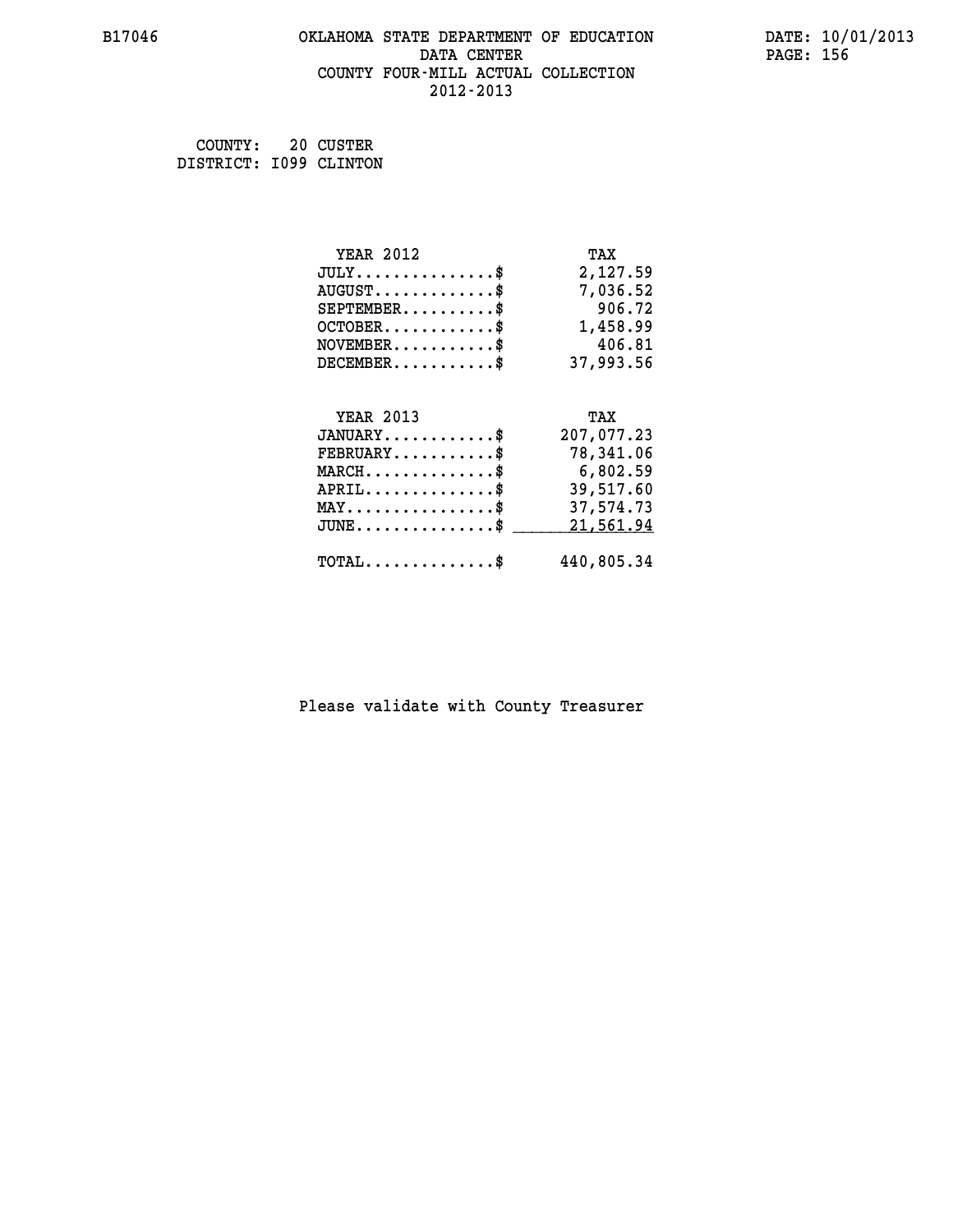B17046 OKLAHOMA STATE DEPARTMENT OF EDUCATION DATA CENTER COUNTY FOUR-MILL ACTUAL COLLECTION 2012-2013

DATE: 10/01/2013

COUNTY: 20 CUSTER
DISTRICT: I099 CLINTON

| YEAR 2012 | TAX |
|---|---|
| JULY...............$ | 2,127.59 |
| AUGUST.............$ | 7,036.52 |
| SEPTEMBER..........$ | 906.72 |
| OCTOBER............$ | 1,458.99 |
| NOVEMBER...........$ | 406.81 |
| DECEMBER...........$ | 37,993.56 |

| YEAR 2013 | TAX |
|---|---|
| JANUARY............$ | 207,077.23 |
| FEBRUARY...........$ | 78,341.06 |
| MARCH..............$ | 6,802.59 |
| APRIL..............$ | 39,517.60 |
| MAY................$ | 37,574.73 |
| JUNE...............$ | 21,561.94 |
| TOTAL..............$ | 440,805.34 |

Please validate with County Treasurer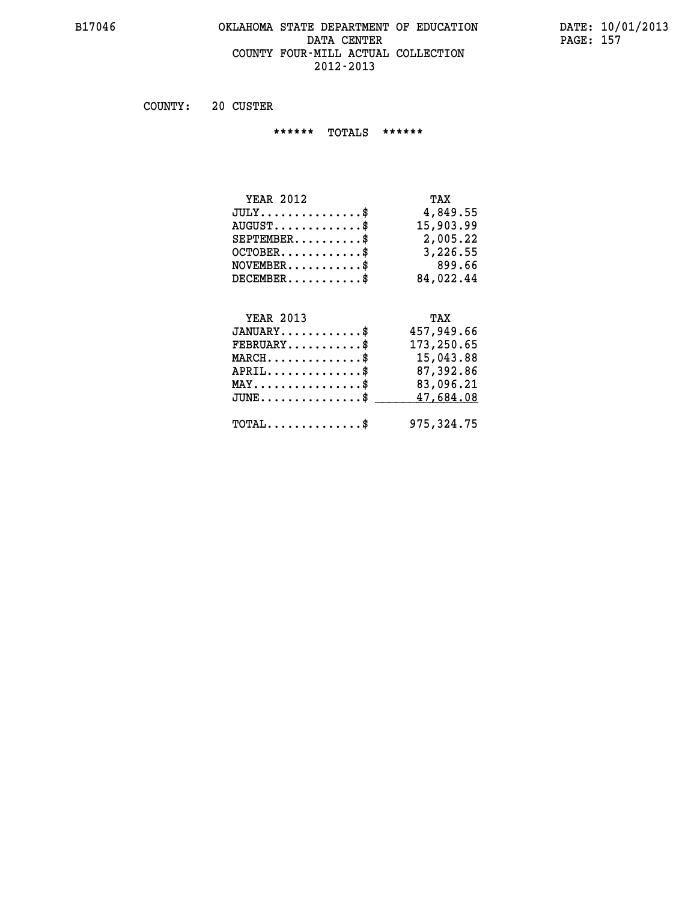B17046 OKLAHOMA STATE DEPARTMENT OF EDUCATION DATA CENTER COUNTY FOUR-MILL ACTUAL COLLECTION 2012-2013

DATE: 10/01/2013

COUNTY: 20 CUSTER

****** TOTALS ******

| YEAR 2012 | TAX |
|---|---|
| JULY...............$ | 4,849.55 |
| AUGUST.............$ | 15,903.99 |
| SEPTEMBER..........$ | 2,005.22 |
| OCTOBER............$ | 3,226.55 |
| NOVEMBER...........$ | 899.66 |
| DECEMBER...........$ | 84,022.44 |

| YEAR 2013 | TAX |
|---|---|
| JANUARY............$ | 457,949.66 |
| FEBRUARY...........$ | 173,250.65 |
| MARCH..............$ | 15,043.88 |
| APRIL..............$ | 87,392.86 |
| MAY................$ | 83,096.21 |
| JUNE...............$ | 47,684.08 |
| TOTAL..............$ | 975,324.75 |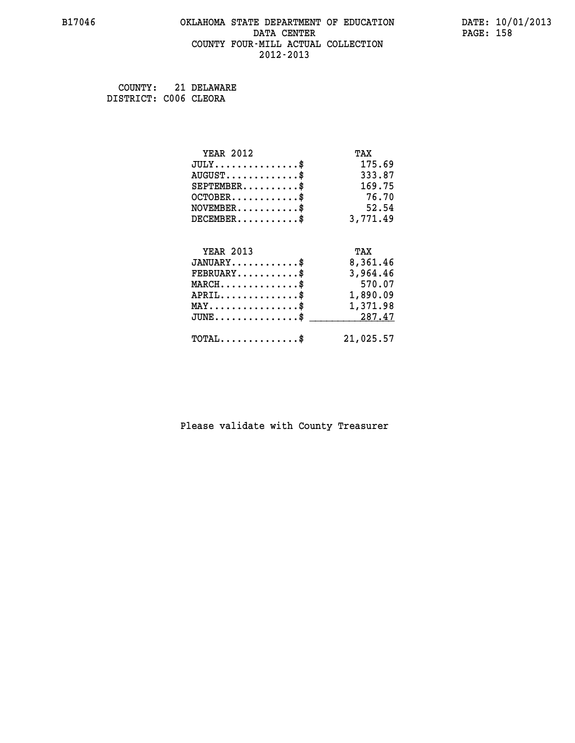B17046 OKLAHOMA STATE DEPARTMENT OF EDUCATION DATA CENTER COUNTY FOUR-MILL ACTUAL COLLECTION 2012-2013

DATE: 10/01/2013

COUNTY: 21 DELAWARE
DISTRICT: C006 CLEORA

| YEAR 2012 | TAX |
|---|---|
| JULY...............$ | 175.69 |
| AUGUST.............$ | 333.87 |
| SEPTEMBER..........$ | 169.75 |
| OCTOBER............$ | 76.70 |
| NOVEMBER...........$ | 52.54 |
| DECEMBER...........$ | 3,771.49 |

| YEAR 2013 | TAX |
|---|---|
| JANUARY............$ | 8,361.46 |
| FEBRUARY...........$ | 3,964.46 |
| MARCH..............$ | 570.07 |
| APRIL..............$ | 1,890.09 |
| MAY................$ | 1,371.98 |
| JUNE...............$ | 287.47 |
| TOTAL..............$ | 21,025.57 |

Please validate with County Treasurer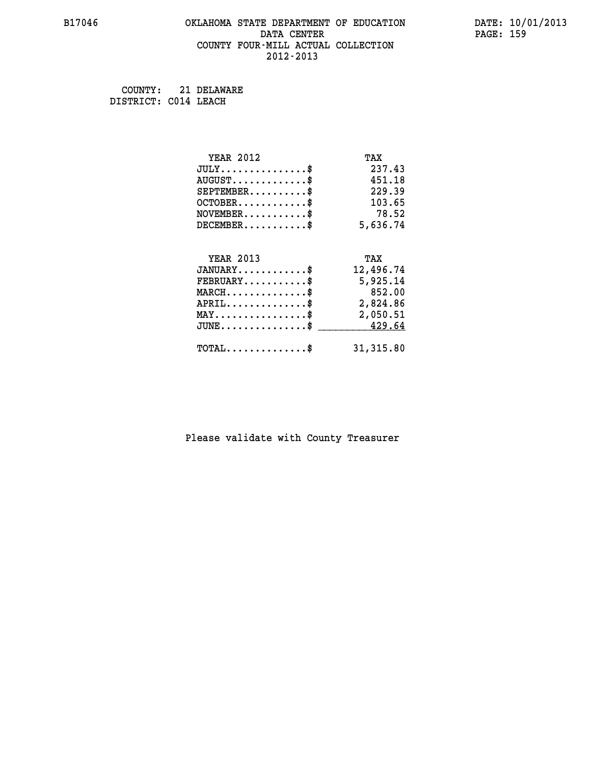# OKLAHOMA STATE DEPARTMENT OF EDUCATION
## DATA CENTER
## COUNTY FOUR-MILL ACTUAL COLLECTION
## 2012-2013

B17046

DATE: 10/01/2013

COUNTY: 21 DELAWARE
DISTRICT: C014 LEACH

| YEAR 2012 | TAX |
|---|---|
| JULY...............$ | 237.43 |
| AUGUST.............$ | 451.18 |
| SEPTEMBER..........$ | 229.39 |
| OCTOBER............$ | 103.65 |
| NOVEMBER...........$ | 78.52 |
| DECEMBER...........$ | 5,636.74 |

| YEAR 2013 | TAX |
|---|---|
| JANUARY............$ | 12,496.74 |
| FEBRUARY...........$ | 5,925.14 |
| MARCH..............$ | 852.00 |
| APRIL..............$ | 2,824.86 |
| MAY................$ | 2,050.51 |
| JUNE...............$ | 429.64 |
| TOTAL..............$ | 31,315.80 |

Please validate with County Treasurer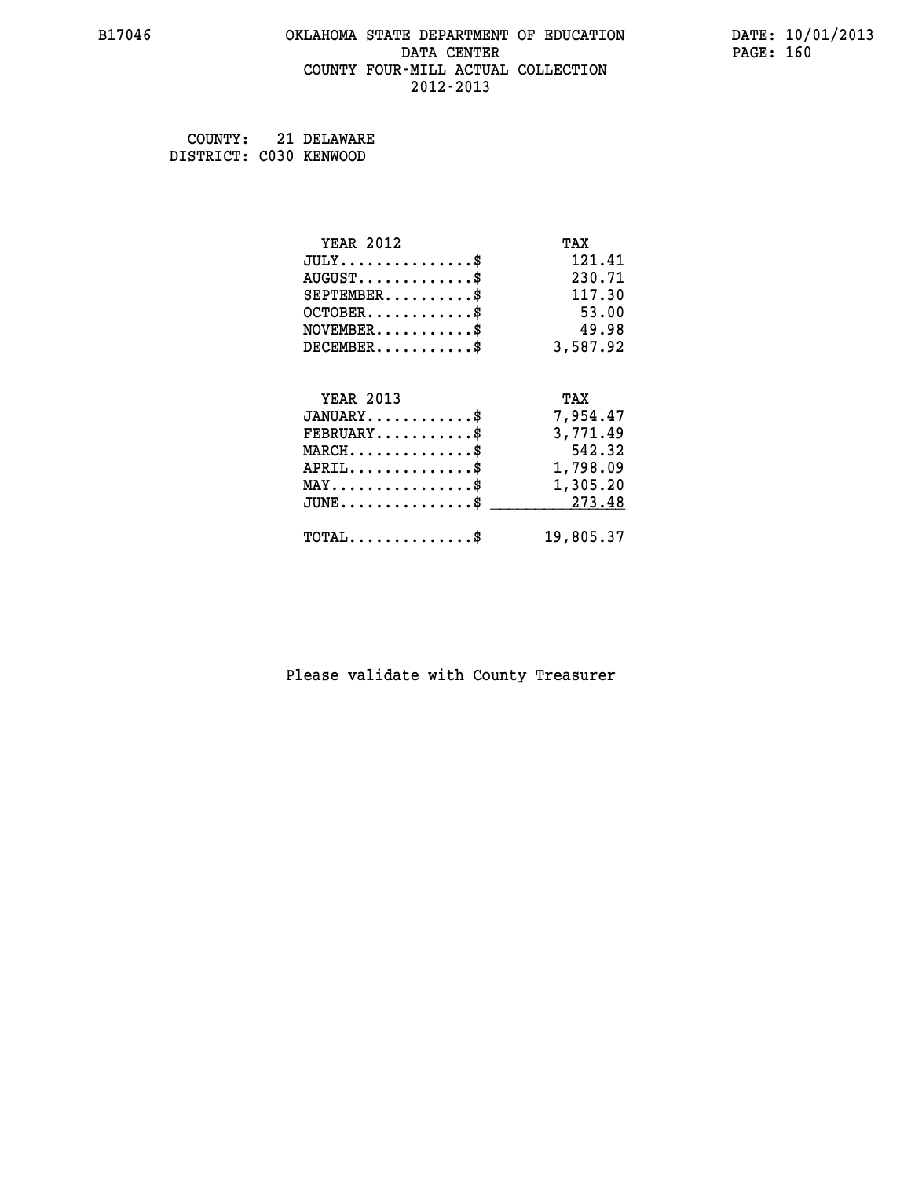B17046 OKLAHOMA STATE DEPARTMENT OF EDUCATION DATA CENTER COUNTY FOUR-MILL ACTUAL COLLECTION 2012-2013

DATE: 10/01/2013

COUNTY: 21 DELAWARE
DISTRICT: C030 KENWOOD

| YEAR 2012 | TAX |
|---|---|
| JULY...............$ | 121.41 |
| AUGUST.............$ | 230.71 |
| SEPTEMBER..........$ | 117.30 |
| OCTOBER............$ | 53.00 |
| NOVEMBER...........$ | 49.98 |
| DECEMBER...........$ | 3,587.92 |

| YEAR 2013 | TAX |
|---|---|
| JANUARY............$ | 7,954.47 |
| FEBRUARY...........$ | 3,771.49 |
| MARCH..............$ | 542.32 |
| APRIL..............$ | 1,798.09 |
| MAY................$ | 1,305.20 |
| JUNE...............$ | 273.48 |
| TOTAL..............$ | 19,805.37 |

Please validate with County Treasurer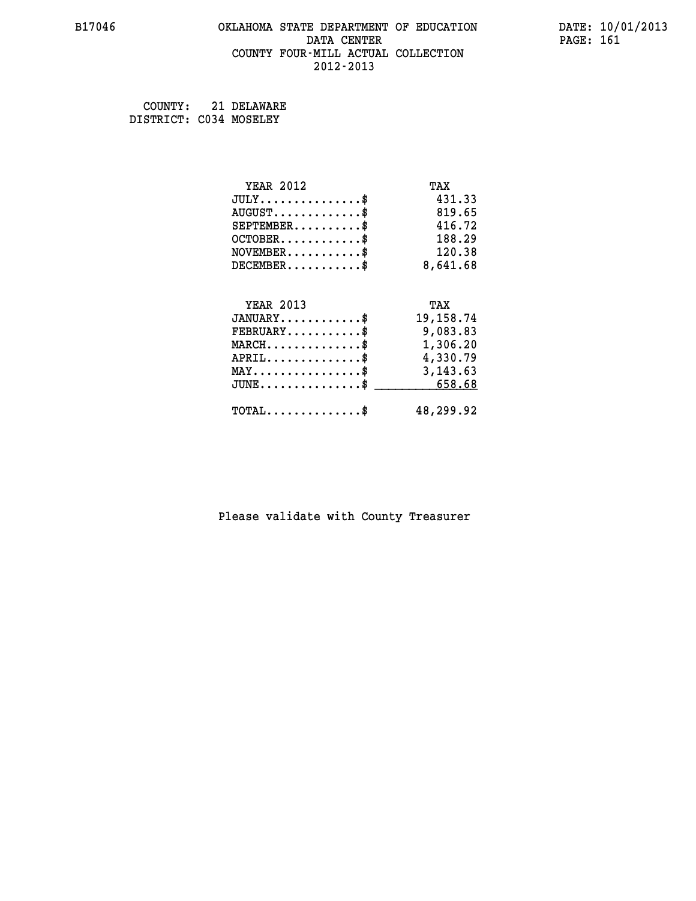# OKLAHOMA STATE DEPARTMENT OF EDUCATION
## DATA CENTER
## COUNTY FOUR-MILL ACTUAL COLLECTION
## 2012-2013

B17046

DATE: 10/01/2013

COUNTY: 21 DELAWARE
DISTRICT: C034 MOSELEY

| YEAR 2012 | TAX |
|---|---|
| JULY..............$ | 431.33 |
| AUGUST............$ | 819.65 |
| SEPTEMBER..........$ | 416.72 |
| OCTOBER...........$ | 188.29 |
| NOVEMBER..........$ | 120.38 |
| DECEMBER..........$ | 8,641.68 |

| YEAR 2013 | TAX |
|---|---|
| JANUARY...........$ | 19,158.74 |
| FEBRUARY..........$ | 9,083.83 |
| MARCH.............$ | 1,306.20 |
| APRIL.............$ | 4,330.79 |
| MAY...............$ | 3,143.63 |
| JUNE..............$ | 658.68 |
| TOTAL.............$ | 48,299.92 |

Please validate with County Treasurer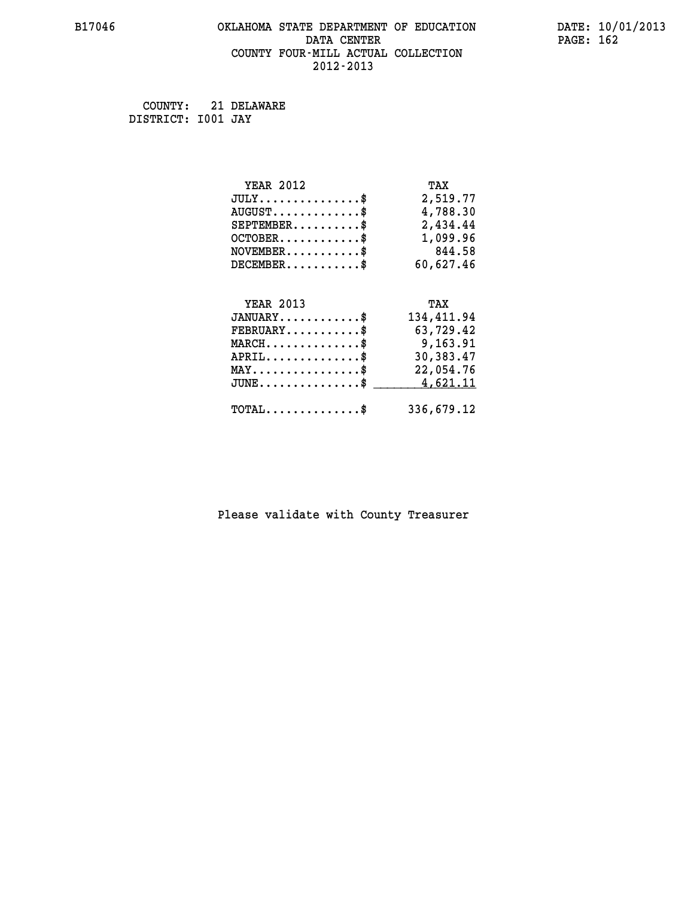# OKLAHOMA STATE DEPARTMENT OF EDUCATION
## DATA CENTER
## COUNTY FOUR-MILL ACTUAL COLLECTION
## 2012-2013

B17046

DATE: 10/01/2013

COUNTY: 21 DELAWARE
DISTRICT: I001 JAY

| YEAR 2012 | TAX |
|---|---|
| JULY...............$ | 2,519.77 |
| AUGUST.............$ | 4,788.30 |
| SEPTEMBER..........$ | 2,434.44 |
| OCTOBER............$ | 1,099.96 |
| NOVEMBER...........$ | 844.58 |
| DECEMBER...........$ | 60,627.46 |

| YEAR 2013 | TAX |
|---|---|
| JANUARY............$ | 134,411.94 |
| FEBRUARY...........$ | 63,729.42 |
| MARCH..............$ | 9,163.91 |
| APRIL..............$ | 30,383.47 |
| MAY................$ | 22,054.76 |
| JUNE...............$ | 4,621.11 |
| TOTAL..............$ | 336,679.12 |

Please validate with County Treasurer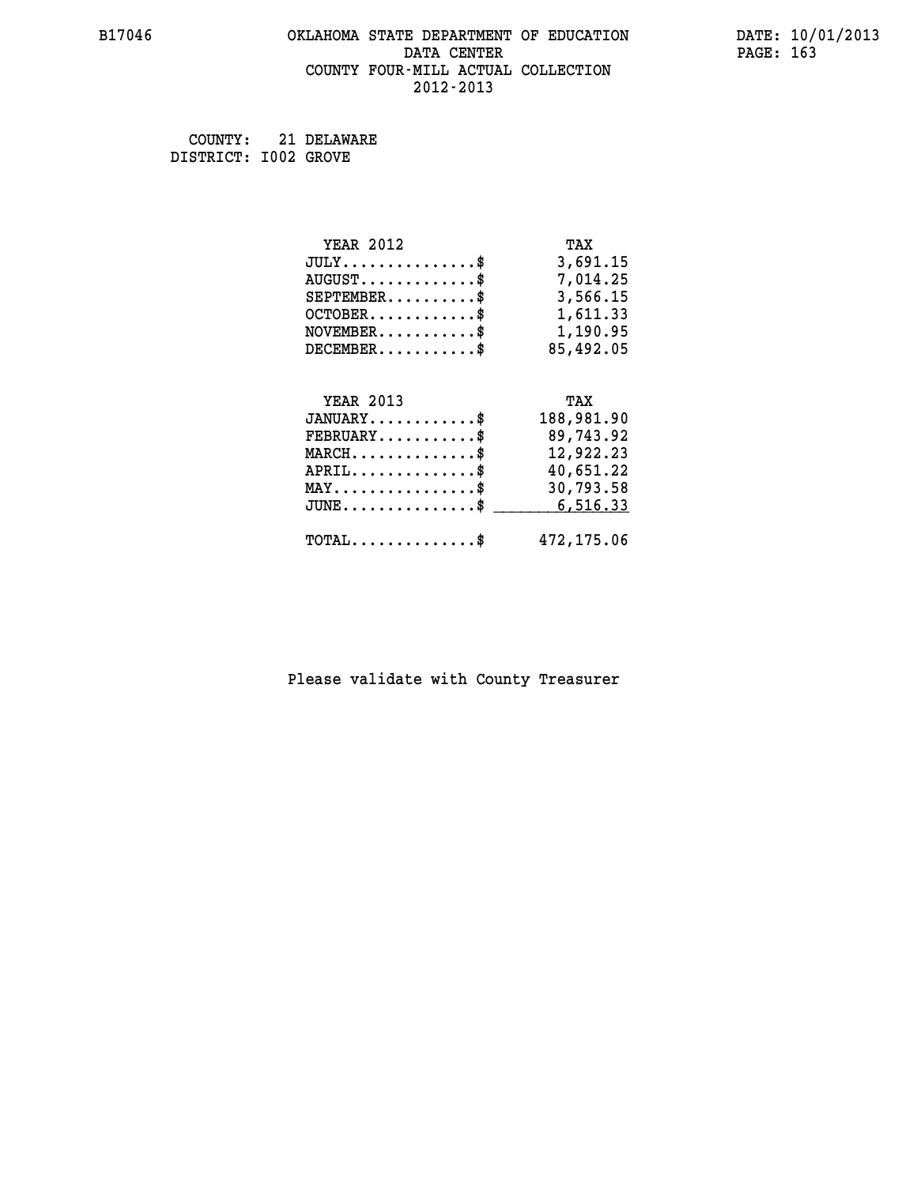B17046

# OKLAHOMA STATE DEPARTMENT OF EDUCATION
## DATA CENTER
## COUNTY FOUR-MILL ACTUAL COLLECTION
## 2012-2013

DATE: 10/01/2013

COUNTY: 21 DELAWARE
DISTRICT: I002 GROVE

| YEAR 2012 | TAX |
|---|---|
| JULY...............$ | 3,691.15 |
| AUGUST.............$ | 7,014.25 |
| SEPTEMBER..........$ | 3,566.15 |
| OCTOBER............$ | 1,611.33 |
| NOVEMBER...........$ | 1,190.95 |
| DECEMBER...........$ | 85,492.05 |

| YEAR 2013 | TAX |
|---|---|
| JANUARY............$ | 188,981.90 |
| FEBRUARY...........$ | 89,743.92 |
| MARCH..............$ | 12,922.23 |
| APRIL..............$ | 40,651.22 |
| MAY................$ | 30,793.58 |
| JUNE...............$ | 6,516.33 |
| TOTAL..............$ | 472,175.06 |

Please validate with County Treasurer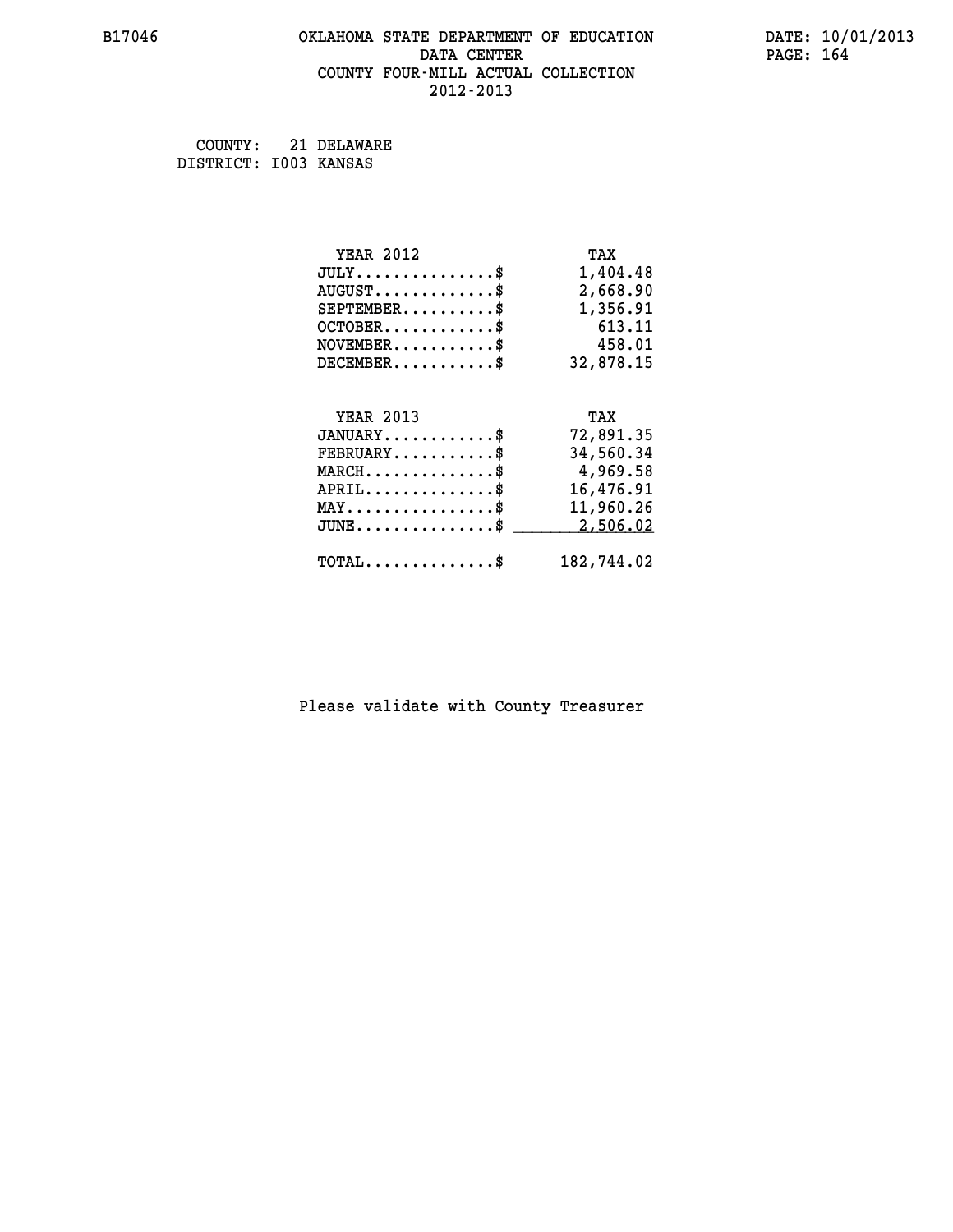B17046 OKLAHOMA STATE DEPARTMENT OF EDUCATION DATE: 10/01/2013
DATA CENTER
COUNTY FOUR-MILL ACTUAL COLLECTION
2012-2013

COUNTY: 21 DELAWARE
DISTRICT: I003 KANSAS

| YEAR 2012 | TAX |
|---|---|
| JULY...............$ | 1,404.48 |
| AUGUST.............$ | 2,668.90 |
| SEPTEMBER..........$ | 1,356.91 |
| OCTOBER............$ | 613.11 |
| NOVEMBER...........$ | 458.01 |
| DECEMBER...........$ | 32,878.15 |

| YEAR 2013 | TAX |
|---|---|
| JANUARY............$ | 72,891.35 |
| FEBRUARY...........$ | 34,560.34 |
| MARCH..............$ | 4,969.58 |
| APRIL..............$ | 16,476.91 |
| MAY................$ | 11,960.26 |
| JUNE...............$ | 2,506.02 |
| TOTAL..............$ | 182,744.02 |

Please validate with County Treasurer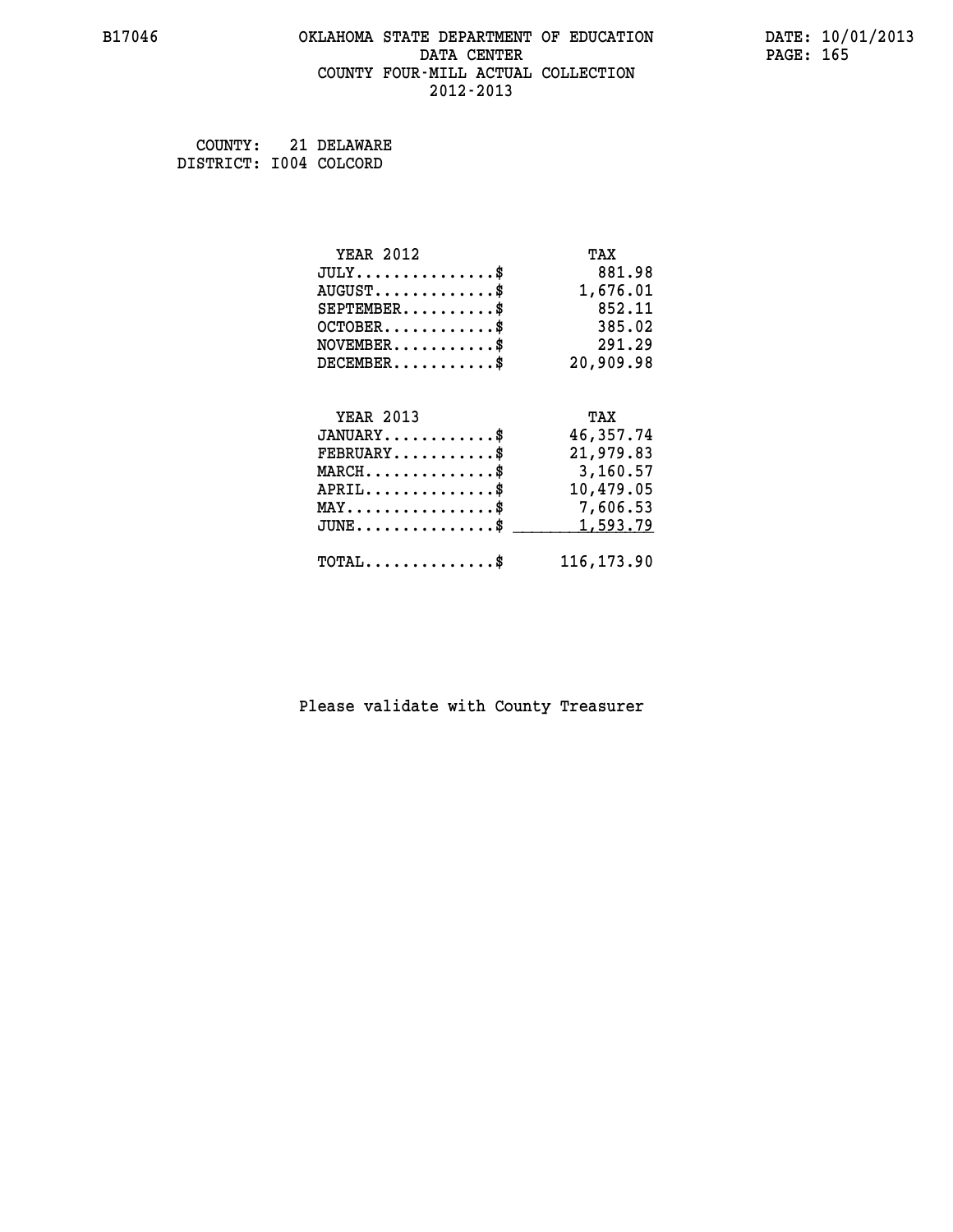B17046 OKLAHOMA STATE DEPARTMENT OF EDUCATION DATE: 10/01/2013

DATA CENTER

COUNTY FOUR-MILL ACTUAL COLLECTION

2012-2013

COUNTY: 21 DELAWARE
DISTRICT: I004 COLCORD

| YEAR 2012 | TAX |
|---|---|
| JULY..............$ | 881.98 |
| AUGUST............$ | 1,676.01 |
| SEPTEMBER.........$ | 852.11 |
| OCTOBER...........$ | 385.02 |
| NOVEMBER..........$ | 291.29 |
| DECEMBER..........$ | 20,909.98 |

| YEAR 2013 | TAX |
|---|---|
| JANUARY...........$ | 46,357.74 |
| FEBRUARY..........$ | 21,979.83 |
| MARCH.............$ | 3,160.57 |
| APRIL.............$ | 10,479.05 |
| MAY...............$ | 7,606.53 |
| JUNE..............$ | 1,593.79 |
| TOTAL.............$ | 116,173.90 |

Please validate with County Treasurer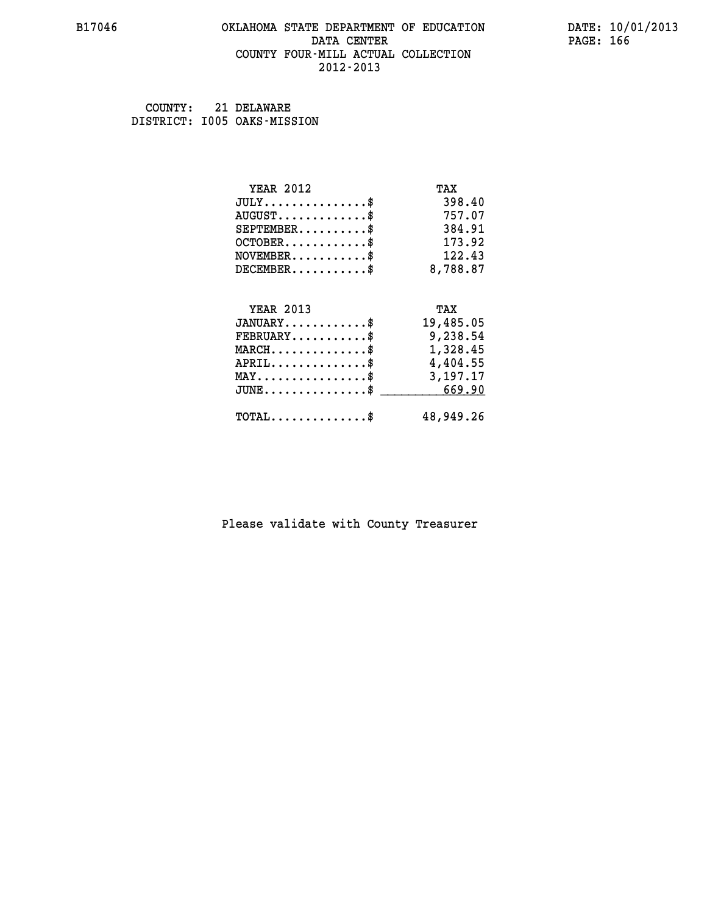B17046 OKLAHOMA STATE DEPARTMENT OF EDUCATION DATE: 10/01/2013

DATA CENTER

COUNTY FOUR-MILL ACTUAL COLLECTION

2012-2013

COUNTY: 21 DELAWARE
DISTRICT: I005 OAKS-MISSION

| YEAR 2012 | TAX |
|---|---|
| JULY...............$ | 398.40 |
| AUGUST.............$ | 757.07 |
| SEPTEMBER..........$ | 384.91 |
| OCTOBER............$ | 173.92 |
| NOVEMBER...........$ | 122.43 |
| DECEMBER...........$ | 8,788.87 |

| YEAR 2013 | TAX |
|---|---|
| JANUARY............$ | 19,485.05 |
| FEBRUARY...........$ | 9,238.54 |
| MARCH..............$ | 1,328.45 |
| APRIL..............$ | 4,404.55 |
| MAY................$ | 3,197.17 |
| JUNE...............$ | 669.90 |
| TOTAL..............$ | 48,949.26 |

Please validate with County Treasurer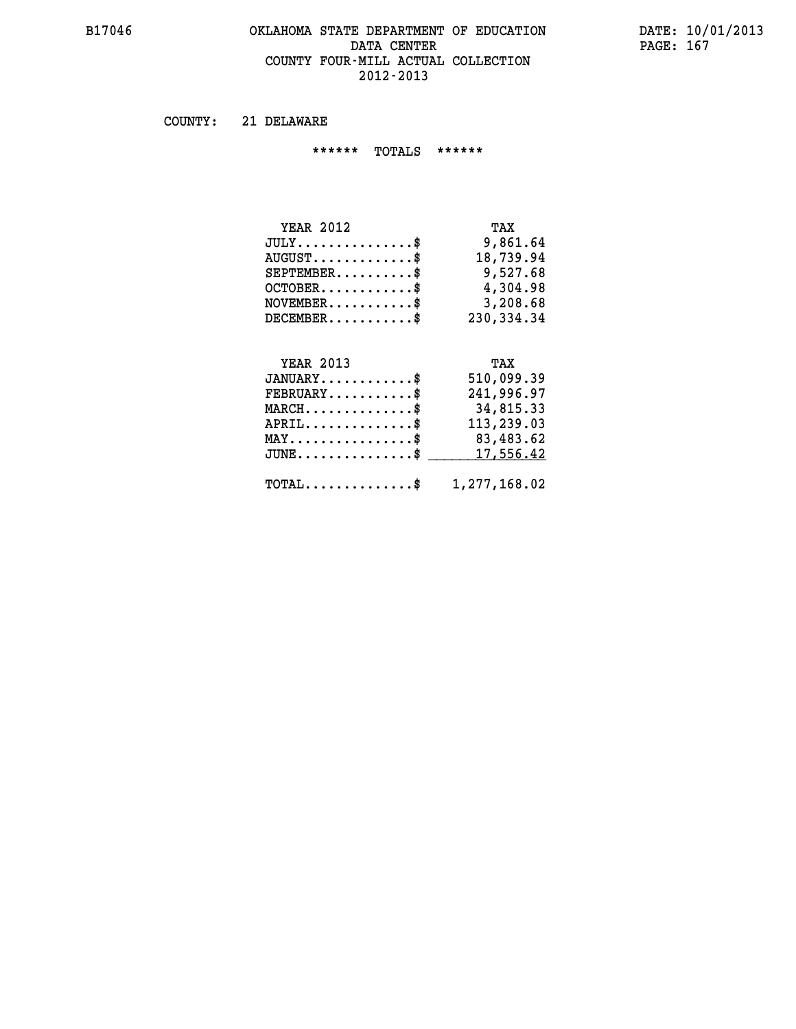B17046

# OKLAHOMA STATE DEPARTMENT OF EDUCATION
## DATA CENTER
## COUNTY FOUR-MILL ACTUAL COLLECTION
## 2012-2013

DATE: 10/01/2013

COUNTY: 21 DELAWARE

****** TOTALS ******

| YEAR 2012 | TAX |
|---|---|
| JULY...............$ | 9,861.64 |
| AUGUST.............$ | 18,739.94 |
| SEPTEMBER..........$ | 9,527.68 |
| OCTOBER............$ | 4,304.98 |
| NOVEMBER...........$ | 3,208.68 |
| DECEMBER...........$ | 230,334.34 |

| YEAR 2013 | TAX |
|---|---|
| JANUARY............$ | 510,099.39 |
| FEBRUARY...........$ | 241,996.97 |
| MARCH..............$ | 34,815.33 |
| APRIL..............$ | 113,239.03 |
| MAY................$ | 83,483.62 |
| JUNE...............$ | 17,556.42 |
| TOTAL..............$ | 1,277,168.02 |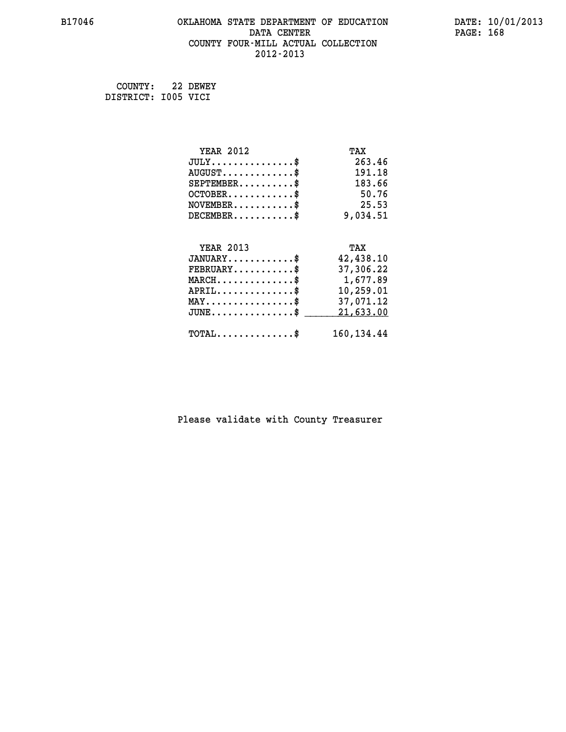B17046 OKLAHOMA STATE DEPARTMENT OF EDUCATION DATE: 10/01/2013

DATA CENTER

COUNTY FOUR-MILL ACTUAL COLLECTION

2012-2013

COUNTY: 22 DEWEY
DISTRICT: I005 VICI

| YEAR 2012 | TAX |
|---|---|
| JULY...............$ | 263.46 |
| AUGUST.............$ | 191.18 |
| SEPTEMBER..........$ | 183.66 |
| OCTOBER............$ | 50.76 |
| NOVEMBER...........$ | 25.53 |
| DECEMBER...........$ | 9,034.51 |

| YEAR 2013 | TAX |
|---|---|
| JANUARY............$ | 42,438.10 |
| FEBRUARY...........$ | 37,306.22 |
| MARCH..............$ | 1,677.89 |
| APRIL..............$ | 10,259.01 |
| MAY................$ | 37,071.12 |
| JUNE...............$ | 21,633.00 |
| TOTAL..............$ | 160,134.44 |

Please validate with County Treasurer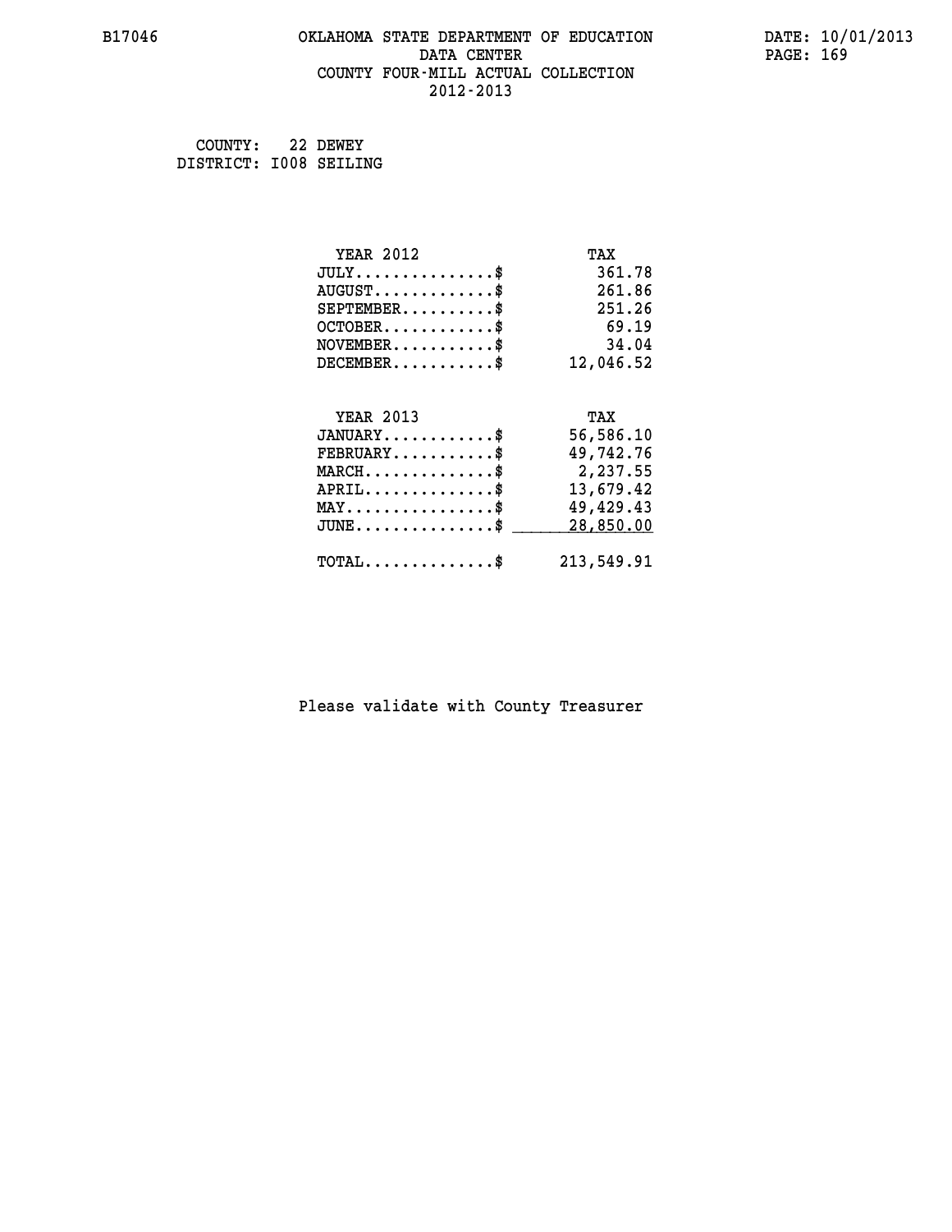# OKLAHOMA STATE DEPARTMENT OF EDUCATION
## DATA CENTER
## COUNTY FOUR-MILL ACTUAL COLLECTION
## 2012-2013

B17046

DATE: 10/01/2013

COUNTY: 22 DEWEY
DISTRICT: I008 SEILING

| YEAR 2012 | TAX |
|---|---|
| JULY...............$ | 361.78 |
| AUGUST.............$ | 261.86 |
| SEPTEMBER..........$ | 251.26 |
| OCTOBER............$ | 69.19 |
| NOVEMBER...........$ | 34.04 |
| DECEMBER...........$ | 12,046.52 |

| YEAR 2013 | TAX |
|---|---|
| JANUARY............$ | 56,586.10 |
| FEBRUARY...........$ | 49,742.76 |
| MARCH..............$ | 2,237.55 |
| APRIL..............$ | 13,679.42 |
| MAY................$ | 49,429.43 |
| JUNE...............$ | 28,850.00 |
| TOTAL..............$ | 213,549.91 |

Please validate with County Treasurer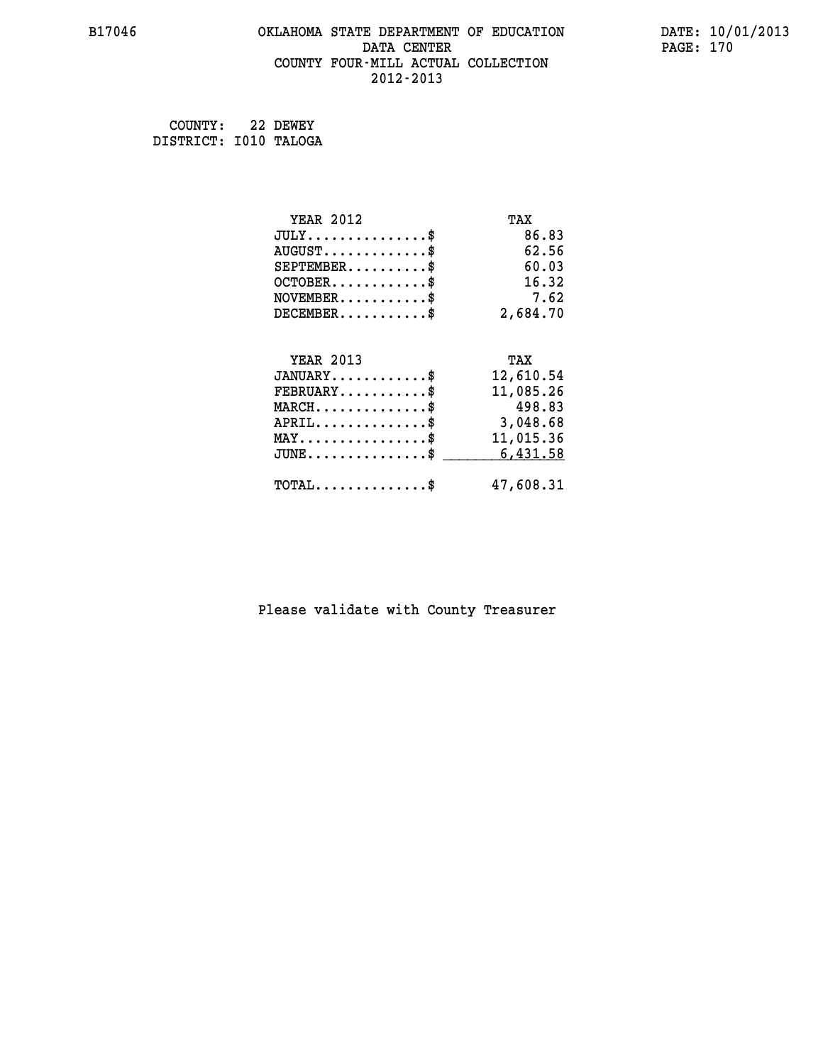B17046 OKLAHOMA STATE DEPARTMENT OF EDUCATION DATA CENTER COUNTY FOUR-MILL ACTUAL COLLECTION 2012-2013

DATE: 10/01/2013

COUNTY: 22 DEWEY
DISTRICT: I010 TALOGA

| YEAR 2012 | TAX |
|---|---|
| JULY...............$ | 86.83 |
| AUGUST.............$ | 62.56 |
| SEPTEMBER..........$ | 60.03 |
| OCTOBER............$ | 16.32 |
| NOVEMBER...........$ | 7.62 |
| DECEMBER...........$ | 2,684.70 |

| YEAR 2013 | TAX |
|---|---|
| JANUARY............$ | 12,610.54 |
| FEBRUARY...........$ | 11,085.26 |
| MARCH..............$ | 498.83 |
| APRIL..............$ | 3,048.68 |
| MAY................$ | 11,015.36 |
| JUNE...............$ | 6,431.58 |
| TOTAL..............$ | 47,608.31 |

Please validate with County Treasurer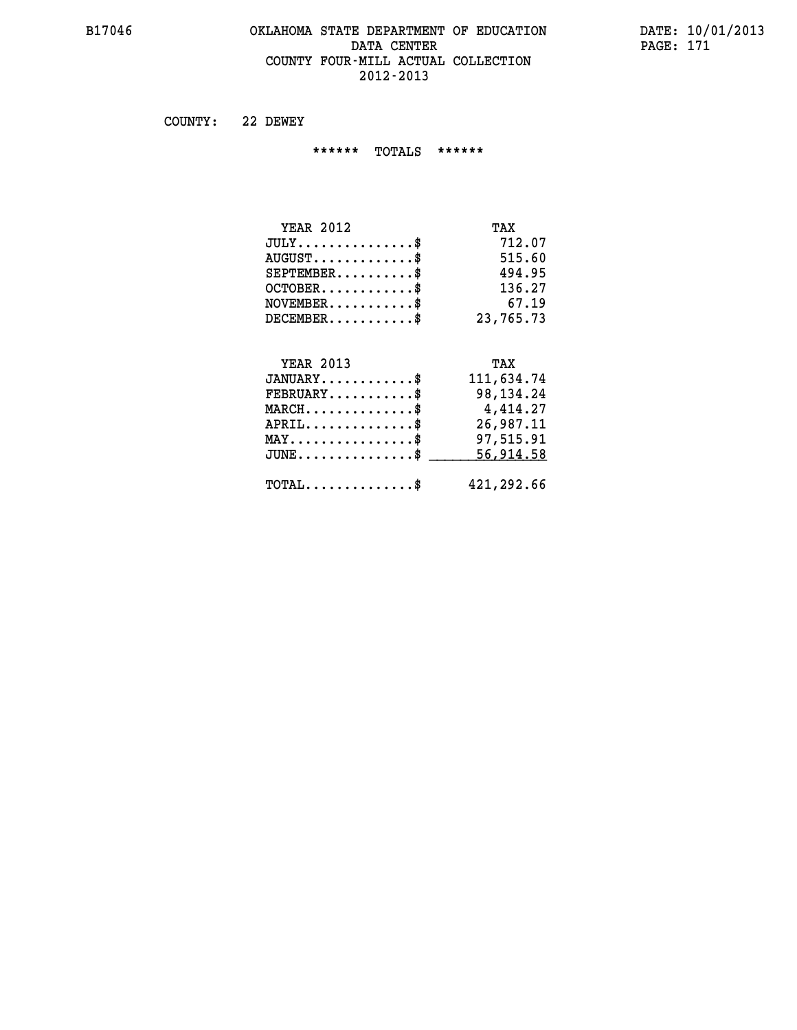OKLAHOMA STATE DEPARTMENT OF EDUCATION
DATA CENTER
COUNTY FOUR-MILL ACTUAL COLLECTION
2012-2013

COUNTY: 22 DEWEY

****** TOTALS ******

| YEAR 2012 | TAX |
|---|---|
| JULY...............$ | 712.07 |
| AUGUST.............$ | 515.60 |
| SEPTEMBER..........$ | 494.95 |
| OCTOBER............$ | 136.27 |
| NOVEMBER...........$ | 67.19 |
| DECEMBER...........$ | 23,765.73 |

| YEAR 2013 | TAX |
|---|---|
| JANUARY............$ | 111,634.74 |
| FEBRUARY...........$ | 98,134.24 |
| MARCH..............$ | 4,414.27 |
| APRIL..............$ | 26,987.11 |
| MAY................$ | 97,515.91 |
| JUNE...............$ | 56,914.58 |
| TOTAL..............$ | 421,292.66 |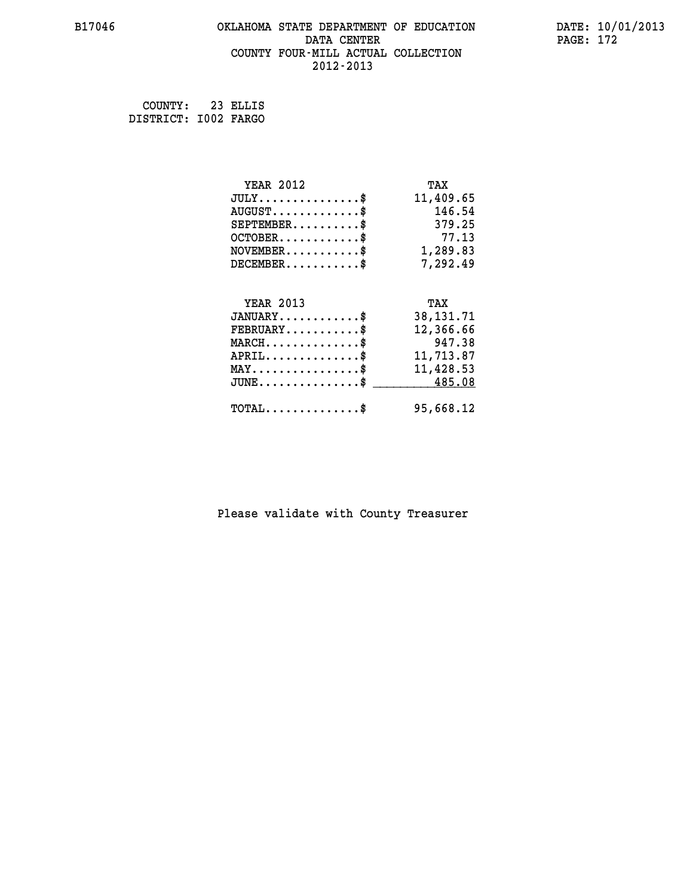B17046 OKLAHOMA STATE DEPARTMENT OF EDUCATION DATE: 10/01/2013
DATA CENTER
COUNTY FOUR-MILL ACTUAL COLLECTION
2012-2013

COUNTY: 23 ELLIS
DISTRICT: I002 FARGO

| YEAR 2012 | TAX |
|---|---|
| JULY...............$ | 11,409.65 |
| AUGUST.............$ | 146.54 |
| SEPTEMBER..........$ | 379.25 |
| OCTOBER............$ | 77.13 |
| NOVEMBER...........$ | 1,289.83 |
| DECEMBER...........$ | 7,292.49 |

| YEAR 2013 | TAX |
|---|---|
| JANUARY............$ | 38,131.71 |
| FEBRUARY...........$ | 12,366.66 |
| MARCH..............$ | 947.38 |
| APRIL..............$ | 11,713.87 |
| MAY................$ | 11,428.53 |
| JUNE...............$ | 485.08 |
| TOTAL..............$ | 95,668.12 |

Please validate with County Treasurer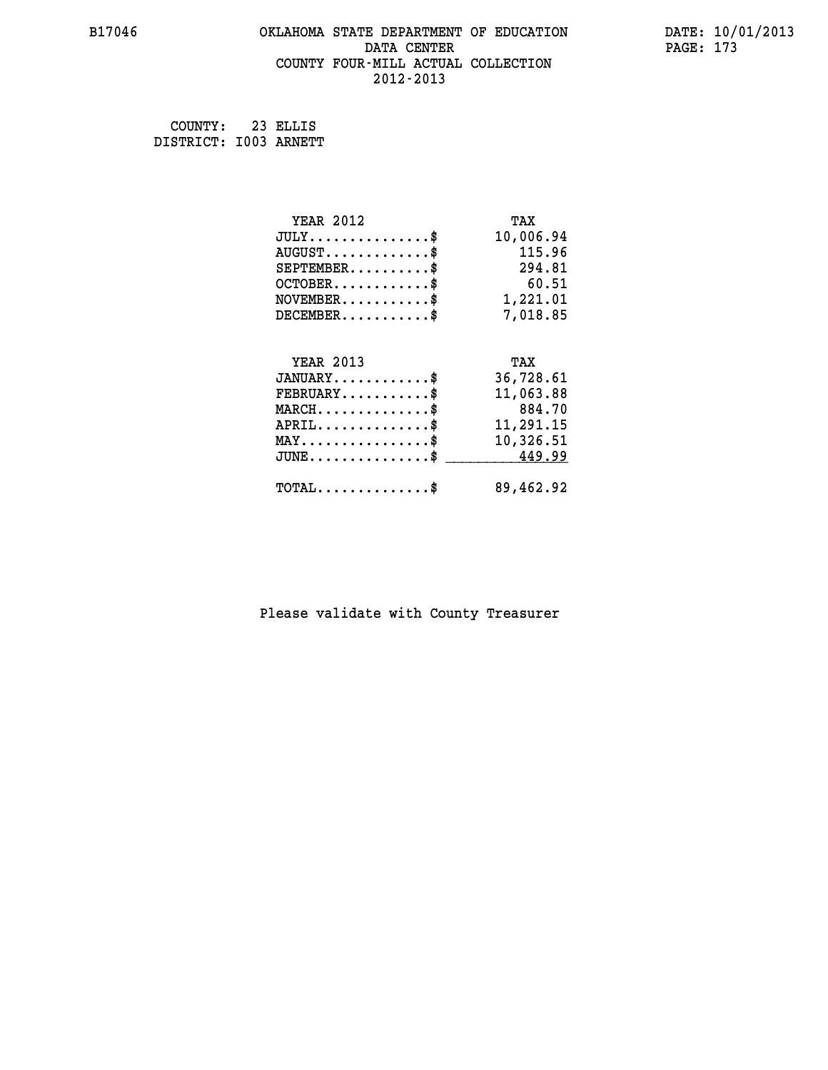COUNTY: 23 ELLIS
DISTRICT: I003 ARNETT

| YEAR 2012 | TAX |
|---|---|
| JULY..............$ | 10,006.94 |
| AUGUST............$ | 115.96 |
| SEPTEMBER.........$ | 294.81 |
| OCTOBER...........$ | 60.51 |
| NOVEMBER..........$ | 1,221.01 |
| DECEMBER..........$ | 7,018.85 |

| YEAR 2013 | TAX |
|---|---|
| JANUARY...........$ | 36,728.61 |
| FEBRUARY..........$ | 11,063.88 |
| MARCH.............$ | 884.70 |
| APRIL.............$ | 11,291.15 |
| MAY...............$ | 10,326.51 |
| JUNE..............$ | 449.99 |
| TOTAL.............$ | 89,462.92 |

Please validate with County Treasurer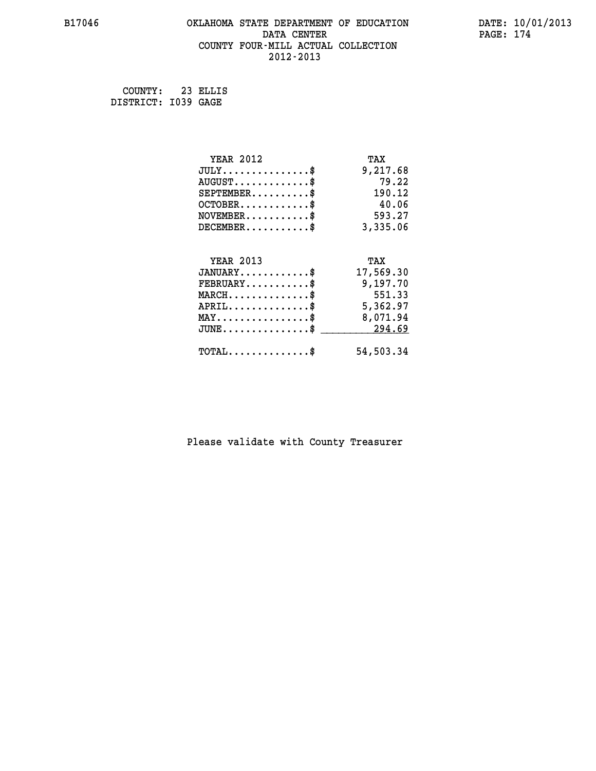B17046 OKLAHOMA STATE DEPARTMENT OF EDUCATION DATA CENTER COUNTY FOUR-MILL ACTUAL COLLECTION 2012-2013

DATE: 10/01/2013

COUNTY: 23 ELLIS
DISTRICT: I039 GAGE

| YEAR 2012 | TAX |
|---|---|
| JULY...............$ | 9,217.68 |
| AUGUST.............$ | 79.22 |
| SEPTEMBER..........$ | 190.12 |
| OCTOBER............$ | 40.06 |
| NOVEMBER...........$ | 593.27 |
| DECEMBER...........$ | 3,335.06 |

| YEAR 2013 | TAX |
|---|---|
| JANUARY............$ | 17,569.30 |
| FEBRUARY...........$ | 9,197.70 |
| MARCH..............$ | 551.33 |
| APRIL..............$ | 5,362.97 |
| MAY................$ | 8,071.94 |
| JUNE...............$ | 294.69 |
| TOTAL..............$ | 54,503.34 |

Please validate with County Treasurer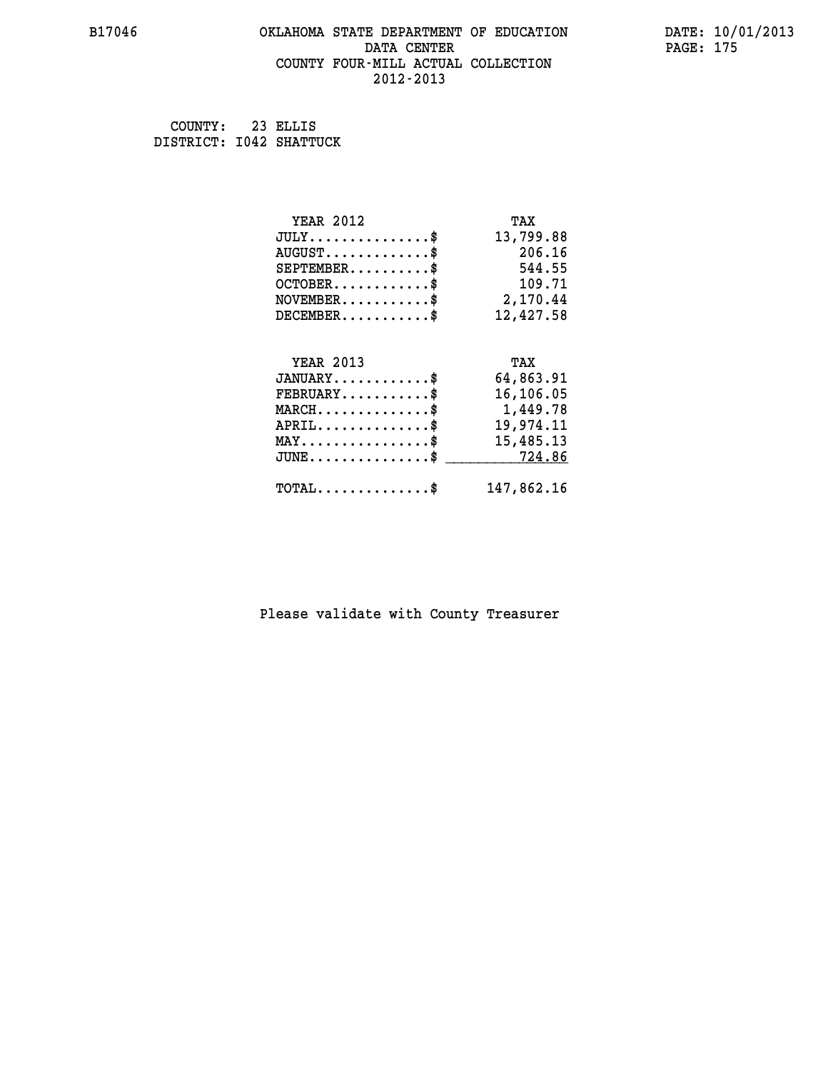B17046 OKLAHOMA STATE DEPARTMENT OF EDUCATION DATA CENTER COUNTY FOUR-MILL ACTUAL COLLECTION 2012-2013

DATE: 10/01/2013

COUNTY: 23 ELLIS
DISTRICT: I042 SHATTUCK

| YEAR 2012 | TAX |
|---|---|
| JULY...............$ | 13,799.88 |
| AUGUST.............$ | 206.16 |
| SEPTEMBER..........$ | 544.55 |
| OCTOBER............$ | 109.71 |
| NOVEMBER...........$ | 2,170.44 |
| DECEMBER...........$ | 12,427.58 |

| YEAR 2013 | TAX |
|---|---|
| JANUARY............$ | 64,863.91 |
| FEBRUARY...........$ | 16,106.05 |
| MARCH..............$ | 1,449.78 |
| APRIL..............$ | 19,974.11 |
| MAY................$ | 15,485.13 |
| JUNE...............$ | 724.86 |
| TOTAL..............$ | 147,862.16 |

Please validate with County Treasurer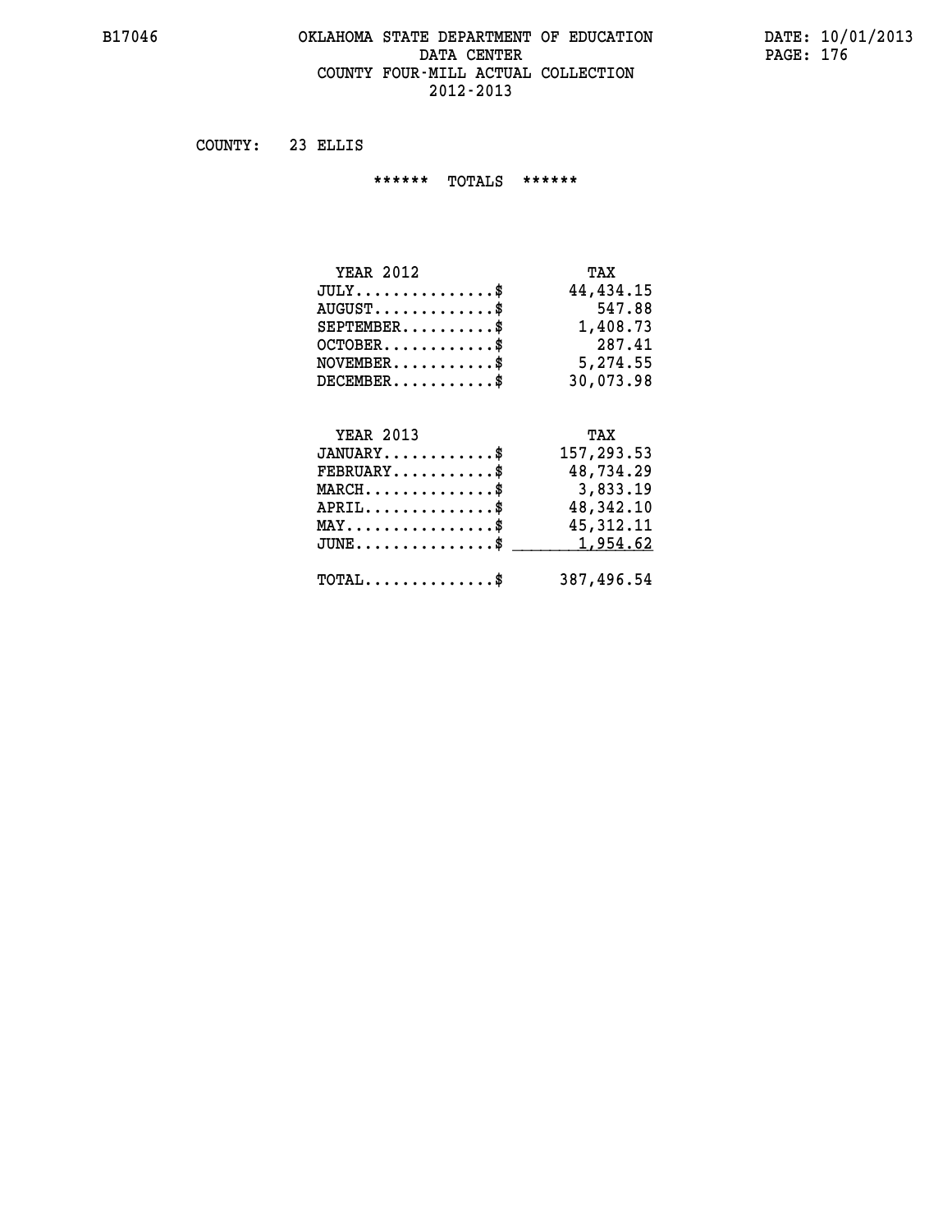B17046 OKLAHOMA STATE DEPARTMENT OF EDUCATION DATA CENTER COUNTY FOUR-MILL ACTUAL COLLECTION 2012-2013

DATE: 10/01/2013

COUNTY: 23 ELLIS

****** TOTALS ******

| YEAR 2012 | TAX |
|---|---|
| JULY..............$ | 44,434.15 |
| AUGUST............$ | 547.88 |
| SEPTEMBER.........$ | 1,408.73 |
| OCTOBER...........$ | 287.41 |
| NOVEMBER..........$ | 5,274.55 |
| DECEMBER..........$ | 30,073.98 |

| YEAR 2013 | TAX |
|---|---|
| JANUARY...........$ | 157,293.53 |
| FEBRUARY..........$ | 48,734.29 |
| MARCH.............$ | 3,833.19 |
| APRIL.............$ | 48,342.10 |
| MAY...............$ | 45,312.11 |
| JUNE..............$ | 1,954.62 |
| TOTAL.............$ | 387,496.54 |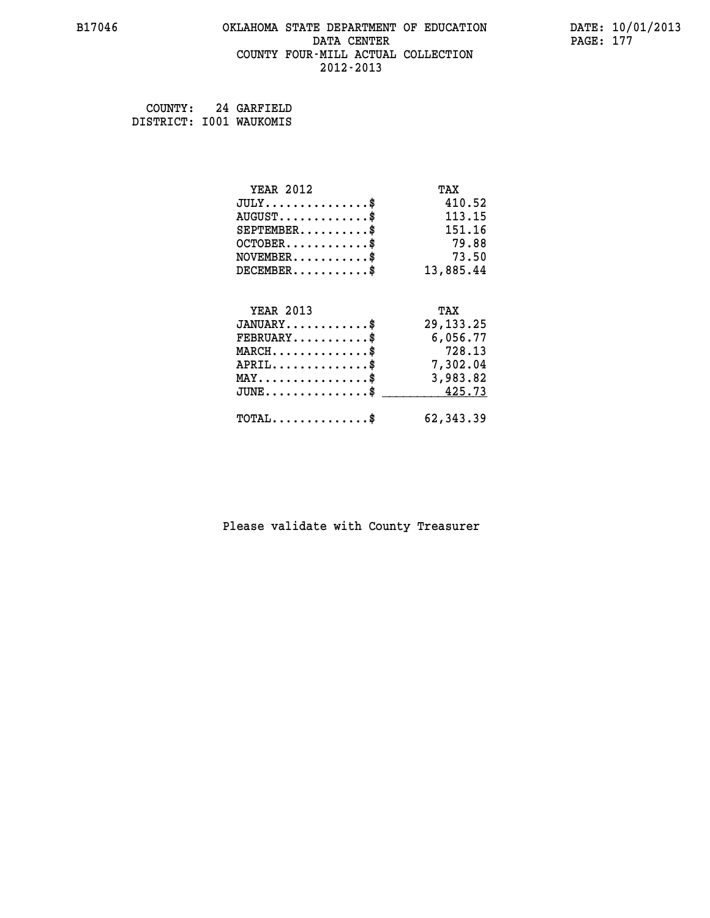# OKLAHOMA STATE DEPARTMENT OF EDUCATION
## DATA CENTER
## COUNTY FOUR-MILL ACTUAL COLLECTION
## 2012-2013

COUNTY: 24 GARFIELD
DISTRICT: I001 WAUKOMIS

| YEAR 2012 | TAX |
|---|---|
| JULY..............$ | 410.52 |
| AUGUST............$ | 113.15 |
| SEPTEMBER.........$ | 151.16 |
| OCTOBER...........$ | 79.88 |
| NOVEMBER..........$ | 73.50 |
| DECEMBER..........$ | 13,885.44 |

| YEAR 2013 | TAX |
|---|---|
| JANUARY...........$ | 29,133.25 |
| FEBRUARY..........$ | 6,056.77 |
| MARCH.............$ | 728.13 |
| APRIL.............$ | 7,302.04 |
| MAY...............$ | 3,983.82 |
| JUNE..............$ | 425.73 |
| TOTAL.............$ | 62,343.39 |

Please validate with County Treasurer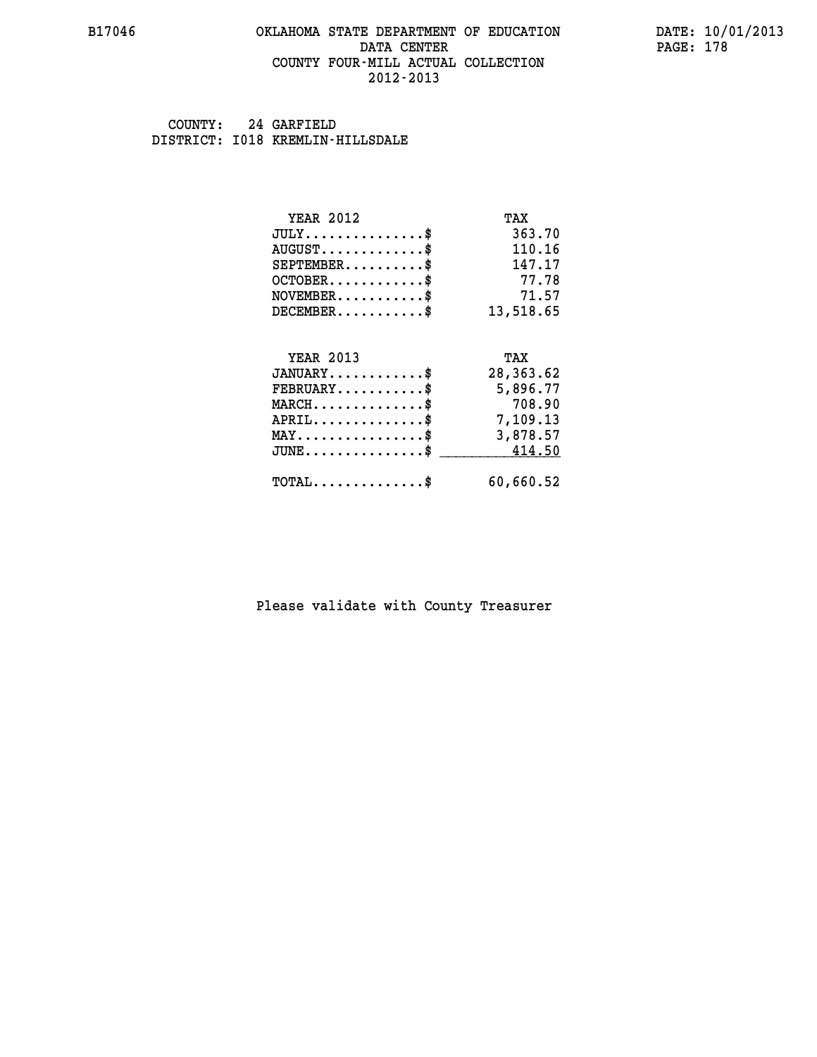B17046 OKLAHOMA STATE DEPARTMENT OF EDUCATION DATE: 10/01/2013
DATA CENTER
COUNTY FOUR-MILL ACTUAL COLLECTION
2012-2013

COUNTY: 24 GARFIELD
DISTRICT: I018 KREMLIN-HILLSDALE

| YEAR 2012 | TAX |
|---|---|
| JULY..............$ | 363.70 |
| AUGUST............$ | 110.16 |
| SEPTEMBER.........$ | 147.17 |
| OCTOBER...........$ | 77.78 |
| NOVEMBER..........$ | 71.57 |
| DECEMBER..........$ | 13,518.65 |

| YEAR 2013 | TAX |
|---|---|
| JANUARY...........$ | 28,363.62 |
| FEBRUARY..........$ | 5,896.77 |
| MARCH.............$ | 708.90 |
| APRIL.............$ | 7,109.13 |
| MAY...............$ | 3,878.57 |
| JUNE..............$ | 414.50 |
| TOTAL.............$ | 60,660.52 |

Please validate with County Treasurer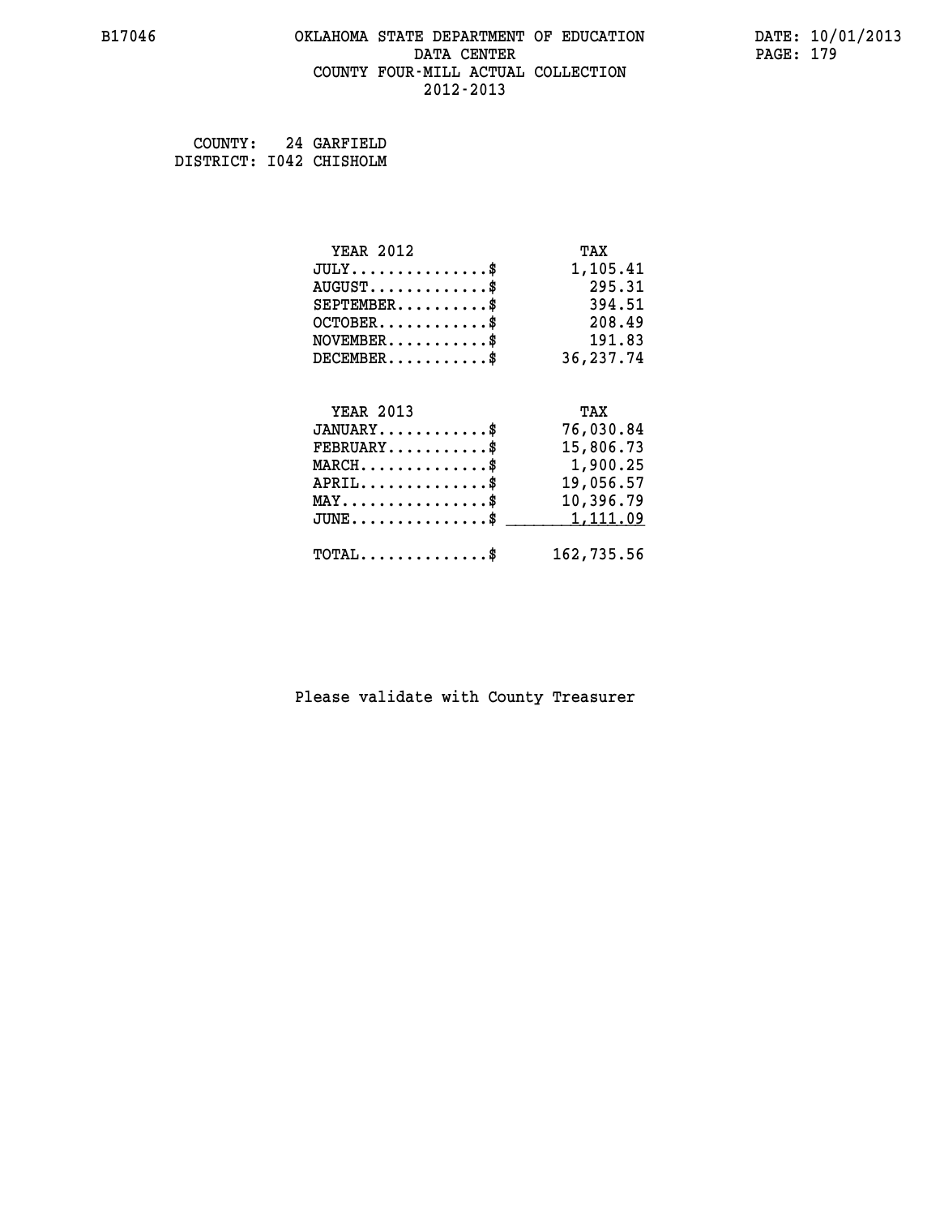B17046 OKLAHOMA STATE DEPARTMENT OF EDUCATION DATE: 10/01/2013

DATA CENTER

COUNTY FOUR-MILL ACTUAL COLLECTION

2012-2013

COUNTY: 24 GARFIELD
DISTRICT: I042 CHISHOLM

| YEAR 2012 | TAX |
|---|---|
| JULY...............$ | 1,105.41 |
| AUGUST.............$ | 295.31 |
| SEPTEMBER..........$ | 394.51 |
| OCTOBER............$ | 208.49 |
| NOVEMBER...........$ | 191.83 |
| DECEMBER...........$ | 36,237.74 |

| YEAR 2013 | TAX |
|---|---|
| JANUARY............$ | 76,030.84 |
| FEBRUARY...........$ | 15,806.73 |
| MARCH..............$ | 1,900.25 |
| APRIL..............$ | 19,056.57 |
| MAY................$ | 10,396.79 |
| JUNE...............$ | 1,111.09 |
| TOTAL..............$ | 162,735.56 |

Please validate with County Treasurer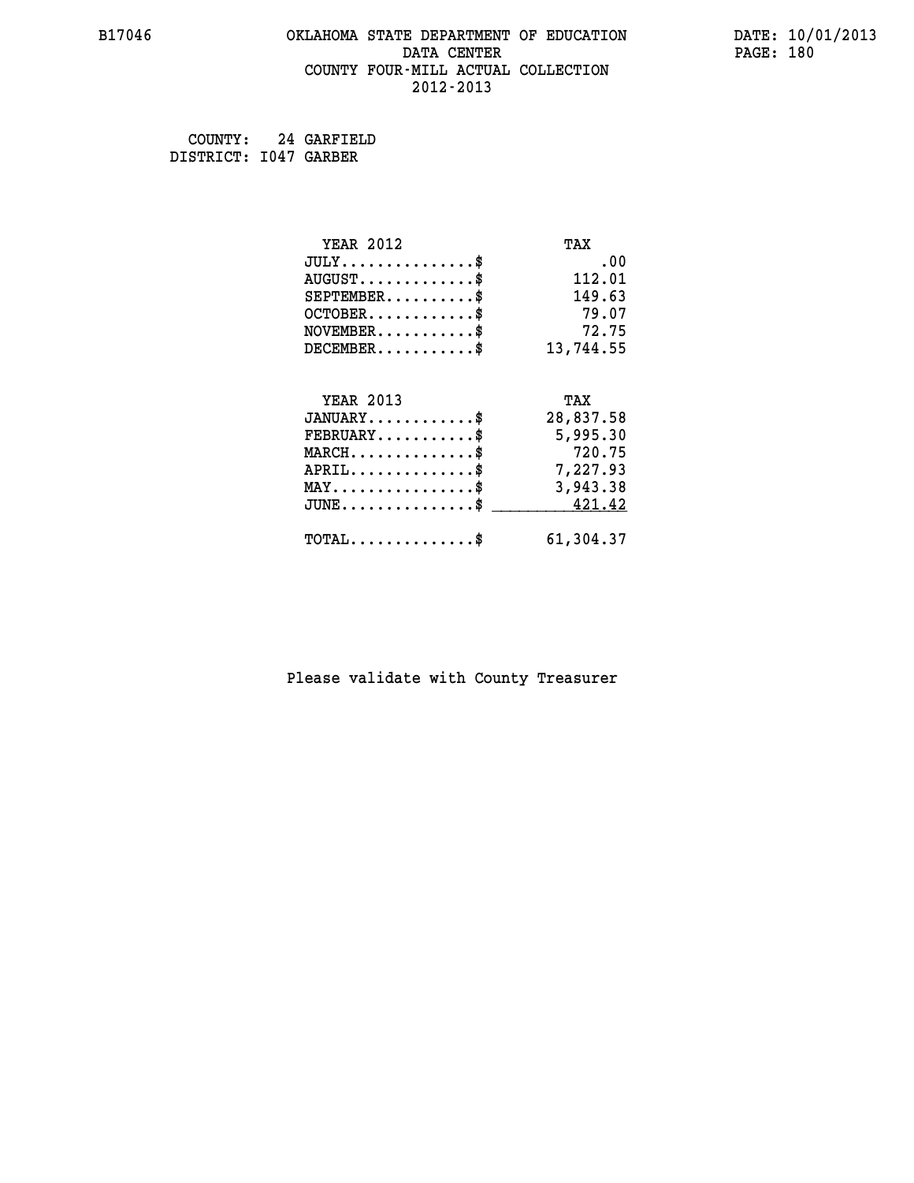# OKLAHOMA STATE DEPARTMENT OF EDUCATION
## DATA CENTER
## COUNTY FOUR-MILL ACTUAL COLLECTION
## 2012-2013

B17046 DATE: 10/01/2013

COUNTY: 24 GARFIELD
DISTRICT: I047 GARBER

| YEAR 2012 | TAX |
|---|---|
| JULY...............$ | .00 |
| AUGUST.............$ | 112.01 |
| SEPTEMBER..........$ | 149.63 |
| OCTOBER............$ | 79.07 |
| NOVEMBER...........$ | 72.75 |
| DECEMBER...........$ | 13,744.55 |

| YEAR 2013 | TAX |
|---|---|
| JANUARY............$ | 28,837.58 |
| FEBRUARY...........$ | 5,995.30 |
| MARCH..............$ | 720.75 |
| APRIL..............$ | 7,227.93 |
| MAY................$ | 3,943.38 |
| JUNE...............$ | 421.42 |
| TOTAL..............$ | 61,304.37 |

Please validate with County Treasurer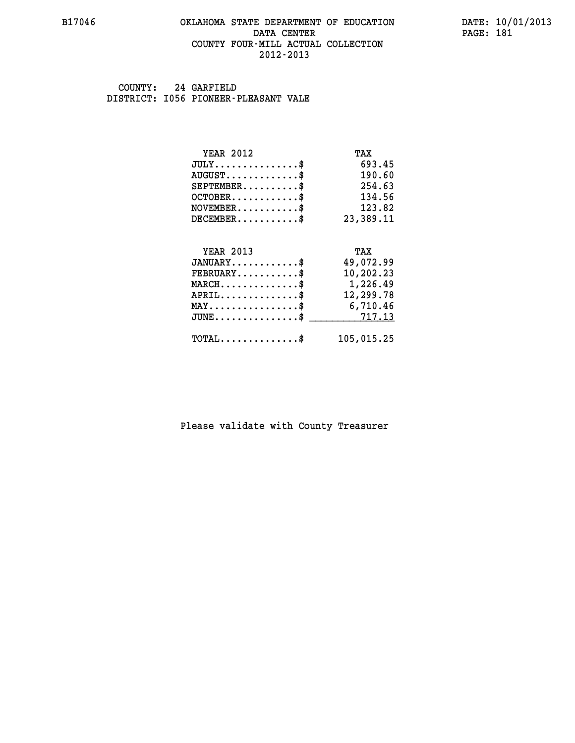B17046 OKLAHOMA STATE DEPARTMENT OF EDUCATION DATE: 10/01/2013

DATA CENTER

COUNTY FOUR-MILL ACTUAL COLLECTION

2012-2013

COUNTY: 24 GARFIELD

DISTRICT: I056 PIONEER-PLEASANT VALE

| YEAR 2012 | TAX |
|---|---|
| JULY...............$ | 693.45 |
| AUGUST.............$ | 190.60 |
| SEPTEMBER..........$ | 254.63 |
| OCTOBER............$ | 134.56 |
| NOVEMBER...........$ | 123.82 |
| DECEMBER...........$ | 23,389.11 |

| YEAR 2013 | TAX |
|---|---|
| JANUARY............$ | 49,072.99 |
| FEBRUARY...........$ | 10,202.23 |
| MARCH..............$ | 1,226.49 |
| APRIL..............$ | 12,299.78 |
| MAY................$ | 6,710.46 |
| JUNE...............$ | 717.13 |
| TOTAL..............$ | 105,015.25 |

Please validate with County Treasurer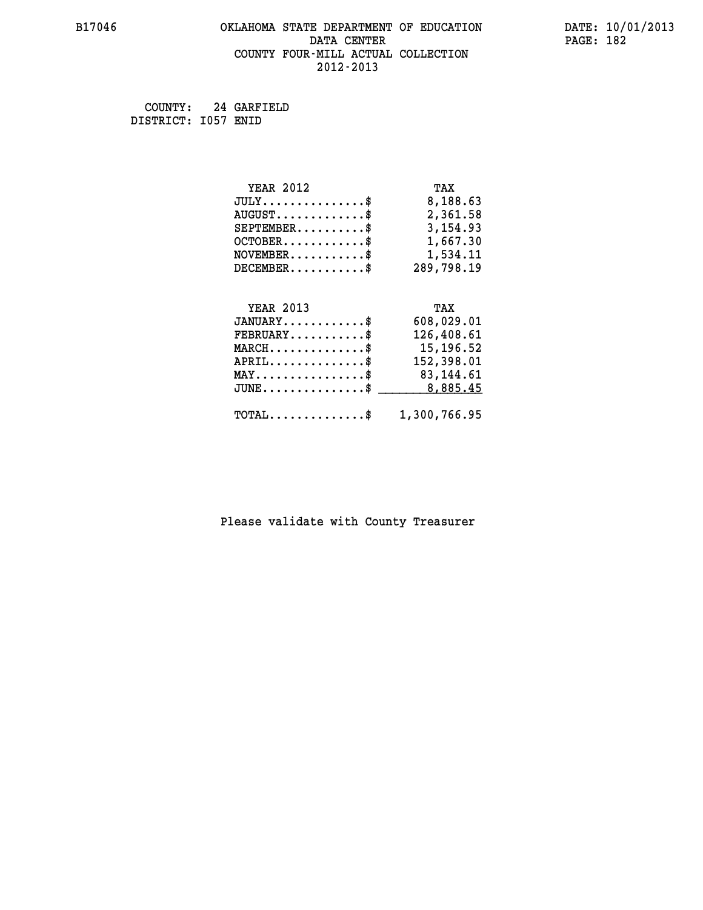B17046 OKLAHOMA STATE DEPARTMENT OF EDUCATION DATA CENTER COUNTY FOUR-MILL ACTUAL COLLECTION 2012-2013

DATE: 10/01/2013

COUNTY: 24 GARFIELD
DISTRICT: I057 ENID

| YEAR 2012 | TAX |
| --- | --- |
| JULY...............$ | 8,188.63 |
| AUGUST.............$ | 2,361.58 |
| SEPTEMBER..........$ | 3,154.93 |
| OCTOBER............$ | 1,667.30 |
| NOVEMBER...........$ | 1,534.11 |
| DECEMBER...........$ | 289,798.19 |

| YEAR 2013 | TAX |
| --- | --- |
| JANUARY............$ | 608,029.01 |
| FEBRUARY...........$ | 126,408.61 |
| MARCH..............$ | 15,196.52 |
| APRIL..............$ | 152,398.01 |
| MAY................$ | 83,144.61 |
| JUNE...............$ | 8,885.45 |
| TOTAL..............$ | 1,300,766.95 |

Please validate with County Treasurer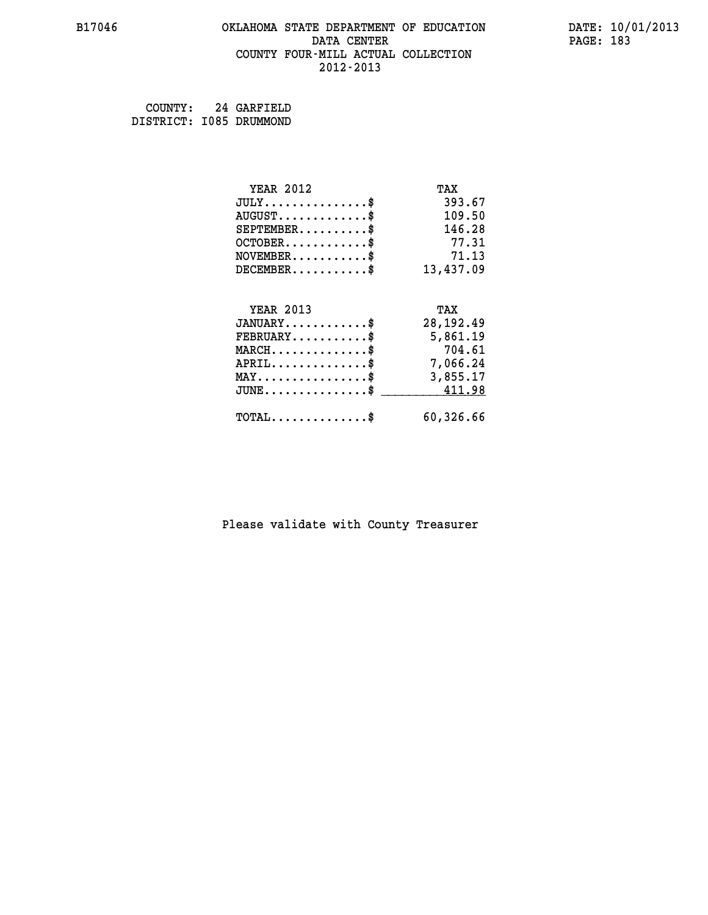B17046 OKLAHOMA STATE DEPARTMENT OF EDUCATION DATA CENTER COUNTY FOUR-MILL ACTUAL COLLECTION 2012-2013

DATE: 10/01/2013

COUNTY: 24 GARFIELD
DISTRICT: I085 DRUMMOND

| YEAR 2012 | TAX |
|---|---|
| JULY..............$ | 393.67 |
| AUGUST............$ | 109.50 |
| SEPTEMBER.........$ | 146.28 |
| OCTOBER...........$ | 77.31 |
| NOVEMBER..........$ | 71.13 |
| DECEMBER..........$ | 13,437.09 |

| YEAR 2013 | TAX |
|---|---|
| JANUARY...........$ | 28,192.49 |
| FEBRUARY..........$ | 5,861.19 |
| MARCH.............$ | 704.61 |
| APRIL.............$ | 7,066.24 |
| MAY...............$ | 3,855.17 |
| JUNE..............$ | 411.98 |
| TOTAL.............$ | 60,326.66 |

Please validate with County Treasurer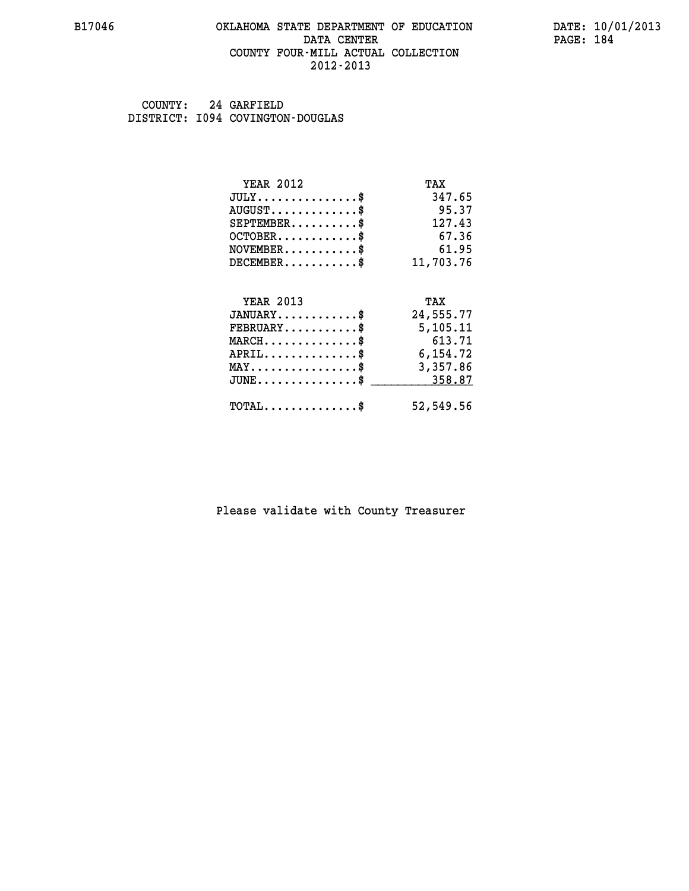COUNTY: 24 GARFIELD
DISTRICT: I094 COVINGTON-DOUGLAS

| YEAR 2012 | TAX |
|---|---|
| JULY...............$ | 347.65 |
| AUGUST.............$ | 95.37 |
| SEPTEMBER..........$ | 127.43 |
| OCTOBER............$ | 67.36 |
| NOVEMBER...........$ | 61.95 |
| DECEMBER...........$ | 11,703.76 |

| YEAR 2013 | TAX |
|---|---|
| JANUARY............$ | 24,555.77 |
| FEBRUARY...........$ | 5,105.11 |
| MARCH..............$ | 613.71 |
| APRIL..............$ | 6,154.72 |
| MAY................$ | 3,357.86 |
| JUNE...............$ | 358.87 |
| TOTAL..............$ | 52,549.56 |

Please validate with County Treasurer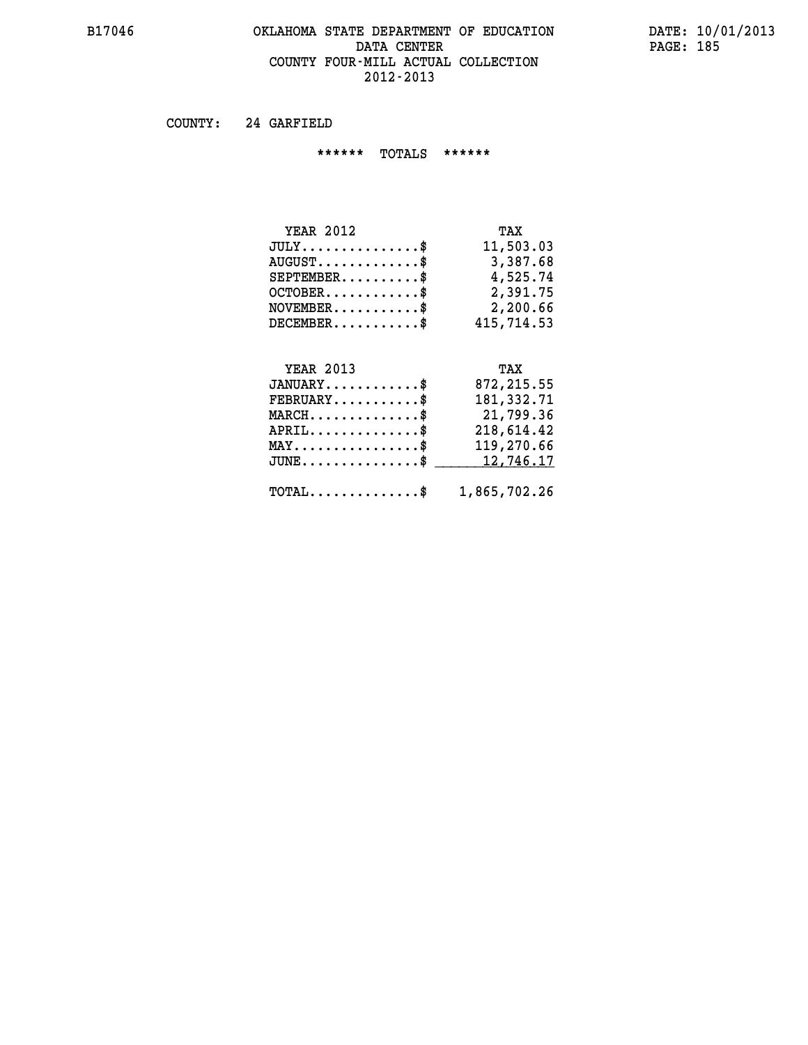# OKLAHOMA STATE DEPARTMENT OF EDUCATION
## DATA CENTER
## COUNTY FOUR-MILL ACTUAL COLLECTION
## 2012-2013

COUNTY: 24 GARFIELD

****** TOTALS ******

| YEAR 2012 | TAX |
|---|---|
| JULY...............$ | 11,503.03 |
| AUGUST.............$ | 3,387.68 |
| SEPTEMBER..........$ | 4,525.74 |
| OCTOBER............$ | 2,391.75 |
| NOVEMBER...........$ | 2,200.66 |
| DECEMBER...........$ | 415,714.53 |

| YEAR 2013 | TAX |
|---|---|
| JANUARY............$ | 872,215.55 |
| FEBRUARY...........$ | 181,332.71 |
| MARCH..............$ | 21,799.36 |
| APRIL..............$ | 218,614.42 |
| MAY................$ | 119,270.66 |
| JUNE...............$ | 12,746.17 |
| TOTAL..............$ | 1,865,702.26 |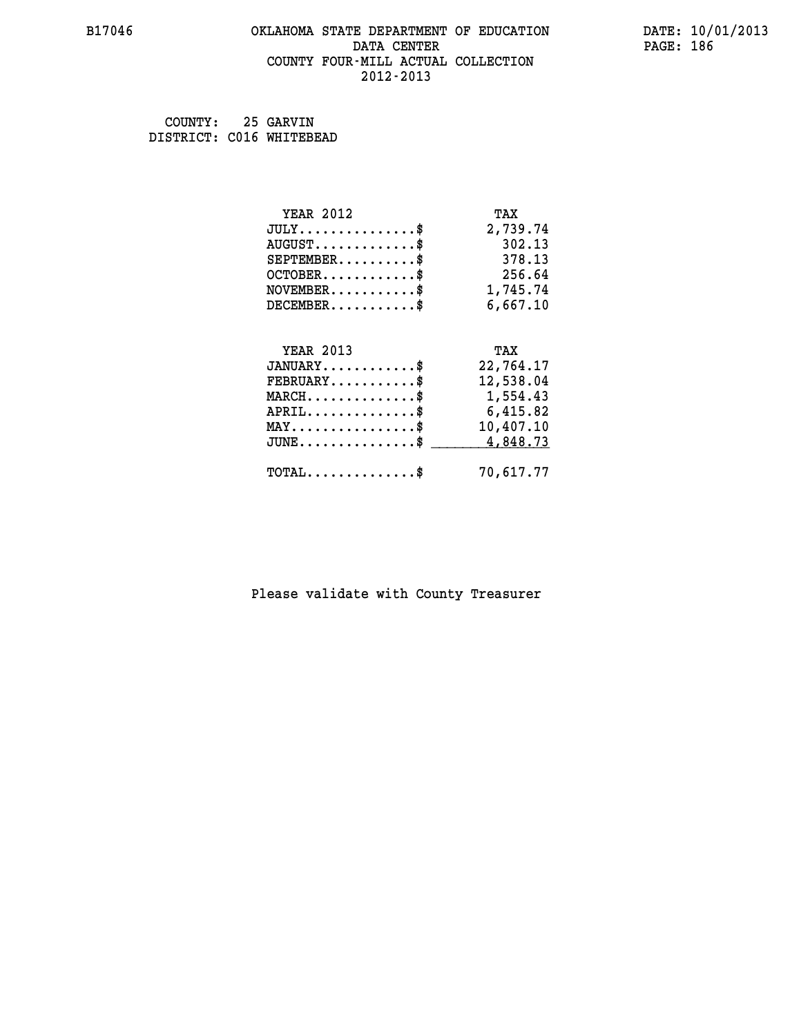# OKLAHOMA STATE DEPARTMENT OF EDUCATION
## DATA CENTER
## COUNTY FOUR-MILL ACTUAL COLLECTION
## 2012-2013

B17046

DATE: 10/01/2013

COUNTY: 25 GARVIN
DISTRICT: C016 WHITEBEAD

| YEAR 2012 | TAX |
|---|---|
| JULY...............$ | 2,739.74 |
| AUGUST.............$ | 302.13 |
| SEPTEMBER..........$ | 378.13 |
| OCTOBER............$ | 256.64 |
| NOVEMBER...........$ | 1,745.74 |
| DECEMBER...........$ | 6,667.10 |

| YEAR 2013 | TAX |
|---|---|
| JANUARY............$ | 22,764.17 |
| FEBRUARY...........$ | 12,538.04 |
| MARCH..............$ | 1,554.43 |
| APRIL..............$ | 6,415.82 |
| MAY................$ | 10,407.10 |
| JUNE...............$ | 4,848.73 |
| TOTAL..............$ | 70,617.77 |

Please validate with County Treasurer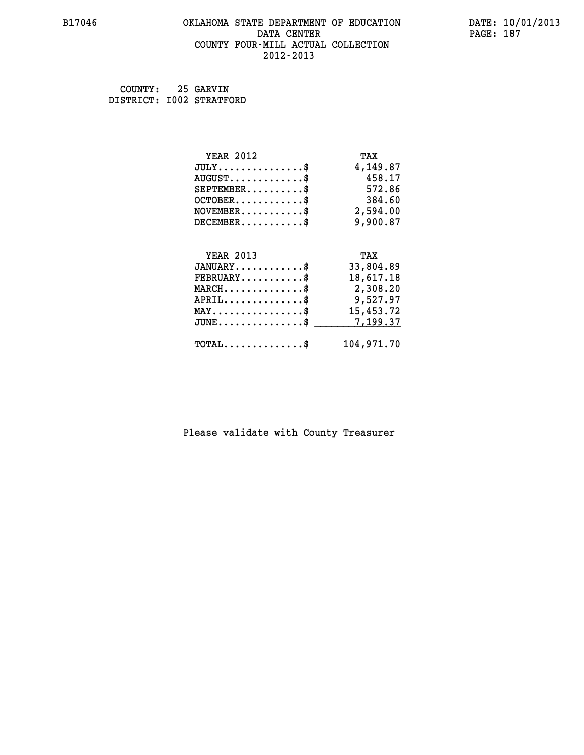B17046 OKLAHOMA STATE DEPARTMENT OF EDUCATION DATA CENTER COUNTY FOUR-MILL ACTUAL COLLECTION 2012-2013

DATE: 10/01/2013

COUNTY: 25 GARVIN
DISTRICT: I002 STRATFORD

| YEAR 2012 | TAX |
|---|---|
| JULY...............$ | 4,149.87 |
| AUGUST.............$ | 458.17 |
| SEPTEMBER..........$ | 572.86 |
| OCTOBER............$ | 384.60 |
| NOVEMBER...........$ | 2,594.00 |
| DECEMBER...........$ | 9,900.87 |

| YEAR 2013 | TAX |
|---|---|
| JANUARY............$ | 33,804.89 |
| FEBRUARY...........$ | 18,617.18 |
| MARCH..............$ | 2,308.20 |
| APRIL..............$ | 9,527.97 |
| MAY................$ | 15,453.72 |
| JUNE...............$ | 7,199.37 |
| TOTAL..............$ | 104,971.70 |

Please validate with County Treasurer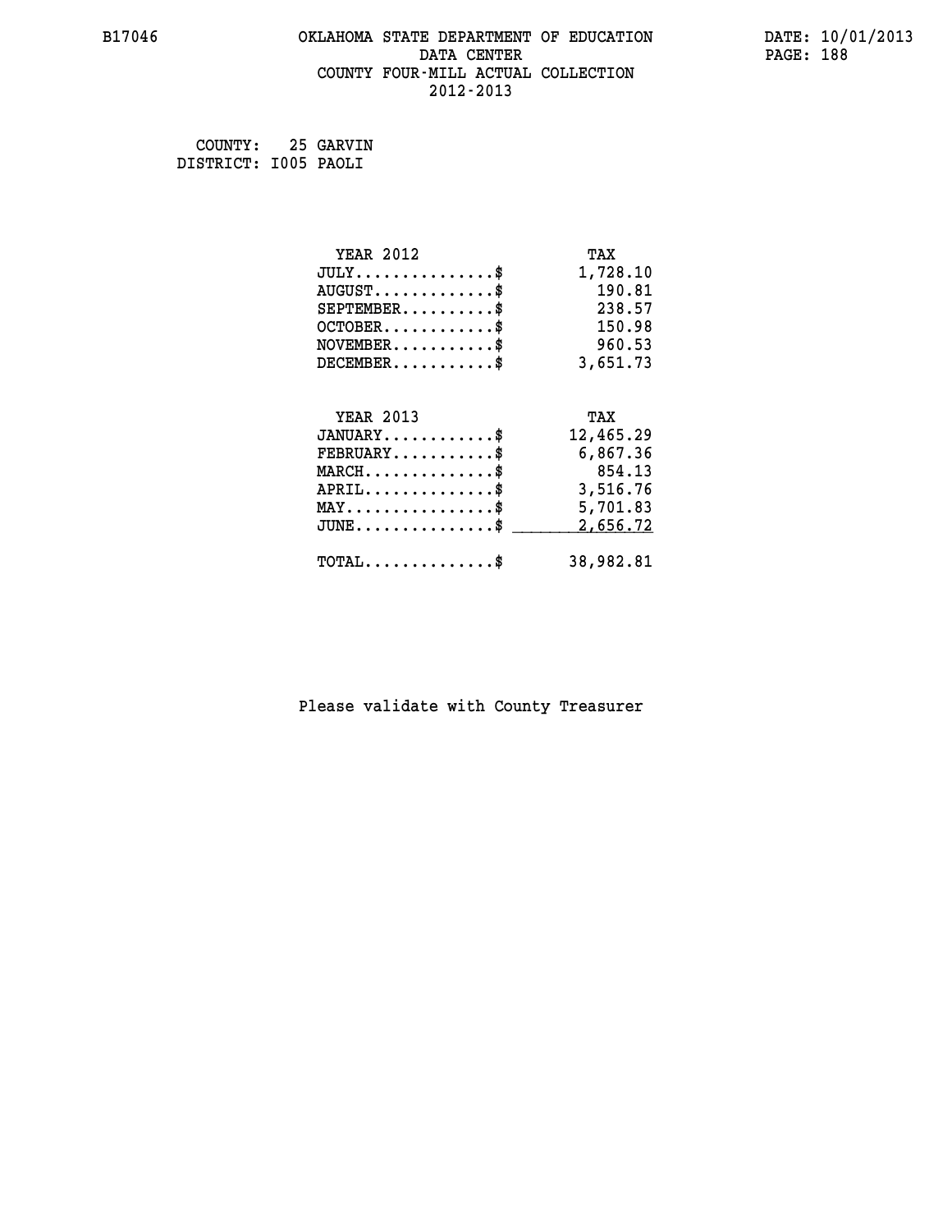B17046 OKLAHOMA STATE DEPARTMENT OF EDUCATION DATA CENTER COUNTY FOUR-MILL ACTUAL COLLECTION 2012-2013

DATE: 10/01/2013

COUNTY: 25 GARVIN
DISTRICT: I005 PAOLI

| YEAR 2012 | TAX |
|---|---|
| JULY...............$ | 1,728.10 |
| AUGUST.............$ | 190.81 |
| SEPTEMBER..........$ | 238.57 |
| OCTOBER............$ | 150.98 |
| NOVEMBER...........$ | 960.53 |
| DECEMBER...........$ | 3,651.73 |

| YEAR 2013 | TAX |
|---|---|
| JANUARY............$ | 12,465.29 |
| FEBRUARY...........$ | 6,867.36 |
| MARCH..............$ | 854.13 |
| APRIL..............$ | 3,516.76 |
| MAY................$ | 5,701.83 |
| JUNE...............$ | 2,656.72 |
| TOTAL..............$ | 38,982.81 |

Please validate with County Treasurer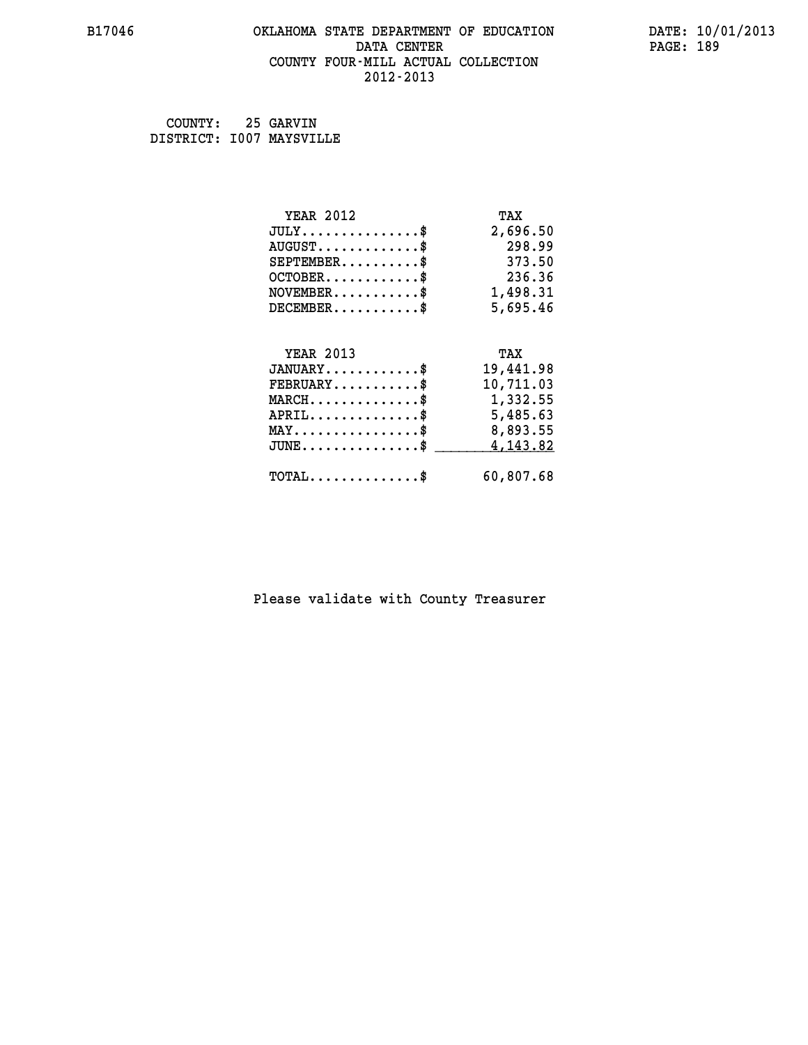# OKLAHOMA STATE DEPARTMENT OF EDUCATION
## DATA CENTER
## COUNTY FOUR-MILL ACTUAL COLLECTION
## 2012-2013

B17046

DATE: 10/01/2013

COUNTY: 25 GARVIN
DISTRICT: I007 MAYSVILLE

| YEAR 2012 | TAX |
|---|---|
| JULY..............$ | 2,696.50 |
| AUGUST............$ | 298.99 |
| SEPTEMBER.........$ | 373.50 |
| OCTOBER...........$ | 236.36 |
| NOVEMBER..........$ | 1,498.31 |
| DECEMBER..........$ | 5,695.46 |

| YEAR 2013 | TAX |
|---|---|
| JANUARY...........$ | 19,441.98 |
| FEBRUARY..........$ | 10,711.03 |
| MARCH.............$ | 1,332.55 |
| APRIL.............$ | 5,485.63 |
| MAY...............$ | 8,893.55 |
| JUNE..............$ | 4,143.82 |
| TOTAL.............$ | 60,807.68 |

Please validate with County Treasurer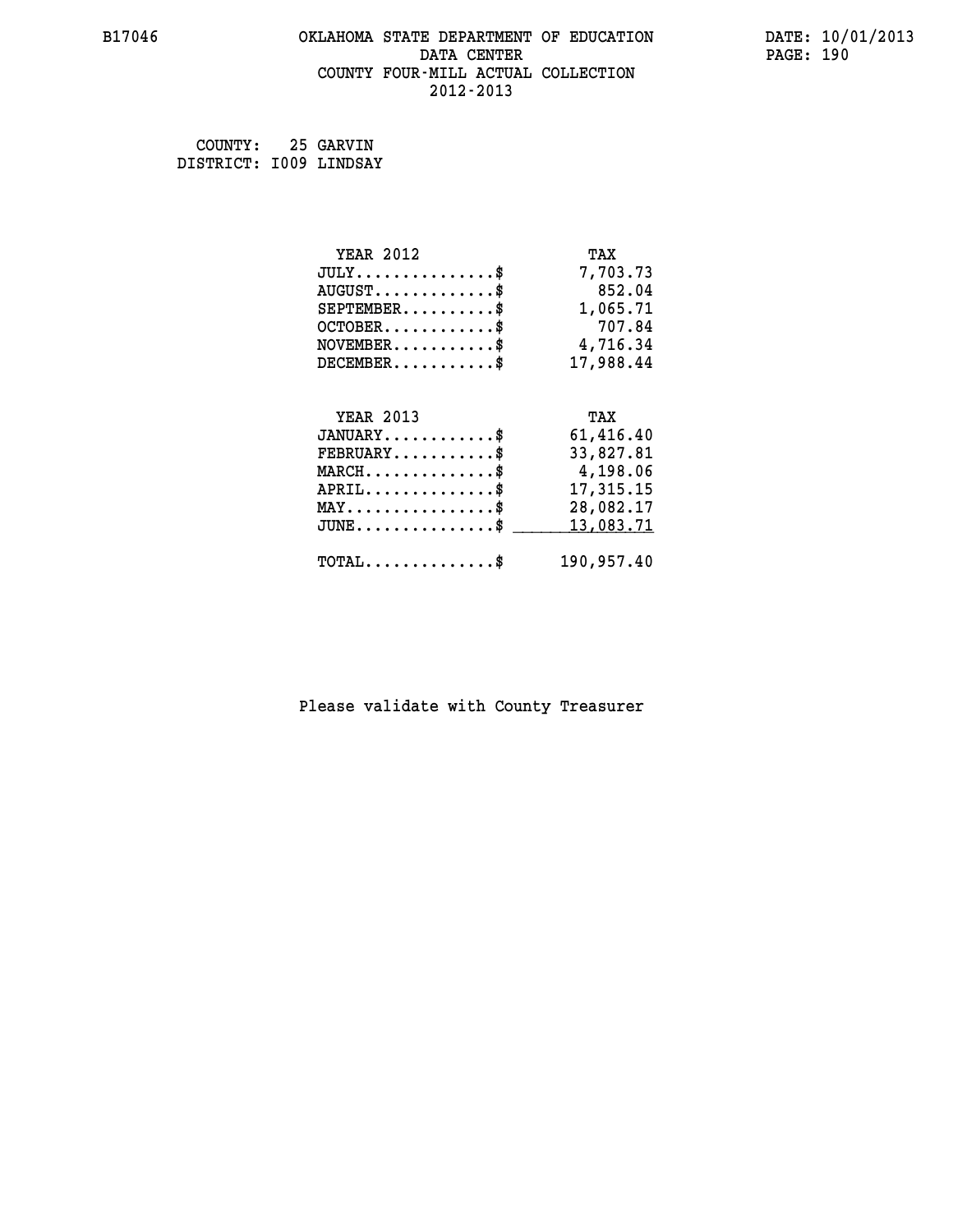B17046

# OKLAHOMA STATE DEPARTMENT OF EDUCATION
## DATA CENTER
## COUNTY FOUR-MILL ACTUAL COLLECTION
## 2012-2013

DATE: 10/01/2013

COUNTY: 25 GARVIN
DISTRICT: I009 LINDSAY

| YEAR 2012 | TAX |
|---|---|
| JULY..............$ | 7,703.73 |
| AUGUST............$ | 852.04 |
| SEPTEMBER..........$ | 1,065.71 |
| OCTOBER...........$ | 707.84 |
| NOVEMBER..........$ | 4,716.34 |
| DECEMBER..........$ | 17,988.44 |

| YEAR 2013 | TAX |
|---|---|
| JANUARY...........$ | 61,416.40 |
| FEBRUARY..........$ | 33,827.81 |
| MARCH.............$ | 4,198.06 |
| APRIL.............$ | 17,315.15 |
| MAY...............$ | 28,082.17 |
| JUNE..............$ | 13,083.71 |
| TOTAL.............$ | 190,957.40 |

Please validate with County Treasurer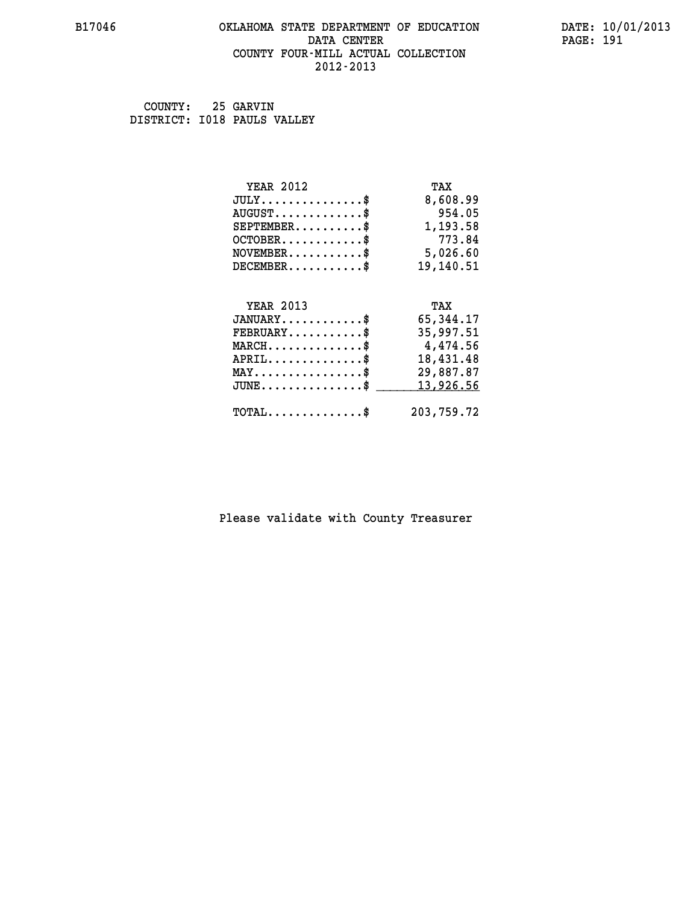# OKLAHOMA STATE DEPARTMENT OF EDUCATION
## DATA CENTER
## COUNTY FOUR-MILL ACTUAL COLLECTION
## 2012-2013

COUNTY: 25 GARVIN
DISTRICT: I018 PAULS VALLEY

| YEAR 2012 | TAX |
|---|---|
| JULY..............$ | 8,608.99 |
| AUGUST............$ | 954.05 |
| SEPTEMBER.........$ | 1,193.58 |
| OCTOBER...........$ | 773.84 |
| NOVEMBER..........$ | 5,026.60 |
| DECEMBER..........$ | 19,140.51 |

| YEAR 2013 | TAX |
|---|---|
| JANUARY...........$ | 65,344.17 |
| FEBRUARY..........$ | 35,997.51 |
| MARCH.............$ | 4,474.56 |
| APRIL.............$ | 18,431.48 |
| MAY...............$ | 29,887.87 |
| JUNE..............$ | 13,926.56 |
| TOTAL.............$ | 203,759.72 |

Please validate with County Treasurer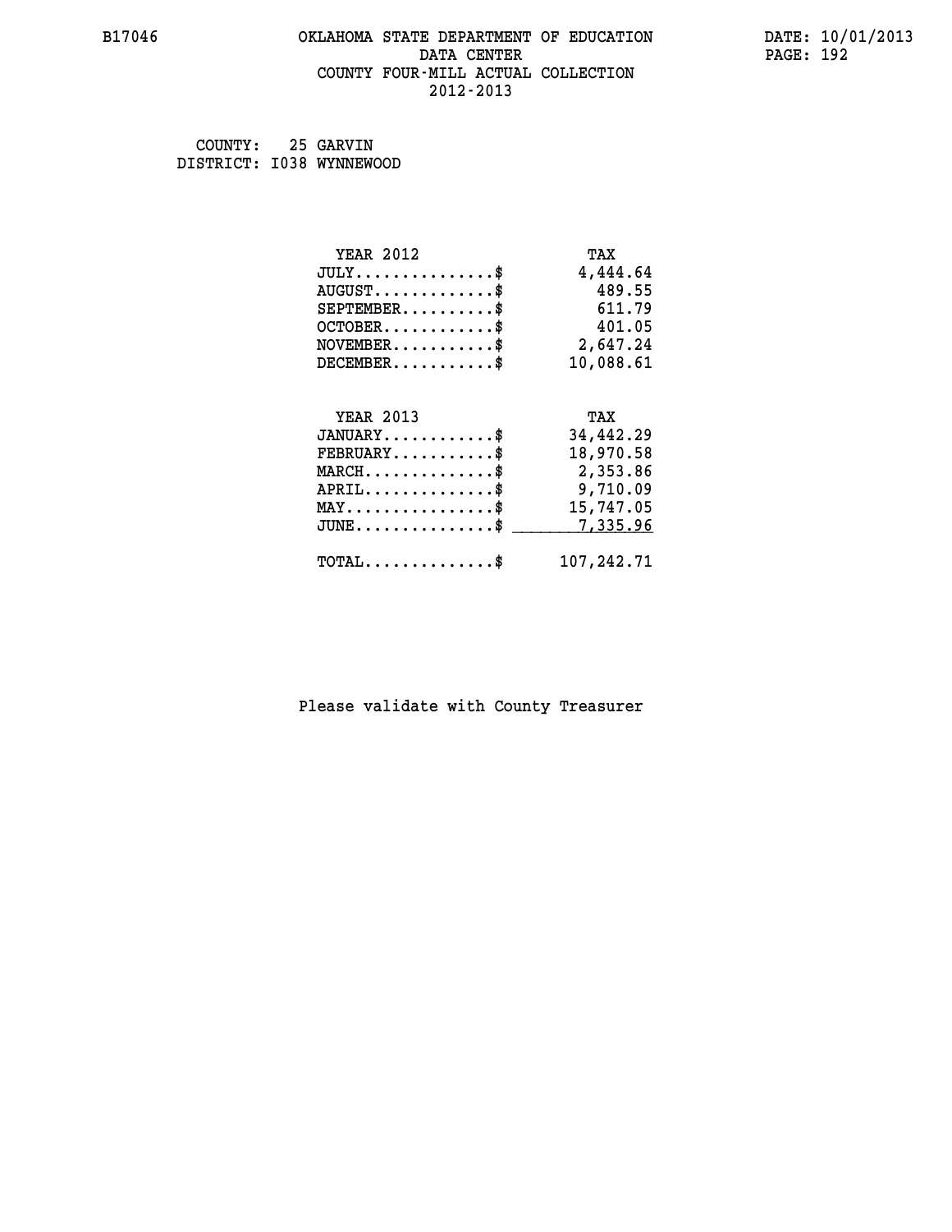B17046 OKLAHOMA STATE DEPARTMENT OF EDUCATION DATA CENTER COUNTY FOUR-MILL ACTUAL COLLECTION 2012-2013

DATE: 10/01/2013

COUNTY: 25 GARVIN
DISTRICT: I038 WYNNEWOOD

| YEAR 2012 | TAX |
|---|---|
| JULY...............$ | 4,444.64 |
| AUGUST.............$ | 489.55 |
| SEPTEMBER..........$ | 611.79 |
| OCTOBER............$ | 401.05 |
| NOVEMBER...........$ | 2,647.24 |
| DECEMBER...........$ | 10,088.61 |

| YEAR 2013 | TAX |
|---|---|
| JANUARY............$ | 34,442.29 |
| FEBRUARY...........$ | 18,970.58 |
| MARCH..............$ | 2,353.86 |
| APRIL..............$ | 9,710.09 |
| MAY................$ | 15,747.05 |
| JUNE...............$ | 7,335.96 |
| TOTAL..............$ | 107,242.71 |

Please validate with County Treasurer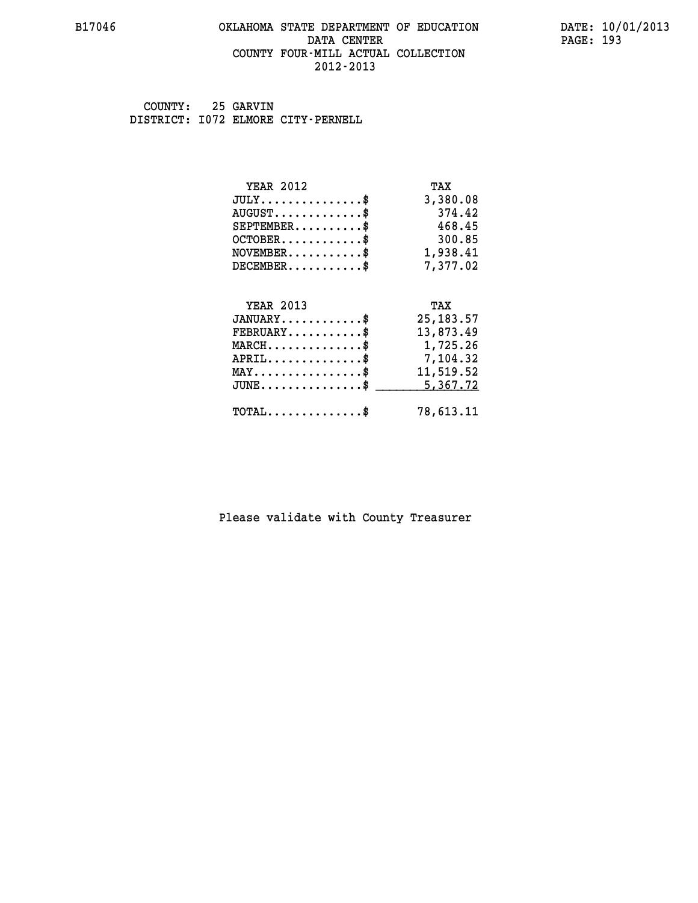# OKLAHOMA STATE DEPARTMENT OF EDUCATION
## DATA CENTER
## COUNTY FOUR-MILL ACTUAL COLLECTION
## 2012-2013

COUNTY: 25 GARVIN
DISTRICT: I072 ELMORE CITY-PERNELL

| YEAR 2012 | TAX |
|---|---|
| JULY..............$ | 3,380.08 |
| AUGUST............$ | 374.42 |
| SEPTEMBER.........$ | 468.45 |
| OCTOBER...........$ | 300.85 |
| NOVEMBER..........$ | 1,938.41 |
| DECEMBER..........$ | 7,377.02 |

| YEAR 2013 | TAX |
|---|---|
| JANUARY...........$ | 25,183.57 |
| FEBRUARY..........$ | 13,873.49 |
| MARCH.............$ | 1,725.26 |
| APRIL.............$ | 7,104.32 |
| MAY...............$ | 11,519.52 |
| JUNE..............$ | 5,367.72 |
| TOTAL.............$ | 78,613.11 |

Please validate with County Treasurer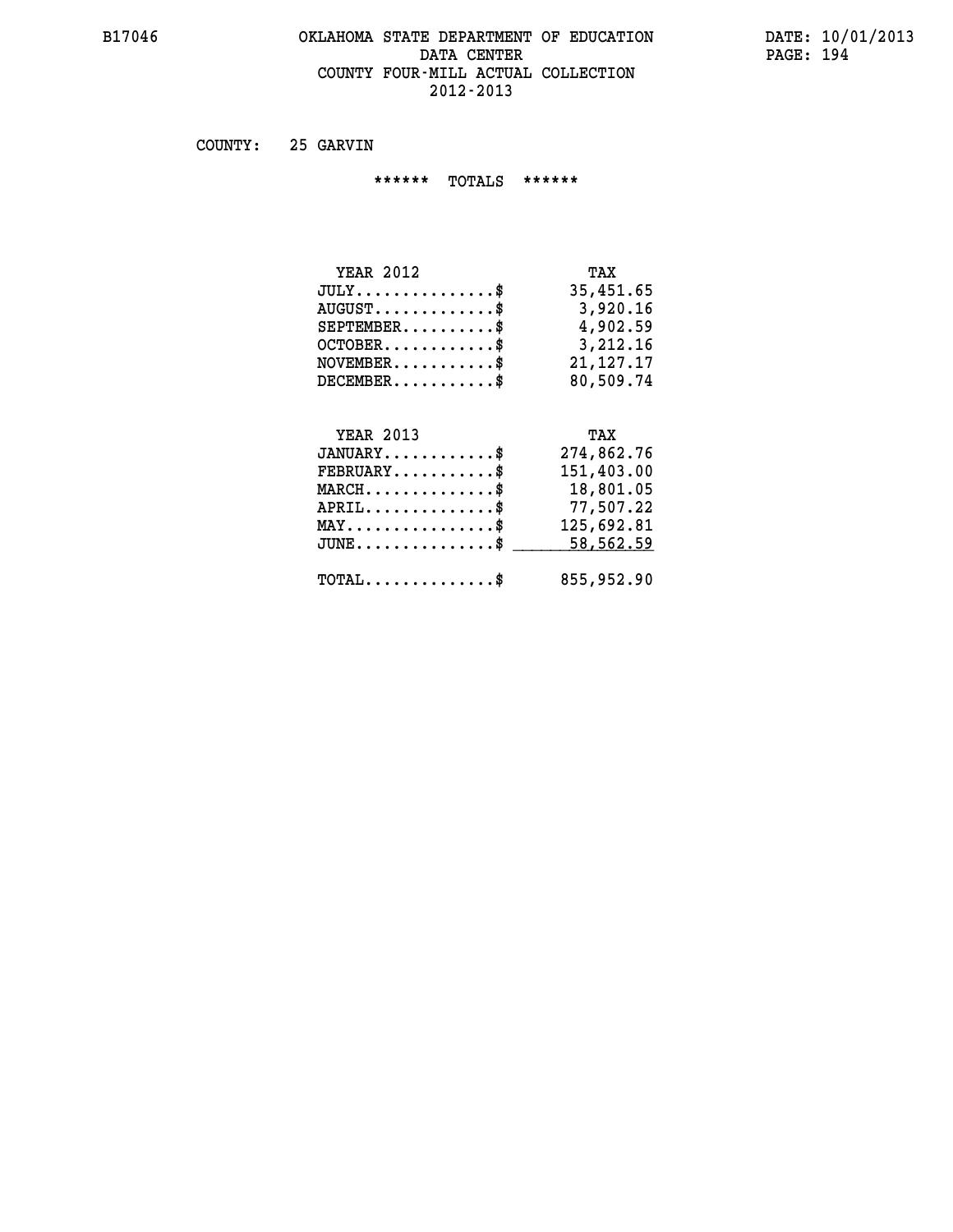# OKLAHOMA STATE DEPARTMENT OF EDUCATION
## DATA CENTER
## COUNTY FOUR-MILL ACTUAL COLLECTION
## 2012-2013

B17046 DATE: 10/01/2013

COUNTY: 25 GARVIN

****** TOTALS ******

| YEAR 2012 | TAX |
|---|---|
| JULY...............$ | 35,451.65 |
| AUGUST.............$ | 3,920.16 |
| SEPTEMBER..........$ | 4,902.59 |
| OCTOBER............$ | 3,212.16 |
| NOVEMBER...........$ | 21,127.17 |
| DECEMBER...........$ | 80,509.74 |

| YEAR 2013 | TAX |
|---|---|
| JANUARY............$ | 274,862.76 |
| FEBRUARY...........$ | 151,403.00 |
| MARCH..............$ | 18,801.05 |
| APRIL..............$ | 77,507.22 |
| MAY................$ | 125,692.81 |
| JUNE...............$ | 58,562.59 |
| TOTAL..............$ | 855,952.90 |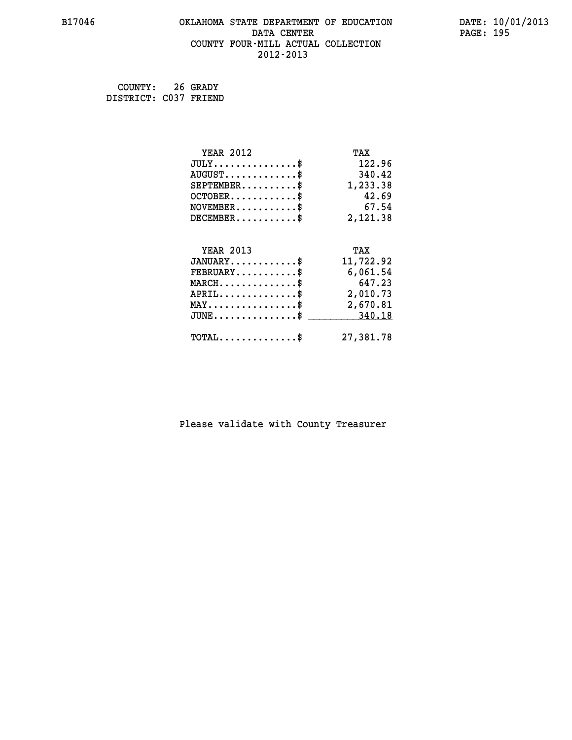B17046 OKLAHOMA STATE DEPARTMENT OF EDUCATION DATE: 10/01/2013
DATA CENTER PAGE: 195
COUNTY FOUR-MILL ACTUAL COLLECTION
2012-2013

COUNTY: 26 GRADY
DISTRICT: C037 FRIEND

| YEAR 2012 | TAX |
|---|---|
| JULY...............$ | 122.96 |
| AUGUST.............$ | 340.42 |
| SEPTEMBER..........$ | 1,233.38 |
| OCTOBER............$ | 42.69 |
| NOVEMBER...........$ | 67.54 |
| DECEMBER...........$ | 2,121.38 |

| YEAR 2013 | TAX |
|---|---|
| JANUARY............$ | 11,722.92 |
| FEBRUARY...........$ | 6,061.54 |
| MARCH..............$ | 647.23 |
| APRIL..............$ | 2,010.73 |
| MAY................$ | 2,670.81 |
| JUNE...............$ | 340.18 |
| TOTAL..............$ | 27,381.78 |

Please validate with County Treasurer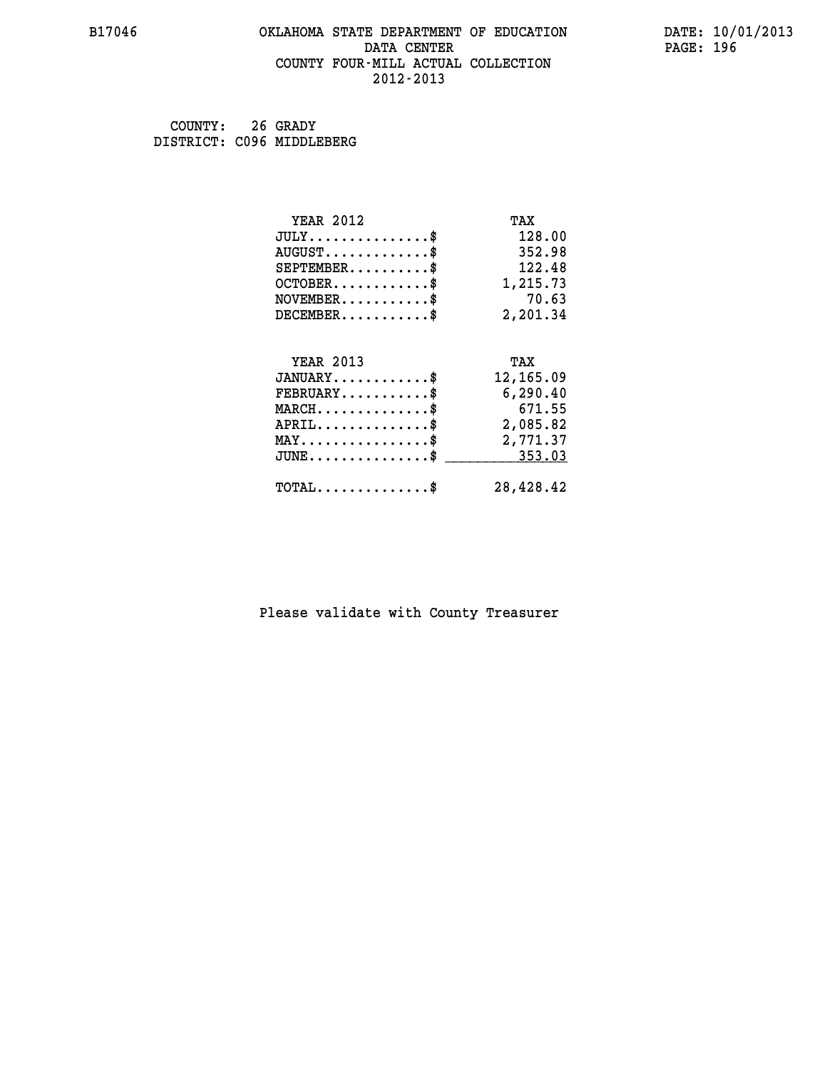B17046 OKLAHOMA STATE DEPARTMENT OF EDUCATION DATA CENTER COUNTY FOUR-MILL ACTUAL COLLECTION 2012-2013

DATE: 10/01/2013

COUNTY: 26 GRADY
DISTRICT: C096 MIDDLEBERG

| YEAR 2012 | TAX |
|---|---|
| JULY...............$ | 128.00 |
| AUGUST.............$ | 352.98 |
| SEPTEMBER..........$ | 122.48 |
| OCTOBER............$ | 1,215.73 |
| NOVEMBER...........$ | 70.63 |
| DECEMBER...........$ | 2,201.34 |

| YEAR 2013 | TAX |
|---|---|
| JANUARY............$ | 12,165.09 |
| FEBRUARY...........$ | 6,290.40 |
| MARCH..............$ | 671.55 |
| APRIL..............$ | 2,085.82 |
| MAY................$ | 2,771.37 |
| JUNE...............$ | 353.03 |
| TOTAL..............$ | 28,428.42 |

Please validate with County Treasurer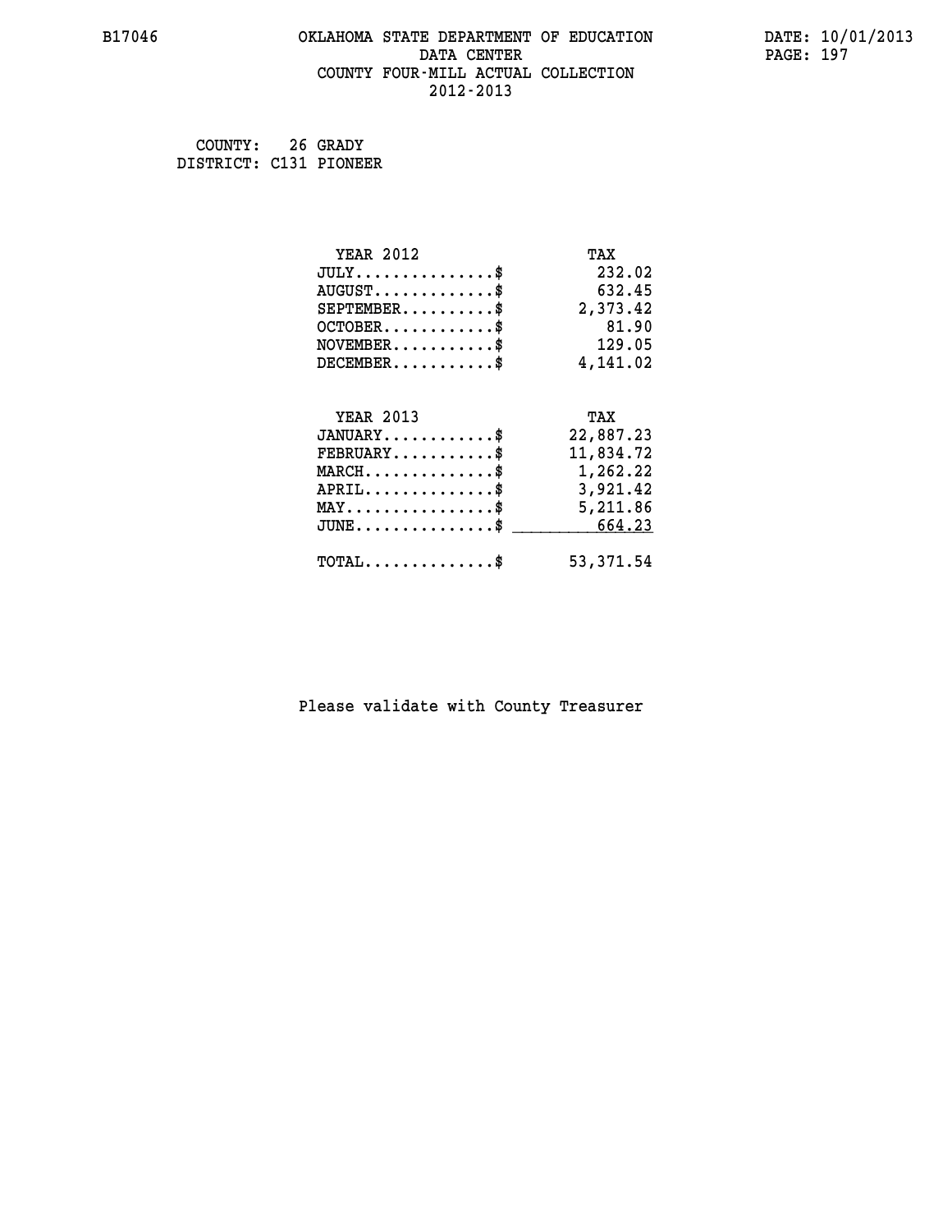COUNTY: 26 GRADY
DISTRICT: C131 PIONEER

| YEAR 2012 | TAX |
|---|---|
| JULY...............$ | 232.02 |
| AUGUST.............$ | 632.45 |
| SEPTEMBER..........$ | 2,373.42 |
| OCTOBER............$ | 81.90 |
| NOVEMBER...........$ | 129.05 |
| DECEMBER...........$ | 4,141.02 |

| YEAR 2013 | TAX |
|---|---|
| JANUARY............$ | 22,887.23 |
| FEBRUARY...........$ | 11,834.72 |
| MARCH..............$ | 1,262.22 |
| APRIL..............$ | 3,921.42 |
| MAY................$ | 5,211.86 |
| JUNE...............$ | 664.23 |
| TOTAL..............$ | 53,371.54 |

Please validate with County Treasurer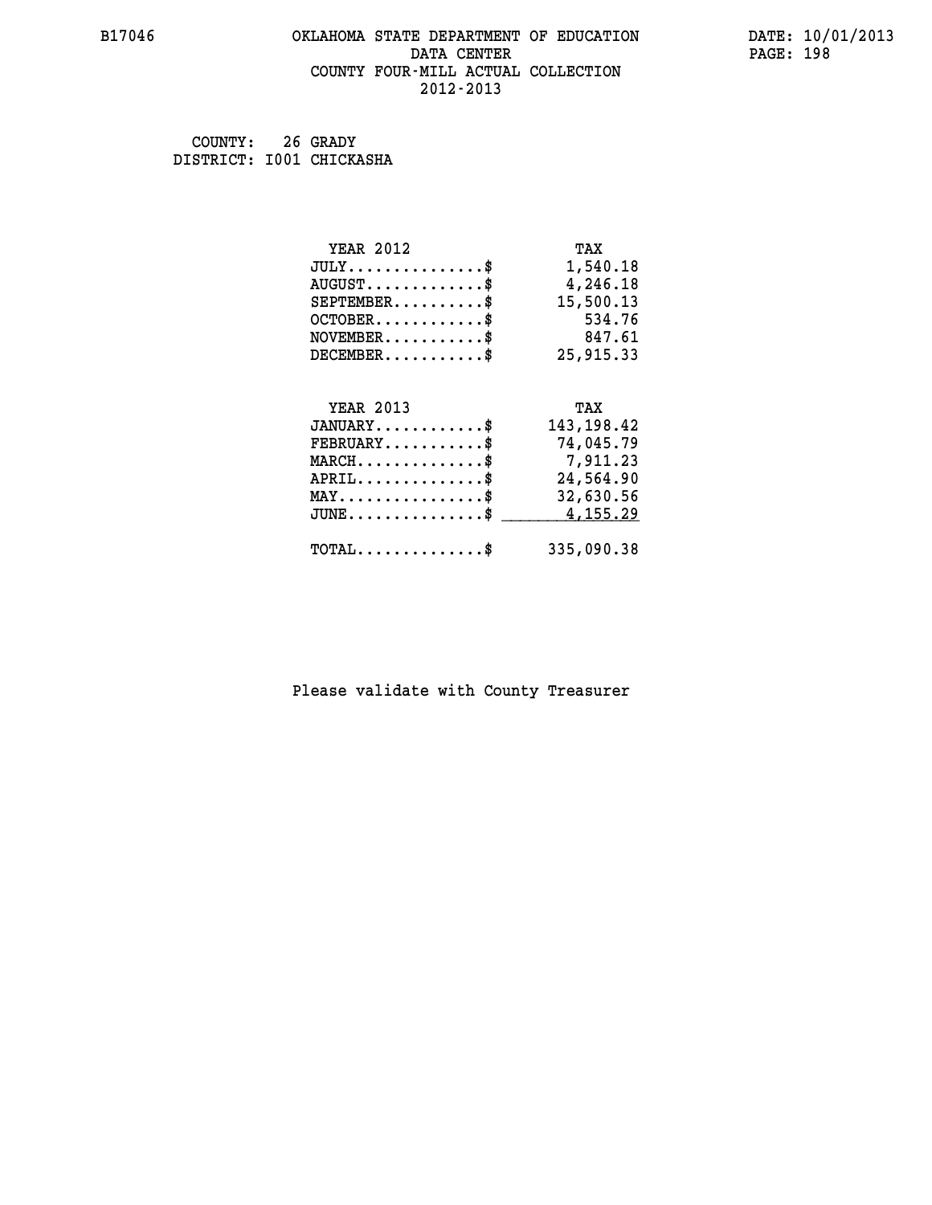# OKLAHOMA STATE DEPARTMENT OF EDUCATION
## DATA CENTER
## COUNTY FOUR-MILL ACTUAL COLLECTION
## 2012-2013

B17046

DATE: 10/01/2013

COUNTY: 26 GRADY
DISTRICT: I001 CHICKASHA

| YEAR 2012 | TAX |
|---|---|
| JULY..............$ | 1,540.18 |
| AUGUST............$ | 4,246.18 |
| SEPTEMBER.........$ | 15,500.13 |
| OCTOBER...........$ | 534.76 |
| NOVEMBER..........$ | 847.61 |
| DECEMBER..........$ | 25,915.33 |

| YEAR 2013 | TAX |
|---|---|
| JANUARY...........$ | 143,198.42 |
| FEBRUARY..........$ | 74,045.79 |
| MARCH.............$ | 7,911.23 |
| APRIL.............$ | 24,564.90 |
| MAY...............$ | 32,630.56 |
| JUNE..............$ | 4,155.29 |
| TOTAL.............$ | 335,090.38 |

Please validate with County Treasurer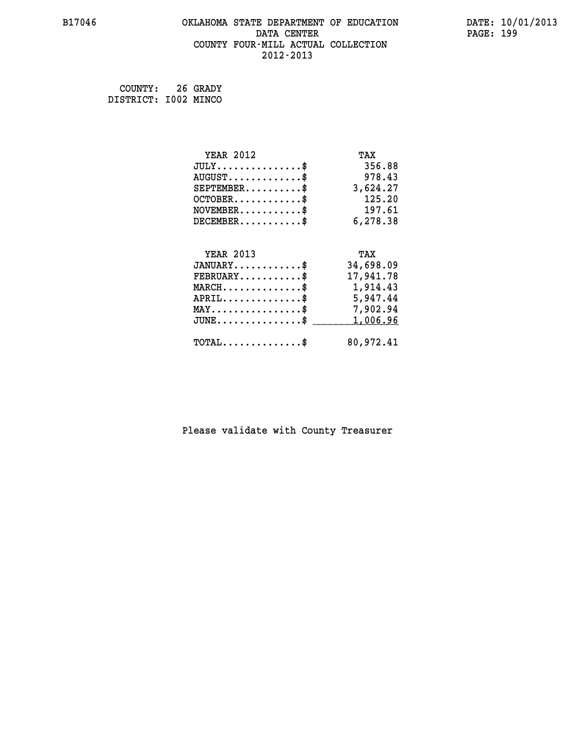B17046 OKLAHOMA STATE DEPARTMENT OF EDUCATION DATE: 10/01/2013

DATA CENTER

COUNTY FOUR-MILL ACTUAL COLLECTION

2012-2013

COUNTY: 26 GRADY
DISTRICT: I002 MINCO

| YEAR 2012 | TAX |
|---|---|
| JULY...............$ | 356.88 |
| AUGUST.............$ | 978.43 |
| SEPTEMBER..........$ | 3,624.27 |
| OCTOBER............$ | 125.20 |
| NOVEMBER...........$ | 197.61 |
| DECEMBER...........$ | 6,278.38 |

| YEAR 2013 | TAX |
|---|---|
| JANUARY............$ | 34,698.09 |
| FEBRUARY...........$ | 17,941.78 |
| MARCH..............$ | 1,914.43 |
| APRIL..............$ | 5,947.44 |
| MAY................$ | 7,902.94 |
| JUNE...............$ | 1,006.96 |
| TOTAL..............$ | 80,972.41 |

Please validate with County Treasurer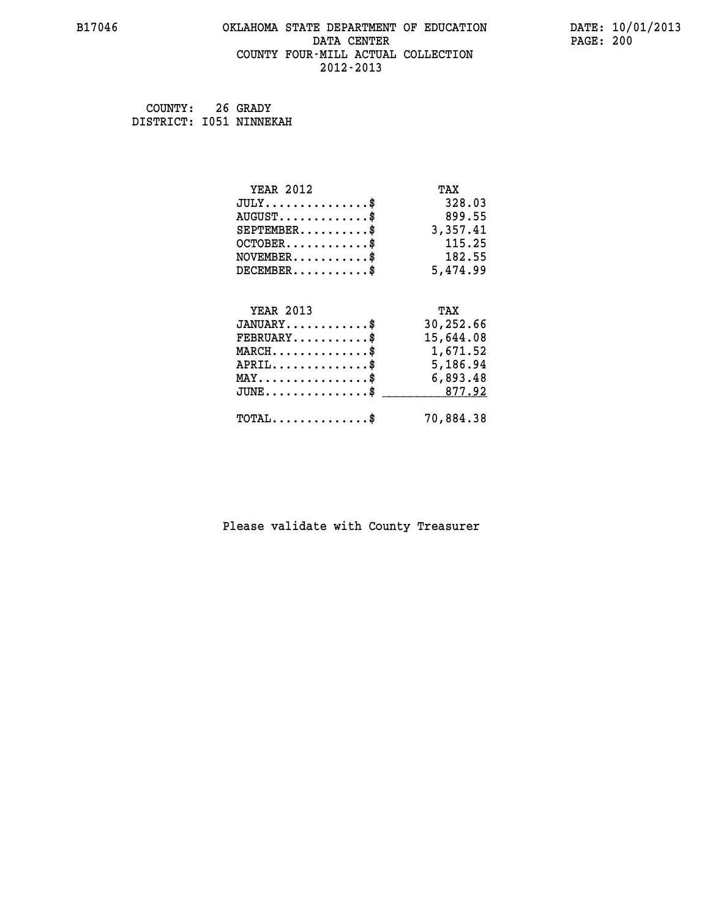# OKLAHOMA STATE DEPARTMENT OF EDUCATION
## DATA CENTER
## COUNTY FOUR-MILL ACTUAL COLLECTION
## 2012-2013

B17046

DATE: 10/01/2013

COUNTY: 26 GRADY
DISTRICT: I051 NINNEKAH

| YEAR 2012 | TAX |
|---|---|
| JULY...............$ | 328.03 |
| AUGUST.............$ | 899.55 |
| SEPTEMBER..........$ | 3,357.41 |
| OCTOBER............$ | 115.25 |
| NOVEMBER...........$ | 182.55 |
| DECEMBER...........$ | 5,474.99 |

| YEAR 2013 | TAX |
|---|---|
| JANUARY............$ | 30,252.66 |
| FEBRUARY...........$ | 15,644.08 |
| MARCH..............$ | 1,671.52 |
| APRIL..............$ | 5,186.94 |
| MAY................$ | 6,893.48 |
| JUNE...............$ | 877.92 |
| TOTAL..............$ | 70,884.38 |

Please validate with County Treasurer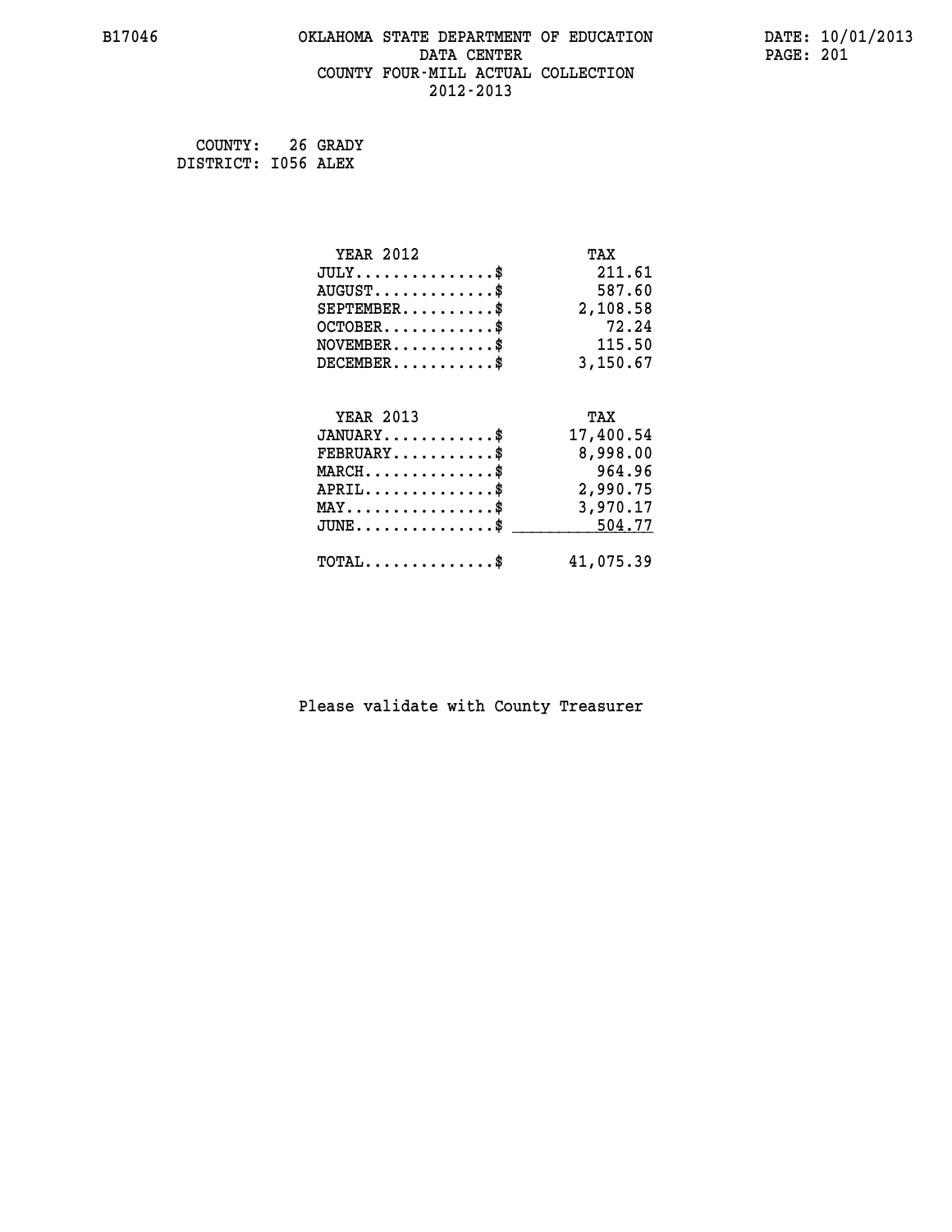# OKLAHOMA STATE DEPARTMENT OF EDUCATION
## DATA CENTER
## COUNTY FOUR-MILL ACTUAL COLLECTION
## 2012-2013

COUNTY: 26 GRADY
DISTRICT: I056 ALEX

| YEAR 2012 | TAX |
|---|---|
| JULY..............$ | 211.61 |
| AUGUST.............$ | 587.60 |
| SEPTEMBER..........$ | 2,108.58 |
| OCTOBER............$ | 72.24 |
| NOVEMBER...........$ | 115.50 |
| DECEMBER...........$ | 3,150.67 |

| YEAR 2013 | TAX |
|---|---|
| JANUARY............$ | 17,400.54 |
| FEBRUARY...........$ | 8,998.00 |
| MARCH..............$ | 964.96 |
| APRIL..............$ | 2,990.75 |
| MAY................$ | 3,970.17 |
| JUNE...............$ | 504.77 |
| TOTAL..............$ | 41,075.39 |

Please validate with County Treasurer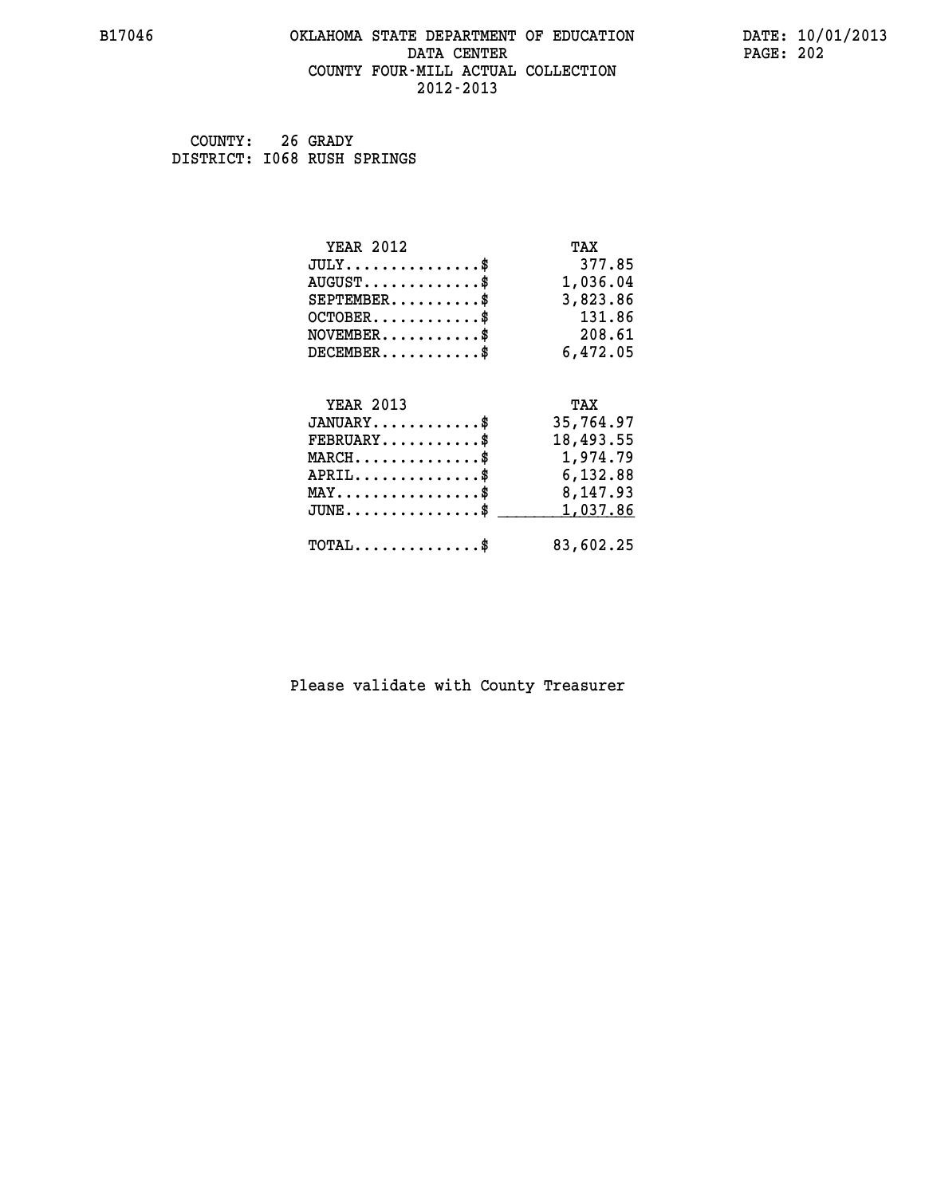# OKLAHOMA STATE DEPARTMENT OF EDUCATION
## DATA CENTER
## COUNTY FOUR-MILL ACTUAL COLLECTION
## 2012-2013

B17046

DATE: 10/01/2013

COUNTY: 26 GRADY
DISTRICT: I068 RUSH SPRINGS

| YEAR 2012 | TAX |
| --- | --- |
| JULY..............$ | 377.85 |
| AUGUST............$ | 1,036.04 |
| SEPTEMBER.........$ | 3,823.86 |
| OCTOBER...........$ | 131.86 |
| NOVEMBER..........$ | 208.61 |
| DECEMBER..........$ | 6,472.05 |

| YEAR 2013 | TAX |
| --- | --- |
| JANUARY...........$ | 35,764.97 |
| FEBRUARY..........$ | 18,493.55 |
| MARCH.............$ | 1,974.79 |
| APRIL.............$ | 6,132.88 |
| MAY...............$ | 8,147.93 |
| JUNE..............$ | 1,037.86 |
| TOTAL.............$ | 83,602.25 |

Please validate with County Treasurer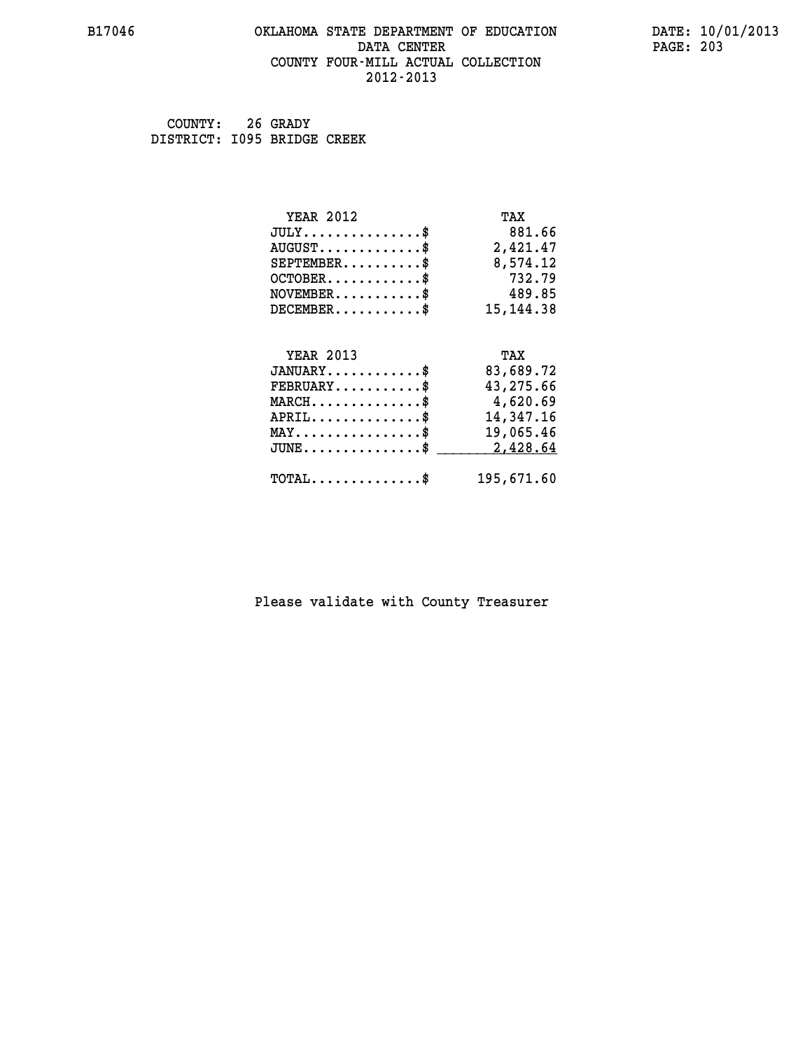# OKLAHOMA STATE DEPARTMENT OF EDUCATION
## DATA CENTER
## COUNTY FOUR-MILL ACTUAL COLLECTION
## 2012-2013

B17046

DATE: 10/01/2013

COUNTY: 26 GRADY
DISTRICT: I095 BRIDGE CREEK

| YEAR 2012 | TAX |
|---|---|
| JULY...............$ | 881.66 |
| AUGUST.............$ | 2,421.47 |
| SEPTEMBER..........$ | 8,574.12 |
| OCTOBER............$ | 732.79 |
| NOVEMBER...........$ | 489.85 |
| DECEMBER...........$ | 15,144.38 |

| YEAR 2013 | TAX |
|---|---|
| JANUARY............$ | 83,689.72 |
| FEBRUARY...........$ | 43,275.66 |
| MARCH..............$ | 4,620.69 |
| APRIL..............$ | 14,347.16 |
| MAY................$ | 19,065.46 |
| JUNE...............$ | 2,428.64 |
| TOTAL..............$ | 195,671.60 |

Please validate with County Treasurer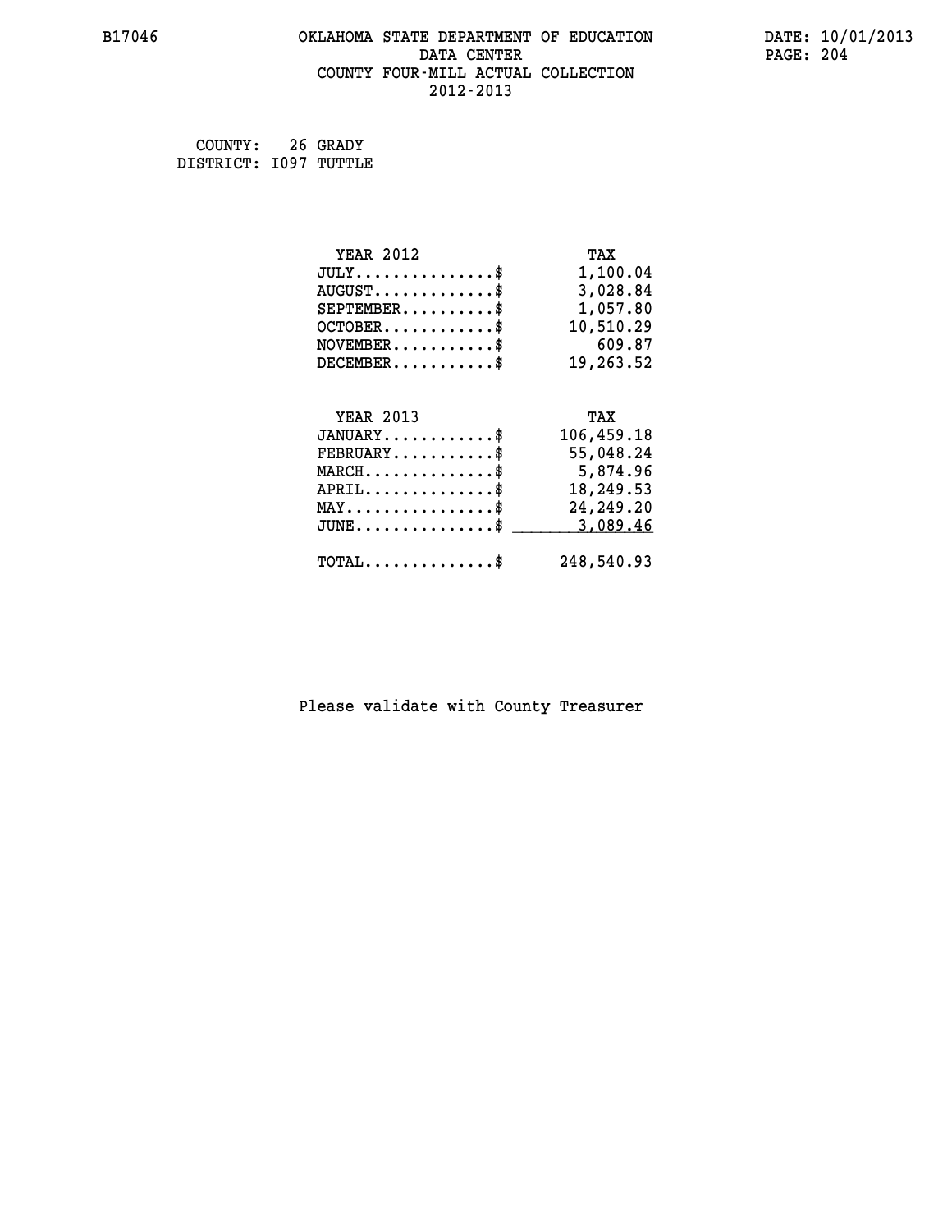OKLAHOMA STATE DEPARTMENT OF EDUCATION
DATA CENTER
COUNTY FOUR-MILL ACTUAL COLLECTION
2012-2013

COUNTY: 26 GRADY
DISTRICT: I097 TUTTLE

| YEAR 2012 | TAX |
|---|---|
| JULY..............$ | 1,100.04 |
| AUGUST............$ | 3,028.84 |
| SEPTEMBER..........$ | 1,057.80 |
| OCTOBER...........$ | 10,510.29 |
| NOVEMBER..........$ | 609.87 |
| DECEMBER..........$ | 19,263.52 |

| YEAR 2013 | TAX |
|---|---|
| JANUARY...........$ | 106,459.18 |
| FEBRUARY..........$ | 55,048.24 |
| MARCH.............$ | 5,874.96 |
| APRIL.............$ | 18,249.53 |
| MAY...............$ | 24,249.20 |
| JUNE..............$ | 3,089.46 |
| TOTAL.............$ | 248,540.93 |

Please validate with County Treasurer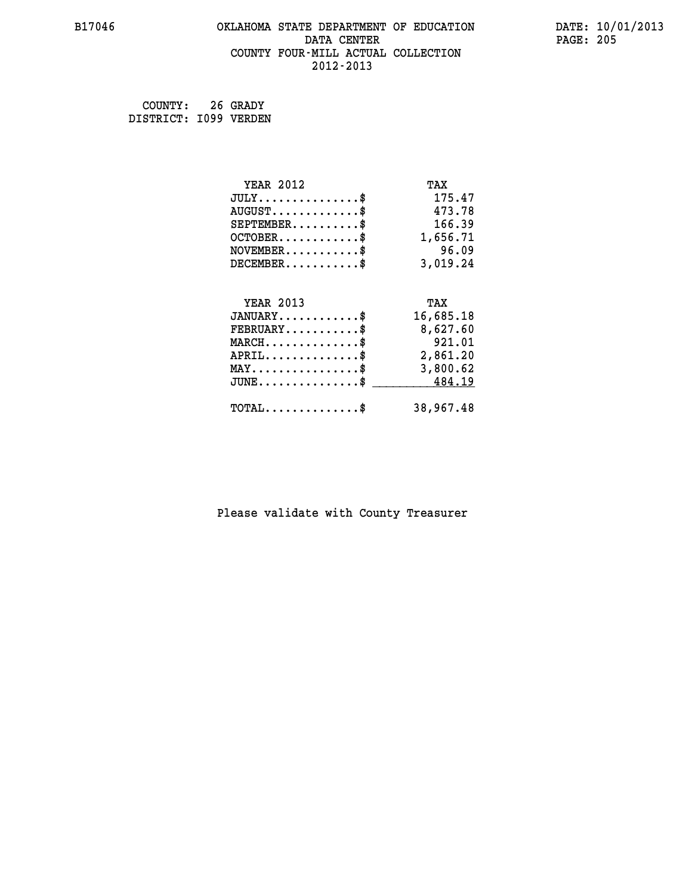# OKLAHOMA STATE DEPARTMENT OF EDUCATION
## DATA CENTER
## COUNTY FOUR-MILL ACTUAL COLLECTION
## 2012-2013

COUNTY: 26 GRADY
DISTRICT: I099 VERDEN

| YEAR 2012 | TAX |
|---|---|
| JULY...............$ | 175.47 |
| AUGUST.............$ | 473.78 |
| SEPTEMBER..........$ | 166.39 |
| OCTOBER............$ | 1,656.71 |
| NOVEMBER...........$ | 96.09 |
| DECEMBER...........$ | 3,019.24 |

| YEAR 2013 | TAX |
|---|---|
| JANUARY............$ | 16,685.18 |
| FEBRUARY...........$ | 8,627.60 |
| MARCH..............$ | 921.01 |
| APRIL..............$ | 2,861.20 |
| MAY................$ | 3,800.62 |
| JUNE...............$ | 484.19 |
| TOTAL..............$ | 38,967.48 |

Please validate with County Treasurer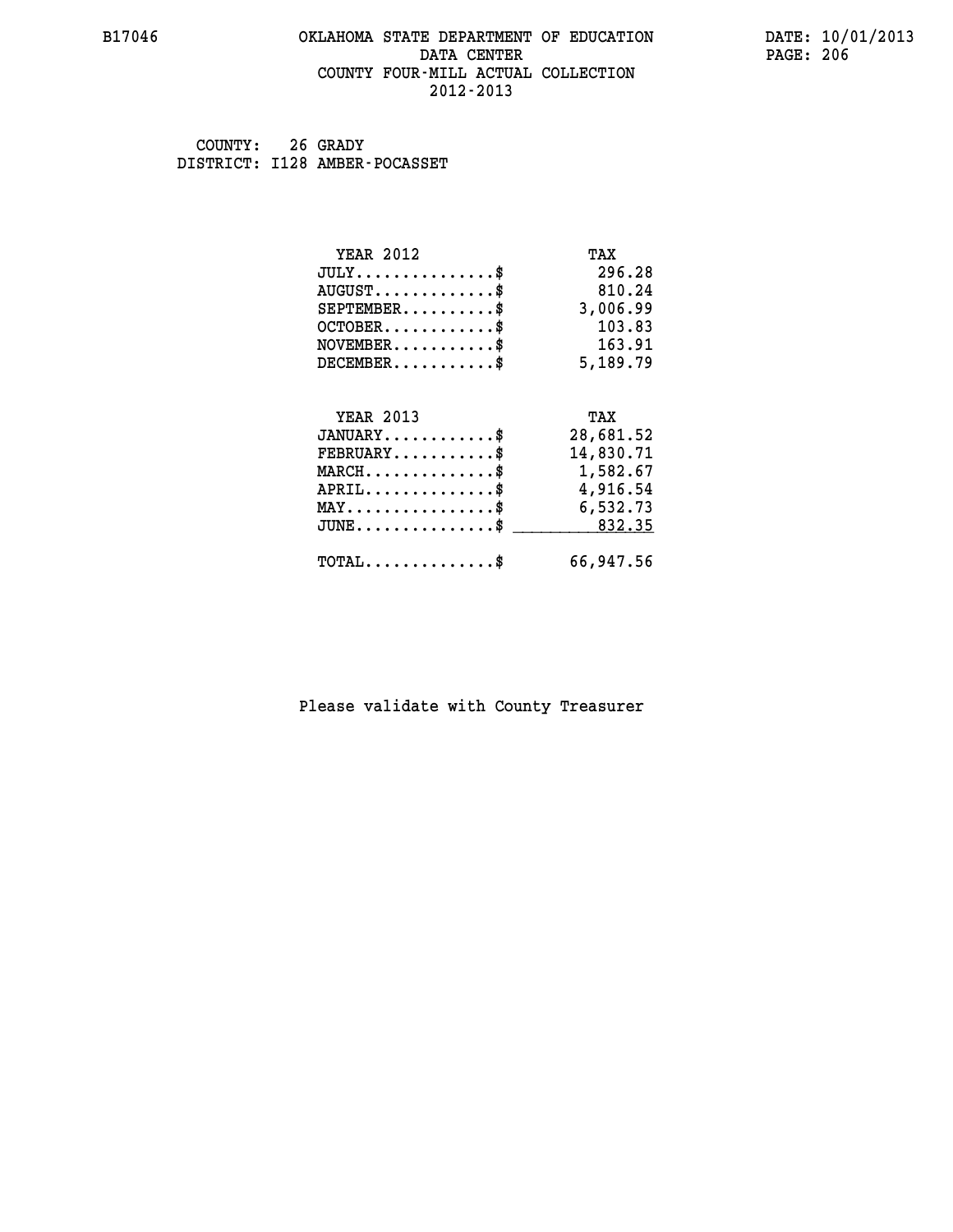# OKLAHOMA STATE DEPARTMENT OF EDUCATION
## DATA CENTER
## COUNTY FOUR-MILL ACTUAL COLLECTION
## 2012-2013

COUNTY: 26 GRADY
DISTRICT: I128 AMBER-POCASSET

| YEAR 2012 | TAX |
|---|---|
| JULY...............$ | 296.28 |
| AUGUST.............$ | 810.24 |
| SEPTEMBER..........$ | 3,006.99 |
| OCTOBER............$ | 103.83 |
| NOVEMBER...........$ | 163.91 |
| DECEMBER...........$ | 5,189.79 |

| YEAR 2013 | TAX |
|---|---|
| JANUARY............$ | 28,681.52 |
| FEBRUARY...........$ | 14,830.71 |
| MARCH..............$ | 1,582.67 |
| APRIL..............$ | 4,916.54 |
| MAY................$ | 6,532.73 |
| JUNE...............$ | 832.35 |
| TOTAL..............$ | 66,947.56 |

Please validate with County Treasurer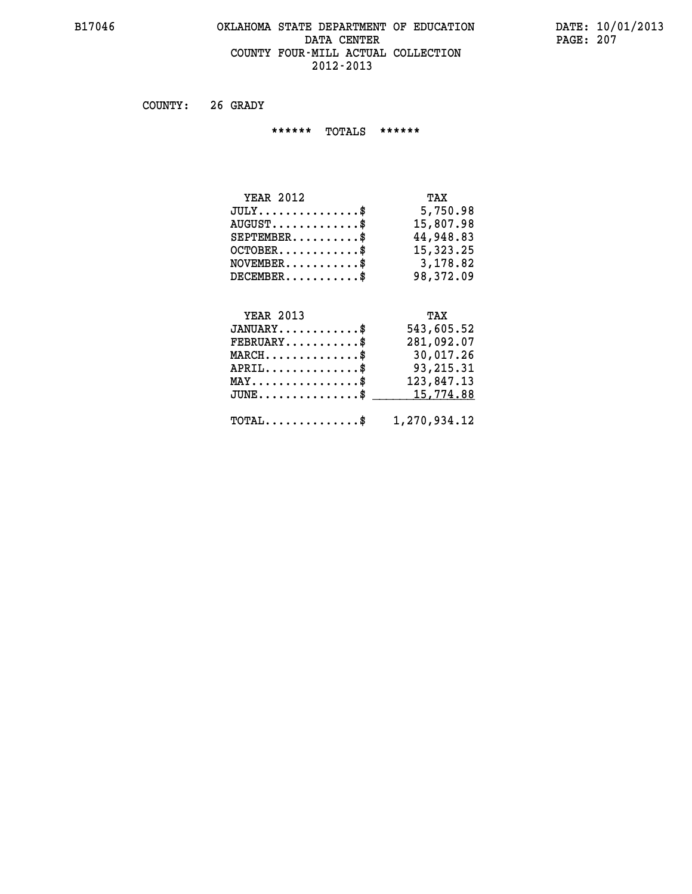B17046 OKLAHOMA STATE DEPARTMENT OF EDUCATION DATA CENTER COUNTY FOUR-MILL ACTUAL COLLECTION 2012-2013

DATE: 10/01/2013

COUNTY: 26 GRADY

****** TOTALS ******

| YEAR 2012 | TAX |
|---|---|
| JULY...............$ | 5,750.98 |
| AUGUST.............$ | 15,807.98 |
| SEPTEMBER..........$ | 44,948.83 |
| OCTOBER............$ | 15,323.25 |
| NOVEMBER...........$ | 3,178.82 |
| DECEMBER...........$ | 98,372.09 |

| YEAR 2013 | TAX |
|---|---|
| JANUARY............$ | 543,605.52 |
| FEBRUARY...........$ | 281,092.07 |
| MARCH..............$ | 30,017.26 |
| APRIL..............$ | 93,215.31 |
| MAY................$ | 123,847.13 |
| JUNE...............$ | 15,774.88 |
| TOTAL..............$ | 1,270,934.12 |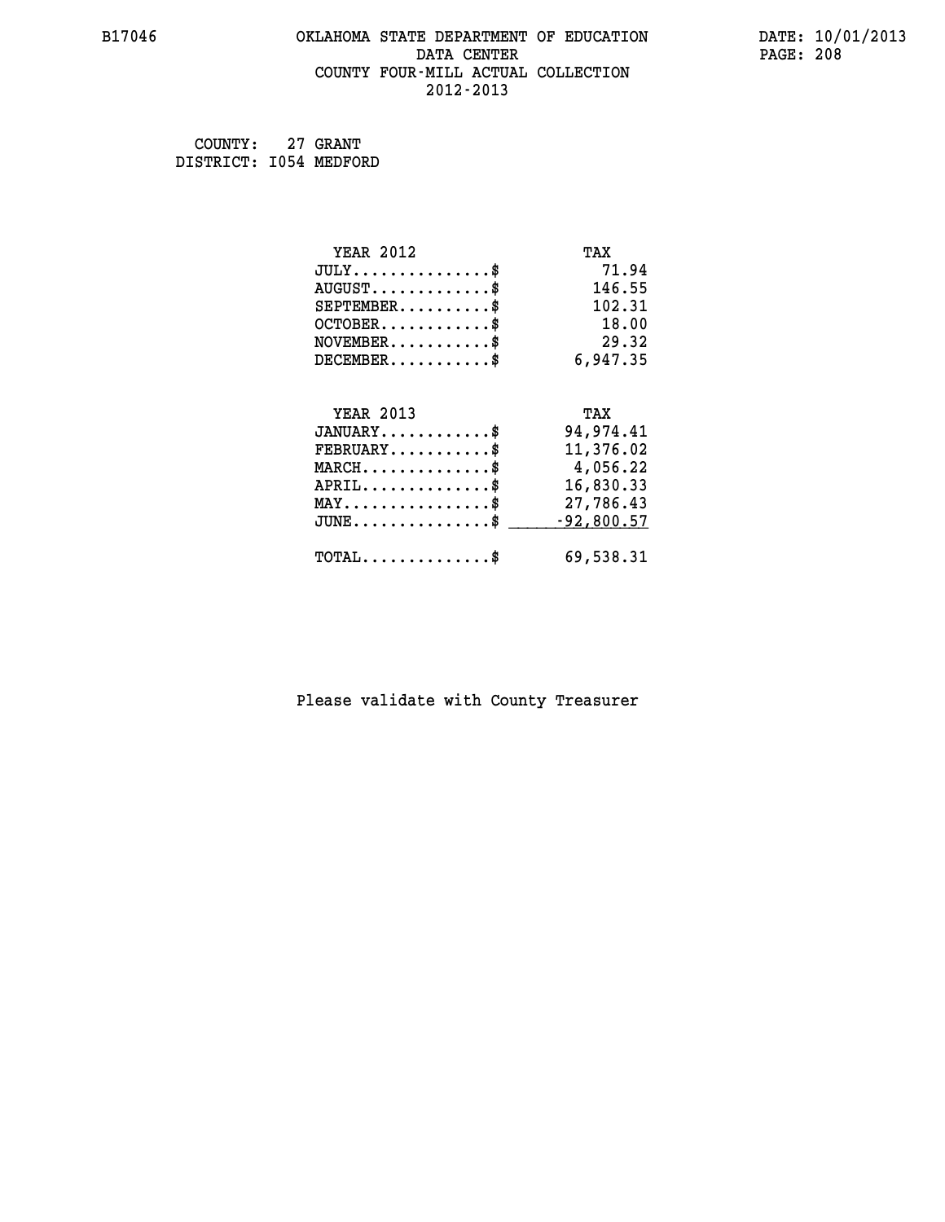B17046 OKLAHOMA STATE DEPARTMENT OF EDUCATION DATA CENTER COUNTY FOUR-MILL ACTUAL COLLECTION 2012-2013

DATE: 10/01/2013

COUNTY: 27 GRANT
DISTRICT: I054 MEDFORD

| YEAR 2012 | TAX |
|---|---|
| JULY...............$ | 71.94 |
| AUGUST.............$ | 146.55 |
| SEPTEMBER..........$ | 102.31 |
| OCTOBER............$ | 18.00 |
| NOVEMBER...........$ | 29.32 |
| DECEMBER...........$ | 6,947.35 |

| YEAR 2013 | TAX |
|---|---|
| JANUARY............$ | 94,974.41 |
| FEBRUARY...........$ | 11,376.02 |
| MARCH..............$ | 4,056.22 |
| APRIL..............$ | 16,830.33 |
| MAY................$ | 27,786.43 |
| JUNE...............$ | -92,800.57 |
| TOTAL..............$ | 69,538.31 |

Please validate with County Treasurer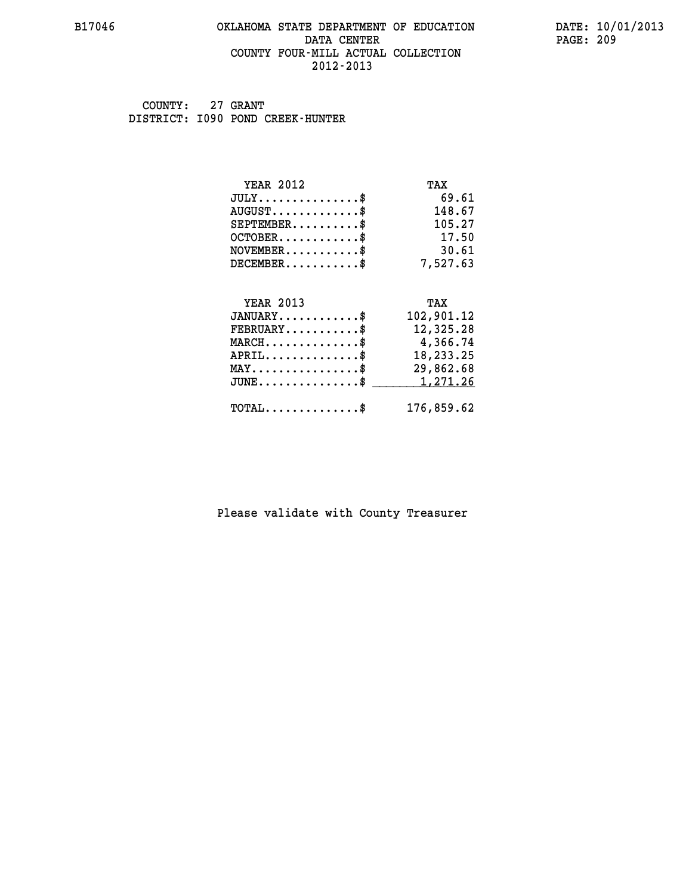B17046

# OKLAHOMA STATE DEPARTMENT OF EDUCATION
## DATA CENTER
## COUNTY FOUR-MILL ACTUAL COLLECTION
## 2012-2013

DATE: 10/01/2013

COUNTY: 27 GRANT
DISTRICT: I090 POND CREEK-HUNTER

| YEAR 2012 | TAX |
|---|---|
| JULY...............$ | 69.61 |
| AUGUST.............$ | 148.67 |
| SEPTEMBER..........$ | 105.27 |
| OCTOBER............$ | 17.50 |
| NOVEMBER...........$ | 30.61 |
| DECEMBER...........$ | 7,527.63 |

| YEAR 2013 | TAX |
|---|---|
| JANUARY............$ | 102,901.12 |
| FEBRUARY...........$ | 12,325.28 |
| MARCH..............$ | 4,366.74 |
| APRIL..............$ | 18,233.25 |
| MAY................$ | 29,862.68 |
| JUNE...............$ | 1,271.26 |
| TOTAL..............$ | 176,859.62 |

Please validate with County Treasurer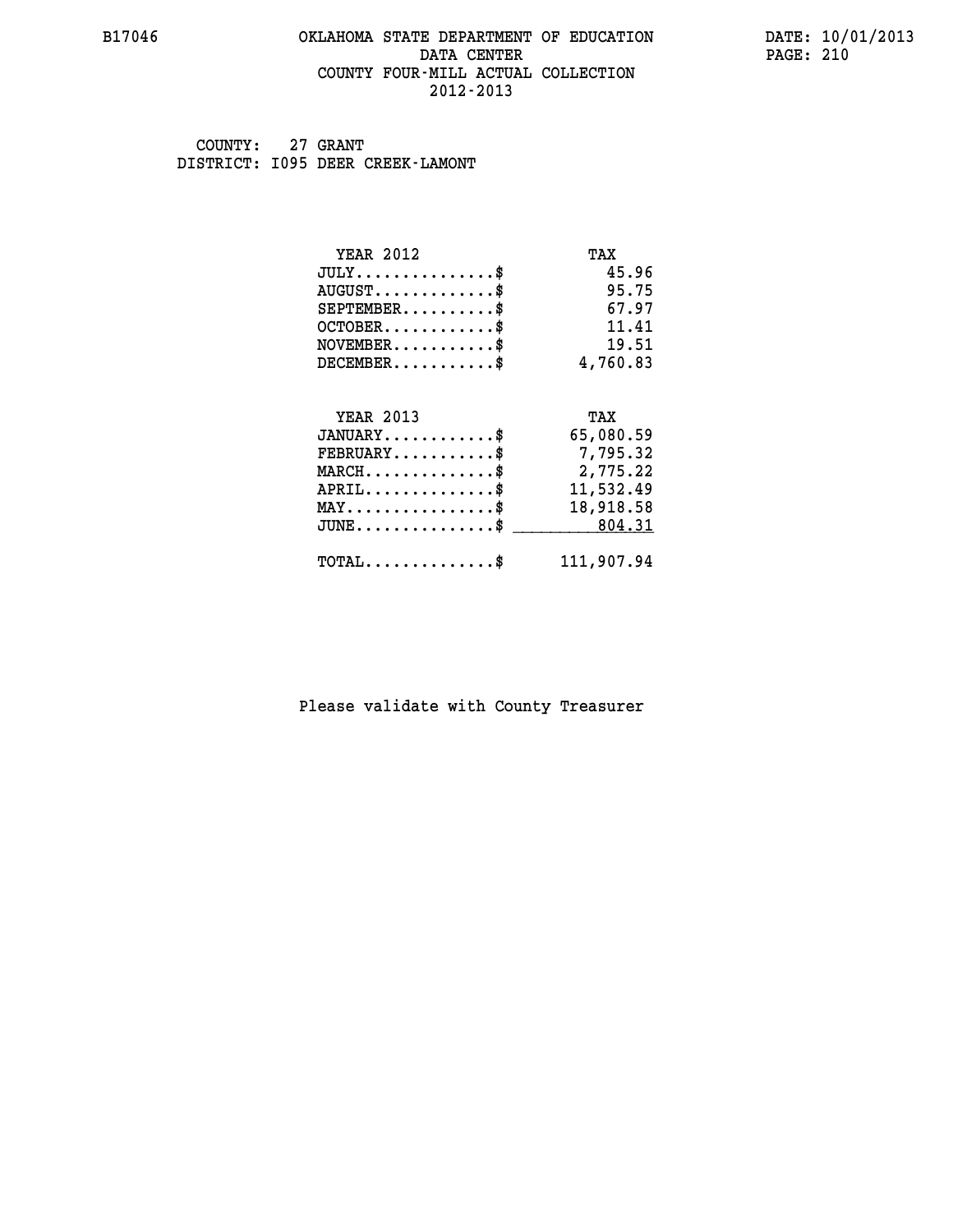B17046 OKLAHOMA STATE DEPARTMENT OF EDUCATION DATA CENTER COUNTY FOUR-MILL ACTUAL COLLECTION 2012-2013

DATE: 10/01/2013

COUNTY: 27 GRANT
DISTRICT: I095 DEER CREEK-LAMONT

| YEAR 2012 | TAX |
|---|---|
| JULY...............$ | 45.96 |
| AUGUST.............$ | 95.75 |
| SEPTEMBER..........$ | 67.97 |
| OCTOBER............$ | 11.41 |
| NOVEMBER...........$ | 19.51 |
| DECEMBER...........$ | 4,760.83 |

| YEAR 2013 | TAX |
|---|---|
| JANUARY............$ | 65,080.59 |
| FEBRUARY...........$ | 7,795.32 |
| MARCH..............$ | 2,775.22 |
| APRIL..............$ | 11,532.49 |
| MAY................$ | 18,918.58 |
| JUNE...............$ | 804.31 |
| TOTAL..............$ | 111,907.94 |

Please validate with County Treasurer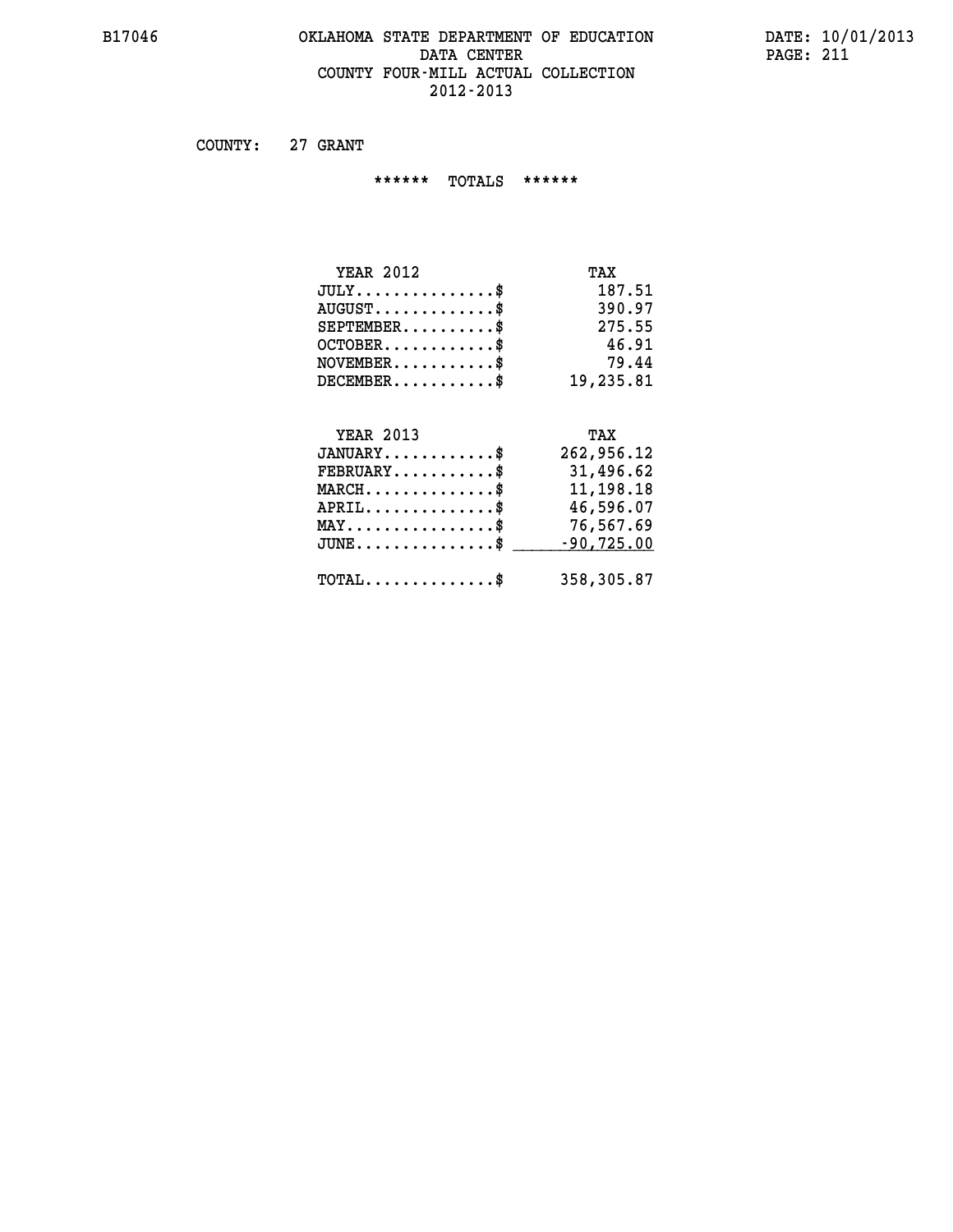B17046 OKLAHOMA STATE DEPARTMENT OF EDUCATION DATE: 10/01/2013
DATA CENTER
COUNTY FOUR-MILL ACTUAL COLLECTION
2012-2013

COUNTY: 27 GRANT

****** TOTALS ******

| YEAR 2012 | TAX |
|---|---|
| JULY...............$ | 187.51 |
| AUGUST.............$ | 390.97 |
| SEPTEMBER..........$ | 275.55 |
| OCTOBER............$ | 46.91 |
| NOVEMBER...........$ | 79.44 |
| DECEMBER...........$ | 19,235.81 |

| YEAR 2013 | TAX |
|---|---|
| JANUARY............$ | 262,956.12 |
| FEBRUARY...........$ | 31,496.62 |
| MARCH..............$ | 11,198.18 |
| APRIL..............$ | 46,596.07 |
| MAY................$ | 76,567.69 |
| JUNE...............$ | -90,725.00 |
| TOTAL..............$ | 358,305.87 |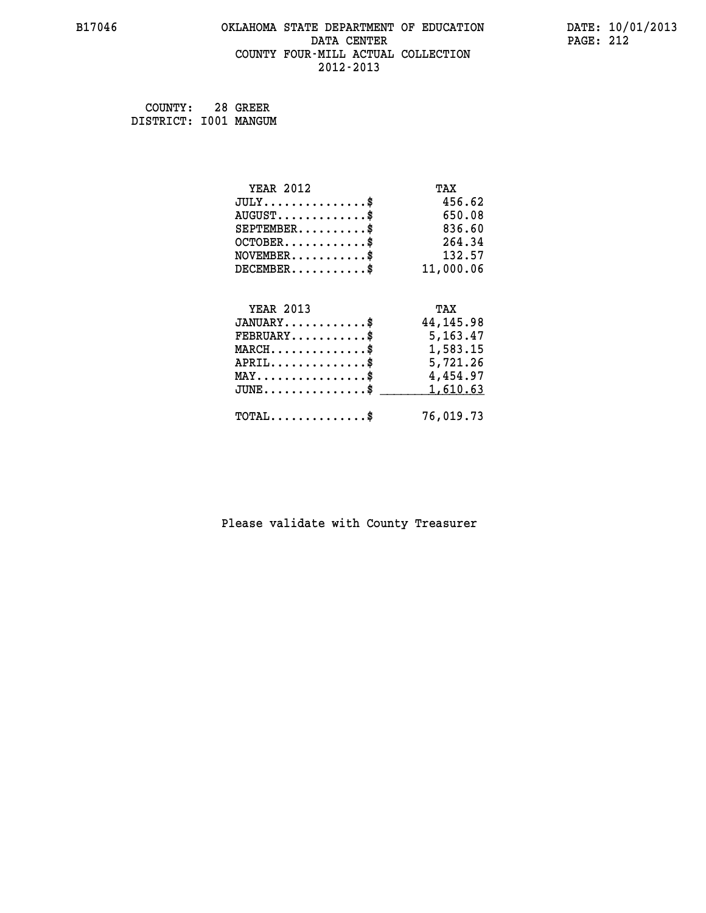# OKLAHOMA STATE DEPARTMENT OF EDUCATION
## DATA CENTER
## COUNTY FOUR-MILL ACTUAL COLLECTION
## 2012-2013

B17046 | DATE: 10/01/2013

COUNTY: 28 GREER
DISTRICT: I001 MANGUM

| YEAR 2012 | TAX |
|---|---|
| JULY...............$ | 456.62 |
| AUGUST.............$ | 650.08 |
| SEPTEMBER..........$ | 836.60 |
| OCTOBER............$ | 264.34 |
| NOVEMBER...........$ | 132.57 |
| DECEMBER...........$ | 11,000.06 |

| YEAR 2013 | TAX |
|---|---|
| JANUARY............$ | 44,145.98 |
| FEBRUARY...........$ | 5,163.47 |
| MARCH..............$ | 1,583.15 |
| APRIL..............$ | 5,721.26 |
| MAY................$ | 4,454.97 |
| JUNE...............$ | 1,610.63 |
| TOTAL..............$ | 76,019.73 |

Please validate with County Treasurer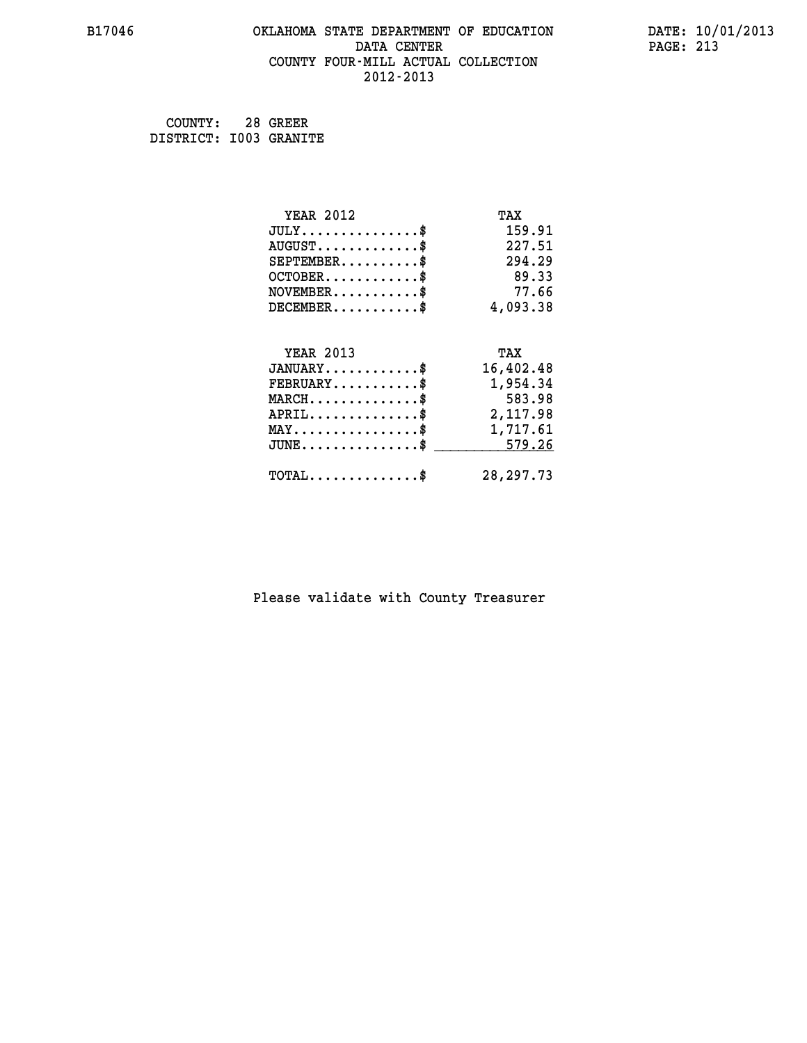B17046 OKLAHOMA STATE DEPARTMENT OF EDUCATION DATA CENTER COUNTY FOUR-MILL ACTUAL COLLECTION 2012-2013

DATE: 10/01/2013

COUNTY: 28 GREER
DISTRICT: I003 GRANITE

| YEAR 2012 | TAX |
|---|---|
| JULY...............$ | 159.91 |
| AUGUST.............$ | 227.51 |
| SEPTEMBER..........$ | 294.29 |
| OCTOBER............$ | 89.33 |
| NOVEMBER...........$ | 77.66 |
| DECEMBER...........$ | 4,093.38 |

| YEAR 2013 | TAX |
|---|---|
| JANUARY............$ | 16,402.48 |
| FEBRUARY...........$ | 1,954.34 |
| MARCH..............$ | 583.98 |
| APRIL..............$ | 2,117.98 |
| MAY................$ | 1,717.61 |
| JUNE...............$ | 579.26 |
| TOTAL..............$ | 28,297.73 |

Please validate with County Treasurer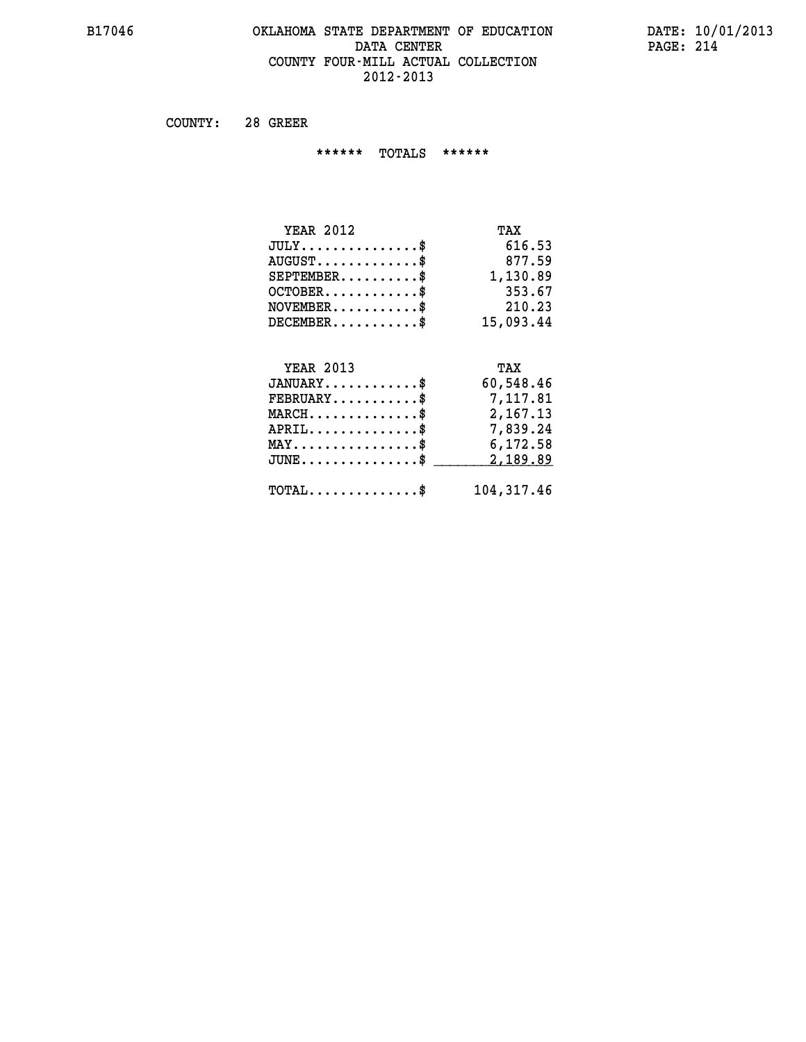B17046 OKLAHOMA STATE DEPARTMENT OF EDUCATION DATE: 10/01/2013
DATA CENTER PAGE: 214
COUNTY FOUR-MILL ACTUAL COLLECTION
2012-2013

COUNTY: 28 GREER

****** TOTALS ******

| YEAR 2012 | TAX |
|---|---|
| JULY..............$ | 616.53 |
| AUGUST.............$ | 877.59 |
| SEPTEMBER..........$ | 1,130.89 |
| OCTOBER............$ | 353.67 |
| NOVEMBER...........$ | 210.23 |
| DECEMBER...........$ | 15,093.44 |

| YEAR 2013 | TAX |
|---|---|
| JANUARY............$ | 60,548.46 |
| FEBRUARY...........$ | 7,117.81 |
| MARCH..............$ | 2,167.13 |
| APRIL..............$ | 7,839.24 |
| MAY................$ | 6,172.58 |
| JUNE...............$ | 2,189.89 |
| TOTAL..............$ | 104,317.46 |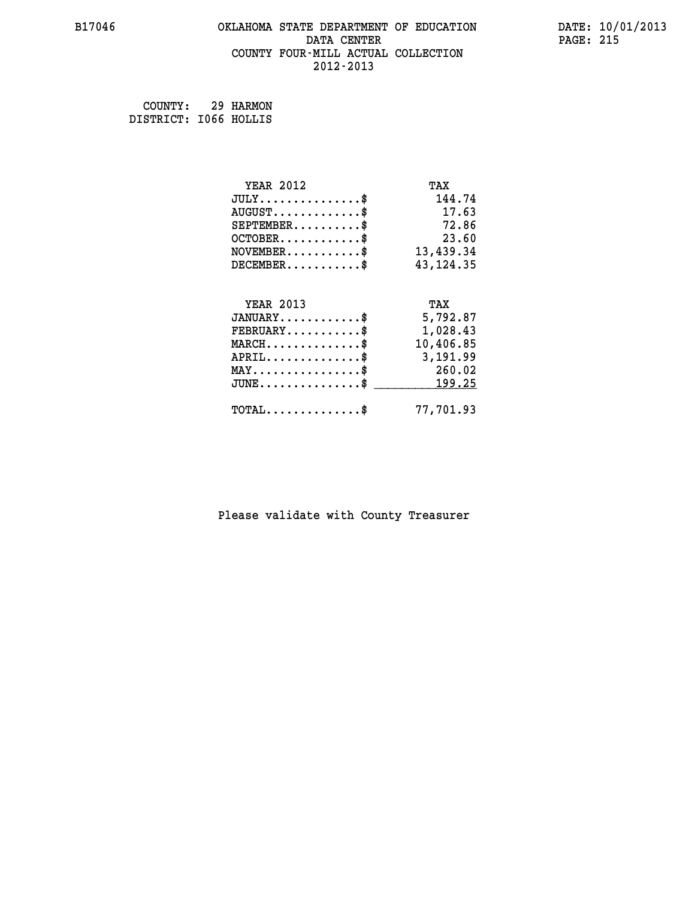OKLAHOMA STATE DEPARTMENT OF EDUCATION
DATA CENTER
COUNTY FOUR-MILL ACTUAL COLLECTION
2012-2013

COUNTY: 29 HARMON
DISTRICT: I066 HOLLIS

| YEAR 2012 | TAX |
|---|---|
| JULY...............$ | 144.74 |
| AUGUST.............$ | 17.63 |
| SEPTEMBER..........$ | 72.86 |
| OCTOBER............$ | 23.60 |
| NOVEMBER...........$ | 13,439.34 |
| DECEMBER...........$ | 43,124.35 |

| YEAR 2013 | TAX |
|---|---|
| JANUARY............$ | 5,792.87 |
| FEBRUARY...........$ | 1,028.43 |
| MARCH..............$ | 10,406.85 |
| APRIL..............$ | 3,191.99 |
| MAY................$ | 260.02 |
| JUNE...............$ | 199.25 |
| TOTAL..............$ | 77,701.93 |

Please validate with County Treasurer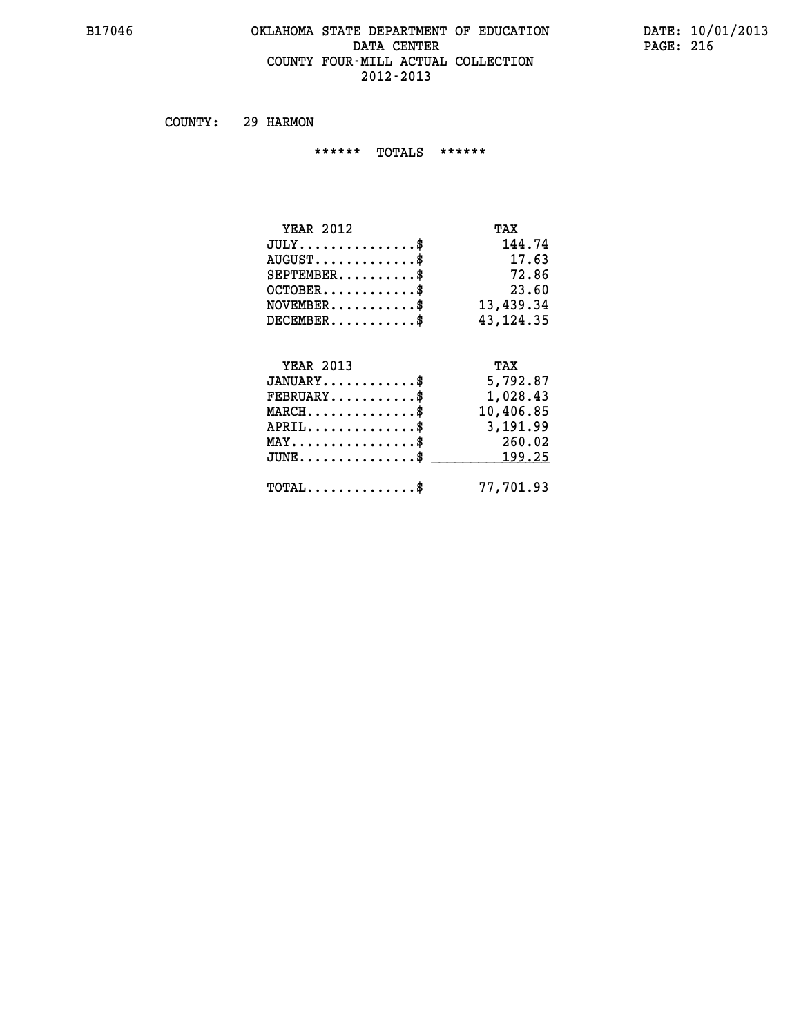# OKLAHOMA STATE DEPARTMENT OF EDUCATION
## DATA CENTER
## COUNTY FOUR-MILL ACTUAL COLLECTION
## 2012-2013

B17046

DATE: 10/01/2013

COUNTY: 29 HARMON

****** TOTALS ******

| YEAR 2012 | TAX |
|---|---|
| JULY...............$ | 144.74 |
| AUGUST.............$ | 17.63 |
| SEPTEMBER..........$ | 72.86 |
| OCTOBER............$ | 23.60 |
| NOVEMBER...........$ | 13,439.34 |
| DECEMBER...........$ | 43,124.35 |

| YEAR 2013 | TAX |
|---|---|
| JANUARY............$ | 5,792.87 |
| FEBRUARY...........$ | 1,028.43 |
| MARCH..............$ | 10,406.85 |
| APRIL..............$ | 3,191.99 |
| MAY................$ | 260.02 |
| JUNE...............$ | 199.25 |
| TOTAL..............$ | 77,701.93 |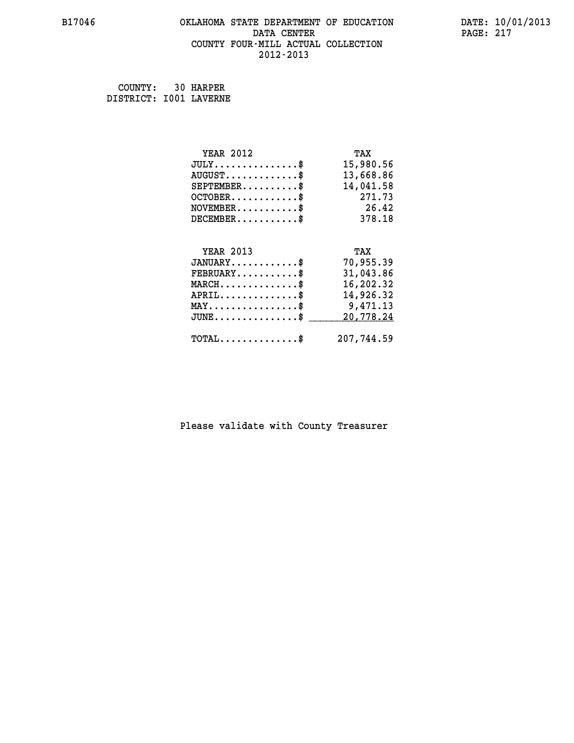B17046 OKLAHOMA STATE DEPARTMENT OF EDUCATION DATE: 10/01/2013

DATA CENTER

COUNTY FOUR-MILL ACTUAL COLLECTION

2012-2013

COUNTY: 30 HARPER
DISTRICT: I001 LAVERNE

| YEAR 2012 | TAX |
|---|---|
| JULY..............$ | 15,980.56 |
| AUGUST............$ | 13,668.86 |
| SEPTEMBER.........$ | 14,041.58 |
| OCTOBER...........$ | 271.73 |
| NOVEMBER..........$ | 26.42 |
| DECEMBER..........$ | 378.18 |

| YEAR 2013 | TAX |
|---|---|
| JANUARY...........$ | 70,955.39 |
| FEBRUARY..........$ | 31,043.86 |
| MARCH.............$ | 16,202.32 |
| APRIL.............$ | 14,926.32 |
| MAY...............$ | 9,471.13 |
| JUNE..............$ | 20,778.24 |
| TOTAL.............$ | 207,744.59 |

Please validate with County Treasurer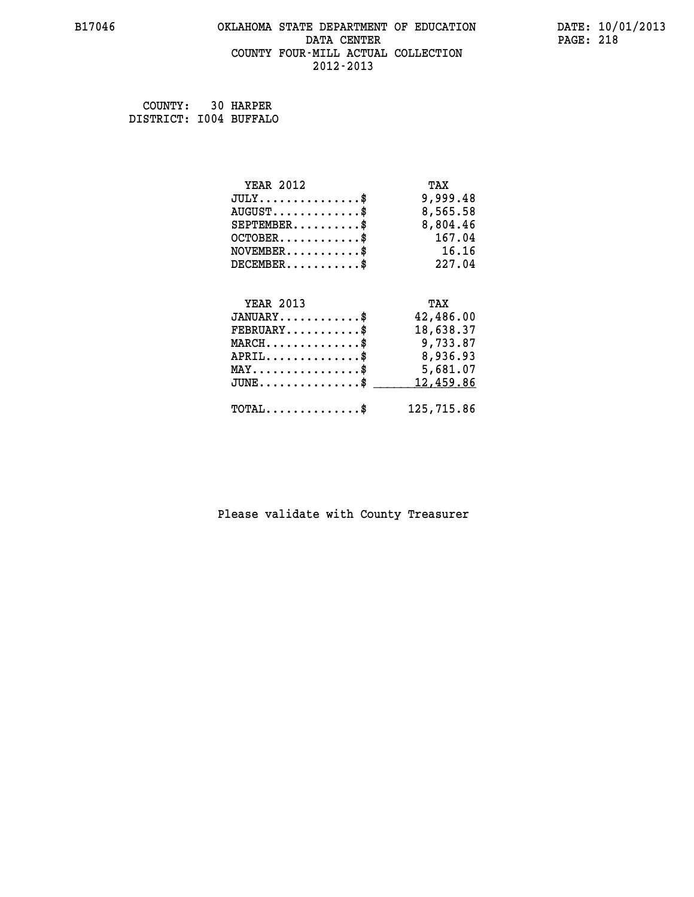B17046 OKLAHOMA STATE DEPARTMENT OF EDUCATION DATA CENTER COUNTY FOUR-MILL ACTUAL COLLECTION 2012-2013

DATE: 10/01/2013

COUNTY: 30 HARPER
DISTRICT: I004 BUFFALO

| YEAR 2012 | TAX |
|---|---|
| JULY...............$ | 9,999.48 |
| AUGUST.............$ | 8,565.58 |
| SEPTEMBER..........$ | 8,804.46 |
| OCTOBER............$ | 167.04 |
| NOVEMBER...........$ | 16.16 |
| DECEMBER...........$ | 227.04 |

| YEAR 2013 | TAX |
|---|---|
| JANUARY............$ | 42,486.00 |
| FEBRUARY...........$ | 18,638.37 |
| MARCH..............$ | 9,733.87 |
| APRIL..............$ | 8,936.93 |
| MAY................$ | 5,681.07 |
| JUNE...............$ | 12,459.86 |
| TOTAL..............$ | 125,715.86 |

Please validate with County Treasurer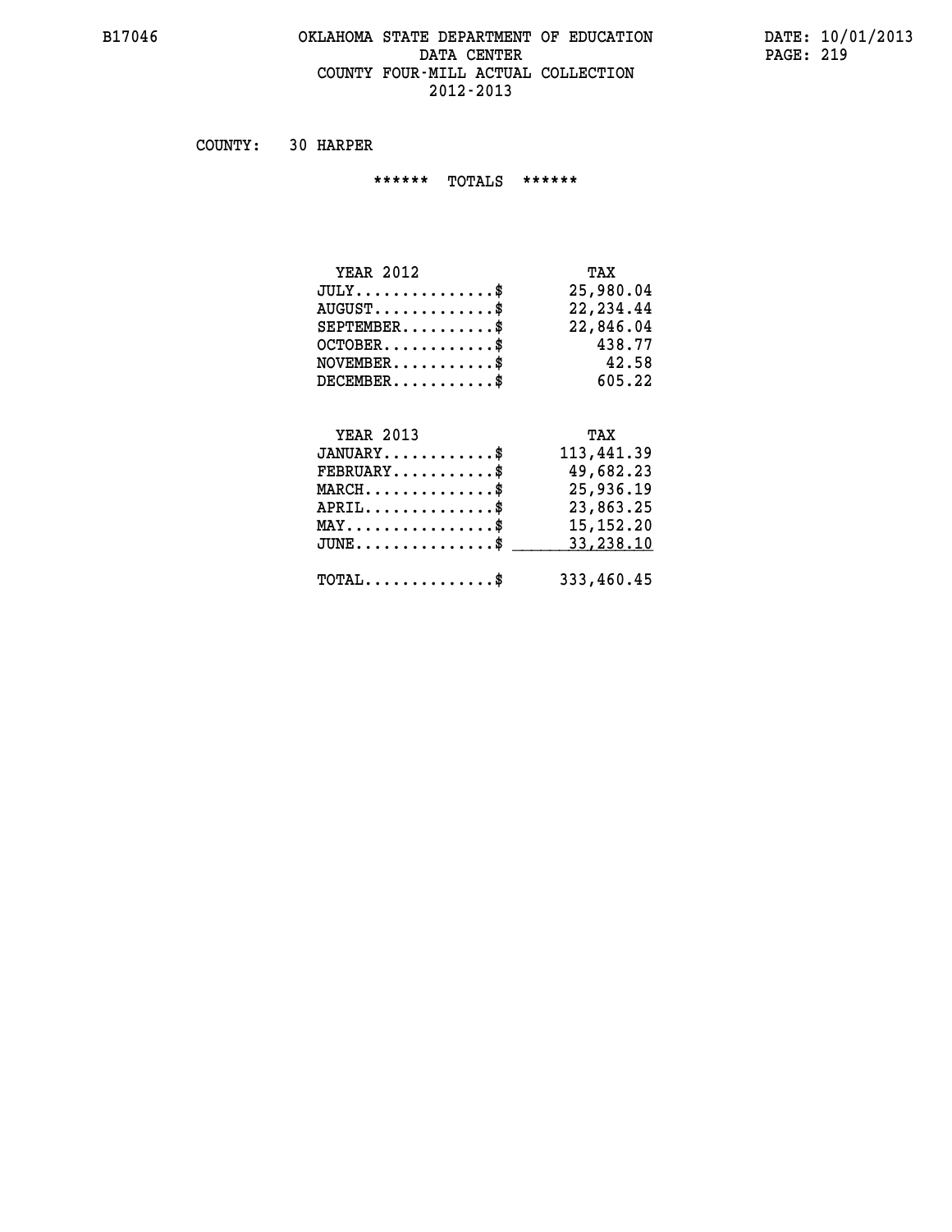COUNTY: 30 HARPER

****** TOTALS ******

| YEAR 2012 | TAX |
|---|---|
| JULY...............$ | 25,980.04 |
| AUGUST.............$ | 22,234.44 |
| SEPTEMBER..........$ | 22,846.04 |
| OCTOBER............$ | 438.77 |
| NOVEMBER...........$ | 42.58 |
| DECEMBER...........$ | 605.22 |

| YEAR 2013 | TAX |
|---|---|
| JANUARY............$ | 113,441.39 |
| FEBRUARY...........$ | 49,682.23 |
| MARCH..............$ | 25,936.19 |
| APRIL..............$ | 23,863.25 |
| MAY................$ | 15,152.20 |
| JUNE...............$ | 33,238.10 |
| TOTAL..............$ | 333,460.45 |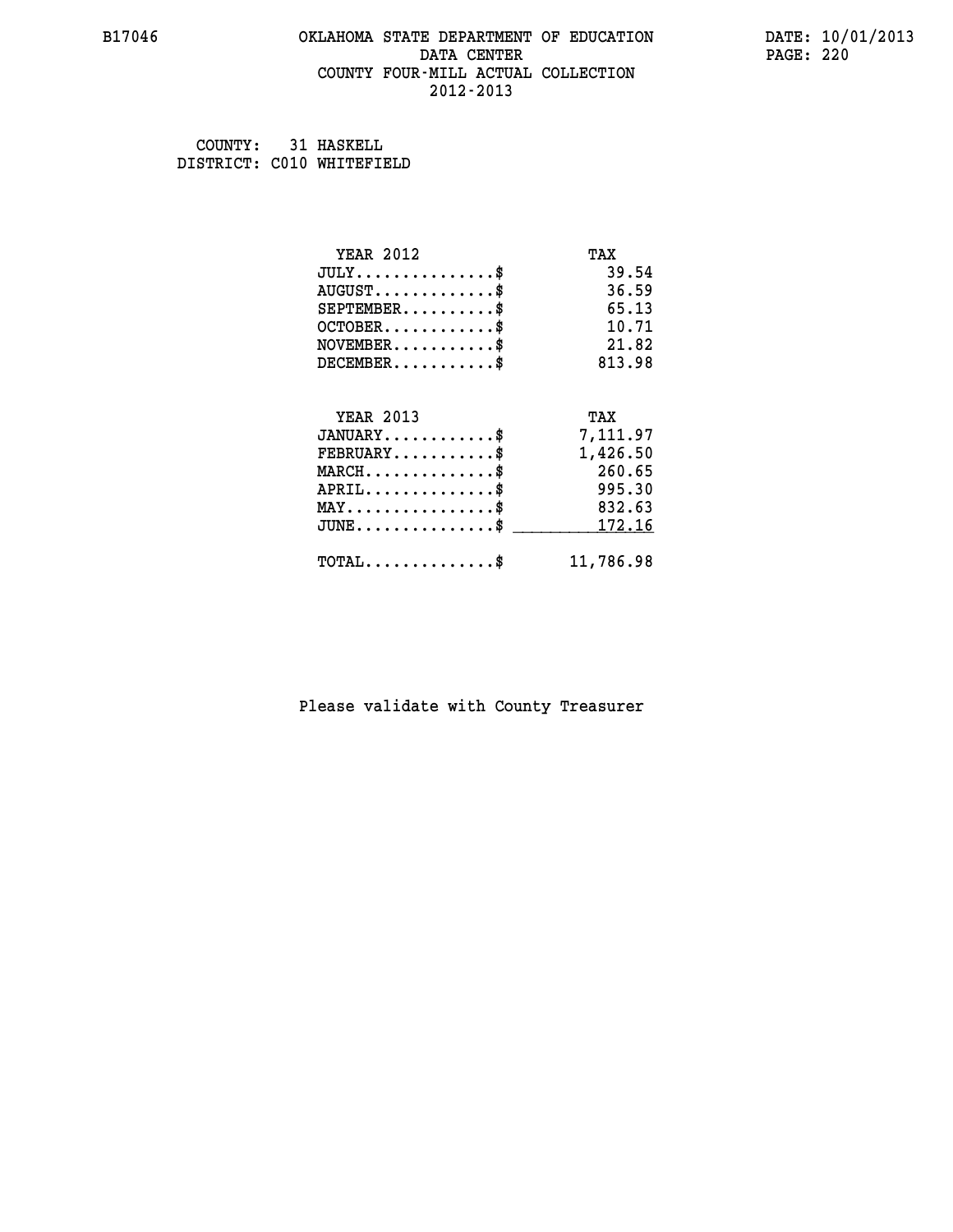OKLAHOMA STATE DEPARTMENT OF EDUCATION
DATA CENTER
COUNTY FOUR-MILL ACTUAL COLLECTION
2012-2013

COUNTY: 31 HASKELL
DISTRICT: C010 WHITEFIELD

| YEAR 2012 | TAX |
|---|---|
| JULY..............$ | 39.54 |
| AUGUST............$ | 36.59 |
| SEPTEMBER..........$ | 65.13 |
| OCTOBER...........$ | 10.71 |
| NOVEMBER...........$ | 21.82 |
| DECEMBER...........$ | 813.98 |

| YEAR 2013 | TAX |
|---|---|
| JANUARY............$ | 7,111.97 |
| FEBRUARY...........$ | 1,426.50 |
| MARCH..............$ | 260.65 |
| APRIL..............$ | 995.30 |
| MAY................$ | 832.63 |
| JUNE...............$ | 172.16 |
| TOTAL..............$ | 11,786.98 |

Please validate with County Treasurer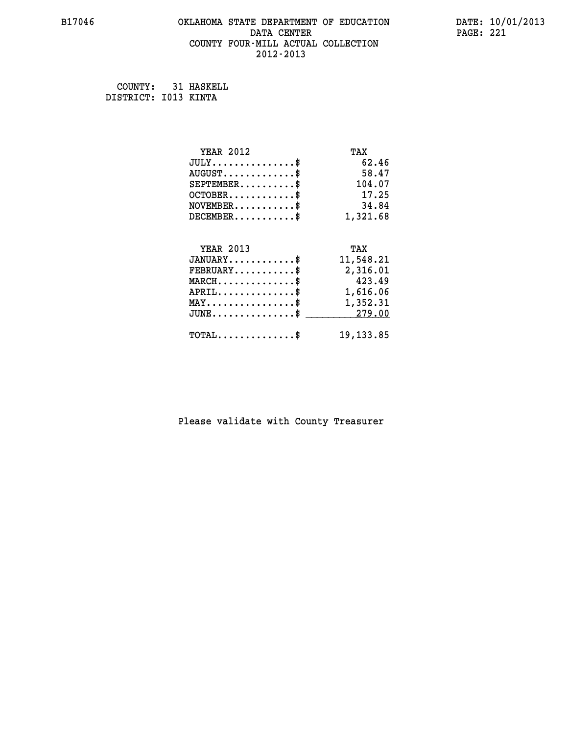# OKLAHOMA STATE DEPARTMENT OF EDUCATION
## DATA CENTER
## COUNTY FOUR-MILL ACTUAL COLLECTION
## 2012-2013

B17046

DATE: 10/01/2013

COUNTY: 31 HASKELL
DISTRICT: I013 KINTA

| YEAR 2012 | TAX |
|---|---|
| JULY...............$ | 62.46 |
| AUGUST.............$ | 58.47 |
| SEPTEMBER..........$ | 104.07 |
| OCTOBER............$ | 17.25 |
| NOVEMBER...........$ | 34.84 |
| DECEMBER...........$ | 1,321.68 |

| YEAR 2013 | TAX |
|---|---|
| JANUARY............$ | 11,548.21 |
| FEBRUARY...........$ | 2,316.01 |
| MARCH..............$ | 423.49 |
| APRIL..............$ | 1,616.06 |
| MAY................$ | 1,352.31 |
| JUNE...............$ | 279.00 |
| TOTAL..............$ | 19,133.85 |

Please validate with County Treasurer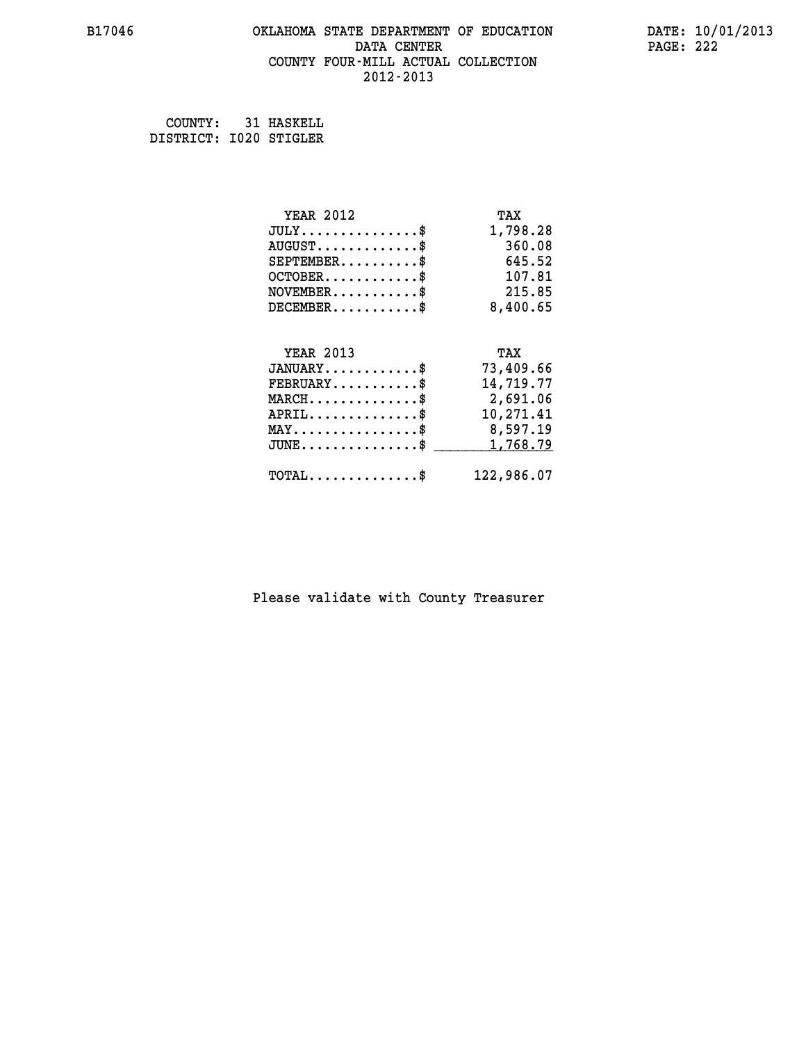# OKLAHOMA STATE DEPARTMENT OF EDUCATION
## DATA CENTER
## COUNTY FOUR-MILL ACTUAL COLLECTION
## 2012-2013

B17046 DATE: 10/01/2013

COUNTY: 31 HASKELL
DISTRICT: I020 STIGLER

| YEAR 2012 | TAX |
|---|---|
| JULY..............$ | 1,798.28 |
| AUGUST............$ | 360.08 |
| SEPTEMBER.........$ | 645.52 |
| OCTOBER...........$ | 107.81 |
| NOVEMBER..........$ | 215.85 |
| DECEMBER..........$ | 8,400.65 |

| YEAR 2013 | TAX |
|---|---|
| JANUARY...........$ | 73,409.66 |
| FEBRUARY..........$ | 14,719.77 |
| MARCH.............$ | 2,691.06 |
| APRIL.............$ | 10,271.41 |
| MAY...............$ | 8,597.19 |
| JUNE..............$ | 1,768.79 |
| TOTAL.............$ | 122,986.07 |

Please validate with County Treasurer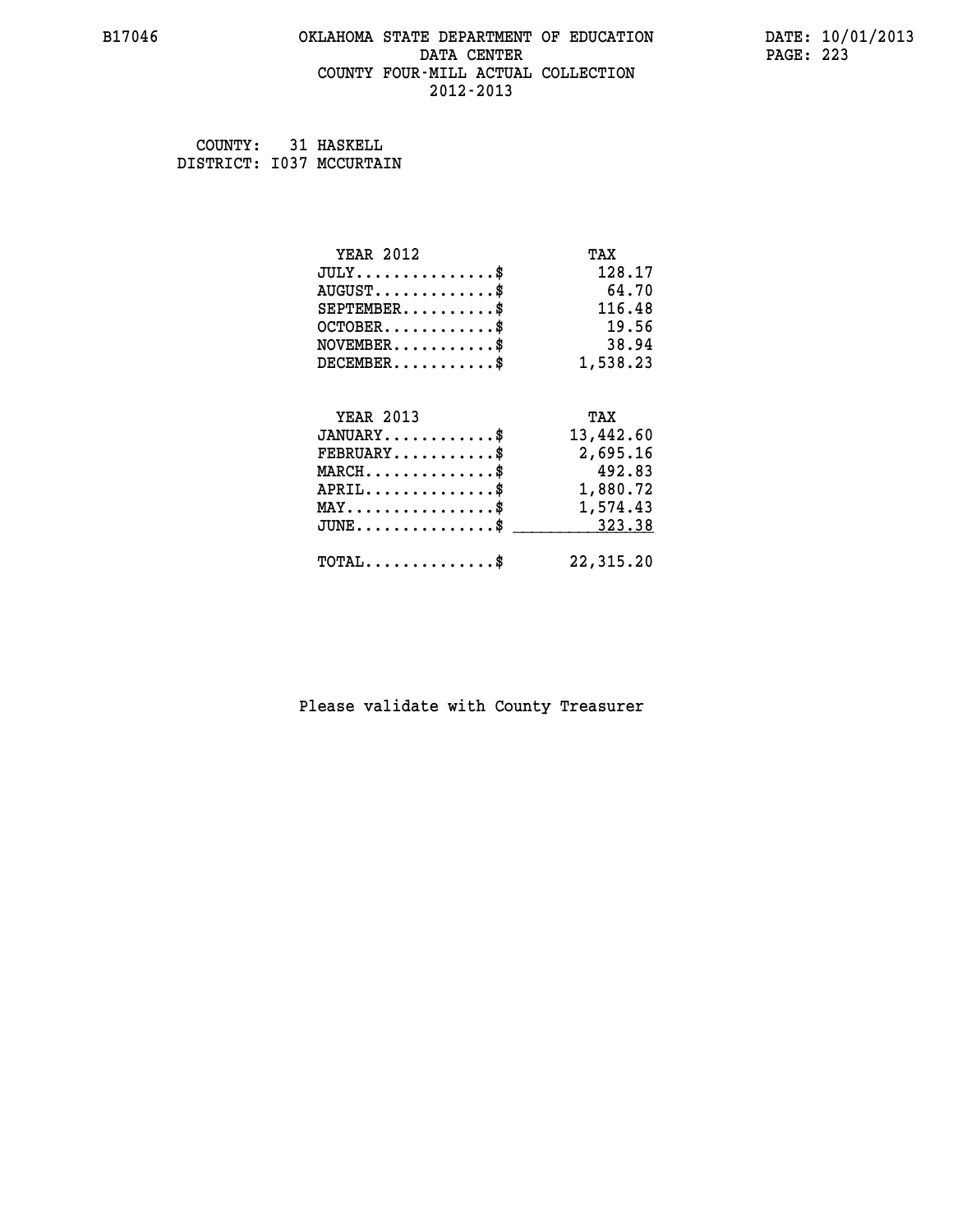B17046 OKLAHOMA STATE DEPARTMENT OF EDUCATION DATA CENTER COUNTY FOUR-MILL ACTUAL COLLECTION 2012-2013

DATE: 10/01/2013

COUNTY: 31 HASKELL
DISTRICT: I037 MCCURTAIN

| YEAR 2012 | TAX |
|---|---|
| JULY...............$ | 128.17 |
| AUGUST.............$ | 64.70 |
| SEPTEMBER..........$ | 116.48 |
| OCTOBER............$ | 19.56 |
| NOVEMBER...........$ | 38.94 |
| DECEMBER...........$ | 1,538.23 |

| YEAR 2013 | TAX |
|---|---|
| JANUARY............$ | 13,442.60 |
| FEBRUARY...........$ | 2,695.16 |
| MARCH..............$ | 492.83 |
| APRIL..............$ | 1,880.72 |
| MAY................$ | 1,574.43 |
| JUNE...............$ | 323.38 |
| TOTAL..............$ | 22,315.20 |

Please validate with County Treasurer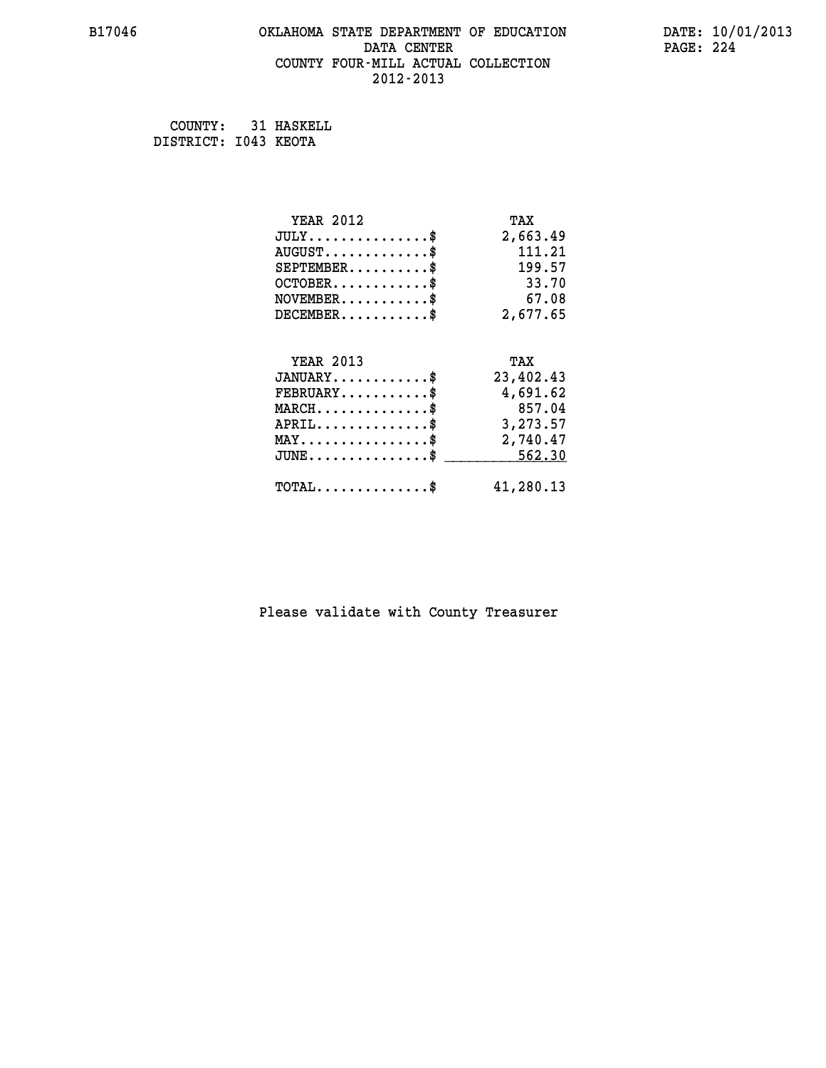B17046 OKLAHOMA STATE DEPARTMENT OF EDUCATION DATA CENTER COUNTY FOUR-MILL ACTUAL COLLECTION 2012-2013

DATE: 10/01/2013

COUNTY: 31 HASKELL
DISTRICT: I043 KEOTA

| YEAR 2012 | TAX |
|---|---|
| JULY..............$ | 2,663.49 |
| AUGUST............$ | 111.21 |
| SEPTEMBER.........$ | 199.57 |
| OCTOBER...........$ | 33.70 |
| NOVEMBER..........$ | 67.08 |
| DECEMBER..........$ | 2,677.65 |

| YEAR 2013 | TAX |
|---|---|
| JANUARY...........$ | 23,402.43 |
| FEBRUARY..........$ | 4,691.62 |
| MARCH.............$ | 857.04 |
| APRIL.............$ | 3,273.57 |
| MAY...............$ | 2,740.47 |
| JUNE..............$ | 562.30 |
| TOTAL.............$ | 41,280.13 |

Please validate with County Treasurer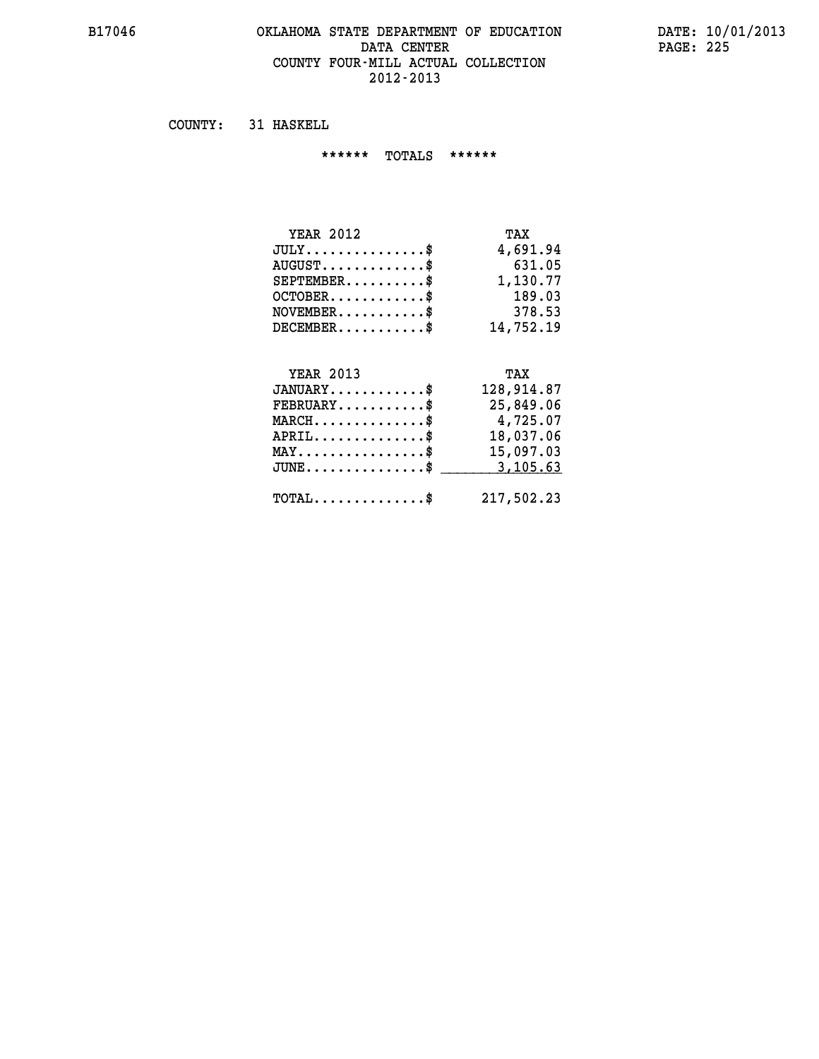# OKLAHOMA STATE DEPARTMENT OF EDUCATION
## DATA CENTER
## COUNTY FOUR-MILL ACTUAL COLLECTION
## 2012-2013

B17046

DATE: 10/01/2013

COUNTY: 31 HASKELL

****** TOTALS ******

| YEAR 2012 | TAX |
|---|---|
| JULY..............$ | 4,691.94 |
| AUGUST............$ | 631.05 |
| SEPTEMBER.........$ | 1,130.77 |
| OCTOBER...........$ | 189.03 |
| NOVEMBER..........$ | 378.53 |
| DECEMBER..........$ | 14,752.19 |

| YEAR 2013 | TAX |
|---|---|
| JANUARY...........$ | 128,914.87 |
| FEBRUARY..........$ | 25,849.06 |
| MARCH.............$ | 4,725.07 |
| APRIL.............$ | 18,037.06 |
| MAY...............$ | 15,097.03 |
| JUNE..............$ | 3,105.63 |
| TOTAL.............$ | 217,502.23 |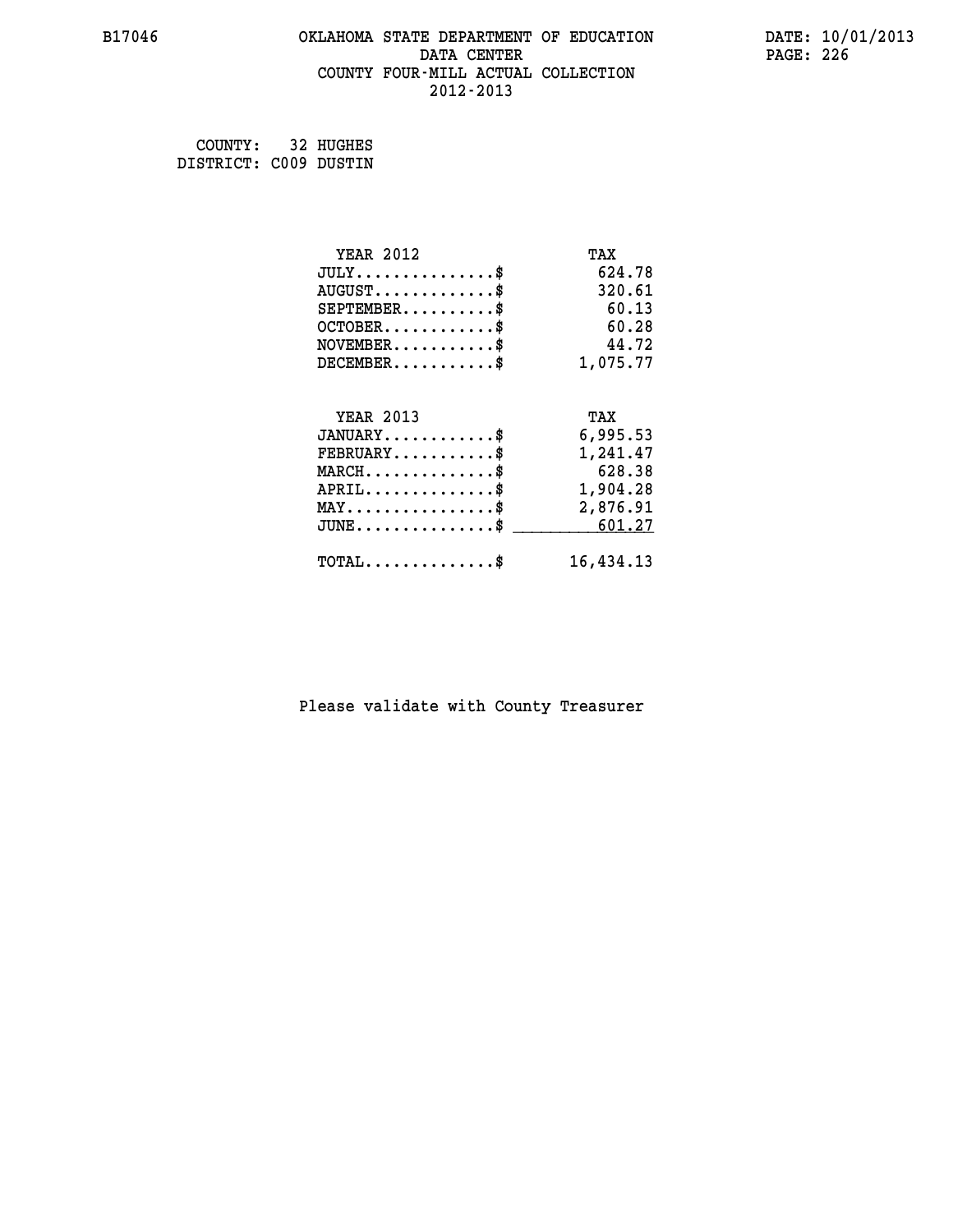B17046 OKLAHOMA STATE DEPARTMENT OF EDUCATION DATA CENTER COUNTY FOUR-MILL ACTUAL COLLECTION 2012-2013

DATE: 10/01/2013

COUNTY: 32 HUGHES
DISTRICT: C009 DUSTIN

| YEAR 2012 | TAX |
|---|---|
| JULY...............$ | 624.78 |
| AUGUST.............$ | 320.61 |
| SEPTEMBER..........$ | 60.13 |
| OCTOBER............$ | 60.28 |
| NOVEMBER...........$ | 44.72 |
| DECEMBER...........$ | 1,075.77 |

| YEAR 2013 | TAX |
|---|---|
| JANUARY............$ | 6,995.53 |
| FEBRUARY...........$ | 1,241.47 |
| MARCH..............$ | 628.38 |
| APRIL..............$ | 1,904.28 |
| MAY................$ | 2,876.91 |
| JUNE...............$ | 601.27 |
| TOTAL..............$ | 16,434.13 |

Please validate with County Treasurer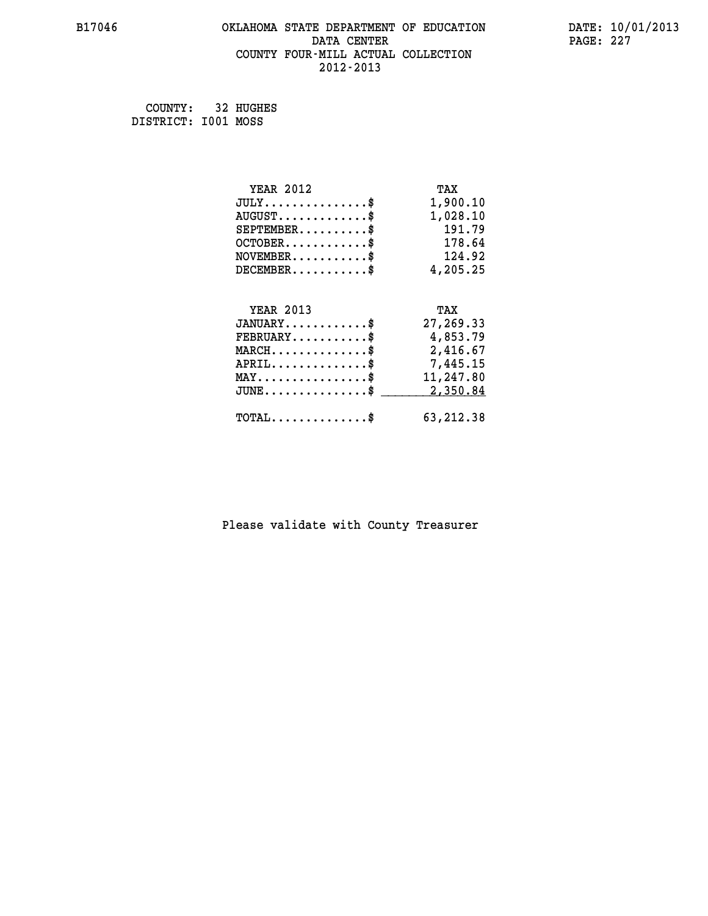B17046 OKLAHOMA STATE DEPARTMENT OF EDUCATION DATE: 10/01/2013

DATA CENTER

COUNTY FOUR-MILL ACTUAL COLLECTION

2012-2013

COUNTY: 32 HUGHES

DISTRICT: I001 MOSS

| YEAR 2012 | TAX |
|---|---|
| JULY...............$ | 1,900.10 |
| AUGUST.............$ | 1,028.10 |
| SEPTEMBER..........$ | 191.79 |
| OCTOBER............$ | 178.64 |
| NOVEMBER...........$ | 124.92 |
| DECEMBER...........$ | 4,205.25 |

| YEAR 2013 | TAX |
|---|---|
| JANUARY............$ | 27,269.33 |
| FEBRUARY...........$ | 4,853.79 |
| MARCH..............$ | 2,416.67 |
| APRIL..............$ | 7,445.15 |
| MAY................$ | 11,247.80 |
| JUNE...............$ | 2,350.84 |
| TOTAL..............$ | 63,212.38 |

Please validate with County Treasurer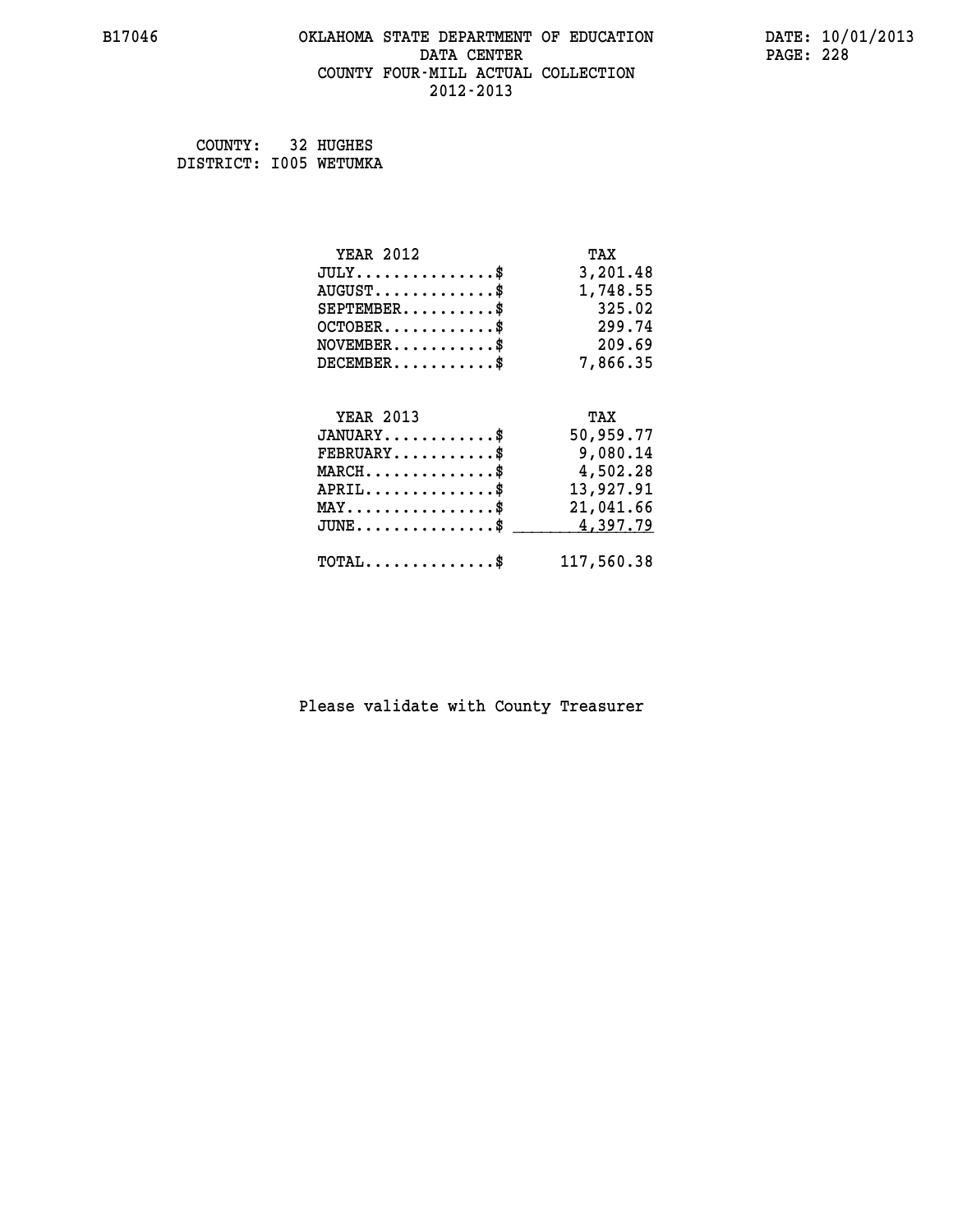B17046 OKLAHOMA STATE DEPARTMENT OF EDUCATION DATA CENTER COUNTY FOUR-MILL ACTUAL COLLECTION 2012-2013

DATE: 10/01/2013

COUNTY: 32 HUGHES
DISTRICT: I005 WETUMKA

| YEAR 2012 | TAX |
|---|---|
| JULY..............$ | 3,201.48 |
| AUGUST............$ | 1,748.55 |
| SEPTEMBER.........$ | 325.02 |
| OCTOBER...........$ | 299.74 |
| NOVEMBER..........$ | 209.69 |
| DECEMBER..........$ | 7,866.35 |

| YEAR 2013 | TAX |
|---|---|
| JANUARY...........$ | 50,959.77 |
| FEBRUARY..........$ | 9,080.14 |
| MARCH.............$ | 4,502.28 |
| APRIL.............$ | 13,927.91 |
| MAY...............$ | 21,041.66 |
| JUNE..............$ | 4,397.79 |
| TOTAL.............$ | 117,560.38 |

Please validate with County Treasurer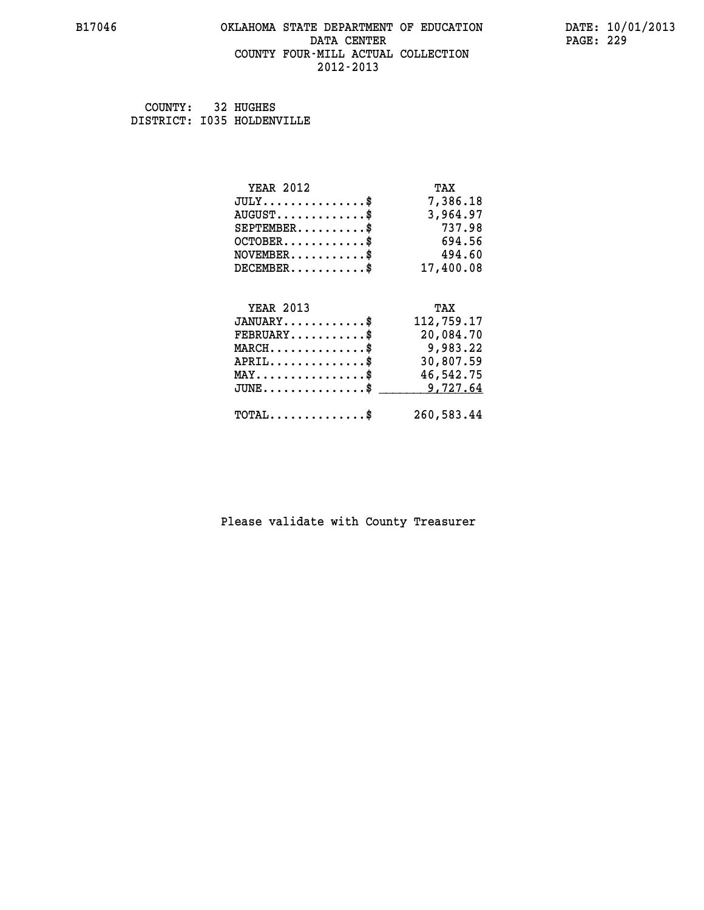B17046 OKLAHOMA STATE DEPARTMENT OF EDUCATION DATE: 10/01/2013
DATA CENTER
COUNTY FOUR-MILL ACTUAL COLLECTION
2012-2013

COUNTY: 32 HUGHES
DISTRICT: I035 HOLDENVILLE

| YEAR 2012 | TAX |
|---|---|
| JULY...............$ | 7,386.18 |
| AUGUST.............$ | 3,964.97 |
| SEPTEMBER..........$ | 737.98 |
| OCTOBER............$ | 694.56 |
| NOVEMBER...........$ | 494.60 |
| DECEMBER...........$ | 17,400.08 |

| YEAR 2013 | TAX |
|---|---|
| JANUARY............$ | 112,759.17 |
| FEBRUARY...........$ | 20,084.70 |
| MARCH..............$ | 9,983.22 |
| APRIL..............$ | 30,807.59 |
| MAY................$ | 46,542.75 |
| JUNE...............$ | 9,727.64 |
| TOTAL..............$ | 260,583.44 |

Please validate with County Treasurer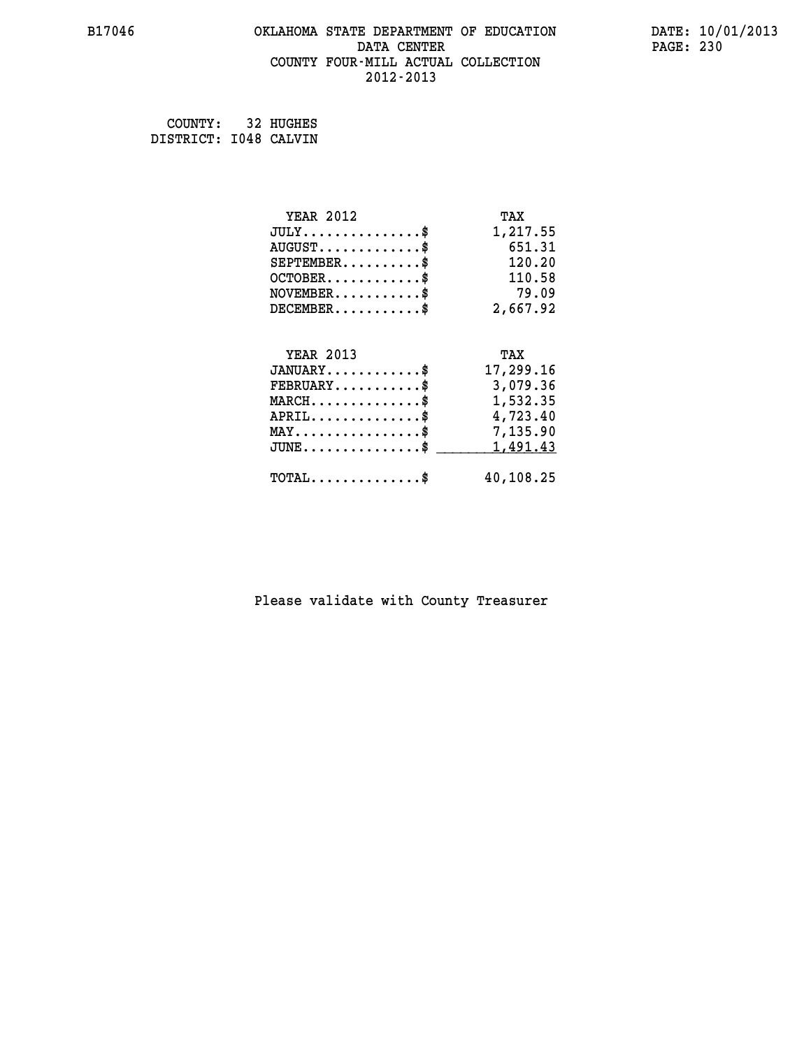B17046

# OKLAHOMA STATE DEPARTMENT OF EDUCATION
## DATA CENTER
## COUNTY FOUR-MILL ACTUAL COLLECTION
## 2012-2013

DATE: 10/01/2013

COUNTY: 32 HUGHES
DISTRICT: I048 CALVIN

| YEAR 2012 | TAX |
|---|---|
| JULY...............$ | 1,217.55 |
| AUGUST.............$ | 651.31 |
| SEPTEMBER..........$ | 120.20 |
| OCTOBER............$ | 110.58 |
| NOVEMBER...........$ | 79.09 |
| DECEMBER...........$ | 2,667.92 |

| YEAR 2013 | TAX |
|---|---|
| JANUARY............$ | 17,299.16 |
| FEBRUARY...........$ | 3,079.36 |
| MARCH..............$ | 1,532.35 |
| APRIL..............$ | 4,723.40 |
| MAY................$ | 7,135.90 |
| JUNE...............$ | 1,491.43 |
| TOTAL..............$ | 40,108.25 |

Please validate with County Treasurer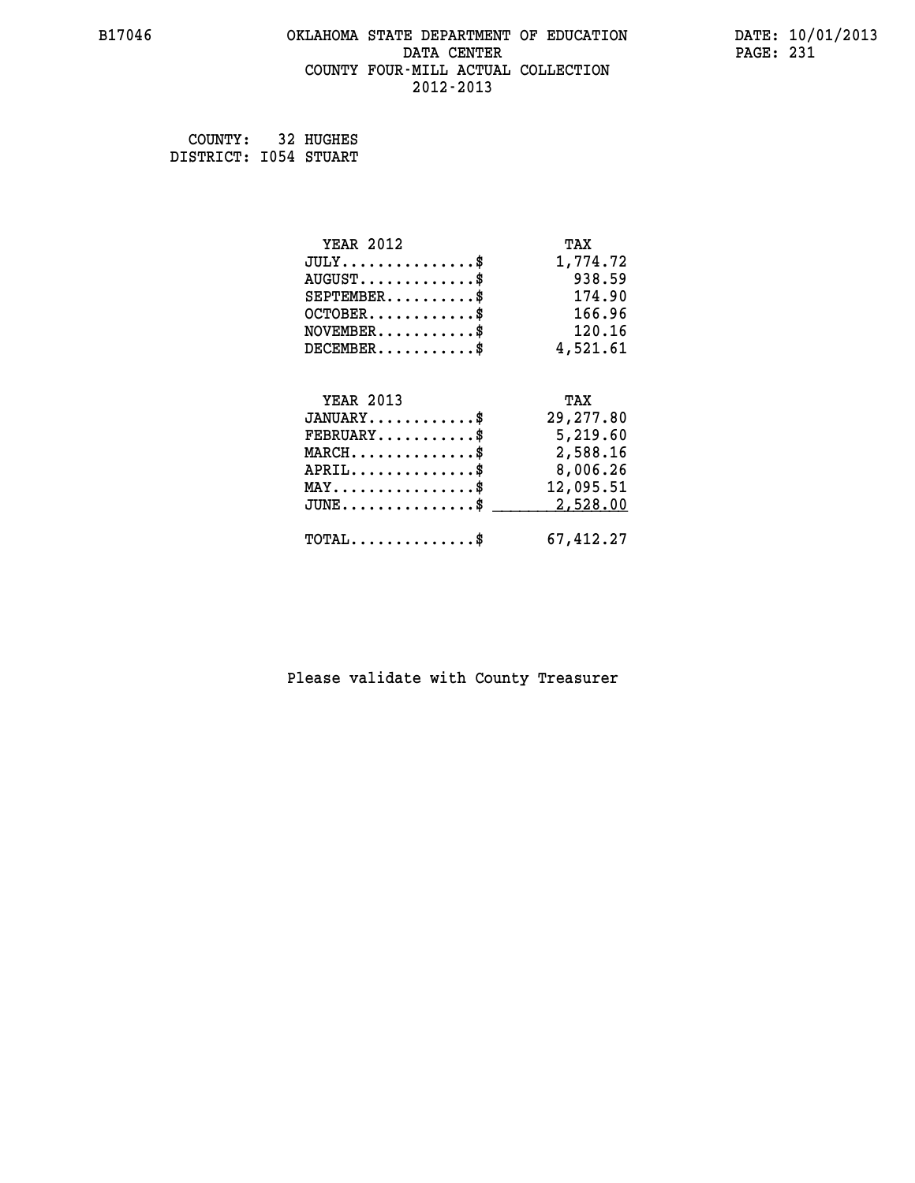# OKLAHOMA STATE DEPARTMENT OF EDUCATION
## DATA CENTER
## COUNTY FOUR-MILL ACTUAL COLLECTION
## 2012-2013

B17046 DATE: 10/01/2013

COUNTY: 32 HUGHES
DISTRICT: I054 STUART

| YEAR 2012 | TAX |
|---|---|
| JULY..............$ | 1,774.72 |
| AUGUST............$ | 938.59 |
| SEPTEMBER.........$ | 174.90 |
| OCTOBER...........$ | 166.96 |
| NOVEMBER..........$ | 120.16 |
| DECEMBER..........$ | 4,521.61 |

| YEAR 2013 | TAX |
|---|---|
| JANUARY...........$ | 29,277.80 |
| FEBRUARY..........$ | 5,219.60 |
| MARCH.............$ | 2,588.16 |
| APRIL.............$ | 8,006.26 |
| MAY...............$ | 12,095.51 |
| JUNE..............$ | 2,528.00 |
| TOTAL.............$ | 67,412.27 |

Please validate with County Treasurer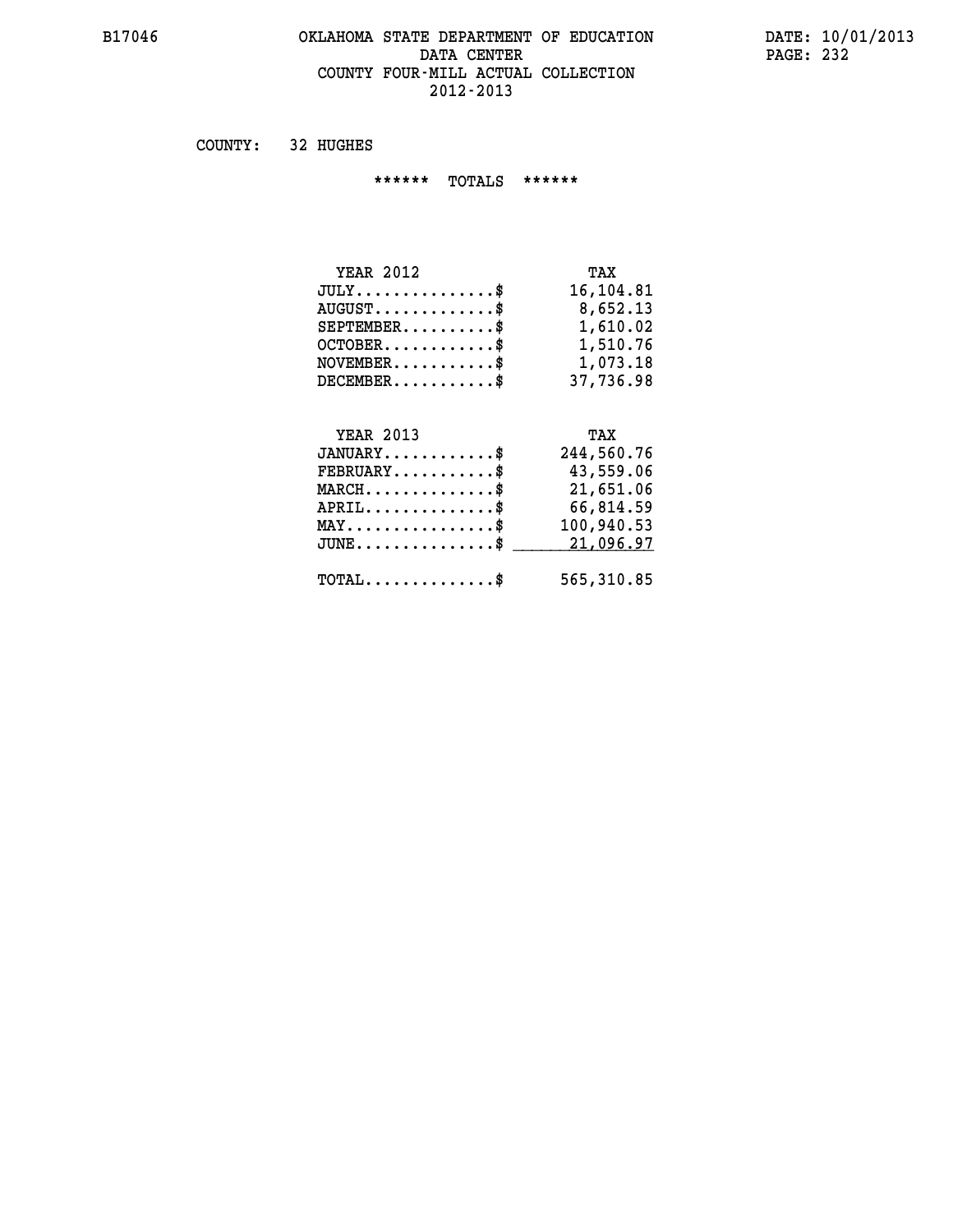# OKLAHOMA STATE DEPARTMENT OF EDUCATION
## DATA CENTER
## COUNTY FOUR-MILL ACTUAL COLLECTION
## 2012-2013

COUNTY: 32 HUGHES

****** TOTALS ******

| YEAR 2012 | TAX |
|---|---|
| JULY...............$ | 16,104.81 |
| AUGUST.............$ | 8,652.13 |
| SEPTEMBER..........$ | 1,610.02 |
| OCTOBER............$ | 1,510.76 |
| NOVEMBER...........$ | 1,073.18 |
| DECEMBER...........$ | 37,736.98 |

| YEAR 2013 | TAX |
|---|---|
| JANUARY............$ | 244,560.76 |
| FEBRUARY...........$ | 43,559.06 |
| MARCH..............$ | 21,651.06 |
| APRIL..............$ | 66,814.59 |
| MAY................$ | 100,940.53 |
| JUNE...............$ | 21,096.97 |
| TOTAL..............$ | 565,310.85 |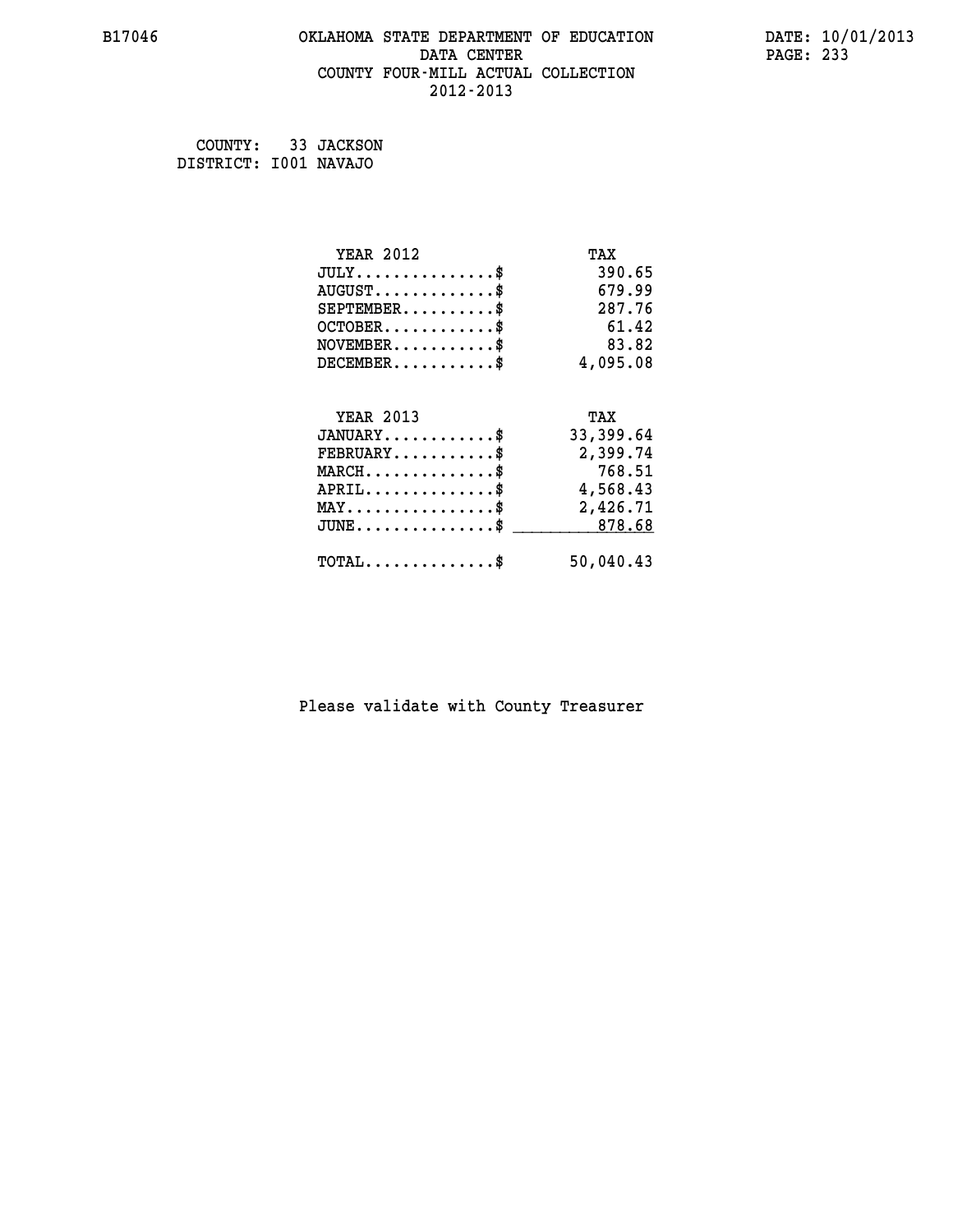OKLAHOMA STATE DEPARTMENT OF EDUCATION
DATA CENTER
COUNTY FOUR-MILL ACTUAL COLLECTION
2012-2013

COUNTY: 33 JACKSON
DISTRICT: I001 NAVAJO

| YEAR 2012 | TAX |
|---|---|
| JULY..............$ | 390.65 |
| AUGUST............$ | 679.99 |
| SEPTEMBER.........$ | 287.76 |
| OCTOBER...........$ | 61.42 |
| NOVEMBER..........$ | 83.82 |
| DECEMBER..........$ | 4,095.08 |

| YEAR 2013 | TAX |
|---|---|
| JANUARY...........$ | 33,399.64 |
| FEBRUARY..........$ | 2,399.74 |
| MARCH.............$ | 768.51 |
| APRIL.............$ | 4,568.43 |
| MAY...............$ | 2,426.71 |
| JUNE..............$ | 878.68 |
| TOTAL.............$ | 50,040.43 |

Please validate with County Treasurer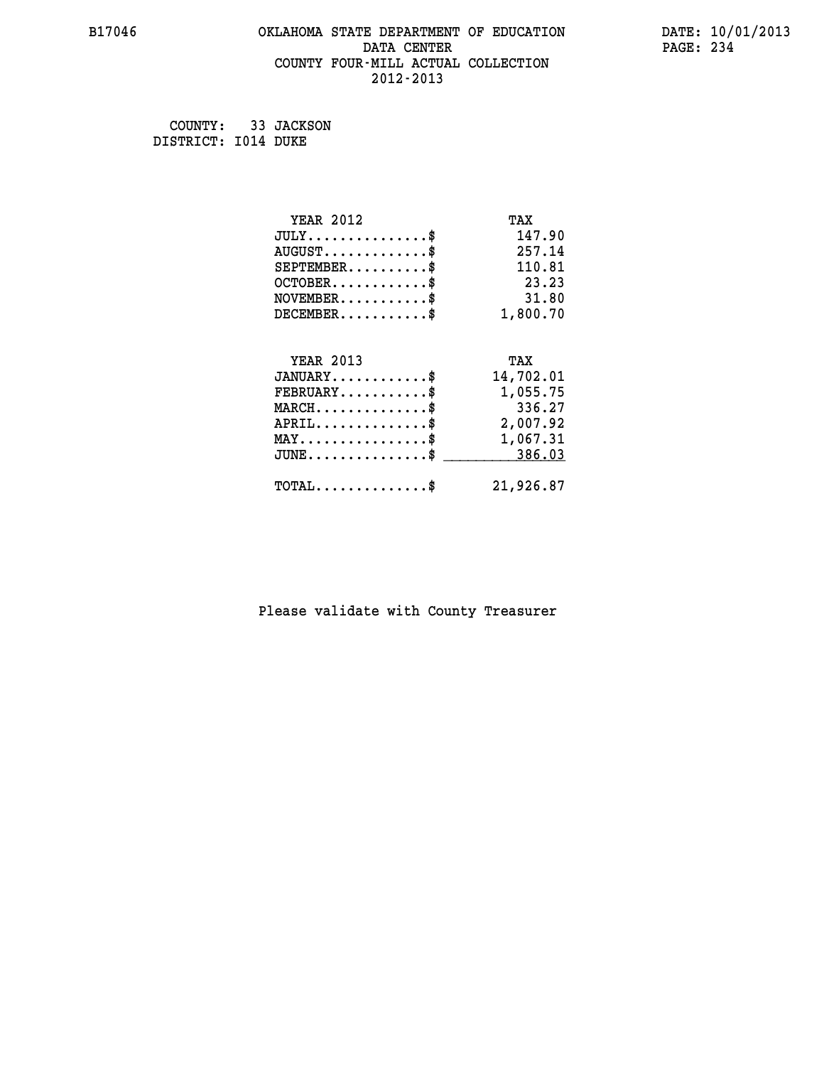B17046 OKLAHOMA STATE DEPARTMENT OF EDUCATION DATA CENTER COUNTY FOUR-MILL ACTUAL COLLECTION 2012-2013

DATE: 10/01/2013

COUNTY: 33 JACKSON
DISTRICT: I014 DUKE

| YEAR 2012 | TAX |
|---|---|
| JULY...............$ | 147.90 |
| AUGUST.............$ | 257.14 |
| SEPTEMBER..........$ | 110.81 |
| OCTOBER............$ | 23.23 |
| NOVEMBER...........$ | 31.80 |
| DECEMBER...........$ | 1,800.70 |

| YEAR 2013 | TAX |
|---|---|
| JANUARY............$ | 14,702.01 |
| FEBRUARY...........$ | 1,055.75 |
| MARCH..............$ | 336.27 |
| APRIL..............$ | 2,007.92 |
| MAY................$ | 1,067.31 |
| JUNE...............$ | 386.03 |
| TOTAL..............$ | 21,926.87 |

Please validate with County Treasurer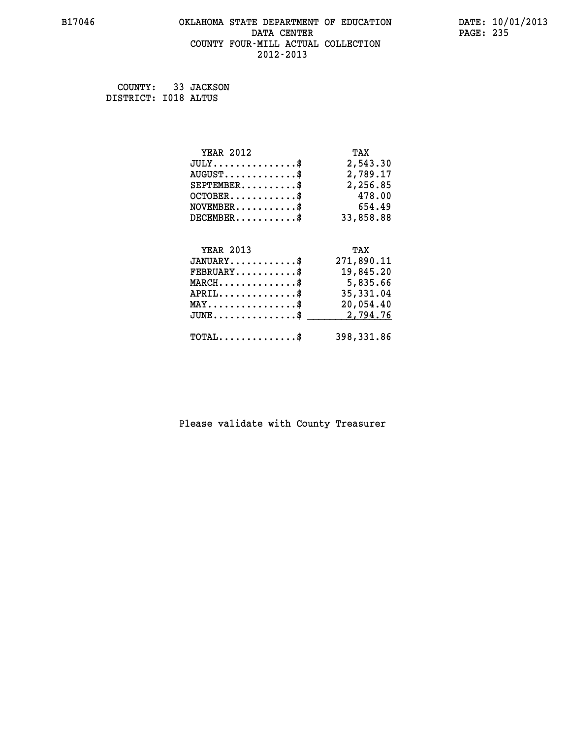B17046 OKLAHOMA STATE DEPARTMENT OF EDUCATION DATA CENTER COUNTY FOUR-MILL ACTUAL COLLECTION 2012-2013

DATE: 10/01/2013

COUNTY: 33 JACKSON
DISTRICT: I018 ALTUS

| YEAR 2012 | TAX |
|---|---|
| JULY...............$ | 2,543.30 |
| AUGUST.............$ | 2,789.17 |
| SEPTEMBER..........$ | 2,256.85 |
| OCTOBER............$ | 478.00 |
| NOVEMBER...........$ | 654.49 |
| DECEMBER...........$ | 33,858.88 |

| YEAR 2013 | TAX |
|---|---|
| JANUARY............$ | 271,890.11 |
| FEBRUARY...........$ | 19,845.20 |
| MARCH..............$ | 5,835.66 |
| APRIL..............$ | 35,331.04 |
| MAY................$ | 20,054.40 |
| JUNE...............$ | 2,794.76 |
| TOTAL..............$ | 398,331.86 |

Please validate with County Treasurer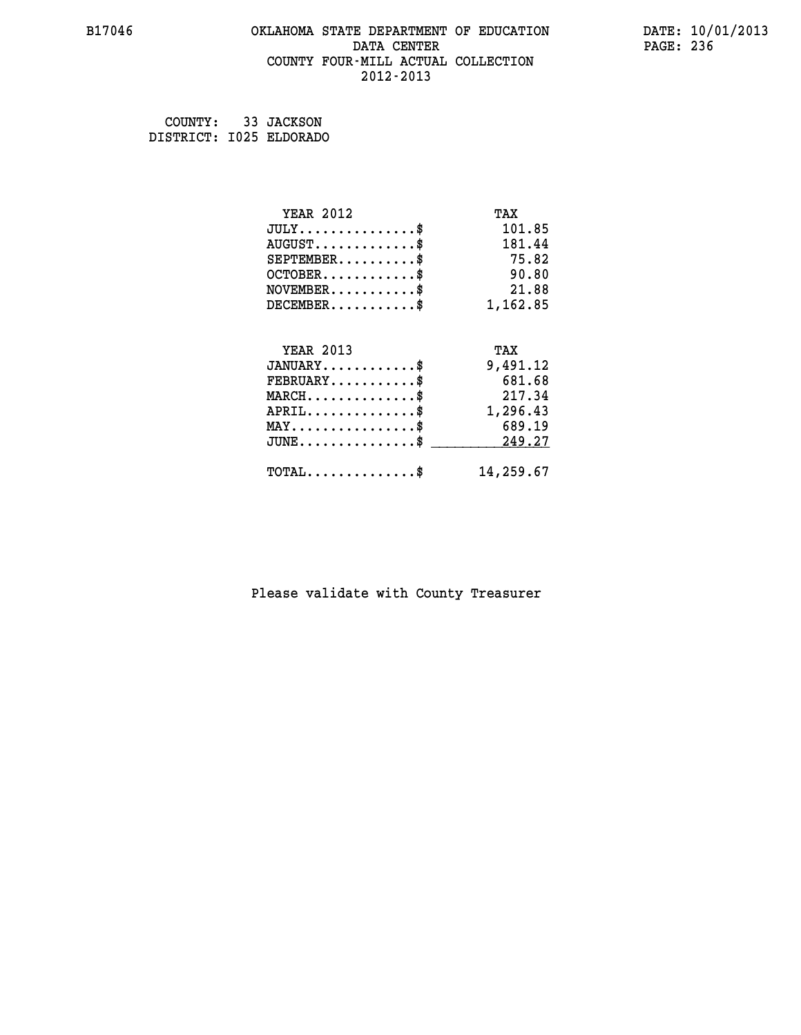# OKLAHOMA STATE DEPARTMENT OF EDUCATION
## DATA CENTER
## COUNTY FOUR-MILL ACTUAL COLLECTION
## 2012-2013

B17046 DATE: 10/01/2013

COUNTY: 33 JACKSON
DISTRICT: I025 ELDORADO

| YEAR 2012 | TAX |
|---|---|
| JULY..............$ | 101.85 |
| AUGUST............$ | 181.44 |
| SEPTEMBER.........$ | 75.82 |
| OCTOBER...........$ | 90.80 |
| NOVEMBER..........$ | 21.88 |
| DECEMBER..........$ | 1,162.85 |

| YEAR 2013 | TAX |
|---|---|
| JANUARY...........$ | 9,491.12 |
| FEBRUARY..........$ | 681.68 |
| MARCH.............$ | 217.34 |
| APRIL.............$ | 1,296.43 |
| MAY...............$ | 689.19 |
| JUNE..............$ | 249.27 |
| TOTAL.............$ | 14,259.67 |

Please validate with County Treasurer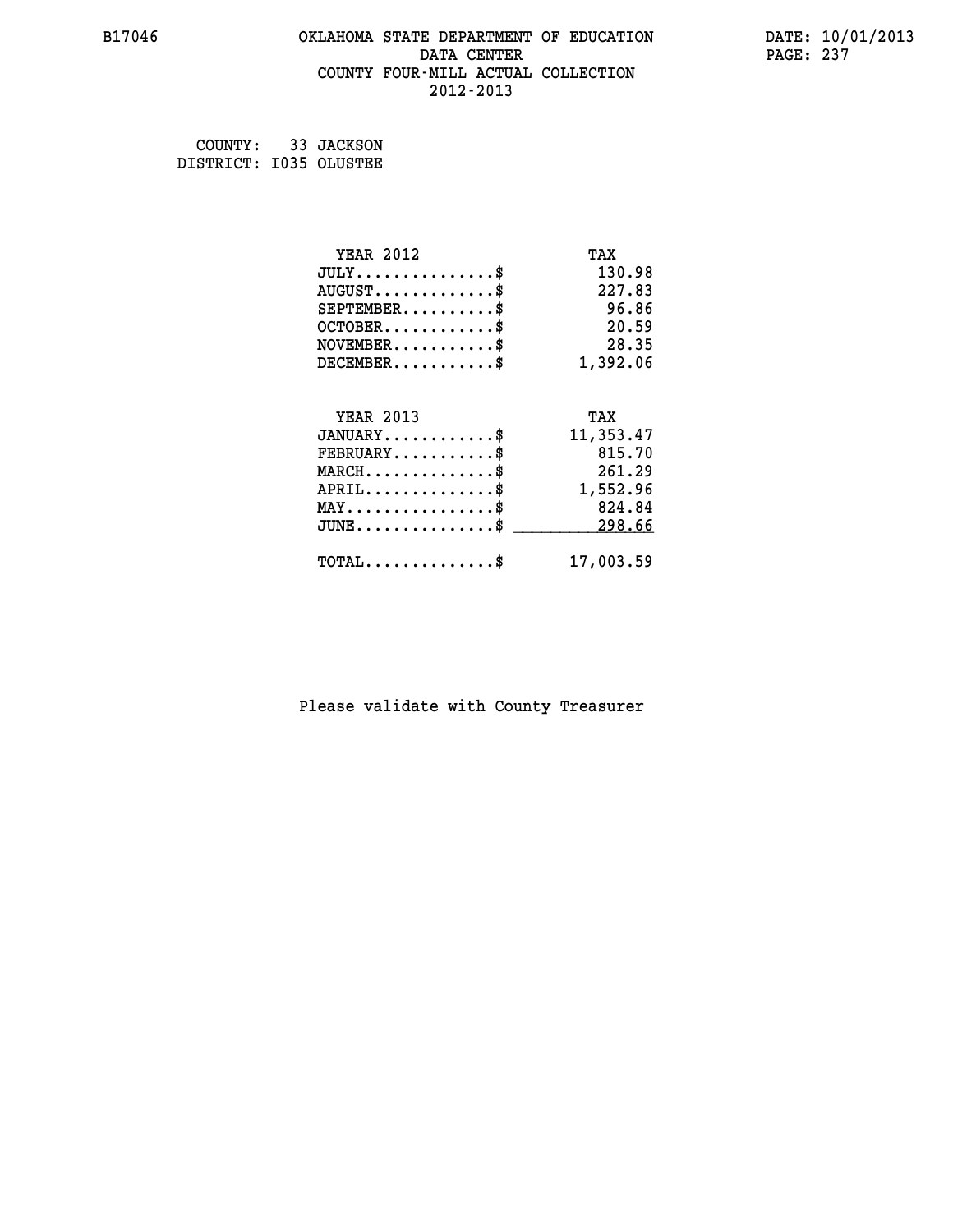# OKLAHOMA STATE DEPARTMENT OF EDUCATION
## DATA CENTER
## COUNTY FOUR-MILL ACTUAL COLLECTION
## 2012-2013

B17046

DATE: 10/01/2013
PAGE: 237

COUNTY: 33 JACKSON
DISTRICT: I035 OLUSTEE

| YEAR 2012 | TAX |
|---|---|
| JULY...............$ | 130.98 |
| AUGUST.............$ | 227.83 |
| SEPTEMBER..........$ | 96.86 |
| OCTOBER............$ | 20.59 |
| NOVEMBER...........$ | 28.35 |
| DECEMBER...........$ | 1,392.06 |

| YEAR 2013 | TAX |
|---|---|
| JANUARY............$ | 11,353.47 |
| FEBRUARY...........$ | 815.70 |
| MARCH..............$ | 261.29 |
| APRIL..............$ | 1,552.96 |
| MAY................$ | 824.84 |
| JUNE...............$ | 298.66 |
| TOTAL..............$ | 17,003.59 |

Please validate with County Treasurer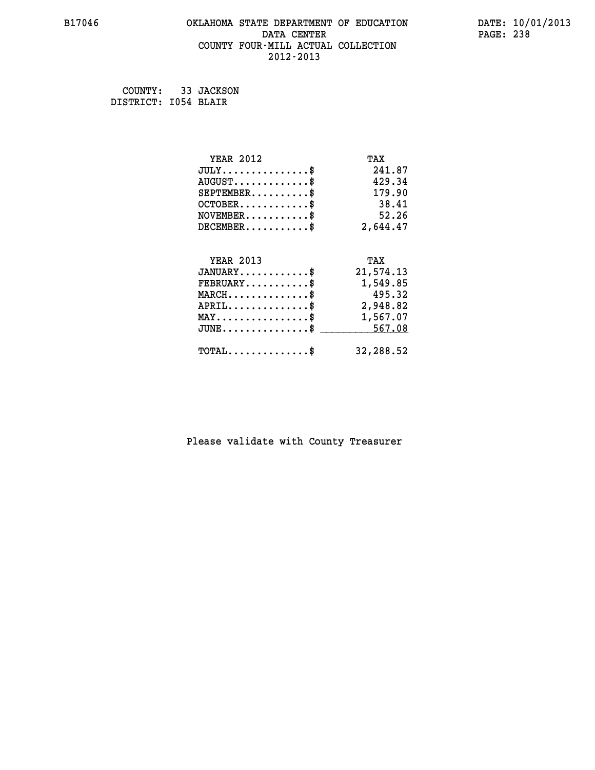B17046 OKLAHOMA STATE DEPARTMENT OF EDUCATION DATE: 10/01/2013
DATA CENTER
COUNTY FOUR-MILL ACTUAL COLLECTION
2012-2013

COUNTY: 33 JACKSON
DISTRICT: I054 BLAIR

| YEAR 2012 | TAX |
|---|---|
| JULY...............$ | 241.87 |
| AUGUST.............$ | 429.34 |
| SEPTEMBER..........$ | 179.90 |
| OCTOBER............$ | 38.41 |
| NOVEMBER...........$ | 52.26 |
| DECEMBER...........$ | 2,644.47 |

| YEAR 2013 | TAX |
|---|---|
| JANUARY............$ | 21,574.13 |
| FEBRUARY...........$ | 1,549.85 |
| MARCH..............$ | 495.32 |
| APRIL..............$ | 2,948.82 |
| MAY................$ | 1,567.07 |
| JUNE...............$ | 567.08 |
| TOTAL..............$ | 32,288.52 |

Please validate with County Treasurer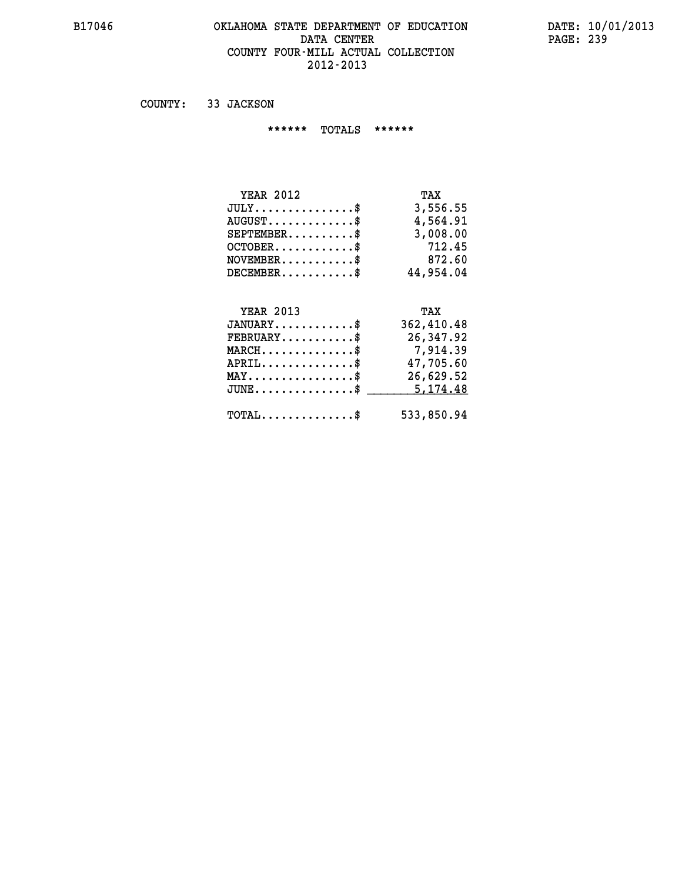B17046 OKLAHOMA STATE DEPARTMENT OF EDUCATION DATE: 10/01/2013
DATA CENTER PAGE: 239
COUNTY FOUR-MILL ACTUAL COLLECTION
2012-2013

COUNTY: 33 JACKSON

****** TOTALS ******

| YEAR 2012 | TAX |
|---|---|
| JULY...............$ | 3,556.55 |
| AUGUST.............$ | 4,564.91 |
| SEPTEMBER..........$ | 3,008.00 |
| OCTOBER............$ | 712.45 |
| NOVEMBER...........$ | 872.60 |
| DECEMBER...........$ | 44,954.04 |

| YEAR 2013 | TAX |
|---|---|
| JANUARY............$ | 362,410.48 |
| FEBRUARY...........$ | 26,347.92 |
| MARCH..............$ | 7,914.39 |
| APRIL..............$ | 47,705.60 |
| MAY................$ | 26,629.52 |
| JUNE...............$ | 5,174.48 |
| TOTAL..............$ | 533,850.94 |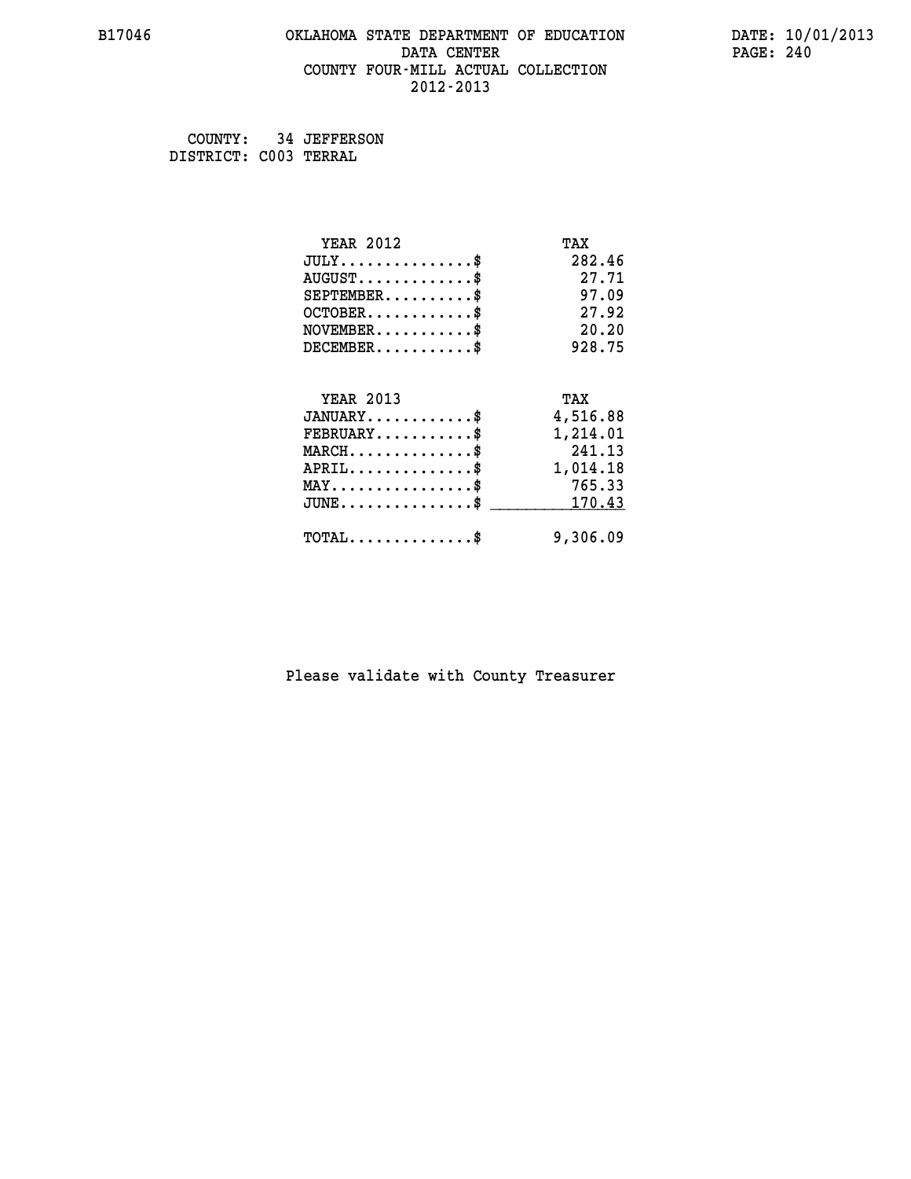# OKLAHOMA STATE DEPARTMENT OF EDUCATION
## DATA CENTER
## COUNTY FOUR-MILL ACTUAL COLLECTION
## 2012-2013

COUNTY: 34 JEFFERSON
DISTRICT: C003 TERRAL

| YEAR 2012 | TAX |
|---|---|
| JULY...............$ | 282.46 |
| AUGUST.............$ | 27.71 |
| SEPTEMBER..........$ | 97.09 |
| OCTOBER............$ | 27.92 |
| NOVEMBER...........$ | 20.20 |
| DECEMBER...........$ | 928.75 |

| YEAR 2013 | TAX |
|---|---|
| JANUARY............$ | 4,516.88 |
| FEBRUARY...........$ | 1,214.01 |
| MARCH..............$ | 241.13 |
| APRIL..............$ | 1,014.18 |
| MAY................$ | 765.33 |
| JUNE...............$ | 170.43 |
| TOTAL..............$ | 9,306.09 |

Please validate with County Treasurer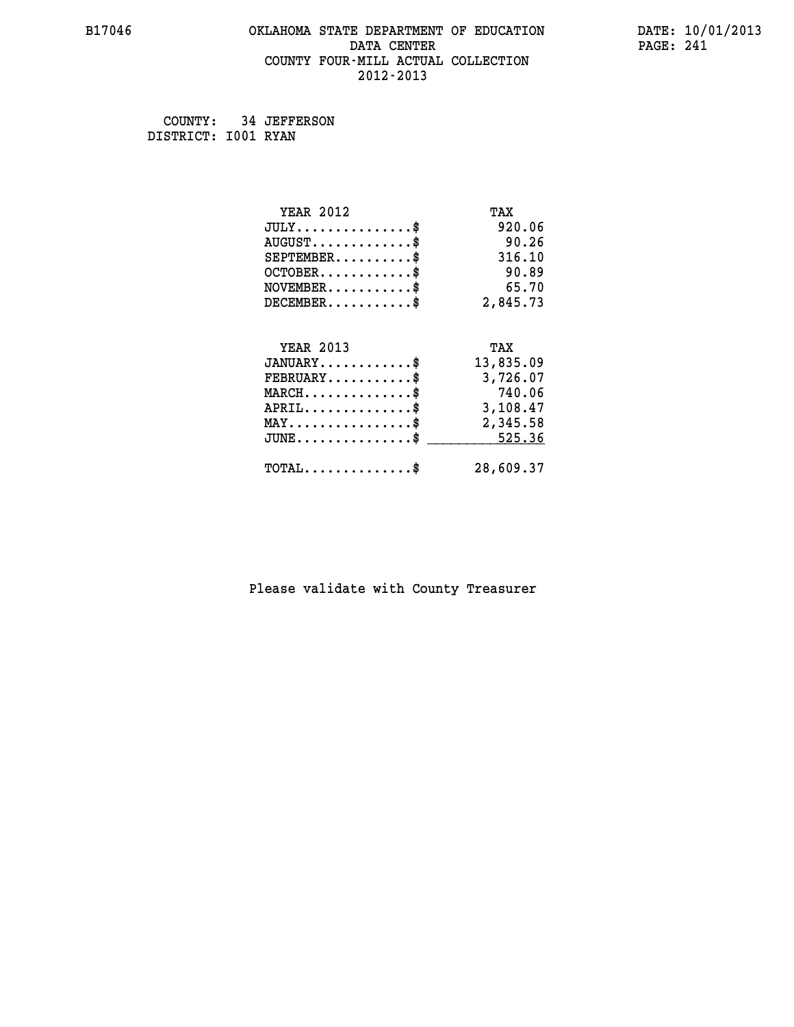COUNTY: 34 JEFFERSON
DISTRICT: I001 RYAN

| YEAR 2012 | TAX |
|---|---|
| JULY...............$ | 920.06 |
| AUGUST.............$ | 90.26 |
| SEPTEMBER..........$ | 316.10 |
| OCTOBER............$ | 90.89 |
| NOVEMBER...........$ | 65.70 |
| DECEMBER...........$ | 2,845.73 |

| YEAR 2013 | TAX |
|---|---|
| JANUARY............$ | 13,835.09 |
| FEBRUARY...........$ | 3,726.07 |
| MARCH..............$ | 740.06 |
| APRIL..............$ | 3,108.47 |
| MAY................$ | 2,345.58 |
| JUNE...............$ | 525.36 |
| TOTAL..............$ | 28,609.37 |

Please validate with County Treasurer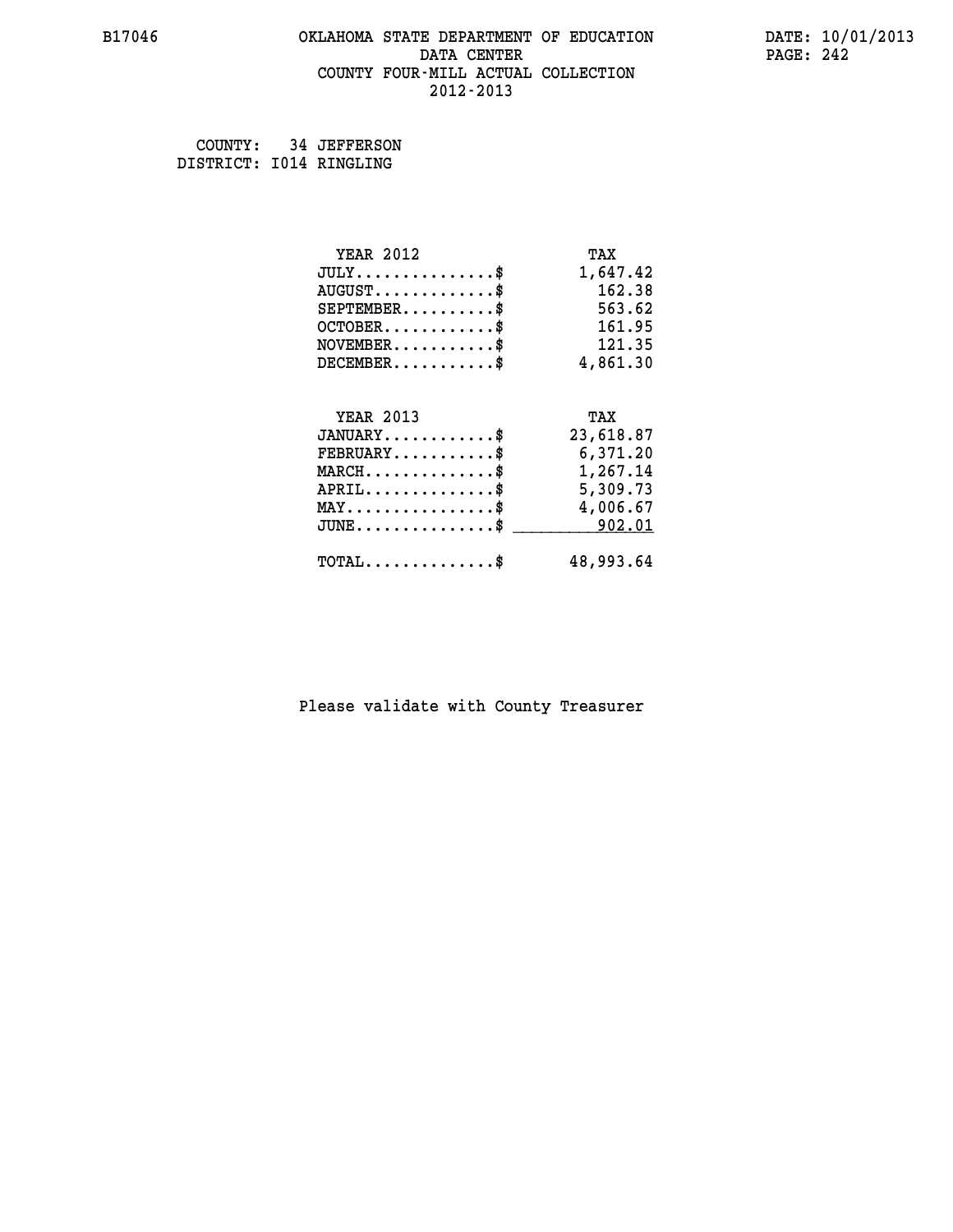# OKLAHOMA STATE DEPARTMENT OF EDUCATION
## DATA CENTER
## COUNTY FOUR-MILL ACTUAL COLLECTION
## 2012-2013

B17046

DATE: 10/01/2013

COUNTY: 34 JEFFERSON
DISTRICT: I014 RINGLING

| YEAR 2012 | TAX |
|---|---|
| JULY..............$ | 1,647.42 |
| AUGUST............$ | 162.38 |
| SEPTEMBER..........$ | 563.62 |
| OCTOBER...........$ | 161.95 |
| NOVEMBER..........$ | 121.35 |
| DECEMBER..........$ | 4,861.30 |

| YEAR 2013 | TAX |
|---|---|
| JANUARY...........$ | 23,618.87 |
| FEBRUARY..........$ | 6,371.20 |
| MARCH.............$ | 1,267.14 |
| APRIL.............$ | 5,309.73 |
| MAY...............$ | 4,006.67 |
| JUNE..............$ | 902.01 |
| TOTAL.............$ | 48,993.64 |

Please validate with County Treasurer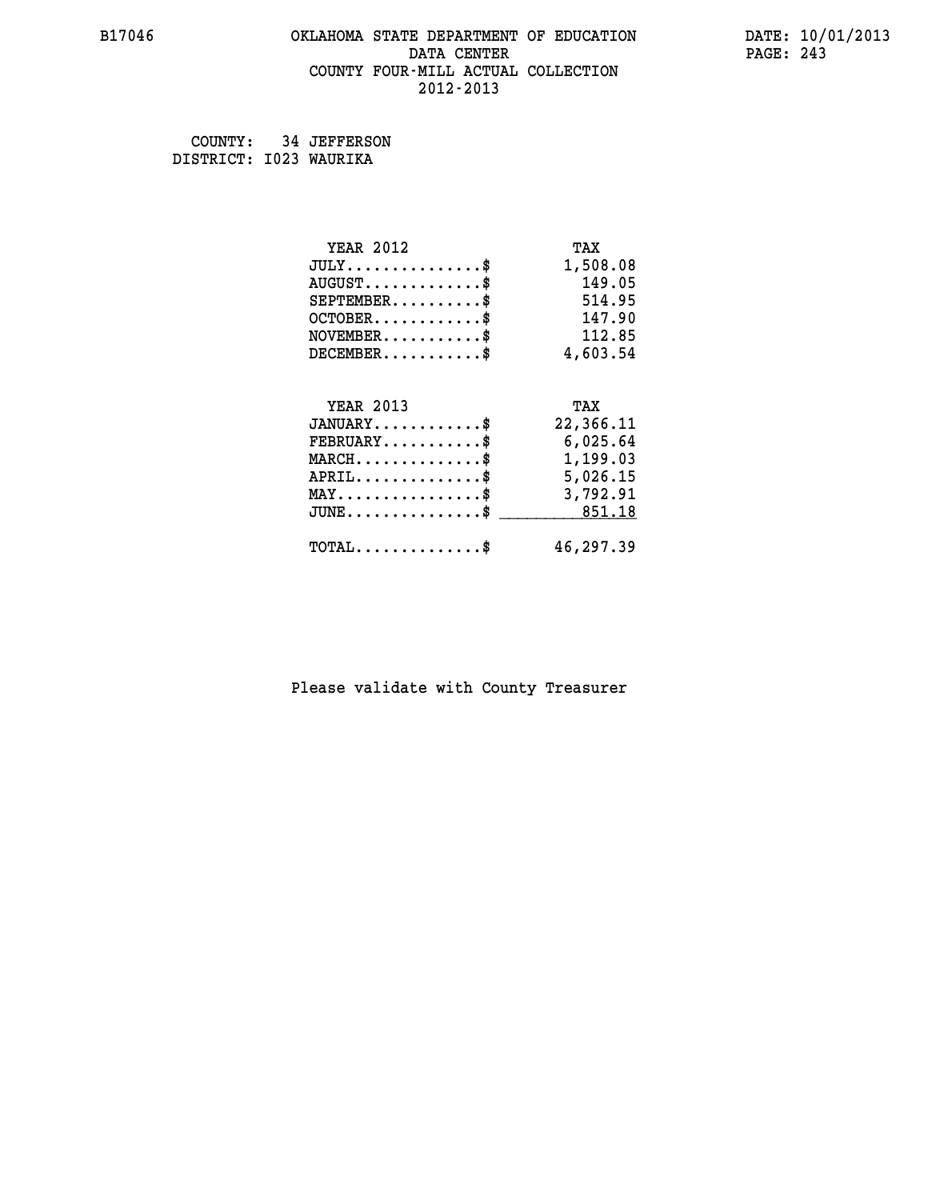B17046 OKLAHOMA STATE DEPARTMENT OF EDUCATION DATE: 10/01/2013

DATA CENTER

COUNTY FOUR-MILL ACTUAL COLLECTION

2012-2013

COUNTY: 34 JEFFERSON
DISTRICT: I023 WAURIKA

| YEAR 2012 | TAX |
|---|---|
| JULY...............$ | 1,508.08 |
| AUGUST.............$ | 149.05 |
| SEPTEMBER..........$ | 514.95 |
| OCTOBER............$ | 147.90 |
| NOVEMBER...........$ | 112.85 |
| DECEMBER...........$ | 4,603.54 |

| YEAR 2013 | TAX |
|---|---|
| JANUARY............$ | 22,366.11 |
| FEBRUARY...........$ | 6,025.64 |
| MARCH..............$ | 1,199.03 |
| APRIL..............$ | 5,026.15 |
| MAY................$ | 3,792.91 |
| JUNE...............$ | 851.18 |
| TOTAL..............$ | 46,297.39 |

Please validate with County Treasurer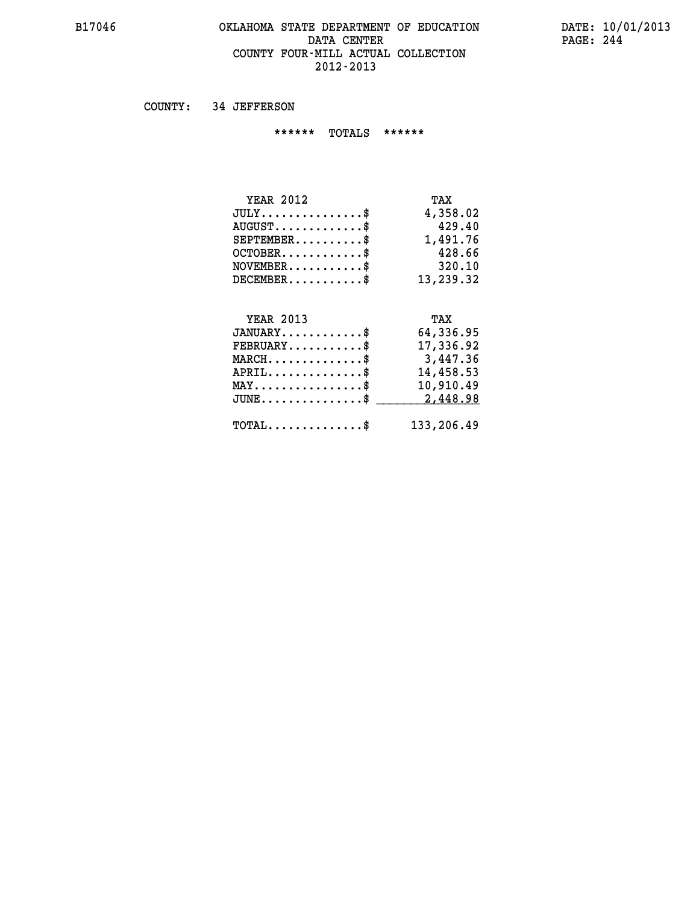COUNTY: 34 JEFFERSON

****** TOTALS ******

| YEAR 2012 | TAX |
|---|---|
| JULY..............$ | 4,358.02 |
| AUGUST.............$ | 429.40 |
| SEPTEMBER..........$ | 1,491.76 |
| OCTOBER............$ | 428.66 |
| NOVEMBER...........$ | 320.10 |
| DECEMBER...........$ | 13,239.32 |

| YEAR 2013 | TAX |
|---|---|
| JANUARY............$ | 64,336.95 |
| FEBRUARY...........$ | 17,336.92 |
| MARCH..............$ | 3,447.36 |
| APRIL..............$ | 14,458.53 |
| MAY................$ | 10,910.49 |
| JUNE...............$ | 2,448.98 |
| TOTAL..............$ | 133,206.49 |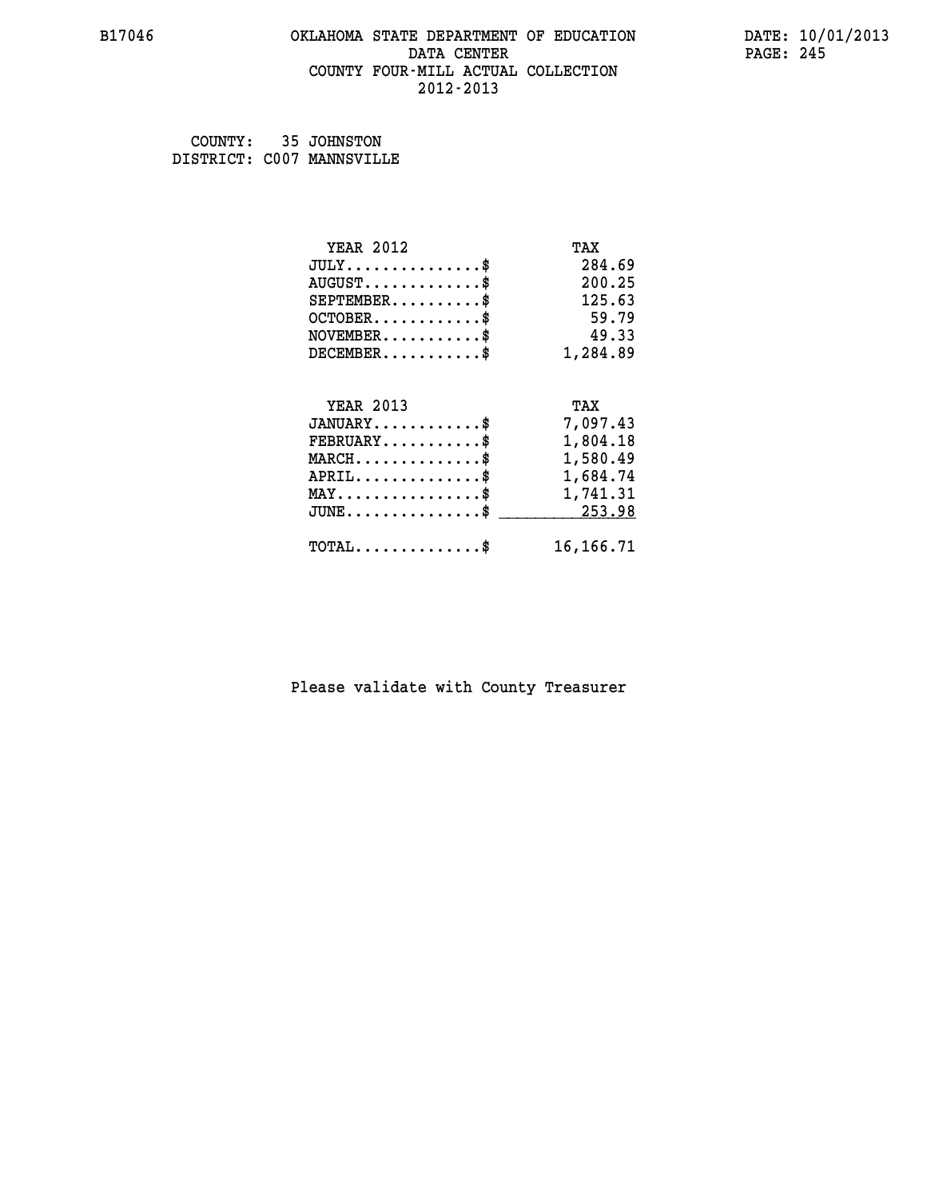B17046 OKLAHOMA STATE DEPARTMENT OF EDUCATION DATE: 10/01/2013
DATA CENTER PAGE: 245
COUNTY FOUR-MILL ACTUAL COLLECTION
2012-2013

COUNTY: 35 JOHNSTON
DISTRICT: C007 MANNSVILLE

| YEAR 2012 | TAX |
|---|---|
| JULY...............$ | 284.69 |
| AUGUST.............$ | 200.25 |
| SEPTEMBER..........$ | 125.63 |
| OCTOBER............$ | 59.79 |
| NOVEMBER...........$ | 49.33 |
| DECEMBER...........$ | 1,284.89 |

| YEAR 2013 | TAX |
|---|---|
| JANUARY............$ | 7,097.43 |
| FEBRUARY...........$ | 1,804.18 |
| MARCH..............$ | 1,580.49 |
| APRIL..............$ | 1,684.74 |
| MAY................$ | 1,741.31 |
| JUNE...............$ | 253.98 |
| TOTAL..............$ | 16,166.71 |

Please validate with County Treasurer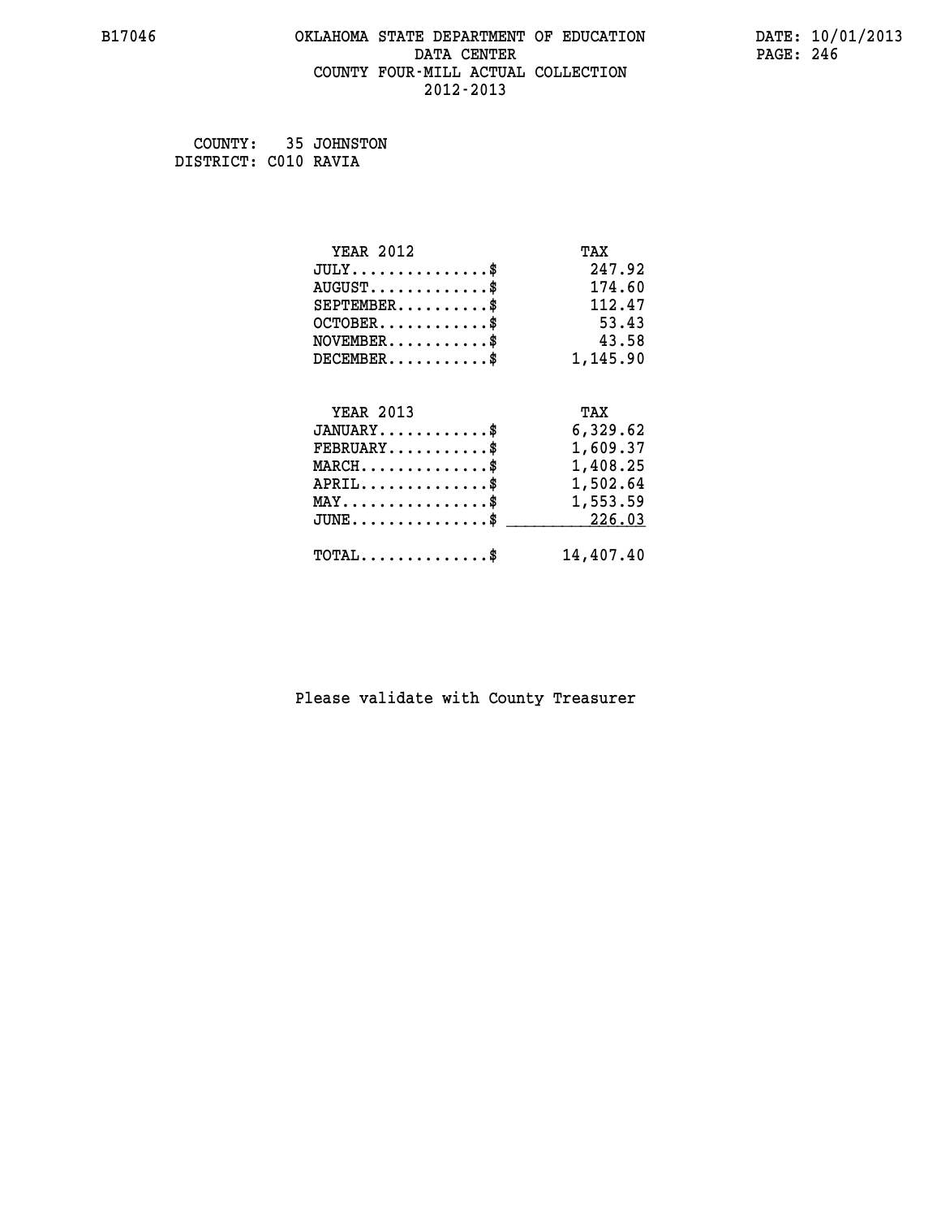B17046 OKLAHOMA STATE DEPARTMENT OF EDUCATION DATA CENTER COUNTY FOUR-MILL ACTUAL COLLECTION 2012-2013

DATE: 10/01/2013

COUNTY: 35 JOHNSTON
DISTRICT: C010 RAVIA

| YEAR 2012 | TAX |
|---|---|
| JULY...............$ | 247.92 |
| AUGUST.............$ | 174.60 |
| SEPTEMBER..........$ | 112.47 |
| OCTOBER............$ | 53.43 |
| NOVEMBER...........$ | 43.58 |
| DECEMBER...........$ | 1,145.90 |

| YEAR 2013 | TAX |
|---|---|
| JANUARY............$ | 6,329.62 |
| FEBRUARY...........$ | 1,609.37 |
| MARCH..............$ | 1,408.25 |
| APRIL..............$ | 1,502.64 |
| MAY................$ | 1,553.59 |
| JUNE...............$ | 226.03 |
| TOTAL..............$ | 14,407.40 |

Please validate with County Treasurer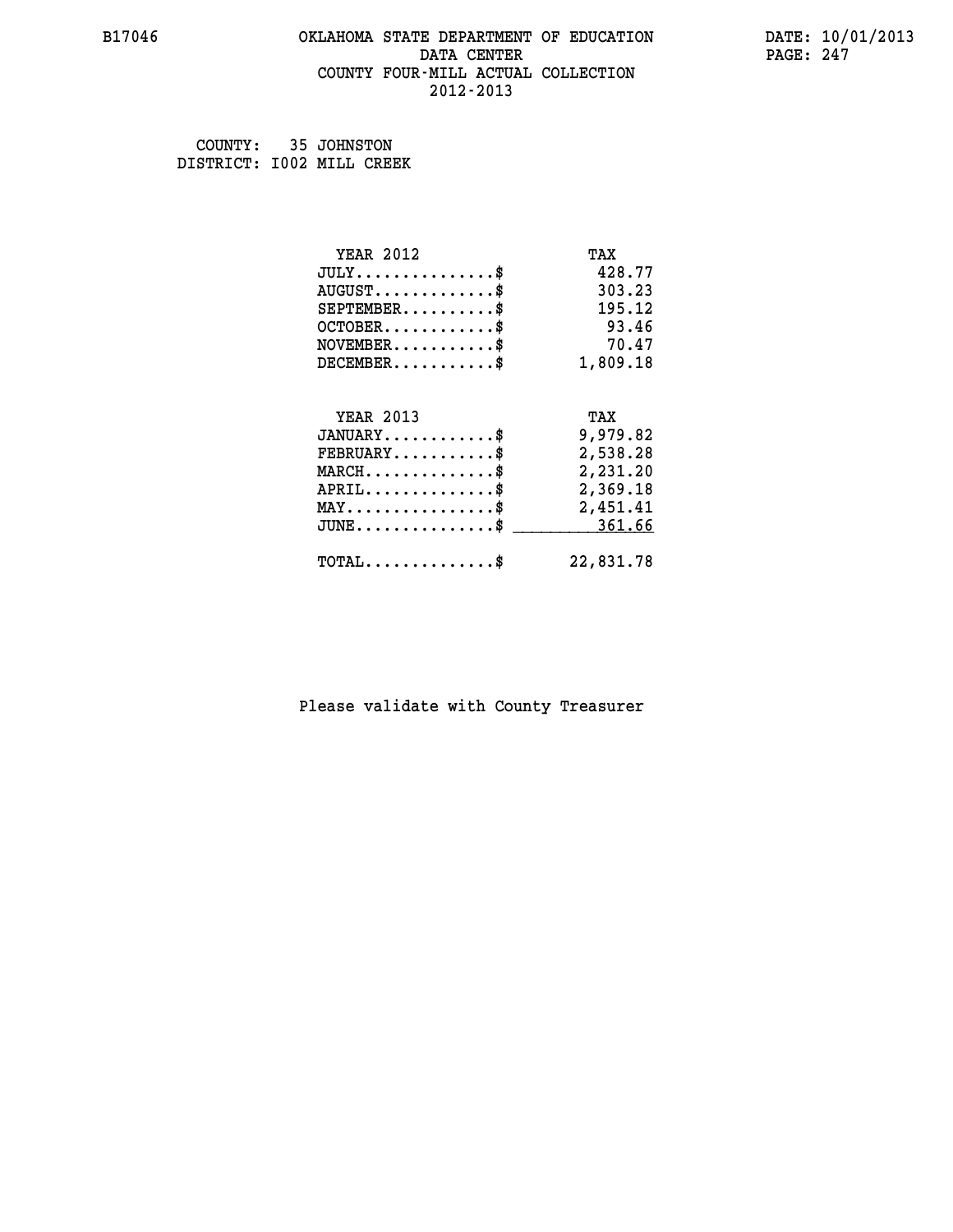B17046 OKLAHOMA STATE DEPARTMENT OF EDUCATION DATA CENTER COUNTY FOUR-MILL ACTUAL COLLECTION 2012-2013

DATE: 10/01/2013

COUNTY: 35 JOHNSTON
DISTRICT: I002 MILL CREEK

| YEAR 2012 | TAX |
|---|---|
| JULY...............$ | 428.77 |
| AUGUST.............$ | 303.23 |
| SEPTEMBER..........$ | 195.12 |
| OCTOBER............$ | 93.46 |
| NOVEMBER...........$ | 70.47 |
| DECEMBER...........$ | 1,809.18 |

| YEAR 2013 | TAX |
|---|---|
| JANUARY............$ | 9,979.82 |
| FEBRUARY...........$ | 2,538.28 |
| MARCH..............$ | 2,231.20 |
| APRIL..............$ | 2,369.18 |
| MAY................$ | 2,451.41 |
| JUNE...............$ | 361.66 |
| TOTAL..............$ | 22,831.78 |

Please validate with County Treasurer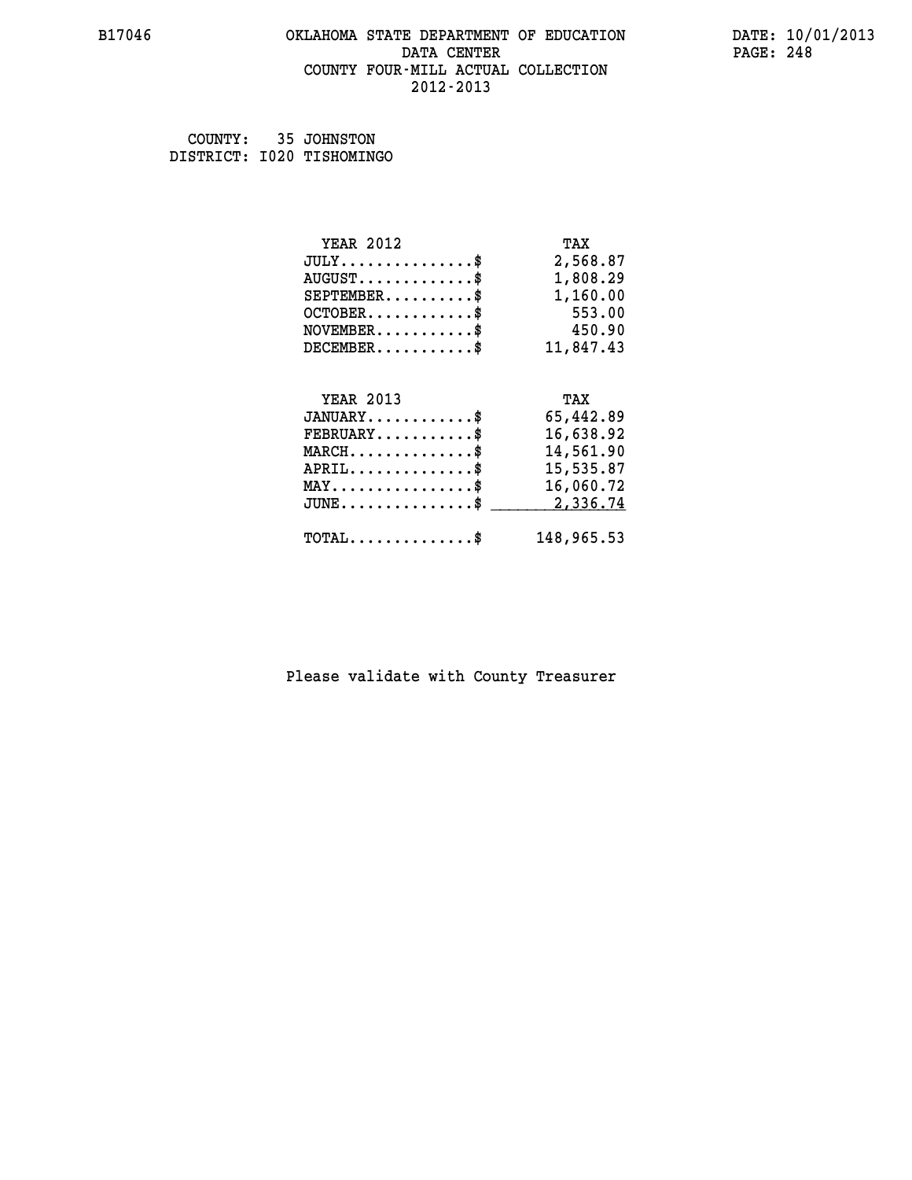COUNTY: 35 JOHNSTON
DISTRICT: I020 TISHOMINGO

| YEAR 2012 | TAX |
|---|---|
| JULY...............$ | 2,568.87 |
| AUGUST.............$ | 1,808.29 |
| SEPTEMBER..........$ | 1,160.00 |
| OCTOBER............$ | 553.00 |
| NOVEMBER...........$ | 450.90 |
| DECEMBER...........$ | 11,847.43 |

| YEAR 2013 | TAX |
|---|---|
| JANUARY............$ | 65,442.89 |
| FEBRUARY...........$ | 16,638.92 |
| MARCH..............$ | 14,561.90 |
| APRIL..............$ | 15,535.87 |
| MAY................$ | 16,060.72 |
| JUNE...............$ | 2,336.74 |
| TOTAL..............$ | 148,965.53 |

Please validate with County Treasurer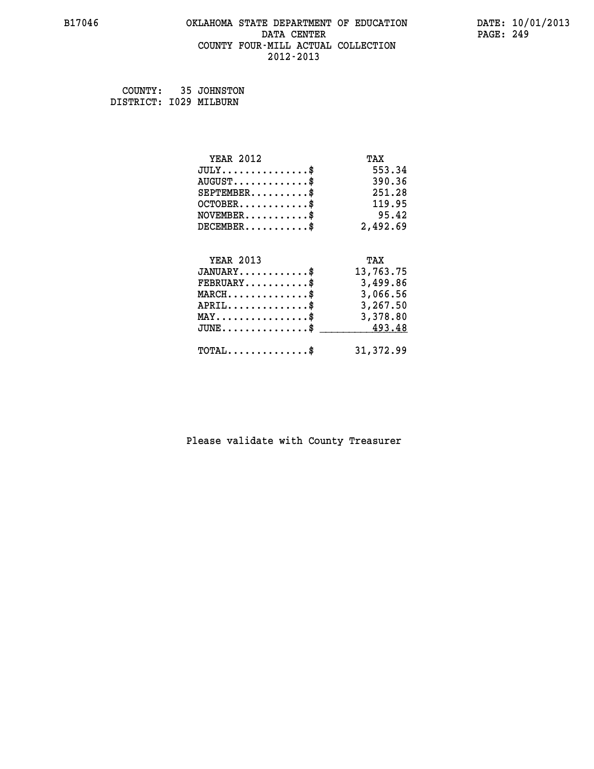# OKLAHOMA STATE DEPARTMENT OF EDUCATION
## DATA CENTER
## COUNTY FOUR-MILL ACTUAL COLLECTION
## 2012-2013

COUNTY: 35 JOHNSTON
DISTRICT: I029 MILBURN

| YEAR 2012 | TAX |
|---|---|
| JULY..............$ | 553.34 |
| AUGUST............$ | 390.36 |
| SEPTEMBER.........$ | 251.28 |
| OCTOBER...........$ | 119.95 |
| NOVEMBER..........$ | 95.42 |
| DECEMBER..........$ | 2,492.69 |

| YEAR 2013 | TAX |
|---|---|
| JANUARY...........$ | 13,763.75 |
| FEBRUARY..........$ | 3,499.86 |
| MARCH.............$ | 3,066.56 |
| APRIL.............$ | 3,267.50 |
| MAY...............$ | 3,378.80 |
| JUNE..............$ | 493.48 |
| TOTAL.............$ | 31,372.99 |

Please validate with County Treasurer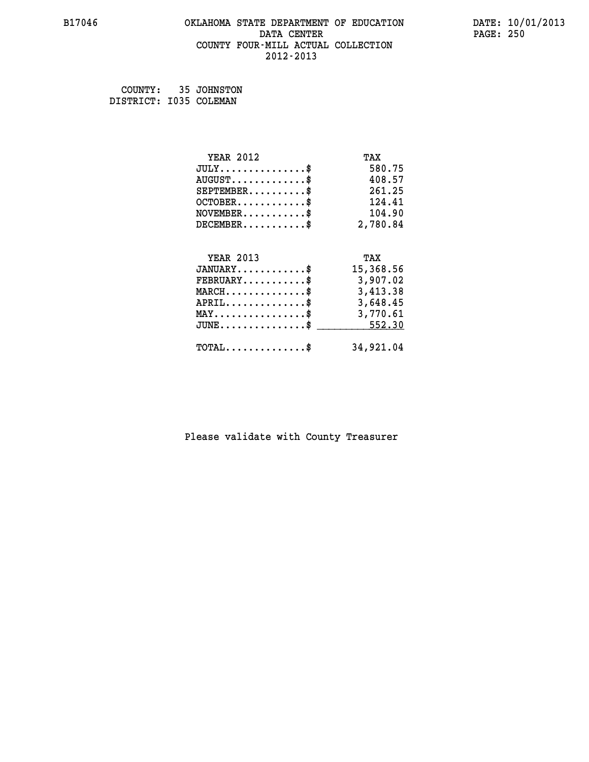# OKLAHOMA STATE DEPARTMENT OF EDUCATION
## DATA CENTER
## COUNTY FOUR-MILL ACTUAL COLLECTION
## 2012-2013

B17046

DATE: 10/01/2013

COUNTY: 35 JOHNSTON
DISTRICT: I035 COLEMAN

| YEAR 2012 | TAX |
|---|---|
| JULY...............$ | 580.75 |
| AUGUST.............$ | 408.57 |
| SEPTEMBER..........$ | 261.25 |
| OCTOBER............$ | 124.41 |
| NOVEMBER...........$ | 104.90 |
| DECEMBER...........$ | 2,780.84 |

| YEAR 2013 | TAX |
|---|---|
| JANUARY............$ | 15,368.56 |
| FEBRUARY...........$ | 3,907.02 |
| MARCH..............$ | 3,413.38 |
| APRIL..............$ | 3,648.45 |
| MAY................$ | 3,770.61 |
| JUNE...............$ | 552.30 |
| TOTAL..............$ | 34,921.04 |

Please validate with County Treasurer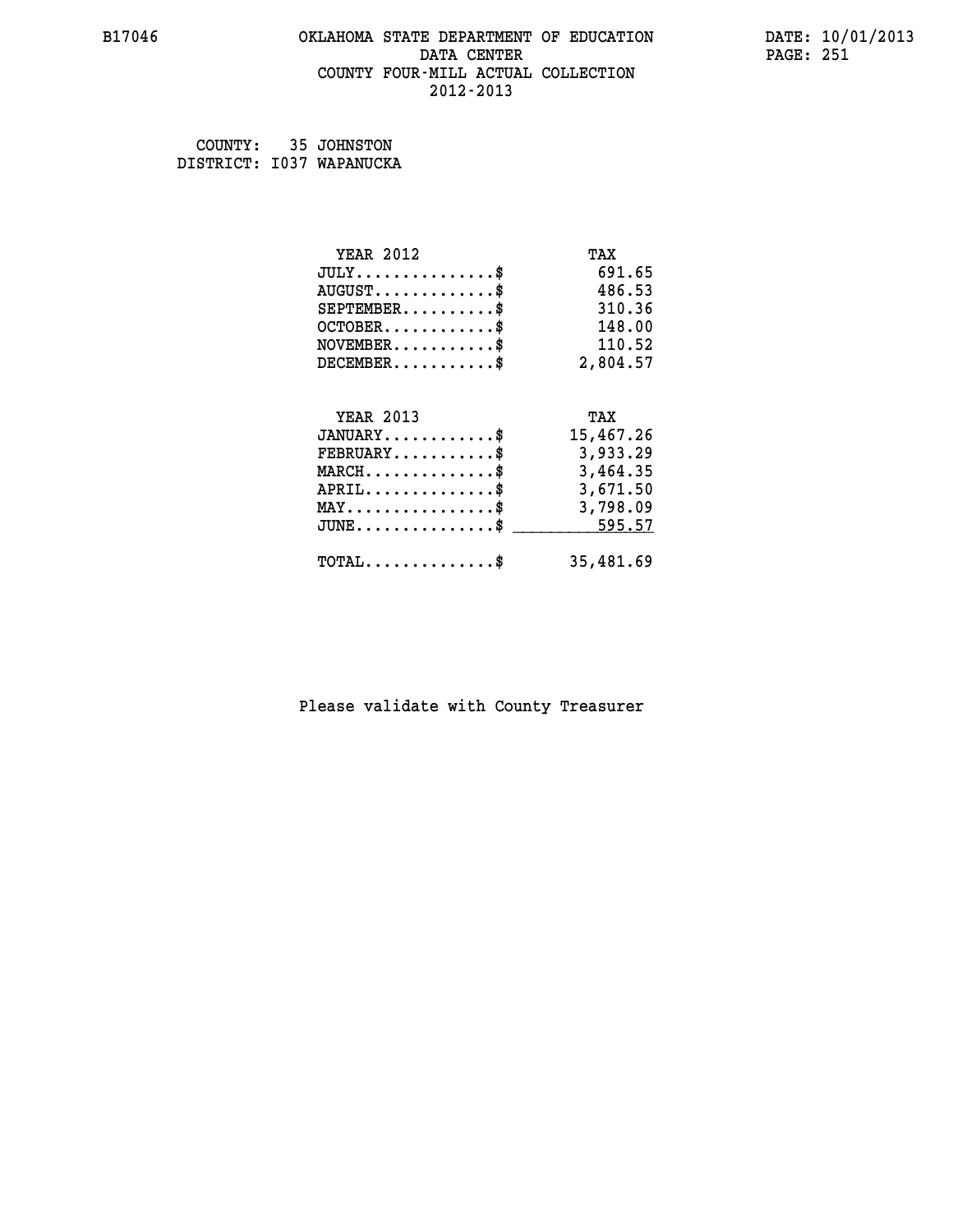B17046 OKLAHOMA STATE DEPARTMENT OF EDUCATION DATA CENTER COUNTY FOUR-MILL ACTUAL COLLECTION 2012-2013

DATE: 10/01/2013

COUNTY: 35 JOHNSTON
DISTRICT: I037 WAPANUCKA

| YEAR 2012 | TAX |
|---|---|
| JULY...............$ | 691.65 |
| AUGUST.............$ | 486.53 |
| SEPTEMBER..........$ | 310.36 |
| OCTOBER............$ | 148.00 |
| NOVEMBER...........$ | 110.52 |
| DECEMBER...........$ | 2,804.57 |

| YEAR 2013 | TAX |
|---|---|
| JANUARY............$ | 15,467.26 |
| FEBRUARY...........$ | 3,933.29 |
| MARCH..............$ | 3,464.35 |
| APRIL..............$ | 3,671.50 |
| MAY................$ | 3,798.09 |
| JUNE...............$ | 595.57 |
| TOTAL..............$ | 35,481.69 |

Please validate with County Treasurer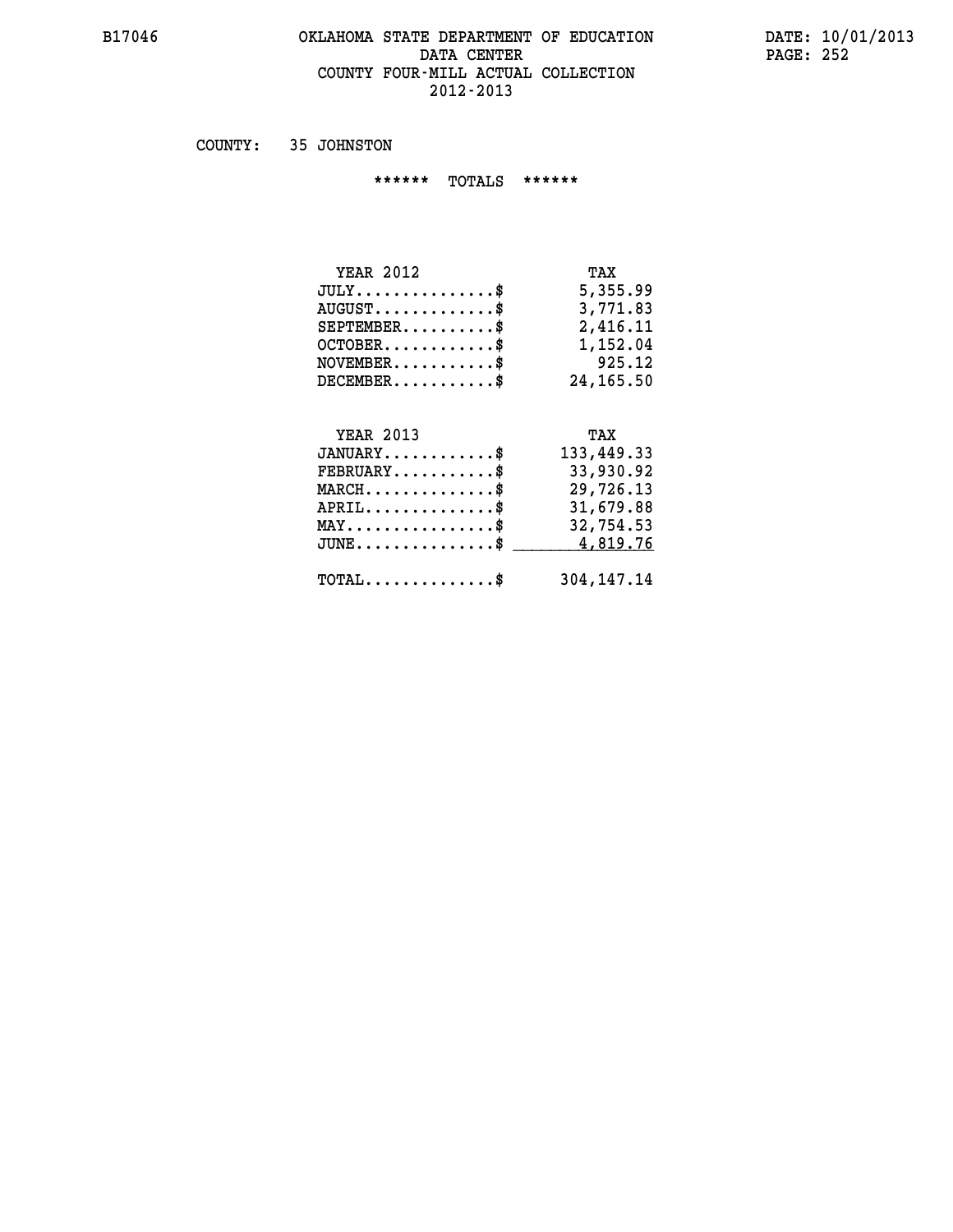# OKLAHOMA STATE DEPARTMENT OF EDUCATION
## DATA CENTER
## COUNTY FOUR-MILL ACTUAL COLLECTION
## 2012-2013

COUNTY: 35 JOHNSTON

****** TOTALS ******

| YEAR 2012 | TAX |
|---|---|
| JULY...............$ | 5,355.99 |
| AUGUST.............$ | 3,771.83 |
| SEPTEMBER..........$ | 2,416.11 |
| OCTOBER............$ | 1,152.04 |
| NOVEMBER...........$ | 925.12 |
| DECEMBER...........$ | 24,165.50 |

| YEAR 2013 | TAX |
|---|---|
| JANUARY............$ | 133,449.33 |
| FEBRUARY...........$ | 33,930.92 |
| MARCH..............$ | 29,726.13 |
| APRIL..............$ | 31,679.88 |
| MAY................$ | 32,754.53 |
| JUNE...............$ | 4,819.76 |
| TOTAL..............$ | 304,147.14 |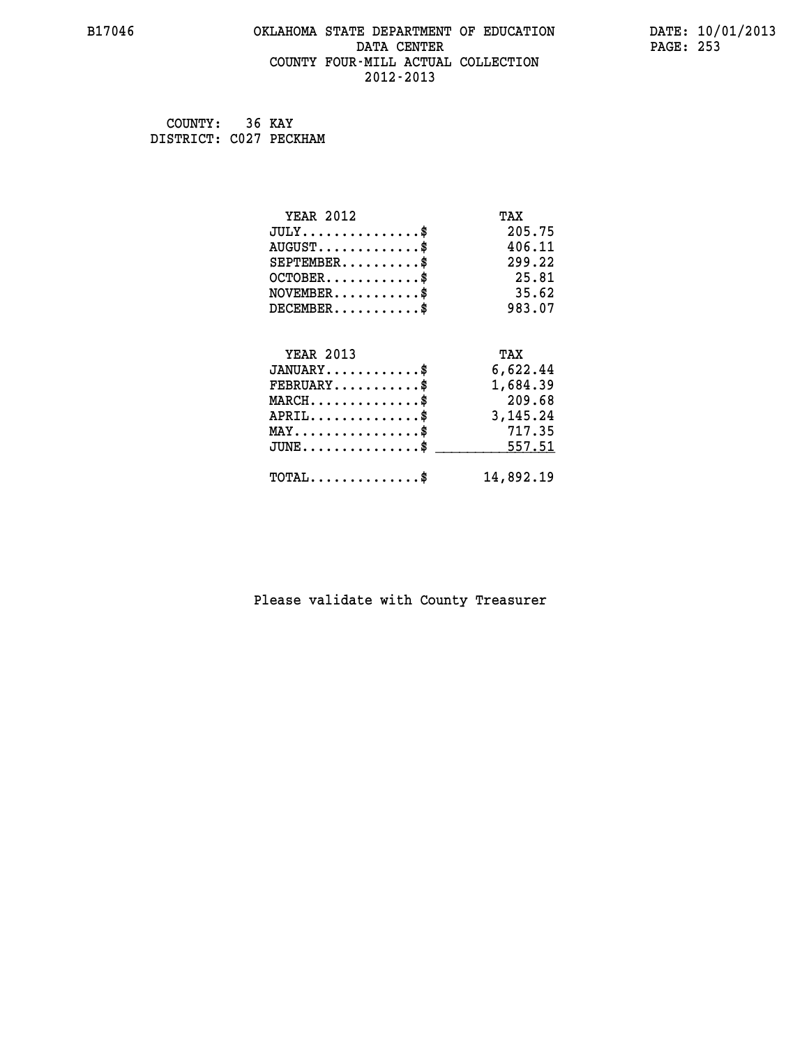OKLAHOMA STATE DEPARTMENT OF EDUCATION
DATA CENTER
COUNTY FOUR-MILL ACTUAL COLLECTION
2012-2013

COUNTY: 36 KAY
DISTRICT: C027 PECKHAM

| YEAR 2012 | TAX |
|---|---|
| JULY..............$ | 205.75 |
| AUGUST............$ | 406.11 |
| SEPTEMBER..........$ | 299.22 |
| OCTOBER............$ | 25.81 |
| NOVEMBER...........$ | 35.62 |
| DECEMBER...........$ | 983.07 |

| YEAR 2013 | TAX |
|---|---|
| JANUARY............$ | 6,622.44 |
| FEBRUARY...........$ | 1,684.39 |
| MARCH..............$ | 209.68 |
| APRIL..............$ | 3,145.24 |
| MAY................$ | 717.35 |
| JUNE...............$ | 557.51 |
| TOTAL..............$ | 14,892.19 |

Please validate with County Treasurer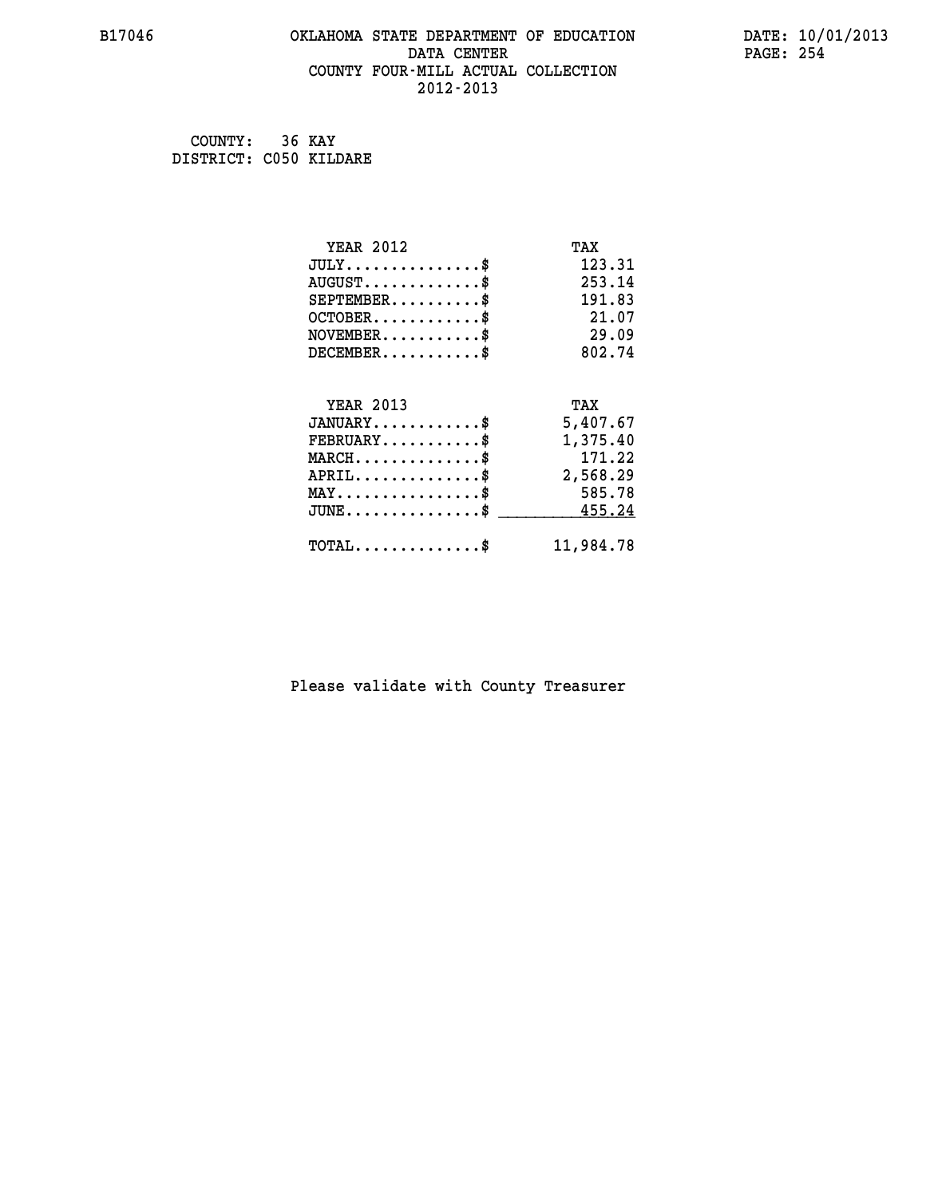# OKLAHOMA STATE DEPARTMENT OF EDUCATION
## DATA CENTER
## COUNTY FOUR-MILL ACTUAL COLLECTION
## 2012-2013

B17046

DATE: 10/01/2013

COUNTY: 36 KAY
DISTRICT: C050 KILDARE

| YEAR 2012 | TAX |
|---|---|
| JULY...............$ | 123.31 |
| AUGUST.............$ | 253.14 |
| SEPTEMBER..........$ | 191.83 |
| OCTOBER............$ | 21.07 |
| NOVEMBER...........$ | 29.09 |
| DECEMBER...........$ | 802.74 |

| YEAR 2013 | TAX |
|---|---|
| JANUARY............$ | 5,407.67 |
| FEBRUARY...........$ | 1,375.40 |
| MARCH..............$ | 171.22 |
| APRIL..............$ | 2,568.29 |
| MAY................$ | 585.78 |
| JUNE...............$ | 455.24 |
| TOTAL..............$ | 11,984.78 |

Please validate with County Treasurer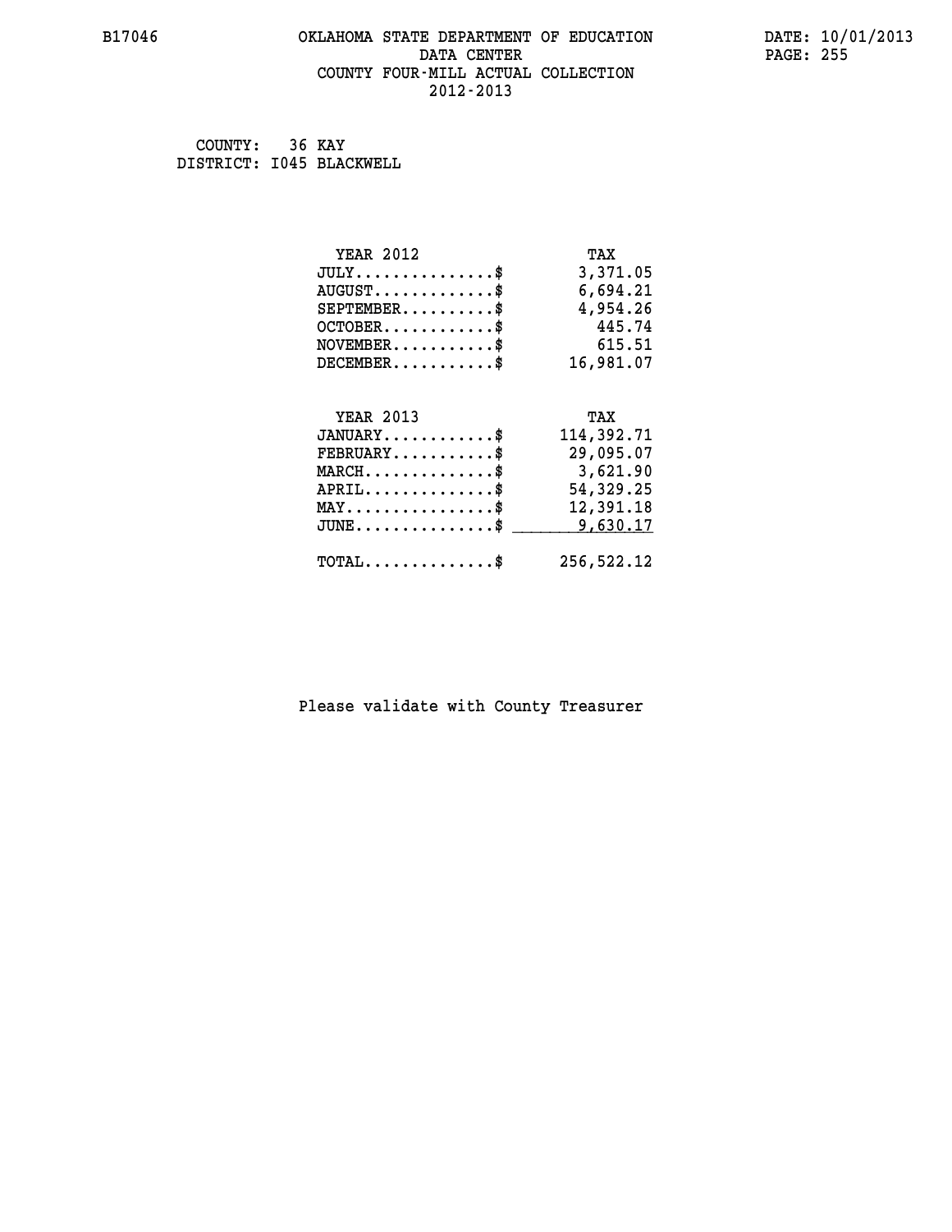B17046

# OKLAHOMA STATE DEPARTMENT OF EDUCATION
## DATA CENTER
## COUNTY FOUR-MILL ACTUAL COLLECTION
## 2012-2013

DATE: 10/01/2013

COUNTY: 36 KAY
DISTRICT: I045 BLACKWELL

| YEAR 2012 | TAX |
|---|---|
| JULY...............$ | 3,371.05 |
| AUGUST.............$ | 6,694.21 |
| SEPTEMBER..........$ | 4,954.26 |
| OCTOBER............$ | 445.74 |
| NOVEMBER...........$ | 615.51 |
| DECEMBER...........$ | 16,981.07 |

| YEAR 2013 | TAX |
|---|---|
| JANUARY............$ | 114,392.71 |
| FEBRUARY...........$ | 29,095.07 |
| MARCH..............$ | 3,621.90 |
| APRIL..............$ | 54,329.25 |
| MAY................$ | 12,391.18 |
| JUNE...............$ | 9,630.17 |
| TOTAL..............$ | 256,522.12 |

Please validate with County Treasurer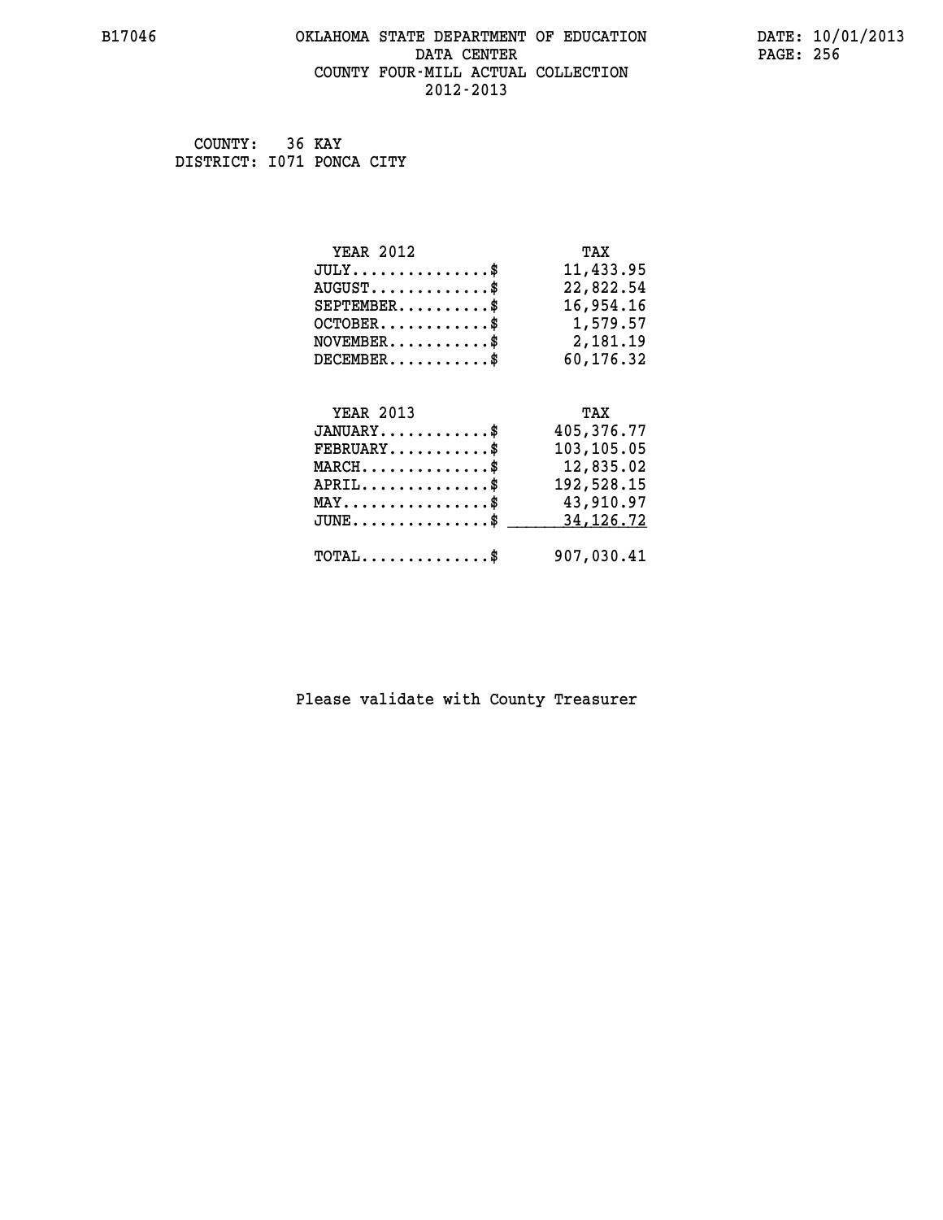# OKLAHOMA STATE DEPARTMENT OF EDUCATION
## DATA CENTER
## COUNTY FOUR-MILL ACTUAL COLLECTION
## 2012-2013

B17046 DATE: 10/01/2013

COUNTY: 36 KAY
DISTRICT: I071 PONCA CITY

| YEAR 2012 | TAX |
|---|---|
| JULY..............$ | 11,433.95 |
| AUGUST............$ | 22,822.54 |
| SEPTEMBER.........$ | 16,954.16 |
| OCTOBER...........$ | 1,579.57 |
| NOVEMBER..........$ | 2,181.19 |
| DECEMBER..........$ | 60,176.32 |

| YEAR 2013 | TAX |
|---|---|
| JANUARY...........$ | 405,376.77 |
| FEBRUARY..........$ | 103,105.05 |
| MARCH.............$ | 12,835.02 |
| APRIL.............$ | 192,528.15 |
| MAY...............$ | 43,910.97 |
| JUNE..............$ | 34,126.72 |
| TOTAL.............$ | 907,030.41 |

Please validate with County Treasurer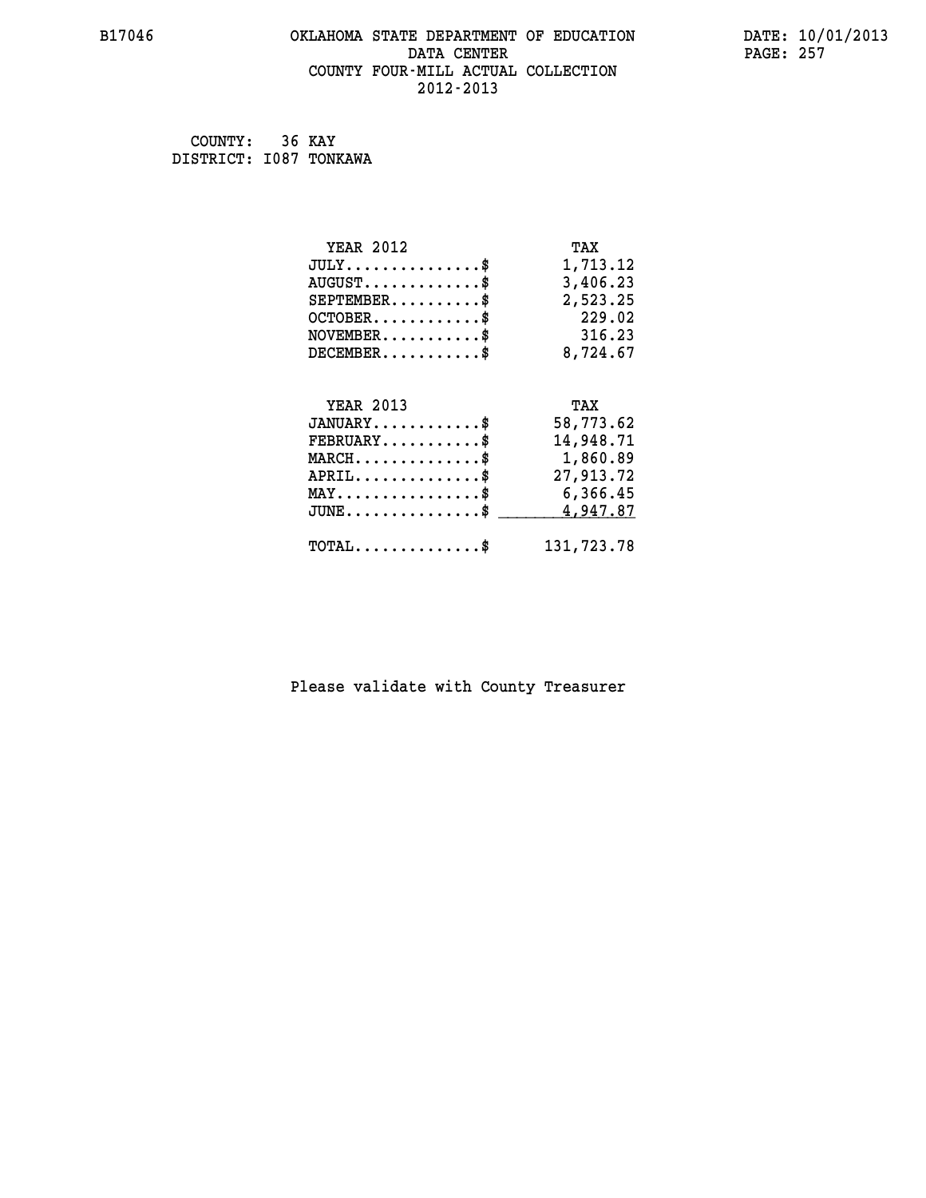B17046

# OKLAHOMA STATE DEPARTMENT OF EDUCATION
## DATA CENTER
## COUNTY FOUR-MILL ACTUAL COLLECTION
## 2012-2013

DATE: 10/01/2013

COUNTY: 36 KAY
DISTRICT: I087 TONKAWA

| YEAR 2012 | TAX |
|---|---|
| JULY...............$ | 1,713.12 |
| AUGUST.............$ | 3,406.23 |
| SEPTEMBER..........$ | 2,523.25 |
| OCTOBER............$ | 229.02 |
| NOVEMBER...........$ | 316.23 |
| DECEMBER...........$ | 8,724.67 |

| YEAR 2013 | TAX |
|---|---|
| JANUARY............$ | 58,773.62 |
| FEBRUARY...........$ | 14,948.71 |
| MARCH..............$ | 1,860.89 |
| APRIL..............$ | 27,913.72 |
| MAY................$ | 6,366.45 |
| JUNE...............$ | 4,947.87 |
| TOTAL..............$ | 131,723.78 |

Please validate with County Treasurer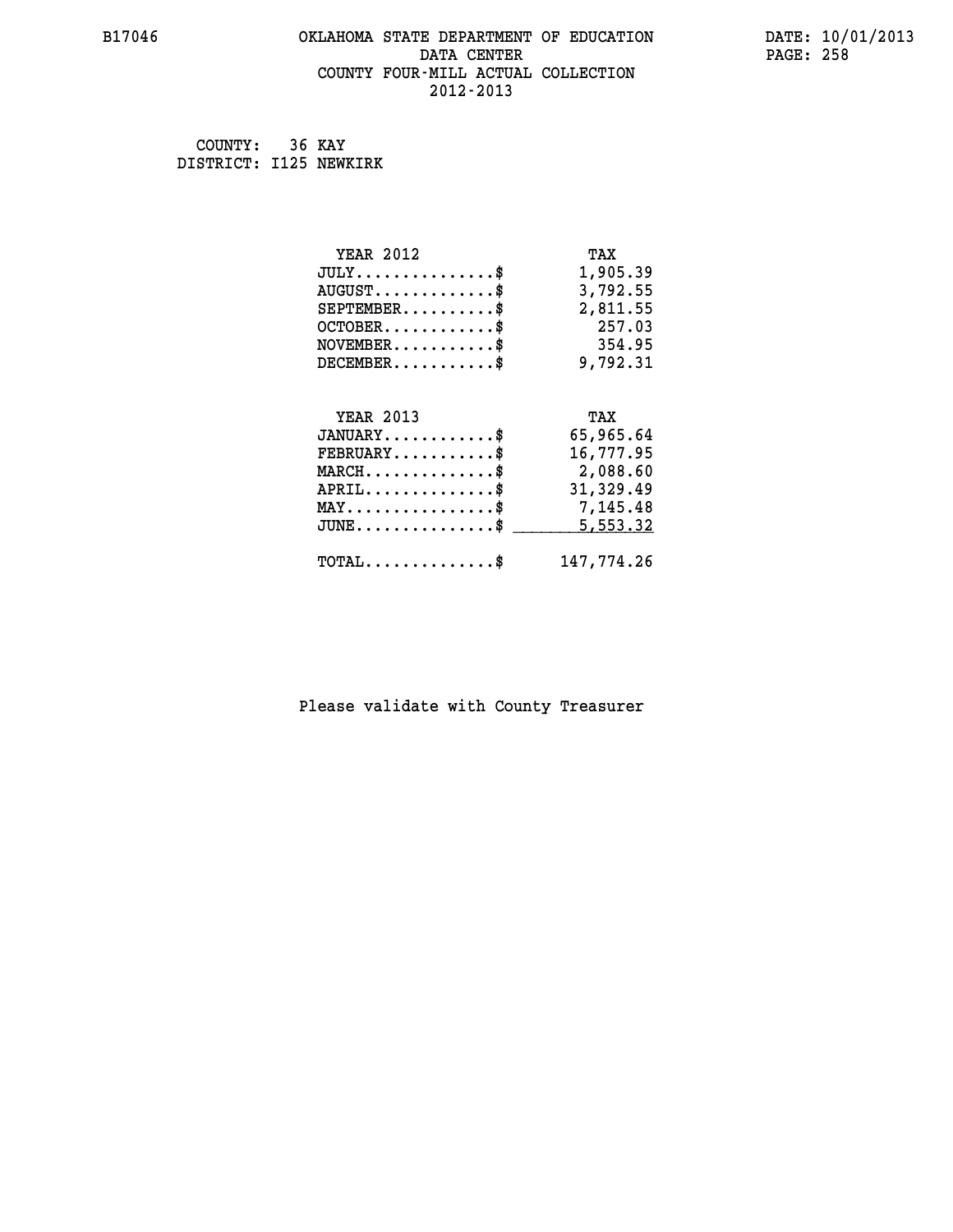B17046 OKLAHOMA STATE DEPARTMENT OF EDUCATION DATE: 10/01/2013

DATA CENTER

COUNTY FOUR-MILL ACTUAL COLLECTION

2012-2013

COUNTY: 36 KAY
DISTRICT: I125 NEWKIRK

| YEAR 2012 | TAX |
|---|---|
| JULY..............$ | 1,905.39 |
| AUGUST............$ | 3,792.55 |
| SEPTEMBER.........$ | 2,811.55 |
| OCTOBER...........$ | 257.03 |
| NOVEMBER..........$ | 354.95 |
| DECEMBER..........$ | 9,792.31 |

| YEAR 2013 | TAX |
|---|---|
| JANUARY...........$ | 65,965.64 |
| FEBRUARY..........$ | 16,777.95 |
| MARCH.............$ | 2,088.60 |
| APRIL.............$ | 31,329.49 |
| MAY...............$ | 7,145.48 |
| JUNE..............$ | 5,553.32 |
| TOTAL.............$ | 147,774.26 |

Please validate with County Treasurer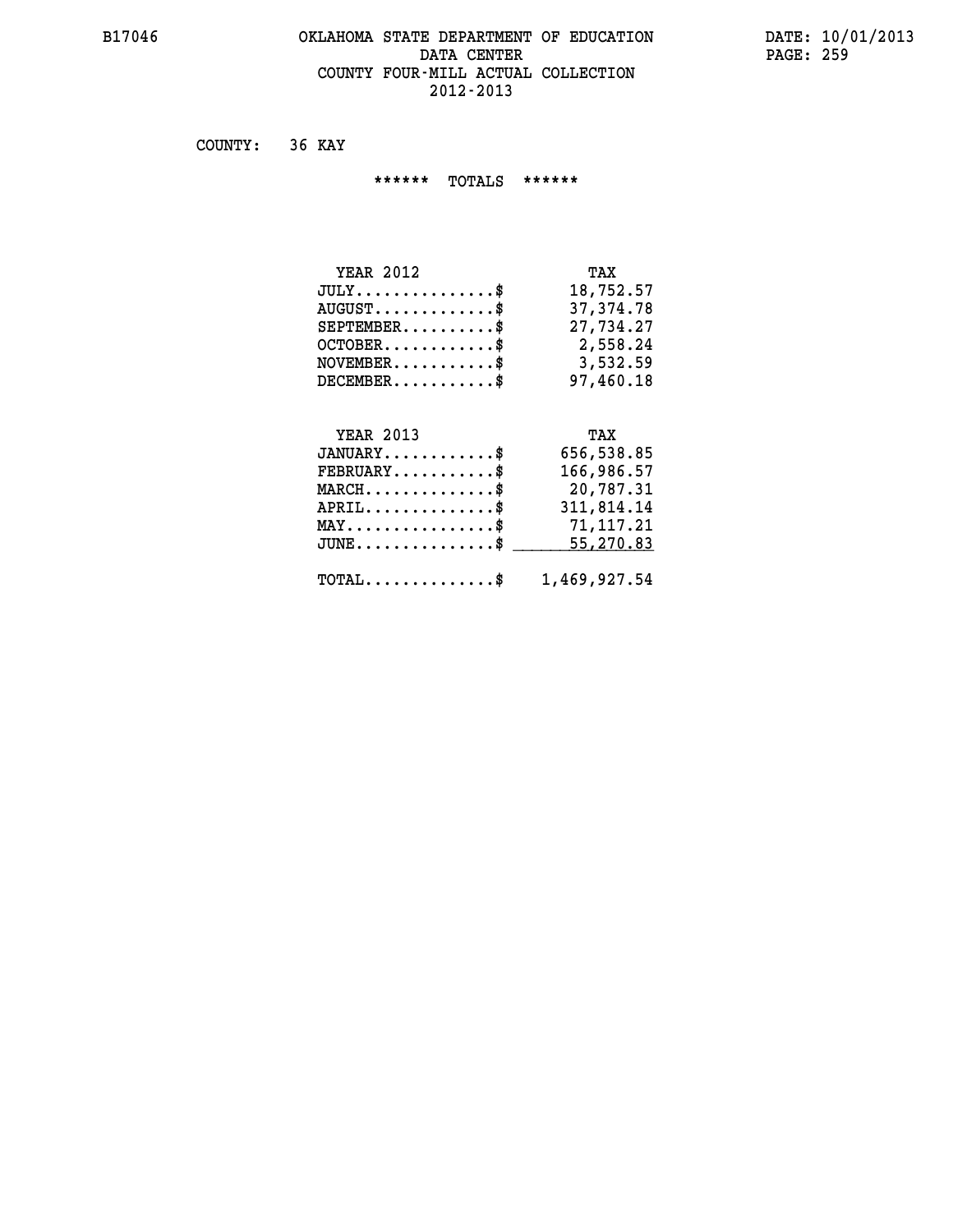B17046

# OKLAHOMA STATE DEPARTMENT OF EDUCATION
## DATA CENTER
## COUNTY FOUR-MILL ACTUAL COLLECTION
## 2012-2013

DATE: 10/01/2013

COUNTY: 36 KAY

****** TOTALS ******

| YEAR 2012 | TAX |
|---|---|
| JULY...............$ | 18,752.57 |
| AUGUST.............$ | 37,374.78 |
| SEPTEMBER..........$ | 27,734.27 |
| OCTOBER............$ | 2,558.24 |
| NOVEMBER...........$ | 3,532.59 |
| DECEMBER...........$ | 97,460.18 |

| YEAR 2013 | TAX |
|---|---|
| JANUARY............$ | 656,538.85 |
| FEBRUARY...........$ | 166,986.57 |
| MARCH..............$ | 20,787.31 |
| APRIL..............$ | 311,814.14 |
| MAY................$ | 71,117.21 |
| JUNE...............$ | 55,270.83 |
| TOTAL..............$ | 1,469,927.54 |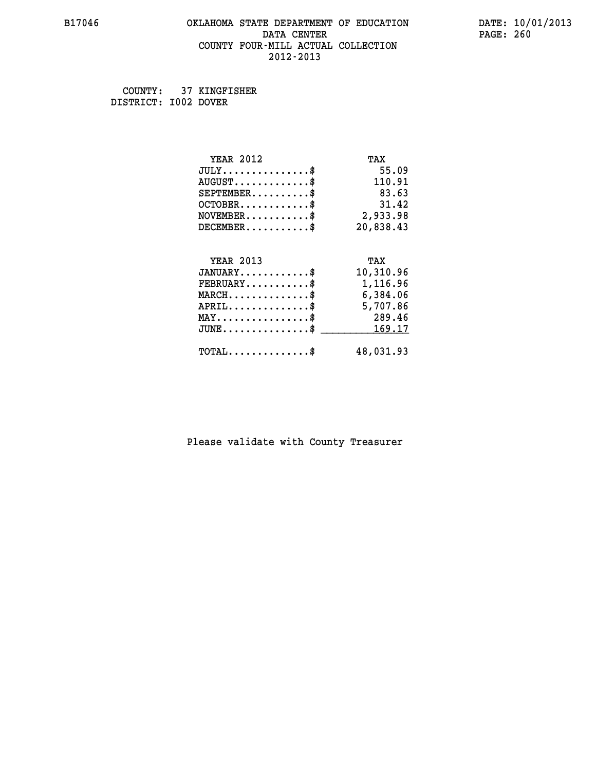B17046 OKLAHOMA STATE DEPARTMENT OF EDUCATION DATE: 10/01/2013
DATA CENTER
COUNTY FOUR-MILL ACTUAL COLLECTION
2012-2013

COUNTY: 37 KINGFISHER
DISTRICT: I002 DOVER

| YEAR 2012 | TAX |
|---|---|
| JULY...............$ | 55.09 |
| AUGUST.............$ | 110.91 |
| SEPTEMBER..........$ | 83.63 |
| OCTOBER............$ | 31.42 |
| NOVEMBER...........$ | 2,933.98 |
| DECEMBER...........$ | 20,838.43 |

| YEAR 2013 | TAX |
|---|---|
| JANUARY............$ | 10,310.96 |
| FEBRUARY...........$ | 1,116.96 |
| MARCH..............$ | 6,384.06 |
| APRIL..............$ | 5,707.86 |
| MAY................$ | 289.46 |
| JUNE...............$ | 169.17 |
| TOTAL..............$ | 48,031.93 |

Please validate with County Treasurer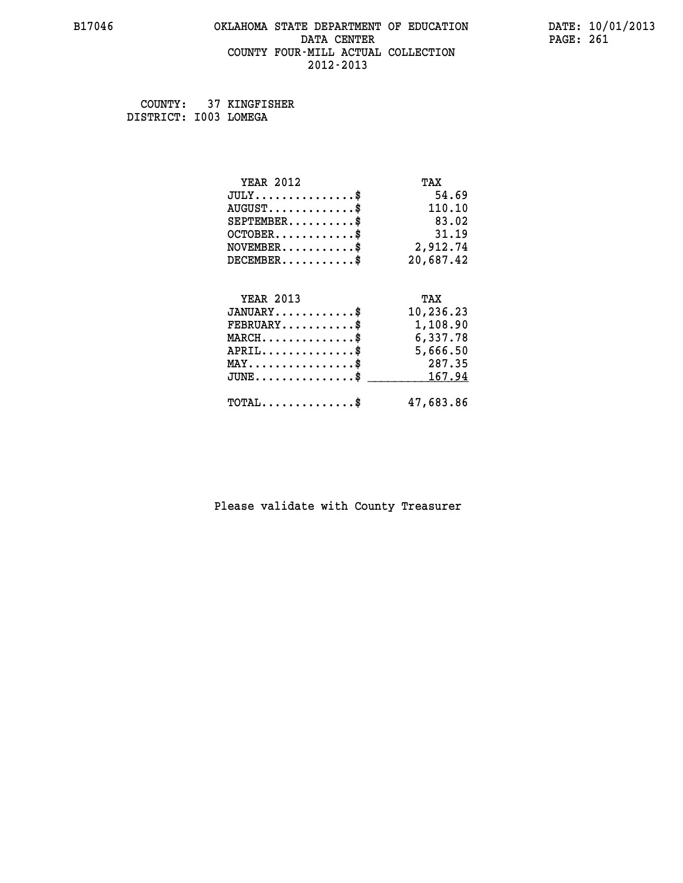B17046

# OKLAHOMA STATE DEPARTMENT OF EDUCATION
## DATA CENTER
## COUNTY FOUR-MILL ACTUAL COLLECTION
## 2012-2013

DATE: 10/01/2013

COUNTY: 37 KINGFISHER
DISTRICT: I003 LOMEGA

| YEAR 2012 | TAX |
|---|---|
| JULY..............$ | 54.69 |
| AUGUST............$ | 110.10 |
| SEPTEMBER.........$ | 83.02 |
| OCTOBER...........$ | 31.19 |
| NOVEMBER..........$ | 2,912.74 |
| DECEMBER..........$ | 20,687.42 |

| YEAR 2013 | TAX |
|---|---|
| JANUARY...........$ | 10,236.23 |
| FEBRUARY..........$ | 1,108.90 |
| MARCH.............$ | 6,337.78 |
| APRIL.............$ | 5,666.50 |
| MAY...............$ | 287.35 |
| JUNE..............$ | 167.94 |
| TOTAL.............$ | 47,683.86 |

Please validate with County Treasurer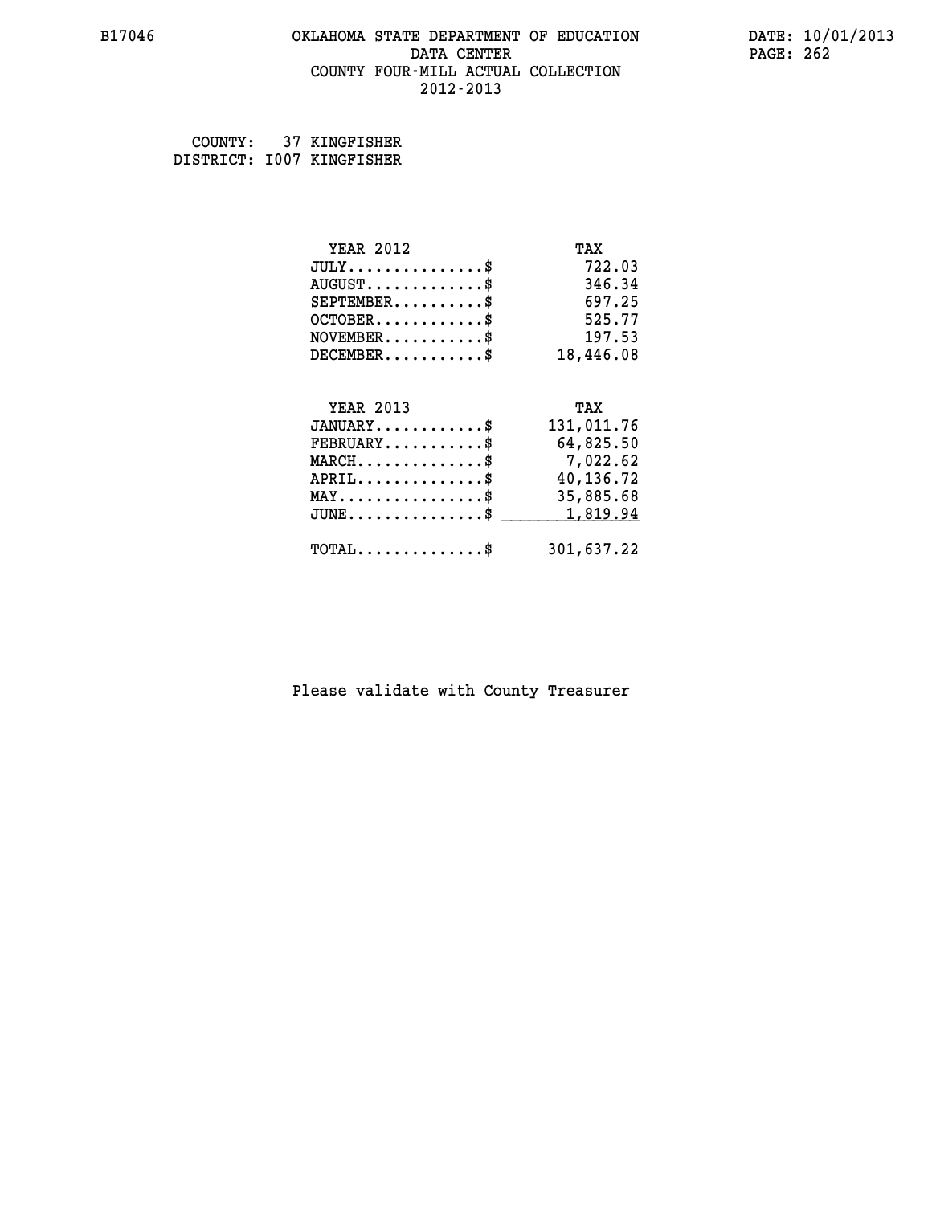B17046 OKLAHOMA STATE DEPARTMENT OF EDUCATION DATA CENTER COUNTY FOUR-MILL ACTUAL COLLECTION 2012-2013

DATE: 10/01/2013

COUNTY: 37 KINGFISHER
DISTRICT: I007 KINGFISHER

| YEAR 2012 | TAX |
|---|---|
| JULY..............$ | 722.03 |
| AUGUST............$ | 346.34 |
| SEPTEMBER.........$ | 697.25 |
| OCTOBER...........$ | 525.77 |
| NOVEMBER..........$ | 197.53 |
| DECEMBER..........$ | 18,446.08 |

| YEAR 2013 | TAX |
|---|---|
| JANUARY...........$ | 131,011.76 |
| FEBRUARY..........$ | 64,825.50 |
| MARCH.............$ | 7,022.62 |
| APRIL.............$ | 40,136.72 |
| MAY...............$ | 35,885.68 |
| JUNE..............$ | 1,819.94 |
| TOTAL.............$ | 301,637.22 |

Please validate with County Treasurer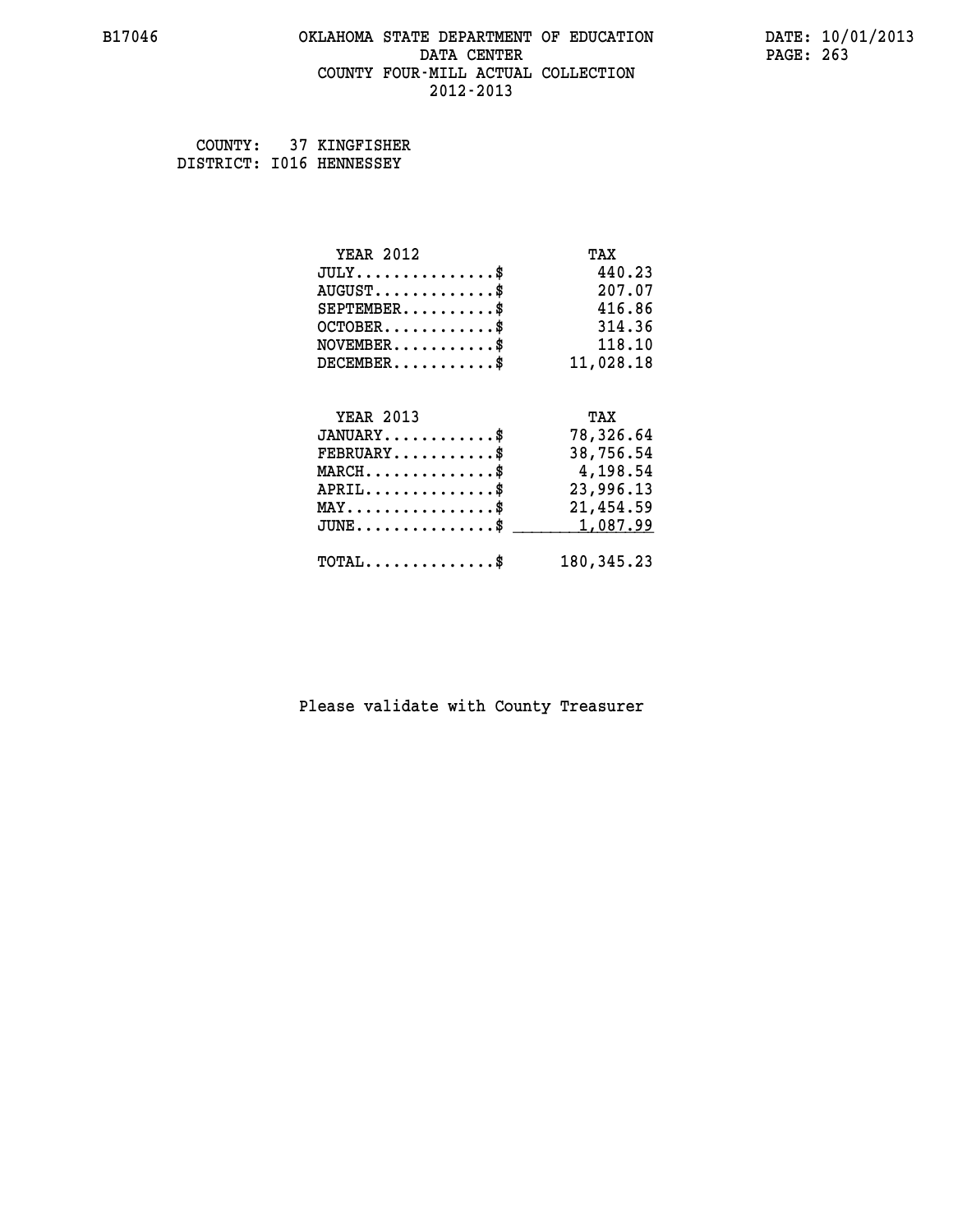# OKLAHOMA STATE DEPARTMENT OF EDUCATION
## DATA CENTER
## COUNTY FOUR-MILL ACTUAL COLLECTION
## 2012-2013

COUNTY: 37 KINGFISHER
DISTRICT: I016 HENNESSEY

| YEAR 2012 | TAX |
|---|---|
| JULY..............$ | 440.23 |
| AUGUST............$ | 207.07 |
| SEPTEMBER.........$ | 416.86 |
| OCTOBER...........$ | 314.36 |
| NOVEMBER..........$ | 118.10 |
| DECEMBER..........$ | 11,028.18 |

| YEAR 2013 | TAX |
|---|---|
| JANUARY...........$ | 78,326.64 |
| FEBRUARY..........$ | 38,756.54 |
| MARCH.............$ | 4,198.54 |
| APRIL.............$ | 23,996.13 |
| MAY...............$ | 21,454.59 |
| JUNE..............$ | 1,087.99 |
| TOTAL.............$ | 180,345.23 |

Please validate with County Treasurer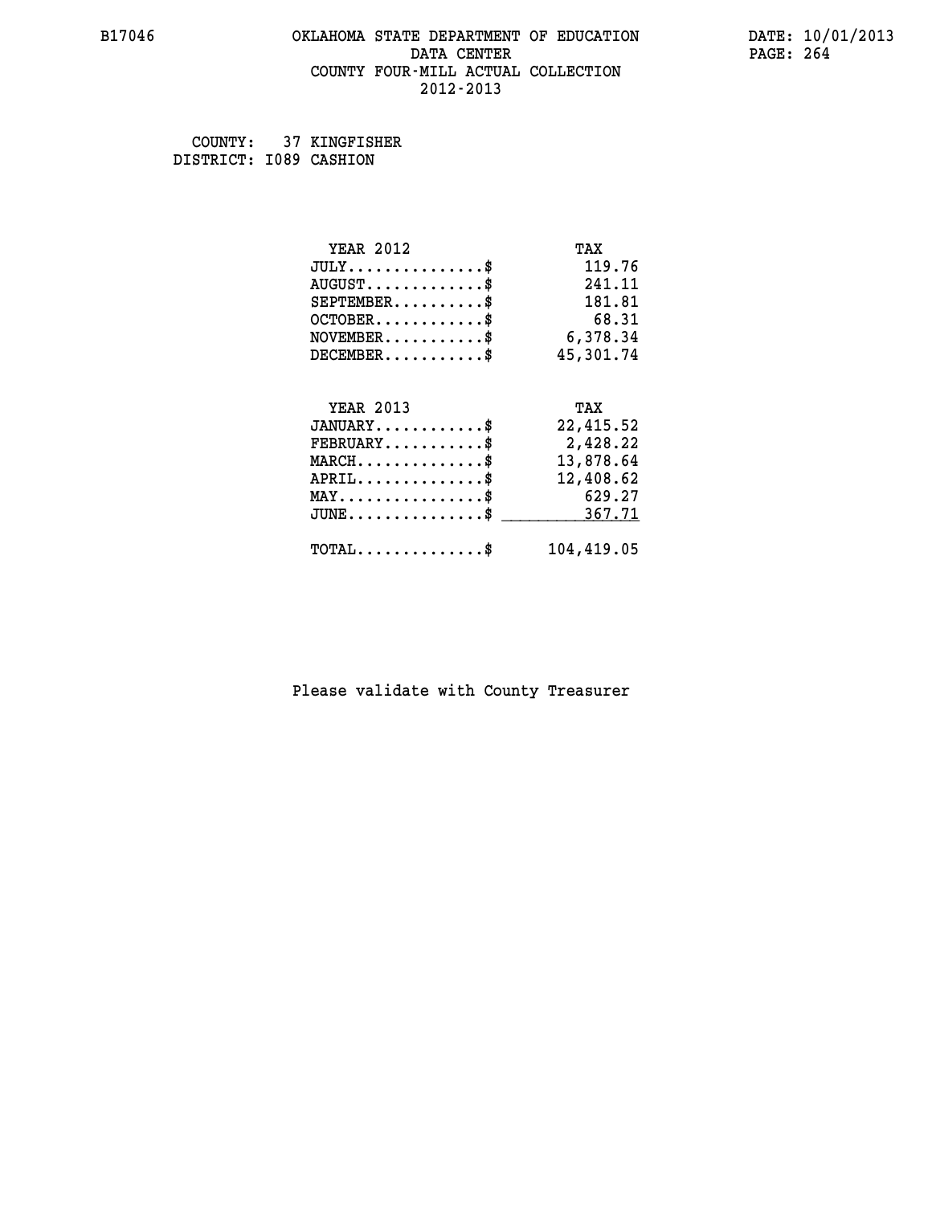B17046 OKLAHOMA STATE DEPARTMENT OF EDUCATION DATA CENTER COUNTY FOUR-MILL ACTUAL COLLECTION 2012-2013

DATE: 10/01/2013

COUNTY: 37 KINGFISHER
DISTRICT: I089 CASHION

| YEAR 2012 | TAX |
| --- | --- |
| JULY...............$ | 119.76 |
| AUGUST.............$ | 241.11 |
| SEPTEMBER..........$ | 181.81 |
| OCTOBER............$ | 68.31 |
| NOVEMBER...........$ | 6,378.34 |
| DECEMBER...........$ | 45,301.74 |

| YEAR 2013 | TAX |
| --- | --- |
| JANUARY............$ | 22,415.52 |
| FEBRUARY...........$ | 2,428.22 |
| MARCH..............$ | 13,878.64 |
| APRIL..............$ | 12,408.62 |
| MAY................$ | 629.27 |
| JUNE...............$ | 367.71 |
| TOTAL..............$ | 104,419.05 |

Please validate with County Treasurer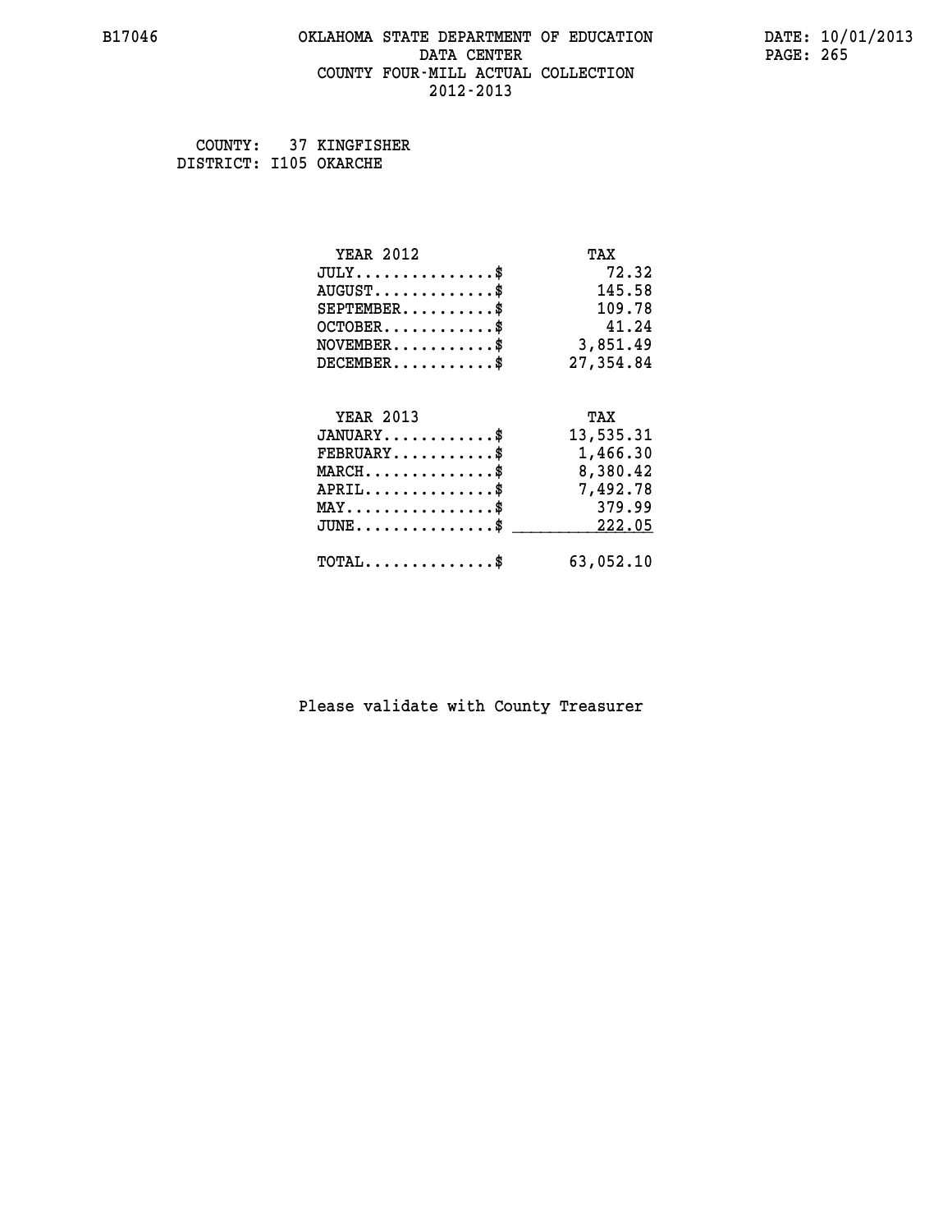B17046 OKLAHOMA STATE DEPARTMENT OF EDUCATION DATA CENTER COUNTY FOUR-MILL ACTUAL COLLECTION 2012-2013

DATE: 10/01/2013

COUNTY: 37 KINGFISHER
DISTRICT: I105 OKARCHE

| YEAR 2012 | TAX |
|---|---|
| JULY...............$ | 72.32 |
| AUGUST.............$ | 145.58 |
| SEPTEMBER..........$ | 109.78 |
| OCTOBER............$ | 41.24 |
| NOVEMBER...........$ | 3,851.49 |
| DECEMBER...........$ | 27,354.84 |

| YEAR 2013 | TAX |
|---|---|
| JANUARY............$ | 13,535.31 |
| FEBRUARY...........$ | 1,466.30 |
| MARCH..............$ | 8,380.42 |
| APRIL..............$ | 7,492.78 |
| MAY................$ | 379.99 |
| JUNE...............$ | 222.05 |
| TOTAL..............$ | 63,052.10 |

Please validate with County Treasurer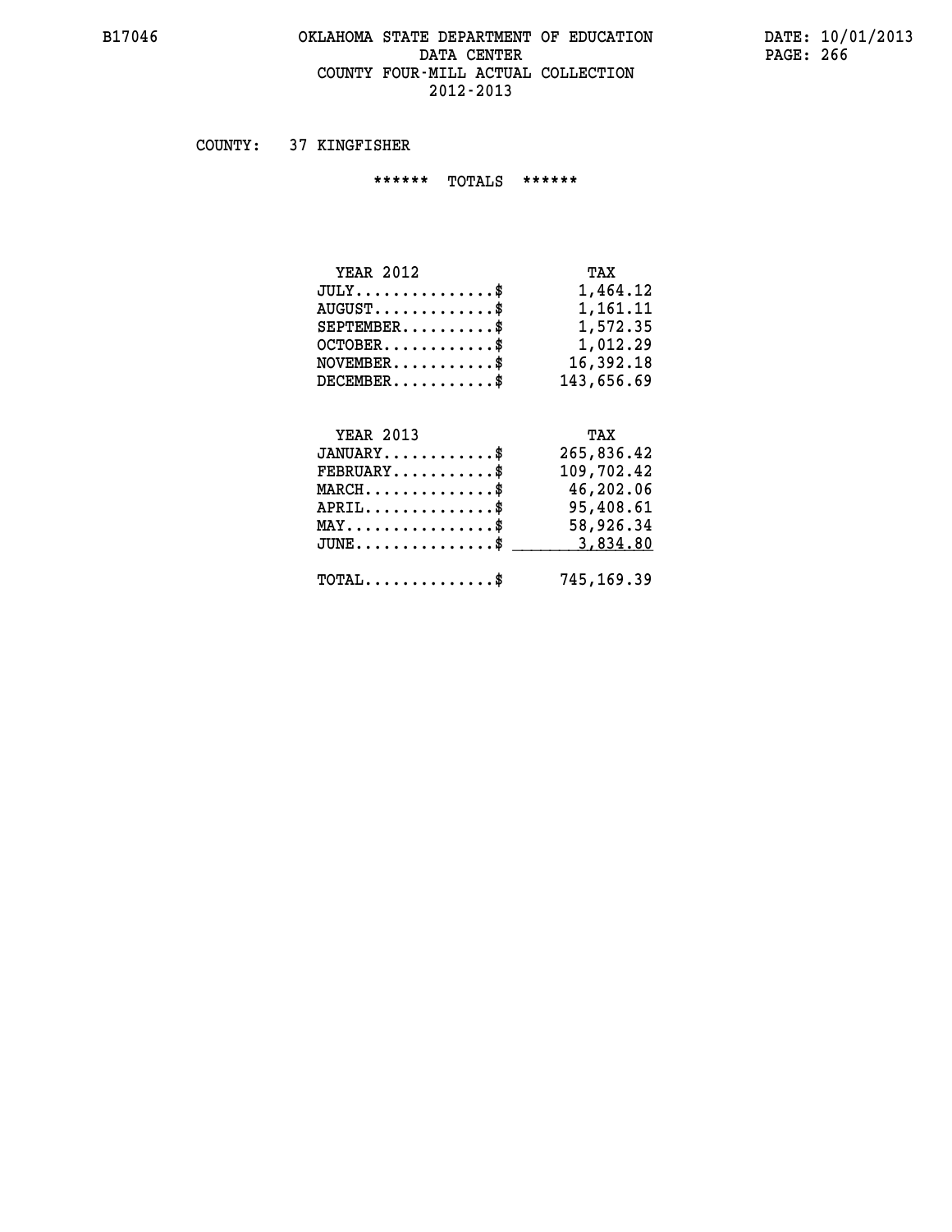# OKLAHOMA STATE DEPARTMENT OF EDUCATION
## DATA CENTER
## COUNTY FOUR-MILL ACTUAL COLLECTION
## 2012-2013

B17046 DATE: 10/01/2013

COUNTY: 37 KINGFISHER

****** TOTALS ******

| YEAR 2012 | TAX |
|---|---|
| JULY..............$ | 1,464.12 |
| AUGUST............$ | 1,161.11 |
| SEPTEMBER.........$ | 1,572.35 |
| OCTOBER...........$ | 1,012.29 |
| NOVEMBER..........$ | 16,392.18 |
| DECEMBER..........$ | 143,656.69 |

| YEAR 2013 | TAX |
|---|---|
| JANUARY...........$ | 265,836.42 |
| FEBRUARY..........$ | 109,702.42 |
| MARCH.............$ | 46,202.06 |
| APRIL.............$ | 95,408.61 |
| MAY...............$ | 58,926.34 |
| JUNE..............$ | 3,834.80 |
| TOTAL.............$ | 745,169.39 |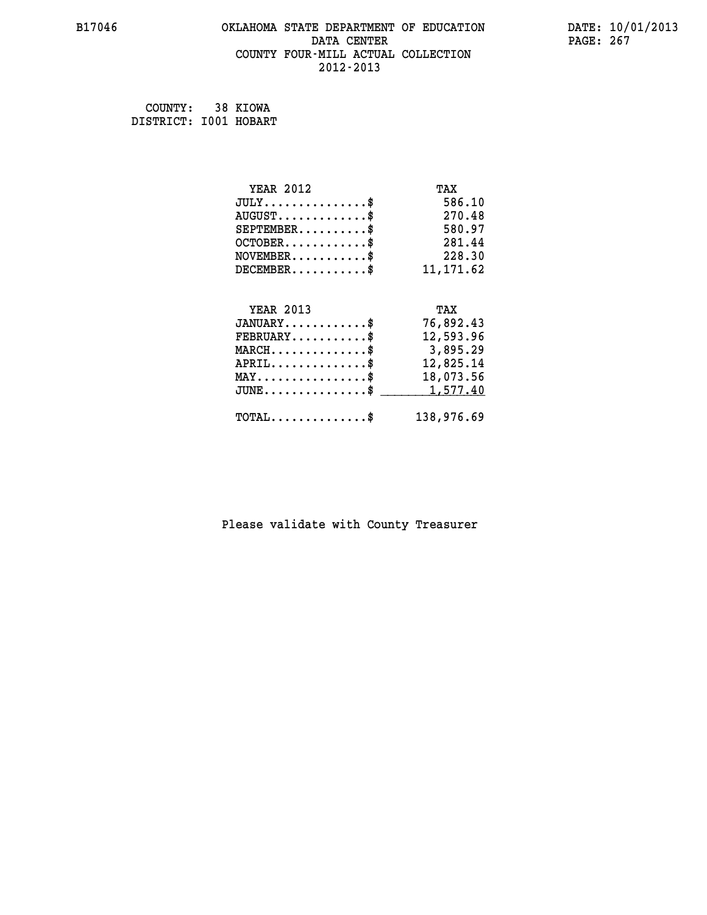# OKLAHOMA STATE DEPARTMENT OF EDUCATION
## DATA CENTER
## COUNTY FOUR-MILL ACTUAL COLLECTION
## 2012-2013

B17046

DATE: 10/01/2013

COUNTY: 38 KIOWA
DISTRICT: I001 HOBART

| YEAR 2012 | TAX |
|---|---|
| JULY...............$ | 586.10 |
| AUGUST.............$ | 270.48 |
| SEPTEMBER..........$ | 580.97 |
| OCTOBER............$ | 281.44 |
| NOVEMBER...........$ | 228.30 |
| DECEMBER...........$ | 11,171.62 |

| YEAR 2013 | TAX |
|---|---|
| JANUARY............$ | 76,892.43 |
| FEBRUARY...........$ | 12,593.96 |
| MARCH..............$ | 3,895.29 |
| APRIL..............$ | 12,825.14 |
| MAY................$ | 18,073.56 |
| JUNE...............$ | 1,577.40 |
| TOTAL..............$ | 138,976.69 |

Please validate with County Treasurer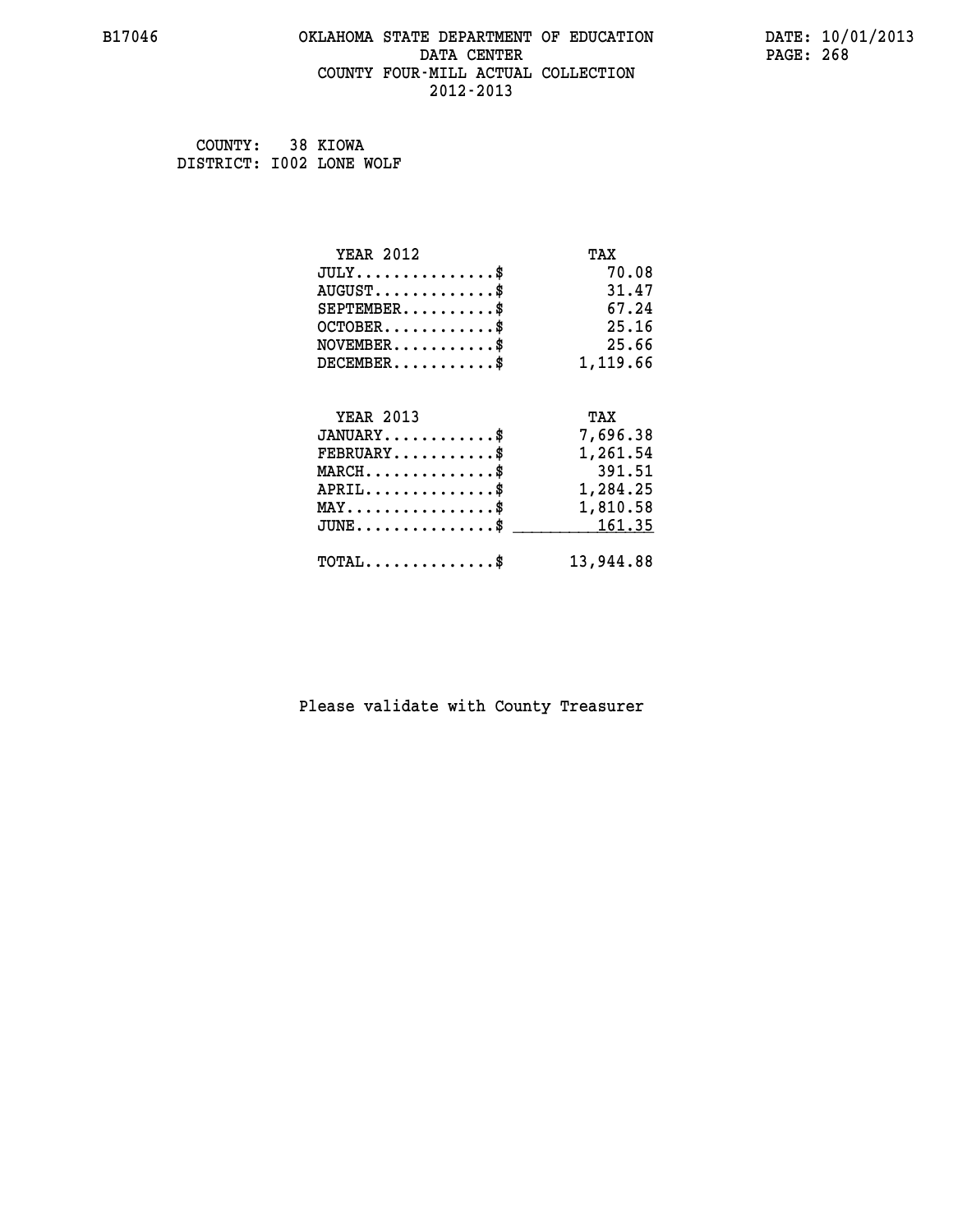B17046 OKLAHOMA STATE DEPARTMENT OF EDUCATION DATE: 10/01/2013

DATA CENTER PAGE: 268

COUNTY FOUR-MILL ACTUAL COLLECTION

2012-2013

COUNTY: 38 KIOWA
DISTRICT: I002 LONE WOLF

| YEAR 2012 | TAX |
|---|---|
| JULY..............$ | 70.08 |
| AUGUST.............$ | 31.47 |
| SEPTEMBER..........$ | 67.24 |
| OCTOBER............$ | 25.16 |
| NOVEMBER...........$ | 25.66 |
| DECEMBER...........$ | 1,119.66 |

| YEAR 2013 | TAX |
|---|---|
| JANUARY............$ | 7,696.38 |
| FEBRUARY...........$ | 1,261.54 |
| MARCH..............$ | 391.51 |
| APRIL..............$ | 1,284.25 |
| MAY................$ | 1,810.58 |
| JUNE...............$ | 161.35 |
| TOTAL..............$ | 13,944.88 |

Please validate with County Treasurer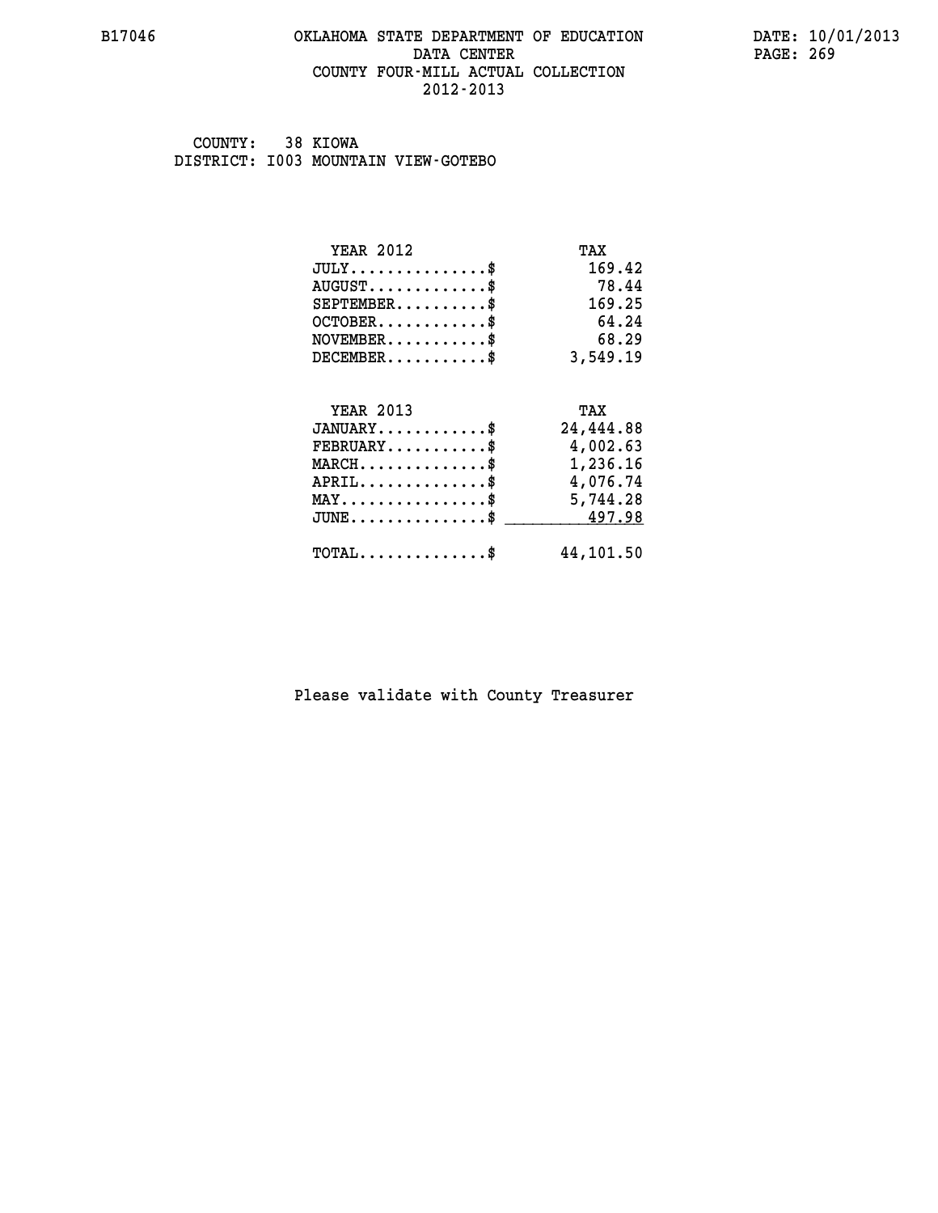# OKLAHOMA STATE DEPARTMENT OF EDUCATION
## DATA CENTER
## COUNTY FOUR-MILL ACTUAL COLLECTION
## 2012-2013

COUNTY: 38 KIOWA
DISTRICT: I003 MOUNTAIN VIEW-GOTEBO

| YEAR 2012 | TAX |
|---|---|
| JULY...............$ | 169.42 |
| AUGUST.............$ | 78.44 |
| SEPTEMBER..........$ | 169.25 |
| OCTOBER............$ | 64.24 |
| NOVEMBER...........$ | 68.29 |
| DECEMBER...........$ | 3,549.19 |

| YEAR 2013 | TAX |
|---|---|
| JANUARY............$ | 24,444.88 |
| FEBRUARY...........$ | 4,002.63 |
| MARCH..............$ | 1,236.16 |
| APRIL..............$ | 4,076.74 |
| MAY................$ | 5,744.28 |
| JUNE...............$ | 497.98 |
| TOTAL..............$ | 44,101.50 |

Please validate with County Treasurer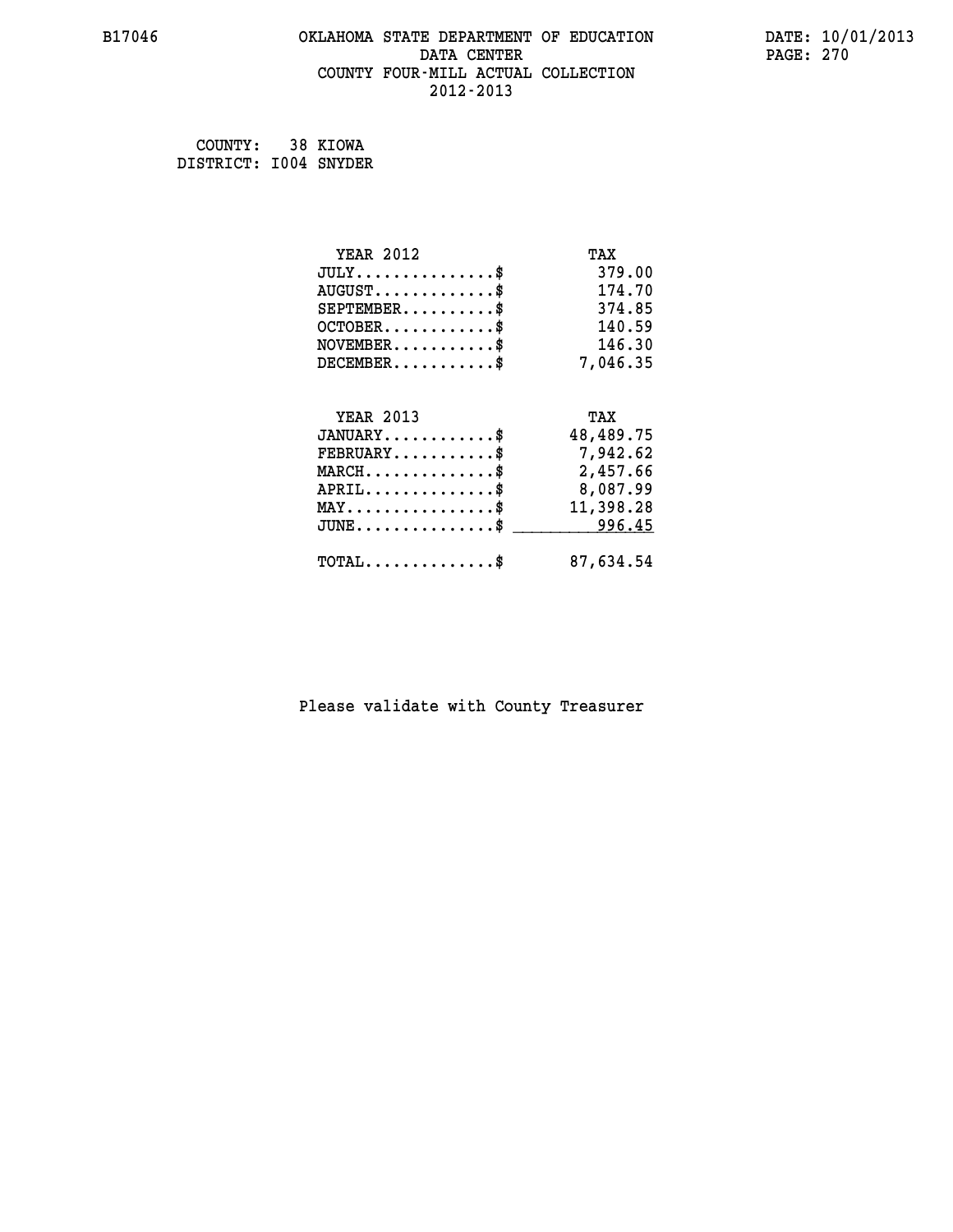COUNTY: 38 KIOWA
DISTRICT: I004 SNYDER

| YEAR 2012 | TAX |
|---|---|
| JULY..............$ | 379.00 |
| AUGUST............$ | 174.70 |
| SEPTEMBER.........$ | 374.85 |
| OCTOBER...........$ | 140.59 |
| NOVEMBER..........$ | 146.30 |
| DECEMBER..........$ | 7,046.35 |

| YEAR 2013 | TAX |
|---|---|
| JANUARY...........$ | 48,489.75 |
| FEBRUARY..........$ | 7,942.62 |
| MARCH.............$ | 2,457.66 |
| APRIL.............$ | 8,087.99 |
| MAY...............$ | 11,398.28 |
| JUNE..............$ | 996.45 |
| TOTAL.............$ | 87,634.54 |

Please validate with County Treasurer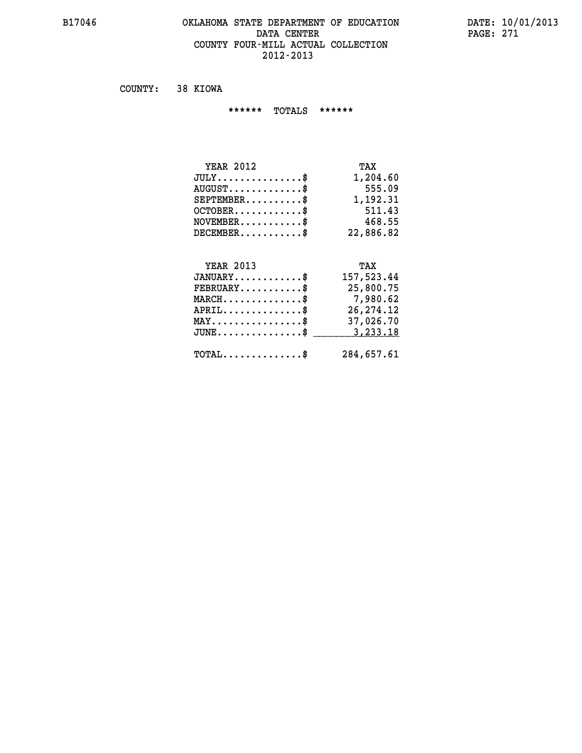B17046 OKLAHOMA STATE DEPARTMENT OF EDUCATION DATE: 10/01/2013
DATA CENTER
COUNTY FOUR-MILL ACTUAL COLLECTION
2012-2013

COUNTY: 38 KIOWA

****** TOTALS ******

| YEAR 2012 | TAX |
|---|---|
| JULY...............$ | 1,204.60 |
| AUGUST.............$ | 555.09 |
| SEPTEMBER..........$ | 1,192.31 |
| OCTOBER............$ | 511.43 |
| NOVEMBER...........$ | 468.55 |
| DECEMBER...........$ | 22,886.82 |

| YEAR 2013 | TAX |
|---|---|
| JANUARY............$ | 157,523.44 |
| FEBRUARY...........$ | 25,800.75 |
| MARCH..............$ | 7,980.62 |
| APRIL..............$ | 26,274.12 |
| MAY................$ | 37,026.70 |
| JUNE...............$ | 3,233.18 |
| TOTAL..............$ | 284,657.61 |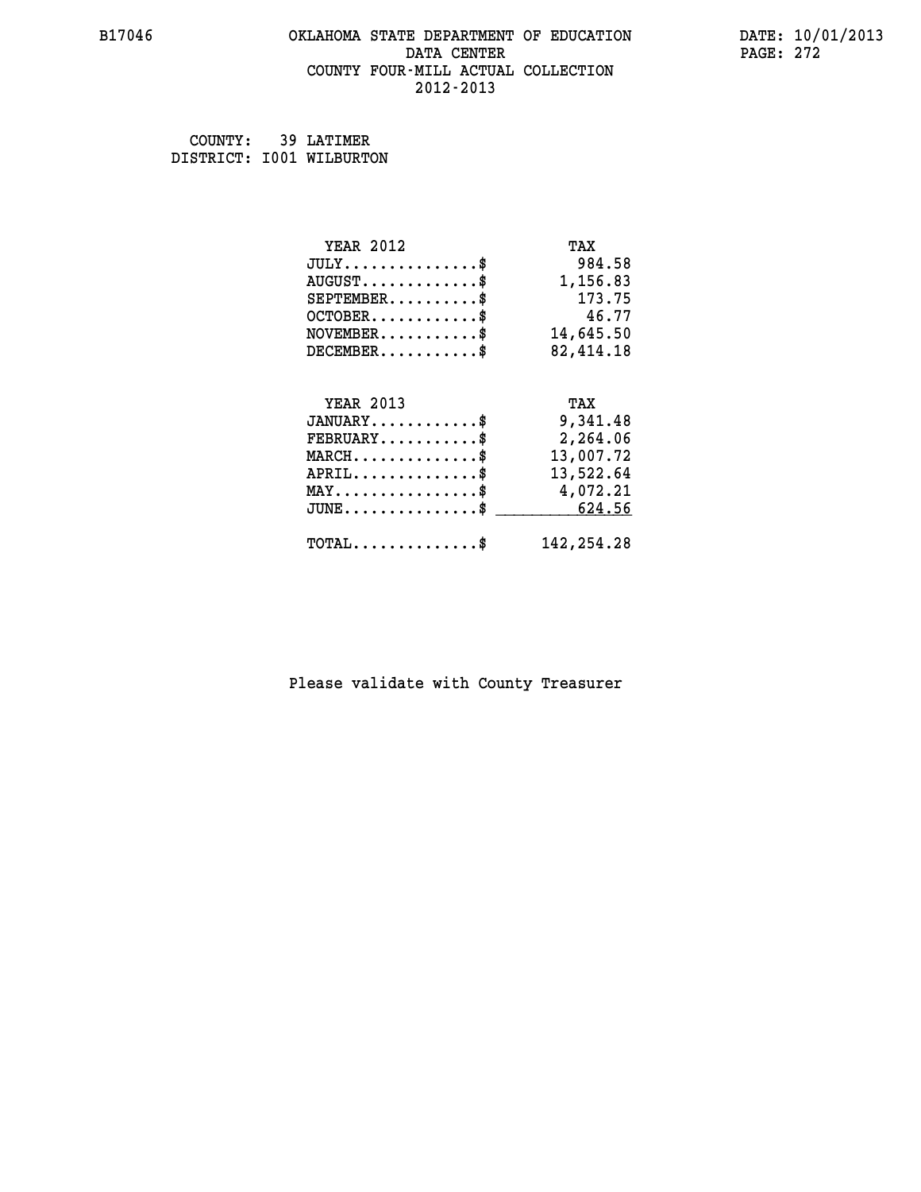B17046 OKLAHOMA STATE DEPARTMENT OF EDUCATION DATA CENTER COUNTY FOUR-MILL ACTUAL COLLECTION 2012-2013

DATE: 10/01/2013

COUNTY: 39 LATIMER
DISTRICT: I001 WILBURTON

| YEAR 2012 | TAX |
|---|---|
| JULY..............$ | 984.58 |
| AUGUST............$ | 1,156.83 |
| SEPTEMBER.........$ | 173.75 |
| OCTOBER...........$ | 46.77 |
| NOVEMBER..........$ | 14,645.50 |
| DECEMBER..........$ | 82,414.18 |

| YEAR 2013 | TAX |
|---|---|
| JANUARY...........$ | 9,341.48 |
| FEBRUARY..........$ | 2,264.06 |
| MARCH.............$ | 13,007.72 |
| APRIL.............$ | 13,522.64 |
| MAY...............$ | 4,072.21 |
| JUNE..............$ | 624.56 |
| TOTAL.............$ | 142,254.28 |

Please validate with County Treasurer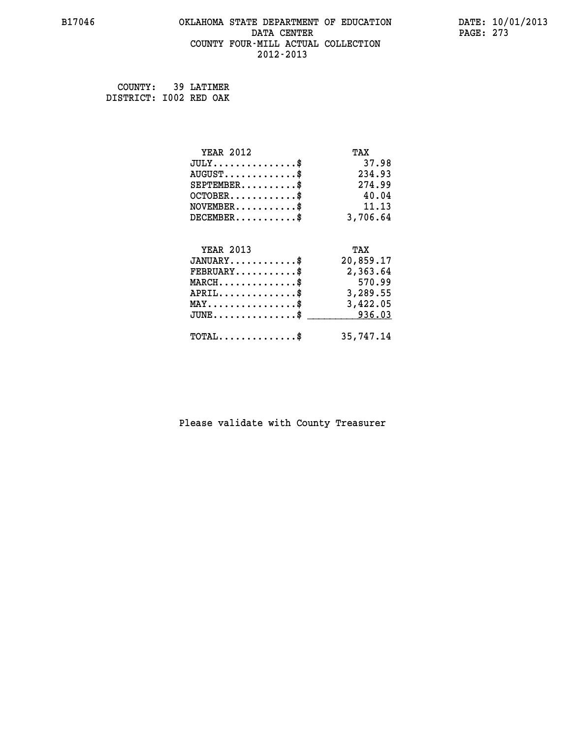B17046 OKLAHOMA STATE DEPARTMENT OF EDUCATION DATA CENTER COUNTY FOUR-MILL ACTUAL COLLECTION 2012-2013

DATE: 10/01/2013

COUNTY: 39 LATIMER
DISTRICT: I002 RED OAK

| YEAR 2012 | TAX |
|---|---|
| JULY..............$ | 37.98 |
| AUGUST............$ | 234.93 |
| SEPTEMBER.........$ | 274.99 |
| OCTOBER...........$ | 40.04 |
| NOVEMBER..........$ | 11.13 |
| DECEMBER..........$ | 3,706.64 |

| YEAR 2013 | TAX |
|---|---|
| JANUARY...........$ | 20,859.17 |
| FEBRUARY..........$ | 2,363.64 |
| MARCH.............$ | 570.99 |
| APRIL.............$ | 3,289.55 |
| MAY...............$ | 3,422.05 |
| JUNE..............$ | 936.03 |
| TOTAL.............$ | 35,747.14 |

Please validate with County Treasurer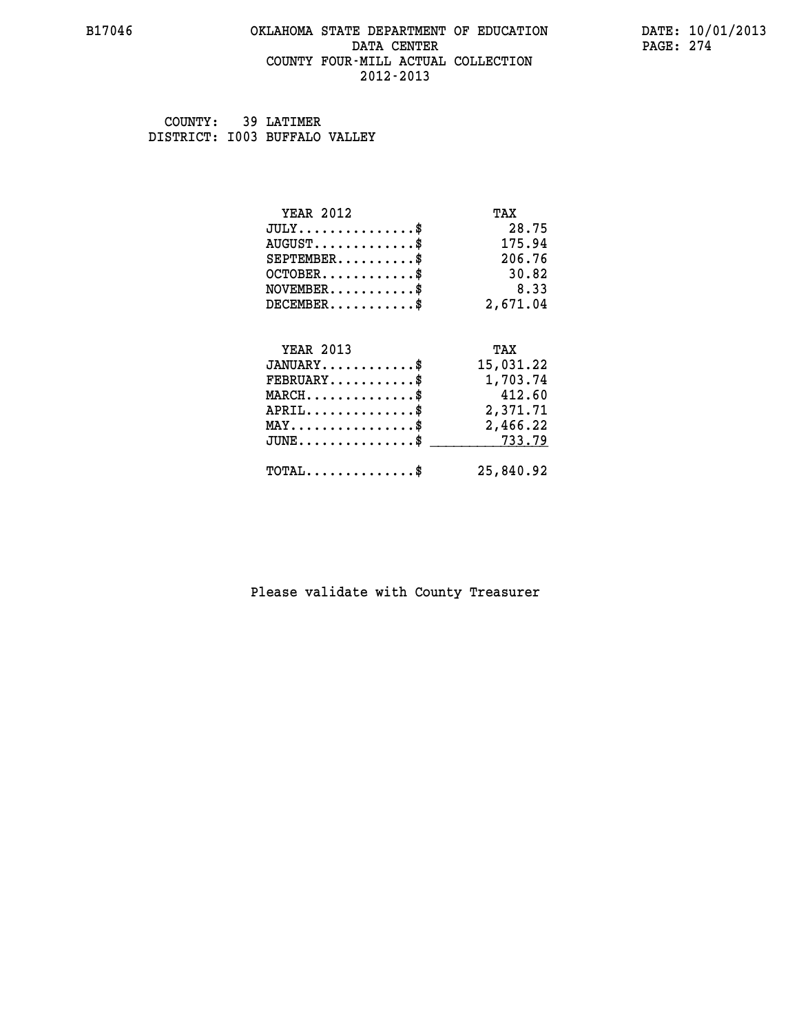B17046 OKLAHOMA STATE DEPARTMENT OF EDUCATION DATA CENTER COUNTY FOUR-MILL ACTUAL COLLECTION 2012-2013

DATE: 10/01/2013

COUNTY: 39 LATIMER
DISTRICT: I003 BUFFALO VALLEY

| YEAR 2012 | TAX |
|---|---|
| JULY..............$ | 28.75 |
| AUGUST............$ | 175.94 |
| SEPTEMBER.........$ | 206.76 |
| OCTOBER...........$ | 30.82 |
| NOVEMBER..........$ | 8.33 |
| DECEMBER..........$ | 2,671.04 |

| YEAR 2013 | TAX |
|---|---|
| JANUARY...........$ | 15,031.22 |
| FEBRUARY..........$ | 1,703.74 |
| MARCH.............$ | 412.60 |
| APRIL.............$ | 2,371.71 |
| MAY...............$ | 2,466.22 |
| JUNE..............$ | 733.79 |
| TOTAL.............$ | 25,840.92 |

Please validate with County Treasurer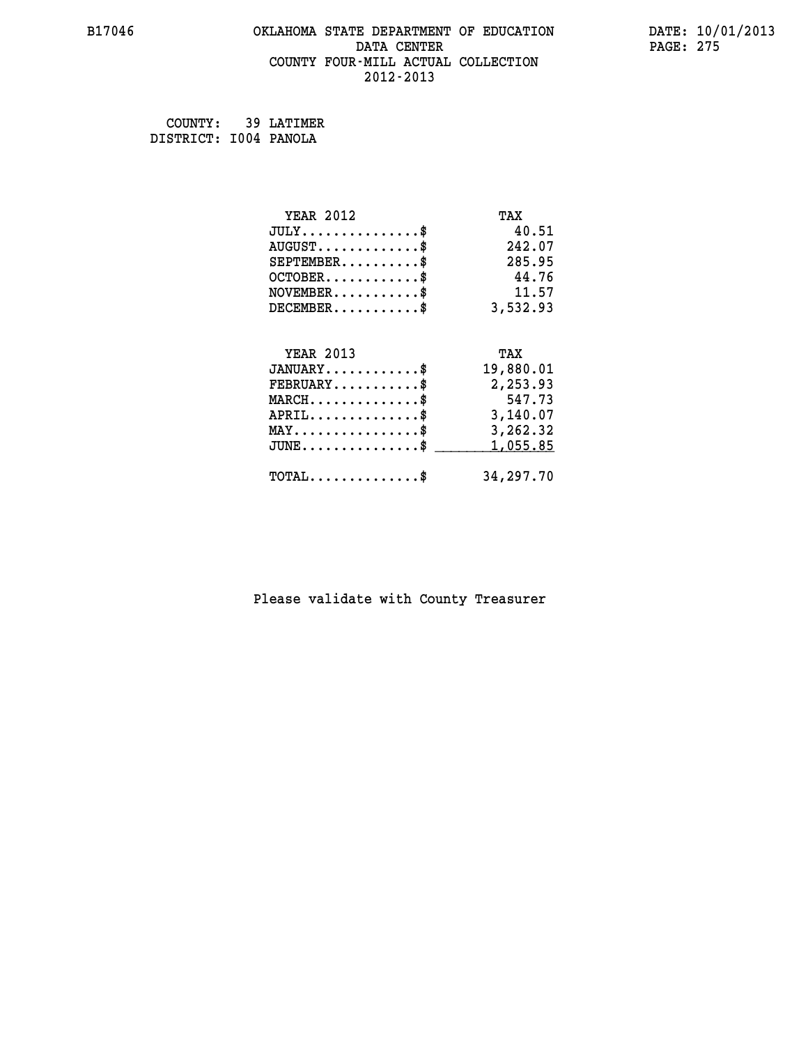OKLAHOMA STATE DEPARTMENT OF EDUCATION
DATA CENTER
COUNTY FOUR-MILL ACTUAL COLLECTION
2012-2013

COUNTY: 39 LATIMER
DISTRICT: I004 PANOLA

| YEAR 2012 | TAX |
|---|---|
| JULY...............$ | 40.51 |
| AUGUST.............$ | 242.07 |
| SEPTEMBER..........$ | 285.95 |
| OCTOBER............$ | 44.76 |
| NOVEMBER...........$ | 11.57 |
| DECEMBER...........$ | 3,532.93 |

| YEAR 2013 | TAX |
|---|---|
| JANUARY............$ | 19,880.01 |
| FEBRUARY...........$ | 2,253.93 |
| MARCH..............$ | 547.73 |
| APRIL..............$ | 3,140.07 |
| MAY................$ | 3,262.32 |
| JUNE...............$ | 1,055.85 |
| TOTAL..............$ | 34,297.70 |

Please validate with County Treasurer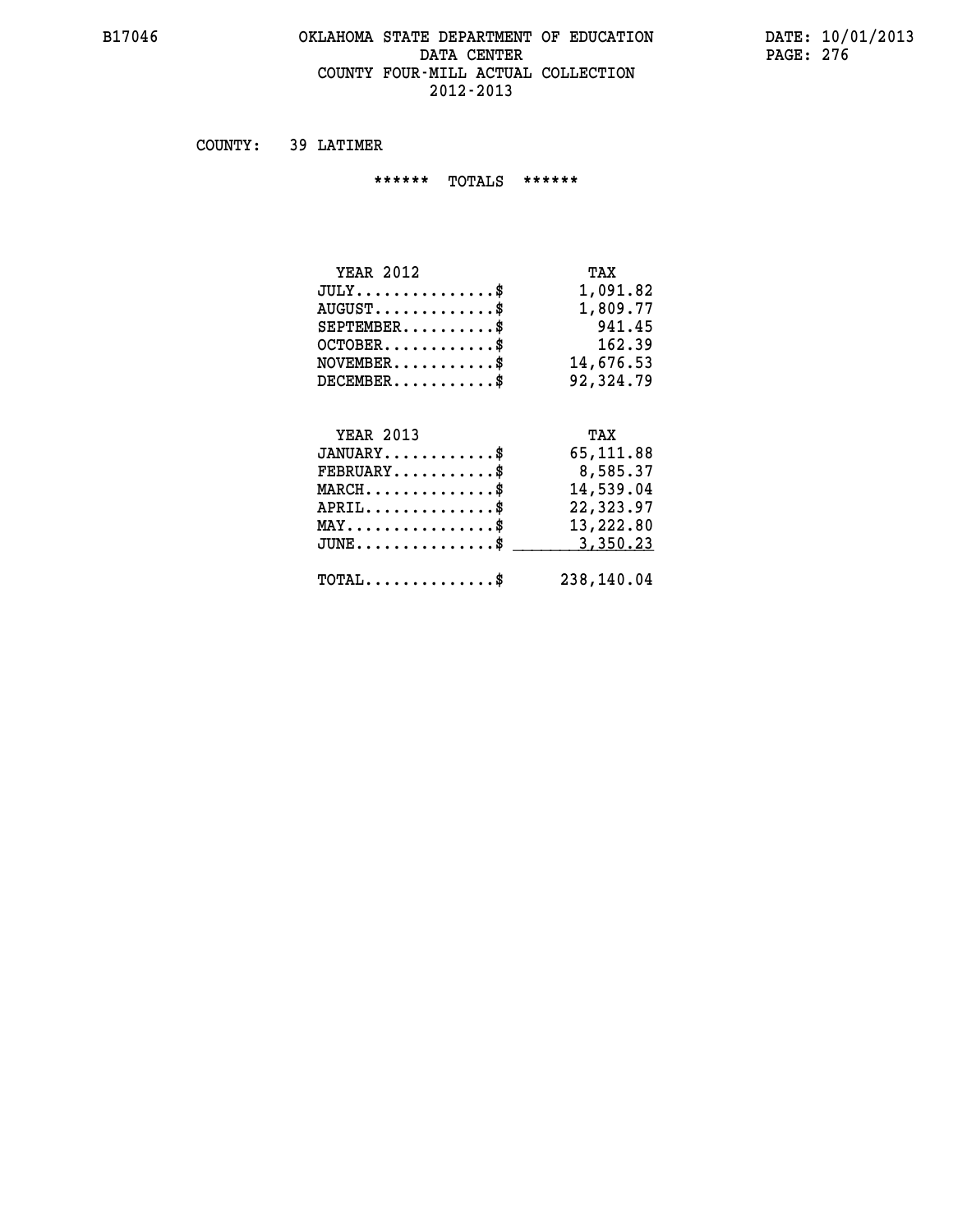# OKLAHOMA STATE DEPARTMENT OF EDUCATION
## DATA CENTER
## COUNTY FOUR-MILL ACTUAL COLLECTION
## 2012-2013

B17046 DATE: 10/01/2013

COUNTY: 39 LATIMER

****** TOTALS ******

| YEAR 2012 | TAX |
|---|---|
| JULY...............$ | 1,091.82 |
| AUGUST.............$ | 1,809.77 |
| SEPTEMBER..........$ | 941.45 |
| OCTOBER............$ | 162.39 |
| NOVEMBER...........$ | 14,676.53 |
| DECEMBER...........$ | 92,324.79 |

| YEAR 2013 | TAX |
|---|---|
| JANUARY............$ | 65,111.88 |
| FEBRUARY...........$ | 8,585.37 |
| MARCH..............$ | 14,539.04 |
| APRIL..............$ | 22,323.97 |
| MAY................$ | 13,222.80 |
| JUNE...............$ | 3,350.23 |
| TOTAL..............$ | 238,140.04 |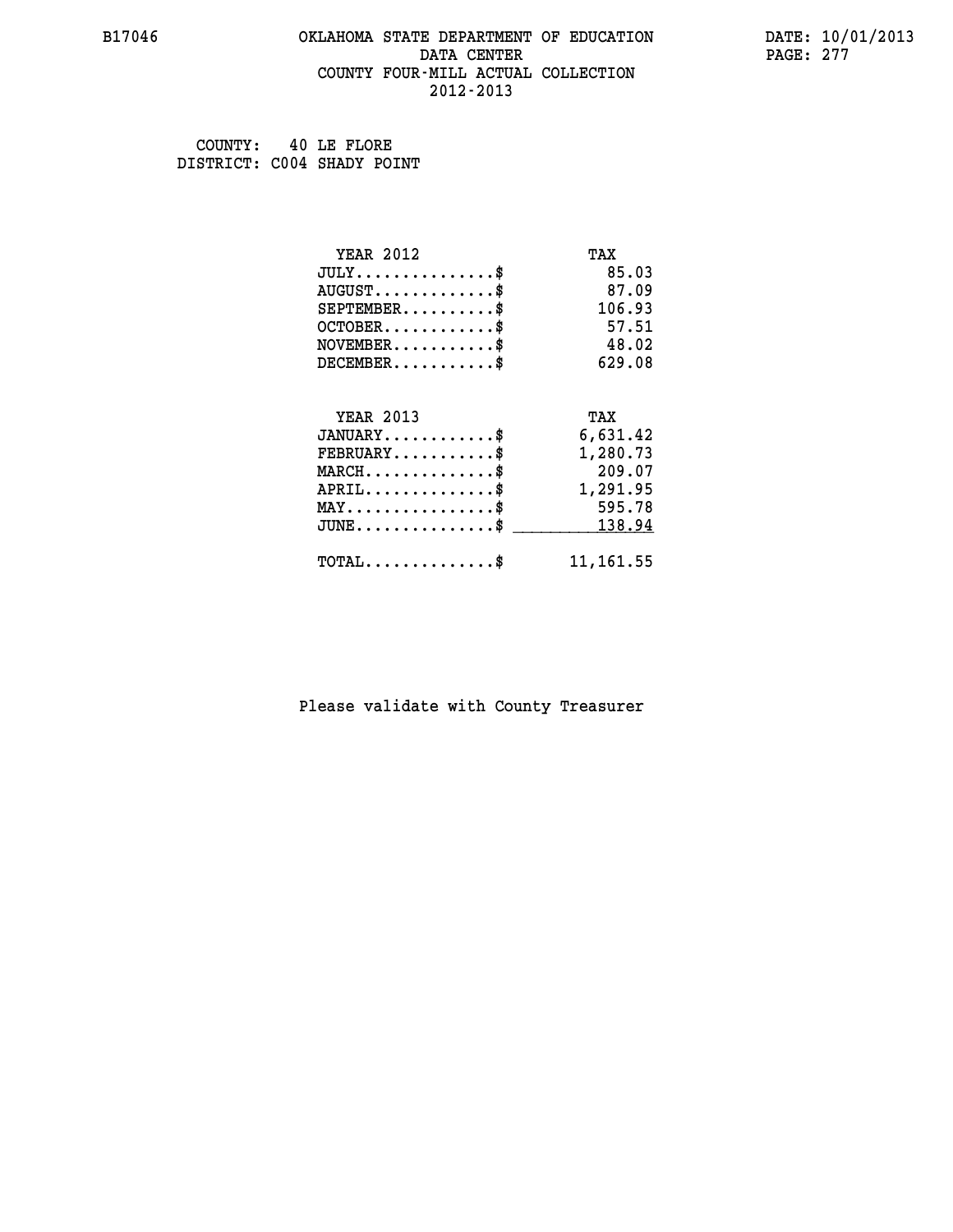B17046 OKLAHOMA STATE DEPARTMENT OF EDUCATION DATE: 10/01/2013

DATA CENTER

COUNTY FOUR-MILL ACTUAL COLLECTION

2012-2013

COUNTY: 40 LE FLORE
DISTRICT: C004 SHADY POINT

| YEAR 2012 | TAX |
|---|---|
| JULY...............$ | 85.03 |
| AUGUST.............$ | 87.09 |
| SEPTEMBER..........$ | 106.93 |
| OCTOBER............$ | 57.51 |
| NOVEMBER...........$ | 48.02 |
| DECEMBER...........$ | 629.08 |

| YEAR 2013 | TAX |
|---|---|
| JANUARY............$ | 6,631.42 |
| FEBRUARY...........$ | 1,280.73 |
| MARCH..............$ | 209.07 |
| APRIL..............$ | 1,291.95 |
| MAY................$ | 595.78 |
| JUNE...............$ | 138.94 |
| TOTAL..............$ | 11,161.55 |

Please validate with County Treasurer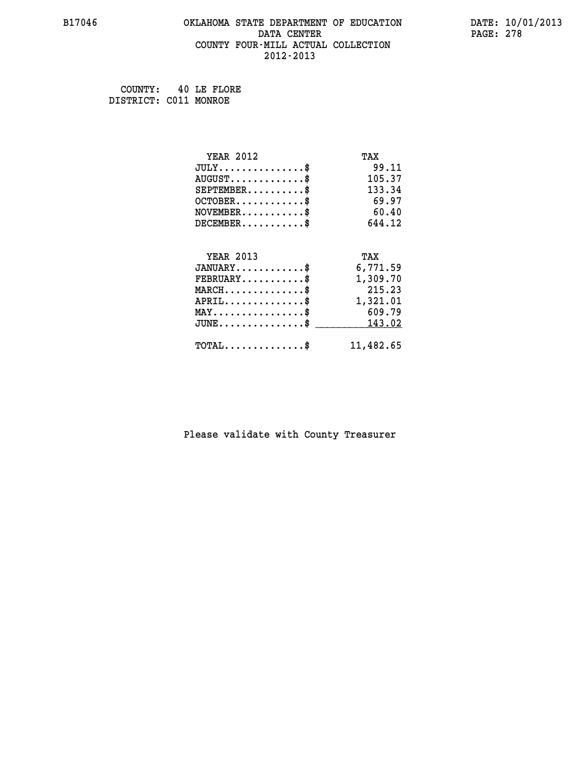B17046 OKLAHOMA STATE DEPARTMENT OF EDUCATION DATA CENTER COUNTY FOUR-MILL ACTUAL COLLECTION 2012-2013

DATE: 10/01/2013

COUNTY: 40 LE FLORE
DISTRICT: C011 MONROE

| YEAR 2012 | TAX |
|---|---|
| JULY...............$ | 99.11 |
| AUGUST.............$ | 105.37 |
| SEPTEMBER..........$ | 133.34 |
| OCTOBER............$ | 69.97 |
| NOVEMBER...........$ | 60.40 |
| DECEMBER...........$ | 644.12 |

| YEAR 2013 | TAX |
|---|---|
| JANUARY............$ | 6,771.59 |
| FEBRUARY...........$ | 1,309.70 |
| MARCH..............$ | 215.23 |
| APRIL..............$ | 1,321.01 |
| MAY................$ | 609.79 |
| JUNE...............$ | 143.02 |
| TOTAL..............$ | 11,482.65 |

Please validate with County Treasurer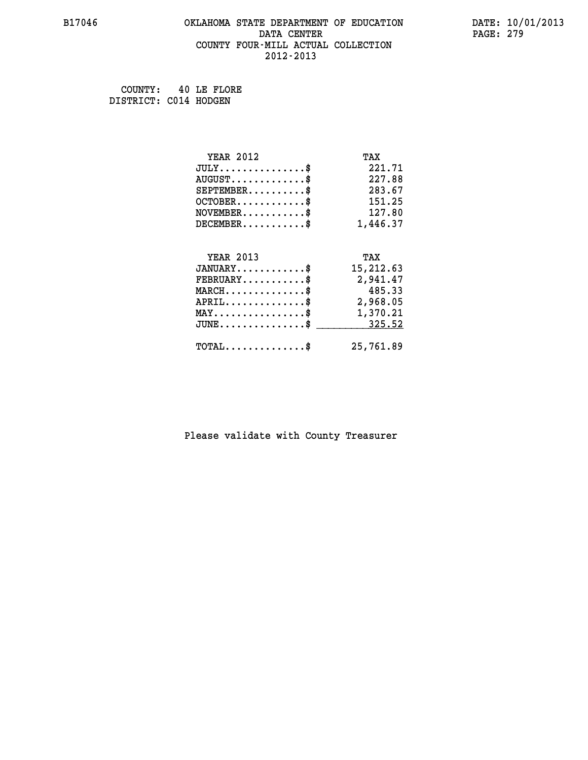# OKLAHOMA STATE DEPARTMENT OF EDUCATION
## DATA CENTER
## COUNTY FOUR-MILL ACTUAL COLLECTION
## 2012-2013

B17046 DATE: 10/01/2013 PAGE: 279

COUNTY: 40 LE FLORE
DISTRICT: C014 HODGEN

| YEAR 2012 | TAX |
|---|---|
| JULY...............$ | 221.71 |
| AUGUST.............$ | 227.88 |
| SEPTEMBER..........$ | 283.67 |
| OCTOBER............$ | 151.25 |
| NOVEMBER...........$ | 127.80 |
| DECEMBER...........$ | 1,446.37 |

| YEAR 2013 | TAX |
|---|---|
| JANUARY............$ | 15,212.63 |
| FEBRUARY...........$ | 2,941.47 |
| MARCH..............$ | 485.33 |
| APRIL..............$ | 2,968.05 |
| MAY................$ | 1,370.21 |
| JUNE...............$ | 325.52 |
| TOTAL..............$ | 25,761.89 |

Please validate with County Treasurer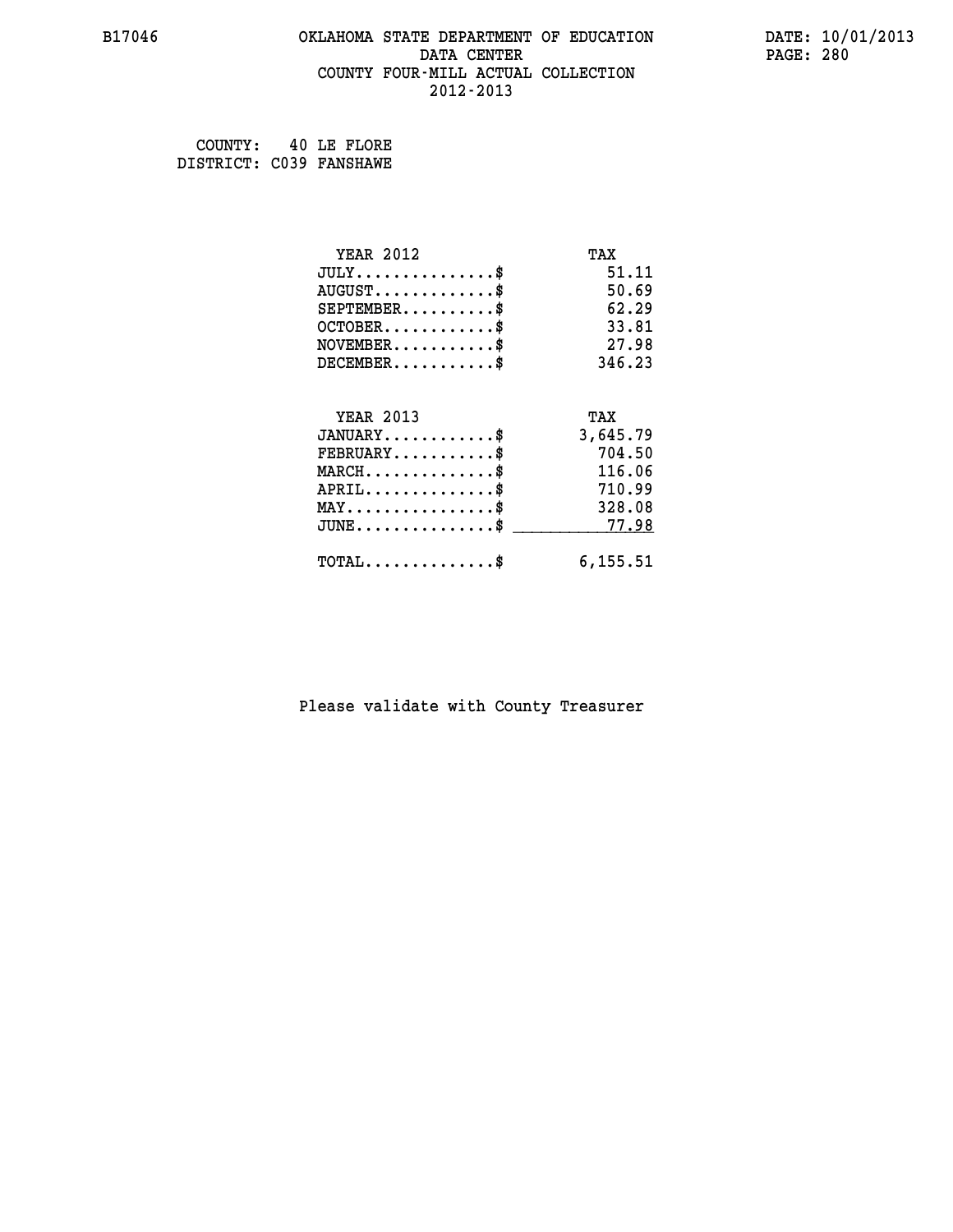# OKLAHOMA STATE DEPARTMENT OF EDUCATION
## DATA CENTER
## COUNTY FOUR-MILL ACTUAL COLLECTION
## 2012-2013

COUNTY: 40 LE FLORE
DISTRICT: C039 FANSHAWE

| YEAR 2012 | TAX |
|---|---|
| JULY..............$ | 51.11 |
| AUGUST............$ | 50.69 |
| SEPTEMBER.........$ | 62.29 |
| OCTOBER...........$ | 33.81 |
| NOVEMBER..........$ | 27.98 |
| DECEMBER..........$ | 346.23 |

| YEAR 2013 | TAX |
|---|---|
| JANUARY...........$ | 3,645.79 |
| FEBRUARY..........$ | 704.50 |
| MARCH.............$ | 116.06 |
| APRIL.............$ | 710.99 |
| MAY...............$ | 328.08 |
| JUNE..............$ | 77.98 |
| TOTAL.............$ | 6,155.51 |

Please validate with County Treasurer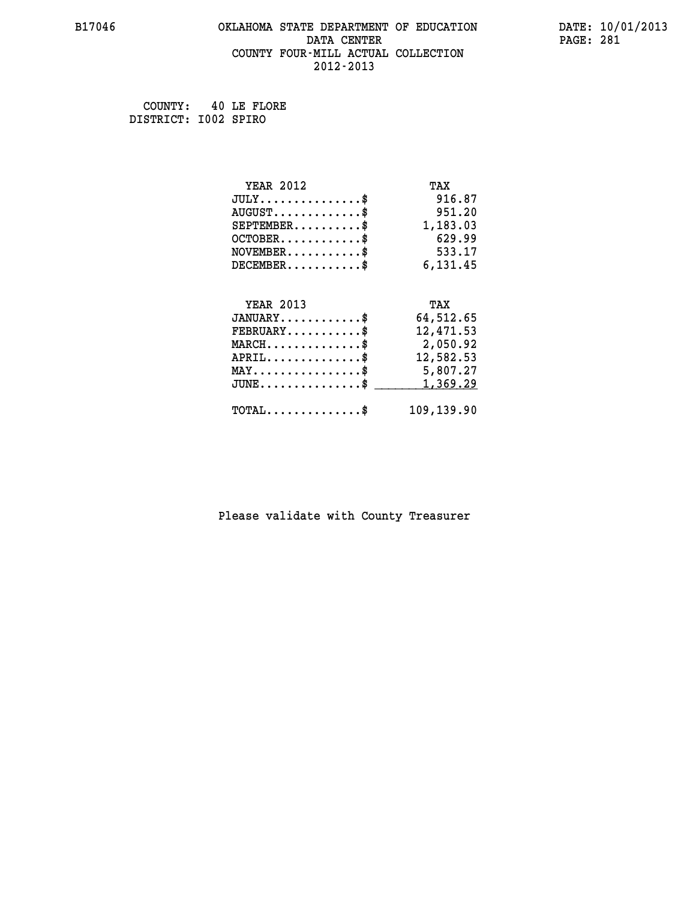B17046 OKLAHOMA STATE DEPARTMENT OF EDUCATION DATA CENTER COUNTY FOUR-MILL ACTUAL COLLECTION 2012-2013

DATE: 10/01/2013

COUNTY: 40 LE FLORE
DISTRICT: I002 SPIRO

| YEAR 2012 | TAX |
|---|---|
| JULY..............$ | 916.87 |
| AUGUST............$ | 951.20 |
| SEPTEMBER.........$ | 1,183.03 |
| OCTOBER...........$ | 629.99 |
| NOVEMBER..........$ | 533.17 |
| DECEMBER..........$ | 6,131.45 |

| YEAR 2013 | TAX |
|---|---|
| JANUARY...........$ | 64,512.65 |
| FEBRUARY..........$ | 12,471.53 |
| MARCH.............$ | 2,050.92 |
| APRIL.............$ | 12,582.53 |
| MAY...............$ | 5,807.27 |
| JUNE..............$ | 1,369.29 |
| TOTAL.............$ | 109,139.90 |

Please validate with County Treasurer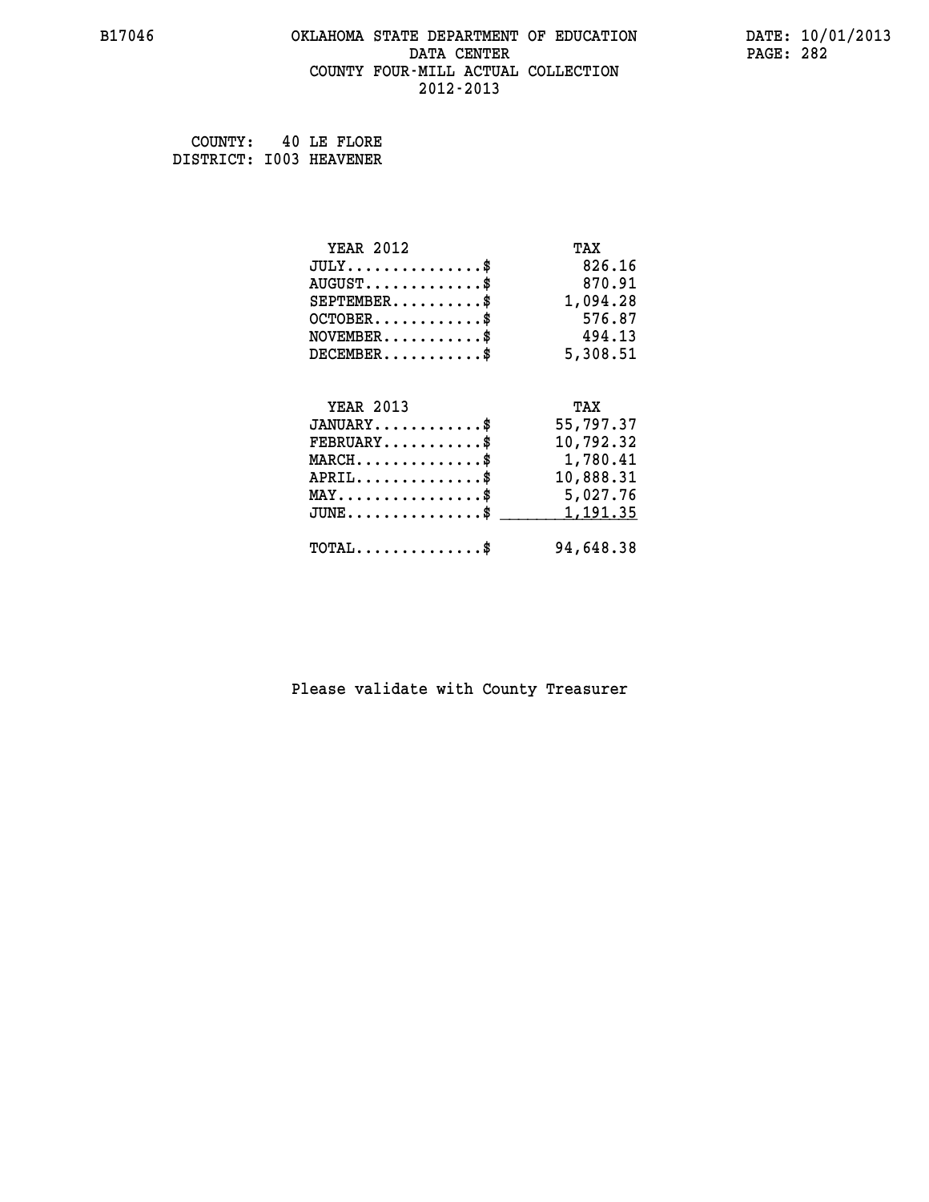B17046 OKLAHOMA STATE DEPARTMENT OF EDUCATION DATE: 10/01/2013

DATA CENTER

COUNTY FOUR-MILL ACTUAL COLLECTION

2012-2013

COUNTY: 40 LE FLORE
DISTRICT: I003 HEAVENER

| YEAR 2012 | TAX |
|---|---|
| JULY...............$ | 826.16 |
| AUGUST.............$ | 870.91 |
| SEPTEMBER..........$ | 1,094.28 |
| OCTOBER............$ | 576.87 |
| NOVEMBER...........$ | 494.13 |
| DECEMBER...........$ | 5,308.51 |

| YEAR 2013 | TAX |
|---|---|
| JANUARY............$ | 55,797.37 |
| FEBRUARY...........$ | 10,792.32 |
| MARCH..............$ | 1,780.41 |
| APRIL..............$ | 10,888.31 |
| MAY................$ | 5,027.76 |
| JUNE...............$ | 1,191.35 |
| TOTAL..............$ | 94,648.38 |

Please validate with County Treasurer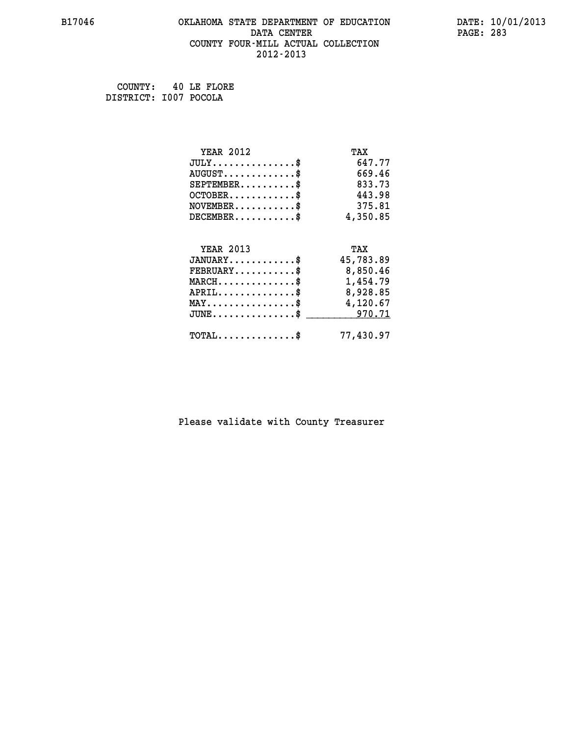# OKLAHOMA STATE DEPARTMENT OF EDUCATION
## DATA CENTER
## COUNTY FOUR-MILL ACTUAL COLLECTION
## 2012-2013

B17046

DATE: 10/01/2013

COUNTY: 40 LE FLORE
DISTRICT: I007 POCOLA

| YEAR 2012 | TAX |
|---|---|
| JULY...............$ | 647.77 |
| AUGUST.............$ | 669.46 |
| SEPTEMBER..........$ | 833.73 |
| OCTOBER............$ | 443.98 |
| NOVEMBER...........$ | 375.81 |
| DECEMBER...........$ | 4,350.85 |

| YEAR 2013 | TAX |
|---|---|
| JANUARY............$ | 45,783.89 |
| FEBRUARY...........$ | 8,850.46 |
| MARCH..............$ | 1,454.79 |
| APRIL..............$ | 8,928.85 |
| MAY................$ | 4,120.67 |
| JUNE...............$ | 970.71 |
| TOTAL..............$ | 77,430.97 |

Please validate with County Treasurer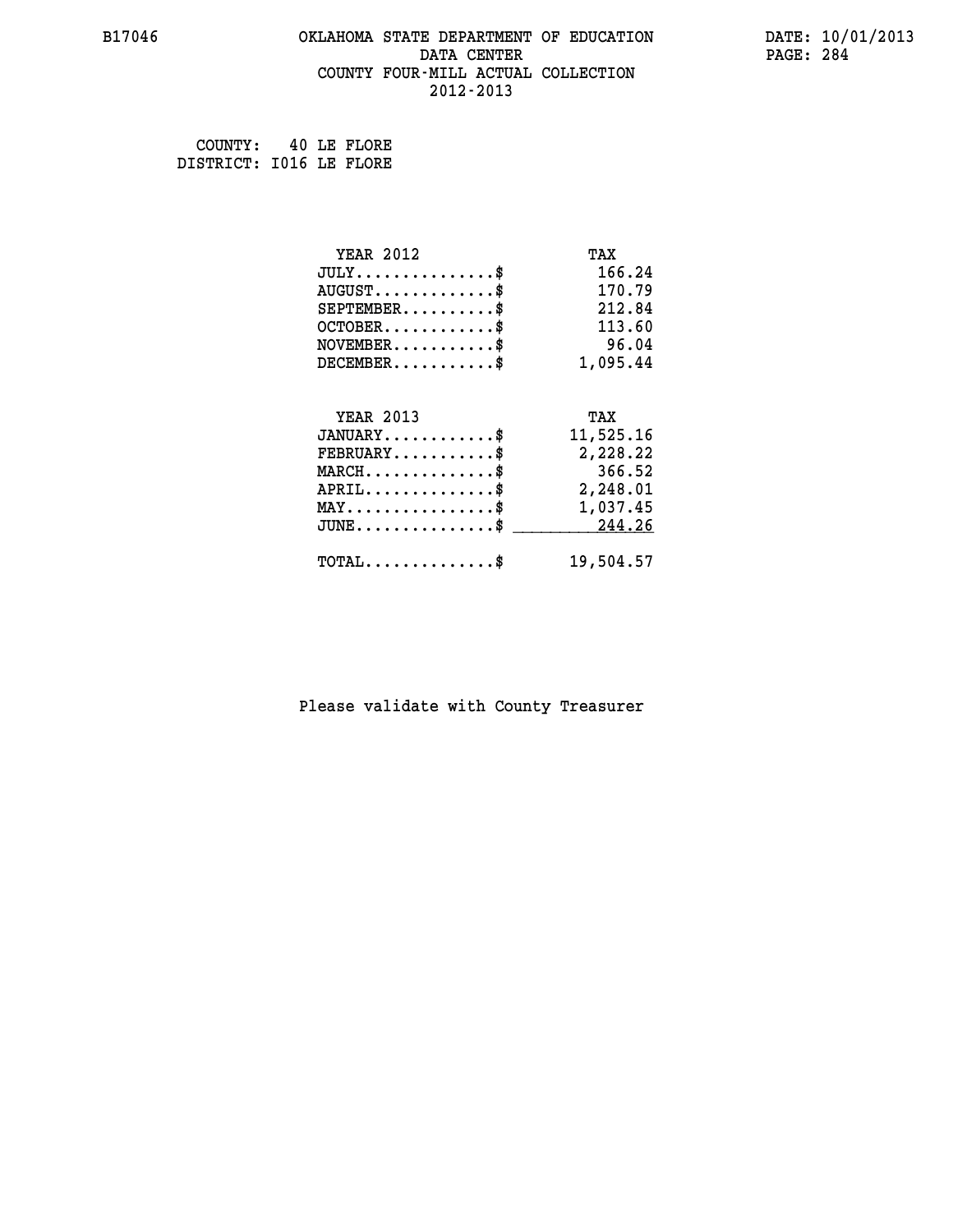# OKLAHOMA STATE DEPARTMENT OF EDUCATION
## DATA CENTER
## COUNTY FOUR-MILL ACTUAL COLLECTION
## 2012-2013

COUNTY: 40 LE FLORE
DISTRICT: I016 LE FLORE

| YEAR 2012 | TAX |
|---|---|
| JULY...............$ | 166.24 |
| AUGUST.............$ | 170.79 |
| SEPTEMBER..........$ | 212.84 |
| OCTOBER............$ | 113.60 |
| NOVEMBER...........$ | 96.04 |
| DECEMBER...........$ | 1,095.44 |

| YEAR 2013 | TAX |
|---|---|
| JANUARY............$ | 11,525.16 |
| FEBRUARY...........$ | 2,228.22 |
| MARCH..............$ | 366.52 |
| APRIL..............$ | 2,248.01 |
| MAY................$ | 1,037.45 |
| JUNE...............$ | 244.26 |
| TOTAL..............$ | 19,504.57 |

Please validate with County Treasurer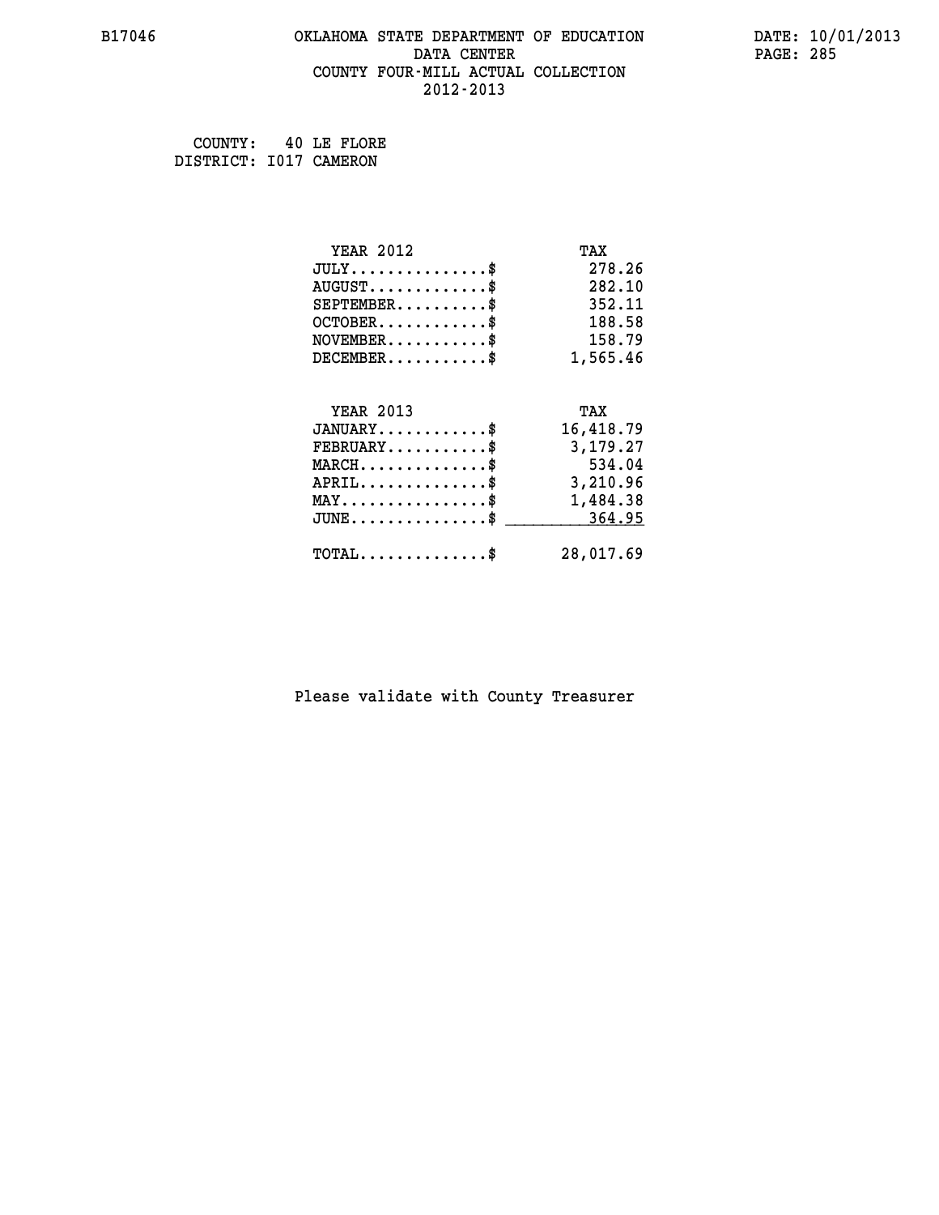COUNTY: 40 LE FLORE
DISTRICT: I017 CAMERON

| YEAR 2012 | TAX |
|---|---|
| JULY...............$ | 278.26 |
| AUGUST.............$ | 282.10 |
| SEPTEMBER..........$ | 352.11 |
| OCTOBER............$ | 188.58 |
| NOVEMBER...........$ | 158.79 |
| DECEMBER...........$ | 1,565.46 |

| YEAR 2013 | TAX |
|---|---|
| JANUARY............$ | 16,418.79 |
| FEBRUARY...........$ | 3,179.27 |
| MARCH..............$ | 534.04 |
| APRIL..............$ | 3,210.96 |
| MAY................$ | 1,484.38 |
| JUNE...............$ | 364.95 |
| TOTAL..............$ | 28,017.69 |

Please validate with County Treasurer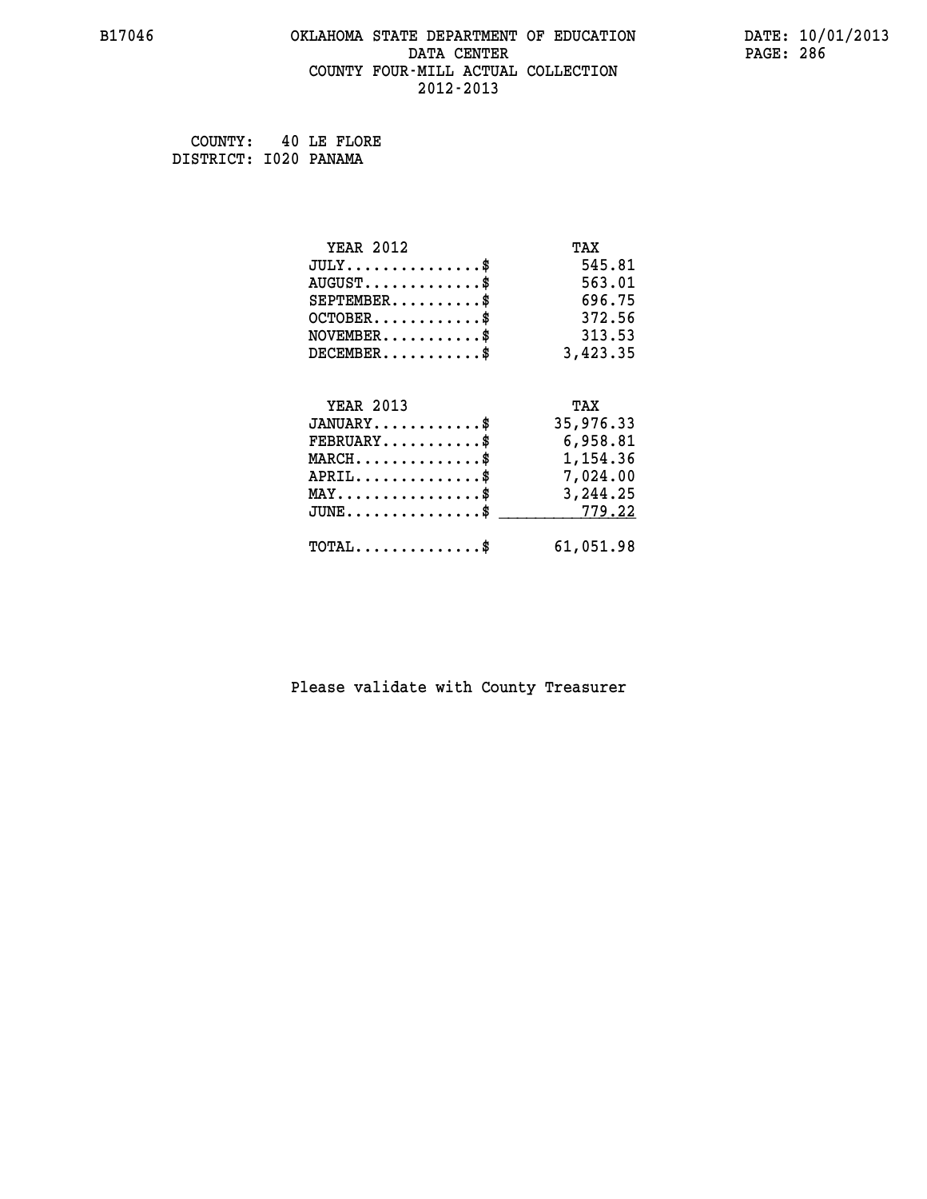B17046 OKLAHOMA STATE DEPARTMENT OF EDUCATION DATA CENTER COUNTY FOUR-MILL ACTUAL COLLECTION 2012-2013

DATE: 10/01/2013

COUNTY: 40 LE FLORE
DISTRICT: I020 PANAMA

| YEAR 2012 | TAX |
|---|---|
| JULY..............$ | 545.81 |
| AUGUST............$ | 563.01 |
| SEPTEMBER.........$ | 696.75 |
| OCTOBER...........$ | 372.56 |
| NOVEMBER..........$ | 313.53 |
| DECEMBER..........$ | 3,423.35 |

| YEAR 2013 | TAX |
|---|---|
| JANUARY...........$ | 35,976.33 |
| FEBRUARY..........$ | 6,958.81 |
| MARCH.............$ | 1,154.36 |
| APRIL.............$ | 7,024.00 |
| MAY...............$ | 3,244.25 |
| JUNE..............$ | 779.22 |
| TOTAL.............$ | 61,051.98 |

Please validate with County Treasurer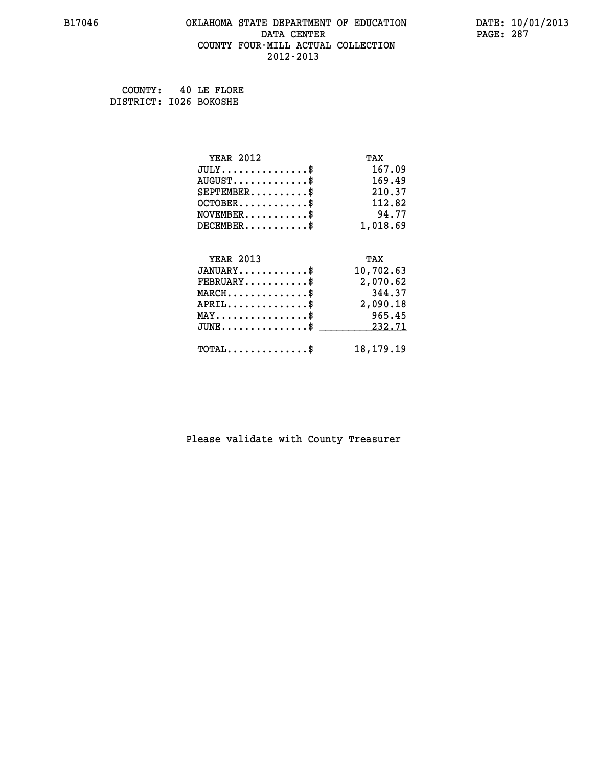B17046 OKLAHOMA STATE DEPARTMENT OF EDUCATION DATA CENTER COUNTY FOUR-MILL ACTUAL COLLECTION 2012-2013

DATE: 10/01/2013

COUNTY: 40 LE FLORE
DISTRICT: I026 BOKOSHE

| YEAR 2012 | TAX |
|---|---|
| JULY..............$ | 167.09 |
| AUGUST............$ | 169.49 |
| SEPTEMBER.........$ | 210.37 |
| OCTOBER...........$ | 112.82 |
| NOVEMBER..........$ | 94.77 |
| DECEMBER..........$ | 1,018.69 |

| YEAR 2013 | TAX |
|---|---|
| JANUARY...........$ | 10,702.63 |
| FEBRUARY..........$ | 2,070.62 |
| MARCH.............$ | 344.37 |
| APRIL.............$ | 2,090.18 |
| MAY...............$ | 965.45 |
| JUNE..............$ | 232.71 |
| TOTAL.............$ | 18,179.19 |

Please validate with County Treasurer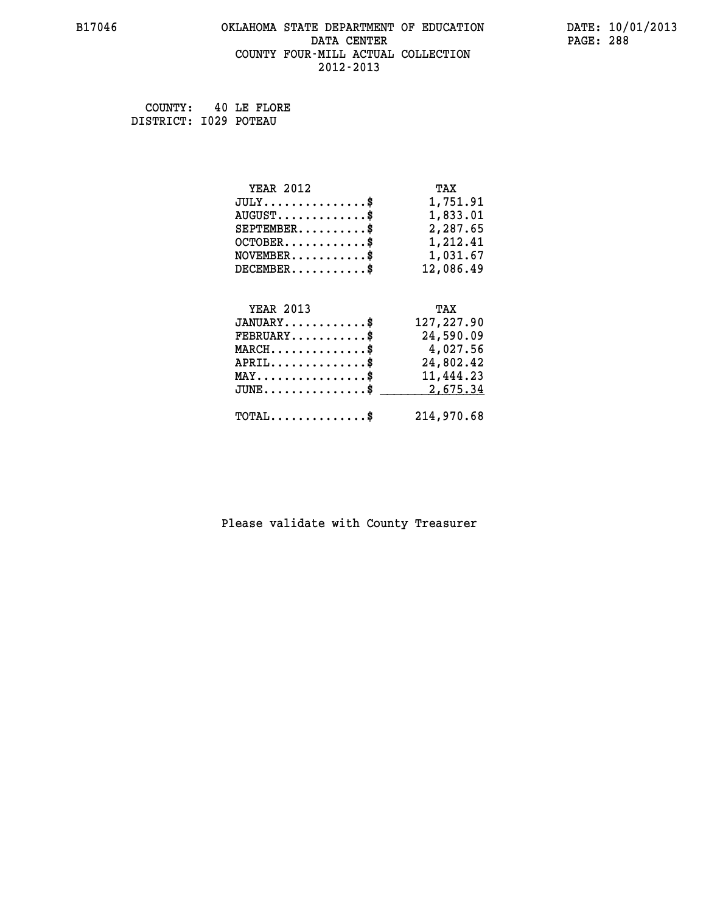OKLAHOMA STATE DEPARTMENT OF EDUCATION
DATA CENTER
COUNTY FOUR-MILL ACTUAL COLLECTION
2012-2013

COUNTY: 40 LE FLORE
DISTRICT: I029 POTEAU

| YEAR 2012 | TAX |
|---|---|
| JULY...............$ | 1,751.91 |
| AUGUST.............$ | 1,833.01 |
| SEPTEMBER..........$ | 2,287.65 |
| OCTOBER............$ | 1,212.41 |
| NOVEMBER...........$ | 1,031.67 |
| DECEMBER...........$ | 12,086.49 |

| YEAR 2013 | TAX |
|---|---|
| JANUARY............$ | 127,227.90 |
| FEBRUARY...........$ | 24,590.09 |
| MARCH..............$ | 4,027.56 |
| APRIL..............$ | 24,802.42 |
| MAY................$ | 11,444.23 |
| JUNE...............$ | 2,675.34 |
| TOTAL..............$ | 214,970.68 |

Please validate with County Treasurer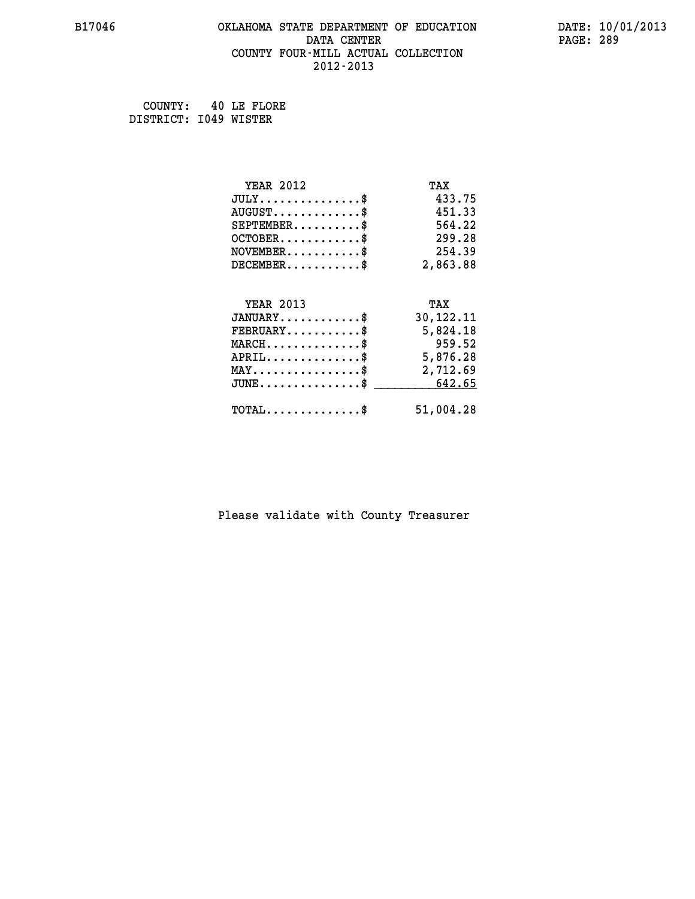B17046 OKLAHOMA STATE DEPARTMENT OF EDUCATION DATE: 10/01/2013

DATA CENTER

COUNTY FOUR-MILL ACTUAL COLLECTION

2012-2013

COUNTY: 40 LE FLORE
DISTRICT: I049 WISTER

| YEAR 2012 | TAX |
|---|---|
| JULY...............$ | 433.75 |
| AUGUST.............$ | 451.33 |
| SEPTEMBER..........$ | 564.22 |
| OCTOBER............$ | 299.28 |
| NOVEMBER...........$ | 254.39 |
| DECEMBER...........$ | 2,863.88 |

| YEAR 2013 | TAX |
|---|---|
| JANUARY............$ | 30,122.11 |
| FEBRUARY...........$ | 5,824.18 |
| MARCH..............$ | 959.52 |
| APRIL..............$ | 5,876.28 |
| MAY................$ | 2,712.69 |
| JUNE...............$ | 642.65 |
| TOTAL..............$ | 51,004.28 |

Please validate with County Treasurer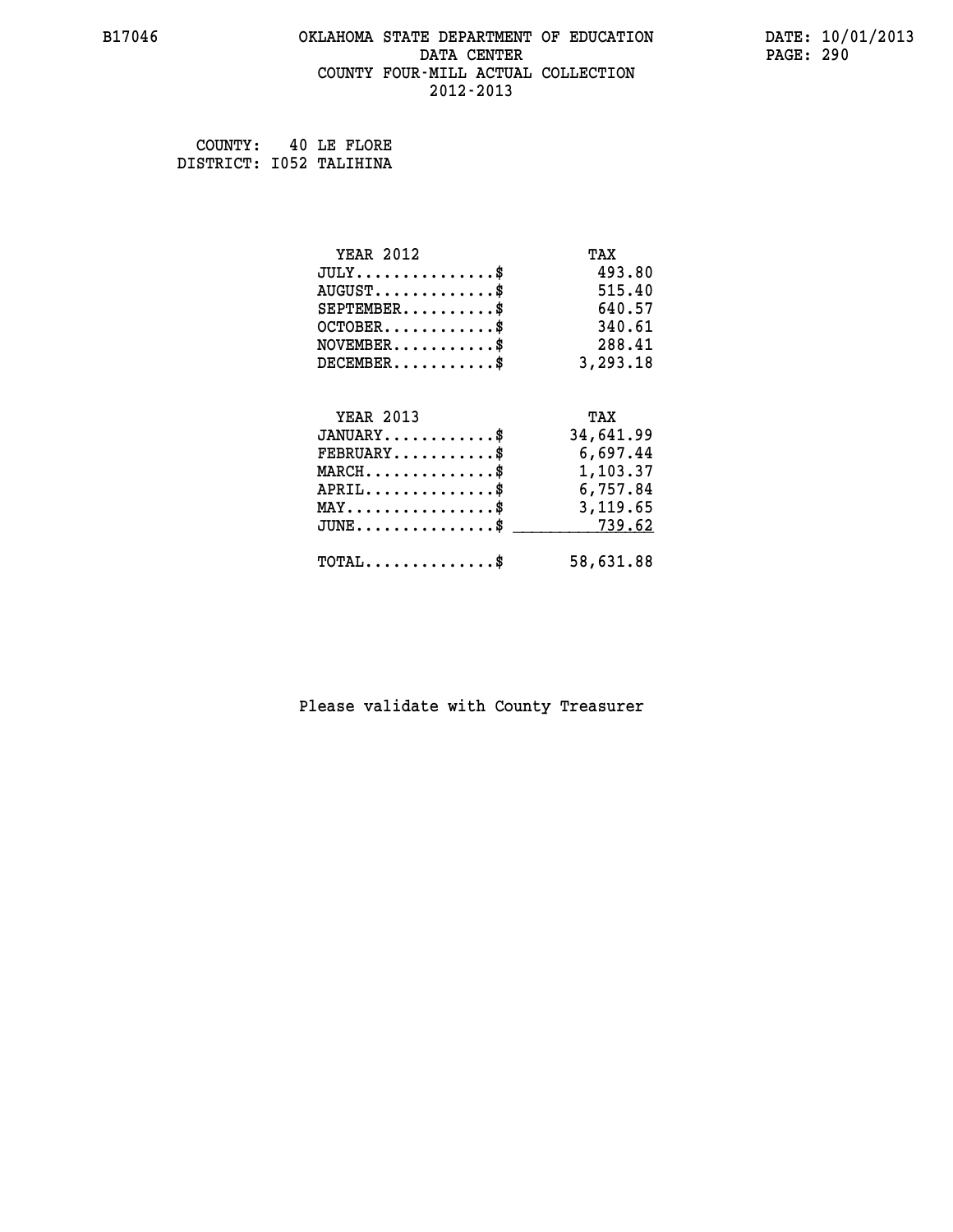B17046 OKLAHOMA STATE DEPARTMENT OF EDUCATION DATE: 10/01/2013

DATA CENTER

COUNTY FOUR-MILL ACTUAL COLLECTION

2012-2013

COUNTY: 40 LE FLORE
DISTRICT: I052 TALIHINA

| YEAR 2012 | TAX |
|---|---|
| JULY...............$ | 493.80 |
| AUGUST.............$ | 515.40 |
| SEPTEMBER..........$ | 640.57 |
| OCTOBER............$ | 340.61 |
| NOVEMBER...........$ | 288.41 |
| DECEMBER...........$ | 3,293.18 |

| YEAR 2013 | TAX |
|---|---|
| JANUARY............$ | 34,641.99 |
| FEBRUARY...........$ | 6,697.44 |
| MARCH..............$ | 1,103.37 |
| APRIL..............$ | 6,757.84 |
| MAY................$ | 3,119.65 |
| JUNE...............$ | 739.62 |
| TOTAL..............$ | 58,631.88 |

Please validate with County Treasurer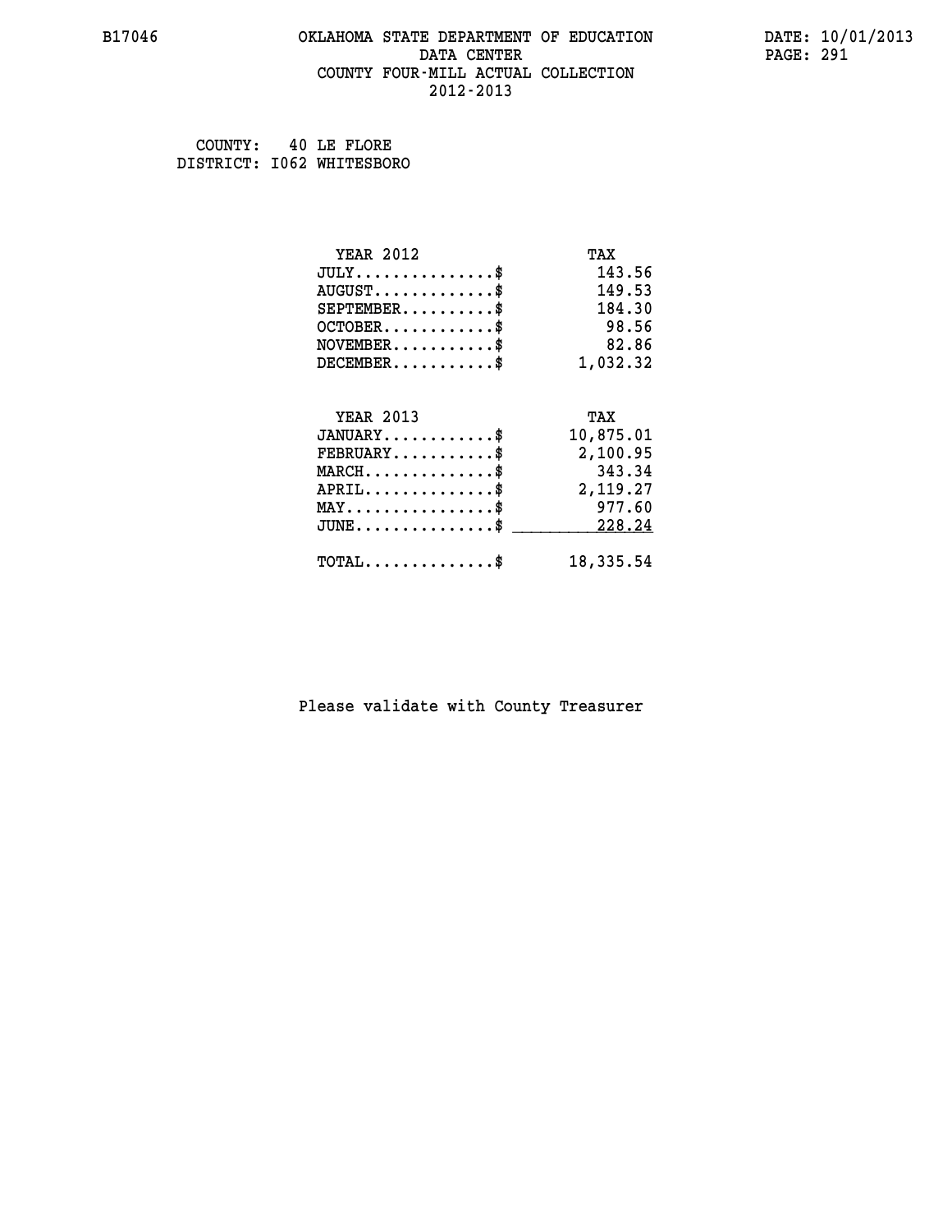# OKLAHOMA STATE DEPARTMENT OF EDUCATION
## DATA CENTER
## COUNTY FOUR-MILL ACTUAL COLLECTION
## 2012-2013

COUNTY: 40 LE FLORE
DISTRICT: I062 WHITESBORO

| YEAR 2012 | TAX |
|---|---|
| JULY...............$ | 143.56 |
| AUGUST.............$ | 149.53 |
| SEPTEMBER..........$ | 184.30 |
| OCTOBER............$ | 98.56 |
| NOVEMBER...........$ | 82.86 |
| DECEMBER...........$ | 1,032.32 |

| YEAR 2013 | TAX |
|---|---|
| JANUARY............$ | 10,875.01 |
| FEBRUARY...........$ | 2,100.95 |
| MARCH..............$ | 343.34 |
| APRIL..............$ | 2,119.27 |
| MAY................$ | 977.60 |
| JUNE...............$ | 228.24 |
| TOTAL..............$ | 18,335.54 |

Please validate with County Treasurer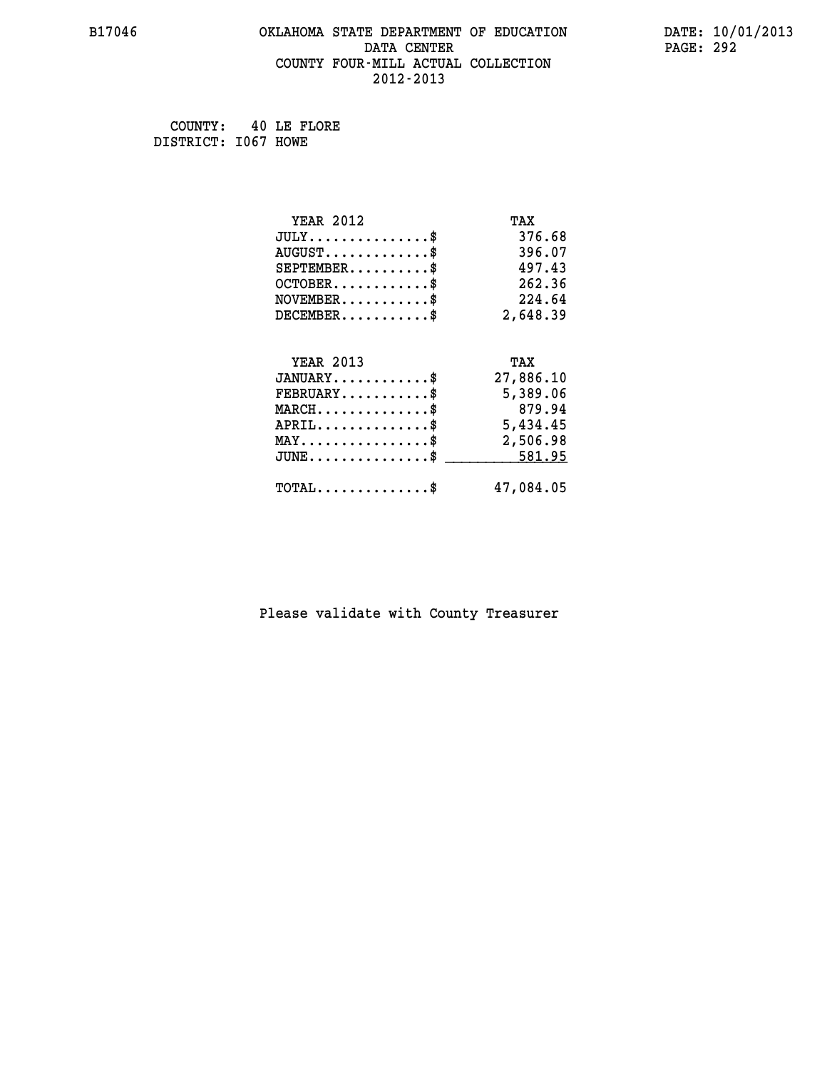B17046

# OKLAHOMA STATE DEPARTMENT OF EDUCATION
## DATA CENTER
## COUNTY FOUR-MILL ACTUAL COLLECTION
## 2012-2013

DATE: 10/01/2013

COUNTY: 40 LE FLORE
DISTRICT: I067 HOWE

| YEAR 2012 | TAX |
|---|---|
| JULY...............$ | 376.68 |
| AUGUST.............$ | 396.07 |
| SEPTEMBER..........$ | 497.43 |
| OCTOBER............$ | 262.36 |
| NOVEMBER...........$ | 224.64 |
| DECEMBER...........$ | 2,648.39 |

| YEAR 2013 | TAX |
|---|---|
| JANUARY............$ | 27,886.10 |
| FEBRUARY...........$ | 5,389.06 |
| MARCH..............$ | 879.94 |
| APRIL..............$ | 5,434.45 |
| MAY................$ | 2,506.98 |
| JUNE...............$ | 581.95 |
| TOTAL..............$ | 47,084.05 |

Please validate with County Treasurer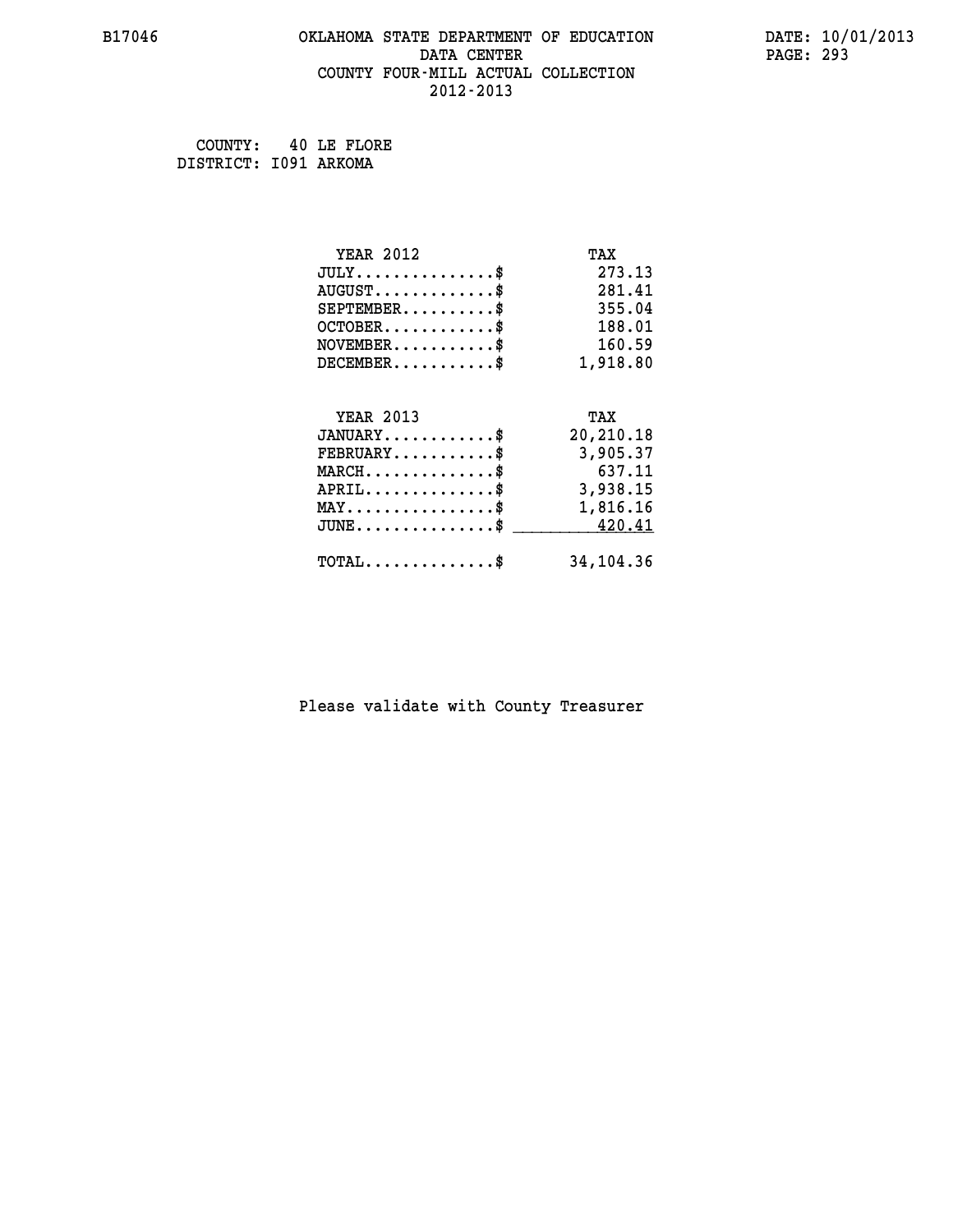B17046 OKLAHOMA STATE DEPARTMENT OF EDUCATION DATA CENTER COUNTY FOUR-MILL ACTUAL COLLECTION 2012-2013

DATE: 10/01/2013

COUNTY: 40 LE FLORE
DISTRICT: I091 ARKOMA

| YEAR 2012 | TAX |
|---|---|
| JULY..............$ | 273.13 |
| AUGUST............$ | 281.41 |
| SEPTEMBER.........$ | 355.04 |
| OCTOBER...........$ | 188.01 |
| NOVEMBER..........$ | 160.59 |
| DECEMBER..........$ | 1,918.80 |

| YEAR 2013 | TAX |
|---|---|
| JANUARY...........$ | 20,210.18 |
| FEBRUARY..........$ | 3,905.37 |
| MARCH.............$ | 637.11 |
| APRIL.............$ | 3,938.15 |
| MAY...............$ | 1,816.16 |
| JUNE..............$ | 420.41 |
| TOTAL.............$ | 34,104.36 |

Please validate with County Treasurer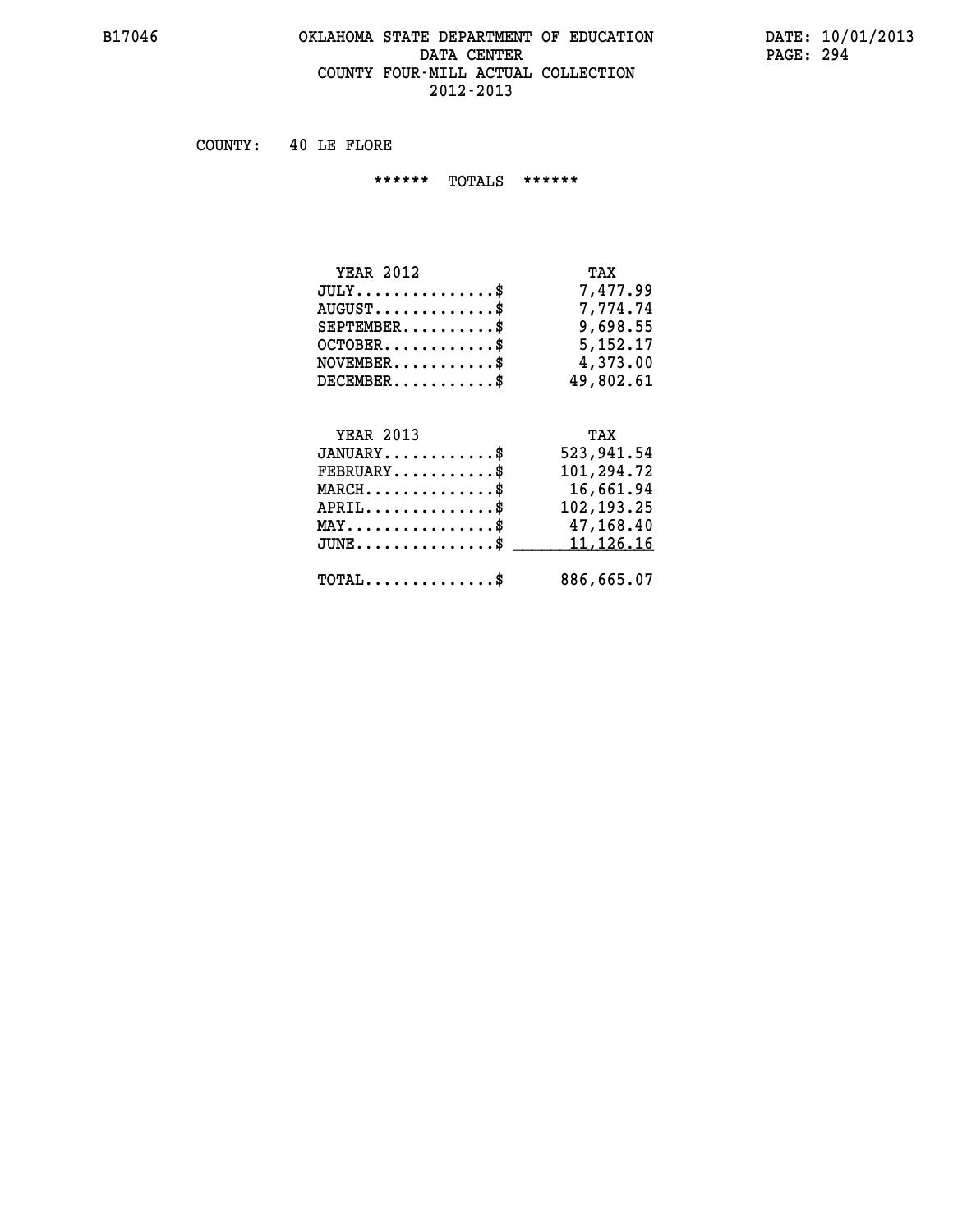# OKLAHOMA STATE DEPARTMENT OF EDUCATION
## DATA CENTER
## COUNTY FOUR-MILL ACTUAL COLLECTION
## 2012-2013

COUNTY: 40 LE FLORE

****** TOTALS ******

| YEAR 2012 | TAX |
|---|---|
| JULY...............$ | 7,477.99 |
| AUGUST.............$ | 7,774.74 |
| SEPTEMBER..........$ | 9,698.55 |
| OCTOBER............$ | 5,152.17 |
| NOVEMBER...........$ | 4,373.00 |
| DECEMBER...........$ | 49,802.61 |

| YEAR 2013 | TAX |
|---|---|
| JANUARY............$ | 523,941.54 |
| FEBRUARY...........$ | 101,294.72 |
| MARCH..............$ | 16,661.94 |
| APRIL..............$ | 102,193.25 |
| MAY................$ | 47,168.40 |
| JUNE...............$ | 11,126.16 |
| TOTAL..............$ | 886,665.07 |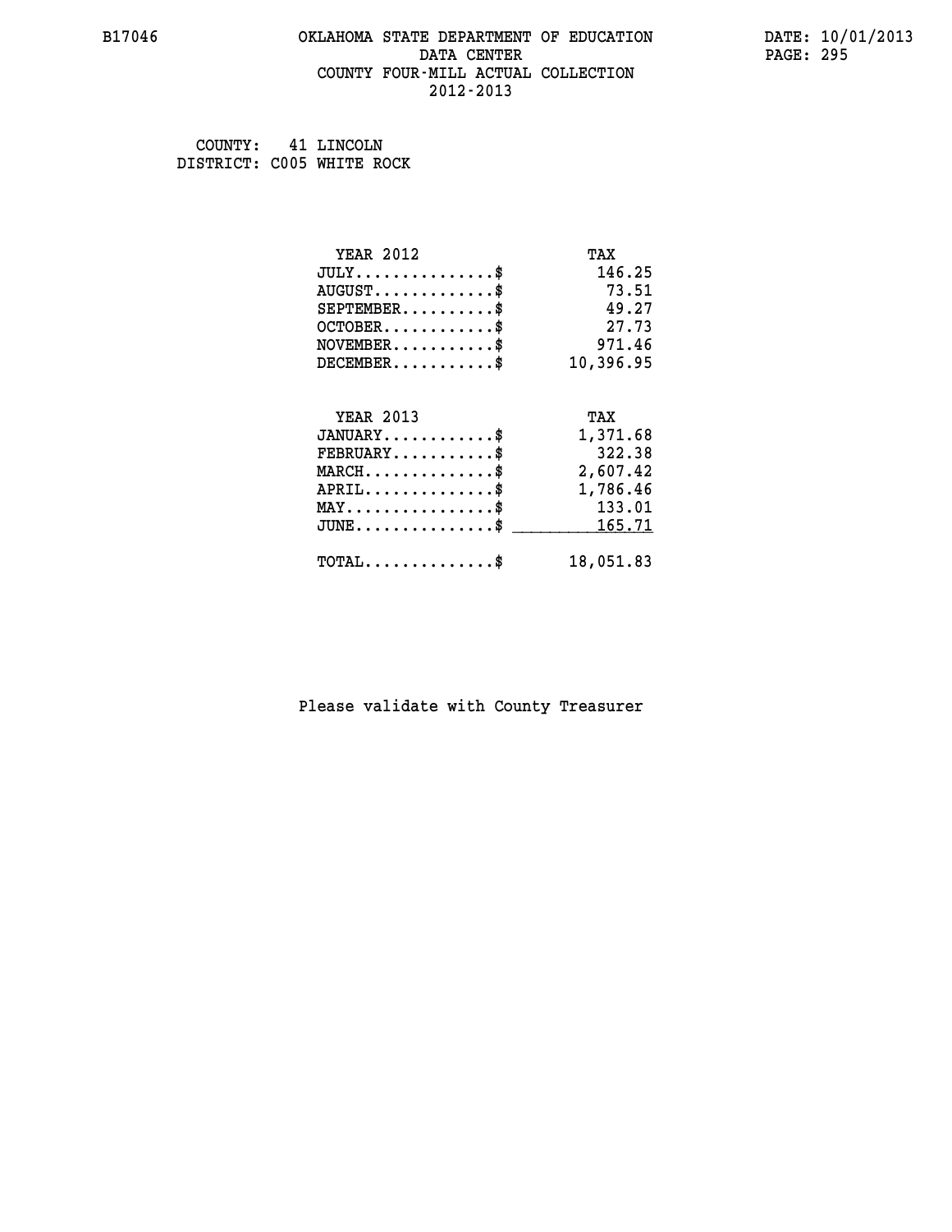B17046 OKLAHOMA STATE DEPARTMENT OF EDUCATION DATA CENTER COUNTY FOUR-MILL ACTUAL COLLECTION 2012-2013

DATE: 10/01/2013

COUNTY: 41 LINCOLN
DISTRICT: C005 WHITE ROCK

| YEAR 2012 | TAX |
|---|---|
| JULY...............$ | 146.25 |
| AUGUST.............$ | 73.51 |
| SEPTEMBER..........$ | 49.27 |
| OCTOBER............$ | 27.73 |
| NOVEMBER...........$ | 971.46 |
| DECEMBER...........$ | 10,396.95 |

| YEAR 2013 | TAX |
|---|---|
| JANUARY............$ | 1,371.68 |
| FEBRUARY...........$ | 322.38 |
| MARCH..............$ | 2,607.42 |
| APRIL..............$ | 1,786.46 |
| MAY................$ | 133.01 |
| JUNE...............$ | 165.71 |
| TOTAL..............$ | 18,051.83 |

Please validate with County Treasurer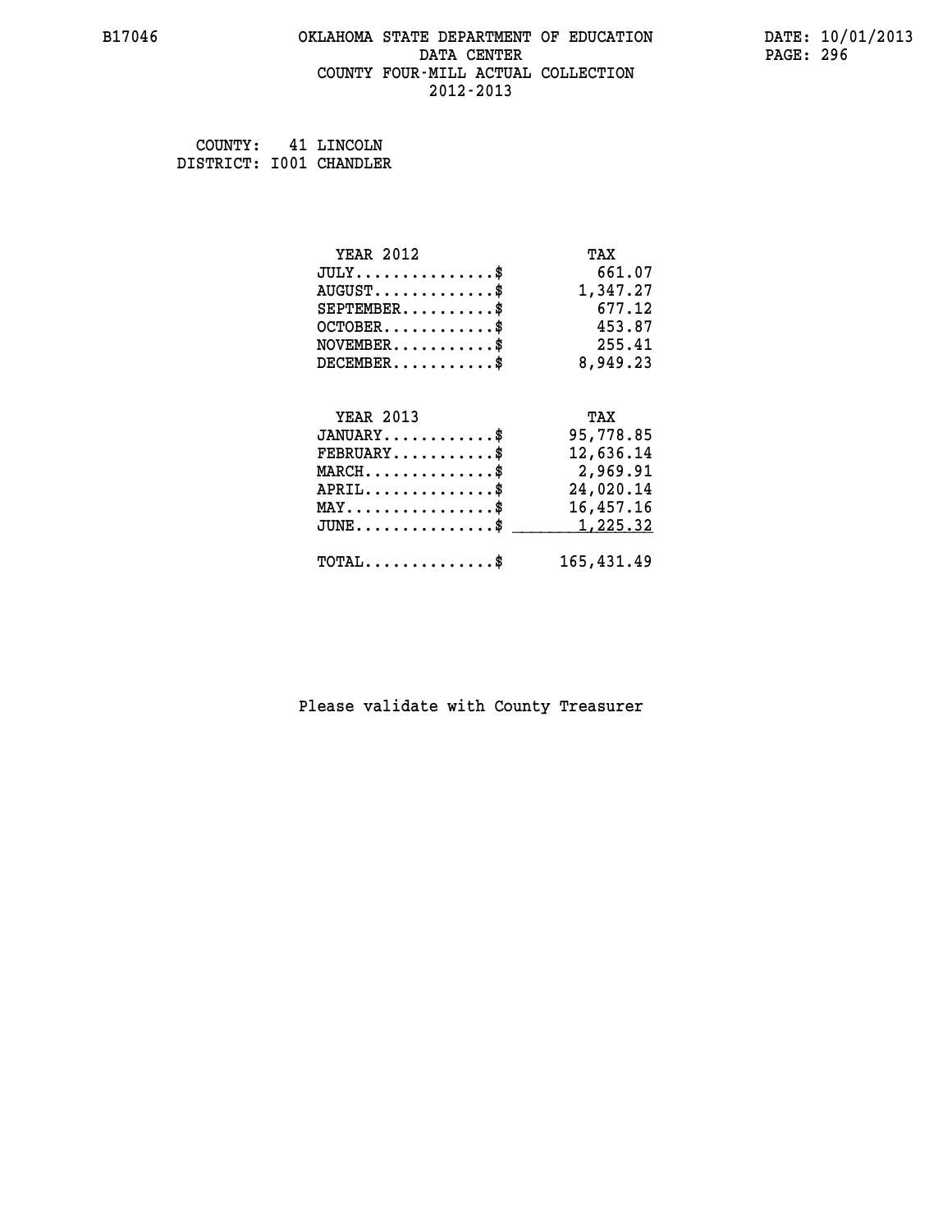COUNTY: 41 LINCOLN
DISTRICT: I001 CHANDLER

| YEAR 2012 | TAX |
|---|---|
| JULY...............$ | 661.07 |
| AUGUST.............$ | 1,347.27 |
| SEPTEMBER..........$ | 677.12 |
| OCTOBER............$ | 453.87 |
| NOVEMBER...........$ | 255.41 |
| DECEMBER...........$ | 8,949.23 |

| YEAR 2013 | TAX |
|---|---|
| JANUARY............$ | 95,778.85 |
| FEBRUARY...........$ | 12,636.14 |
| MARCH..............$ | 2,969.91 |
| APRIL..............$ | 24,020.14 |
| MAY................$ | 16,457.16 |
| JUNE...............$ | 1,225.32 |
| TOTAL..............$ | 165,431.49 |

Please validate with County Treasurer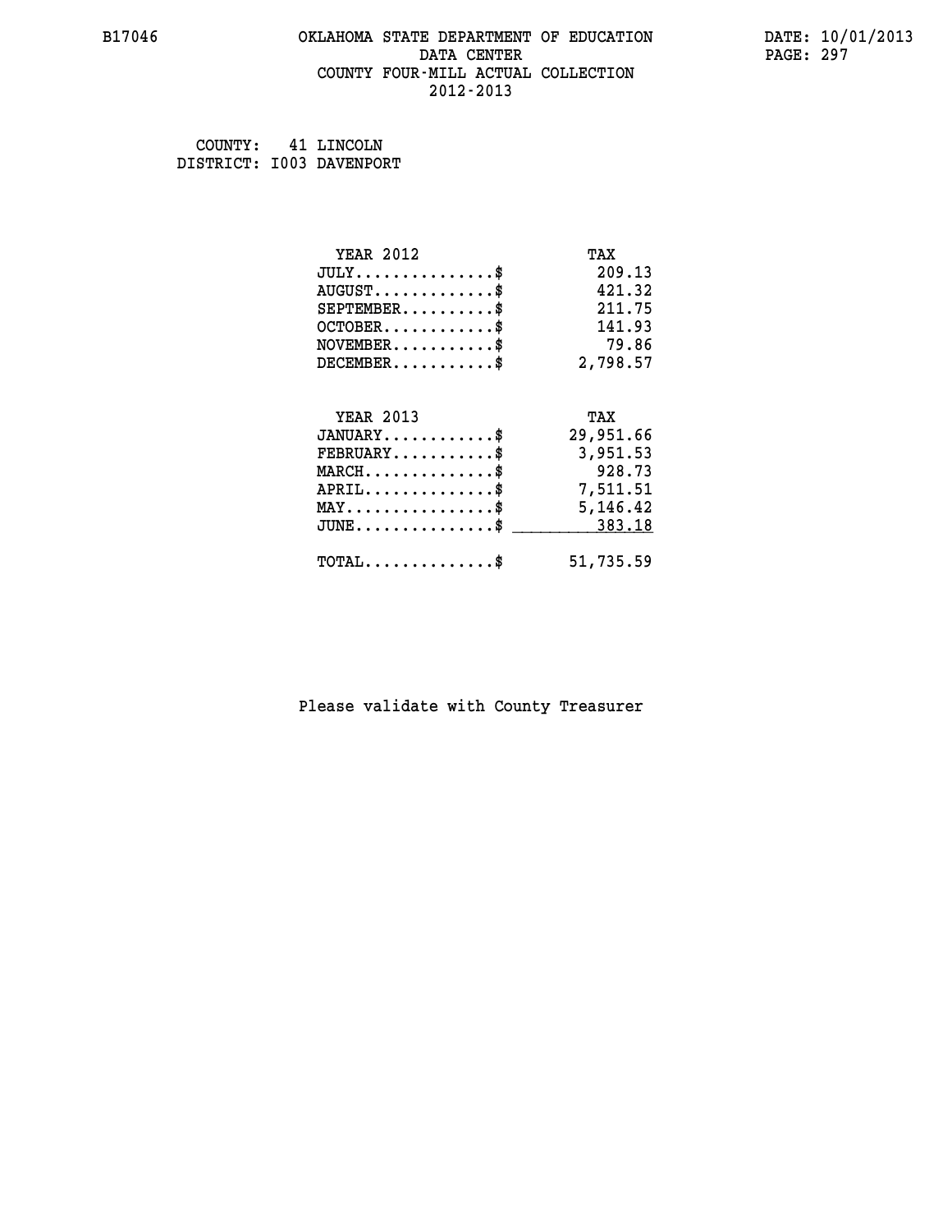# OKLAHOMA STATE DEPARTMENT OF EDUCATION
## DATA CENTER
## COUNTY FOUR-MILL ACTUAL COLLECTION
## 2012-2013

B17046 DATE: 10/01/2013

COUNTY: 41 LINCOLN
DISTRICT: I003 DAVENPORT

| YEAR 2012 | TAX |
|---|---|
| JULY...............$ | 209.13 |
| AUGUST.............$ | 421.32 |
| SEPTEMBER..........$ | 211.75 |
| OCTOBER............$ | 141.93 |
| NOVEMBER...........$ | 79.86 |
| DECEMBER...........$ | 2,798.57 |

| YEAR 2013 | TAX |
|---|---|
| JANUARY............$ | 29,951.66 |
| FEBRUARY...........$ | 3,951.53 |
| MARCH..............$ | 928.73 |
| APRIL..............$ | 7,511.51 |
| MAY................$ | 5,146.42 |
| JUNE...............$ | 383.18 |
| TOTAL..............$ | 51,735.59 |

Please validate with County Treasurer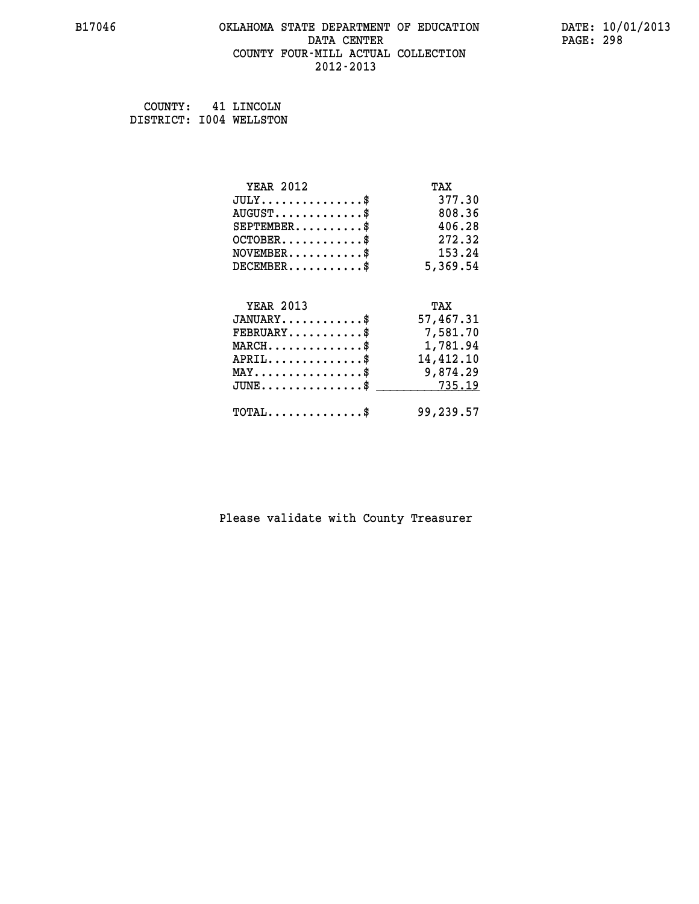B17046 OKLAHOMA STATE DEPARTMENT OF EDUCATION DATA CENTER COUNTY FOUR-MILL ACTUAL COLLECTION 2012-2013

DATE: 10/01/2013

COUNTY: 41 LINCOLN
DISTRICT: I004 WELLSTON

| YEAR 2012 | TAX |
|---|---|
| JULY..............$ | 377.30 |
| AUGUST............$ | 808.36 |
| SEPTEMBER.........$ | 406.28 |
| OCTOBER...........$ | 272.32 |
| NOVEMBER..........$ | 153.24 |
| DECEMBER..........$ | 5,369.54 |

| YEAR 2013 | TAX |
|---|---|
| JANUARY...........$ | 57,467.31 |
| FEBRUARY..........$ | 7,581.70 |
| MARCH.............$ | 1,781.94 |
| APRIL.............$ | 14,412.10 |
| MAY...............$ | 9,874.29 |
| JUNE..............$ | 735.19 |
| TOTAL.............$ | 99,239.57 |

Please validate with County Treasurer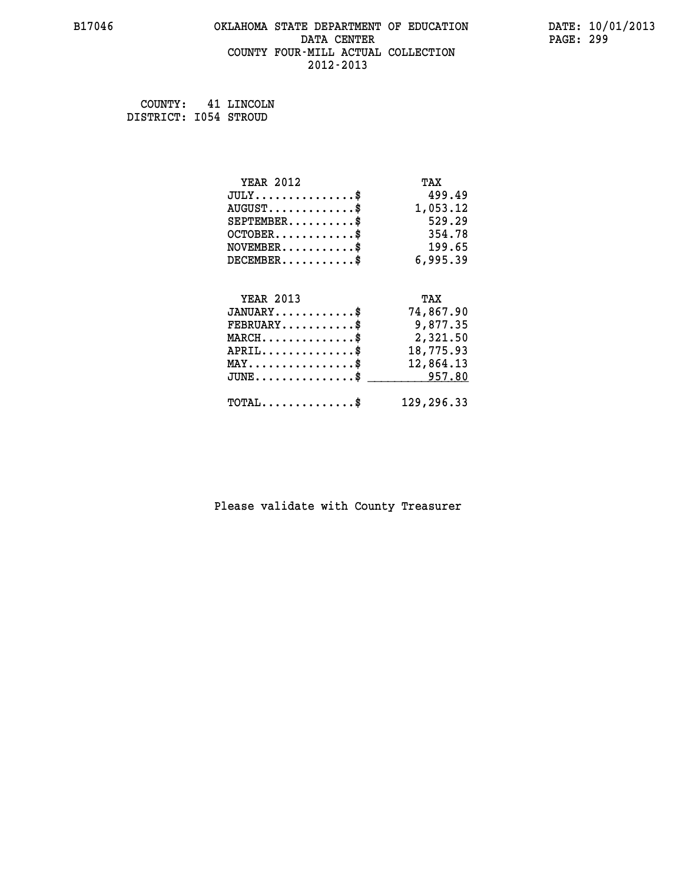B17046 OKLAHOMA STATE DEPARTMENT OF EDUCATION DATA CENTER COUNTY FOUR-MILL ACTUAL COLLECTION 2012-2013

DATE: 10/01/2013

COUNTY: 41 LINCOLN
DISTRICT: I054 STROUD

| YEAR 2012 | TAX |
|---|---|
| JULY..............$ | 499.49 |
| AUGUST............$ | 1,053.12 |
| SEPTEMBER..........$ | 529.29 |
| OCTOBER............$ | 354.78 |
| NOVEMBER...........$ | 199.65 |
| DECEMBER...........$ | 6,995.39 |

| YEAR 2013 | TAX |
|---|---|
| JANUARY............$ | 74,867.90 |
| FEBRUARY...........$ | 9,877.35 |
| MARCH..............$ | 2,321.50 |
| APRIL..............$ | 18,775.93 |
| MAY................$ | 12,864.13 |
| JUNE...............$ | 957.80 |
| TOTAL..............$ | 129,296.33 |

Please validate with County Treasurer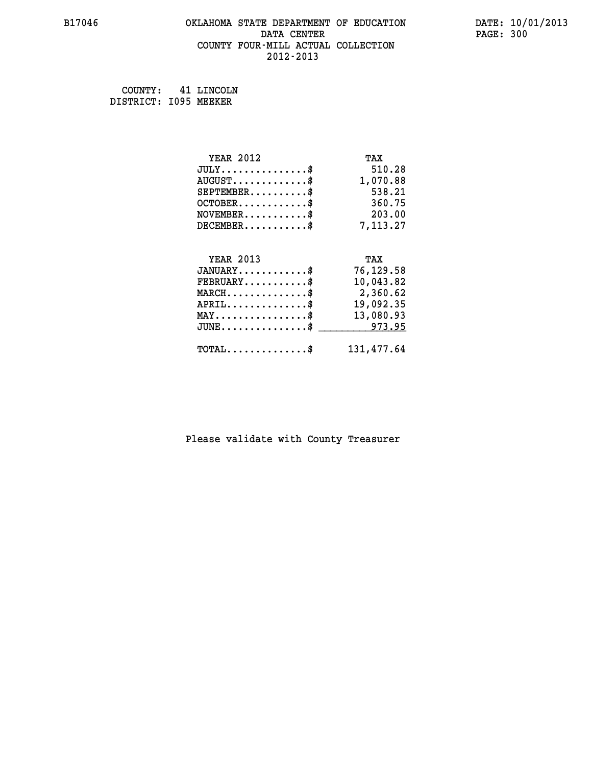B17046 OKLAHOMA STATE DEPARTMENT OF EDUCATION DATE: 10/01/2013

DATA CENTER

COUNTY FOUR-MILL ACTUAL COLLECTION

2012-2013

COUNTY: 41 LINCOLN
DISTRICT: I095 MEEKER

| YEAR 2012 | TAX |
|---|---|
| JULY...............$ | 510.28 |
| AUGUST.............$ | 1,070.88 |
| SEPTEMBER..........$ | 538.21 |
| OCTOBER............$ | 360.75 |
| NOVEMBER...........$ | 203.00 |
| DECEMBER...........$ | 7,113.27 |

| YEAR 2013 | TAX |
|---|---|
| JANUARY............$ | 76,129.58 |
| FEBRUARY...........$ | 10,043.82 |
| MARCH..............$ | 2,360.62 |
| APRIL..............$ | 19,092.35 |
| MAY................$ | 13,080.93 |
| JUNE...............$ | 973.95 |
| TOTAL..............$ | 131,477.64 |

Please validate with County Treasurer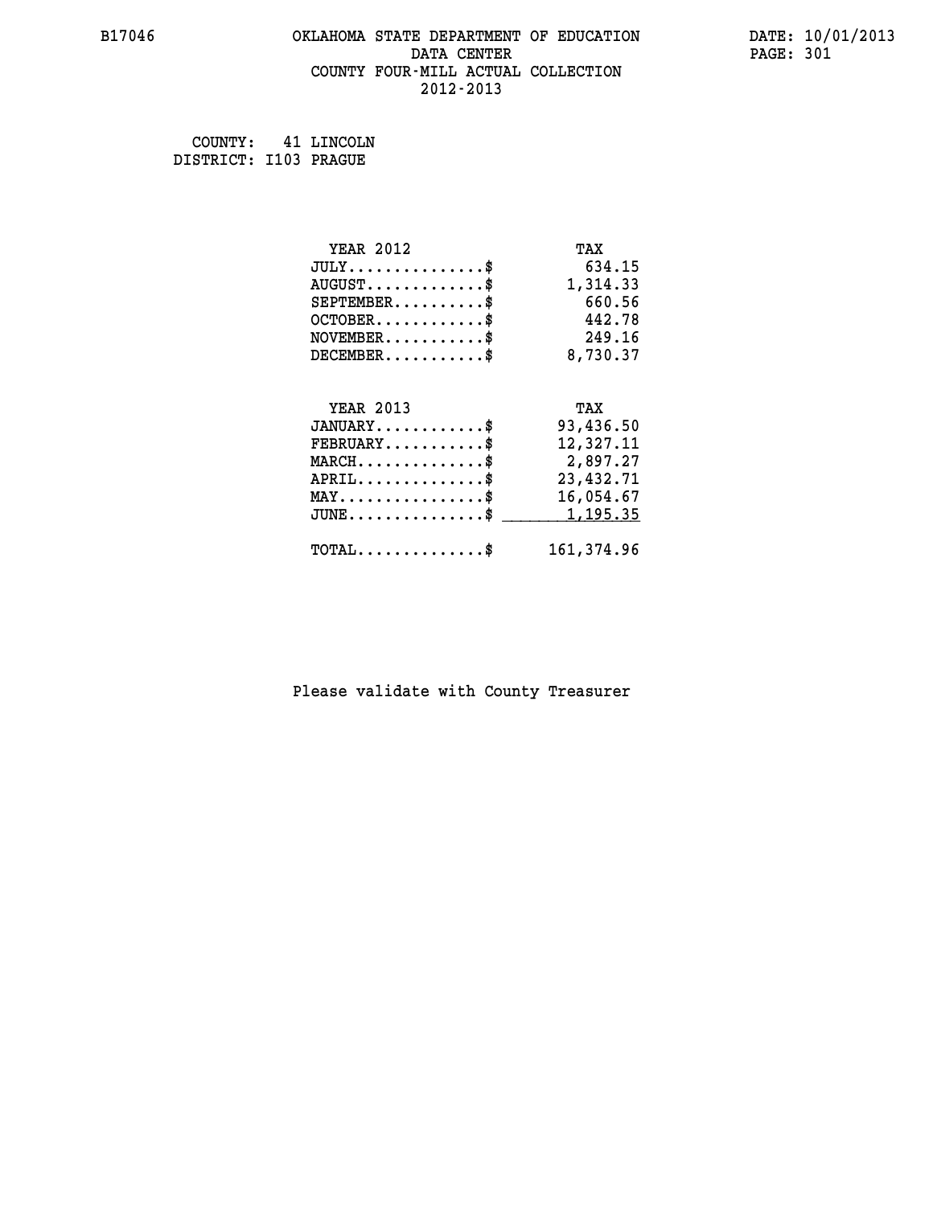B17046 OKLAHOMA STATE DEPARTMENT OF EDUCATION DATA CENTER COUNTY FOUR-MILL ACTUAL COLLECTION 2012-2013

DATE: 10/01/2013

COUNTY: 41 LINCOLN
DISTRICT: I103 PRAGUE

| YEAR 2012 | TAX |
|---|---|
| JULY..............$ | 634.15 |
| AUGUST............$ | 1,314.33 |
| SEPTEMBER.........$ | 660.56 |
| OCTOBER...........$ | 442.78 |
| NOVEMBER..........$ | 249.16 |
| DECEMBER..........$ | 8,730.37 |

| YEAR 2013 | TAX |
|---|---|
| JANUARY...........$ | 93,436.50 |
| FEBRUARY..........$ | 12,327.11 |
| MARCH.............$ | 2,897.27 |
| APRIL.............$ | 23,432.71 |
| MAY...............$ | 16,054.67 |
| JUNE..............$ | 1,195.35 |
| TOTAL.............$ | 161,374.96 |

Please validate with County Treasurer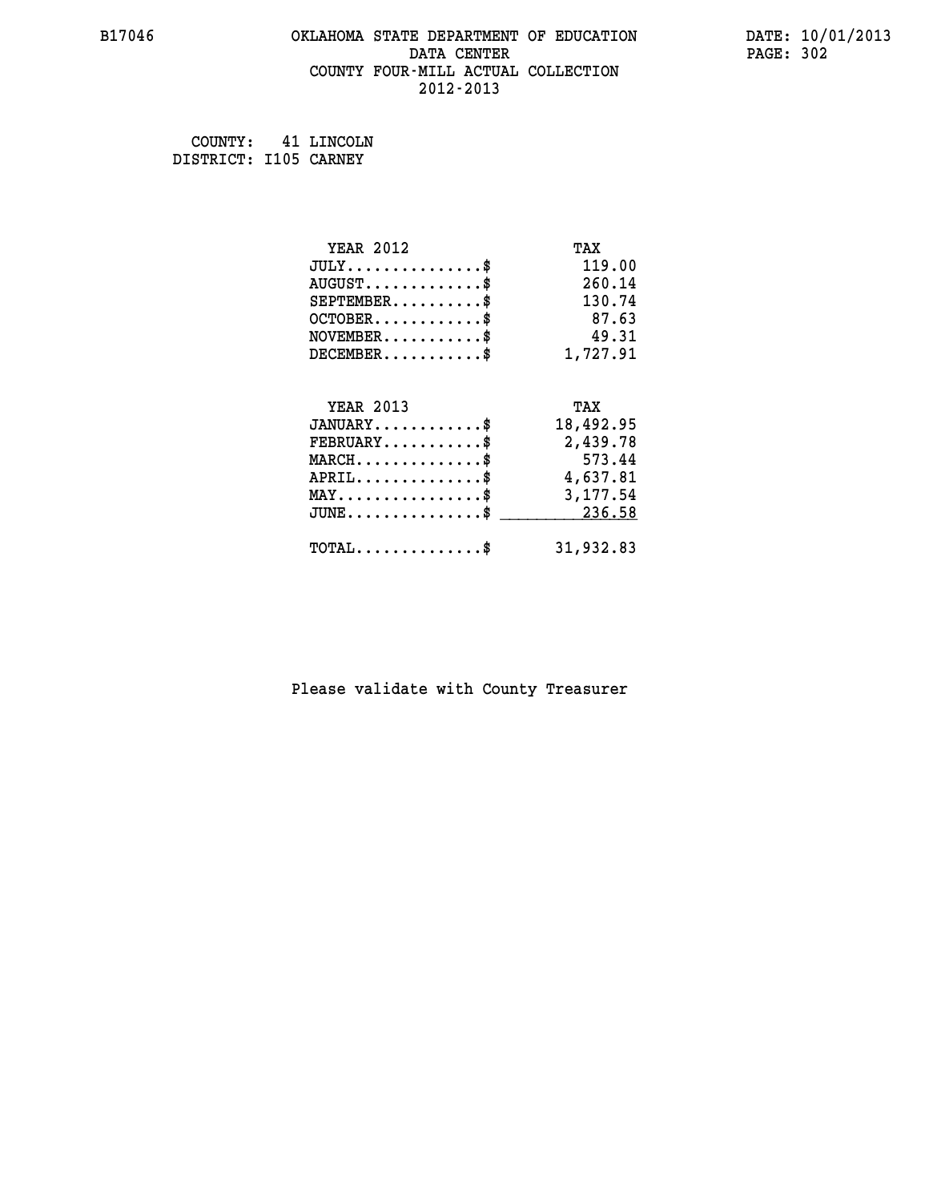# OKLAHOMA STATE DEPARTMENT OF EDUCATION
## DATA CENTER
## COUNTY FOUR-MILL ACTUAL COLLECTION
## 2012-2013

COUNTY: 41 LINCOLN
DISTRICT: I105 CARNEY

| YEAR 2012 | TAX |
|---|---|
| JULY...............$ | 119.00 |
| AUGUST.............$ | 260.14 |
| SEPTEMBER..........$ | 130.74 |
| OCTOBER............$ | 87.63 |
| NOVEMBER...........$ | 49.31 |
| DECEMBER...........$ | 1,727.91 |

| YEAR 2013 | TAX |
|---|---|
| JANUARY............$ | 18,492.95 |
| FEBRUARY...........$ | 2,439.78 |
| MARCH..............$ | 573.44 |
| APRIL..............$ | 4,637.81 |
| MAY................$ | 3,177.54 |
| JUNE...............$ | 236.58 |
| TOTAL..............$ | 31,932.83 |

Please validate with County Treasurer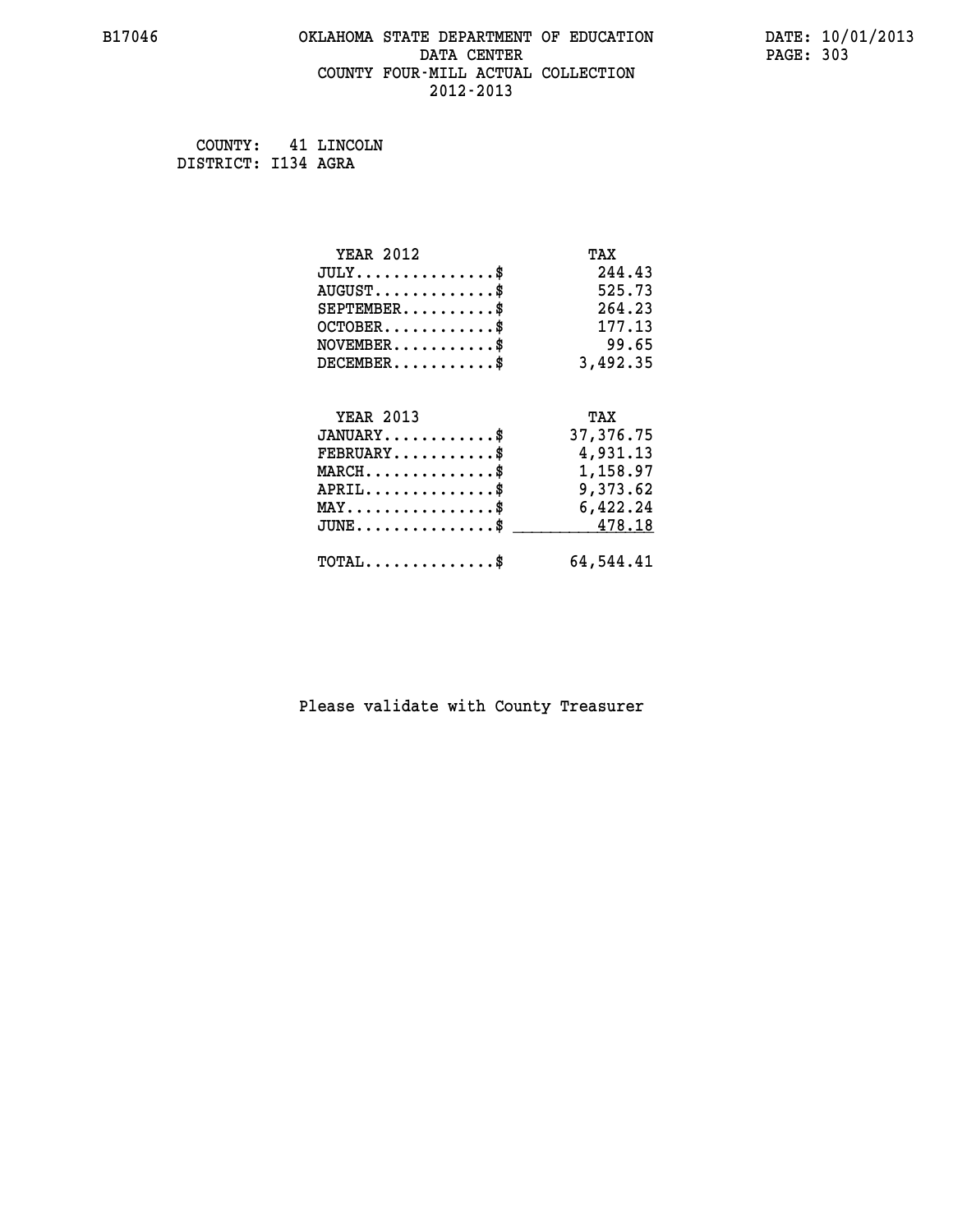B17046

# OKLAHOMA STATE DEPARTMENT OF EDUCATION
## DATA CENTER
## COUNTY FOUR-MILL ACTUAL COLLECTION
## 2012-2013

DATE: 10/01/2013

COUNTY: 41 LINCOLN
DISTRICT: I134 AGRA

| YEAR 2012 | TAX |
|---|---|
| JULY...............$ | 244.43 |
| AUGUST.............$ | 525.73 |
| SEPTEMBER..........$ | 264.23 |
| OCTOBER............$ | 177.13 |
| NOVEMBER...........$ | 99.65 |
| DECEMBER...........$ | 3,492.35 |

| YEAR 2013 | TAX |
|---|---|
| JANUARY............$ | 37,376.75 |
| FEBRUARY...........$ | 4,931.13 |
| MARCH..............$ | 1,158.97 |
| APRIL..............$ | 9,373.62 |
| MAY................$ | 6,422.24 |
| JUNE...............$ | 478.18 |
| TOTAL..............$ | 64,544.41 |

Please validate with County Treasurer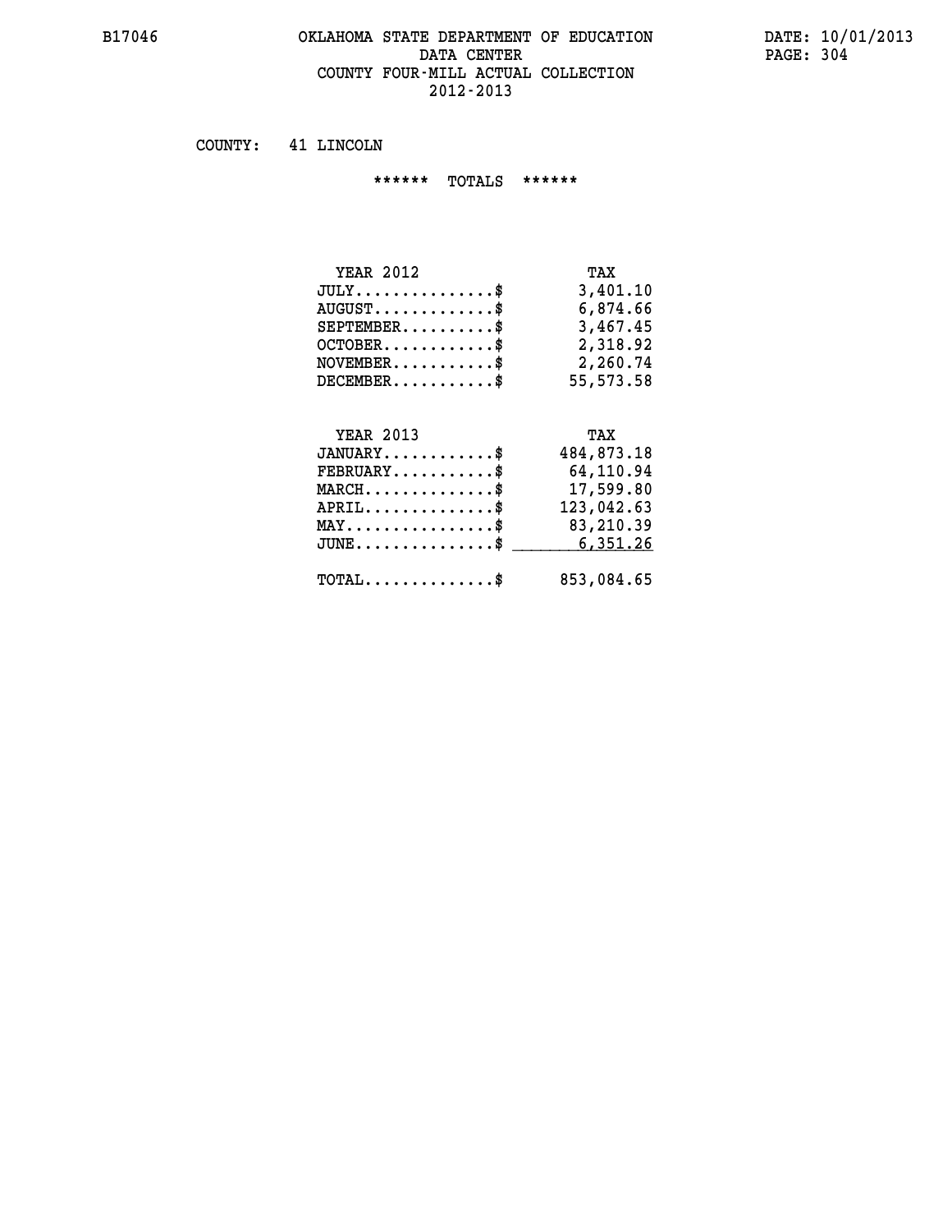B17046 OKLAHOMA STATE DEPARTMENT OF EDUCATION DATE: 10/01/2013
DATA CENTER PAGE: 304
COUNTY FOUR-MILL ACTUAL COLLECTION
2012-2013

COUNTY: 41 LINCOLN

****** TOTALS ******

| YEAR 2012 | TAX |
|---|---|
| JULY...............$ | 3,401.10 |
| AUGUST.............$ | 6,874.66 |
| SEPTEMBER..........$ | 3,467.45 |
| OCTOBER............$ | 2,318.92 |
| NOVEMBER...........$ | 2,260.74 |
| DECEMBER...........$ | 55,573.58 |

| YEAR 2013 | TAX |
|---|---|
| JANUARY............$ | 484,873.18 |
| FEBRUARY...........$ | 64,110.94 |
| MARCH..............$ | 17,599.80 |
| APRIL..............$ | 123,042.63 |
| MAY................$ | 83,210.39 |
| JUNE...............$ | 6,351.26 |
| TOTAL..............$ | 853,084.65 |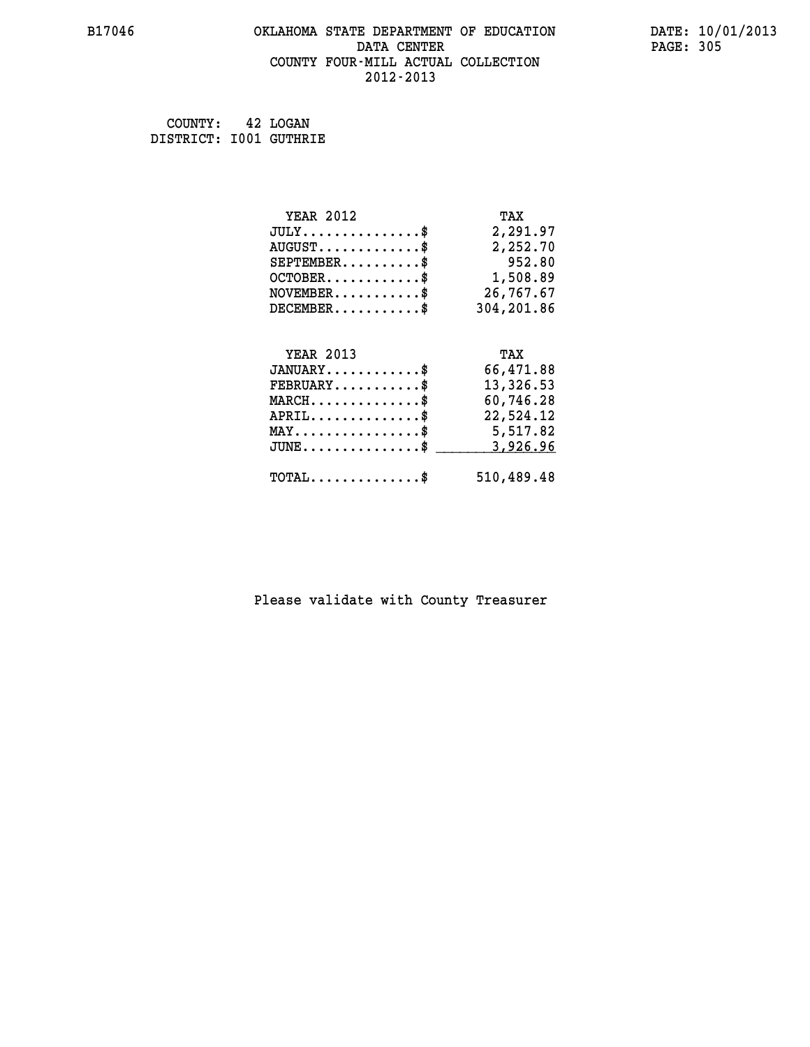# OKLAHOMA STATE DEPARTMENT OF EDUCATION
## DATA CENTER
## COUNTY FOUR-MILL ACTUAL COLLECTION
## 2012-2013

COUNTY: 42 LOGAN
DISTRICT: I001 GUTHRIE

| YEAR 2012 | TAX |
|---|---|
| JULY..............$ | 2,291.97 |
| AUGUST............$ | 2,252.70 |
| SEPTEMBER.........$ | 952.80 |
| OCTOBER...........$ | 1,508.89 |
| NOVEMBER..........$ | 26,767.67 |
| DECEMBER..........$ | 304,201.86 |

| YEAR 2013 | TAX |
|---|---|
| JANUARY...........$ | 66,471.88 |
| FEBRUARY..........$ | 13,326.53 |
| MARCH.............$ | 60,746.28 |
| APRIL.............$ | 22,524.12 |
| MAY...............$ | 5,517.82 |
| JUNE..............$ | 3,926.96 |
| TOTAL.............$ | 510,489.48 |

Please validate with County Treasurer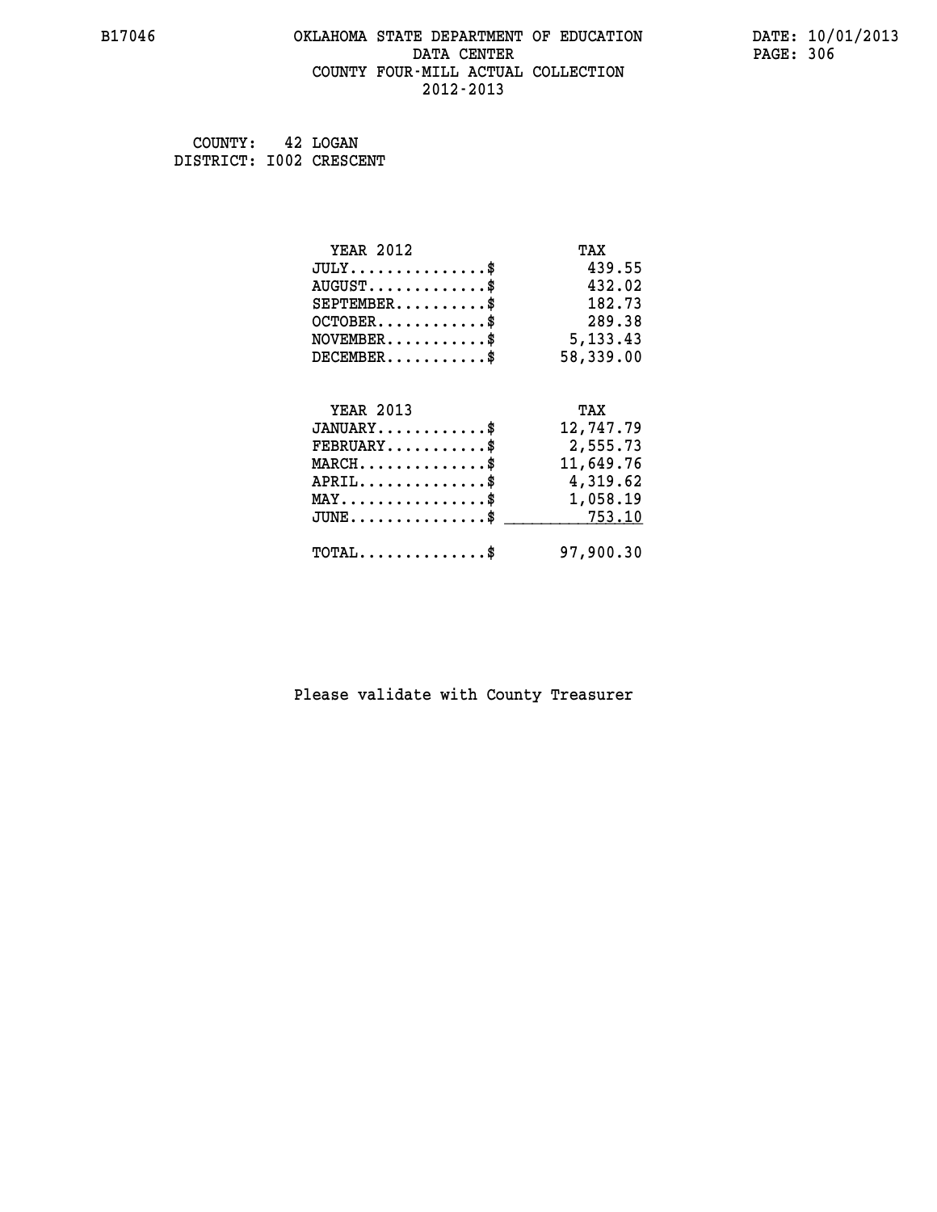B17046 OKLAHOMA STATE DEPARTMENT OF EDUCATION DATA CENTER COUNTY FOUR-MILL ACTUAL COLLECTION 2012-2013

DATE: 10/01/2013

COUNTY: 42 LOGAN
DISTRICT: I002 CRESCENT

| YEAR 2012 | TAX |
|---|---|
| JULY...............$ | 439.55 |
| AUGUST.............$ | 432.02 |
| SEPTEMBER..........$ | 182.73 |
| OCTOBER............$ | 289.38 |
| NOVEMBER...........$ | 5,133.43 |
| DECEMBER...........$ | 58,339.00 |

| YEAR 2013 | TAX |
|---|---|
| JANUARY............$ | 12,747.79 |
| FEBRUARY...........$ | 2,555.73 |
| MARCH..............$ | 11,649.76 |
| APRIL..............$ | 4,319.62 |
| MAY................$ | 1,058.19 |
| JUNE...............$ | 753.10 |
| TOTAL..............$ | 97,900.30 |

Please validate with County Treasurer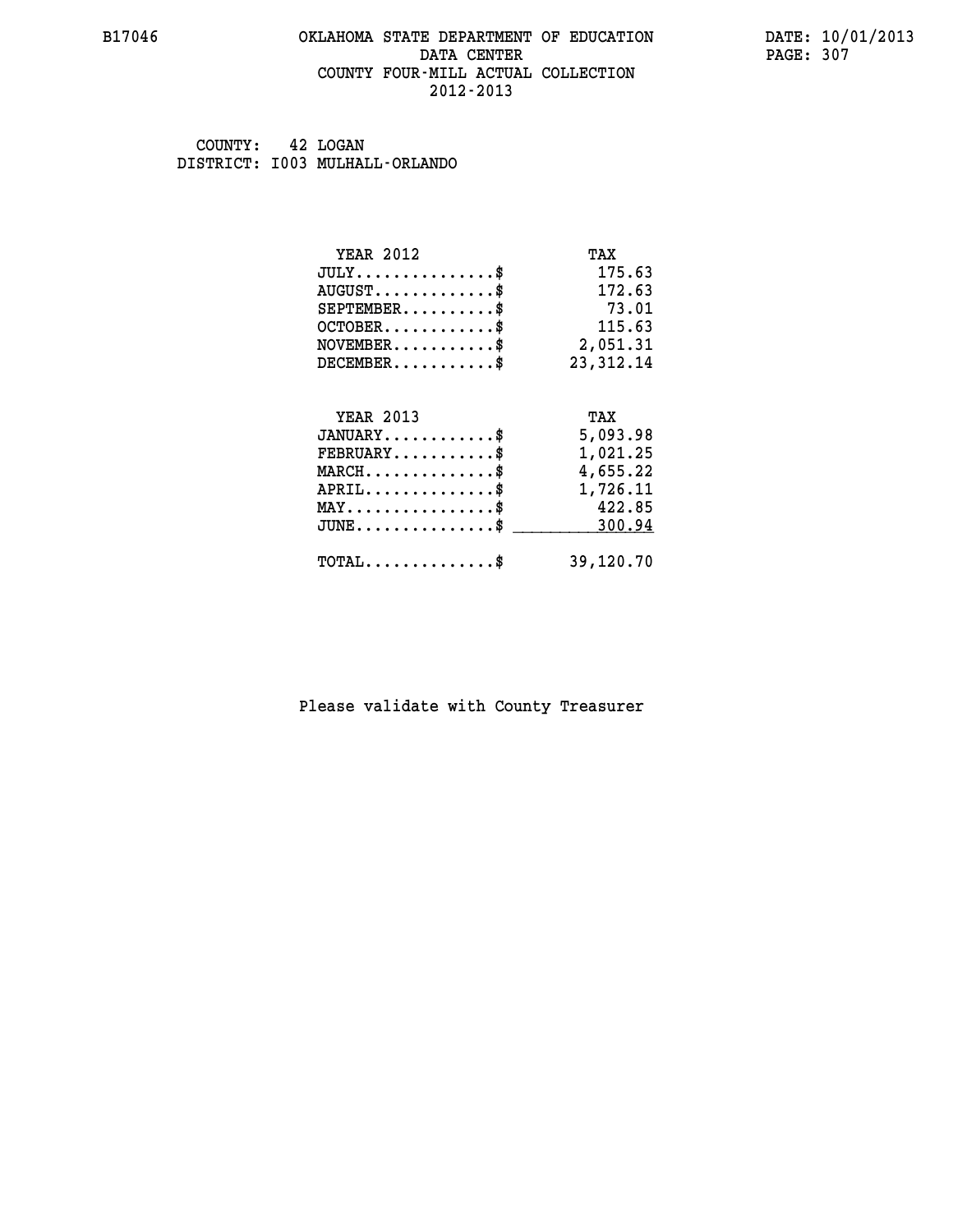B17046 OKLAHOMA STATE DEPARTMENT OF EDUCATION DATE: 10/01/2013
DATA CENTER PAGE: 307
COUNTY FOUR-MILL ACTUAL COLLECTION
2012-2013

COUNTY: 42 LOGAN
DISTRICT: I003 MULHALL-ORLANDO

| YEAR 2012 | TAX |
| --- | --- |
| JULY...............$ | 175.63 |
| AUGUST.............$ | 172.63 |
| SEPTEMBER..........$ | 73.01 |
| OCTOBER............$ | 115.63 |
| NOVEMBER...........$ | 2,051.31 |
| DECEMBER...........$ | 23,312.14 |

| YEAR 2013 | TAX |
| --- | --- |
| JANUARY............$ | 5,093.98 |
| FEBRUARY...........$ | 1,021.25 |
| MARCH..............$ | 4,655.22 |
| APRIL..............$ | 1,726.11 |
| MAY................$ | 422.85 |
| JUNE...............$ | 300.94 |
| TOTAL..............$ | 39,120.70 |

Please validate with County Treasurer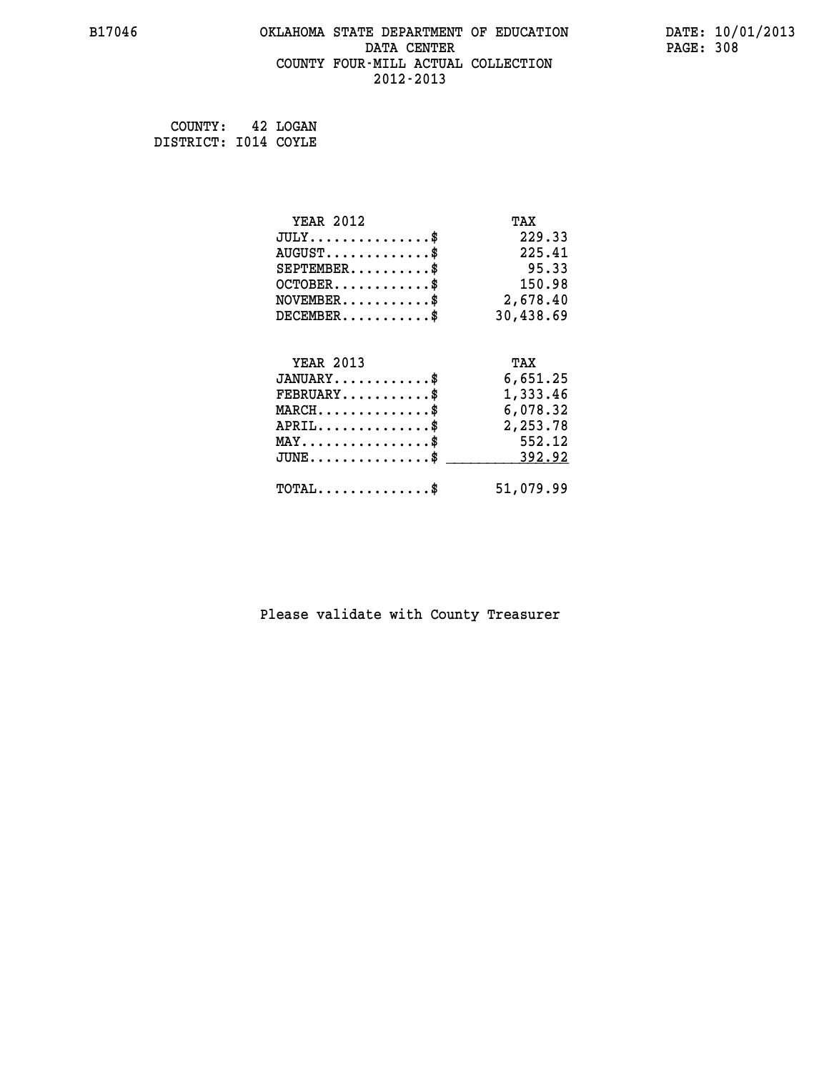B17046 OKLAHOMA STATE DEPARTMENT OF EDUCATION DATE: 10/01/2013
DATA CENTER
COUNTY FOUR-MILL ACTUAL COLLECTION
2012-2013

COUNTY: 42 LOGAN
DISTRICT: I014 COYLE

| YEAR 2012 | TAX |
|---|---|
| JULY...............$ | 229.33 |
| AUGUST.............$ | 225.41 |
| SEPTEMBER..........$ | 95.33 |
| OCTOBER............$ | 150.98 |
| NOVEMBER...........$ | 2,678.40 |
| DECEMBER...........$ | 30,438.69 |

| YEAR 2013 | TAX |
|---|---|
| JANUARY............$ | 6,651.25 |
| FEBRUARY...........$ | 1,333.46 |
| MARCH..............$ | 6,078.32 |
| APRIL..............$ | 2,253.78 |
| MAY................$ | 552.12 |
| JUNE...............$ | 392.92 |
| TOTAL..............$ | 51,079.99 |

Please validate with County Treasurer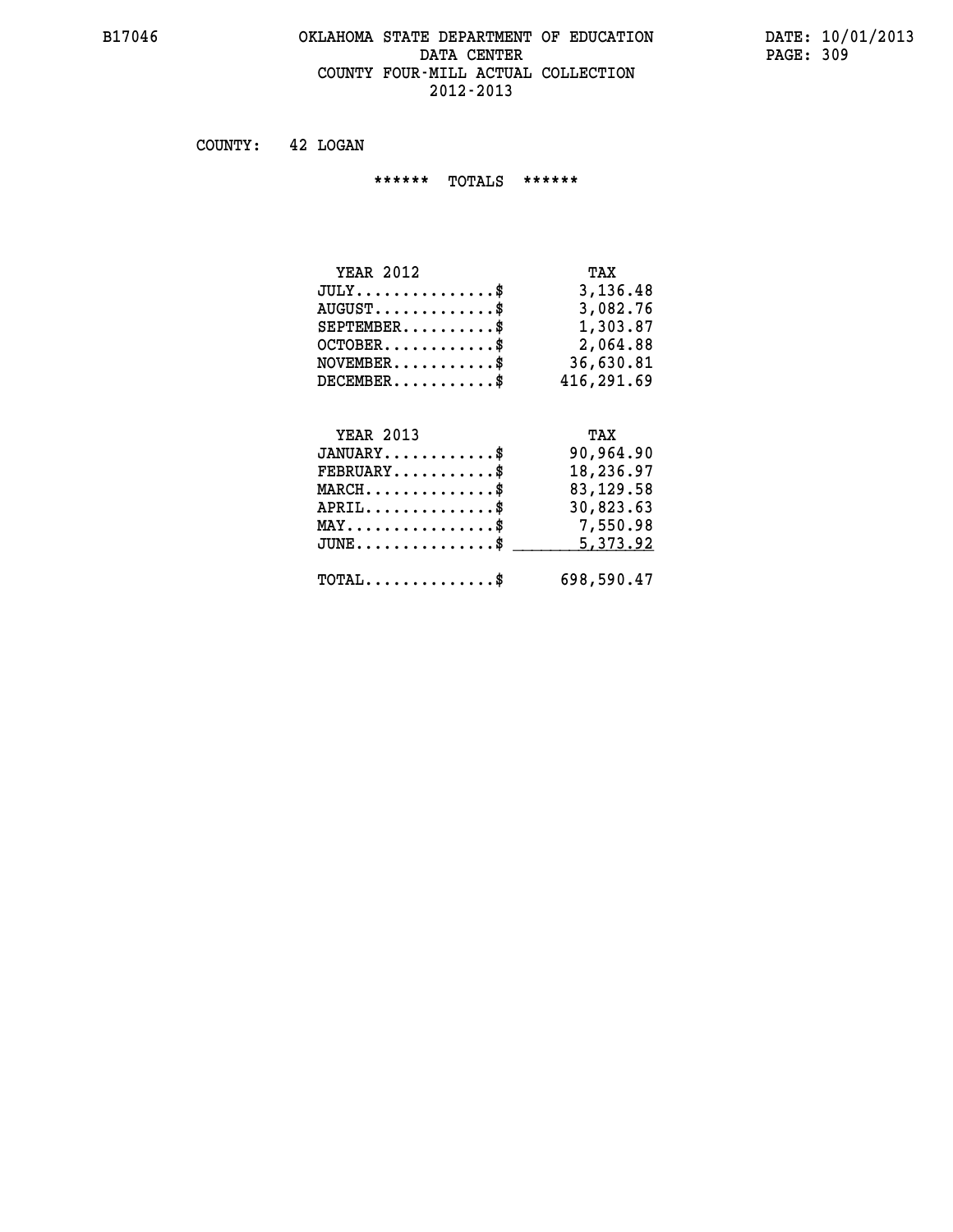B17046 OKLAHOMA STATE DEPARTMENT OF EDUCATION DATA CENTER COUNTY FOUR-MILL ACTUAL COLLECTION 2012-2013

DATE: 10/01/2013

COUNTY: 42 LOGAN

****** TOTALS ******

| YEAR 2012 | TAX |
|---|---|
| JULY...............$ | 3,136.48 |
| AUGUST.............$ | 3,082.76 |
| SEPTEMBER..........$ | 1,303.87 |
| OCTOBER............$ | 2,064.88 |
| NOVEMBER...........$ | 36,630.81 |
| DECEMBER...........$ | 416,291.69 |

| YEAR 2013 | TAX |
|---|---|
| JANUARY............$ | 90,964.90 |
| FEBRUARY...........$ | 18,236.97 |
| MARCH..............$ | 83,129.58 |
| APRIL..............$ | 30,823.63 |
| MAY................$ | 7,550.98 |
| JUNE...............$ | 5,373.92 |
| TOTAL..............$ | 698,590.47 |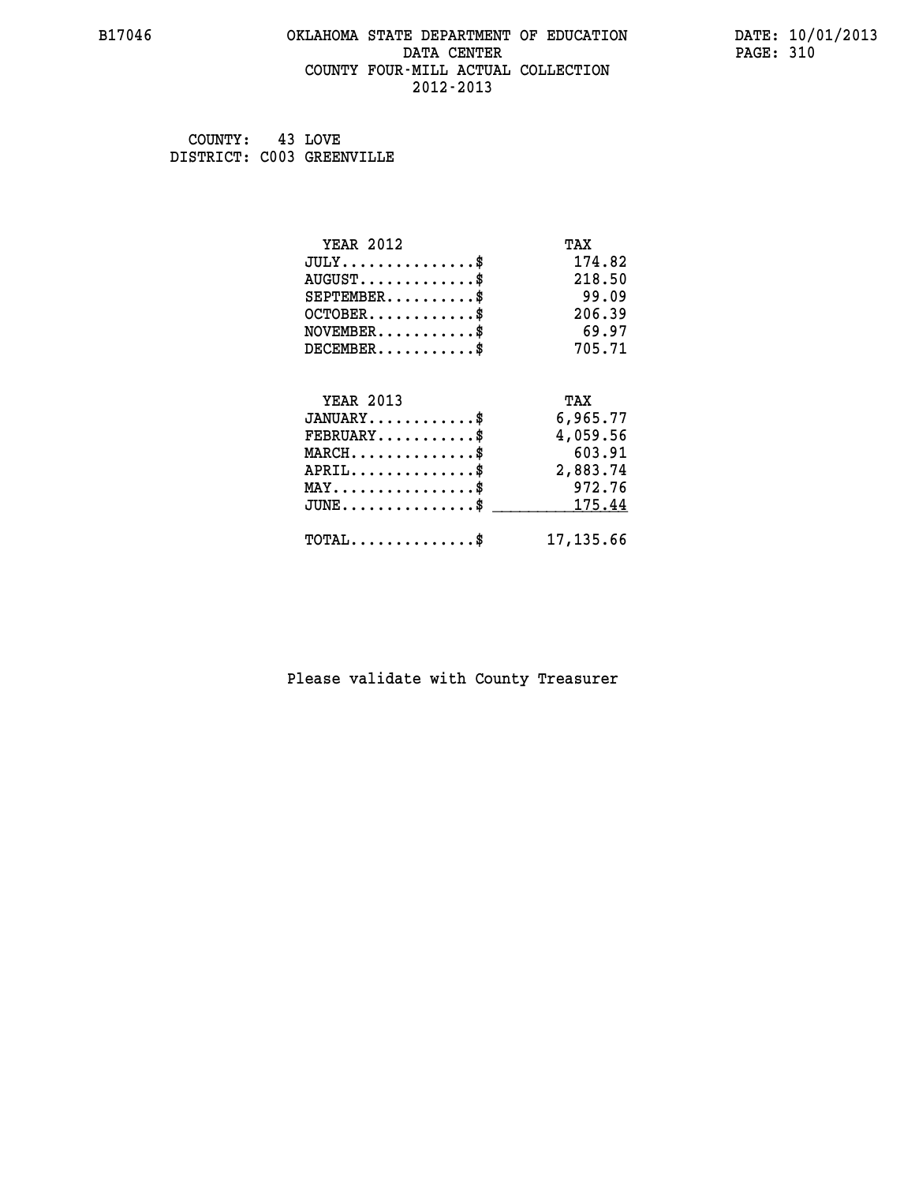COUNTY: 43 LOVE
DISTRICT: C003 GREENVILLE

| YEAR 2012 | TAX |
|---|---|
| JULY...............$ | 174.82 |
| AUGUST.............$ | 218.50 |
| SEPTEMBER..........$ | 99.09 |
| OCTOBER............$ | 206.39 |
| NOVEMBER...........$ | 69.97 |
| DECEMBER...........$ | 705.71 |

| YEAR 2013 | TAX |
|---|---|
| JANUARY............$ | 6,965.77 |
| FEBRUARY...........$ | 4,059.56 |
| MARCH..............$ | 603.91 |
| APRIL..............$ | 2,883.74 |
| MAY................$ | 972.76 |
| JUNE...............$ | 175.44 |
| TOTAL..............$ | 17,135.66 |

Please validate with County Treasurer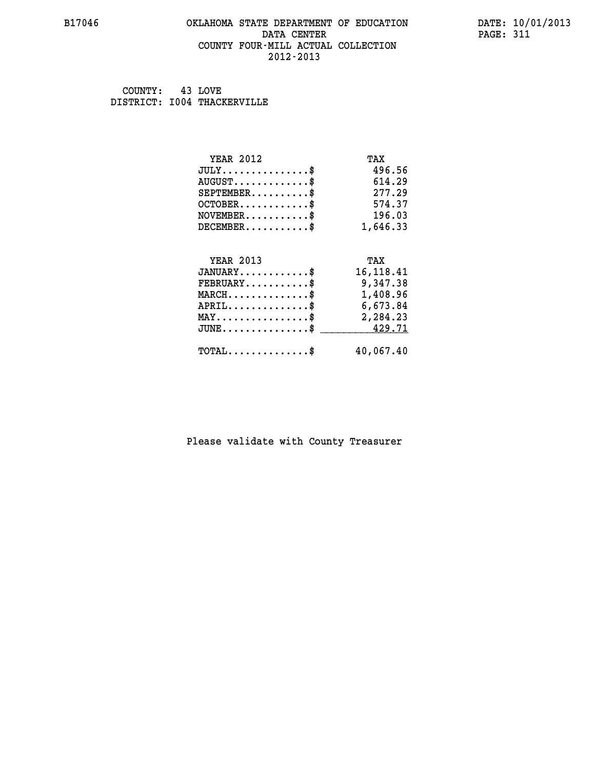# OKLAHOMA STATE DEPARTMENT OF EDUCATION
## DATA CENTER
## COUNTY FOUR-MILL ACTUAL COLLECTION
## 2012-2013

B17046

DATE: 10/01/2013

COUNTY: 43 LOVE
DISTRICT: I004 THACKERVILLE

| YEAR 2012 | TAX |
|---|---|
| JULY...............$ | 496.56 |
| AUGUST.............$ | 614.29 |
| SEPTEMBER..........$ | 277.29 |
| OCTOBER............$ | 574.37 |
| NOVEMBER...........$ | 196.03 |
| DECEMBER...........$ | 1,646.33 |

| YEAR 2013 | TAX |
|---|---|
| JANUARY............$ | 16,118.41 |
| FEBRUARY...........$ | 9,347.38 |
| MARCH..............$ | 1,408.96 |
| APRIL..............$ | 6,673.84 |
| MAY................$ | 2,284.23 |
| JUNE...............$ | 429.71 |
| TOTAL..............$ | 40,067.40 |

Please validate with County Treasurer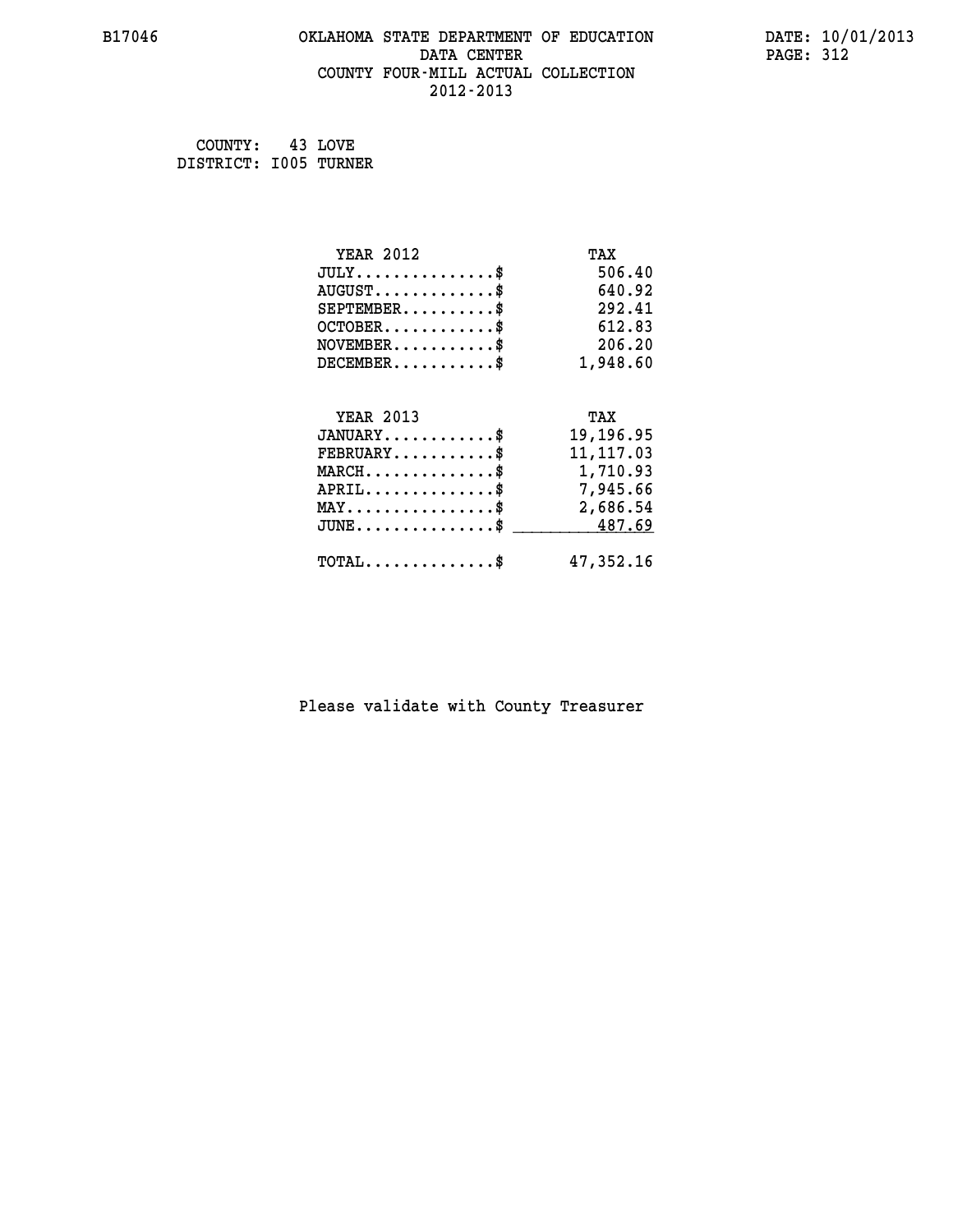# OKLAHOMA STATE DEPARTMENT OF EDUCATION
## DATA CENTER
## COUNTY FOUR-MILL ACTUAL COLLECTION
## 2012-2013

B17046

DATE: 10/01/2013

COUNTY: 43 LOVE
DISTRICT: I005 TURNER

| YEAR 2012 | TAX |
|---|---|
| JULY...............$ | 506.40 |
| AUGUST.............$ | 640.92 |
| SEPTEMBER..........$ | 292.41 |
| OCTOBER............$ | 612.83 |
| NOVEMBER...........$ | 206.20 |
| DECEMBER...........$ | 1,948.60 |

| YEAR 2013 | TAX |
|---|---|
| JANUARY............$ | 19,196.95 |
| FEBRUARY...........$ | 11,117.03 |
| MARCH..............$ | 1,710.93 |
| APRIL..............$ | 7,945.66 |
| MAY................$ | 2,686.54 |
| JUNE...............$ | 487.69 |
| TOTAL..............$ | 47,352.16 |

Please validate with County Treasurer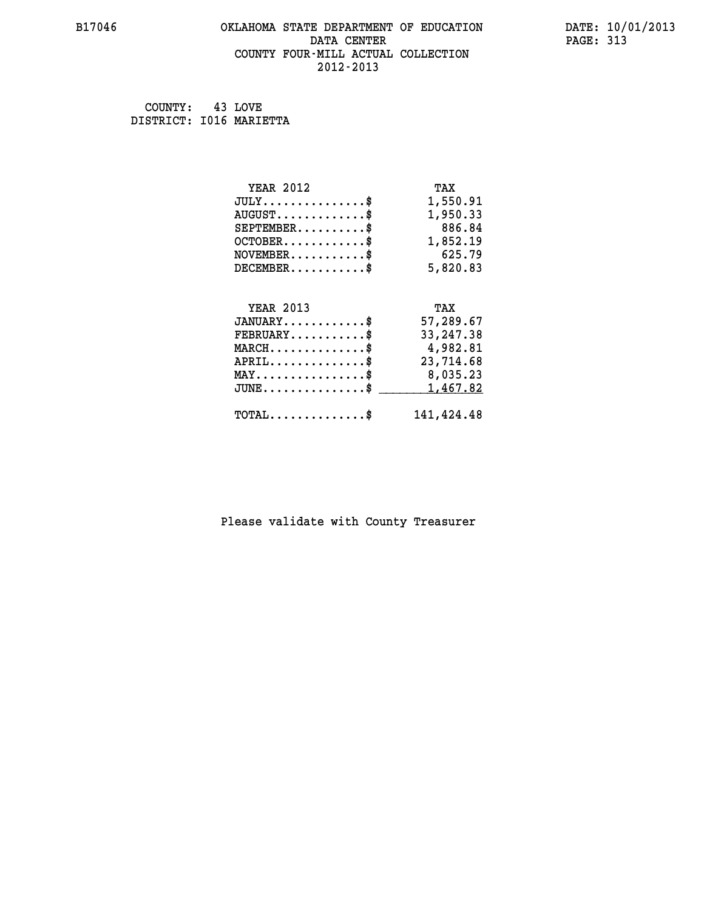# OKLAHOMA STATE DEPARTMENT OF EDUCATION
## DATA CENTER
## COUNTY FOUR-MILL ACTUAL COLLECTION
## 2012-2013

B17046

DATE: 10/01/2013

COUNTY: 43 LOVE
DISTRICT: I016 MARIETTA

| YEAR 2012 | TAX |
|---|---|
| JULY...............$ | 1,550.91 |
| AUGUST.............$ | 1,950.33 |
| SEPTEMBER..........$ | 886.84 |
| OCTOBER............$ | 1,852.19 |
| NOVEMBER...........$ | 625.79 |
| DECEMBER...........$ | 5,820.83 |

| YEAR 2013 | TAX |
|---|---|
| JANUARY............$ | 57,289.67 |
| FEBRUARY...........$ | 33,247.38 |
| MARCH..............$ | 4,982.81 |
| APRIL..............$ | 23,714.68 |
| MAY................$ | 8,035.23 |
| JUNE...............$ | 1,467.82 |
| TOTAL..............$ | 141,424.48 |

Please validate with County Treasurer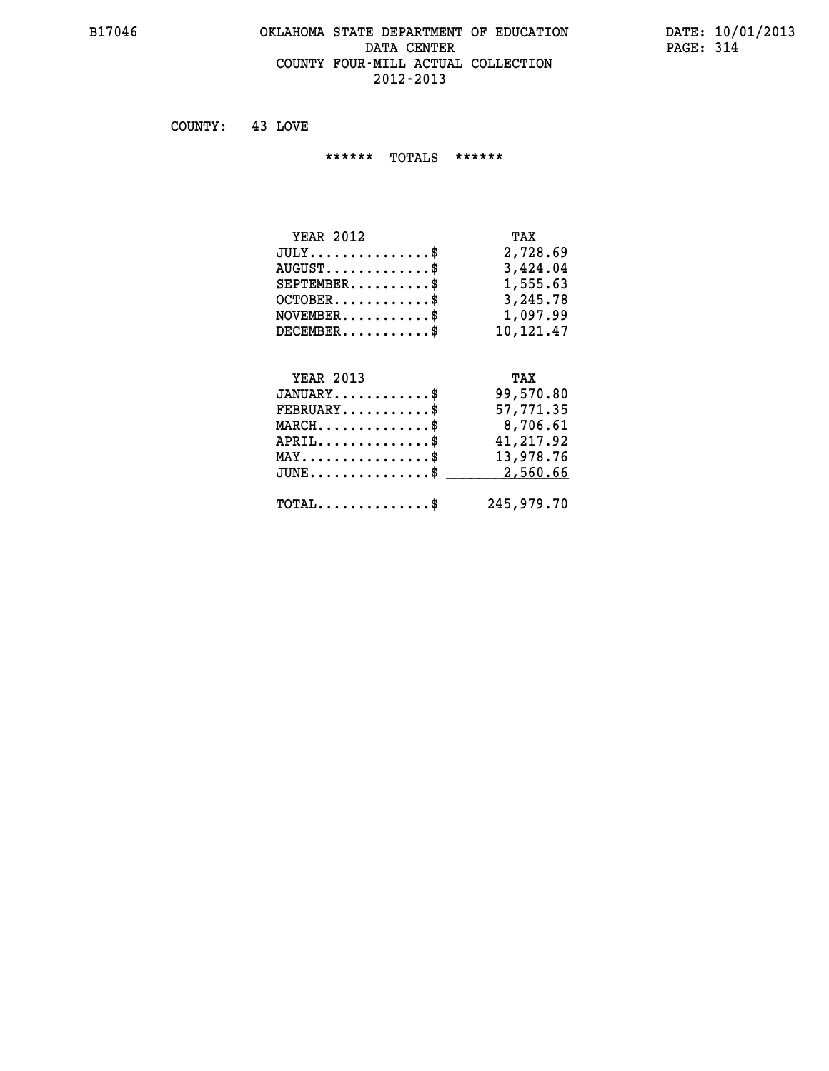# OKLAHOMA STATE DEPARTMENT OF EDUCATION
## DATA CENTER
## COUNTY FOUR-MILL ACTUAL COLLECTION
## 2012-2013

COUNTY: 43 LOVE

****** TOTALS ******

| YEAR 2012 | TAX |
|---|---|
| JULY...............$ | 2,728.69 |
| AUGUST.............$ | 3,424.04 |
| SEPTEMBER..........$ | 1,555.63 |
| OCTOBER............$ | 3,245.78 |
| NOVEMBER...........$ | 1,097.99 |
| DECEMBER...........$ | 10,121.47 |

| YEAR 2013 | TAX |
|---|---|
| JANUARY............$ | 99,570.80 |
| FEBRUARY...........$ | 57,771.35 |
| MARCH..............$ | 8,706.61 |
| APRIL..............$ | 41,217.92 |
| MAY................$ | 13,978.76 |
| JUNE...............$ | 2,560.66 |
| TOTAL..............$ | 245,979.70 |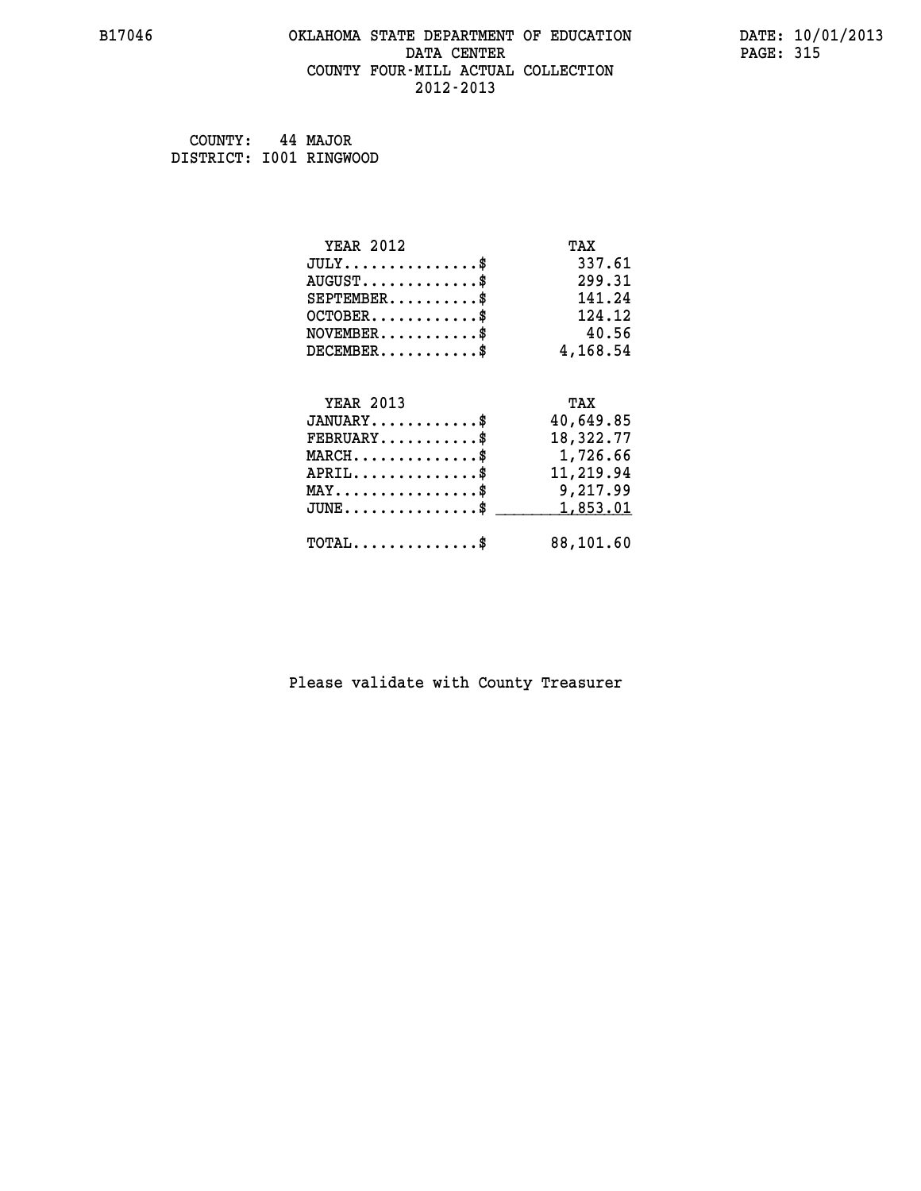# OKLAHOMA STATE DEPARTMENT OF EDUCATION
## DATA CENTER
## COUNTY FOUR-MILL ACTUAL COLLECTION
## 2012-2013

COUNTY: 44 MAJOR
DISTRICT: I001 RINGWOOD

| YEAR 2012 | TAX |
|---|---|
| JULY...............$ | 337.61 |
| AUGUST.............$ | 299.31 |
| SEPTEMBER..........$ | 141.24 |
| OCTOBER............$ | 124.12 |
| NOVEMBER...........$ | 40.56 |
| DECEMBER...........$ | 4,168.54 |

| YEAR 2013 | TAX |
|---|---|
| JANUARY............$ | 40,649.85 |
| FEBRUARY...........$ | 18,322.77 |
| MARCH..............$ | 1,726.66 |
| APRIL..............$ | 11,219.94 |
| MAY................$ | 9,217.99 |
| JUNE...............$ | 1,853.01 |
| TOTAL..............$ | 88,101.60 |

Please validate with County Treasurer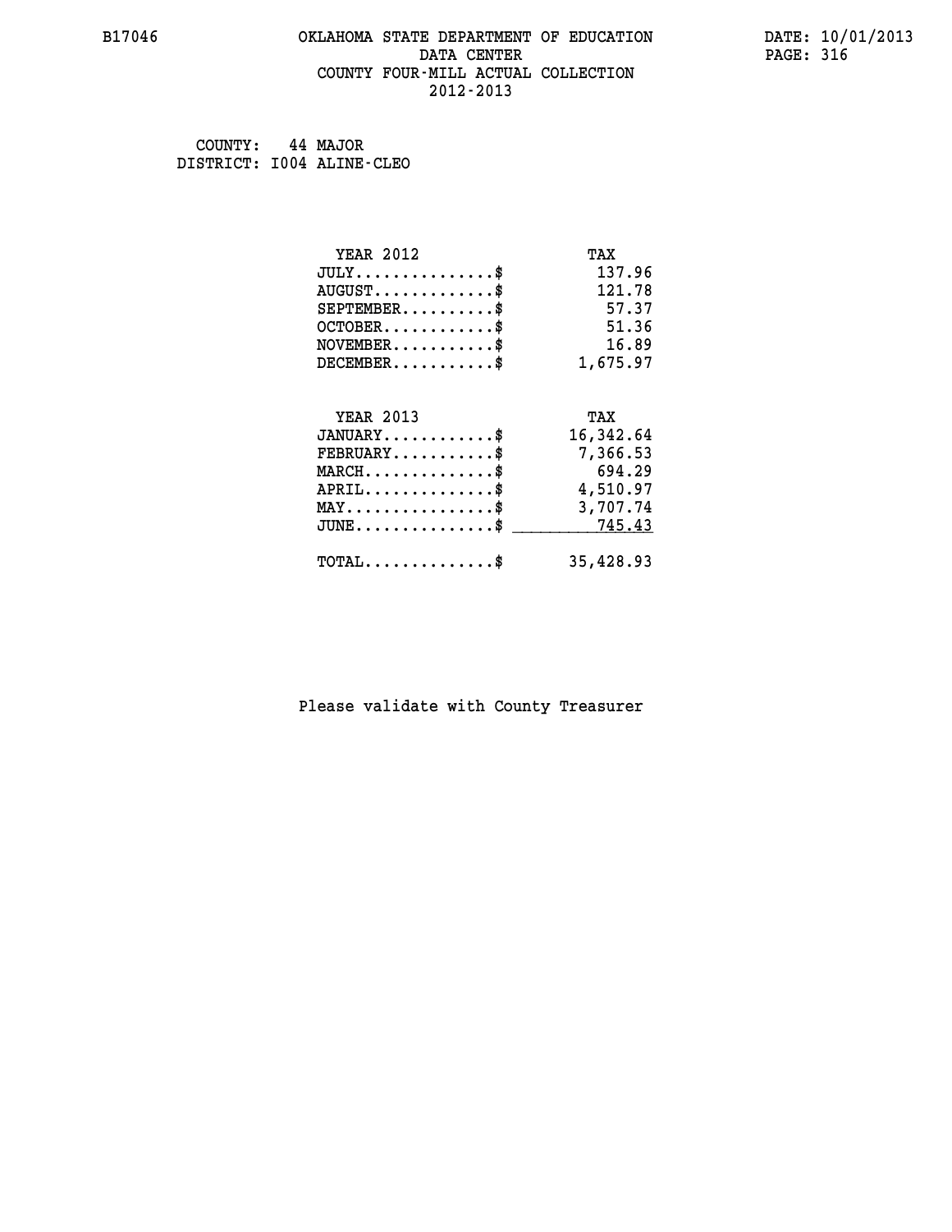OKLAHOMA STATE DEPARTMENT OF EDUCATION
DATA CENTER
COUNTY FOUR-MILL ACTUAL COLLECTION
2012-2013

COUNTY: 44 MAJOR
DISTRICT: I004 ALINE-CLEO

| YEAR 2012 | TAX |
| --- | --- |
| JULY...............$ | 137.96 |
| AUGUST.............$ | 121.78 |
| SEPTEMBER..........$ | 57.37 |
| OCTOBER............$ | 51.36 |
| NOVEMBER...........$ | 16.89 |
| DECEMBER...........$ | 1,675.97 |

| YEAR 2013 | TAX |
| --- | --- |
| JANUARY............$ | 16,342.64 |
| FEBRUARY...........$ | 7,366.53 |
| MARCH..............$ | 694.29 |
| APRIL..............$ | 4,510.97 |
| MAY................$ | 3,707.74 |
| JUNE...............$ | 745.43 |
| TOTAL..............$ | 35,428.93 |

Please validate with County Treasurer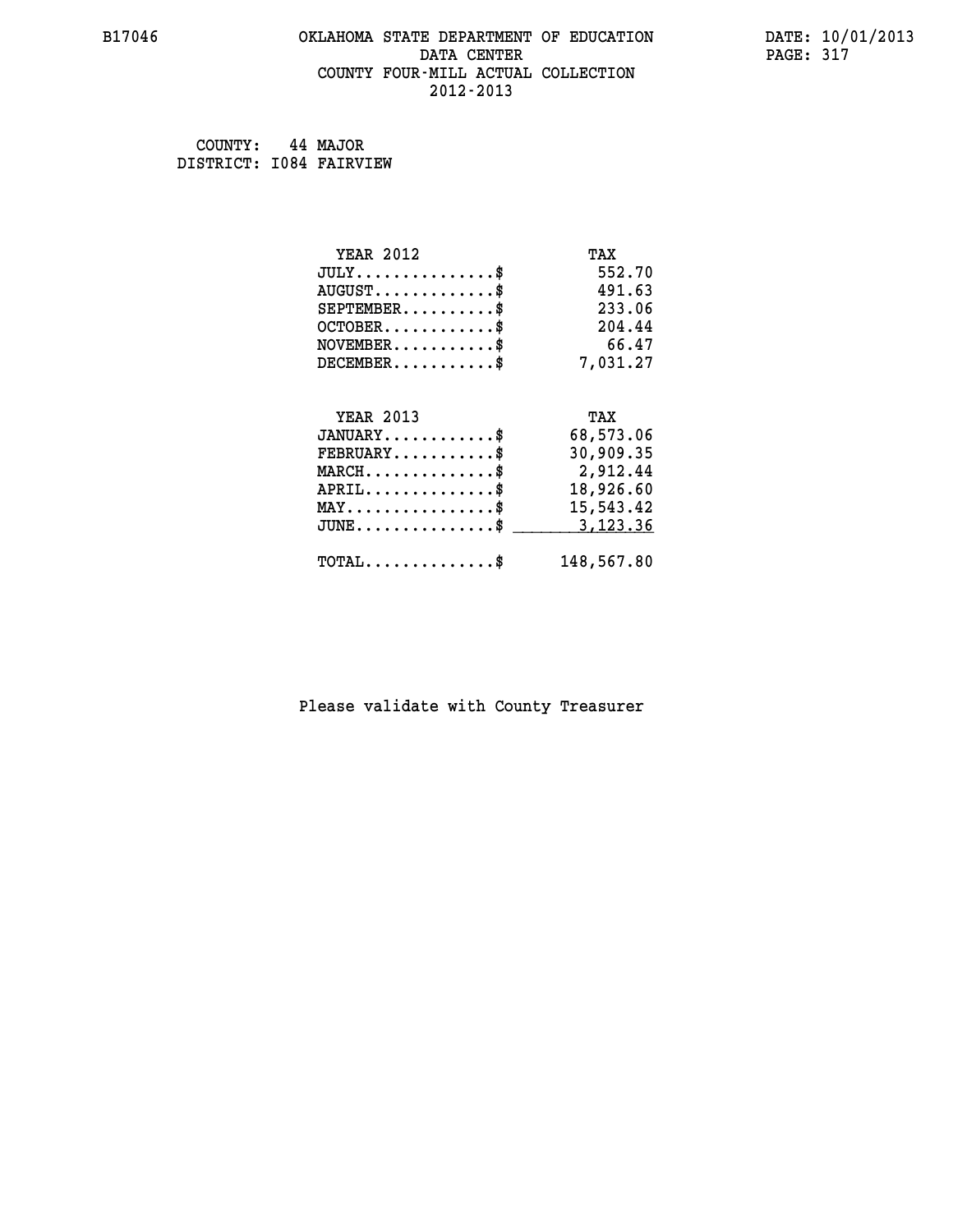# OKLAHOMA STATE DEPARTMENT OF EDUCATION
## DATA CENTER
## COUNTY FOUR-MILL ACTUAL COLLECTION
## 2012-2013

B17046

DATE: 10/01/2013

COUNTY: 44 MAJOR
DISTRICT: I084 FAIRVIEW

| YEAR 2012 | TAX |
|---|---|
| JULY...............$ | 552.70 |
| AUGUST.............$ | 491.63 |
| SEPTEMBER..........$ | 233.06 |
| OCTOBER............$ | 204.44 |
| NOVEMBER...........$ | 66.47 |
| DECEMBER...........$ | 7,031.27 |

| YEAR 2013 | TAX |
|---|---|
| JANUARY............$ | 68,573.06 |
| FEBRUARY...........$ | 30,909.35 |
| MARCH..............$ | 2,912.44 |
| APRIL..............$ | 18,926.60 |
| MAY................$ | 15,543.42 |
| JUNE...............$ | 3,123.36 |
| TOTAL..............$ | 148,567.80 |

Please validate with County Treasurer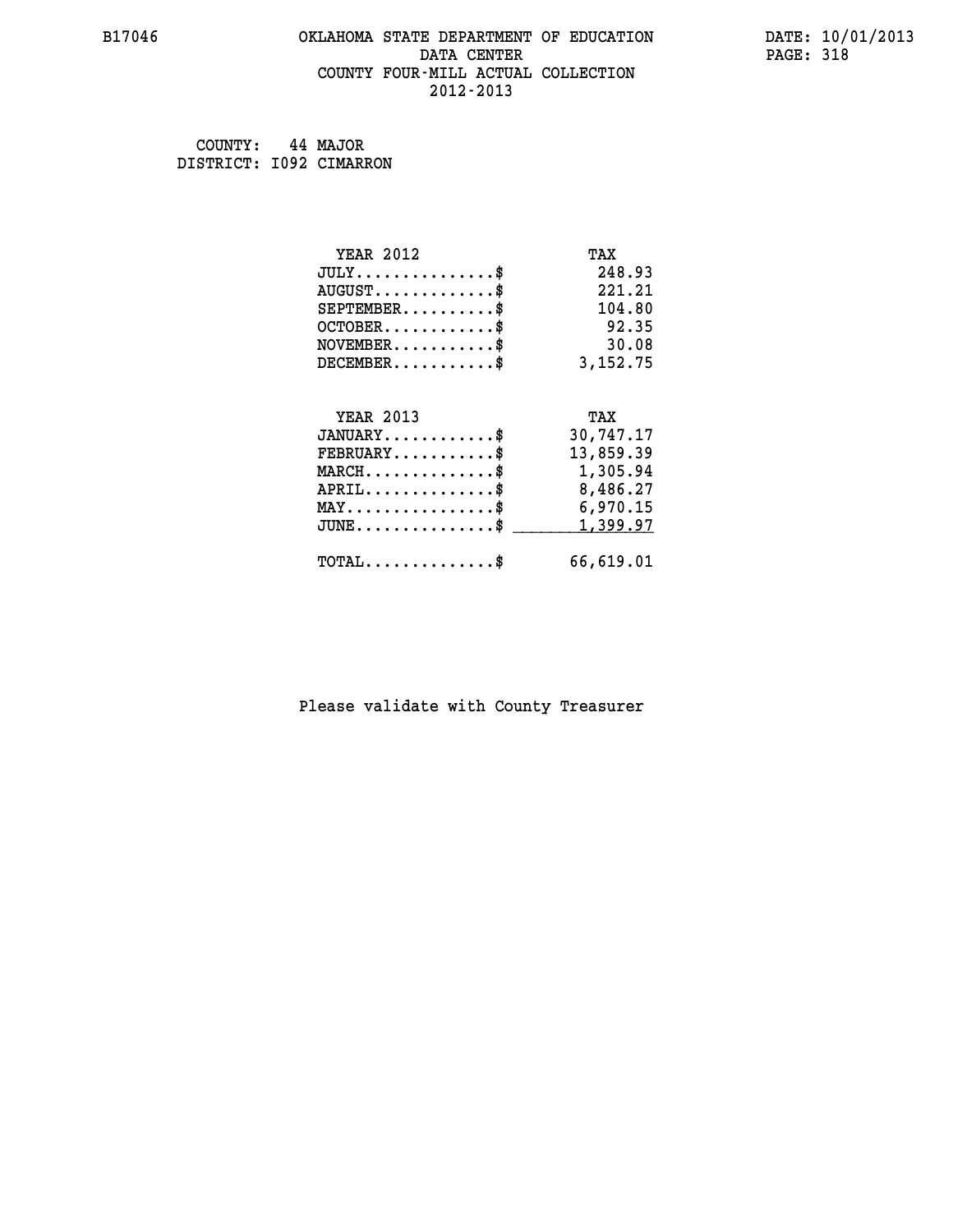B17046

# OKLAHOMA STATE DEPARTMENT OF EDUCATION
## DATA CENTER
## COUNTY FOUR-MILL ACTUAL COLLECTION
## 2012-2013

DATE: 10/01/2013

COUNTY: 44 MAJOR
DISTRICT: I092 CIMARRON

| YEAR 2012 | TAX |
|---|---|
| JULY...............$ | 248.93 |
| AUGUST.............$ | 221.21 |
| SEPTEMBER..........$ | 104.80 |
| OCTOBER............$ | 92.35 |
| NOVEMBER...........$ | 30.08 |
| DECEMBER...........$ | 3,152.75 |

| YEAR 2013 | TAX |
|---|---|
| JANUARY............$ | 30,747.17 |
| FEBRUARY...........$ | 13,859.39 |
| MARCH..............$ | 1,305.94 |
| APRIL..............$ | 8,486.27 |
| MAY................$ | 6,970.15 |
| JUNE...............$ | 1,399.97 |
| TOTAL..............$ | 66,619.01 |

Please validate with County Treasurer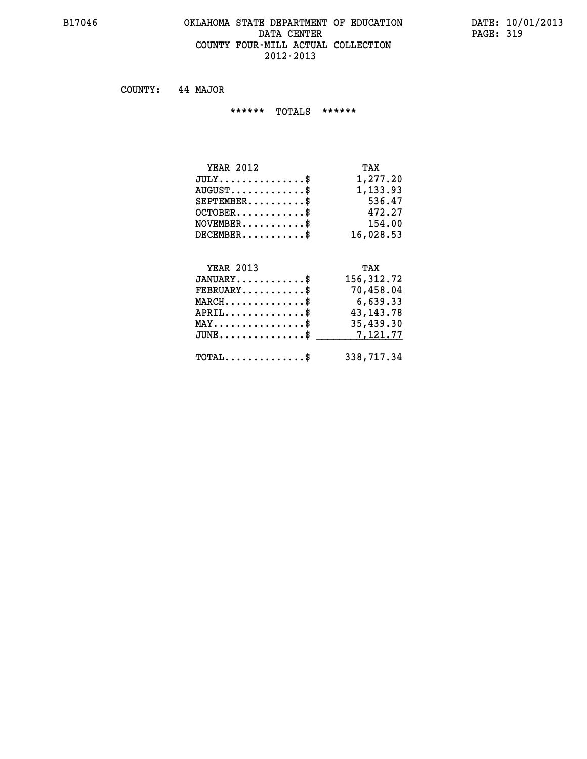# OKLAHOMA STATE DEPARTMENT OF EDUCATION
## DATA CENTER
## COUNTY FOUR-MILL ACTUAL COLLECTION
## 2012-2013

COUNTY: 44 MAJOR

****** TOTALS ******

| YEAR 2012 | TAX |
|---|---|
| JULY...............$ | 1,277.20 |
| AUGUST.............$ | 1,133.93 |
| SEPTEMBER..........$ | 536.47 |
| OCTOBER............$ | 472.27 |
| NOVEMBER...........$ | 154.00 |
| DECEMBER...........$ | 16,028.53 |

| YEAR 2013 | TAX |
|---|---|
| JANUARY............$ | 156,312.72 |
| FEBRUARY...........$ | 70,458.04 |
| MARCH..............$ | 6,639.33 |
| APRIL..............$ | 43,143.78 |
| MAY................$ | 35,439.30 |
| JUNE...............$ | 7,121.77 |
| TOTAL..............$ | 338,717.34 |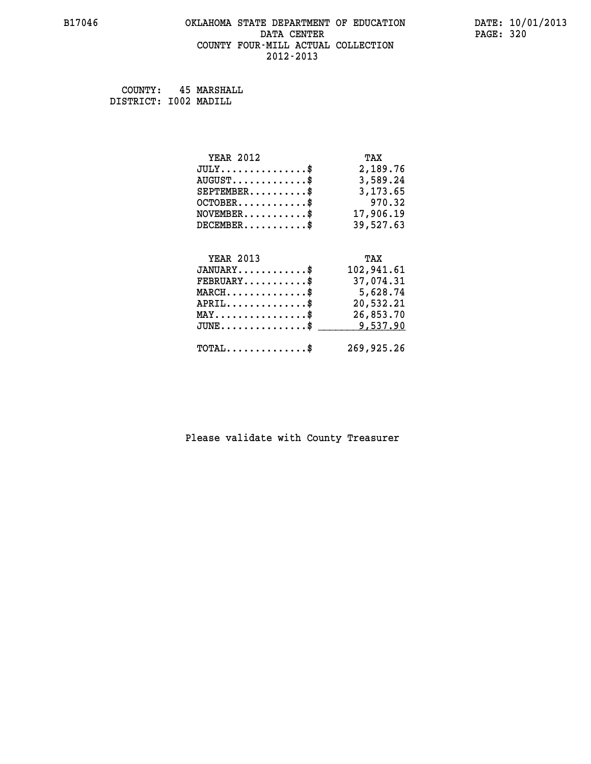B17046 OKLAHOMA STATE DEPARTMENT OF EDUCATION DATA CENTER COUNTY FOUR-MILL ACTUAL COLLECTION 2012-2013

DATE: 10/01/2013

COUNTY: 45 MARSHALL
DISTRICT: I002 MADILL

| YEAR 2012 | TAX |
|---|---|
| JULY..............$ | 2,189.76 |
| AUGUST............$ | 3,589.24 |
| SEPTEMBER.........$ | 3,173.65 |
| OCTOBER...........$ | 970.32 |
| NOVEMBER..........$ | 17,906.19 |
| DECEMBER..........$ | 39,527.63 |

| YEAR 2013 | TAX |
|---|---|
| JANUARY...........$ | 102,941.61 |
| FEBRUARY..........$ | 37,074.31 |
| MARCH.............$ | 5,628.74 |
| APRIL.............$ | 20,532.21 |
| MAY...............$ | 26,853.70 |
| JUNE..............$ | 9,537.90 |
| TOTAL.............$ | 269,925.26 |

Please validate with County Treasurer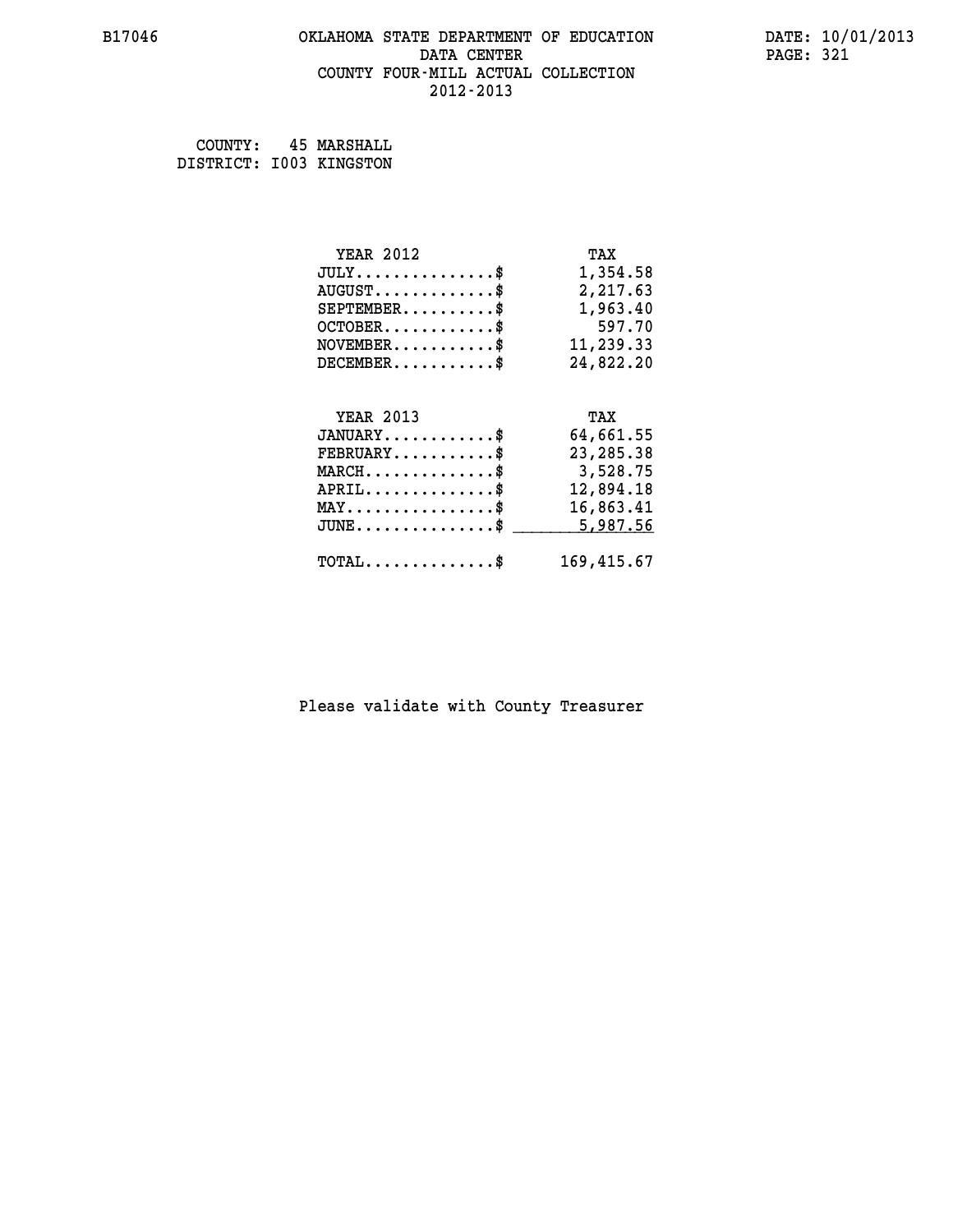B17046

# OKLAHOMA STATE DEPARTMENT OF EDUCATION
## DATA CENTER
## COUNTY FOUR-MILL ACTUAL COLLECTION
## 2012-2013

DATE: 10/01/2013

COUNTY: 45 MARSHALL
DISTRICT: I003 KINGSTON

| YEAR 2012 | TAX |
|---|---|
| JULY..............$ | 1,354.58 |
| AUGUST............$ | 2,217.63 |
| SEPTEMBER.........$ | 1,963.40 |
| OCTOBER...........$ | 597.70 |
| NOVEMBER..........$ | 11,239.33 |
| DECEMBER..........$ | 24,822.20 |

| YEAR 2013 | TAX |
|---|---|
| JANUARY...........$ | 64,661.55 |
| FEBRUARY..........$ | 23,285.38 |
| MARCH.............$ | 3,528.75 |
| APRIL.............$ | 12,894.18 |
| MAY...............$ | 16,863.41 |
| JUNE..............$ | 5,987.56 |
| TOTAL.............$ | 169,415.67 |

Please validate with County Treasurer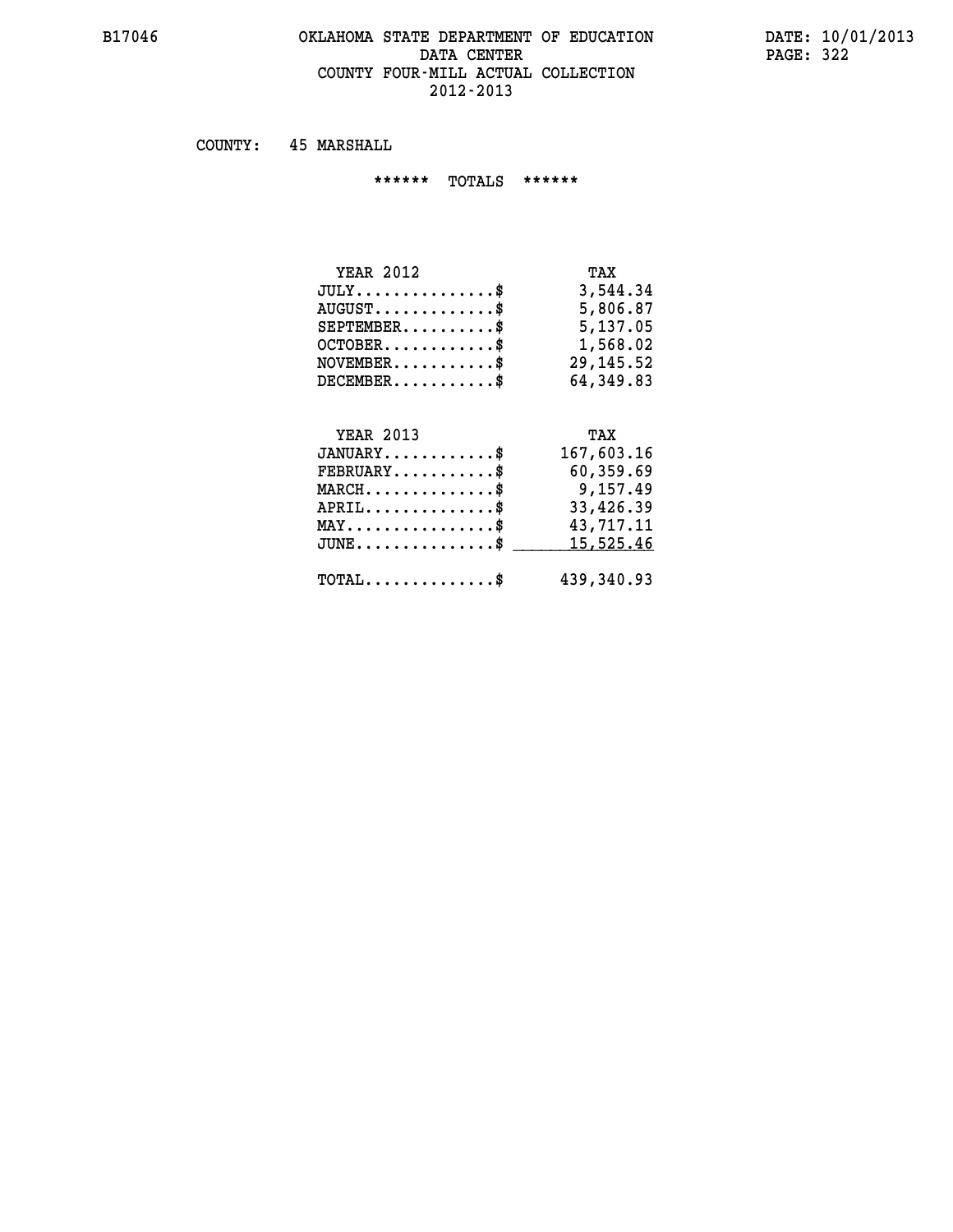# OKLAHOMA STATE DEPARTMENT OF EDUCATION
## DATA CENTER
## COUNTY FOUR-MILL ACTUAL COLLECTION
## 2012-2013

B17046

DATE: 10/01/2013

COUNTY: 45 MARSHALL

****** TOTALS ******

| YEAR 2012 | TAX |
|---|---|
| JULY..............$ | 3,544.34 |
| AUGUST.............$ | 5,806.87 |
| SEPTEMBER..........$ | 5,137.05 |
| OCTOBER............$ | 1,568.02 |
| NOVEMBER...........$ | 29,145.52 |
| DECEMBER...........$ | 64,349.83 |

| YEAR 2013 | TAX |
|---|---|
| JANUARY............$ | 167,603.16 |
| FEBRUARY...........$ | 60,359.69 |
| MARCH..............$ | 9,157.49 |
| APRIL..............$ | 33,426.39 |
| MAY................$ | 43,717.11 |
| JUNE...............$ | 15,525.46 |
| TOTAL..............$ | 439,340.93 |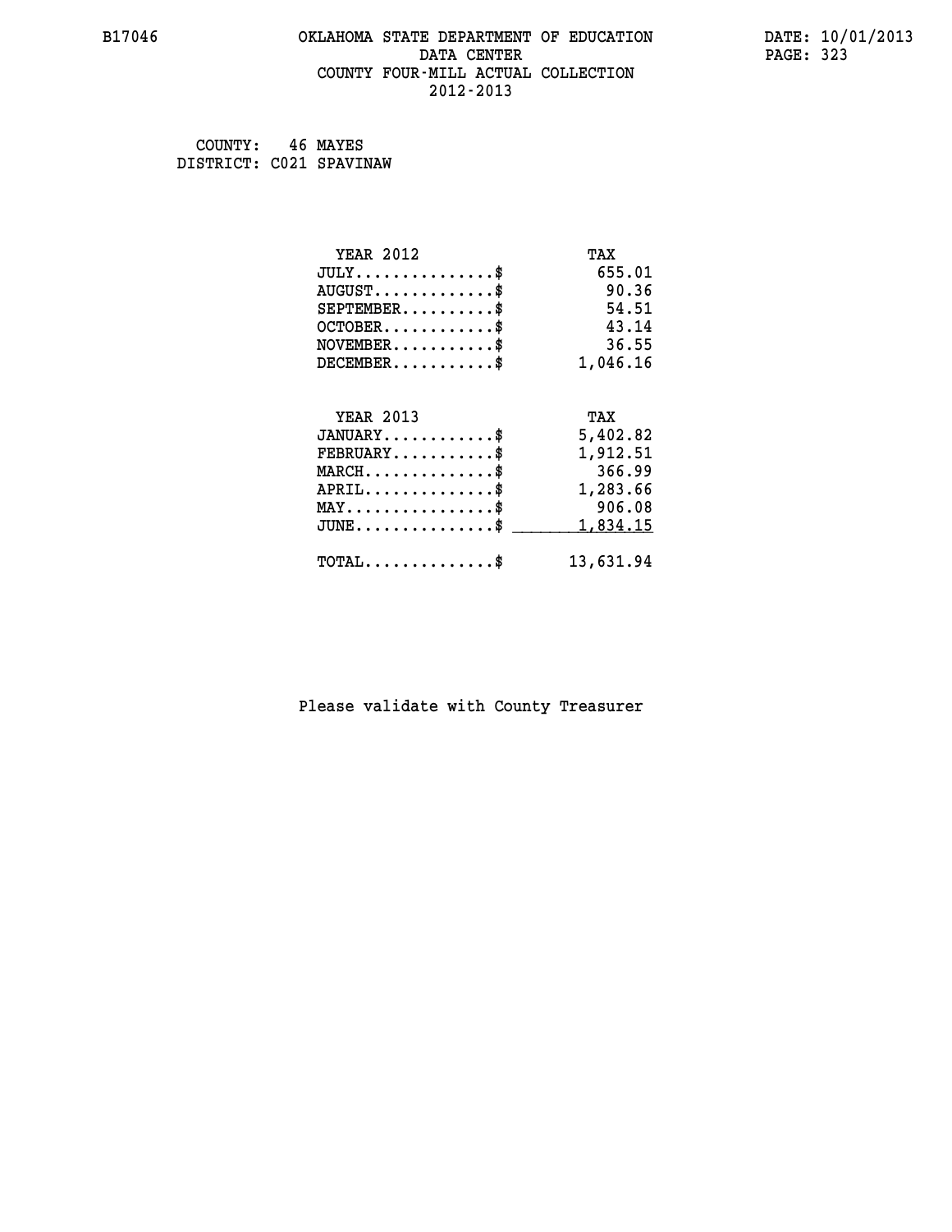# OKLAHOMA STATE DEPARTMENT OF EDUCATION
## DATA CENTER
## COUNTY FOUR-MILL ACTUAL COLLECTION
## 2012-2013

B17046

DATE: 10/01/2013

COUNTY: 46 MAYES
DISTRICT: C021 SPAVINAW

| YEAR 2012 | TAX |
|---|---|
| JULY...............$ | 655.01 |
| AUGUST.............$ | 90.36 |
| SEPTEMBER..........$ | 54.51 |
| OCTOBER............$ | 43.14 |
| NOVEMBER...........$ | 36.55 |
| DECEMBER...........$ | 1,046.16 |

| YEAR 2013 | TAX |
|---|---|
| JANUARY............$ | 5,402.82 |
| FEBRUARY...........$ | 1,912.51 |
| MARCH..............$ | 366.99 |
| APRIL..............$ | 1,283.66 |
| MAY................$ | 906.08 |
| JUNE...............$ | 1,834.15 |
| TOTAL..............$ | 13,631.94 |

Please validate with County Treasurer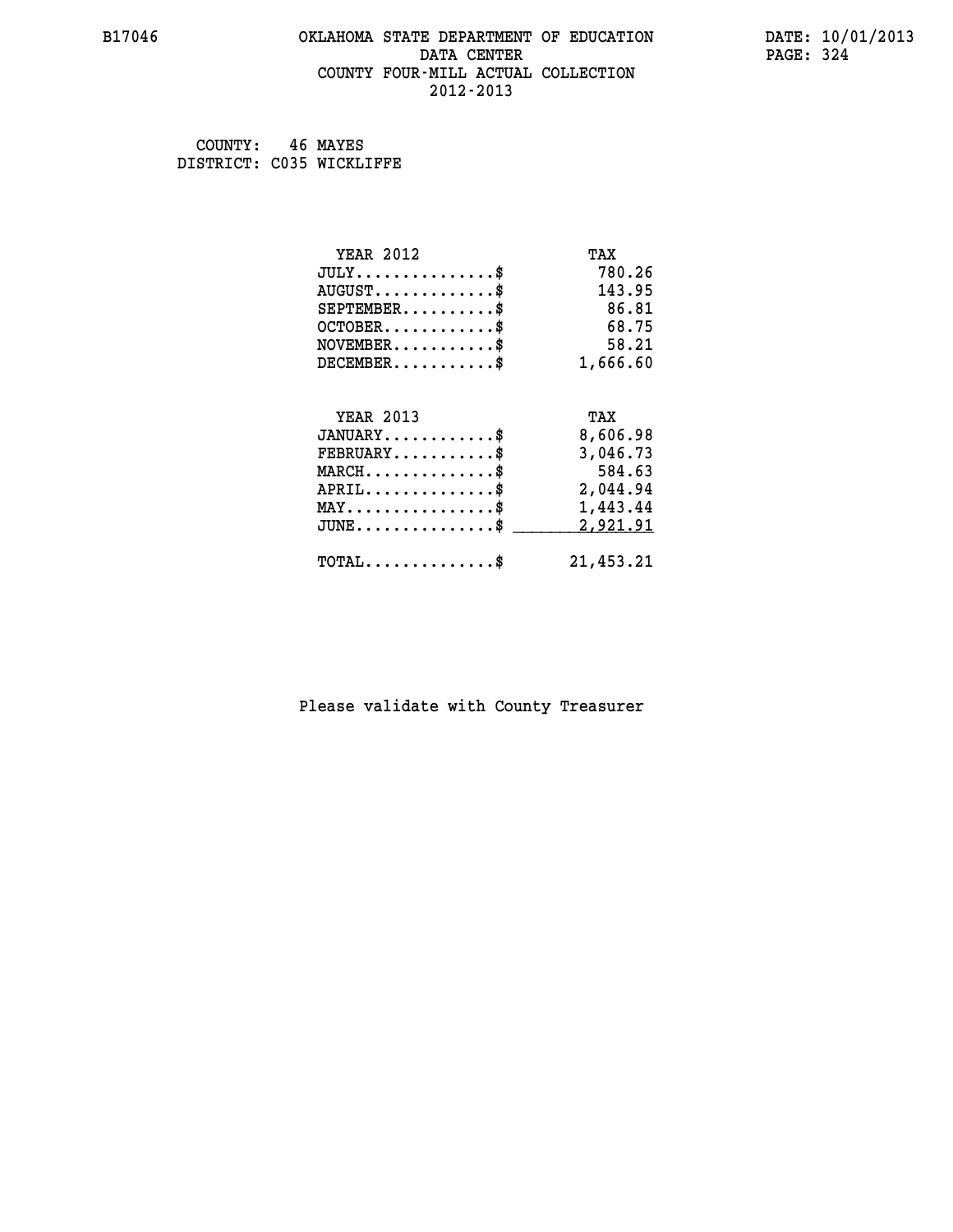B17046 OKLAHOMA STATE DEPARTMENT OF EDUCATION DATA CENTER COUNTY FOUR-MILL ACTUAL COLLECTION 2012-2013

DATE: 10/01/2013

COUNTY: 46 MAYES
DISTRICT: C035 WICKLIFFE

| YEAR 2012 | TAX |
|---|---|
| JULY...............$ | 780.26 |
| AUGUST.............$ | 143.95 |
| SEPTEMBER..........$ | 86.81 |
| OCTOBER............$ | 68.75 |
| NOVEMBER...........$ | 58.21 |
| DECEMBER...........$ | 1,666.60 |

| YEAR 2013 | TAX |
|---|---|
| JANUARY............$ | 8,606.98 |
| FEBRUARY...........$ | 3,046.73 |
| MARCH..............$ | 584.63 |
| APRIL..............$ | 2,044.94 |
| MAY................$ | 1,443.44 |
| JUNE...............$ | 2,921.91 |
| TOTAL..............$ | 21,453.21 |

Please validate with County Treasurer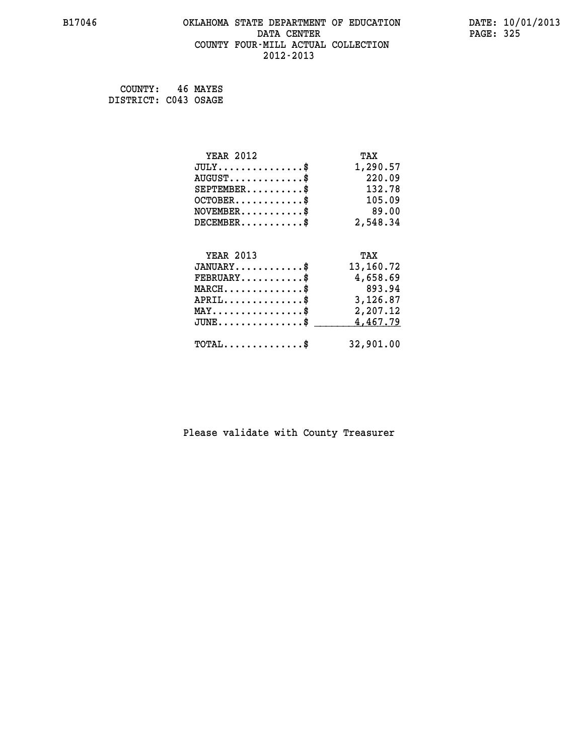B17046 OKLAHOMA STATE DEPARTMENT OF EDUCATION DATE: 10/01/2013
DATA CENTER
COUNTY FOUR-MILL ACTUAL COLLECTION
2012-2013

COUNTY: 46 MAYES
DISTRICT: C043 OSAGE

| YEAR 2012 | TAX |
|---|---|
| JULY...............$ | 1,290.57 |
| AUGUST.............$ | 220.09 |
| SEPTEMBER..........$ | 132.78 |
| OCTOBER............$ | 105.09 |
| NOVEMBER...........$ | 89.00 |
| DECEMBER...........$ | 2,548.34 |

| YEAR 2013 | TAX |
|---|---|
| JANUARY............$ | 13,160.72 |
| FEBRUARY...........$ | 4,658.69 |
| MARCH..............$ | 893.94 |
| APRIL..............$ | 3,126.87 |
| MAY................$ | 2,207.12 |
| JUNE...............$ | 4,467.79 |
| TOTAL..............$ | 32,901.00 |

Please validate with County Treasurer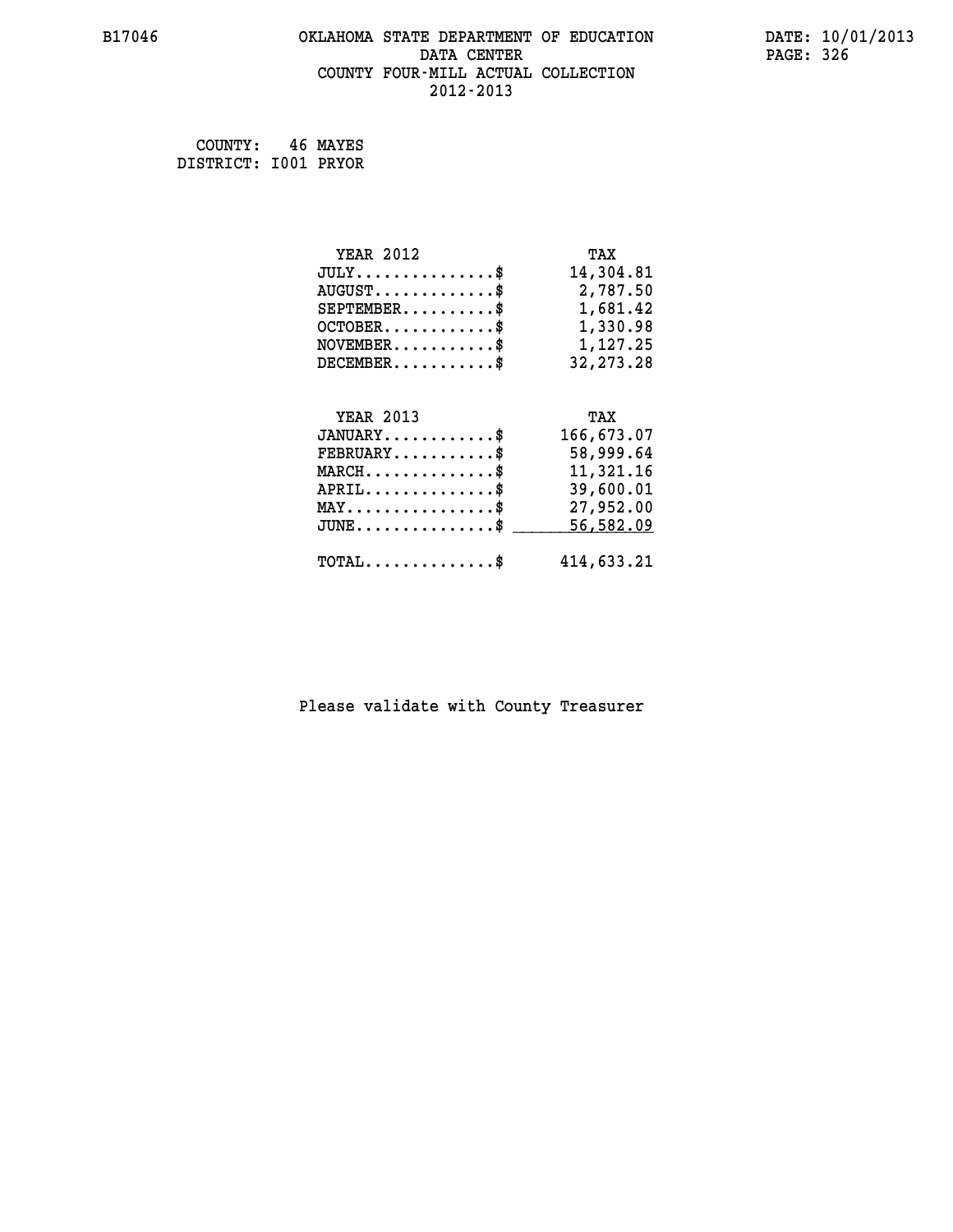# OKLAHOMA STATE DEPARTMENT OF EDUCATION
## DATA CENTER
## COUNTY FOUR-MILL ACTUAL COLLECTION
## 2012-2013

B17046

DATE: 10/01/2013

COUNTY: 46 MAYES
DISTRICT: I001 PRYOR

| YEAR 2012 | TAX |
|---|---|
| JULY...............$ | 14,304.81 |
| AUGUST.............$ | 2,787.50 |
| SEPTEMBER..........$ | 1,681.42 |
| OCTOBER............$ | 1,330.98 |
| NOVEMBER...........$ | 1,127.25 |
| DECEMBER...........$ | 32,273.28 |

| YEAR 2013 | TAX |
|---|---|
| JANUARY............$ | 166,673.07 |
| FEBRUARY...........$ | 58,999.64 |
| MARCH..............$ | 11,321.16 |
| APRIL..............$ | 39,600.01 |
| MAY................$ | 27,952.00 |
| JUNE...............$ | 56,582.09 |
| TOTAL..............$ | 414,633.21 |

Please validate with County Treasurer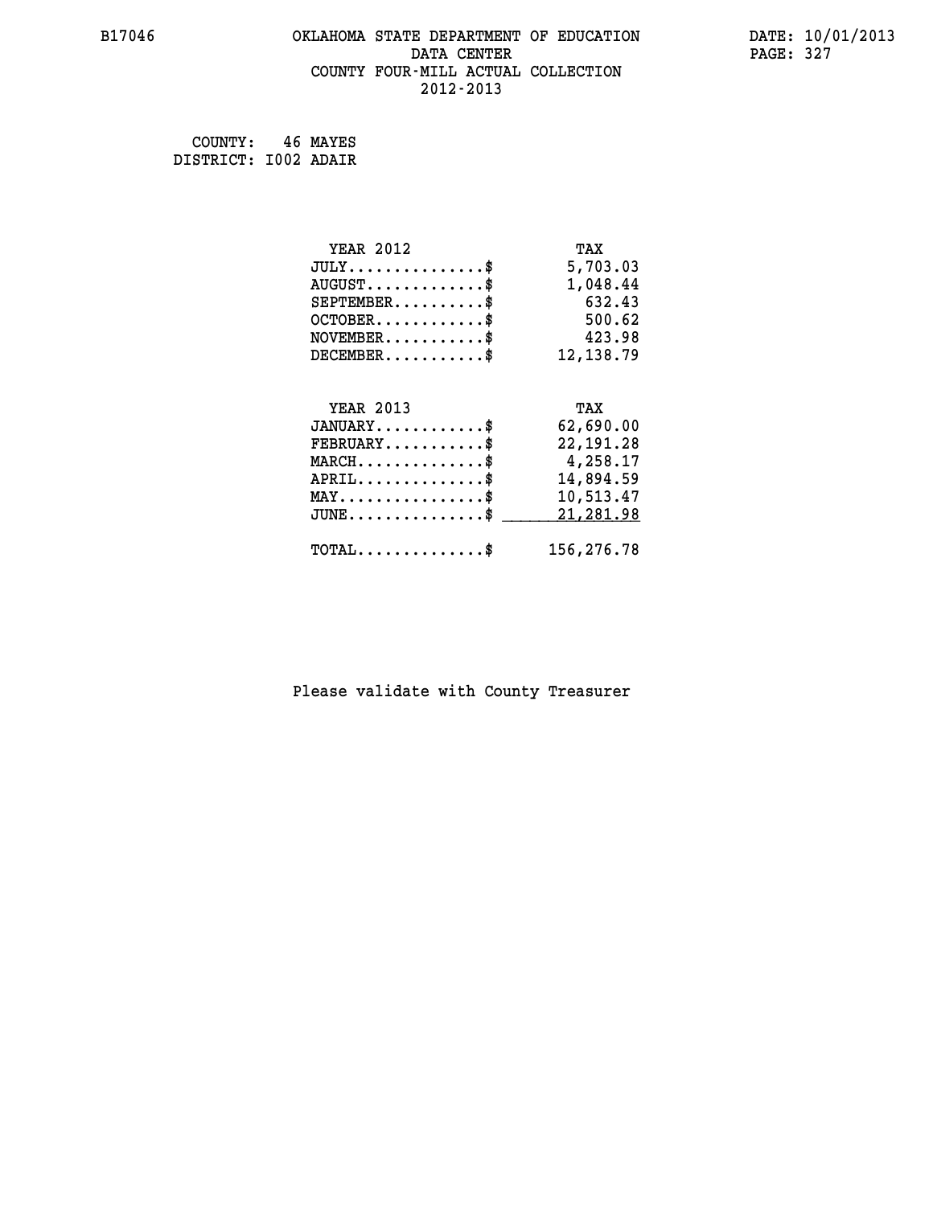B17046 OKLAHOMA STATE DEPARTMENT OF EDUCATION DATA CENTER COUNTY FOUR-MILL ACTUAL COLLECTION 2012-2013

DATE: 10/01/2013

COUNTY: 46 MAYES
DISTRICT: I002 ADAIR

| YEAR 2012 | TAX |
| --- | --- |
| JULY...............$ | 5,703.03 |
| AUGUST.............$ | 1,048.44 |
| SEPTEMBER..........$ | 632.43 |
| OCTOBER............$ | 500.62 |
| NOVEMBER...........$ | 423.98 |
| DECEMBER...........$ | 12,138.79 |

| YEAR 2013 | TAX |
| --- | --- |
| JANUARY............$ | 62,690.00 |
| FEBRUARY...........$ | 22,191.28 |
| MARCH..............$ | 4,258.17 |
| APRIL..............$ | 14,894.59 |
| MAY................$ | 10,513.47 |
| JUNE...............$ | 21,281.98 |
| TOTAL..............$ | 156,276.78 |

Please validate with County Treasurer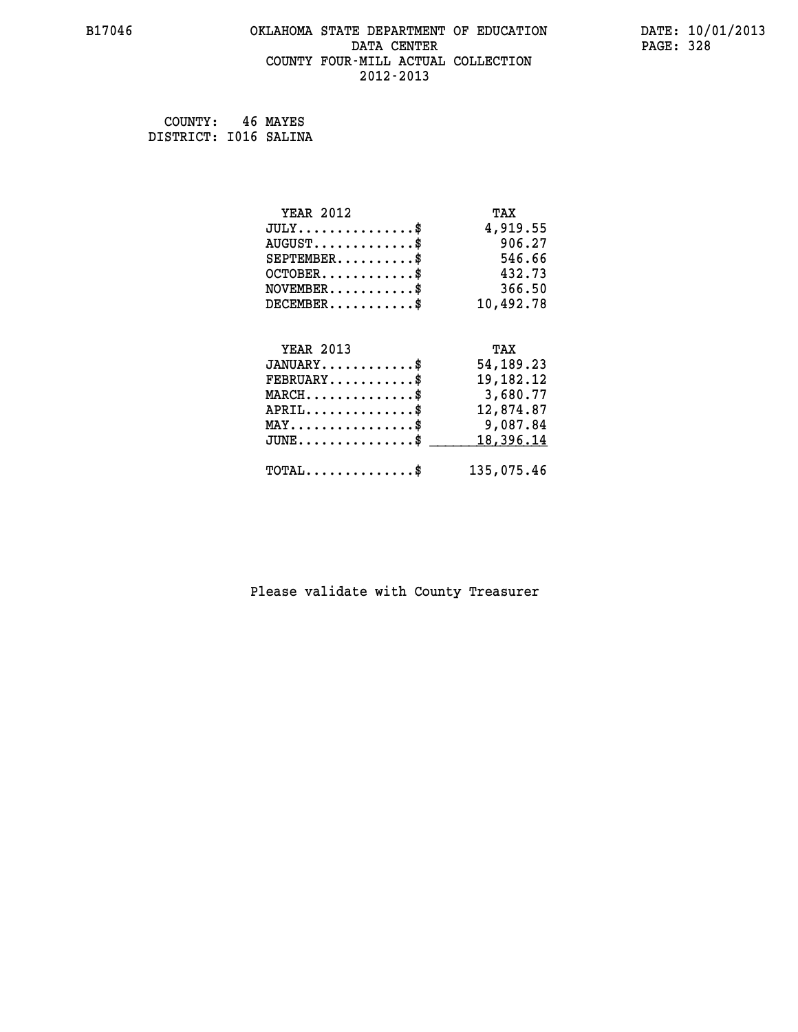COUNTY: 46 MAYES
DISTRICT: I016 SALINA

| YEAR 2012 | TAX |
| --- | --- |
| JULY...............$ | 4,919.55 |
| AUGUST.............$ | 906.27 |
| SEPTEMBER..........$ | 546.66 |
| OCTOBER............$ | 432.73 |
| NOVEMBER...........$ | 366.50 |
| DECEMBER...........$ | 10,492.78 |

| YEAR 2013 | TAX |
| --- | --- |
| JANUARY............$ | 54,189.23 |
| FEBRUARY...........$ | 19,182.12 |
| MARCH..............$ | 3,680.77 |
| APRIL..............$ | 12,874.87 |
| MAY................$ | 9,087.84 |
| JUNE...............$ | 18,396.14 |
| TOTAL..............$ | 135,075.46 |

Please validate with County Treasurer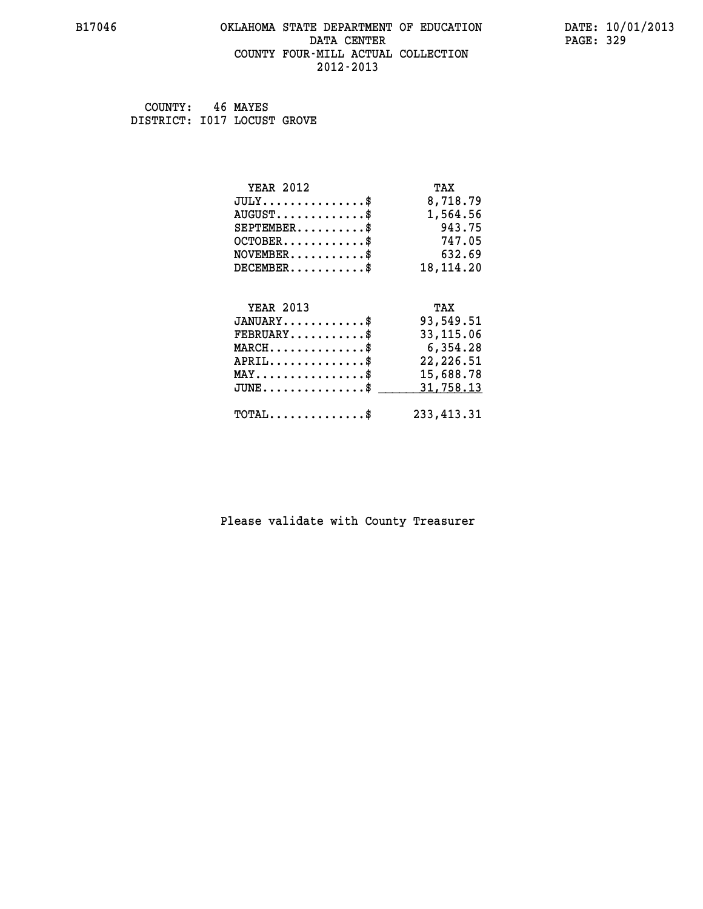B17046 OKLAHOMA STATE DEPARTMENT OF EDUCATION DATA CENTER COUNTY FOUR-MILL ACTUAL COLLECTION 2012-2013

DATE: 10/01/2013

COUNTY: 46 MAYES
DISTRICT: I017 LOCUST GROVE

| YEAR 2012 | TAX |
|---|---|
| JULY...............$ | 8,718.79 |
| AUGUST.............$ | 1,564.56 |
| SEPTEMBER..........$ | 943.75 |
| OCTOBER............$ | 747.05 |
| NOVEMBER...........$ | 632.69 |
| DECEMBER...........$ | 18,114.20 |

| YEAR 2013 | TAX |
|---|---|
| JANUARY............$ | 93,549.51 |
| FEBRUARY...........$ | 33,115.06 |
| MARCH..............$ | 6,354.28 |
| APRIL..............$ | 22,226.51 |
| MAY................$ | 15,688.78 |
| JUNE...............$ | 31,758.13 |
| TOTAL..............$ | 233,413.31 |

Please validate with County Treasurer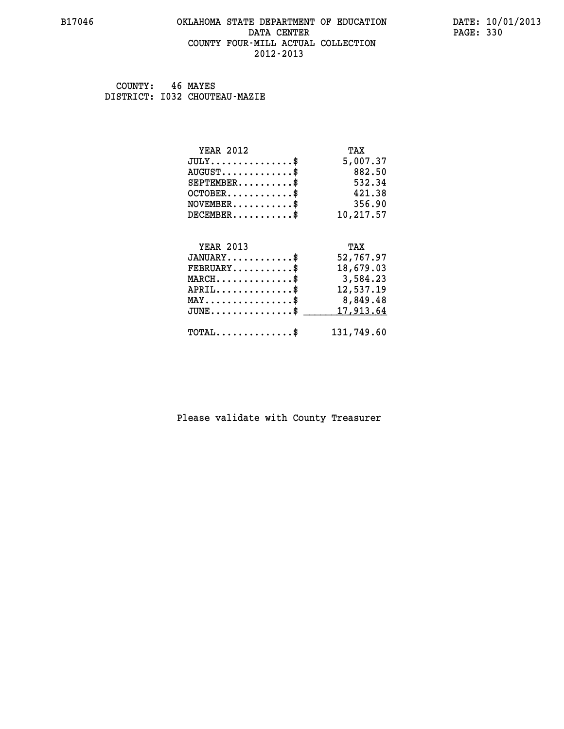# OKLAHOMA STATE DEPARTMENT OF EDUCATION
## DATA CENTER
## COUNTY FOUR-MILL ACTUAL COLLECTION
## 2012-2013

B17046 DATE: 10/01/2013

COUNTY: 46 MAYES
DISTRICT: I032 CHOUTEAU-MAZIE

| YEAR 2012 | TAX |
|---|---|
| JULY..............$ | 5,007.37 |
| AUGUST............$ | 882.50 |
| SEPTEMBER.........$ | 532.34 |
| OCTOBER...........$ | 421.38 |
| NOVEMBER..........$ | 356.90 |
| DECEMBER..........$ | 10,217.57 |

| YEAR 2013 | TAX |
|---|---|
| JANUARY...........$ | 52,767.97 |
| FEBRUARY..........$ | 18,679.03 |
| MARCH.............$ | 3,584.23 |
| APRIL.............$ | 12,537.19 |
| MAY...............$ | 8,849.48 |
| JUNE..............$ | 17,913.64 |
| TOTAL.............$ | 131,749.60 |

Please validate with County Treasurer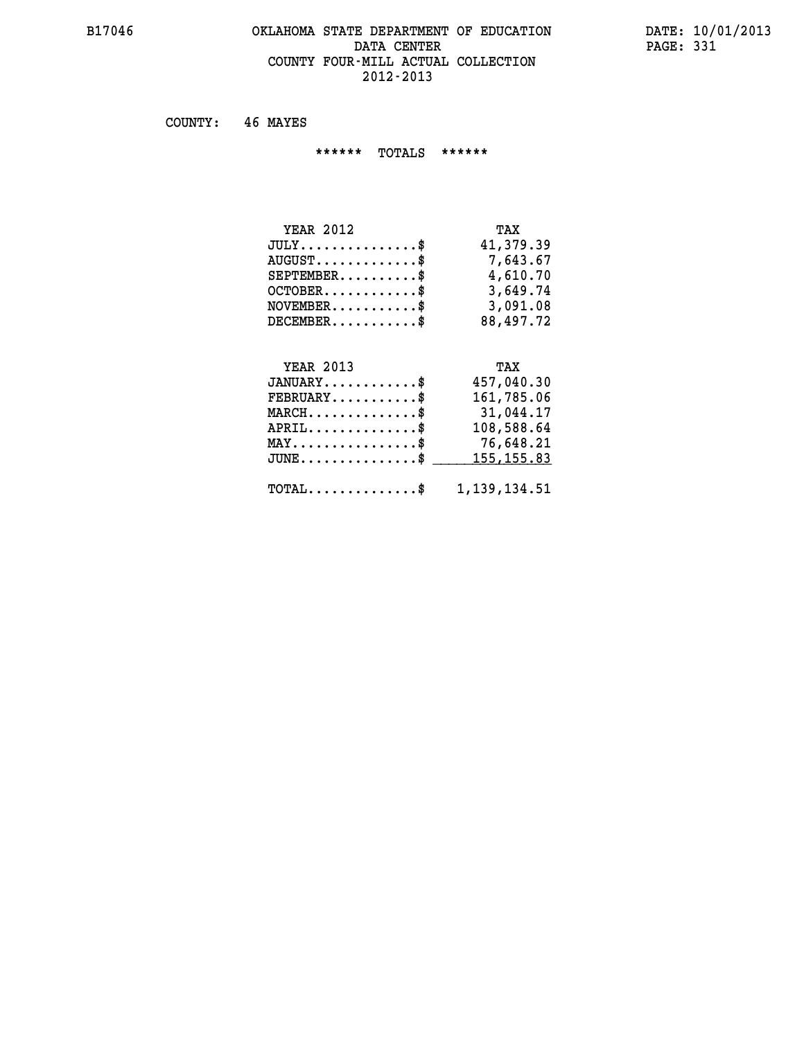B17046

# OKLAHOMA STATE DEPARTMENT OF EDUCATION
## DATA CENTER
## COUNTY FOUR-MILL ACTUAL COLLECTION
## 2012-2013

DATE: 10/01/2013

COUNTY: 46 MAYES

****** TOTALS ******

| YEAR 2012 | TAX |
|---|---|
| JULY...............$ | 41,379.39 |
| AUGUST.............$ | 7,643.67 |
| SEPTEMBER..........$ | 4,610.70 |
| OCTOBER............$ | 3,649.74 |
| NOVEMBER...........$ | 3,091.08 |
| DECEMBER...........$ | 88,497.72 |

| YEAR 2013 | TAX |
|---|---|
| JANUARY............$ | 457,040.30 |
| FEBRUARY...........$ | 161,785.06 |
| MARCH..............$ | 31,044.17 |
| APRIL..............$ | 108,588.64 |
| MAY................$ | 76,648.21 |
| JUNE...............$ | 155,155.83 |
| TOTAL..............$ | 1,139,134.51 |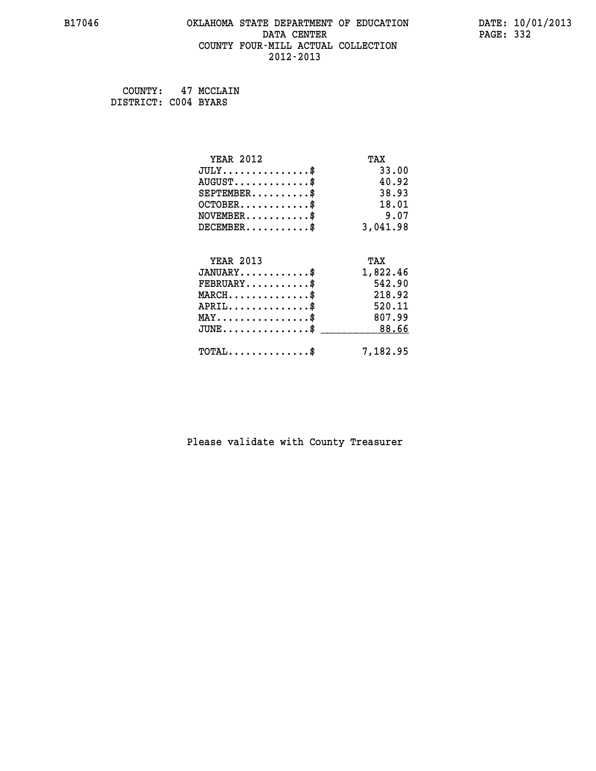B17046 OKLAHOMA STATE DEPARTMENT OF EDUCATION DATA CENTER COUNTY FOUR-MILL ACTUAL COLLECTION 2012-2013

DATE: 10/01/2013

COUNTY: 47 MCCLAIN
DISTRICT: C004 BYARS

| YEAR 2012 | TAX |
|---|---|
| JULY...............$ | 33.00 |
| AUGUST.............$ | 40.92 |
| SEPTEMBER..........$ | 38.93 |
| OCTOBER............$ | 18.01 |
| NOVEMBER...........$ | 9.07 |
| DECEMBER...........$ | 3,041.98 |

| YEAR 2013 | TAX |
|---|---|
| JANUARY............$ | 1,822.46 |
| FEBRUARY...........$ | 542.90 |
| MARCH..............$ | 218.92 |
| APRIL..............$ | 520.11 |
| MAY................$ | 807.99 |
| JUNE...............$ | 88.66 |
| TOTAL..............$ | 7,182.95 |

Please validate with County Treasurer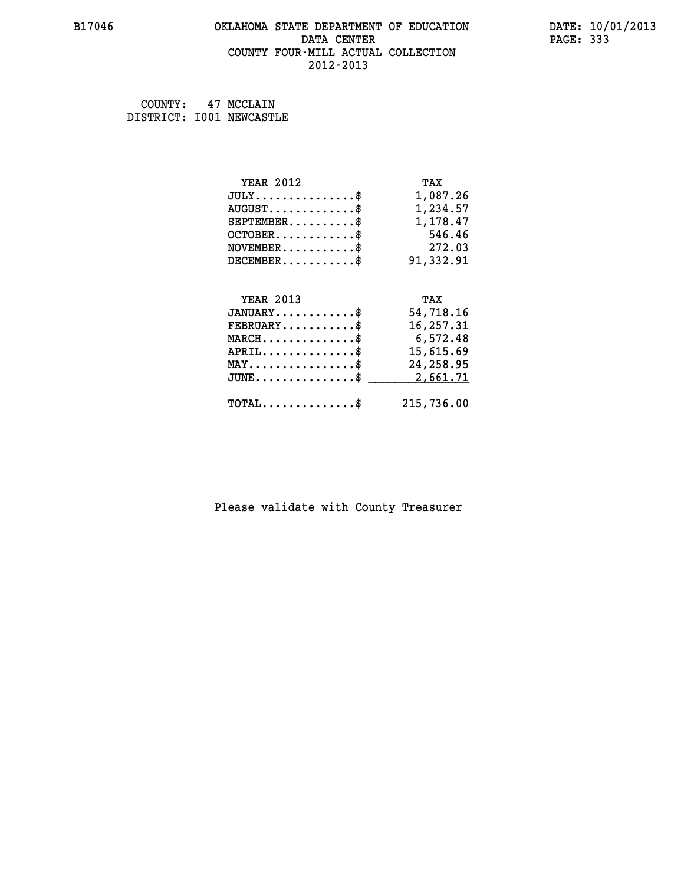# OKLAHOMA STATE DEPARTMENT OF EDUCATION
## DATA CENTER
## COUNTY FOUR-MILL ACTUAL COLLECTION
## 2012-2013

B17046

DATE: 10/01/2013

COUNTY: 47 MCCLAIN
DISTRICT: I001 NEWCASTLE

| YEAR 2012 | TAX |
|---|---|
| JULY...............$ | 1,087.26 |
| AUGUST.............$ | 1,234.57 |
| SEPTEMBER..........$ | 1,178.47 |
| OCTOBER............$ | 546.46 |
| NOVEMBER...........$ | 272.03 |
| DECEMBER...........$ | 91,332.91 |

| YEAR 2013 | TAX |
|---|---|
| JANUARY............$ | 54,718.16 |
| FEBRUARY...........$ | 16,257.31 |
| MARCH..............$ | 6,572.48 |
| APRIL..............$ | 15,615.69 |
| MAY................$ | 24,258.95 |
| JUNE...............$ | 2,661.71 |
| TOTAL..............$ | 215,736.00 |

Please validate with County Treasurer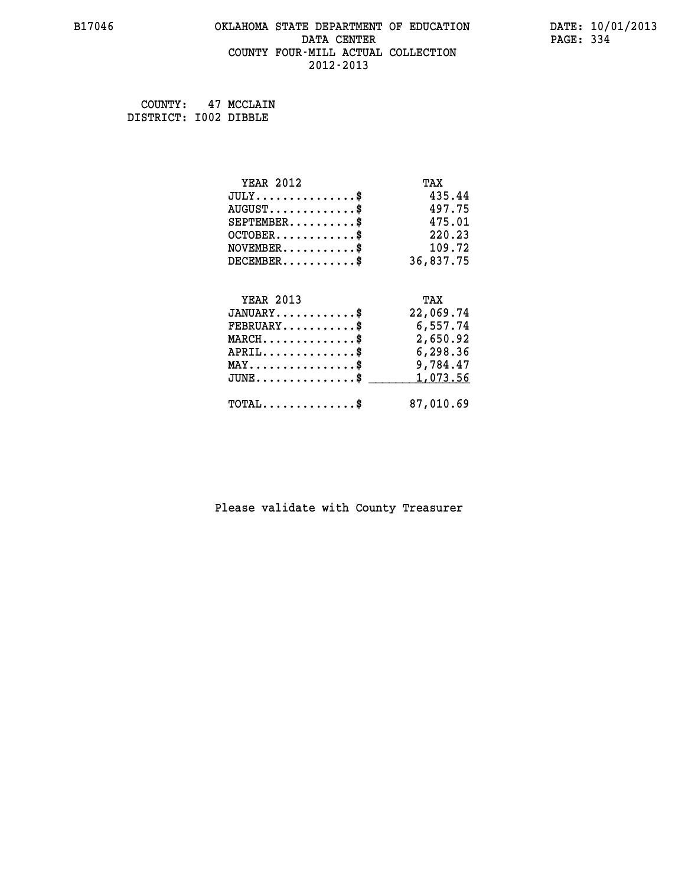# OKLAHOMA STATE DEPARTMENT OF EDUCATION
## DATA CENTER
## COUNTY FOUR-MILL ACTUAL COLLECTION
## 2012-2013

B17046

DATE: 10/01/2013

COUNTY: 47 MCCLAIN
DISTRICT: I002 DIBBLE

| YEAR 2012 | TAX |
|---|---|
| JULY..............$ | 435.44 |
| AUGUST............$ | 497.75 |
| SEPTEMBER.........$ | 475.01 |
| OCTOBER...........$ | 220.23 |
| NOVEMBER..........$ | 109.72 |
| DECEMBER..........$ | 36,837.75 |

| YEAR 2013 | TAX |
|---|---|
| JANUARY...........$ | 22,069.74 |
| FEBRUARY..........$ | 6,557.74 |
| MARCH.............$ | 2,650.92 |
| APRIL.............$ | 6,298.36 |
| MAY...............$ | 9,784.47 |
| JUNE..............$ | 1,073.56 |
| TOTAL.............$ | 87,010.69 |

Please validate with County Treasurer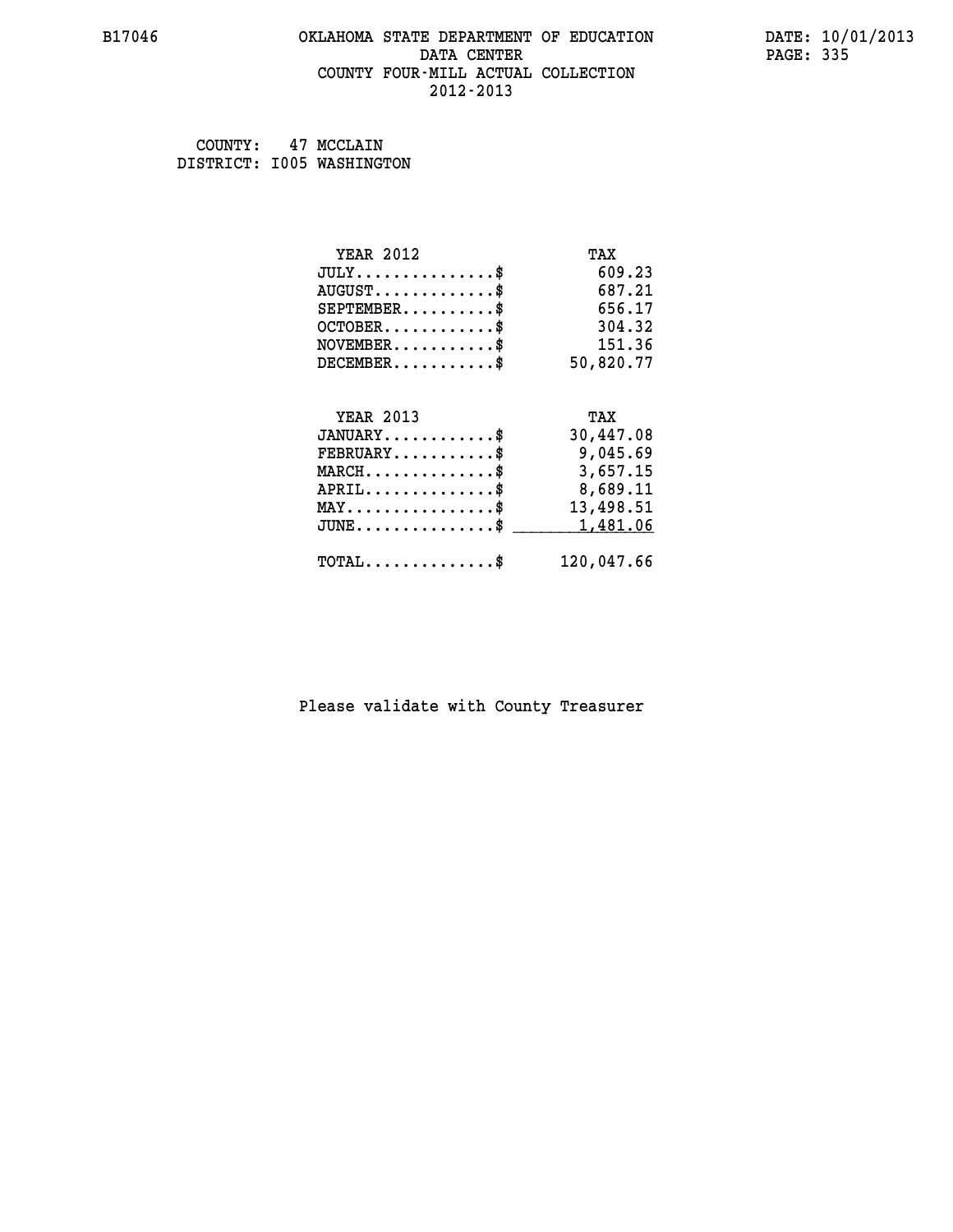# OKLAHOMA STATE DEPARTMENT OF EDUCATION
## DATA CENTER
## COUNTY FOUR-MILL ACTUAL COLLECTION
## 2012-2013

B17046 DATE: 10/01/2013

COUNTY: 47 MCCLAIN
DISTRICT: I005 WASHINGTON

| YEAR 2012 | TAX |
|---|---|
| JULY..............$ | 609.23 |
| AUGUST............$ | 687.21 |
| SEPTEMBER.........$ | 656.17 |
| OCTOBER...........$ | 304.32 |
| NOVEMBER..........$ | 151.36 |
| DECEMBER..........$ | 50,820.77 |

| YEAR 2013 | TAX |
|---|---|
| JANUARY...........$ | 30,447.08 |
| FEBRUARY..........$ | 9,045.69 |
| MARCH.............$ | 3,657.15 |
| APRIL.............$ | 8,689.11 |
| MAY...............$ | 13,498.51 |
| JUNE..............$ | 1,481.06 |
| TOTAL.............$ | 120,047.66 |

Please validate with County Treasurer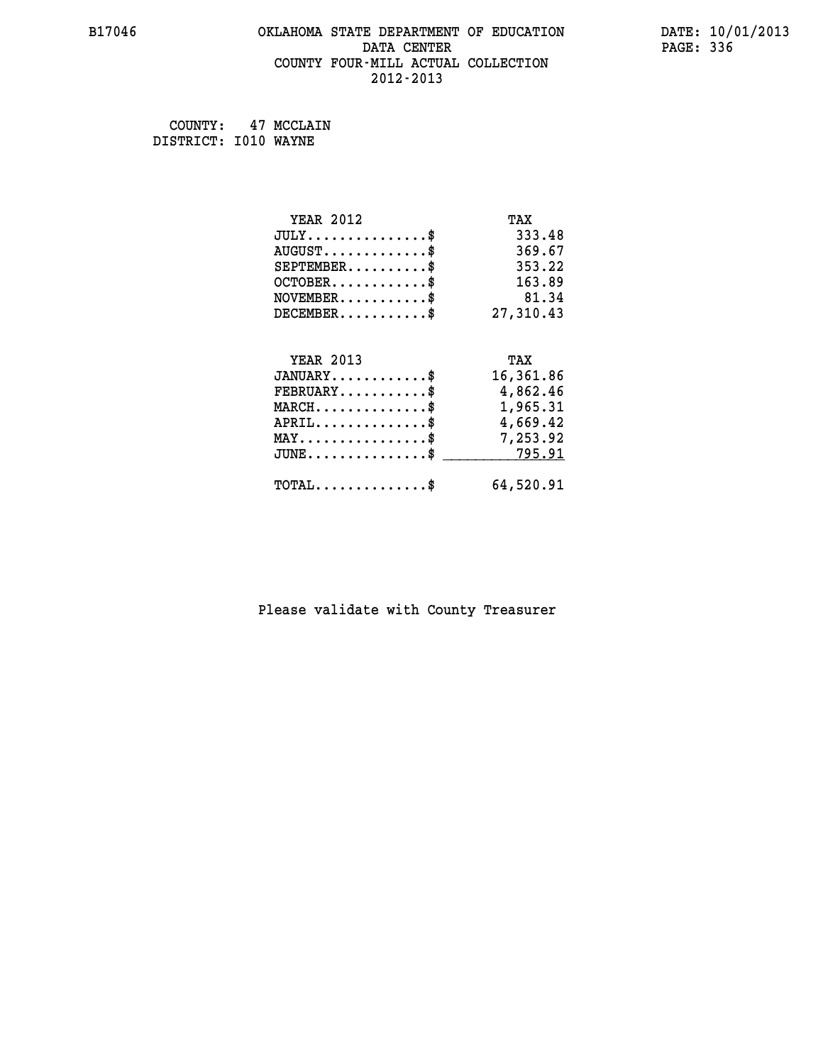B17046 OKLAHOMA STATE DEPARTMENT OF EDUCATION DATA CENTER COUNTY FOUR-MILL ACTUAL COLLECTION 2012-2013

DATE: 10/01/2013

COUNTY: 47 MCCLAIN
DISTRICT: I010 WAYNE

| YEAR 2012 | TAX |
|---|---|
| JULY..............$ | 333.48 |
| AUGUST............$ | 369.67 |
| SEPTEMBER.........$ | 353.22 |
| OCTOBER...........$ | 163.89 |
| NOVEMBER..........$ | 81.34 |
| DECEMBER..........$ | 27,310.43 |

| YEAR 2013 | TAX |
|---|---|
| JANUARY...........$ | 16,361.86 |
| FEBRUARY..........$ | 4,862.46 |
| MARCH.............$ | 1,965.31 |
| APRIL.............$ | 4,669.42 |
| MAY...............$ | 7,253.92 |
| JUNE..............$ | 795.91 |
| TOTAL.............$ | 64,520.91 |

Please validate with County Treasurer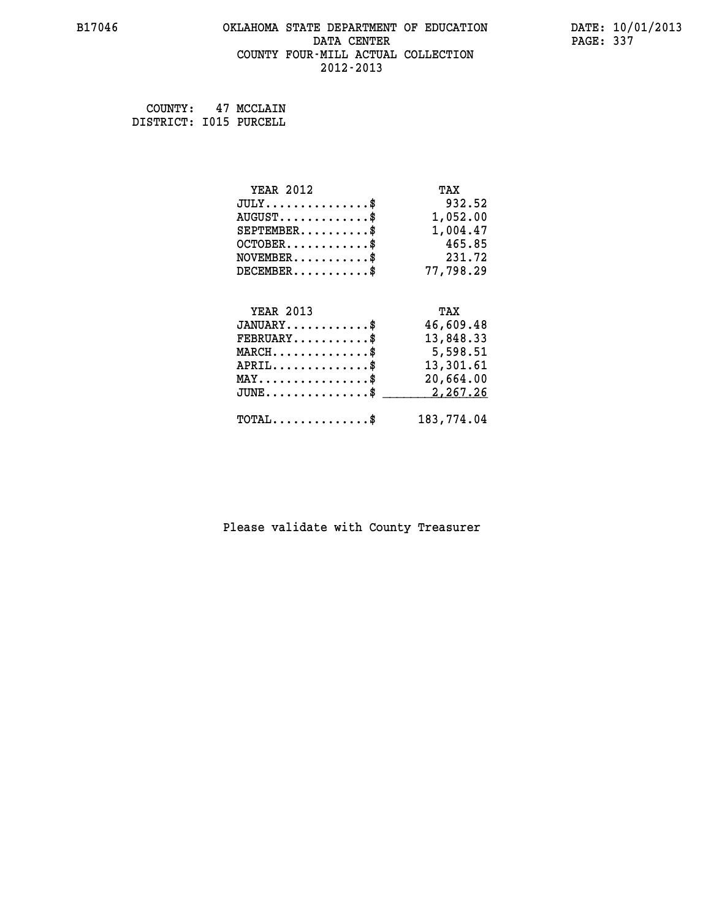# OKLAHOMA STATE DEPARTMENT OF EDUCATION
## DATA CENTER
## COUNTY FOUR-MILL ACTUAL COLLECTION
## 2012-2013

B17046 DATE: 10/01/2013

COUNTY: 47 MCCLAIN
DISTRICT: I015 PURCELL

| YEAR 2012 | TAX |
|---|---|
| JULY..............$ | 932.52 |
| AUGUST............$ | 1,052.00 |
| SEPTEMBER.........$ | 1,004.47 |
| OCTOBER...........$ | 465.85 |
| NOVEMBER..........$ | 231.72 |
| DECEMBER..........$ | 77,798.29 |

| YEAR 2013 | TAX |
|---|---|
| JANUARY...........$ | 46,609.48 |
| FEBRUARY..........$ | 13,848.33 |
| MARCH.............$ | 5,598.51 |
| APRIL.............$ | 13,301.61 |
| MAY...............$ | 20,664.00 |
| JUNE..............$ | 2,267.26 |
| TOTAL.............$ | 183,774.04 |

Please validate with County Treasurer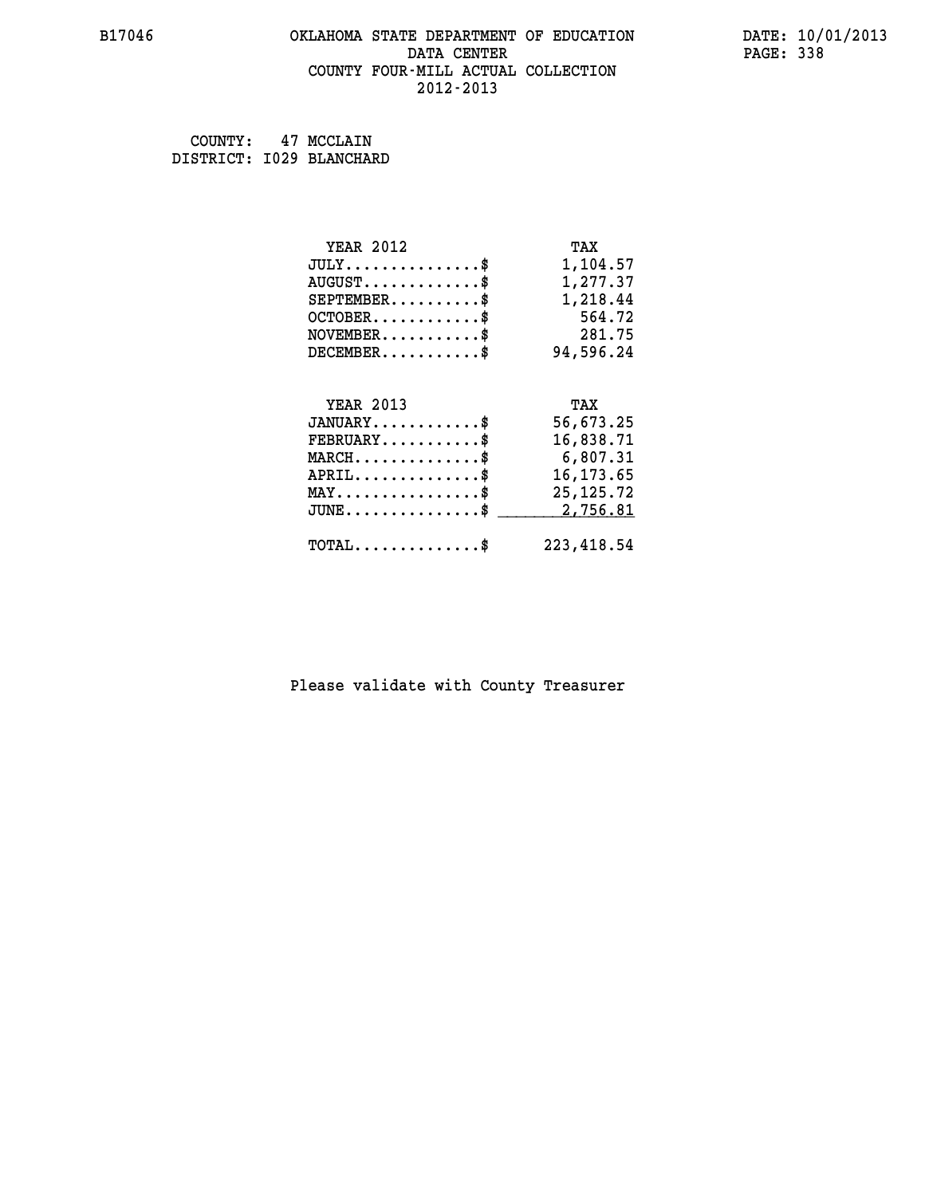# OKLAHOMA STATE DEPARTMENT OF EDUCATION
## DATA CENTER
## COUNTY FOUR-MILL ACTUAL COLLECTION
## 2012-2013

B17046 — DATE: 10/01/2013 — PAGE: 338

COUNTY: 47 MCCLAIN
DISTRICT: I029 BLANCHARD

| YEAR 2012 | TAX |
|---|---|
| JULY..............$ | 1,104.57 |
| AUGUST............$ | 1,277.37 |
| SEPTEMBER.........$ | 1,218.44 |
| OCTOBER...........$ | 564.72 |
| NOVEMBER..........$ | 281.75 |
| DECEMBER..........$ | 94,596.24 |

| YEAR 2013 | TAX |
|---|---|
| JANUARY...........$ | 56,673.25 |
| FEBRUARY..........$ | 16,838.71 |
| MARCH.............$ | 6,807.31 |
| APRIL.............$ | 16,173.65 |
| MAY...............$ | 25,125.72 |
| JUNE..............$ | 2,756.81 |
| TOTAL.............$ | 223,418.54 |

Please validate with County Treasurer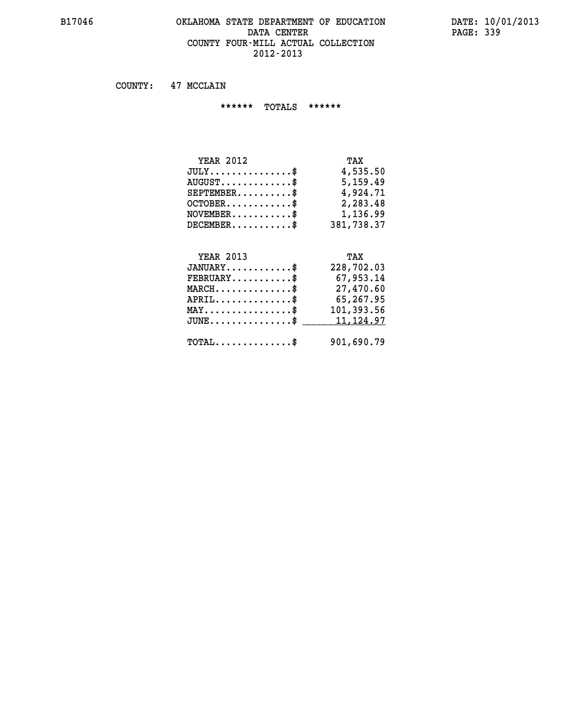# OKLAHOMA STATE DEPARTMENT OF EDUCATION
## DATA CENTER
## COUNTY FOUR-MILL ACTUAL COLLECTION
## 2012-2013

COUNTY: 47 MCCLAIN

****** TOTALS ******

| YEAR 2012 | TAX |
|---|---|
| JULY..............$ | 4,535.50 |
| AUGUST............$ | 5,159.49 |
| SEPTEMBER.........$ | 4,924.71 |
| OCTOBER...........$ | 2,283.48 |
| NOVEMBER..........$ | 1,136.99 |
| DECEMBER..........$ | 381,738.37 |

| YEAR 2013 | TAX |
|---|---|
| JANUARY...........$ | 228,702.03 |
| FEBRUARY..........$ | 67,953.14 |
| MARCH.............$ | 27,470.60 |
| APRIL.............$ | 65,267.95 |
| MAY...............$ | 101,393.56 |
| JUNE..............$ | 11,124.97 |
| TOTAL.............$ | 901,690.79 |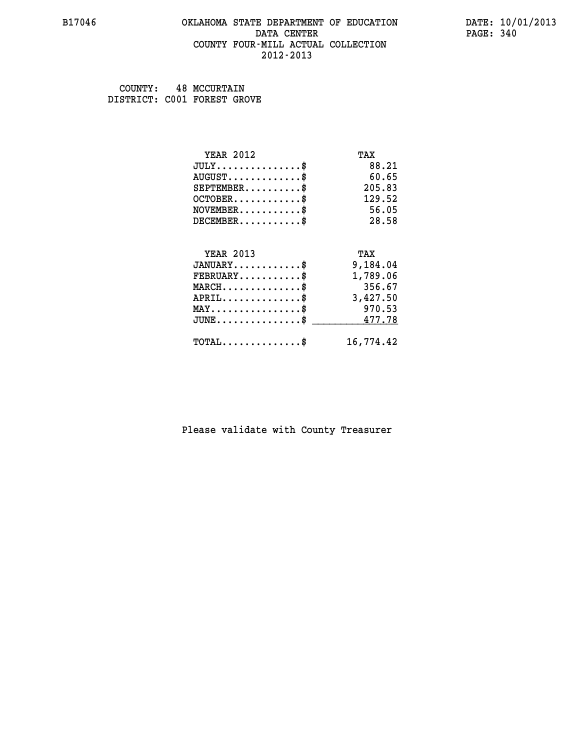# OKLAHOMA STATE DEPARTMENT OF EDUCATION
## DATA CENTER
## COUNTY FOUR-MILL ACTUAL COLLECTION
## 2012-2013

B17046

DATE: 10/01/2013

COUNTY: 48 MCCURTAIN
DISTRICT: C001 FOREST GROVE

| YEAR 2012 | TAX |
|---|---|
| JULY...............$ | 88.21 |
| AUGUST.............$ | 60.65 |
| SEPTEMBER..........$ | 205.83 |
| OCTOBER............$ | 129.52 |
| NOVEMBER...........$ | 56.05 |
| DECEMBER...........$ | 28.58 |

| YEAR 2013 | TAX |
|---|---|
| JANUARY............$ | 9,184.04 |
| FEBRUARY...........$ | 1,789.06 |
| MARCH..............$ | 356.67 |
| APRIL..............$ | 3,427.50 |
| MAY................$ | 970.53 |
| JUNE...............$ | 477.78 |
| TOTAL..............$ | 16,774.42 |

Please validate with County Treasurer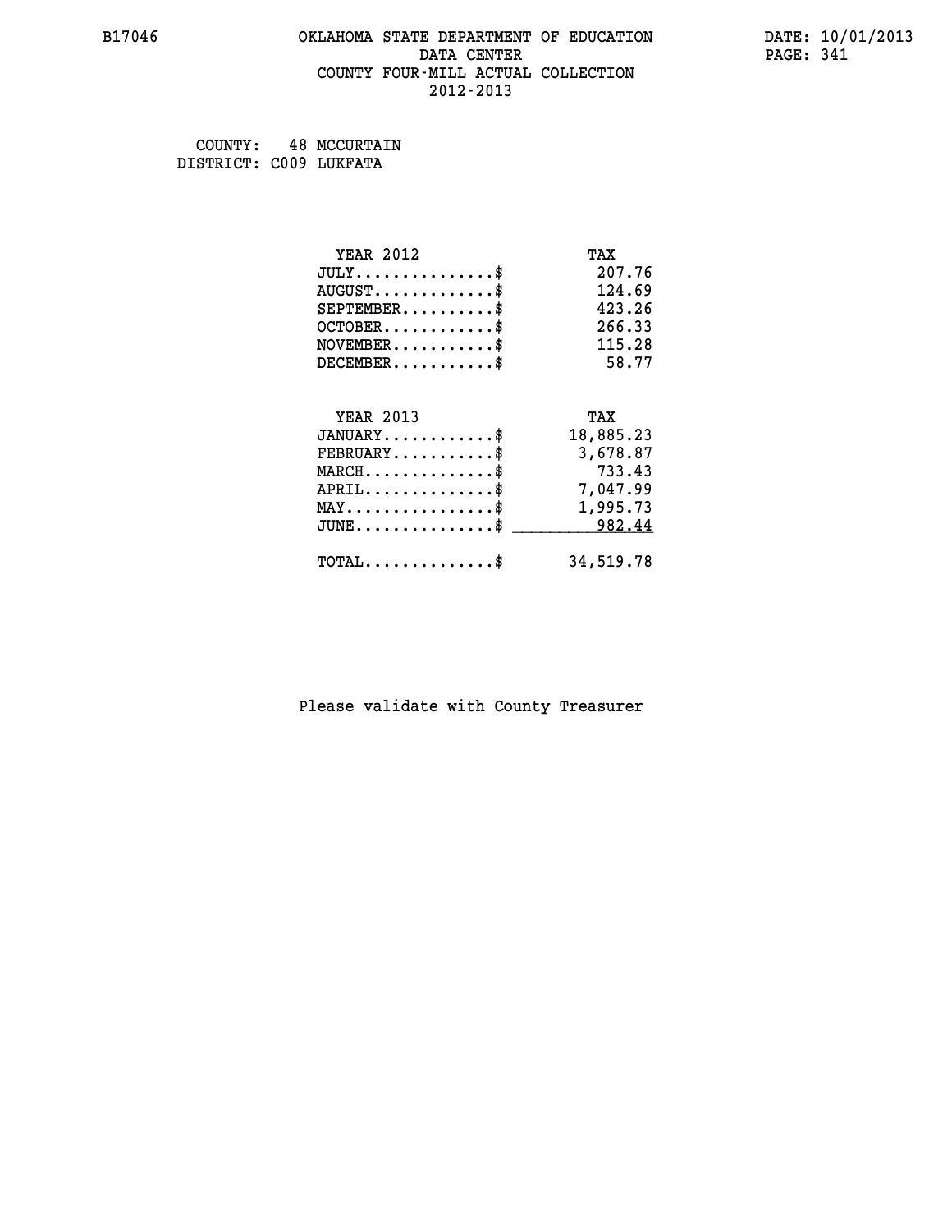B17046 OKLAHOMA STATE DEPARTMENT OF EDUCATION DATA CENTER COUNTY FOUR-MILL ACTUAL COLLECTION 2012-2013

DATE: 10/01/2013

COUNTY: 48 MCCURTAIN
DISTRICT: C009 LUKFATA

| YEAR 2012 | TAX |
|---|---|
| JULY...............$ | 207.76 |
| AUGUST.............$ | 124.69 |
| SEPTEMBER..........$ | 423.26 |
| OCTOBER............$ | 266.33 |
| NOVEMBER...........$ | 115.28 |
| DECEMBER...........$ | 58.77 |

| YEAR 2013 | TAX |
|---|---|
| JANUARY............$ | 18,885.23 |
| FEBRUARY...........$ | 3,678.87 |
| MARCH..............$ | 733.43 |
| APRIL..............$ | 7,047.99 |
| MAY................$ | 1,995.73 |
| JUNE...............$ | 982.44 |
| TOTAL..............$ | 34,519.78 |

Please validate with County Treasurer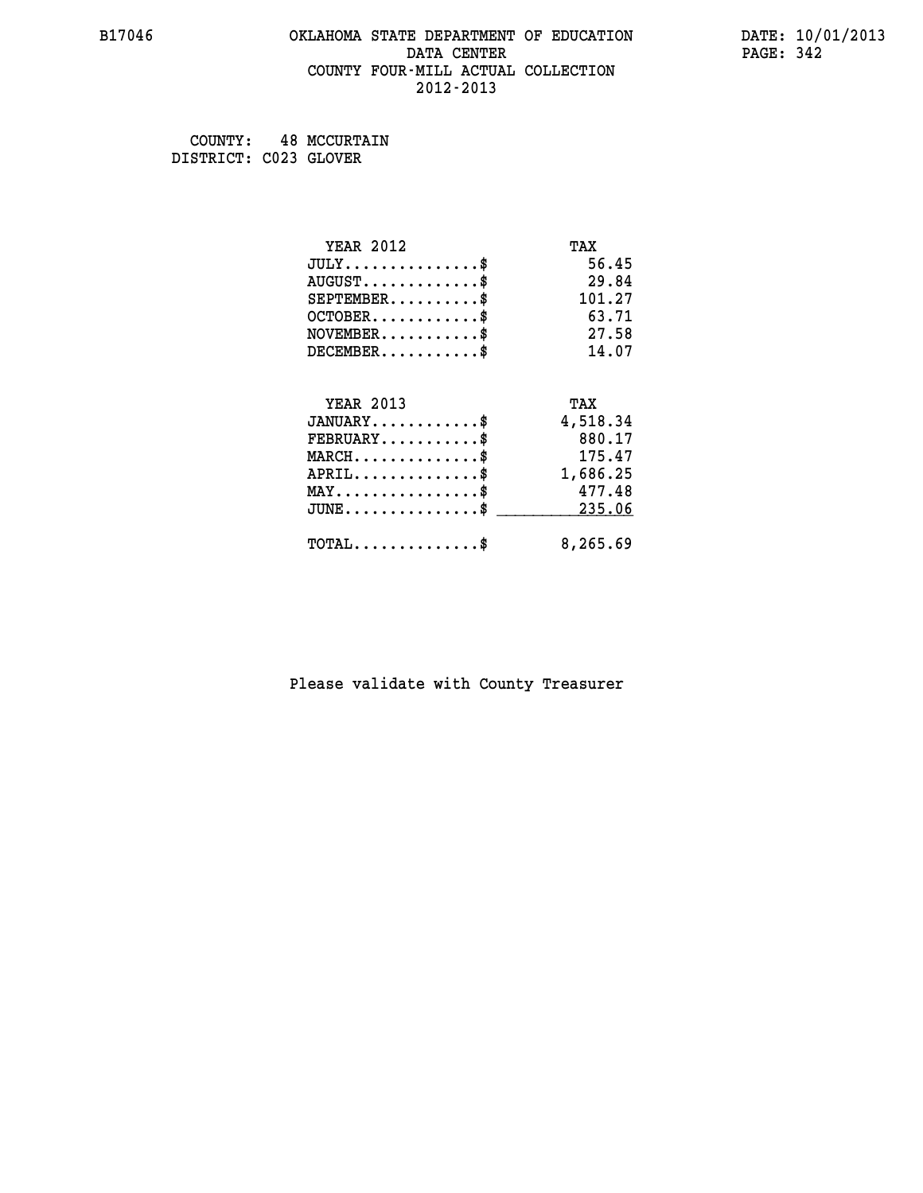B17046 OKLAHOMA STATE DEPARTMENT OF EDUCATION DATA CENTER COUNTY FOUR-MILL ACTUAL COLLECTION 2012-2013

DATE: 10/01/2013

COUNTY: 48 MCCURTAIN
DISTRICT: C023 GLOVER

| YEAR 2012 | TAX |
|---|---|
| JULY..............$ | 56.45 |
| AUGUST.............$ | 29.84 |
| SEPTEMBER..........$ | 101.27 |
| OCTOBER............$ | 63.71 |
| NOVEMBER...........$ | 27.58 |
| DECEMBER...........$ | 14.07 |

| YEAR 2013 | TAX |
|---|---|
| JANUARY............$ | 4,518.34 |
| FEBRUARY...........$ | 880.17 |
| MARCH..............$ | 175.47 |
| APRIL..............$ | 1,686.25 |
| MAY................$ | 477.48 |
| JUNE...............$ | 235.06 |
| TOTAL..............$ | 8,265.69 |

Please validate with County Treasurer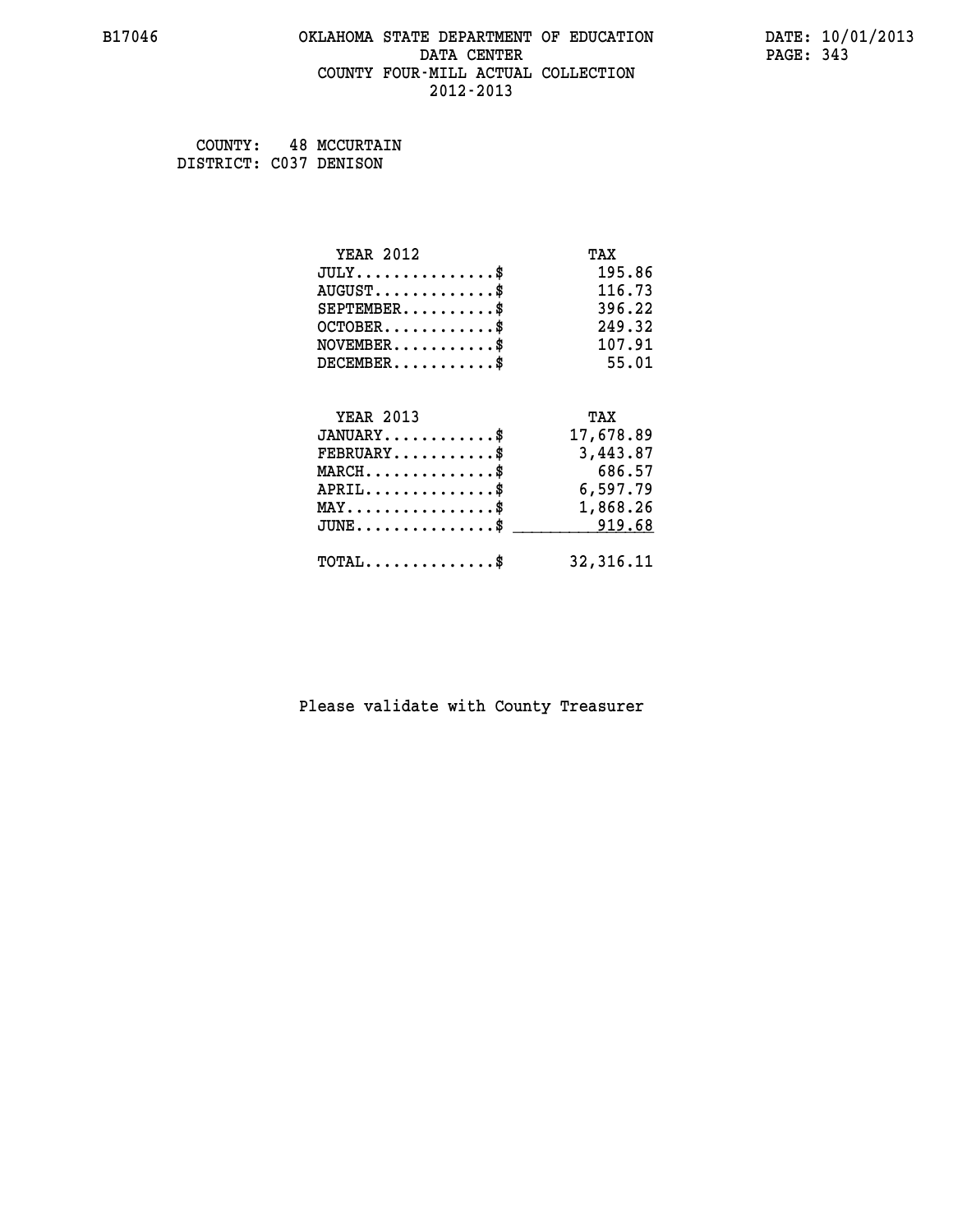# OKLAHOMA STATE DEPARTMENT OF EDUCATION
## DATA CENTER
## COUNTY FOUR-MILL ACTUAL COLLECTION
## 2012-2013

B17046 DATE: 10/01/2013

COUNTY: 48 MCCURTAIN
DISTRICT: C037 DENISON

| YEAR 2012 | TAX |
|---|---|
| JULY..............$ | 195.86 |
| AUGUST............$ | 116.73 |
| SEPTEMBER.........$ | 396.22 |
| OCTOBER...........$ | 249.32 |
| NOVEMBER..........$ | 107.91 |
| DECEMBER..........$ | 55.01 |

| YEAR 2013 | TAX |
|---|---|
| JANUARY...........$ | 17,678.89 |
| FEBRUARY..........$ | 3,443.87 |
| MARCH.............$ | 686.57 |
| APRIL.............$ | 6,597.79 |
| MAY...............$ | 1,868.26 |
| JUNE..............$ | 919.68 |
| TOTAL.............$ | 32,316.11 |

Please validate with County Treasurer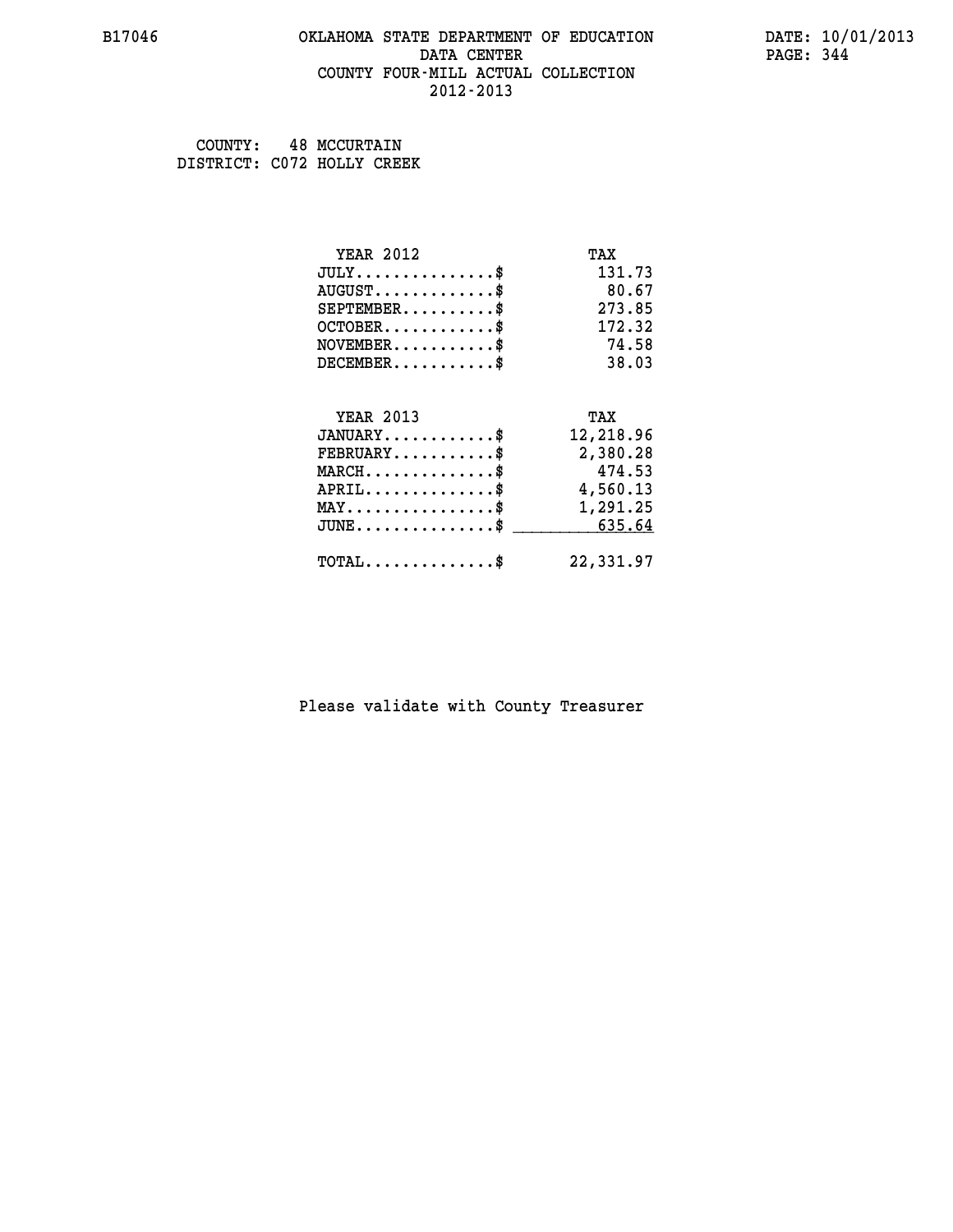B17046 OKLAHOMA STATE DEPARTMENT OF EDUCATION DATA CENTER COUNTY FOUR-MILL ACTUAL COLLECTION 2012-2013

DATE: 10/01/2013

COUNTY: 48 MCCURTAIN
DISTRICT: C072 HOLLY CREEK

| YEAR 2012 | TAX |
|---|---|
| JULY..............$ | 131.73 |
| AUGUST............$ | 80.67 |
| SEPTEMBER.........$ | 273.85 |
| OCTOBER...........$ | 172.32 |
| NOVEMBER..........$ | 74.58 |
| DECEMBER..........$ | 38.03 |

| YEAR 2013 | TAX |
|---|---|
| JANUARY...........$ | 12,218.96 |
| FEBRUARY..........$ | 2,380.28 |
| MARCH.............$ | 474.53 |
| APRIL.............$ | 4,560.13 |
| MAY...............$ | 1,291.25 |
| JUNE..............$ | 635.64 |
| TOTAL.............$ | 22,331.97 |

Please validate with County Treasurer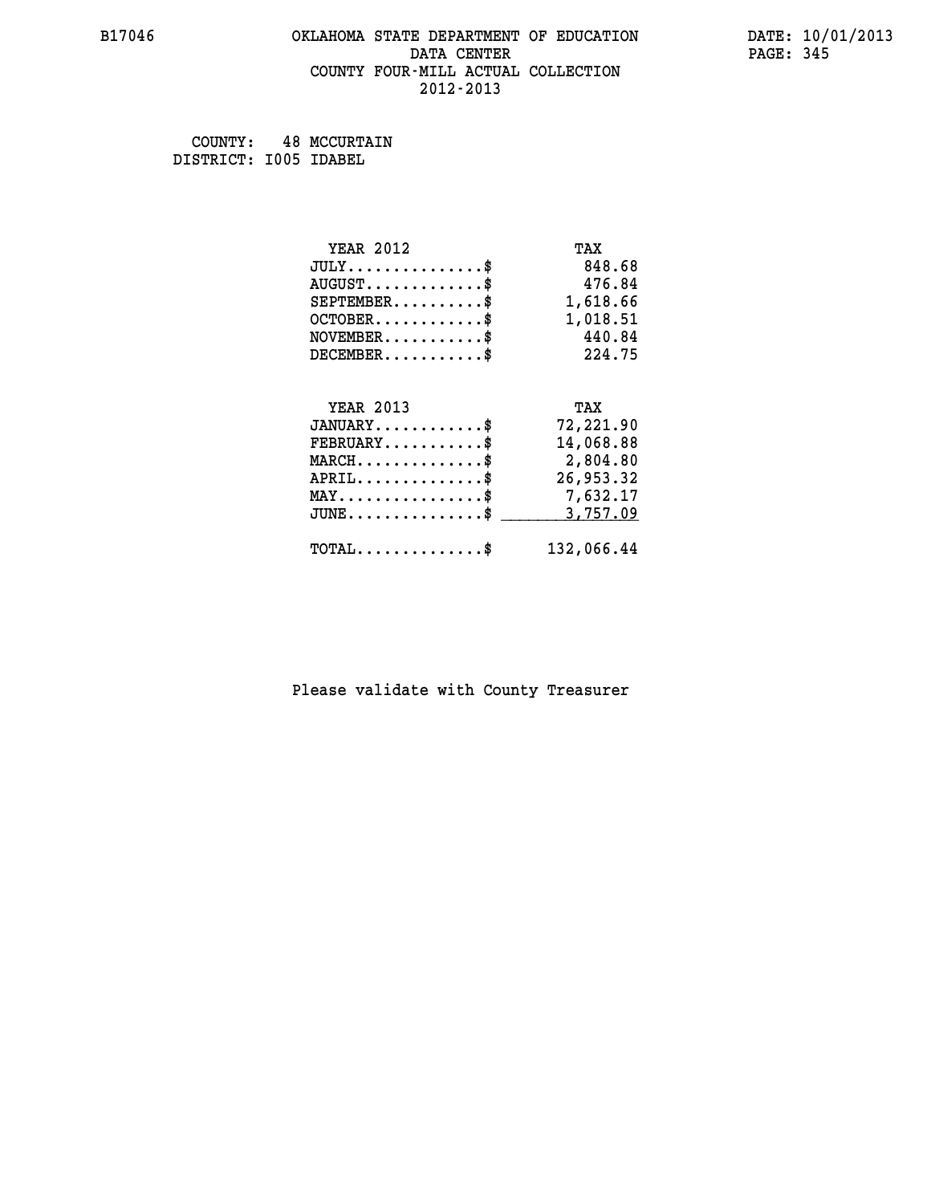B17046 OKLAHOMA STATE DEPARTMENT OF EDUCATION DATE: 10/01/2013

DATA CENTER PAGE: 345

COUNTY FOUR-MILL ACTUAL COLLECTION

2012-2013

COUNTY: 48 MCCURTAIN
DISTRICT: I005 IDABEL

| YEAR 2012 | TAX |
|---|---|
| JULY...............$ | 848.68 |
| AUGUST.............$ | 476.84 |
| SEPTEMBER..........$ | 1,618.66 |
| OCTOBER............$ | 1,018.51 |
| NOVEMBER...........$ | 440.84 |
| DECEMBER...........$ | 224.75 |

| YEAR 2013 | TAX |
|---|---|
| JANUARY............$ | 72,221.90 |
| FEBRUARY...........$ | 14,068.88 |
| MARCH..............$ | 2,804.80 |
| APRIL..............$ | 26,953.32 |
| MAY................$ | 7,632.17 |
| JUNE...............$ | 3,757.09 |
| TOTAL..............$ | 132,066.44 |

Please validate with County Treasurer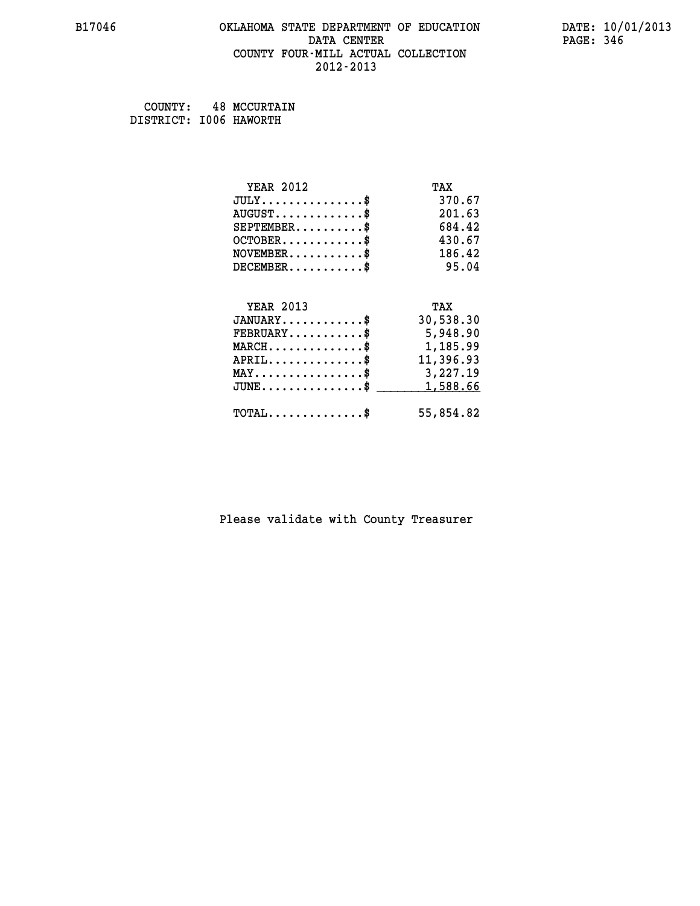B17046 OKLAHOMA STATE DEPARTMENT OF EDUCATION DATA CENTER COUNTY FOUR-MILL ACTUAL COLLECTION 2012-2013

DATE: 10/01/2013

COUNTY: 48 MCCURTAIN
DISTRICT: I006 HAWORTH

| YEAR 2012 | TAX |
|---|---|
| JULY...............$ | 370.67 |
| AUGUST.............$ | 201.63 |
| SEPTEMBER..........$ | 684.42 |
| OCTOBER............$ | 430.67 |
| NOVEMBER...........$ | 186.42 |
| DECEMBER...........$ | 95.04 |

| YEAR 2013 | TAX |
|---|---|
| JANUARY............$ | 30,538.30 |
| FEBRUARY...........$ | 5,948.90 |
| MARCH..............$ | 1,185.99 |
| APRIL..............$ | 11,396.93 |
| MAY................$ | 3,227.19 |
| JUNE...............$ | 1,588.66 |
| TOTAL..............$ | 55,854.82 |

Please validate with County Treasurer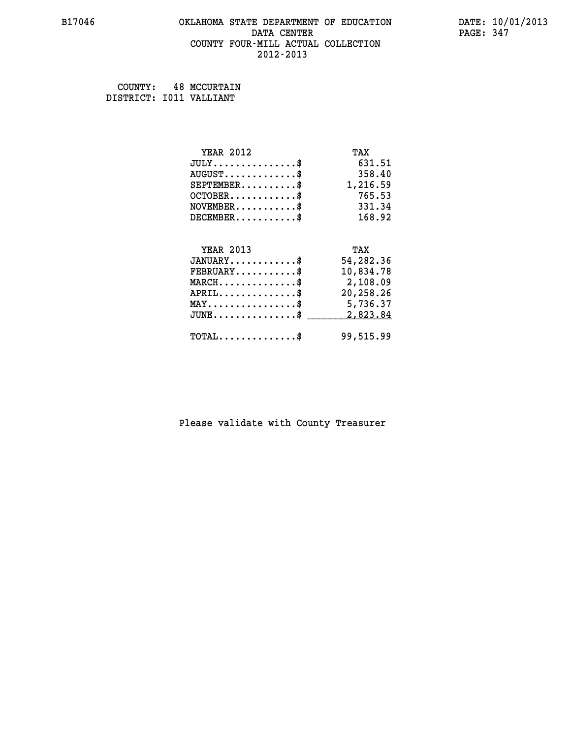B17046 OKLAHOMA STATE DEPARTMENT OF EDUCATION DATE: 10/01/2013
DATA CENTER
COUNTY FOUR-MILL ACTUAL COLLECTION
2012-2013

COUNTY: 48 MCCURTAIN
DISTRICT: I011 VALLIANT

| YEAR 2012 | TAX |
|---|---|
| JULY...............$ | 631.51 |
| AUGUST.............$ | 358.40 |
| SEPTEMBER..........$ | 1,216.59 |
| OCTOBER............$ | 765.53 |
| NOVEMBER...........$ | 331.34 |
| DECEMBER...........$ | 168.92 |

| YEAR 2013 | TAX |
|---|---|
| JANUARY............$ | 54,282.36 |
| FEBRUARY...........$ | 10,834.78 |
| MARCH..............$ | 2,108.09 |
| APRIL..............$ | 20,258.26 |
| MAY................$ | 5,736.37 |
| JUNE...............$ | 2,823.84 |
| TOTAL..............$ | 99,515.99 |

Please validate with County Treasurer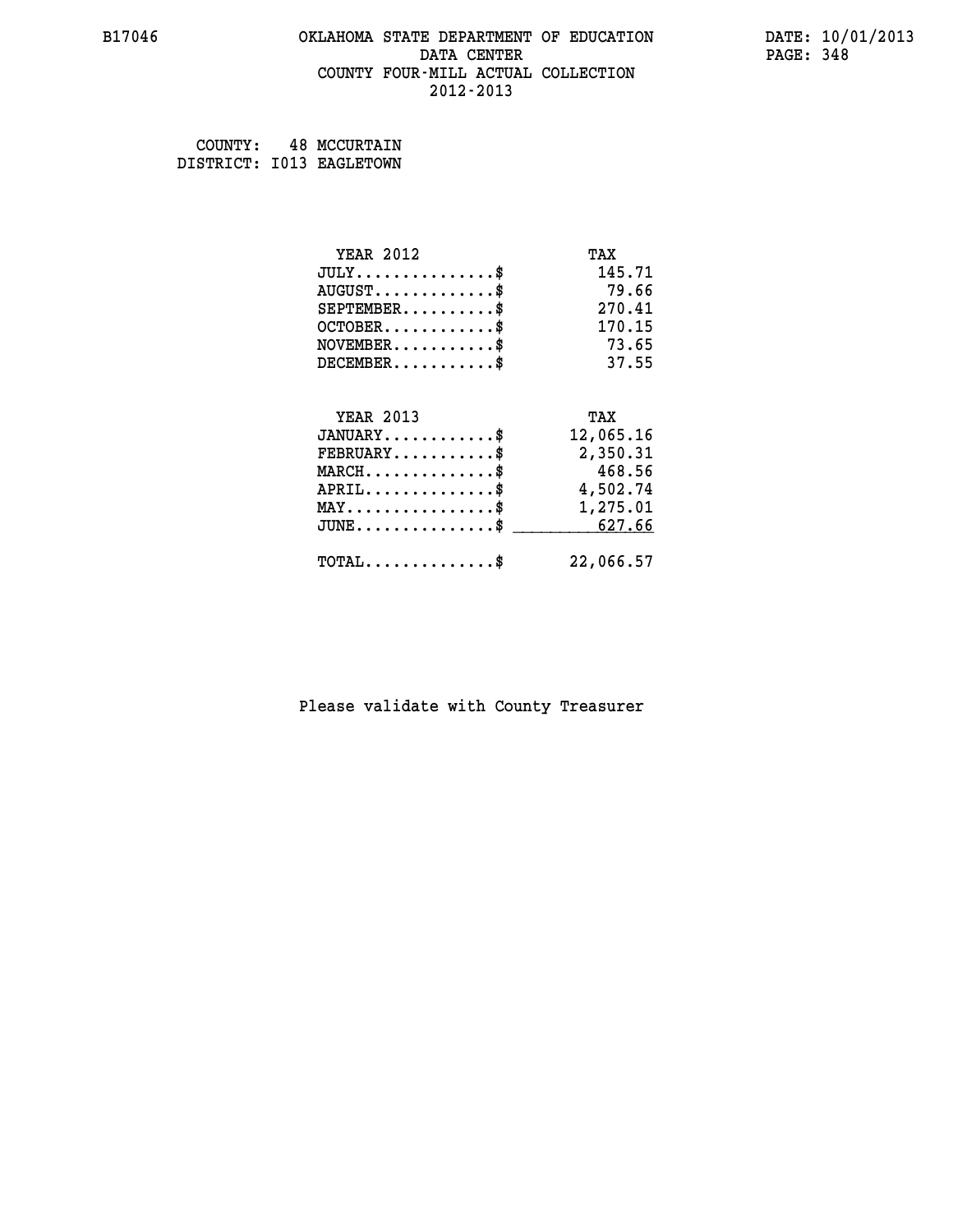B17046 OKLAHOMA STATE DEPARTMENT OF EDUCATION DATA CENTER COUNTY FOUR-MILL ACTUAL COLLECTION 2012-2013

DATE: 10/01/2013

COUNTY: 48 MCCURTAIN
DISTRICT: I013 EAGLETOWN

| YEAR 2012 | TAX |
|---|---|
| JULY...............$ | 145.71 |
| AUGUST.............$ | 79.66 |
| SEPTEMBER..........$ | 270.41 |
| OCTOBER............$ | 170.15 |
| NOVEMBER...........$ | 73.65 |
| DECEMBER...........$ | 37.55 |

| YEAR 2013 | TAX |
|---|---|
| JANUARY............$ | 12,065.16 |
| FEBRUARY...........$ | 2,350.31 |
| MARCH..............$ | 468.56 |
| APRIL..............$ | 4,502.74 |
| MAY................$ | 1,275.01 |
| JUNE...............$ | 627.66 |
| TOTAL..............$ | 22,066.57 |

Please validate with County Treasurer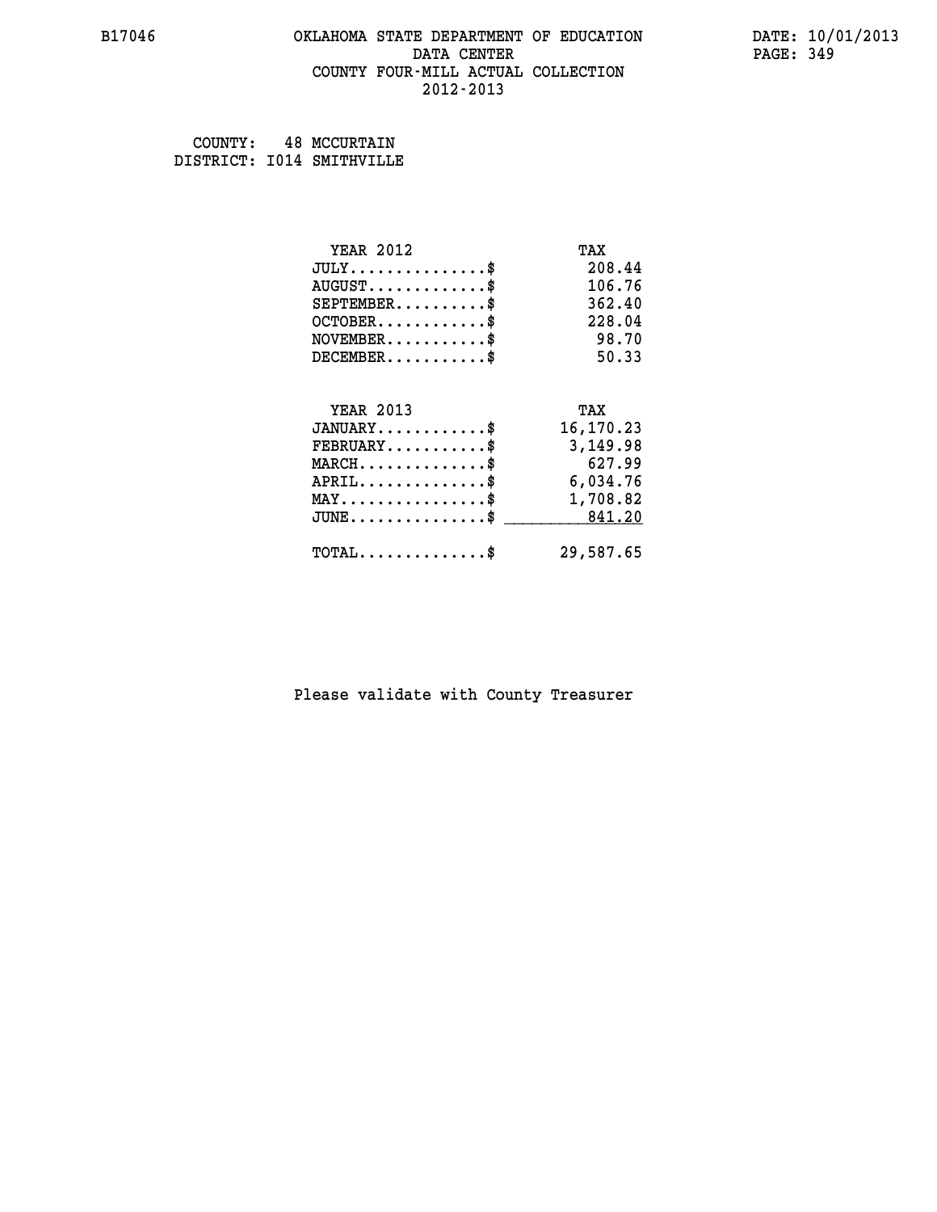B17046 OKLAHOMA STATE DEPARTMENT OF EDUCATION DATA CENTER COUNTY FOUR-MILL ACTUAL COLLECTION 2012-2013

DATE: 10/01/2013

COUNTY: 48 MCCURTAIN
DISTRICT: I014 SMITHVILLE

| YEAR 2012 | TAX |
|---|---|
| JULY..............$ | 208.44 |
| AUGUST............$ | 106.76 |
| SEPTEMBER.........$ | 362.40 |
| OCTOBER...........$ | 228.04 |
| NOVEMBER..........$ | 98.70 |
| DECEMBER..........$ | 50.33 |

| YEAR 2013 | TAX |
|---|---|
| JANUARY...........$ | 16,170.23 |
| FEBRUARY..........$ | 3,149.98 |
| MARCH.............$ | 627.99 |
| APRIL.............$ | 6,034.76 |
| MAY...............$ | 1,708.82 |
| JUNE..............$ | 841.20 |
| TOTAL.............$ | 29,587.65 |

Please validate with County Treasurer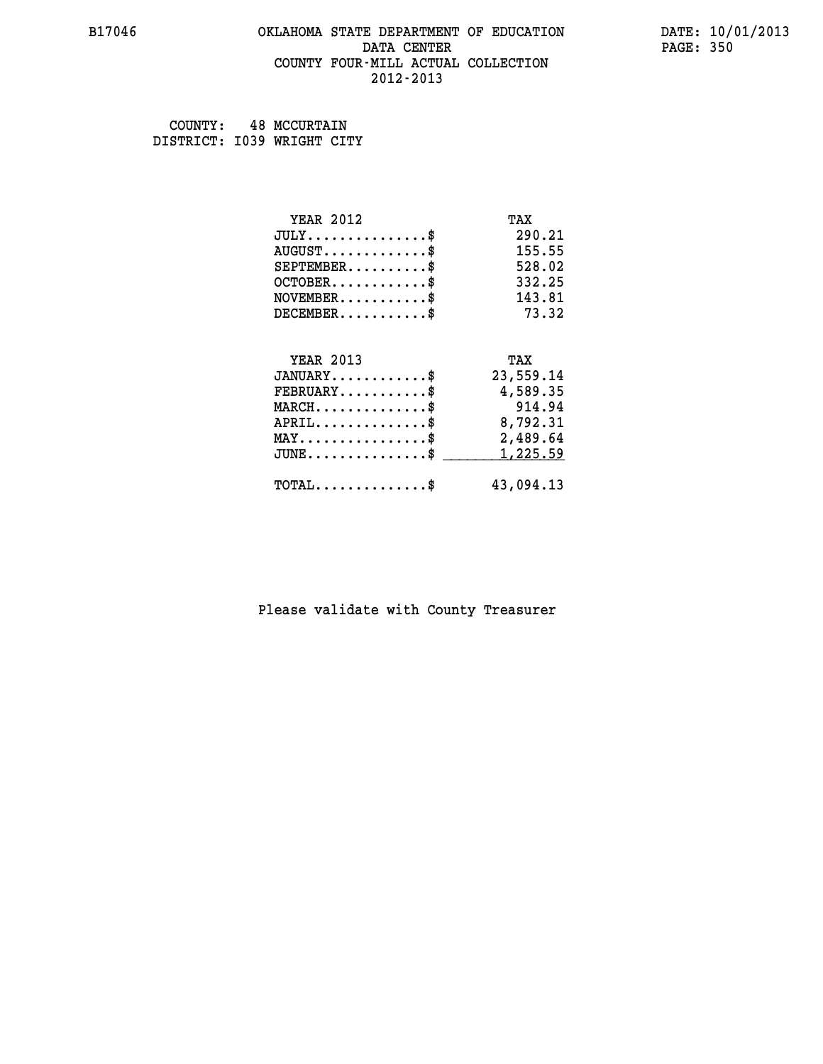# OKLAHOMA STATE DEPARTMENT OF EDUCATION
## DATA CENTER
## COUNTY FOUR-MILL ACTUAL COLLECTION
## 2012-2013

B17046 DATE: 10/01/2013

COUNTY: 48 MCCURTAIN
DISTRICT: I039 WRIGHT CITY

| YEAR 2012 | TAX |
|---|---|
| JULY..............$ | 290.21 |
| AUGUST............$ | 155.55 |
| SEPTEMBER.........$ | 528.02 |
| OCTOBER...........$ | 332.25 |
| NOVEMBER..........$ | 143.81 |
| DECEMBER..........$ | 73.32 |

| YEAR 2013 | TAX |
|---|---|
| JANUARY...........$ | 23,559.14 |
| FEBRUARY..........$ | 4,589.35 |
| MARCH.............$ | 914.94 |
| APRIL.............$ | 8,792.31 |
| MAY...............$ | 2,489.64 |
| JUNE..............$ | 1,225.59 |
| TOTAL.............$ | 43,094.13 |

Please validate with County Treasurer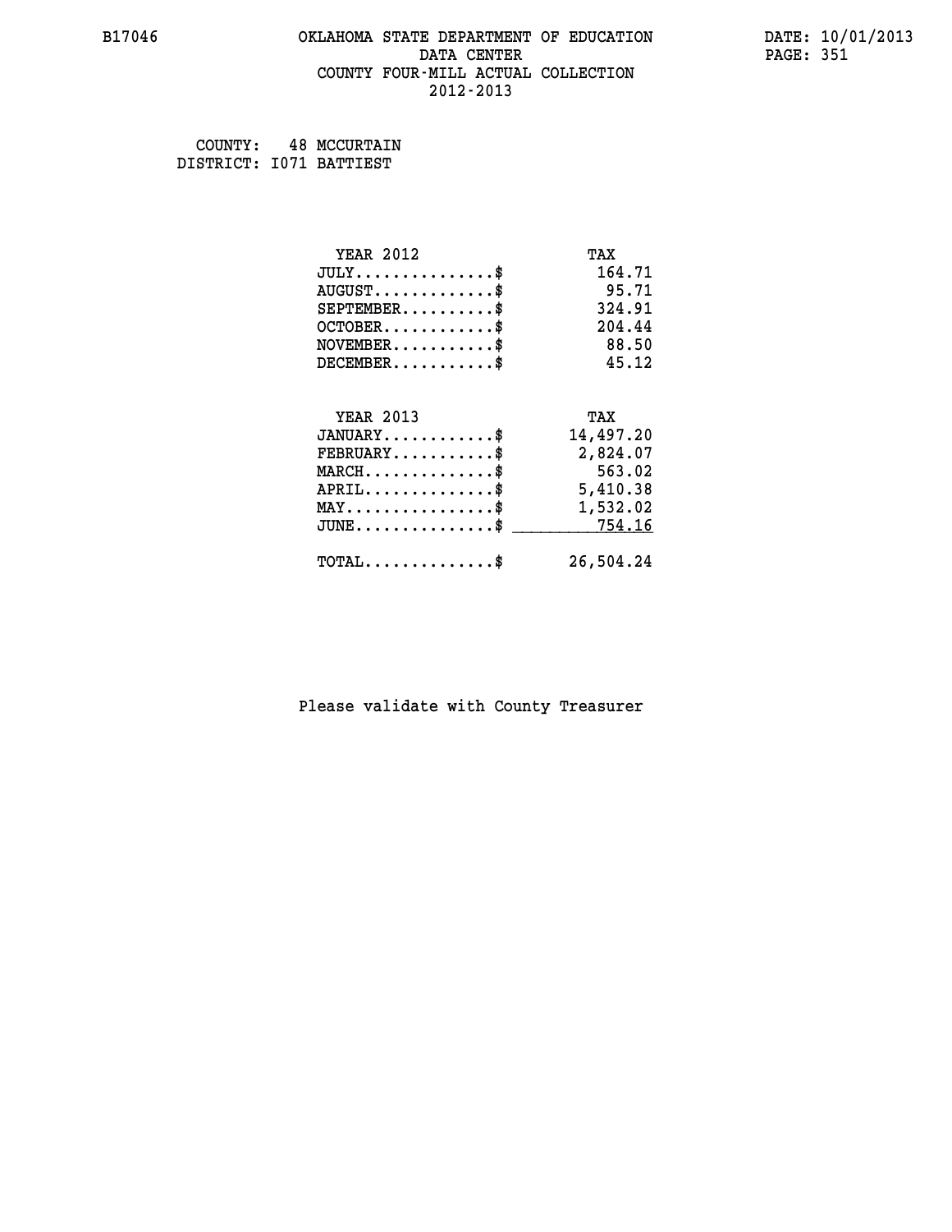# OKLAHOMA STATE DEPARTMENT OF EDUCATION
## DATA CENTER
## COUNTY FOUR-MILL ACTUAL COLLECTION
## 2012-2013

B17046

DATE: 10/01/2013

COUNTY: 48 MCCURTAIN
DISTRICT: I071 BATTIEST

| YEAR 2012 | TAX |
|---|---|
| JULY...............$ | 164.71 |
| AUGUST.............$ | 95.71 |
| SEPTEMBER..........$ | 324.91 |
| OCTOBER............$ | 204.44 |
| NOVEMBER...........$ | 88.50 |
| DECEMBER...........$ | 45.12 |

| YEAR 2013 | TAX |
|---|---|
| JANUARY............$ | 14,497.20 |
| FEBRUARY...........$ | 2,824.07 |
| MARCH..............$ | 563.02 |
| APRIL..............$ | 5,410.38 |
| MAY................$ | 1,532.02 |
| JUNE...............$ | 754.16 |
| TOTAL..............$ | 26,504.24 |

Please validate with County Treasurer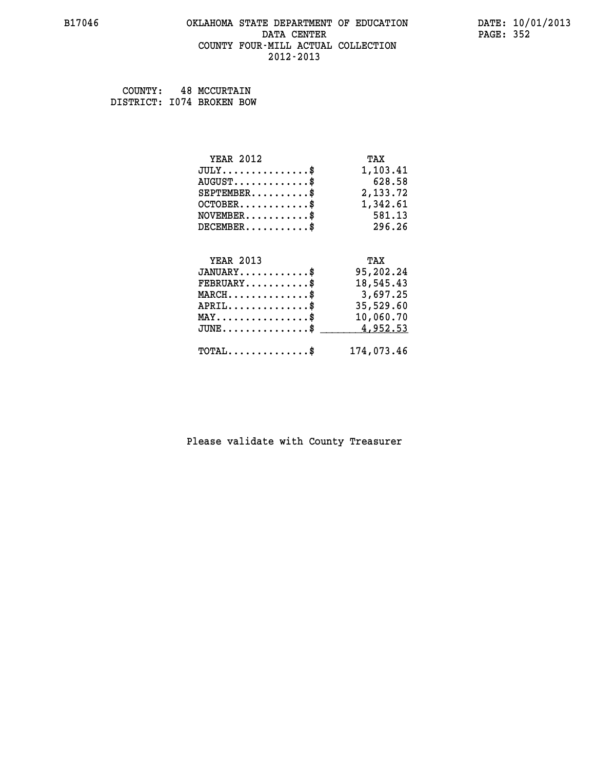B17046 OKLAHOMA STATE DEPARTMENT OF EDUCATION DATA CENTER COUNTY FOUR-MILL ACTUAL COLLECTION 2012-2013

DATE: 10/01/2013

COUNTY: 48 MCCURTAIN
DISTRICT: I074 BROKEN BOW

| YEAR 2012 | TAX |
|---|---|
| JULY..............$ | 1,103.41 |
| AUGUST............$ | 628.58 |
| SEPTEMBER..........$ | 2,133.72 |
| OCTOBER............$ | 1,342.61 |
| NOVEMBER...........$ | 581.13 |
| DECEMBER...........$ | 296.26 |

| YEAR 2013 | TAX |
|---|---|
| JANUARY............$ | 95,202.24 |
| FEBRUARY...........$ | 18,545.43 |
| MARCH..............$ | 3,697.25 |
| APRIL..............$ | 35,529.60 |
| MAY................$ | 10,060.70 |
| JUNE...............$ | 4,952.53 |
| TOTAL..............$ | 174,073.46 |

Please validate with County Treasurer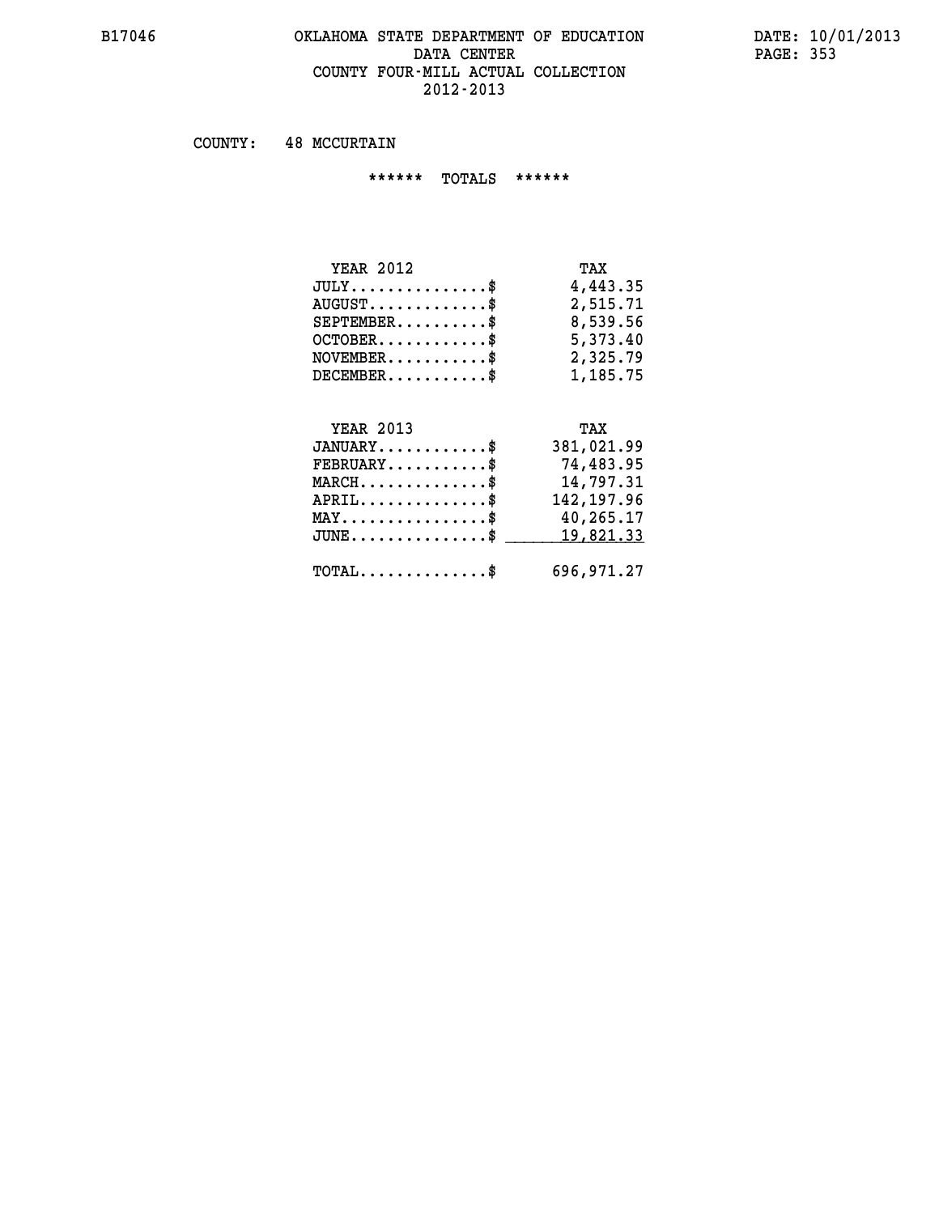# OKLAHOMA STATE DEPARTMENT OF EDUCATION
## DATA CENTER
## COUNTY FOUR-MILL ACTUAL COLLECTION
## 2012-2013

COUNTY: 48 MCCURTAIN

****** TOTALS ******

| YEAR 2012 | TAX |
|---|---|
| JULY...............$ | 4,443.35 |
| AUGUST.............$ | 2,515.71 |
| SEPTEMBER..........$ | 8,539.56 |
| OCTOBER............$ | 5,373.40 |
| NOVEMBER...........$ | 2,325.79 |
| DECEMBER...........$ | 1,185.75 |

| YEAR 2013 | TAX |
|---|---|
| JANUARY............$ | 381,021.99 |
| FEBRUARY...........$ | 74,483.95 |
| MARCH..............$ | 14,797.31 |
| APRIL..............$ | 142,197.96 |
| MAY................$ | 40,265.17 |
| JUNE...............$ | 19,821.33 |
| TOTAL..............$ | 696,971.27 |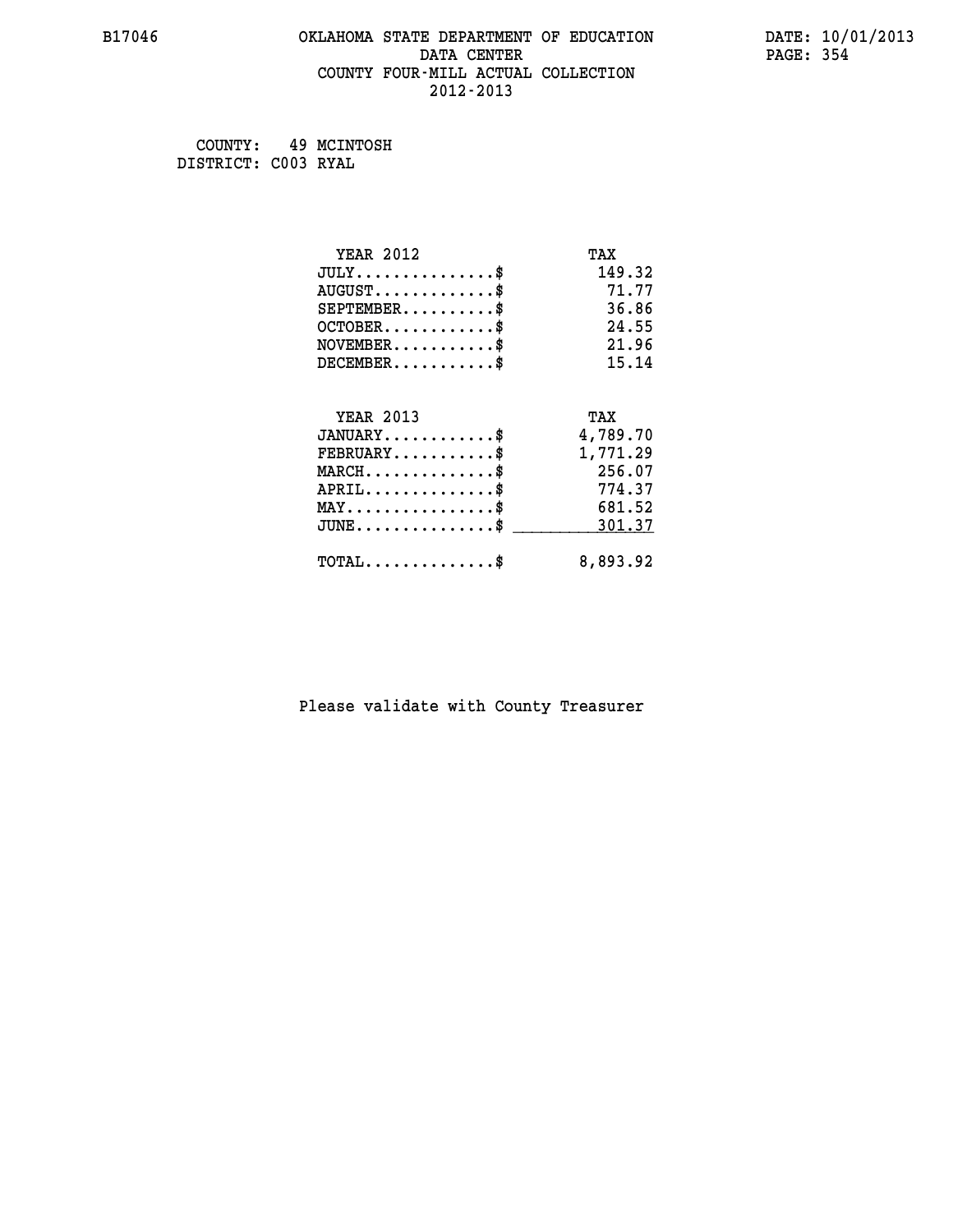B17046 OKLAHOMA STATE DEPARTMENT OF EDUCATION DATA CENTER COUNTY FOUR-MILL ACTUAL COLLECTION 2012-2013

DATE: 10/01/2013

COUNTY: 49 MCINTOSH
DISTRICT: C003 RYAL

| YEAR 2012 | TAX |
|---|---|
| JULY..............$ | 149.32 |
| AUGUST............$ | 71.77 |
| SEPTEMBER.........$ | 36.86 |
| OCTOBER...........$ | 24.55 |
| NOVEMBER..........$ | 21.96 |
| DECEMBER..........$ | 15.14 |

| YEAR 2013 | TAX |
|---|---|
| JANUARY...........$ | 4,789.70 |
| FEBRUARY..........$ | 1,771.29 |
| MARCH.............$ | 256.07 |
| APRIL.............$ | 774.37 |
| MAY...............$ | 681.52 |
| JUNE..............$ | 301.37 |
| TOTAL.............$ | 8,893.92 |

Please validate with County Treasurer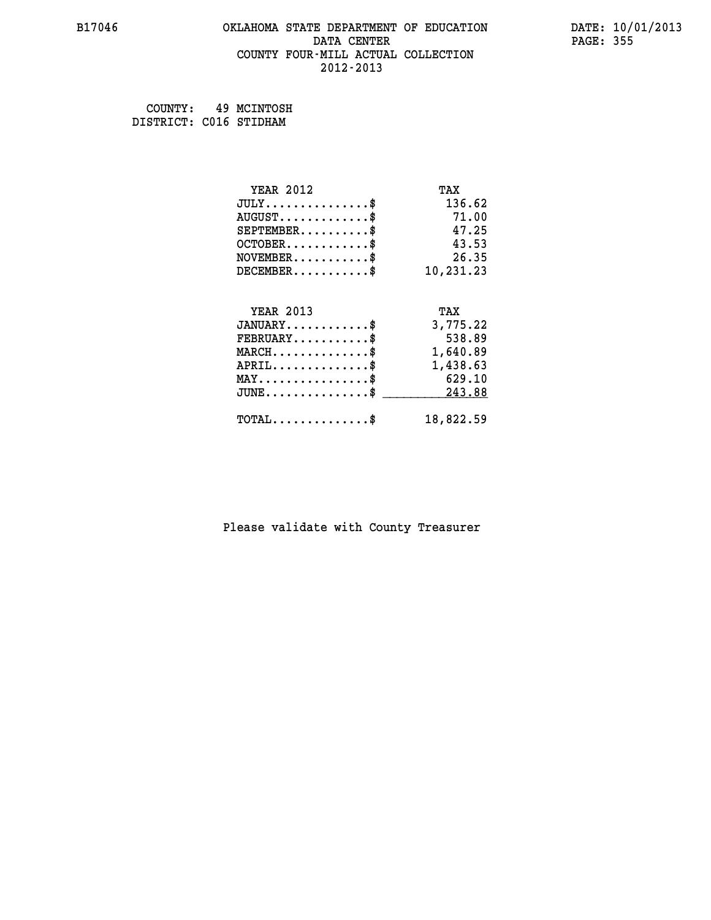B17046 OKLAHOMA STATE DEPARTMENT OF EDUCATION DATA CENTER COUNTY FOUR-MILL ACTUAL COLLECTION 2012-2013

DATE: 10/01/2013

COUNTY: 49 MCINTOSH
DISTRICT: C016 STIDHAM

| YEAR 2012 | TAX |
|---|---|
| JULY..............$ | 136.62 |
| AUGUST............$ | 71.00 |
| SEPTEMBER..........$ | 47.25 |
| OCTOBER...........$ | 43.53 |
| NOVEMBER..........$ | 26.35 |
| DECEMBER..........$ | 10,231.23 |

| YEAR 2013 | TAX |
|---|---|
| JANUARY...........$ | 3,775.22 |
| FEBRUARY..........$ | 538.89 |
| MARCH.............$ | 1,640.89 |
| APRIL.............$ | 1,438.63 |
| MAY...............$ | 629.10 |
| JUNE..............$ | 243.88 |
| TOTAL.............$ | 18,822.59 |

Please validate with County Treasurer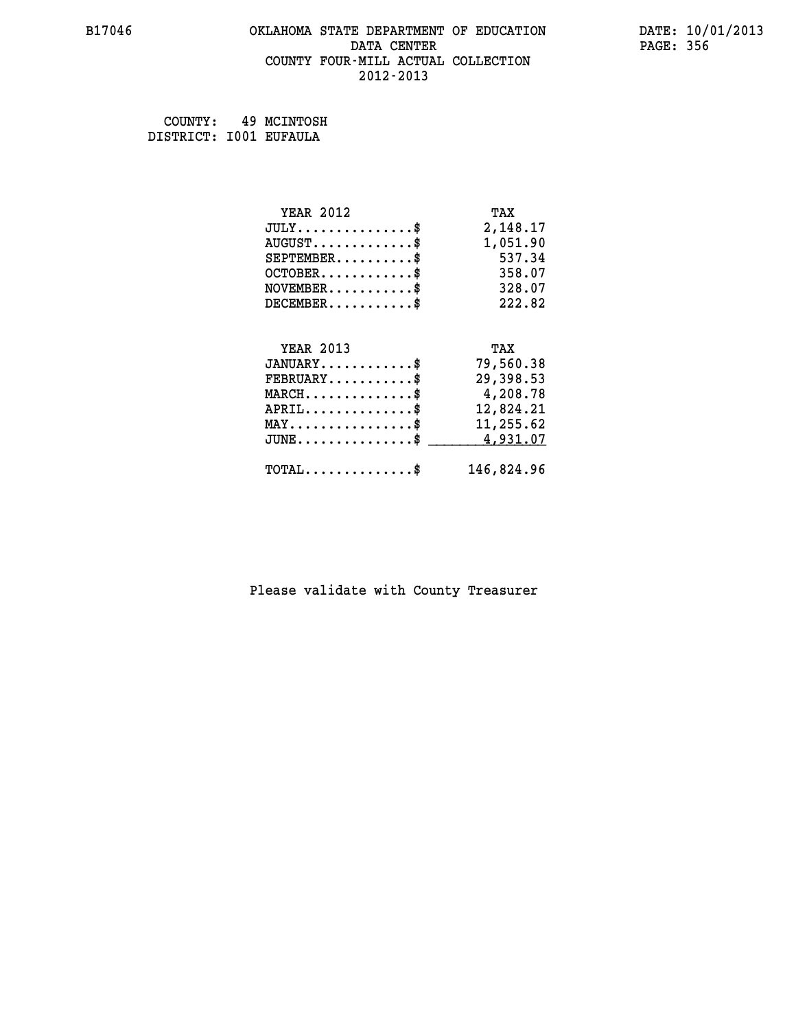B17046 OKLAHOMA STATE DEPARTMENT OF EDUCATION DATE: 10/01/2013
DATA CENTER
COUNTY FOUR-MILL ACTUAL COLLECTION
2012-2013

COUNTY: 49 MCINTOSH
DISTRICT: I001 EUFAULA

| YEAR 2012 | TAX |
|---|---|
| JULY...............$ | 2,148.17 |
| AUGUST.............$ | 1,051.90 |
| SEPTEMBER..........$ | 537.34 |
| OCTOBER............$ | 358.07 |
| NOVEMBER...........$ | 328.07 |
| DECEMBER...........$ | 222.82 |

| YEAR 2013 | TAX |
|---|---|
| JANUARY............$ | 79,560.38 |
| FEBRUARY...........$ | 29,398.53 |
| MARCH..............$ | 4,208.78 |
| APRIL..............$ | 12,824.21 |
| MAY................$ | 11,255.62 |
| JUNE...............$ | 4,931.07 |
| TOTAL..............$ | 146,824.96 |

Please validate with County Treasurer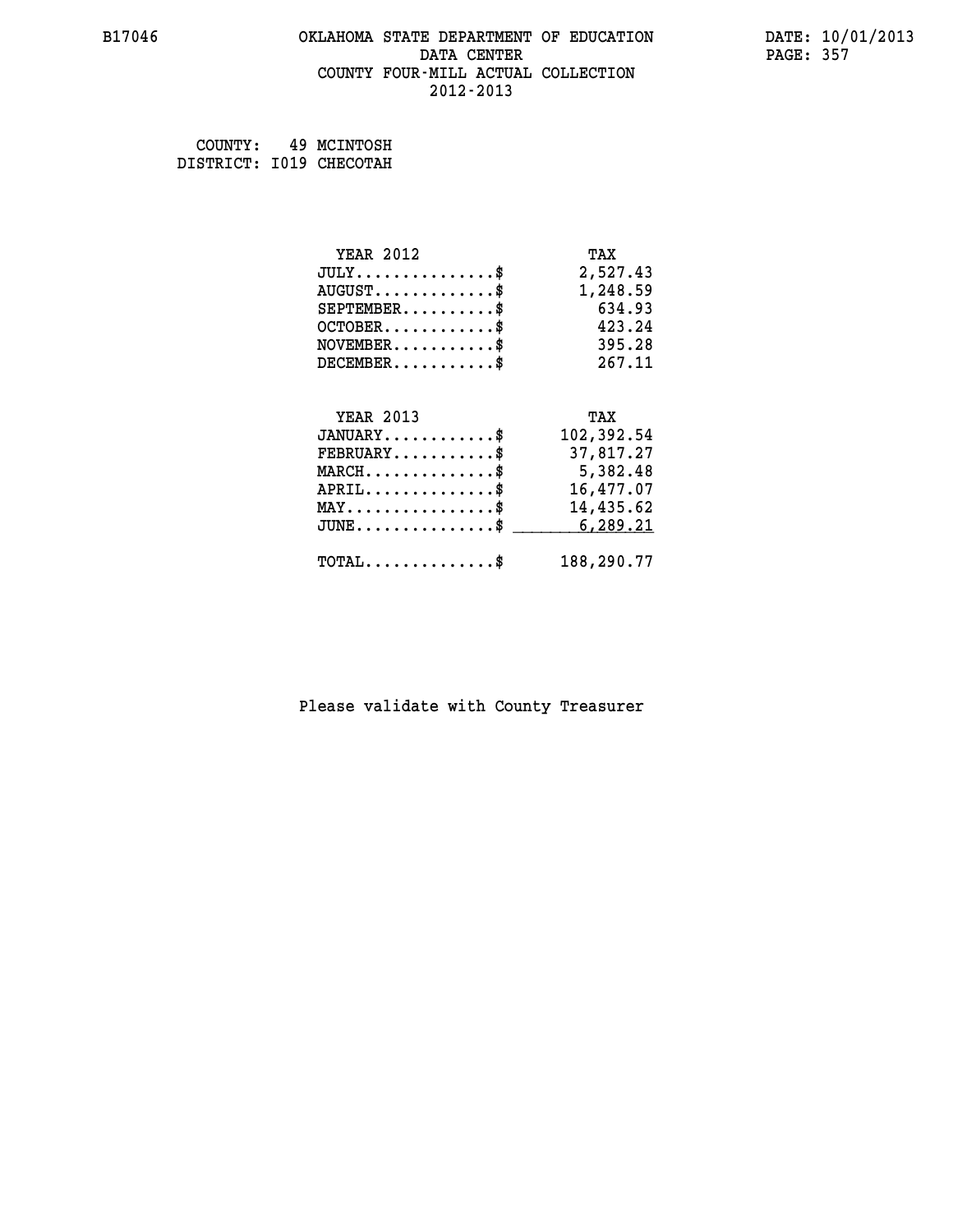B17046 OKLAHOMA STATE DEPARTMENT OF EDUCATION DATA CENTER COUNTY FOUR-MILL ACTUAL COLLECTION 2012-2013

DATE: 10/01/2013

COUNTY: 49 MCINTOSH
DISTRICT: I019 CHECOTAH

| YEAR 2012 | TAX |
|---|---|
| JULY...............$ | 2,527.43 |
| AUGUST.............$ | 1,248.59 |
| SEPTEMBER..........$ | 634.93 |
| OCTOBER............$ | 423.24 |
| NOVEMBER...........$ | 395.28 |
| DECEMBER...........$ | 267.11 |

| YEAR 2013 | TAX |
|---|---|
| JANUARY............$ | 102,392.54 |
| FEBRUARY...........$ | 37,817.27 |
| MARCH..............$ | 5,382.48 |
| APRIL..............$ | 16,477.07 |
| MAY................$ | 14,435.62 |
| JUNE...............$ | 6,289.21 |
| TOTAL..............$ | 188,290.77 |

Please validate with County Treasurer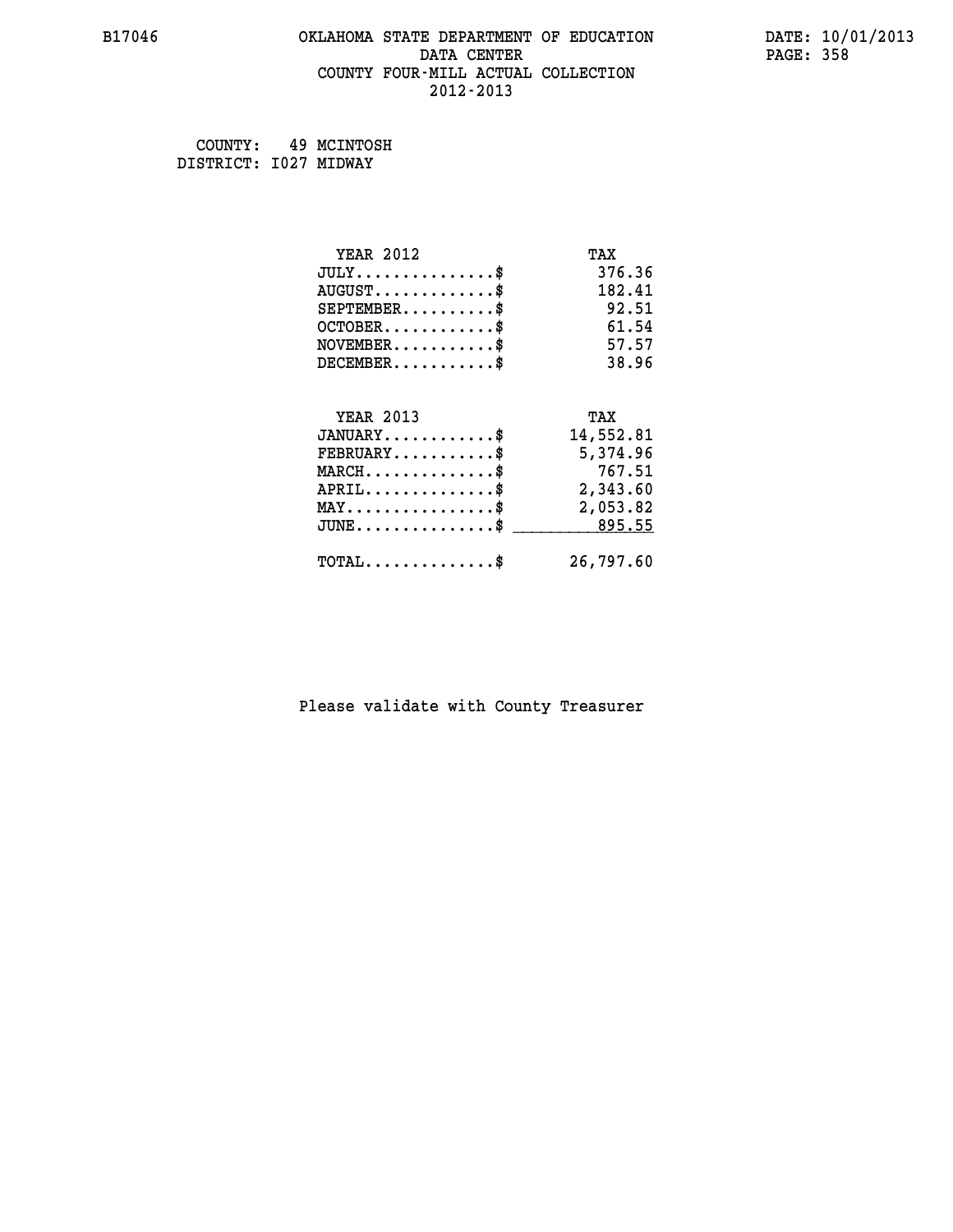# OKLAHOMA STATE DEPARTMENT OF EDUCATION
## DATA CENTER
## COUNTY FOUR-MILL ACTUAL COLLECTION
## 2012-2013

B17046

DATE: 10/01/2013

COUNTY: 49 MCINTOSH
DISTRICT: I027 MIDWAY

| YEAR 2012 | TAX |
|---|---|
| JULY...............$ | 376.36 |
| AUGUST.............$ | 182.41 |
| SEPTEMBER..........$ | 92.51 |
| OCTOBER............$ | 61.54 |
| NOVEMBER...........$ | 57.57 |
| DECEMBER...........$ | 38.96 |

| YEAR 2013 | TAX |
|---|---|
| JANUARY............$ | 14,552.81 |
| FEBRUARY...........$ | 5,374.96 |
| MARCH..............$ | 767.51 |
| APRIL..............$ | 2,343.60 |
| MAY................$ | 2,053.82 |
| JUNE...............$ | 895.55 |
| TOTAL..............$ | 26,797.60 |

Please validate with County Treasurer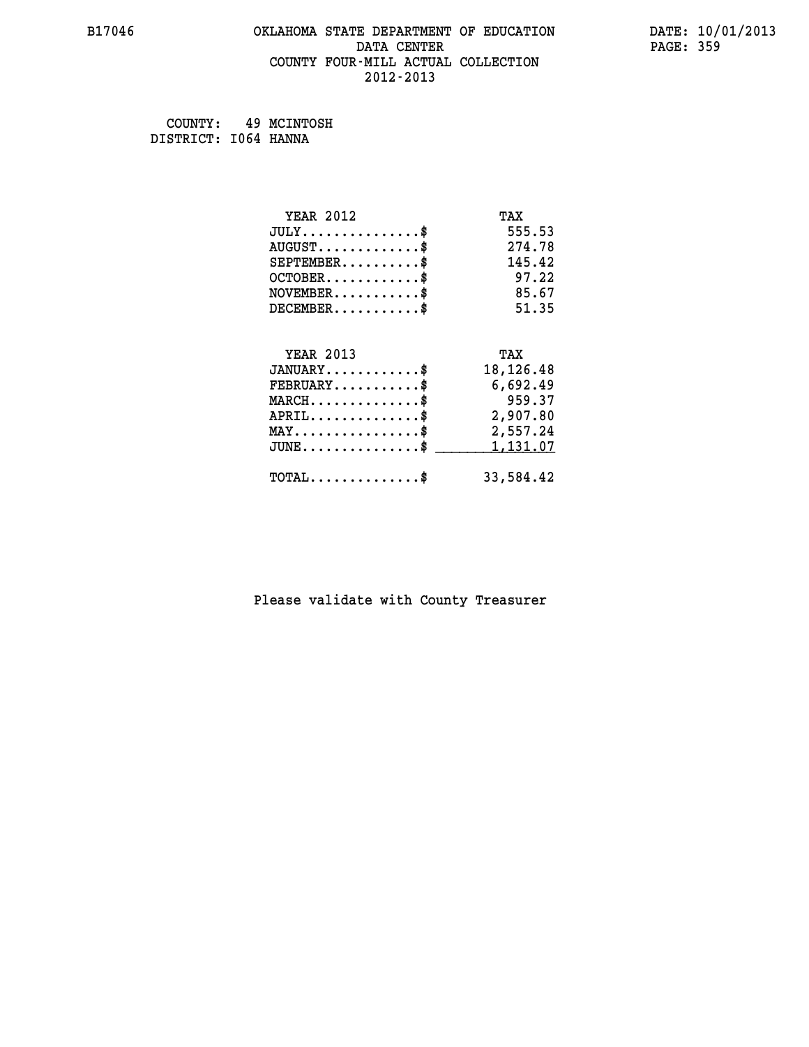B17046 OKLAHOMA STATE DEPARTMENT OF EDUCATION DATA CENTER COUNTY FOUR-MILL ACTUAL COLLECTION 2012-2013

DATE: 10/01/2013

COUNTY: 49 MCINTOSH
DISTRICT: I064 HANNA

| YEAR 2012 | TAX |
| --- | --- |
| JULY..............$ | 555.53 |
| AUGUST............$ | 274.78 |
| SEPTEMBER.........$ | 145.42 |
| OCTOBER...........$ | 97.22 |
| NOVEMBER..........$ | 85.67 |
| DECEMBER..........$ | 51.35 |

| YEAR 2013 | TAX |
| --- | --- |
| JANUARY...........$ | 18,126.48 |
| FEBRUARY..........$ | 6,692.49 |
| MARCH.............$ | 959.37 |
| APRIL.............$ | 2,907.80 |
| MAY...............$ | 2,557.24 |
| JUNE..............$ | 1,131.07 |
| TOTAL.............$ | 33,584.42 |

Please validate with County Treasurer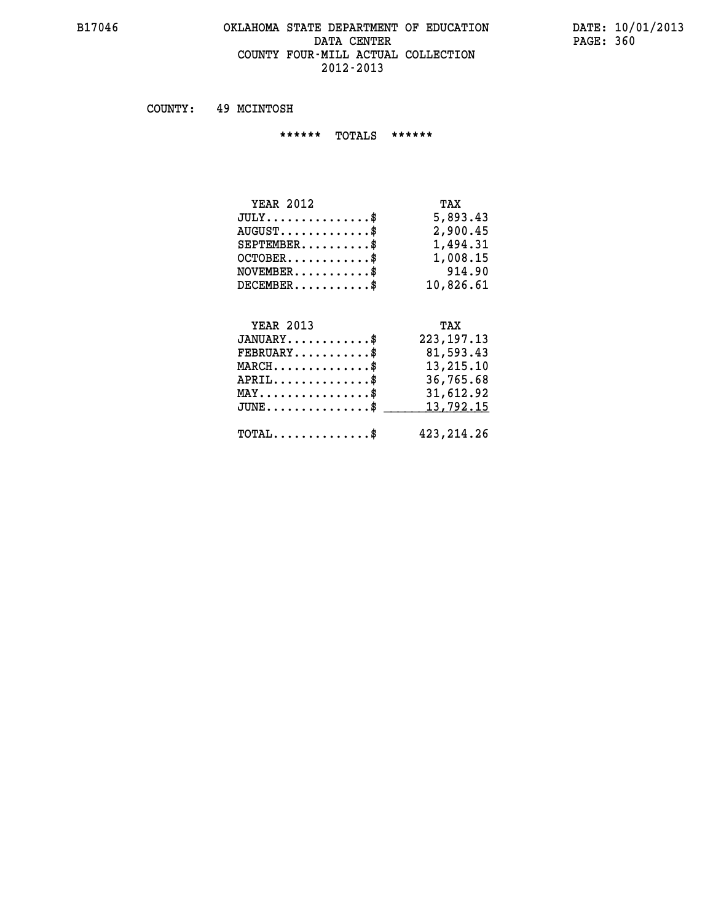# OKLAHOMA STATE DEPARTMENT OF EDUCATION
## DATA CENTER
## COUNTY FOUR-MILL ACTUAL COLLECTION
## 2012-2013

COUNTY: 49 MCINTOSH

****** TOTALS ******

| YEAR 2012 | TAX |
|---|---|
| JULY...............$ | 5,893.43 |
| AUGUST.............$ | 2,900.45 |
| SEPTEMBER..........$ | 1,494.31 |
| OCTOBER............$ | 1,008.15 |
| NOVEMBER...........$ | 914.90 |
| DECEMBER...........$ | 10,826.61 |

| YEAR 2013 | TAX |
|---|---|
| JANUARY............$ | 223,197.13 |
| FEBRUARY...........$ | 81,593.43 |
| MARCH..............$ | 13,215.10 |
| APRIL..............$ | 36,765.68 |
| MAY................$ | 31,612.92 |
| JUNE...............$ | 13,792.15 |
| TOTAL..............$ | 423,214.26 |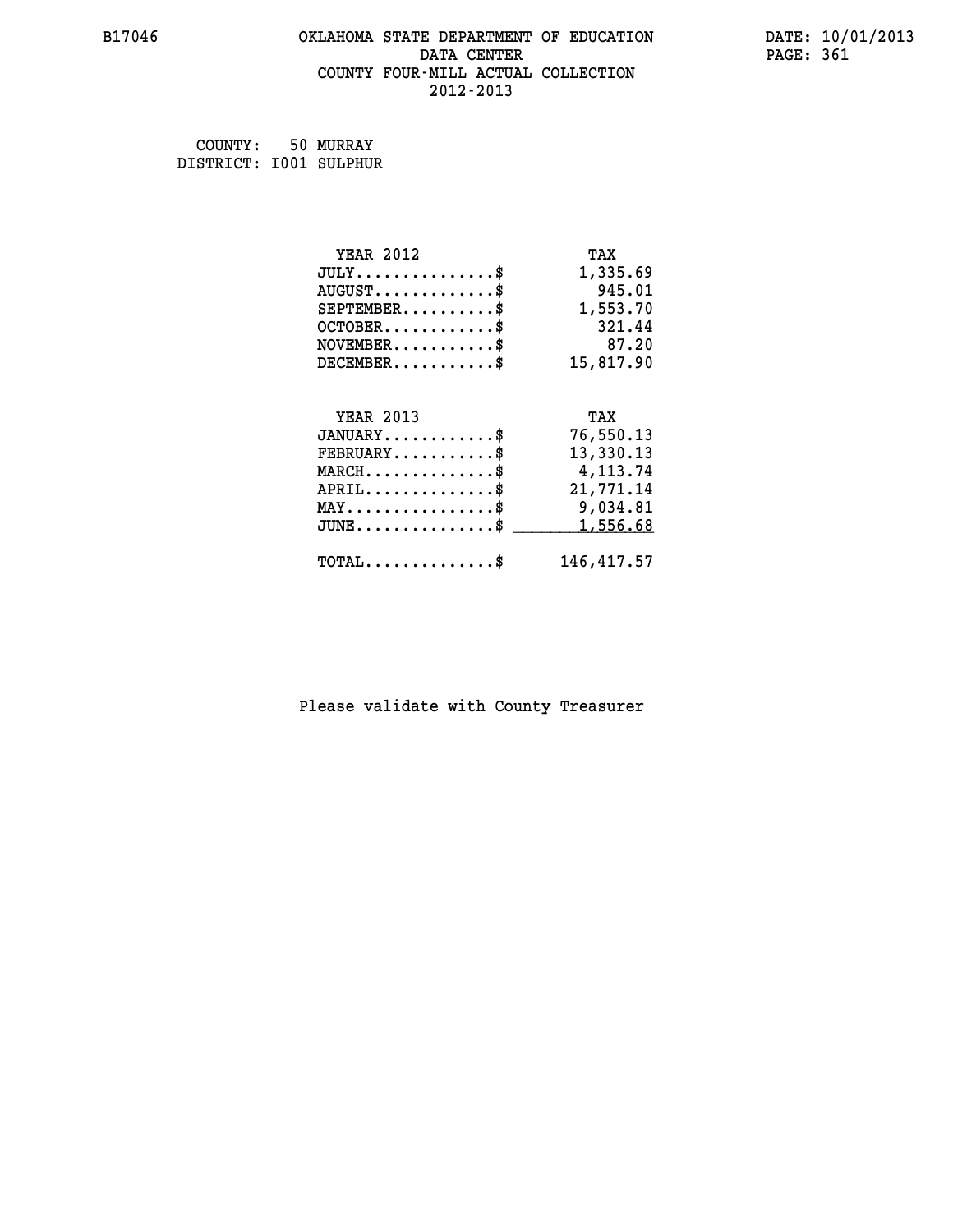B17046

# OKLAHOMA STATE DEPARTMENT OF EDUCATION
## DATA CENTER
## COUNTY FOUR-MILL ACTUAL COLLECTION
## 2012-2013

DATE: 10/01/2013

COUNTY: 50 MURRAY
DISTRICT: I001 SULPHUR

| YEAR 2012 | TAX |
|---|---|
| JULY...............$ | 1,335.69 |
| AUGUST.............$ | 945.01 |
| SEPTEMBER..........$ | 1,553.70 |
| OCTOBER............$ | 321.44 |
| NOVEMBER...........$ | 87.20 |
| DECEMBER...........$ | 15,817.90 |

| YEAR 2013 | TAX |
|---|---|
| JANUARY............$ | 76,550.13 |
| FEBRUARY...........$ | 13,330.13 |
| MARCH..............$ | 4,113.74 |
| APRIL..............$ | 21,771.14 |
| MAY................$ | 9,034.81 |
| JUNE...............$ | 1,556.68 |
| TOTAL..............$ | 146,417.57 |

Please validate with County Treasurer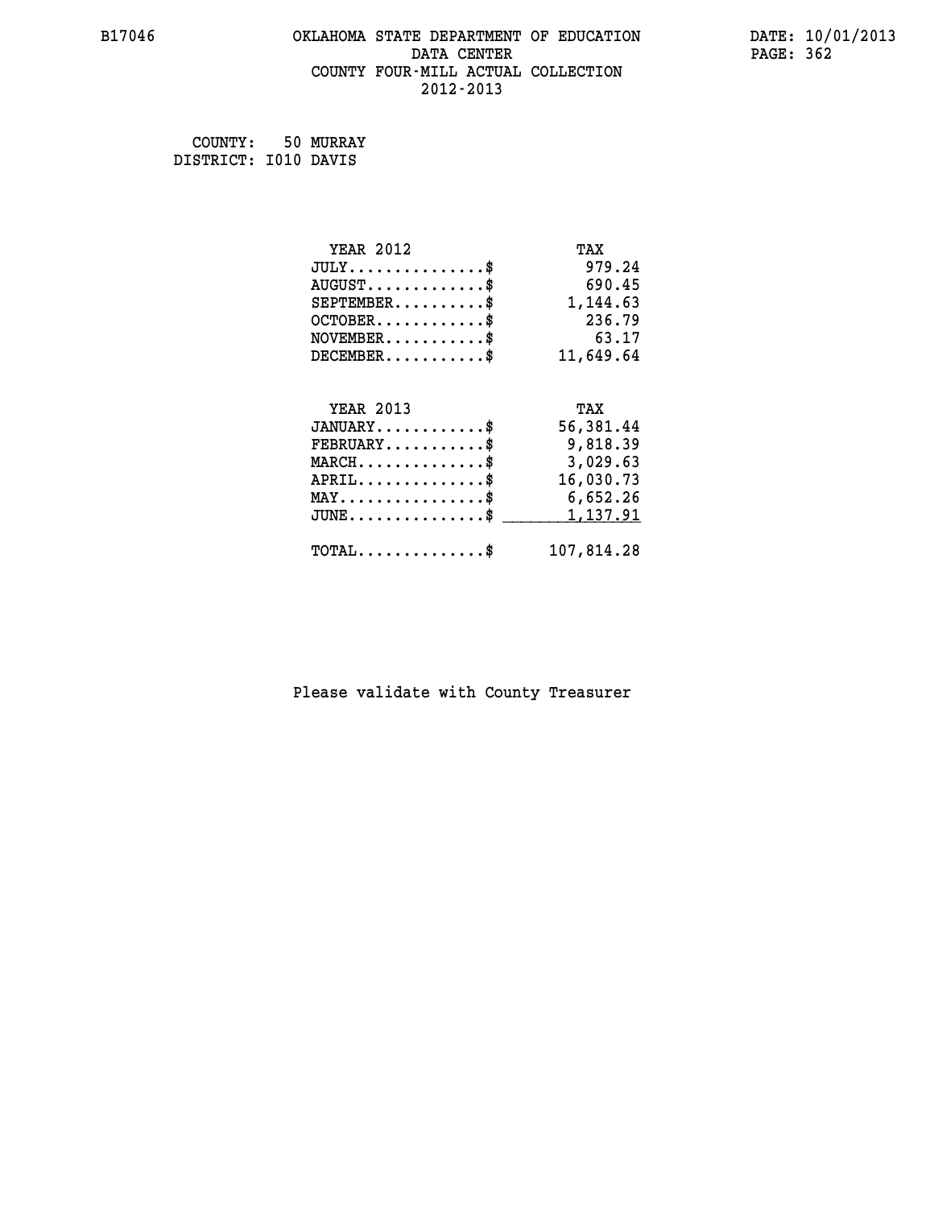# OKLAHOMA STATE DEPARTMENT OF EDUCATION
## DATA CENTER
## COUNTY FOUR-MILL ACTUAL COLLECTION
## 2012-2013

B17046

DATE: 10/01/2013

COUNTY: 50 MURRAY
DISTRICT: I010 DAVIS

| YEAR 2012 | TAX |
|---|---|
| JULY...............$ | 979.24 |
| AUGUST.............$ | 690.45 |
| SEPTEMBER..........$ | 1,144.63 |
| OCTOBER............$ | 236.79 |
| NOVEMBER...........$ | 63.17 |
| DECEMBER...........$ | 11,649.64 |

| YEAR 2013 | TAX |
|---|---|
| JANUARY............$ | 56,381.44 |
| FEBRUARY...........$ | 9,818.39 |
| MARCH..............$ | 3,029.63 |
| APRIL..............$ | 16,030.73 |
| MAY................$ | 6,652.26 |
| JUNE...............$ | 1,137.91 |
| TOTAL..............$ | 107,814.28 |

Please validate with County Treasurer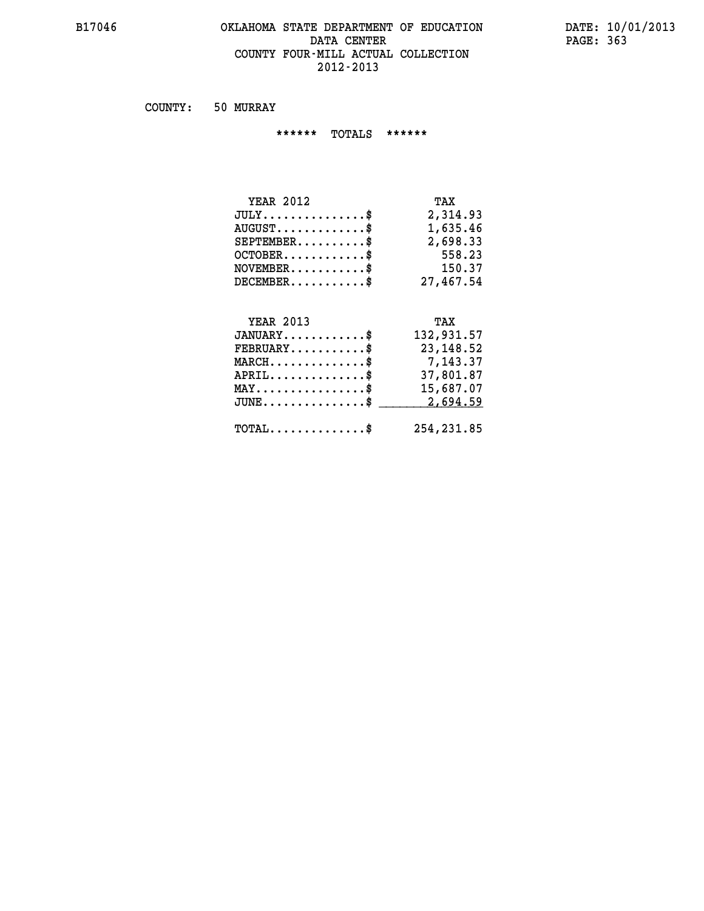# OKLAHOMA STATE DEPARTMENT OF EDUCATION
## DATA CENTER
## COUNTY FOUR-MILL ACTUAL COLLECTION
## 2012-2013

COUNTY: 50 MURRAY

****** TOTALS ******

| YEAR 2012 | TAX |
|---|---|
| JULY...............$ | 2,314.93 |
| AUGUST.............$ | 1,635.46 |
| SEPTEMBER..........$ | 2,698.33 |
| OCTOBER............$ | 558.23 |
| NOVEMBER...........$ | 150.37 |
| DECEMBER...........$ | 27,467.54 |

| YEAR 2013 | TAX |
|---|---|
| JANUARY............$ | 132,931.57 |
| FEBRUARY...........$ | 23,148.52 |
| MARCH..............$ | 7,143.37 |
| APRIL..............$ | 37,801.87 |
| MAY................$ | 15,687.07 |
| JUNE...............$ | 2,694.59 |
| TOTAL..............$ | 254,231.85 |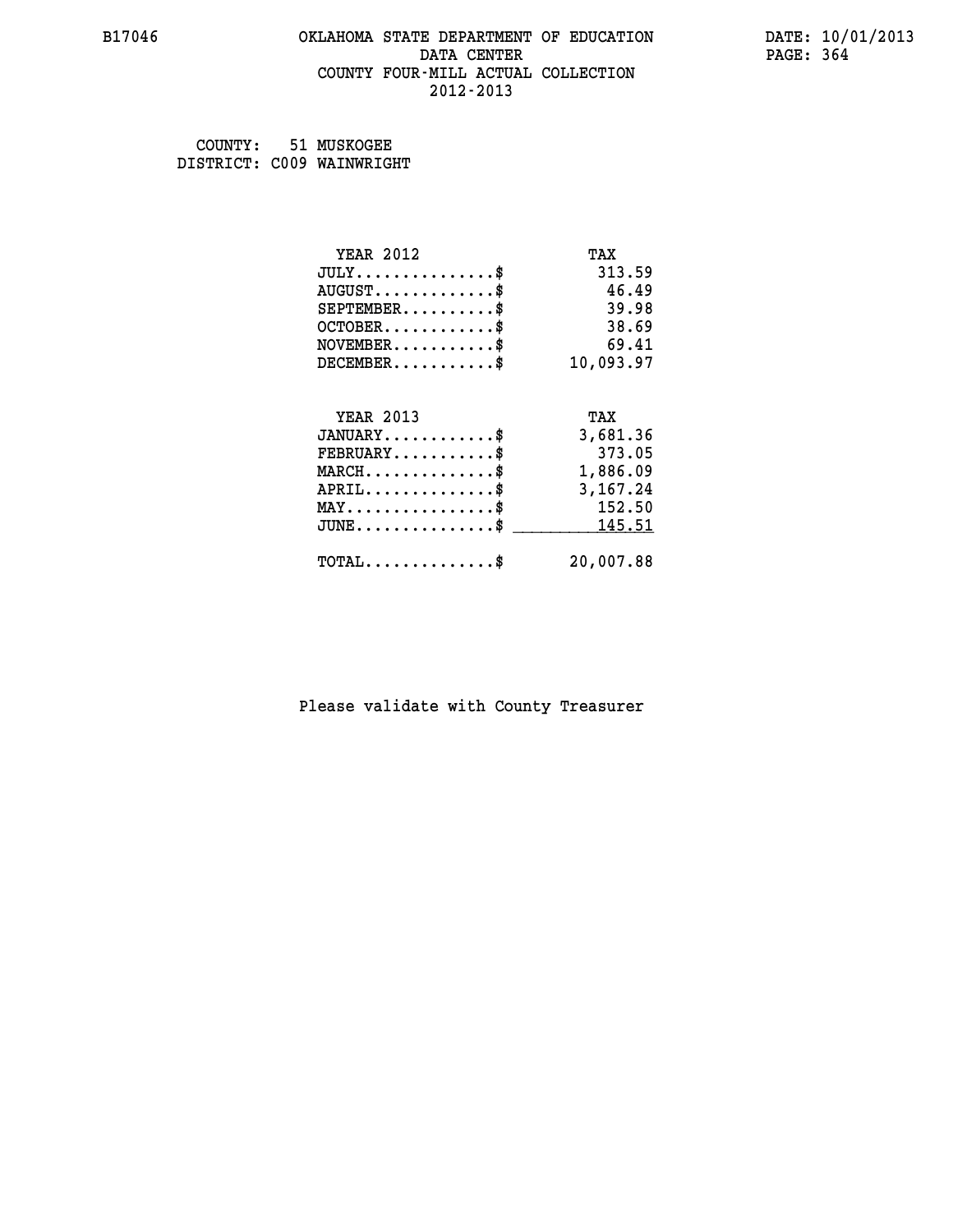B17046 OKLAHOMA STATE DEPARTMENT OF EDUCATION DATA CENTER COUNTY FOUR-MILL ACTUAL COLLECTION 2012-2013

DATE: 10/01/2013

COUNTY: 51 MUSKOGEE
DISTRICT: C009 WAINWRIGHT

| YEAR 2012 | TAX |
|---|---|
| JULY..............$ | 313.59 |
| AUGUST............$ | 46.49 |
| SEPTEMBER..........$ | 39.98 |
| OCTOBER...........$ | 38.69 |
| NOVEMBER..........$ | 69.41 |
| DECEMBER..........$ | 10,093.97 |

| YEAR 2013 | TAX |
|---|---|
| JANUARY...........$ | 3,681.36 |
| FEBRUARY..........$ | 373.05 |
| MARCH.............$ | 1,886.09 |
| APRIL.............$ | 3,167.24 |
| MAY...............$ | 152.50 |
| JUNE..............$ | 145.51 |
| TOTAL.............$ | 20,007.88 |

Please validate with County Treasurer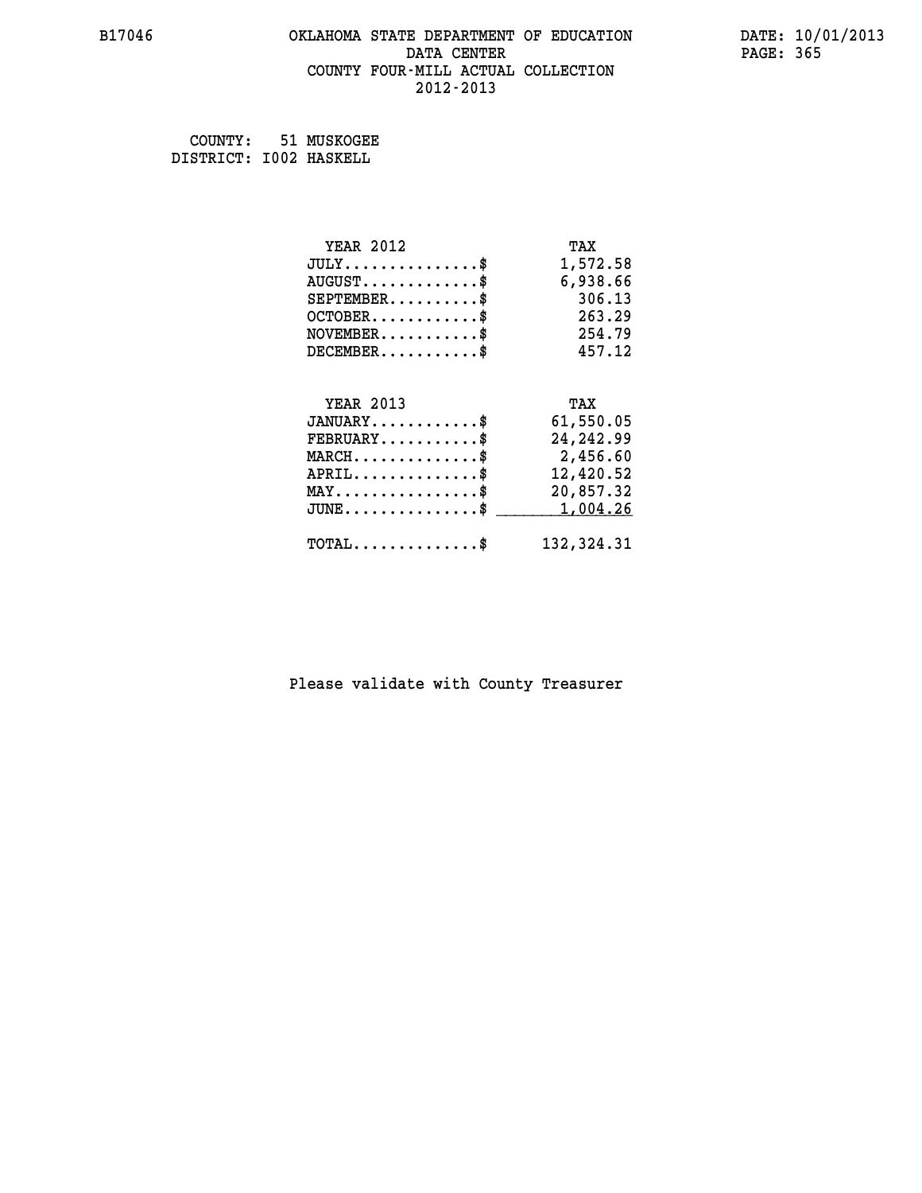B17046 OKLAHOMA STATE DEPARTMENT OF EDUCATION DATA CENTER COUNTY FOUR-MILL ACTUAL COLLECTION 2012-2013

DATE: 10/01/2013

COUNTY: 51 MUSKOGEE
DISTRICT: I002 HASKELL

| YEAR 2012 | TAX |
|---|---|
| JULY...............$ | 1,572.58 |
| AUGUST.............$ | 6,938.66 |
| SEPTEMBER..........$ | 306.13 |
| OCTOBER............$ | 263.29 |
| NOVEMBER...........$ | 254.79 |
| DECEMBER...........$ | 457.12 |

| YEAR 2013 | TAX |
|---|---|
| JANUARY............$ | 61,550.05 |
| FEBRUARY...........$ | 24,242.99 |
| MARCH..............$ | 2,456.60 |
| APRIL..............$ | 12,420.52 |
| MAY................$ | 20,857.32 |
| JUNE...............$ | 1,004.26 |
| TOTAL..............$ | 132,324.31 |

Please validate with County Treasurer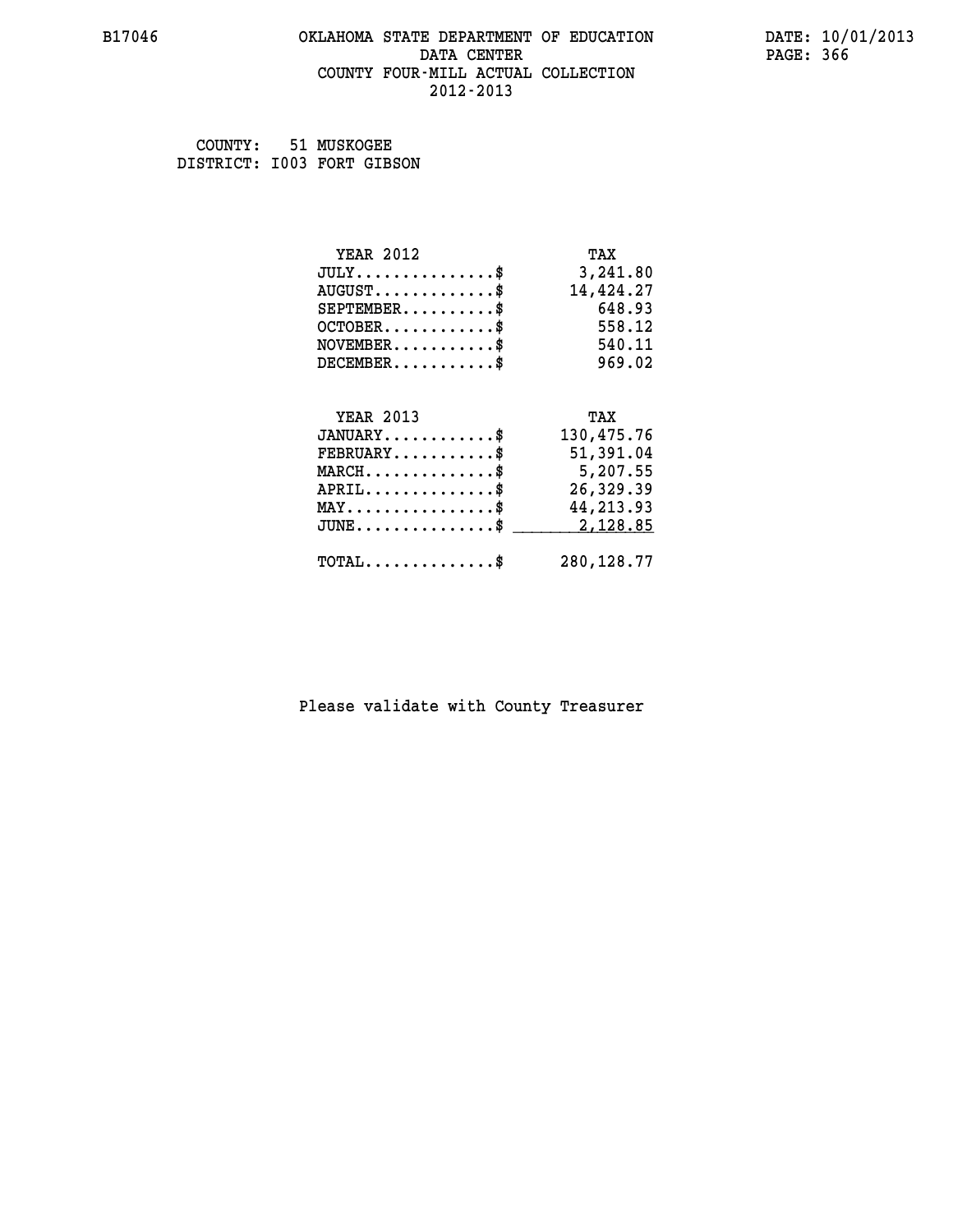# OKLAHOMA STATE DEPARTMENT OF EDUCATION
## DATA CENTER
## COUNTY FOUR-MILL ACTUAL COLLECTION
## 2012-2013

B17046 — DATE: 10/01/2013

COUNTY: 51 MUSKOGEE
DISTRICT: I003 FORT GIBSON

| YEAR 2012 | TAX |
|---|---|
| JULY...............$ | 3,241.80 |
| AUGUST.............$ | 14,424.27 |
| SEPTEMBER..........$ | 648.93 |
| OCTOBER............$ | 558.12 |
| NOVEMBER...........$ | 540.11 |
| DECEMBER...........$ | 969.02 |

| YEAR 2013 | TAX |
|---|---|
| JANUARY............$ | 130,475.76 |
| FEBRUARY...........$ | 51,391.04 |
| MARCH..............$ | 5,207.55 |
| APRIL..............$ | 26,329.39 |
| MAY................$ | 44,213.93 |
| JUNE...............$ | 2,128.85 |
| TOTAL..............$ | 280,128.77 |

Please validate with County Treasurer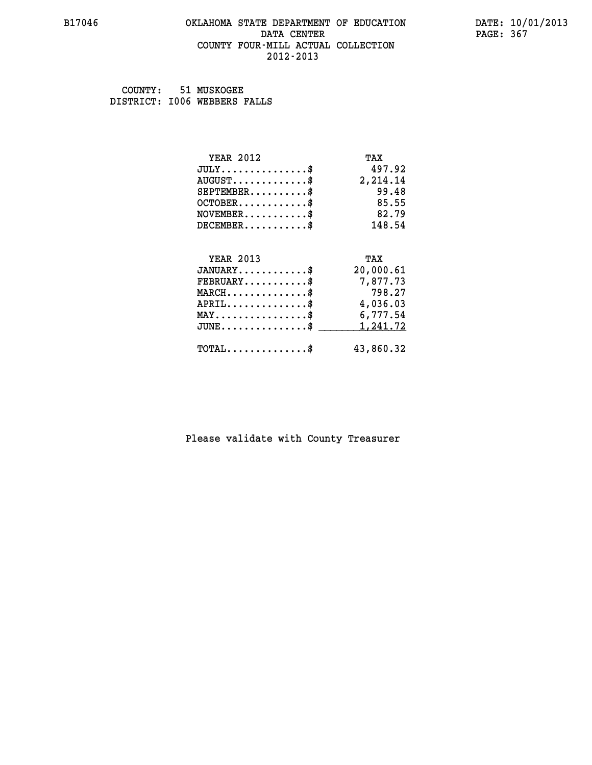B17046 OKLAHOMA STATE DEPARTMENT OF EDUCATION DATA CENTER COUNTY FOUR-MILL ACTUAL COLLECTION 2012-2013

DATE: 10/01/2013

COUNTY: 51 MUSKOGEE
DISTRICT: I006 WEBBERS FALLS

| YEAR 2012 | TAX |
|---|---|
| JULY..............$ | 497.92 |
| AUGUST............$ | 2,214.14 |
| SEPTEMBER..........$ | 99.48 |
| OCTOBER............$ | 85.55 |
| NOVEMBER...........$ | 82.79 |
| DECEMBER...........$ | 148.54 |

| YEAR 2013 | TAX |
|---|---|
| JANUARY............$ | 20,000.61 |
| FEBRUARY...........$ | 7,877.73 |
| MARCH..............$ | 798.27 |
| APRIL..............$ | 4,036.03 |
| MAY................$ | 6,777.54 |
| JUNE...............$ | 1,241.72 |
| TOTAL..............$ | 43,860.32 |

Please validate with County Treasurer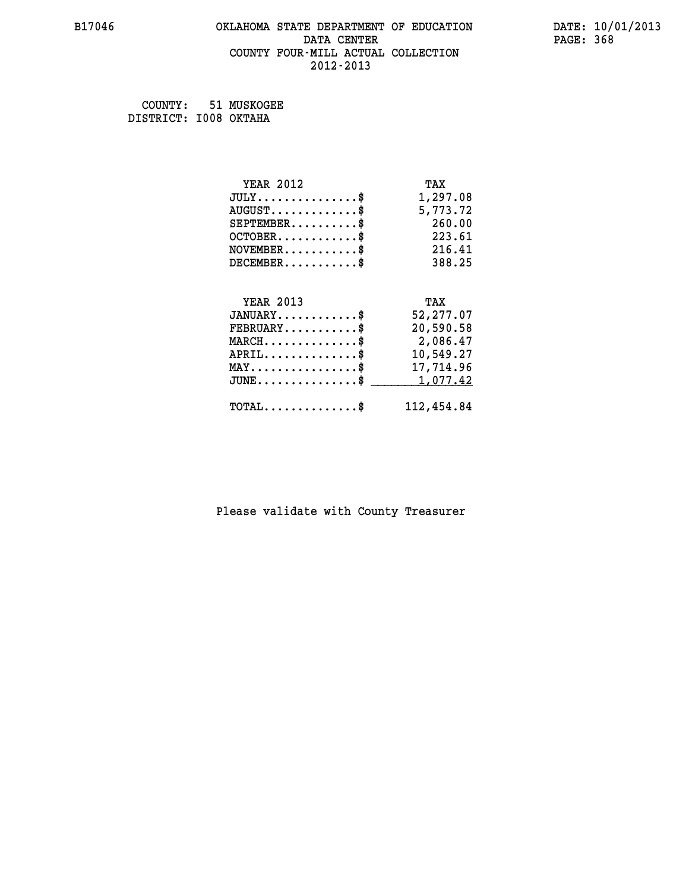# OKLAHOMA STATE DEPARTMENT OF EDUCATION
## DATA CENTER
## COUNTY FOUR-MILL ACTUAL COLLECTION
## 2012-2013

B17046

DATE: 10/01/2013

COUNTY: 51 MUSKOGEE
DISTRICT: I008 OKTAHA

| YEAR 2012 | TAX |
|---|---|
| JULY..............$ | 1,297.08 |
| AUGUST............$ | 5,773.72 |
| SEPTEMBER.........$ | 260.00 |
| OCTOBER...........$ | 223.61 |
| NOVEMBER..........$ | 216.41 |
| DECEMBER..........$ | 388.25 |

| YEAR 2013 | TAX |
|---|---|
| JANUARY...........$ | 52,277.07 |
| FEBRUARY..........$ | 20,590.58 |
| MARCH.............$ | 2,086.47 |
| APRIL.............$ | 10,549.27 |
| MAY...............$ | 17,714.96 |
| JUNE..............$ | 1,077.42 |
| TOTAL.............$ | 112,454.84 |

Please validate with County Treasurer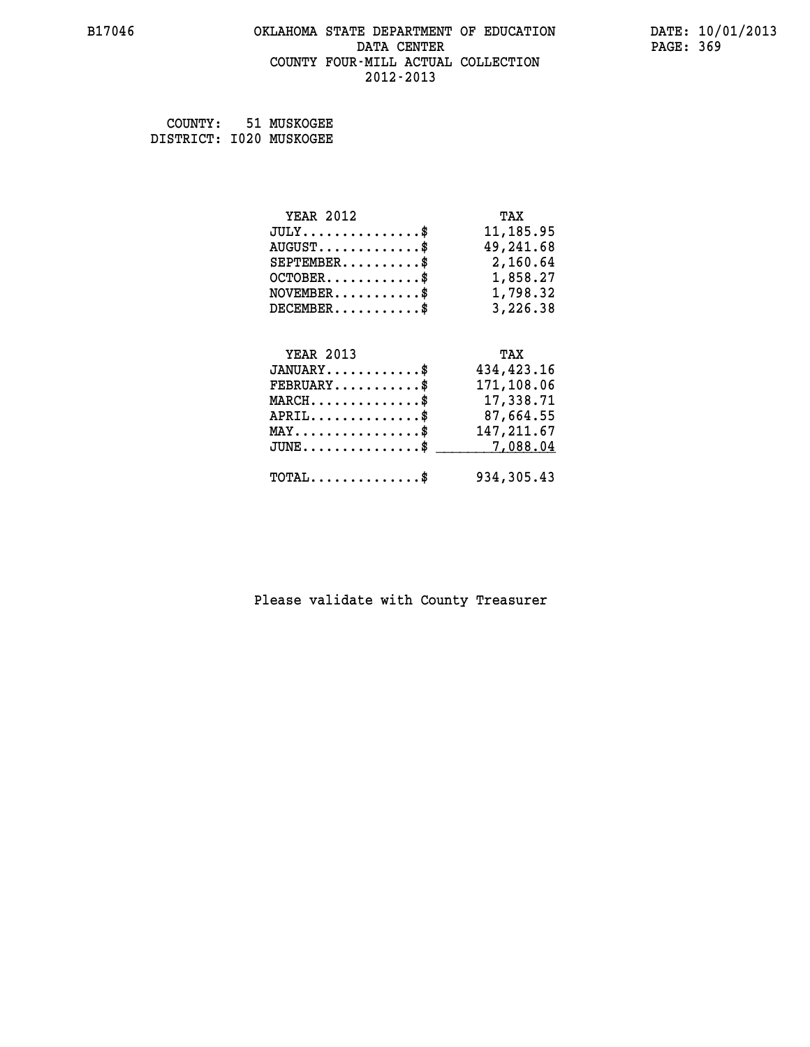# OKLAHOMA STATE DEPARTMENT OF EDUCATION
## DATA CENTER
## COUNTY FOUR-MILL ACTUAL COLLECTION
## 2012-2013

B17046 DATE: 10/01/2013

COUNTY: 51 MUSKOGEE
DISTRICT: I020 MUSKOGEE

| YEAR 2012 | TAX |
|---|---|
| JULY...............$ | 11,185.95 |
| AUGUST.............$ | 49,241.68 |
| SEPTEMBER..........$ | 2,160.64 |
| OCTOBER............$ | 1,858.27 |
| NOVEMBER...........$ | 1,798.32 |
| DECEMBER...........$ | 3,226.38 |

| YEAR 2013 | TAX |
|---|---|
| JANUARY............$ | 434,423.16 |
| FEBRUARY...........$ | 171,108.06 |
| MARCH..............$ | 17,338.71 |
| APRIL..............$ | 87,664.55 |
| MAY................$ | 147,211.67 |
| JUNE...............$ | 7,088.04 |
| TOTAL..............$ | 934,305.43 |

Please validate with County Treasurer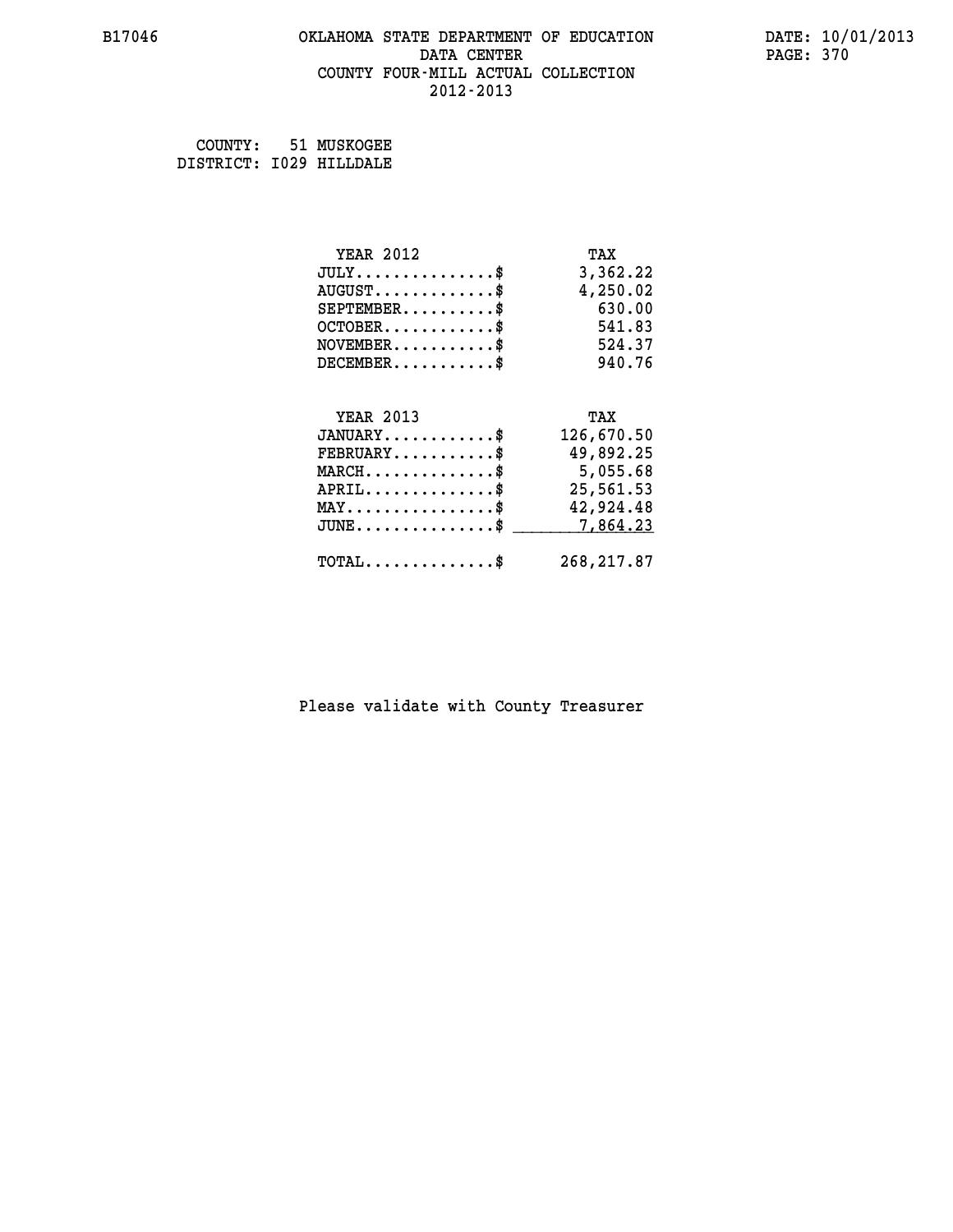# OKLAHOMA STATE DEPARTMENT OF EDUCATION
## DATA CENTER
## COUNTY FOUR-MILL ACTUAL COLLECTION
## 2012-2013

B17046

DATE: 10/01/2013

COUNTY: 51 MUSKOGEE
DISTRICT: I029 HILLDALE

| YEAR 2012 | TAX |
|---|---|
| JULY..............$ | 3,362.22 |
| AUGUST............$ | 4,250.02 |
| SEPTEMBER.........$ | 630.00 |
| OCTOBER...........$ | 541.83 |
| NOVEMBER..........$ | 524.37 |
| DECEMBER..........$ | 940.76 |

| YEAR 2013 | TAX |
|---|---|
| JANUARY...........$ | 126,670.50 |
| FEBRUARY..........$ | 49,892.25 |
| MARCH.............$ | 5,055.68 |
| APRIL.............$ | 25,561.53 |
| MAY...............$ | 42,924.48 |
| JUNE..............$ | 7,864.23 |
| TOTAL.............$ | 268,217.87 |

Please validate with County Treasurer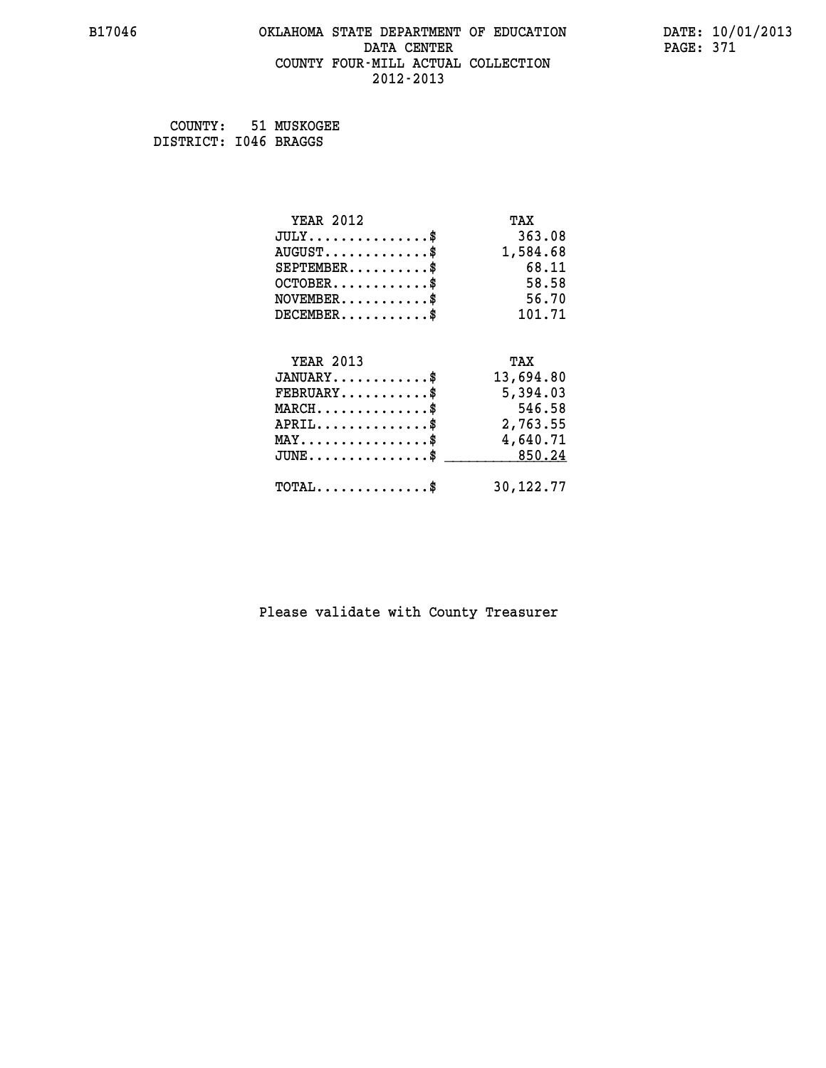B17046 OKLAHOMA STATE DEPARTMENT OF EDUCATION DATE: 10/01/2013

DATA CENTER

COUNTY FOUR-MILL ACTUAL COLLECTION

2012-2013

COUNTY: 51 MUSKOGEE
DISTRICT: I046 BRAGGS

| YEAR 2012 | TAX |
|---|---|
| JULY...............$ | 363.08 |
| AUGUST.............$ | 1,584.68 |
| SEPTEMBER..........$ | 68.11 |
| OCTOBER............$ | 58.58 |
| NOVEMBER...........$ | 56.70 |
| DECEMBER...........$ | 101.71 |

| YEAR 2013 | TAX |
|---|---|
| JANUARY............$ | 13,694.80 |
| FEBRUARY...........$ | 5,394.03 |
| MARCH..............$ | 546.58 |
| APRIL..............$ | 2,763.55 |
| MAY................$ | 4,640.71 |
| JUNE...............$ | 850.24 |
| TOTAL..............$ | 30,122.77 |

Please validate with County Treasurer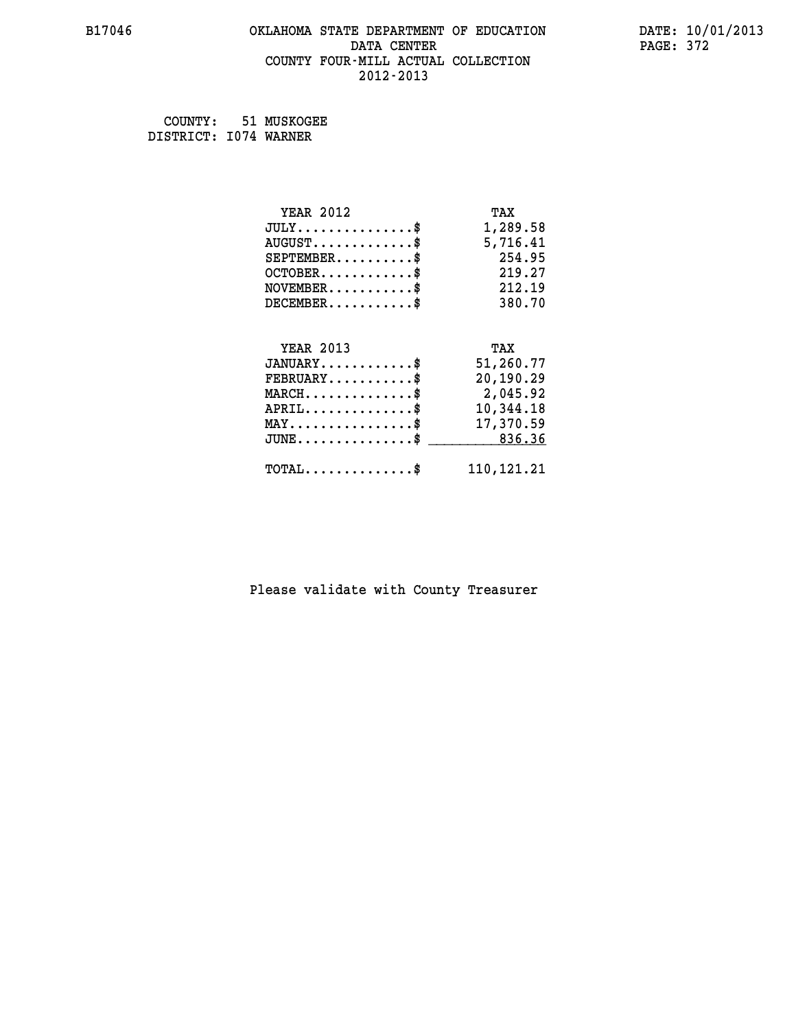B17046 OKLAHOMA STATE DEPARTMENT OF EDUCATION DATA CENTER COUNTY FOUR-MILL ACTUAL COLLECTION 2012-2013

DATE: 10/01/2013

COUNTY: 51 MUSKOGEE
DISTRICT: I074 WARNER

| YEAR 2012 | TAX |
|---|---|
| JULY..............$ | 1,289.58 |
| AUGUST............$ | 5,716.41 |
| SEPTEMBER.........$ | 254.95 |
| OCTOBER...........$ | 219.27 |
| NOVEMBER..........$ | 212.19 |
| DECEMBER..........$ | 380.70 |

| YEAR 2013 | TAX |
|---|---|
| JANUARY...........$ | 51,260.77 |
| FEBRUARY..........$ | 20,190.29 |
| MARCH.............$ | 2,045.92 |
| APRIL.............$ | 10,344.18 |
| MAY...............$ | 17,370.59 |
| JUNE..............$ | 836.36 |
| TOTAL.............$ | 110,121.21 |

Please validate with County Treasurer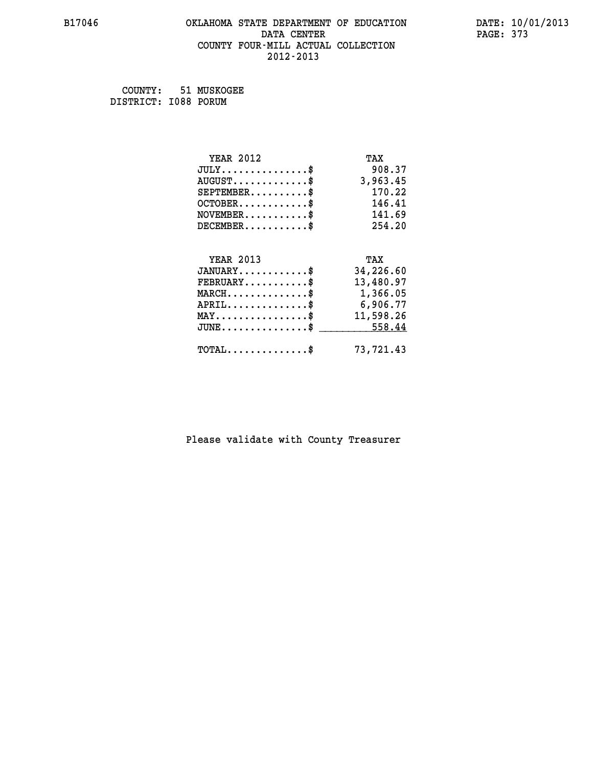# OKLAHOMA STATE DEPARTMENT OF EDUCATION
## DATA CENTER
## COUNTY FOUR-MILL ACTUAL COLLECTION
## 2012-2013

B17046

DATE: 10/01/2013

COUNTY: 51 MUSKOGEE
DISTRICT: I088 PORUM

| YEAR 2012 | TAX |
|---|---|
| JULY...............$ | 908.37 |
| AUGUST.............$ | 3,963.45 |
| SEPTEMBER..........$ | 170.22 |
| OCTOBER............$ | 146.41 |
| NOVEMBER...........$ | 141.69 |
| DECEMBER...........$ | 254.20 |

| YEAR 2013 | TAX |
|---|---|
| JANUARY............$ | 34,226.60 |
| FEBRUARY...........$ | 13,480.97 |
| MARCH..............$ | 1,366.05 |
| APRIL..............$ | 6,906.77 |
| MAY................$ | 11,598.26 |
| JUNE...............$ | 558.44 |
| TOTAL..............$ | 73,721.43 |

Please validate with County Treasurer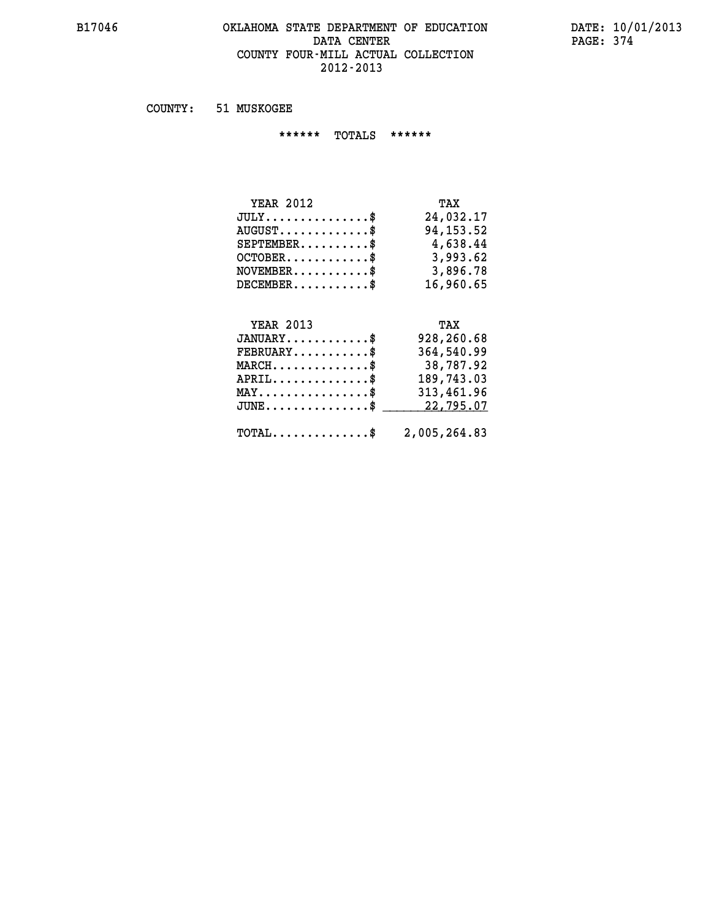# OKLAHOMA STATE DEPARTMENT OF EDUCATION
## DATA CENTER
## COUNTY FOUR-MILL ACTUAL COLLECTION
## 2012-2013

B17046 DATE: 10/01/2013

COUNTY: 51 MUSKOGEE

****** TOTALS ******

| YEAR 2012 | TAX |
|---|---|
| JULY...............$ | 24,032.17 |
| AUGUST.............$ | 94,153.52 |
| SEPTEMBER..........$ | 4,638.44 |
| OCTOBER............$ | 3,993.62 |
| NOVEMBER...........$ | 3,896.78 |
| DECEMBER...........$ | 16,960.65 |

| YEAR 2013 | TAX |
|---|---|
| JANUARY............$ | 928,260.68 |
| FEBRUARY...........$ | 364,540.99 |
| MARCH..............$ | 38,787.92 |
| APRIL..............$ | 189,743.03 |
| MAY................$ | 313,461.96 |
| JUNE...............$ | 22,795.07 |
| TOTAL..............$ | 2,005,264.83 |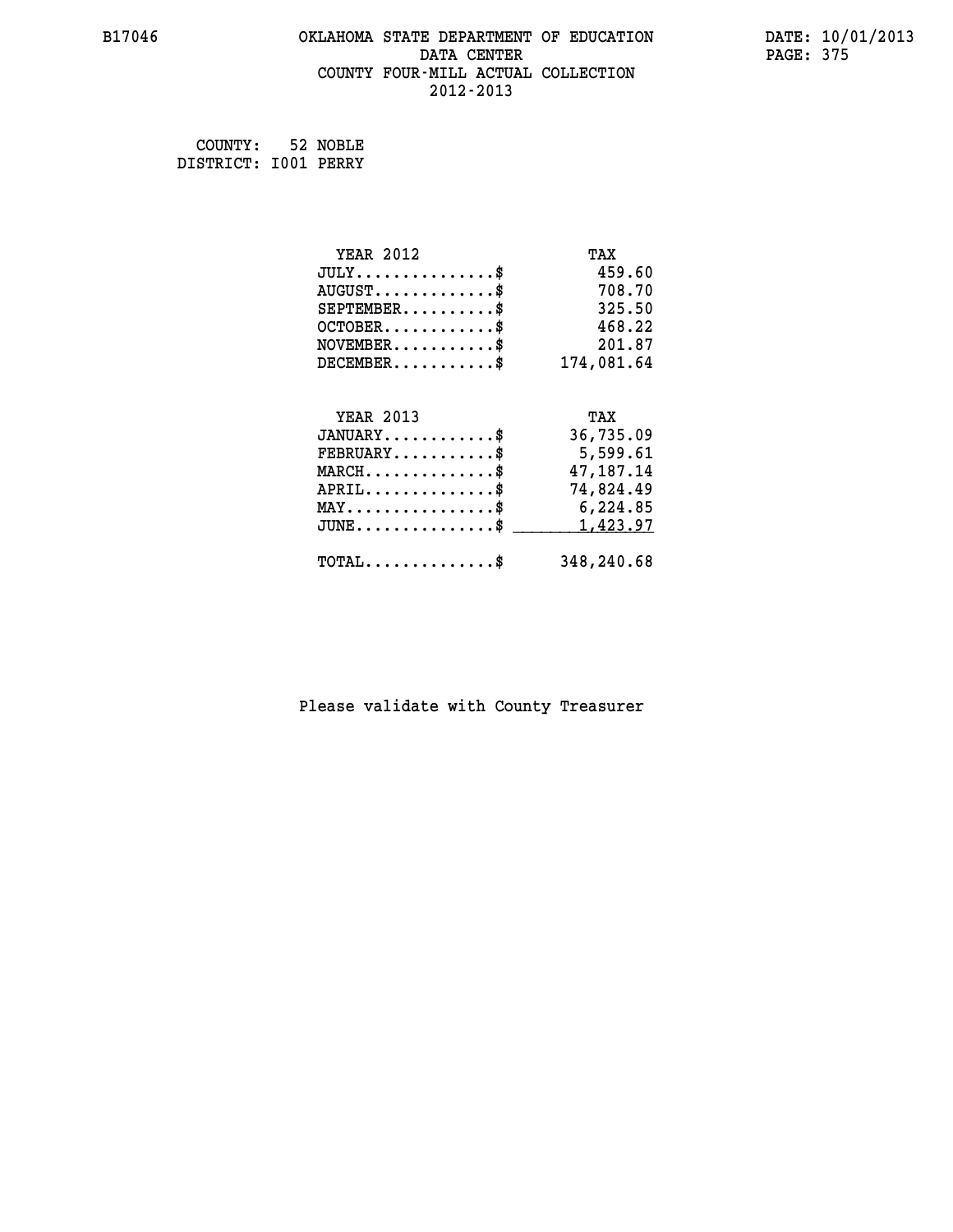# OKLAHOMA STATE DEPARTMENT OF EDUCATION
## DATA CENTER
## COUNTY FOUR-MILL ACTUAL COLLECTION
## 2012-2013

B17046

DATE: 10/01/2013

COUNTY: 52 NOBLE
DISTRICT: I001 PERRY

| YEAR 2012 | TAX |
|---|---|
| JULY..............$ | 459.60 |
| AUGUST............$ | 708.70 |
| SEPTEMBER.........$ | 325.50 |
| OCTOBER...........$ | 468.22 |
| NOVEMBER..........$ | 201.87 |
| DECEMBER..........$ | 174,081.64 |

| YEAR 2013 | TAX |
|---|---|
| JANUARY...........$ | 36,735.09 |
| FEBRUARY..........$ | 5,599.61 |
| MARCH.............$ | 47,187.14 |
| APRIL.............$ | 74,824.49 |
| MAY...............$ | 6,224.85 |
| JUNE..............$ | 1,423.97 |
| TOTAL.............$ | 348,240.68 |

Please validate with County Treasurer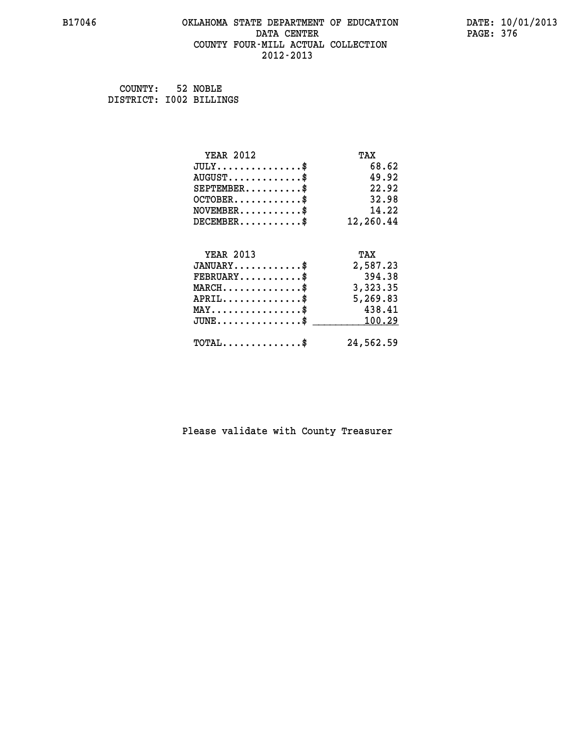B17046 OKLAHOMA STATE DEPARTMENT OF EDUCATION DATE: 10/01/2013
DATA CENTER
COUNTY FOUR-MILL ACTUAL COLLECTION
2012-2013

COUNTY: 52 NOBLE
DISTRICT: I002 BILLINGS

| YEAR 2012 | TAX |
|---|---|
| JULY..............$ | 68.62 |
| AUGUST............$ | 49.92 |
| SEPTEMBER..........$ | 22.92 |
| OCTOBER...........$ | 32.98 |
| NOVEMBER..........$ | 14.22 |
| DECEMBER..........$ | 12,260.44 |

| YEAR 2013 | TAX |
|---|---|
| JANUARY...........$ | 2,587.23 |
| FEBRUARY..........$ | 394.38 |
| MARCH.............$ | 3,323.35 |
| APRIL.............$ | 5,269.83 |
| MAY...............$ | 438.41 |
| JUNE..............$ | 100.29 |
| TOTAL.............$ | 24,562.59 |

Please validate with County Treasurer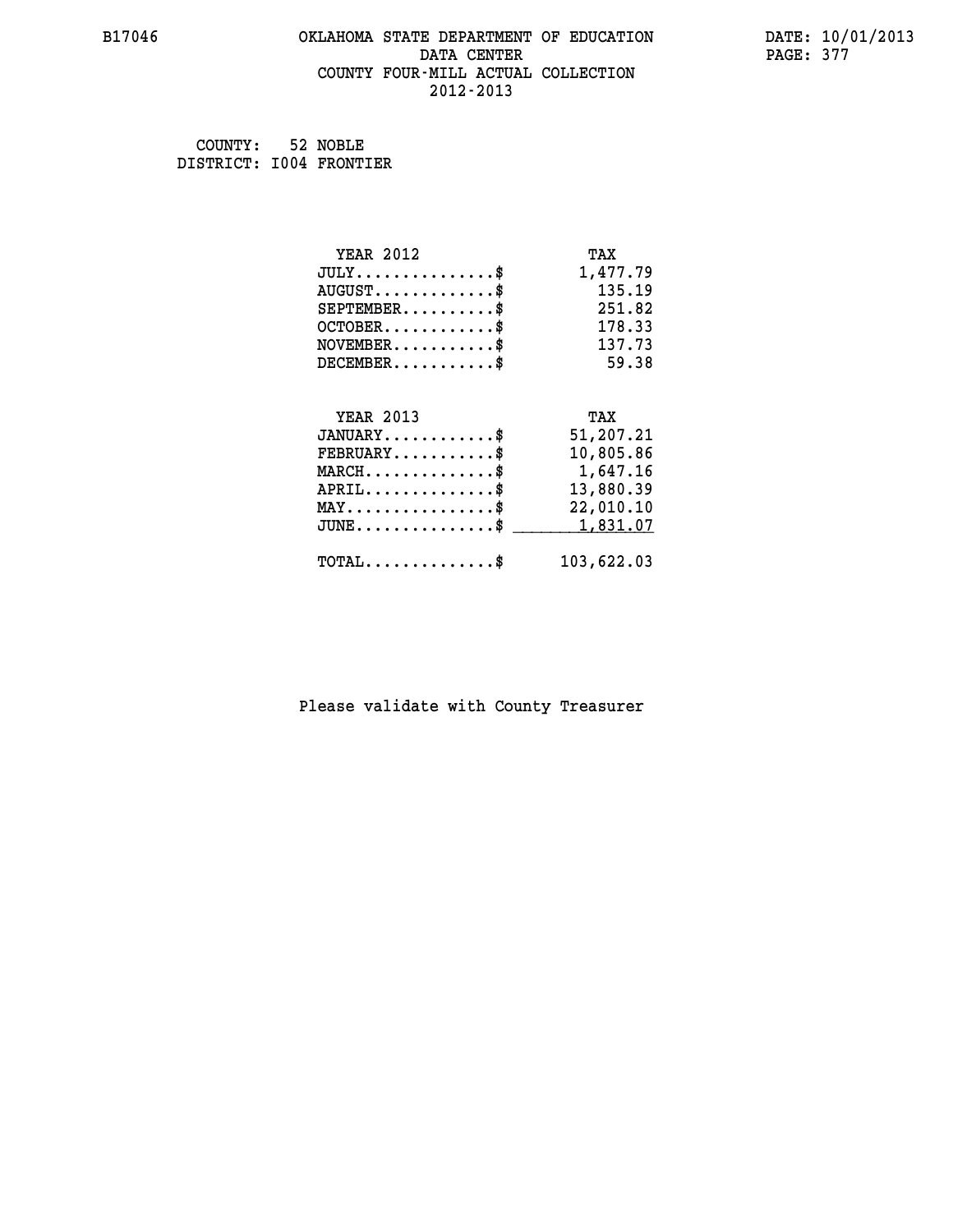# OKLAHOMA STATE DEPARTMENT OF EDUCATION
## DATA CENTER
## COUNTY FOUR-MILL ACTUAL COLLECTION
## 2012-2013

COUNTY: 52 NOBLE
DISTRICT: I004 FRONTIER

| YEAR 2012 | TAX |
|---|---|
| JULY..............$ | 1,477.79 |
| AUGUST............$ | 135.19 |
| SEPTEMBER.........$ | 251.82 |
| OCTOBER...........$ | 178.33 |
| NOVEMBER..........$ | 137.73 |
| DECEMBER..........$ | 59.38 |

| YEAR 2013 | TAX |
|---|---|
| JANUARY...........$ | 51,207.21 |
| FEBRUARY..........$ | 10,805.86 |
| MARCH.............$ | 1,647.16 |
| APRIL.............$ | 13,880.39 |
| MAY...............$ | 22,010.10 |
| JUNE..............$ | 1,831.07 |
| TOTAL.............$ | 103,622.03 |

Please validate with County Treasurer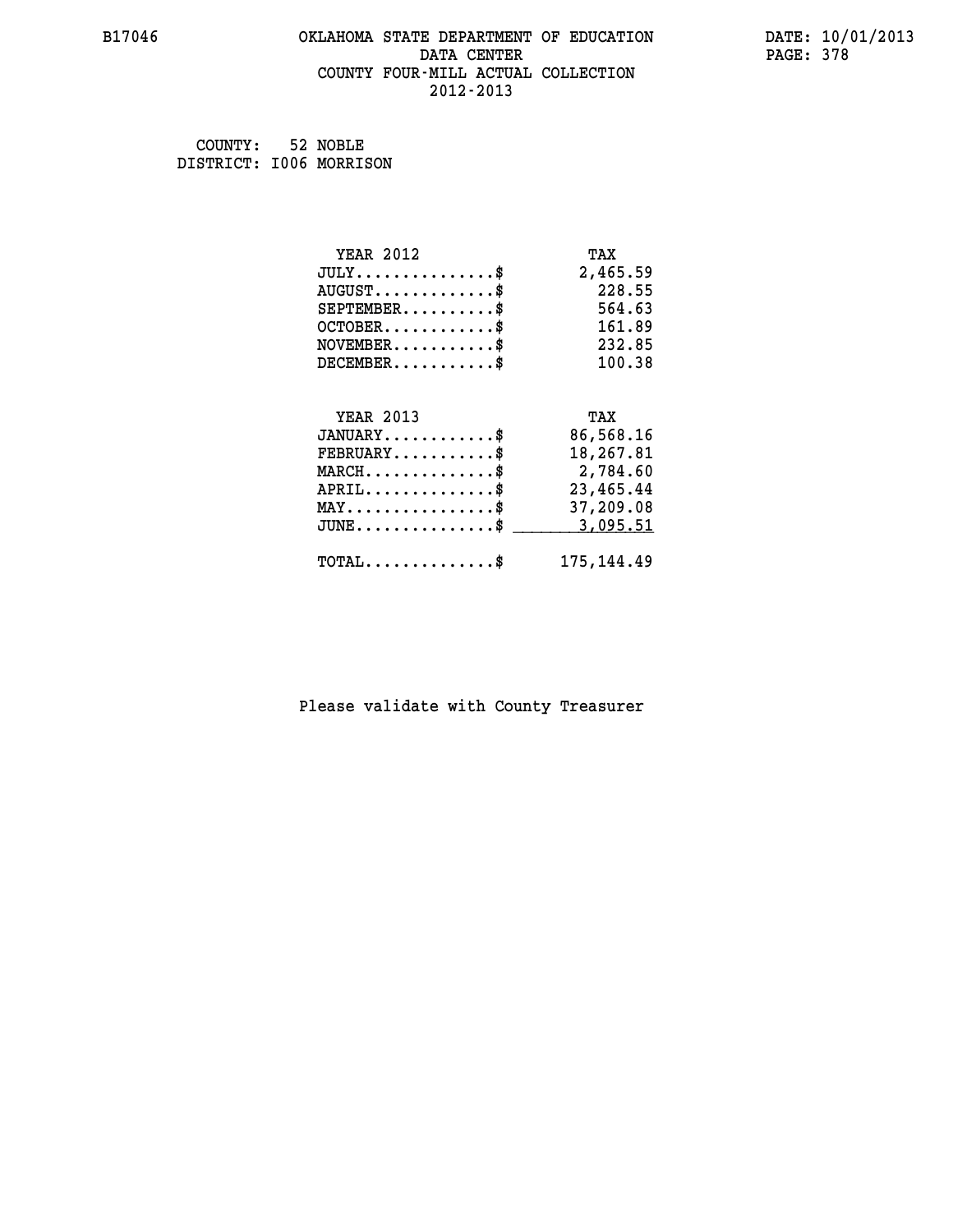B17046 OKLAHOMA STATE DEPARTMENT OF EDUCATION DATA CENTER COUNTY FOUR-MILL ACTUAL COLLECTION 2012-2013

DATE: 10/01/2013

COUNTY: 52 NOBLE
DISTRICT: I006 MORRISON

| YEAR 2012 | TAX |
|---|---|
| JULY..............$ | 2,465.59 |
| AUGUST............$ | 228.55 |
| SEPTEMBER.........$ | 564.63 |
| OCTOBER...........$ | 161.89 |
| NOVEMBER..........$ | 232.85 |
| DECEMBER..........$ | 100.38 |

| YEAR 2013 | TAX |
|---|---|
| JANUARY...........$ | 86,568.16 |
| FEBRUARY..........$ | 18,267.81 |
| MARCH.............$ | 2,784.60 |
| APRIL.............$ | 23,465.44 |
| MAY...............$ | 37,209.08 |
| JUNE..............$ | 3,095.51 |
| TOTAL.............$ | 175,144.49 |

Please validate with County Treasurer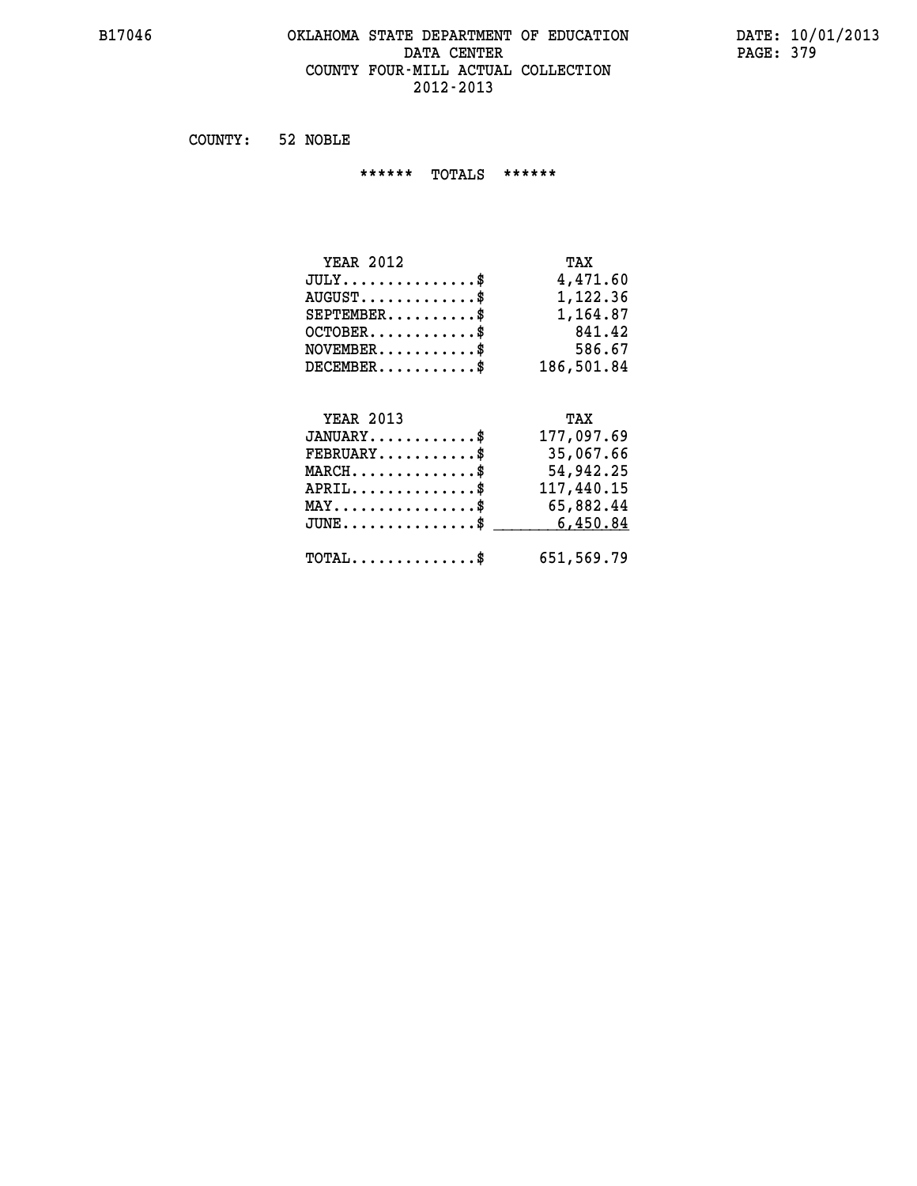# OKLAHOMA STATE DEPARTMENT OF EDUCATION
## DATA CENTER
## COUNTY FOUR-MILL ACTUAL COLLECTION
## 2012-2013

B17046

DATE: 10/01/2013
PAGE: 379

COUNTY: 52 NOBLE

****** TOTALS ******

| YEAR 2012 | TAX |
|---|---|
| JULY...............$ | 4,471.60 |
| AUGUST.............$ | 1,122.36 |
| SEPTEMBER..........$ | 1,164.87 |
| OCTOBER............$ | 841.42 |
| NOVEMBER...........$ | 586.67 |
| DECEMBER...........$ | 186,501.84 |

| YEAR 2013 | TAX |
|---|---|
| JANUARY............$ | 177,097.69 |
| FEBRUARY...........$ | 35,067.66 |
| MARCH..............$ | 54,942.25 |
| APRIL..............$ | 117,440.15 |
| MAY................$ | 65,882.44 |
| JUNE...............$ | 6,450.84 |
| TOTAL..............$ | 651,569.79 |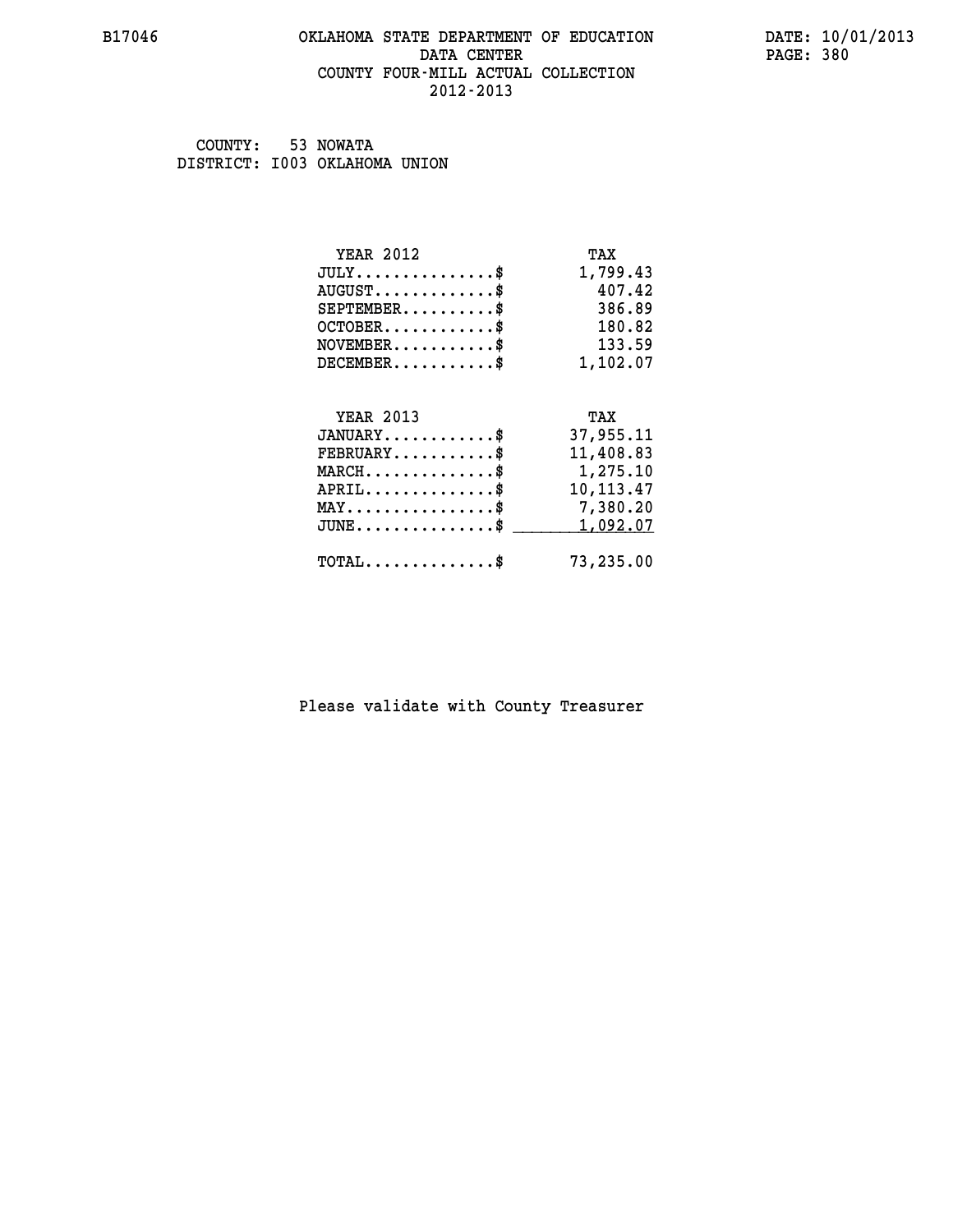B17046 OKLAHOMA STATE DEPARTMENT OF EDUCATION DATE: 10/01/2013

DATA CENTER

COUNTY FOUR-MILL ACTUAL COLLECTION

2012-2013

COUNTY: 53 NOWATA

DISTRICT: I003 OKLAHOMA UNION

| YEAR 2012 | TAX |
|---|---|
| JULY...............$ | 1,799.43 |
| AUGUST.............$ | 407.42 |
| SEPTEMBER..........$ | 386.89 |
| OCTOBER............$ | 180.82 |
| NOVEMBER...........$ | 133.59 |
| DECEMBER...........$ | 1,102.07 |

| YEAR 2013 | TAX |
|---|---|
| JANUARY............$ | 37,955.11 |
| FEBRUARY...........$ | 11,408.83 |
| MARCH..............$ | 1,275.10 |
| APRIL..............$ | 10,113.47 |
| MAY................$ | 7,380.20 |
| JUNE...............$ | 1,092.07 |
| TOTAL..............$ | 73,235.00 |

Please validate with County Treasurer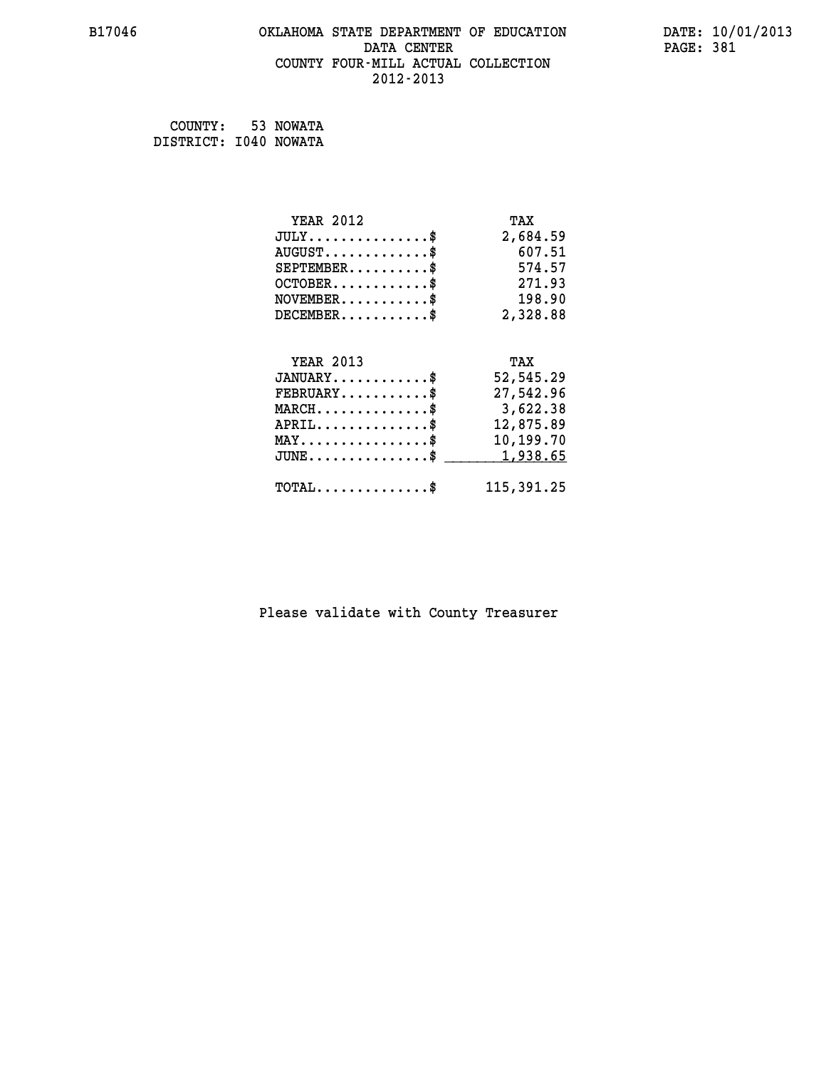B17046 OKLAHOMA STATE DEPARTMENT OF EDUCATION DATE: 10/01/2013
DATA CENTER
COUNTY FOUR-MILL ACTUAL COLLECTION
2012-2013

COUNTY: 53 NOWATA
DISTRICT: I040 NOWATA

| YEAR 2012 | TAX |
|---|---|
| JULY..............$ | 2,684.59 |
| AUGUST............$ | 607.51 |
| SEPTEMBER..........$ | 574.57 |
| OCTOBER............$ | 271.93 |
| NOVEMBER...........$ | 198.90 |
| DECEMBER...........$ | 2,328.88 |

| YEAR 2013 | TAX |
|---|---|
| JANUARY............$ | 52,545.29 |
| FEBRUARY...........$ | 27,542.96 |
| MARCH..............$ | 3,622.38 |
| APRIL..............$ | 12,875.89 |
| MAY................$ | 10,199.70 |
| JUNE...............$ | 1,938.65 |
| TOTAL..............$ | 115,391.25 |

Please validate with County Treasurer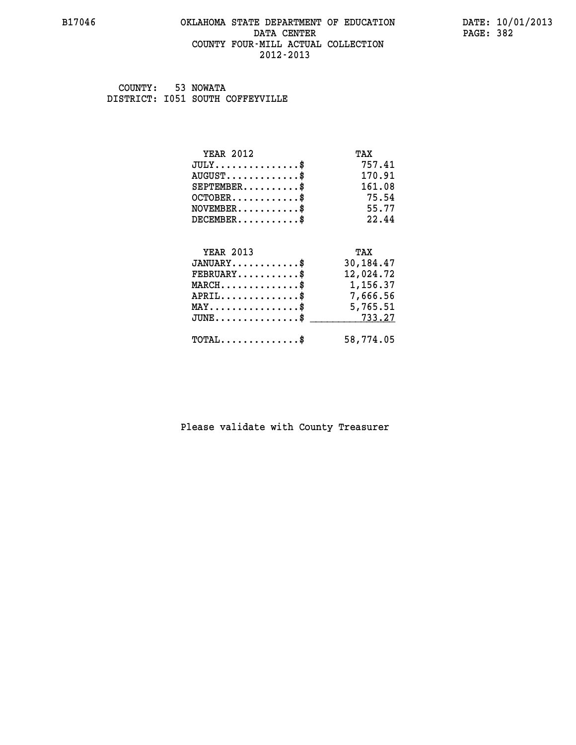B17046 OKLAHOMA STATE DEPARTMENT OF EDUCATION DATE: 10/01/2013
DATA CENTER PAGE: 382
COUNTY FOUR-MILL ACTUAL COLLECTION
2012-2013

COUNTY: 53 NOWATA
DISTRICT: I051 SOUTH COFFEYVILLE

| YEAR 2012 | TAX |
|---|---|
| JULY...............$ | 757.41 |
| AUGUST.............$ | 170.91 |
| SEPTEMBER..........$ | 161.08 |
| OCTOBER............$ | 75.54 |
| NOVEMBER...........$ | 55.77 |
| DECEMBER...........$ | 22.44 |

| YEAR 2013 | TAX |
|---|---|
| JANUARY............$ | 30,184.47 |
| FEBRUARY...........$ | 12,024.72 |
| MARCH..............$ | 1,156.37 |
| APRIL..............$ | 7,666.56 |
| MAY................$ | 5,765.51 |
| JUNE...............$ | 733.27 |
| TOTAL..............$ | 58,774.05 |

Please validate with County Treasurer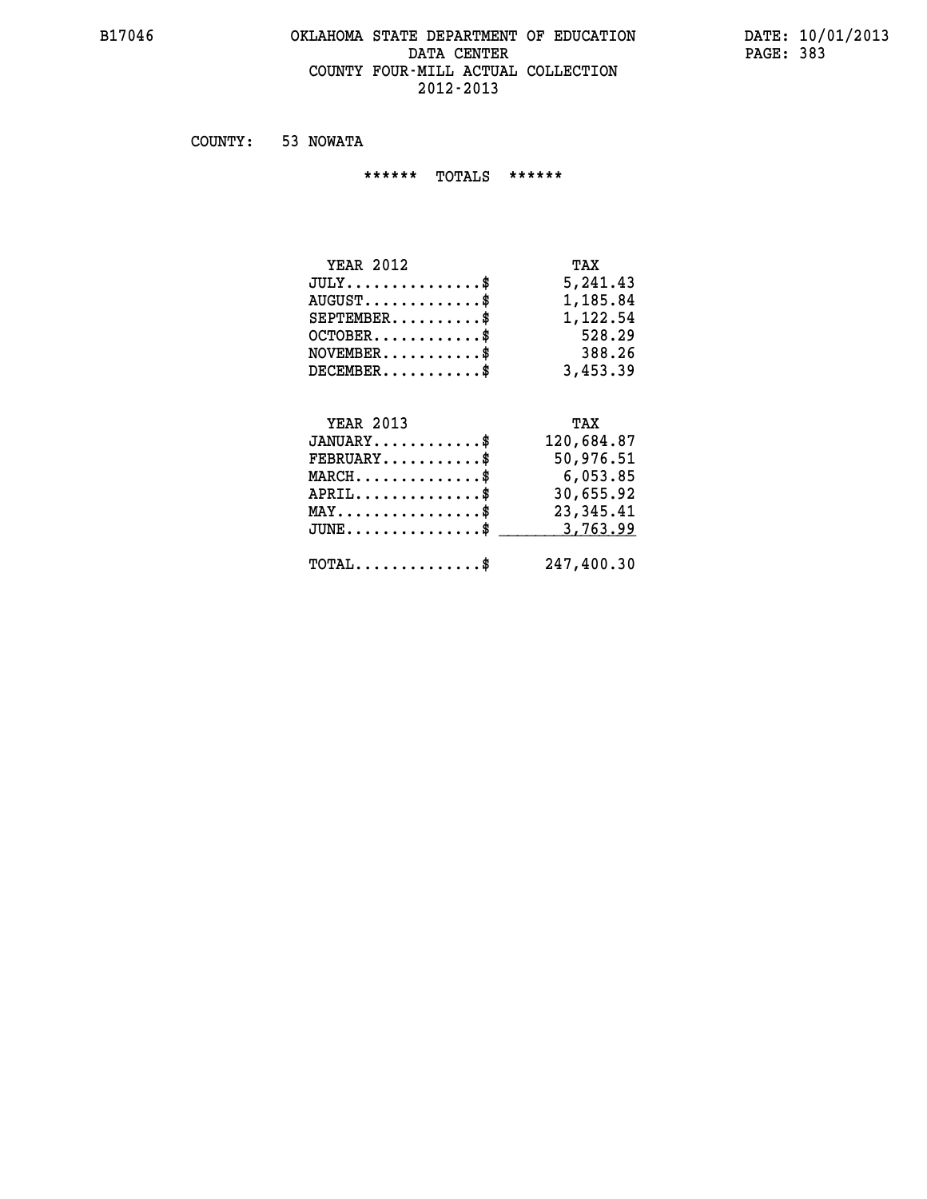# OKLAHOMA STATE DEPARTMENT OF EDUCATION
## DATA CENTER
## COUNTY FOUR-MILL ACTUAL COLLECTION
## 2012-2013

COUNTY: 53 NOWATA

****** TOTALS ******

| YEAR 2012 | TAX |
|---|---|
| JULY...............$ | 5,241.43 |
| AUGUST.............$ | 1,185.84 |
| SEPTEMBER..........$ | 1,122.54 |
| OCTOBER............$ | 528.29 |
| NOVEMBER...........$ | 388.26 |
| DECEMBER...........$ | 3,453.39 |

| YEAR 2013 | TAX |
|---|---|
| JANUARY............$ | 120,684.87 |
| FEBRUARY...........$ | 50,976.51 |
| MARCH..............$ | 6,053.85 |
| APRIL..............$ | 30,655.92 |
| MAY................$ | 23,345.41 |
| JUNE...............$ | 3,763.99 |
| TOTAL..............$ | 247,400.30 |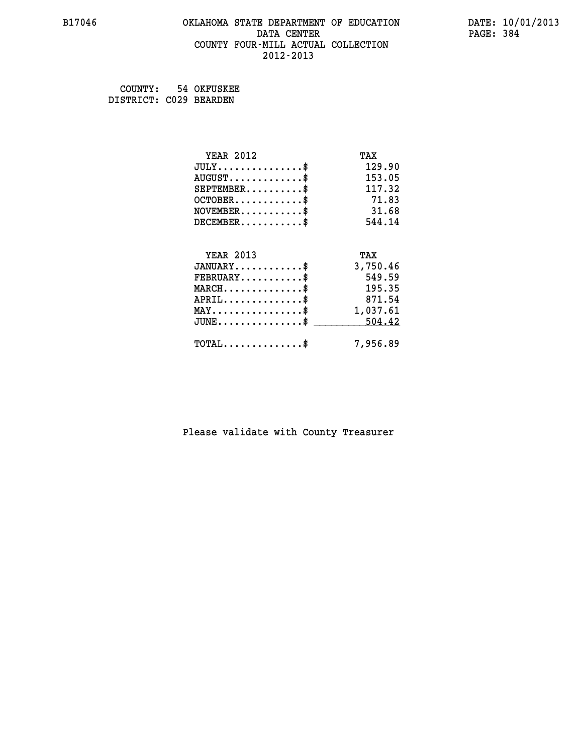# OKLAHOMA STATE DEPARTMENT OF EDUCATION
## DATA CENTER
## COUNTY FOUR-MILL ACTUAL COLLECTION
## 2012-2013

B17046

DATE: 10/01/2013

COUNTY: 54 OKFUSKEE
DISTRICT: C029 BEARDEN

| YEAR 2012 | TAX |
|---|---|
| JULY..............$ | 129.90 |
| AUGUST............$ | 153.05 |
| SEPTEMBER.........$ | 117.32 |
| OCTOBER...........$ | 71.83 |
| NOVEMBER..........$ | 31.68 |
| DECEMBER..........$ | 544.14 |

| YEAR 2013 | TAX |
|---|---|
| JANUARY...........$ | 3,750.46 |
| FEBRUARY..........$ | 549.59 |
| MARCH.............$ | 195.35 |
| APRIL.............$ | 871.54 |
| MAY...............$ | 1,037.61 |
| JUNE..............$ | 504.42 |
| TOTAL.............$ | 7,956.89 |

Please validate with County Treasurer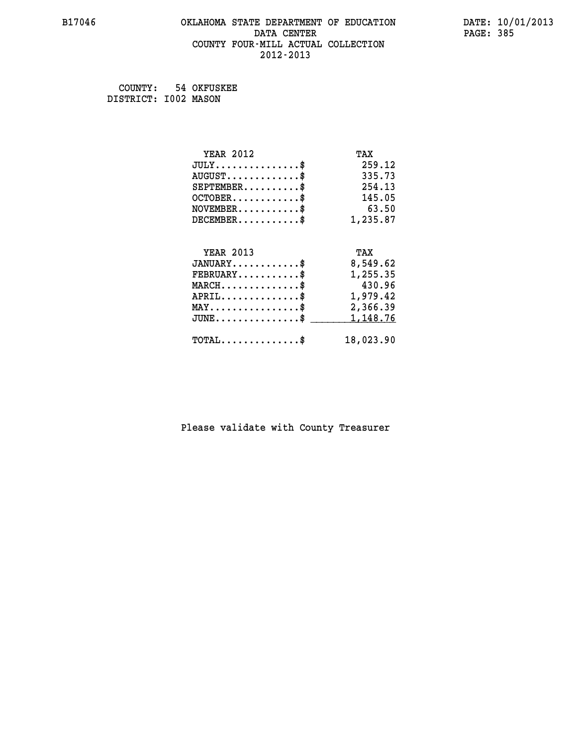COUNTY: 54 OKFUSKEE
DISTRICT: I002 MASON

| YEAR 2012 | TAX |
|---|---|
| JULY...............$ | 259.12 |
| AUGUST.............$ | 335.73 |
| SEPTEMBER..........$ | 254.13 |
| OCTOBER............$ | 145.05 |
| NOVEMBER...........$ | 63.50 |
| DECEMBER...........$ | 1,235.87 |

| YEAR 2013 | TAX |
|---|---|
| JANUARY............$ | 8,549.62 |
| FEBRUARY...........$ | 1,255.35 |
| MARCH..............$ | 430.96 |
| APRIL..............$ | 1,979.42 |
| MAY................$ | 2,366.39 |
| JUNE...............$ | 1,148.76 |
| TOTAL..............$ | 18,023.90 |

Please validate with County Treasurer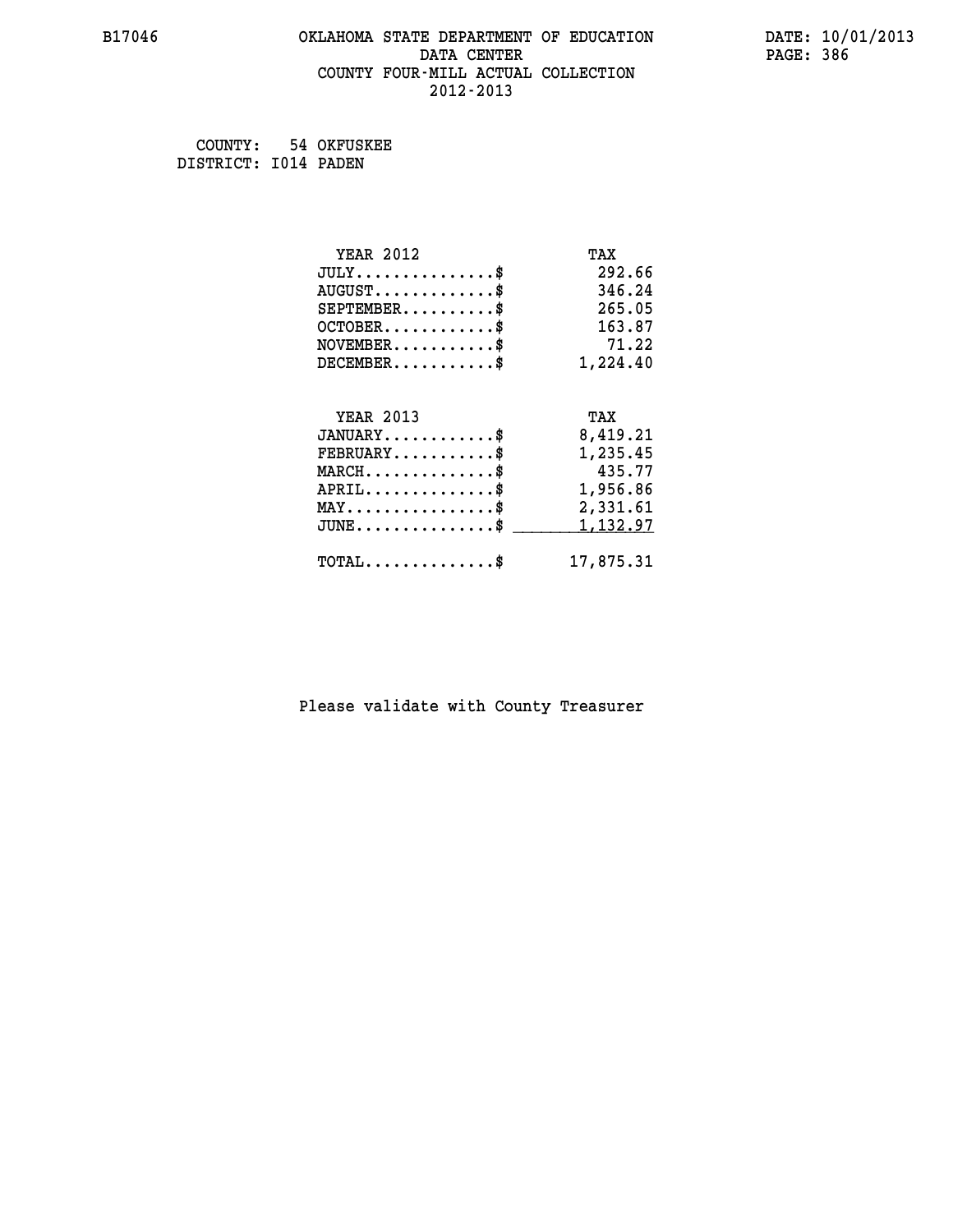B17046 OKLAHOMA STATE DEPARTMENT OF EDUCATION DATA CENTER COUNTY FOUR-MILL ACTUAL COLLECTION 2012-2013

DATE: 10/01/2013

COUNTY: 54 OKFUSKEE
DISTRICT: I014 PADEN

| YEAR 2012 | TAX |
|---|---|
| JULY..............$ | 292.66 |
| AUGUST............$ | 346.24 |
| SEPTEMBER.........$ | 265.05 |
| OCTOBER...........$ | 163.87 |
| NOVEMBER..........$ | 71.22 |
| DECEMBER..........$ | 1,224.40 |

| YEAR 2013 | TAX |
|---|---|
| JANUARY...........$ | 8,419.21 |
| FEBRUARY..........$ | 1,235.45 |
| MARCH.............$ | 435.77 |
| APRIL.............$ | 1,956.86 |
| MAY...............$ | 2,331.61 |
| JUNE..............$ | 1,132.97 |
| TOTAL.............$ | 17,875.31 |

Please validate with County Treasurer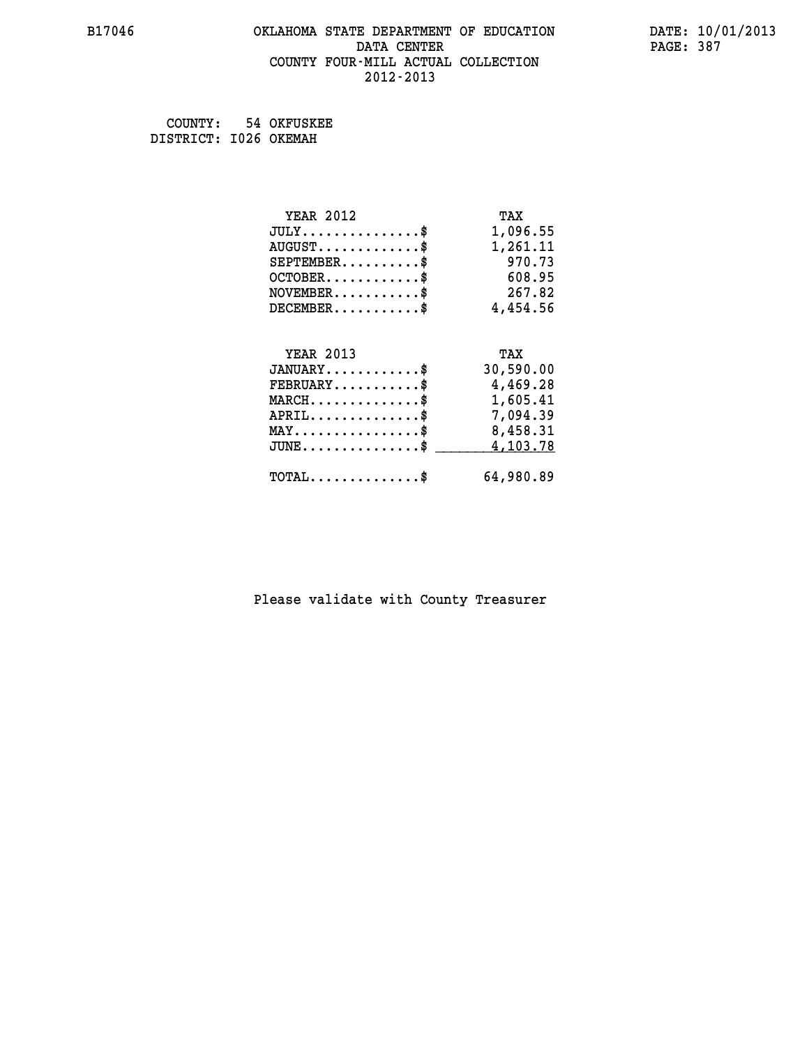B17046 OKLAHOMA STATE DEPARTMENT OF EDUCATION DATA CENTER COUNTY FOUR-MILL ACTUAL COLLECTION 2012-2013

DATE: 10/01/2013

COUNTY: 54 OKFUSKEE
DISTRICT: I026 OKEMAH

| YEAR 2012 | TAX |
| --- | --- |
| JULY...............$ | 1,096.55 |
| AUGUST.............$ | 1,261.11 |
| SEPTEMBER..........$ | 970.73 |
| OCTOBER............$ | 608.95 |
| NOVEMBER...........$ | 267.82 |
| DECEMBER...........$ | 4,454.56 |

| YEAR 2013 | TAX |
| --- | --- |
| JANUARY............$ | 30,590.00 |
| FEBRUARY...........$ | 4,469.28 |
| MARCH..............$ | 1,605.41 |
| APRIL..............$ | 7,094.39 |
| MAY................$ | 8,458.31 |
| JUNE...............$ | 4,103.78 |
| TOTAL..............$ | 64,980.89 |

Please validate with County Treasurer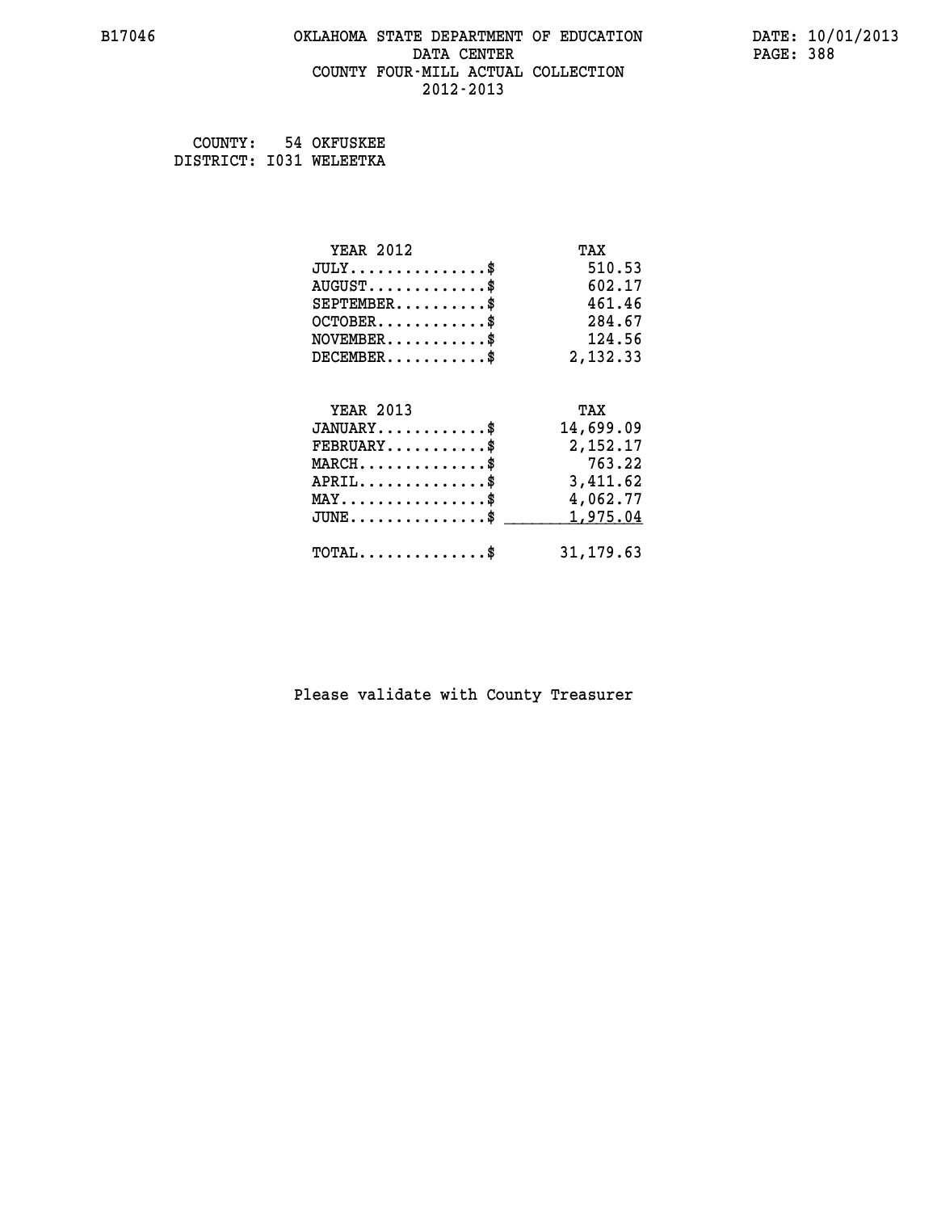B17046

# OKLAHOMA STATE DEPARTMENT OF EDUCATION
## DATA CENTER
## COUNTY FOUR-MILL ACTUAL COLLECTION
## 2012-2013

DATE: 10/01/2013

COUNTY: 54 OKFUSKEE
DISTRICT: I031 WELEETKA

| YEAR 2012 | TAX |
|---|---|
| JULY...............$ | 510.53 |
| AUGUST.............$ | 602.17 |
| SEPTEMBER..........$ | 461.46 |
| OCTOBER............$ | 284.67 |
| NOVEMBER...........$ | 124.56 |
| DECEMBER...........$ | 2,132.33 |

| YEAR 2013 | TAX |
|---|---|
| JANUARY............$ | 14,699.09 |
| FEBRUARY...........$ | 2,152.17 |
| MARCH..............$ | 763.22 |
| APRIL..............$ | 3,411.62 |
| MAY................$ | 4,062.77 |
| JUNE...............$ | 1,975.04 |
| TOTAL..............$ | 31,179.63 |

Please validate with County Treasurer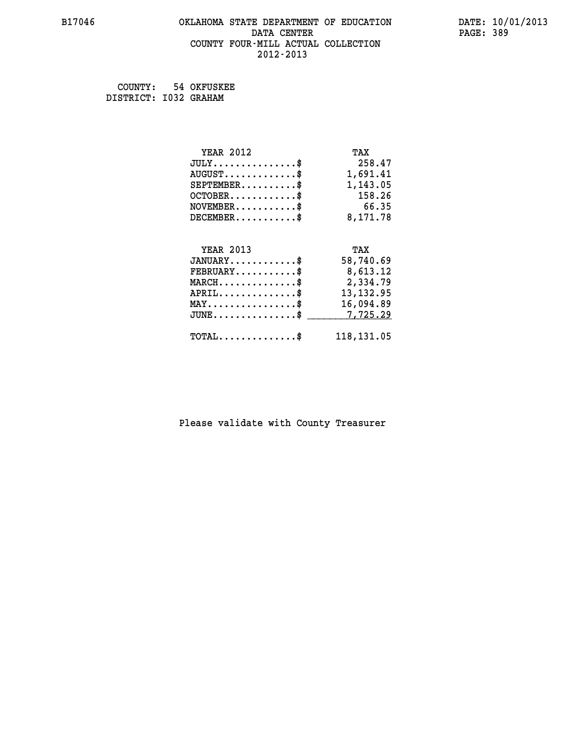# OKLAHOMA STATE DEPARTMENT OF EDUCATION
## DATA CENTER
## COUNTY FOUR-MILL ACTUAL COLLECTION
## 2012-2013

B17046

DATE: 10/01/2013

COUNTY: 54 OKFUSKEE
DISTRICT: I032 GRAHAM

| YEAR 2012 | TAX |
|---|---|
| JULY...............$ | 258.47 |
| AUGUST.............$ | 1,691.41 |
| SEPTEMBER..........$ | 1,143.05 |
| OCTOBER............$ | 158.26 |
| NOVEMBER...........$ | 66.35 |
| DECEMBER...........$ | 8,171.78 |

| YEAR 2013 | TAX |
|---|---|
| JANUARY............$ | 58,740.69 |
| FEBRUARY...........$ | 8,613.12 |
| MARCH..............$ | 2,334.79 |
| APRIL..............$ | 13,132.95 |
| MAY................$ | 16,094.89 |
| JUNE...............$ | 7,725.29 |
| TOTAL..............$ | 118,131.05 |

Please validate with County Treasurer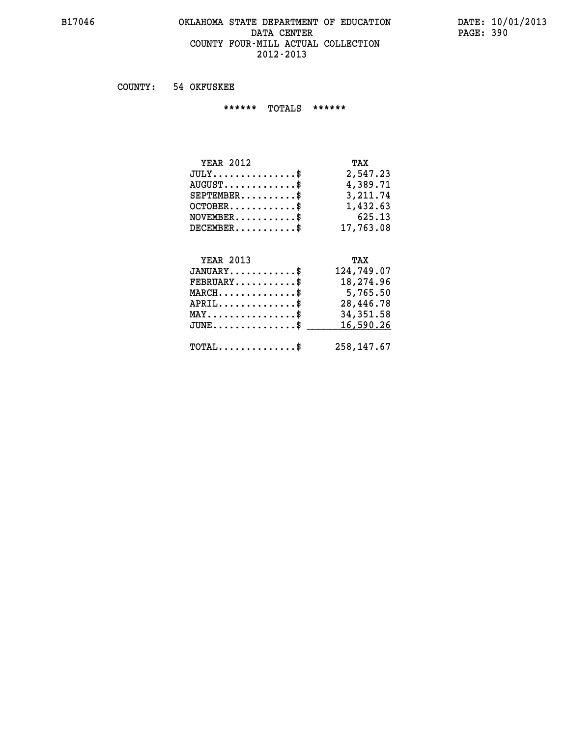B17046

# OKLAHOMA STATE DEPARTMENT OF EDUCATION
## DATA CENTER
## COUNTY FOUR-MILL ACTUAL COLLECTION
## 2012-2013

DATE: 10/01/2013

COUNTY: 54 OKFUSKEE

****** TOTALS ******

| YEAR 2012 | TAX |
|---|---|
| JULY...............$ | 2,547.23 |
| AUGUST.............$ | 4,389.71 |
| SEPTEMBER..........$ | 3,211.74 |
| OCTOBER............$ | 1,432.63 |
| NOVEMBER...........$ | 625.13 |
| DECEMBER...........$ | 17,763.08 |

| YEAR 2013 | TAX |
|---|---|
| JANUARY............$ | 124,749.07 |
| FEBRUARY...........$ | 18,274.96 |
| MARCH..............$ | 5,765.50 |
| APRIL..............$ | 28,446.78 |
| MAY................$ | 34,351.58 |
| JUNE...............$ | 16,590.26 |
| TOTAL..............$ | 258,147.67 |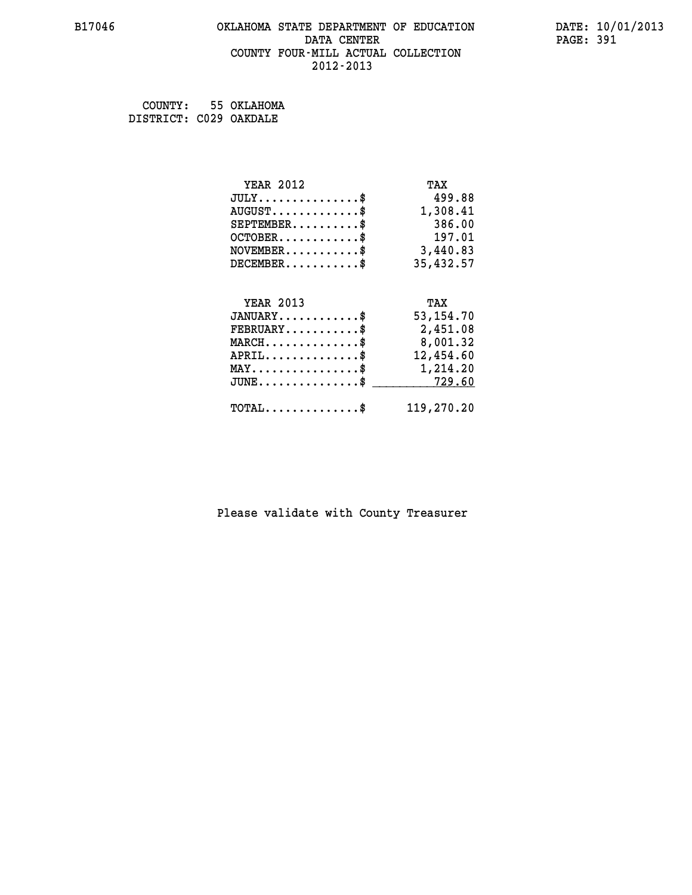B17046 OKLAHOMA STATE DEPARTMENT OF EDUCATION DATA CENTER COUNTY FOUR-MILL ACTUAL COLLECTION 2012-2013

DATE: 10/01/2013

COUNTY: 55 OKLAHOMA
DISTRICT: C029 OAKDALE

| YEAR 2012 | TAX |
|---|---|
| JULY...............$ | 499.88 |
| AUGUST.............$ | 1,308.41 |
| SEPTEMBER..........$ | 386.00 |
| OCTOBER............$ | 197.01 |
| NOVEMBER...........$ | 3,440.83 |
| DECEMBER...........$ | 35,432.57 |

| YEAR 2013 | TAX |
|---|---|
| JANUARY............$ | 53,154.70 |
| FEBRUARY...........$ | 2,451.08 |
| MARCH..............$ | 8,001.32 |
| APRIL..............$ | 12,454.60 |
| MAY................$ | 1,214.20 |
| JUNE...............$ | 729.60 |
| TOTAL..............$ | 119,270.20 |

Please validate with County Treasurer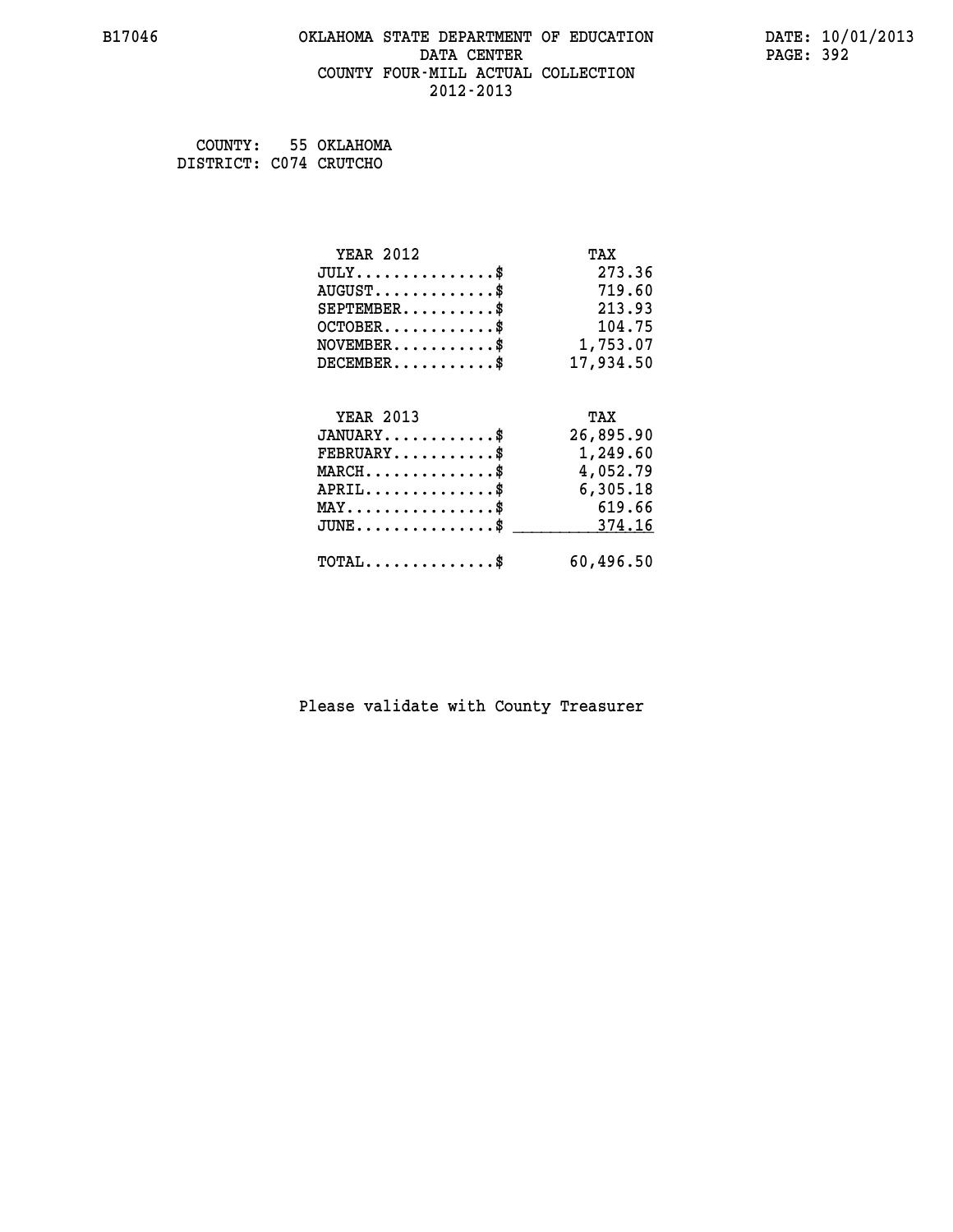B17046 OKLAHOMA STATE DEPARTMENT OF EDUCATION DATE: 10/01/2013
DATA CENTER
COUNTY FOUR-MILL ACTUAL COLLECTION
2012-2013

COUNTY: 55 OKLAHOMA
DISTRICT: C074 CRUTCHO

| YEAR 2012 | TAX |
|---|---|
| JULY...............$ | 273.36 |
| AUGUST.............$ | 719.60 |
| SEPTEMBER..........$ | 213.93 |
| OCTOBER............$ | 104.75 |
| NOVEMBER...........$ | 1,753.07 |
| DECEMBER...........$ | 17,934.50 |

| YEAR 2013 | TAX |
|---|---|
| JANUARY............$ | 26,895.90 |
| FEBRUARY...........$ | 1,249.60 |
| MARCH..............$ | 4,052.79 |
| APRIL..............$ | 6,305.18 |
| MAY................$ | 619.66 |
| JUNE...............$ | 374.16 |
| TOTAL..............$ | 60,496.50 |

Please validate with County Treasurer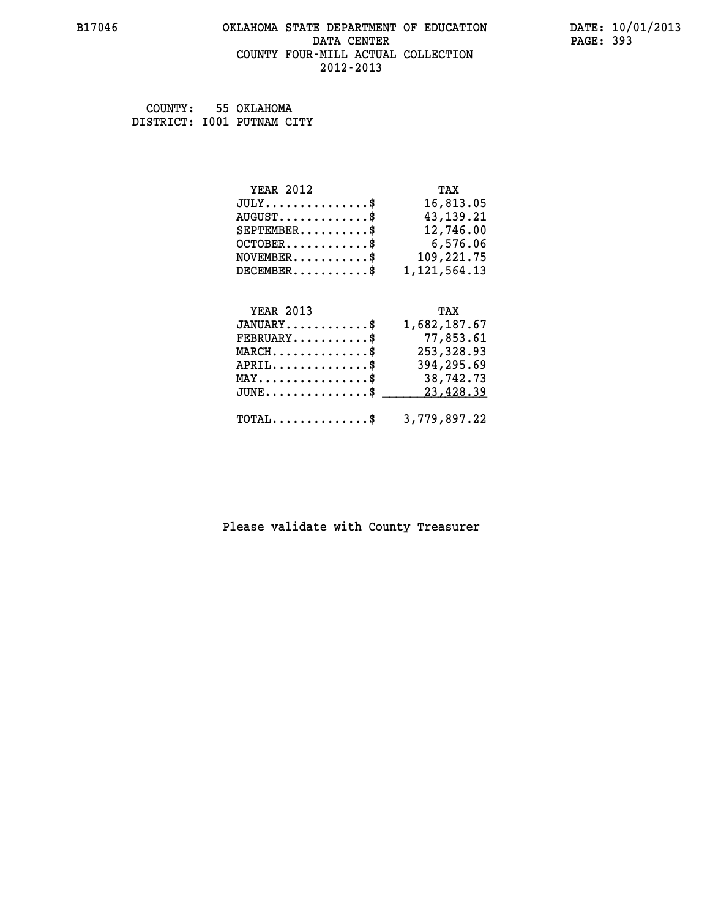# OKLAHOMA STATE DEPARTMENT OF EDUCATION
## DATA CENTER
## COUNTY FOUR-MILL ACTUAL COLLECTION
## 2012-2013

COUNTY: 55 OKLAHOMA
DISTRICT: I001 PUTNAM CITY

| YEAR 2012 | TAX |
|---|---|
| JULY...............$ | 16,813.05 |
| AUGUST.............$ | 43,139.21 |
| SEPTEMBER..........$ | 12,746.00 |
| OCTOBER............$ | 6,576.06 |
| NOVEMBER...........$ | 109,221.75 |
| DECEMBER...........$ | 1,121,564.13 |

| YEAR 2013 | TAX |
|---|---|
| JANUARY............$ | 1,682,187.67 |
| FEBRUARY...........$ | 77,853.61 |
| MARCH..............$ | 253,328.93 |
| APRIL..............$ | 394,295.69 |
| MAY................$ | 38,742.73 |
| JUNE...............$ | 23,428.39 |
| TOTAL..............$ | 3,779,897.22 |

Please validate with County Treasurer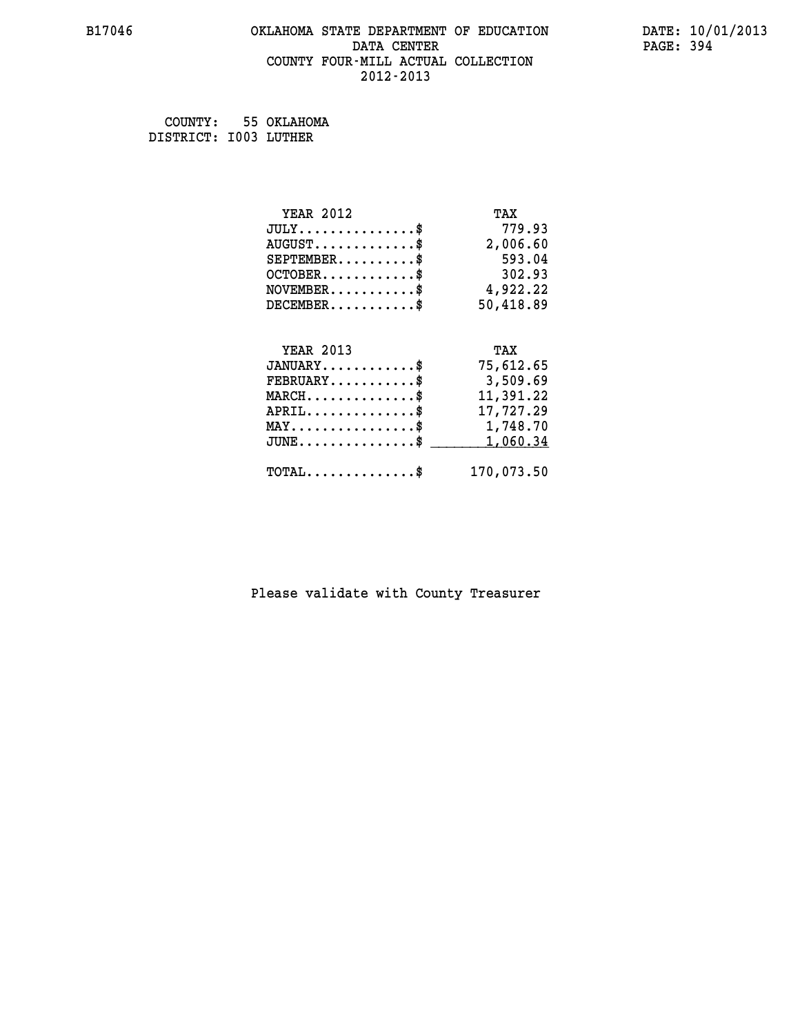B17046 OKLAHOMA STATE DEPARTMENT OF EDUCATION DATA CENTER COUNTY FOUR-MILL ACTUAL COLLECTION 2012-2013

DATE: 10/01/2013

COUNTY: 55 OKLAHOMA
DISTRICT: I003 LUTHER

| YEAR 2012 | TAX |
|---|---|
| JULY..............$ | 779.93 |
| AUGUST............$ | 2,006.60 |
| SEPTEMBER.........$ | 593.04 |
| OCTOBER...........$ | 302.93 |
| NOVEMBER..........$ | 4,922.22 |
| DECEMBER..........$ | 50,418.89 |

| YEAR 2013 | TAX |
|---|---|
| JANUARY...........$ | 75,612.65 |
| FEBRUARY..........$ | 3,509.69 |
| MARCH.............$ | 11,391.22 |
| APRIL.............$ | 17,727.29 |
| MAY...............$ | 1,748.70 |
| JUNE..............$ | 1,060.34 |
| TOTAL.............$ | 170,073.50 |

Please validate with County Treasurer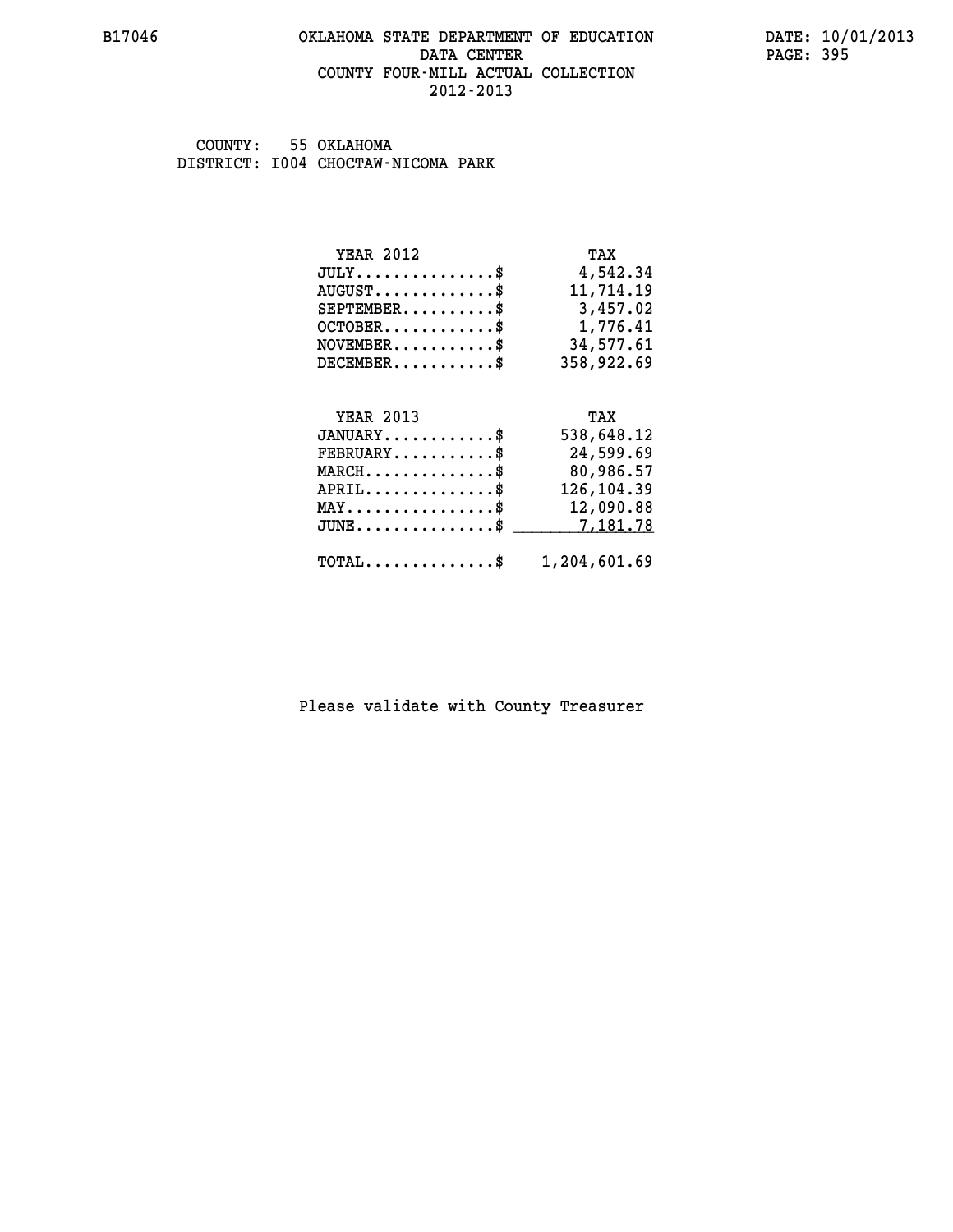COUNTY: 55 OKLAHOMA
DISTRICT: I004 CHOCTAW-NICOMA PARK

| YEAR 2012 | TAX |
|---|---|
| JULY..............$ | 4,542.34 |
| AUGUST.............$ | 11,714.19 |
| SEPTEMBER..........$ | 3,457.02 |
| OCTOBER............$ | 1,776.41 |
| NOVEMBER...........$ | 34,577.61 |
| DECEMBER...........$ | 358,922.69 |

| YEAR 2013 | TAX |
|---|---|
| JANUARY............$ | 538,648.12 |
| FEBRUARY...........$ | 24,599.69 |
| MARCH..............$ | 80,986.57 |
| APRIL..............$ | 126,104.39 |
| MAY................$ | 12,090.88 |
| JUNE...............$ | 7,181.78 |
| TOTAL..............$ | 1,204,601.69 |

Please validate with County Treasurer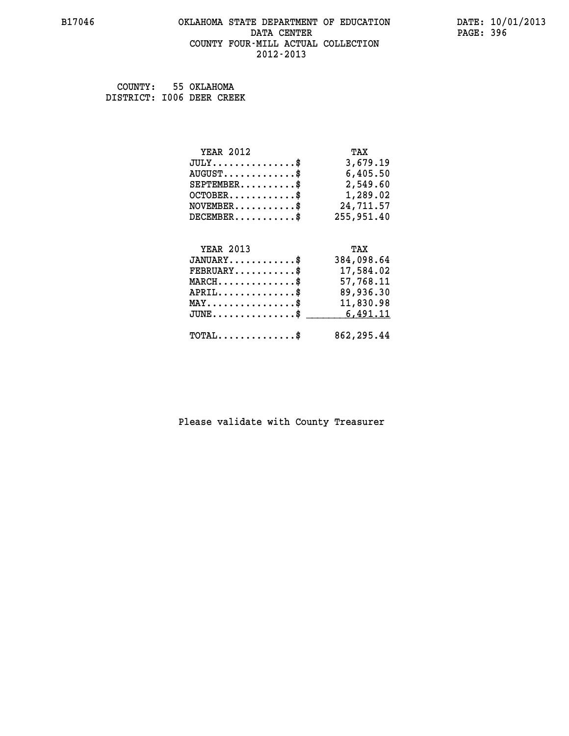B17046 OKLAHOMA STATE DEPARTMENT OF EDUCATION DATE: 10/01/2013

DATA CENTER

COUNTY FOUR-MILL ACTUAL COLLECTION

2012-2013

COUNTY: 55 OKLAHOMA
DISTRICT: I006 DEER CREEK

| YEAR 2012 | TAX |
|---|---|
| JULY...............$ | 3,679.19 |
| AUGUST.............$ | 6,405.50 |
| SEPTEMBER..........$ | 2,549.60 |
| OCTOBER............$ | 1,289.02 |
| NOVEMBER...........$ | 24,711.57 |
| DECEMBER...........$ | 255,951.40 |

| YEAR 2013 | TAX |
|---|---|
| JANUARY............$ | 384,098.64 |
| FEBRUARY...........$ | 17,584.02 |
| MARCH..............$ | 57,768.11 |
| APRIL..............$ | 89,936.30 |
| MAY................$ | 11,830.98 |
| JUNE...............$ | 6,491.11 |
| TOTAL..............$ | 862,295.44 |

Please validate with County Treasurer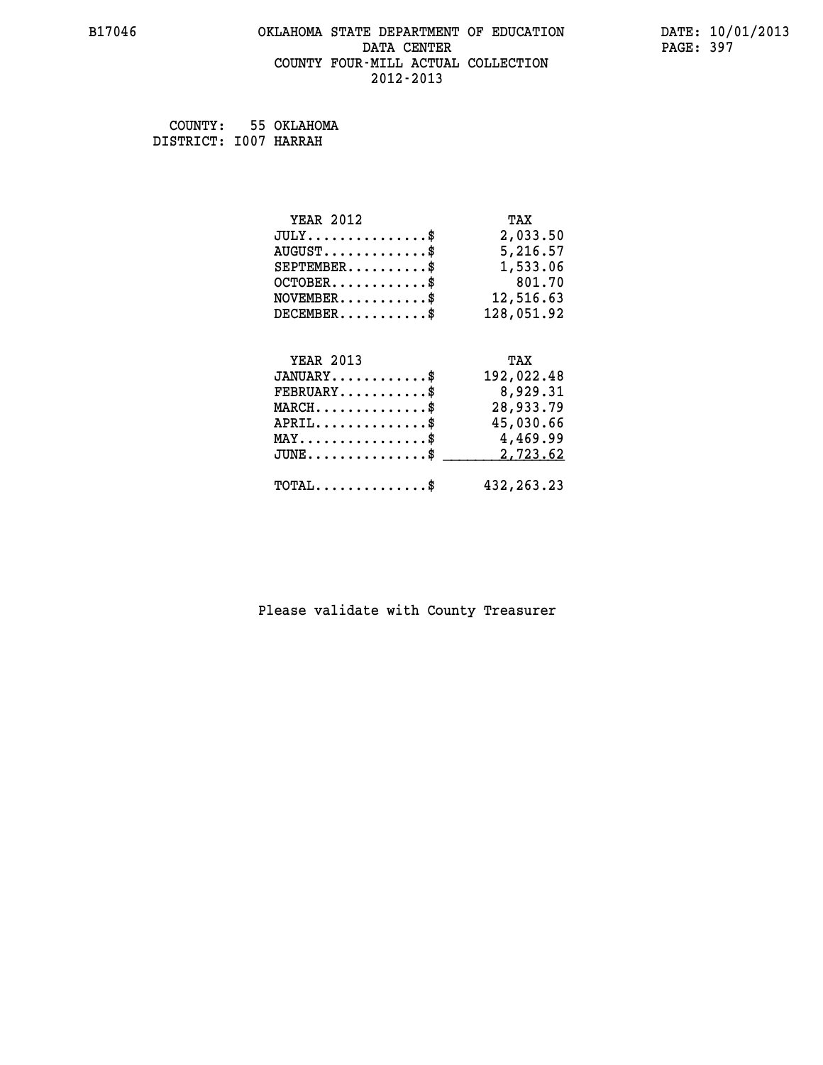# OKLAHOMA STATE DEPARTMENT OF EDUCATION
## DATA CENTER
## COUNTY FOUR-MILL ACTUAL COLLECTION
## 2012-2013

COUNTY: 55 OKLAHOMA
DISTRICT: I007 HARRAH

| YEAR 2012 | TAX |
|---|---|
| JULY..............$ | 2,033.50 |
| AUGUST............$ | 5,216.57 |
| SEPTEMBER.........$ | 1,533.06 |
| OCTOBER...........$ | 801.70 |
| NOVEMBER..........$ | 12,516.63 |
| DECEMBER..........$ | 128,051.92 |

| YEAR 2013 | TAX |
|---|---|
| JANUARY...........$ | 192,022.48 |
| FEBRUARY..........$ | 8,929.31 |
| MARCH.............$ | 28,933.79 |
| APRIL.............$ | 45,030.66 |
| MAY...............$ | 4,469.99 |
| JUNE..............$ | 2,723.62 |
| TOTAL.............$ | 432,263.23 |

Please validate with County Treasurer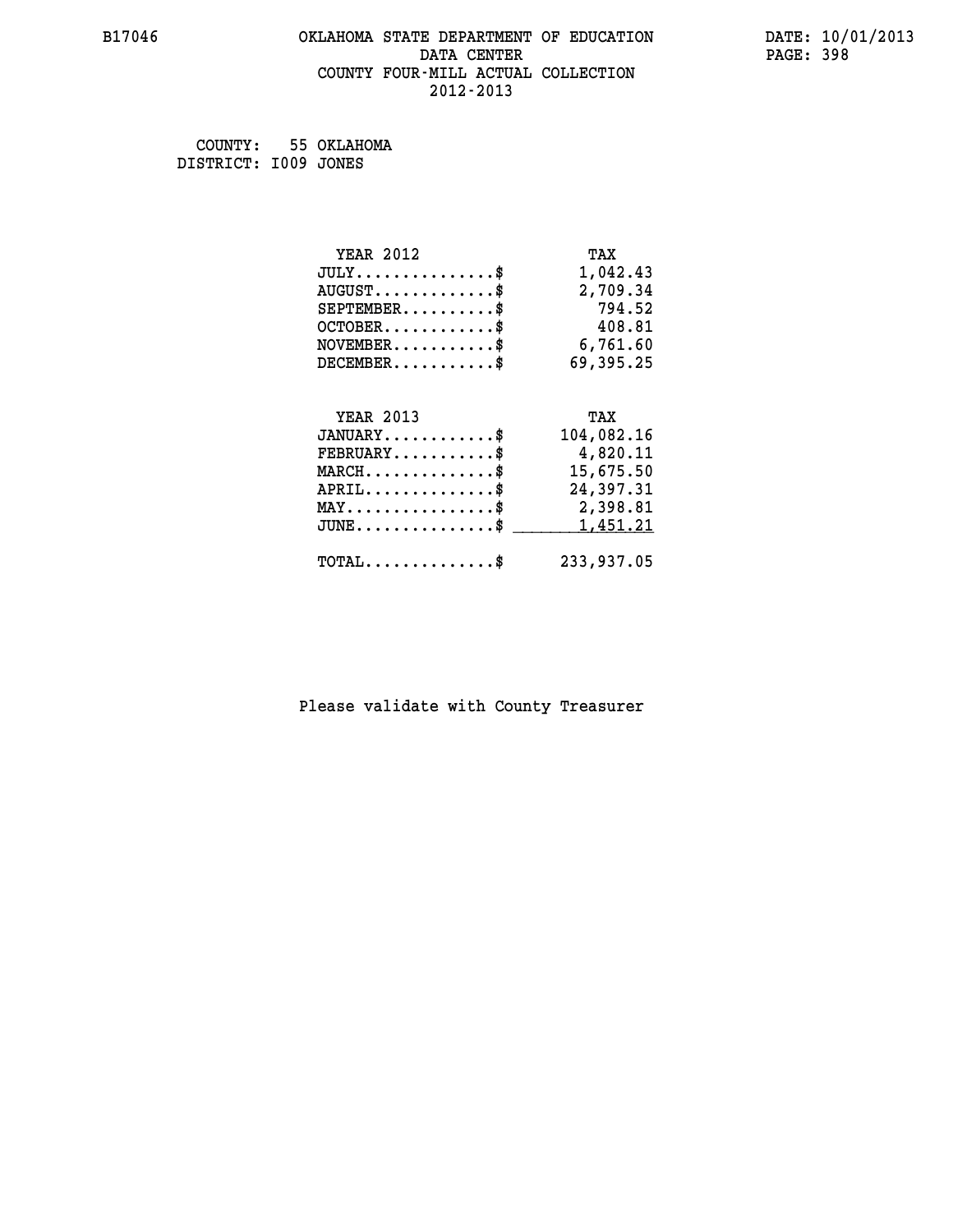B17046 OKLAHOMA STATE DEPARTMENT OF EDUCATION DATE: 10/01/2013
DATA CENTER
COUNTY FOUR-MILL ACTUAL COLLECTION
2012-2013

COUNTY: 55 OKLAHOMA
DISTRICT: I009 JONES

| YEAR 2012 | TAX |
|---|---|
| JULY...............$ | 1,042.43 |
| AUGUST.............$ | 2,709.34 |
| SEPTEMBER..........$ | 794.52 |
| OCTOBER............$ | 408.81 |
| NOVEMBER...........$ | 6,761.60 |
| DECEMBER...........$ | 69,395.25 |

| YEAR 2013 | TAX |
|---|---|
| JANUARY............$ | 104,082.16 |
| FEBRUARY...........$ | 4,820.11 |
| MARCH..............$ | 15,675.50 |
| APRIL..............$ | 24,397.31 |
| MAY................$ | 2,398.81 |
| JUNE...............$ | 1,451.21 |
| TOTAL..............$ | 233,937.05 |

Please validate with County Treasurer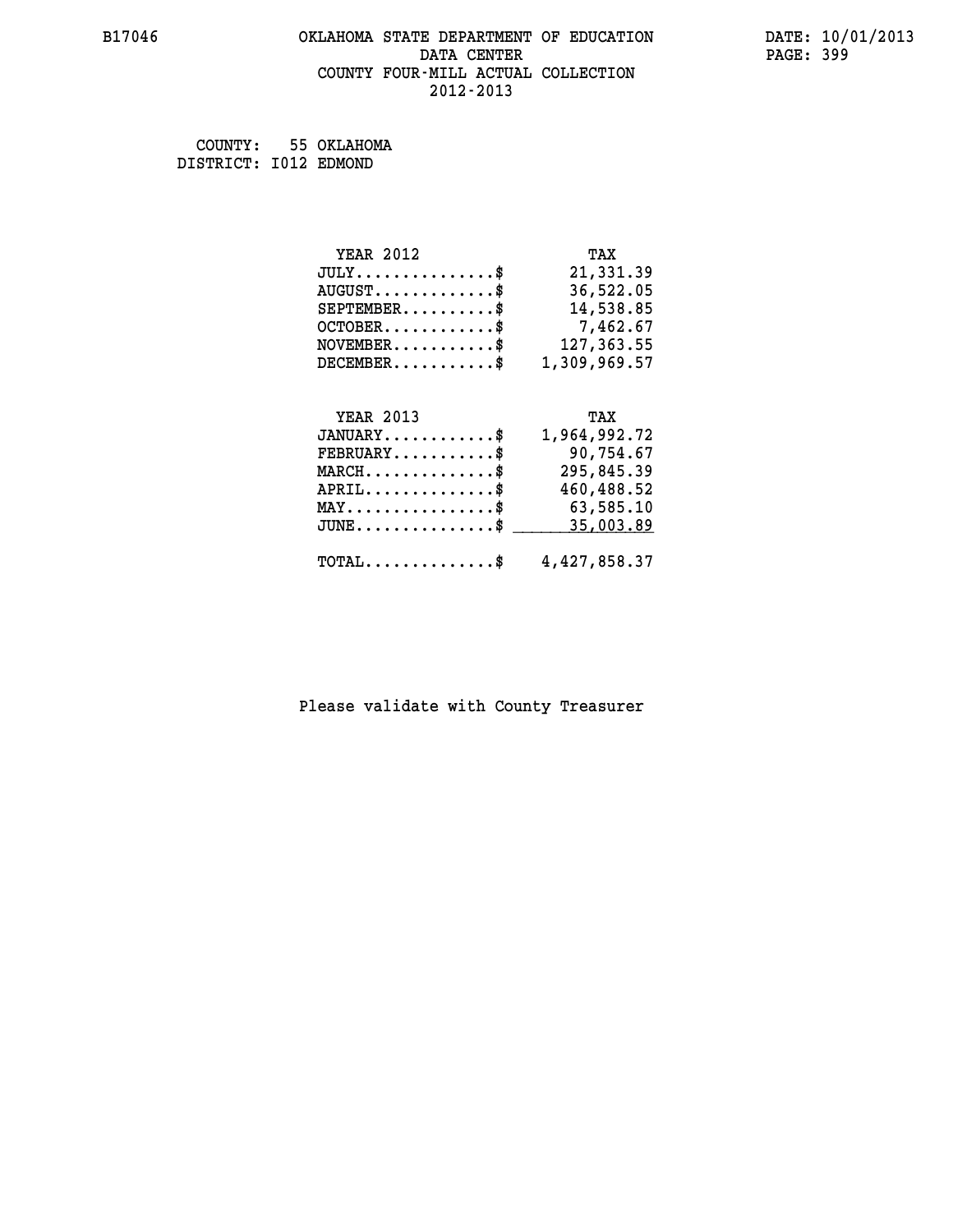# OKLAHOMA STATE DEPARTMENT OF EDUCATION
## DATA CENTER
## COUNTY FOUR-MILL ACTUAL COLLECTION
## 2012-2013

COUNTY: 55 OKLAHOMA
DISTRICT: I012 EDMOND

| YEAR 2012 | TAX |
|---|---|
| JULY..............$ | 21,331.39 |
| AUGUST............$ | 36,522.05 |
| SEPTEMBER.........$ | 14,538.85 |
| OCTOBER...........$ | 7,462.67 |
| NOVEMBER..........$ | 127,363.55 |
| DECEMBER..........$ | 1,309,969.57 |

| YEAR 2013 | TAX |
|---|---|
| JANUARY...........$ | 1,964,992.72 |
| FEBRUARY..........$ | 90,754.67 |
| MARCH.............$ | 295,845.39 |
| APRIL.............$ | 460,488.52 |
| MAY...............$ | 63,585.10 |
| JUNE..............$ | 35,003.89 |
| TOTAL.............$ | 4,427,858.37 |

Please validate with County Treasurer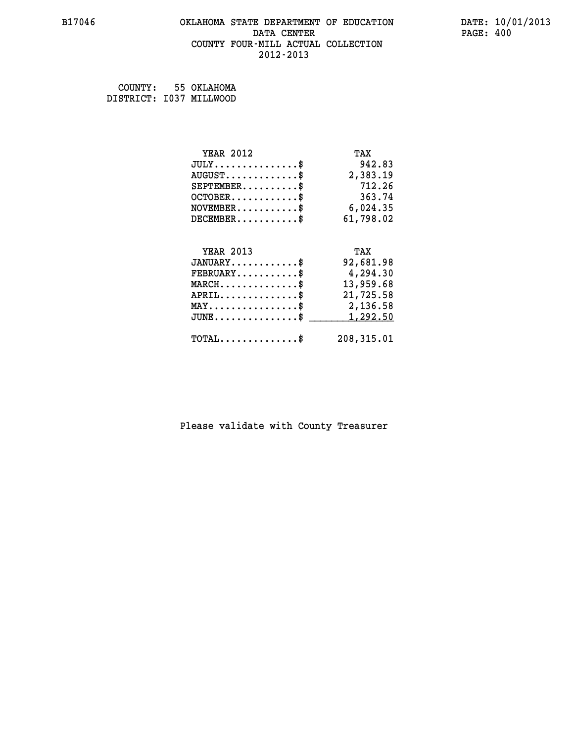# OKLAHOMA STATE DEPARTMENT OF EDUCATION
## DATA CENTER
## COUNTY FOUR-MILL ACTUAL COLLECTION
## 2012-2013

B17046 | DATE: 10/01/2013

COUNTY: 55 OKLAHOMA
DISTRICT: I037 MILLWOOD

| YEAR 2012 | TAX |
|---|---|
| JULY...............$ | 942.83 |
| AUGUST.............$ | 2,383.19 |
| SEPTEMBER..........$ | 712.26 |
| OCTOBER............$ | 363.74 |
| NOVEMBER...........$ | 6,024.35 |
| DECEMBER...........$ | 61,798.02 |

| YEAR 2013 | TAX |
|---|---|
| JANUARY............$ | 92,681.98 |
| FEBRUARY...........$ | 4,294.30 |
| MARCH..............$ | 13,959.68 |
| APRIL..............$ | 21,725.58 |
| MAY................$ | 2,136.58 |
| JUNE...............$ | 1,292.50 |
| TOTAL..............$ | 208,315.01 |

Please validate with County Treasurer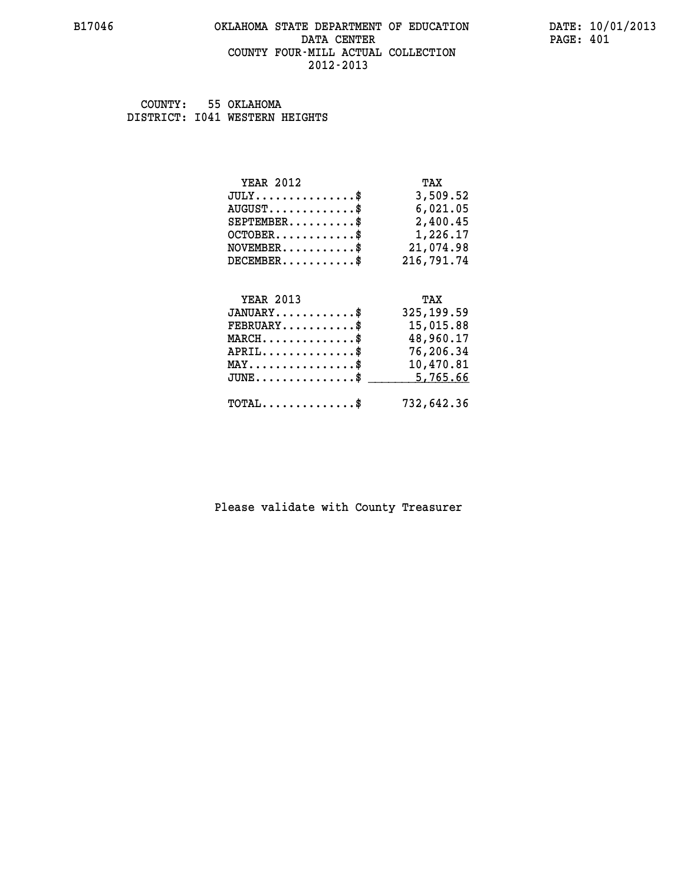B17046 OKLAHOMA STATE DEPARTMENT OF EDUCATION DATA CENTER COUNTY FOUR-MILL ACTUAL COLLECTION 2012-2013

DATE: 10/01/2013

COUNTY: 55 OKLAHOMA
DISTRICT: I041 WESTERN HEIGHTS

| YEAR 2012 | TAX |
|---|---|
| JULY..............$ | 3,509.52 |
| AUGUST............$ | 6,021.05 |
| SEPTEMBER.........$ | 2,400.45 |
| OCTOBER...........$ | 1,226.17 |
| NOVEMBER..........$ | 21,074.98 |
| DECEMBER..........$ | 216,791.74 |

| YEAR 2013 | TAX |
|---|---|
| JANUARY...........$ | 325,199.59 |
| FEBRUARY..........$ | 15,015.88 |
| MARCH.............$ | 48,960.17 |
| APRIL.............$ | 76,206.34 |
| MAY...............$ | 10,470.81 |
| JUNE..............$ | 5,765.66 |
| TOTAL.............$ | 732,642.36 |

Please validate with County Treasurer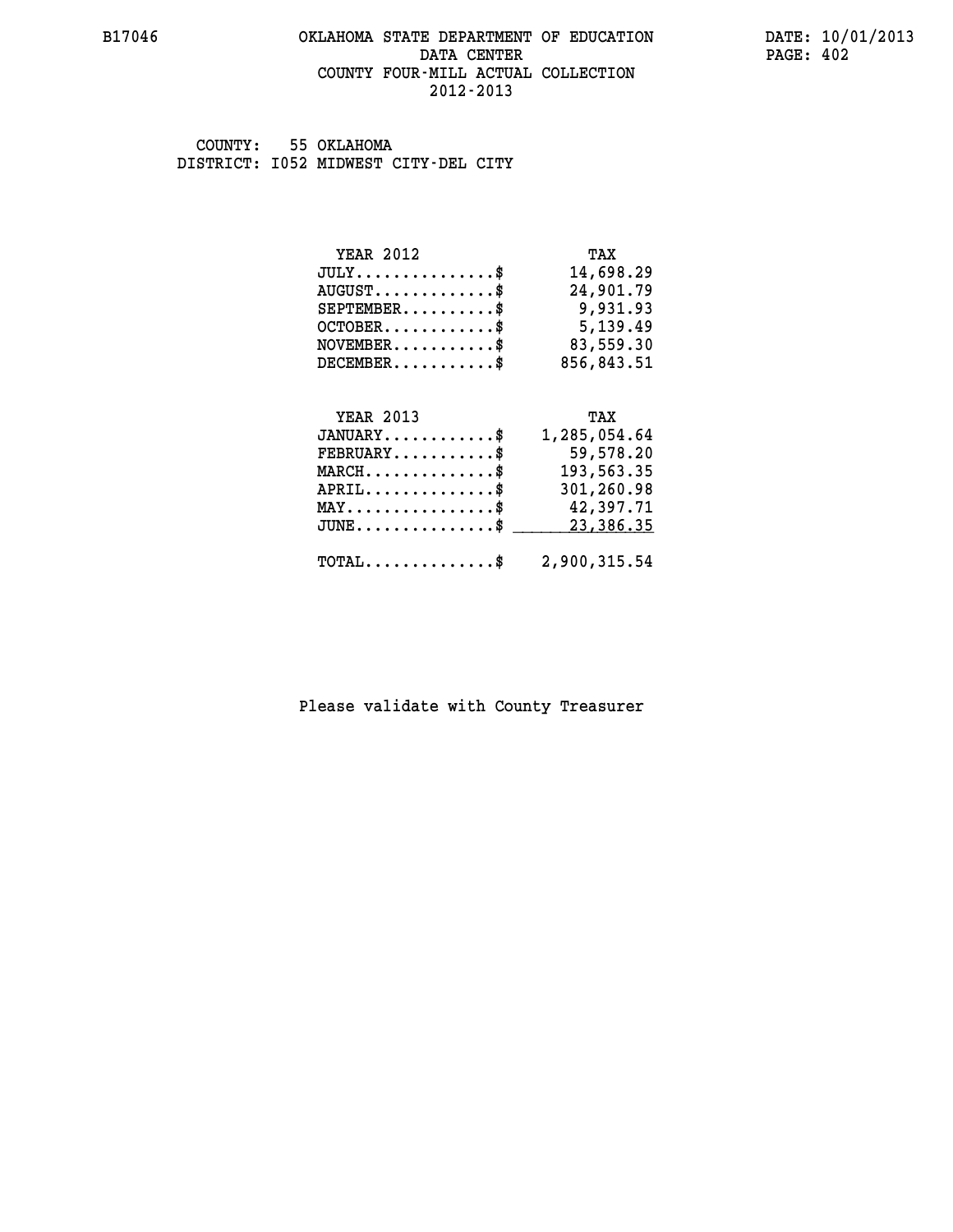B17046 OKLAHOMA STATE DEPARTMENT OF EDUCATION DATA CENTER COUNTY FOUR-MILL ACTUAL COLLECTION 2012-2013

DATE: 10/01/2013
PAGE: 402

COUNTY: 55 OKLAHOMA
DISTRICT: I052 MIDWEST CITY-DEL CITY

| YEAR 2012 | TAX |
| --- | --- |
| JULY...............$ | 14,698.29 |
| AUGUST.............$ | 24,901.79 |
| SEPTEMBER..........$ | 9,931.93 |
| OCTOBER............$ | 5,139.49 |
| NOVEMBER...........$ | 83,559.30 |
| DECEMBER...........$ | 856,843.51 |

| YEAR 2013 | TAX |
| --- | --- |
| JANUARY............$ | 1,285,054.64 |
| FEBRUARY...........$ | 59,578.20 |
| MARCH..............$ | 193,563.35 |
| APRIL..............$ | 301,260.98 |
| MAY................$ | 42,397.71 |
| JUNE...............$ | 23,386.35 |
| TOTAL..............$ | 2,900,315.54 |

Please validate with County Treasurer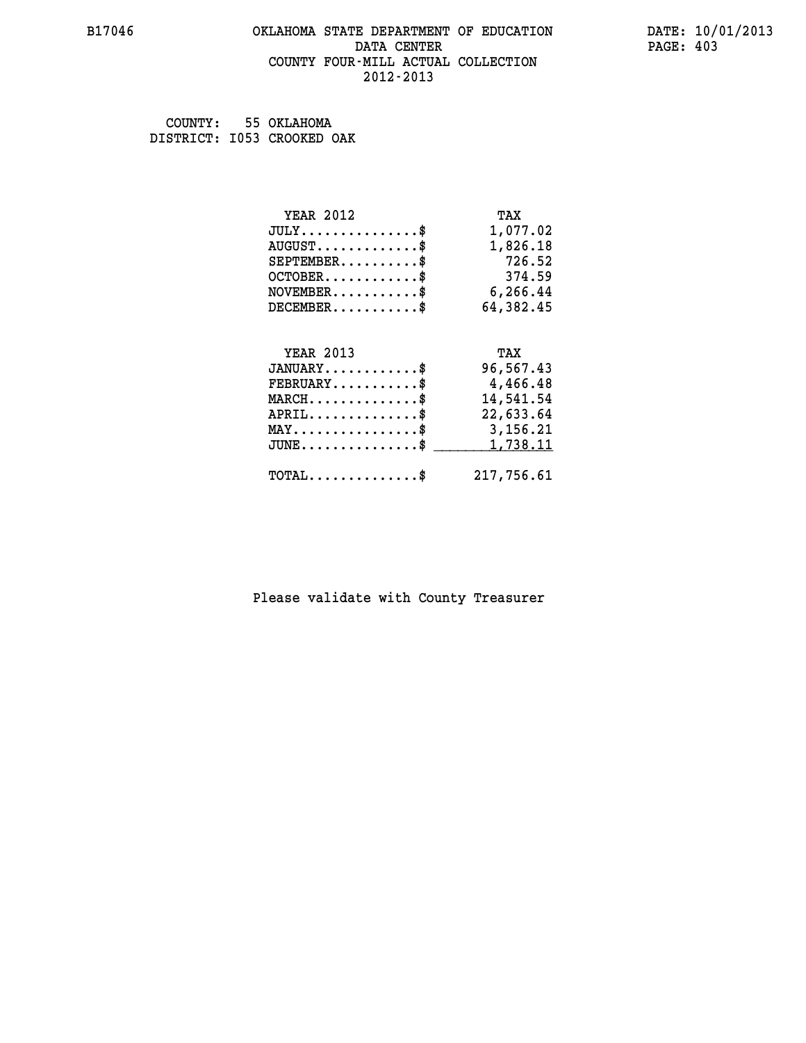B17046 OKLAHOMA STATE DEPARTMENT OF EDUCATION DATE: 10/01/2013

DATA CENTER

COUNTY FOUR-MILL ACTUAL COLLECTION

2012-2013

COUNTY: 55 OKLAHOMA

DISTRICT: I053 CROOKED OAK

| YEAR 2012 | TAX |
|---|---|
| JULY..............$ | 1,077.02 |
| AUGUST............$ | 1,826.18 |
| SEPTEMBER..........$ | 726.52 |
| OCTOBER............$ | 374.59 |
| NOVEMBER...........$ | 6,266.44 |
| DECEMBER...........$ | 64,382.45 |

| YEAR 2013 | TAX |
|---|---|
| JANUARY............$ | 96,567.43 |
| FEBRUARY...........$ | 4,466.48 |
| MARCH..............$ | 14,541.54 |
| APRIL..............$ | 22,633.64 |
| MAY................$ | 3,156.21 |
| JUNE...............$ | 1,738.11 |
| TOTAL..............$ | 217,756.61 |

Please validate with County Treasurer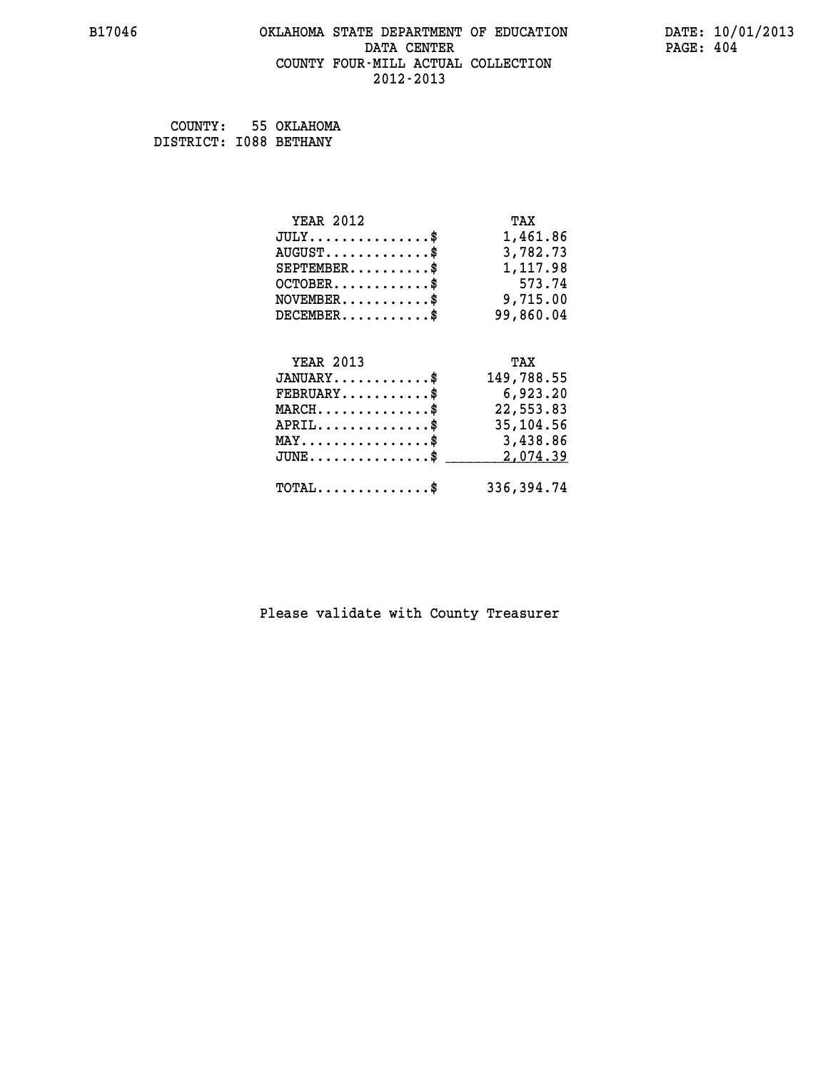B17046 OKLAHOMA STATE DEPARTMENT OF EDUCATION DATA CENTER COUNTY FOUR-MILL ACTUAL COLLECTION 2012-2013

DATE: 10/01/2013

COUNTY: 55 OKLAHOMA
DISTRICT: I088 BETHANY

| YEAR 2012 | TAX |
|---|---|
| JULY...............$ | 1,461.86 |
| AUGUST.............$ | 3,782.73 |
| SEPTEMBER..........$ | 1,117.98 |
| OCTOBER............$ | 573.74 |
| NOVEMBER...........$ | 9,715.00 |
| DECEMBER...........$ | 99,860.04 |

| YEAR 2013 | TAX |
|---|---|
| JANUARY............$ | 149,788.55 |
| FEBRUARY...........$ | 6,923.20 |
| MARCH..............$ | 22,553.83 |
| APRIL..............$ | 35,104.56 |
| MAY................$ | 3,438.86 |
| JUNE...............$ | 2,074.39 |
| TOTAL..............$ | 336,394.74 |

Please validate with County Treasurer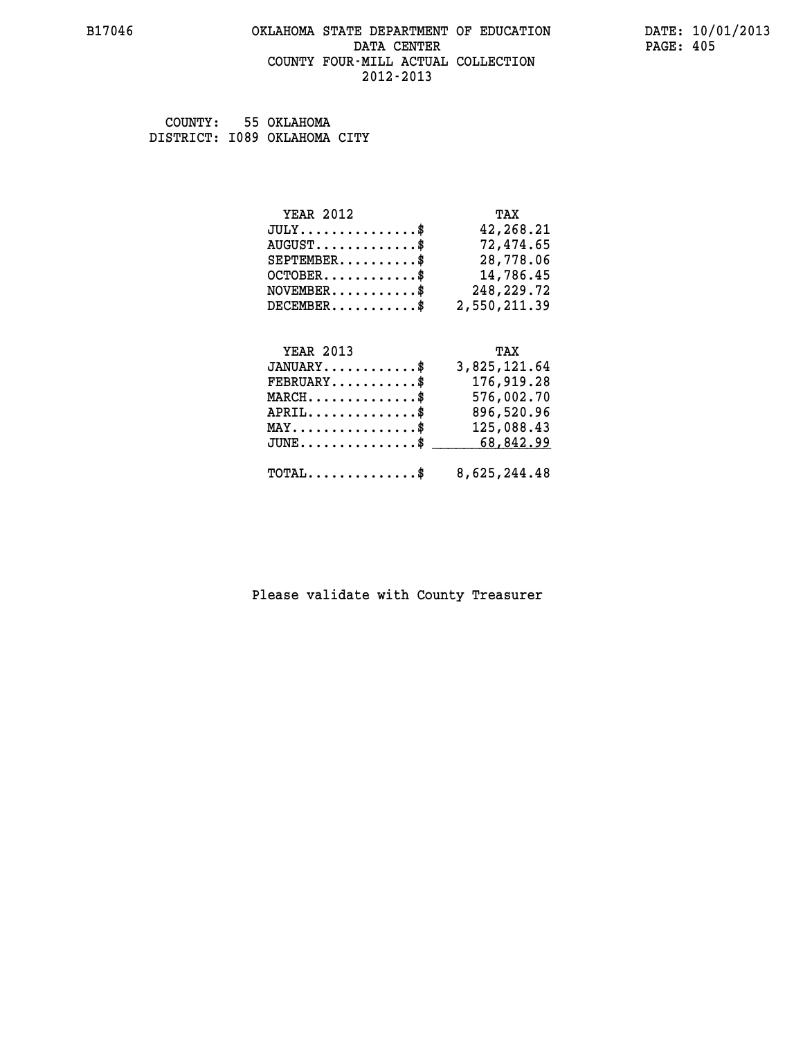OKLAHOMA STATE DEPARTMENT OF EDUCATION
DATA CENTER
COUNTY FOUR-MILL ACTUAL COLLECTION
2012-2013

COUNTY: 55 OKLAHOMA
DISTRICT: I089 OKLAHOMA CITY

| YEAR 2012 | TAX |
| --- | --- |
| JULY...............$ | 42,268.21 |
| AUGUST.............$ | 72,474.65 |
| SEPTEMBER..........$ | 28,778.06 |
| OCTOBER............$ | 14,786.45 |
| NOVEMBER...........$ | 248,229.72 |
| DECEMBER...........$ | 2,550,211.39 |

| YEAR 2013 | TAX |
| --- | --- |
| JANUARY............$ | 3,825,121.64 |
| FEBRUARY...........$ | 176,919.28 |
| MARCH..............$ | 576,002.70 |
| APRIL..............$ | 896,520.96 |
| MAY................$ | 125,088.43 |
| JUNE...............$ | 68,842.99 |
| TOTAL..............$ | 8,625,244.48 |

Please validate with County Treasurer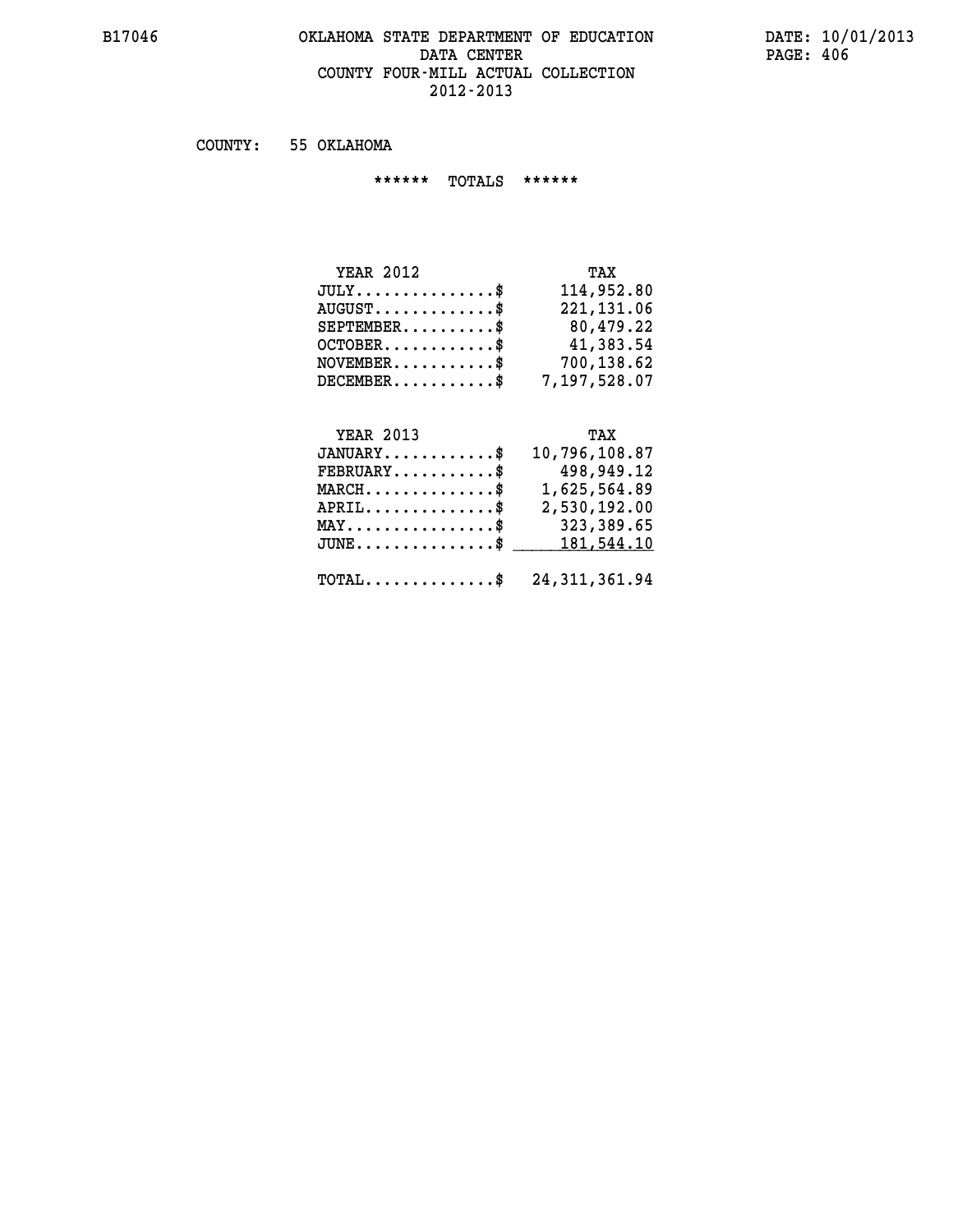# OKLAHOMA STATE DEPARTMENT OF EDUCATION
## DATA CENTER
## COUNTY FOUR-MILL ACTUAL COLLECTION
## 2012-2013

COUNTY: 55 OKLAHOMA

****** TOTALS ******

| YEAR 2012 | TAX |
|---|---|
| JULY..............$ | 114,952.80 |
| AUGUST............$ | 221,131.06 |
| SEPTEMBER.........$ | 80,479.22 |
| OCTOBER...........$ | 41,383.54 |
| NOVEMBER..........$ | 700,138.62 |
| DECEMBER..........$ | 7,197,528.07 |

| YEAR 2013 | TAX |
|---|---|
| JANUARY...........$ | 10,796,108.87 |
| FEBRUARY..........$ | 498,949.12 |
| MARCH.............$ | 1,625,564.89 |
| APRIL.............$ | 2,530,192.00 |
| MAY...............$ | 323,389.65 |
| JUNE..............$ | 181,544.10 |
| TOTAL.............$ | 24,311,361.94 |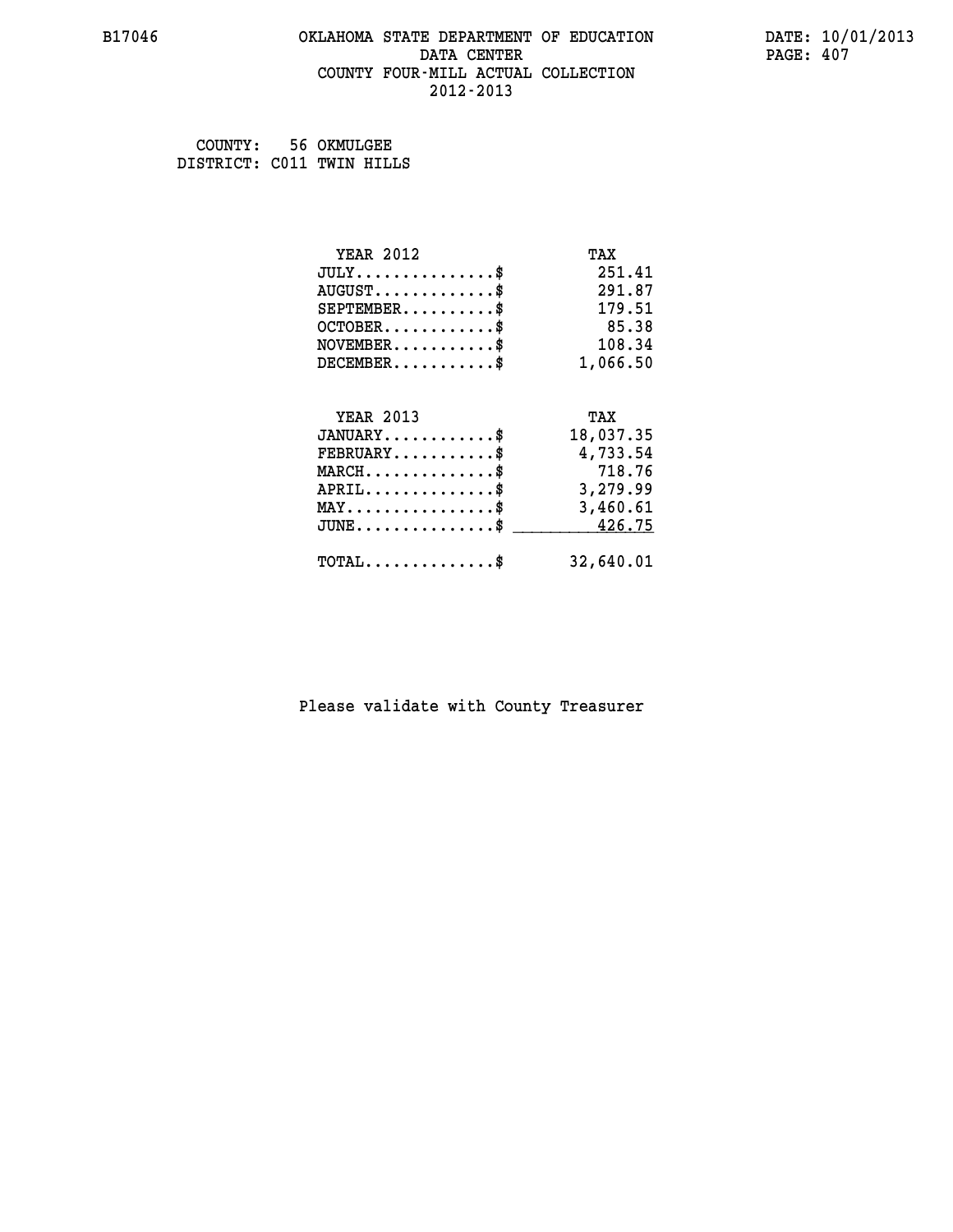# OKLAHOMA STATE DEPARTMENT OF EDUCATION
## DATA CENTER
## COUNTY FOUR-MILL ACTUAL COLLECTION
## 2012-2013

B17046 DATE: 10/01/2013

COUNTY: 56 OKMULGEE
DISTRICT: C011 TWIN HILLS

| YEAR 2012 | TAX |
|---|---|
| JULY...............$ | 251.41 |
| AUGUST.............$ | 291.87 |
| SEPTEMBER..........$ | 179.51 |
| OCTOBER............$ | 85.38 |
| NOVEMBER...........$ | 108.34 |
| DECEMBER...........$ | 1,066.50 |

| YEAR 2013 | TAX |
|---|---|
| JANUARY............$ | 18,037.35 |
| FEBRUARY...........$ | 4,733.54 |
| MARCH..............$ | 718.76 |
| APRIL..............$ | 3,279.99 |
| MAY................$ | 3,460.61 |
| JUNE...............$ | 426.75 |
| TOTAL..............$ | 32,640.01 |

Please validate with County Treasurer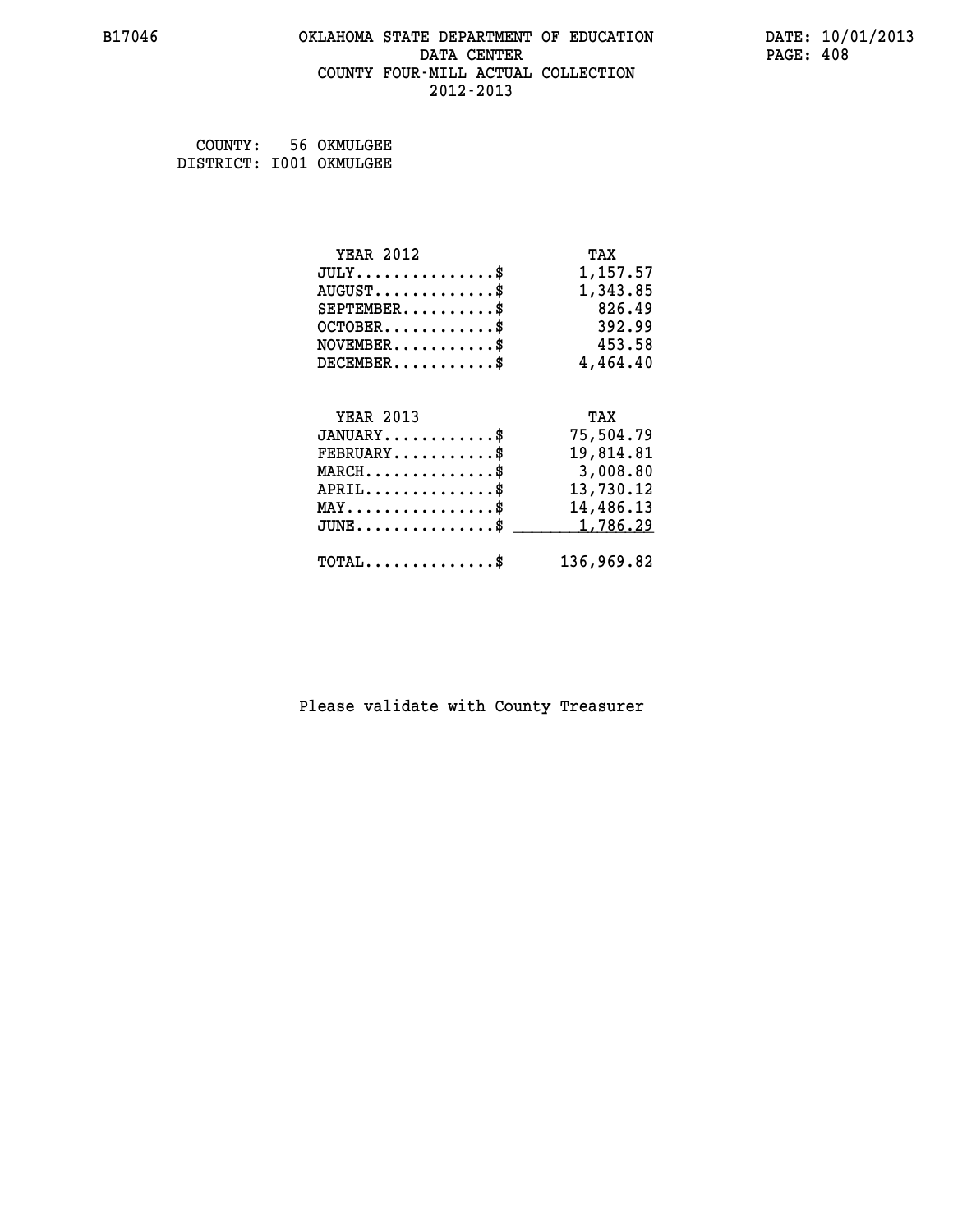B17046 OKLAHOMA STATE DEPARTMENT OF EDUCATION DATA CENTER COUNTY FOUR-MILL ACTUAL COLLECTION 2012-2013

DATE: 10/01/2013

COUNTY: 56 OKMULGEE
DISTRICT: I001 OKMULGEE

| YEAR 2012 | TAX |
|---|---|
| JULY..............$ | 1,157.57 |
| AUGUST............$ | 1,343.85 |
| SEPTEMBER..........$ | 826.49 |
| OCTOBER...........$ | 392.99 |
| NOVEMBER..........$ | 453.58 |
| DECEMBER..........$ | 4,464.40 |

| YEAR 2013 | TAX |
|---|---|
| JANUARY...........$ | 75,504.79 |
| FEBRUARY..........$ | 19,814.81 |
| MARCH.............$ | 3,008.80 |
| APRIL.............$ | 13,730.12 |
| MAY...............$ | 14,486.13 |
| JUNE..............$ | 1,786.29 |
| TOTAL.............$ | 136,969.82 |

Please validate with County Treasurer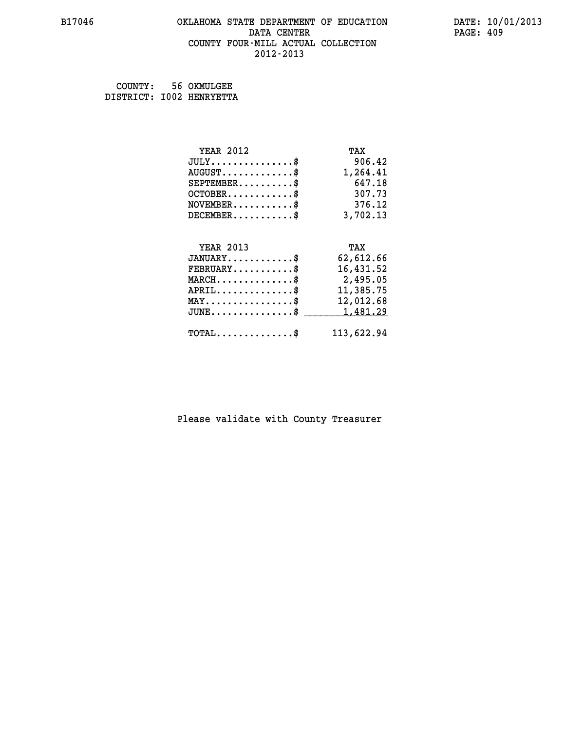B17046 OKLAHOMA STATE DEPARTMENT OF EDUCATION DATA CENTER COUNTY FOUR-MILL ACTUAL COLLECTION 2012-2013

DATE: 10/01/2013

COUNTY: 56 OKMULGEE
DISTRICT: I002 HENRYETTA

| YEAR 2012 | TAX |
|---|---|
| JULY...............$ | 906.42 |
| AUGUST.............$ | 1,264.41 |
| SEPTEMBER..........$ | 647.18 |
| OCTOBER............$ | 307.73 |
| NOVEMBER...........$ | 376.12 |
| DECEMBER...........$ | 3,702.13 |

| YEAR 2013 | TAX |
|---|---|
| JANUARY............$ | 62,612.66 |
| FEBRUARY...........$ | 16,431.52 |
| MARCH..............$ | 2,495.05 |
| APRIL..............$ | 11,385.75 |
| MAY................$ | 12,012.68 |
| JUNE...............$ | 1,481.29 |
| TOTAL..............$ | 113,622.94 |

Please validate with County Treasurer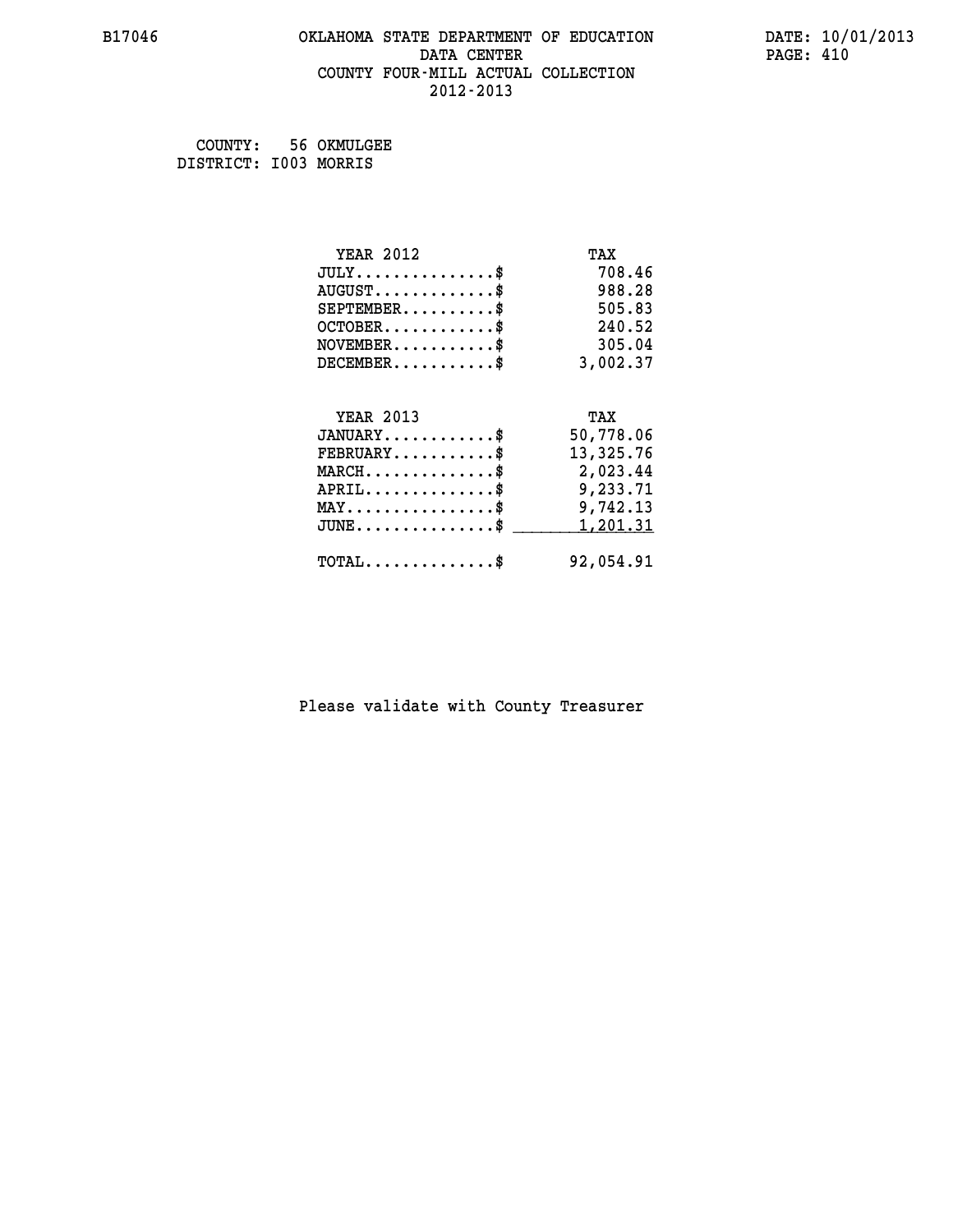COUNTY: 56 OKMULGEE
DISTRICT: I003 MORRIS

| YEAR 2012 | TAX |
|---|---|
| JULY...............$ | 708.46 |
| AUGUST.............$ | 988.28 |
| SEPTEMBER..........$ | 505.83 |
| OCTOBER............$ | 240.52 |
| NOVEMBER...........$ | 305.04 |
| DECEMBER...........$ | 3,002.37 |

| YEAR 2013 | TAX |
|---|---|
| JANUARY............$ | 50,778.06 |
| FEBRUARY...........$ | 13,325.76 |
| MARCH..............$ | 2,023.44 |
| APRIL..............$ | 9,233.71 |
| MAY................$ | 9,742.13 |
| JUNE...............$ | 1,201.31 |
| TOTAL..............$ | 92,054.91 |

Please validate with County Treasurer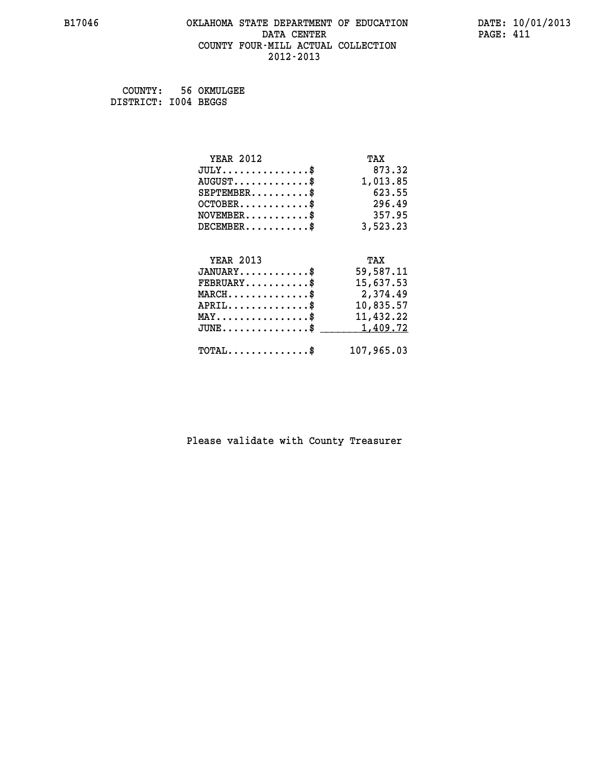# OKLAHOMA STATE DEPARTMENT OF EDUCATION
## DATA CENTER
## COUNTY FOUR-MILL ACTUAL COLLECTION
## 2012-2013

B17046

DATE: 10/01/2013

COUNTY: 56 OKMULGEE
DISTRICT: I004 BEGGS

| YEAR 2012 | TAX |
|---|---|
| JULY..............$ | 873.32 |
| AUGUST............$ | 1,013.85 |
| SEPTEMBER.........$ | 623.55 |
| OCTOBER...........$ | 296.49 |
| NOVEMBER..........$ | 357.95 |
| DECEMBER..........$ | 3,523.23 |

| YEAR 2013 | TAX |
|---|---|
| JANUARY...........$ | 59,587.11 |
| FEBRUARY..........$ | 15,637.53 |
| MARCH.............$ | 2,374.49 |
| APRIL.............$ | 10,835.57 |
| MAY...............$ | 11,432.22 |
| JUNE..............$ | 1,409.72 |
| TOTAL.............$ | 107,965.03 |

Please validate with County Treasurer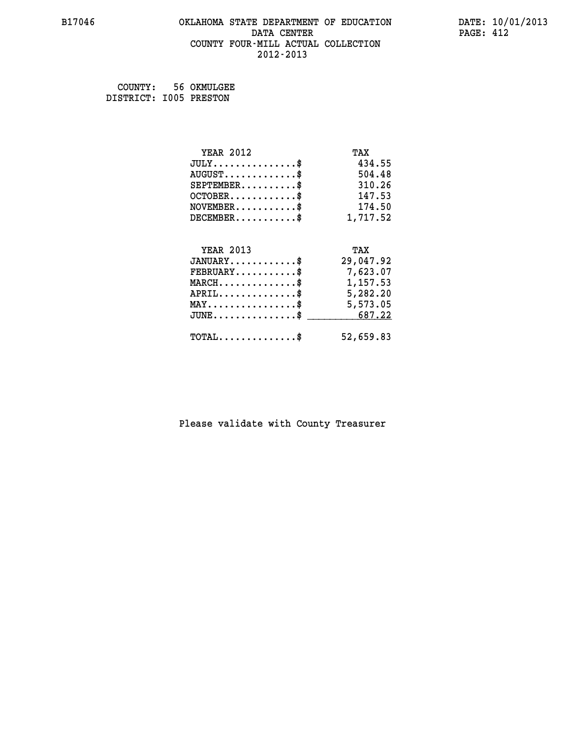# OKLAHOMA STATE DEPARTMENT OF EDUCATION
## DATA CENTER
## COUNTY FOUR-MILL ACTUAL COLLECTION
## 2012-2013

B17046

DATE: 10/01/2013

COUNTY: 56 OKMULGEE
DISTRICT: I005 PRESTON

| YEAR 2012 | TAX |
|---|---|
| JULY..............$ | 434.55 |
| AUGUST............$ | 504.48 |
| SEPTEMBER.........$ | 310.26 |
| OCTOBER...........$ | 147.53 |
| NOVEMBER..........$ | 174.50 |
| DECEMBER..........$ | 1,717.52 |

| YEAR 2013 | TAX |
|---|---|
| JANUARY...........$ | 29,047.92 |
| FEBRUARY..........$ | 7,623.07 |
| MARCH.............$ | 1,157.53 |
| APRIL.............$ | 5,282.20 |
| MAY...............$ | 5,573.05 |
| JUNE..............$ | 687.22 |
| TOTAL.............$ | 52,659.83 |

Please validate with County Treasurer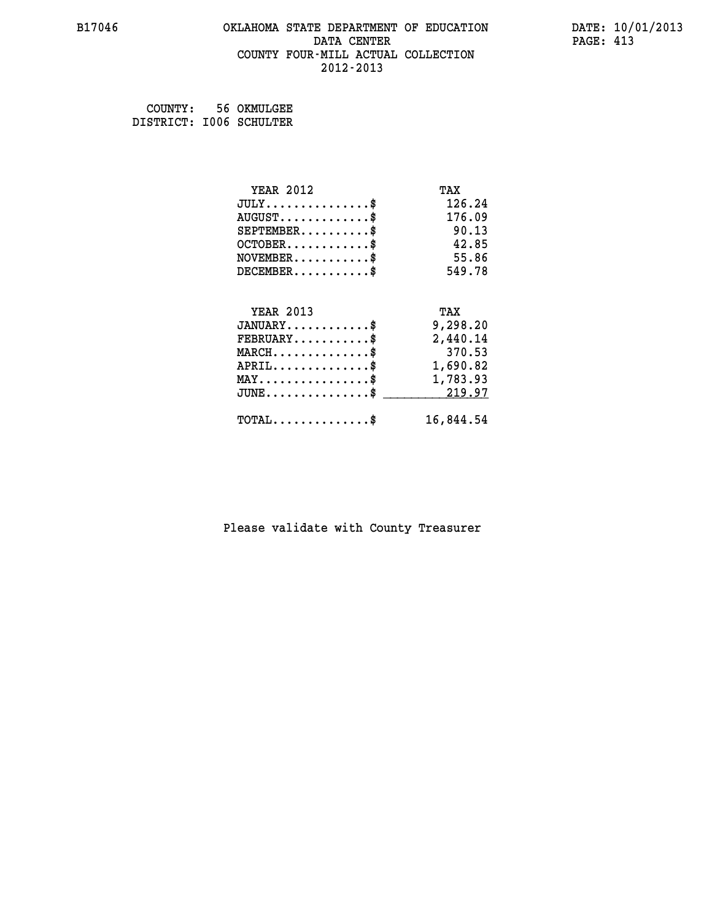OKLAHOMA STATE DEPARTMENT OF EDUCATION
DATA CENTER
COUNTY FOUR-MILL ACTUAL COLLECTION
2012-2013

COUNTY: 56 OKMULGEE
DISTRICT: I006 SCHULTER

| YEAR 2012 | TAX |
|---|---|
| JULY..............$ | 126.24 |
| AUGUST............$ | 176.09 |
| SEPTEMBER.........$ | 90.13 |
| OCTOBER...........$ | 42.85 |
| NOVEMBER..........$ | 55.86 |
| DECEMBER..........$ | 549.78 |

| YEAR 2013 | TAX |
|---|---|
| JANUARY...........$ | 9,298.20 |
| FEBRUARY..........$ | 2,440.14 |
| MARCH.............$ | 370.53 |
| APRIL.............$ | 1,690.82 |
| MAY...............$ | 1,783.93 |
| JUNE..............$ | 219.97 |
| TOTAL.............$ | 16,844.54 |

Please validate with County Treasurer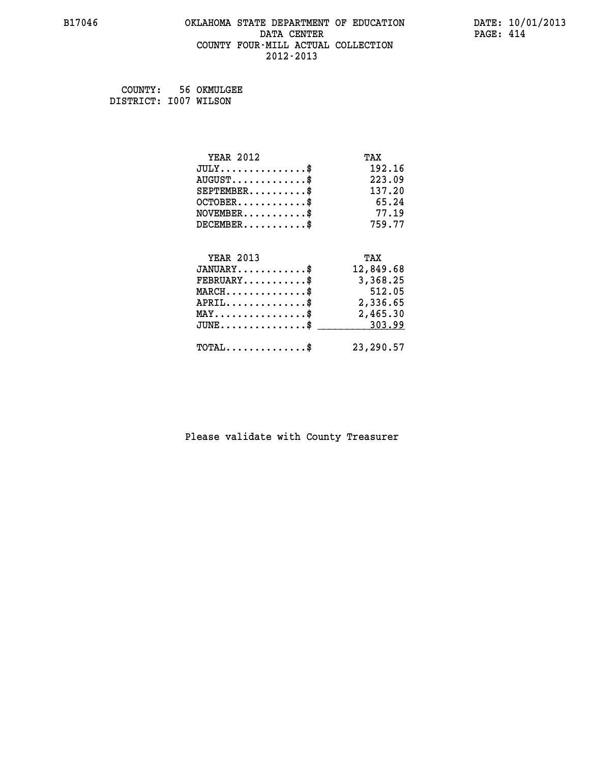B17046 OKLAHOMA STATE DEPARTMENT OF EDUCATION DATE: 10/01/2013

DATA CENTER

COUNTY FOUR-MILL ACTUAL COLLECTION

2012-2013

COUNTY: 56 OKMULGEE
DISTRICT: I007 WILSON

| YEAR 2012 | TAX |
|---|---|
| JULY..............$ | 192.16 |
| AUGUST............$ | 223.09 |
| SEPTEMBER..........$ | 137.20 |
| OCTOBER............$ | 65.24 |
| NOVEMBER...........$ | 77.19 |
| DECEMBER...........$ | 759.77 |

| YEAR 2013 | TAX |
|---|---|
| JANUARY............$ | 12,849.68 |
| FEBRUARY...........$ | 3,368.25 |
| MARCH..............$ | 512.05 |
| APRIL..............$ | 2,336.65 |
| MAY................$ | 2,465.30 |
| JUNE...............$ | 303.99 |
| TOTAL..............$ | 23,290.57 |

Please validate with County Treasurer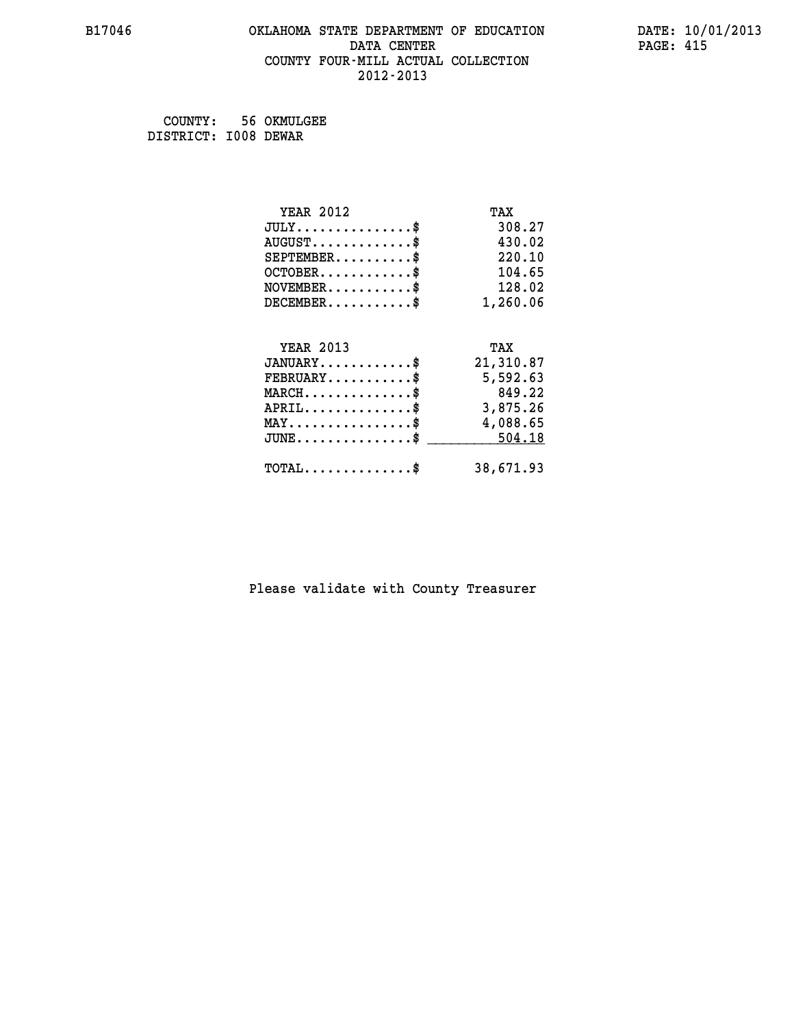# OKLAHOMA STATE DEPARTMENT OF EDUCATION
## DATA CENTER
## COUNTY FOUR-MILL ACTUAL COLLECTION
## 2012-2013

B17046

DATE: 10/01/2013

COUNTY: 56 OKMULGEE
DISTRICT: I008 DEWAR

| YEAR 2012 | TAX |
|---|---|
| JULY...............$ | 308.27 |
| AUGUST.............$ | 430.02 |
| SEPTEMBER..........$ | 220.10 |
| OCTOBER............$ | 104.65 |
| NOVEMBER...........$ | 128.02 |
| DECEMBER...........$ | 1,260.06 |

| YEAR 2013 | TAX |
|---|---|
| JANUARY............$ | 21,310.87 |
| FEBRUARY...........$ | 5,592.63 |
| MARCH..............$ | 849.22 |
| APRIL..............$ | 3,875.26 |
| MAY................$ | 4,088.65 |
| JUNE...............$ | 504.18 |
| TOTAL..............$ | 38,671.93 |

Please validate with County Treasurer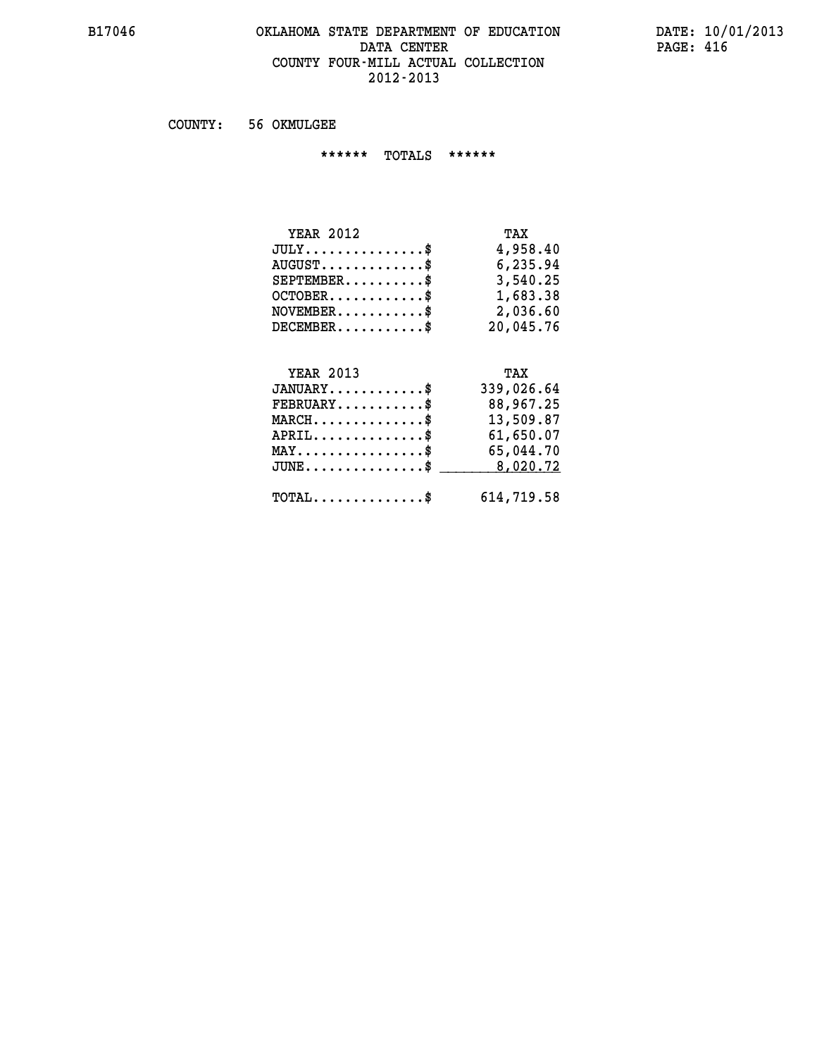# OKLAHOMA STATE DEPARTMENT OF EDUCATION
## DATA CENTER
## COUNTY FOUR-MILL ACTUAL COLLECTION
## 2012-2013

B17046

DATE: 10/01/2013

COUNTY: 56 OKMULGEE

****** TOTALS ******

| YEAR 2012 | TAX |
|---|---|
| JULY..............$ | 4,958.40 |
| AUGUST............$ | 6,235.94 |
| SEPTEMBER.........$ | 3,540.25 |
| OCTOBER...........$ | 1,683.38 |
| NOVEMBER..........$ | 2,036.60 |
| DECEMBER..........$ | 20,045.76 |

| YEAR 2013 | TAX |
|---|---|
| JANUARY...........$ | 339,026.64 |
| FEBRUARY..........$ | 88,967.25 |
| MARCH.............$ | 13,509.87 |
| APRIL.............$ | 61,650.07 |
| MAY...............$ | 65,044.70 |
| JUNE..............$ | 8,020.72 |
| TOTAL.............$ | 614,719.58 |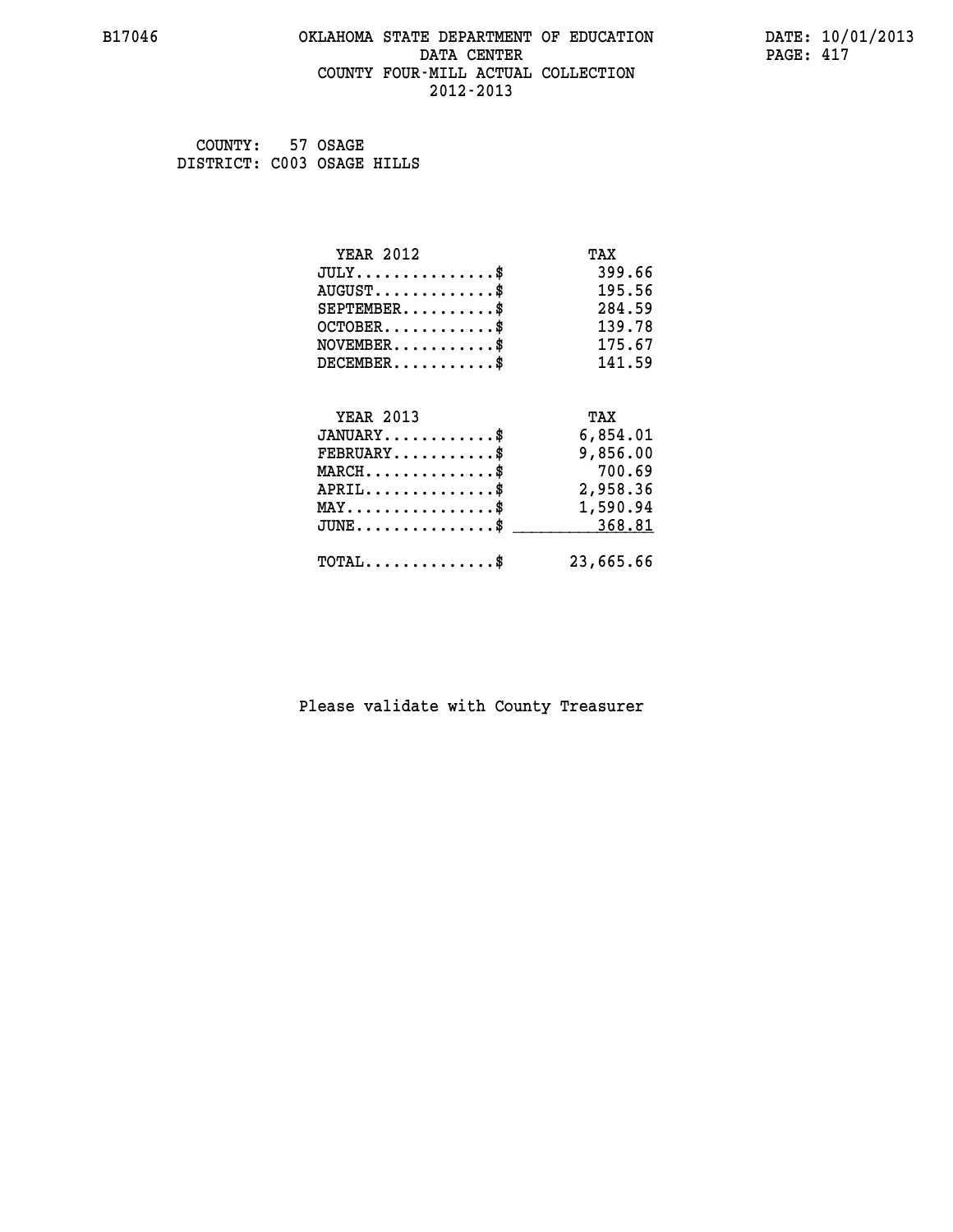COUNTY: 57 OSAGE
DISTRICT: C003 OSAGE HILLS

| YEAR 2012 | TAX |
|---|---|
| JULY...............$ | 399.66 |
| AUGUST.............$ | 195.56 |
| SEPTEMBER..........$ | 284.59 |
| OCTOBER............$ | 139.78 |
| NOVEMBER...........$ | 175.67 |
| DECEMBER...........$ | 141.59 |

| YEAR 2013 | TAX |
|---|---|
| JANUARY............$ | 6,854.01 |
| FEBRUARY...........$ | 9,856.00 |
| MARCH..............$ | 700.69 |
| APRIL..............$ | 2,958.36 |
| MAY................$ | 1,590.94 |
| JUNE...............$ | 368.81 |
| TOTAL..............$ | 23,665.66 |

Please validate with County Treasurer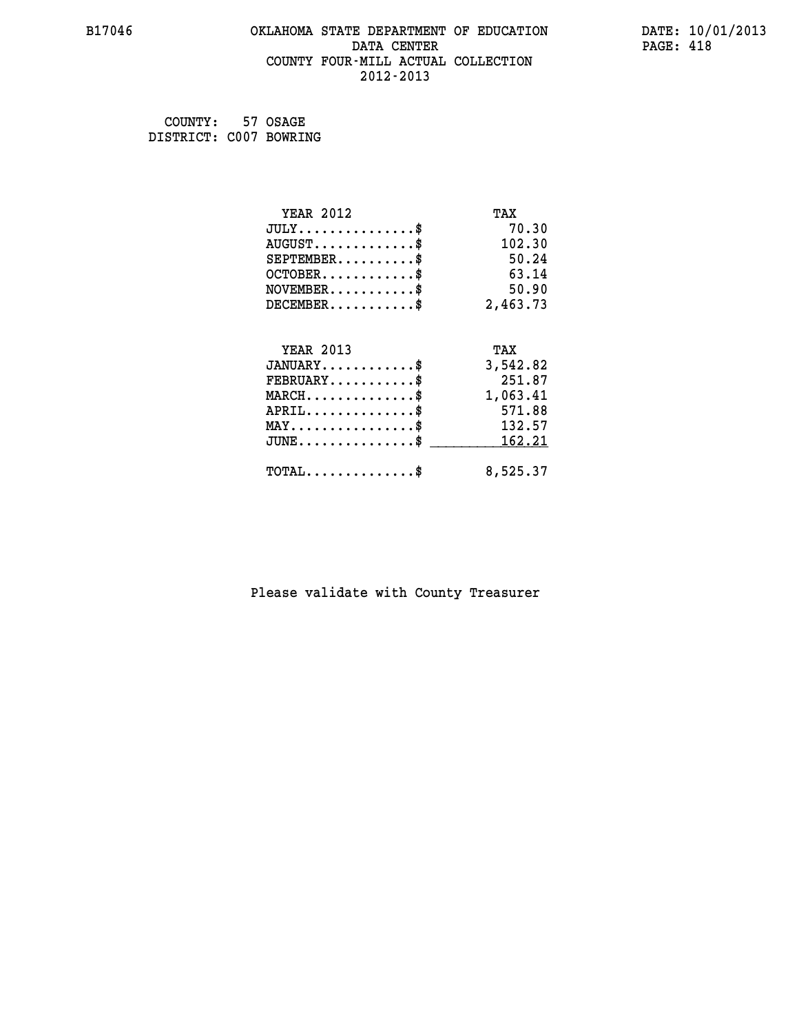# OKLAHOMA STATE DEPARTMENT OF EDUCATION
## DATA CENTER
## COUNTY FOUR-MILL ACTUAL COLLECTION
## 2012-2013

COUNTY: 57 OSAGE
DISTRICT: C007 BOWRING

| YEAR 2012 | TAX |
|---|---|
| JULY...............$ | 70.30 |
| AUGUST.............$ | 102.30 |
| SEPTEMBER..........$ | 50.24 |
| OCTOBER............$ | 63.14 |
| NOVEMBER...........$ | 50.90 |
| DECEMBER...........$ | 2,463.73 |

| YEAR 2013 | TAX |
|---|---|
| JANUARY............$ | 3,542.82 |
| FEBRUARY...........$ | 251.87 |
| MARCH..............$ | 1,063.41 |
| APRIL..............$ | 571.88 |
| MAY................$ | 132.57 |
| JUNE...............$ | 162.21 |
| TOTAL..............$ | 8,525.37 |

Please validate with County Treasurer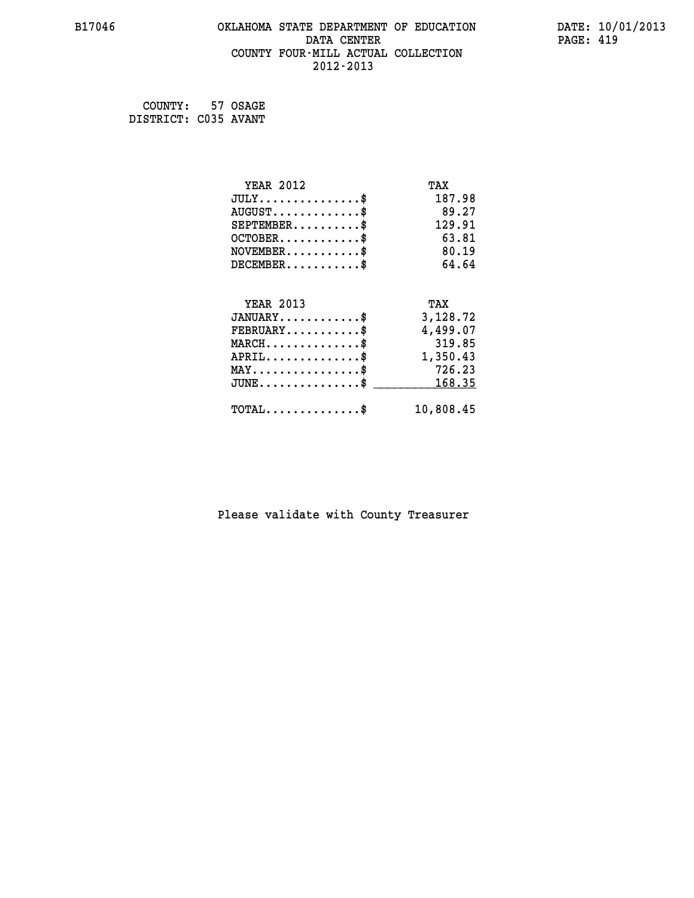B17046 OKLAHOMA STATE DEPARTMENT OF EDUCATION DATA CENTER COUNTY FOUR-MILL ACTUAL COLLECTION 2012-2013

DATE: 10/01/2013

COUNTY: 57 OSAGE
DISTRICT: C035 AVANT

| YEAR 2012 | TAX |
|---|---|
| JULY..............$ | 187.98 |
| AUGUST............$ | 89.27 |
| SEPTEMBER.........$ | 129.91 |
| OCTOBER...........$ | 63.81 |
| NOVEMBER..........$ | 80.19 |
| DECEMBER..........$ | 64.64 |

| YEAR 2013 | TAX |
|---|---|
| JANUARY...........$ | 3,128.72 |
| FEBRUARY..........$ | 4,499.07 |
| MARCH.............$ | 319.85 |
| APRIL.............$ | 1,350.43 |
| MAY...............$ | 726.23 |
| JUNE..............$ | 168.35 |
| TOTAL.............$ | 10,808.45 |

Please validate with County Treasurer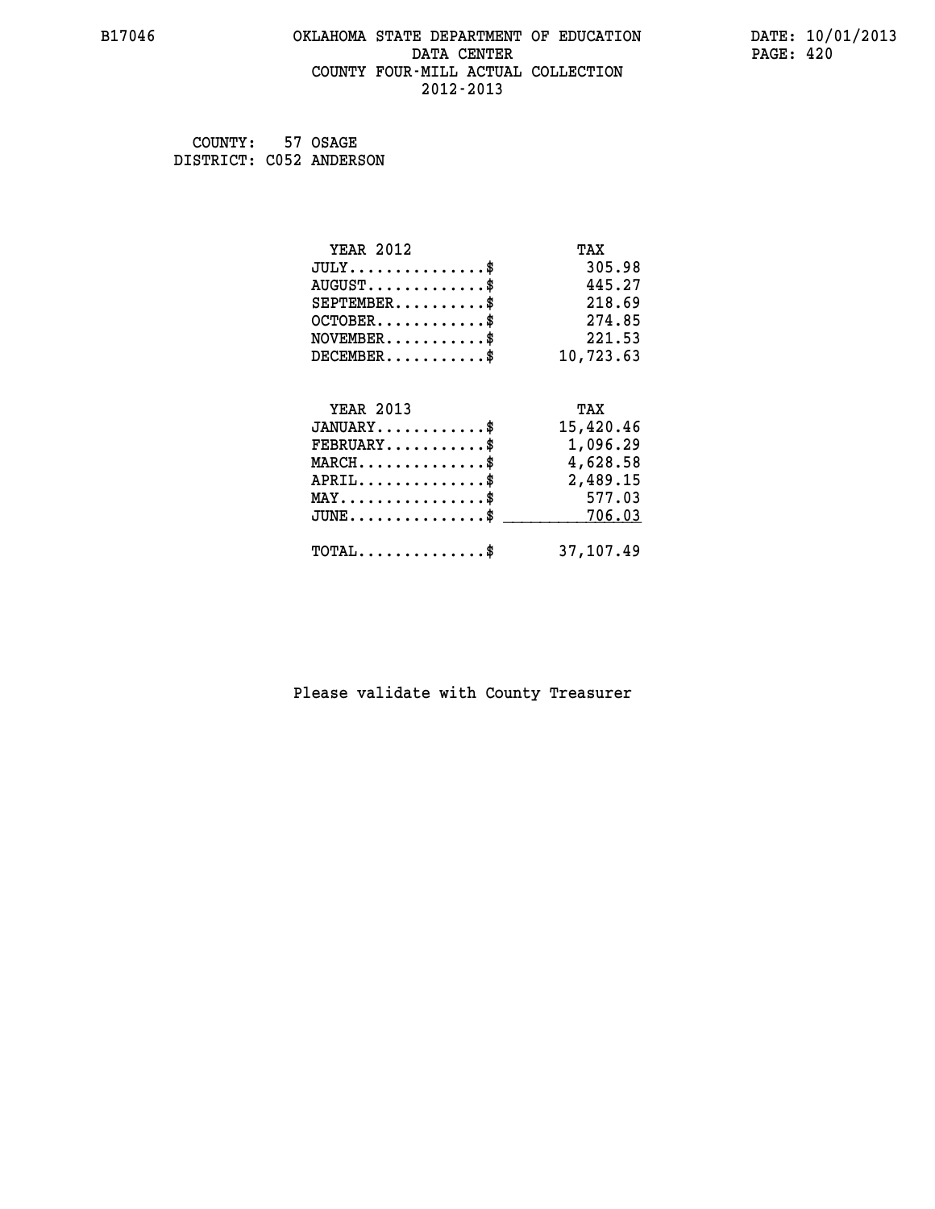# OKLAHOMA STATE DEPARTMENT OF EDUCATION
## DATA CENTER
## COUNTY FOUR-MILL ACTUAL COLLECTION
## 2012-2013

B17046 DATE: 10/01/2013

COUNTY: 57 OSAGE
DISTRICT: C052 ANDERSON

| YEAR 2012 | TAX |
|---|---|
| JULY..............$ | 305.98 |
| AUGUST............$ | 445.27 |
| SEPTEMBER.........$ | 218.69 |
| OCTOBER...........$ | 274.85 |
| NOVEMBER..........$ | 221.53 |
| DECEMBER..........$ | 10,723.63 |

| YEAR 2013 | TAX |
|---|---|
| JANUARY...........$ | 15,420.46 |
| FEBRUARY..........$ | 1,096.29 |
| MARCH.............$ | 4,628.58 |
| APRIL.............$ | 2,489.15 |
| MAY...............$ | 577.03 |
| JUNE..............$ | 706.03 |
| TOTAL.............$ | 37,107.49 |

Please validate with County Treasurer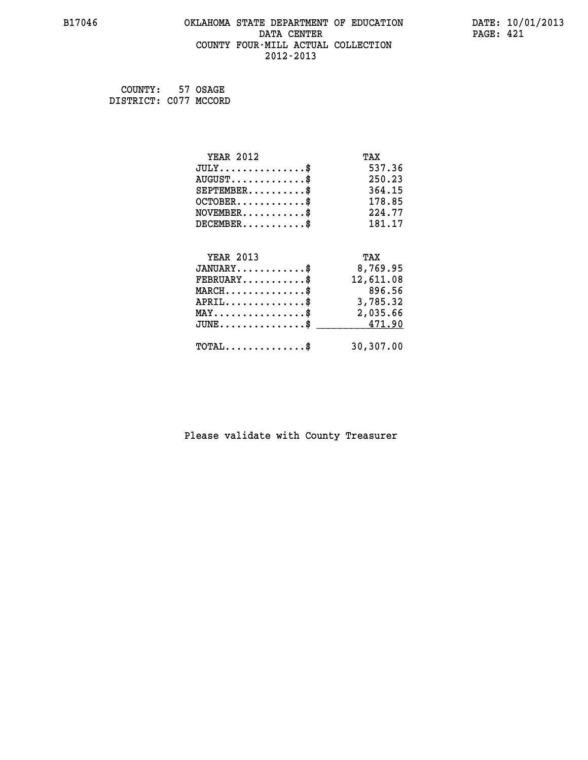B17046 OKLAHOMA STATE DEPARTMENT OF EDUCATION DATA CENTER COUNTY FOUR-MILL ACTUAL COLLECTION 2012-2013

DATE: 10/01/2013

COUNTY: 57 OSAGE
DISTRICT: C077 MCCORD

| YEAR 2012 | TAX |
|---|---|
| JULY...............$ | 537.36 |
| AUGUST.............$ | 250.23 |
| SEPTEMBER..........$ | 364.15 |
| OCTOBER............$ | 178.85 |
| NOVEMBER...........$ | 224.77 |
| DECEMBER...........$ | 181.17 |

| YEAR 2013 | TAX |
|---|---|
| JANUARY............$ | 8,769.95 |
| FEBRUARY...........$ | 12,611.08 |
| MARCH..............$ | 896.56 |
| APRIL..............$ | 3,785.32 |
| MAY................$ | 2,035.66 |
| JUNE...............$ | 471.90 |
| TOTAL..............$ | 30,307.00 |

Please validate with County Treasurer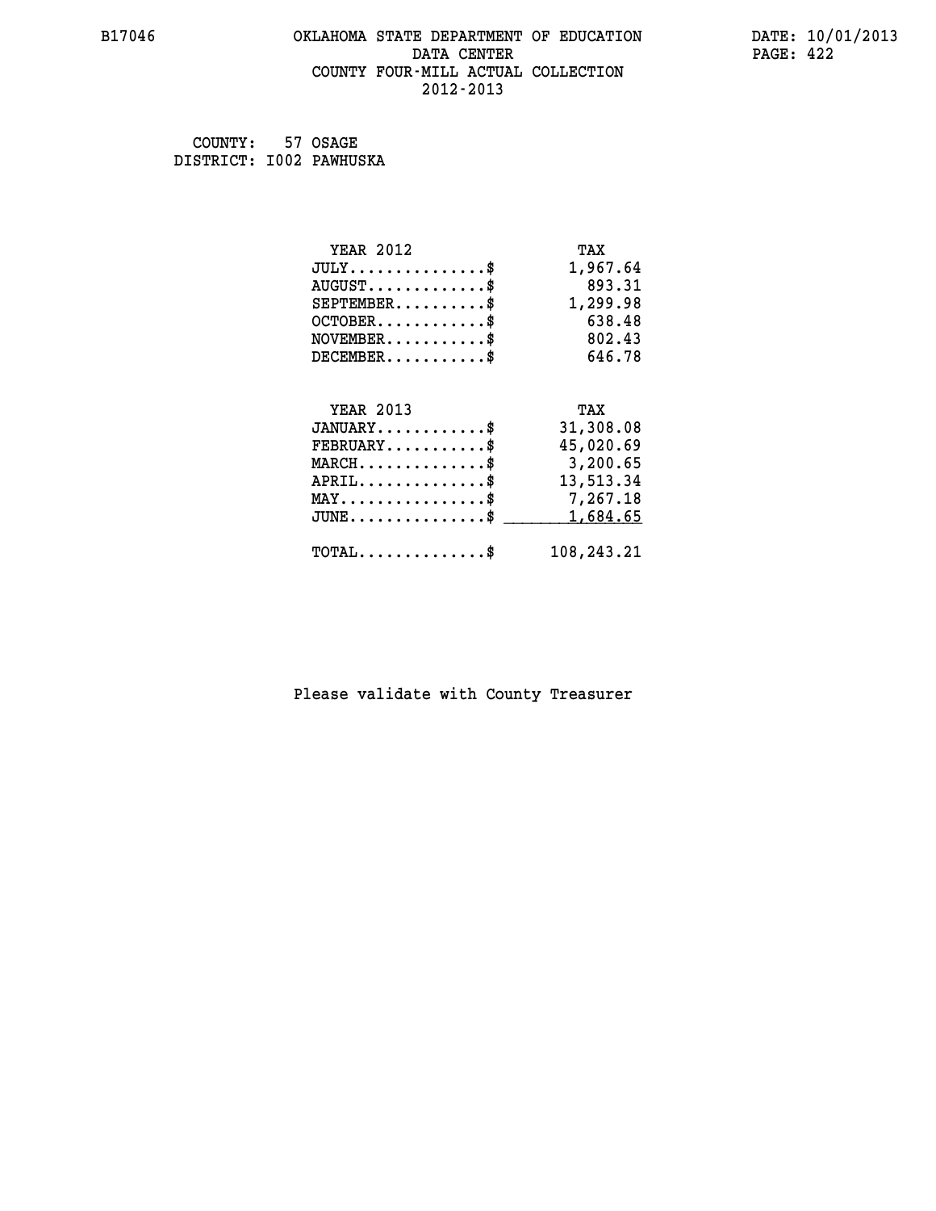# OKLAHOMA STATE DEPARTMENT OF EDUCATION
## DATA CENTER
## COUNTY FOUR-MILL ACTUAL COLLECTION
## 2012-2013

COUNTY: 57 OSAGE
DISTRICT: I002 PAWHUSKA

| YEAR 2012 | TAX |
|---|---|
| JULY..............$ | 1,967.64 |
| AUGUST............$ | 893.31 |
| SEPTEMBER.........$ | 1,299.98 |
| OCTOBER...........$ | 638.48 |
| NOVEMBER..........$ | 802.43 |
| DECEMBER..........$ | 646.78 |

| YEAR 2013 | TAX |
|---|---|
| JANUARY...........$ | 31,308.08 |
| FEBRUARY..........$ | 45,020.69 |
| MARCH.............$ | 3,200.65 |
| APRIL.............$ | 13,513.34 |
| MAY...............$ | 7,267.18 |
| JUNE..............$ | 1,684.65 |
| TOTAL.............$ | 108,243.21 |

Please validate with County Treasurer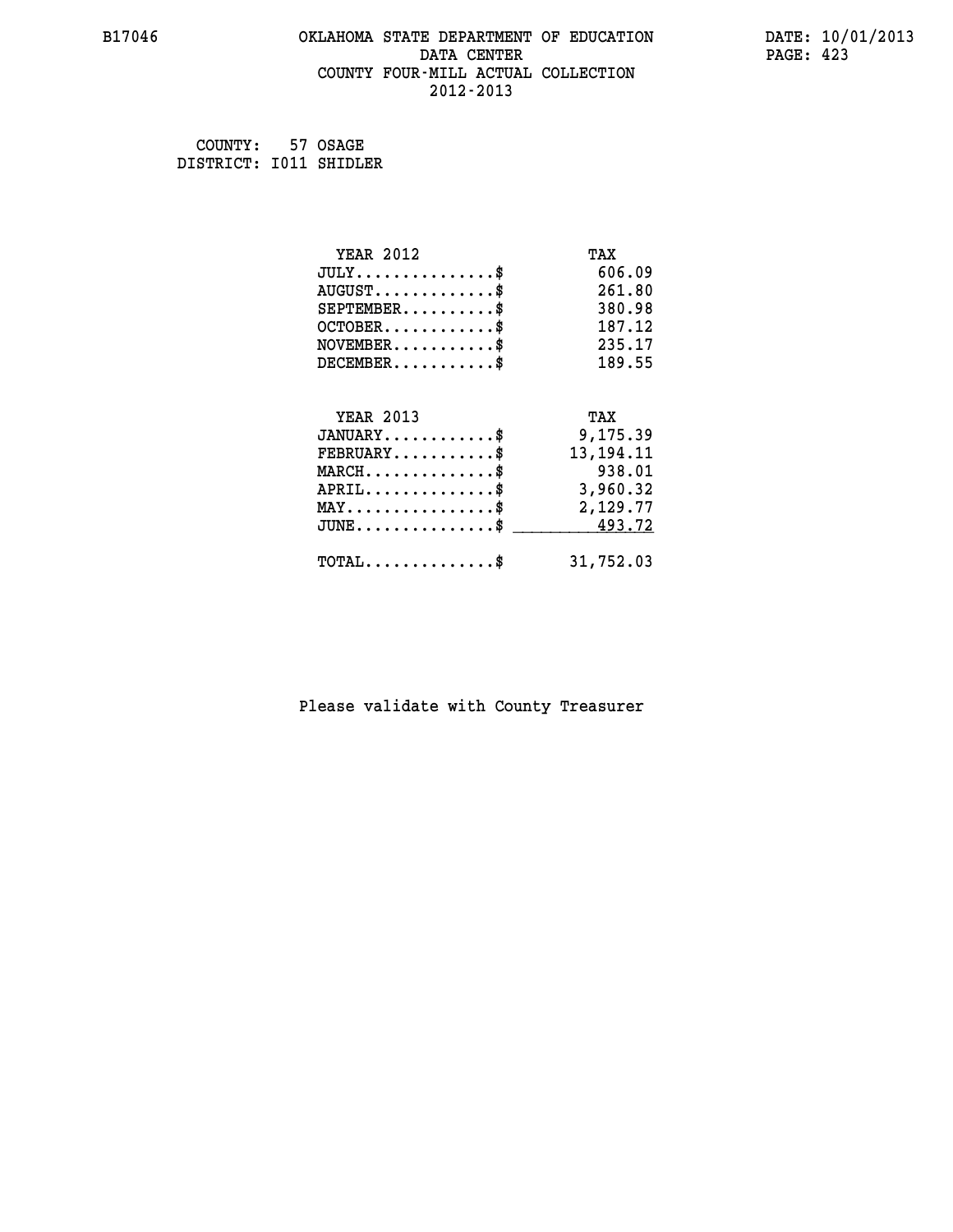# OKLAHOMA STATE DEPARTMENT OF EDUCATION
## DATA CENTER
## COUNTY FOUR-MILL ACTUAL COLLECTION
## 2012-2013

B17046

DATE: 10/01/2013

COUNTY: 57 OSAGE
DISTRICT: I011 SHIDLER

| YEAR 2012 | TAX |
|---|---|
| JULY..............$ | 606.09 |
| AUGUST............$ | 261.80 |
| SEPTEMBER..........$ | 380.98 |
| OCTOBER...........$ | 187.12 |
| NOVEMBER..........$ | 235.17 |
| DECEMBER..........$ | 189.55 |

| YEAR 2013 | TAX |
|---|---|
| JANUARY...........$ | 9,175.39 |
| FEBRUARY..........$ | 13,194.11 |
| MARCH.............$ | 938.01 |
| APRIL.............$ | 3,960.32 |
| MAY...............$ | 2,129.77 |
| JUNE..............$ | 493.72 |
| TOTAL.............$ | 31,752.03 |

Please validate with County Treasurer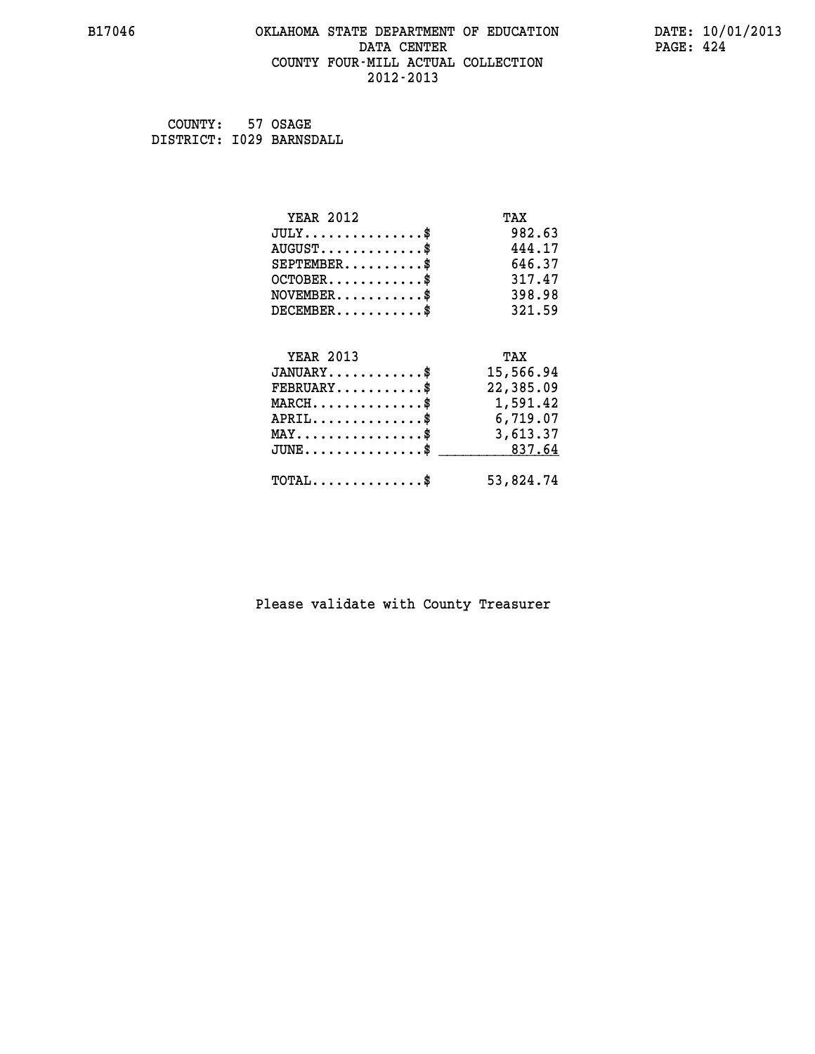# OKLAHOMA STATE DEPARTMENT OF EDUCATION
## DATA CENTER
## COUNTY FOUR-MILL ACTUAL COLLECTION
## 2012-2013

B17046

DATE: 10/01/2013

COUNTY: 57 OSAGE
DISTRICT: I029 BARNSDALL

| YEAR 2012 | TAX |
|---|---|
| JULY...............$ | 982.63 |
| AUGUST.............$ | 444.17 |
| SEPTEMBER..........$ | 646.37 |
| OCTOBER............$ | 317.47 |
| NOVEMBER...........$ | 398.98 |
| DECEMBER...........$ | 321.59 |

| YEAR 2013 | TAX |
|---|---|
| JANUARY............$ | 15,566.94 |
| FEBRUARY...........$ | 22,385.09 |
| MARCH..............$ | 1,591.42 |
| APRIL..............$ | 6,719.07 |
| MAY................$ | 3,613.37 |
| JUNE...............$ | 837.64 |
| TOTAL..............$ | 53,824.74 |

Please validate with County Treasurer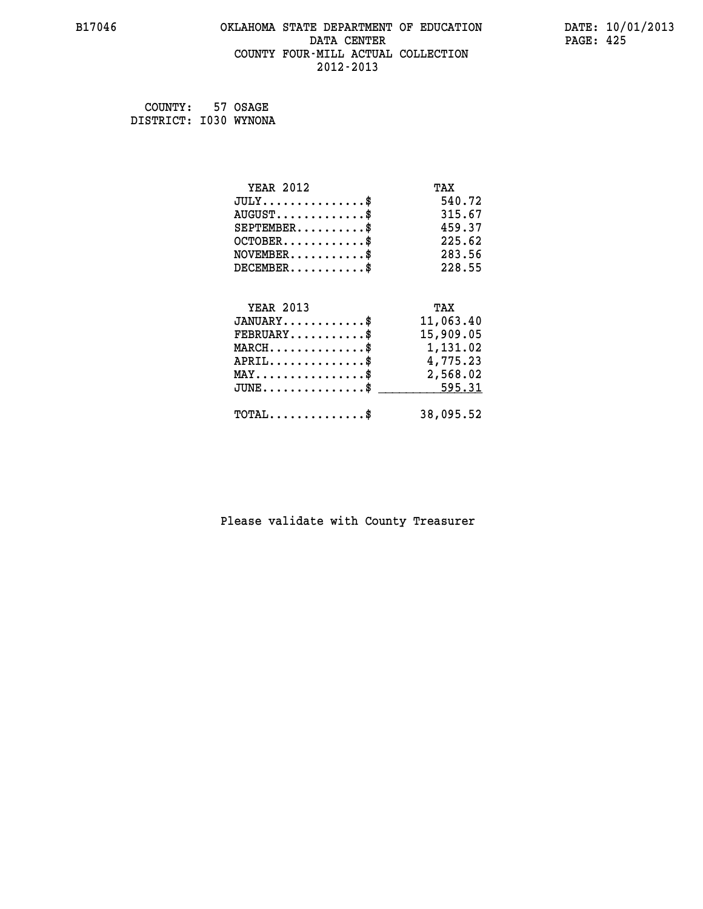B17046 OKLAHOMA STATE DEPARTMENT OF EDUCATION DATA CENTER COUNTY FOUR-MILL ACTUAL COLLECTION 2012-2013

DATE: 10/01/2013

COUNTY: 57 OSAGE
DISTRICT: I030 WYNONA

| YEAR 2012 | TAX |
|---|---|
| JULY..............$ | 540.72 |
| AUGUST............$ | 315.67 |
| SEPTEMBER.........$ | 459.37 |
| OCTOBER...........$ | 225.62 |
| NOVEMBER..........$ | 283.56 |
| DECEMBER..........$ | 228.55 |

| YEAR 2013 | TAX |
|---|---|
| JANUARY...........$ | 11,063.40 |
| FEBRUARY..........$ | 15,909.05 |
| MARCH.............$ | 1,131.02 |
| APRIL.............$ | 4,775.23 |
| MAY...............$ | 2,568.02 |
| JUNE..............$ | 595.31 |
| TOTAL.............$ | 38,095.52 |

Please validate with County Treasurer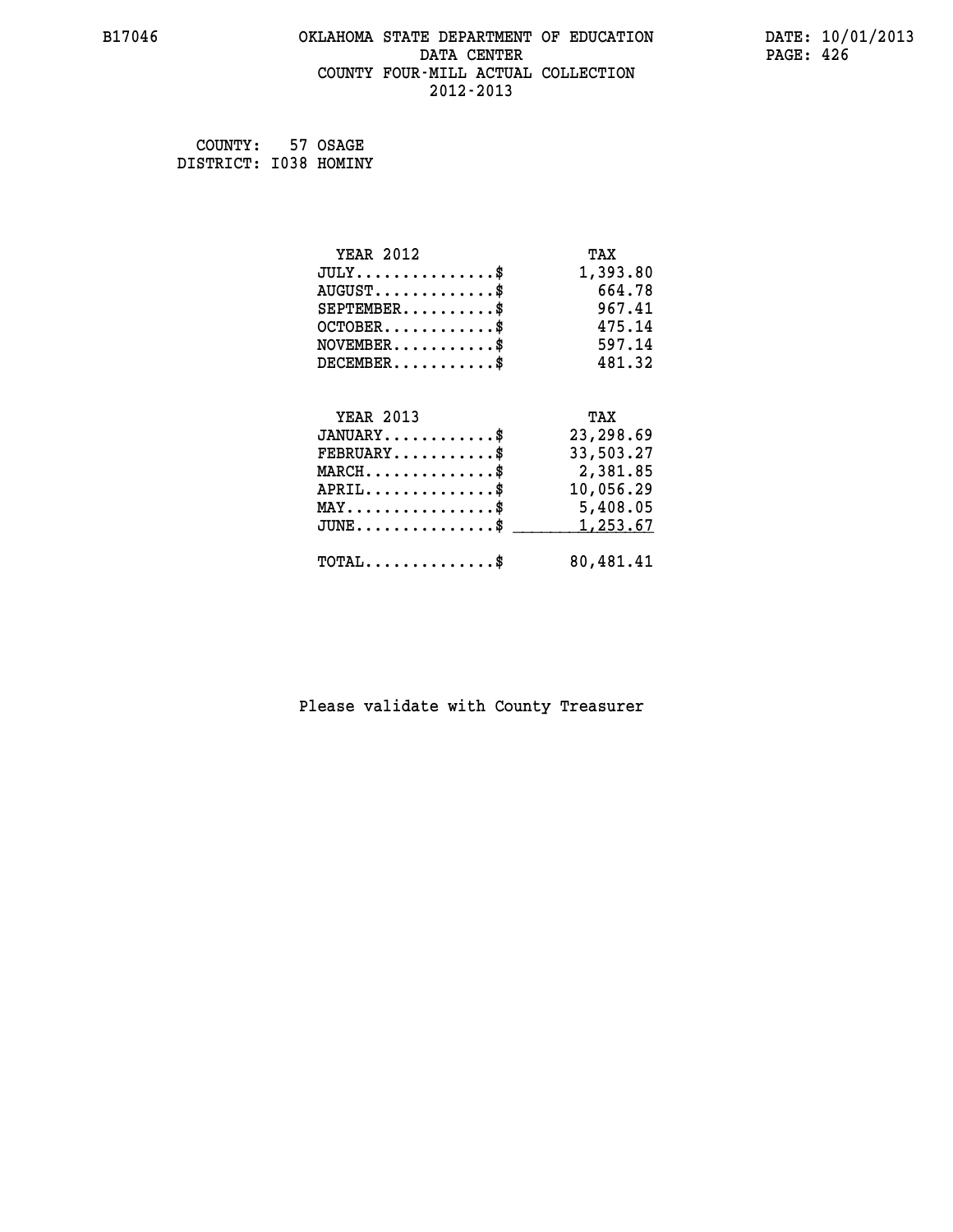B17046 OKLAHOMA STATE DEPARTMENT OF EDUCATION DATA CENTER COUNTY FOUR-MILL ACTUAL COLLECTION 2012-2013

DATE: 10/01/2013

COUNTY: 57 OSAGE
DISTRICT: I038 HOMINY

| YEAR 2012 | TAX |
|---|---|
| JULY..............$ | 1,393.80 |
| AUGUST............$ | 664.78 |
| SEPTEMBER.........$ | 967.41 |
| OCTOBER...........$ | 475.14 |
| NOVEMBER..........$ | 597.14 |
| DECEMBER..........$ | 481.32 |

| YEAR 2013 | TAX |
|---|---|
| JANUARY...........$ | 23,298.69 |
| FEBRUARY..........$ | 33,503.27 |
| MARCH.............$ | 2,381.85 |
| APRIL.............$ | 10,056.29 |
| MAY...............$ | 5,408.05 |
| JUNE..............$ | 1,253.67 |
| TOTAL.............$ | 80,481.41 |

Please validate with County Treasurer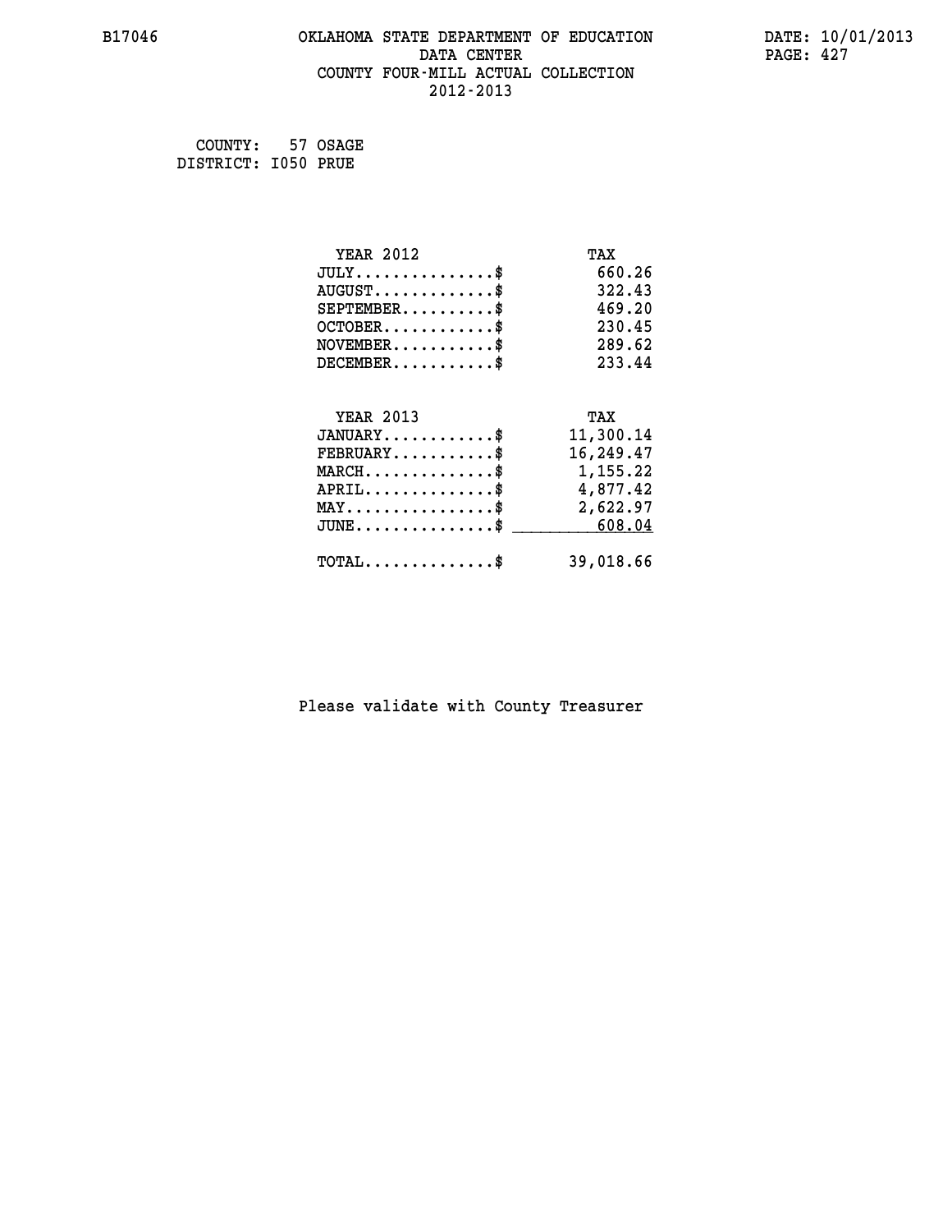COUNTY: 57 OSAGE
DISTRICT: I050 PRUE

| YEAR 2012 | TAX |
|---|---|
| JULY...............$ | 660.26 |
| AUGUST.............$ | 322.43 |
| SEPTEMBER..........$ | 469.20 |
| OCTOBER............$ | 230.45 |
| NOVEMBER...........$ | 289.62 |
| DECEMBER...........$ | 233.44 |

| YEAR 2013 | TAX |
|---|---|
| JANUARY............$ | 11,300.14 |
| FEBRUARY...........$ | 16,249.47 |
| MARCH..............$ | 1,155.22 |
| APRIL..............$ | 4,877.42 |
| MAY................$ | 2,622.97 |
| JUNE...............$ | 608.04 |
| TOTAL..............$ | 39,018.66 |

Please validate with County Treasurer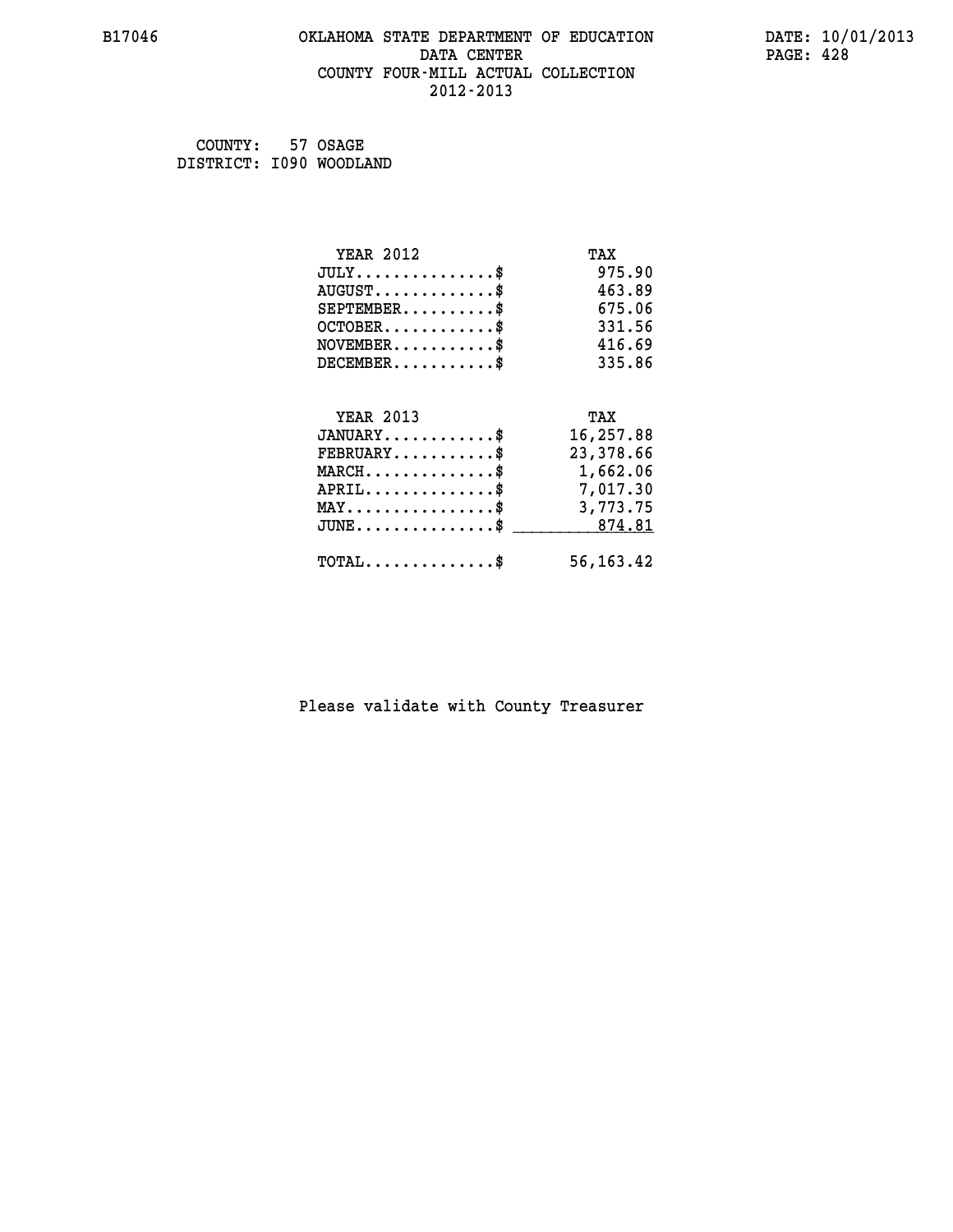B17046 OKLAHOMA STATE DEPARTMENT OF EDUCATION DATA CENTER COUNTY FOUR-MILL ACTUAL COLLECTION 2012-2013

DATE: 10/01/2013

COUNTY: 57 OSAGE
DISTRICT: I090 WOODLAND

| YEAR 2012 | TAX |
|---|---|
| JULY..............$ | 975.90 |
| AUGUST............$ | 463.89 |
| SEPTEMBER.........$ | 675.06 |
| OCTOBER...........$ | 331.56 |
| NOVEMBER..........$ | 416.69 |
| DECEMBER..........$ | 335.86 |

| YEAR 2013 | TAX |
|---|---|
| JANUARY...........$ | 16,257.88 |
| FEBRUARY..........$ | 23,378.66 |
| MARCH.............$ | 1,662.06 |
| APRIL.............$ | 7,017.30 |
| MAY...............$ | 3,773.75 |
| JUNE..............$ | 874.81 |
| TOTAL.............$ | 56,163.42 |

Please validate with County Treasurer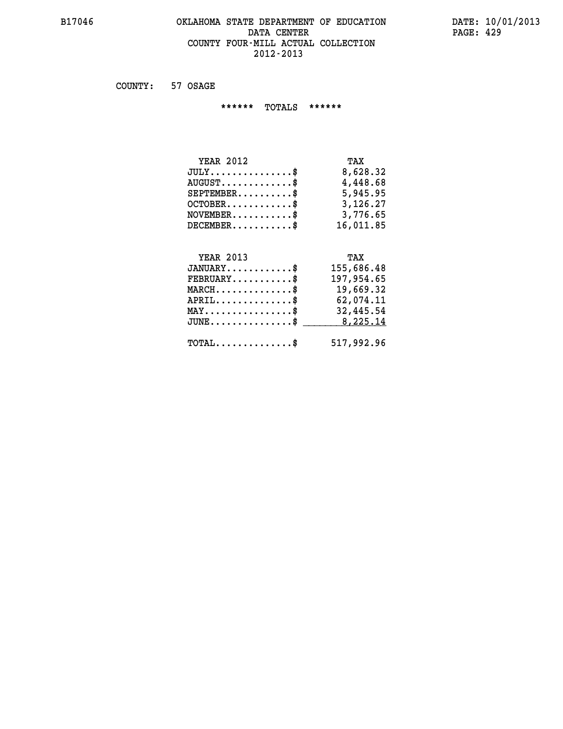# OKLAHOMA STATE DEPARTMENT OF EDUCATION
## DATA CENTER
## COUNTY FOUR-MILL ACTUAL COLLECTION
## 2012-2013

COUNTY: 57 OSAGE

****** TOTALS ******

| YEAR 2012 | TAX |
|---|---|
| JULY...............$ | 8,628.32 |
| AUGUST.............$ | 4,448.68 |
| SEPTEMBER..........$ | 5,945.95 |
| OCTOBER............$ | 3,126.27 |
| NOVEMBER...........$ | 3,776.65 |
| DECEMBER...........$ | 16,011.85 |

| YEAR 2013 | TAX |
|---|---|
| JANUARY............$ | 155,686.48 |
| FEBRUARY...........$ | 197,954.65 |
| MARCH..............$ | 19,669.32 |
| APRIL..............$ | 62,074.11 |
| MAY................$ | 32,445.54 |
| JUNE...............$ | 8,225.14 |
| TOTAL..............$ | 517,992.96 |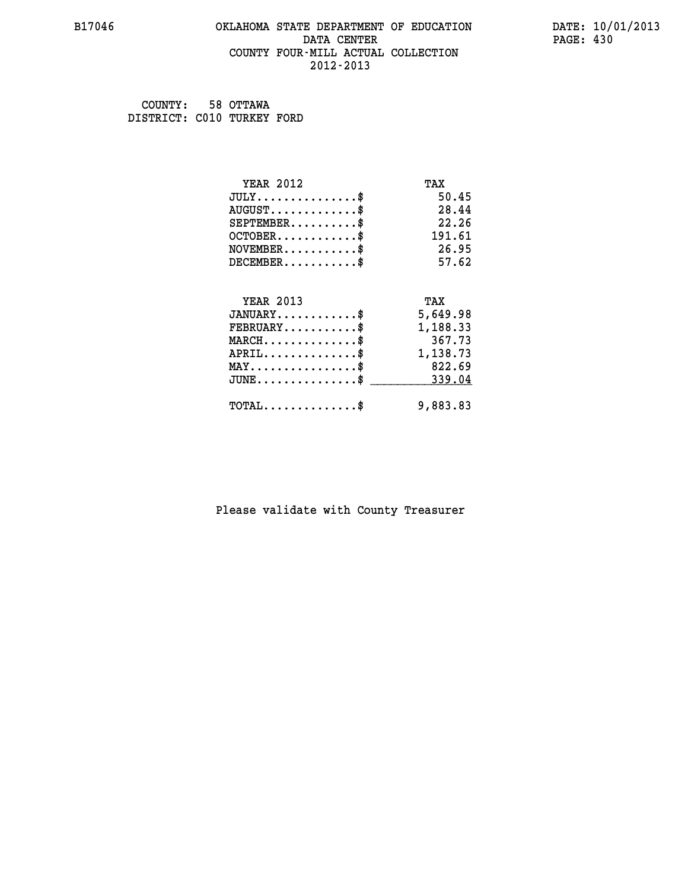B17046 OKLAHOMA STATE DEPARTMENT OF EDUCATION DATE: 10/01/2013
DATA CENTER
COUNTY FOUR-MILL ACTUAL COLLECTION
2012-2013

COUNTY: 58 OTTAWA
DISTRICT: C010 TURKEY FORD

| YEAR 2012 | TAX |
|---|---|
| JULY...............$ | 50.45 |
| AUGUST.............$ | 28.44 |
| SEPTEMBER..........$ | 22.26 |
| OCTOBER............$ | 191.61 |
| NOVEMBER...........$ | 26.95 |
| DECEMBER...........$ | 57.62 |

| YEAR 2013 | TAX |
|---|---|
| JANUARY............$ | 5,649.98 |
| FEBRUARY...........$ | 1,188.33 |
| MARCH..............$ | 367.73 |
| APRIL..............$ | 1,138.73 |
| MAY................$ | 822.69 |
| JUNE...............$ | 339.04 |
| TOTAL..............$ | 9,883.83 |

Please validate with County Treasurer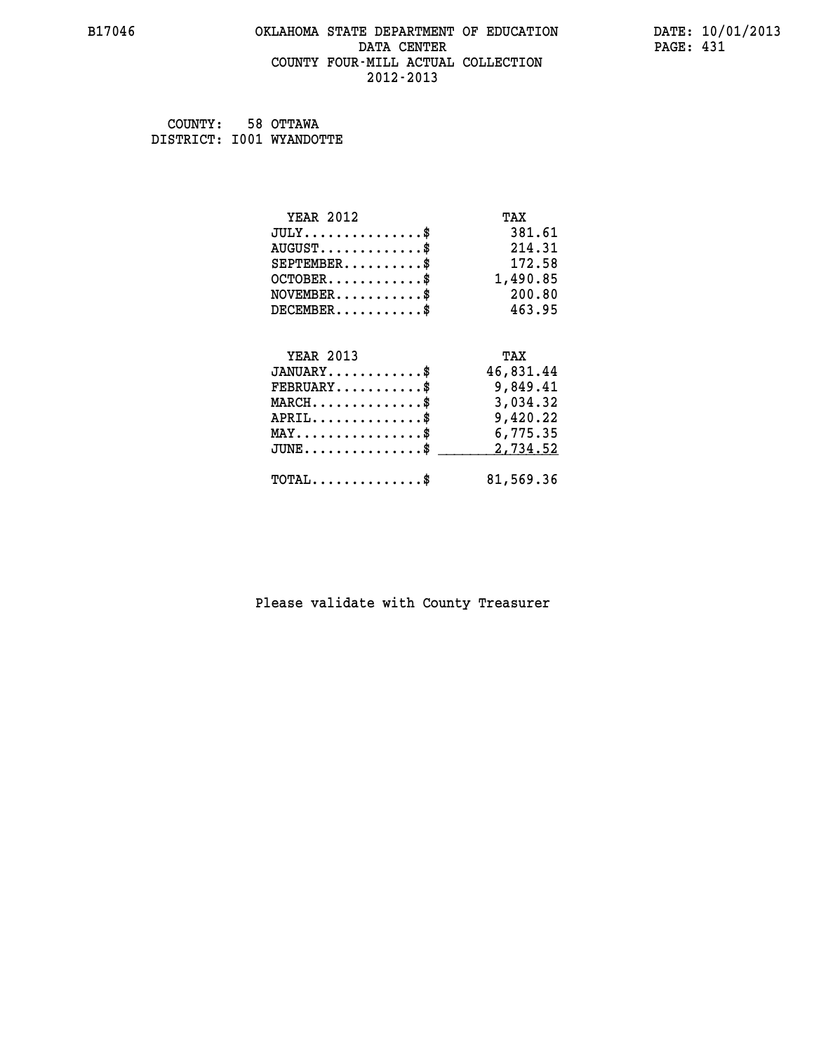B17046 OKLAHOMA STATE DEPARTMENT OF EDUCATION DATE: 10/01/2013

DATA CENTER

COUNTY FOUR-MILL ACTUAL COLLECTION

2012-2013

COUNTY: 58 OTTAWA
DISTRICT: I001 WYANDOTTE

| YEAR 2012 | TAX |
|---|---|
| JULY...............$ | 381.61 |
| AUGUST.............$ | 214.31 |
| SEPTEMBER..........$ | 172.58 |
| OCTOBER............$ | 1,490.85 |
| NOVEMBER...........$ | 200.80 |
| DECEMBER...........$ | 463.95 |

| YEAR 2013 | TAX |
|---|---|
| JANUARY............$ | 46,831.44 |
| FEBRUARY...........$ | 9,849.41 |
| MARCH..............$ | 3,034.32 |
| APRIL..............$ | 9,420.22 |
| MAY................$ | 6,775.35 |
| JUNE...............$ | 2,734.52 |
| TOTAL..............$ | 81,569.36 |

Please validate with County Treasurer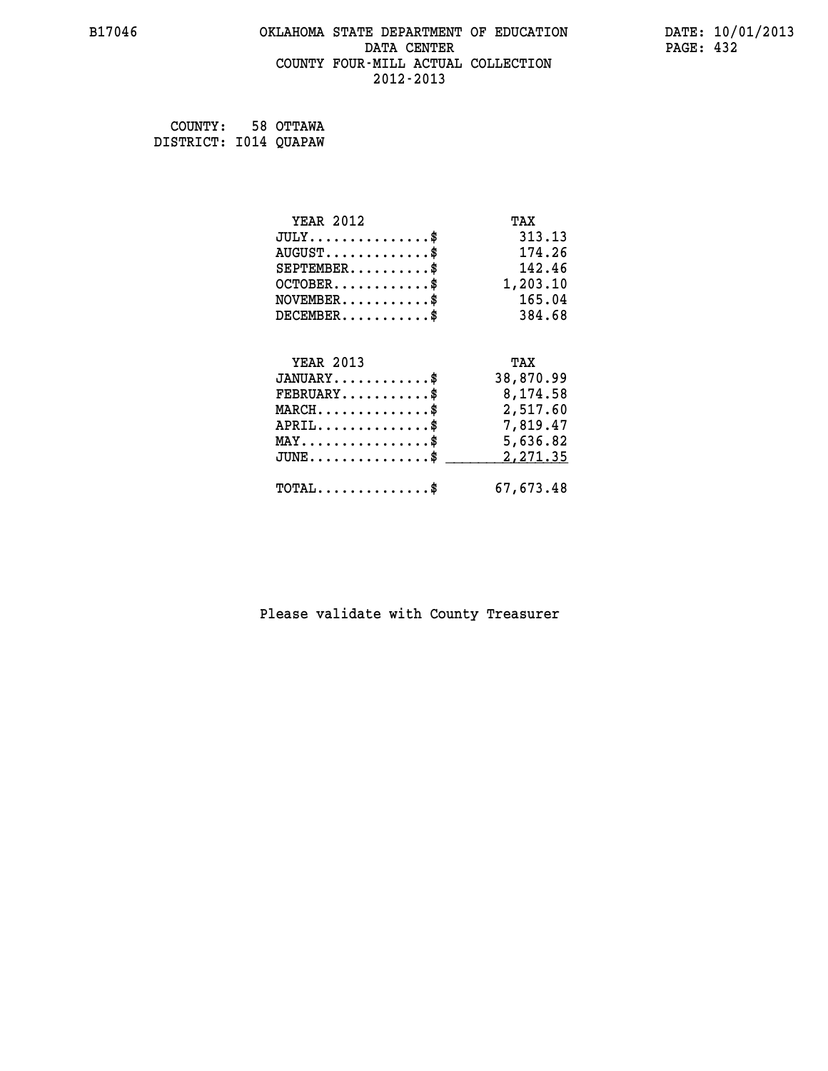B17046 OKLAHOMA STATE DEPARTMENT OF EDUCATION DATE: 10/01/2013

DATA CENTER

COUNTY FOUR-MILL ACTUAL COLLECTION

2012-2013

COUNTY: 58 OTTAWA
DISTRICT: I014 QUAPAW

| YEAR 2012 | TAX |
|---|---|
| JULY..............$ | 313.13 |
| AUGUST............$ | 174.26 |
| SEPTEMBER.........$ | 142.46 |
| OCTOBER...........$ | 1,203.10 |
| NOVEMBER..........$ | 165.04 |
| DECEMBER..........$ | 384.68 |

| YEAR 2013 | TAX |
|---|---|
| JANUARY...........$ | 38,870.99 |
| FEBRUARY..........$ | 8,174.58 |
| MARCH.............$ | 2,517.60 |
| APRIL.............$ | 7,819.47 |
| MAY...............$ | 5,636.82 |
| JUNE..............$ | 2,271.35 |
| TOTAL.............$ | 67,673.48 |

Please validate with County Treasurer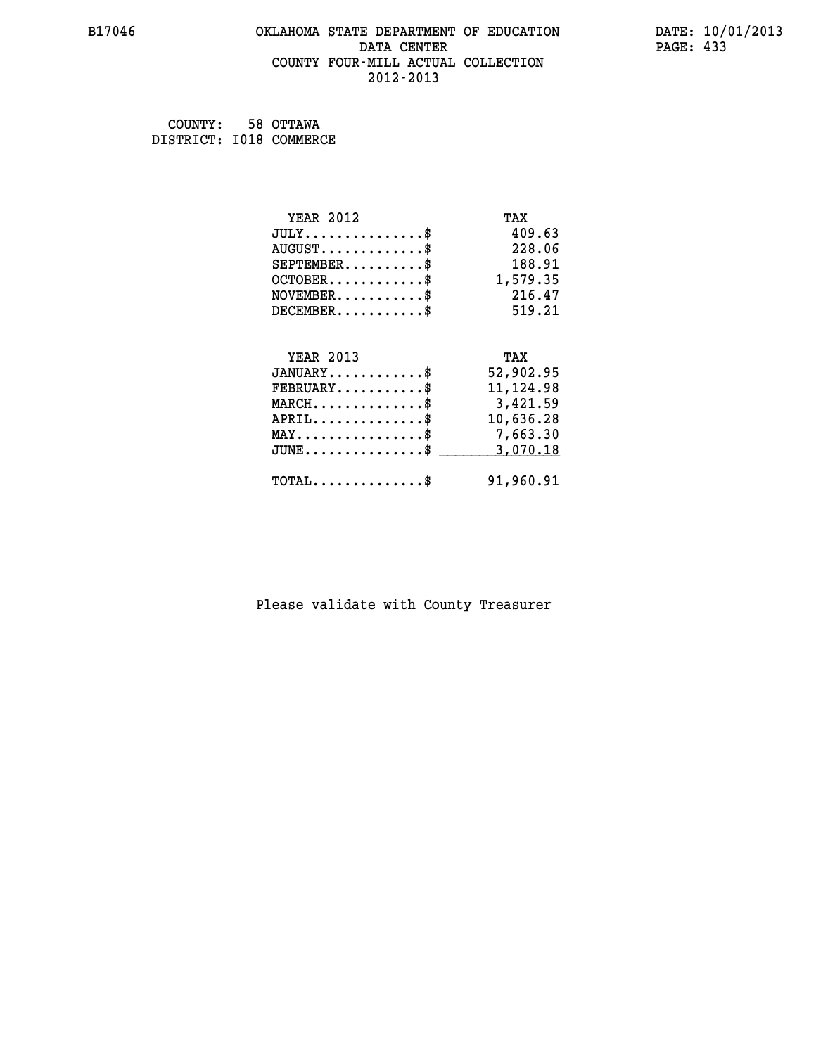B17046 OKLAHOMA STATE DEPARTMENT OF EDUCATION DATE: 10/01/2013

DATA CENTER

COUNTY FOUR-MILL ACTUAL COLLECTION

2012-2013

COUNTY: 58 OTTAWA

DISTRICT: I018 COMMERCE

| YEAR 2012 | TAX |
|---|---|
| JULY...............$ | 409.63 |
| AUGUST.............$ | 228.06 |
| SEPTEMBER..........$ | 188.91 |
| OCTOBER............$ | 1,579.35 |
| NOVEMBER...........$ | 216.47 |
| DECEMBER...........$ | 519.21 |

| YEAR 2013 | TAX |
|---|---|
| JANUARY............$ | 52,902.95 |
| FEBRUARY...........$ | 11,124.98 |
| MARCH..............$ | 3,421.59 |
| APRIL..............$ | 10,636.28 |
| MAY................$ | 7,663.30 |
| JUNE...............$ | 3,070.18 |
| TOTAL..............$ | 91,960.91 |

Please validate with County Treasurer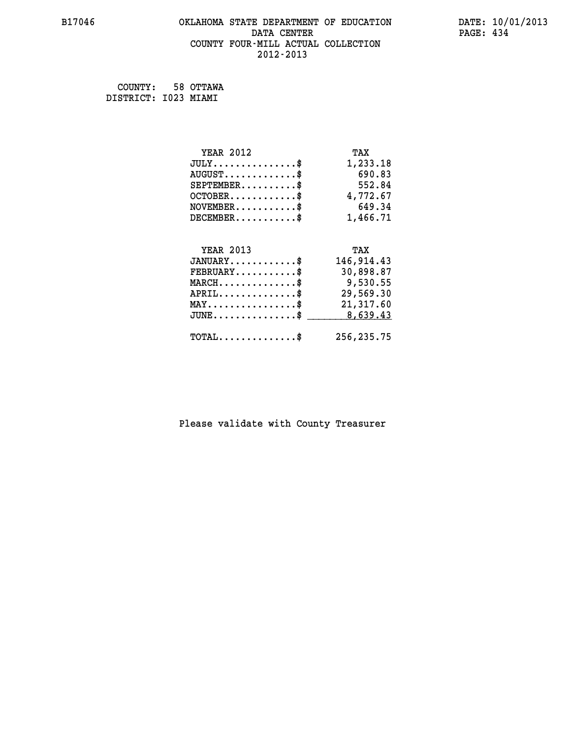# OKLAHOMA STATE DEPARTMENT OF EDUCATION
## DATA CENTER
## COUNTY FOUR-MILL ACTUAL COLLECTION
## 2012-2013

B17046 DATE: 10/01/2013

COUNTY: 58 OTTAWA
DISTRICT: I023 MIAMI

| YEAR 2012 | TAX |
|---|---|
| JULY..............$ | 1,233.18 |
| AUGUST............$ | 690.83 |
| SEPTEMBER.........$ | 552.84 |
| OCTOBER...........$ | 4,772.67 |
| NOVEMBER..........$ | 649.34 |
| DECEMBER..........$ | 1,466.71 |

| YEAR 2013 | TAX |
|---|---|
| JANUARY...........$ | 146,914.43 |
| FEBRUARY..........$ | 30,898.87 |
| MARCH.............$ | 9,530.55 |
| APRIL.............$ | 29,569.30 |
| MAY...............$ | 21,317.60 |
| JUNE..............$ | 8,639.43 |
| TOTAL.............$ | 256,235.75 |

Please validate with County Treasurer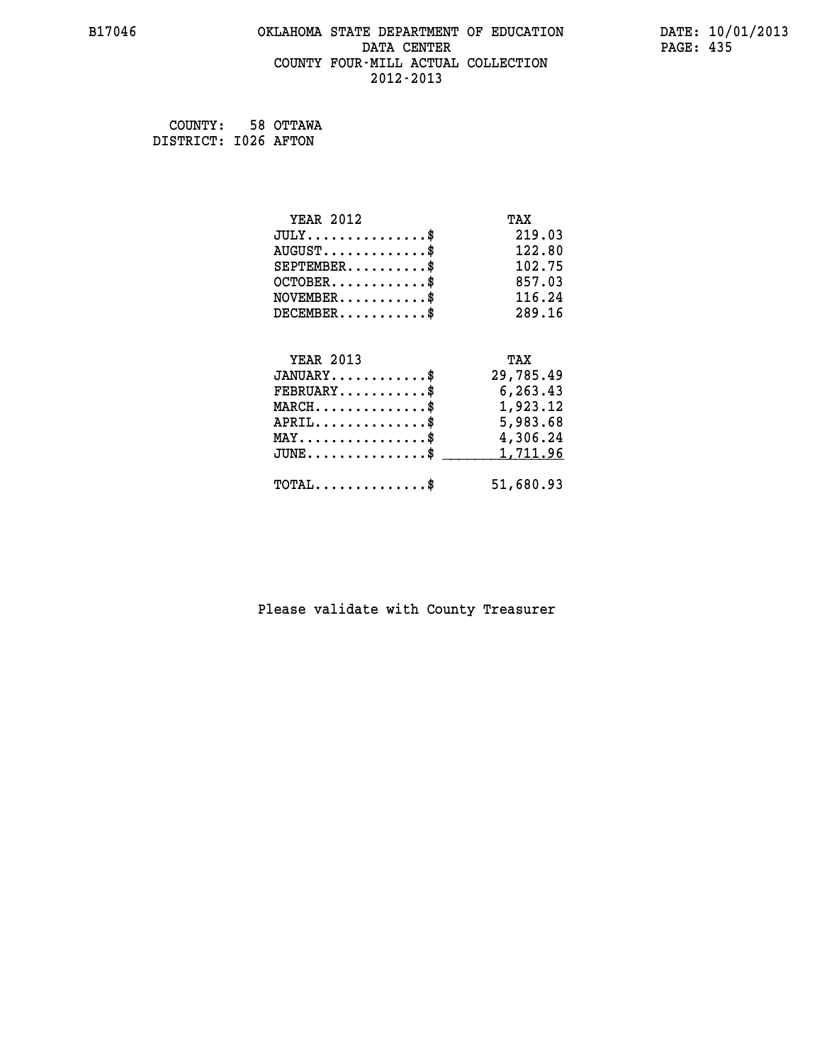# OKLAHOMA STATE DEPARTMENT OF EDUCATION
## DATA CENTER
## COUNTY FOUR-MILL ACTUAL COLLECTION
## 2012-2013

COUNTY: 58 OTTAWA
DISTRICT: I026 AFTON

| YEAR 2012 | TAX |
|---|---|
| JULY...............$ | 219.03 |
| AUGUST.............$ | 122.80 |
| SEPTEMBER..........$ | 102.75 |
| OCTOBER............$ | 857.03 |
| NOVEMBER...........$ | 116.24 |
| DECEMBER...........$ | 289.16 |

| YEAR 2013 | TAX |
|---|---|
| JANUARY............$ | 29,785.49 |
| FEBRUARY...........$ | 6,263.43 |
| MARCH..............$ | 1,923.12 |
| APRIL..............$ | 5,983.68 |
| MAY................$ | 4,306.24 |
| JUNE...............$ | 1,711.96 |
| TOTAL..............$ | 51,680.93 |

Please validate with County Treasurer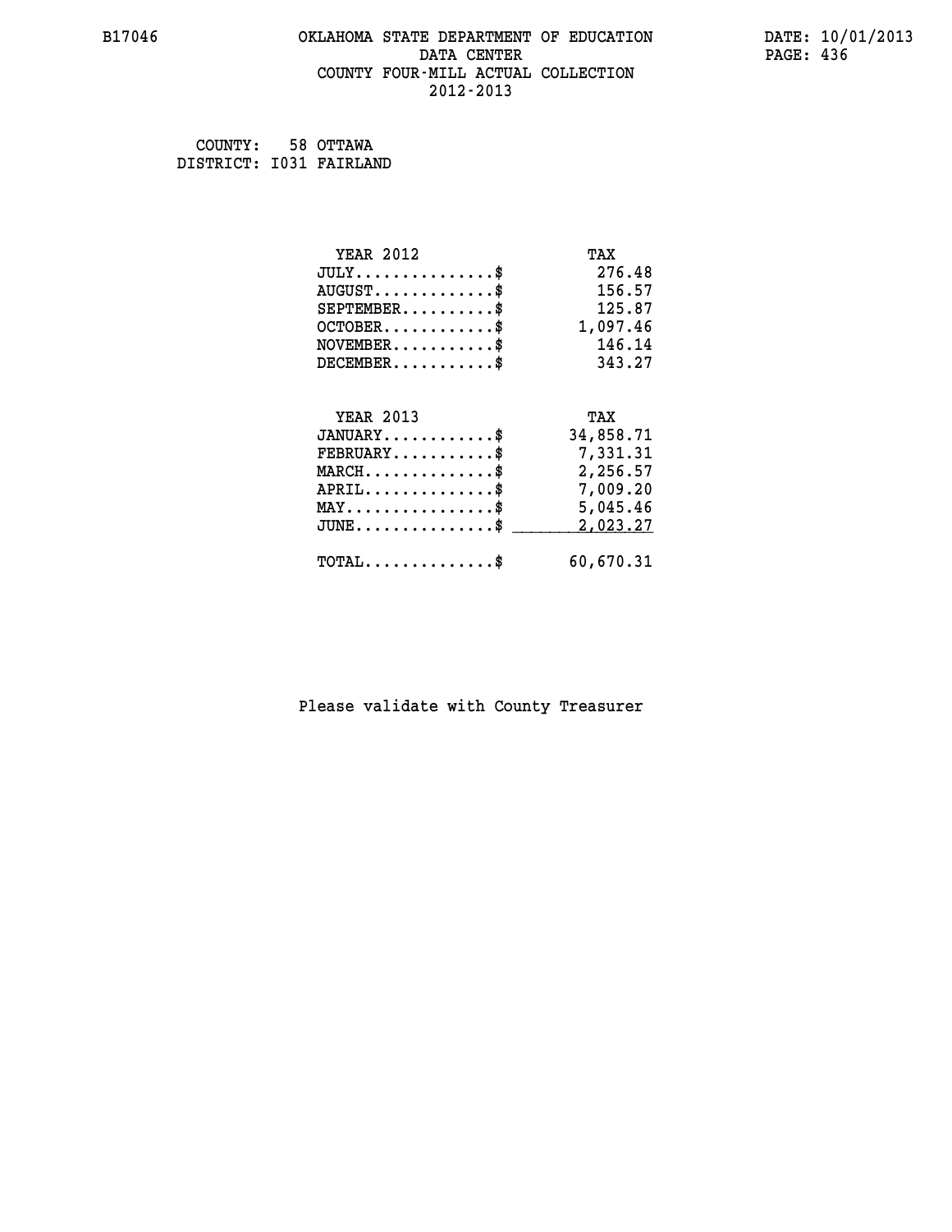# OKLAHOMA STATE DEPARTMENT OF EDUCATION
## DATA CENTER
## COUNTY FOUR-MILL ACTUAL COLLECTION
## 2012-2013

B17046 DATE: 10/01/2013

COUNTY: 58 OTTAWA
DISTRICT: I031 FAIRLAND

| YEAR 2012 | TAX |
|---|---|
| JULY...............$ | 276.48 |
| AUGUST.............$ | 156.57 |
| SEPTEMBER..........$ | 125.87 |
| OCTOBER............$ | 1,097.46 |
| NOVEMBER...........$ | 146.14 |
| DECEMBER...........$ | 343.27 |

| YEAR 2013 | TAX |
|---|---|
| JANUARY............$ | 34,858.71 |
| FEBRUARY...........$ | 7,331.31 |
| MARCH..............$ | 2,256.57 |
| APRIL..............$ | 7,009.20 |
| MAY................$ | 5,045.46 |
| JUNE...............$ | 2,023.27 |
| TOTAL..............$ | 60,670.31 |

Please validate with County Treasurer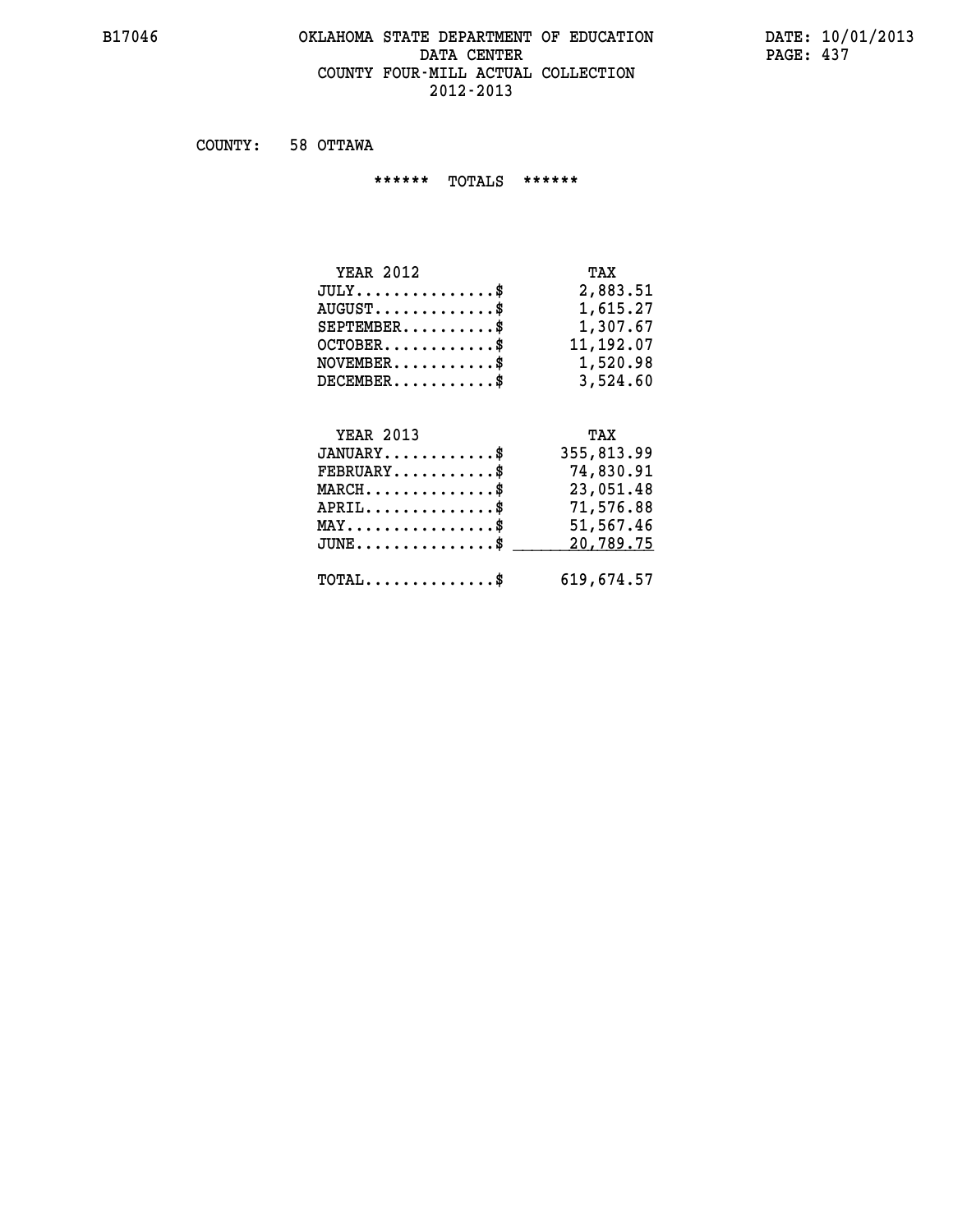B17046 OKLAHOMA STATE DEPARTMENT OF EDUCATION DATA CENTER COUNTY FOUR-MILL ACTUAL COLLECTION 2012-2013

DATE: 10/01/2013

COUNTY: 58 OTTAWA

****** TOTALS ******

| YEAR 2012 | TAX |
|---|---|
| JULY...............$ | 2,883.51 |
| AUGUST.............$ | 1,615.27 |
| SEPTEMBER..........$ | 1,307.67 |
| OCTOBER............$ | 11,192.07 |
| NOVEMBER...........$ | 1,520.98 |
| DECEMBER...........$ | 3,524.60 |

| YEAR 2013 | TAX |
|---|---|
| JANUARY............$ | 355,813.99 |
| FEBRUARY...........$ | 74,830.91 |
| MARCH..............$ | 23,051.48 |
| APRIL..............$ | 71,576.88 |
| MAY................$ | 51,567.46 |
| JUNE...............$ | 20,789.75 |
| TOTAL..............$ | 619,674.57 |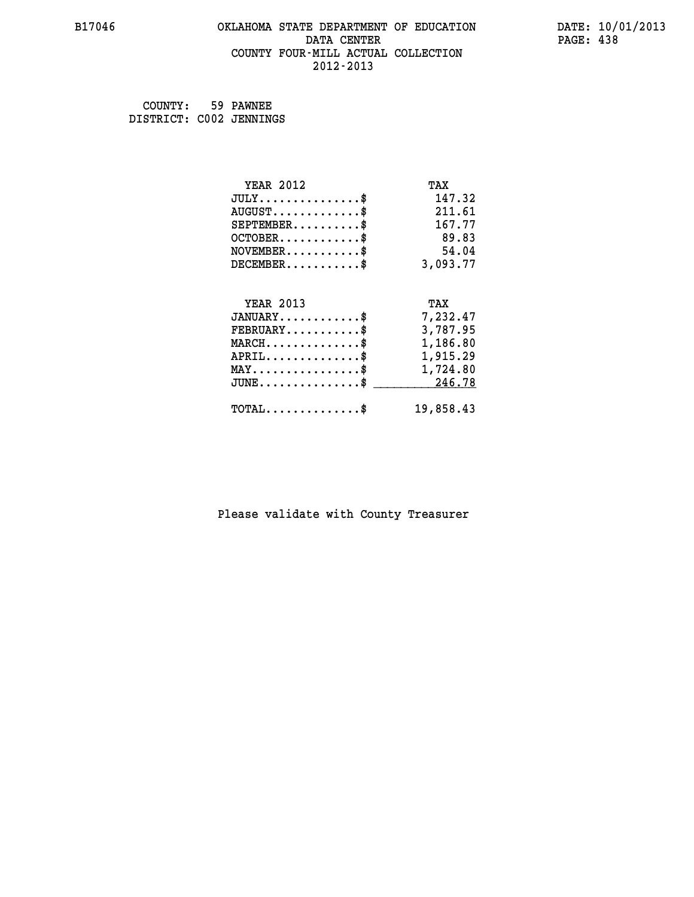# OKLAHOMA STATE DEPARTMENT OF EDUCATION
## DATA CENTER
## COUNTY FOUR-MILL ACTUAL COLLECTION
## 2012-2013

B17046 DATE: 10/01/2013

COUNTY: 59 PAWNEE
DISTRICT: C002 JENNINGS

| YEAR 2012 | TAX |
|---|---|
| JULY...............$ | 147.32 |
| AUGUST.............$ | 211.61 |
| SEPTEMBER..........$ | 167.77 |
| OCTOBER............$ | 89.83 |
| NOVEMBER...........$ | 54.04 |
| DECEMBER...........$ | 3,093.77 |

| YEAR 2013 | TAX |
|---|---|
| JANUARY............$ | 7,232.47 |
| FEBRUARY...........$ | 3,787.95 |
| MARCH..............$ | 1,186.80 |
| APRIL..............$ | 1,915.29 |
| MAY................$ | 1,724.80 |
| JUNE...............$ | 246.78 |
| TOTAL..............$ | 19,858.43 |

Please validate with County Treasurer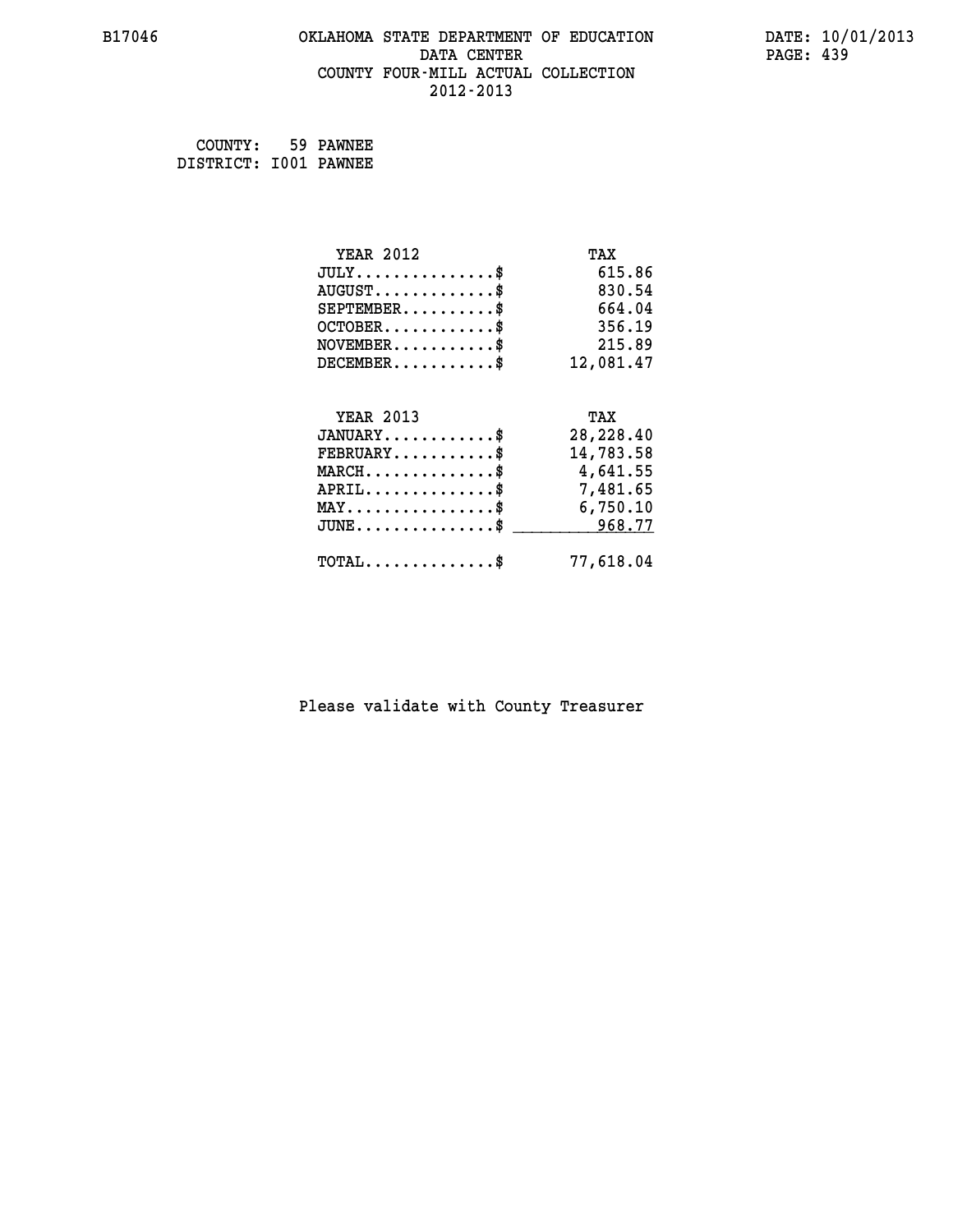# OKLAHOMA STATE DEPARTMENT OF EDUCATION
## DATA CENTER
## COUNTY FOUR-MILL ACTUAL COLLECTION
## 2012-2013

B17046 DATE: 10/01/2013

COUNTY: 59 PAWNEE
DISTRICT: I001 PAWNEE

| YEAR 2012 | TAX |
|---|---|
| JULY..............$ | 615.86 |
| AUGUST............$ | 830.54 |
| SEPTEMBER.........$ | 664.04 |
| OCTOBER...........$ | 356.19 |
| NOVEMBER..........$ | 215.89 |
| DECEMBER..........$ | 12,081.47 |

| YEAR 2013 | TAX |
|---|---|
| JANUARY...........$ | 28,228.40 |
| FEBRUARY..........$ | 14,783.58 |
| MARCH.............$ | 4,641.55 |
| APRIL.............$ | 7,481.65 |
| MAY...............$ | 6,750.10 |
| JUNE..............$ | 968.77 |
| TOTAL.............$ | 77,618.04 |

Please validate with County Treasurer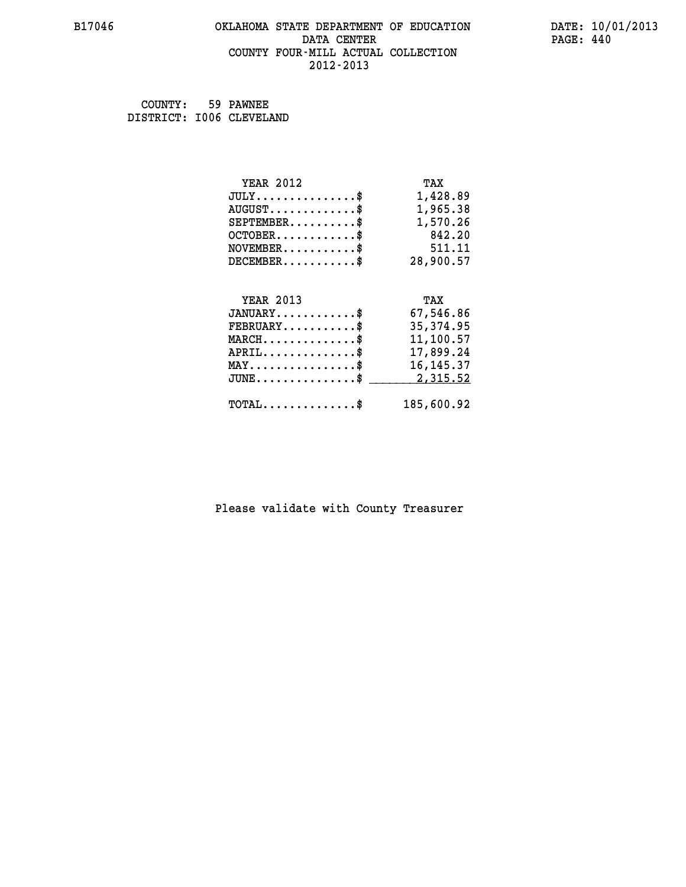B17046 OKLAHOMA STATE DEPARTMENT OF EDUCATION DATE: 10/01/2013
DATA CENTER
COUNTY FOUR-MILL ACTUAL COLLECTION
2012-2013

COUNTY: 59 PAWNEE
DISTRICT: I006 CLEVELAND

| YEAR 2012 | TAX |
|---|---|
| JULY...............$ | 1,428.89 |
| AUGUST.............$ | 1,965.38 |
| SEPTEMBER..........$ | 1,570.26 |
| OCTOBER............$ | 842.20 |
| NOVEMBER...........$ | 511.11 |
| DECEMBER...........$ | 28,900.57 |

| YEAR 2013 | TAX |
|---|---|
| JANUARY............$ | 67,546.86 |
| FEBRUARY...........$ | 35,374.95 |
| MARCH..............$ | 11,100.57 |
| APRIL..............$ | 17,899.24 |
| MAY................$ | 16,145.37 |
| JUNE...............$ | 2,315.52 |
| TOTAL..............$ | 185,600.92 |

Please validate with County Treasurer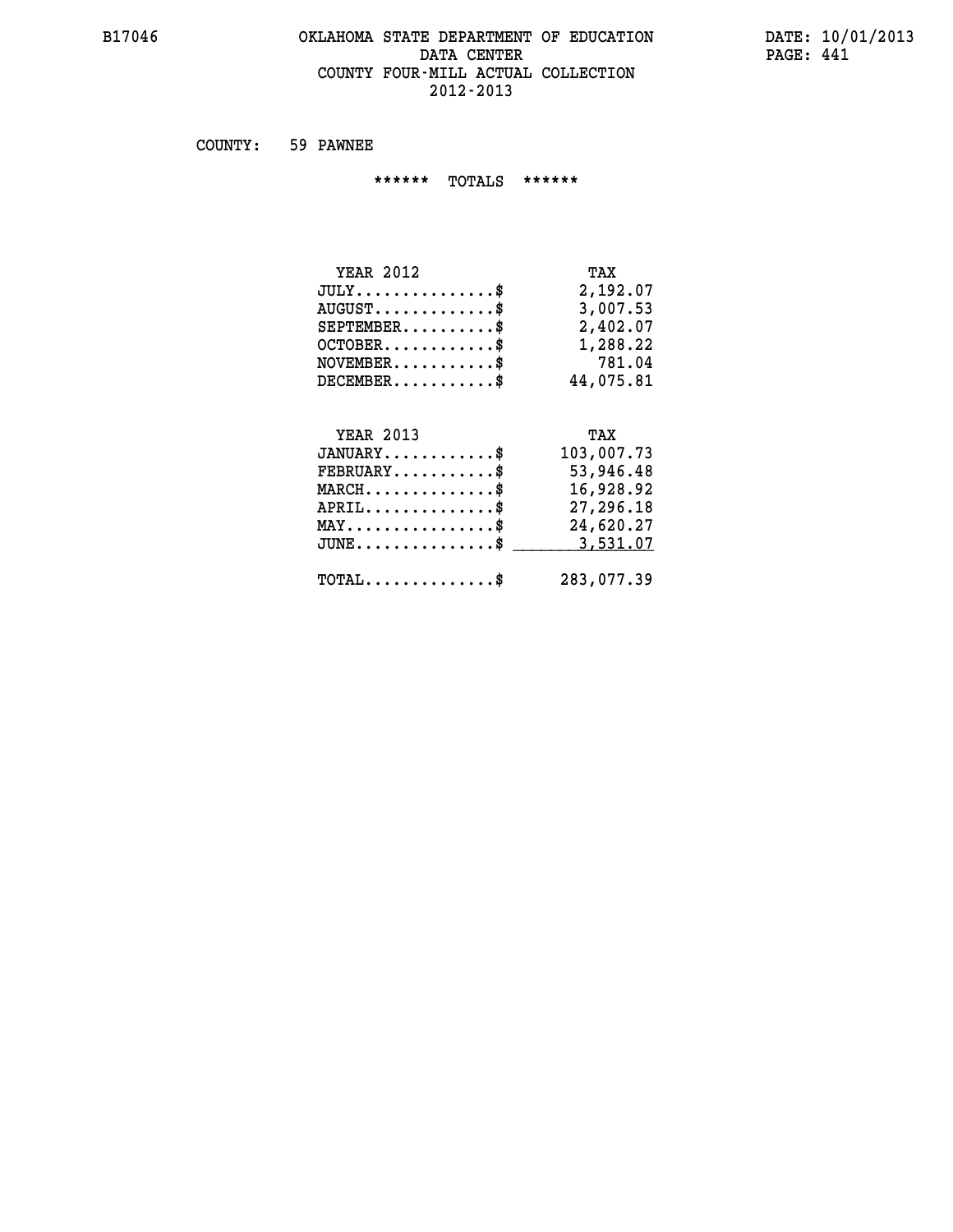# OKLAHOMA STATE DEPARTMENT OF EDUCATION
## DATA CENTER
## COUNTY FOUR-MILL ACTUAL COLLECTION
## 2012-2013

COUNTY: 59 PAWNEE

****** TOTALS ******

| YEAR 2012 | TAX |
|---|---|
| JULY..............$ | 2,192.07 |
| AUGUST............$ | 3,007.53 |
| SEPTEMBER.........$ | 2,402.07 |
| OCTOBER...........$ | 1,288.22 |
| NOVEMBER..........$ | 781.04 |
| DECEMBER..........$ | 44,075.81 |

| YEAR 2013 | TAX |
|---|---|
| JANUARY...........$ | 103,007.73 |
| FEBRUARY..........$ | 53,946.48 |
| MARCH.............$ | 16,928.92 |
| APRIL.............$ | 27,296.18 |
| MAY...............$ | 24,620.27 |
| JUNE..............$ | 3,531.07 |
| TOTAL.............$ | 283,077.39 |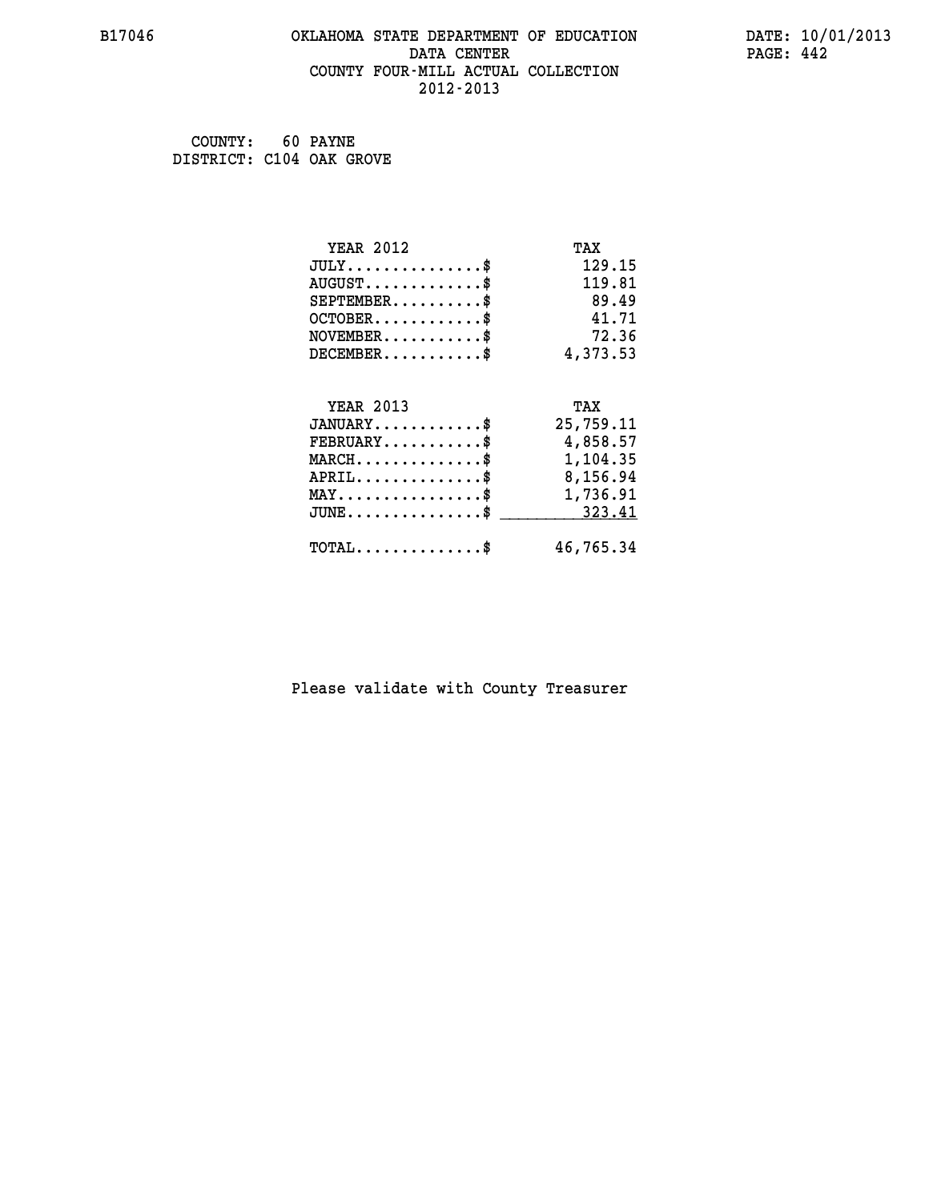B17046 OKLAHOMA STATE DEPARTMENT OF EDUCATION DATE: 10/01/2013
DATA CENTER PAGE: 442
COUNTY FOUR-MILL ACTUAL COLLECTION
2012-2013

COUNTY: 60 PAYNE
DISTRICT: C104 OAK GROVE

| YEAR 2012 | TAX |
| --- | --- |
| JULY...............$ | 129.15 |
| AUGUST.............$ | 119.81 |
| SEPTEMBER..........$ | 89.49 |
| OCTOBER............$ | 41.71 |
| NOVEMBER...........$ | 72.36 |
| DECEMBER...........$ | 4,373.53 |

| YEAR 2013 | TAX |
| --- | --- |
| JANUARY............$ | 25,759.11 |
| FEBRUARY...........$ | 4,858.57 |
| MARCH..............$ | 1,104.35 |
| APRIL..............$ | 8,156.94 |
| MAY................$ | 1,736.91 |
| JUNE...............$ | 323.41 |
| TOTAL..............$ | 46,765.34 |

Please validate with County Treasurer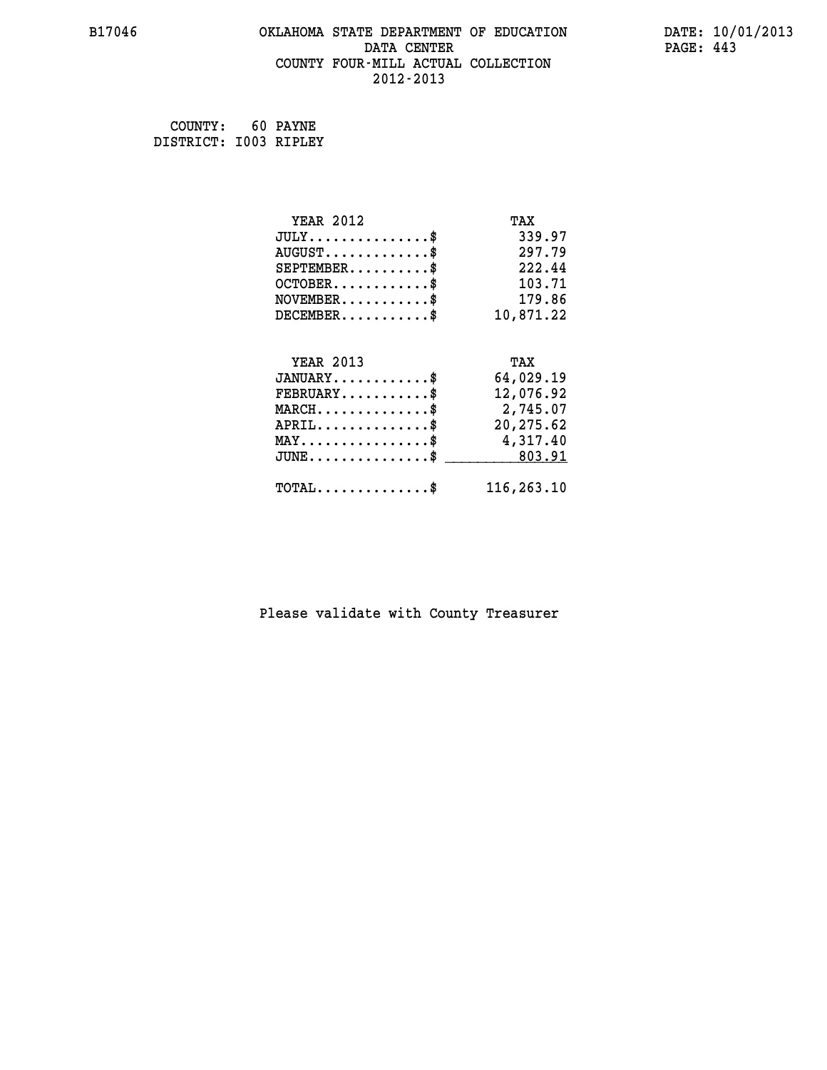B17046 OKLAHOMA STATE DEPARTMENT OF EDUCATION DATA CENTER COUNTY FOUR-MILL ACTUAL COLLECTION 2012-2013

DATE: 10/01/2013

COUNTY: 60 PAYNE
DISTRICT: I003 RIPLEY

| YEAR 2012 | TAX |
|---|---|
| JULY...............$ | 339.97 |
| AUGUST.............$ | 297.79 |
| SEPTEMBER..........$ | 222.44 |
| OCTOBER............$ | 103.71 |
| NOVEMBER...........$ | 179.86 |
| DECEMBER...........$ | 10,871.22 |

| YEAR 2013 | TAX |
|---|---|
| JANUARY............$ | 64,029.19 |
| FEBRUARY...........$ | 12,076.92 |
| MARCH..............$ | 2,745.07 |
| APRIL..............$ | 20,275.62 |
| MAY................$ | 4,317.40 |
| JUNE...............$ | 803.91 |
| TOTAL..............$ | 116,263.10 |

Please validate with County Treasurer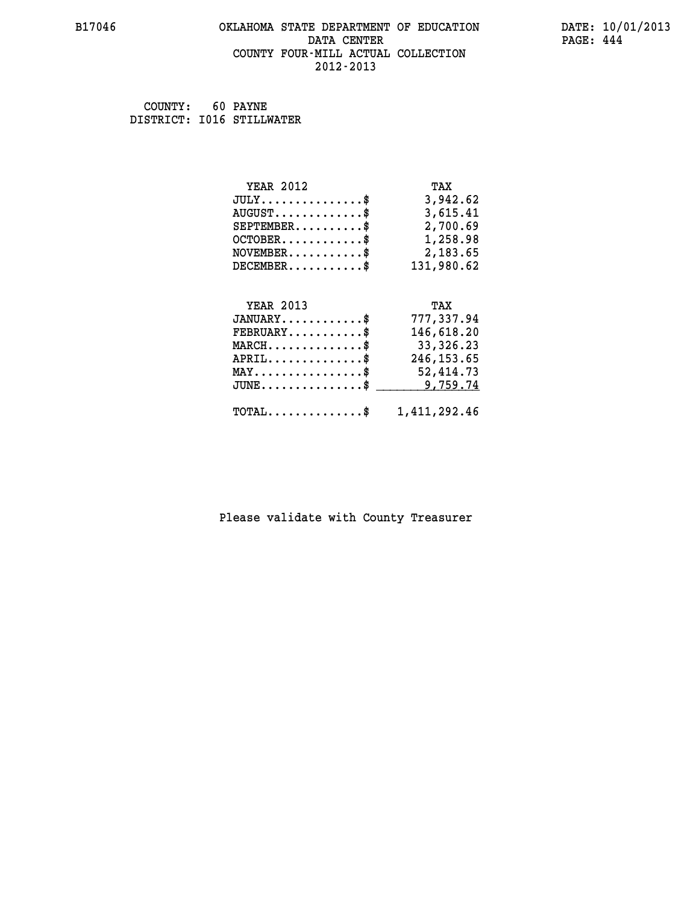B17046

# OKLAHOMA STATE DEPARTMENT OF EDUCATION
## DATA CENTER
## COUNTY FOUR-MILL ACTUAL COLLECTION
## 2012-2013

DATE: 10/01/2013

COUNTY: 60 PAYNE
DISTRICT: I016 STILLWATER

| YEAR 2012 | TAX |
|---|---|
| JULY..............$ | 3,942.62 |
| AUGUST............$ | 3,615.41 |
| SEPTEMBER.........$ | 2,700.69 |
| OCTOBER...........$ | 1,258.98 |
| NOVEMBER..........$ | 2,183.65 |
| DECEMBER..........$ | 131,980.62 |

| YEAR 2013 | TAX |
|---|---|
| JANUARY...........$ | 777,337.94 |
| FEBRUARY..........$ | 146,618.20 |
| MARCH.............$ | 33,326.23 |
| APRIL.............$ | 246,153.65 |
| MAY...............$ | 52,414.73 |
| JUNE..............$ | 9,759.74 |
| TOTAL.............$ | 1,411,292.46 |

Please validate with County Treasurer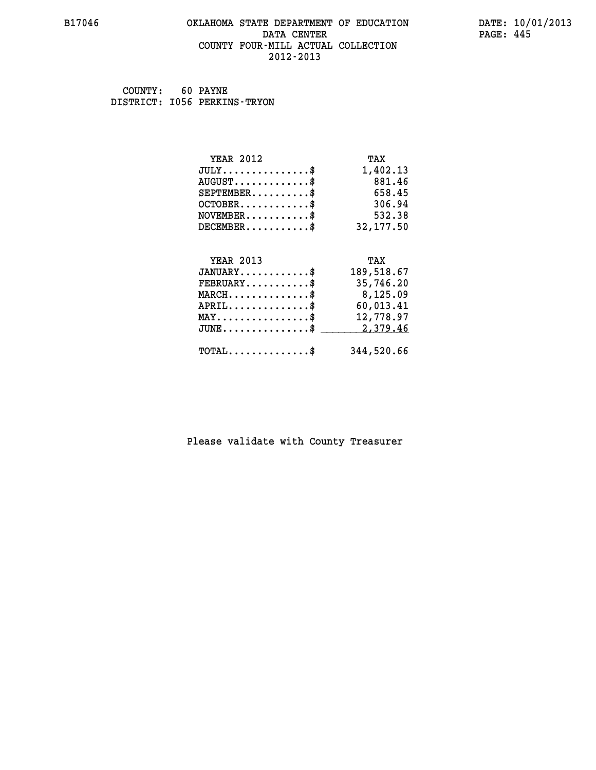# OKLAHOMA STATE DEPARTMENT OF EDUCATION
## DATA CENTER
## COUNTY FOUR-MILL ACTUAL COLLECTION
## 2012-2013

B17046 DATE: 10/01/2013

COUNTY: 60 PAYNE
DISTRICT: I056 PERKINS-TRYON

| YEAR 2012 | TAX |
|---|---|
| JULY..............$ | 1,402.13 |
| AUGUST............$ | 881.46 |
| SEPTEMBER.........$ | 658.45 |
| OCTOBER...........$ | 306.94 |
| NOVEMBER..........$ | 532.38 |
| DECEMBER..........$ | 32,177.50 |

| YEAR 2013 | TAX |
|---|---|
| JANUARY...........$ | 189,518.67 |
| FEBRUARY..........$ | 35,746.20 |
| MARCH.............$ | 8,125.09 |
| APRIL.............$ | 60,013.41 |
| MAY...............$ | 12,778.97 |
| JUNE..............$ | 2,379.46 |
| TOTAL.............$ | 344,520.66 |

Please validate with County Treasurer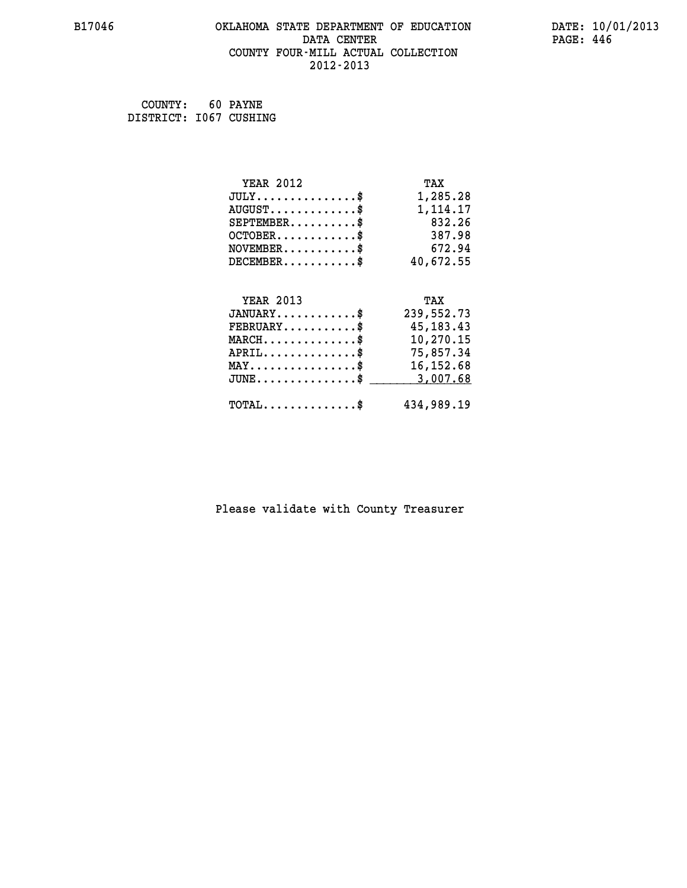B17046 OKLAHOMA STATE DEPARTMENT OF EDUCATION DATE: 10/01/2013

DATA CENTER

COUNTY FOUR-MILL ACTUAL COLLECTION

2012-2013

COUNTY: 60 PAYNE
DISTRICT: I067 CUSHING

| YEAR 2012 | TAX |
|---|---|
| JULY...............$ | 1,285.28 |
| AUGUST.............$ | 1,114.17 |
| SEPTEMBER..........$ | 832.26 |
| OCTOBER............$ | 387.98 |
| NOVEMBER...........$ | 672.94 |
| DECEMBER...........$ | 40,672.55 |

| YEAR 2013 | TAX |
|---|---|
| JANUARY............$ | 239,552.73 |
| FEBRUARY...........$ | 45,183.43 |
| MARCH..............$ | 10,270.15 |
| APRIL..............$ | 75,857.34 |
| MAY................$ | 16,152.68 |
| JUNE...............$ | 3,007.68 |
| TOTAL..............$ | 434,989.19 |

Please validate with County Treasurer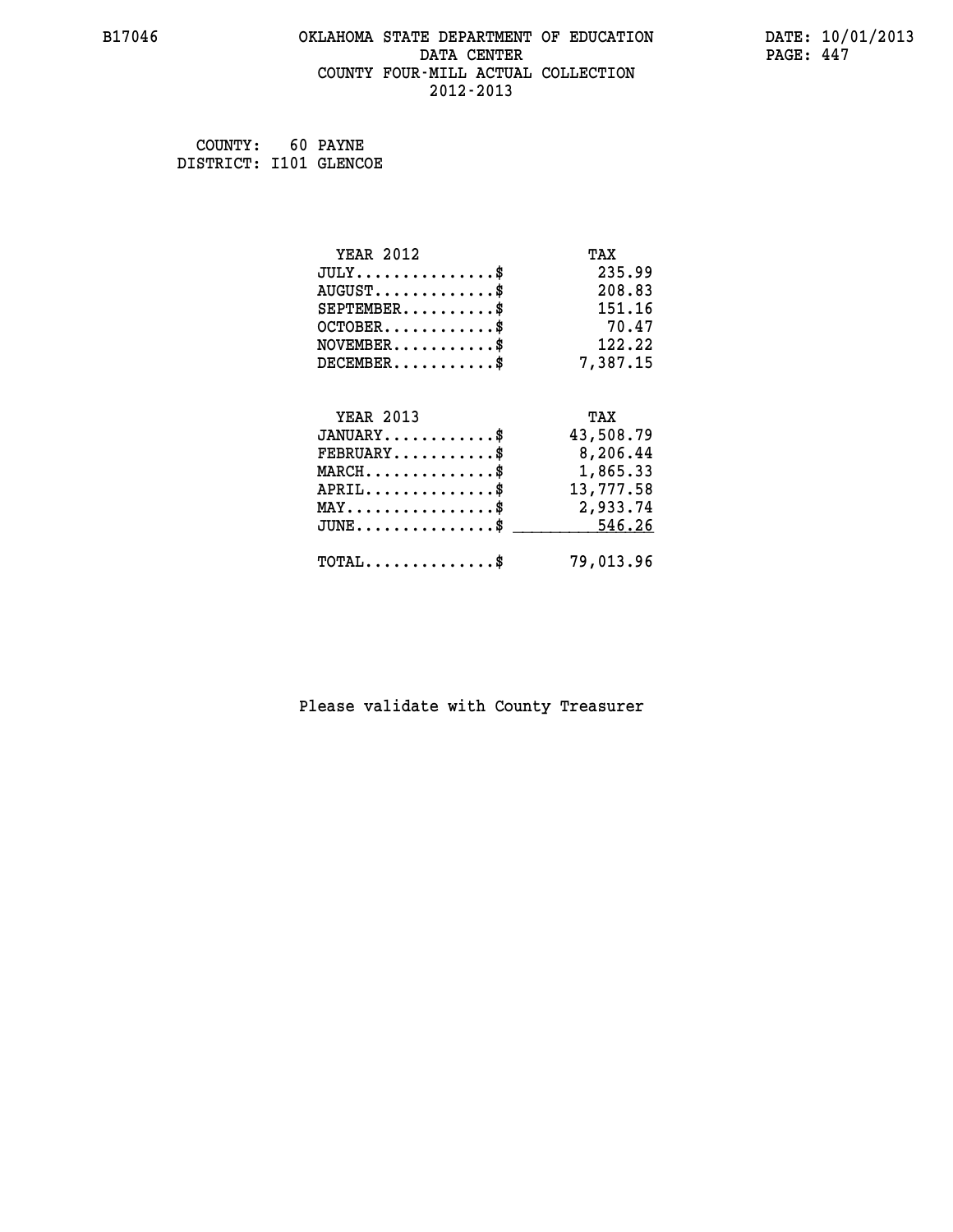B17046 OKLAHOMA STATE DEPARTMENT OF EDUCATION DATE: 10/01/2013
DATA CENTER PAGE: 447
COUNTY FOUR-MILL ACTUAL COLLECTION
2012-2013

COUNTY: 60 PAYNE
DISTRICT: I101 GLENCOE

| YEAR 2012 | TAX |
|---|---|
| JULY..............$ | 235.99 |
| AUGUST............$ | 208.83 |
| SEPTEMBER.........$ | 151.16 |
| OCTOBER...........$ | 70.47 |
| NOVEMBER..........$ | 122.22 |
| DECEMBER..........$ | 7,387.15 |

| YEAR 2013 | TAX |
|---|---|
| JANUARY...........$ | 43,508.79 |
| FEBRUARY..........$ | 8,206.44 |
| MARCH.............$ | 1,865.33 |
| APRIL.............$ | 13,777.58 |
| MAY...............$ | 2,933.74 |
| JUNE..............$ | 546.26 |
| TOTAL.............$ | 79,013.96 |

Please validate with County Treasurer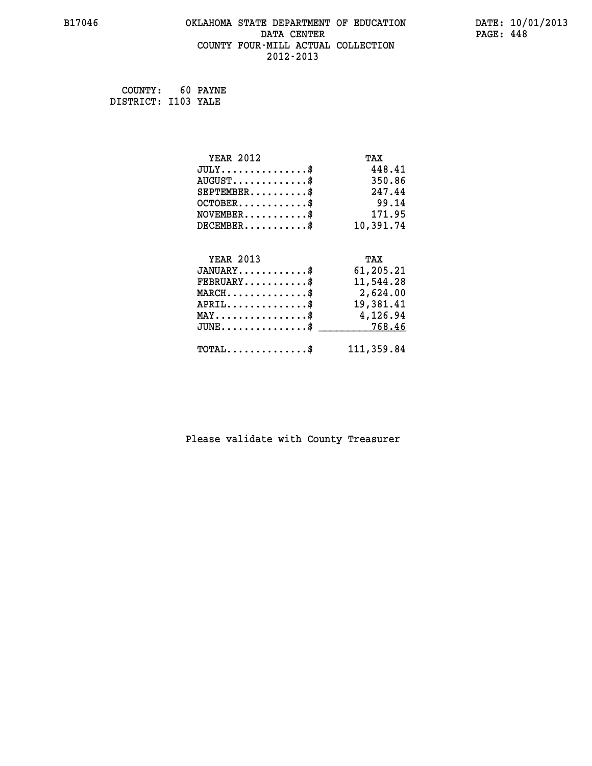# OKLAHOMA STATE DEPARTMENT OF EDUCATION
## DATA CENTER
## COUNTY FOUR-MILL ACTUAL COLLECTION
## 2012-2013

B17046

DATE: 10/01/2013

COUNTY: 60 PAYNE
DISTRICT: I103 YALE

| YEAR 2012 | TAX |
|---|---|
| JULY...............$ | 448.41 |
| AUGUST.............$ | 350.86 |
| SEPTEMBER..........$ | 247.44 |
| OCTOBER............$ | 99.14 |
| NOVEMBER...........$ | 171.95 |
| DECEMBER...........$ | 10,391.74 |

| YEAR 2013 | TAX |
|---|---|
| JANUARY............$ | 61,205.21 |
| FEBRUARY...........$ | 11,544.28 |
| MARCH..............$ | 2,624.00 |
| APRIL..............$ | 19,381.41 |
| MAY................$ | 4,126.94 |
| JUNE...............$ | 768.46 |
| TOTAL..............$ | 111,359.84 |

Please validate with County Treasurer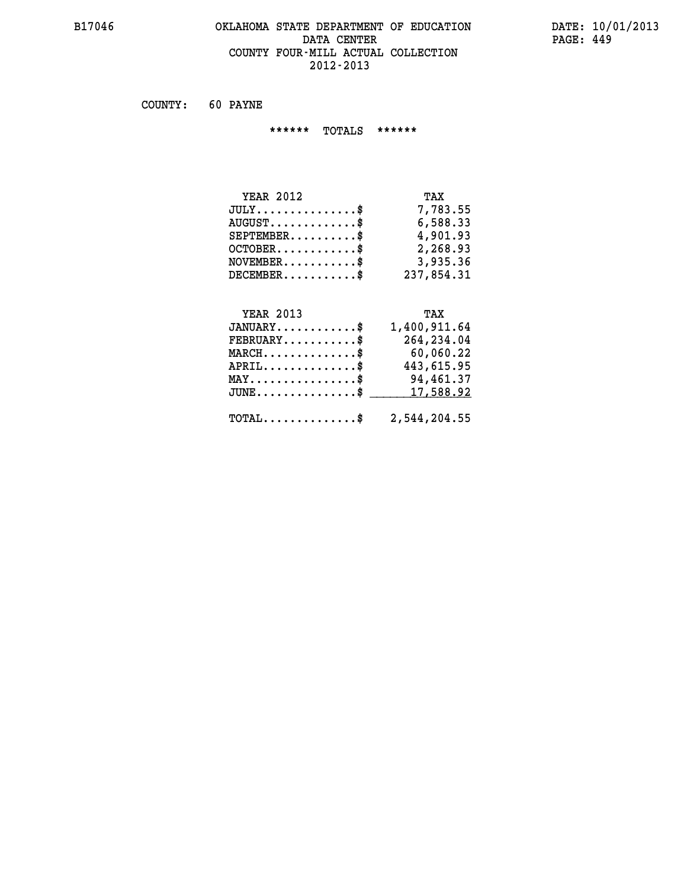# OKLAHOMA STATE DEPARTMENT OF EDUCATION
## DATA CENTER
## COUNTY FOUR-MILL ACTUAL COLLECTION
## 2012-2013

B17046 DATE: 10/01/2013

COUNTY: 60 PAYNE

****** TOTALS ******

| YEAR 2012 | TAX |
|---|---|
| JULY...............$ | 7,783.55 |
| AUGUST.............$ | 6,588.33 |
| SEPTEMBER..........$ | 4,901.93 |
| OCTOBER............$ | 2,268.93 |
| NOVEMBER...........$ | 3,935.36 |
| DECEMBER...........$ | 237,854.31 |

| YEAR 2013 | TAX |
|---|---|
| JANUARY............$ | 1,400,911.64 |
| FEBRUARY...........$ | 264,234.04 |
| MARCH..............$ | 60,060.22 |
| APRIL..............$ | 443,615.95 |
| MAY................$ | 94,461.37 |
| JUNE...............$ | 17,588.92 |
| TOTAL..............$ | 2,544,204.55 |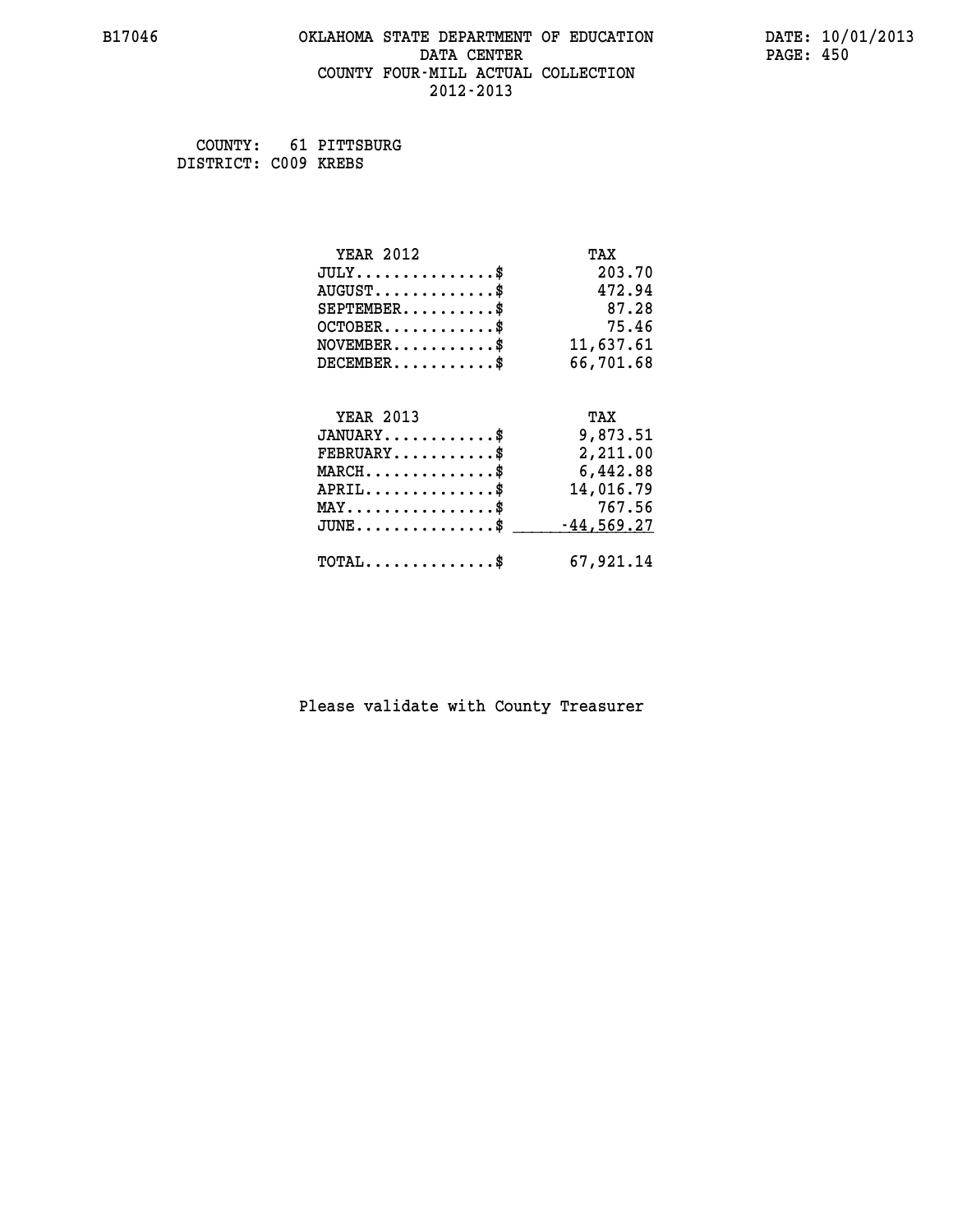B17046

# OKLAHOMA STATE DEPARTMENT OF EDUCATION
## DATA CENTER
## COUNTY FOUR-MILL ACTUAL COLLECTION
## 2012-2013

DATE: 10/01/2013

COUNTY: 61 PITTSBURG
DISTRICT: C009 KREBS

| YEAR 2012 | TAX |
|---|---|
| JULY...............$ | 203.70 |
| AUGUST.............$ | 472.94 |
| SEPTEMBER..........$ | 87.28 |
| OCTOBER............$ | 75.46 |
| NOVEMBER...........$ | 11,637.61 |
| DECEMBER...........$ | 66,701.68 |

| YEAR 2013 | TAX |
|---|---|
| JANUARY............$ | 9,873.51 |
| FEBRUARY...........$ | 2,211.00 |
| MARCH..............$ | 6,442.88 |
| APRIL..............$ | 14,016.79 |
| MAY................$ | 767.56 |
| JUNE...............$ | -44,569.27 |
| TOTAL..............$ | 67,921.14 |

Please validate with County Treasurer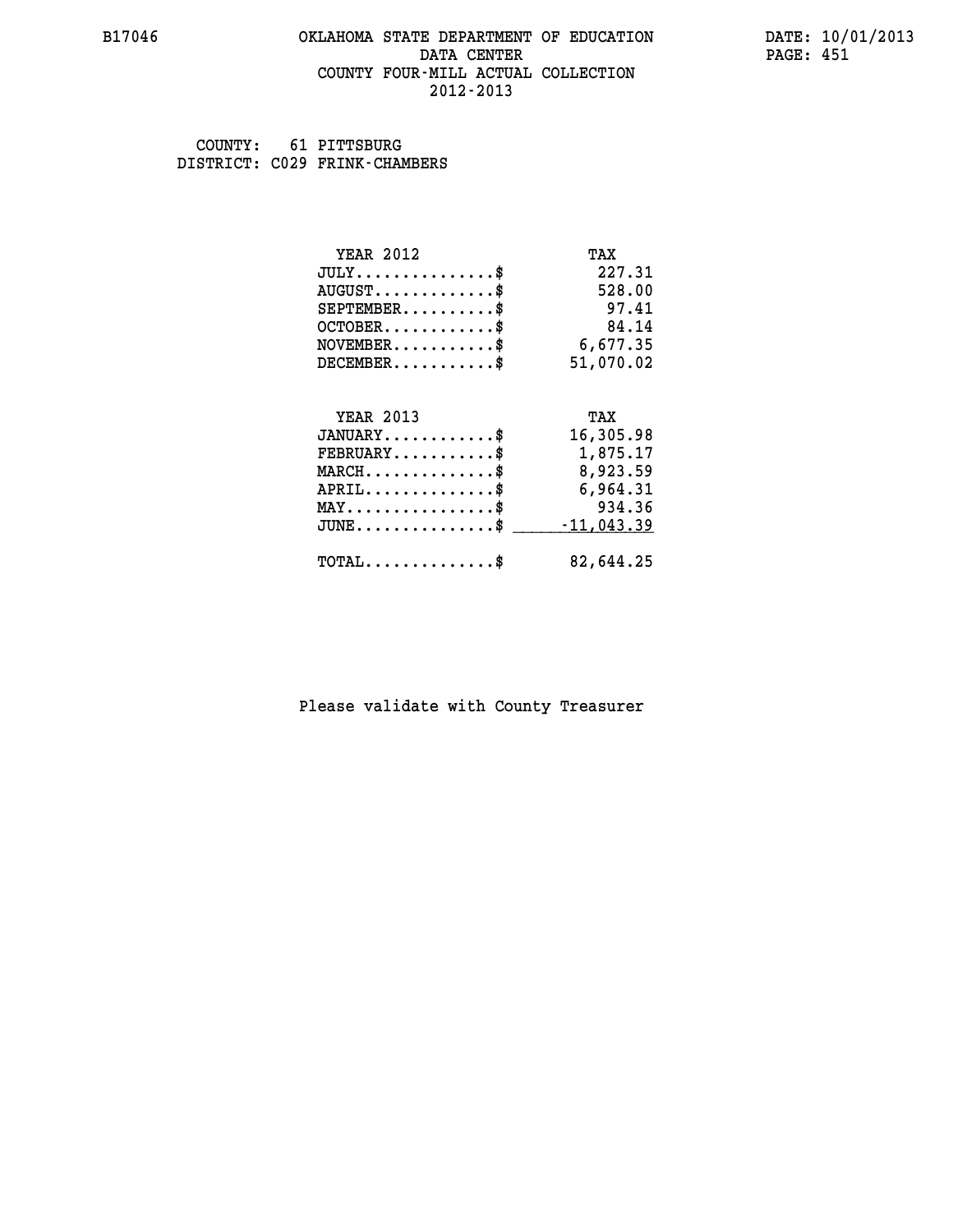B17046 OKLAHOMA STATE DEPARTMENT OF EDUCATION DATE: 10/01/2013

DATA CENTER

COUNTY FOUR-MILL ACTUAL COLLECTION

2012-2013

COUNTY: 61 PITTSBURG
DISTRICT: C029 FRINK-CHAMBERS

| YEAR 2012 | TAX |
|---|---|
| JULY...............$ | 227.31 |
| AUGUST.............$ | 528.00 |
| SEPTEMBER..........$ | 97.41 |
| OCTOBER............$ | 84.14 |
| NOVEMBER...........$ | 6,677.35 |
| DECEMBER...........$ | 51,070.02 |

| YEAR 2013 | TAX |
|---|---|
| JANUARY............$ | 16,305.98 |
| FEBRUARY...........$ | 1,875.17 |
| MARCH..............$ | 8,923.59 |
| APRIL..............$ | 6,964.31 |
| MAY................$ | 934.36 |
| JUNE...............$ | -11,043.39 |
| TOTAL..............$ | 82,644.25 |

Please validate with County Treasurer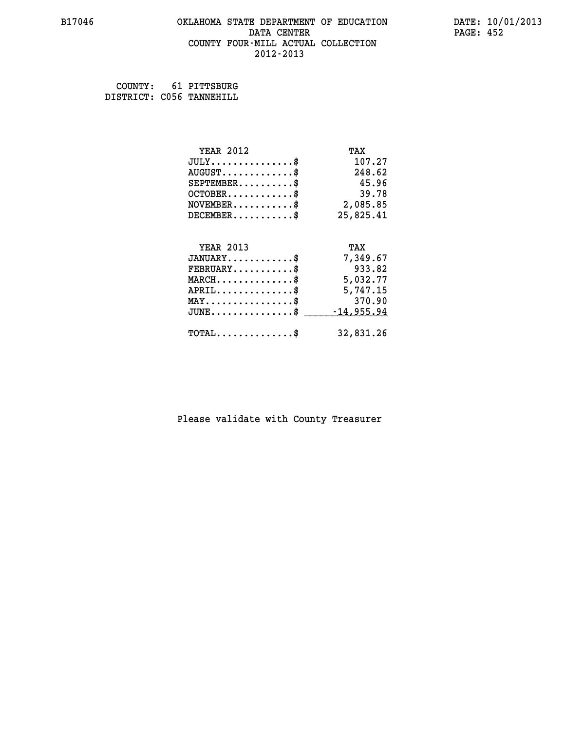B17046

# OKLAHOMA STATE DEPARTMENT OF EDUCATION
## DATA CENTER
## COUNTY FOUR-MILL ACTUAL COLLECTION
## 2012-2013

DATE: 10/01/2013

COUNTY: 61 PITTSBURG
DISTRICT: C056 TANNEHILL

| YEAR 2012 | TAX |
|---|---|
| JULY...............$ | 107.27 |
| AUGUST.............$ | 248.62 |
| SEPTEMBER..........$ | 45.96 |
| OCTOBER............$ | 39.78 |
| NOVEMBER...........$ | 2,085.85 |
| DECEMBER...........$ | 25,825.41 |

| YEAR 2013 | TAX |
|---|---|
| JANUARY............$ | 7,349.67 |
| FEBRUARY...........$ | 933.82 |
| MARCH..............$ | 5,032.77 |
| APRIL..............$ | 5,747.15 |
| MAY................$ | 370.90 |
| JUNE...............$ | -14,955.94 |
| TOTAL..............$ | 32,831.26 |

Please validate with County Treasurer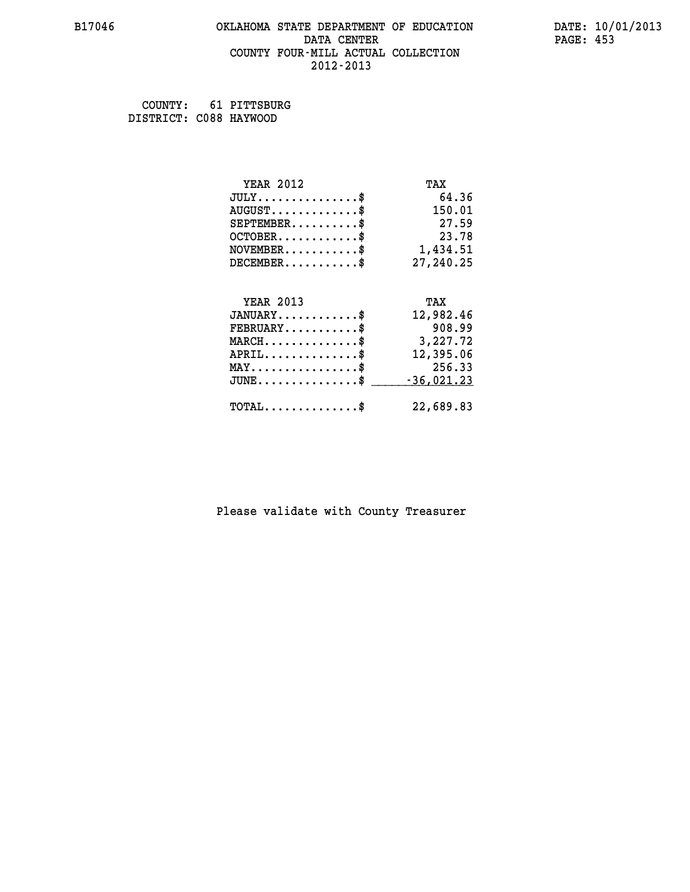B17046 OKLAHOMA STATE DEPARTMENT OF EDUCATION DATE: 10/01/2013

DATA CENTER

COUNTY FOUR-MILL ACTUAL COLLECTION

2012-2013

COUNTY: 61 PITTSBURG
DISTRICT: C088 HAYWOOD

| YEAR 2012 | TAX |
|---|---|
| JULY...............$ | 64.36 |
| AUGUST.............$ | 150.01 |
| SEPTEMBER..........$ | 27.59 |
| OCTOBER............$ | 23.78 |
| NOVEMBER...........$ | 1,434.51 |
| DECEMBER...........$ | 27,240.25 |

| YEAR 2013 | TAX |
|---|---|
| JANUARY............$ | 12,982.46 |
| FEBRUARY...........$ | 908.99 |
| MARCH..............$ | 3,227.72 |
| APRIL..............$ | 12,395.06 |
| MAY................$ | 256.33 |
| JUNE...............$ | -36,021.23 |
| TOTAL..............$ | 22,689.83 |

Please validate with County Treasurer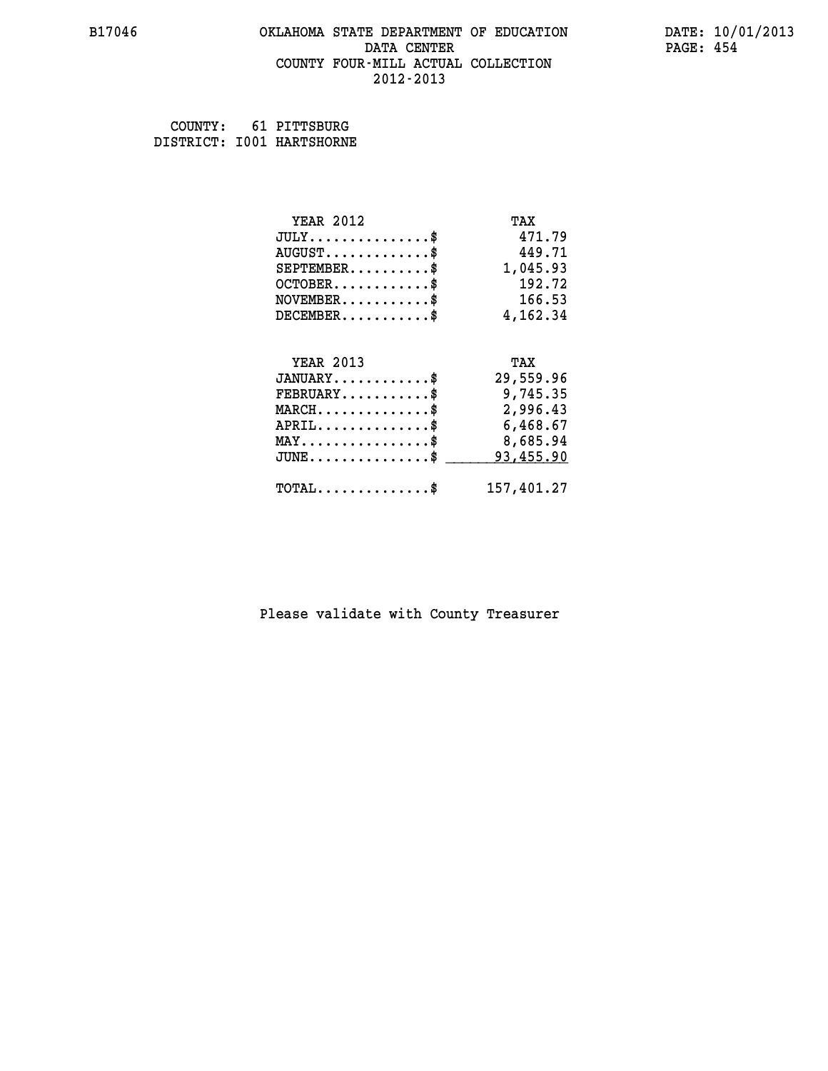B17046 OKLAHOMA STATE DEPARTMENT OF EDUCATION DATE: 10/01/2013

DATA CENTER

COUNTY FOUR-MILL ACTUAL COLLECTION

2012-2013

COUNTY: 61 PITTSBURG
DISTRICT: I001 HARTSHORNE

| YEAR 2012 | TAX |
|---|---|
| JULY...............$ | 471.79 |
| AUGUST.............$ | 449.71 |
| SEPTEMBER..........$ | 1,045.93 |
| OCTOBER............$ | 192.72 |
| NOVEMBER...........$ | 166.53 |
| DECEMBER...........$ | 4,162.34 |

| YEAR 2013 | TAX |
|---|---|
| JANUARY............$ | 29,559.96 |
| FEBRUARY...........$ | 9,745.35 |
| MARCH..............$ | 2,996.43 |
| APRIL..............$ | 6,468.67 |
| MAY................$ | 8,685.94 |
| JUNE...............$ | 93,455.90 |
| TOTAL..............$ | 157,401.27 |

Please validate with County Treasurer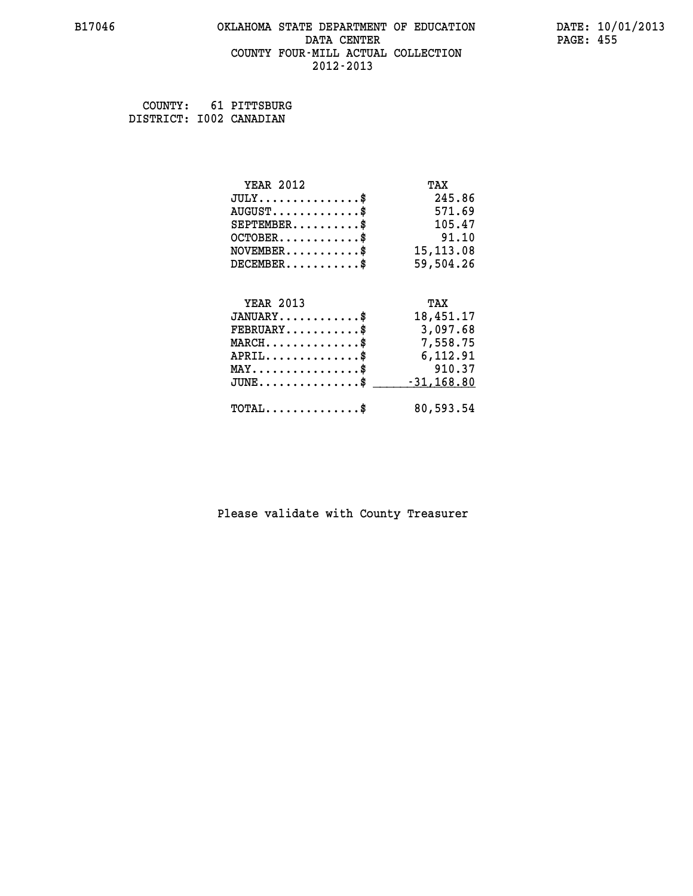B17046 OKLAHOMA STATE DEPARTMENT OF EDUCATION DATE: 10/01/2013

DATA CENTER

COUNTY FOUR-MILL ACTUAL COLLECTION

2012-2013

COUNTY: 61 PITTSBURG
DISTRICT: I002 CANADIAN

| YEAR 2012 | TAX |
|---|---|
| JULY...............$ | 245.86 |
| AUGUST.............$ | 571.69 |
| SEPTEMBER..........$ | 105.47 |
| OCTOBER............$ | 91.10 |
| NOVEMBER...........$ | 15,113.08 |
| DECEMBER...........$ | 59,504.26 |

| YEAR 2013 | TAX |
|---|---|
| JANUARY............$ | 18,451.17 |
| FEBRUARY...........$ | 3,097.68 |
| MARCH..............$ | 7,558.75 |
| APRIL..............$ | 6,112.91 |
| MAY................$ | 910.37 |
| JUNE...............$ | -31,168.80 |
| TOTAL..............$ | 80,593.54 |

Please validate with County Treasurer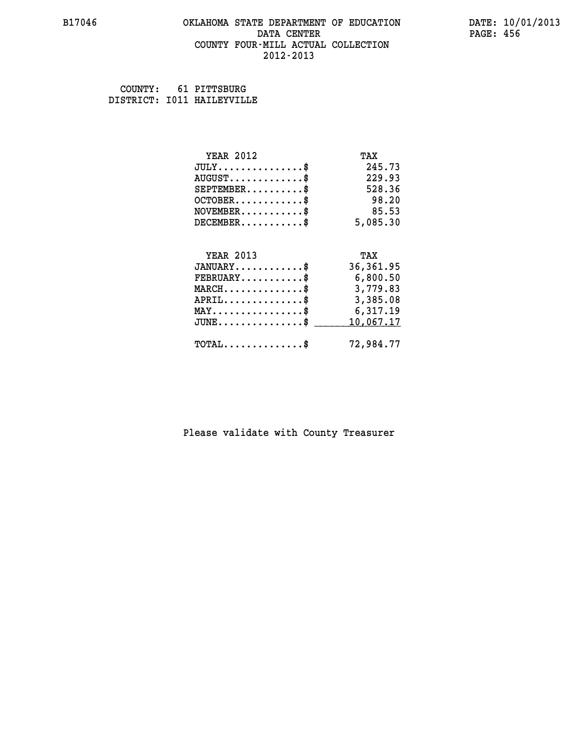B17046 OKLAHOMA STATE DEPARTMENT OF EDUCATION DATE: 10/01/2013

DATA CENTER

COUNTY FOUR-MILL ACTUAL COLLECTION

2012-2013

COUNTY: 61 PITTSBURG
DISTRICT: I011 HAILEYVILLE

| YEAR 2012 | TAX |
|---|---|
| JULY...............$ | 245.73 |
| AUGUST.............$ | 229.93 |
| SEPTEMBER..........$ | 528.36 |
| OCTOBER............$ | 98.20 |
| NOVEMBER...........$ | 85.53 |
| DECEMBER...........$ | 5,085.30 |

| YEAR 2013 | TAX |
|---|---|
| JANUARY............$ | 36,361.95 |
| FEBRUARY...........$ | 6,800.50 |
| MARCH..............$ | 3,779.83 |
| APRIL..............$ | 3,385.08 |
| MAY................$ | 6,317.19 |
| JUNE...............$ | 10,067.17 |
| TOTAL..............$ | 72,984.77 |

Please validate with County Treasurer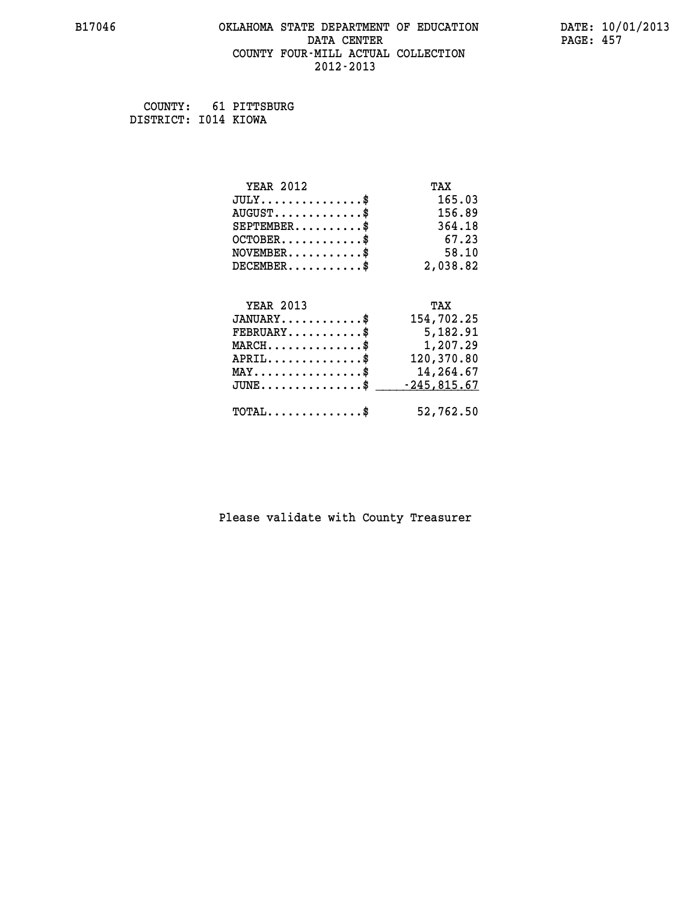B17046 OKLAHOMA STATE DEPARTMENT OF EDUCATION DATA CENTER COUNTY FOUR-MILL ACTUAL COLLECTION 2012-2013

DATE: 10/01/2013

COUNTY: 61 PITTSBURG
DISTRICT: I014 KIOWA

| YEAR 2012 | TAX |
|---|---|
| JULY..............$ | 165.03 |
| AUGUST............$ | 156.89 |
| SEPTEMBER.........$ | 364.18 |
| OCTOBER...........$ | 67.23 |
| NOVEMBER..........$ | 58.10 |
| DECEMBER..........$ | 2,038.82 |

| YEAR 2013 | TAX |
|---|---|
| JANUARY...........$ | 154,702.25 |
| FEBRUARY..........$ | 5,182.91 |
| MARCH.............$ | 1,207.29 |
| APRIL.............$ | 120,370.80 |
| MAY...............$ | 14,264.67 |
| JUNE..............$ | -245,815.67 |
| TOTAL.............$ | 52,762.50 |

Please validate with County Treasurer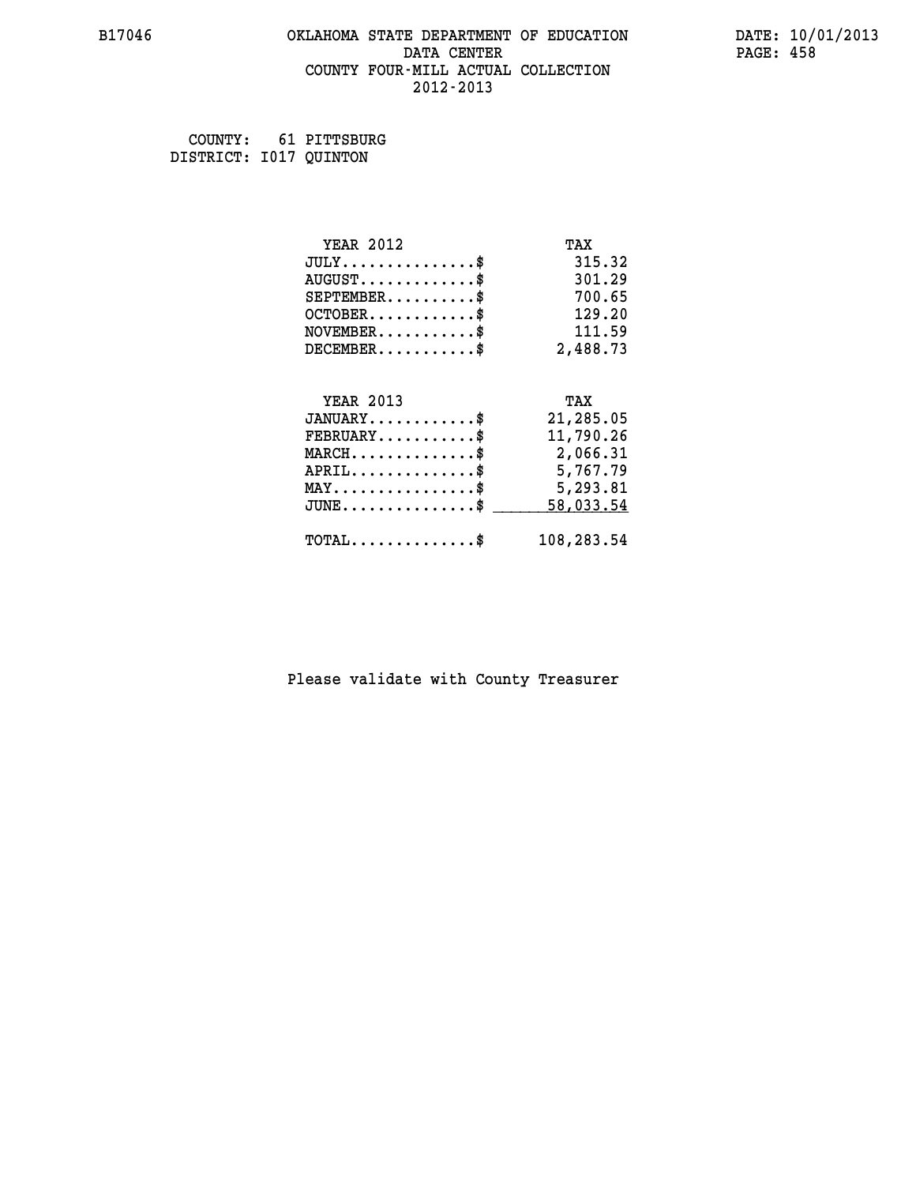B17046 OKLAHOMA STATE DEPARTMENT OF EDUCATION DATA CENTER COUNTY FOUR-MILL ACTUAL COLLECTION 2012-2013

DATE: 10/01/2013
PAGE: 458

COUNTY: 61 PITTSBURG
DISTRICT: I017 QUINTON

| YEAR 2012 | TAX |
|---|---|
| JULY...............$ | 315.32 |
| AUGUST.............$ | 301.29 |
| SEPTEMBER..........$ | 700.65 |
| OCTOBER............$ | 129.20 |
| NOVEMBER...........$ | 111.59 |
| DECEMBER...........$ | 2,488.73 |

| YEAR 2013 | TAX |
|---|---|
| JANUARY............$ | 21,285.05 |
| FEBRUARY...........$ | 11,790.26 |
| MARCH..............$ | 2,066.31 |
| APRIL..............$ | 5,767.79 |
| MAY................$ | 5,293.81 |
| JUNE...............$ | 58,033.54 |
| TOTAL..............$ | 108,283.54 |

Please validate with County Treasurer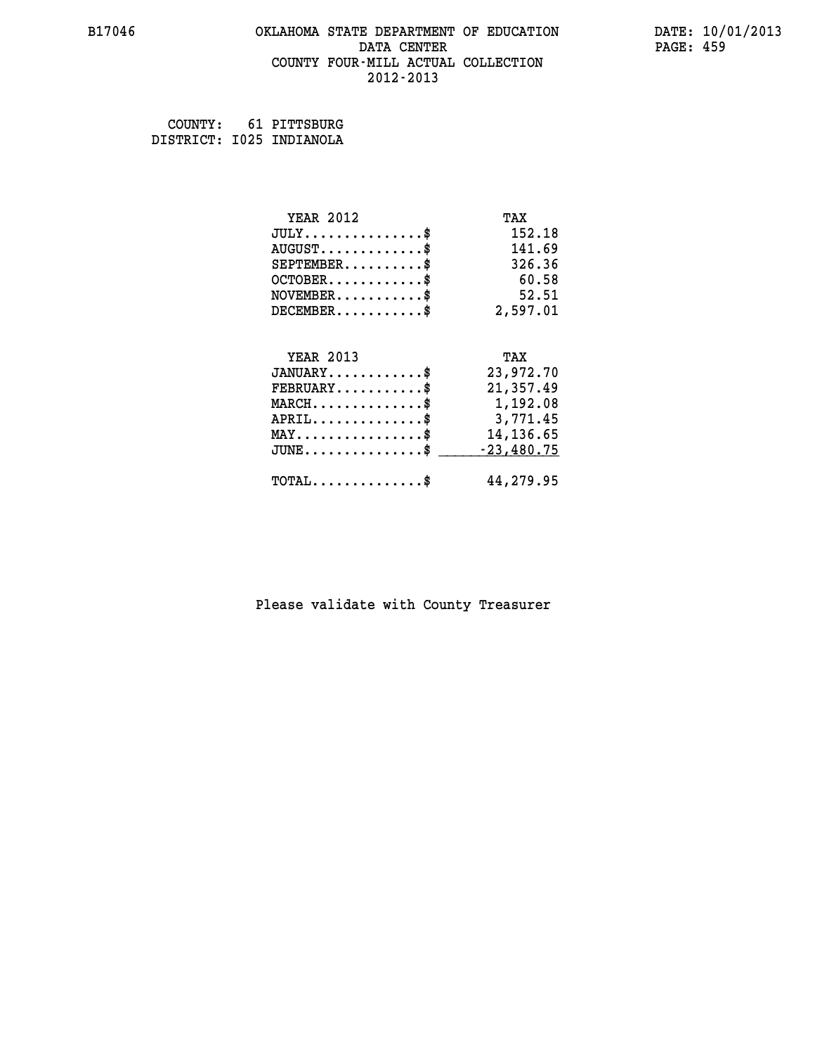# OKLAHOMA STATE DEPARTMENT OF EDUCATION
## DATA CENTER
## COUNTY FOUR-MILL ACTUAL COLLECTION
## 2012-2013

B17046 DATE: 10/01/2013

COUNTY: 61 PITTSBURG
DISTRICT: I025 INDIANOLA

| YEAR 2012 | TAX |
|---|---|
| JULY...............$ | 152.18 |
| AUGUST.............$ | 141.69 |
| SEPTEMBER..........$ | 326.36 |
| OCTOBER............$ | 60.58 |
| NOVEMBER...........$ | 52.51 |
| DECEMBER...........$ | 2,597.01 |

| YEAR 2013 | TAX |
|---|---|
| JANUARY............$ | 23,972.70 |
| FEBRUARY...........$ | 21,357.49 |
| MARCH..............$ | 1,192.08 |
| APRIL..............$ | 3,771.45 |
| MAY................$ | 14,136.65 |
| JUNE...............$ | -23,480.75 |
| TOTAL..............$ | 44,279.95 |

Please validate with County Treasurer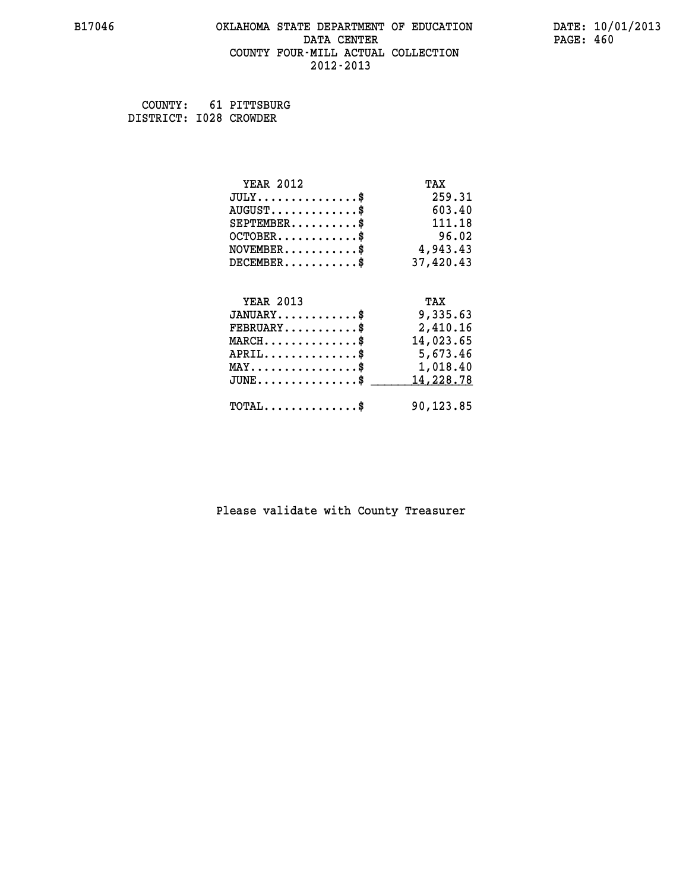B17046 OKLAHOMA STATE DEPARTMENT OF EDUCATION DATA CENTER COUNTY FOUR-MILL ACTUAL COLLECTION 2012-2013

DATE: 10/01/2013

COUNTY: 61 PITTSBURG
DISTRICT: I028 CROWDER

| YEAR 2012 | TAX |
|---|---|
| JULY..............$ | 259.31 |
| AUGUST............$ | 603.40 |
| SEPTEMBER.........$ | 111.18 |
| OCTOBER...........$ | 96.02 |
| NOVEMBER..........$ | 4,943.43 |
| DECEMBER..........$ | 37,420.43 |

| YEAR 2013 | TAX |
|---|---|
| JANUARY...........$ | 9,335.63 |
| FEBRUARY..........$ | 2,410.16 |
| MARCH.............$ | 14,023.65 |
| APRIL.............$ | 5,673.46 |
| MAY...............$ | 1,018.40 |
| JUNE..............$ | 14,228.78 |
| TOTAL.............$ | 90,123.85 |

Please validate with County Treasurer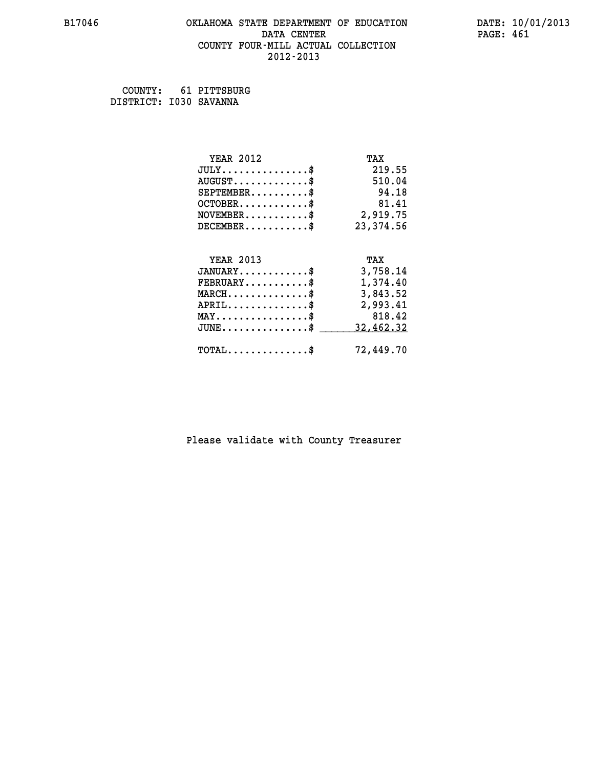# OKLAHOMA STATE DEPARTMENT OF EDUCATION
## DATA CENTER
## COUNTY FOUR-MILL ACTUAL COLLECTION
## 2012-2013

B17046 DATE: 10/01/2013

COUNTY: 61 PITTSBURG
DISTRICT: I030 SAVANNA

| YEAR 2012 | TAX |
|---|---|
| JULY...............$ | 219.55 |
| AUGUST.............$ | 510.04 |
| SEPTEMBER..........$ | 94.18 |
| OCTOBER............$ | 81.41 |
| NOVEMBER...........$ | 2,919.75 |
| DECEMBER...........$ | 23,374.56 |

| YEAR 2013 | TAX |
|---|---|
| JANUARY............$ | 3,758.14 |
| FEBRUARY...........$ | 1,374.40 |
| MARCH..............$ | 3,843.52 |
| APRIL..............$ | 2,993.41 |
| MAY................$ | 818.42 |
| JUNE...............$ | 32,462.32 |
| TOTAL..............$ | 72,449.70 |

Please validate with County Treasurer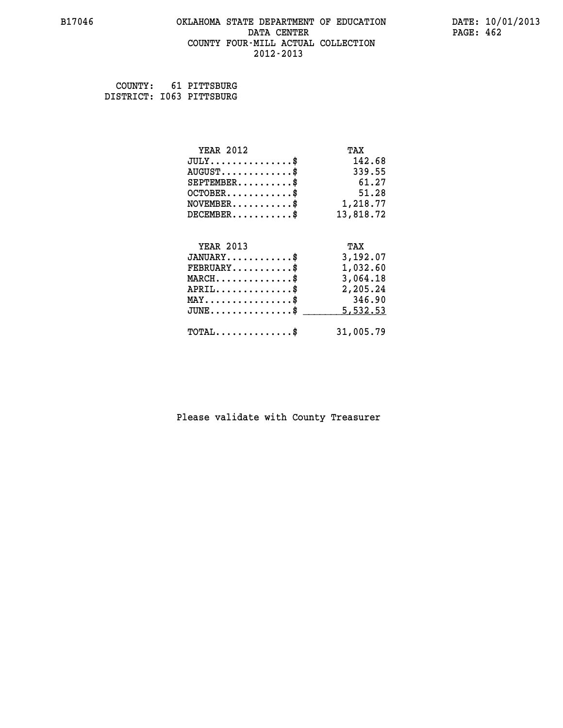B17046 OKLAHOMA STATE DEPARTMENT OF EDUCATION DATE: 10/01/2013

DATA CENTER

COUNTY FOUR-MILL ACTUAL COLLECTION

2012-2013

COUNTY: 61 PITTSBURG
DISTRICT: I063 PITTSBURG

| YEAR 2012 | TAX |
|---|---|
| JULY..............$ | 142.68 |
| AUGUST............$ | 339.55 |
| SEPTEMBER.........$ | 61.27 |
| OCTOBER...........$ | 51.28 |
| NOVEMBER..........$ | 1,218.77 |
| DECEMBER..........$ | 13,818.72 |

| YEAR 2013 | TAX |
|---|---|
| JANUARY...........$ | 3,192.07 |
| FEBRUARY..........$ | 1,032.60 |
| MARCH.............$ | 3,064.18 |
| APRIL.............$ | 2,205.24 |
| MAY...............$ | 346.90 |
| JUNE..............$ | 5,532.53 |
| TOTAL.............$ | 31,005.79 |

Please validate with County Treasurer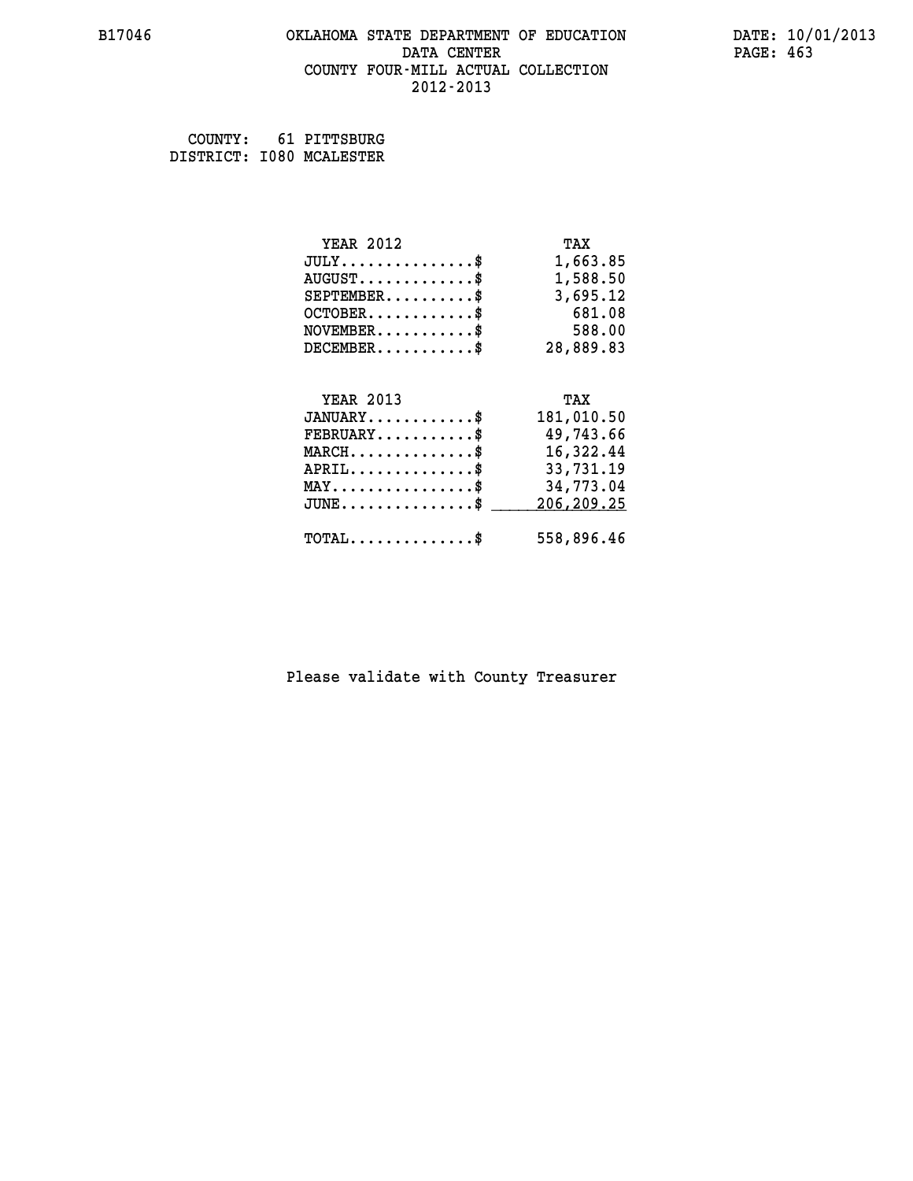# OKLAHOMA STATE DEPARTMENT OF EDUCATION
## DATA CENTER
## COUNTY FOUR-MILL ACTUAL COLLECTION
## 2012-2013

B17046 DATE: 10/01/2013

COUNTY: 61 PITTSBURG
DISTRICT: I080 MCALESTER

| YEAR 2012 | TAX |
|---|---|
| JULY..............$ | 1,663.85 |
| AUGUST............$ | 1,588.50 |
| SEPTEMBER.........$ | 3,695.12 |
| OCTOBER...........$ | 681.08 |
| NOVEMBER..........$ | 588.00 |
| DECEMBER..........$ | 28,889.83 |

| YEAR 2013 | TAX |
|---|---|
| JANUARY...........$ | 181,010.50 |
| FEBRUARY..........$ | 49,743.66 |
| MARCH.............$ | 16,322.44 |
| APRIL.............$ | 33,731.19 |
| MAY...............$ | 34,773.04 |
| JUNE..............$ | 206,209.25 |
| TOTAL.............$ | 558,896.46 |

Please validate with County Treasurer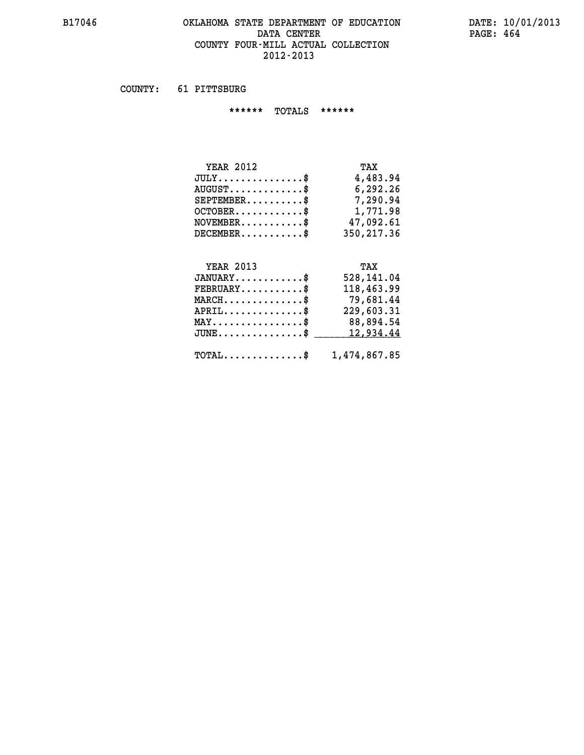# OKLAHOMA STATE DEPARTMENT OF EDUCATION
## DATA CENTER
## COUNTY FOUR-MILL ACTUAL COLLECTION
## 2012-2013

COUNTY: 61 PITTSBURG

****** TOTALS ******

| YEAR 2012 | TAX |
|---|---|
| JULY...............$ | 4,483.94 |
| AUGUST.............$ | 6,292.26 |
| SEPTEMBER..........$ | 7,290.94 |
| OCTOBER............$ | 1,771.98 |
| NOVEMBER...........$ | 47,092.61 |
| DECEMBER...........$ | 350,217.36 |

| YEAR 2013 | TAX |
|---|---|
| JANUARY............$ | 528,141.04 |
| FEBRUARY...........$ | 118,463.99 |
| MARCH..............$ | 79,681.44 |
| APRIL..............$ | 229,603.31 |
| MAY................$ | 88,894.54 |
| JUNE...............$ | 12,934.44 |
| TOTAL..............$ | 1,474,867.85 |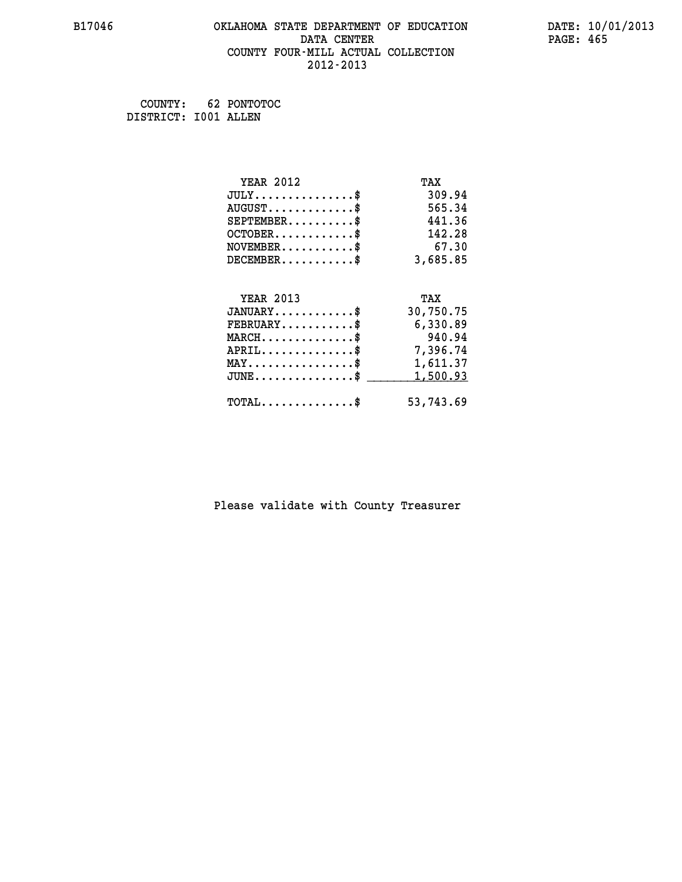B17046

# OKLAHOMA STATE DEPARTMENT OF EDUCATION
## DATA CENTER
## COUNTY FOUR-MILL ACTUAL COLLECTION
## 2012-2013

DATE: 10/01/2013

COUNTY: 62 PONTOTOC
DISTRICT: I001 ALLEN

| YEAR 2012 | TAX |
|---|---|
| JULY...............$ | 309.94 |
| AUGUST.............$ | 565.34 |
| SEPTEMBER..........$ | 441.36 |
| OCTOBER............$ | 142.28 |
| NOVEMBER...........$ | 67.30 |
| DECEMBER...........$ | 3,685.85 |

| YEAR 2013 | TAX |
|---|---|
| JANUARY............$ | 30,750.75 |
| FEBRUARY...........$ | 6,330.89 |
| MARCH..............$ | 940.94 |
| APRIL..............$ | 7,396.74 |
| MAY................$ | 1,611.37 |
| JUNE...............$ | 1,500.93 |
| TOTAL..............$ | 53,743.69 |

Please validate with County Treasurer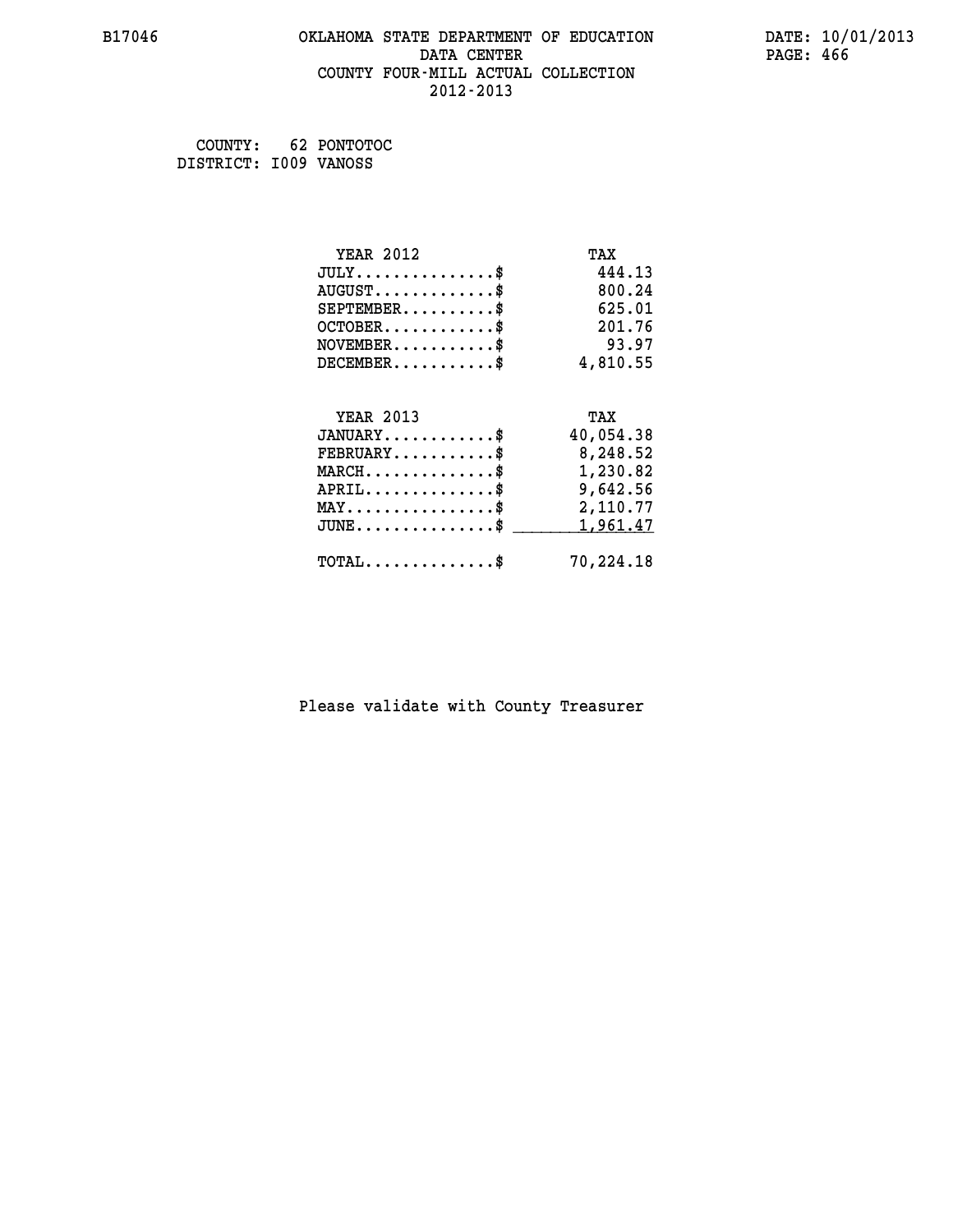B17046 OKLAHOMA STATE DEPARTMENT OF EDUCATION DATE: 10/01/2013
DATA CENTER
COUNTY FOUR-MILL ACTUAL COLLECTION
2012-2013

COUNTY: 62 PONTOTOC
DISTRICT: I009 VANOSS

| YEAR 2012 | TAX |
|---|---|
| JULY..............$ | 444.13 |
| AUGUST............$ | 800.24 |
| SEPTEMBER.........$ | 625.01 |
| OCTOBER...........$ | 201.76 |
| NOVEMBER..........$ | 93.97 |
| DECEMBER..........$ | 4,810.55 |

| YEAR 2013 | TAX |
|---|---|
| JANUARY...........$ | 40,054.38 |
| FEBRUARY..........$ | 8,248.52 |
| MARCH.............$ | 1,230.82 |
| APRIL.............$ | 9,642.56 |
| MAY...............$ | 2,110.77 |
| JUNE..............$ | 1,961.47 |
| TOTAL.............$ | 70,224.18 |

Please validate with County Treasurer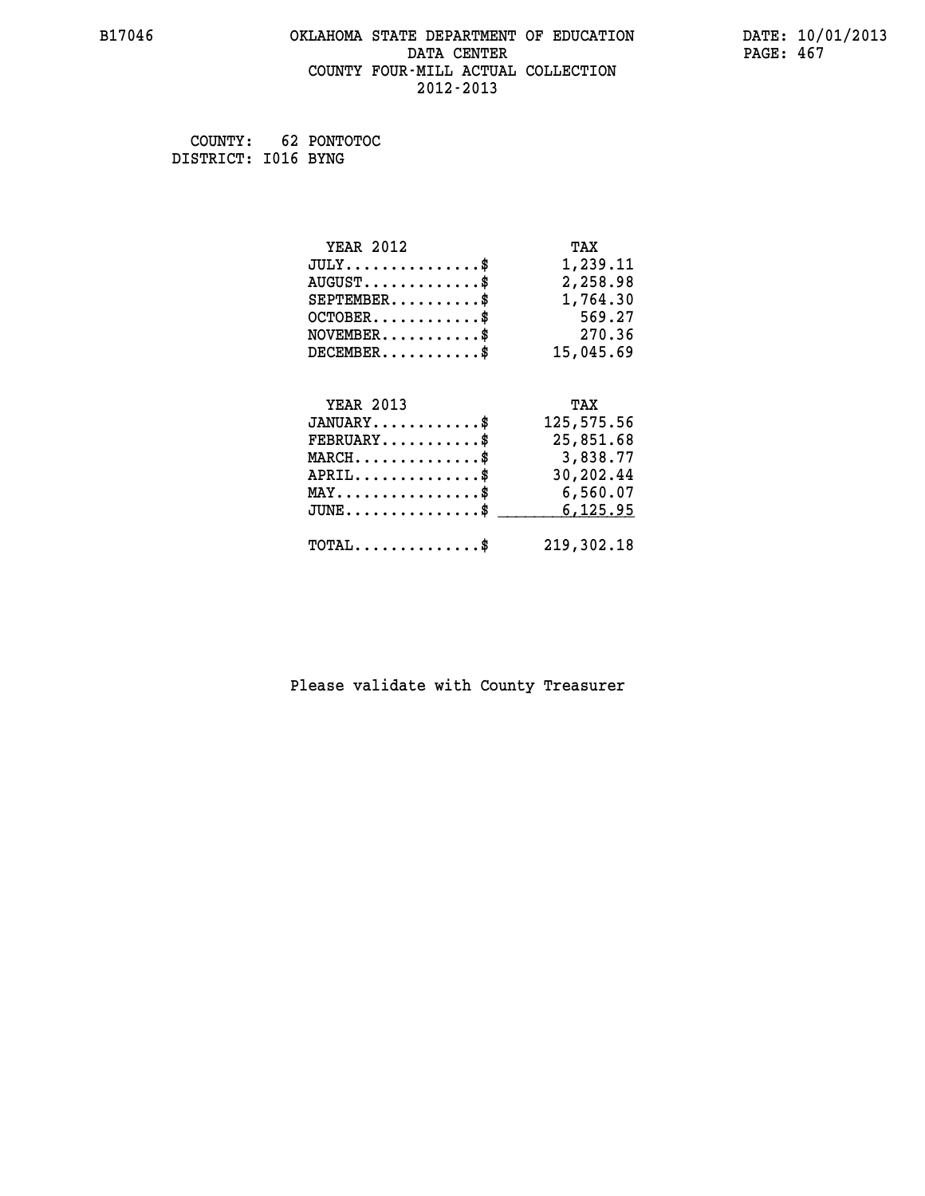OKLAHOMA STATE DEPARTMENT OF EDUCATION
DATA CENTER
COUNTY FOUR-MILL ACTUAL COLLECTION
2012-2013

B17046 — DATE: 10/01/2013

COUNTY: 62 PONTOTOC
DISTRICT: I016 BYNG

| YEAR 2012 | TAX |
|---|---|
| JULY..............$ | 1,239.11 |
| AUGUST............$ | 2,258.98 |
| SEPTEMBER..........$ | 1,764.30 |
| OCTOBER...........$ | 569.27 |
| NOVEMBER..........$ | 270.36 |
| DECEMBER..........$ | 15,045.69 |

| YEAR 2013 | TAX |
|---|---|
| JANUARY...........$ | 125,575.56 |
| FEBRUARY..........$ | 25,851.68 |
| MARCH.............$ | 3,838.77 |
| APRIL.............$ | 30,202.44 |
| MAY...............$ | 6,560.07 |
| JUNE..............$ | 6,125.95 |
| TOTAL.............$ | 219,302.18 |

Please validate with County Treasurer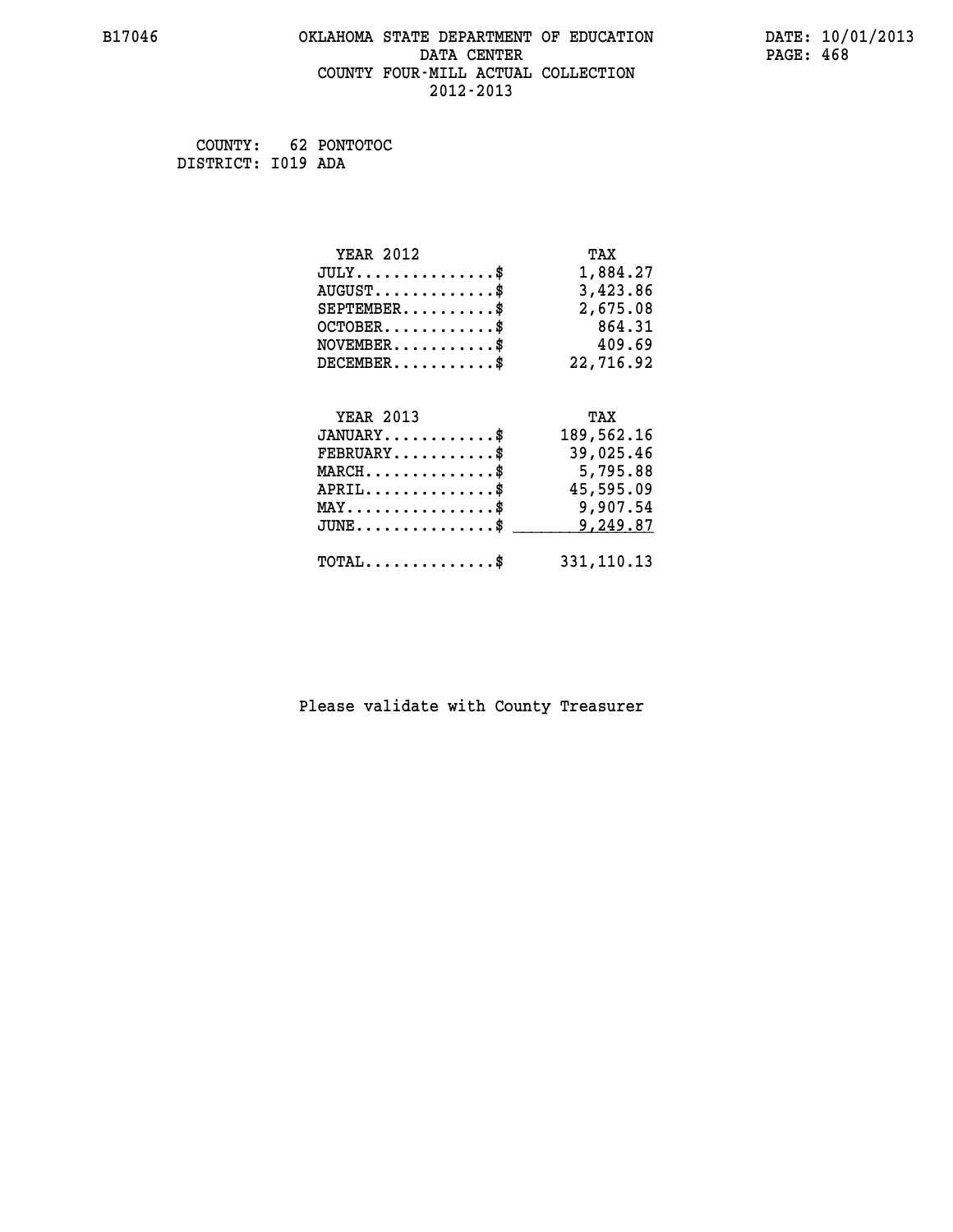# OKLAHOMA STATE DEPARTMENT OF EDUCATION
## DATA CENTER
## COUNTY FOUR-MILL ACTUAL COLLECTION
## 2012-2013

B17046 DATE: 10/01/2013

COUNTY: 62 PONTOTOC
DISTRICT: I019 ADA

| YEAR 2012 | TAX |
|---|---|
| JULY..............$ | 1,884.27 |
| AUGUST............$ | 3,423.86 |
| SEPTEMBER.........$ | 2,675.08 |
| OCTOBER...........$ | 864.31 |
| NOVEMBER..........$ | 409.69 |
| DECEMBER..........$ | 22,716.92 |

| YEAR 2013 | TAX |
|---|---|
| JANUARY...........$ | 189,562.16 |
| FEBRUARY..........$ | 39,025.46 |
| MARCH.............$ | 5,795.88 |
| APRIL.............$ | 45,595.09 |
| MAY...............$ | 9,907.54 |
| JUNE..............$ | 9,249.87 |
| TOTAL.............$ | 331,110.13 |

Please validate with County Treasurer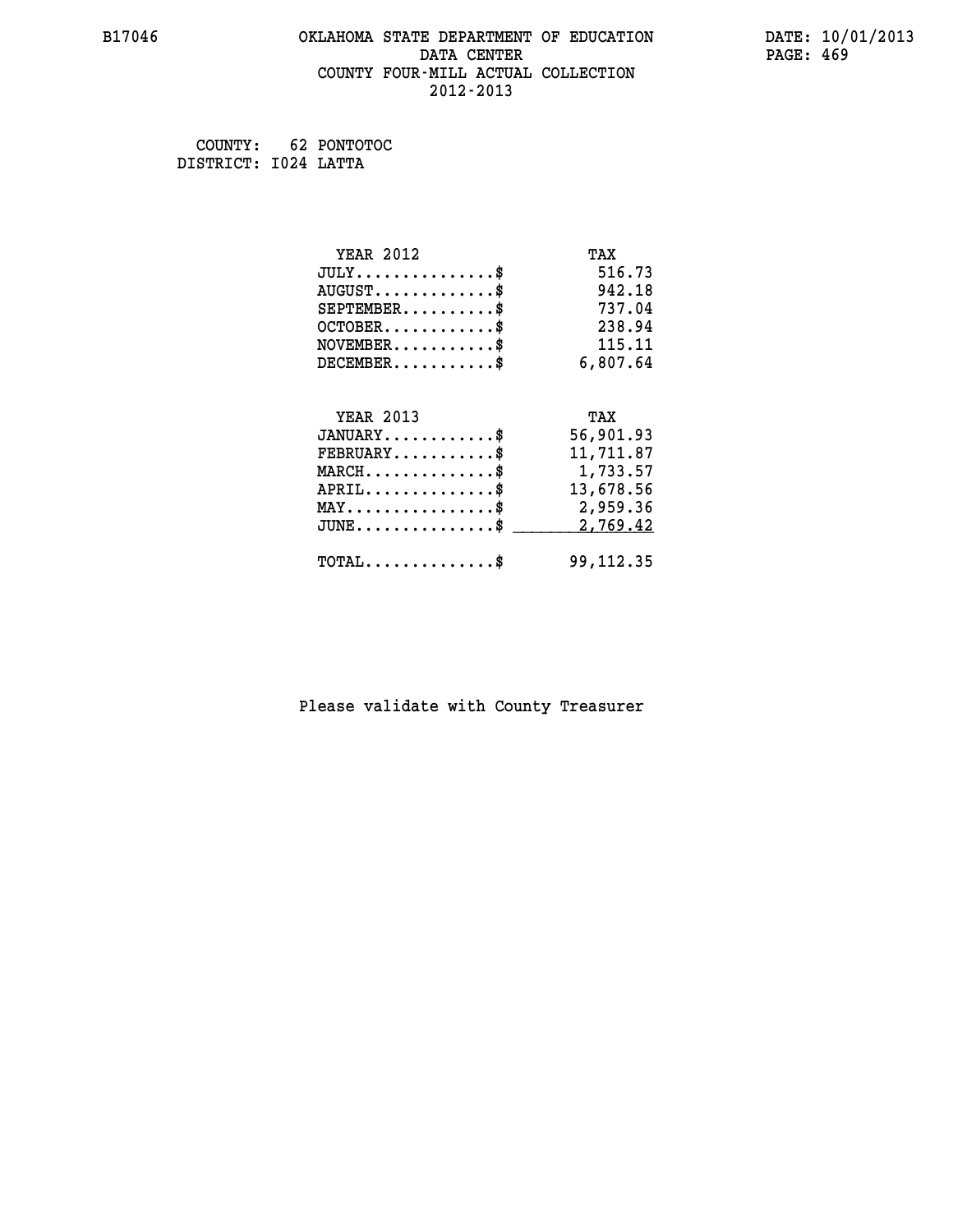# OKLAHOMA STATE DEPARTMENT OF EDUCATION
## DATA CENTER
## COUNTY FOUR-MILL ACTUAL COLLECTION
## 2012-2013

B17046

DATE: 10/01/2013

COUNTY: 62 PONTOTOC
DISTRICT: I024 LATTA

| YEAR 2012 | TAX |
|---|---|
| JULY...............$ | 516.73 |
| AUGUST.............$ | 942.18 |
| SEPTEMBER..........$ | 737.04 |
| OCTOBER............$ | 238.94 |
| NOVEMBER...........$ | 115.11 |
| DECEMBER...........$ | 6,807.64 |

| YEAR 2013 | TAX |
|---|---|
| JANUARY............$ | 56,901.93 |
| FEBRUARY...........$ | 11,711.87 |
| MARCH..............$ | 1,733.57 |
| APRIL..............$ | 13,678.56 |
| MAY................$ | 2,959.36 |
| JUNE...............$ | 2,769.42 |
| TOTAL..............$ | 99,112.35 |

Please validate with County Treasurer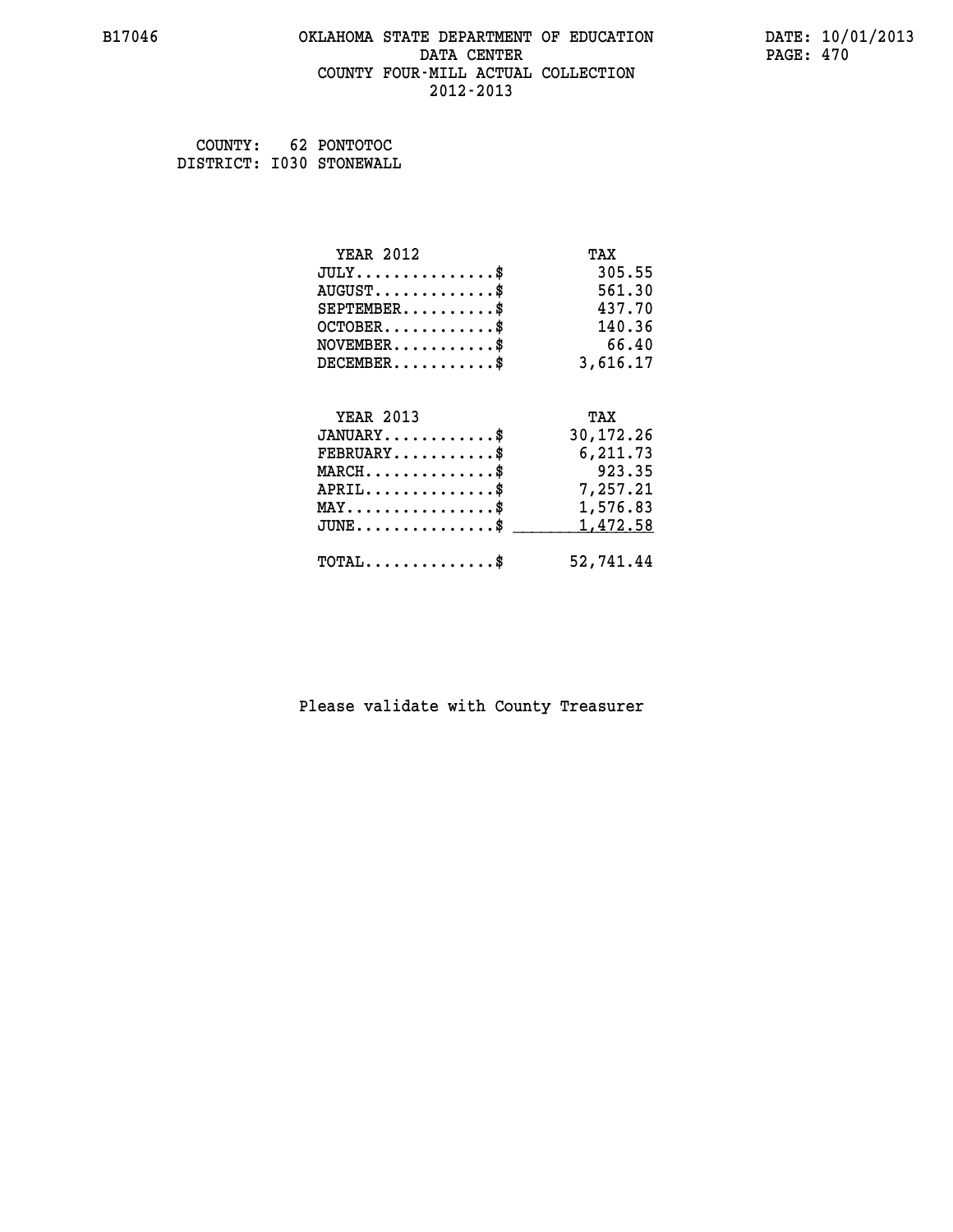OKLAHOMA STATE DEPARTMENT OF EDUCATION
DATA CENTER
COUNTY FOUR-MILL ACTUAL COLLECTION
2012-2013

COUNTY: 62 PONTOTOC
DISTRICT: I030 STONEWALL

| YEAR 2012 | TAX |
|---|---|
| JULY...............$ | 305.55 |
| AUGUST.............$ | 561.30 |
| SEPTEMBER..........$ | 437.70 |
| OCTOBER............$ | 140.36 |
| NOVEMBER...........$ | 66.40 |
| DECEMBER...........$ | 3,616.17 |

| YEAR 2013 | TAX |
|---|---|
| JANUARY............$ | 30,172.26 |
| FEBRUARY...........$ | 6,211.73 |
| MARCH..............$ | 923.35 |
| APRIL..............$ | 7,257.21 |
| MAY................$ | 1,576.83 |
| JUNE...............$ | 1,472.58 |
| TOTAL..............$ | 52,741.44 |

Please validate with County Treasurer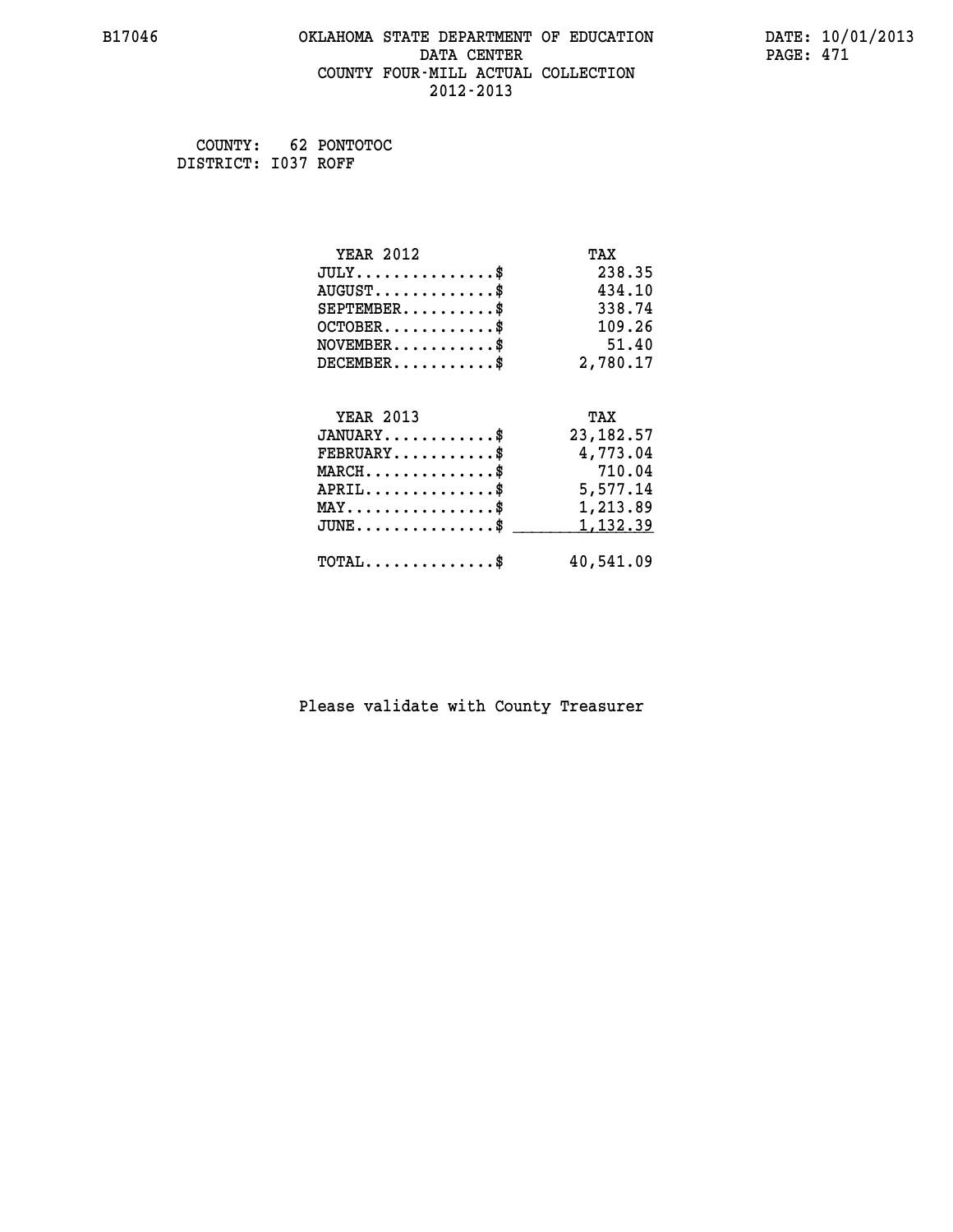COUNTY: 62 PONTOTOC
DISTRICT: I037 ROFF

| YEAR 2012 | TAX |
|---|---|
| JULY...............$ | 238.35 |
| AUGUST.............$ | 434.10 |
| SEPTEMBER..........$ | 338.74 |
| OCTOBER............$ | 109.26 |
| NOVEMBER...........$ | 51.40 |
| DECEMBER...........$ | 2,780.17 |

| YEAR 2013 | TAX |
|---|---|
| JANUARY............$ | 23,182.57 |
| FEBRUARY...........$ | 4,773.04 |
| MARCH..............$ | 710.04 |
| APRIL..............$ | 5,577.14 |
| MAY................$ | 1,213.89 |
| JUNE...............$ | 1,132.39 |
| TOTAL..............$ | 40,541.09 |

Please validate with County Treasurer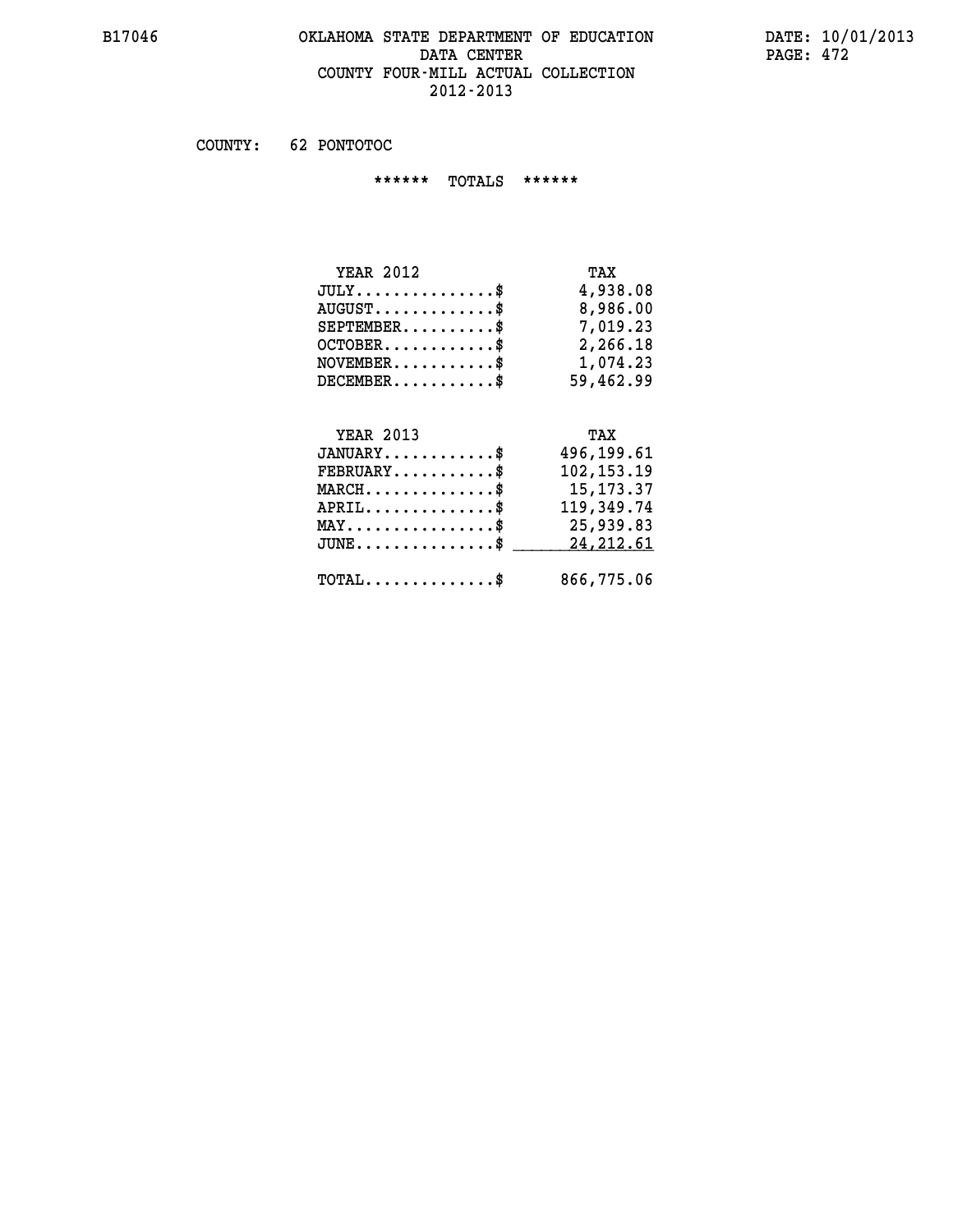# OKLAHOMA STATE DEPARTMENT OF EDUCATION
## DATA CENTER
## COUNTY FOUR-MILL ACTUAL COLLECTION
## 2012-2013

B17046 DATE: 10/01/2013

COUNTY: 62 PONTOTOC

****** TOTALS ******

| YEAR 2012 | TAX |
|---|---|
| JULY...............$ | 4,938.08 |
| AUGUST.............$ | 8,986.00 |
| SEPTEMBER..........$ | 7,019.23 |
| OCTOBER............$ | 2,266.18 |
| NOVEMBER...........$ | 1,074.23 |
| DECEMBER...........$ | 59,462.99 |

| YEAR 2013 | TAX |
|---|---|
| JANUARY............$ | 496,199.61 |
| FEBRUARY...........$ | 102,153.19 |
| MARCH..............$ | 15,173.37 |
| APRIL..............$ | 119,349.74 |
| MAY................$ | 25,939.83 |
| JUNE...............$ | 24,212.61 |
| TOTAL..............$ | 866,775.06 |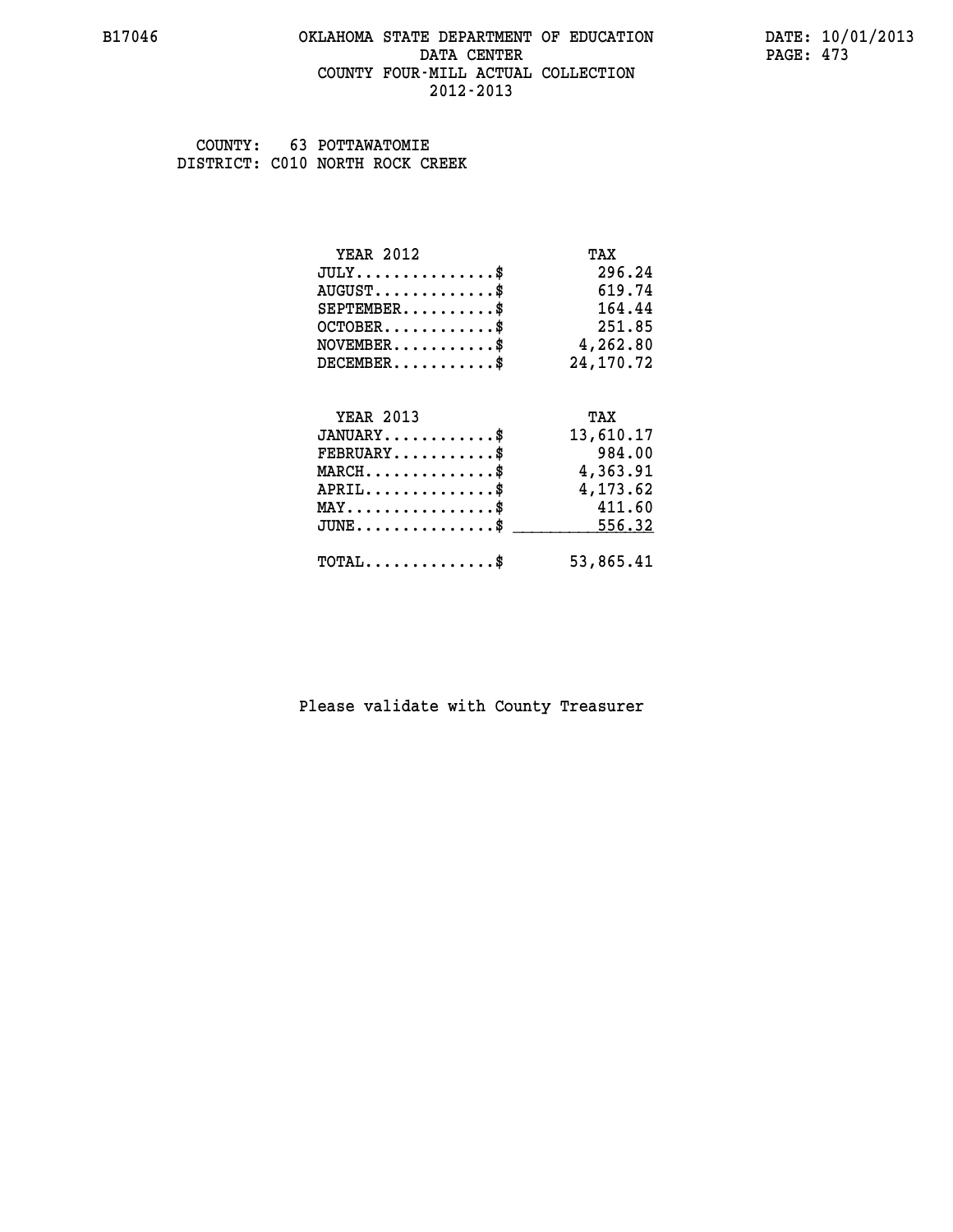B17046 OKLAHOMA STATE DEPARTMENT OF EDUCATION DATA CENTER COUNTY FOUR-MILL ACTUAL COLLECTION 2012-2013

DATE: 10/01/2013

COUNTY: 63 POTTAWATOMIE
DISTRICT: C010 NORTH ROCK CREEK

| YEAR 2012 | TAX |
|---|---|
| JULY..............$ | 296.24 |
| AUGUST............$ | 619.74 |
| SEPTEMBER.........$ | 164.44 |
| OCTOBER...........$ | 251.85 |
| NOVEMBER..........$ | 4,262.80 |
| DECEMBER..........$ | 24,170.72 |

| YEAR 2013 | TAX |
|---|---|
| JANUARY...........$ | 13,610.17 |
| FEBRUARY..........$ | 984.00 |
| MARCH.............$ | 4,363.91 |
| APRIL.............$ | 4,173.62 |
| MAY...............$ | 411.60 |
| JUNE..............$ | 556.32 |
| TOTAL.............$ | 53,865.41 |

Please validate with County Treasurer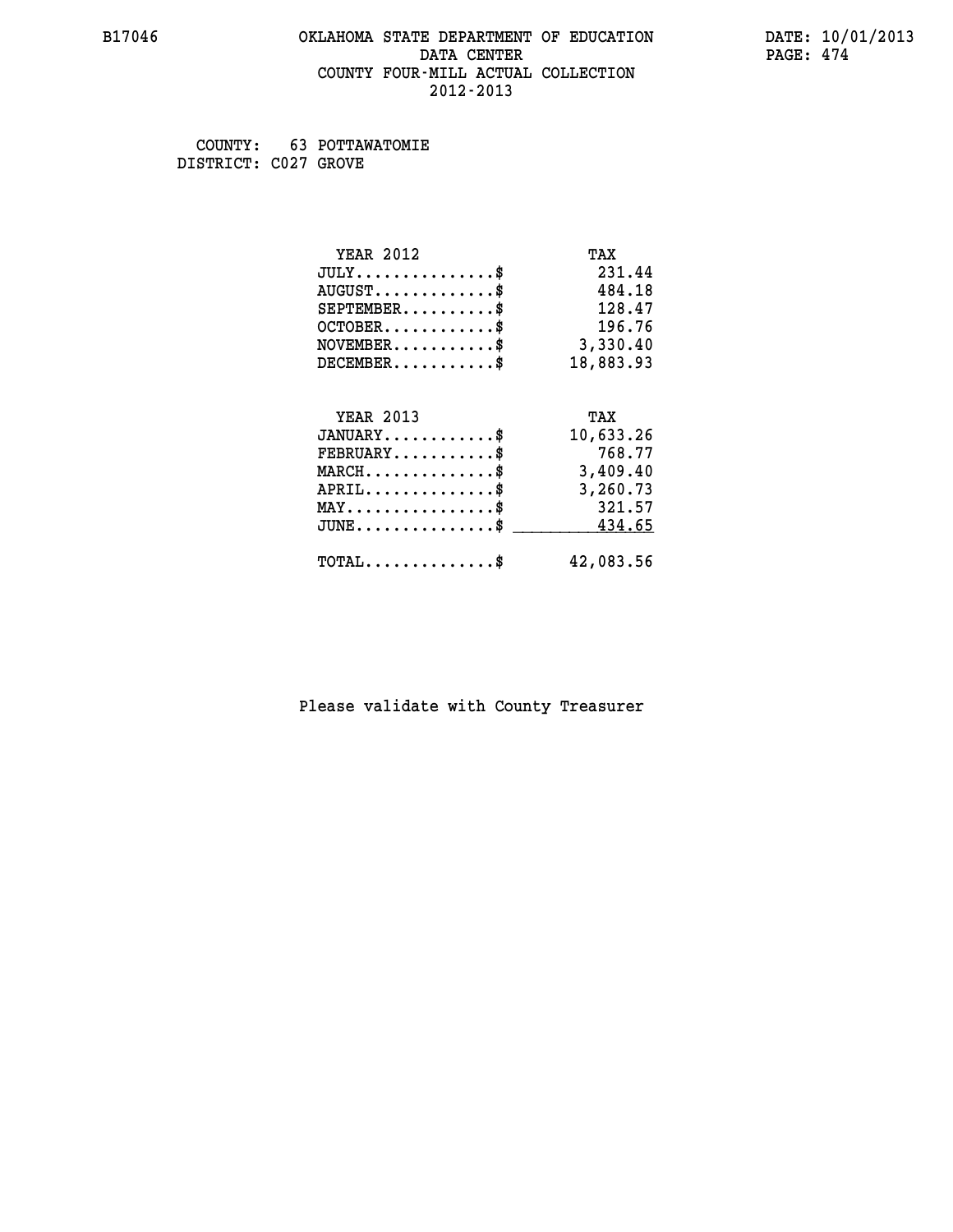B17046 OKLAHOMA STATE DEPARTMENT OF EDUCATION DATA CENTER COUNTY FOUR-MILL ACTUAL COLLECTION 2012-2013

DATE: 10/01/2013

COUNTY: 63 POTTAWATOMIE
DISTRICT: C027 GROVE

| YEAR 2012 | TAX |
|---|---|
| JULY...............$ | 231.44 |
| AUGUST.............$ | 484.18 |
| SEPTEMBER..........$ | 128.47 |
| OCTOBER............$ | 196.76 |
| NOVEMBER...........$ | 3,330.40 |
| DECEMBER...........$ | 18,883.93 |

| YEAR 2013 | TAX |
|---|---|
| JANUARY............$ | 10,633.26 |
| FEBRUARY...........$ | 768.77 |
| MARCH..............$ | 3,409.40 |
| APRIL..............$ | 3,260.73 |
| MAY................$ | 321.57 |
| JUNE...............$ | 434.65 |
| TOTAL..............$ | 42,083.56 |

Please validate with County Treasurer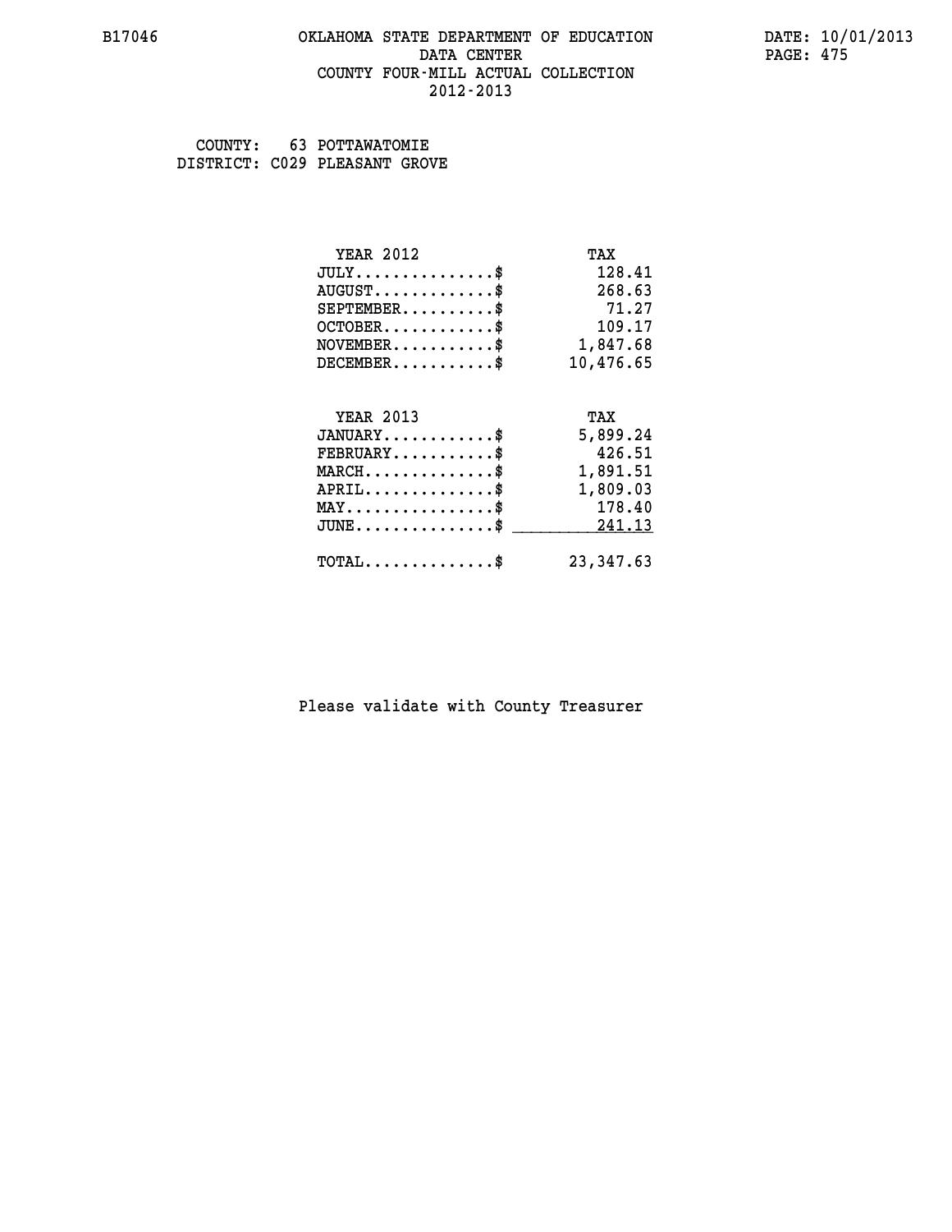# OKLAHOMA STATE DEPARTMENT OF EDUCATION
## DATA CENTER
## COUNTY FOUR-MILL ACTUAL COLLECTION
## 2012-2013

B17046

DATE: 10/01/2013

COUNTY: 63 POTTAWATOMIE
DISTRICT: C029 PLEASANT GROVE

| YEAR 2012 | TAX |
|---|---|
| JULY...............$ | 128.41 |
| AUGUST.............$ | 268.63 |
| SEPTEMBER..........$ | 71.27 |
| OCTOBER............$ | 109.17 |
| NOVEMBER...........$ | 1,847.68 |
| DECEMBER...........$ | 10,476.65 |

| YEAR 2013 | TAX |
|---|---|
| JANUARY............$ | 5,899.24 |
| FEBRUARY...........$ | 426.51 |
| MARCH..............$ | 1,891.51 |
| APRIL..............$ | 1,809.03 |
| MAY................$ | 178.40 |
| JUNE...............$ | 241.13 |
| TOTAL..............$ | 23,347.63 |

Please validate with County Treasurer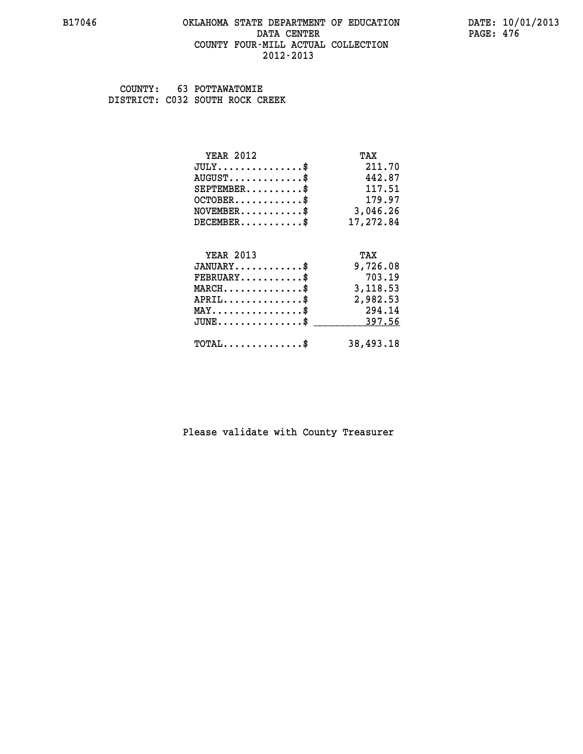B17046 OKLAHOMA STATE DEPARTMENT OF EDUCATION DATA CENTER COUNTY FOUR-MILL ACTUAL COLLECTION 2012-2013

DATE: 10/01/2013

COUNTY: 63 POTTAWATOMIE
DISTRICT: C032 SOUTH ROCK CREEK

| YEAR 2012 | TAX |
|---|---|
| JULY...............$ | 211.70 |
| AUGUST.............$ | 442.87 |
| SEPTEMBER..........$ | 117.51 |
| OCTOBER............$ | 179.97 |
| NOVEMBER...........$ | 3,046.26 |
| DECEMBER...........$ | 17,272.84 |

| YEAR 2013 | TAX |
|---|---|
| JANUARY............$ | 9,726.08 |
| FEBRUARY...........$ | 703.19 |
| MARCH..............$ | 3,118.53 |
| APRIL..............$ | 2,982.53 |
| MAY................$ | 294.14 |
| JUNE...............$ | 397.56 |
| TOTAL..............$ | 38,493.18 |

Please validate with County Treasurer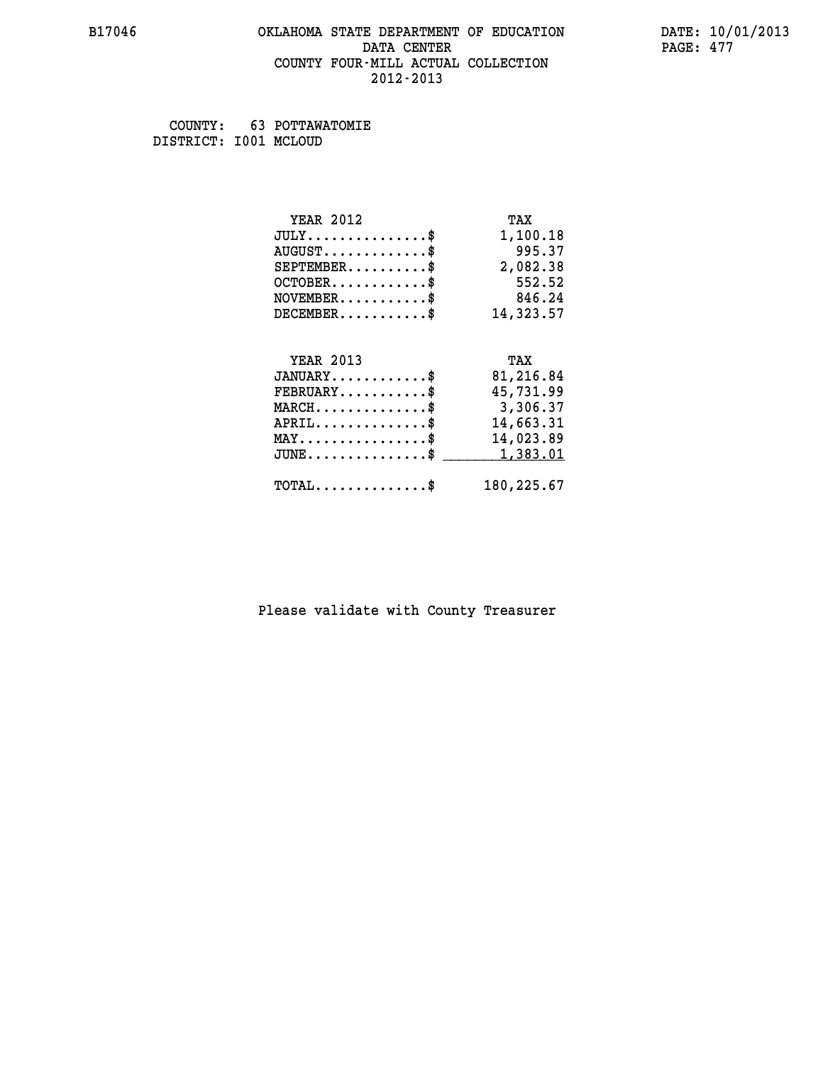# OKLAHOMA STATE DEPARTMENT OF EDUCATION
## DATA CENTER
## COUNTY FOUR-MILL ACTUAL COLLECTION
## 2012-2013

B17046 DATE: 10/01/2013

COUNTY: 63 POTTAWATOMIE
DISTRICT: I001 MCLOUD

| YEAR 2012 | TAX |
|---|---|
| JULY...............$ | 1,100.18 |
| AUGUST.............$ | 995.37 |
| SEPTEMBER..........$ | 2,082.38 |
| OCTOBER............$ | 552.52 |
| NOVEMBER...........$ | 846.24 |
| DECEMBER...........$ | 14,323.57 |

| YEAR 2013 | TAX |
|---|---|
| JANUARY............$ | 81,216.84 |
| FEBRUARY...........$ | 45,731.99 |
| MARCH..............$ | 3,306.37 |
| APRIL..............$ | 14,663.31 |
| MAY................$ | 14,023.89 |
| JUNE...............$ | 1,383.01 |
| TOTAL..............$ | 180,225.67 |

Please validate with County Treasurer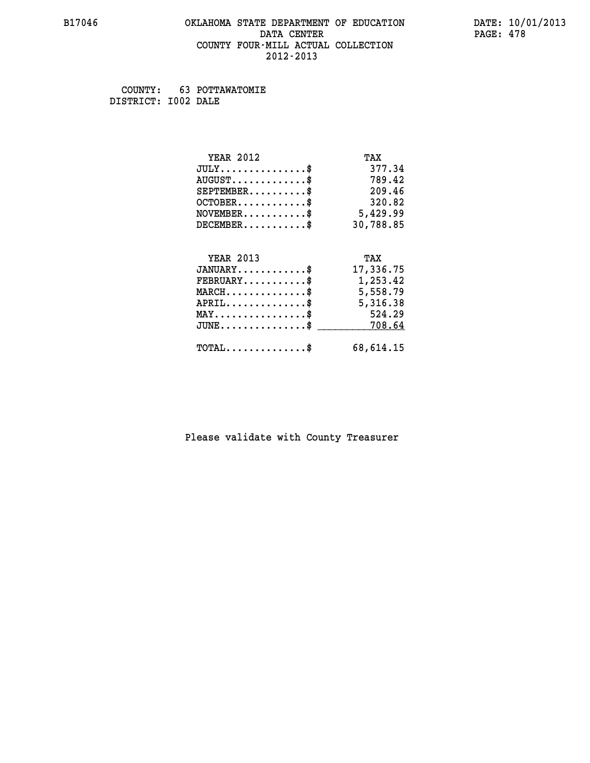B17046 OKLAHOMA STATE DEPARTMENT OF EDUCATION DATE: 10/01/2013
DATA CENTER
COUNTY FOUR-MILL ACTUAL COLLECTION
2012-2013

COUNTY: 63 POTTAWATOMIE
DISTRICT: I002 DALE

| YEAR 2012 | TAX |
|---|---|
| JULY...............$ | 377.34 |
| AUGUST.............$ | 789.42 |
| SEPTEMBER..........$ | 209.46 |
| OCTOBER............$ | 320.82 |
| NOVEMBER...........$ | 5,429.99 |
| DECEMBER...........$ | 30,788.85 |

| YEAR 2013 | TAX |
|---|---|
| JANUARY............$ | 17,336.75 |
| FEBRUARY...........$ | 1,253.42 |
| MARCH..............$ | 5,558.79 |
| APRIL..............$ | 5,316.38 |
| MAY................$ | 524.29 |
| JUNE...............$ | 708.64 |
| TOTAL..............$ | 68,614.15 |

Please validate with County Treasurer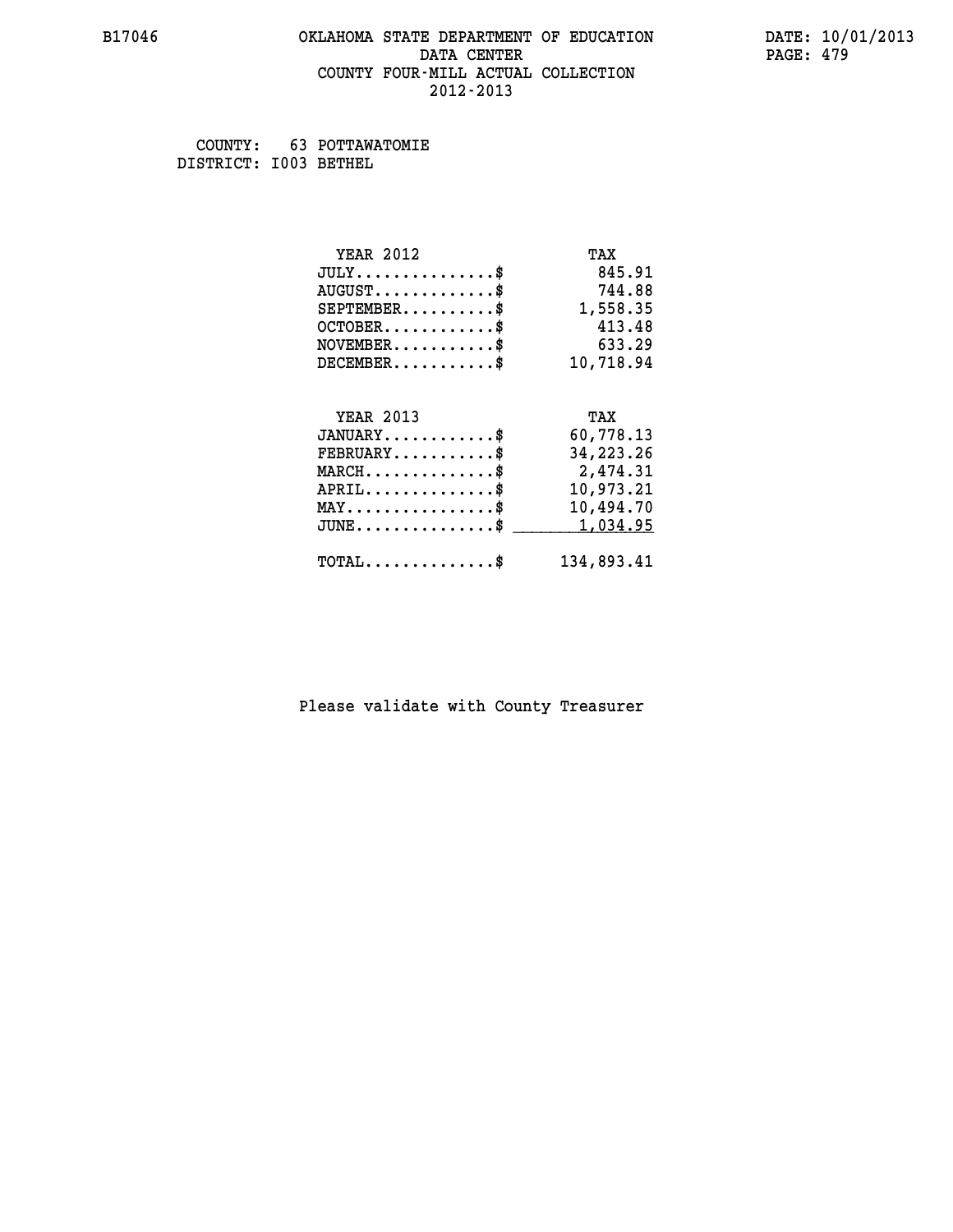# OKLAHOMA STATE DEPARTMENT OF EDUCATION
## DATA CENTER
## COUNTY FOUR-MILL ACTUAL COLLECTION
## 2012-2013

B17046

DATE: 10/01/2013

COUNTY: 63 POTTAWATOMIE
DISTRICT: I003 BETHEL

| YEAR 2012 | TAX |
|---|---|
| JULY...............$ | 845.91 |
| AUGUST.............$ | 744.88 |
| SEPTEMBER..........$ | 1,558.35 |
| OCTOBER............$ | 413.48 |
| NOVEMBER...........$ | 633.29 |
| DECEMBER...........$ | 10,718.94 |

| YEAR 2013 | TAX |
|---|---|
| JANUARY............$ | 60,778.13 |
| FEBRUARY...........$ | 34,223.26 |
| MARCH..............$ | 2,474.31 |
| APRIL..............$ | 10,973.21 |
| MAY................$ | 10,494.70 |
| JUNE...............$ | 1,034.95 |
| TOTAL..............$ | 134,893.41 |

Please validate with County Treasurer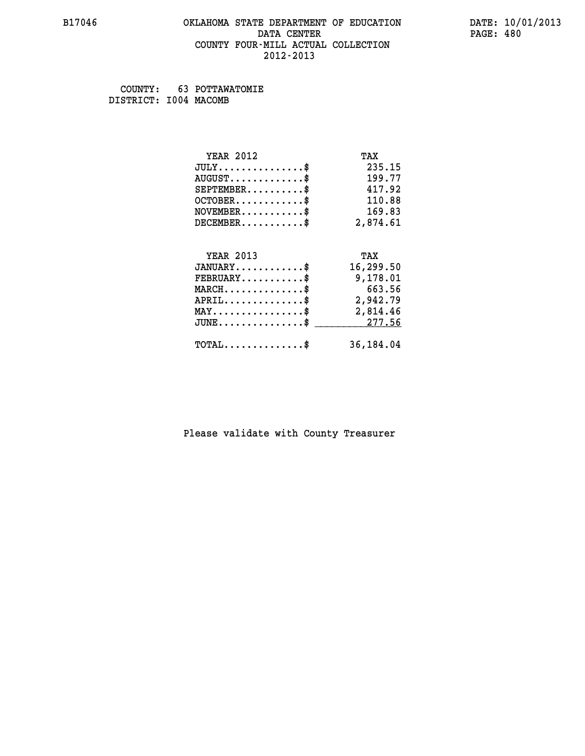B17046

# OKLAHOMA STATE DEPARTMENT OF EDUCATION
## DATA CENTER
## COUNTY FOUR-MILL ACTUAL COLLECTION
## 2012-2013

DATE: 10/01/2013

COUNTY: 63 POTTAWATOMIE
DISTRICT: I004 MACOMB

| YEAR 2012 | TAX |
|---|---|
| JULY..............$ | 235.15 |
| AUGUST............$ | 199.77 |
| SEPTEMBER.........$ | 417.92 |
| OCTOBER...........$ | 110.88 |
| NOVEMBER..........$ | 169.83 |
| DECEMBER..........$ | 2,874.61 |

| YEAR 2013 | TAX |
|---|---|
| JANUARY...........$ | 16,299.50 |
| FEBRUARY..........$ | 9,178.01 |
| MARCH.............$ | 663.56 |
| APRIL.............$ | 2,942.79 |
| MAY...............$ | 2,814.46 |
| JUNE..............$ | 277.56 |
| TOTAL.............$ | 36,184.04 |

Please validate with County Treasurer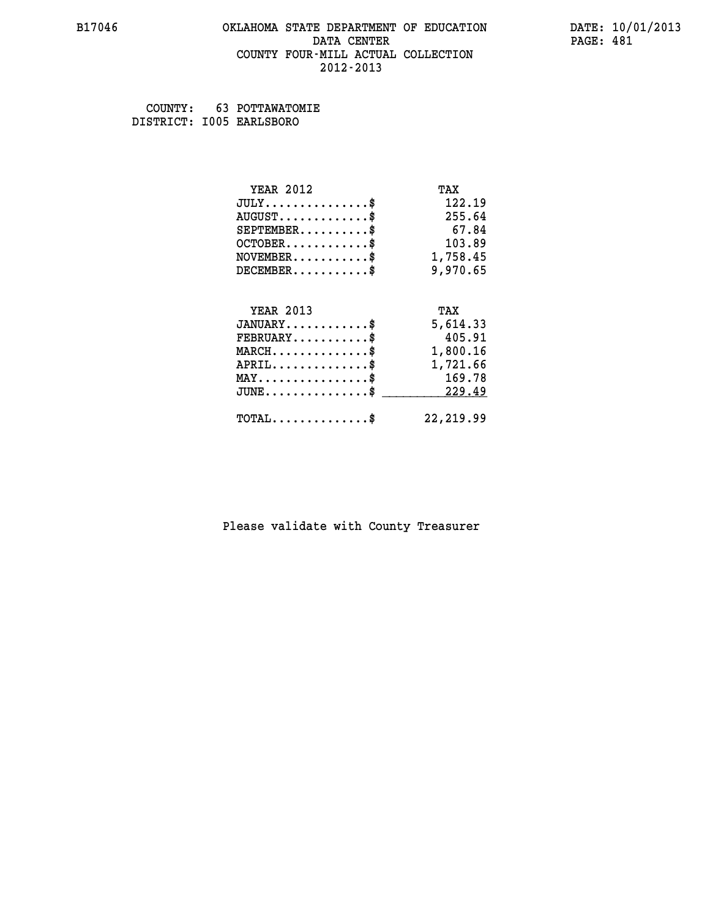# OKLAHOMA STATE DEPARTMENT OF EDUCATION
## DATA CENTER
## COUNTY FOUR-MILL ACTUAL COLLECTION
## 2012-2013

B17046

DATE: 10/01/2013

COUNTY: 63 POTTAWATOMIE
DISTRICT: I005 EARLSBORO

| YEAR 2012 | TAX |
|---|---|
| JULY...............$ | 122.19 |
| AUGUST.............$ | 255.64 |
| SEPTEMBER..........$ | 67.84 |
| OCTOBER............$ | 103.89 |
| NOVEMBER...........$ | 1,758.45 |
| DECEMBER...........$ | 9,970.65 |

| YEAR 2013 | TAX |
|---|---|
| JANUARY............$ | 5,614.33 |
| FEBRUARY...........$ | 405.91 |
| MARCH..............$ | 1,800.16 |
| APRIL..............$ | 1,721.66 |
| MAY................$ | 169.78 |
| JUNE...............$ | 229.49 |
| TOTAL..............$ | 22,219.99 |

Please validate with County Treasurer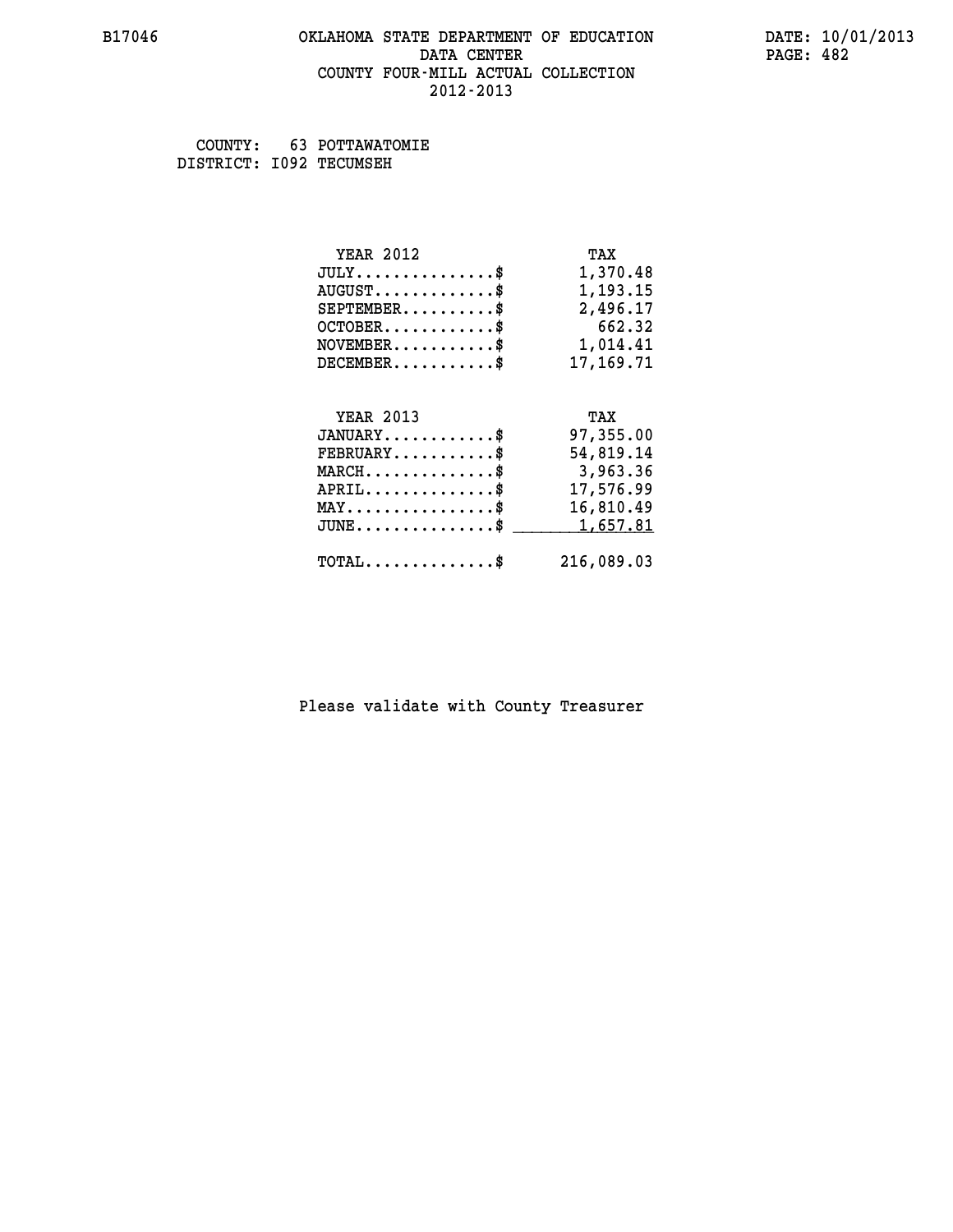COUNTY: 63 POTTAWATOMIE
DISTRICT: I092 TECUMSEH

| YEAR 2012 | TAX |
|---|---|
| JULY...............$ | 1,370.48 |
| AUGUST.............$ | 1,193.15 |
| SEPTEMBER..........$ | 2,496.17 |
| OCTOBER............$ | 662.32 |
| NOVEMBER...........$ | 1,014.41 |
| DECEMBER...........$ | 17,169.71 |

| YEAR 2013 | TAX |
|---|---|
| JANUARY............$ | 97,355.00 |
| FEBRUARY...........$ | 54,819.14 |
| MARCH..............$ | 3,963.36 |
| APRIL..............$ | 17,576.99 |
| MAY................$ | 16,810.49 |
| JUNE...............$ | 1,657.81 |
| TOTAL..............$ | 216,089.03 |

Please validate with County Treasurer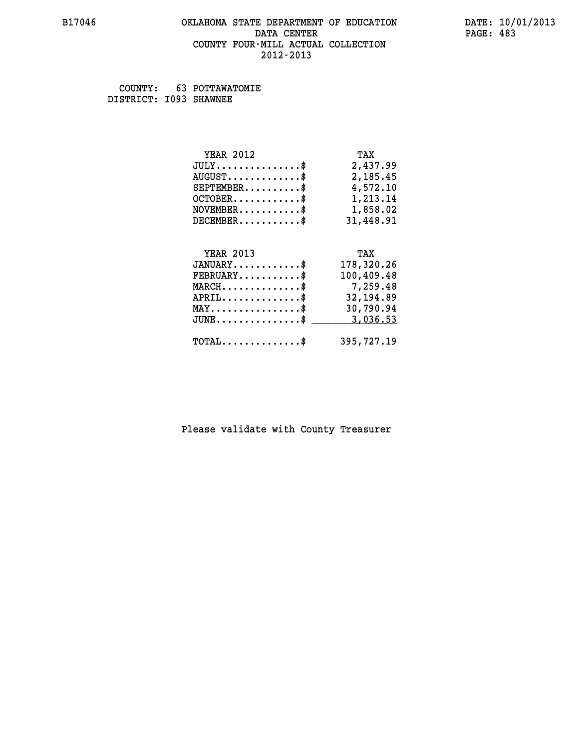B17046 OKLAHOMA STATE DEPARTMENT OF EDUCATION DATE: 10/01/2013
DATA CENTER PAGE: 483
COUNTY FOUR-MILL ACTUAL COLLECTION
2012-2013

COUNTY: 63 POTTAWATOMIE
DISTRICT: I093 SHAWNEE

| YEAR 2012 | TAX |
|---|---|
| JULY...............$ | 2,437.99 |
| AUGUST.............$ | 2,185.45 |
| SEPTEMBER..........$ | 4,572.10 |
| OCTOBER............$ | 1,213.14 |
| NOVEMBER...........$ | 1,858.02 |
| DECEMBER...........$ | 31,448.91 |

| YEAR 2013 | TAX |
|---|---|
| JANUARY............$ | 178,320.26 |
| FEBRUARY...........$ | 100,409.48 |
| MARCH..............$ | 7,259.48 |
| APRIL..............$ | 32,194.89 |
| MAY................$ | 30,790.94 |
| JUNE...............$ | 3,036.53 |
| TOTAL..............$ | 395,727.19 |

Please validate with County Treasurer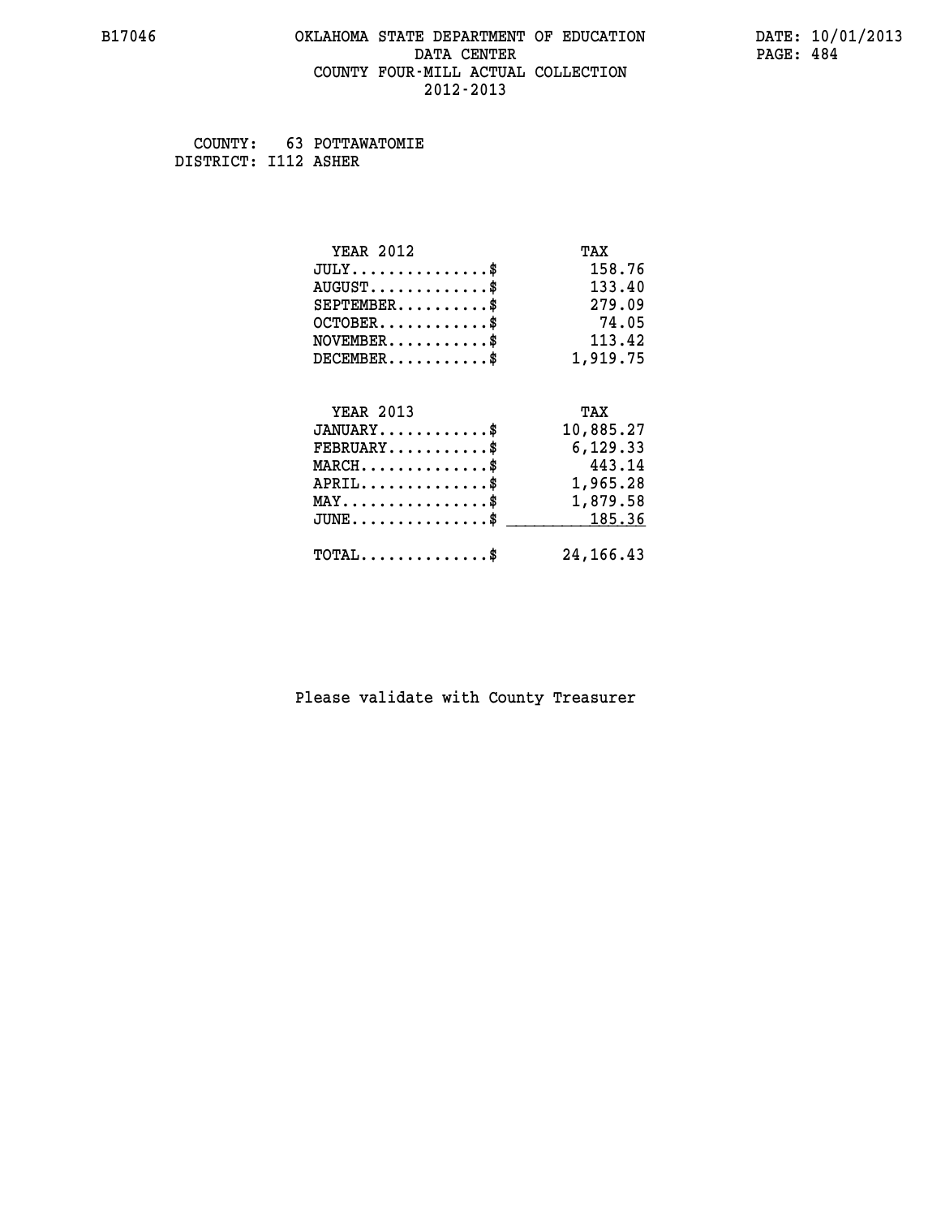# OKLAHOMA STATE DEPARTMENT OF EDUCATION
## DATA CENTER
## COUNTY FOUR-MILL ACTUAL COLLECTION
## 2012-2013

B17046

DATE: 10/01/2013

COUNTY: 63 POTTAWATOMIE
DISTRICT: I112 ASHER

| YEAR 2012 | TAX |
|---|---|
| JULY...............$ | 158.76 |
| AUGUST.............$ | 133.40 |
| SEPTEMBER..........$ | 279.09 |
| OCTOBER............$ | 74.05 |
| NOVEMBER...........$ | 113.42 |
| DECEMBER...........$ | 1,919.75 |

| YEAR 2013 | TAX |
|---|---|
| JANUARY............$ | 10,885.27 |
| FEBRUARY...........$ | 6,129.33 |
| MARCH..............$ | 443.14 |
| APRIL..............$ | 1,965.28 |
| MAY................$ | 1,879.58 |
| JUNE...............$ | 185.36 |
| TOTAL..............$ | 24,166.43 |

Please validate with County Treasurer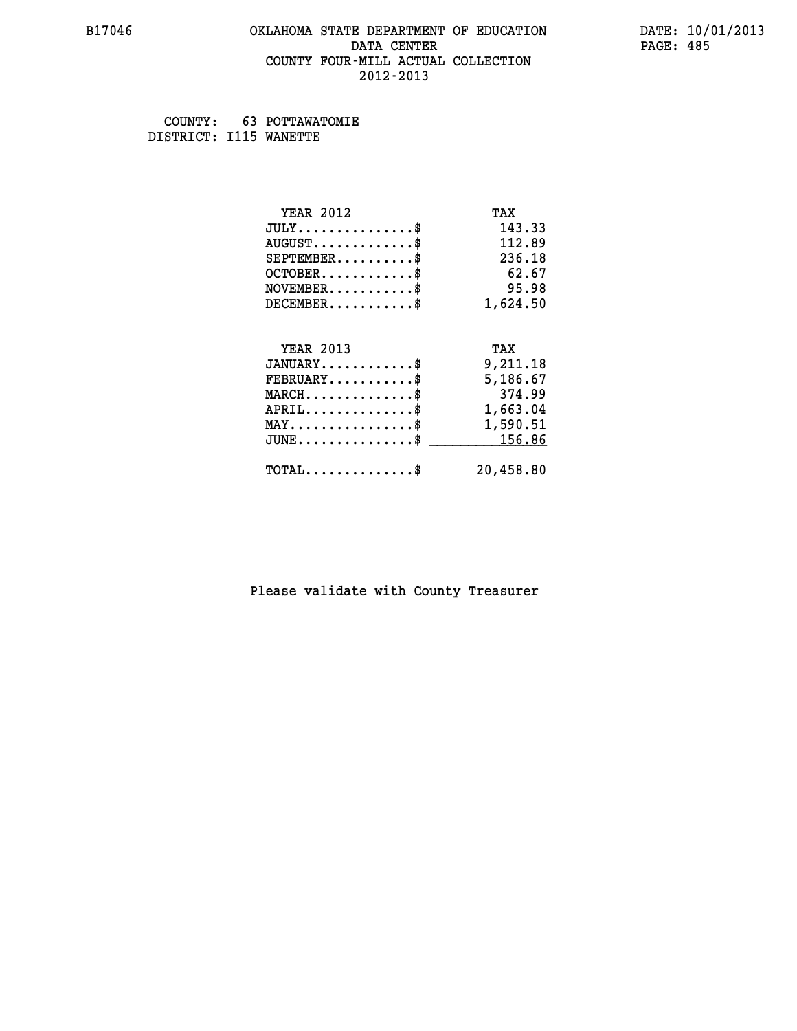# OKLAHOMA STATE DEPARTMENT OF EDUCATION
## DATA CENTER
## COUNTY FOUR-MILL ACTUAL COLLECTION
## 2012-2013

B17046 DATE: 10/01/2013

COUNTY: 63 POTTAWATOMIE
DISTRICT: I115 WANETTE

| YEAR 2012 | TAX |
|---|---|
| JULY...............$ | 143.33 |
| AUGUST.............$ | 112.89 |
| SEPTEMBER..........$ | 236.18 |
| OCTOBER............$ | 62.67 |
| NOVEMBER...........$ | 95.98 |
| DECEMBER...........$ | 1,624.50 |

| YEAR 2013 | TAX |
|---|---|
| JANUARY............$ | 9,211.18 |
| FEBRUARY...........$ | 5,186.67 |
| MARCH..............$ | 374.99 |
| APRIL..............$ | 1,663.04 |
| MAY................$ | 1,590.51 |
| JUNE...............$ | 156.86 |
| TOTAL..............$ | 20,458.80 |

Please validate with County Treasurer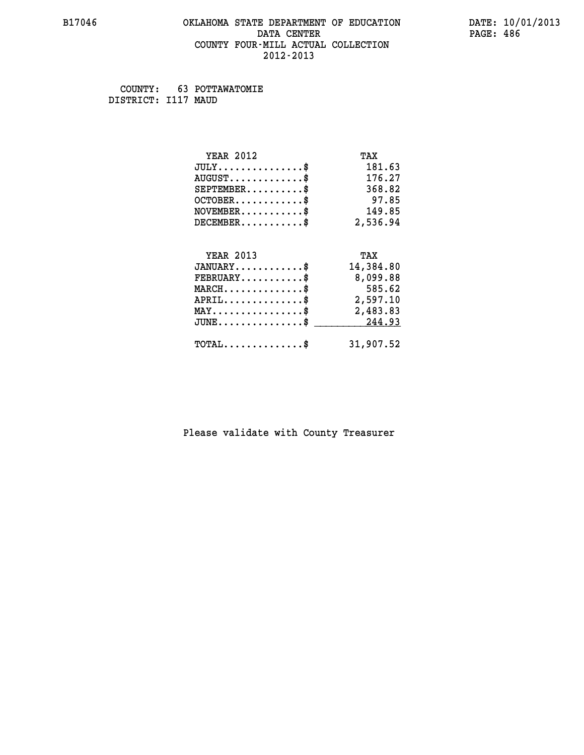# OKLAHOMA STATE DEPARTMENT OF EDUCATION
## DATA CENTER
## COUNTY FOUR-MILL ACTUAL COLLECTION
## 2012-2013

B17046 DATE: 10/01/2013

COUNTY: 63 POTTAWATOMIE
DISTRICT: I117 MAUD

| YEAR 2012 | TAX |
|---|---|
| JULY...............$ | 181.63 |
| AUGUST.............$ | 176.27 |
| SEPTEMBER..........$ | 368.82 |
| OCTOBER............$ | 97.85 |
| NOVEMBER...........$ | 149.85 |
| DECEMBER...........$ | 2,536.94 |

| YEAR 2013 | TAX |
|---|---|
| JANUARY............$ | 14,384.80 |
| FEBRUARY...........$ | 8,099.88 |
| MARCH..............$ | 585.62 |
| APRIL..............$ | 2,597.10 |
| MAY................$ | 2,483.83 |
| JUNE...............$ | 244.93 |
| TOTAL..............$ | 31,907.52 |

Please validate with County Treasurer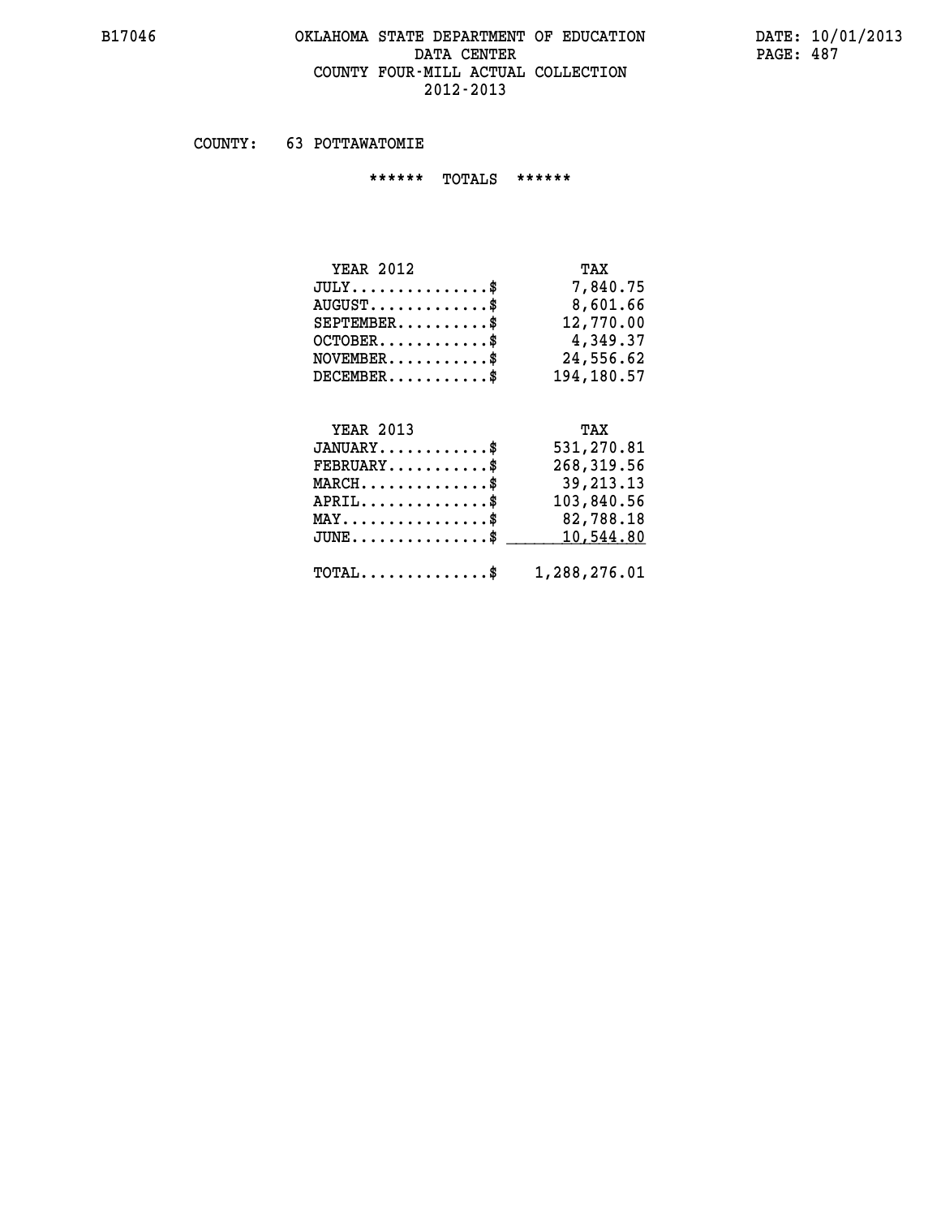COUNTY: 63 POTTAWATOMIE

****** TOTALS ******

| YEAR 2012 | TAX |
|---|---|
| JULY...............$ | 7,840.75 |
| AUGUST.............$ | 8,601.66 |
| SEPTEMBER..........$ | 12,770.00 |
| OCTOBER............$ | 4,349.37 |
| NOVEMBER...........$ | 24,556.62 |
| DECEMBER...........$ | 194,180.57 |

| YEAR 2013 | TAX |
|---|---|
| JANUARY............$ | 531,270.81 |
| FEBRUARY...........$ | 268,319.56 |
| MARCH..............$ | 39,213.13 |
| APRIL..............$ | 103,840.56 |
| MAY................$ | 82,788.18 |
| JUNE...............$ | 10,544.80 |
| TOTAL..............$ | 1,288,276.01 |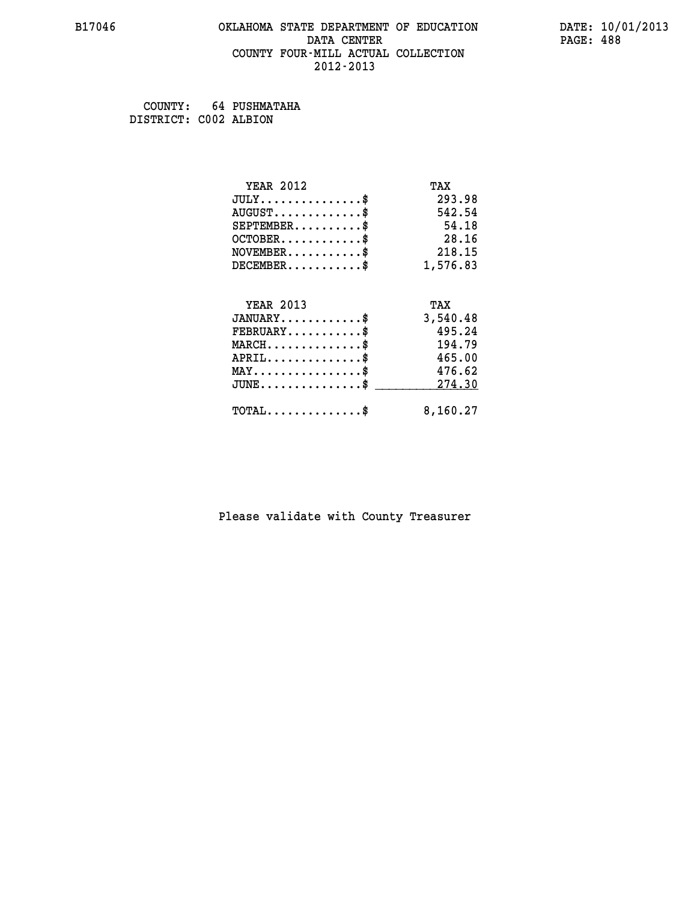B17046 OKLAHOMA STATE DEPARTMENT OF EDUCATION DATA CENTER COUNTY FOUR-MILL ACTUAL COLLECTION 2012-2013

DATE: 10/01/2013

COUNTY: 64 PUSHMATAHA
DISTRICT: C002 ALBION

| YEAR 2012 | TAX |
|---|---|
| JULY..............$ | 293.98 |
| AUGUST............$ | 542.54 |
| SEPTEMBER.........$ | 54.18 |
| OCTOBER...........$ | 28.16 |
| NOVEMBER..........$ | 218.15 |
| DECEMBER..........$ | 1,576.83 |

| YEAR 2013 | TAX |
|---|---|
| JANUARY...........$ | 3,540.48 |
| FEBRUARY..........$ | 495.24 |
| MARCH.............$ | 194.79 |
| APRIL.............$ | 465.00 |
| MAY...............$ | 476.62 |
| JUNE..............$ | 274.30 |
| TOTAL.............$ | 8,160.27 |

Please validate with County Treasurer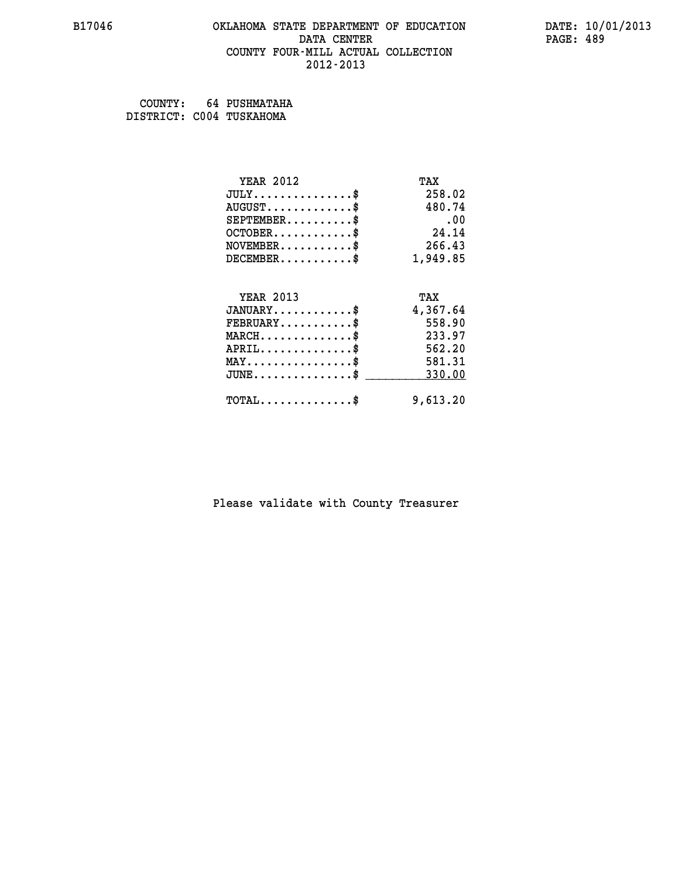B17046 OKLAHOMA STATE DEPARTMENT OF EDUCATION DATA CENTER COUNTY FOUR-MILL ACTUAL COLLECTION 2012-2013

DATE: 10/01/2013

COUNTY: 64 PUSHMATAHA
DISTRICT: C004 TUSKAHOMA

| YEAR 2012 | TAX |
|---|---|
| JULY...............$ | 258.02 |
| AUGUST.............$ | 480.74 |
| SEPTEMBER..........$ | .00 |
| OCTOBER............$ | 24.14 |
| NOVEMBER...........$ | 266.43 |
| DECEMBER...........$ | 1,949.85 |

| YEAR 2013 | TAX |
|---|---|
| JANUARY............$ | 4,367.64 |
| FEBRUARY...........$ | 558.90 |
| MARCH..............$ | 233.97 |
| APRIL..............$ | 562.20 |
| MAY................$ | 581.31 |
| JUNE...............$ | 330.00 |
| TOTAL..............$ | 9,613.20 |

Please validate with County Treasurer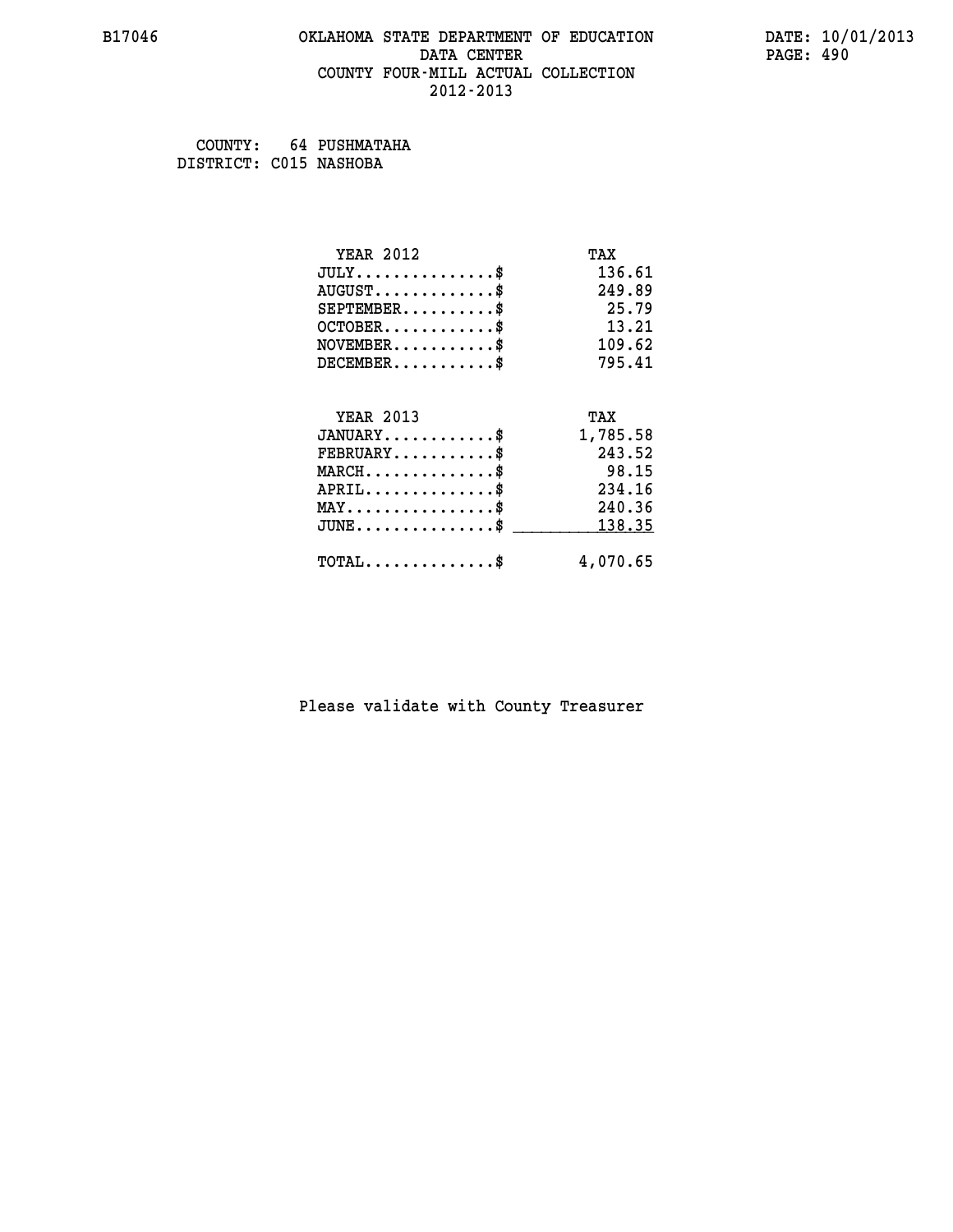COUNTY: 64 PUSHMATAHA
DISTRICT: C015 NASHOBA

| YEAR 2012 | TAX |
| --- | --- |
| JULY...............$ | 136.61 |
| AUGUST.............$ | 249.89 |
| SEPTEMBER..........$ | 25.79 |
| OCTOBER............$ | 13.21 |
| NOVEMBER...........$ | 109.62 |
| DECEMBER...........$ | 795.41 |

| YEAR 2013 | TAX |
| --- | --- |
| JANUARY............$ | 1,785.58 |
| FEBRUARY...........$ | 243.52 |
| MARCH..............$ | 98.15 |
| APRIL..............$ | 234.16 |
| MAY................$ | 240.36 |
| JUNE...............$ | 138.35 |
| TOTAL..............$ | 4,070.65 |

Please validate with County Treasurer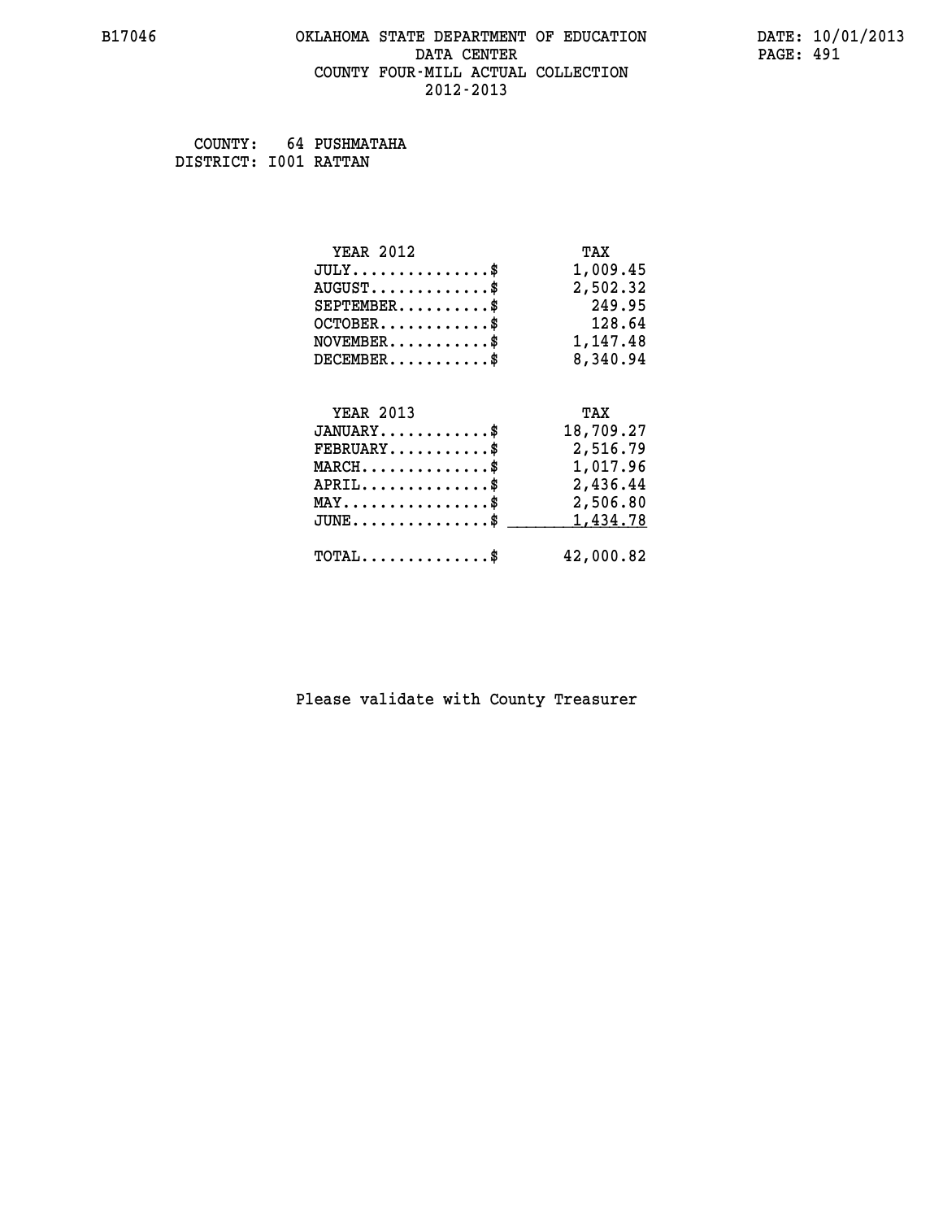B17046 OKLAHOMA STATE DEPARTMENT OF EDUCATION DATA CENTER COUNTY FOUR-MILL ACTUAL COLLECTION 2012-2013

DATE: 10/01/2013

COUNTY: 64 PUSHMATAHA
DISTRICT: I001 RATTAN

| YEAR 2012 | TAX |
|---|---|
| JULY..............$ | 1,009.45 |
| AUGUST............$ | 2,502.32 |
| SEPTEMBER..........$ | 249.95 |
| OCTOBER............$ | 128.64 |
| NOVEMBER...........$ | 1,147.48 |
| DECEMBER...........$ | 8,340.94 |

| YEAR 2013 | TAX |
|---|---|
| JANUARY............$ | 18,709.27 |
| FEBRUARY...........$ | 2,516.79 |
| MARCH..............$ | 1,017.96 |
| APRIL..............$ | 2,436.44 |
| MAY................$ | 2,506.80 |
| JUNE...............$ | 1,434.78 |
| TOTAL..............$ | 42,000.82 |

Please validate with County Treasurer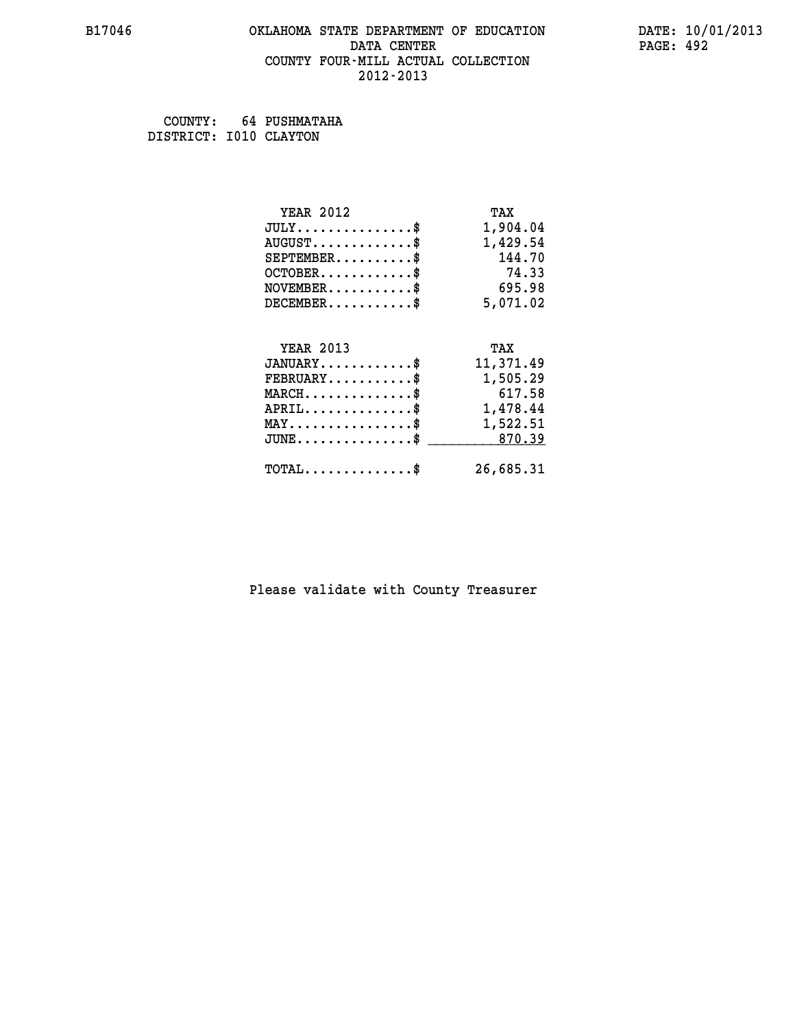B17046 OKLAHOMA STATE DEPARTMENT OF EDUCATION DATA CENTER COUNTY FOUR-MILL ACTUAL COLLECTION 2012-2013

DATE: 10/01/2013

COUNTY: 64 PUSHMATAHA
DISTRICT: I010 CLAYTON

| YEAR 2012 | TAX |
|---|---|
| JULY...............$ | 1,904.04 |
| AUGUST.............$ | 1,429.54 |
| SEPTEMBER..........$ | 144.70 |
| OCTOBER............$ | 74.33 |
| NOVEMBER...........$ | 695.98 |
| DECEMBER...........$ | 5,071.02 |

| YEAR 2013 | TAX |
|---|---|
| JANUARY............$ | 11,371.49 |
| FEBRUARY...........$ | 1,505.29 |
| MARCH..............$ | 617.58 |
| APRIL..............$ | 1,478.44 |
| MAY................$ | 1,522.51 |
| JUNE...............$ | 870.39 |
| TOTAL..............$ | 26,685.31 |

Please validate with County Treasurer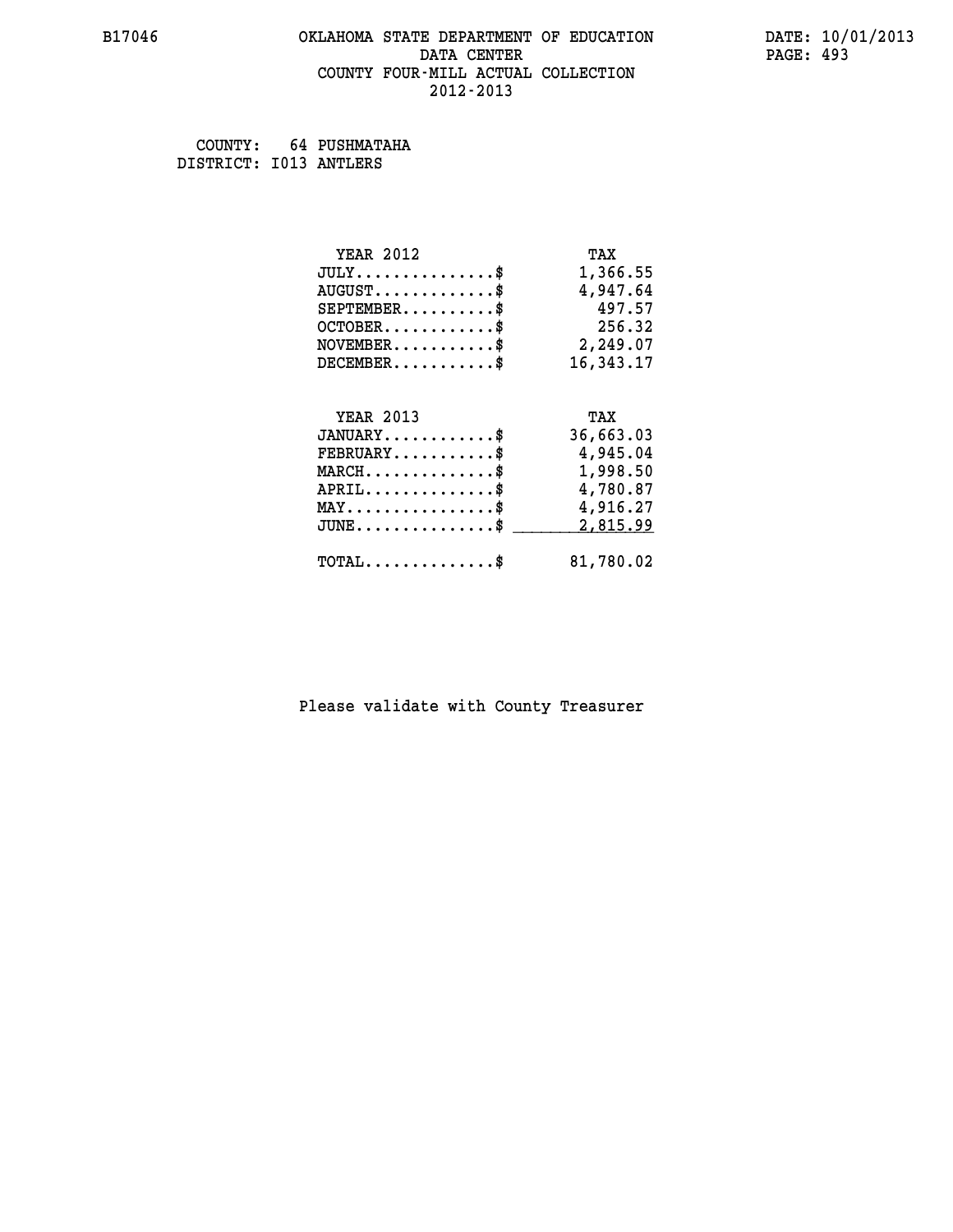# OKLAHOMA STATE DEPARTMENT OF EDUCATION
## DATA CENTER
## COUNTY FOUR-MILL ACTUAL COLLECTION
## 2012-2013

B17046 DATE: 10/01/2013

COUNTY: 64 PUSHMATAHA
DISTRICT: I013 ANTLERS

| YEAR 2012 | TAX |
|---|---|
| JULY..............$ | 1,366.55 |
| AUGUST............$ | 4,947.64 |
| SEPTEMBER.........$ | 497.57 |
| OCTOBER...........$ | 256.32 |
| NOVEMBER..........$ | 2,249.07 |
| DECEMBER..........$ | 16,343.17 |

| YEAR 2013 | TAX |
|---|---|
| JANUARY...........$ | 36,663.03 |
| FEBRUARY..........$ | 4,945.04 |
| MARCH.............$ | 1,998.50 |
| APRIL.............$ | 4,780.87 |
| MAY...............$ | 4,916.27 |
| JUNE..............$ | 2,815.99 |
| TOTAL.............$ | 81,780.02 |

Please validate with County Treasurer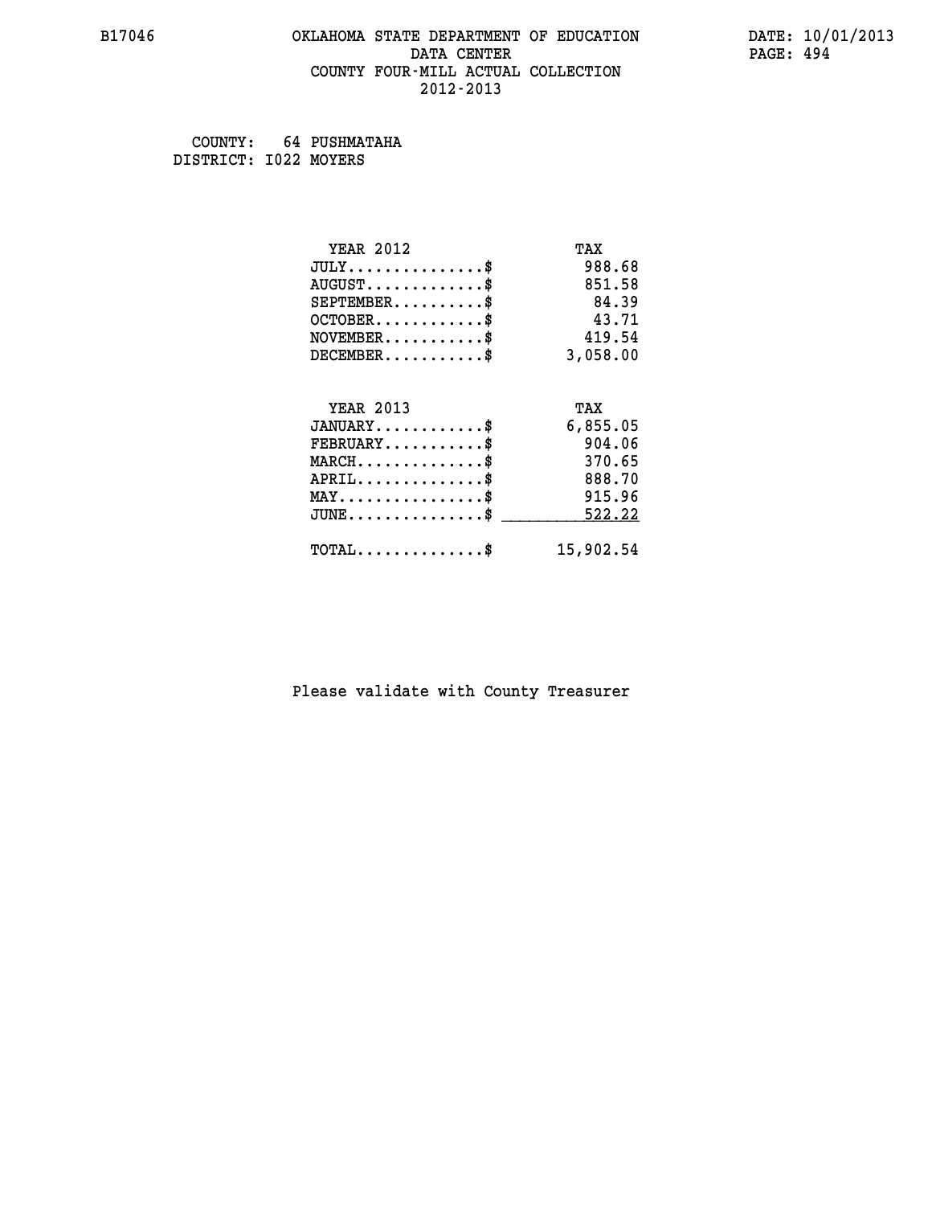# OKLAHOMA STATE DEPARTMENT OF EDUCATION
## DATA CENTER
## COUNTY FOUR-MILL ACTUAL COLLECTION
## 2012-2013

B17046

DATE: 10/01/2013

COUNTY: 64 PUSHMATAHA
DISTRICT: I022 MOYERS

| YEAR 2012 | TAX |
|---|---|
| JULY...............$ | 988.68 |
| AUGUST.............$ | 851.58 |
| SEPTEMBER..........$ | 84.39 |
| OCTOBER............$ | 43.71 |
| NOVEMBER...........$ | 419.54 |
| DECEMBER...........$ | 3,058.00 |

| YEAR 2013 | TAX |
|---|---|
| JANUARY............$ | 6,855.05 |
| FEBRUARY...........$ | 904.06 |
| MARCH..............$ | 370.65 |
| APRIL..............$ | 888.70 |
| MAY................$ | 915.96 |
| JUNE...............$ | 522.22 |
| TOTAL..............$ | 15,902.54 |

Please validate with County Treasurer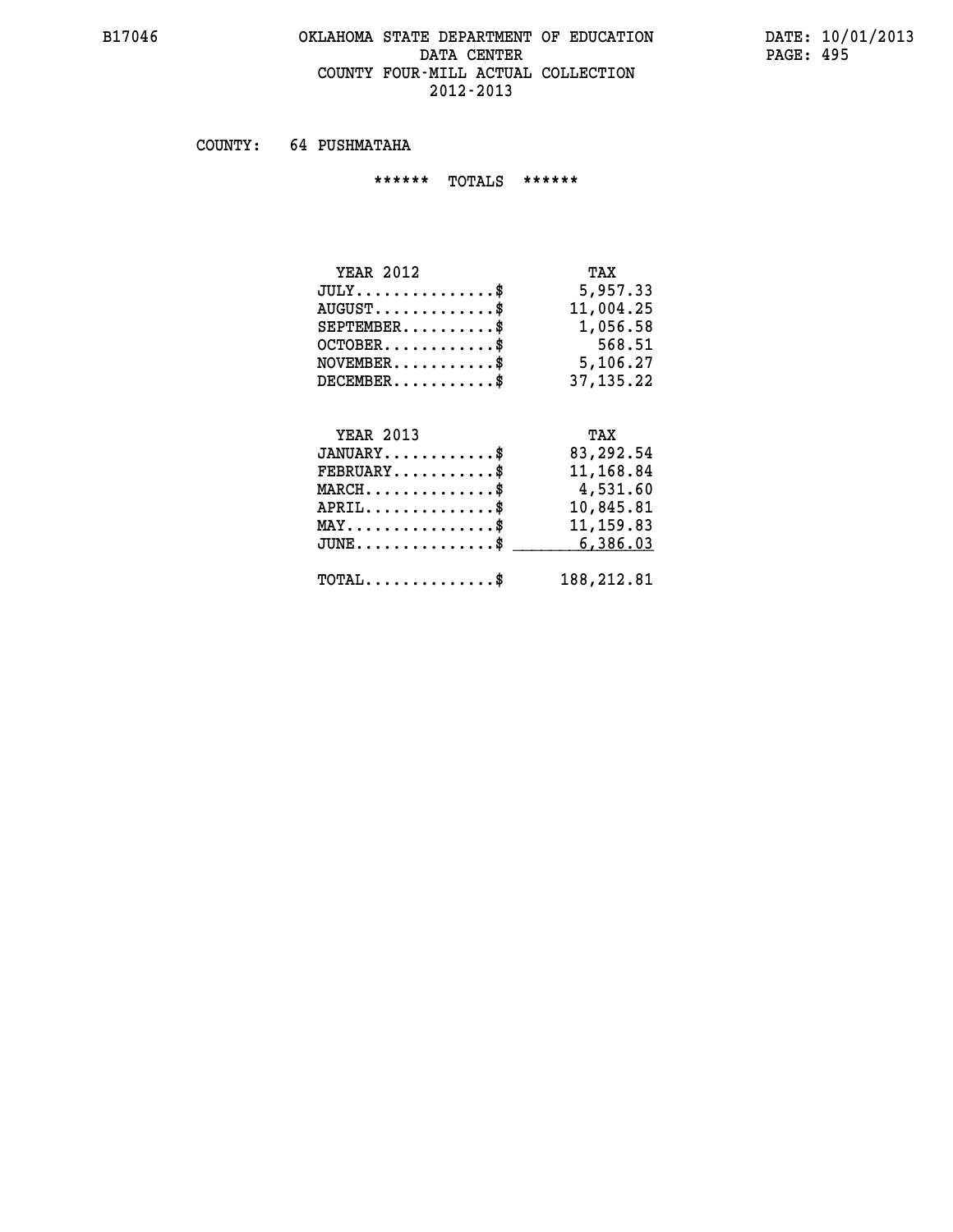# OKLAHOMA STATE DEPARTMENT OF EDUCATION
## DATA CENTER
## COUNTY FOUR-MILL ACTUAL COLLECTION
## 2012-2013

B17046 — DATE: 10/01/2013

COUNTY: 64 PUSHMATAHA

****** TOTALS ******

| YEAR 2012 | TAX |
|---|---|
| JULY..............$ | 5,957.33 |
| AUGUST............$ | 11,004.25 |
| SEPTEMBER.........$ | 1,056.58 |
| OCTOBER...........$ | 568.51 |
| NOVEMBER..........$ | 5,106.27 |
| DECEMBER..........$ | 37,135.22 |

| YEAR 2013 | TAX |
|---|---|
| JANUARY...........$ | 83,292.54 |
| FEBRUARY..........$ | 11,168.84 |
| MARCH.............$ | 4,531.60 |
| APRIL.............$ | 10,845.81 |
| MAY...............$ | 11,159.83 |
| JUNE..............$ | 6,386.03 |
| TOTAL.............$ | 188,212.81 |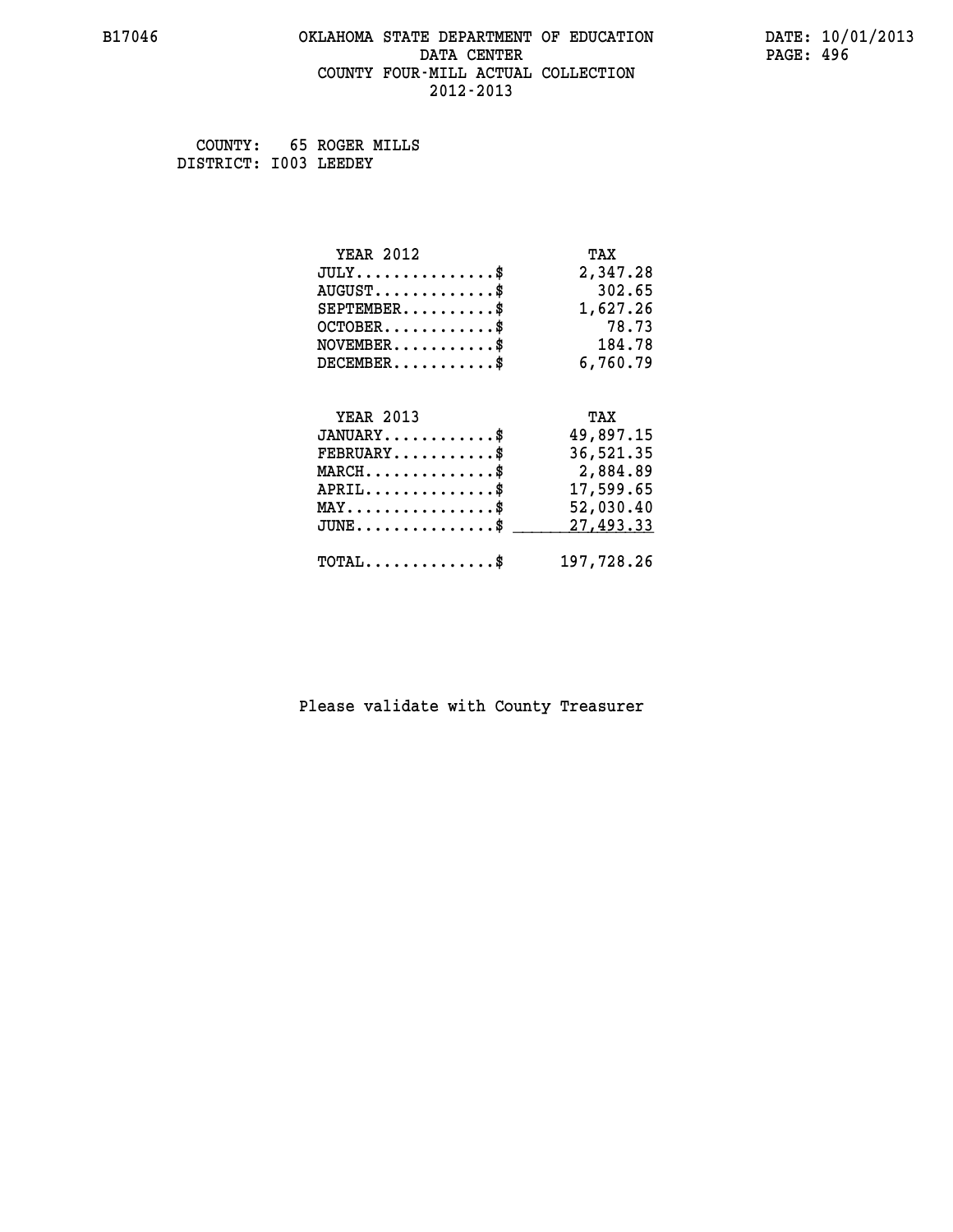COUNTY: 65 ROGER MILLS
DISTRICT: I003 LEEDEY

| YEAR 2012 | TAX |
|---|---|
| JULY..............$ | 2,347.28 |
| AUGUST............$ | 302.65 |
| SEPTEMBER.........$ | 1,627.26 |
| OCTOBER...........$ | 78.73 |
| NOVEMBER..........$ | 184.78 |
| DECEMBER..........$ | 6,760.79 |

| YEAR 2013 | TAX |
|---|---|
| JANUARY...........$ | 49,897.15 |
| FEBRUARY..........$ | 36,521.35 |
| MARCH.............$ | 2,884.89 |
| APRIL.............$ | 17,599.65 |
| MAY...............$ | 52,030.40 |
| JUNE..............$ | 27,493.33 |
| TOTAL.............$ | 197,728.26 |

Please validate with County Treasurer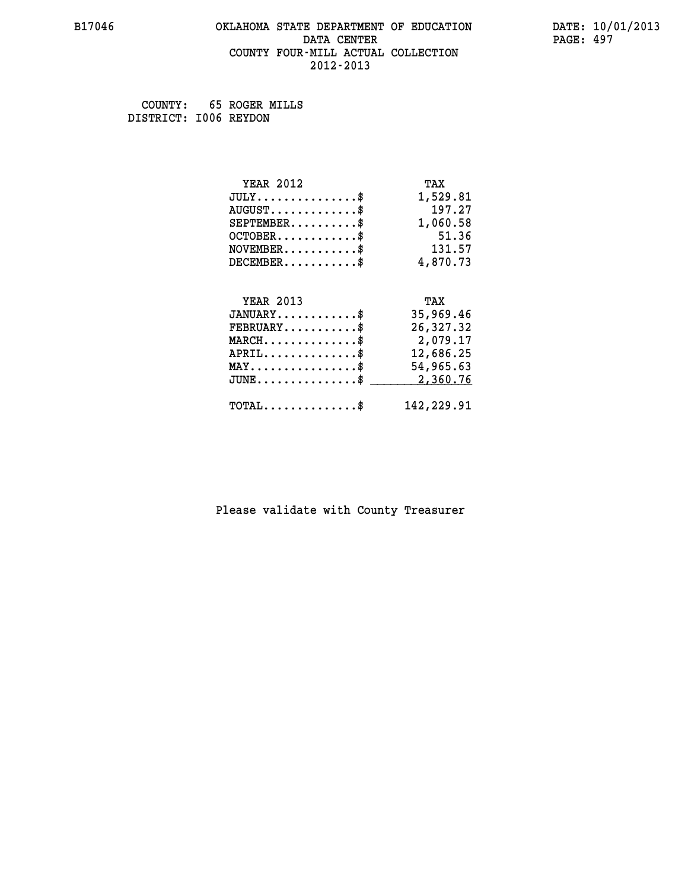B17046 OKLAHOMA STATE DEPARTMENT OF EDUCATION DATE: 10/01/2013
DATA CENTER
COUNTY FOUR-MILL ACTUAL COLLECTION
2012-2013

COUNTY: 65 ROGER MILLS
DISTRICT: I006 REYDON

| YEAR 2012 | TAX |
|---|---|
| JULY...............$ | 1,529.81 |
| AUGUST.............$ | 197.27 |
| SEPTEMBER..........$ | 1,060.58 |
| OCTOBER............$ | 51.36 |
| NOVEMBER...........$ | 131.57 |
| DECEMBER...........$ | 4,870.73 |

| YEAR 2013 | TAX |
|---|---|
| JANUARY............$ | 35,969.46 |
| FEBRUARY...........$ | 26,327.32 |
| MARCH..............$ | 2,079.17 |
| APRIL..............$ | 12,686.25 |
| MAY................$ | 54,965.63 |
| JUNE...............$ | 2,360.76 |
| TOTAL..............$ | 142,229.91 |

Please validate with County Treasurer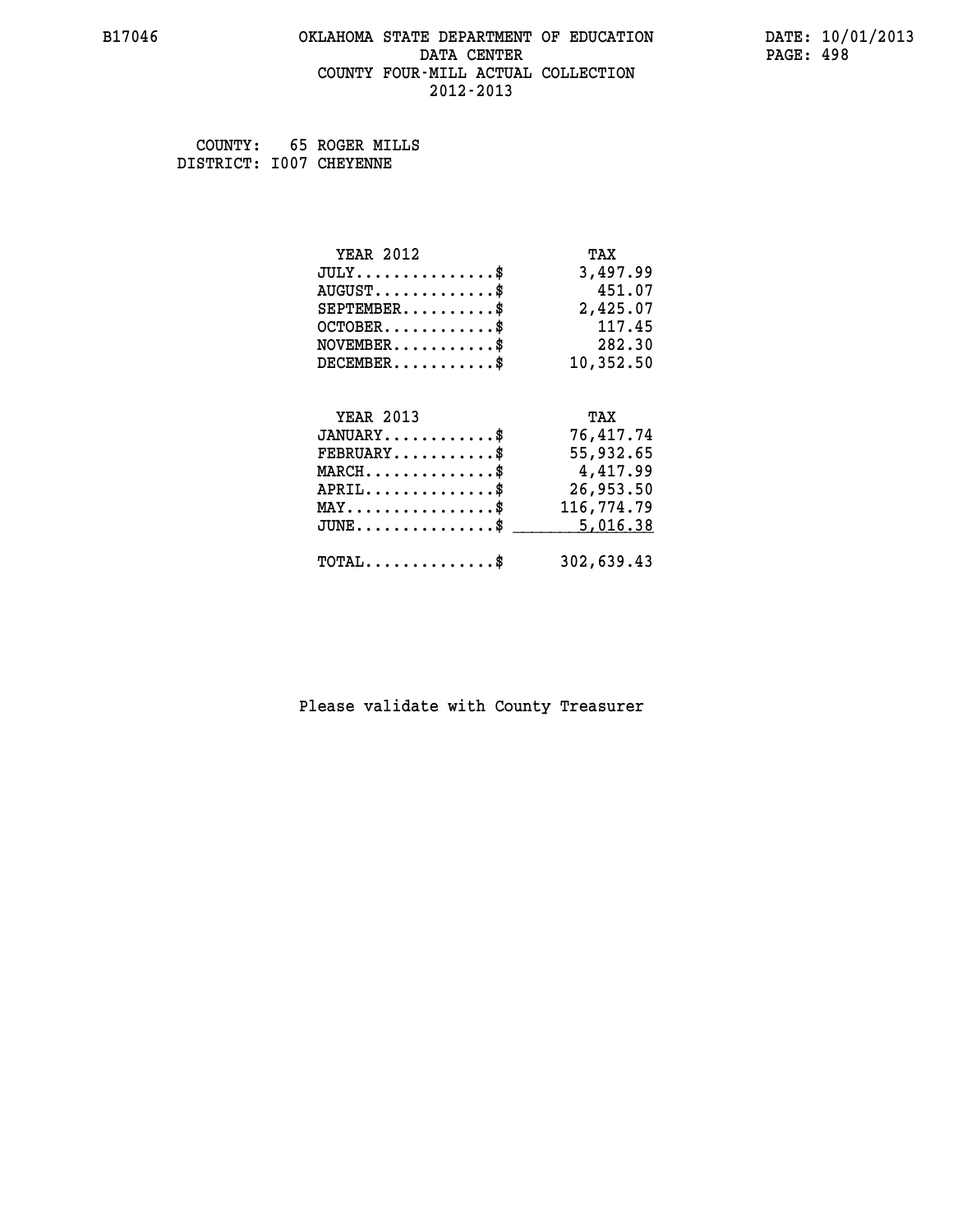B17046 OKLAHOMA STATE DEPARTMENT OF EDUCATION DATA CENTER COUNTY FOUR-MILL ACTUAL COLLECTION 2012-2013

DATE: 10/01/2013

COUNTY: 65 ROGER MILLS
DISTRICT: I007 CHEYENNE

| YEAR 2012 | TAX |
|---|---|
| JULY...............$ | 3,497.99 |
| AUGUST.............$ | 451.07 |
| SEPTEMBER..........$ | 2,425.07 |
| OCTOBER............$ | 117.45 |
| NOVEMBER...........$ | 282.30 |
| DECEMBER...........$ | 10,352.50 |

| YEAR 2013 | TAX |
|---|---|
| JANUARY............$ | 76,417.74 |
| FEBRUARY...........$ | 55,932.65 |
| MARCH..............$ | 4,417.99 |
| APRIL..............$ | 26,953.50 |
| MAY................$ | 116,774.79 |
| JUNE...............$ | 5,016.38 |
| TOTAL..............$ | 302,639.43 |

Please validate with County Treasurer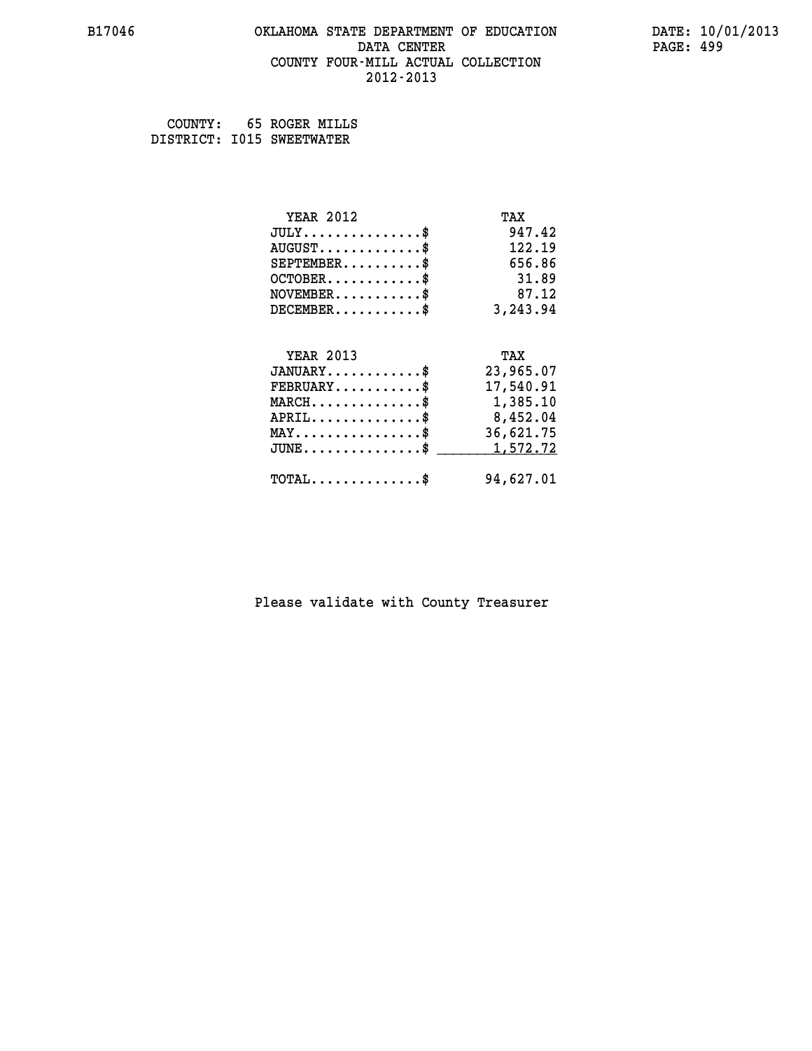B17046 OKLAHOMA STATE DEPARTMENT OF EDUCATION DATA CENTER COUNTY FOUR-MILL ACTUAL COLLECTION 2012-2013

DATE: 10/01/2013

COUNTY: 65 ROGER MILLS
DISTRICT: I015 SWEETWATER

| YEAR 2012 | TAX |
|---|---|
| JULY...............$ | 947.42 |
| AUGUST.............$ | 122.19 |
| SEPTEMBER..........$ | 656.86 |
| OCTOBER............$ | 31.89 |
| NOVEMBER...........$ | 87.12 |
| DECEMBER...........$ | 3,243.94 |

| YEAR 2013 | TAX |
|---|---|
| JANUARY............$ | 23,965.07 |
| FEBRUARY...........$ | 17,540.91 |
| MARCH..............$ | 1,385.10 |
| APRIL..............$ | 8,452.04 |
| MAY................$ | 36,621.75 |
| JUNE...............$ | 1,572.72 |
| TOTAL..............$ | 94,627.01 |

Please validate with County Treasurer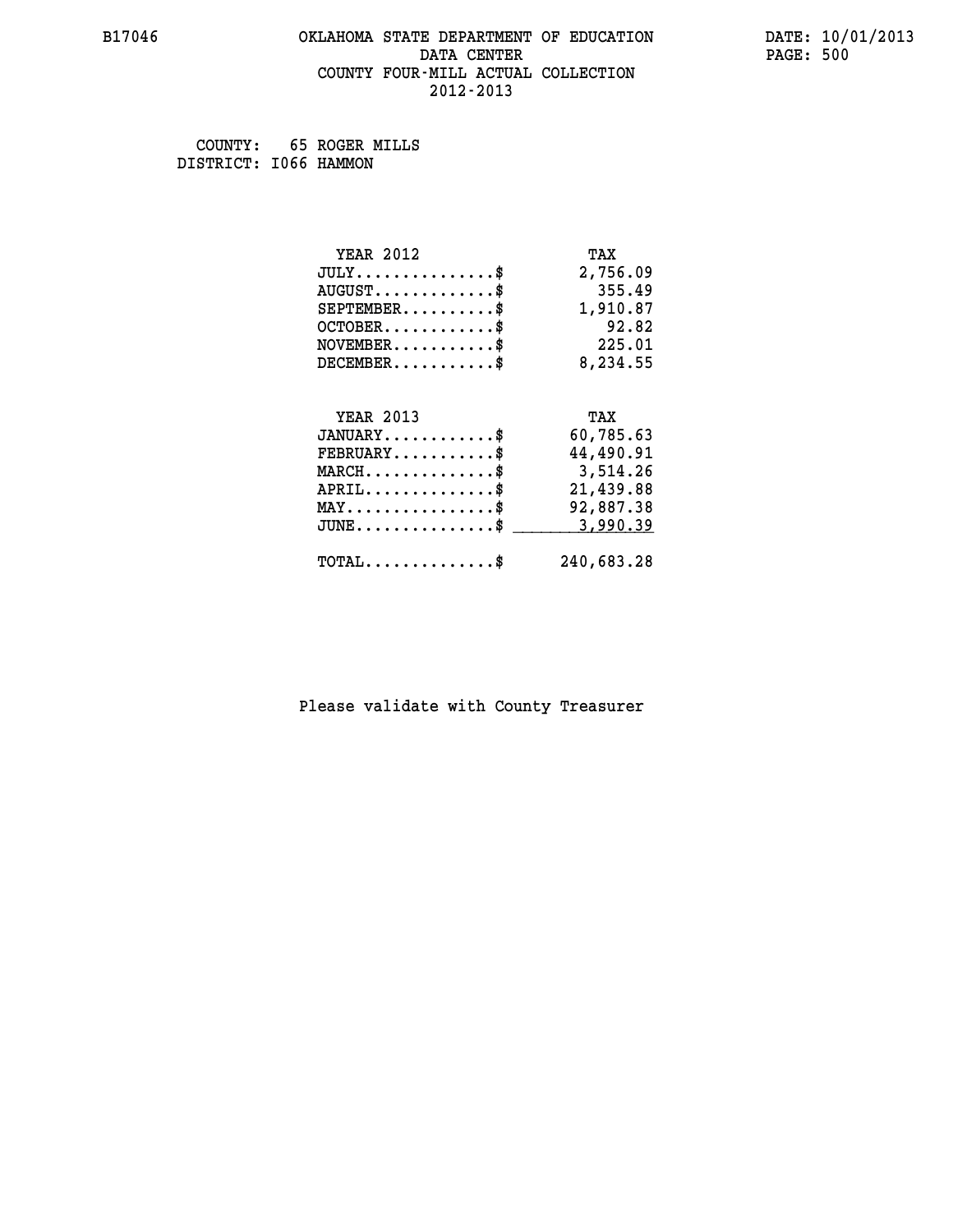B17046 OKLAHOMA STATE DEPARTMENT OF EDUCATION DATE: 10/01/2013
DATA CENTER
COUNTY FOUR-MILL ACTUAL COLLECTION
2012-2013

COUNTY: 65 ROGER MILLS
DISTRICT: I066 HAMMON

| YEAR 2012 | TAX |
|---|---|
| JULY...............$ | 2,756.09 |
| AUGUST.............$ | 355.49 |
| SEPTEMBER..........$ | 1,910.87 |
| OCTOBER............$ | 92.82 |
| NOVEMBER...........$ | 225.01 |
| DECEMBER...........$ | 8,234.55 |

| YEAR 2013 | TAX |
|---|---|
| JANUARY............$ | 60,785.63 |
| FEBRUARY...........$ | 44,490.91 |
| MARCH..............$ | 3,514.26 |
| APRIL..............$ | 21,439.88 |
| MAY................$ | 92,887.38 |
| JUNE...............$ | 3,990.39 |
| TOTAL..............$ | 240,683.28 |

Please validate with County Treasurer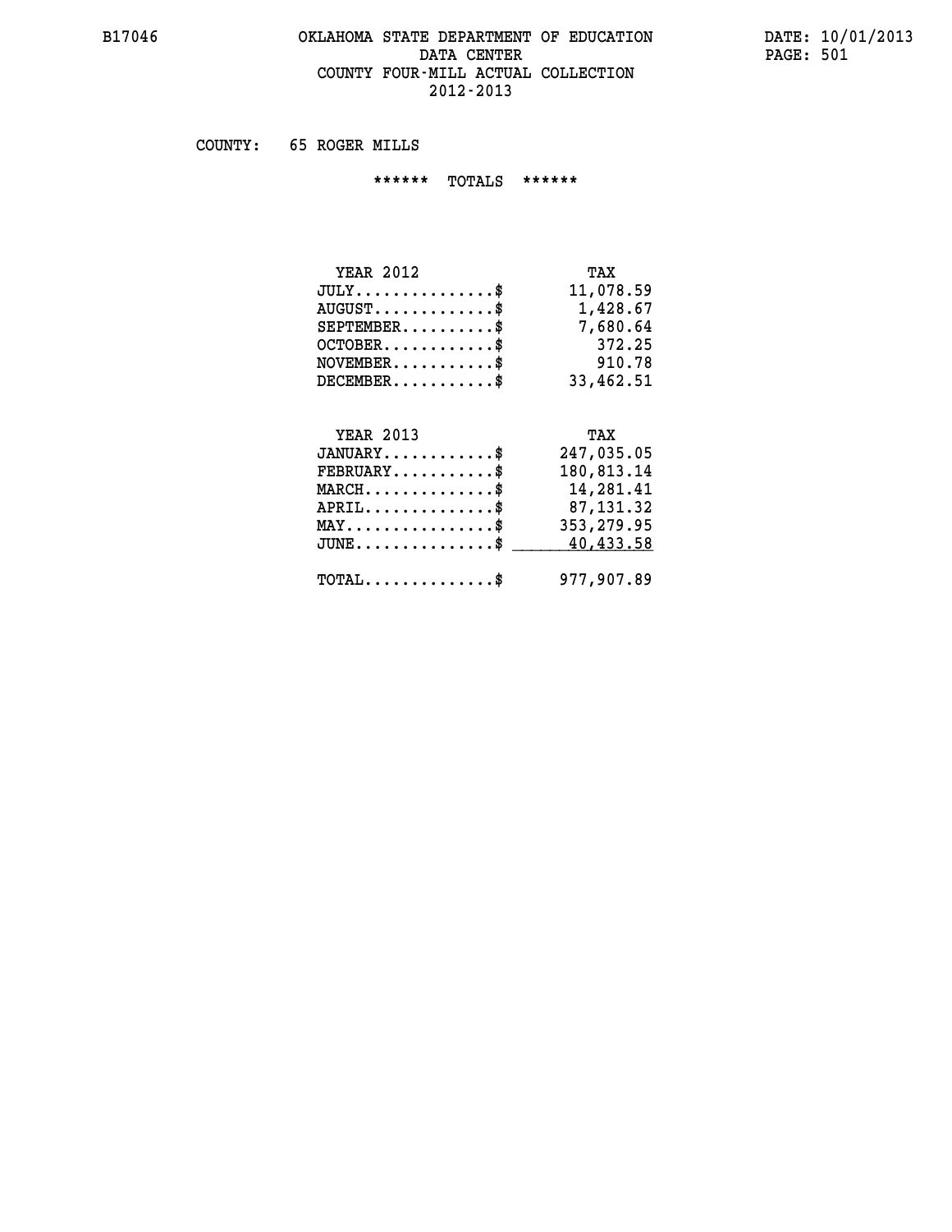# OKLAHOMA STATE DEPARTMENT OF EDUCATION
## DATA CENTER
## COUNTY FOUR-MILL ACTUAL COLLECTION
## 2012-2013

B17046 — DATE: 10/01/2013

COUNTY: 65 ROGER MILLS

****** TOTALS ******

| YEAR 2012 | TAX |
|---|---|
| JULY...............$ | 11,078.59 |
| AUGUST.............$ | 1,428.67 |
| SEPTEMBER..........$ | 7,680.64 |
| OCTOBER............$ | 372.25 |
| NOVEMBER...........$ | 910.78 |
| DECEMBER...........$ | 33,462.51 |

| YEAR 2013 | TAX |
|---|---|
| JANUARY............$ | 247,035.05 |
| FEBRUARY...........$ | 180,813.14 |
| MARCH..............$ | 14,281.41 |
| APRIL..............$ | 87,131.32 |
| MAY................$ | 353,279.95 |
| JUNE...............$ | 40,433.58 |
| TOTAL..............$ | 977,907.89 |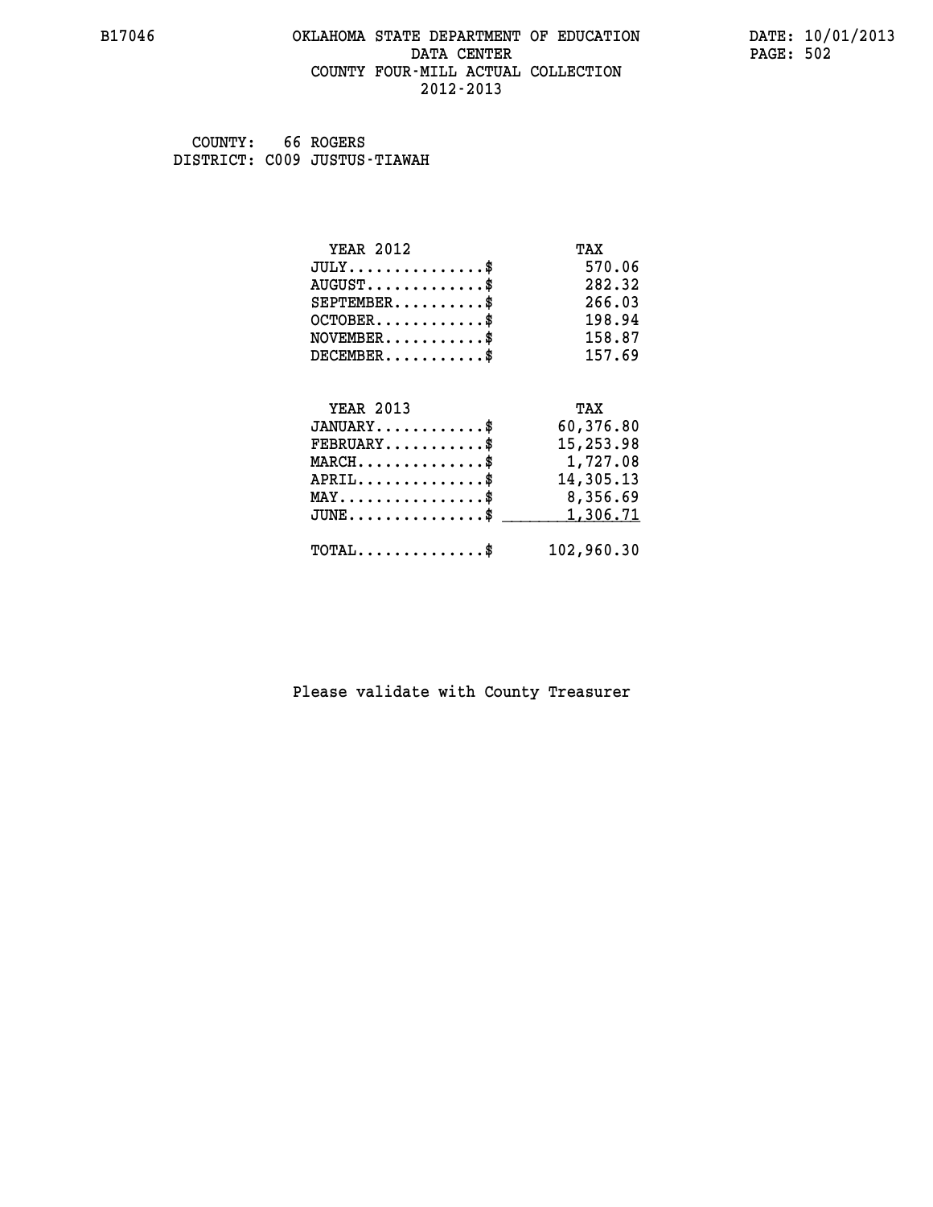# OKLAHOMA STATE DEPARTMENT OF EDUCATION
## DATA CENTER
## COUNTY FOUR-MILL ACTUAL COLLECTION
## 2012-2013

B17046 DATE: 10/01/2013

COUNTY: 66 ROGERS
DISTRICT: C009 JUSTUS-TIAWAH

| YEAR 2012 | TAX |
|---|---|
| JULY..............$ | 570.06 |
| AUGUST............$ | 282.32 |
| SEPTEMBER.........$ | 266.03 |
| OCTOBER...........$ | 198.94 |
| NOVEMBER..........$ | 158.87 |
| DECEMBER..........$ | 157.69 |

| YEAR 2013 | TAX |
|---|---|
| JANUARY...........$ | 60,376.80 |
| FEBRUARY..........$ | 15,253.98 |
| MARCH.............$ | 1,727.08 |
| APRIL.............$ | 14,305.13 |
| MAY...............$ | 8,356.69 |
| JUNE..............$ | 1,306.71 |
| TOTAL.............$ | 102,960.30 |

Please validate with County Treasurer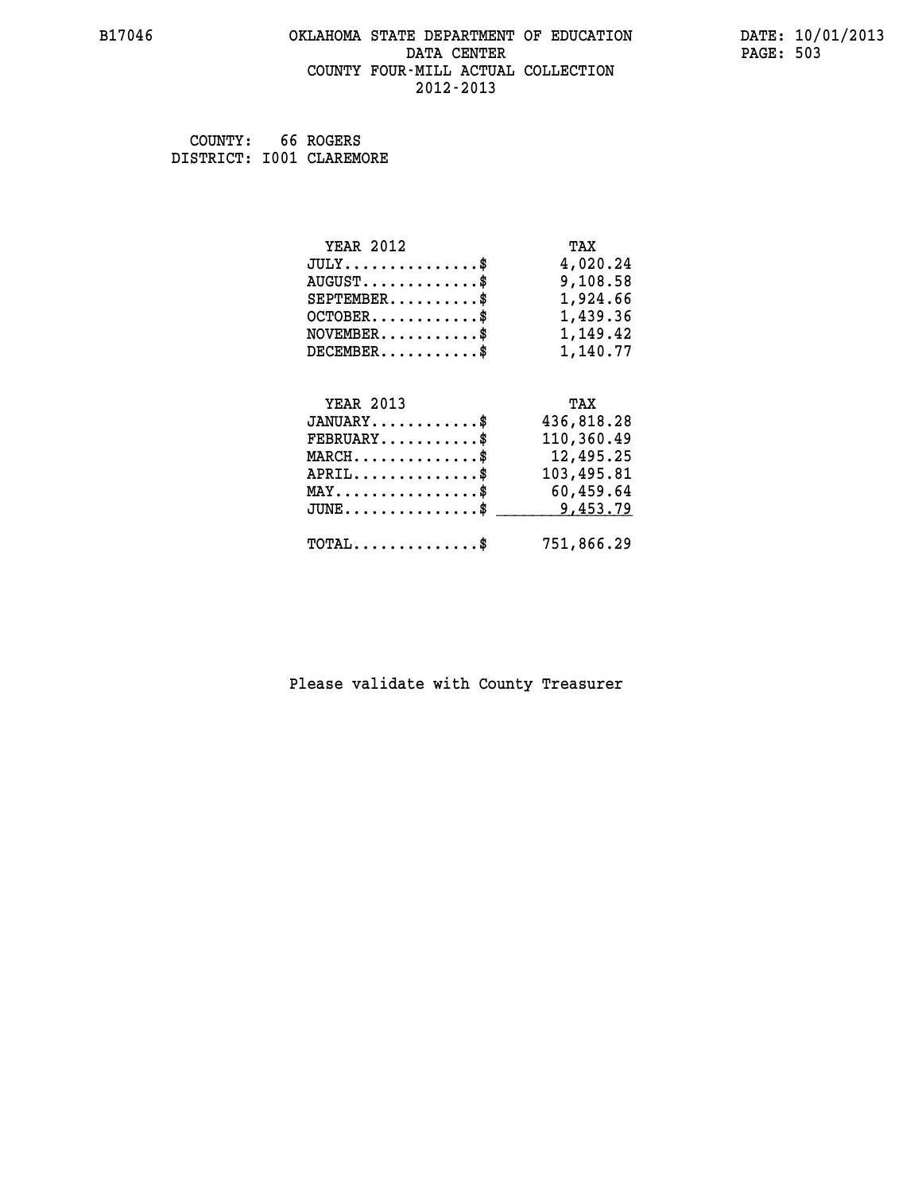OKLAHOMA STATE DEPARTMENT OF EDUCATION
DATA CENTER
COUNTY FOUR-MILL ACTUAL COLLECTION
2012-2013

B17046 DATE: 10/01/2013

COUNTY: 66 ROGERS
DISTRICT: I001 CLAREMORE

| YEAR 2012 | TAX |
|---|---|
| JULY...............$ | 4,020.24 |
| AUGUST.............$ | 9,108.58 |
| SEPTEMBER..........$ | 1,924.66 |
| OCTOBER............$ | 1,439.36 |
| NOVEMBER...........$ | 1,149.42 |
| DECEMBER...........$ | 1,140.77 |

| YEAR 2013 | TAX |
|---|---|
| JANUARY............$ | 436,818.28 |
| FEBRUARY...........$ | 110,360.49 |
| MARCH..............$ | 12,495.25 |
| APRIL..............$ | 103,495.81 |
| MAY................$ | 60,459.64 |
| JUNE...............$ | 9,453.79 |
| TOTAL..............$ | 751,866.29 |

Please validate with County Treasurer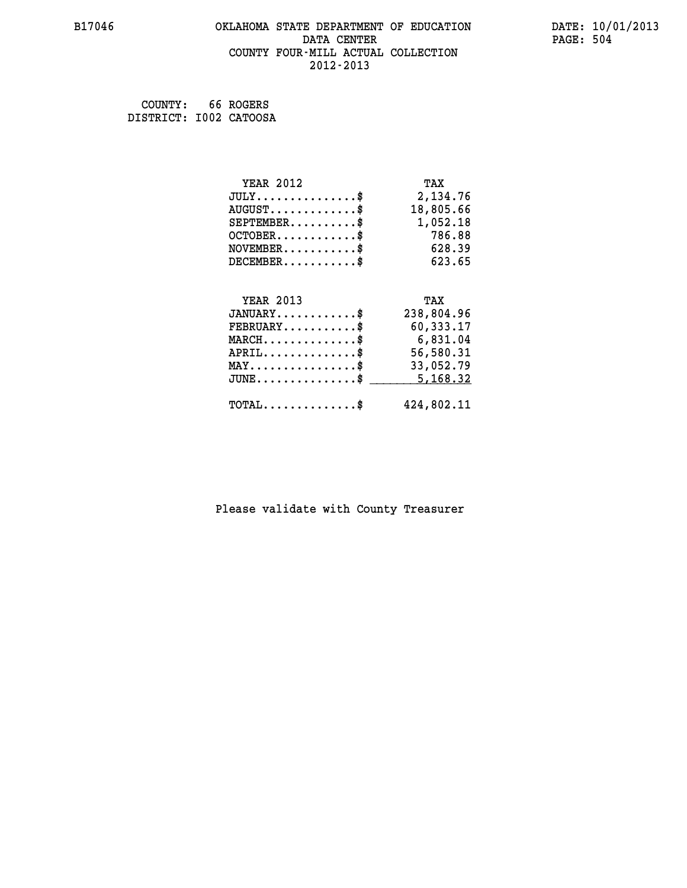COUNTY: 66 ROGERS
DISTRICT: I002 CATOOSA

| YEAR 2012 | TAX |
| --- | --- |
| JULY...............$ | 2,134.76 |
| AUGUST.............$ | 18,805.66 |
| SEPTEMBER..........$ | 1,052.18 |
| OCTOBER............$ | 786.88 |
| NOVEMBER...........$ | 628.39 |
| DECEMBER...........$ | 623.65 |

| YEAR 2013 | TAX |
| --- | --- |
| JANUARY............$ | 238,804.96 |
| FEBRUARY...........$ | 60,333.17 |
| MARCH..............$ | 6,831.04 |
| APRIL..............$ | 56,580.31 |
| MAY................$ | 33,052.79 |
| JUNE...............$ | 5,168.32 |
| TOTAL..............$ | 424,802.11 |

Please validate with County Treasurer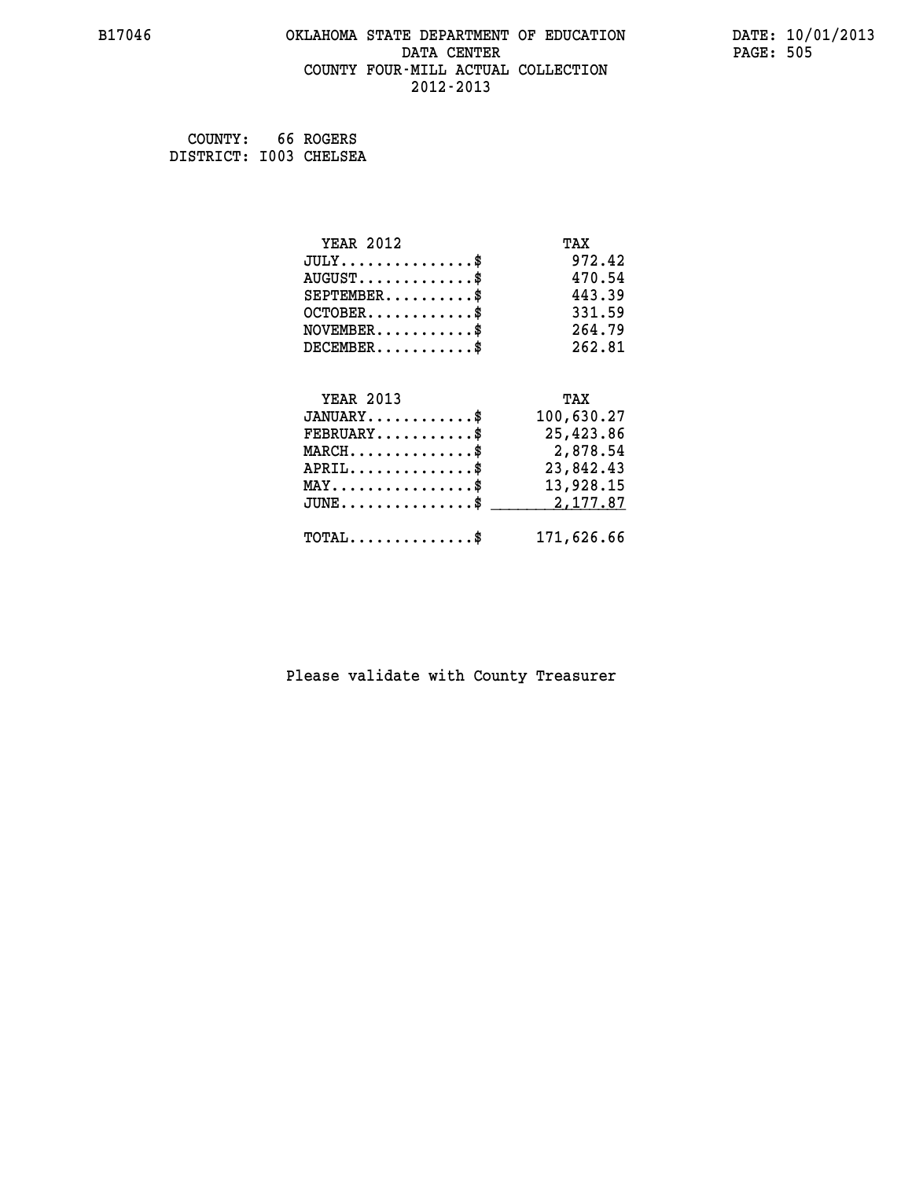# OKLAHOMA STATE DEPARTMENT OF EDUCATION
## DATA CENTER
## COUNTY FOUR-MILL ACTUAL COLLECTION
## 2012-2013

B17046

DATE: 10/01/2013

COUNTY: 66 ROGERS
DISTRICT: I003 CHELSEA

| YEAR 2012 | TAX |
|---|---|
| JULY...............$ | 972.42 |
| AUGUST.............$ | 470.54 |
| SEPTEMBER..........$ | 443.39 |
| OCTOBER............$ | 331.59 |
| NOVEMBER...........$ | 264.79 |
| DECEMBER...........$ | 262.81 |

| YEAR 2013 | TAX |
|---|---|
| JANUARY............$ | 100,630.27 |
| FEBRUARY...........$ | 25,423.86 |
| MARCH..............$ | 2,878.54 |
| APRIL..............$ | 23,842.43 |
| MAY................$ | 13,928.15 |
| JUNE...............$ | 2,177.87 |
| TOTAL..............$ | 171,626.66 |

Please validate with County Treasurer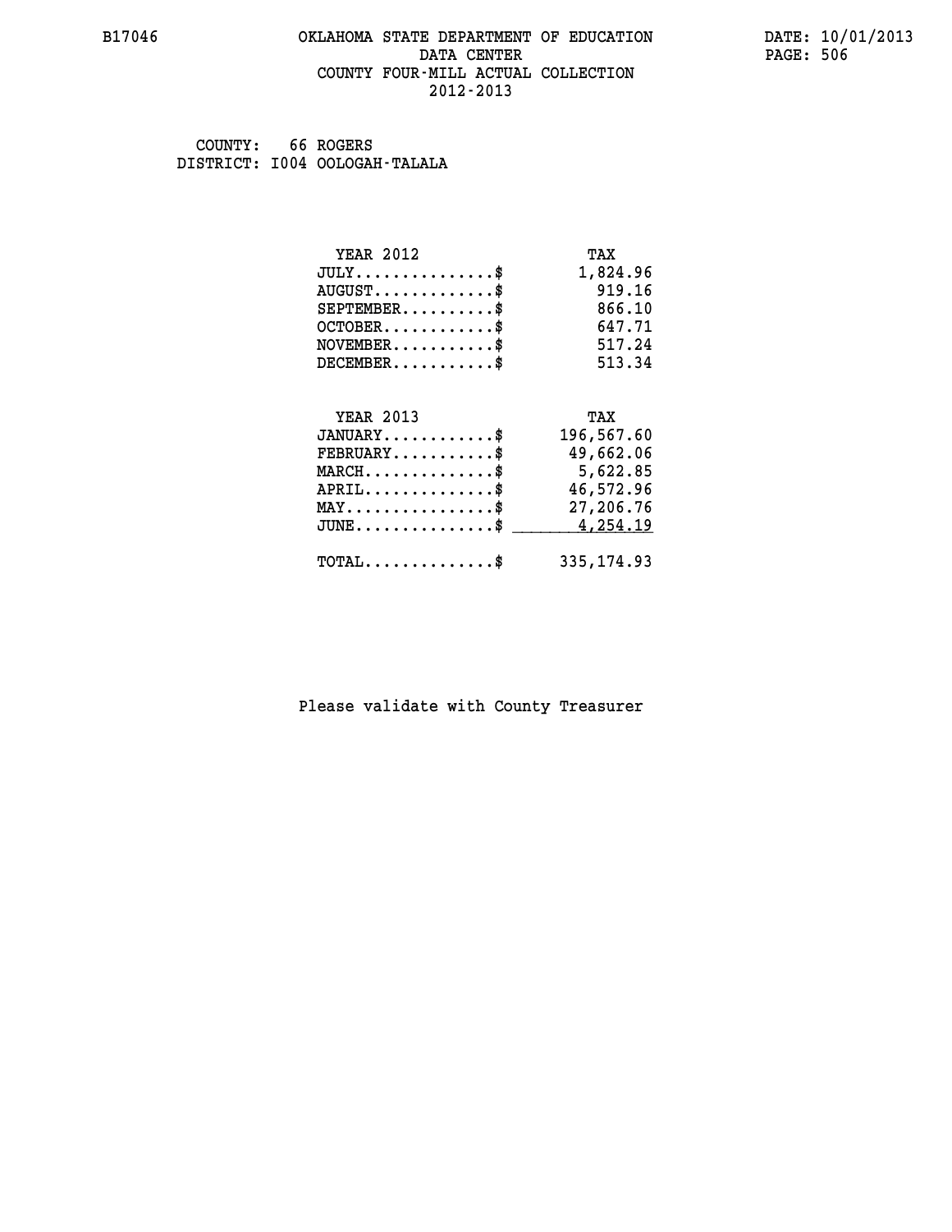# OKLAHOMA STATE DEPARTMENT OF EDUCATION
## DATA CENTER
## COUNTY FOUR-MILL ACTUAL COLLECTION
## 2012-2013

B17046

DATE: 10/01/2013

COUNTY: 66 ROGERS
DISTRICT: I004 OOLOGAH-TALALA

| YEAR 2012 | TAX |
|---|---|
| JULY...............$ | 1,824.96 |
| AUGUST.............$ | 919.16 |
| SEPTEMBER..........$ | 866.10 |
| OCTOBER............$ | 647.71 |
| NOVEMBER...........$ | 517.24 |
| DECEMBER...........$ | 513.34 |

| YEAR 2013 | TAX |
|---|---|
| JANUARY............$ | 196,567.60 |
| FEBRUARY...........$ | 49,662.06 |
| MARCH..............$ | 5,622.85 |
| APRIL..............$ | 46,572.96 |
| MAY................$ | 27,206.76 |
| JUNE...............$ | 4,254.19 |
| TOTAL..............$ | 335,174.93 |

Please validate with County Treasurer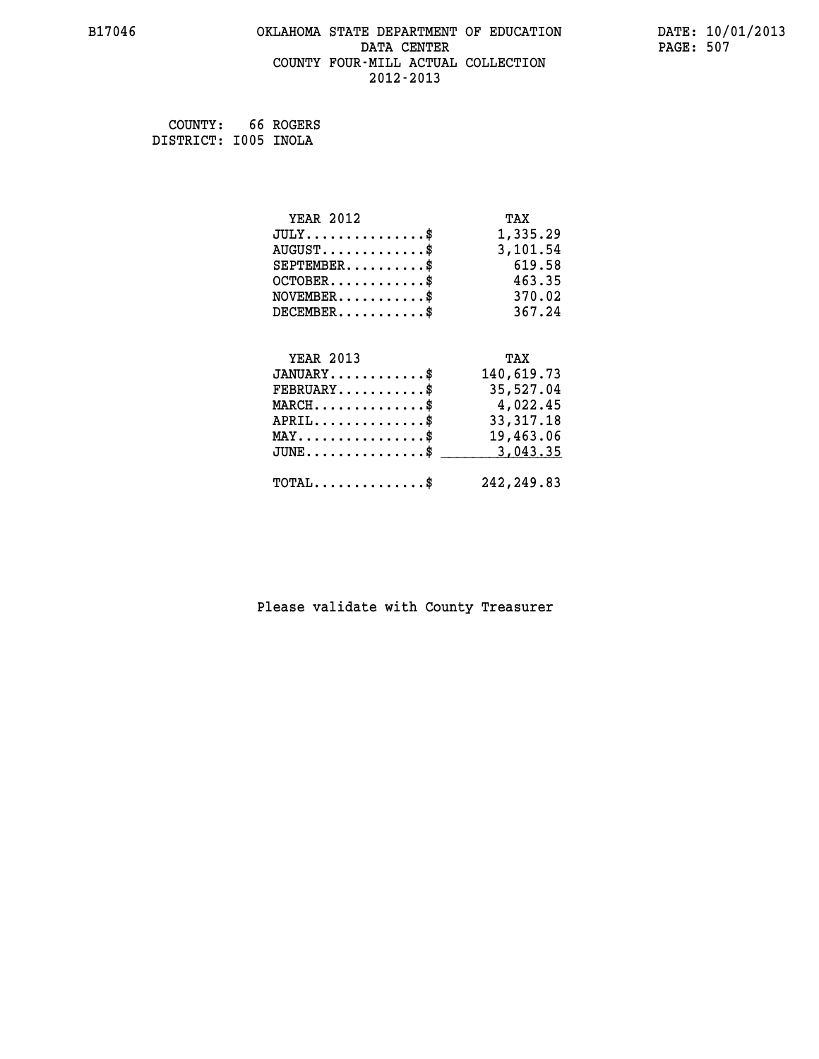B17046 OKLAHOMA STATE DEPARTMENT OF EDUCATION DATA CENTER COUNTY FOUR-MILL ACTUAL COLLECTION 2012-2013

DATE: 10/01/2013

COUNTY: 66 ROGERS
DISTRICT: I005 INOLA

| YEAR 2012 | TAX |
|---|---|
| JULY..............$ | 1,335.29 |
| AUGUST............$ | 3,101.54 |
| SEPTEMBER..........$ | 619.58 |
| OCTOBER............$ | 463.35 |
| NOVEMBER...........$ | 370.02 |
| DECEMBER...........$ | 367.24 |

| YEAR 2013 | TAX |
|---|---|
| JANUARY............$ | 140,619.73 |
| FEBRUARY...........$ | 35,527.04 |
| MARCH..............$ | 4,022.45 |
| APRIL..............$ | 33,317.18 |
| MAY................$ | 19,463.06 |
| JUNE...............$ | 3,043.35 |
| TOTAL..............$ | 242,249.83 |

Please validate with County Treasurer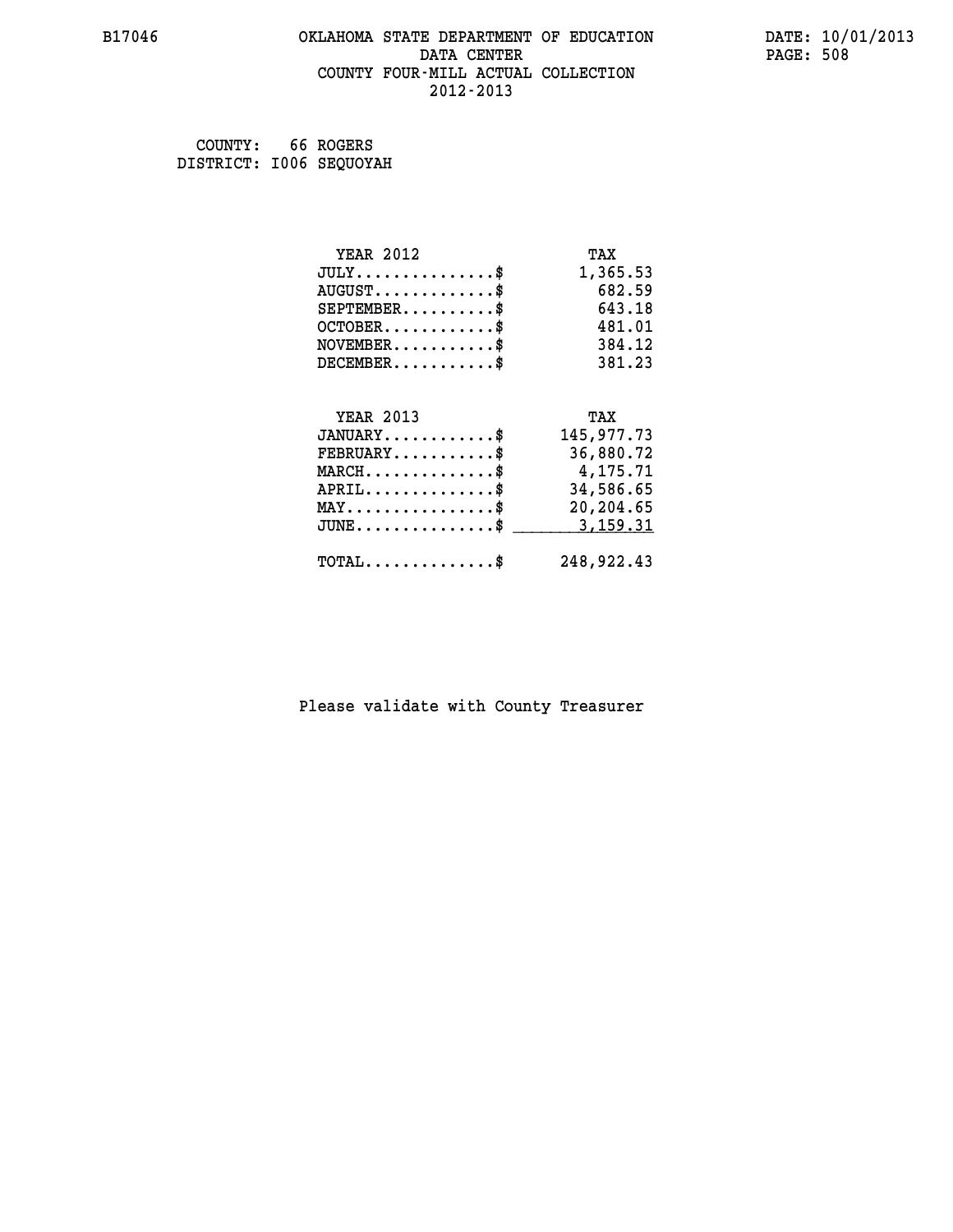B17046 OKLAHOMA STATE DEPARTMENT OF EDUCATION DATE: 10/01/2013
DATA CENTER
COUNTY FOUR-MILL ACTUAL COLLECTION
2012-2013

COUNTY: 66 ROGERS
DISTRICT: I006 SEQUOYAH

| YEAR 2012 | TAX |
|---|---|
| JULY..............$ | 1,365.53 |
| AUGUST............$ | 682.59 |
| SEPTEMBER.........$ | 643.18 |
| OCTOBER...........$ | 481.01 |
| NOVEMBER..........$ | 384.12 |
| DECEMBER..........$ | 381.23 |

| YEAR 2013 | TAX |
|---|---|
| JANUARY...........$ | 145,977.73 |
| FEBRUARY..........$ | 36,880.72 |
| MARCH.............$ | 4,175.71 |
| APRIL.............$ | 34,586.65 |
| MAY...............$ | 20,204.65 |
| JUNE..............$ | 3,159.31 |
| TOTAL.............$ | 248,922.43 |

Please validate with County Treasurer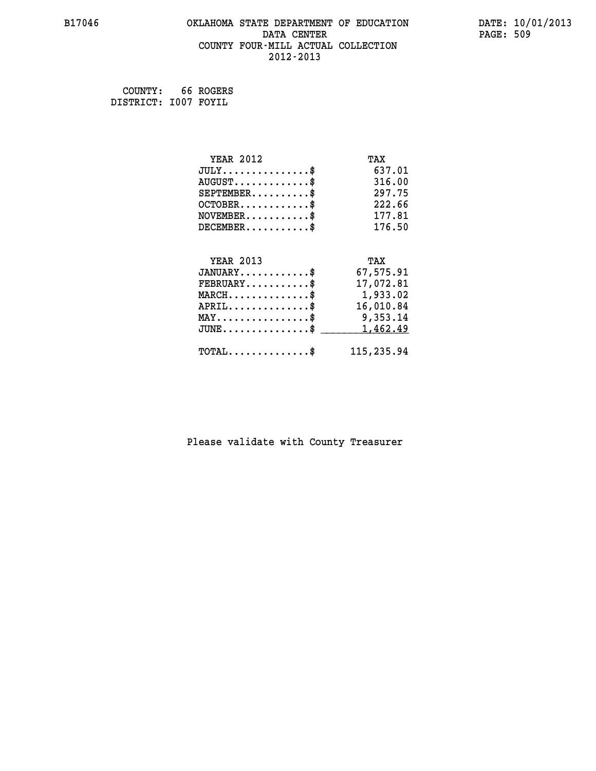B17046 OKLAHOMA STATE DEPARTMENT OF EDUCATION DATA CENTER COUNTY FOUR-MILL ACTUAL COLLECTION 2012-2013

DATE: 10/01/2013

COUNTY: 66 ROGERS
DISTRICT: I007 FOYIL

| YEAR 2012 | TAX |
| --- | --- |
| JULY...............$ | 637.01 |
| AUGUST.............$ | 316.00 |
| SEPTEMBER..........$ | 297.75 |
| OCTOBER............$ | 222.66 |
| NOVEMBER...........$ | 177.81 |
| DECEMBER...........$ | 176.50 |

| YEAR 2013 | TAX |
| --- | --- |
| JANUARY............$ | 67,575.91 |
| FEBRUARY...........$ | 17,072.81 |
| MARCH..............$ | 1,933.02 |
| APRIL..............$ | 16,010.84 |
| MAY................$ | 9,353.14 |
| JUNE...............$ | 1,462.49 |
| TOTAL..............$ | 115,235.94 |

Please validate with County Treasurer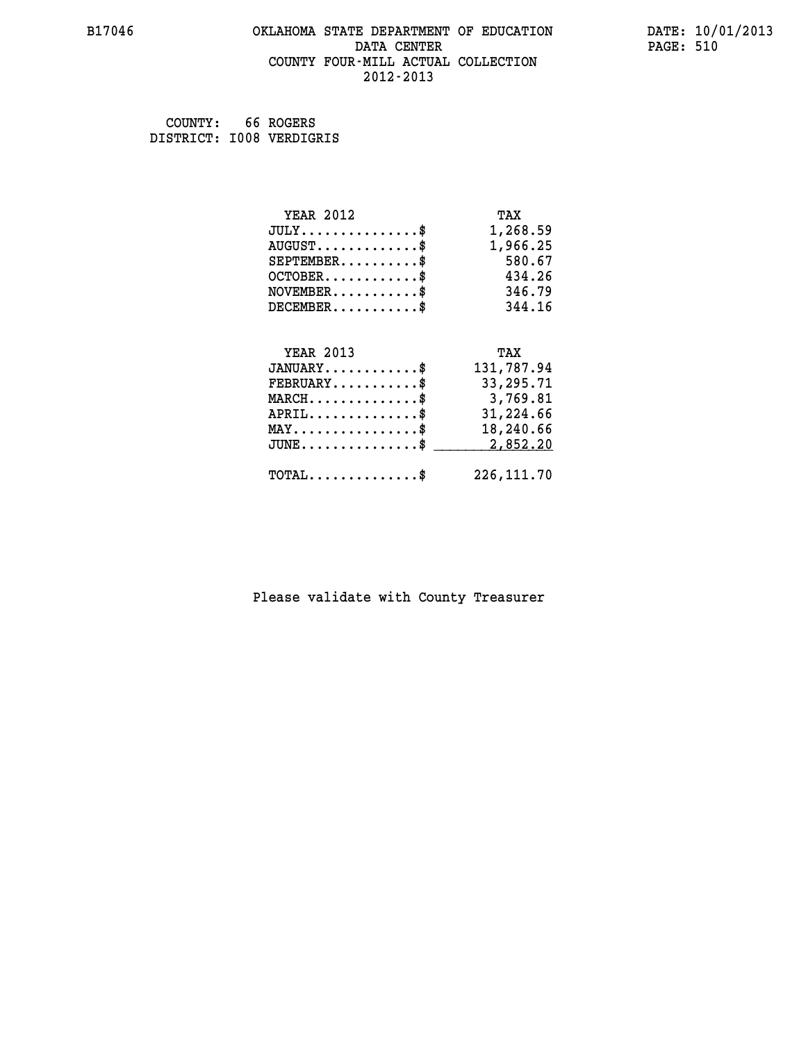B17046 OKLAHOMA STATE DEPARTMENT OF EDUCATION DATE: 10/01/2013
DATA CENTER
COUNTY FOUR-MILL ACTUAL COLLECTION
2012-2013

COUNTY: 66 ROGERS
DISTRICT: I008 VERDIGRIS

| YEAR 2012 | TAX |
|---|---|
| JULY...............$ | 1,268.59 |
| AUGUST.............$ | 1,966.25 |
| SEPTEMBER..........$ | 580.67 |
| OCTOBER............$ | 434.26 |
| NOVEMBER...........$ | 346.79 |
| DECEMBER...........$ | 344.16 |

| YEAR 2013 | TAX |
|---|---|
| JANUARY............$ | 131,787.94 |
| FEBRUARY...........$ | 33,295.71 |
| MARCH..............$ | 3,769.81 |
| APRIL..............$ | 31,224.66 |
| MAY................$ | 18,240.66 |
| JUNE...............$ | 2,852.20 |
| TOTAL..............$ | 226,111.70 |

Please validate with County Treasurer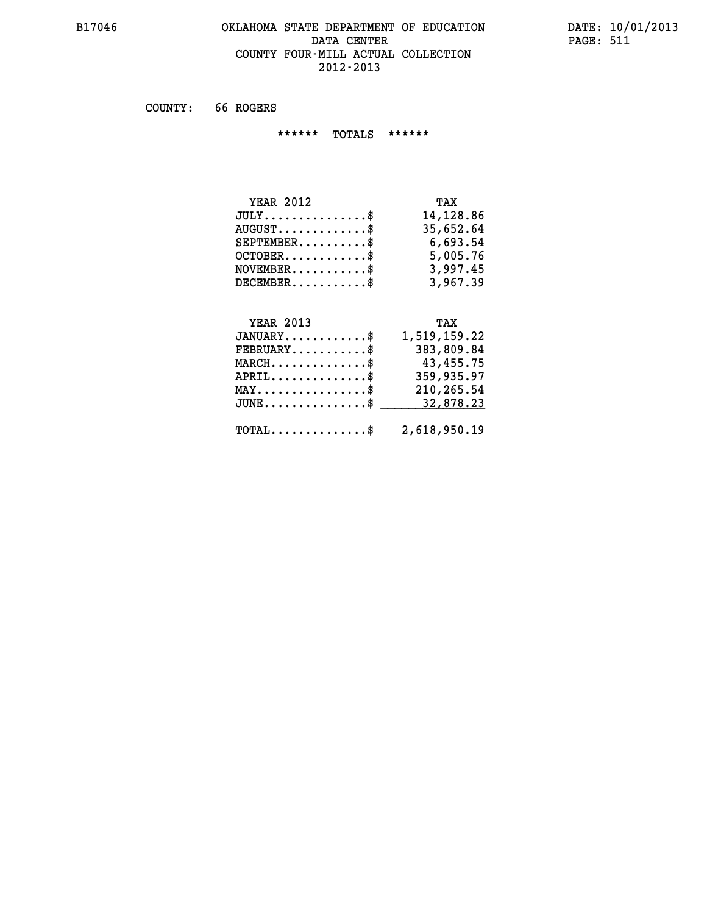# OKLAHOMA STATE DEPARTMENT OF EDUCATION
## DATA CENTER
## COUNTY FOUR-MILL ACTUAL COLLECTION
## 2012-2013

COUNTY: 66 ROGERS

****** TOTALS ******

| YEAR 2012 | TAX |
|---|---|
| JULY...............$ | 14,128.86 |
| AUGUST.............$ | 35,652.64 |
| SEPTEMBER..........$ | 6,693.54 |
| OCTOBER............$ | 5,005.76 |
| NOVEMBER...........$ | 3,997.45 |
| DECEMBER...........$ | 3,967.39 |

| YEAR 2013 | TAX |
|---|---|
| JANUARY............$ | 1,519,159.22 |
| FEBRUARY...........$ | 383,809.84 |
| MARCH..............$ | 43,455.75 |
| APRIL..............$ | 359,935.97 |
| MAY................$ | 210,265.54 |
| JUNE...............$ | 32,878.23 |
| TOTAL..............$ | 2,618,950.19 |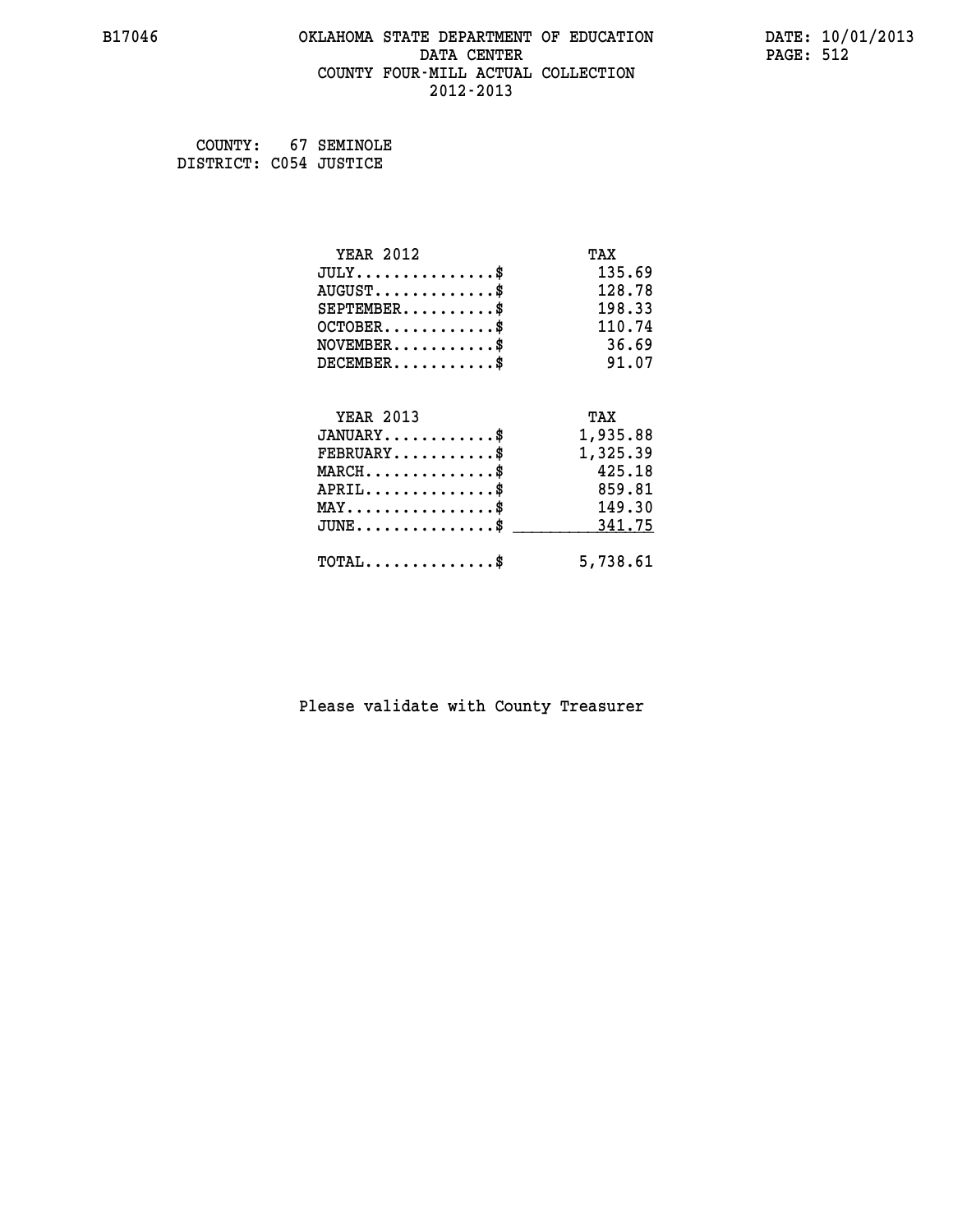# OKLAHOMA STATE DEPARTMENT OF EDUCATION
## DATA CENTER
## COUNTY FOUR-MILL ACTUAL COLLECTION
## 2012-2013

B17046 | DATE: 10/01/2013

COUNTY: 67 SEMINOLE
DISTRICT: C054 JUSTICE

| YEAR 2012 | TAX |
|---|---|
| JULY...............$ | 135.69 |
| AUGUST.............$ | 128.78 |
| SEPTEMBER..........$ | 198.33 |
| OCTOBER............$ | 110.74 |
| NOVEMBER...........$ | 36.69 |
| DECEMBER...........$ | 91.07 |

| YEAR 2013 | TAX |
|---|---|
| JANUARY............$ | 1,935.88 |
| FEBRUARY...........$ | 1,325.39 |
| MARCH..............$ | 425.18 |
| APRIL..............$ | 859.81 |
| MAY................$ | 149.30 |
| JUNE...............$ | 341.75 |
| TOTAL..............$ | 5,738.61 |

Please validate with County Treasurer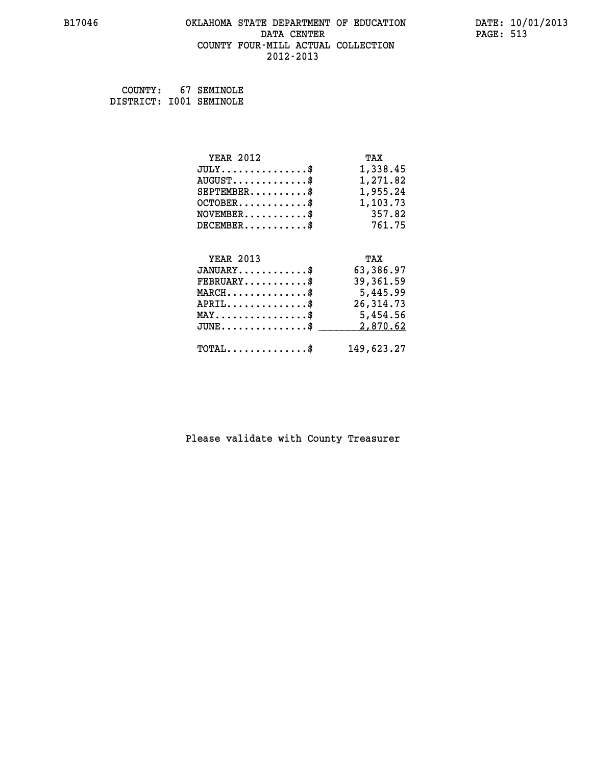B17046

# OKLAHOMA STATE DEPARTMENT OF EDUCATION
## DATA CENTER
## COUNTY FOUR-MILL ACTUAL COLLECTION
## 2012-2013

DATE: 10/01/2013

COUNTY: 67 SEMINOLE
DISTRICT: I001 SEMINOLE

| YEAR 2012 | TAX |
|---|---|
| JULY..............$ | 1,338.45 |
| AUGUST............$ | 1,271.82 |
| SEPTEMBER.........$ | 1,955.24 |
| OCTOBER...........$ | 1,103.73 |
| NOVEMBER..........$ | 357.82 |
| DECEMBER..........$ | 761.75 |

| YEAR 2013 | TAX |
|---|---|
| JANUARY...........$ | 63,386.97 |
| FEBRUARY..........$ | 39,361.59 |
| MARCH.............$ | 5,445.99 |
| APRIL.............$ | 26,314.73 |
| MAY...............$ | 5,454.56 |
| JUNE..............$ | 2,870.62 |
| TOTAL.............$ | 149,623.27 |

Please validate with County Treasurer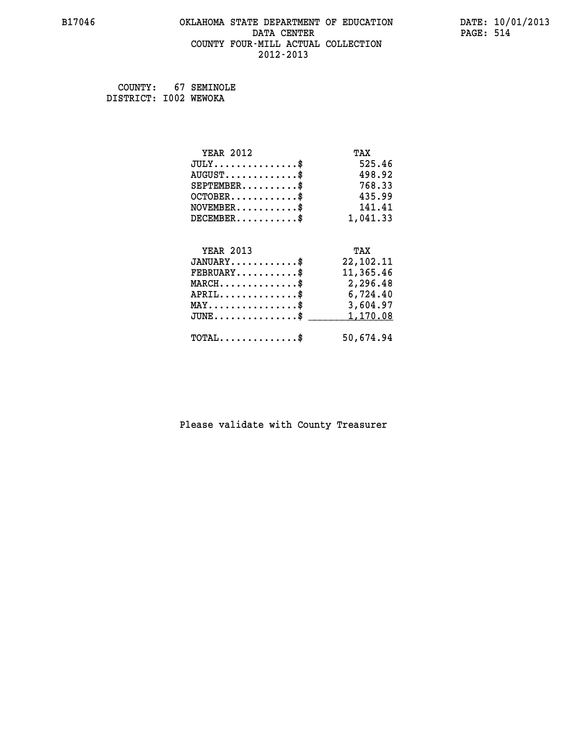# OKLAHOMA STATE DEPARTMENT OF EDUCATION
## DATA CENTER
## COUNTY FOUR-MILL ACTUAL COLLECTION
## 2012-2013

COUNTY: 67 SEMINOLE
DISTRICT: I002 WEWOKA

| YEAR 2012 | TAX |
|---|---|
| JULY...............$ | 525.46 |
| AUGUST.............$ | 498.92 |
| SEPTEMBER..........$ | 768.33 |
| OCTOBER............$ | 435.99 |
| NOVEMBER...........$ | 141.41 |
| DECEMBER...........$ | 1,041.33 |

| YEAR 2013 | TAX |
|---|---|
| JANUARY............$ | 22,102.11 |
| FEBRUARY...........$ | 11,365.46 |
| MARCH..............$ | 2,296.48 |
| APRIL..............$ | 6,724.40 |
| MAY................$ | 3,604.97 |
| JUNE...............$ | 1,170.08 |
| TOTAL..............$ | 50,674.94 |

Please validate with County Treasurer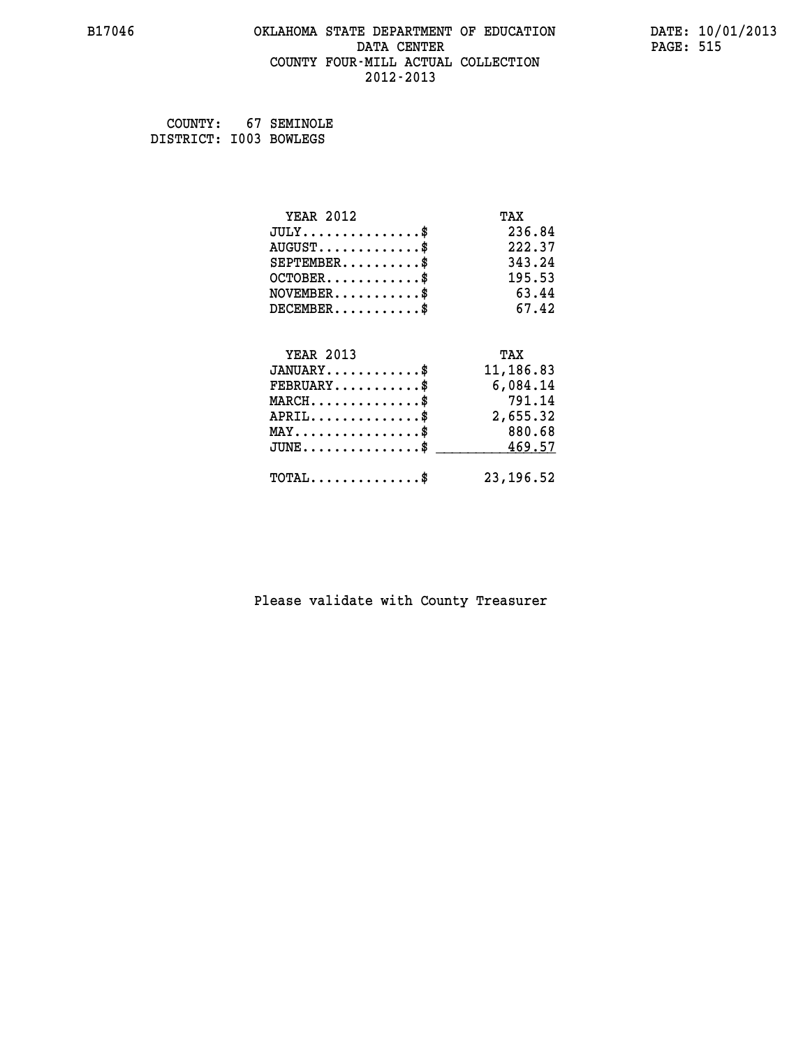B17046 OKLAHOMA STATE DEPARTMENT OF EDUCATION DATA CENTER COUNTY FOUR-MILL ACTUAL COLLECTION 2012-2013

DATE: 10/01/2013

COUNTY: 67 SEMINOLE
DISTRICT: I003 BOWLEGS

| YEAR 2012 | TAX |
|---|---|
| JULY...............$ | 236.84 |
| AUGUST.............$ | 222.37 |
| SEPTEMBER..........$ | 343.24 |
| OCTOBER............$ | 195.53 |
| NOVEMBER...........$ | 63.44 |
| DECEMBER...........$ | 67.42 |

| YEAR 2013 | TAX |
|---|---|
| JANUARY............$ | 11,186.83 |
| FEBRUARY...........$ | 6,084.14 |
| MARCH..............$ | 791.14 |
| APRIL..............$ | 2,655.32 |
| MAY................$ | 880.68 |
| JUNE...............$ | 469.57 |
| TOTAL..............$ | 23,196.52 |

Please validate with County Treasurer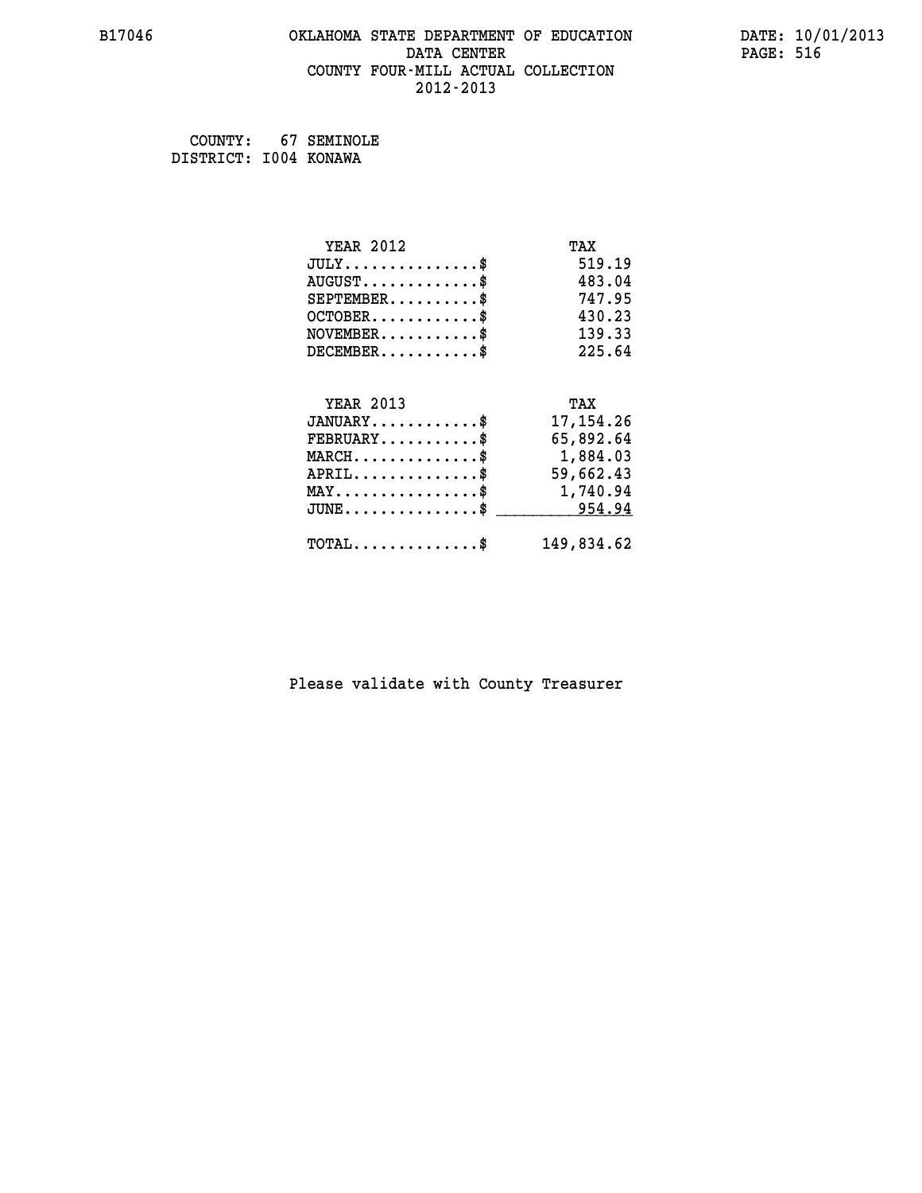# OKLAHOMA STATE DEPARTMENT OF EDUCATION
## DATA CENTER
## COUNTY FOUR-MILL ACTUAL COLLECTION
## 2012-2013

COUNTY: 67 SEMINOLE
DISTRICT: I004 KONAWA

| YEAR 2012 | TAX |
|---|---|
| JULY..............$ | 519.19 |
| AUGUST............$ | 483.04 |
| SEPTEMBER.........$ | 747.95 |
| OCTOBER...........$ | 430.23 |
| NOVEMBER..........$ | 139.33 |
| DECEMBER..........$ | 225.64 |

| YEAR 2013 | TAX |
|---|---|
| JANUARY...........$ | 17,154.26 |
| FEBRUARY..........$ | 65,892.64 |
| MARCH.............$ | 1,884.03 |
| APRIL.............$ | 59,662.43 |
| MAY...............$ | 1,740.94 |
| JUNE..............$ | 954.94 |
| TOTAL.............$ | 149,834.62 |

Please validate with County Treasurer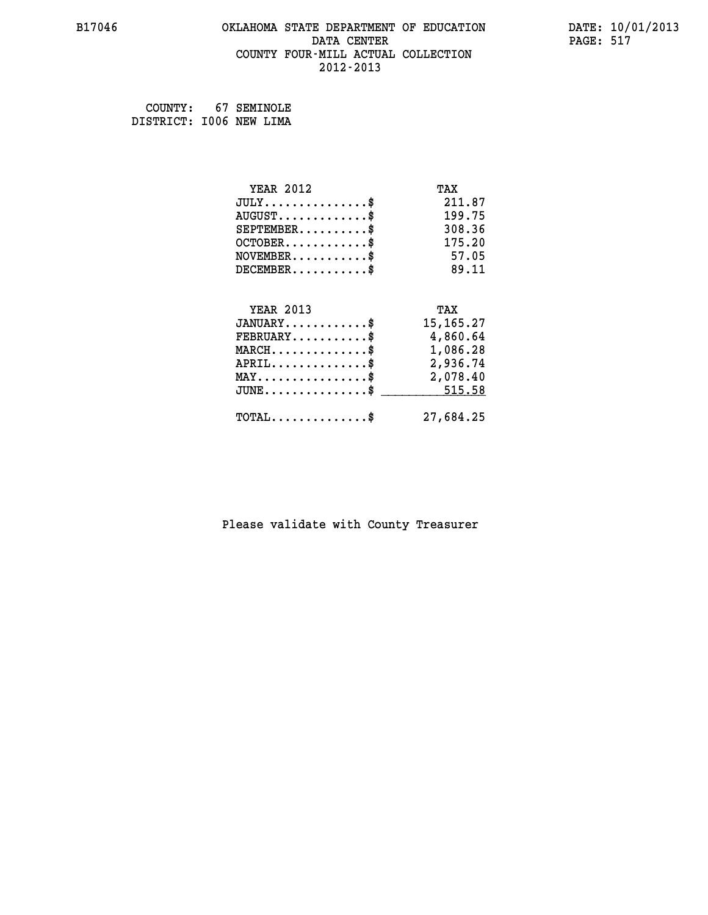B17046 OKLAHOMA STATE DEPARTMENT OF EDUCATION DATA CENTER COUNTY FOUR-MILL ACTUAL COLLECTION 2012-2013

DATE: 10/01/2013

COUNTY: 67 SEMINOLE
DISTRICT: I006 NEW LIMA

| YEAR 2012 | TAX |
| --- | --- |
| JULY...............$ | 211.87 |
| AUGUST.............$ | 199.75 |
| SEPTEMBER..........$ | 308.36 |
| OCTOBER............$ | 175.20 |
| NOVEMBER...........$ | 57.05 |
| DECEMBER...........$ | 89.11 |

| YEAR 2013 | TAX |
| --- | --- |
| JANUARY............$ | 15,165.27 |
| FEBRUARY...........$ | 4,860.64 |
| MARCH..............$ | 1,086.28 |
| APRIL..............$ | 2,936.74 |
| MAY................$ | 2,078.40 |
| JUNE...............$ | 515.58 |
| TOTAL..............$ | 27,684.25 |

Please validate with County Treasurer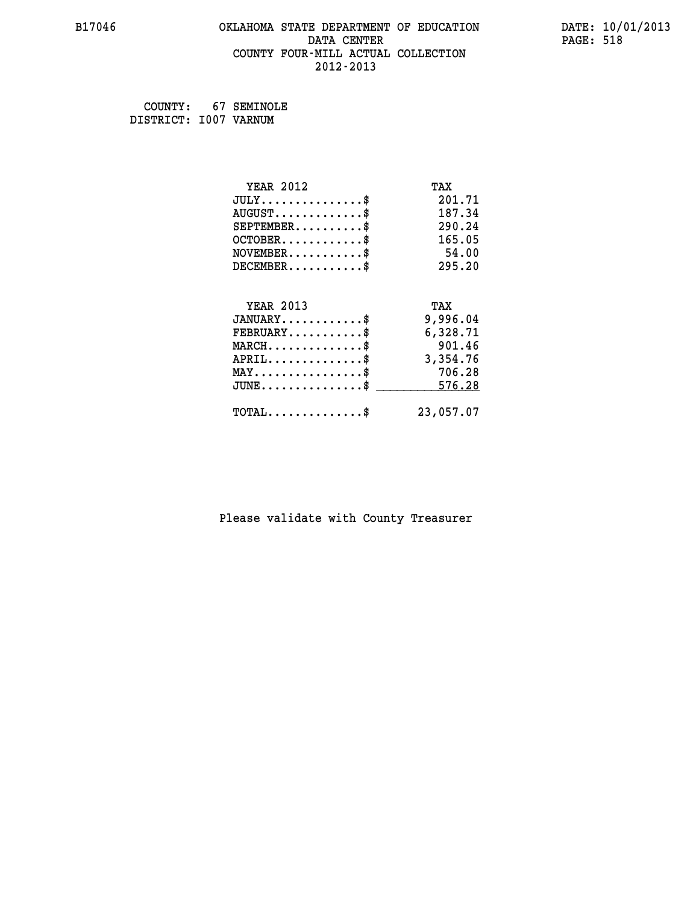B17046 OKLAHOMA STATE DEPARTMENT OF EDUCATION DATA CENTER COUNTY FOUR-MILL ACTUAL COLLECTION 2012-2013

DATE: 10/01/2013

COUNTY: 67 SEMINOLE
DISTRICT: I007 VARNUM

| YEAR 2012 | TAX |
|---|---|
| JULY..............$ | 201.71 |
| AUGUST............$ | 187.34 |
| SEPTEMBER.........$ | 290.24 |
| OCTOBER...........$ | 165.05 |
| NOVEMBER..........$ | 54.00 |
| DECEMBER..........$ | 295.20 |

| YEAR 2013 | TAX |
|---|---|
| JANUARY...........$ | 9,996.04 |
| FEBRUARY..........$ | 6,328.71 |
| MARCH.............$ | 901.46 |
| APRIL.............$ | 3,354.76 |
| MAY...............$ | 706.28 |
| JUNE..............$ | 576.28 |
| TOTAL.............$ | 23,057.07 |

Please validate with County Treasurer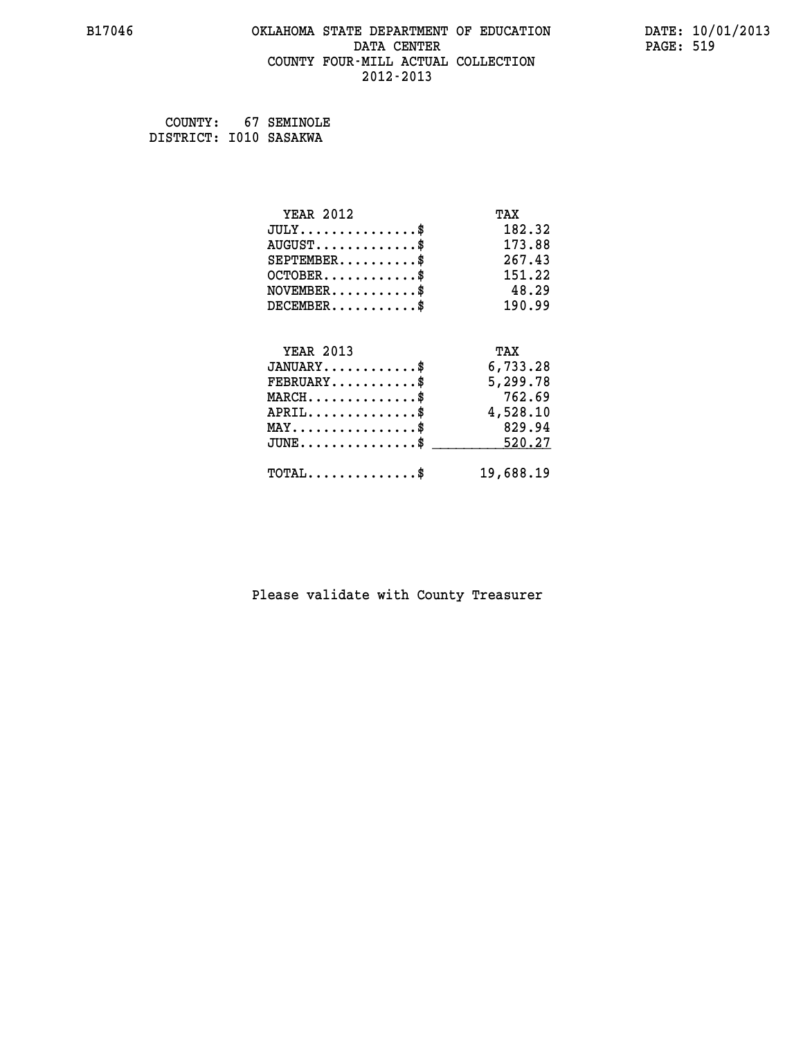# OKLAHOMA STATE DEPARTMENT OF EDUCATION
## DATA CENTER
### COUNTY FOUR-MILL ACTUAL COLLECTION
### 2012-2013

B17046 DATE: 10/01/2013

COUNTY: 67 SEMINOLE
DISTRICT: I010 SASAKWA

| YEAR 2012 | TAX |
|---|---|
| JULY..............$ | 182.32 |
| AUGUST............$ | 173.88 |
| SEPTEMBER.........$ | 267.43 |
| OCTOBER...........$ | 151.22 |
| NOVEMBER..........$ | 48.29 |
| DECEMBER..........$ | 190.99 |

| YEAR 2013 | TAX |
|---|---|
| JANUARY...........$ | 6,733.28 |
| FEBRUARY..........$ | 5,299.78 |
| MARCH.............$ | 762.69 |
| APRIL.............$ | 4,528.10 |
| MAY...............$ | 829.94 |
| JUNE..............$ | 520.27 |
| TOTAL.............$ | 19,688.19 |

Please validate with County Treasurer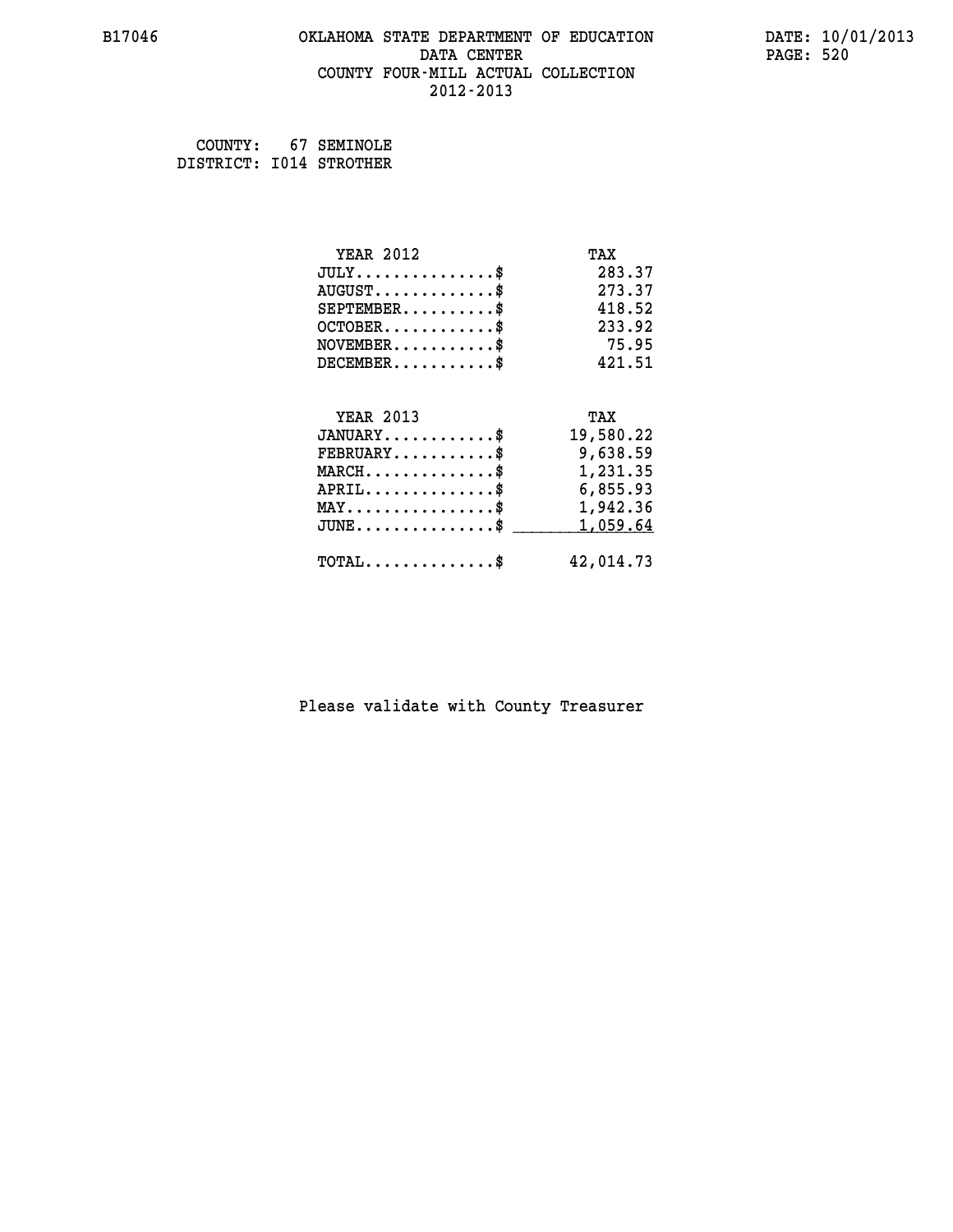B17046 OKLAHOMA STATE DEPARTMENT OF EDUCATION DATE: 10/01/2013
DATA CENTER PAGE: 520
COUNTY FOUR-MILL ACTUAL COLLECTION
2012-2013

COUNTY: 67 SEMINOLE
DISTRICT: I014 STROTHER

| YEAR 2012 | TAX |
|---|---|
| JULY...............$ | 283.37 |
| AUGUST.............$ | 273.37 |
| SEPTEMBER..........$ | 418.52 |
| OCTOBER............$ | 233.92 |
| NOVEMBER...........$ | 75.95 |
| DECEMBER...........$ | 421.51 |

| YEAR 2013 | TAX |
|---|---|
| JANUARY............$ | 19,580.22 |
| FEBRUARY...........$ | 9,638.59 |
| MARCH..............$ | 1,231.35 |
| APRIL..............$ | 6,855.93 |
| MAY................$ | 1,942.36 |
| JUNE...............$ | 1,059.64 |
| TOTAL..............$ | 42,014.73 |

Please validate with County Treasurer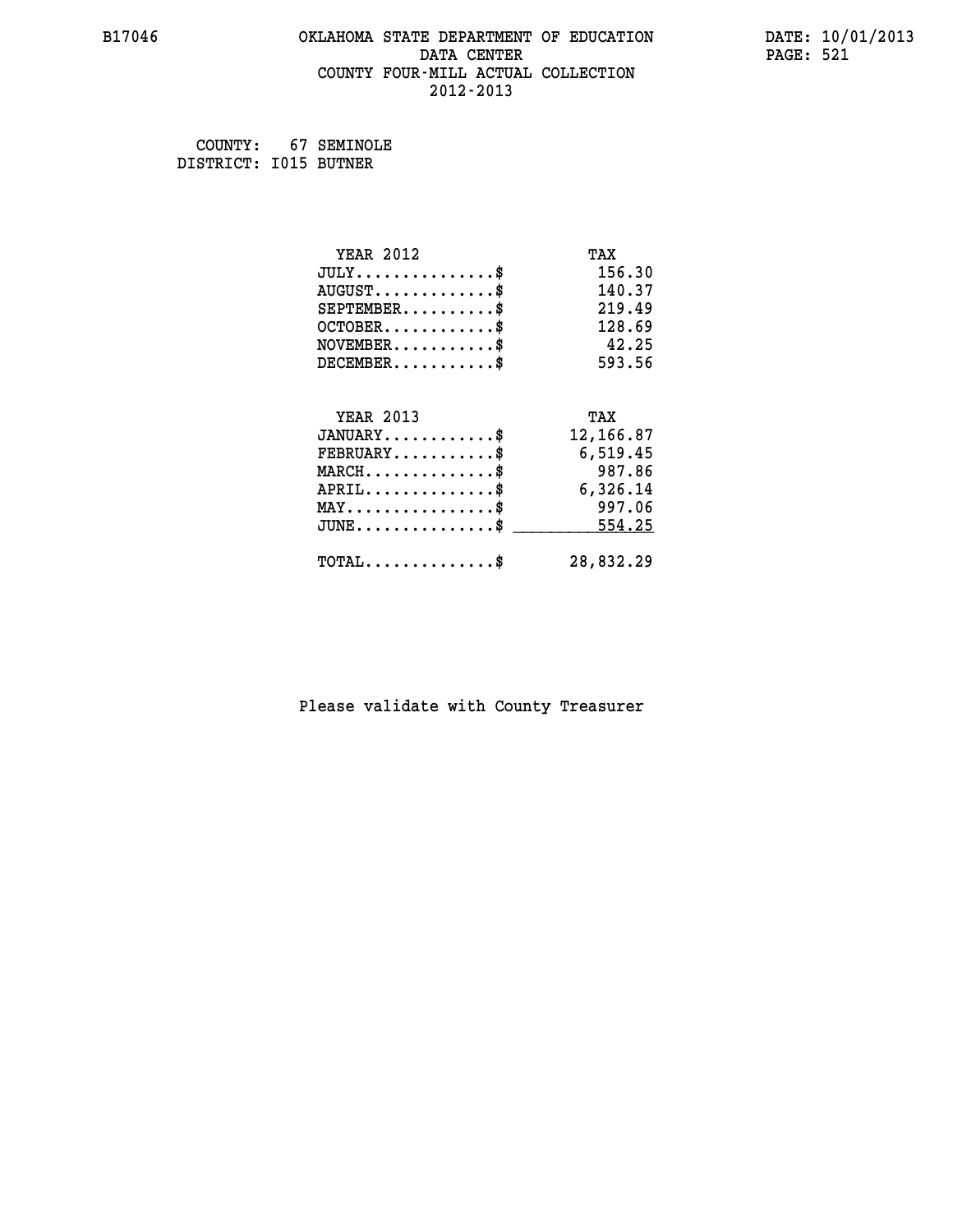B17046 OKLAHOMA STATE DEPARTMENT OF EDUCATION DATE: 10/01/2013
DATA CENTER PAGE: 521
COUNTY FOUR-MILL ACTUAL COLLECTION
2012-2013

COUNTY: 67 SEMINOLE
DISTRICT: I015 BUTNER

| YEAR 2012 | TAX |
| --- | --- |
| JULY...............$ | 156.30 |
| AUGUST.............$ | 140.37 |
| SEPTEMBER..........$ | 219.49 |
| OCTOBER............$ | 128.69 |
| NOVEMBER...........$ | 42.25 |
| DECEMBER...........$ | 593.56 |

| YEAR 2013 | TAX |
| --- | --- |
| JANUARY............$ | 12,166.87 |
| FEBRUARY...........$ | 6,519.45 |
| MARCH..............$ | 987.86 |
| APRIL..............$ | 6,326.14 |
| MAY................$ | 997.06 |
| JUNE...............$ | 554.25 |
| TOTAL..............$ | 28,832.29 |

Please validate with County Treasurer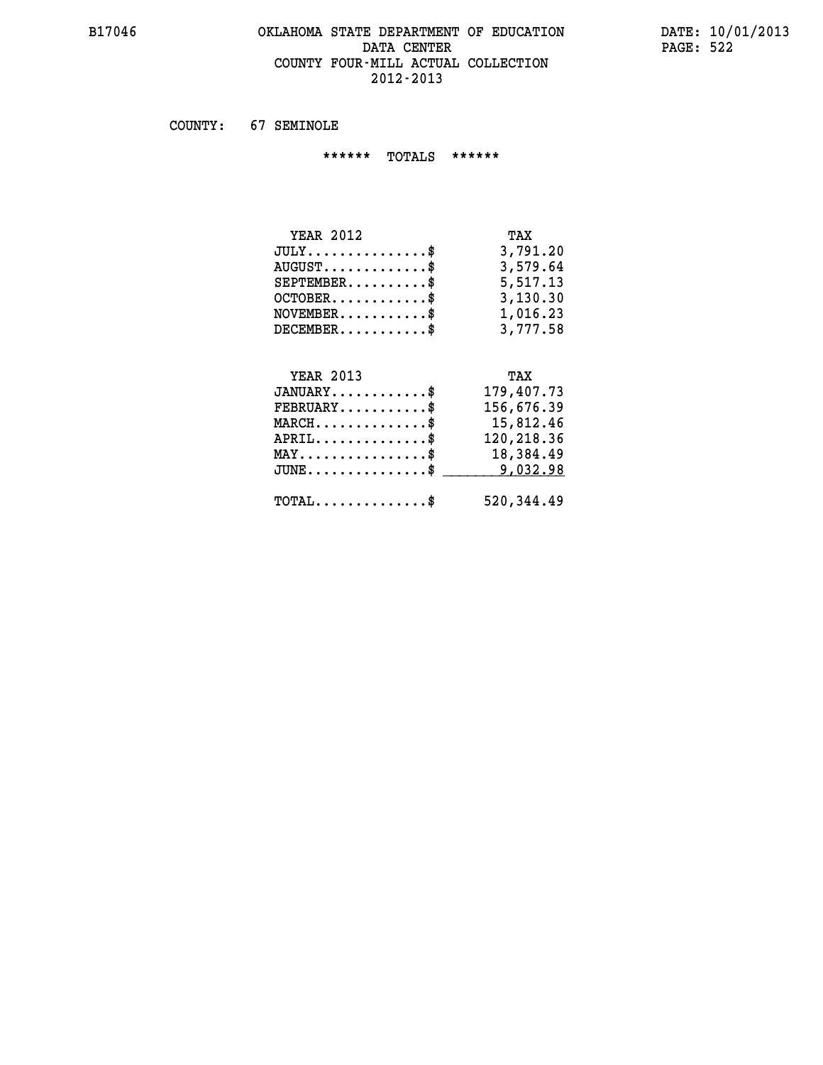COUNTY: 67 SEMINOLE

****** TOTALS ******

| YEAR 2012 | TAX |
|---|---|
| JULY...............$ | 3,791.20 |
| AUGUST.............$ | 3,579.64 |
| SEPTEMBER..........$ | 5,517.13 |
| OCTOBER............$ | 3,130.30 |
| NOVEMBER...........$ | 1,016.23 |
| DECEMBER...........$ | 3,777.58 |

| YEAR 2013 | TAX |
|---|---|
| JANUARY............$ | 179,407.73 |
| FEBRUARY...........$ | 156,676.39 |
| MARCH..............$ | 15,812.46 |
| APRIL..............$ | 120,218.36 |
| MAY................$ | 18,384.49 |
| JUNE...............$ | 9,032.98 |
| TOTAL..............$ | 520,344.49 |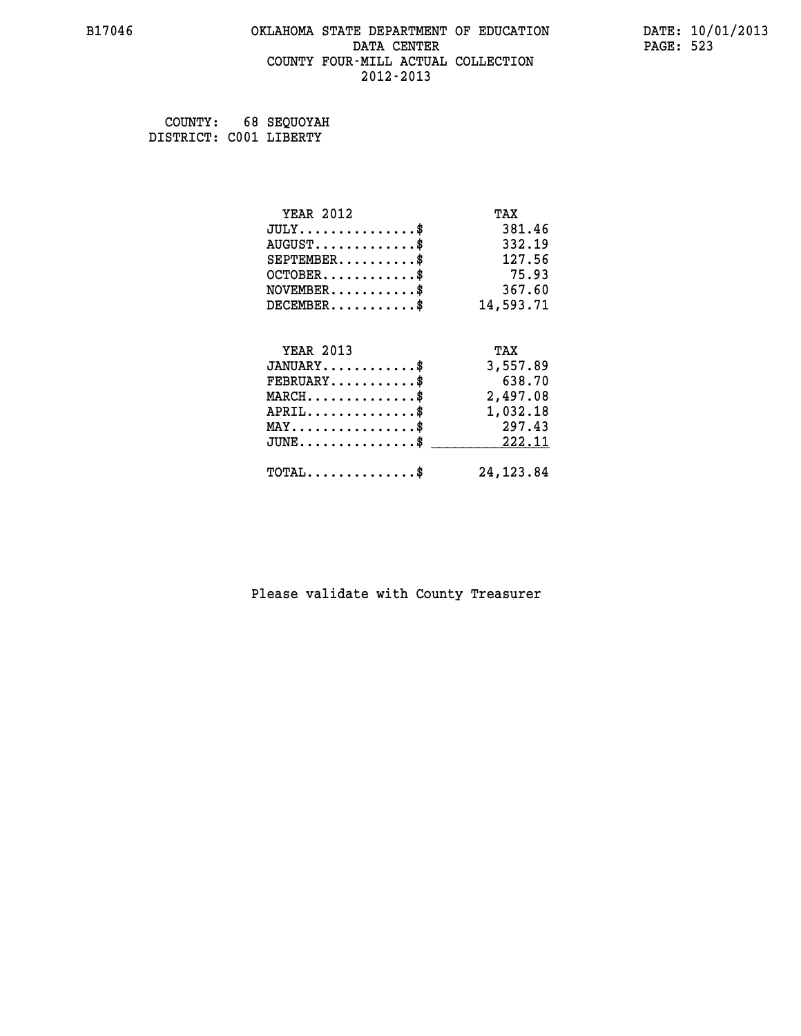# OKLAHOMA STATE DEPARTMENT OF EDUCATION
## DATA CENTER
## COUNTY FOUR-MILL ACTUAL COLLECTION
## 2012-2013

B17046

DATE: 10/01/2013

COUNTY: 68 SEQUOYAH
DISTRICT: C001 LIBERTY

| YEAR 2012 | TAX |
|---|---|
| JULY...............$ | 381.46 |
| AUGUST.............$ | 332.19 |
| SEPTEMBER..........$ | 127.56 |
| OCTOBER............$ | 75.93 |
| NOVEMBER...........$ | 367.60 |
| DECEMBER...........$ | 14,593.71 |

| YEAR 2013 | TAX |
|---|---|
| JANUARY............$ | 3,557.89 |
| FEBRUARY...........$ | 638.70 |
| MARCH..............$ | 2,497.08 |
| APRIL..............$ | 1,032.18 |
| MAY................$ | 297.43 |
| JUNE...............$ | 222.11 |
| TOTAL..............$ | 24,123.84 |

Please validate with County Treasurer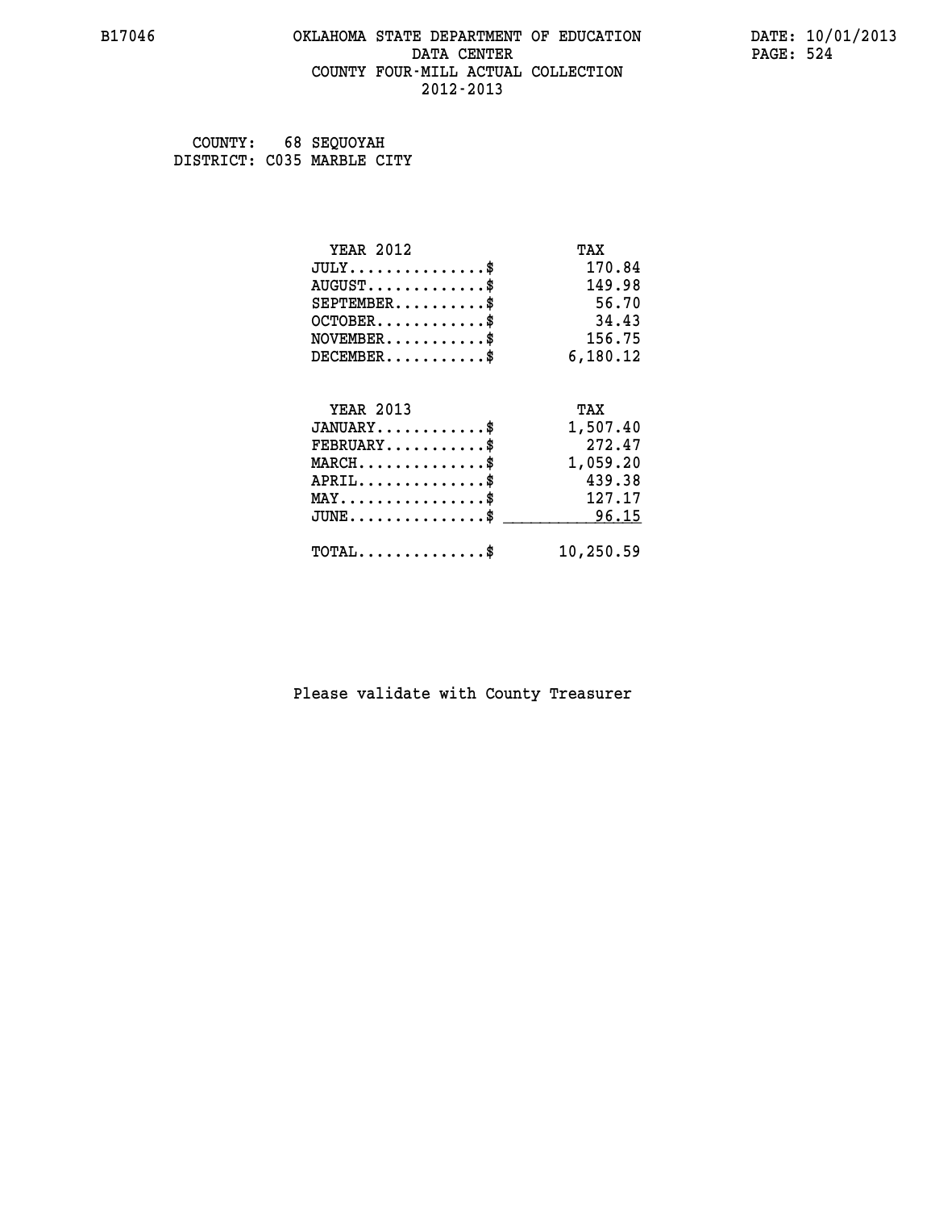# OKLAHOMA STATE DEPARTMENT OF EDUCATION
## DATA CENTER
## COUNTY FOUR-MILL ACTUAL COLLECTION
## 2012-2013

B17046

DATE: 10/01/2013

COUNTY: 68 SEQUOYAH
DISTRICT: C035 MARBLE CITY

| YEAR 2012 | TAX |
|---|---|
| JULY..............$ | 170.84 |
| AUGUST............$ | 149.98 |
| SEPTEMBER.........$ | 56.70 |
| OCTOBER...........$ | 34.43 |
| NOVEMBER..........$ | 156.75 |
| DECEMBER..........$ | 6,180.12 |

| YEAR 2013 | TAX |
|---|---|
| JANUARY...........$ | 1,507.40 |
| FEBRUARY..........$ | 272.47 |
| MARCH.............$ | 1,059.20 |
| APRIL.............$ | 439.38 |
| MAY...............$ | 127.17 |
| JUNE..............$ | 96.15 |
| TOTAL.............$ | 10,250.59 |

Please validate with County Treasurer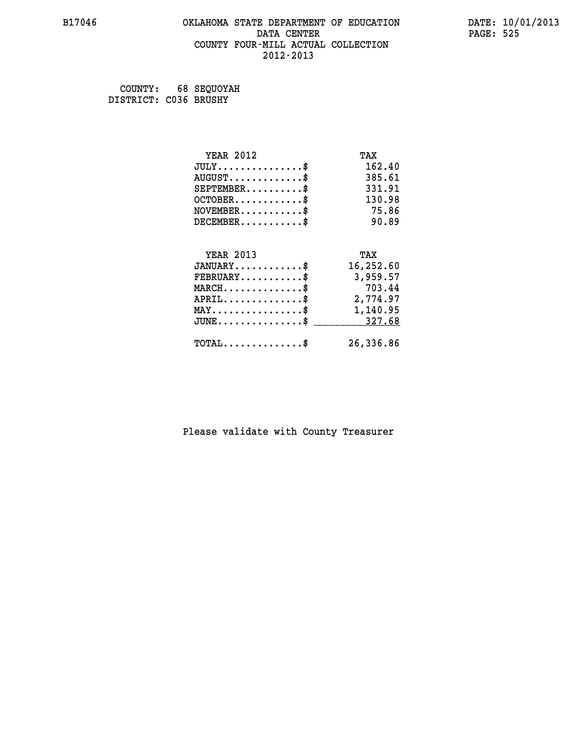# OKLAHOMA STATE DEPARTMENT OF EDUCATION
## DATA CENTER
## COUNTY FOUR-MILL ACTUAL COLLECTION
## 2012-2013

B17046 DATE: 10/01/2013

COUNTY: 68 SEQUOYAH
DISTRICT: C036 BRUSHY

| YEAR 2012 | TAX |
|---|---|
| JULY..............$ | 162.40 |
| AUGUST............$ | 385.61 |
| SEPTEMBER.........$ | 331.91 |
| OCTOBER...........$ | 130.98 |
| NOVEMBER..........$ | 75.86 |
| DECEMBER..........$ | 90.89 |

| YEAR 2013 | TAX |
|---|---|
| JANUARY...........$ | 16,252.60 |
| FEBRUARY..........$ | 3,959.57 |
| MARCH.............$ | 703.44 |
| APRIL.............$ | 2,774.97 |
| MAY...............$ | 1,140.95 |
| JUNE..............$ | 327.68 |
| TOTAL.............$ | 26,336.86 |

Please validate with County Treasurer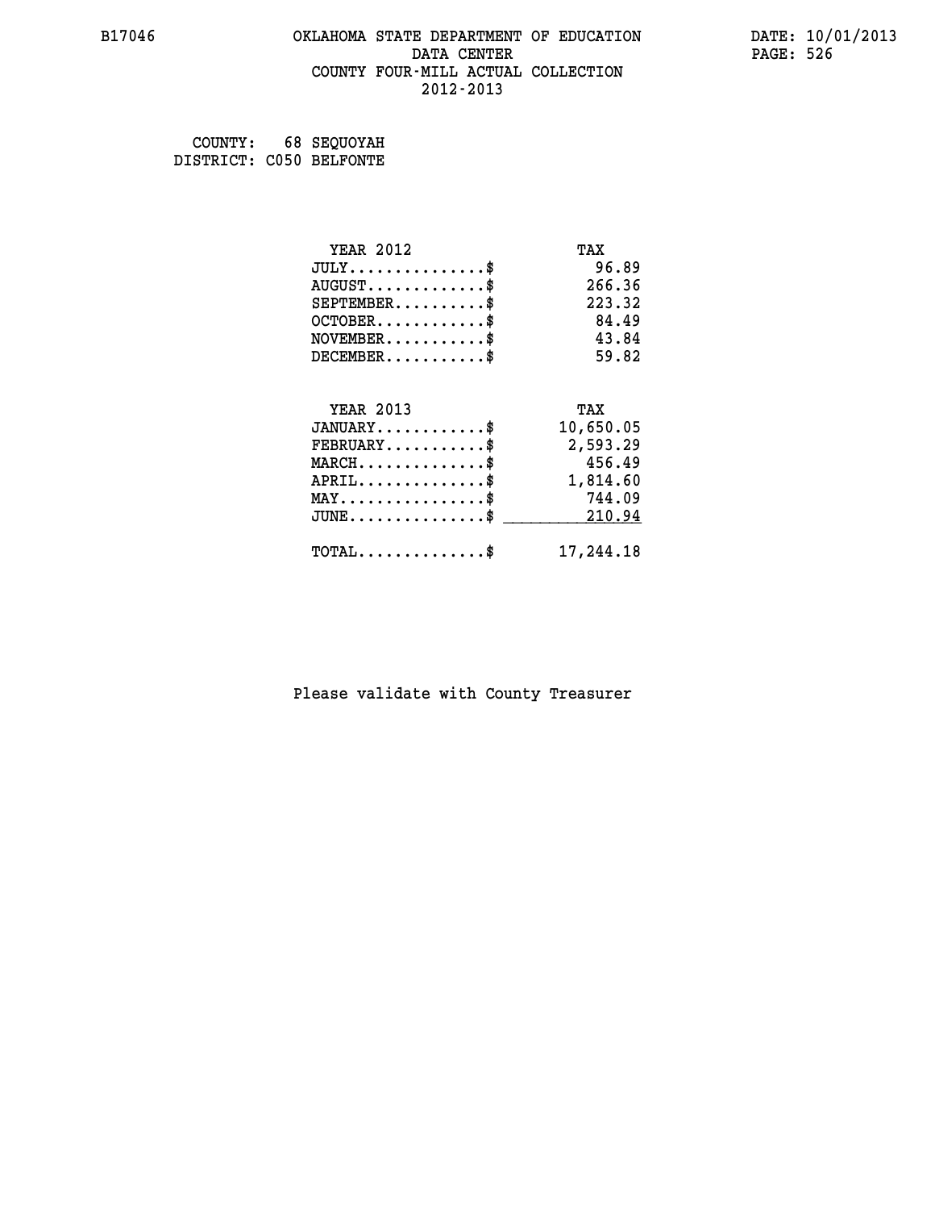B17046 OKLAHOMA STATE DEPARTMENT OF EDUCATION DATE: 10/01/2013
DATA CENTER PAGE: 526
COUNTY FOUR-MILL ACTUAL COLLECTION
2012-2013

COUNTY: 68 SEQUOYAH
DISTRICT: C050 BELFONTE

| YEAR 2012 | TAX |
|---|---|
| JULY...............$ | 96.89 |
| AUGUST.............$ | 266.36 |
| SEPTEMBER..........$ | 223.32 |
| OCTOBER............$ | 84.49 |
| NOVEMBER...........$ | 43.84 |
| DECEMBER...........$ | 59.82 |

| YEAR 2013 | TAX |
|---|---|
| JANUARY............$ | 10,650.05 |
| FEBRUARY...........$ | 2,593.29 |
| MARCH..............$ | 456.49 |
| APRIL..............$ | 1,814.60 |
| MAY................$ | 744.09 |
| JUNE...............$ | 210.94 |
| TOTAL..............$ | 17,244.18 |

Please validate with County Treasurer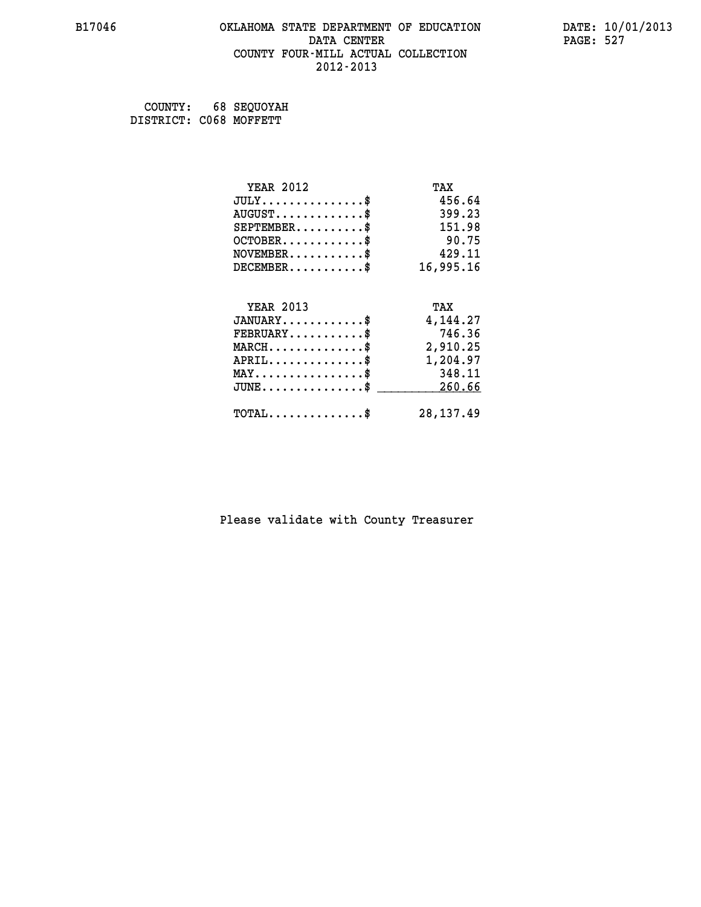B17046

# OKLAHOMA STATE DEPARTMENT OF EDUCATION
## DATA CENTER
## COUNTY FOUR-MILL ACTUAL COLLECTION
## 2012-2013

DATE: 10/01/2013

COUNTY: 68 SEQUOYAH
DISTRICT: C068 MOFFETT

| YEAR 2012 | TAX |
|---|---|
| JULY...............$ | 456.64 |
| AUGUST.............$ | 399.23 |
| SEPTEMBER..........$ | 151.98 |
| OCTOBER............$ | 90.75 |
| NOVEMBER...........$ | 429.11 |
| DECEMBER...........$ | 16,995.16 |

| YEAR 2013 | TAX |
|---|---|
| JANUARY............$ | 4,144.27 |
| FEBRUARY...........$ | 746.36 |
| MARCH..............$ | 2,910.25 |
| APRIL..............$ | 1,204.97 |
| MAY................$ | 348.11 |
| JUNE...............$ | 260.66 |
| TOTAL..............$ | 28,137.49 |

Please validate with County Treasurer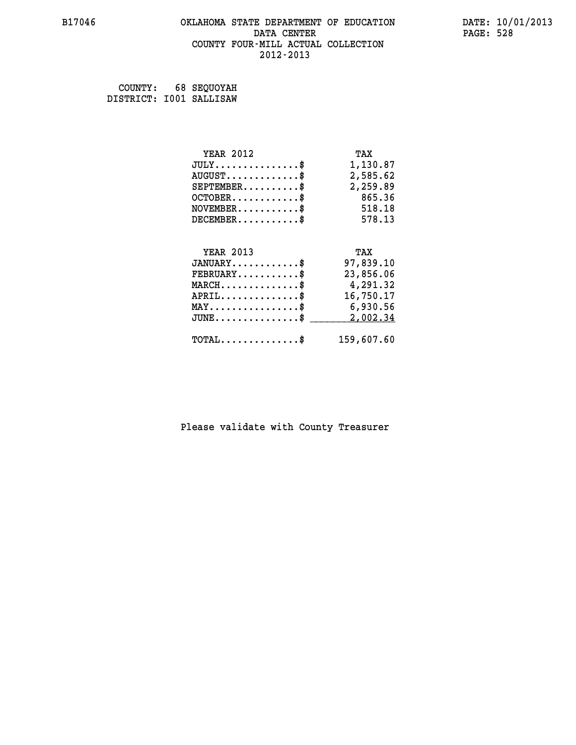# OKLAHOMA STATE DEPARTMENT OF EDUCATION
## DATA CENTER
## COUNTY FOUR-MILL ACTUAL COLLECTION
## 2012-2013

COUNTY: 68 SEQUOYAH
DISTRICT: I001 SALLISAW

| YEAR 2012 | TAX |
|---|---|
| JULY...............$ | 1,130.87 |
| AUGUST.............$ | 2,585.62 |
| SEPTEMBER..........$ | 2,259.89 |
| OCTOBER............$ | 865.36 |
| NOVEMBER...........$ | 518.18 |
| DECEMBER...........$ | 578.13 |

| YEAR 2013 | TAX |
|---|---|
| JANUARY............$ | 97,839.10 |
| FEBRUARY...........$ | 23,856.06 |
| MARCH..............$ | 4,291.32 |
| APRIL..............$ | 16,750.17 |
| MAY................$ | 6,930.56 |
| JUNE...............$ | 2,002.34 |
| TOTAL..............$ | 159,607.60 |

Please validate with County Treasurer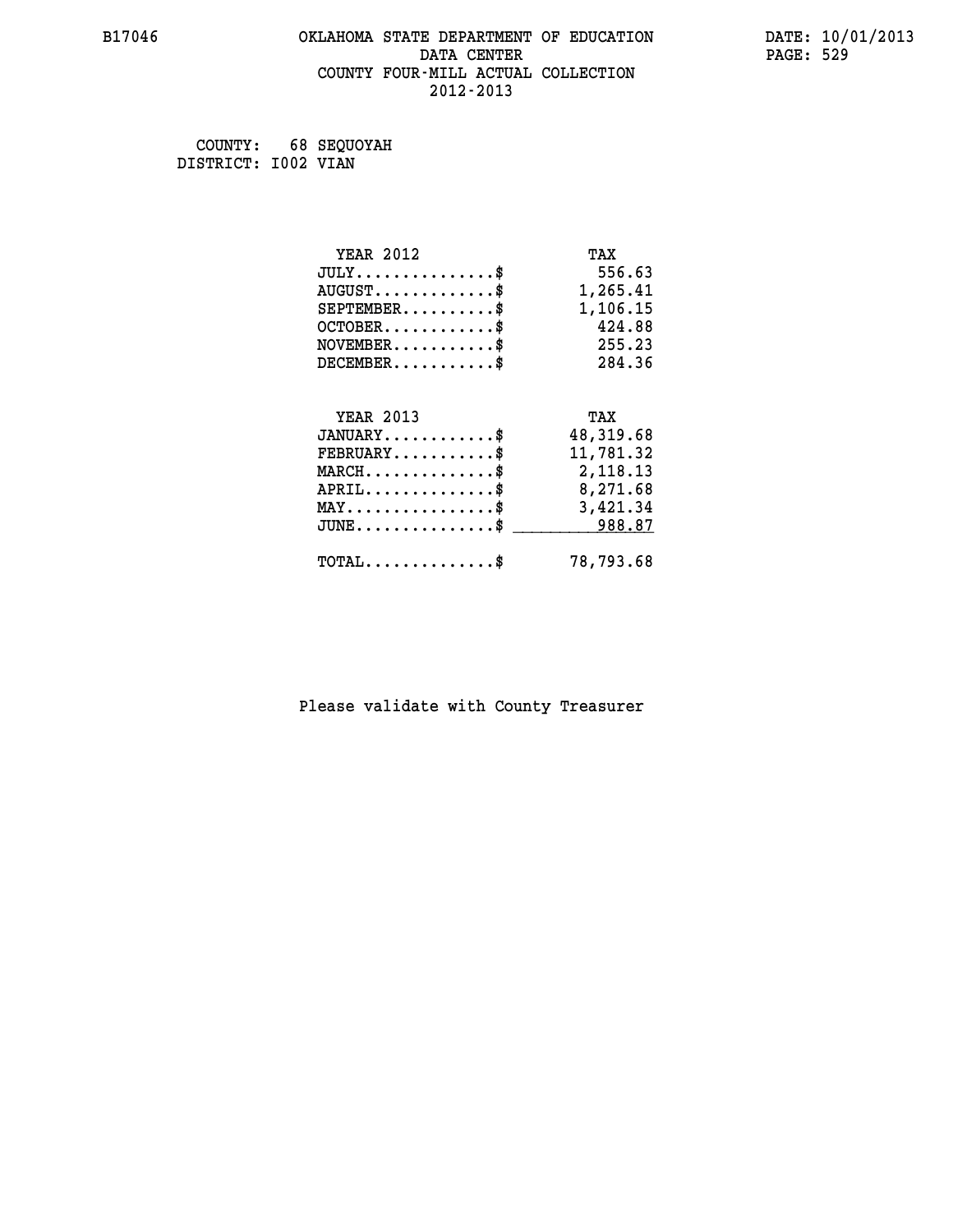B17046 OKLAHOMA STATE DEPARTMENT OF EDUCATION DATE: 10/01/2013

DATA CENTER

COUNTY FOUR-MILL ACTUAL COLLECTION

2012-2013

COUNTY: 68 SEQUOYAH
DISTRICT: I002 VIAN

| YEAR 2012 | TAX |
|---|---|
| JULY...............$ | 556.63 |
| AUGUST.............$ | 1,265.41 |
| SEPTEMBER..........$ | 1,106.15 |
| OCTOBER............$ | 424.88 |
| NOVEMBER...........$ | 255.23 |
| DECEMBER...........$ | 284.36 |

| YEAR 2013 | TAX |
|---|---|
| JANUARY............$ | 48,319.68 |
| FEBRUARY...........$ | 11,781.32 |
| MARCH..............$ | 2,118.13 |
| APRIL..............$ | 8,271.68 |
| MAY................$ | 3,421.34 |
| JUNE...............$ | 988.87 |
| TOTAL..............$ | 78,793.68 |

Please validate with County Treasurer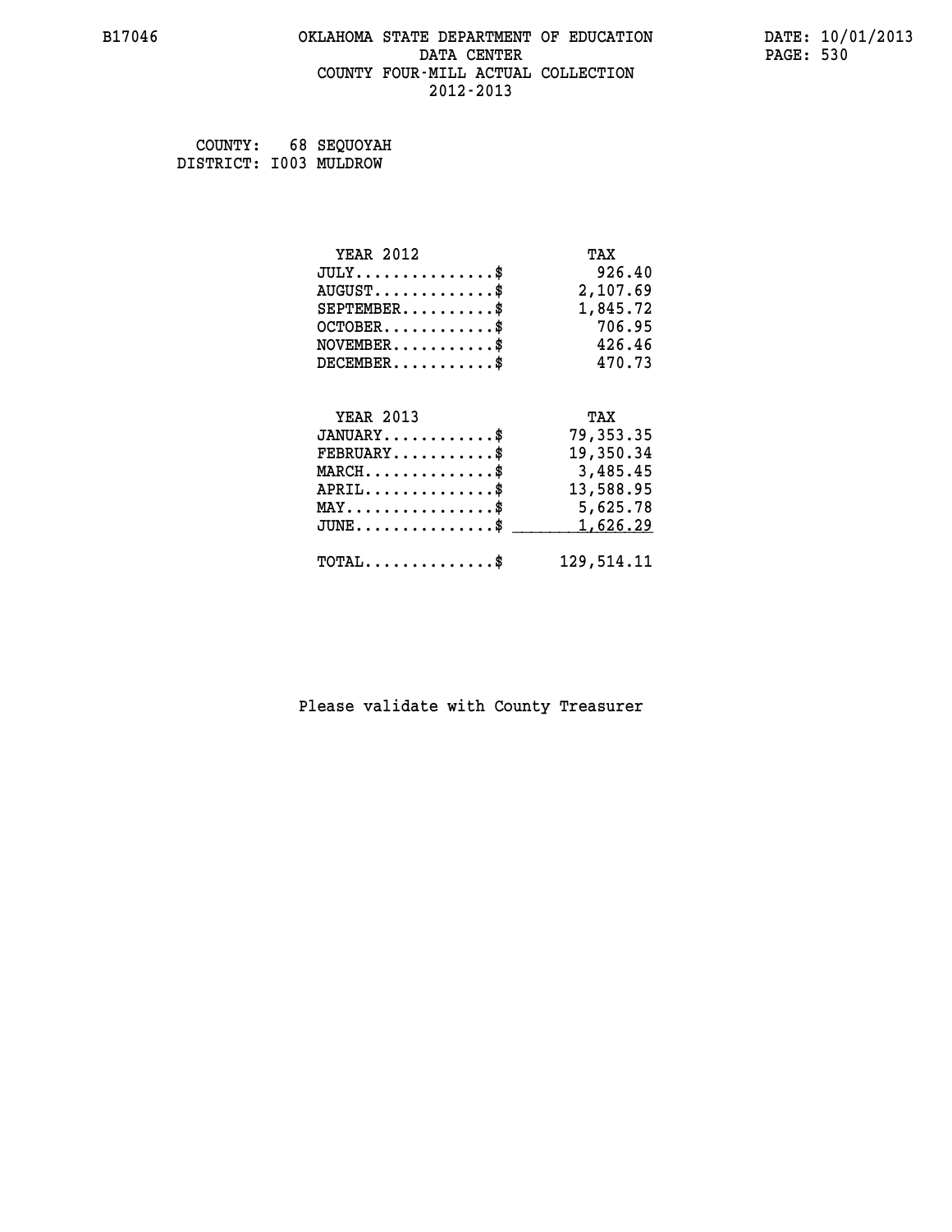B17046 OKLAHOMA STATE DEPARTMENT OF EDUCATION DATA CENTER COUNTY FOUR-MILL ACTUAL COLLECTION 2012-2013

DATE: 10/01/2013

COUNTY: 68 SEQUOYAH
DISTRICT: I003 MULDROW

| YEAR 2012 | TAX |
|---|---|
| JULY..............$ | 926.40 |
| AUGUST............$ | 2,107.69 |
| SEPTEMBER.........$ | 1,845.72 |
| OCTOBER...........$ | 706.95 |
| NOVEMBER..........$ | 426.46 |
| DECEMBER..........$ | 470.73 |

| YEAR 2013 | TAX |
|---|---|
| JANUARY...........$ | 79,353.35 |
| FEBRUARY..........$ | 19,350.34 |
| MARCH.............$ | 3,485.45 |
| APRIL.............$ | 13,588.95 |
| MAY...............$ | 5,625.78 |
| JUNE..............$ | 1,626.29 |
| TOTAL.............$ | 129,514.11 |

Please validate with County Treasurer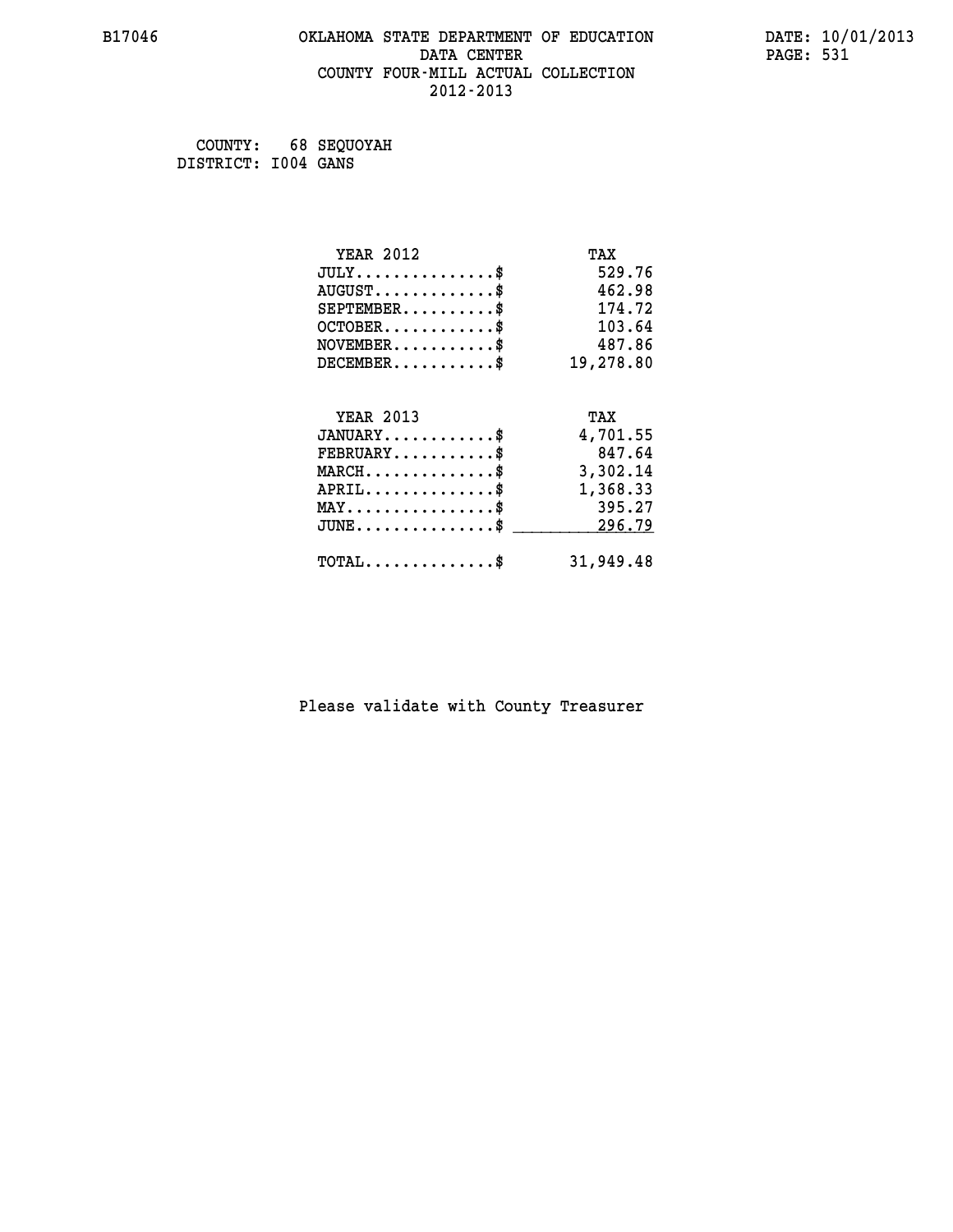B17046 OKLAHOMA STATE DEPARTMENT OF EDUCATION DATE: 10/01/2013
DATA CENTER
COUNTY FOUR-MILL ACTUAL COLLECTION
2012-2013

COUNTY: 68 SEQUOYAH
DISTRICT: I004 GANS

| YEAR 2012 | TAX |
|---|---|
| JULY..............$ | 529.76 |
| AUGUST............$ | 462.98 |
| SEPTEMBER.........$ | 174.72 |
| OCTOBER...........$ | 103.64 |
| NOVEMBER..........$ | 487.86 |
| DECEMBER..........$ | 19,278.80 |

| YEAR 2013 | TAX |
|---|---|
| JANUARY...........$ | 4,701.55 |
| FEBRUARY..........$ | 847.64 |
| MARCH.............$ | 3,302.14 |
| APRIL.............$ | 1,368.33 |
| MAY...............$ | 395.27 |
| JUNE..............$ | 296.79 |
| TOTAL.............$ | 31,949.48 |

Please validate with County Treasurer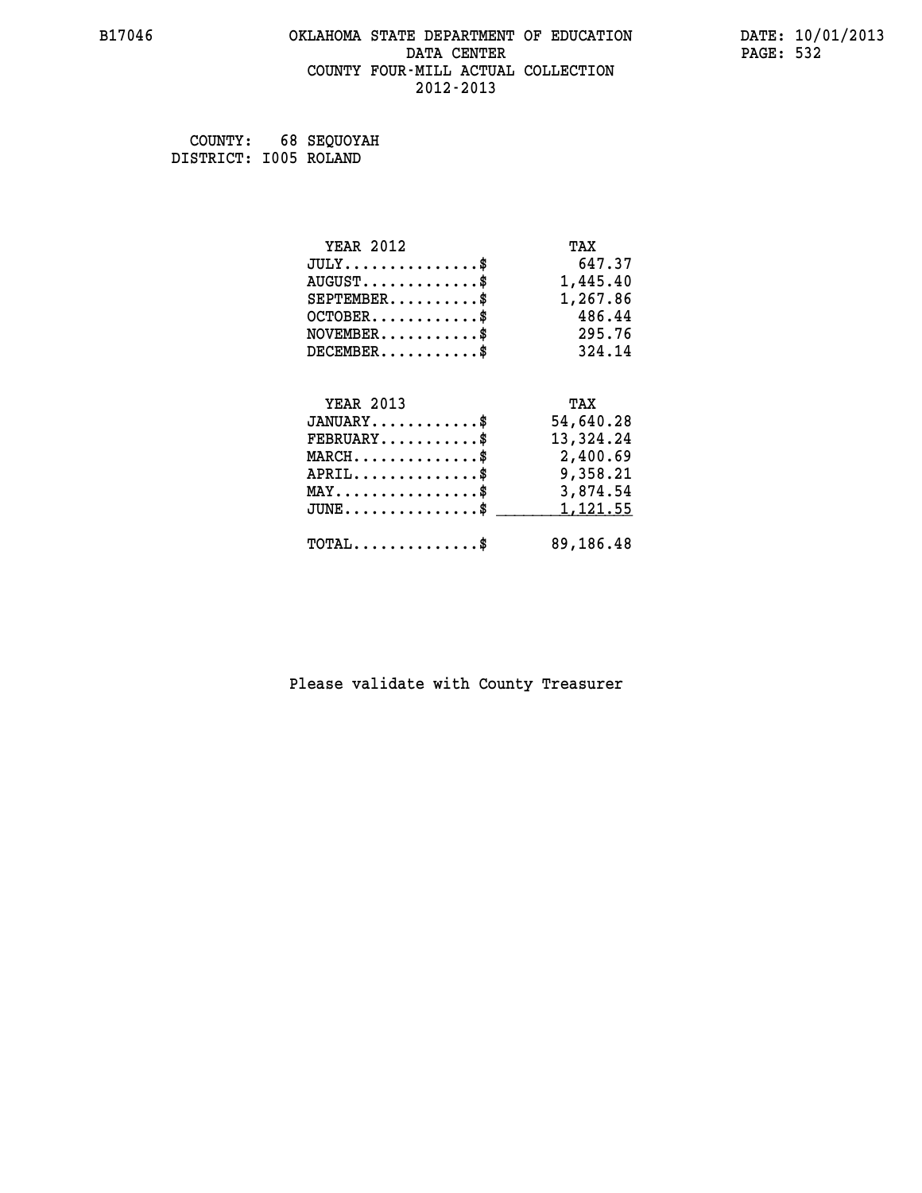B17046 OKLAHOMA STATE DEPARTMENT OF EDUCATION DATE: 10/01/2013
DATA CENTER
COUNTY FOUR-MILL ACTUAL COLLECTION
2012-2013

COUNTY: 68 SEQUOYAH
DISTRICT: I005 ROLAND

| YEAR 2012 | TAX |
|---|---|
| JULY...............$ | 647.37 |
| AUGUST.............$ | 1,445.40 |
| SEPTEMBER..........$ | 1,267.86 |
| OCTOBER............$ | 486.44 |
| NOVEMBER...........$ | 295.76 |
| DECEMBER...........$ | 324.14 |

| YEAR 2013 | TAX |
|---|---|
| JANUARY............$ | 54,640.28 |
| FEBRUARY...........$ | 13,324.24 |
| MARCH..............$ | 2,400.69 |
| APRIL..............$ | 9,358.21 |
| MAY................$ | 3,874.54 |
| JUNE...............$ | 1,121.55 |
| TOTAL..............$ | 89,186.48 |

Please validate with County Treasurer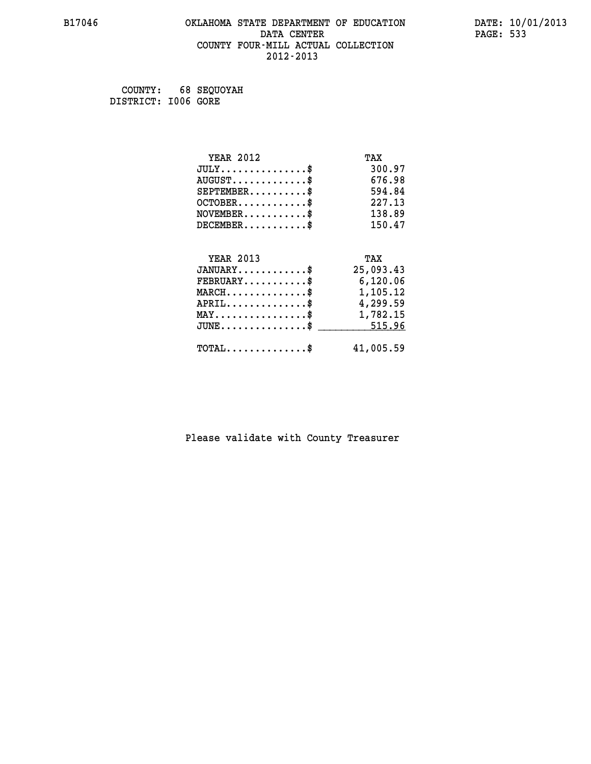B17046 OKLAHOMA STATE DEPARTMENT OF EDUCATION DATA CENTER COUNTY FOUR-MILL ACTUAL COLLECTION 2012-2013

DATE: 10/01/2013

COUNTY: 68 SEQUOYAH
DISTRICT: I006 GORE

| YEAR 2012 | TAX |
|---|---|
| JULY...............$ | 300.97 |
| AUGUST.............$ | 676.98 |
| SEPTEMBER..........$ | 594.84 |
| OCTOBER............$ | 227.13 |
| NOVEMBER...........$ | 138.89 |
| DECEMBER...........$ | 150.47 |

| YEAR 2013 | TAX |
|---|---|
| JANUARY............$ | 25,093.43 |
| FEBRUARY...........$ | 6,120.06 |
| MARCH..............$ | 1,105.12 |
| APRIL..............$ | 4,299.59 |
| MAY................$ | 1,782.15 |
| JUNE...............$ | 515.96 |
| TOTAL..............$ | 41,005.59 |

Please validate with County Treasurer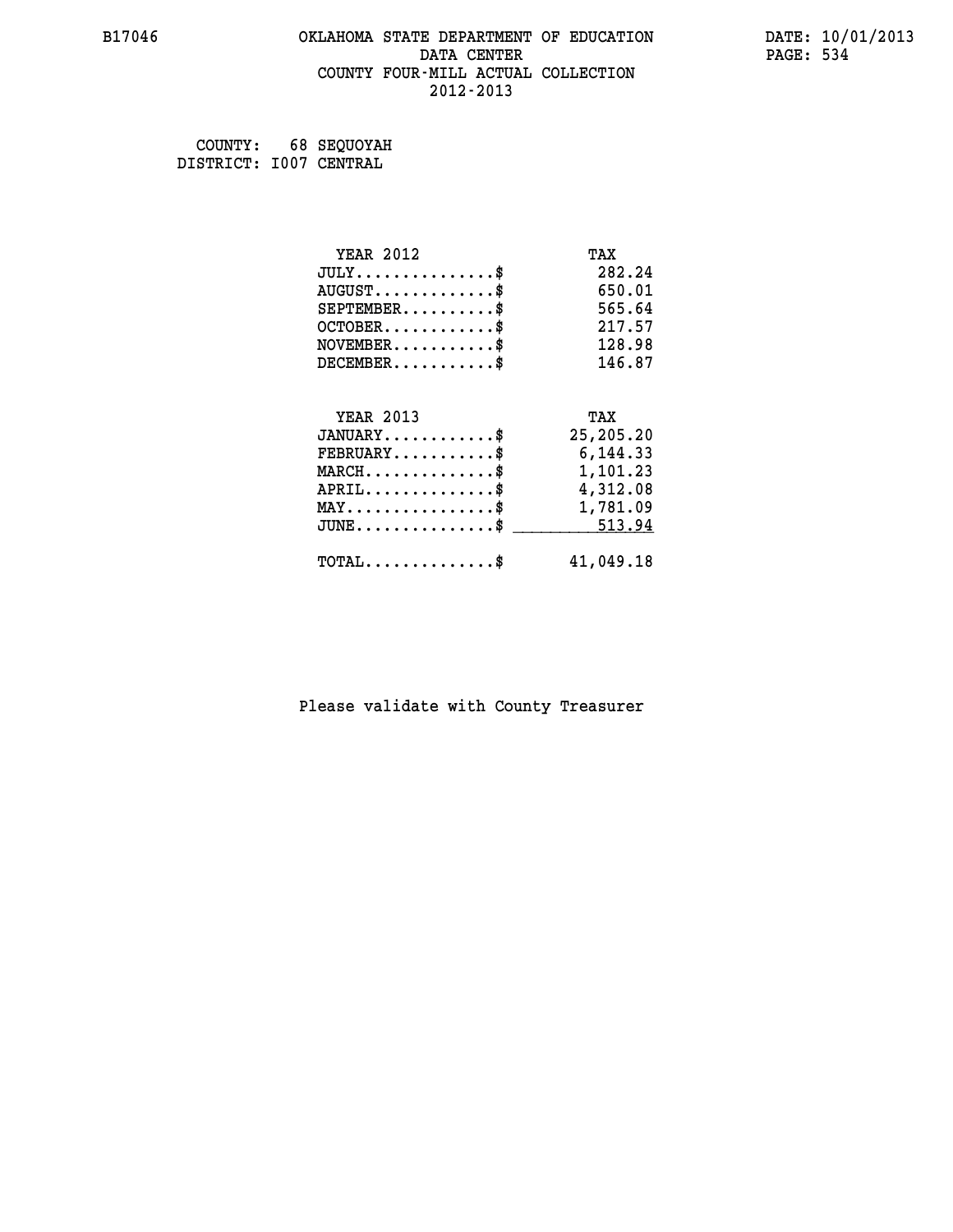B17046 OKLAHOMA STATE DEPARTMENT OF EDUCATION DATA CENTER COUNTY FOUR-MILL ACTUAL COLLECTION 2012-2013

DATE: 10/01/2013

COUNTY: 68 SEQUOYAH
DISTRICT: I007 CENTRAL

| YEAR 2012 | TAX |
|---|---|
| JULY...............$ | 282.24 |
| AUGUST.............$ | 650.01 |
| SEPTEMBER..........$ | 565.64 |
| OCTOBER............$ | 217.57 |
| NOVEMBER...........$ | 128.98 |
| DECEMBER...........$ | 146.87 |

| YEAR 2013 | TAX |
|---|---|
| JANUARY............$ | 25,205.20 |
| FEBRUARY...........$ | 6,144.33 |
| MARCH..............$ | 1,101.23 |
| APRIL..............$ | 4,312.08 |
| MAY................$ | 1,781.09 |
| JUNE...............$ | 513.94 |
| TOTAL..............$ | 41,049.18 |

Please validate with County Treasurer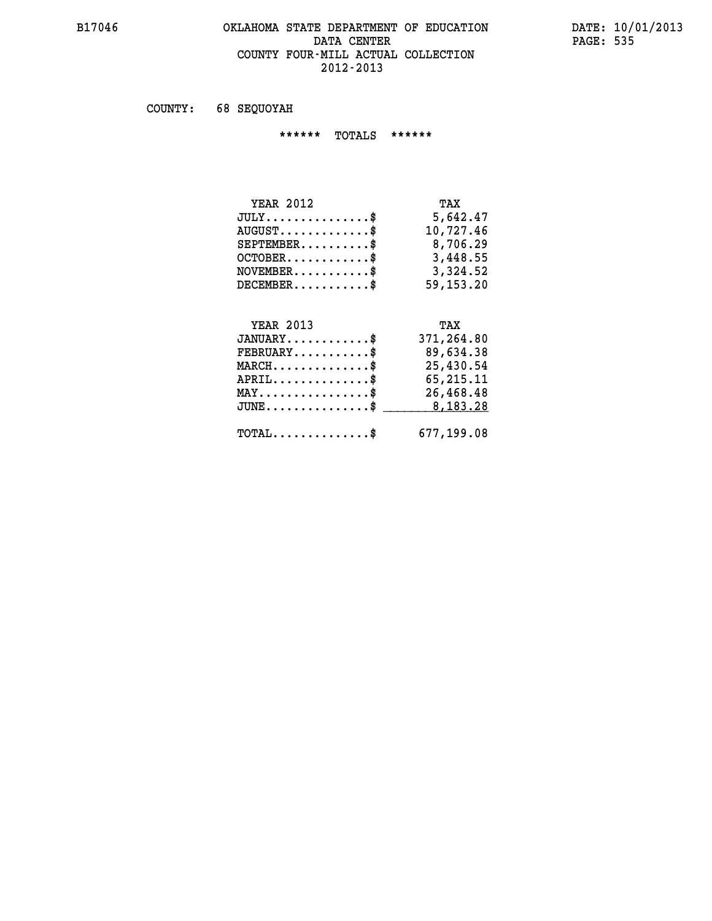B17046 OKLAHOMA STATE DEPARTMENT OF EDUCATION DATA CENTER COUNTY FOUR-MILL ACTUAL COLLECTION 2012-2013

DATE: 10/01/2013

COUNTY: 68 SEQUOYAH

****** TOTALS ******

| YEAR 2012 | TAX |
|---|---|
| JULY...............$ | 5,642.47 |
| AUGUST.............$ | 10,727.46 |
| SEPTEMBER..........$ | 8,706.29 |
| OCTOBER............$ | 3,448.55 |
| NOVEMBER...........$ | 3,324.52 |
| DECEMBER...........$ | 59,153.20 |

| YEAR 2013 | TAX |
|---|---|
| JANUARY............$ | 371,264.80 |
| FEBRUARY...........$ | 89,634.38 |
| MARCH..............$ | 25,430.54 |
| APRIL..............$ | 65,215.11 |
| MAY................$ | 26,468.48 |
| JUNE...............$ | 8,183.28 |
| TOTAL..............$ | 677,199.08 |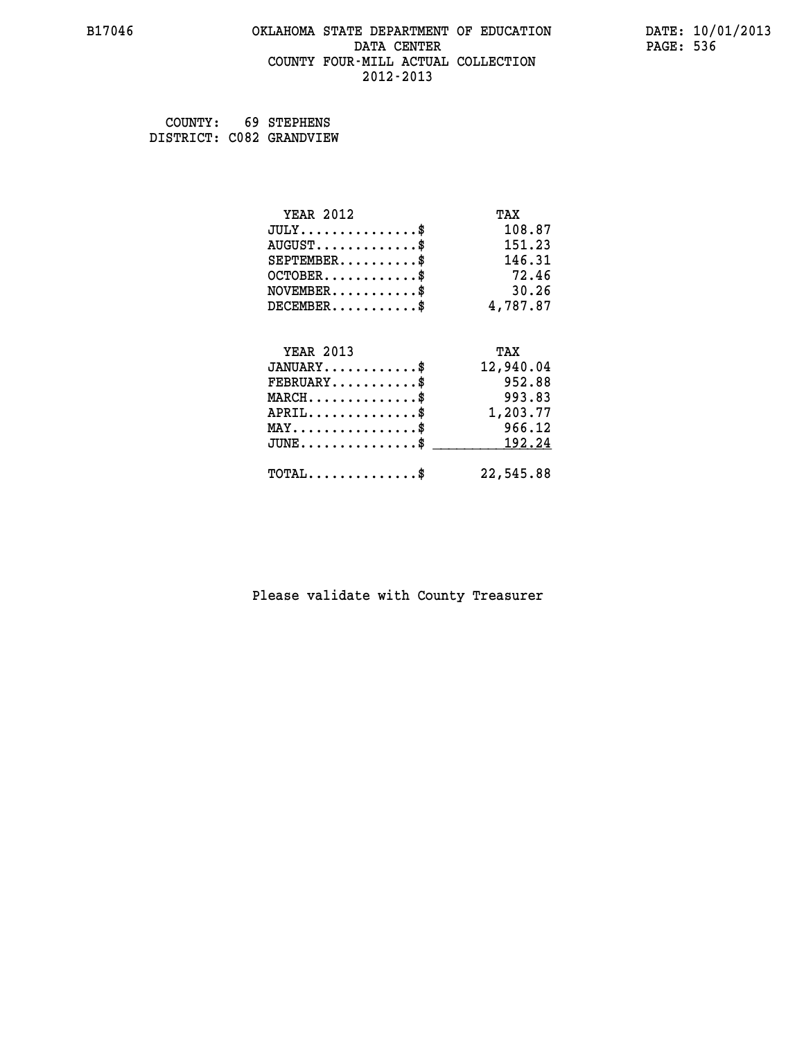B17046 OKLAHOMA STATE DEPARTMENT OF EDUCATION DATE: 10/01/2013

DATA CENTER

COUNTY FOUR-MILL ACTUAL COLLECTION

2012-2013

COUNTY: 69 STEPHENS
DISTRICT: C082 GRANDVIEW

| YEAR 2012 | TAX |
|---|---|
| JULY...............$ | 108.87 |
| AUGUST.............$ | 151.23 |
| SEPTEMBER..........$ | 146.31 |
| OCTOBER............$ | 72.46 |
| NOVEMBER...........$ | 30.26 |
| DECEMBER...........$ | 4,787.87 |

| YEAR 2013 | TAX |
|---|---|
| JANUARY............$ | 12,940.04 |
| FEBRUARY...........$ | 952.88 |
| MARCH..............$ | 993.83 |
| APRIL..............$ | 1,203.77 |
| MAY................$ | 966.12 |
| JUNE...............$ | 192.24 |
| TOTAL..............$ | 22,545.88 |

Please validate with County Treasurer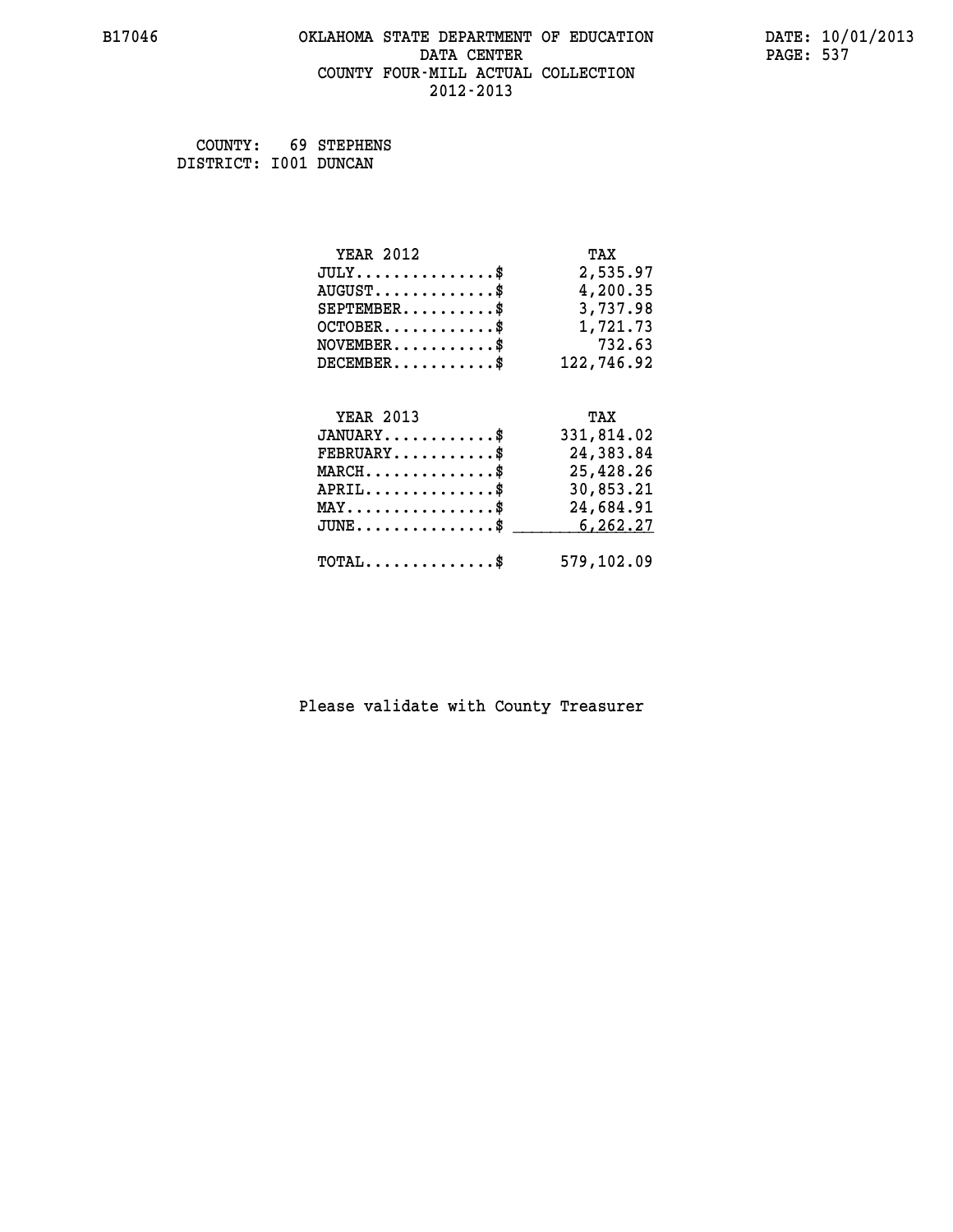# OKLAHOMA STATE DEPARTMENT OF EDUCATION
## DATA CENTER
## COUNTY FOUR-MILL ACTUAL COLLECTION
## 2012-2013

COUNTY: 69 STEPHENS
DISTRICT: I001 DUNCAN

| YEAR 2012 | TAX |
|---|---|
| JULY...............$ | 2,535.97 |
| AUGUST.............$ | 4,200.35 |
| SEPTEMBER..........$ | 3,737.98 |
| OCTOBER............$ | 1,721.73 |
| NOVEMBER...........$ | 732.63 |
| DECEMBER...........$ | 122,746.92 |

| YEAR 2013 | TAX |
|---|---|
| JANUARY............$ | 331,814.02 |
| FEBRUARY...........$ | 24,383.84 |
| MARCH..............$ | 25,428.26 |
| APRIL..............$ | 30,853.21 |
| MAY................$ | 24,684.91 |
| JUNE...............$ | 6,262.27 |
| TOTAL..............$ | 579,102.09 |

Please validate with County Treasurer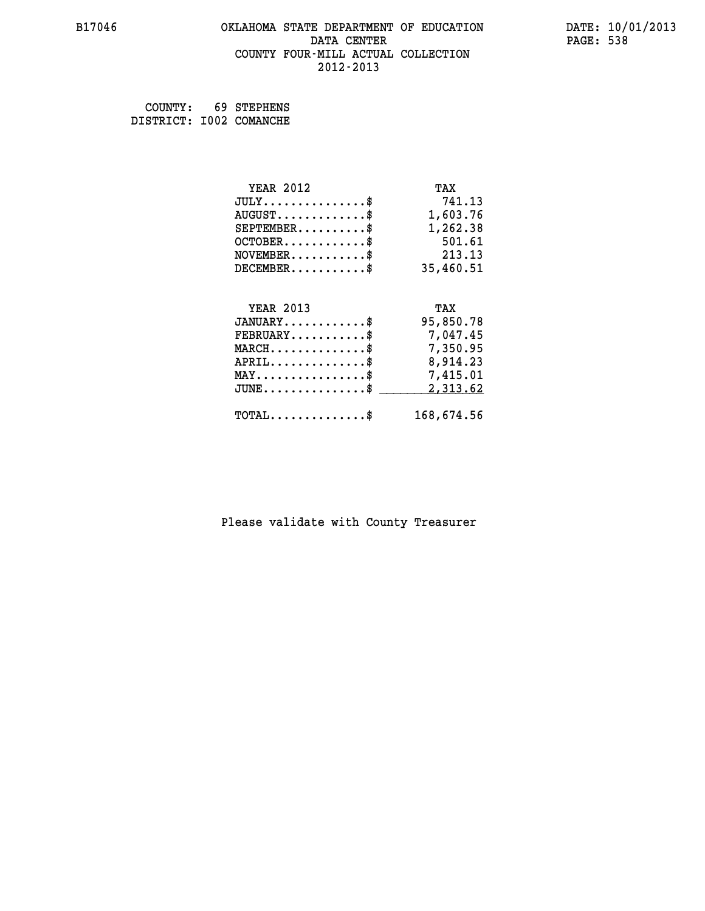B17046 OKLAHOMA STATE DEPARTMENT OF EDUCATION DATA CENTER COUNTY FOUR-MILL ACTUAL COLLECTION 2012-2013

DATE: 10/01/2013

COUNTY: 69 STEPHENS
DISTRICT: I002 COMANCHE

| YEAR 2012 | TAX |
|---|---|
| JULY..............$ | 741.13 |
| AUGUST............$ | 1,603.76 |
| SEPTEMBER.........$ | 1,262.38 |
| OCTOBER...........$ | 501.61 |
| NOVEMBER..........$ | 213.13 |
| DECEMBER..........$ | 35,460.51 |

| YEAR 2013 | TAX |
|---|---|
| JANUARY...........$ | 95,850.78 |
| FEBRUARY..........$ | 7,047.45 |
| MARCH.............$ | 7,350.95 |
| APRIL.............$ | 8,914.23 |
| MAY...............$ | 7,415.01 |
| JUNE..............$ | 2,313.62 |
| TOTAL.............$ | 168,674.56 |

Please validate with County Treasurer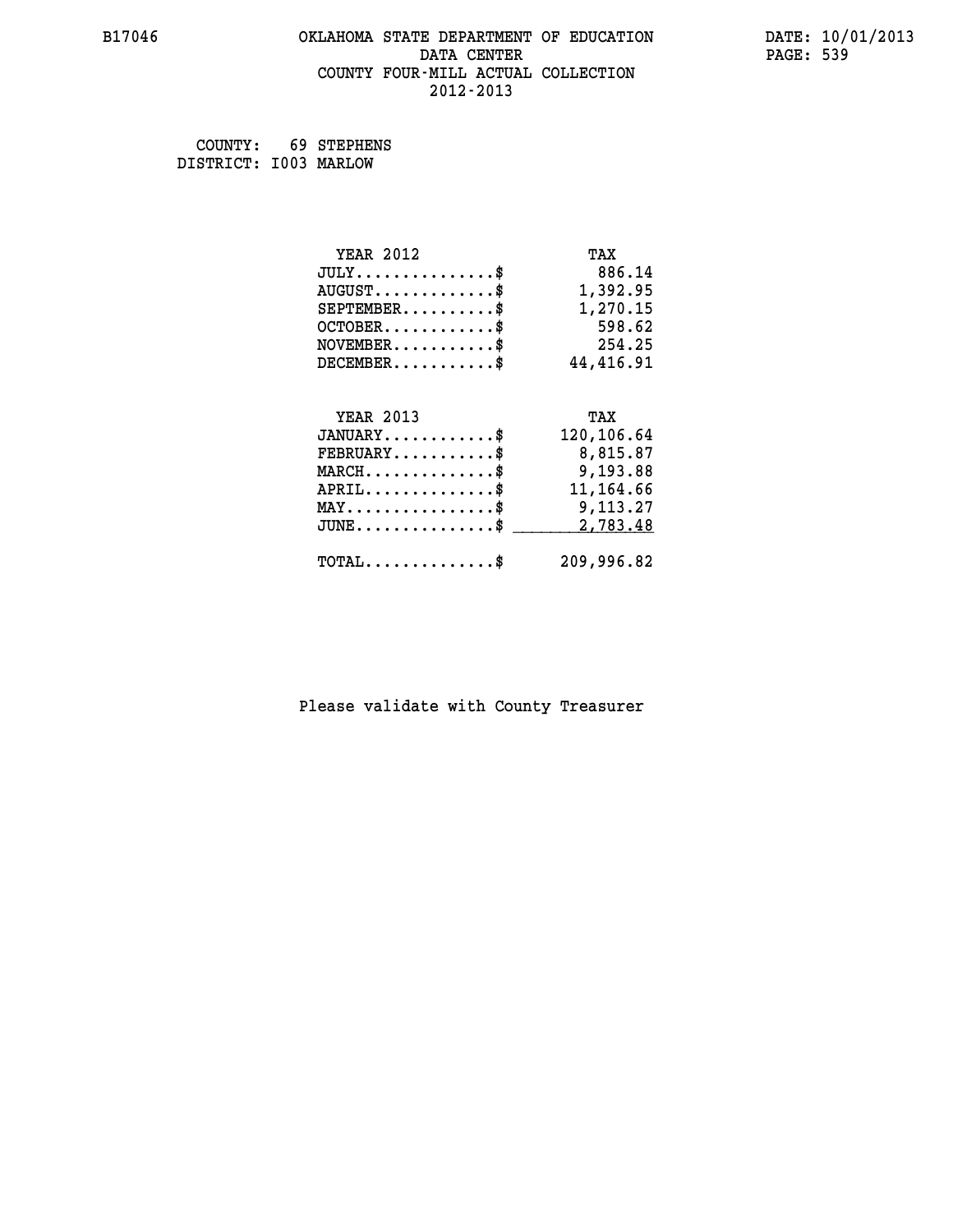# OKLAHOMA STATE DEPARTMENT OF EDUCATION
## DATA CENTER
## COUNTY FOUR-MILL ACTUAL COLLECTION
## 2012-2013

B17046 — DATE: 10/01/2013

COUNTY: 69 STEPHENS
DISTRICT: I003 MARLOW

| YEAR 2012 | TAX |
|---|---|
| JULY..............$ | 886.14 |
| AUGUST............$ | 1,392.95 |
| SEPTEMBER.........$ | 1,270.15 |
| OCTOBER...........$ | 598.62 |
| NOVEMBER..........$ | 254.25 |
| DECEMBER..........$ | 44,416.91 |

| YEAR 2013 | TAX |
|---|---|
| JANUARY...........$ | 120,106.64 |
| FEBRUARY..........$ | 8,815.87 |
| MARCH.............$ | 9,193.88 |
| APRIL.............$ | 11,164.66 |
| MAY...............$ | 9,113.27 |
| JUNE..............$ | 2,783.48 |
| TOTAL.............$ | 209,996.82 |

Please validate with County Treasurer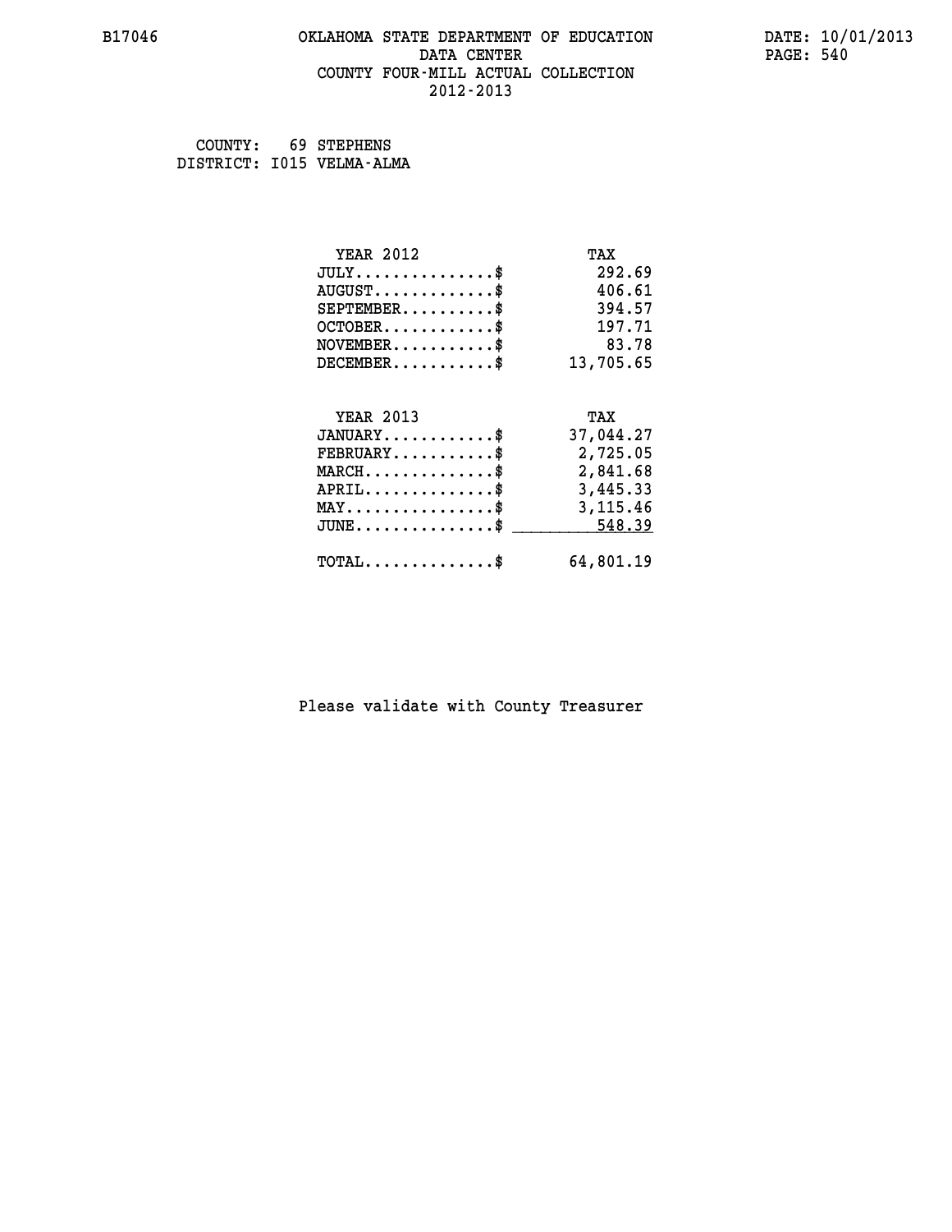B17046 OKLAHOMA STATE DEPARTMENT OF EDUCATION DATA CENTER COUNTY FOUR-MILL ACTUAL COLLECTION 2012-2013

DATE: 10/01/2013

COUNTY: 69 STEPHENS
DISTRICT: I015 VELMA-ALMA

| YEAR 2012 | TAX |
|---|---|
| JULY...............$ | 292.69 |
| AUGUST.............$ | 406.61 |
| SEPTEMBER..........$ | 394.57 |
| OCTOBER............$ | 197.71 |
| NOVEMBER...........$ | 83.78 |
| DECEMBER...........$ | 13,705.65 |

| YEAR 2013 | TAX |
|---|---|
| JANUARY............$ | 37,044.27 |
| FEBRUARY...........$ | 2,725.05 |
| MARCH..............$ | 2,841.68 |
| APRIL..............$ | 3,445.33 |
| MAY................$ | 3,115.46 |
| JUNE...............$ | 548.39 |
| TOTAL..............$ | 64,801.19 |

Please validate with County Treasurer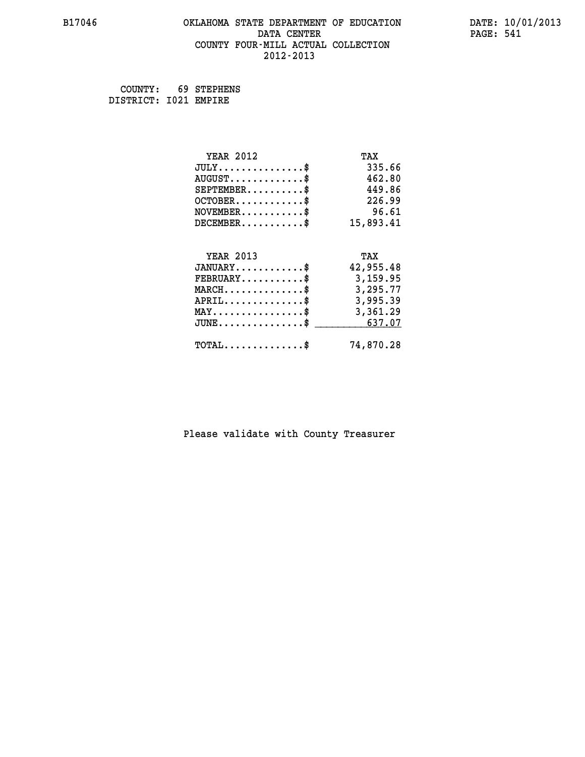# OKLAHOMA STATE DEPARTMENT OF EDUCATION
## DATA CENTER
## COUNTY FOUR-MILL ACTUAL COLLECTION
## 2012-2013

COUNTY: 69 STEPHENS
DISTRICT: I021 EMPIRE

| YEAR 2012 | TAX |
|---|---|
| JULY..............$ | 335.66 |
| AUGUST............$ | 462.80 |
| SEPTEMBER.........$ | 449.86 |
| OCTOBER...........$ | 226.99 |
| NOVEMBER..........$ | 96.61 |
| DECEMBER..........$ | 15,893.41 |

| YEAR 2013 | TAX |
|---|---|
| JANUARY...........$ | 42,955.48 |
| FEBRUARY..........$ | 3,159.95 |
| MARCH.............$ | 3,295.77 |
| APRIL.............$ | 3,995.39 |
| MAY...............$ | 3,361.29 |
| JUNE..............$ | 637.07 |
| TOTAL.............$ | 74,870.28 |

Please validate with County Treasurer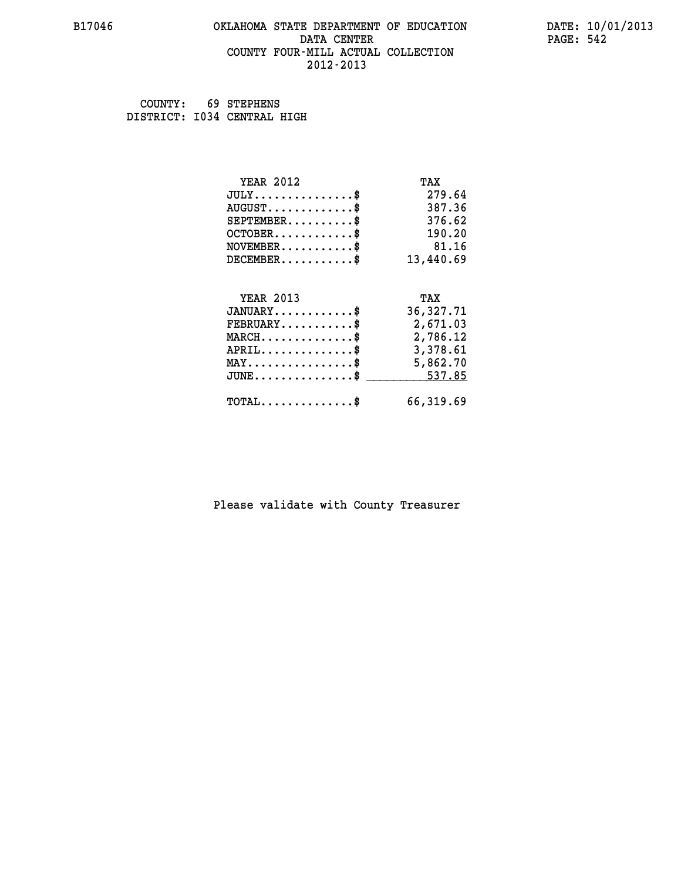B17046 OKLAHOMA STATE DEPARTMENT OF EDUCATION DATA CENTER COUNTY FOUR-MILL ACTUAL COLLECTION 2012-2013

DATE: 10/01/2013

COUNTY: 69 STEPHENS
DISTRICT: I034 CENTRAL HIGH

| YEAR 2012 | TAX |
|---|---|
| JULY...............$ | 279.64 |
| AUGUST.............$ | 387.36 |
| SEPTEMBER..........$ | 376.62 |
| OCTOBER............$ | 190.20 |
| NOVEMBER...........$ | 81.16 |
| DECEMBER...........$ | 13,440.69 |

| YEAR 2013 | TAX |
|---|---|
| JANUARY............$ | 36,327.71 |
| FEBRUARY...........$ | 2,671.03 |
| MARCH..............$ | 2,786.12 |
| APRIL..............$ | 3,378.61 |
| MAY................$ | 5,862.70 |
| JUNE...............$ | 537.85 |
| TOTAL..............$ | 66,319.69 |

Please validate with County Treasurer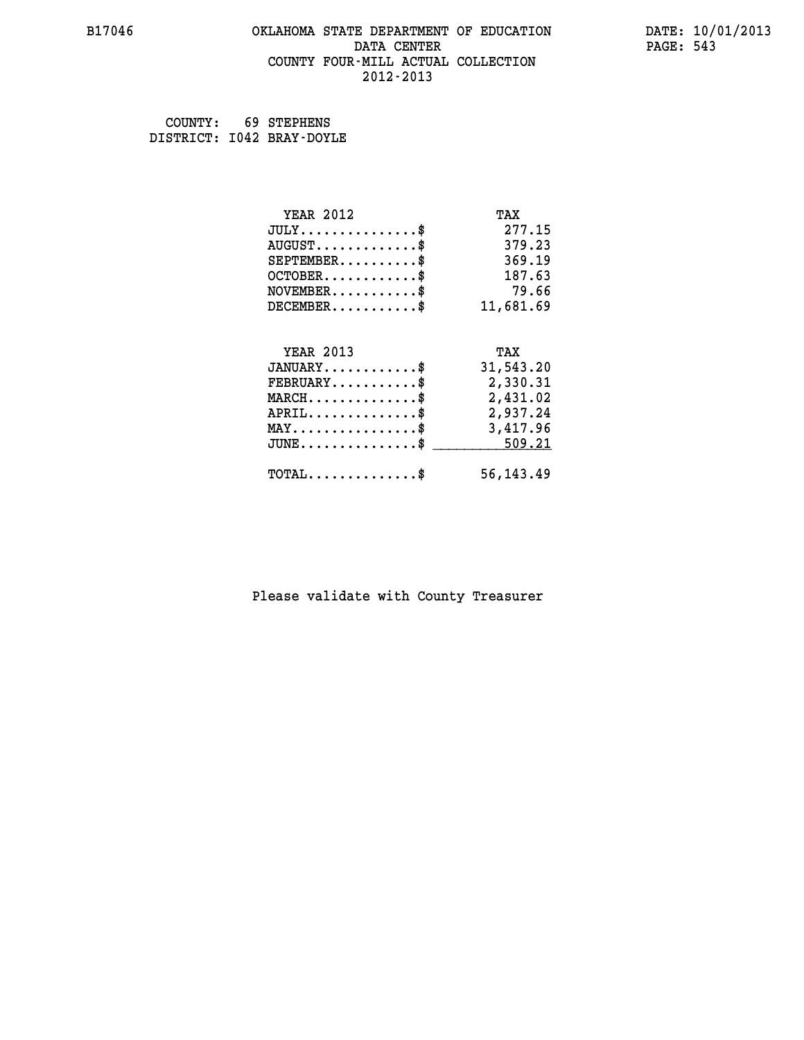B17046 OKLAHOMA STATE DEPARTMENT OF EDUCATION DATA CENTER COUNTY FOUR-MILL ACTUAL COLLECTION 2012-2013

DATE: 10/01/2013

COUNTY: 69 STEPHENS
DISTRICT: I042 BRAY-DOYLE

| YEAR 2012 | TAX |
|---|---|
| JULY..............$ | 277.15 |
| AUGUST............$ | 379.23 |
| SEPTEMBER.........$ | 369.19 |
| OCTOBER...........$ | 187.63 |
| NOVEMBER..........$ | 79.66 |
| DECEMBER..........$ | 11,681.69 |

| YEAR 2013 | TAX |
|---|---|
| JANUARY...........$ | 31,543.20 |
| FEBRUARY..........$ | 2,330.31 |
| MARCH.............$ | 2,431.02 |
| APRIL.............$ | 2,937.24 |
| MAY...............$ | 3,417.96 |
| JUNE..............$ | 509.21 |
| TOTAL.............$ | 56,143.49 |

Please validate with County Treasurer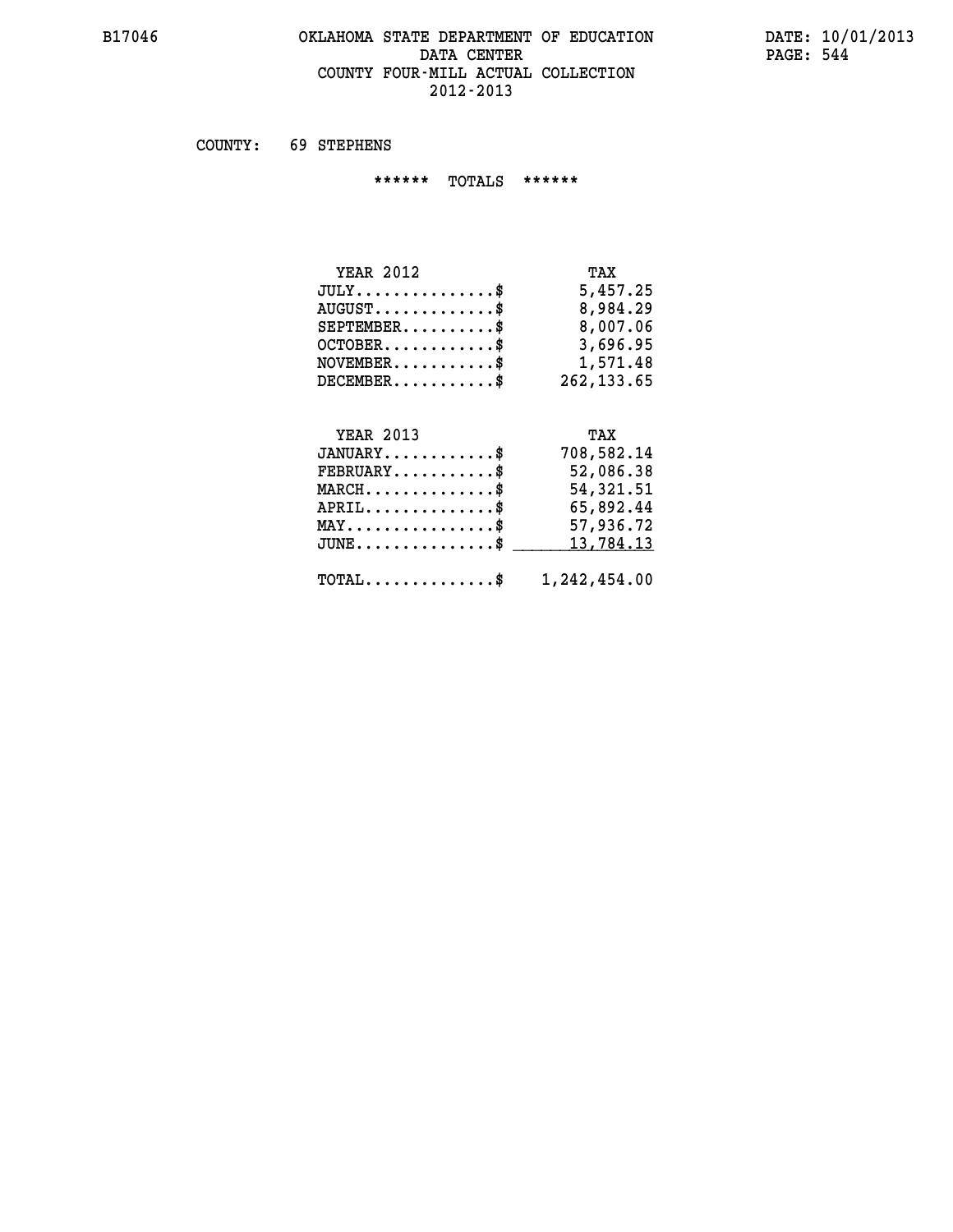# OKLAHOMA STATE DEPARTMENT OF EDUCATION
## DATA CENTER
## COUNTY FOUR-MILL ACTUAL COLLECTION
## 2012-2013

COUNTY: 69 STEPHENS

****** TOTALS ******

| YEAR 2012 | TAX |
|---|---|
| JULY...............$ | 5,457.25 |
| AUGUST.............$ | 8,984.29 |
| SEPTEMBER..........$ | 8,007.06 |
| OCTOBER............$ | 3,696.95 |
| NOVEMBER...........$ | 1,571.48 |
| DECEMBER...........$ | 262,133.65 |

| YEAR 2013 | TAX |
|---|---|
| JANUARY............$ | 708,582.14 |
| FEBRUARY...........$ | 52,086.38 |
| MARCH..............$ | 54,321.51 |
| APRIL..............$ | 65,892.44 |
| MAY................$ | 57,936.72 |
| JUNE...............$ | 13,784.13 |
| TOTAL..............$ | 1,242,454.00 |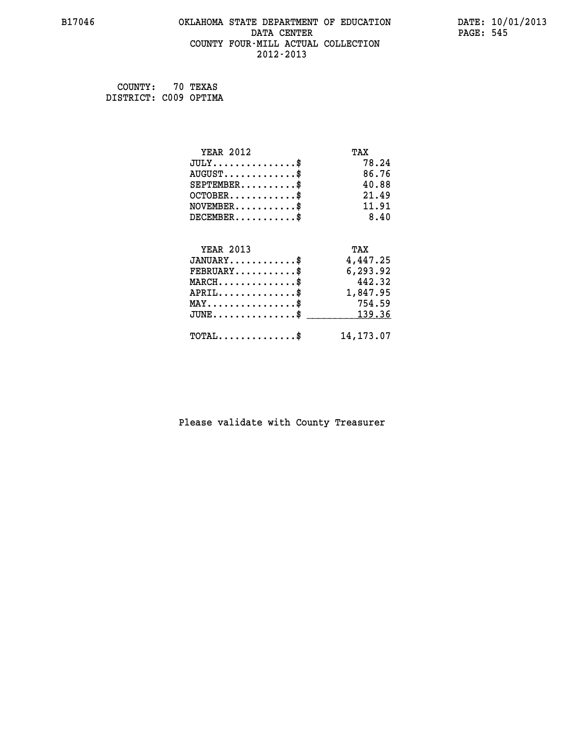# OKLAHOMA STATE DEPARTMENT OF EDUCATION
## DATA CENTER
## COUNTY FOUR-MILL ACTUAL COLLECTION
## 2012-2013

B17046 DATE: 10/01/2013

COUNTY: 70 TEXAS
DISTRICT: C009 OPTIMA

| YEAR 2012 | TAX |
|---|---|
| JULY...............$ | 78.24 |
| AUGUST.............$ | 86.76 |
| SEPTEMBER..........$ | 40.88 |
| OCTOBER............$ | 21.49 |
| NOVEMBER...........$ | 11.91 |
| DECEMBER...........$ | 8.40 |

| YEAR 2013 | TAX |
|---|---|
| JANUARY............$ | 4,447.25 |
| FEBRUARY...........$ | 6,293.92 |
| MARCH..............$ | 442.32 |
| APRIL..............$ | 1,847.95 |
| MAY................$ | 754.59 |
| JUNE...............$ | 139.36 |
| TOTAL..............$ | 14,173.07 |

Please validate with County Treasurer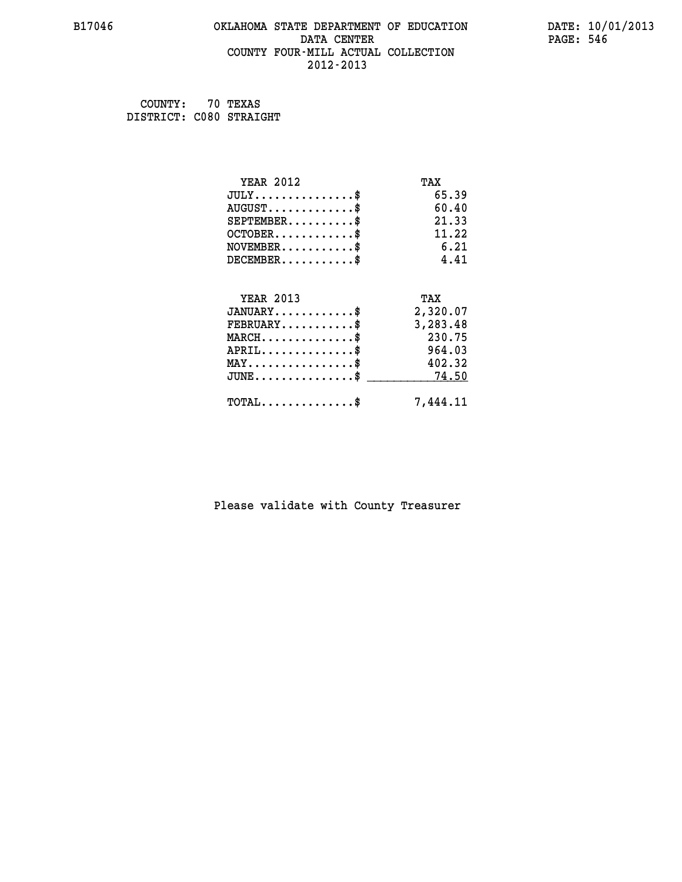# OKLAHOMA STATE DEPARTMENT OF EDUCATION
## DATA CENTER
## COUNTY FOUR-MILL ACTUAL COLLECTION
## 2012-2013

COUNTY: 70 TEXAS
DISTRICT: C080 STRAIGHT

| YEAR 2012 | TAX |
|---|---|
| JULY...............$ | 65.39 |
| AUGUST.............$ | 60.40 |
| SEPTEMBER..........$ | 21.33 |
| OCTOBER............$ | 11.22 |
| NOVEMBER...........$ | 6.21 |
| DECEMBER...........$ | 4.41 |

| YEAR 2013 | TAX |
|---|---|
| JANUARY............$ | 2,320.07 |
| FEBRUARY...........$ | 3,283.48 |
| MARCH..............$ | 230.75 |
| APRIL..............$ | 964.03 |
| MAY................$ | 402.32 |
| JUNE...............$ | 74.50 |
| TOTAL..............$ | 7,444.11 |

Please validate with County Treasurer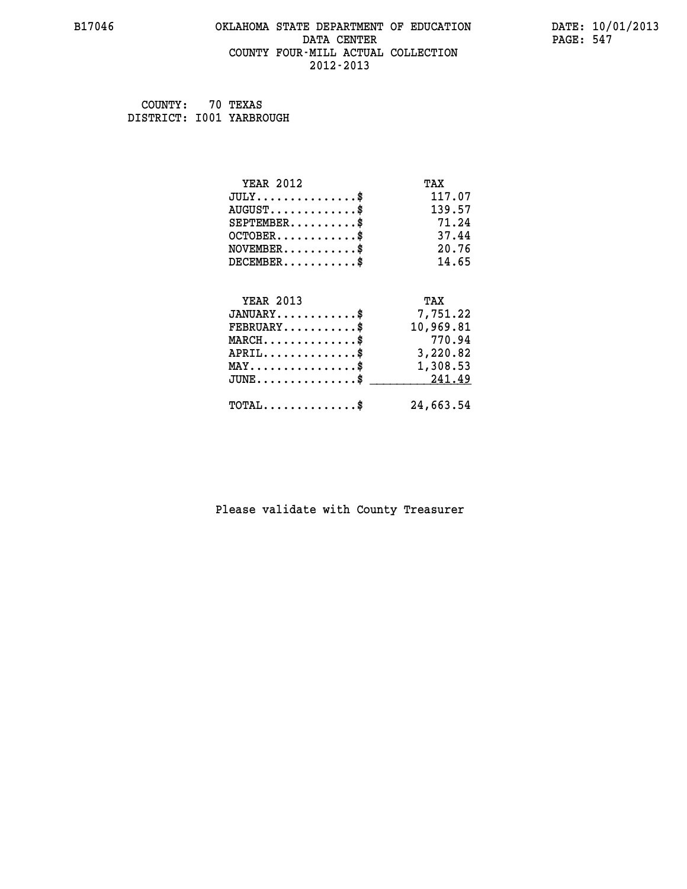B17046 OKLAHOMA STATE DEPARTMENT OF EDUCATION DATA CENTER COUNTY FOUR-MILL ACTUAL COLLECTION 2012-2013

DATE: 10/01/2013

COUNTY: 70 TEXAS
DISTRICT: I001 YARBROUGH

| YEAR 2012 | TAX |
|---|---|
| JULY...............$ | 117.07 |
| AUGUST.............$ | 139.57 |
| SEPTEMBER..........$ | 71.24 |
| OCTOBER............$ | 37.44 |
| NOVEMBER...........$ | 20.76 |
| DECEMBER...........$ | 14.65 |

| YEAR 2013 | TAX |
|---|---|
| JANUARY............$ | 7,751.22 |
| FEBRUARY...........$ | 10,969.81 |
| MARCH..............$ | 770.94 |
| APRIL..............$ | 3,220.82 |
| MAY................$ | 1,308.53 |
| JUNE...............$ | 241.49 |
| TOTAL..............$ | 24,663.54 |

Please validate with County Treasurer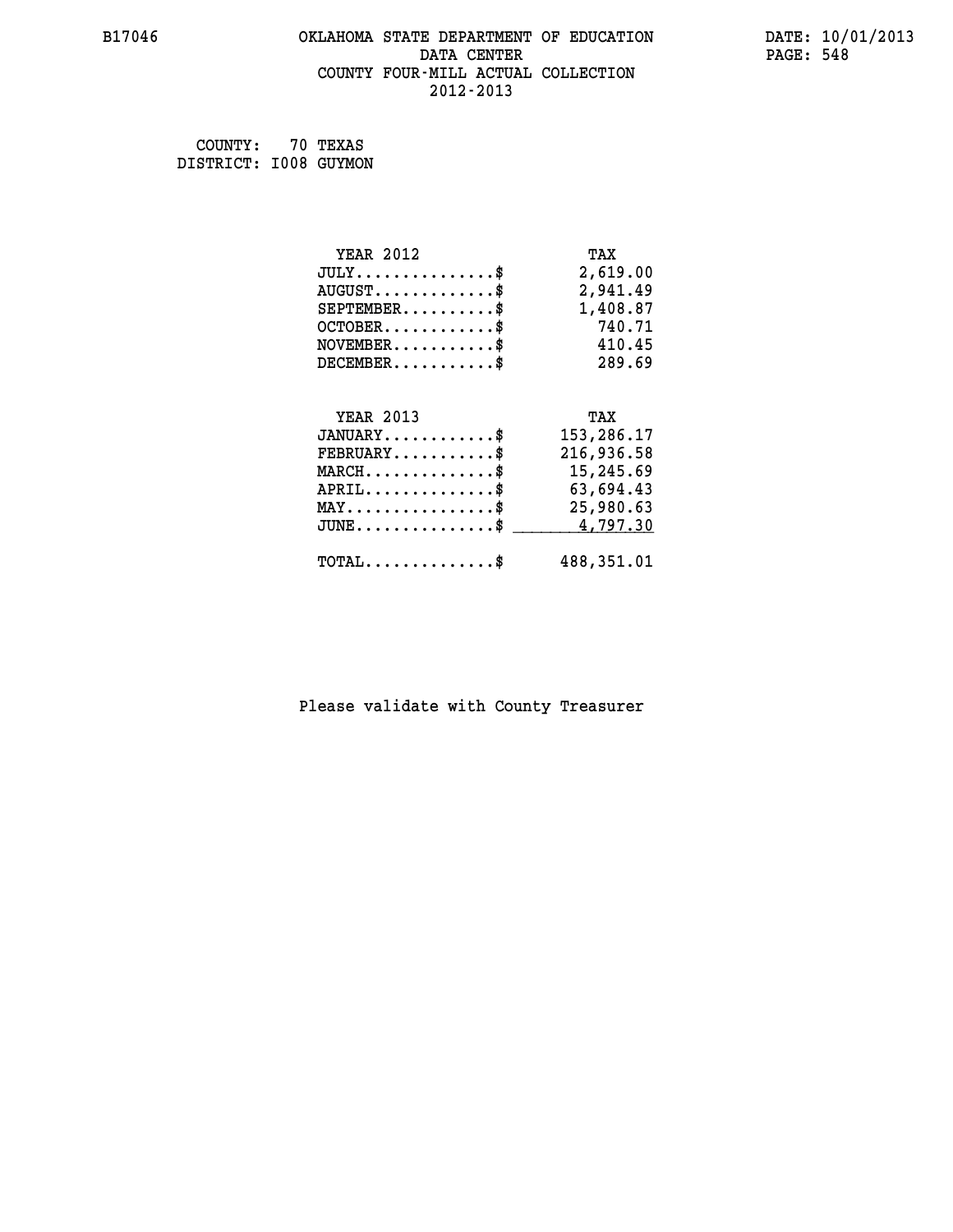B17046 OKLAHOMA STATE DEPARTMENT OF EDUCATION DATA CENTER COUNTY FOUR-MILL ACTUAL COLLECTION 2012-2013

DATE: 10/01/2013

COUNTY: 70 TEXAS
DISTRICT: I008 GUYMON

| YEAR 2012 | TAX |
|---|---|
| JULY...............$ | 2,619.00 |
| AUGUST.............$ | 2,941.49 |
| SEPTEMBER..........$ | 1,408.87 |
| OCTOBER............$ | 740.71 |
| NOVEMBER...........$ | 410.45 |
| DECEMBER...........$ | 289.69 |

| YEAR 2013 | TAX |
|---|---|
| JANUARY............$ | 153,286.17 |
| FEBRUARY...........$ | 216,936.58 |
| MARCH..............$ | 15,245.69 |
| APRIL..............$ | 63,694.43 |
| MAY................$ | 25,980.63 |
| JUNE...............$ | 4,797.30 |
| TOTAL..............$ | 488,351.01 |

Please validate with County Treasurer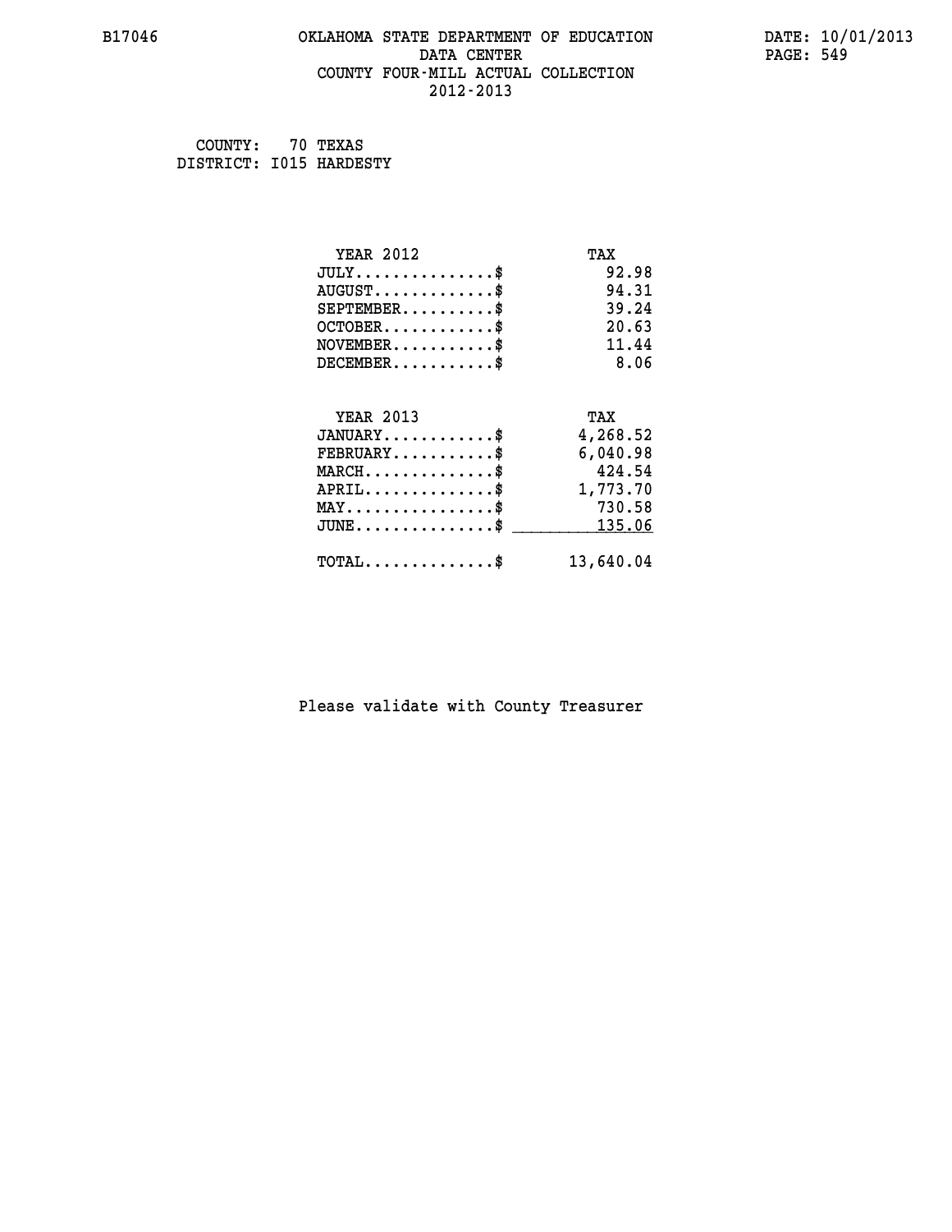# OKLAHOMA STATE DEPARTMENT OF EDUCATION
## DATA CENTER
## COUNTY FOUR-MILL ACTUAL COLLECTION
## 2012-2013

B17046

DATE: 10/01/2013

COUNTY: 70 TEXAS
DISTRICT: I015 HARDESTY

| YEAR 2012 | TAX |
|---|---|
| JULY..............$ | 92.98 |
| AUGUST............$ | 94.31 |
| SEPTEMBER.........$ | 39.24 |
| OCTOBER...........$ | 20.63 |
| NOVEMBER..........$ | 11.44 |
| DECEMBER..........$ | 8.06 |

| YEAR 2013 | TAX |
|---|---|
| JANUARY...........$ | 4,268.52 |
| FEBRUARY..........$ | 6,040.98 |
| MARCH.............$ | 424.54 |
| APRIL.............$ | 1,773.70 |
| MAY...............$ | 730.58 |
| JUNE..............$ | 135.06 |
| TOTAL.............$ | 13,640.04 |

Please validate with County Treasurer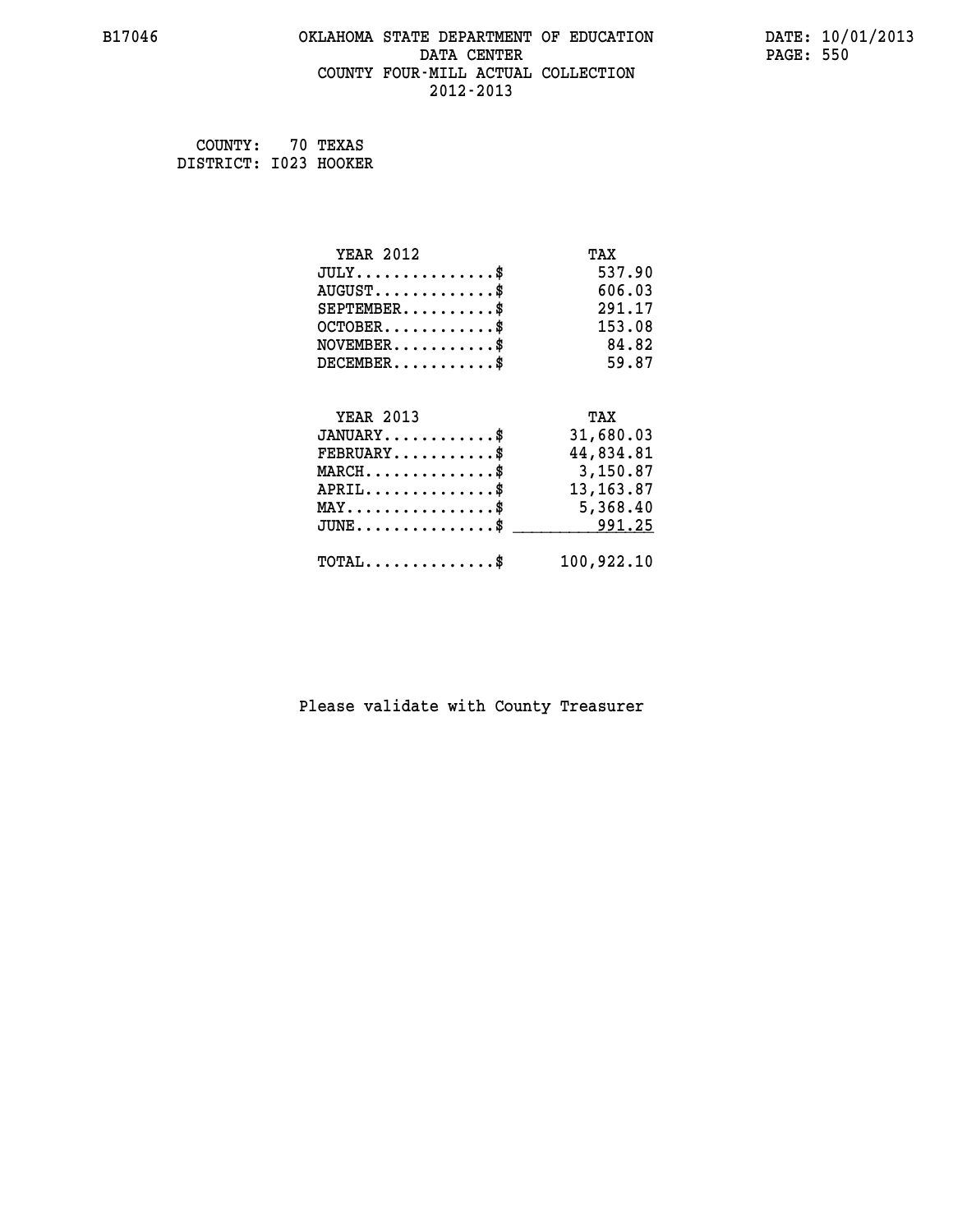B17046 OKLAHOMA STATE DEPARTMENT OF EDUCATION DATA CENTER COUNTY FOUR-MILL ACTUAL COLLECTION 2012-2013

DATE: 10/01/2013

COUNTY: 70 TEXAS
DISTRICT: I023 HOOKER

| YEAR 2012 | TAX |
|---|---|
| JULY...............$ | 537.90 |
| AUGUST.............$ | 606.03 |
| SEPTEMBER..........$ | 291.17 |
| OCTOBER............$ | 153.08 |
| NOVEMBER...........$ | 84.82 |
| DECEMBER...........$ | 59.87 |

| YEAR 2013 | TAX |
|---|---|
| JANUARY............$ | 31,680.03 |
| FEBRUARY...........$ | 44,834.81 |
| MARCH..............$ | 3,150.87 |
| APRIL..............$ | 13,163.87 |
| MAY................$ | 5,368.40 |
| JUNE...............$ | 991.25 |
| TOTAL..............$ | 100,922.10 |

Please validate with County Treasurer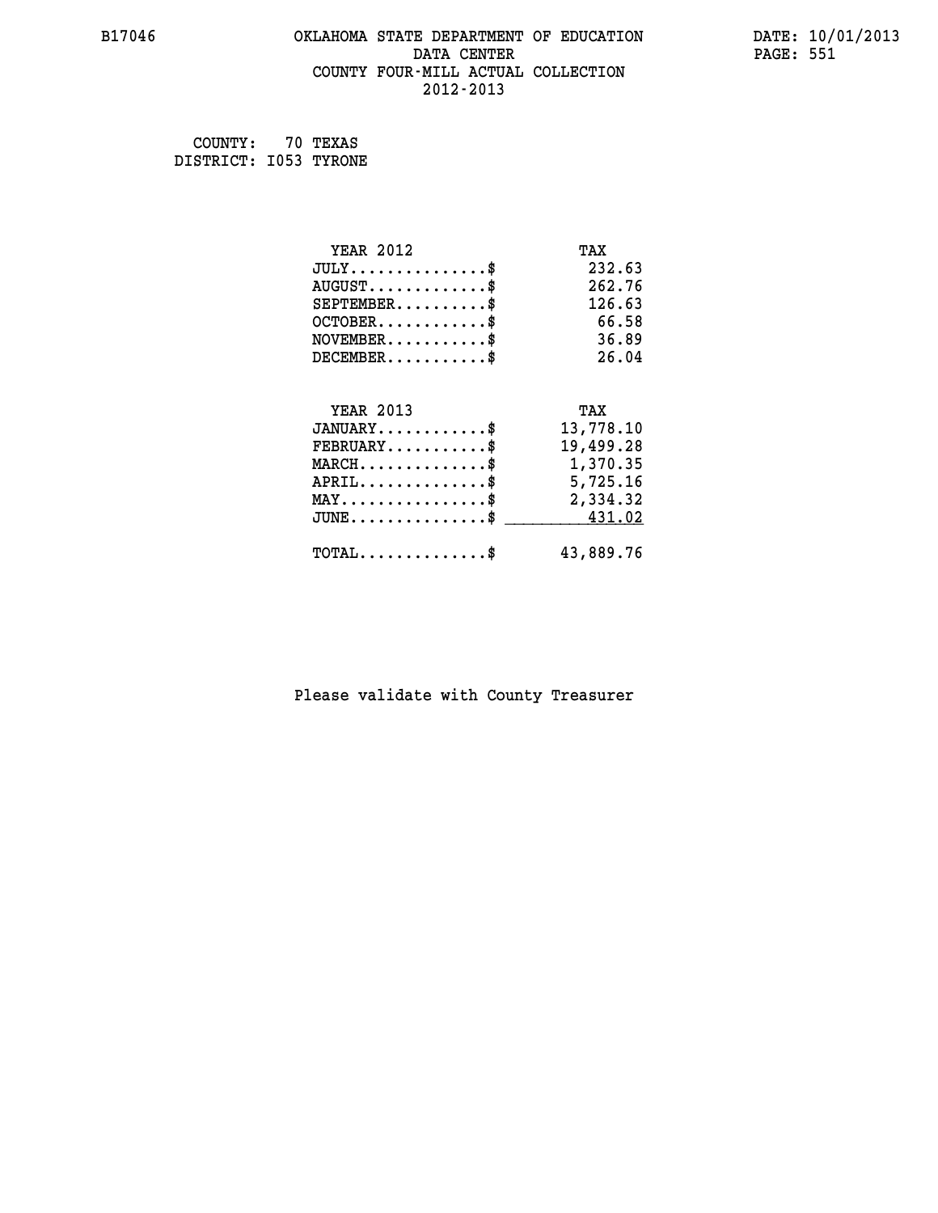COUNTY: 70 TEXAS
DISTRICT: I053 TYRONE

| YEAR 2012 | TAX |
|---|---|
| JULY..............$ | 232.63 |
| AUGUST............$ | 262.76 |
| SEPTEMBER.........$ | 126.63 |
| OCTOBER...........$ | 66.58 |
| NOVEMBER..........$ | 36.89 |
| DECEMBER..........$ | 26.04 |

| YEAR 2013 | TAX |
|---|---|
| JANUARY...........$ | 13,778.10 |
| FEBRUARY..........$ | 19,499.28 |
| MARCH.............$ | 1,370.35 |
| APRIL.............$ | 5,725.16 |
| MAY...............$ | 2,334.32 |
| JUNE..............$ | 431.02 |
| TOTAL.............$ | 43,889.76 |

Please validate with County Treasurer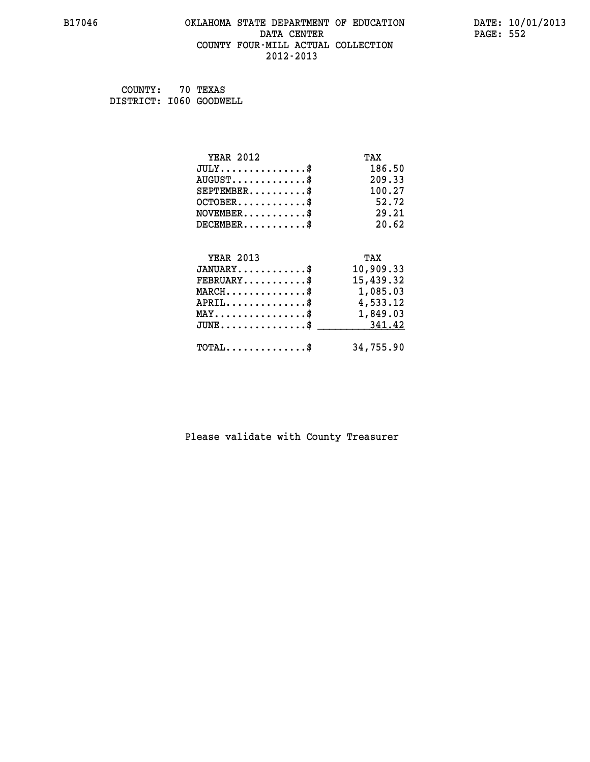B17046 OKLAHOMA STATE DEPARTMENT OF EDUCATION DATE: 10/01/2013

DATA CENTER

COUNTY FOUR-MILL ACTUAL COLLECTION

2012-2013

COUNTY: 70 TEXAS
DISTRICT: I060 GOODWELL

| YEAR 2012 | TAX |
|---|---|
| JULY..............$ | 186.50 |
| AUGUST............$ | 209.33 |
| SEPTEMBER.........$ | 100.27 |
| OCTOBER...........$ | 52.72 |
| NOVEMBER..........$ | 29.21 |
| DECEMBER..........$ | 20.62 |

| YEAR 2013 | TAX |
|---|---|
| JANUARY...........$ | 10,909.33 |
| FEBRUARY..........$ | 15,439.32 |
| MARCH.............$ | 1,085.03 |
| APRIL.............$ | 4,533.12 |
| MAY...............$ | 1,849.03 |
| JUNE..............$ | 341.42 |
| TOTAL.............$ | 34,755.90 |

Please validate with County Treasurer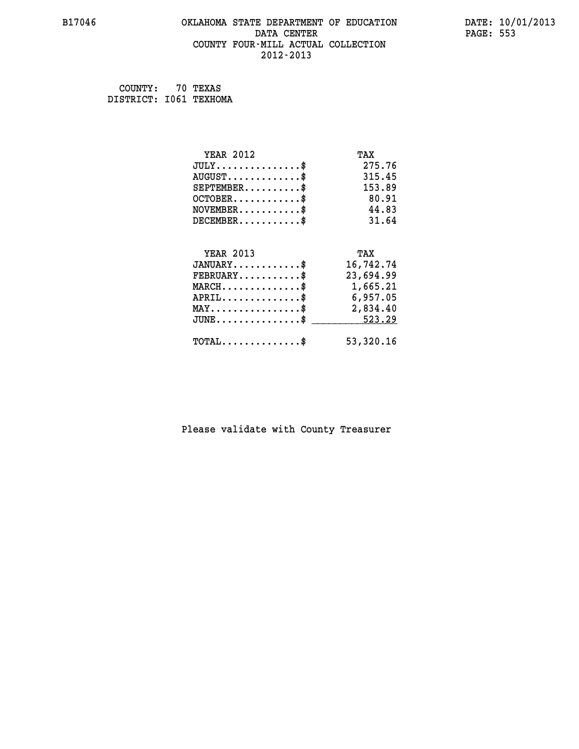B17046 OKLAHOMA STATE DEPARTMENT OF EDUCATION DATE: 10/01/2013

DATA CENTER

COUNTY FOUR-MILL ACTUAL COLLECTION

2012-2013

COUNTY: 70 TEXAS
DISTRICT: I061 TEXHOMA

| YEAR 2012 | TAX |
|---|---|
| JULY...............$ | 275.76 |
| AUGUST.............$ | 315.45 |
| SEPTEMBER..........$ | 153.89 |
| OCTOBER............$ | 80.91 |
| NOVEMBER...........$ | 44.83 |
| DECEMBER...........$ | 31.64 |

| YEAR 2013 | TAX |
|---|---|
| JANUARY............$ | 16,742.74 |
| FEBRUARY...........$ | 23,694.99 |
| MARCH..............$ | 1,665.21 |
| APRIL..............$ | 6,957.05 |
| MAY................$ | 2,834.40 |
| JUNE...............$ | 523.29 |
| TOTAL..............$ | 53,320.16 |

Please validate with County Treasurer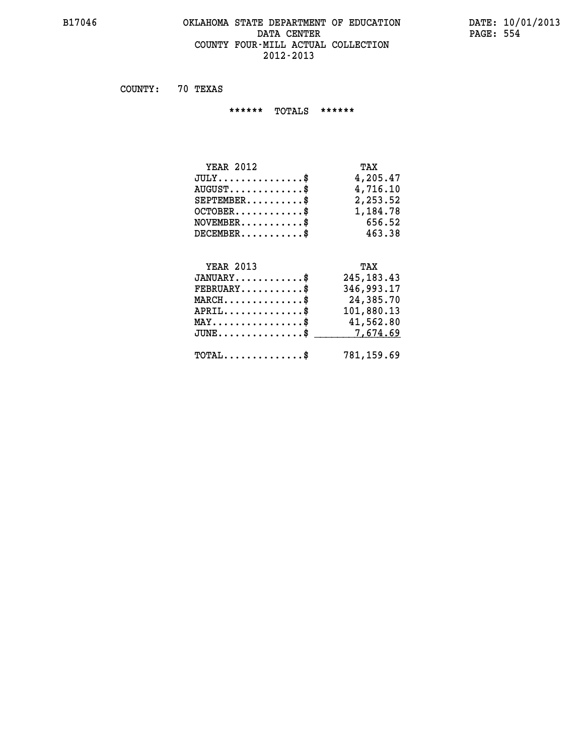# OKLAHOMA STATE DEPARTMENT OF EDUCATION
## DATA CENTER
## COUNTY FOUR-MILL ACTUAL COLLECTION
## 2012-2013

B17046 DATE: 10/01/2013

COUNTY: 70 TEXAS

****** TOTALS ******

| YEAR 2012 | TAX |
|---|---|
| JULY..............$ | 4,205.47 |
| AUGUST............$ | 4,716.10 |
| SEPTEMBER.........$ | 2,253.52 |
| OCTOBER...........$ | 1,184.78 |
| NOVEMBER..........$ | 656.52 |
| DECEMBER..........$ | 463.38 |

| YEAR 2013 | TAX |
|---|---|
| JANUARY...........$ | 245,183.43 |
| FEBRUARY..........$ | 346,993.17 |
| MARCH.............$ | 24,385.70 |
| APRIL.............$ | 101,880.13 |
| MAY...............$ | 41,562.80 |
| JUNE..............$ | 7,674.69 |
| TOTAL.............$ | 781,159.69 |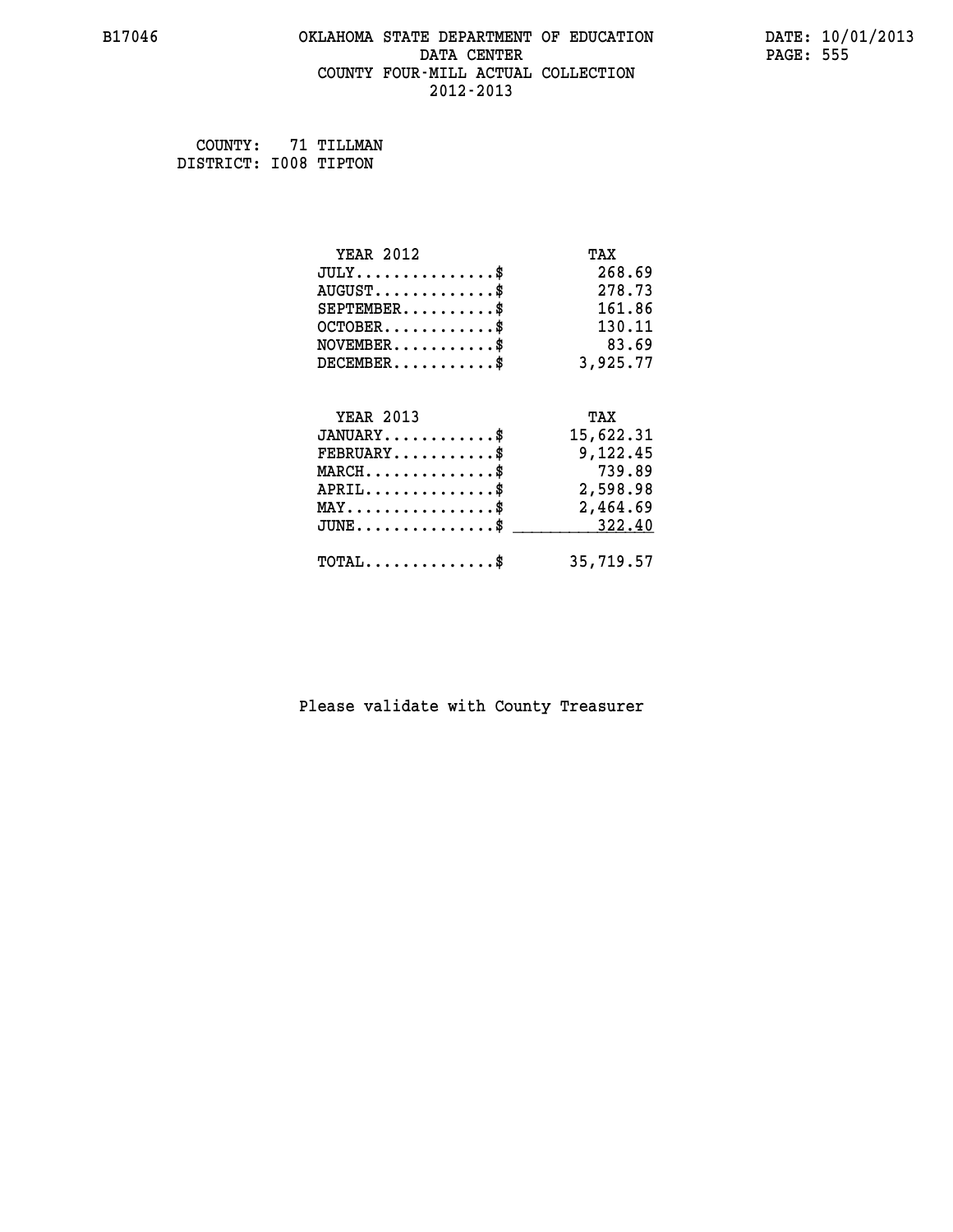B17046 OKLAHOMA STATE DEPARTMENT OF EDUCATION DATA CENTER COUNTY FOUR-MILL ACTUAL COLLECTION 2012-2013

DATE: 10/01/2013

COUNTY: 71 TILLMAN
DISTRICT: I008 TIPTON

| YEAR 2012 | TAX |
|---|---|
| JULY...............$ | 268.69 |
| AUGUST.............$ | 278.73 |
| SEPTEMBER..........$ | 161.86 |
| OCTOBER............$ | 130.11 |
| NOVEMBER...........$ | 83.69 |
| DECEMBER...........$ | 3,925.77 |

| YEAR 2013 | TAX |
|---|---|
| JANUARY............$ | 15,622.31 |
| FEBRUARY...........$ | 9,122.45 |
| MARCH..............$ | 739.89 |
| APRIL..............$ | 2,598.98 |
| MAY................$ | 2,464.69 |
| JUNE...............$ | 322.40 |
| TOTAL..............$ | 35,719.57 |

Please validate with County Treasurer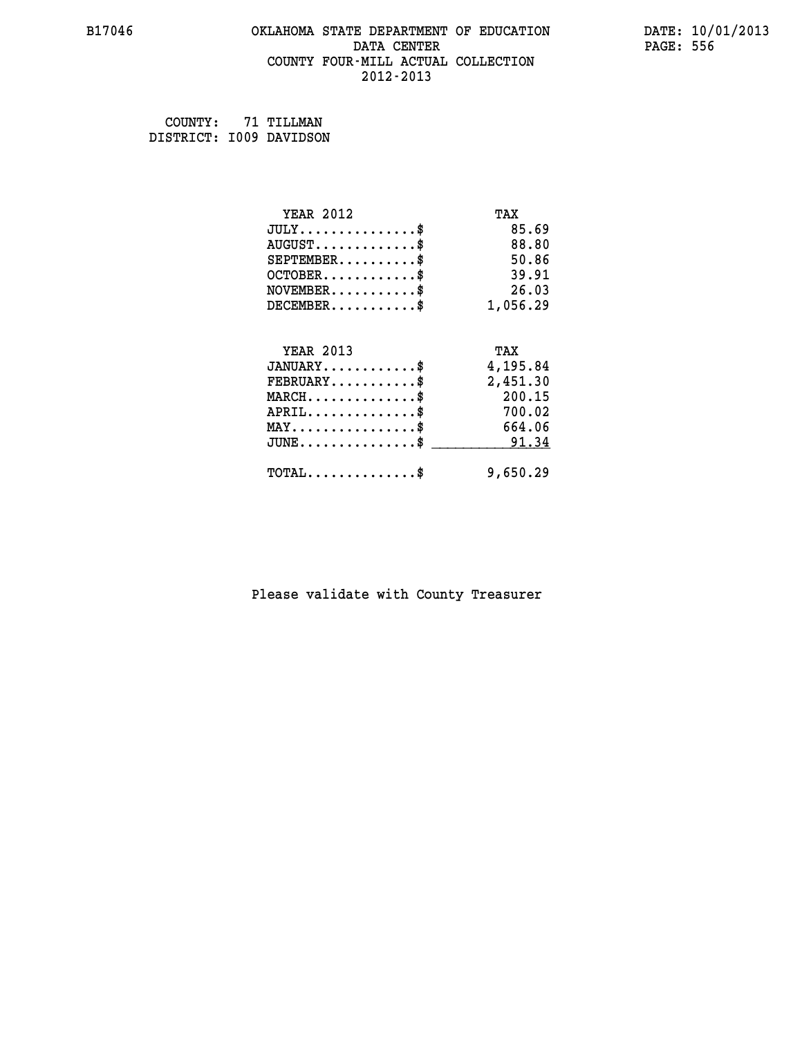B17046 OKLAHOMA STATE DEPARTMENT OF EDUCATION DATA CENTER COUNTY FOUR-MILL ACTUAL COLLECTION 2012-2013

DATE: 10/01/2013

COUNTY: 71 TILLMAN
DISTRICT: I009 DAVIDSON

| YEAR 2012 | TAX |
|---|---|
| JULY...............$ | 85.69 |
| AUGUST.............$ | 88.80 |
| SEPTEMBER..........$ | 50.86 |
| OCTOBER............$ | 39.91 |
| NOVEMBER...........$ | 26.03 |
| DECEMBER...........$ | 1,056.29 |

| YEAR 2013 | TAX |
|---|---|
| JANUARY............$ | 4,195.84 |
| FEBRUARY...........$ | 2,451.30 |
| MARCH..............$ | 200.15 |
| APRIL..............$ | 700.02 |
| MAY................$ | 664.06 |
| JUNE...............$ | 91.34 |
| TOTAL..............$ | 9,650.29 |

Please validate with County Treasurer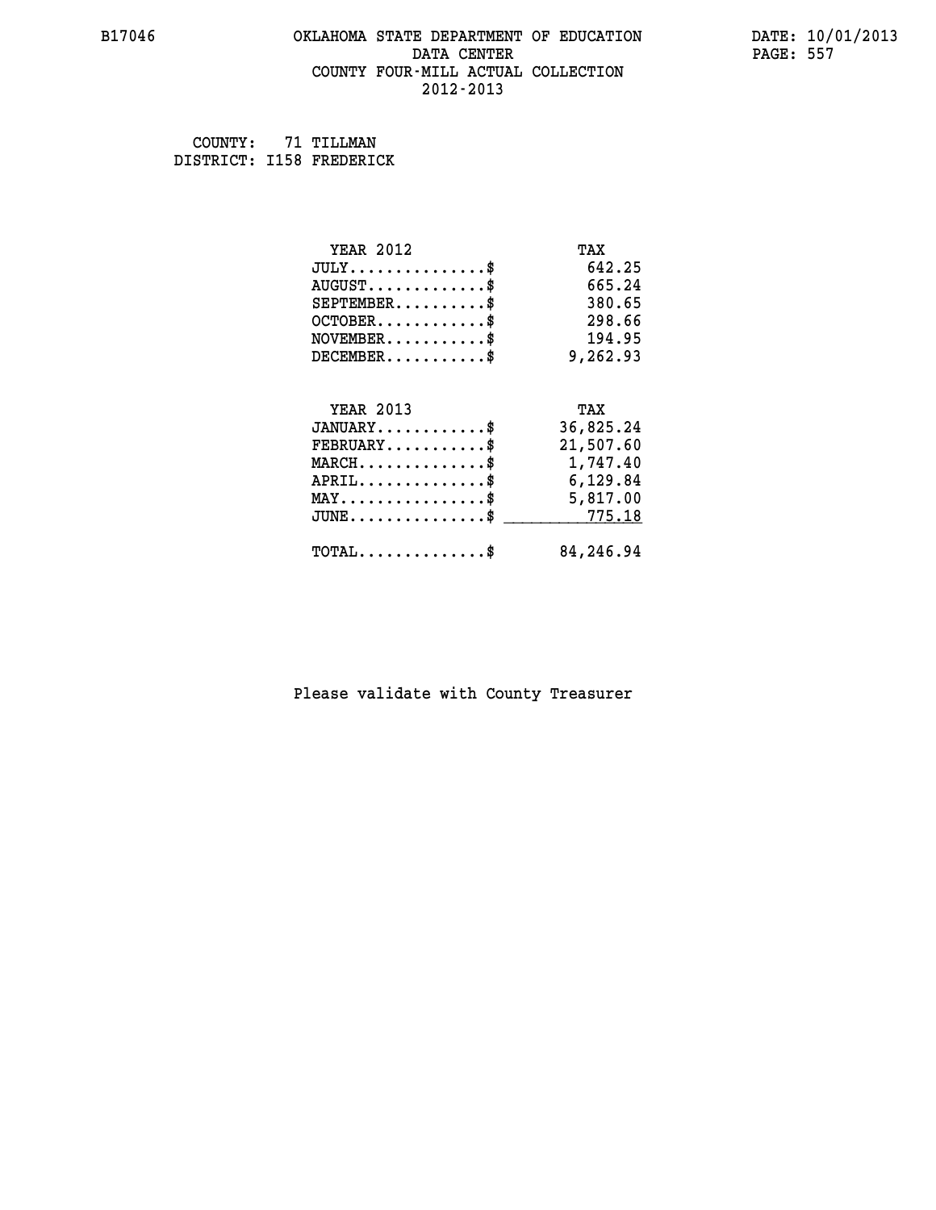B17046 OKLAHOMA STATE DEPARTMENT OF EDUCATION DATA CENTER COUNTY FOUR-MILL ACTUAL COLLECTION 2012-2013

DATE: 10/01/2013

COUNTY: 71 TILLMAN
DISTRICT: I158 FREDERICK

| YEAR 2012 | TAX |
|---|---|
| JULY...............$ | 642.25 |
| AUGUST.............$ | 665.24 |
| SEPTEMBER..........$ | 380.65 |
| OCTOBER............$ | 298.66 |
| NOVEMBER...........$ | 194.95 |
| DECEMBER...........$ | 9,262.93 |

| YEAR 2013 | TAX |
|---|---|
| JANUARY............$ | 36,825.24 |
| FEBRUARY...........$ | 21,507.60 |
| MARCH..............$ | 1,747.40 |
| APRIL..............$ | 6,129.84 |
| MAY................$ | 5,817.00 |
| JUNE...............$ | 775.18 |
| TOTAL..............$ | 84,246.94 |

Please validate with County Treasurer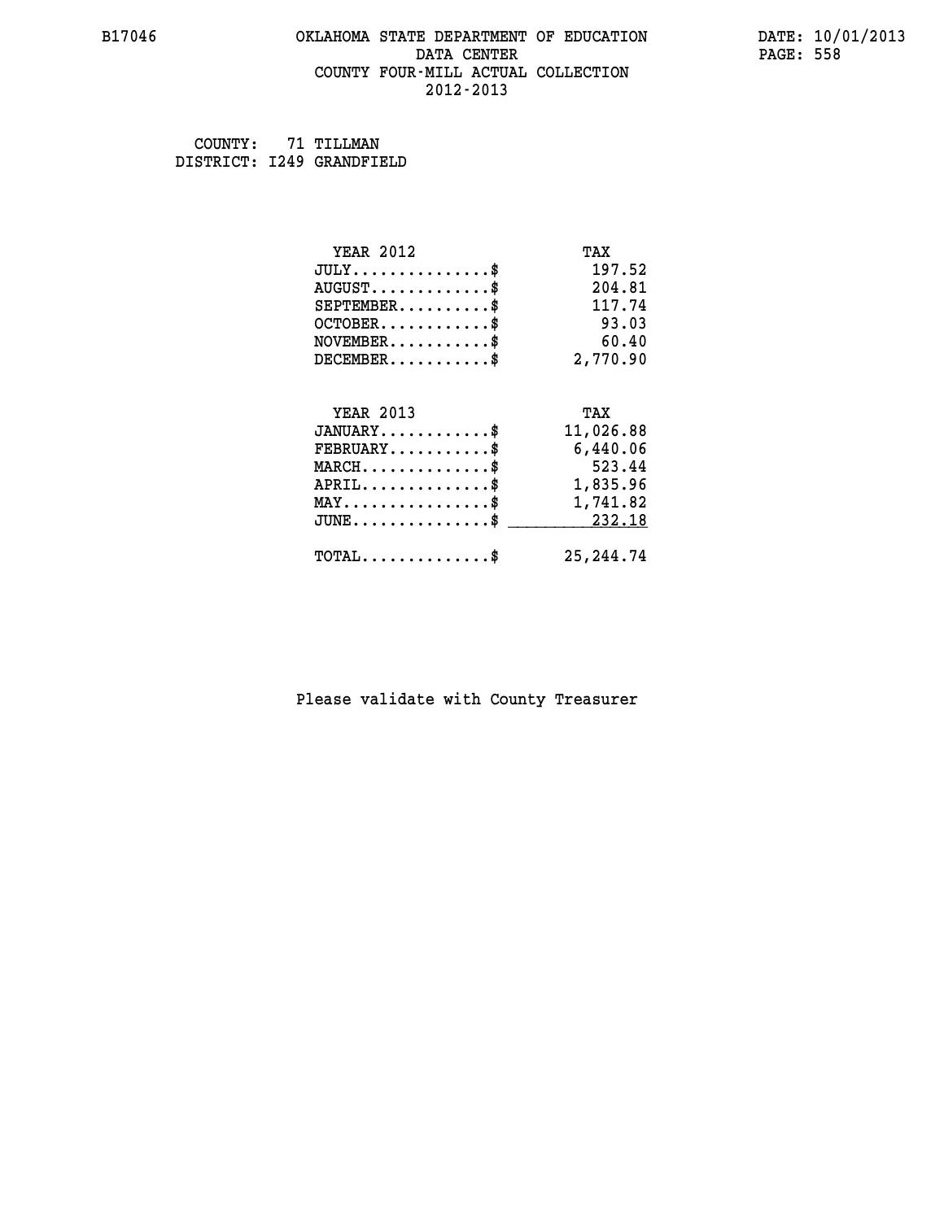B17046 OKLAHOMA STATE DEPARTMENT OF EDUCATION DATA CENTER COUNTY FOUR-MILL ACTUAL COLLECTION 2012-2013

DATE: 10/01/2013

COUNTY: 71 TILLMAN
DISTRICT: I249 GRANDFIELD

| YEAR 2012 | TAX |
|---|---|
| JULY..............$ | 197.52 |
| AUGUST............$ | 204.81 |
| SEPTEMBER..........$ | 117.74 |
| OCTOBER............$ | 93.03 |
| NOVEMBER...........$ | 60.40 |
| DECEMBER...........$ | 2,770.90 |

| YEAR 2013 | TAX |
|---|---|
| JANUARY............$ | 11,026.88 |
| FEBRUARY...........$ | 6,440.06 |
| MARCH..............$ | 523.44 |
| APRIL..............$ | 1,835.96 |
| MAY................$ | 1,741.82 |
| JUNE...............$ | 232.18 |
| TOTAL..............$ | 25,244.74 |

Please validate with County Treasurer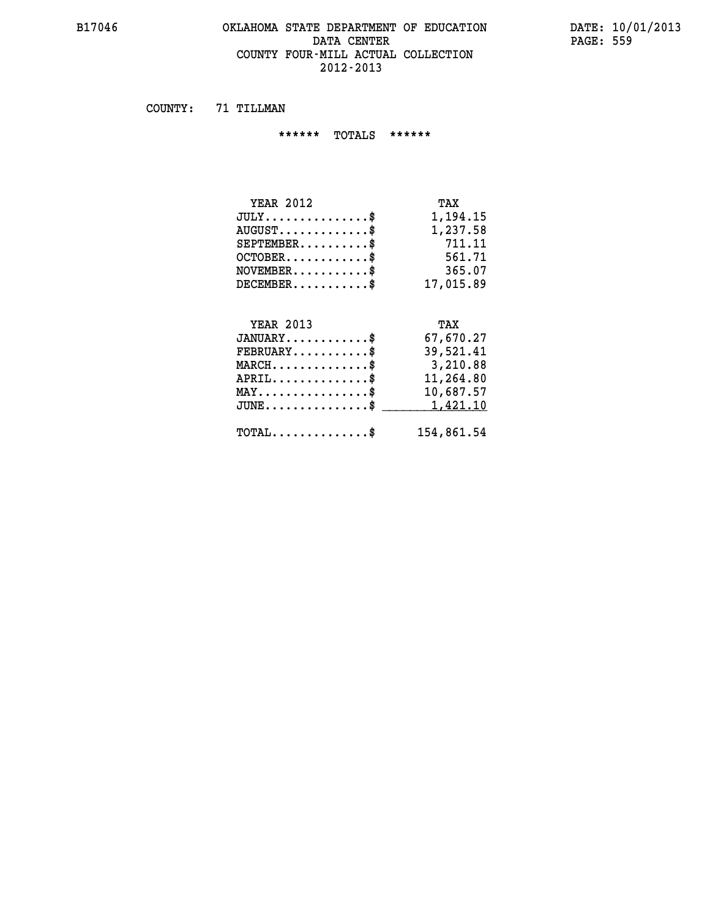# OKLAHOMA STATE DEPARTMENT OF EDUCATION
## DATA CENTER
## COUNTY FOUR-MILL ACTUAL COLLECTION
## 2012-2013

COUNTY: 71 TILLMAN

****** TOTALS ******

| YEAR 2012 | TAX |
|---|---|
| JULY...............$ | 1,194.15 |
| AUGUST.............$ | 1,237.58 |
| SEPTEMBER..........$ | 711.11 |
| OCTOBER............$ | 561.71 |
| NOVEMBER...........$ | 365.07 |
| DECEMBER...........$ | 17,015.89 |

| YEAR 2013 | TAX |
|---|---|
| JANUARY............$ | 67,670.27 |
| FEBRUARY...........$ | 39,521.41 |
| MARCH..............$ | 3,210.88 |
| APRIL..............$ | 11,264.80 |
| MAY................$ | 10,687.57 |
| JUNE...............$ | 1,421.10 |
| TOTAL..............$ | 154,861.54 |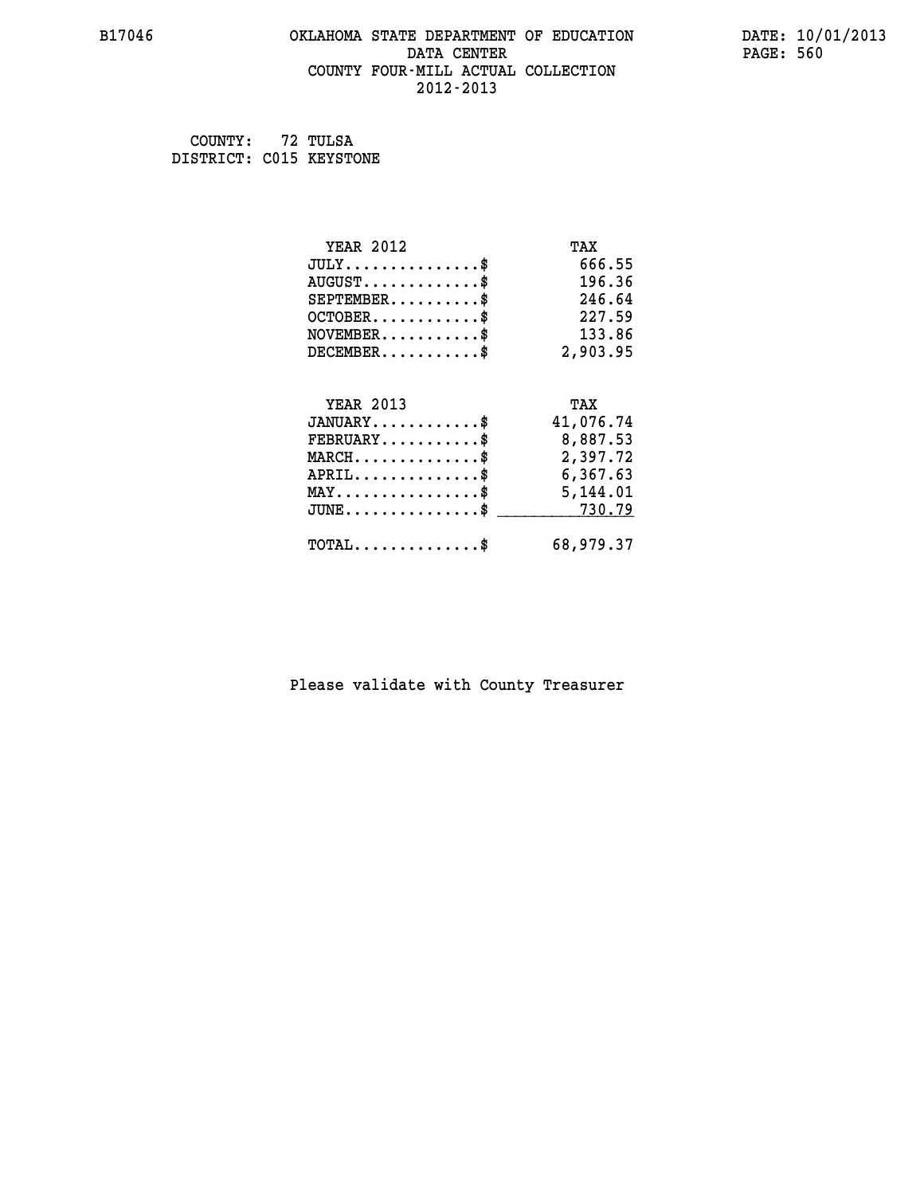# OKLAHOMA STATE DEPARTMENT OF EDUCATION
## DATA CENTER
## COUNTY FOUR-MILL ACTUAL COLLECTION
## 2012-2013

COUNTY: 72 TULSA
DISTRICT: C015 KEYSTONE

| YEAR 2012 | TAX |
|---|---|
| JULY..............$ | 666.55 |
| AUGUST............$ | 196.36 |
| SEPTEMBER.........$ | 246.64 |
| OCTOBER...........$ | 227.59 |
| NOVEMBER..........$ | 133.86 |
| DECEMBER..........$ | 2,903.95 |

| YEAR 2013 | TAX |
|---|---|
| JANUARY...........$ | 41,076.74 |
| FEBRUARY..........$ | 8,887.53 |
| MARCH.............$ | 2,397.72 |
| APRIL.............$ | 6,367.63 |
| MAY...............$ | 5,144.01 |
| JUNE..............$ | 730.79 |
| TOTAL.............$ | 68,979.37 |

Please validate with County Treasurer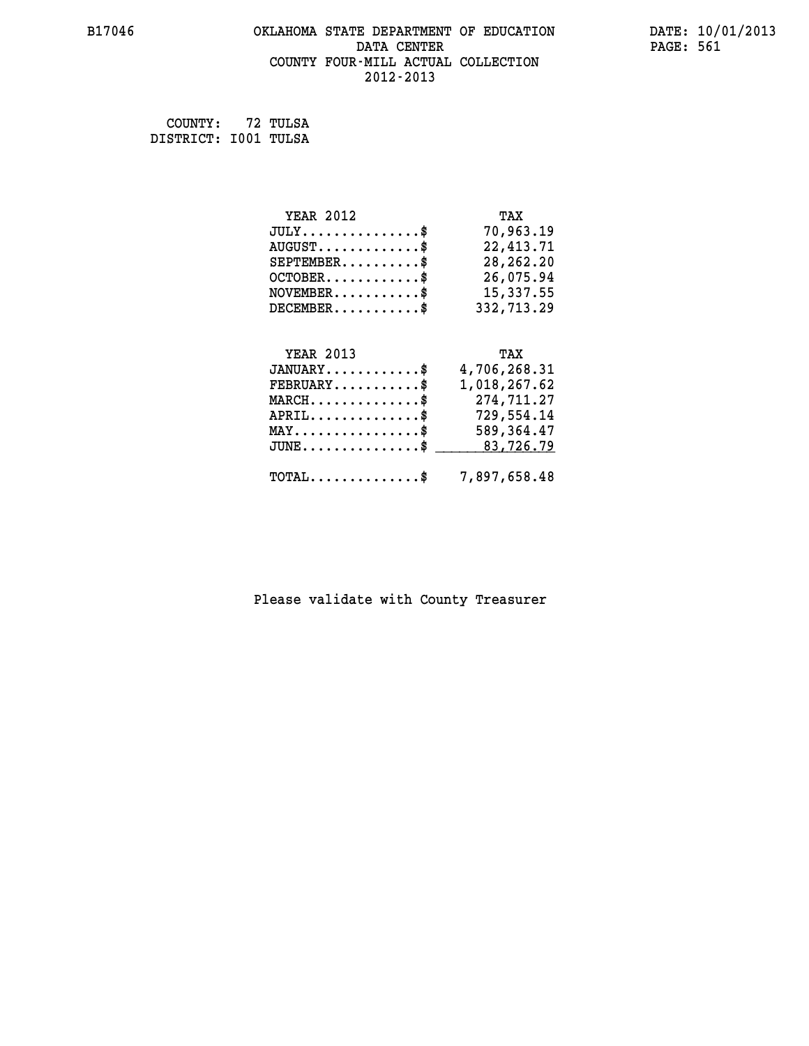B17046 OKLAHOMA STATE DEPARTMENT OF EDUCATION DATA CENTER COUNTY FOUR-MILL ACTUAL COLLECTION 2012-2013

DATE: 10/01/2013

COUNTY: 72 TULSA
DISTRICT: I001 TULSA

| YEAR 2012 | TAX |
|---|---|
| JULY...............$ | 70,963.19 |
| AUGUST.............$ | 22,413.71 |
| SEPTEMBER..........$ | 28,262.20 |
| OCTOBER............$ | 26,075.94 |
| NOVEMBER...........$ | 15,337.55 |
| DECEMBER...........$ | 332,713.29 |

| YEAR 2013 | TAX |
|---|---|
| JANUARY............$ | 4,706,268.31 |
| FEBRUARY...........$ | 1,018,267.62 |
| MARCH..............$ | 274,711.27 |
| APRIL..............$ | 729,554.14 |
| MAY................$ | 589,364.47 |
| JUNE...............$ | 83,726.79 |
| TOTAL..............$ | 7,897,658.48 |

Please validate with County Treasurer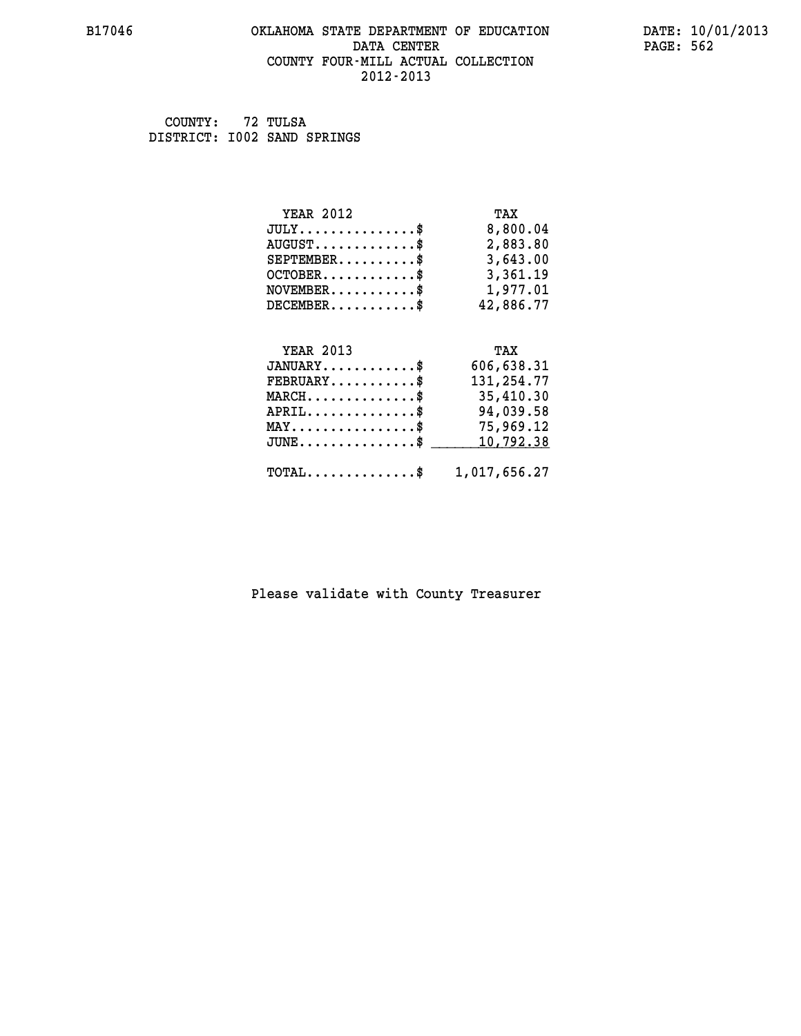B17046 OKLAHOMA STATE DEPARTMENT OF EDUCATION DATE: 10/01/2013
DATA CENTER
COUNTY FOUR-MILL ACTUAL COLLECTION
2012-2013

COUNTY: 72 TULSA
DISTRICT: I002 SAND SPRINGS

| YEAR 2012 | TAX |
|---|---|
| JULY...............$ | 8,800.04 |
| AUGUST.............$ | 2,883.80 |
| SEPTEMBER..........$ | 3,643.00 |
| OCTOBER............$ | 3,361.19 |
| NOVEMBER...........$ | 1,977.01 |
| DECEMBER...........$ | 42,886.77 |

| YEAR 2013 | TAX |
|---|---|
| JANUARY............$ | 606,638.31 |
| FEBRUARY...........$ | 131,254.77 |
| MARCH..............$ | 35,410.30 |
| APRIL..............$ | 94,039.58 |
| MAY................$ | 75,969.12 |
| JUNE...............$ | 10,792.38 |
| TOTAL..............$ | 1,017,656.27 |

Please validate with County Treasurer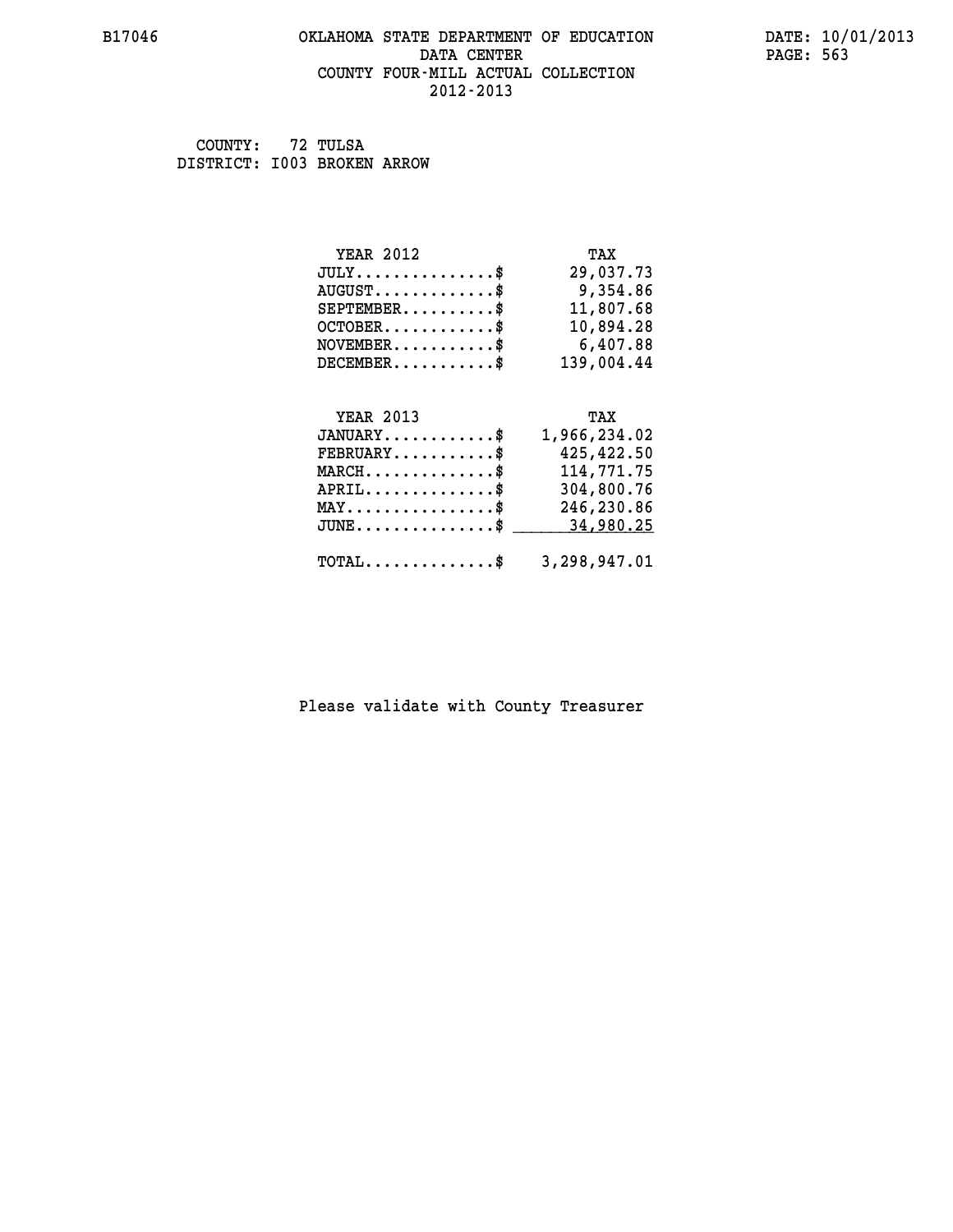# OKLAHOMA STATE DEPARTMENT OF EDUCATION
## DATA CENTER
## COUNTY FOUR-MILL ACTUAL COLLECTION
## 2012-2013

COUNTY: 72 TULSA
DISTRICT: I003 BROKEN ARROW

| YEAR 2012 | TAX |
|---|---|
| JULY..............$ | 29,037.73 |
| AUGUST............$ | 9,354.86 |
| SEPTEMBER.........$ | 11,807.68 |
| OCTOBER...........$ | 10,894.28 |
| NOVEMBER..........$ | 6,407.88 |
| DECEMBER..........$ | 139,004.44 |

| YEAR 2013 | TAX |
|---|---|
| JANUARY...........$ | 1,966,234.02 |
| FEBRUARY..........$ | 425,422.50 |
| MARCH.............$ | 114,771.75 |
| APRIL.............$ | 304,800.76 |
| MAY...............$ | 246,230.86 |
| JUNE..............$ | 34,980.25 |
| TOTAL.............$ | 3,298,947.01 |

Please validate with County Treasurer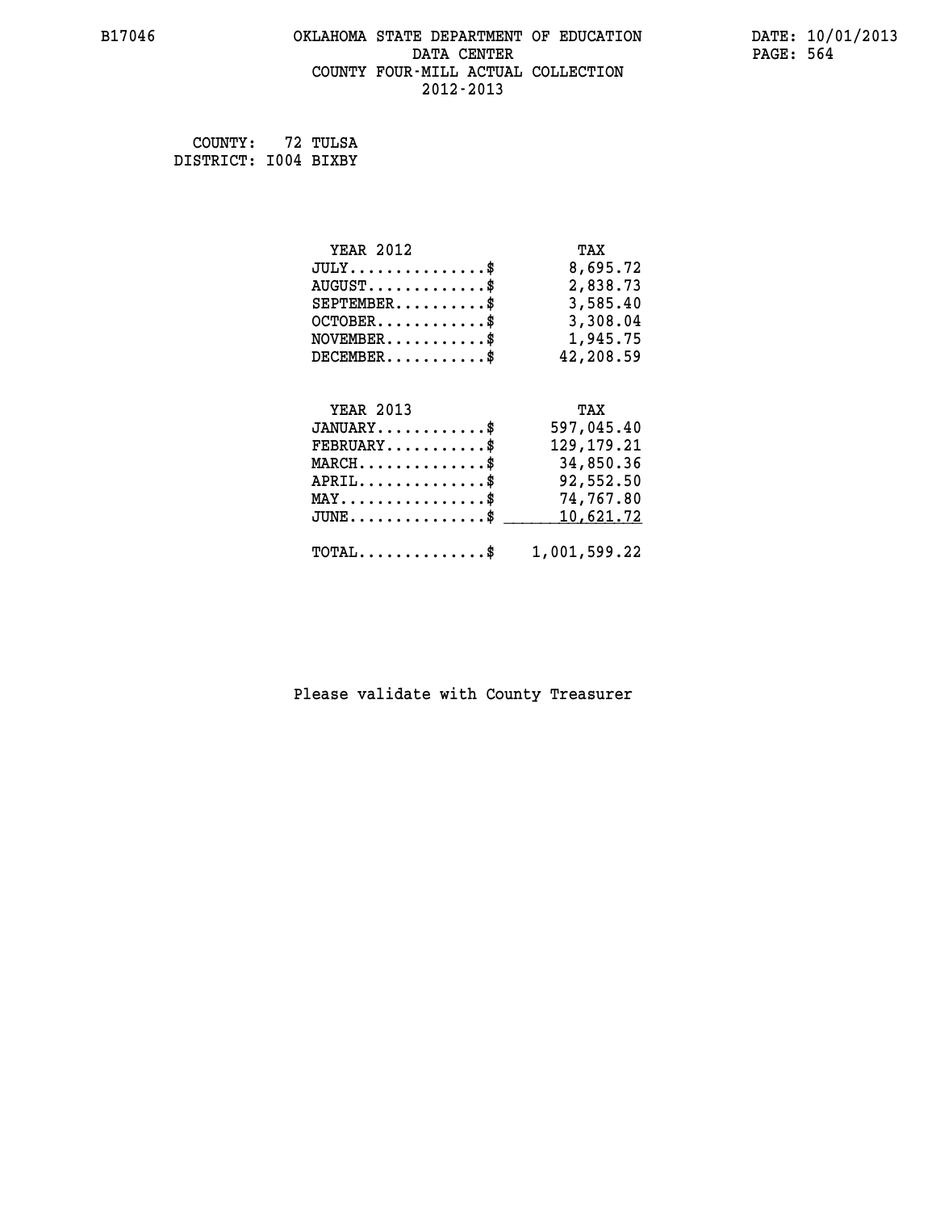B17046 OKLAHOMA STATE DEPARTMENT OF EDUCATION DATA CENTER COUNTY FOUR-MILL ACTUAL COLLECTION 2012-2013

DATE: 10/01/2013

COUNTY: 72 TULSA
DISTRICT: I004 BIXBY

| YEAR 2012 | TAX |
|---|---|
| JULY...............$ | 8,695.72 |
| AUGUST.............$ | 2,838.73 |
| SEPTEMBER..........$ | 3,585.40 |
| OCTOBER............$ | 3,308.04 |
| NOVEMBER...........$ | 1,945.75 |
| DECEMBER...........$ | 42,208.59 |

| YEAR 2013 | TAX |
|---|---|
| JANUARY............$ | 597,045.40 |
| FEBRUARY...........$ | 129,179.21 |
| MARCH..............$ | 34,850.36 |
| APRIL..............$ | 92,552.50 |
| MAY................$ | 74,767.80 |
| JUNE...............$ | 10,621.72 |
| TOTAL..............$ | 1,001,599.22 |

Please validate with County Treasurer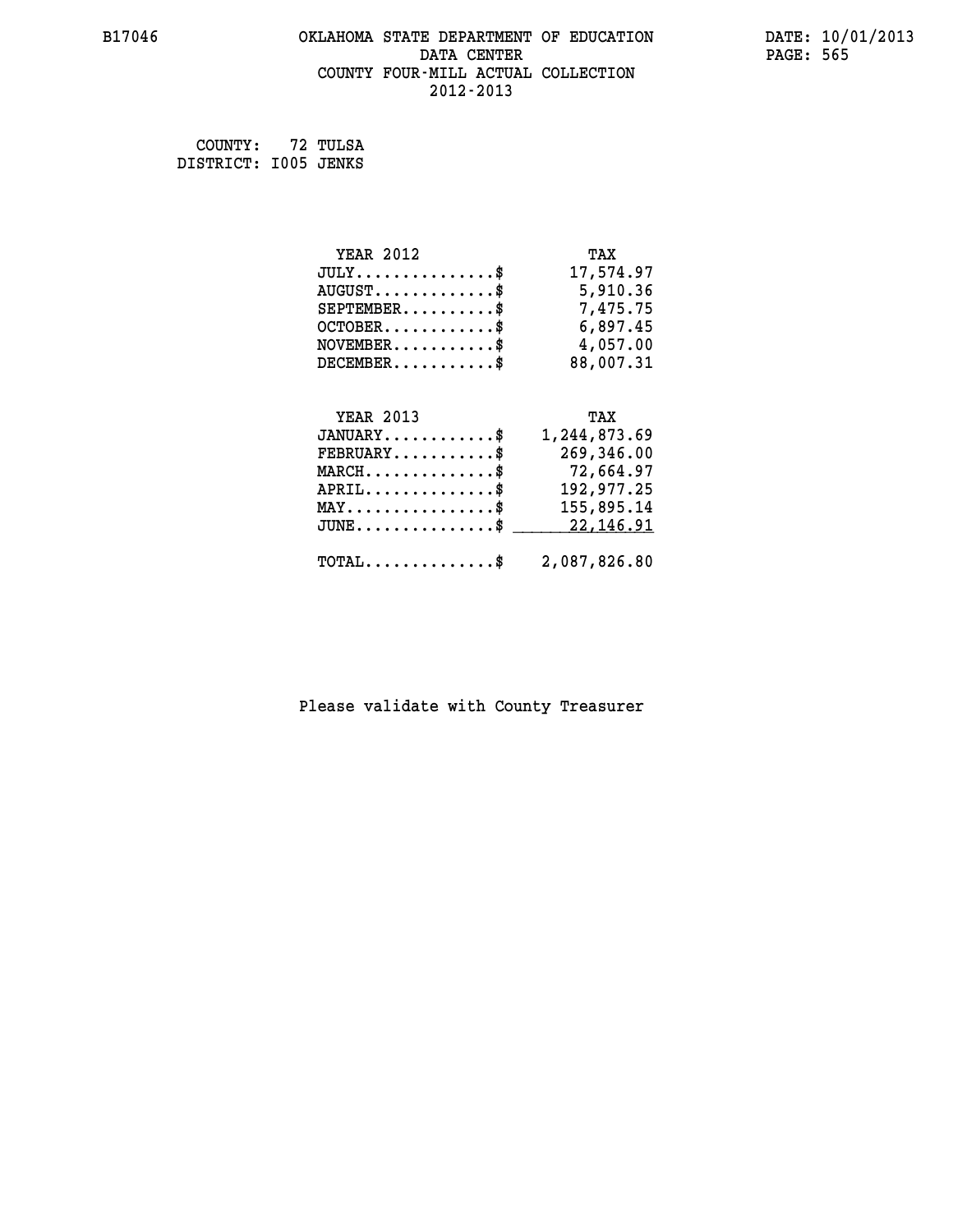B17046 OKLAHOMA STATE DEPARTMENT OF EDUCATION DATA CENTER COUNTY FOUR-MILL ACTUAL COLLECTION 2012-2013

DATE: 10/01/2013

COUNTY: 72 TULSA
DISTRICT: I005 JENKS

| YEAR 2012 | TAX |
|---|---|
| JULY...............$ | 17,574.97 |
| AUGUST.............$ | 5,910.36 |
| SEPTEMBER..........$ | 7,475.75 |
| OCTOBER............$ | 6,897.45 |
| NOVEMBER...........$ | 4,057.00 |
| DECEMBER...........$ | 88,007.31 |

| YEAR 2013 | TAX |
|---|---|
| JANUARY............$ | 1,244,873.69 |
| FEBRUARY...........$ | 269,346.00 |
| MARCH..............$ | 72,664.97 |
| APRIL..............$ | 192,977.25 |
| MAY................$ | 155,895.14 |
| JUNE...............$ | 22,146.91 |
| TOTAL..............$ | 2,087,826.80 |

Please validate with County Treasurer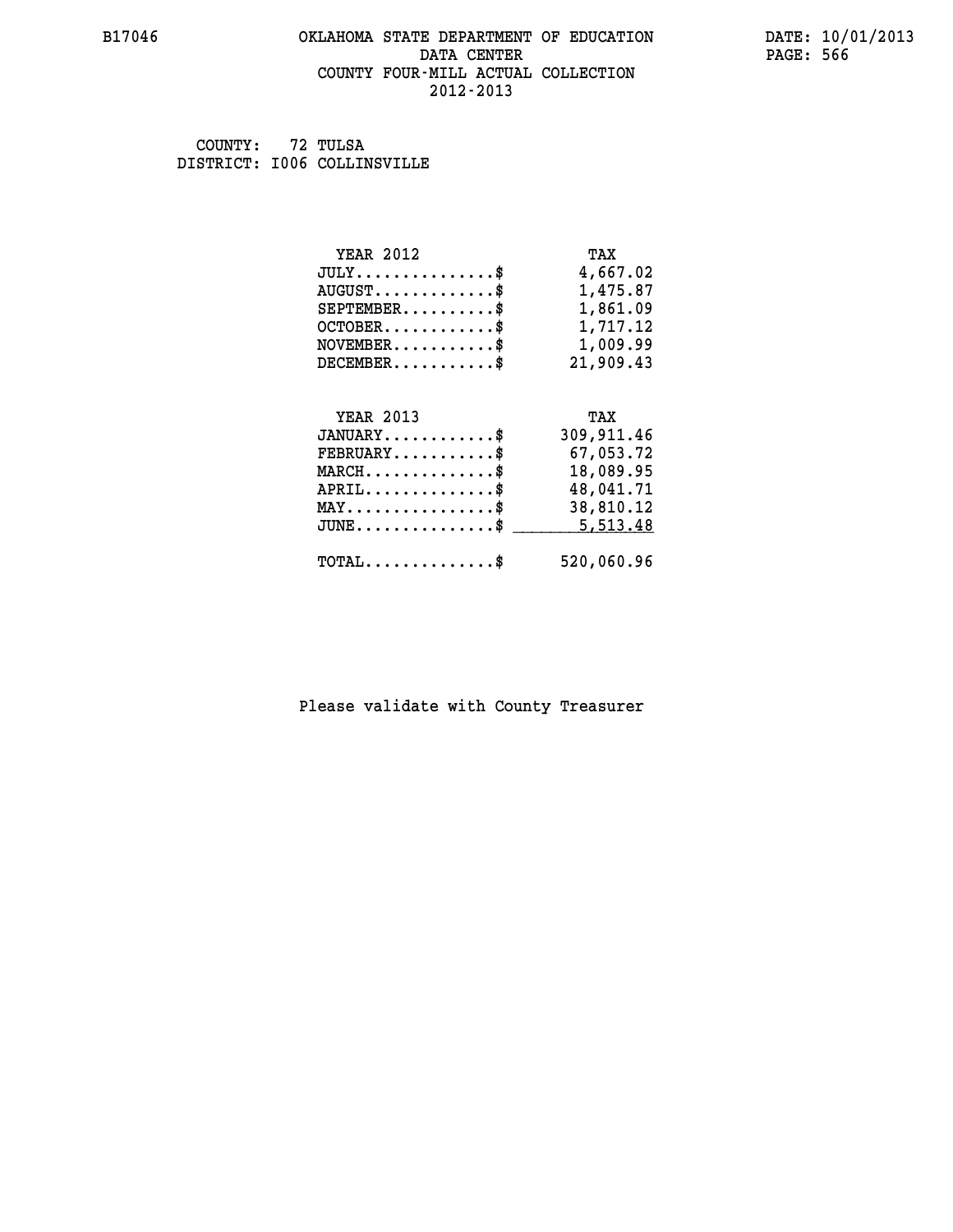B17046 OKLAHOMA STATE DEPARTMENT OF EDUCATION DATA CENTER COUNTY FOUR-MILL ACTUAL COLLECTION 2012-2013

DATE: 10/01/2013

COUNTY: 72 TULSA
DISTRICT: I006 COLLINSVILLE

| YEAR 2012 | TAX |
|---|---|
| JULY...............$ | 4,667.02 |
| AUGUST.............$ | 1,475.87 |
| SEPTEMBER..........$ | 1,861.09 |
| OCTOBER............$ | 1,717.12 |
| NOVEMBER...........$ | 1,009.99 |
| DECEMBER...........$ | 21,909.43 |

| YEAR 2013 | TAX |
|---|---|
| JANUARY............$ | 309,911.46 |
| FEBRUARY...........$ | 67,053.72 |
| MARCH..............$ | 18,089.95 |
| APRIL..............$ | 48,041.71 |
| MAY................$ | 38,810.12 |
| JUNE...............$ | 5,513.48 |
| TOTAL..............$ | 520,060.96 |

Please validate with County Treasurer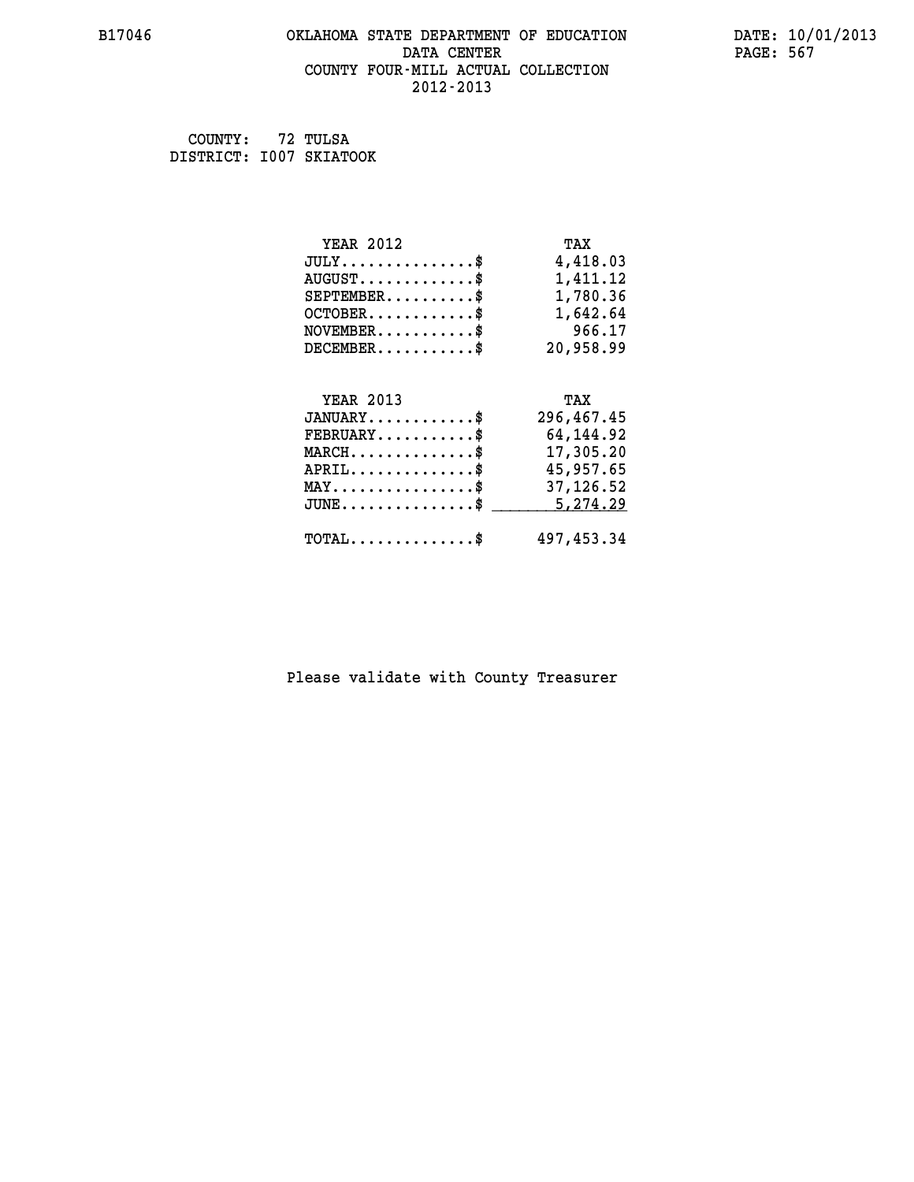B17046 OKLAHOMA STATE DEPARTMENT OF EDUCATION DATE: 10/01/2013
DATA CENTER
COUNTY FOUR-MILL ACTUAL COLLECTION
2012-2013

COUNTY: 72 TULSA
DISTRICT: I007 SKIATOOK

| YEAR 2012 | TAX |
|---|---|
| JULY..............$ | 4,418.03 |
| AUGUST............$ | 1,411.12 |
| SEPTEMBER.........$ | 1,780.36 |
| OCTOBER...........$ | 1,642.64 |
| NOVEMBER..........$ | 966.17 |
| DECEMBER..........$ | 20,958.99 |

| YEAR 2013 | TAX |
|---|---|
| JANUARY...........$ | 296,467.45 |
| FEBRUARY..........$ | 64,144.92 |
| MARCH.............$ | 17,305.20 |
| APRIL.............$ | 45,957.65 |
| MAY...............$ | 37,126.52 |
| JUNE..............$ | 5,274.29 |
| TOTAL.............$ | 497,453.34 |

Please validate with County Treasurer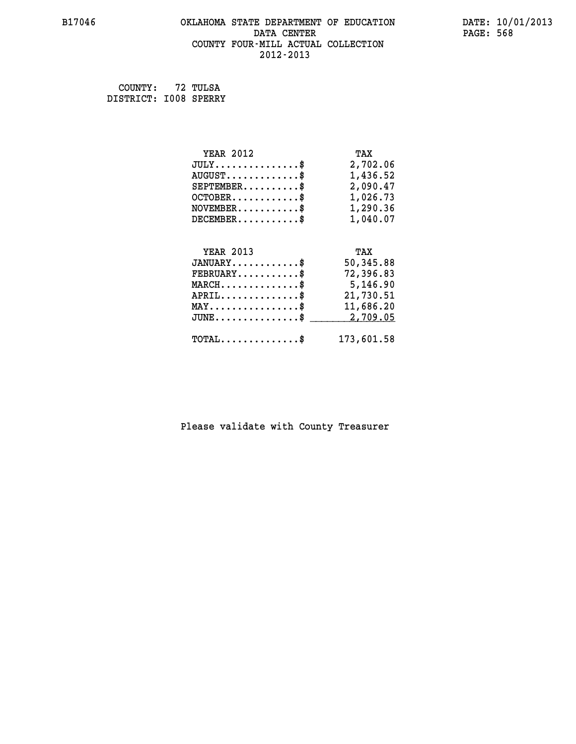B17046

# OKLAHOMA STATE DEPARTMENT OF EDUCATION
## DATA CENTER
## COUNTY FOUR-MILL ACTUAL COLLECTION
## 2012-2013

DATE: 10/01/2013

COUNTY: 72 TULSA
DISTRICT: I008 SPERRY

| YEAR 2012 | TAX |
|---|---|
| JULY...............$ | 2,702.06 |
| AUGUST.............$ | 1,436.52 |
| SEPTEMBER..........$ | 2,090.47 |
| OCTOBER............$ | 1,026.73 |
| NOVEMBER...........$ | 1,290.36 |
| DECEMBER...........$ | 1,040.07 |

| YEAR 2013 | TAX |
|---|---|
| JANUARY............$ | 50,345.88 |
| FEBRUARY...........$ | 72,396.83 |
| MARCH..............$ | 5,146.90 |
| APRIL..............$ | 21,730.51 |
| MAY................$ | 11,686.20 |
| JUNE...............$ | 2,709.05 |
| TOTAL..............$ | 173,601.58 |

Please validate with County Treasurer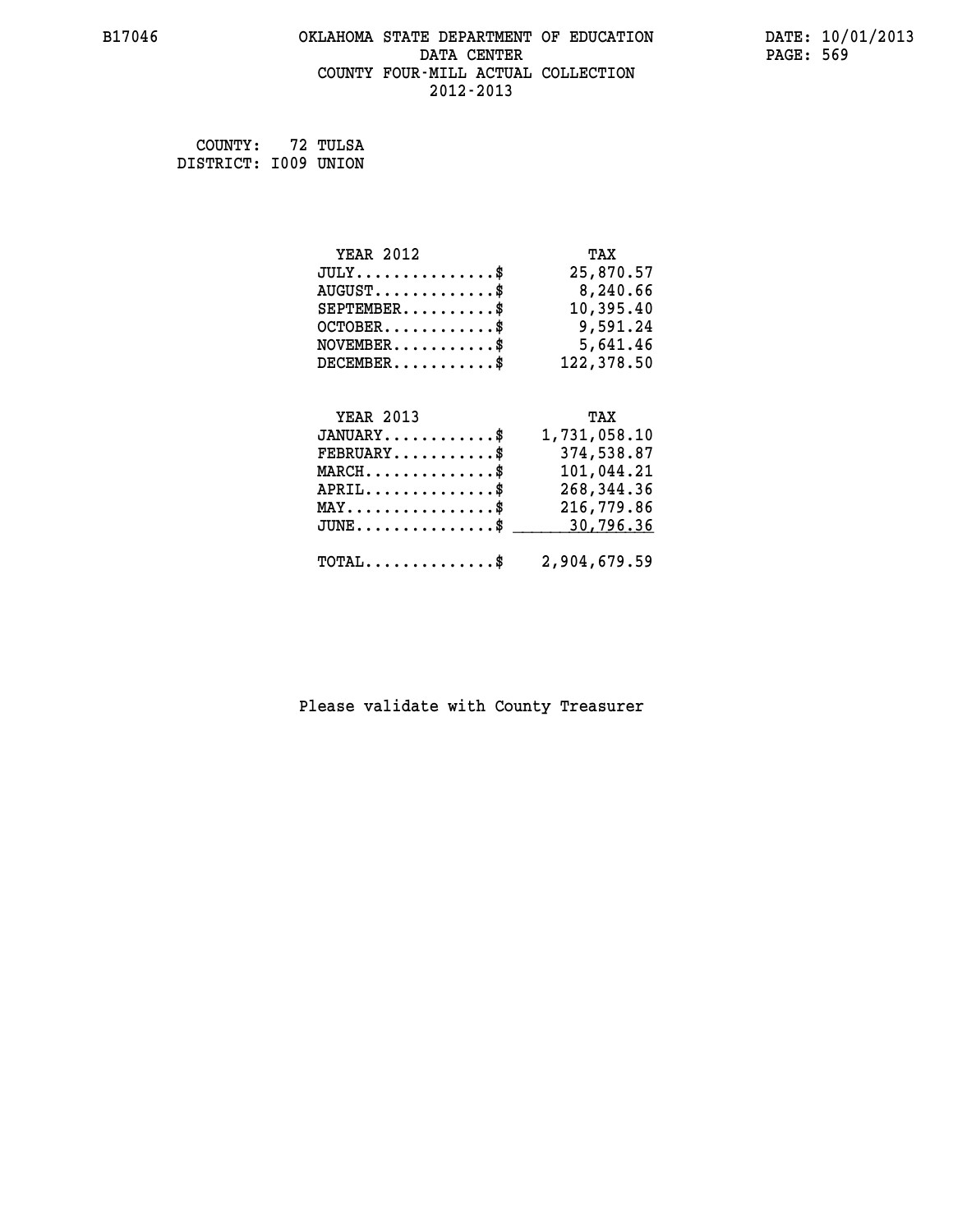B17046 OKLAHOMA STATE DEPARTMENT OF EDUCATION DATE: 10/01/2013

DATA CENTER

COUNTY FOUR-MILL ACTUAL COLLECTION

2012-2013

COUNTY: 72 TULSA
DISTRICT: I009 UNION

| YEAR 2012 | TAX |
|---|---|
| JULY...............$ | 25,870.57 |
| AUGUST.............$ | 8,240.66 |
| SEPTEMBER..........$ | 10,395.40 |
| OCTOBER............$ | 9,591.24 |
| NOVEMBER...........$ | 5,641.46 |
| DECEMBER...........$ | 122,378.50 |

| YEAR 2013 | TAX |
|---|---|
| JANUARY............$ | 1,731,058.10 |
| FEBRUARY...........$ | 374,538.87 |
| MARCH..............$ | 101,044.21 |
| APRIL..............$ | 268,344.36 |
| MAY................$ | 216,779.86 |
| JUNE...............$ | 30,796.36 |
| TOTAL..............$ | 2,904,679.59 |

Please validate with County Treasurer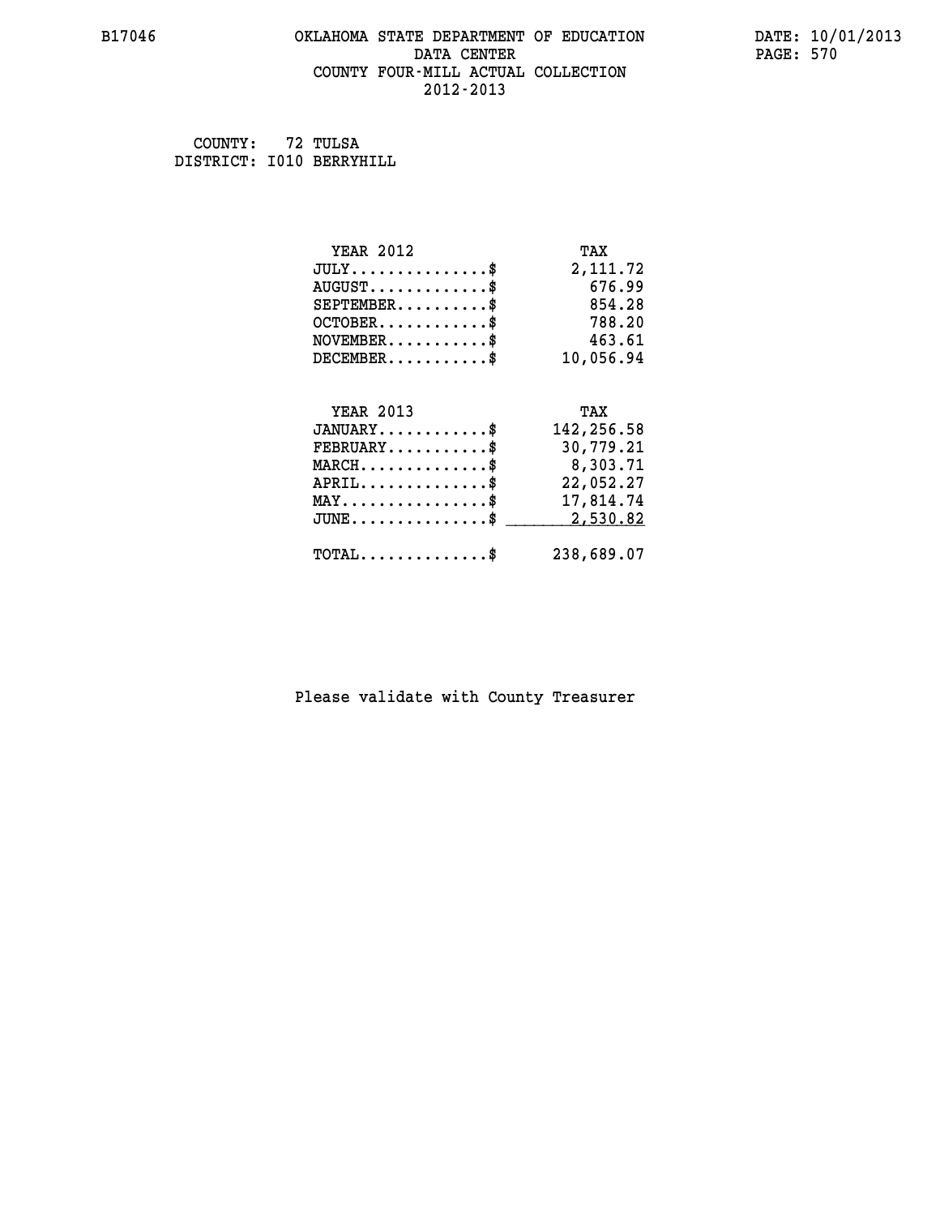# OKLAHOMA STATE DEPARTMENT OF EDUCATION
## DATA CENTER
## COUNTY FOUR-MILL ACTUAL COLLECTION
## 2012-2013

B17046 DATE: 10/01/2013

COUNTY: 72 TULSA
DISTRICT: I010 BERRYHILL

| YEAR 2012 | TAX |
|---|---|
| JULY..............$ | 2,111.72 |
| AUGUST............$ | 676.99 |
| SEPTEMBER.........$ | 854.28 |
| OCTOBER...........$ | 788.20 |
| NOVEMBER..........$ | 463.61 |
| DECEMBER..........$ | 10,056.94 |

| YEAR 2013 | TAX |
|---|---|
| JANUARY...........$ | 142,256.58 |
| FEBRUARY..........$ | 30,779.21 |
| MARCH.............$ | 8,303.71 |
| APRIL.............$ | 22,052.27 |
| MAY...............$ | 17,814.74 |
| JUNE..............$ | 2,530.82 |
| TOTAL.............$ | 238,689.07 |

Please validate with County Treasurer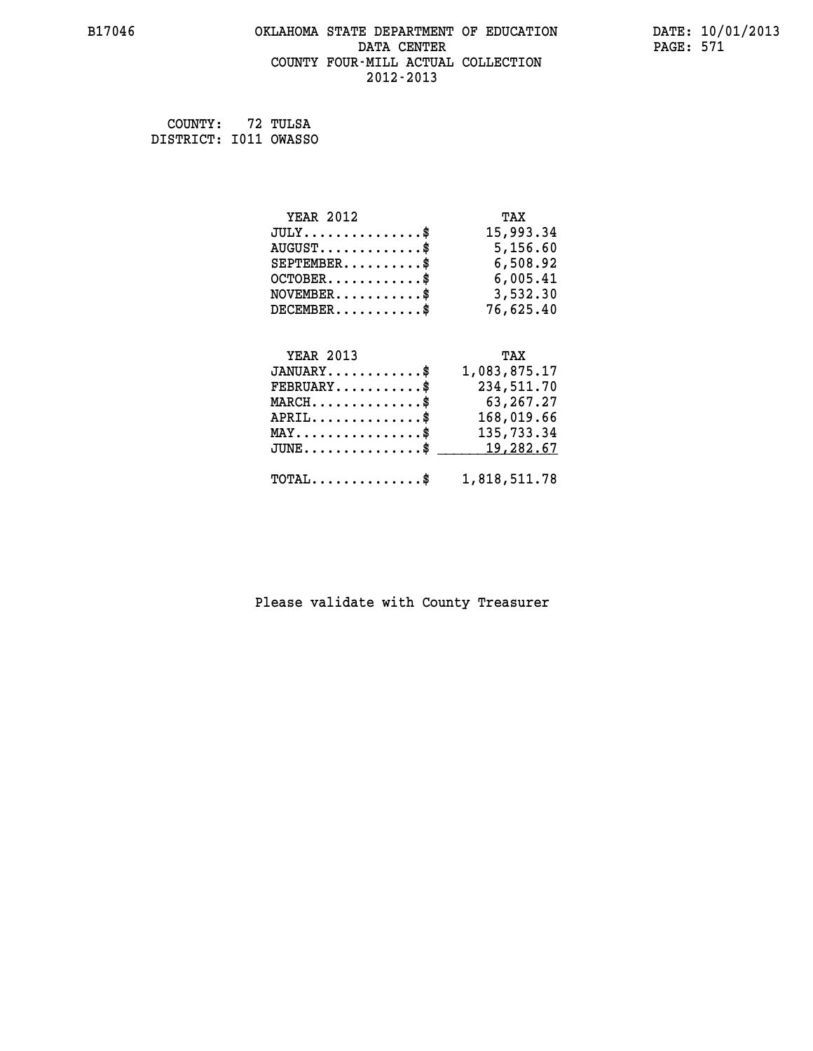# OKLAHOMA STATE DEPARTMENT OF EDUCATION
## DATA CENTER
## COUNTY FOUR-MILL ACTUAL COLLECTION
## 2012-2013

B17046

DATE: 10/01/2013

COUNTY: 72 TULSA
DISTRICT: I011 OWASSO

| YEAR 2012 | TAX |
|---|---|
| JULY...............$ | 15,993.34 |
| AUGUST.............$ | 5,156.60 |
| SEPTEMBER..........$ | 6,508.92 |
| OCTOBER............$ | 6,005.41 |
| NOVEMBER...........$ | 3,532.30 |
| DECEMBER...........$ | 76,625.40 |

| YEAR 2013 | TAX |
|---|---|
| JANUARY............$ | 1,083,875.17 |
| FEBRUARY...........$ | 234,511.70 |
| MARCH..............$ | 63,267.27 |
| APRIL..............$ | 168,019.66 |
| MAY................$ | 135,733.34 |
| JUNE...............$ | 19,282.67 |
| TOTAL..............$ | 1,818,511.78 |

Please validate with County Treasurer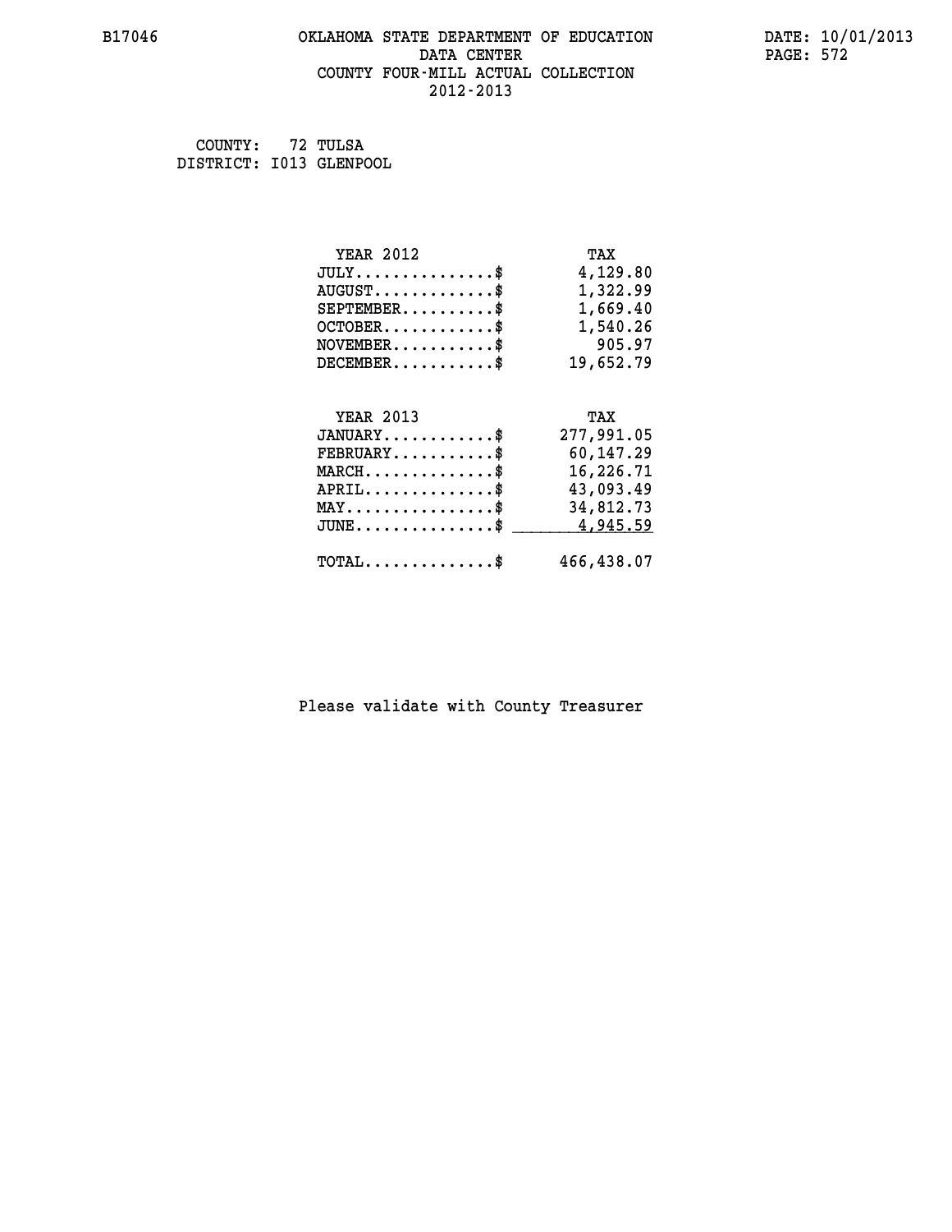# OKLAHOMA STATE DEPARTMENT OF EDUCATION
## DATA CENTER
## COUNTY FOUR-MILL ACTUAL COLLECTION
## 2012-2013

B17046

DATE: 10/01/2013

COUNTY: 72 TULSA
DISTRICT: I013 GLENPOOL

| YEAR 2012 | TAX |
|---|---|
| JULY...............$ | 4,129.80 |
| AUGUST.............$ | 1,322.99 |
| SEPTEMBER..........$ | 1,669.40 |
| OCTOBER............$ | 1,540.26 |
| NOVEMBER...........$ | 905.97 |
| DECEMBER...........$ | 19,652.79 |

| YEAR 2013 | TAX |
|---|---|
| JANUARY............$ | 277,991.05 |
| FEBRUARY...........$ | 60,147.29 |
| MARCH..............$ | 16,226.71 |
| APRIL..............$ | 43,093.49 |
| MAY................$ | 34,812.73 |
| JUNE...............$ | 4,945.59 |
| TOTAL..............$ | 466,438.07 |

Please validate with County Treasurer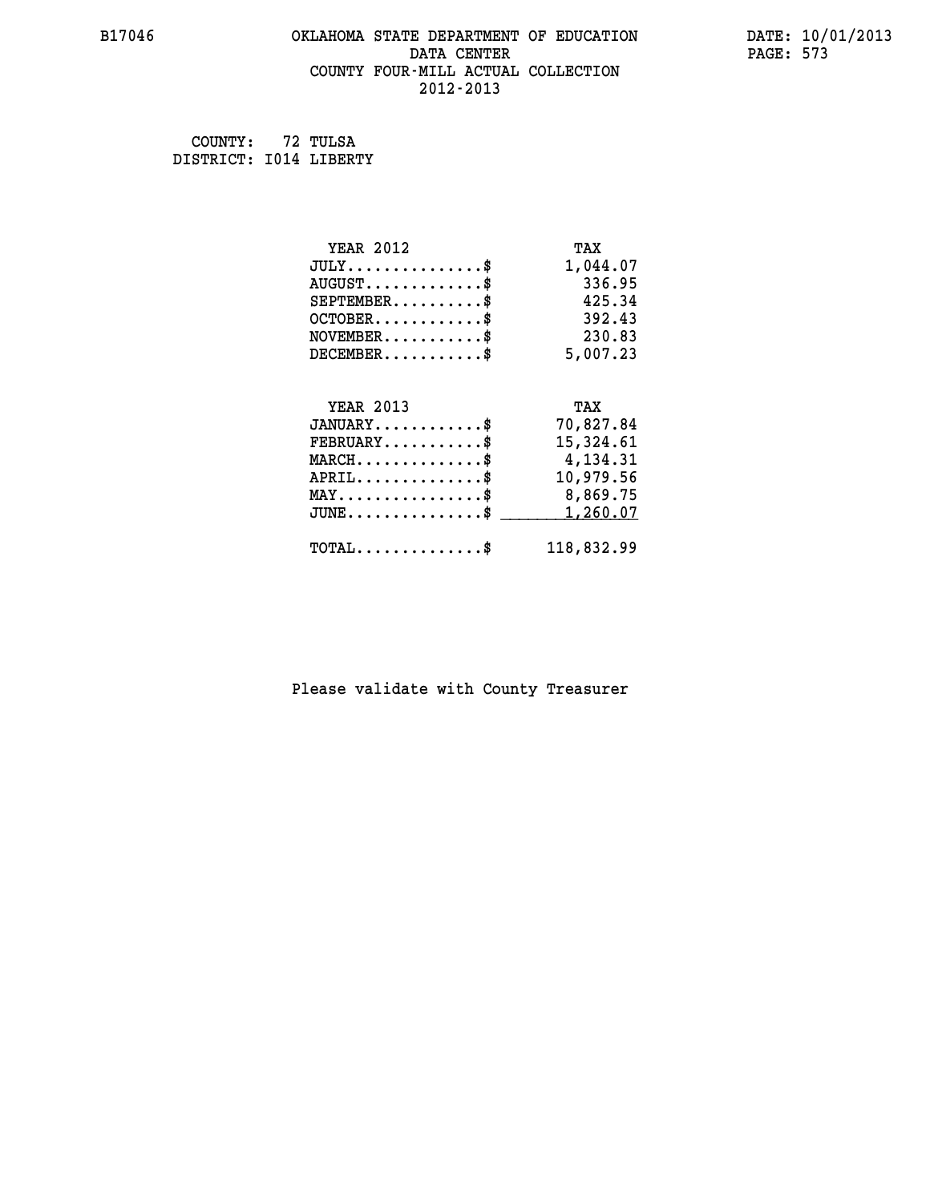B17046 OKLAHOMA STATE DEPARTMENT OF EDUCATION DATA CENTER COUNTY FOUR-MILL ACTUAL COLLECTION 2012-2013

DATE: 10/01/2013
PAGE: 573

COUNTY: 72 TULSA
DISTRICT: I014 LIBERTY

| YEAR 2012 | TAX |
|---|---|
| JULY..............$ | 1,044.07 |
| AUGUST............$ | 336.95 |
| SEPTEMBER..........$ | 425.34 |
| OCTOBER...........$ | 392.43 |
| NOVEMBER..........$ | 230.83 |
| DECEMBER..........$ | 5,007.23 |

| YEAR 2013 | TAX |
|---|---|
| JANUARY...........$ | 70,827.84 |
| FEBRUARY..........$ | 15,324.61 |
| MARCH.............$ | 4,134.31 |
| APRIL.............$ | 10,979.56 |
| MAY...............$ | 8,869.75 |
| JUNE..............$ | 1,260.07 |
| TOTAL.............$ | 118,832.99 |

Please validate with County Treasurer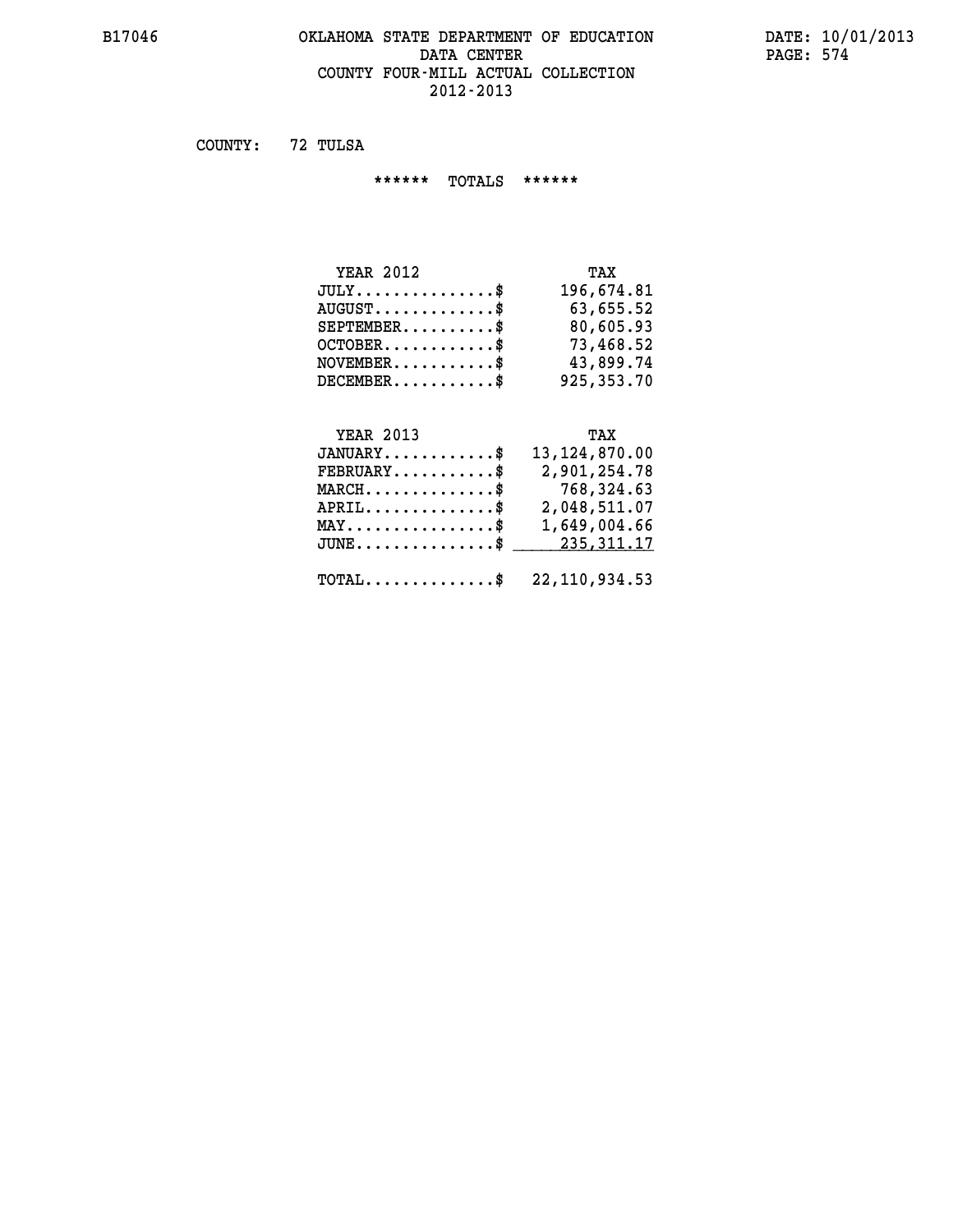# OKLAHOMA STATE DEPARTMENT OF EDUCATION
## DATA CENTER
## COUNTY FOUR-MILL ACTUAL COLLECTION
## 2012-2013

B17046 DATE: 10/01/2013 PAGE: 574

COUNTY: 72 TULSA

****** TOTALS ******

| YEAR 2012 | TAX |
|---|---|
| JULY...............$ | 196,674.81 |
| AUGUST.............$ | 63,655.52 |
| SEPTEMBER..........$ | 80,605.93 |
| OCTOBER............$ | 73,468.52 |
| NOVEMBER...........$ | 43,899.74 |
| DECEMBER...........$ | 925,353.70 |

| YEAR 2013 | TAX |
|---|---|
| JANUARY............$ | 13,124,870.00 |
| FEBRUARY...........$ | 2,901,254.78 |
| MARCH..............$ | 768,324.63 |
| APRIL..............$ | 2,048,511.07 |
| MAY................$ | 1,649,004.66 |
| JUNE...............$ | 235,311.17 |
| TOTAL..............$ | 22,110,934.53 |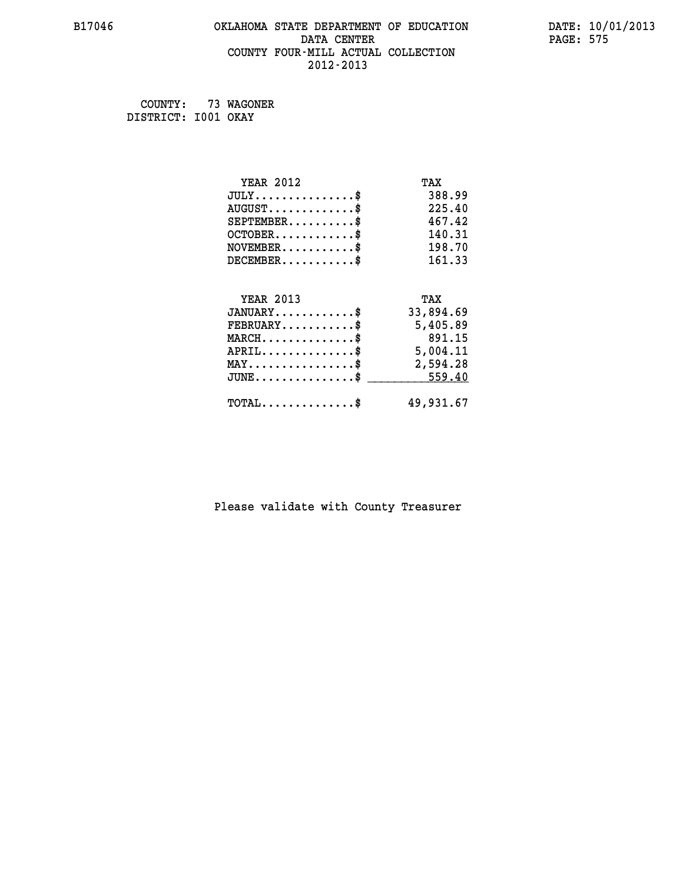B17046 OKLAHOMA STATE DEPARTMENT OF EDUCATION DATE: 10/01/2013
DATA CENTER
COUNTY FOUR-MILL ACTUAL COLLECTION
2012-2013

COUNTY: 73 WAGONER
DISTRICT: I001 OKAY

| YEAR 2012 | TAX |
|---|---|
| JULY...............$ | 388.99 |
| AUGUST.............$ | 225.40 |
| SEPTEMBER..........$ | 467.42 |
| OCTOBER............$ | 140.31 |
| NOVEMBER...........$ | 198.70 |
| DECEMBER...........$ | 161.33 |

| YEAR 2013 | TAX |
|---|---|
| JANUARY............$ | 33,894.69 |
| FEBRUARY...........$ | 5,405.89 |
| MARCH..............$ | 891.15 |
| APRIL..............$ | 5,004.11 |
| MAY................$ | 2,594.28 |
| JUNE...............$ | 559.40 |
| TOTAL..............$ | 49,931.67 |

Please validate with County Treasurer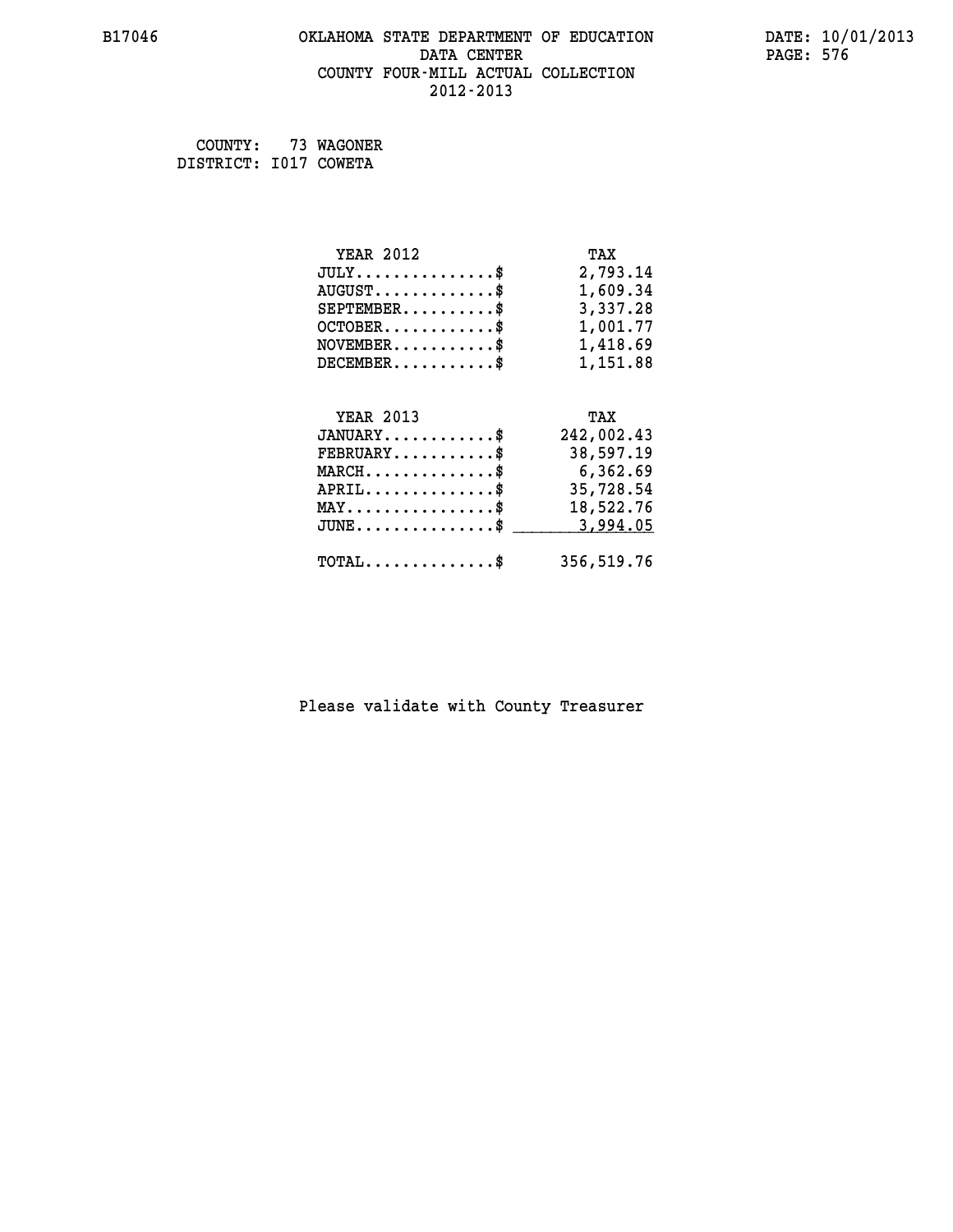B17046

# OKLAHOMA STATE DEPARTMENT OF EDUCATION
## DATA CENTER
## COUNTY FOUR-MILL ACTUAL COLLECTION
## 2012-2013

DATE: 10/01/2013

COUNTY: 73 WAGONER
DISTRICT: I017 COWETA

| YEAR 2012 | TAX |
|---|---|
| JULY...............$ | 2,793.14 |
| AUGUST.............$ | 1,609.34 |
| SEPTEMBER..........$ | 3,337.28 |
| OCTOBER............$ | 1,001.77 |
| NOVEMBER...........$ | 1,418.69 |
| DECEMBER...........$ | 1,151.88 |

| YEAR 2013 | TAX |
|---|---|
| JANUARY............$ | 242,002.43 |
| FEBRUARY...........$ | 38,597.19 |
| MARCH..............$ | 6,362.69 |
| APRIL..............$ | 35,728.54 |
| MAY................$ | 18,522.76 |
| JUNE...............$ | 3,994.05 |
| TOTAL..............$ | 356,519.76 |

Please validate with County Treasurer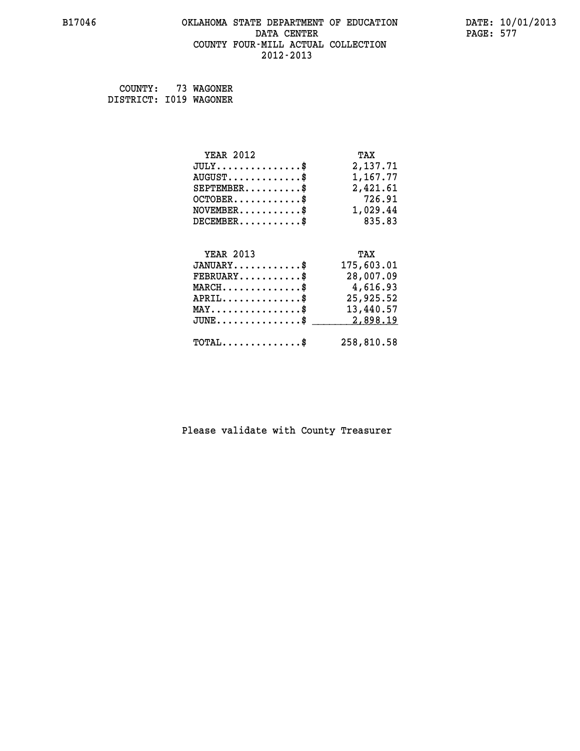B17046 OKLAHOMA STATE DEPARTMENT OF EDUCATION DATE: 10/01/2013
DATA CENTER PAGE: 577
COUNTY FOUR-MILL ACTUAL COLLECTION
2012-2013

COUNTY: 73 WAGONER
DISTRICT: I019 WAGONER

| YEAR 2012 | TAX |
|---|---|
| JULY...............$ | 2,137.71 |
| AUGUST.............$ | 1,167.77 |
| SEPTEMBER..........$ | 2,421.61 |
| OCTOBER............$ | 726.91 |
| NOVEMBER...........$ | 1,029.44 |
| DECEMBER...........$ | 835.83 |

| YEAR 2013 | TAX |
|---|---|
| JANUARY............$ | 175,603.01 |
| FEBRUARY...........$ | 28,007.09 |
| MARCH..............$ | 4,616.93 |
| APRIL..............$ | 25,925.52 |
| MAY................$ | 13,440.57 |
| JUNE...............$ | 2,898.19 |
| TOTAL..............$ | 258,810.58 |

Please validate with County Treasurer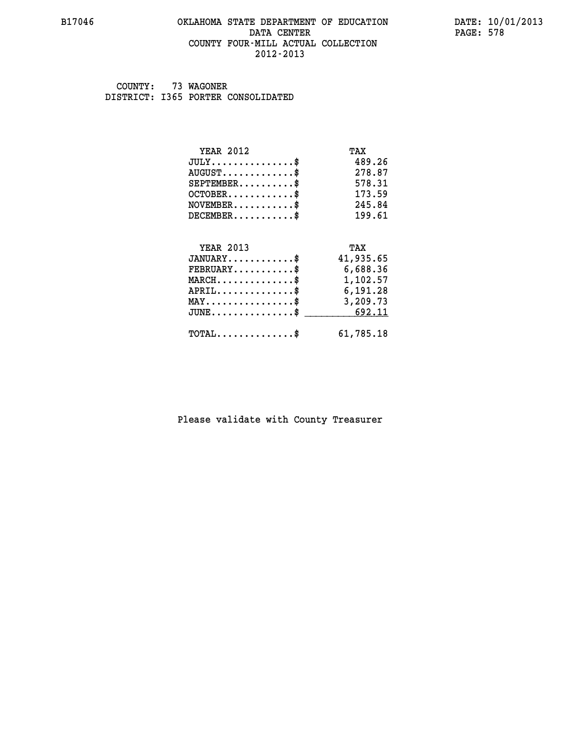# OKLAHOMA STATE DEPARTMENT OF EDUCATION
## DATA CENTER
## COUNTY FOUR-MILL ACTUAL COLLECTION
## 2012-2013

B17046 DATE: 10/01/2013

COUNTY: 73 WAGONER
DISTRICT: I365 PORTER CONSOLIDATED

| YEAR 2012 | TAX |
|---|---|
| JULY...............$ | 489.26 |
| AUGUST.............$ | 278.87 |
| SEPTEMBER..........$ | 578.31 |
| OCTOBER............$ | 173.59 |
| NOVEMBER...........$ | 245.84 |
| DECEMBER...........$ | 199.61 |

| YEAR 2013 | TAX |
|---|---|
| JANUARY............$ | 41,935.65 |
| FEBRUARY...........$ | 6,688.36 |
| MARCH..............$ | 1,102.57 |
| APRIL..............$ | 6,191.28 |
| MAY................$ | 3,209.73 |
| JUNE...............$ | 692.11 |
| TOTAL..............$ | 61,785.18 |

Please validate with County Treasurer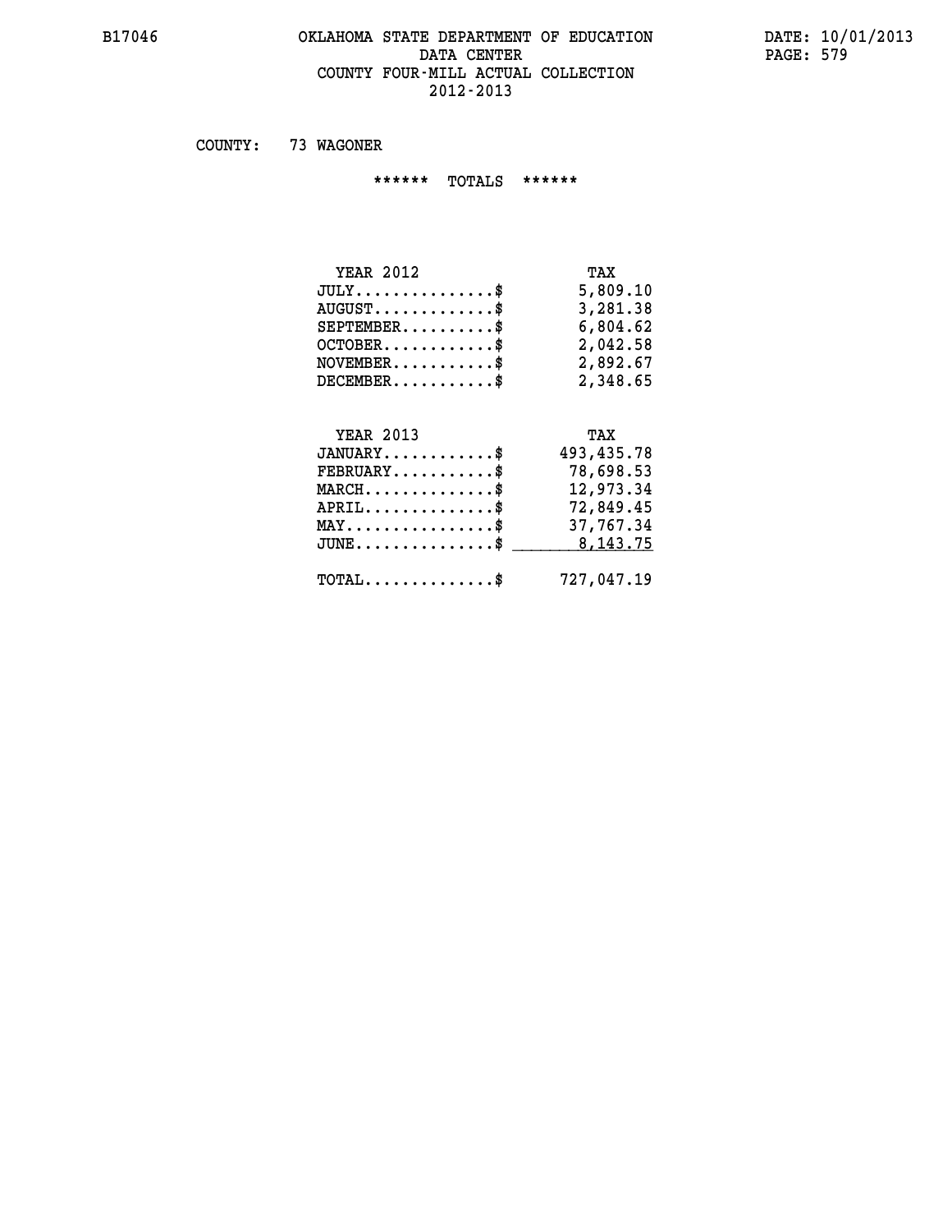B17046

# OKLAHOMA STATE DEPARTMENT OF EDUCATION
## DATA CENTER
## COUNTY FOUR-MILL ACTUAL COLLECTION
## 2012-2013

DATE: 10/01/2013

COUNTY: 73 WAGONER

****** TOTALS ******

| YEAR 2012 | TAX |
|---|---|
| JULY...............$ | 5,809.10 |
| AUGUST.............$ | 3,281.38 |
| SEPTEMBER..........$ | 6,804.62 |
| OCTOBER............$ | 2,042.58 |
| NOVEMBER...........$ | 2,892.67 |
| DECEMBER...........$ | 2,348.65 |

| YEAR 2013 | TAX |
|---|---|
| JANUARY............$ | 493,435.78 |
| FEBRUARY...........$ | 78,698.53 |
| MARCH..............$ | 12,973.34 |
| APRIL..............$ | 72,849.45 |
| MAY................$ | 37,767.34 |
| JUNE...............$ | 8,143.75 |
| TOTAL..............$ | 727,047.19 |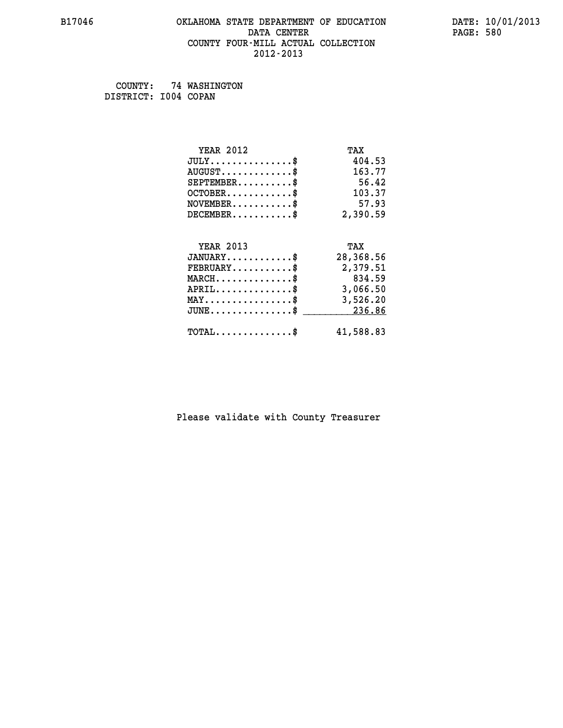B17046 OKLAHOMA STATE DEPARTMENT OF EDUCATION DATA CENTER COUNTY FOUR-MILL ACTUAL COLLECTION 2012-2013

DATE: 10/01/2013

COUNTY: 74 WASHINGTON
DISTRICT: I004 COPAN

| YEAR 2012 | TAX |
|---|---|
| JULY..............$ | 404.53 |
| AUGUST............$ | 163.77 |
| SEPTEMBER.........$ | 56.42 |
| OCTOBER...........$ | 103.37 |
| NOVEMBER..........$ | 57.93 |
| DECEMBER..........$ | 2,390.59 |

| YEAR 2013 | TAX |
|---|---|
| JANUARY...........$ | 28,368.56 |
| FEBRUARY..........$ | 2,379.51 |
| MARCH.............$ | 834.59 |
| APRIL.............$ | 3,066.50 |
| MAY...............$ | 3,526.20 |
| JUNE..............$ | 236.86 |
| TOTAL.............$ | 41,588.83 |

Please validate with County Treasurer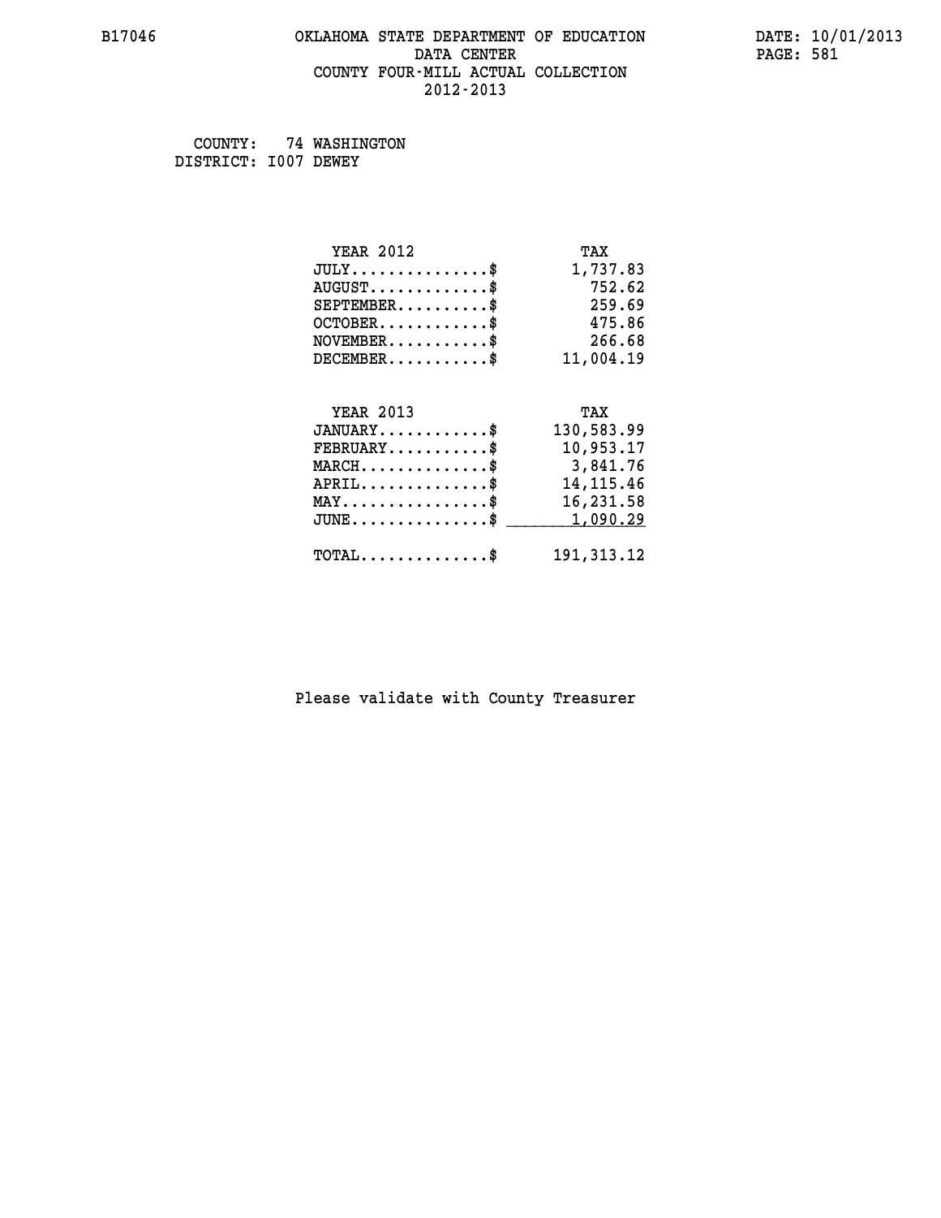B17046 OKLAHOMA STATE DEPARTMENT OF EDUCATION DATA CENTER COUNTY FOUR-MILL ACTUAL COLLECTION 2012-2013

DATE: 10/01/2013

COUNTY: 74 WASHINGTON
DISTRICT: I007 DEWEY

| YEAR 2012 | TAX |
|---|---|
| JULY...............$ | 1,737.83 |
| AUGUST.............$ | 752.62 |
| SEPTEMBER..........$ | 259.69 |
| OCTOBER............$ | 475.86 |
| NOVEMBER...........$ | 266.68 |
| DECEMBER...........$ | 11,004.19 |

| YEAR 2013 | TAX |
|---|---|
| JANUARY............$ | 130,583.99 |
| FEBRUARY...........$ | 10,953.17 |
| MARCH..............$ | 3,841.76 |
| APRIL..............$ | 14,115.46 |
| MAY................$ | 16,231.58 |
| JUNE...............$ | 1,090.29 |
| TOTAL..............$ | 191,313.12 |

Please validate with County Treasurer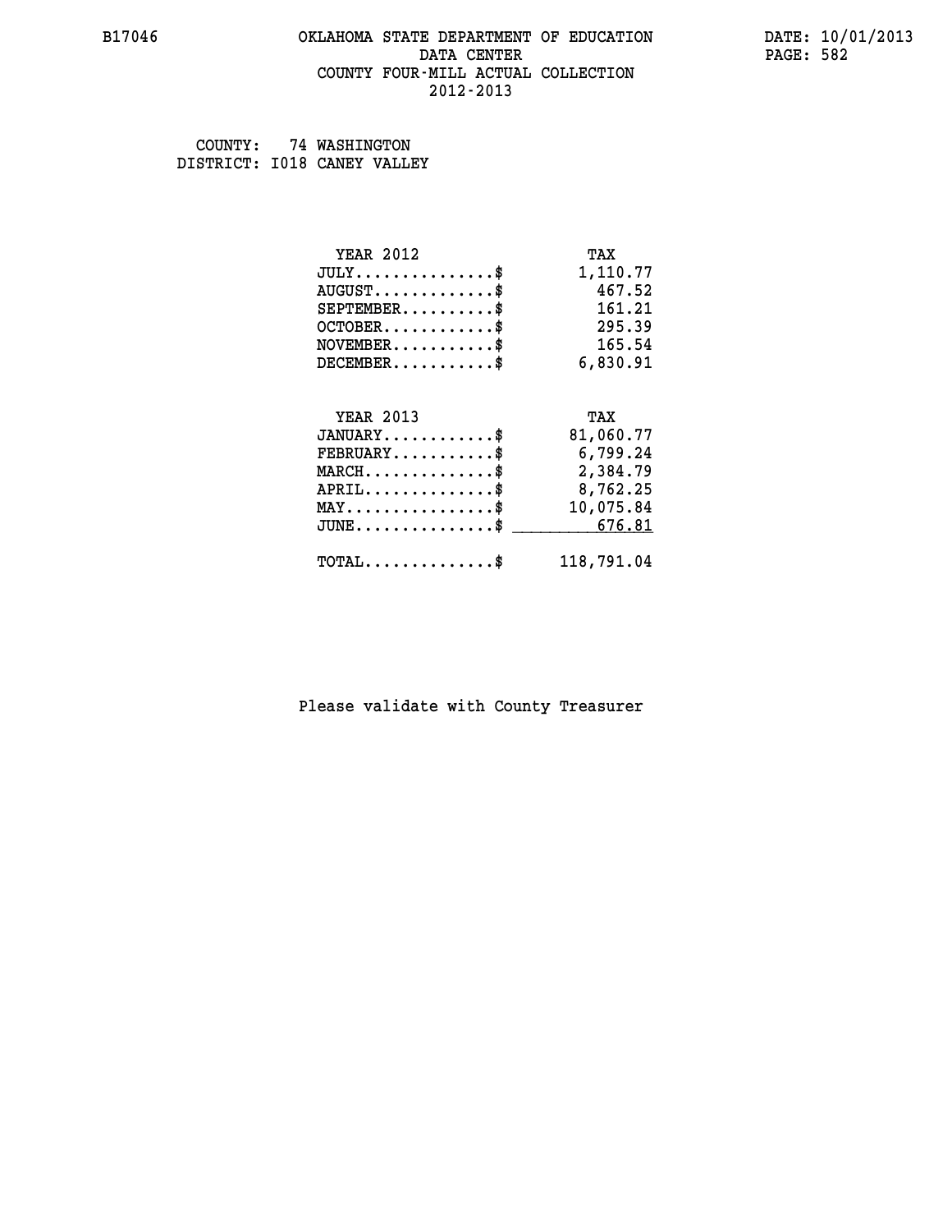B17046 OKLAHOMA STATE DEPARTMENT OF EDUCATION DATE: 10/01/2013
DATA CENTER
COUNTY FOUR-MILL ACTUAL COLLECTION
2012-2013

COUNTY: 74 WASHINGTON
DISTRICT: I018 CANEY VALLEY

| YEAR 2012 | TAX |
|---|---|
| JULY...............$ | 1,110.77 |
| AUGUST.............$ | 467.52 |
| SEPTEMBER..........$ | 161.21 |
| OCTOBER............$ | 295.39 |
| NOVEMBER...........$ | 165.54 |
| DECEMBER...........$ | 6,830.91 |

| YEAR 2013 | TAX |
|---|---|
| JANUARY............$ | 81,060.77 |
| FEBRUARY...........$ | 6,799.24 |
| MARCH..............$ | 2,384.79 |
| APRIL..............$ | 8,762.25 |
| MAY................$ | 10,075.84 |
| JUNE...............$ | 676.81 |
| TOTAL..............$ | 118,791.04 |

Please validate with County Treasurer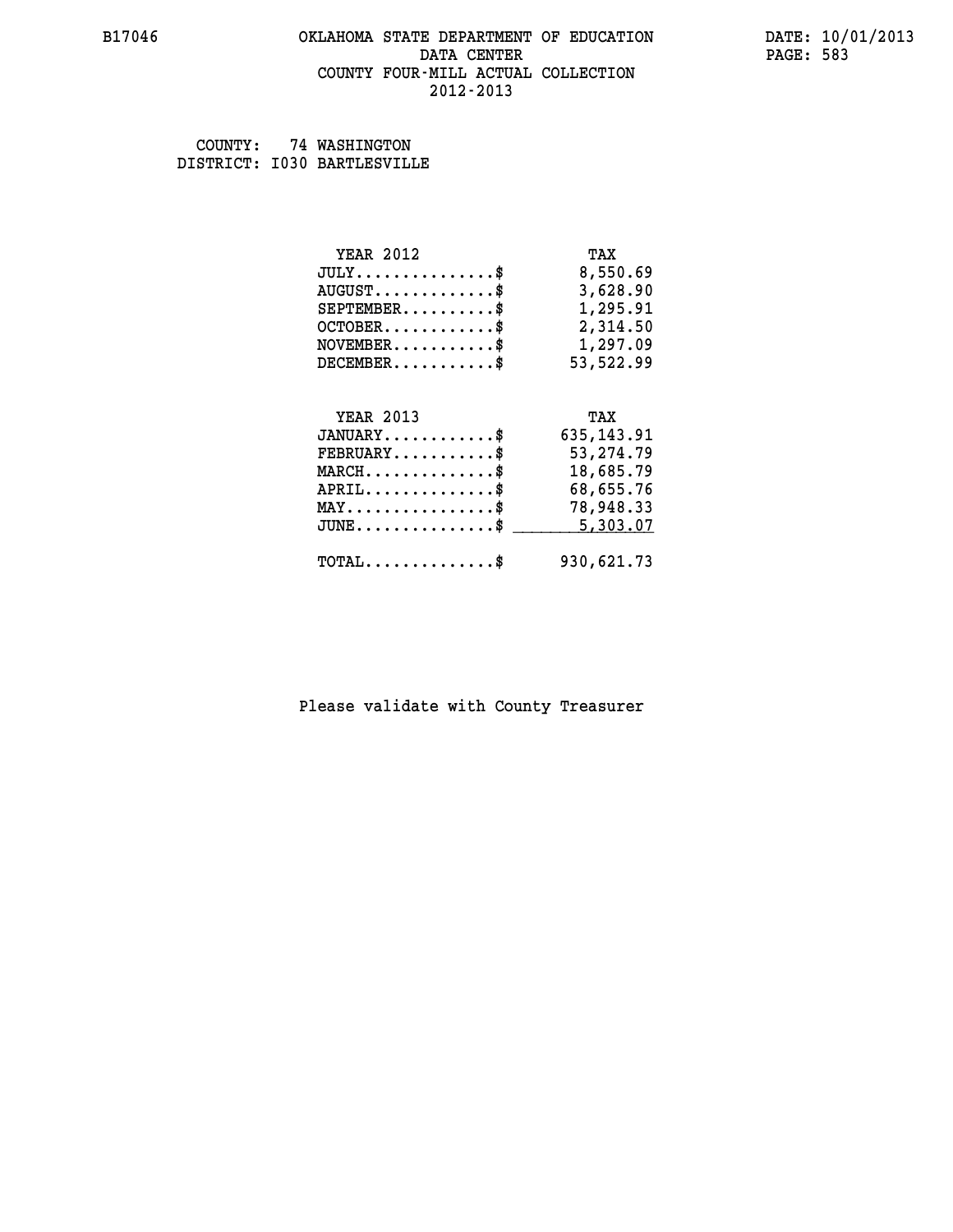B17046 OKLAHOMA STATE DEPARTMENT OF EDUCATION DATA CENTER COUNTY FOUR-MILL ACTUAL COLLECTION 2012-2013

DATE: 10/01/2013

COUNTY: 74 WASHINGTON
DISTRICT: I030 BARTLESVILLE

| YEAR 2012 | TAX |
|---|---|
| JULY..............$ | 8,550.69 |
| AUGUST............$ | 3,628.90 |
| SEPTEMBER..........$ | 1,295.91 |
| OCTOBER...........$ | 2,314.50 |
| NOVEMBER..........$ | 1,297.09 |
| DECEMBER..........$ | 53,522.99 |

| YEAR 2013 | TAX |
|---|---|
| JANUARY...........$ | 635,143.91 |
| FEBRUARY..........$ | 53,274.79 |
| MARCH.............$ | 18,685.79 |
| APRIL.............$ | 68,655.76 |
| MAY...............$ | 78,948.33 |
| JUNE..............$ | 5,303.07 |
| TOTAL.............$ | 930,621.73 |

Please validate with County Treasurer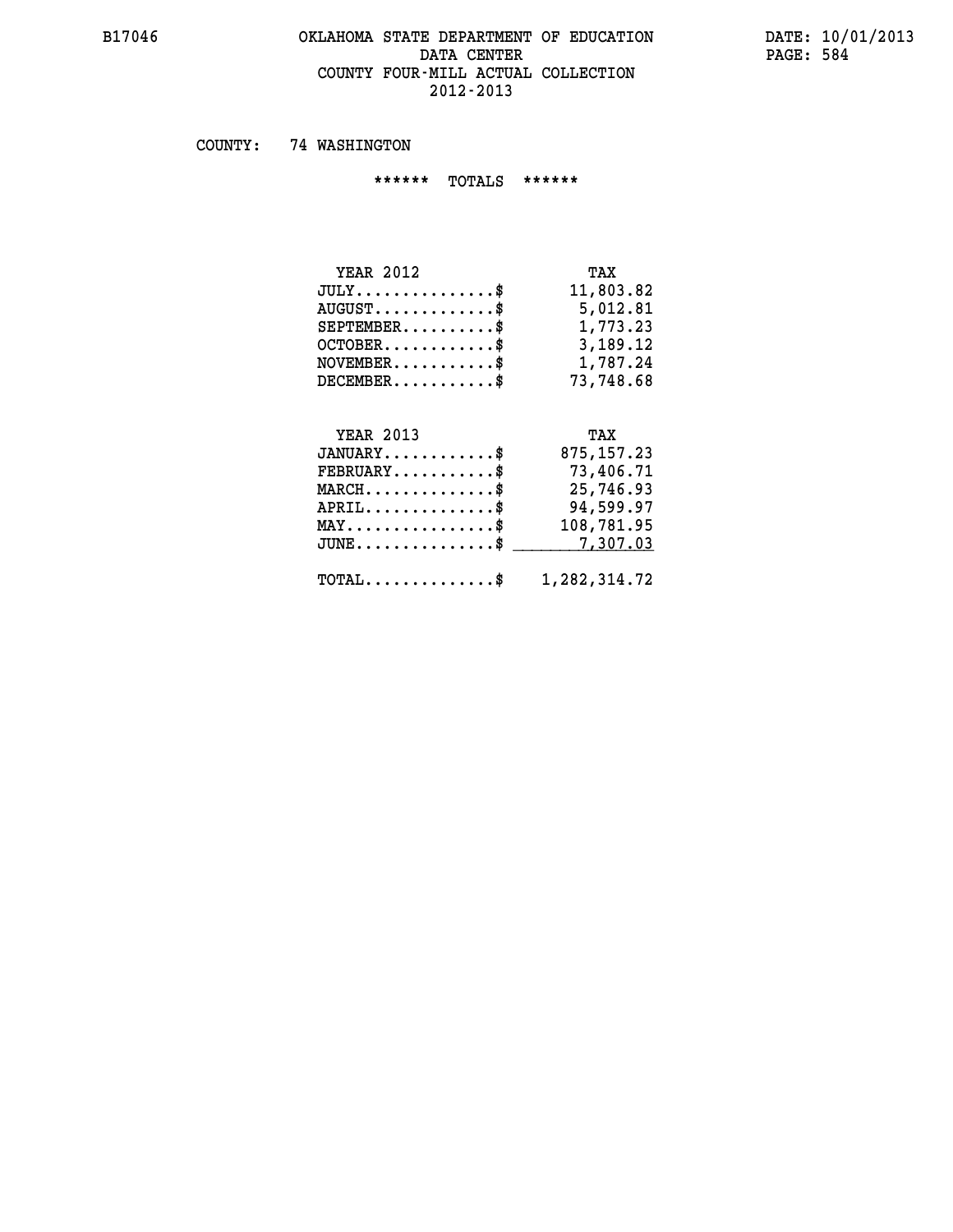# OKLAHOMA STATE DEPARTMENT OF EDUCATION
## DATA CENTER
## COUNTY FOUR-MILL ACTUAL COLLECTION
## 2012-2013

B17046 — DATE: 10/01/2013 — PAGE: 584

COUNTY: 74 WASHINGTON

****** TOTALS ******

| YEAR 2012 | TAX |
|---|---|
| JULY...............$ | 11,803.82 |
| AUGUST.............$ | 5,012.81 |
| SEPTEMBER..........$ | 1,773.23 |
| OCTOBER............$ | 3,189.12 |
| NOVEMBER...........$ | 1,787.24 |
| DECEMBER...........$ | 73,748.68 |

| YEAR 2013 | TAX |
|---|---|
| JANUARY............$ | 875,157.23 |
| FEBRUARY...........$ | 73,406.71 |
| MARCH..............$ | 25,746.93 |
| APRIL..............$ | 94,599.97 |
| MAY................$ | 108,781.95 |
| JUNE...............$ | 7,307.03 |
| TOTAL..............$ | 1,282,314.72 |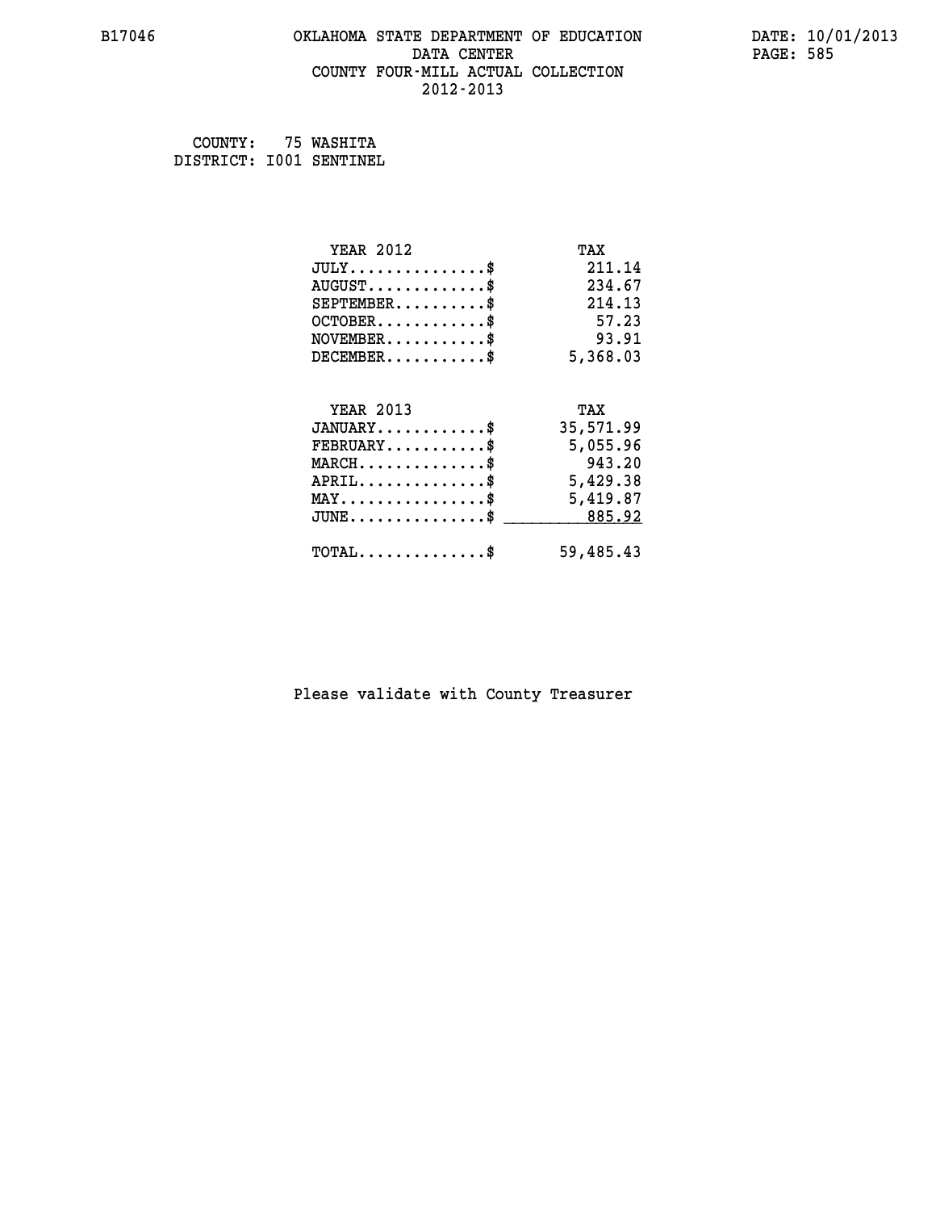B17046 OKLAHOMA STATE DEPARTMENT OF EDUCATION DATA CENTER COUNTY FOUR-MILL ACTUAL COLLECTION 2012-2013

DATE: 10/01/2013

COUNTY: 75 WASHITA
DISTRICT: I001 SENTINEL

| YEAR 2012 | TAX |
|---|---|
| JULY..............$ | 211.14 |
| AUGUST............$ | 234.67 |
| SEPTEMBER.........$ | 214.13 |
| OCTOBER...........$ | 57.23 |
| NOVEMBER..........$ | 93.91 |
| DECEMBER..........$ | 5,368.03 |

| YEAR 2013 | TAX |
|---|---|
| JANUARY...........$ | 35,571.99 |
| FEBRUARY..........$ | 5,055.96 |
| MARCH.............$ | 943.20 |
| APRIL.............$ | 5,429.38 |
| MAY...............$ | 5,419.87 |
| JUNE..............$ | 885.92 |
| TOTAL.............$ | 59,485.43 |

Please validate with County Treasurer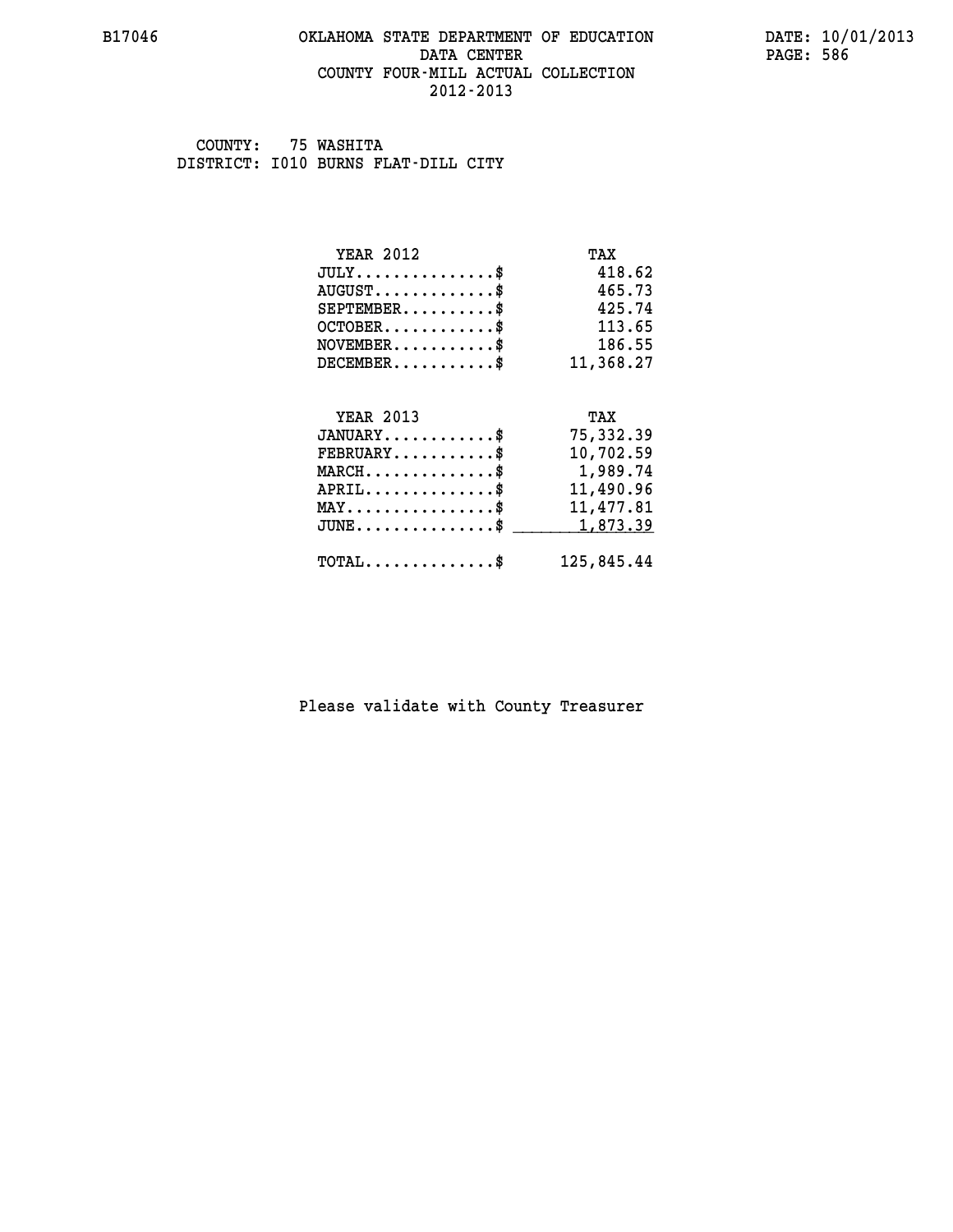# OKLAHOMA STATE DEPARTMENT OF EDUCATION
## DATA CENTER
## COUNTY FOUR-MILL ACTUAL COLLECTION
## 2012-2013

COUNTY: 75 WASHITA
DISTRICT: I010 BURNS FLAT-DILL CITY

| YEAR 2012 | TAX |
|---|---|
| JULY..............$ | 418.62 |
| AUGUST............$ | 465.73 |
| SEPTEMBER.........$ | 425.74 |
| OCTOBER...........$ | 113.65 |
| NOVEMBER..........$ | 186.55 |
| DECEMBER..........$ | 11,368.27 |

| YEAR 2013 | TAX |
|---|---|
| JANUARY...........$ | 75,332.39 |
| FEBRUARY..........$ | 10,702.59 |
| MARCH.............$ | 1,989.74 |
| APRIL.............$ | 11,490.96 |
| MAY...............$ | 11,477.81 |
| JUNE..............$ | 1,873.39 |
| TOTAL.............$ | 125,845.44 |

Please validate with County Treasurer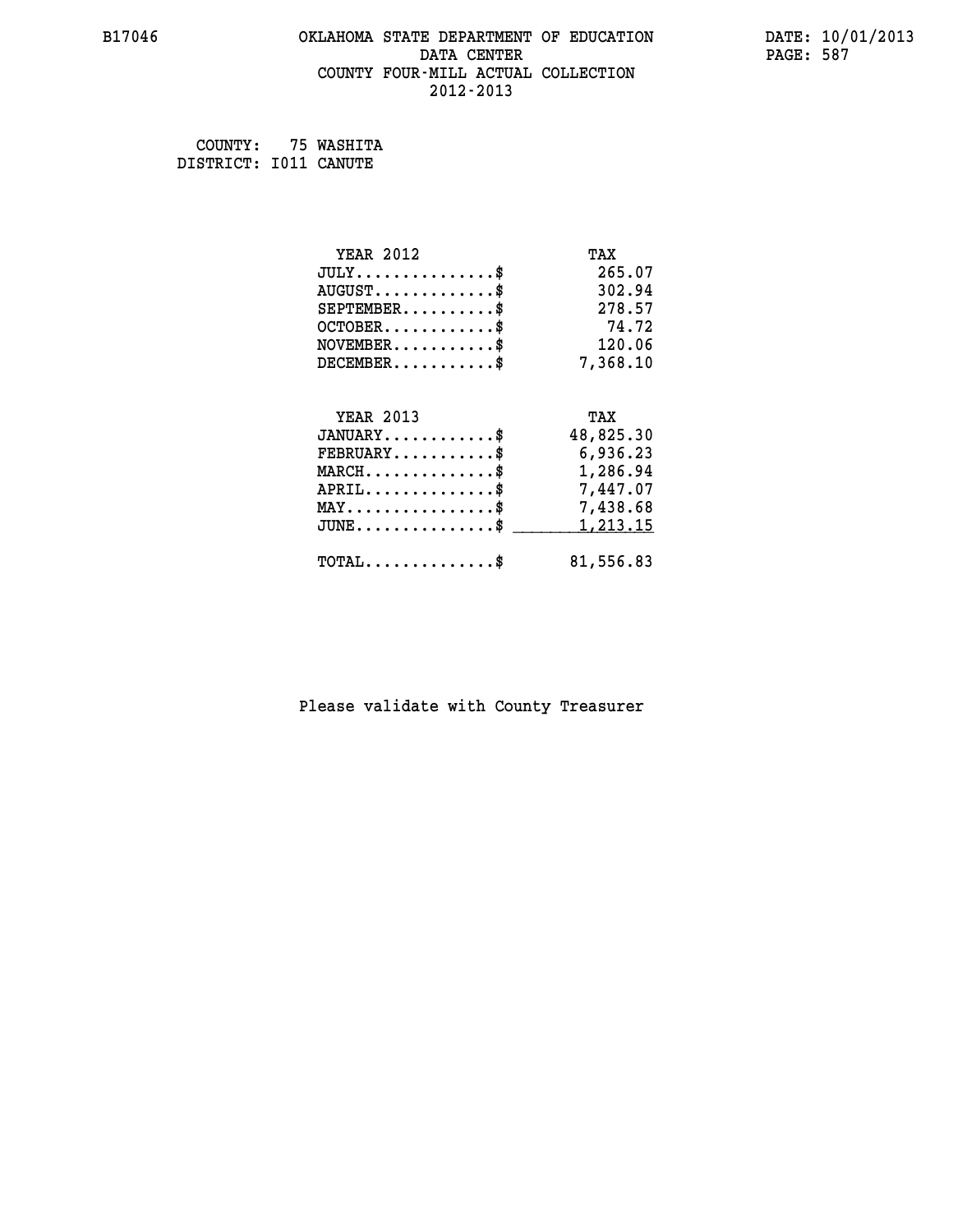B17046

# OKLAHOMA STATE DEPARTMENT OF EDUCATION
## DATA CENTER
## COUNTY FOUR-MILL ACTUAL COLLECTION
## 2012-2013

DATE: 10/01/2013

COUNTY: 75 WASHITA
DISTRICT: I011 CANUTE

| YEAR 2012 | TAX |
|---|---|
| JULY...............$ | 265.07 |
| AUGUST.............$ | 302.94 |
| SEPTEMBER..........$ | 278.57 |
| OCTOBER............$ | 74.72 |
| NOVEMBER...........$ | 120.06 |
| DECEMBER...........$ | 7,368.10 |

| YEAR 2013 | TAX |
|---|---|
| JANUARY............$ | 48,825.30 |
| FEBRUARY...........$ | 6,936.23 |
| MARCH..............$ | 1,286.94 |
| APRIL..............$ | 7,447.07 |
| MAY................$ | 7,438.68 |
| JUNE...............$ | 1,213.15 |
| TOTAL..............$ | 81,556.83 |

Please validate with County Treasurer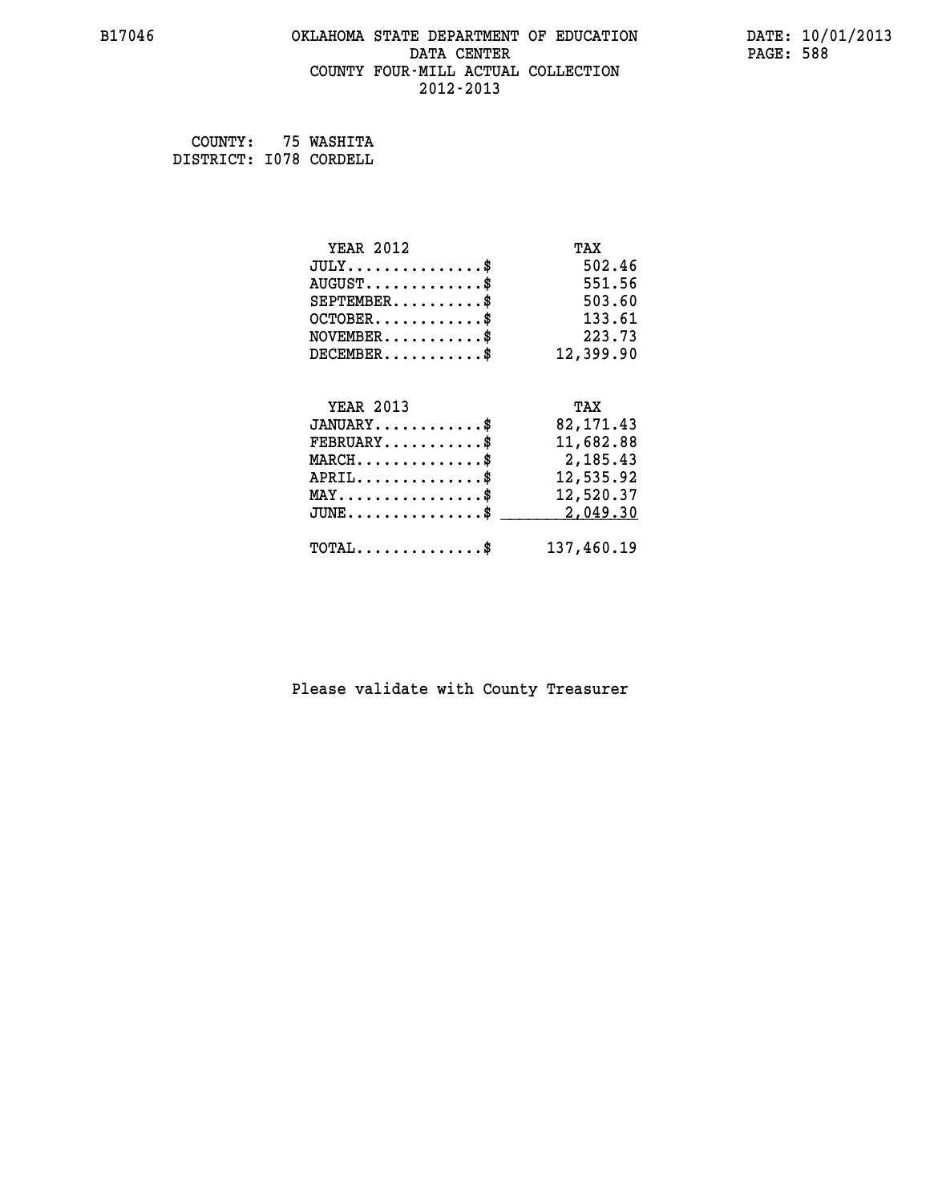# OKLAHOMA STATE DEPARTMENT OF EDUCATION
## DATA CENTER
## COUNTY FOUR-MILL ACTUAL COLLECTION
## 2012-2013

B17046

DATE: 10/01/2013

COUNTY: 75 WASHITA
DISTRICT: I078 CORDELL

| YEAR 2012 | TAX |
|---|---|
| JULY...............$ | 502.46 |
| AUGUST.............$ | 551.56 |
| SEPTEMBER..........$ | 503.60 |
| OCTOBER............$ | 133.61 |
| NOVEMBER...........$ | 223.73 |
| DECEMBER...........$ | 12,399.90 |

| YEAR 2013 | TAX |
|---|---|
| JANUARY............$ | 82,171.43 |
| FEBRUARY...........$ | 11,682.88 |
| MARCH..............$ | 2,185.43 |
| APRIL..............$ | 12,535.92 |
| MAY................$ | 12,520.37 |
| JUNE...............$ | 2,049.30 |
| TOTAL..............$ | 137,460.19 |

Please validate with County Treasurer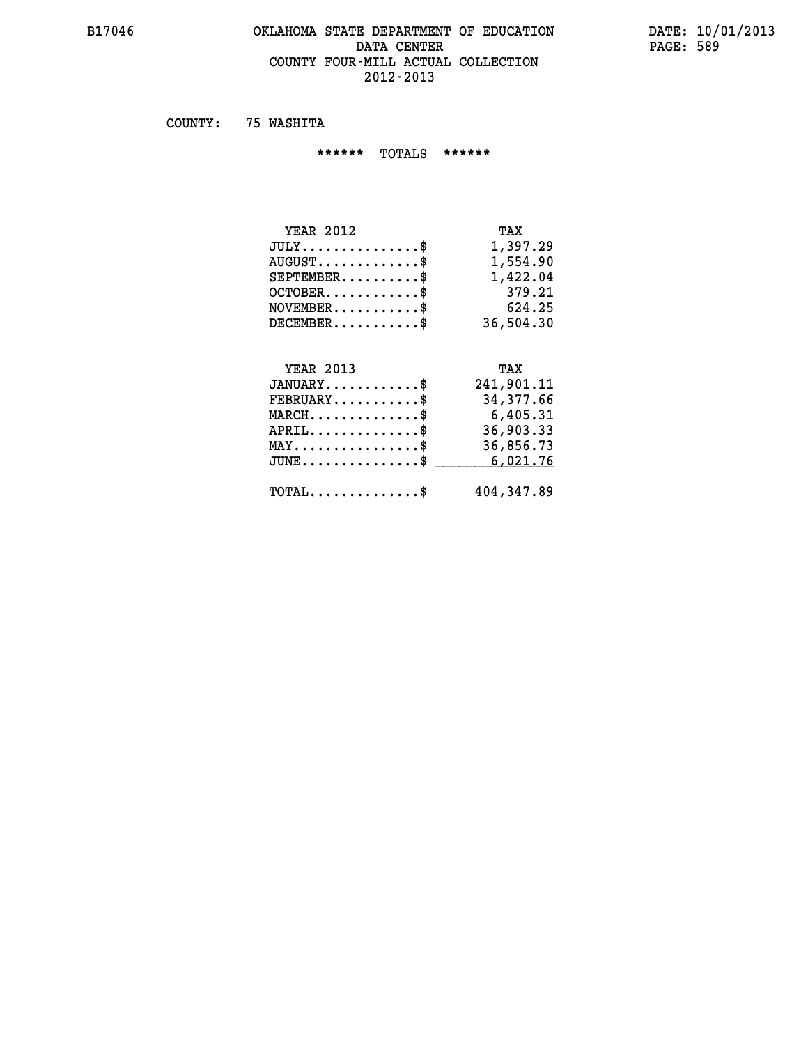# OKLAHOMA STATE DEPARTMENT OF EDUCATION
## DATA CENTER
## COUNTY FOUR-MILL ACTUAL COLLECTION
## 2012-2013

COUNTY: 75 WASHITA

****** TOTALS ******

| YEAR 2012 | TAX |
|---|---|
| JULY...............$ | 1,397.29 |
| AUGUST.............$ | 1,554.90 |
| SEPTEMBER..........$ | 1,422.04 |
| OCTOBER............$ | 379.21 |
| NOVEMBER...........$ | 624.25 |
| DECEMBER...........$ | 36,504.30 |

| YEAR 2013 | TAX |
|---|---|
| JANUARY............$ | 241,901.11 |
| FEBRUARY...........$ | 34,377.66 |
| MARCH..............$ | 6,405.31 |
| APRIL..............$ | 36,903.33 |
| MAY................$ | 36,856.73 |
| JUNE...............$ | 6,021.76 |
| TOTAL..............$ | 404,347.89 |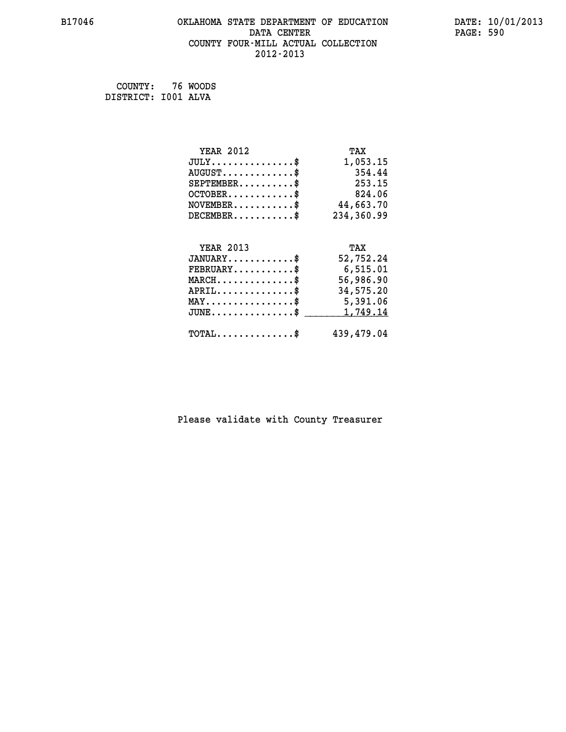# OKLAHOMA STATE DEPARTMENT OF EDUCATION
## DATA CENTER
## COUNTY FOUR-MILL ACTUAL COLLECTION
## 2012-2013

B17046 DATE: 10/01/2013

COUNTY: 76 WOODS
DISTRICT: I001 ALVA

| YEAR 2012 | TAX |
|---|---|
| JULY...............$ | 1,053.15 |
| AUGUST.............$ | 354.44 |
| SEPTEMBER..........$ | 253.15 |
| OCTOBER............$ | 824.06 |
| NOVEMBER...........$ | 44,663.70 |
| DECEMBER...........$ | 234,360.99 |

| YEAR 2013 | TAX |
|---|---|
| JANUARY............$ | 52,752.24 |
| FEBRUARY...........$ | 6,515.01 |
| MARCH..............$ | 56,986.90 |
| APRIL..............$ | 34,575.20 |
| MAY................$ | 5,391.06 |
| JUNE...............$ | 1,749.14 |
| TOTAL..............$ | 439,479.04 |

Please validate with County Treasurer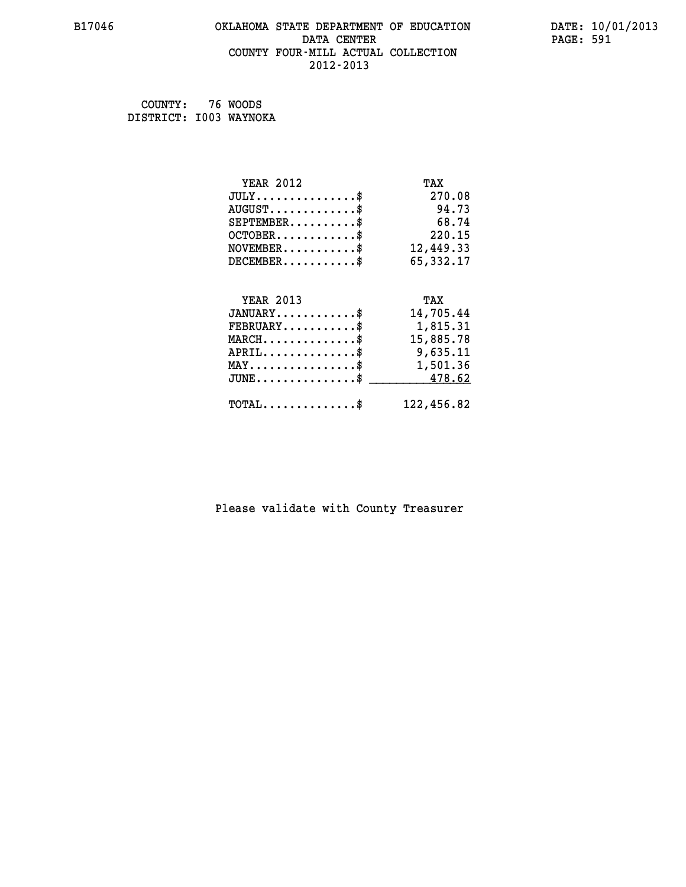# OKLAHOMA STATE DEPARTMENT OF EDUCATION
## DATA CENTER
## COUNTY FOUR-MILL ACTUAL COLLECTION
## 2012-2013

B17046

DATE: 10/01/2013

COUNTY: 76 WOODS
DISTRICT: I003 WAYNOKA

| YEAR 2012 | TAX |
|---|---|
| JULY...............$ | 270.08 |
| AUGUST.............$ | 94.73 |
| SEPTEMBER..........$ | 68.74 |
| OCTOBER............$ | 220.15 |
| NOVEMBER...........$ | 12,449.33 |
| DECEMBER...........$ | 65,332.17 |

| YEAR 2013 | TAX |
|---|---|
| JANUARY............$ | 14,705.44 |
| FEBRUARY...........$ | 1,815.31 |
| MARCH..............$ | 15,885.78 |
| APRIL..............$ | 9,635.11 |
| MAY................$ | 1,501.36 |
| JUNE...............$ | 478.62 |
| TOTAL..............$ | 122,456.82 |

Please validate with County Treasurer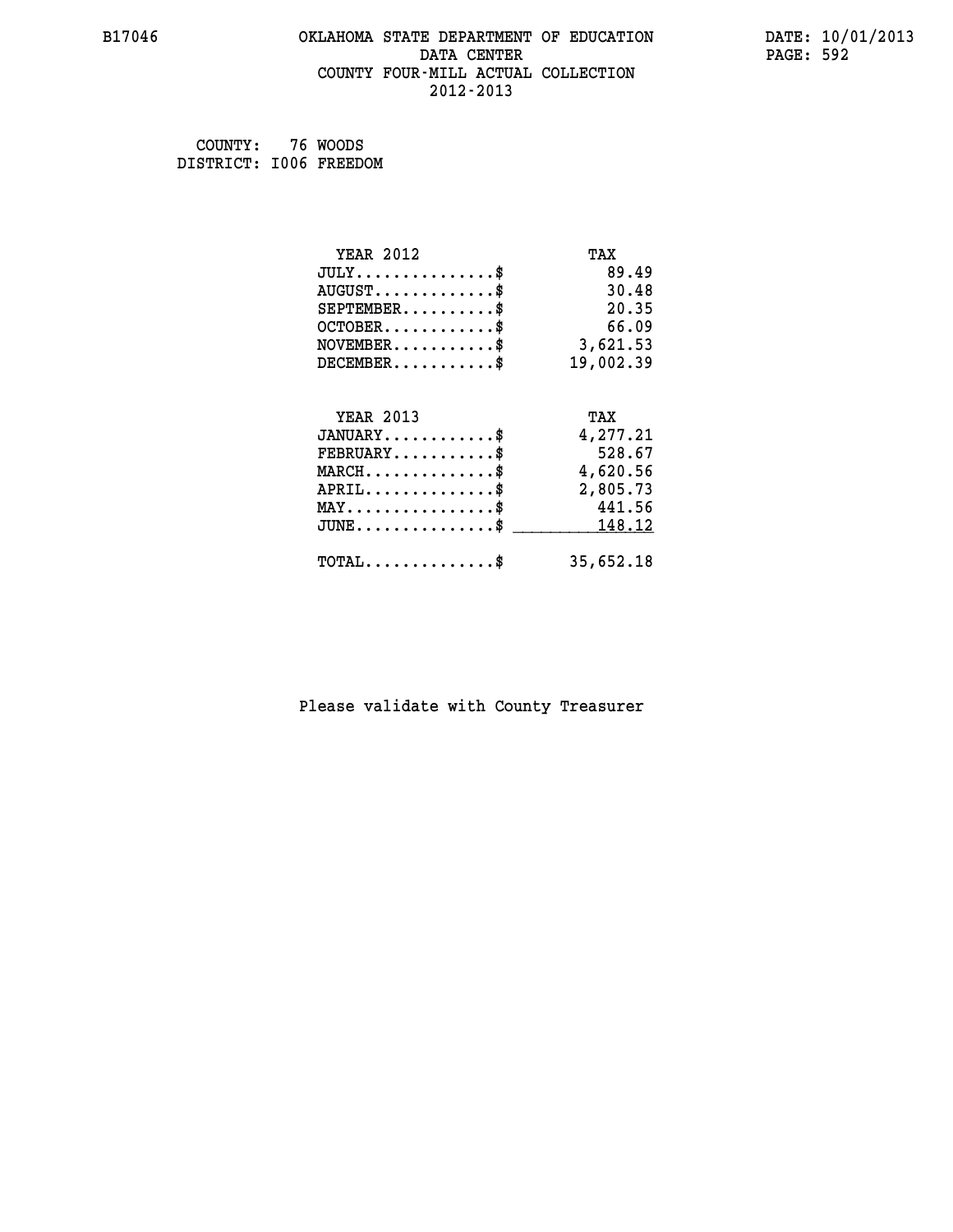B17046 OKLAHOMA STATE DEPARTMENT OF EDUCATION DATA CENTER COUNTY FOUR-MILL ACTUAL COLLECTION 2012-2013

DATE: 10/01/2013

COUNTY: 76 WOODS
DISTRICT: I006 FREEDOM

| YEAR 2012 | TAX |
|---|---|
| JULY...............$ | 89.49 |
| AUGUST.............$ | 30.48 |
| SEPTEMBER..........$ | 20.35 |
| OCTOBER............$ | 66.09 |
| NOVEMBER...........$ | 3,621.53 |
| DECEMBER...........$ | 19,002.39 |

| YEAR 2013 | TAX |
|---|---|
| JANUARY............$ | 4,277.21 |
| FEBRUARY...........$ | 528.67 |
| MARCH..............$ | 4,620.56 |
| APRIL..............$ | 2,805.73 |
| MAY................$ | 441.56 |
| JUNE...............$ | 148.12 |
| TOTAL..............$ | 35,652.18 |

Please validate with County Treasurer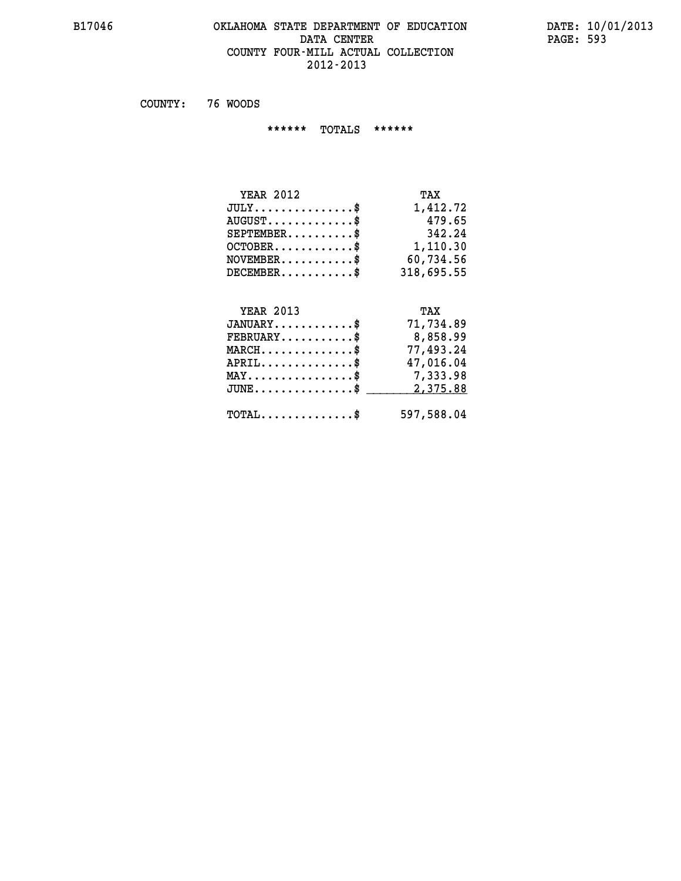B17046 OKLAHOMA STATE DEPARTMENT OF EDUCATION DATE: 10/01/2013

DATA CENTER

COUNTY FOUR-MILL ACTUAL COLLECTION

2012-2013

COUNTY: 76 WOODS

****** TOTALS ******

| YEAR 2012 | TAX |
|---|---|
| JULY...............$ | 1,412.72 |
| AUGUST.............$ | 479.65 |
| SEPTEMBER..........$ | 342.24 |
| OCTOBER............$ | 1,110.30 |
| NOVEMBER...........$ | 60,734.56 |
| DECEMBER...........$ | 318,695.55 |

| YEAR 2013 | TAX |
|---|---|
| JANUARY............$ | 71,734.89 |
| FEBRUARY...........$ | 8,858.99 |
| MARCH..............$ | 77,493.24 |
| APRIL..............$ | 47,016.04 |
| MAY................$ | 7,333.98 |
| JUNE...............$ | 2,375.88 |
| TOTAL..............$ | 597,588.04 |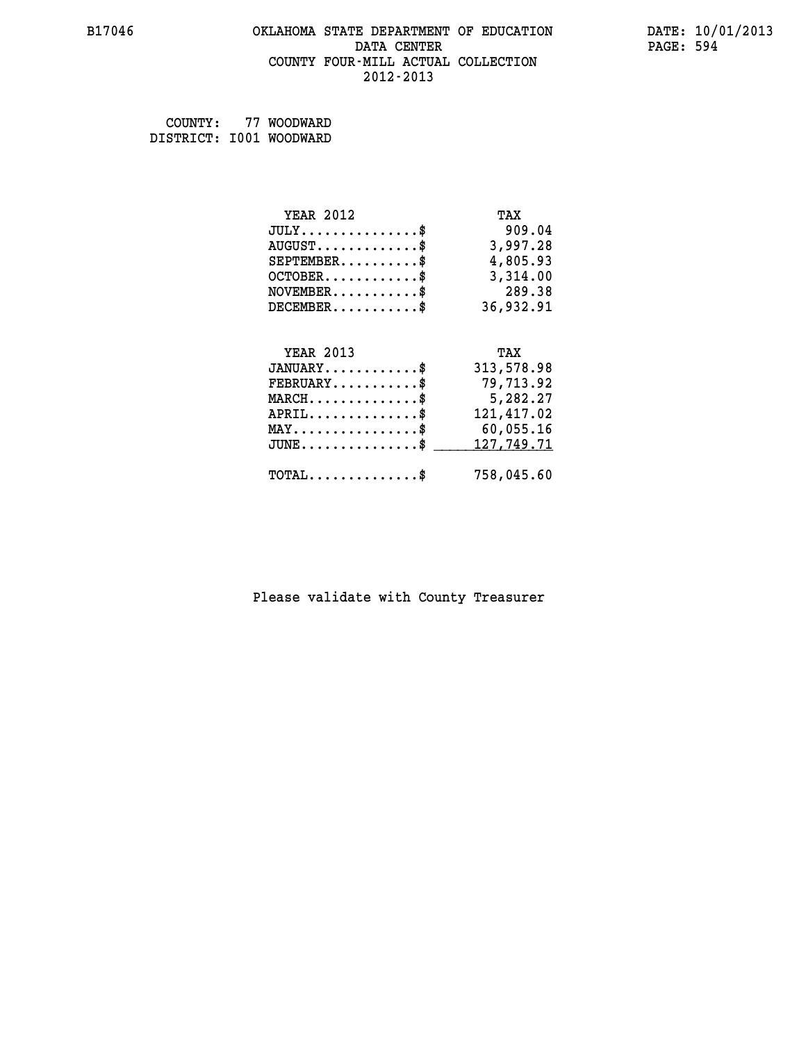B17046 OKLAHOMA STATE DEPARTMENT OF EDUCATION DATA CENTER COUNTY FOUR-MILL ACTUAL COLLECTION 2012-2013

DATE: 10/01/2013

COUNTY: 77 WOODWARD
DISTRICT: I001 WOODWARD

| YEAR 2012 | TAX |
|---|---|
| JULY...............$ | 909.04 |
| AUGUST.............$ | 3,997.28 |
| SEPTEMBER..........$ | 4,805.93 |
| OCTOBER............$ | 3,314.00 |
| NOVEMBER...........$ | 289.38 |
| DECEMBER...........$ | 36,932.91 |

| YEAR 2013 | TAX |
|---|---|
| JANUARY............$ | 313,578.98 |
| FEBRUARY...........$ | 79,713.92 |
| MARCH..............$ | 5,282.27 |
| APRIL..............$ | 121,417.02 |
| MAY................$ | 60,055.16 |
| JUNE...............$ | 127,749.71 |
| TOTAL..............$ | 758,045.60 |

Please validate with County Treasurer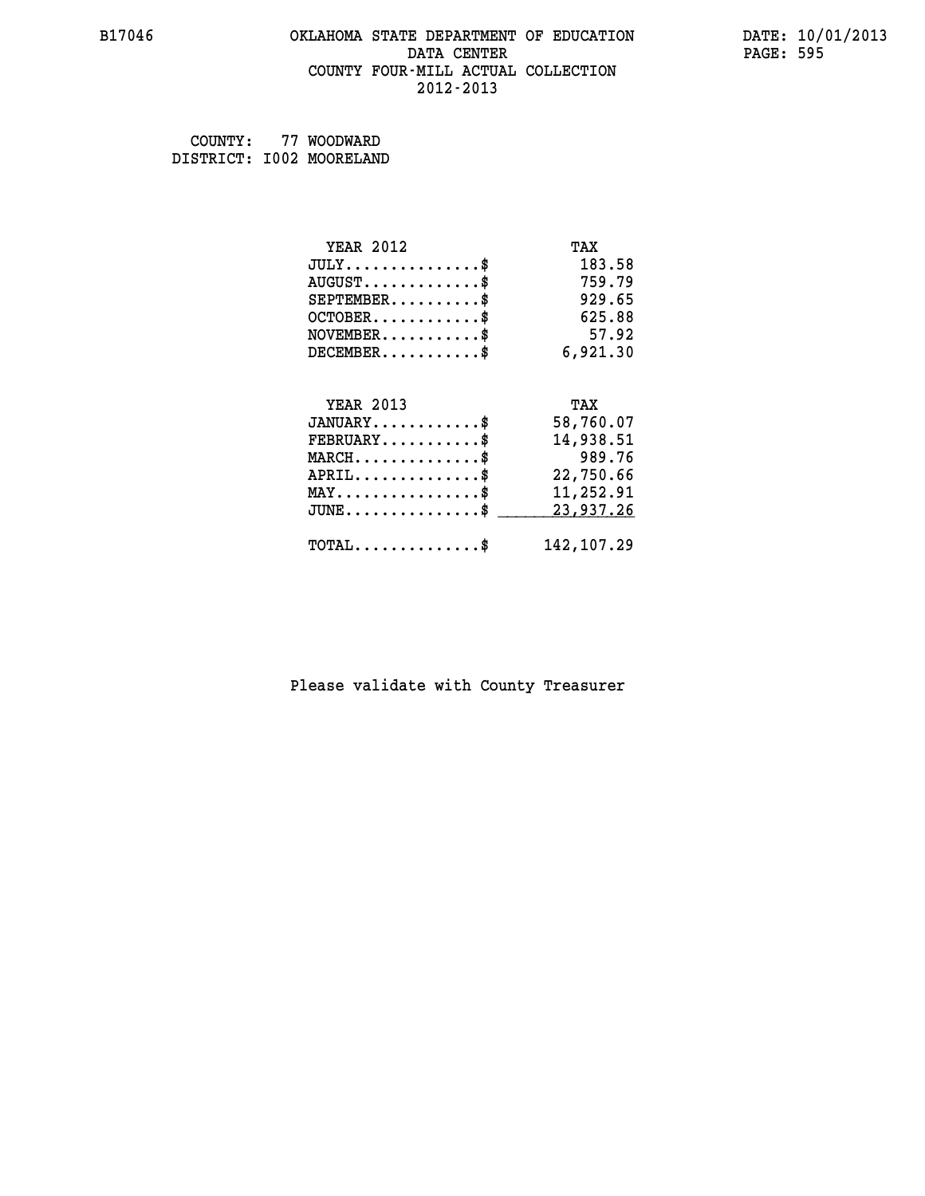# OKLAHOMA STATE DEPARTMENT OF EDUCATION
## DATA CENTER
## COUNTY FOUR-MILL ACTUAL COLLECTION
## 2012-2013

B17046 DATE: 10/01/2013

COUNTY: 77 WOODWARD
DISTRICT: I002 MOORELAND

| YEAR 2012 | TAX |
|---|---|
| JULY..............$ | 183.58 |
| AUGUST............$ | 759.79 |
| SEPTEMBER..........$ | 929.65 |
| OCTOBER............$ | 625.88 |
| NOVEMBER...........$ | 57.92 |
| DECEMBER...........$ | 6,921.30 |

| YEAR 2013 | TAX |
|---|---|
| JANUARY............$ | 58,760.07 |
| FEBRUARY...........$ | 14,938.51 |
| MARCH..............$ | 989.76 |
| APRIL..............$ | 22,750.66 |
| MAY................$ | 11,252.91 |
| JUNE...............$ | 23,937.26 |
| TOTAL..............$ | 142,107.29 |

Please validate with County Treasurer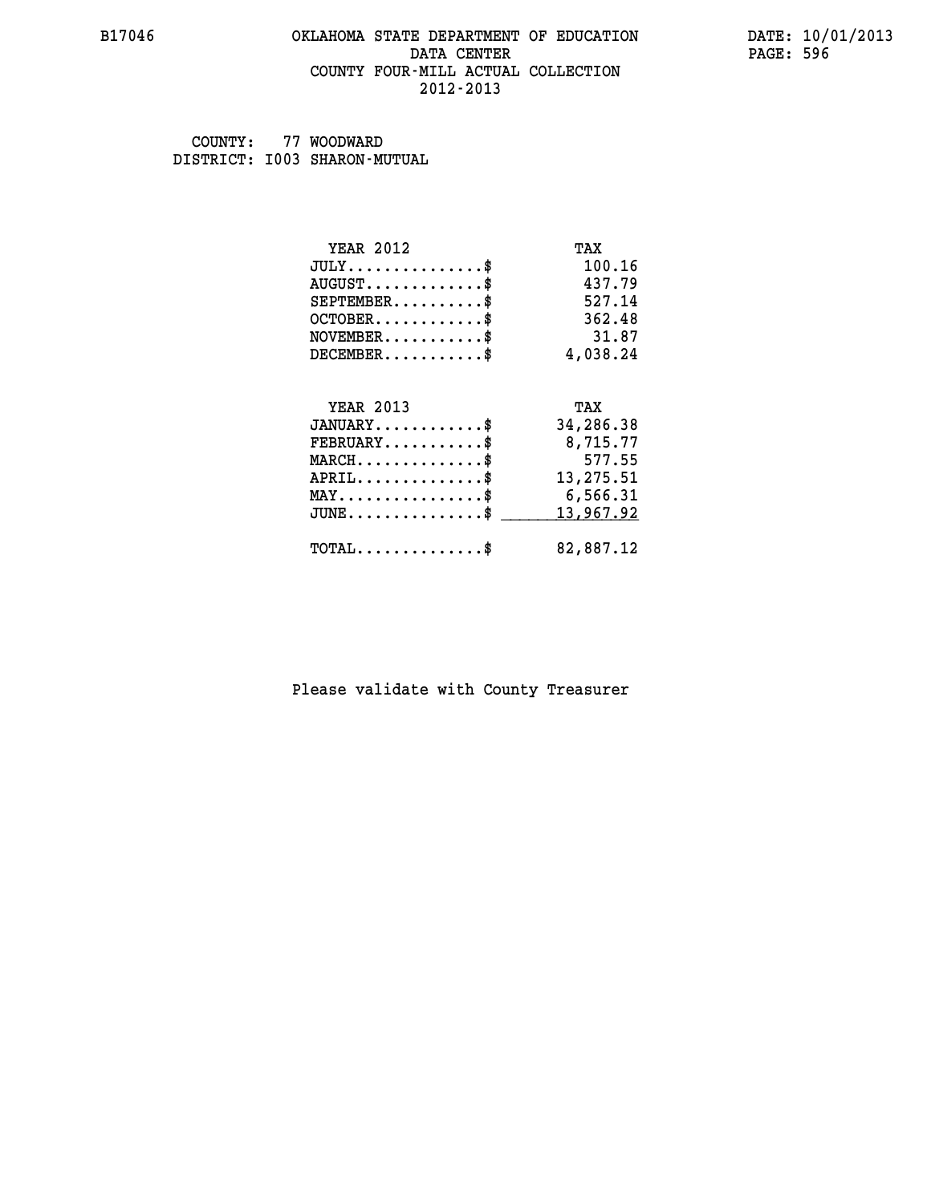B17046 OKLAHOMA STATE DEPARTMENT OF EDUCATION DATE: 10/01/2013
DATA CENTER PAGE: 596
COUNTY FOUR-MILL ACTUAL COLLECTION
2012-2013

COUNTY: 77 WOODWARD
DISTRICT: I003 SHARON-MUTUAL

| YEAR 2012 | TAX |
|---|---|
| JULY..............$ | 100.16 |
| AUGUST............$ | 437.79 |
| SEPTEMBER..........$ | 527.14 |
| OCTOBER...........$ | 362.48 |
| NOVEMBER..........$ | 31.87 |
| DECEMBER..........$ | 4,038.24 |

| YEAR 2013 | TAX |
|---|---|
| JANUARY...........$ | 34,286.38 |
| FEBRUARY..........$ | 8,715.77 |
| MARCH.............$ | 577.55 |
| APRIL.............$ | 13,275.51 |
| MAY...............$ | 6,566.31 |
| JUNE..............$ | 13,967.92 |
| TOTAL.............$ | 82,887.12 |

Please validate with County Treasurer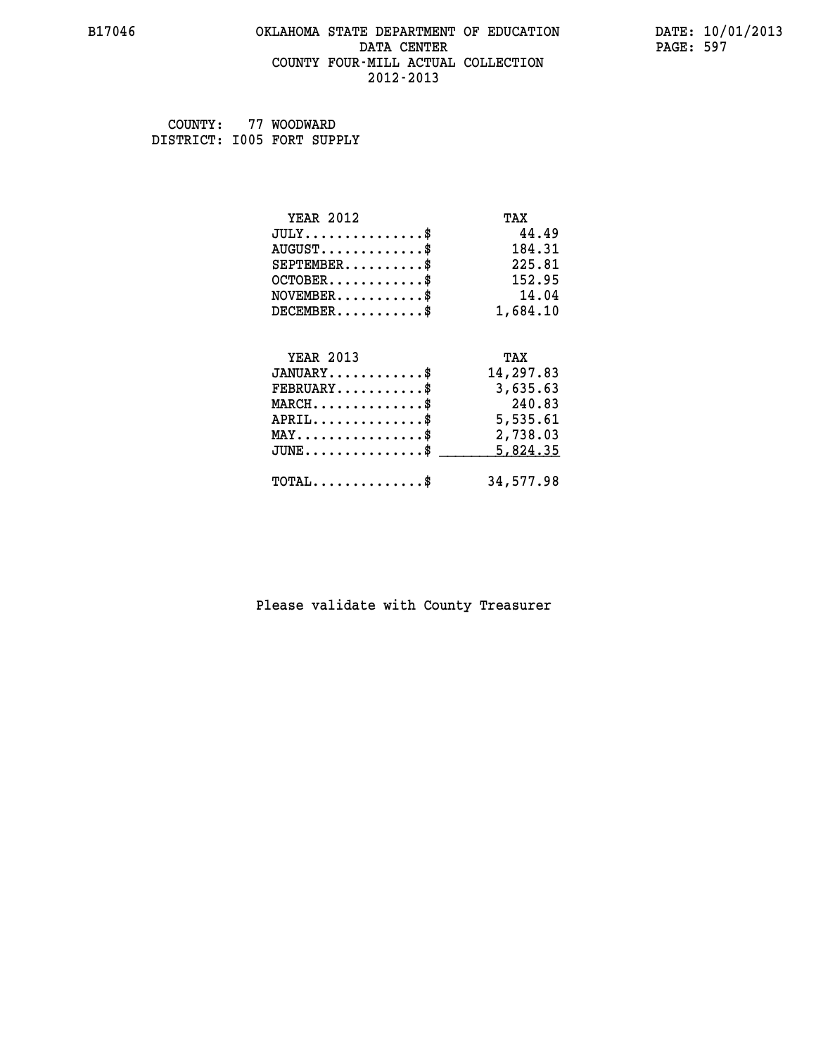B17046 OKLAHOMA STATE DEPARTMENT OF EDUCATION DATA CENTER COUNTY FOUR-MILL ACTUAL COLLECTION 2012-2013

DATE: 10/01/2013

COUNTY: 77 WOODWARD
DISTRICT: I005 FORT SUPPLY

| YEAR 2012 | TAX |
|---|---|
| JULY...............$ | 44.49 |
| AUGUST.............$ | 184.31 |
| SEPTEMBER..........$ | 225.81 |
| OCTOBER............$ | 152.95 |
| NOVEMBER...........$ | 14.04 |
| DECEMBER...........$ | 1,684.10 |

| YEAR 2013 | TAX |
|---|---|
| JANUARY............$ | 14,297.83 |
| FEBRUARY...........$ | 3,635.63 |
| MARCH..............$ | 240.83 |
| APRIL..............$ | 5,535.61 |
| MAY................$ | 2,738.03 |
| JUNE...............$ | 5,824.35 |
| TOTAL..............$ | 34,577.98 |

Please validate with County Treasurer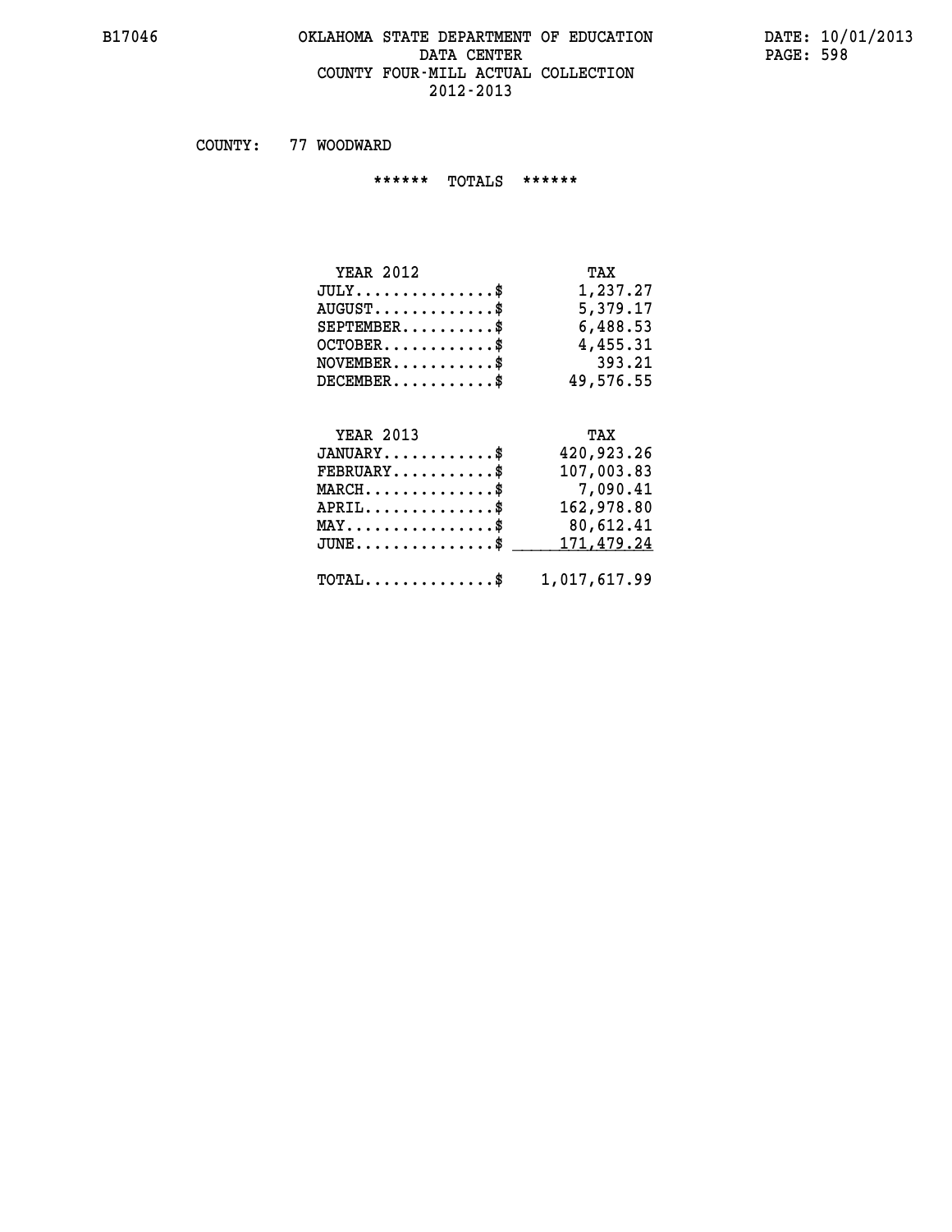# OKLAHOMA STATE DEPARTMENT OF EDUCATION
## DATA CENTER
## COUNTY FOUR-MILL ACTUAL COLLECTION
## 2012-2013

B17046 DATE: 10/01/2013

COUNTY: 77 WOODWARD

****** TOTALS ******

| YEAR 2012 | TAX |
|---|---|
| JULY...............$ | 1,237.27 |
| AUGUST.............$ | 5,379.17 |
| SEPTEMBER..........$ | 6,488.53 |
| OCTOBER............$ | 4,455.31 |
| NOVEMBER...........$ | 393.21 |
| DECEMBER...........$ | 49,576.55 |

| YEAR 2013 | TAX |
|---|---|
| JANUARY............$ | 420,923.26 |
| FEBRUARY...........$ | 107,003.83 |
| MARCH..............$ | 7,090.41 |
| APRIL..............$ | 162,978.80 |
| MAY................$ | 80,612.41 |
| JUNE...............$ | 171,479.24 |
| TOTAL..............$ | 1,017,617.99 |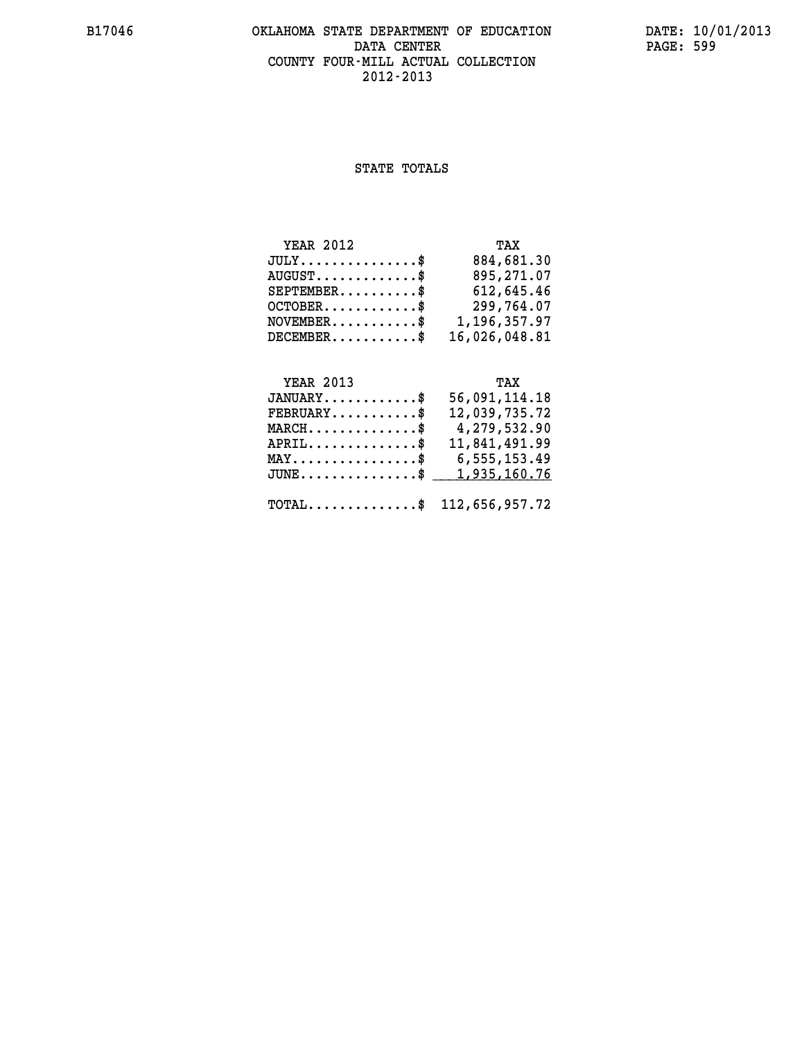# STATE TOTALS

| YEAR 2012 | TAX |
| --- | --- |
| JULY...............$ | 884,681.30 |
| AUGUST.............$ | 895,271.07 |
| SEPTEMBER..........$ | 612,645.46 |
| OCTOBER............$ | 299,764.07 |
| NOVEMBER...........$ | 1,196,357.97 |
| DECEMBER...........$ | 16,026,048.81 |

| YEAR 2013 | TAX |
| --- | --- |
| JANUARY............$ | 56,091,114.18 |
| FEBRUARY...........$ | 12,039,735.72 |
| MARCH..............$ | 4,279,532.90 |
| APRIL..............$ | 11,841,491.99 |
| MAY................$ | 6,555,153.49 |
| JUNE...............$ | 1,935,160.76 |
| TOTAL..............$ | 112,656,957.72 |